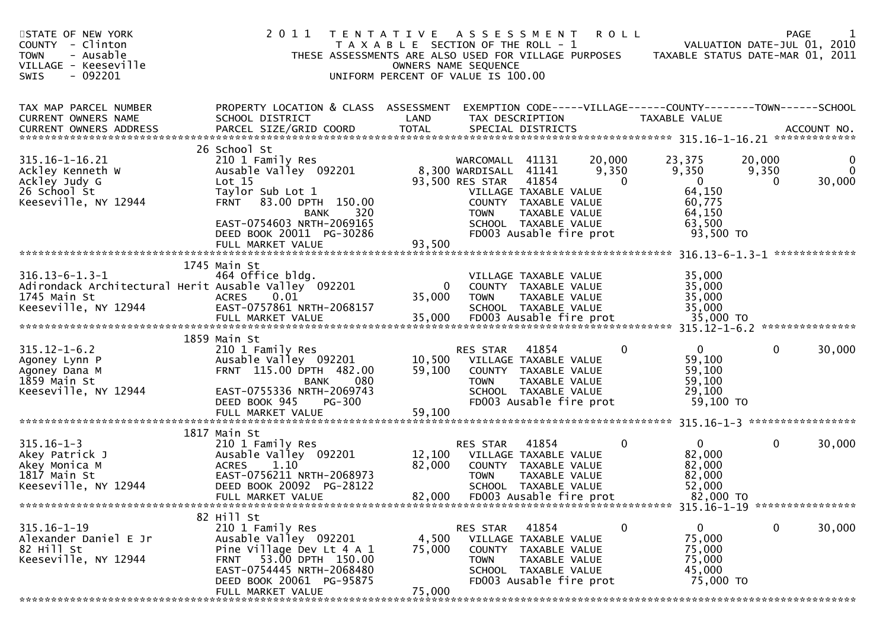STATE OF NEW YORK
COUNTY - Clinton
TOWN - Ausable
VILLAGE - Keeseville
SWIS - 092201

# 2011 TENTATIVE ASSESSMENT ROLL

TAXABLE SECTION OF THE ROLL - 1
THESE ASSESSMENTS ARE ALSO USED FOR VILLAGE PURPOSES
OWNERS NAME SEQUENCE
UNIFORM PERCENT OF VALUE IS 100.00

VALUATION DATE-JUL 01, 2010
TAXABLE STATUS DATE-MAR 01, 2011

| TAX MAP PARCEL NUMBER / CURRENT OWNERS NAME / CURRENT OWNERS ADDRESS | PROPERTY LOCATION & CLASS / SCHOOL DISTRICT / PARCEL SIZE/GRID COORD | ASSESSMENT LAND | TOTAL | EXEMPTION CODE / TAX DESCRIPTION / SPECIAL DISTRICTS | VILLAGE | COUNTY | TOWN | SCHOOL | ACCOUNT NO. |
|---|---|---|---|---|---|---|---|---|---|
| **315.16-1-16.21** | 26 School St | | | | | | | | |
| 315.16-1-16.21 | 210 1 Family Res | | | WARCOMALL 41131 | 20,000 | 23,375 | 20,000 | 0 | |
| Ackley Kenneth W | Ausable Valley 092201 | 8,300 | | WARDISALL 41141 | 9,350 | 9,350 | 9,350 | 0 | |
| Ackley Judy G | Lot 15 | | 93,500 | RES STAR 41854 | 0 | 0 | 0 | 30,000 | |
| 26 School St | Taylor Sub Lot 1 | | | VILLAGE TAXABLE VALUE | 64,150 | | | | |
| Keeseville, NY 12944 | FRNT 83.00 DPTH 150.00 | | | COUNTY TAXABLE VALUE | 60,775 | | | | |
| | BANK 320 | | | TOWN TAXABLE VALUE | 64,150 | | | | |
| | EAST-0754603 NRTH-2069165 | | | SCHOOL TAXABLE VALUE | 63,500 | | | | |
| | DEED BOOK 20011 PG-30286 | | | FD003 Ausable fire prot | 93,500 TO | | | | |
| | FULL MARKET VALUE | | 93,500 | | | | | | |
| **316.13-6-1.3-1** | 1745 Main St | | | | | | | | |
| 316.13-6-1.3-1 | 464 Office bldg. | | | VILLAGE TAXABLE VALUE | 35,000 | | | | |
| Adirondack Architectural Herit | Ausable Valley 092201 | 0 | | COUNTY TAXABLE VALUE | 35,000 | | | | |
| 1745 Main St | ACRES 0.01 | | 35,000 | TOWN TAXABLE VALUE | 35,000 | | | | |
| Keeseville, NY 12944 | EAST-0757861 NRTH-2068157 | | | SCHOOL TAXABLE VALUE | 35,000 | | | | |
| | FULL MARKET VALUE | | 35,000 | FD003 Ausable fire prot | 35,000 TO | | | | |
| **315.12-1-6.2** | 1859 Main St | | | | | | | | |
| 315.12-1-6.2 | 210 1 Family Res | | | RES STAR 41854 | 0 | 0 | 0 | 30,000 | |
| Agoney Lynn P | Ausable Valley 092201 | 10,500 | | VILLAGE TAXABLE VALUE | 59,100 | | | | |
| Agoney Dana M | FRNT 115.00 DPTH 482.00 | | 59,100 | COUNTY TAXABLE VALUE | 59,100 | | | | |
| 1859 Main St | BANK 080 | | | TOWN TAXABLE VALUE | 59,100 | | | | |
| Keeseville, NY 12944 | EAST-0755336 NRTH-2069743 | | | SCHOOL TAXABLE VALUE | 29,100 | | | | |
| | DEED BOOK 945 PG-300 | | | FD003 Ausable fire prot | 59,100 TO | | | | |
| | FULL MARKET VALUE | | 59,100 | | | | | | |
| **315.16-1-3** | 1817 Main St | | | | | | | | |
| 315.16-1-3 | 210 1 Family Res | | | RES STAR 41854 | 0 | 0 | 0 | 30,000 | |
| Akey Patrick J | Ausable Valley 092201 | 12,100 | | VILLAGE TAXABLE VALUE | 82,000 | | | | |
| Akey Monica M | ACRES 1.10 | | 82,000 | COUNTY TAXABLE VALUE | 82,000 | | | | |
| 1817 Main St | EAST-0756211 NRTH-2068973 | | | TOWN TAXABLE VALUE | 82,000 | | | | |
| Keeseville, NY 12944 | DEED BOOK 20092 PG-28122 | | | SCHOOL TAXABLE VALUE | 52,000 | | | | |
| | FULL MARKET VALUE | | 82,000 | FD003 Ausable fire prot | 82,000 TO | | | | |
| **315.16-1-19** | 82 Hill St | | | | | | | | |
| 315.16-1-19 | 210 1 Family Res | | | RES STAR 41854 | 0 | 0 | 0 | 30,000 | |
| Alexander Daniel E Jr | Ausable Valley 092201 | 4,500 | | VILLAGE TAXABLE VALUE | 75,000 | | | | |
| 82 Hill St | Pine Village Dev Lt 4 A 1 | | 75,000 | COUNTY TAXABLE VALUE | 75,000 | | | | |
| Keeseville, NY 12944 | FRNT 53.00 DPTH 150.00 | | | TOWN TAXABLE VALUE | 75,000 | | | | |
| | EAST-0754445 NRTH-2068480 | | | SCHOOL TAXABLE VALUE | 45,000 | | | | |
| | DEED BOOK 20061 PG-95875 | | | FD003 Ausable fire prot | 75,000 TO | | | | |
| | FULL MARKET VALUE | | 75,000 | | | | | | |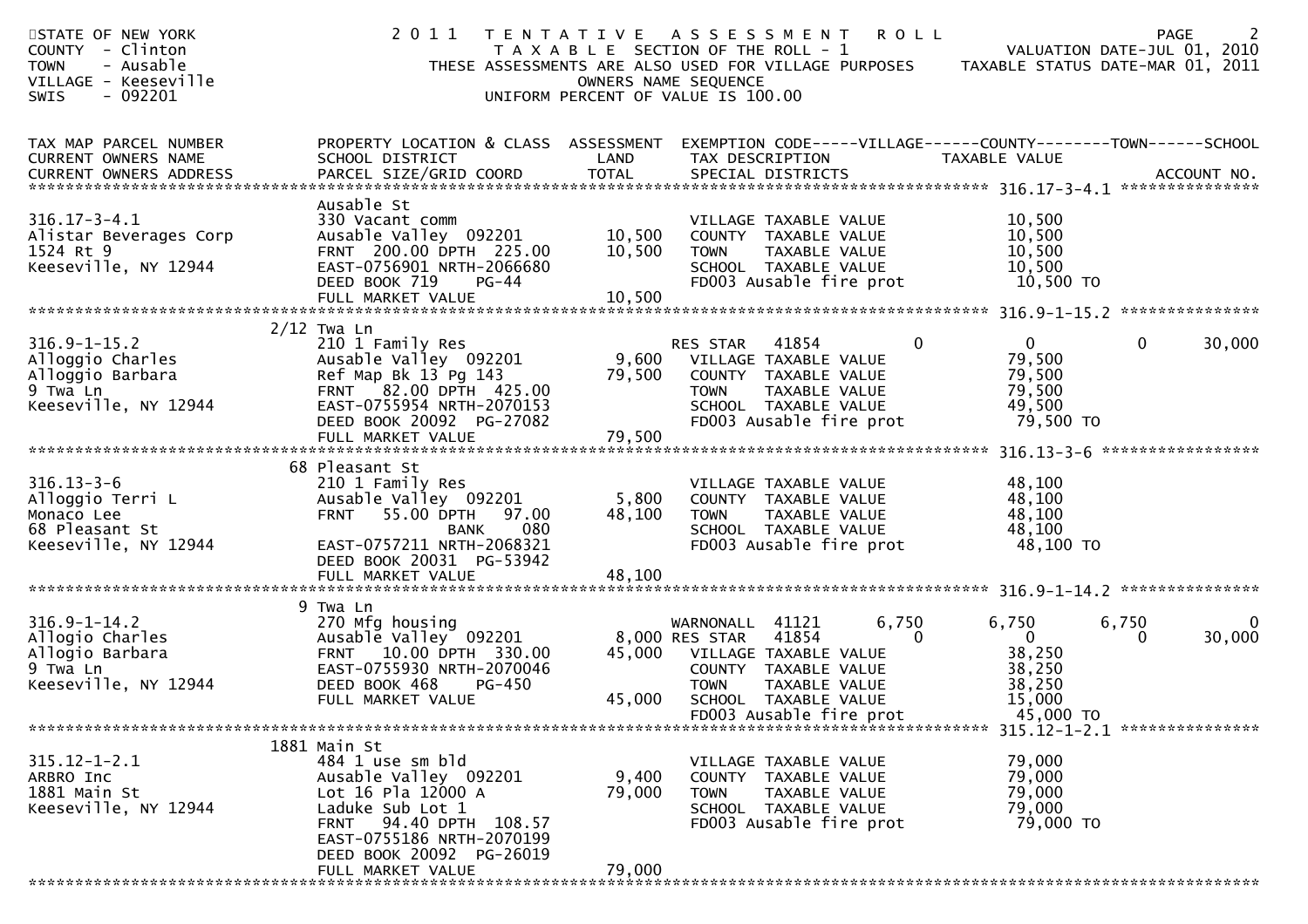STATE OF NEW YORK
COUNTY - Clinton
TOWN - Ausable
VILLAGE - Keeseville
SWIS - 092201

# 2011 TENTATIVE ASSESSMENT ROLL

TAXABLE SECTION OF THE ROLL - 1
THESE ASSESSMENTS ARE ALSO USED FOR VILLAGE PURPOSES
OWNERS NAME SEQUENCE
UNIFORM PERCENT OF VALUE IS 100.00

VALUATION DATE-JUL 01, 2010
TAXABLE STATUS DATE-MAR 01, 2011

| TAX MAP PARCEL NUMBER / CURRENT OWNERS NAME / CURRENT OWNERS ADDRESS | PROPERTY LOCATION & CLASS / SCHOOL DISTRICT / PARCEL SIZE/GRID COORD | ASSESSMENT LAND / TOTAL | EXEMPTION CODE / TAX DESCRIPTION / SPECIAL DISTRICTS | VILLAGE | COUNTY | TOWN | SCHOOL |
|---|---|---|---|---|---|---|---|
| **316.17-3-4.1** | Ausable St | | | | | | |
| 316.17-3-4.1 | 330 Vacant comm | | VILLAGE TAXABLE VALUE | 10,500 | | | |
| Alistar Beverages Corp | Ausable Valley 092201 | 10,500 | COUNTY TAXABLE VALUE | 10,500 | | | |
| 1524 Rt 9 | FRNT 200.00 DPTH 225.00 | 10,500 | TOWN TAXABLE VALUE | 10,500 | | | |
| Keeseville, NY 12944 | EAST-0756901 NRTH-2066680 | | SCHOOL TAXABLE VALUE | 10,500 | | | |
| | DEED BOOK 719 PG-44 | | FD003 Ausable fire prot | 10,500 TO | | | |
| | FULL MARKET VALUE | 10,500 | | | | | |
| **316.9-1-15.2** | 2/12 Twa Ln | | | | | | |
| 316.9-1-15.2 | 210 1 Family Res | | RES STAR 41854 | 0 | 0 | 0 | 30,000 |
| Alloggio Charles | Ausable Valley 092201 | 9,600 | VILLAGE TAXABLE VALUE | 79,500 | | | |
| Alloggio Barbara | Ref Map Bk 13 Pg 143 | 79,500 | COUNTY TAXABLE VALUE | 79,500 | | | |
| 9 Twa Ln | FRNT 82.00 DPTH 425.00 | | TOWN TAXABLE VALUE | 79,500 | | | |
| Keeseville, NY 12944 | EAST-0755954 NRTH-2070153 | | SCHOOL TAXABLE VALUE | 49,500 | | | |
| | DEED BOOK 20092 PG-27082 | | FD003 Ausable fire prot | 79,500 TO | | | |
| | FULL MARKET VALUE | 79,500 | | | | | |
| **316.13-3-6** | 68 Pleasant St | | | | | | |
| 316.13-3-6 | 210 1 Family Res | | VILLAGE TAXABLE VALUE | 48,100 | | | |
| Alloggio Terri L | Ausable Valley 092201 | 5,800 | COUNTY TAXABLE VALUE | 48,100 | | | |
| Monaco Lee | FRNT 55.00 DPTH 97.00 | 48,100 | TOWN TAXABLE VALUE | 48,100 | | | |
| 68 Pleasant St | BANK 080 | | SCHOOL TAXABLE VALUE | 48,100 | | | |
| Keeseville, NY 12944 | EAST-0757211 NRTH-2068321 | | FD003 Ausable fire prot | 48,100 TO | | | |
| | DEED BOOK 20031 PG-53942 | | | | | | |
| | FULL MARKET VALUE | 48,100 | | | | | |
| **316.9-1-14.2** | 9 Twa Ln | | | | | | |
| 316.9-1-14.2 | 270 Mfg housing | | WARNONALL 41121 | 6,750 | 6,750 | 6,750 | 0 |
| Allogio Charles | Ausable Valley 092201 | 8,000 | RES STAR 41854 | 0 | 0 | 0 | 30,000 |
| Allogio Barbara | FRNT 10.00 DPTH 330.00 | 45,000 | VILLAGE TAXABLE VALUE | 38,250 | | | |
| 9 Twa Ln | EAST-0755930 NRTH-2070046 | | COUNTY TAXABLE VALUE | 38,250 | | | |
| Keeseville, NY 12944 | DEED BOOK 468 PG-450 | | TOWN TAXABLE VALUE | 38,250 | | | |
| | FULL MARKET VALUE | 45,000 | SCHOOL TAXABLE VALUE | 15,000 | | | |
| | | | FD003 Ausable fire prot | 45,000 TO | | | |
| **315.12-1-2.1** | 1881 Main St | | | | | | |
| 315.12-1-2.1 | 484 1 use sm bld | | VILLAGE TAXABLE VALUE | 79,000 | | | |
| ARBRO Inc | Ausable Valley 092201 | 9,400 | COUNTY TAXABLE VALUE | 79,000 | | | |
| 1881 Main St | Lot 16 Pla 12000 A | 79,000 | TOWN TAXABLE VALUE | 79,000 | | | |
| Keeseville, NY 12944 | Laduke Sub Lot 1 | | SCHOOL TAXABLE VALUE | 79,000 | | | |
| | FRNT 94.40 DPTH 108.57 | | FD003 Ausable fire prot | 79,000 TO | | | |
| | EAST-0755186 NRTH-2070199 | | | | | | |
| | DEED BOOK 20092 PG-26019 | | | | | | |
| | FULL MARKET VALUE | 79,000 | | | | | |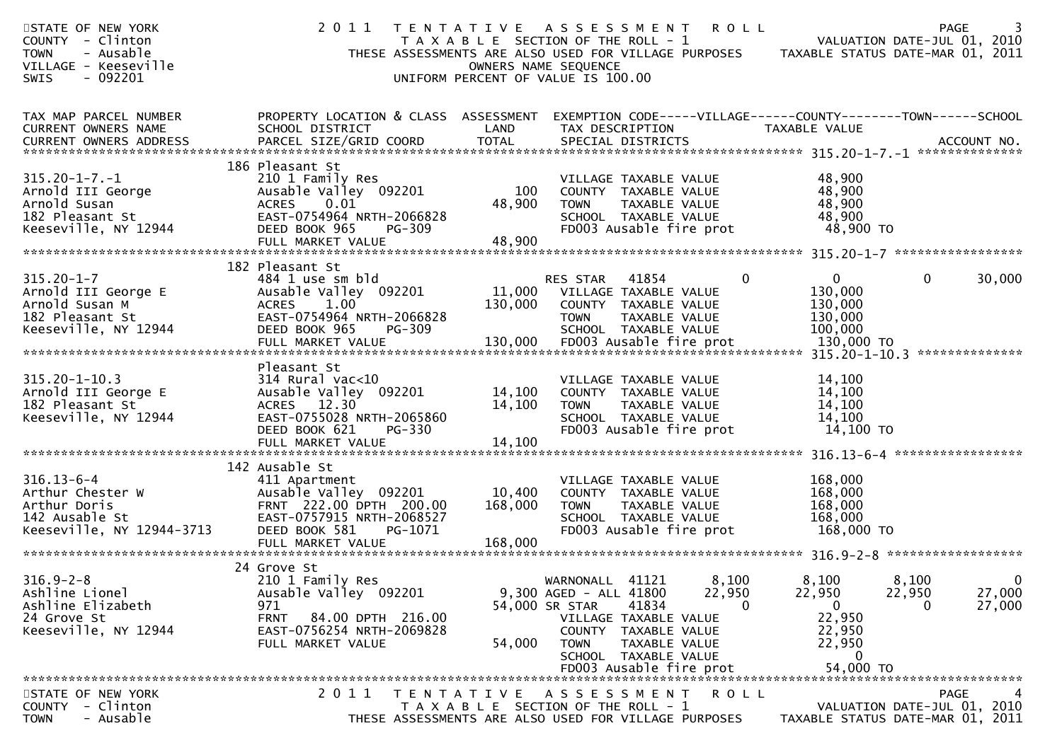STATE OF NEW YORK
COUNTY - Clinton
TOWN - Ausable
VILLAGE - Keeseville
SWIS - 092201

# 2011 TENTATIVE ASSESSMENT ROLL

TAXABLE SECTION OF THE ROLL - 1
THESE ASSESSMENTS ARE ALSO USED FOR VILLAGE PURPOSES
OWNERS NAME SEQUENCE
UNIFORM PERCENT OF VALUE IS 100.00

VALUATION DATE-JUL 01, 2010
TAXABLE STATUS DATE-MAR 01, 2011

| TAX MAP PARCEL NUMBER / CURRENT OWNERS NAME / CURRENT OWNERS ADDRESS | PROPERTY LOCATION & CLASS / SCHOOL DISTRICT / PARCEL SIZE/GRID COORD | ASSESSMENT LAND / TOTAL | EXEMPTION CODE / TAX DESCRIPTION / SPECIAL DISTRICTS | VILLAGE | COUNTY / TAXABLE VALUE | TOWN | SCHOOL |
|---|---|---|---|---|---|---|---|
| **315.20-1-7.-1** | 186 Pleasant St | | | | | | |
| 315.20-1-7.-1 | 210 1 Family Res | | VILLAGE TAXABLE VALUE | | 48,900 | | |
| Arnold III George | Ausable Valley 092201 | 100 | COUNTY TAXABLE VALUE | | 48,900 | | |
| Arnold Susan | ACRES 0.01 | 48,900 | TOWN TAXABLE VALUE | | 48,900 | | |
| 182 Pleasant St | EAST-0754964 NRTH-2066828 | | SCHOOL TAXABLE VALUE | | 48,900 | | |
| Keeseville, NY 12944 | DEED BOOK 965 PG-309 | | FD003 Ausable fire prot | | 48,900 TO | | |
| | FULL MARKET VALUE | 48,900 | | | | | |
| **315.20-1-7** | 182 Pleasant St | | | | | | |
| 315.20-1-7 | 484 1 use sm bld | | RES STAR 41854 | 0 | 0 | 0 | 30,000 |
| Arnold III George E | Ausable Valley 092201 | 11,000 | VILLAGE TAXABLE VALUE | | 130,000 | | |
| Arnold Susan M | ACRES 1.00 | 130,000 | COUNTY TAXABLE VALUE | | 130,000 | | |
| 182 Pleasant St | EAST-0754964 NRTH-2066828 | | TOWN TAXABLE VALUE | | 130,000 | | |
| Keeseville, NY 12944 | DEED BOOK 965 PG-309 | | SCHOOL TAXABLE VALUE | | 100,000 | | |
| | FULL MARKET VALUE | 130,000 | FD003 Ausable fire prot | | 130,000 TO | | |
| **315.20-1-10.3** | Pleasant St | | | | | | |
| 315.20-1-10.3 | 314 Rural vac<10 | | VILLAGE TAXABLE VALUE | | 14,100 | | |
| Arnold III George E | Ausable Valley 092201 | 14,100 | COUNTY TAXABLE VALUE | | 14,100 | | |
| 182 Pleasant St | ACRES 12.30 | 14,100 | TOWN TAXABLE VALUE | | 14,100 | | |
| Keeseville, NY 12944 | EAST-0755028 NRTH-2065860 | | SCHOOL TAXABLE VALUE | | 14,100 | | |
| | DEED BOOK 621 PG-330 | | FD003 Ausable fire prot | | 14,100 TO | | |
| | FULL MARKET VALUE | 14,100 | | | | | |
| **316.13-6-4** | 142 Ausable St | | | | | | |
| 316.13-6-4 | 411 Apartment | | VILLAGE TAXABLE VALUE | | 168,000 | | |
| Arthur Chester W | Ausable Valley 092201 | 10,400 | COUNTY TAXABLE VALUE | | 168,000 | | |
| Arthur Doris | FRNT 222.00 DPTH 200.00 | 168,000 | TOWN TAXABLE VALUE | | 168,000 | | |
| 142 Ausable St | EAST-0757915 NRTH-2068527 | | SCHOOL TAXABLE VALUE | | 168,000 | | |
| Keeseville, NY 12944-3713 | DEED BOOK 581 PG-1071 | | FD003 Ausable fire prot | | 168,000 TO | | |
| | FULL MARKET VALUE | 168,000 | | | | | |
| **316.9-2-8** | 24 Grove St | | | | | | |
| 316.9-2-8 | 210 1 Family Res | | WARNONALL 41121 | 8,100 | 8,100 | 8,100 | 0 |
| Ashline Lionel | Ausable Valley 092201 | 9,300 | AGED - ALL 41800 | 22,950 | 22,950 | 22,950 | 27,000 |
| Ashline Elizabeth | 971 | 54,000 | SR STAR 41834 | 0 | 0 | 0 | 27,000 |
| 24 Grove St | FRNT 84.00 DPTH 216.00 | | VILLAGE TAXABLE VALUE | | 22,950 | | |
| Keeseville, NY 12944 | EAST-0756254 NRTH-2069828 | | COUNTY TAXABLE VALUE | | 22,950 | | |
| | FULL MARKET VALUE | 54,000 | TOWN TAXABLE VALUE | | 22,950 | | |
| | | | SCHOOL TAXABLE VALUE | | 0 | | |
| | | | FD003 Ausable fire prot | | 54,000 TO | | |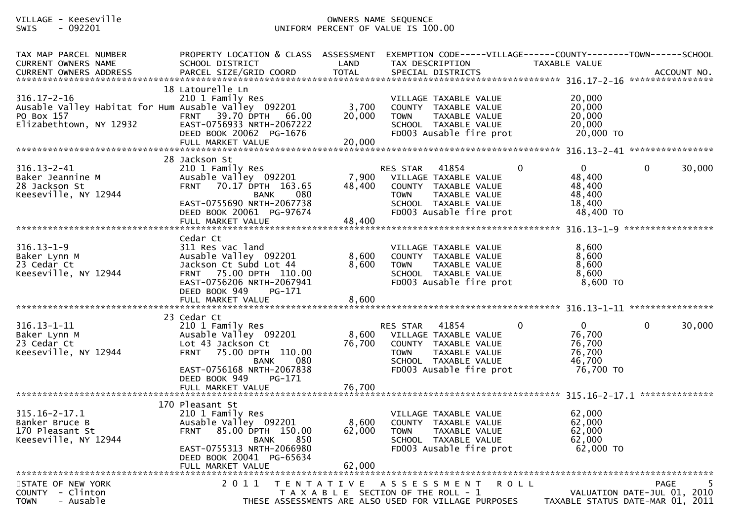VILLAGE - Keeseville
SWIS - 092201

OWNERS NAME SEQUENCE
UNIFORM PERCENT OF VALUE IS 100.00

```
TAX MAP PARCEL NUMBER          PROPERTY LOCATION & CLASS  ASSESSMENT  EXEMPTION CODE-----VILLAGE------COUNTY--------TOWN------SCHOOL
CURRENT OWNERS NAME            SCHOOL DISTRICT               LAND      TAX DESCRIPTION            TAXABLE VALUE
CURRENT OWNERS ADDRESS         PARCEL SIZE/GRID COORD        TOTAL     SPECIAL DISTRICTS                                    ACCOUNT NO.
*********************************************************************************************** 316.17-2-16 ****************
                               18 Latourelle Ln
316.17-2-16                    210 1 Family Res                        VILLAGE TAXABLE VALUE          20,000
Ausable Valley Habitat for Hum Ausable Valley 092201         3,700     COUNTY  TAXABLE VALUE          20,000
PO Box 157                     FRNT   39.70 DPTH   66.00    20,000     TOWN    TAXABLE VALUE          20,000
Elizabethtown, NY 12932        EAST-0756933 NRTH-2067222               SCHOOL  TAXABLE VALUE          20,000
                               DEED BOOK 20062  PG-1676                FD003 Ausable fire prot         20,000 TO
                               FULL MARKET VALUE            20,000
*********************************************************************************************** 316.13-2-41 ****************
                               28 Jackson St
316.13-2-41                    210 1 Family Res                        RES STAR   41854           0        0           0      30,000
Baker Jeannine M               Ausable Valley 092201         7,900     VILLAGE TAXABLE VALUE          48,400
28 Jackson St                  FRNT   70.17 DPTH  163.65    48,400     COUNTY  TAXABLE VALUE          48,400
Keeseville, NY 12944                    BANK     080                   TOWN    TAXABLE VALUE          48,400
                               EAST-0755690 NRTH-2067738               SCHOOL  TAXABLE VALUE          18,400
                               DEED BOOK 20061  PG-97674               FD003 Ausable fire prot         48,400 TO
                               FULL MARKET VALUE            48,400
*********************************************************************************************** 316.13-1-9 *****************
                               Cedar Ct
316.13-1-9                     311 Res vac land                        VILLAGE TAXABLE VALUE           8,600
Baker Lynn M                   Ausable Valley 092201         8,600     COUNTY  TAXABLE VALUE           8,600
23 Cedar Ct                    Jackson Ct Subd Lot 44        8,600     TOWN    TAXABLE VALUE           8,600
Keeseville, NY 12944           FRNT   75.00 DPTH  110.00               SCHOOL  TAXABLE VALUE           8,600
                               EAST-0756206 NRTH-2067941               FD003 Ausable fire prot          8,600 TO
                               DEED BOOK 949    PG-171
                               FULL MARKET VALUE             8,600
*********************************************************************************************** 316.13-1-11 ****************
                               23 Cedar Ct
316.13-1-11                    210 1 Family Res                        RES STAR   41854           0        0           0      30,000
Baker Lynn M                   Ausable Valley 092201         8,600     VILLAGE TAXABLE VALUE          76,700
23 Cedar Ct                    Lot 43 Jackson Ct            76,700     COUNTY  TAXABLE VALUE          76,700
Keeseville, NY 12944           FRNT   75.00 DPTH  110.00               TOWN    TAXABLE VALUE          76,700
                                        BANK     080                   SCHOOL  TAXABLE VALUE          46,700
                               EAST-0756168 NRTH-2067838               FD003 Ausable fire prot         76,700 TO
                               DEED BOOK 949    PG-171
                               FULL MARKET VALUE            76,700
*********************************************************************************************** 315.16-2-17.1 **************
                               170 Pleasant St
315.16-2-17.1                  210 1 Family Res                        VILLAGE TAXABLE VALUE          62,000
Banker Bruce B                 Ausable Valley 092201         8,600     COUNTY  TAXABLE VALUE          62,000
170 Pleasant St                FRNT   85.00 DPTH  150.00    62,000     TOWN    TAXABLE VALUE          62,000
Keeseville, NY 12944                    BANK     850                   SCHOOL  TAXABLE VALUE          62,000
                               EAST-0755313 NRTH-2066980               FD003 Ausable fire prot         62,000 TO
                               DEED BOOK 20041  PG-65634
                               FULL MARKET VALUE            62,000
************************************************************************************************************************************
```

STATE OF NEW YORK
COUNTY - Clinton
TOWN - Ausable

2011 TENTATIVE ASSESSMENT ROLL
TAXABLE SECTION OF THE ROLL - 1
THESE ASSESSMENTS ARE ALSO USED FOR VILLAGE PURPOSES

VALUATION DATE-JUL 01, 2010
TAXABLE STATUS DATE-MAR 01, 2011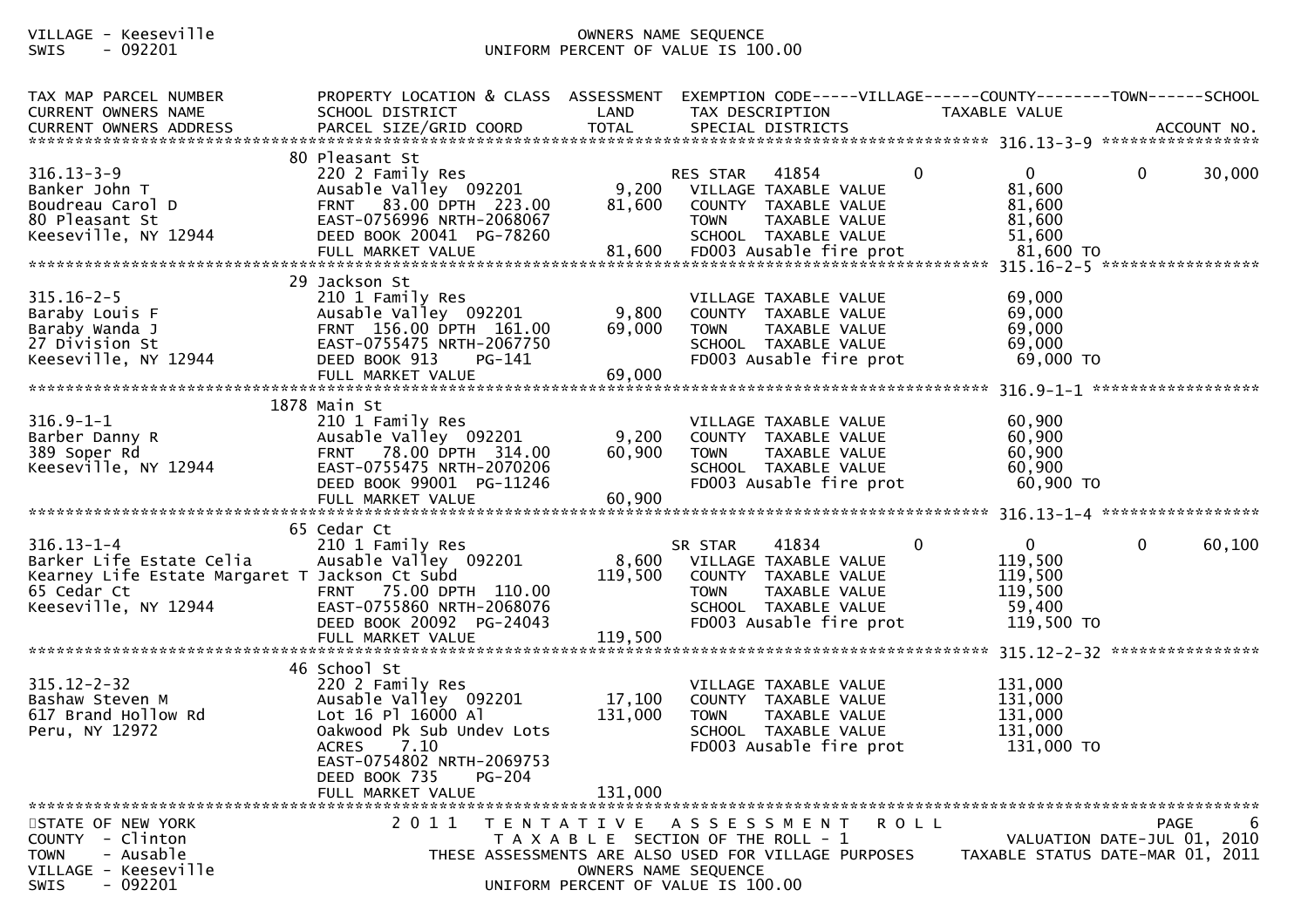| TAX MAP PARCEL NUMBER<br>CURRENT OWNERS NAME<br>CURRENT OWNERS ADDRESS | PROPERTY LOCATION & CLASS<br>SCHOOL DISTRICT<br>PARCEL SIZE/GRID COORD | ASSESSMENT<br>LAND<br>TOTAL | EXEMPTION CODE-----VILLAGE------COUNTY--------TOWN------SCHOOL<br>TAX DESCRIPTION<br>SPECIAL DISTRICTS | TAXABLE VALUE | ACCOUNT NO. |
|---|---|---|---|---|---|
| **316.13-3-9** | 80 Pleasant St | | | | |
| 316.13-3-9 | 220 2 Family Res | | RES STAR 41854 0 | 0 0 | 30,000 |
| Banker John T | Ausable Valley 092201 | 9,200 | VILLAGE TAXABLE VALUE | 81,600 | |
| Boudreau Carol D | FRNT 83.00 DPTH 223.00 | 81,600 | COUNTY TAXABLE VALUE | 81,600 | |
| 80 Pleasant St | EAST-0756996 NRTH-2068067 | | TOWN TAXABLE VALUE | 81,600 | |
| Keeseville, NY 12944 | DEED BOOK 20041 PG-78260 | | SCHOOL TAXABLE VALUE | 51,600 | |
| | FULL MARKET VALUE | 81,600 | FD003 Ausable fire prot | 81,600 TO | |
| **315.16-2-5** | 29 Jackson St | | | | |
| 315.16-2-5 | 210 1 Family Res | | VILLAGE TAXABLE VALUE | 69,000 | |
| Baraby Louis F | Ausable Valley 092201 | 9,800 | COUNTY TAXABLE VALUE | 69,000 | |
| Baraby Wanda J | FRNT 156.00 DPTH 161.00 | 69,000 | TOWN TAXABLE VALUE | 69,000 | |
| 27 Division St | EAST-0755475 NRTH-2067750 | | SCHOOL TAXABLE VALUE | 69,000 | |
| Keeseville, NY 12944 | DEED BOOK 913 PG-141 | | FD003 Ausable fire prot | 69,000 TO | |
| | FULL MARKET VALUE | 69,000 | | | |
| **316.9-1-1** | 1878 Main St | | | | |
| 316.9-1-1 | 210 1 Family Res | | VILLAGE TAXABLE VALUE | 60,900 | |
| Barber Danny R | Ausable Valley 092201 | 9,200 | COUNTY TAXABLE VALUE | 60,900 | |
| 389 Soper Rd | FRNT 78.00 DPTH 314.00 | 60,900 | TOWN TAXABLE VALUE | 60,900 | |
| Keeseville, NY 12944 | EAST-0755475 NRTH-2070206 | | SCHOOL TAXABLE VALUE | 60,900 | |
| | DEED BOOK 99001 PG-11246 | | FD003 Ausable fire prot | 60,900 TO | |
| | FULL MARKET VALUE | 60,900 | | | |
| **316.13-1-4** | 65 Cedar Ct | | | | |
| 316.13-1-4 | 210 1 Family Res | | SR STAR 41834 0 | 0 0 | 60,100 |
| Barker Life Estate Celia | Ausable Valley 092201 | 8,600 | VILLAGE TAXABLE VALUE | 119,500 | |
| Kearney Life Estate Margaret T | Jackson Ct Subd | 119,500 | COUNTY TAXABLE VALUE | 119,500 | |
| 65 Cedar Ct | FRNT 75.00 DPTH 110.00 | | TOWN TAXABLE VALUE | 119,500 | |
| Keeseville, NY 12944 | EAST-0755860 NRTH-2068076 | | SCHOOL TAXABLE VALUE | 59,400 | |
| | DEED BOOK 20092 PG-24043 | | FD003 Ausable fire prot | 119,500 TO | |
| | FULL MARKET VALUE | 119,500 | | | |
| **315.12-2-32** | 46 School St | | | | |
| 315.12-2-32 | 220 2 Family Res | | VILLAGE TAXABLE VALUE | 131,000 | |
| Bashaw Steven M | Ausable Valley 092201 | 17,100 | COUNTY TAXABLE VALUE | 131,000 | |
| 617 Brand Hollow Rd | Lot 16 Pl 16000 Al | 131,000 | TOWN TAXABLE VALUE | 131,000 | |
| Peru, NY 12972 | Oakwood Pk Sub Undev Lots | | SCHOOL TAXABLE VALUE | 131,000 | |
| | ACRES 7.10 | | FD003 Ausable fire prot | 131,000 TO | |
| | EAST-0754802 NRTH-2069753 | | | | |
| | DEED BOOK 735 PG-204 | | | | |
| | FULL MARKET VALUE | 131,000 | | | |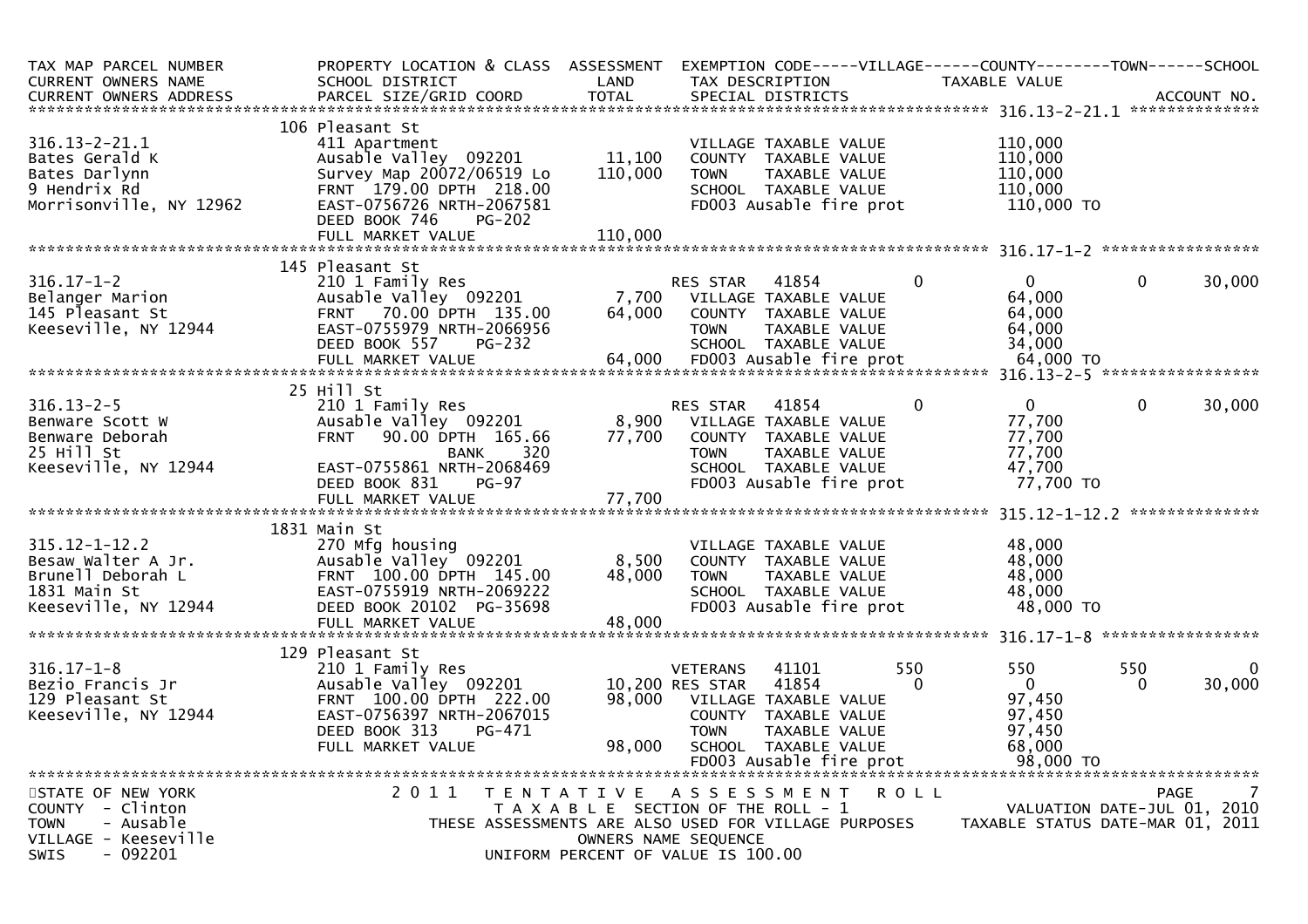| TAX MAP PARCEL NUMBER<br>CURRENT OWNERS NAME<br>CURRENT OWNERS ADDRESS | PROPERTY LOCATION & CLASS<br>SCHOOL DISTRICT<br>PARCEL SIZE/GRID COORD | ASSESSMENT<br>LAND<br>TOTAL | EXEMPTION CODE<br>TAX DESCRIPTION<br>SPECIAL DISTRICTS | VILLAGE | COUNTY<br>TAXABLE VALUE | TOWN | SCHOOL<br><br>ACCOUNT NO. |
|---|---|---|---|---|---|---|---|
| **316.13-2-21.1** | 106 Pleasant St | | | | | | |
| 316.13-2-21.1 | 411 Apartment | | VILLAGE TAXABLE VALUE | | 110,000 | | |
| Bates Gerald K | Ausable Valley 092201 | 11,100 | COUNTY TAXABLE VALUE | | 110,000 | | |
| Bates Darlynn | Survey Map 20072/06519 Lo | 110,000 | TOWN TAXABLE VALUE | | 110,000 | | |
| 9 Hendrix Rd | FRNT 179.00 DPTH 218.00 | | SCHOOL TAXABLE VALUE | | 110,000 | | |
| Morrisonville, NY 12962 | EAST-0756726 NRTH-2067581 | | FD003 Ausable fire prot | | 110,000 TO | | |
| | DEED BOOK 746 PG-202 | | | | | | |
| | FULL MARKET VALUE | 110,000 | | | | | |
| **316.17-1-2** | 145 Pleasant St | | | | | | |
| 316.17-1-2 | 210 1 Family Res | | RES STAR 41854 | 0 | 0 | 0 | 30,000 |
| Belanger Marion | Ausable Valley 092201 | 7,700 | VILLAGE TAXABLE VALUE | | 64,000 | | |
| 145 Pleasant St | FRNT 70.00 DPTH 135.00 | 64,000 | COUNTY TAXABLE VALUE | | 64,000 | | |
| Keeseville, NY 12944 | EAST-0755979 NRTH-2066956 | | TOWN TAXABLE VALUE | | 64,000 | | |
| | DEED BOOK 557 PG-232 | | SCHOOL TAXABLE VALUE | | 34,000 | | |
| | FULL MARKET VALUE | 64,000 | FD003 Ausable fire prot | | 64,000 TO | | |
| **316.13-2-5** | 25 Hill St | | | | | | |
| 316.13-2-5 | 210 1 Family Res | | RES STAR 41854 | 0 | 0 | 0 | 30,000 |
| Benware Scott W | Ausable Valley 092201 | 8,900 | VILLAGE TAXABLE VALUE | | 77,700 | | |
| Benware Deborah | FRNT 90.00 DPTH 165.66 | 77,700 | COUNTY TAXABLE VALUE | | 77,700 | | |
| 25 Hill St | BANK 320 | | TOWN TAXABLE VALUE | | 77,700 | | |
| Keeseville, NY 12944 | EAST-0755861 NRTH-2068469 | | SCHOOL TAXABLE VALUE | | 47,700 | | |
| | DEED BOOK 831 PG-97 | | FD003 Ausable fire prot | | 77,700 TO | | |
| | FULL MARKET VALUE | 77,700 | | | | | |
| **315.12-1-12.2** | 1831 Main St | | | | | | |
| 315.12-1-12.2 | 270 Mfg housing | | VILLAGE TAXABLE VALUE | | 48,000 | | |
| Besaw Walter A Jr. | Ausable Valley 092201 | 8,500 | COUNTY TAXABLE VALUE | | 48,000 | | |
| Brunell Deborah L | FRNT 100.00 DPTH 145.00 | 48,000 | TOWN TAXABLE VALUE | | 48,000 | | |
| 1831 Main St | EAST-0755919 NRTH-2069222 | | SCHOOL TAXABLE VALUE | | 48,000 | | |
| Keeseville, NY 12944 | DEED BOOK 20102 PG-35698 | | FD003 Ausable fire prot | | 48,000 TO | | |
| | FULL MARKET VALUE | 48,000 | | | | | |
| **316.17-1-8** | 129 Pleasant St | | | | | | |
| 316.17-1-8 | 210 1 Family Res | | VETERANS 41101 | 550 | 550 | 550 | 0 |
| Bezio Francis Jr | Ausable Valley 092201 | 10,200 | RES STAR 41854 | 0 | 0 | 0 | 30,000 |
| 129 Pleasant St | FRNT 100.00 DPTH 222.00 | 98,000 | VILLAGE TAXABLE VALUE | | 97,450 | | |
| Keeseville, NY 12944 | EAST-0756397 NRTH-2067015 | | COUNTY TAXABLE VALUE | | 97,450 | | |
| | DEED BOOK 313 PG-471 | | TOWN TAXABLE VALUE | | 97,450 | | |
| | FULL MARKET VALUE | 98,000 | SCHOOL TAXABLE VALUE | | 68,000 | | |
| | | | FD003 Ausable fire prot | | 98,000 TO | | |

STATE OF NEW YORK
COUNTY - Clinton
TOWN - Ausable
VILLAGE - Keeseville
SWIS - 092201

2011 TENTATIVE ASSESSMENT ROLL
TAXABLE SECTION OF THE ROLL - 1
THESE ASSESSMENTS ARE ALSO USED FOR VILLAGE PURPOSES
OWNERS NAME SEQUENCE
UNIFORM PERCENT OF VALUE IS 100.00

VALUATION DATE-JUL 01, 2010
TAXABLE STATUS DATE-MAR 01, 2011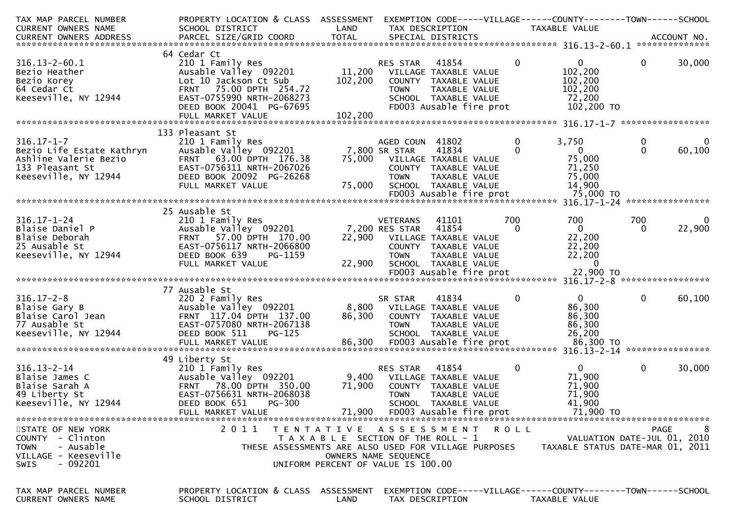| TAX MAP PARCEL NUMBER / CURRENT OWNERS NAME / CURRENT OWNERS ADDRESS | PROPERTY LOCATION & CLASS / SCHOOL DISTRICT / PARCEL SIZE/GRID COORD | ASSESSMENT LAND | TOTAL | EXEMPTION CODE / TAX DESCRIPTION / SPECIAL DISTRICTS | VILLAGE | COUNTY / TAXABLE VALUE | TOWN | SCHOOL |
|---|---|---|---|---|---|---|---|---|
| 316.13-2-60.1 | 64 Cedar Ct | | | | | | | |
| 316.13-2-60.1 | 210 1 Family Res | | | RES STAR 41854 | 0 | 0 | 0 | 30,000 |
| Bezio Heather | Ausable Valley 092201 | 11,200 | | VILLAGE TAXABLE VALUE | | 102,200 | | |
| Bezio Korey | Lot 10 Jackson Ct Sub | | 102,200 | COUNTY TAXABLE VALUE | | 102,200 | | |
| 64 Cedar Ct | FRNT 75.00 DPTH 254.72 | | | TOWN TAXABLE VALUE | | 102,200 | | |
| Keeseville, NY 12944 | EAST-0755990 NRTH-2068273 | | | SCHOOL TAXABLE VALUE | | 72,200 | | |
| | DEED BOOK 20041 PG-67695 | | | FD003 Ausable fire prot | | 102,200 TO | | |
| | FULL MARKET VALUE | | 102,200 | | | | | |
| 316.17-1-7 | 133 Pleasant St | | | | | | | |
| 316.17-1-7 | 210 1 Family Res | | | AGED COUN 41802 | 0 | 3,750 | 0 | 0 |
| Bezio Life Estate Kathryn | Ausable Valley 092201 | 7,800 | | SR STAR 41834 | 0 | 0 | 0 | 60,100 |
| Ashline Valerie Bezio | FRNT 63.00 DPTH 176.38 | | 75,000 | VILLAGE TAXABLE VALUE | | 75,000 | | |
| 133 Pleasant St | EAST-0756311 NRTH-2067026 | | | COUNTY TAXABLE VALUE | | 71,250 | | |
| Keeseville, NY 12944 | DEED BOOK 20092 PG-26268 | | | TOWN TAXABLE VALUE | | 75,000 | | |
| | FULL MARKET VALUE | | 75,000 | SCHOOL TAXABLE VALUE | | 14,900 | | |
| | | | | FD003 Ausable fire prot | | 75,000 TO | | |
| 316.17-1-24 | 25 Ausable St | | | | | | | |
| 316.17-1-24 | 210 1 Family Res | | | VETERANS 41101 | 700 | 700 | 700 | 0 |
| Blaise Daniel P | Ausable Valley 092201 | 7,200 | | RES STAR 41854 | 0 | 0 | 0 | 22,900 |
| Blaise Deborah | FRNT 57.00 DPTH 170.00 | | 22,900 | VILLAGE TAXABLE VALUE | | 22,200 | | |
| 25 Ausable St | EAST-0756117 NRTH-2066800 | | | COUNTY TAXABLE VALUE | | 22,200 | | |
| Keeseville, NY 12944 | DEED BOOK 639 PG-1159 | | | TOWN TAXABLE VALUE | | 22,200 | | |
| | FULL MARKET VALUE | | 22,900 | SCHOOL TAXABLE VALUE | | 0 | | |
| | | | | FD003 Ausable fire prot | | 22,900 TO | | |
| 316.17-2-8 | 77 Ausable St | | | | | | | |
| 316.17-2-8 | 220 2 Family Res | | | SR STAR 41834 | 0 | 0 | 0 | 60,100 |
| Blaise Gary B | Ausable Valley 092201 | 8,800 | | VILLAGE TAXABLE VALUE | | 86,300 | | |
| Blaise Carol Jean | FRNT 117.04 DPTH 137.00 | | 86,300 | COUNTY TAXABLE VALUE | | 86,300 | | |
| 77 Ausable St | EAST-0757080 NRTH-2067138 | | | TOWN TAXABLE VALUE | | 86,300 | | |
| Keeseville, NY 12944 | DEED BOOK 511 PG-125 | | | SCHOOL TAXABLE VALUE | | 26,200 | | |
| | FULL MARKET VALUE | | 86,300 | FD003 Ausable fire prot | | 86,300 TO | | |
| 316.13-2-14 | 49 Liberty St | | | | | | | |
| 316.13-2-14 | 210 1 Family Res | | | RES STAR 41854 | 0 | 0 | 0 | 30,000 |
| Blaise James C | Ausable Valley 092201 | 9,400 | | VILLAGE TAXABLE VALUE | | 71,900 | | |
| Blaise Sarah A | FRNT 78.00 DPTH 350.00 | | 71,900 | COUNTY TAXABLE VALUE | | 71,900 | | |
| 49 Liberty St | EAST-0756631 NRTH-2068038 | | | TOWN TAXABLE VALUE | | 71,900 | | |
| Keeseville, NY 12944 | DEED BOOK 651 PG-300 | | | SCHOOL TAXABLE VALUE | | 41,900 | | |
| | FULL MARKET VALUE | | 71,900 | FD003 Ausable fire prot | | 71,900 TO | | |

STATE OF NEW YORK
COUNTY - Clinton
TOWN - Ausable
VILLAGE - Keeseville
SWIS - 092201

2011 TENTATIVE ASSESSMENT ROLL
TAXABLE SECTION OF THE ROLL - 1
THESE ASSESSMENTS ARE ALSO USED FOR VILLAGE PURPOSES
OWNERS NAME SEQUENCE
UNIFORM PERCENT OF VALUE IS 100.00

VALUATION DATE-JUL 01, 2010
TAXABLE STATUS DATE-MAR 01, 2011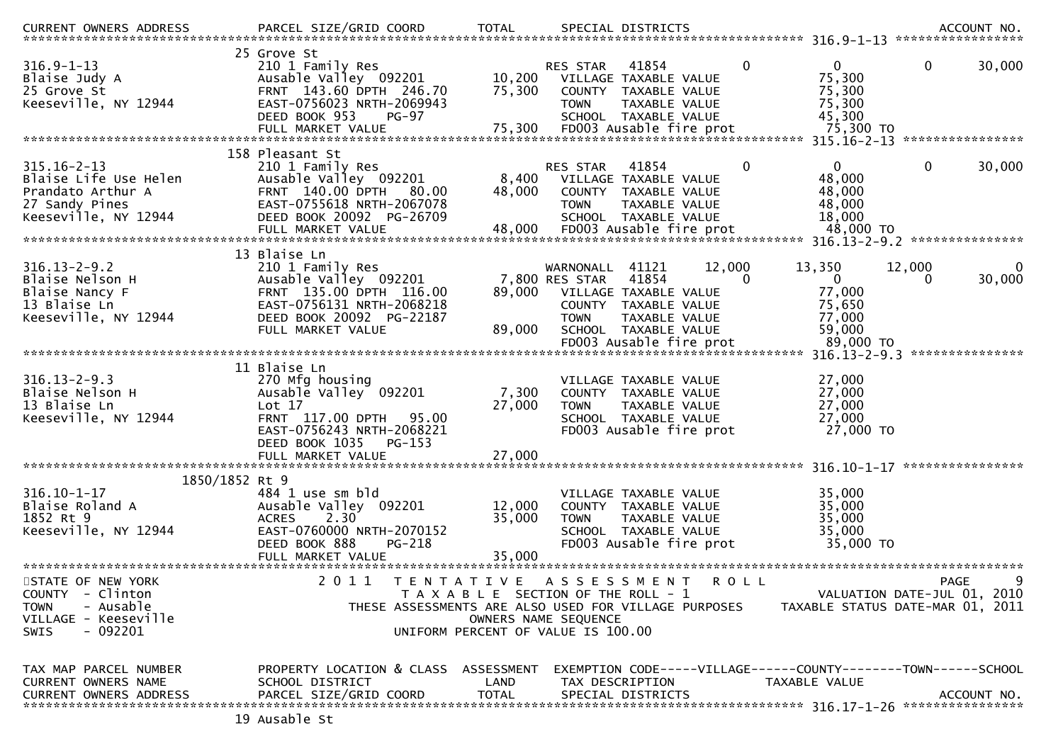| CURRENT OWNERS ADDRESS | PARCEL SIZE/GRID COORD | TOTAL | SPECIAL DISTRICTS | | | | | ACCOUNT NO. |
|---|---|---|---|---|---|---|---|---|
| | | | | | 316.9-1-13 | | | |
| | 25 Grove St | | | | | | | |
| 316.9-1-13 | 210 1 Family Res | | RES STAR 41854 | 0 | 0 | 0 | | 30,000 |
| Blaise Judy A | Ausable Valley 092201 | 10,200 | VILLAGE TAXABLE VALUE | | 75,300 | | | |
| 25 Grove St | FRNT 143.60 DPTH 246.70 | 75,300 | COUNTY TAXABLE VALUE | | 75,300 | | | |
| Keeseville, NY 12944 | EAST-0756023 NRTH-2069943 | | TOWN TAXABLE VALUE | | 75,300 | | | |
| | DEED BOOK 953 PG-97 | | SCHOOL TAXABLE VALUE | | 45,300 | | | |
| | FULL MARKET VALUE | 75,300 | FD003 Ausable fire prot | | 75,300 TO | | | |
| | | | | | 315.16-2-13 | | | |
| | 158 Pleasant St | | | | | | | |
| 315.16-2-13 | 210 1 Family Res | | RES STAR 41854 | 0 | 0 | 0 | | 30,000 |
| Blaise Life Use Helen | Ausable Valley 092201 | 8,400 | VILLAGE TAXABLE VALUE | | 48,000 | | | |
| Prandato Arthur A | FRNT 140.00 DPTH 80.00 | 48,000 | COUNTY TAXABLE VALUE | | 48,000 | | | |
| 27 Sandy Pines | EAST-0755618 NRTH-2067078 | | TOWN TAXABLE VALUE | | 48,000 | | | |
| Keeseville, NY 12944 | DEED BOOK 20092 PG-26709 | | SCHOOL TAXABLE VALUE | | 18,000 | | | |
| | FULL MARKET VALUE | 48,000 | FD003 Ausable fire prot | | 48,000 TO | | | |
| | | | | | 316.13-2-9.2 | | | |
| | 13 Blaise Ln | | | | | | | |
| 316.13-2-9.2 | 210 1 Family Res | | WARNONALL 41121 | 12,000 | 13,350 | 12,000 | | 0 |
| Blaise Nelson H | Ausable Valley 092201 | 7,800 | RES STAR 41854 | 0 | 0 | 0 | | 30,000 |
| Blaise Nancy F | FRNT 135.00 DPTH 116.00 | 89,000 | VILLAGE TAXABLE VALUE | | 77,000 | | | |
| 13 Blaise Ln | EAST-0756131 NRTH-2068218 | | COUNTY TAXABLE VALUE | | 75,650 | | | |
| Keeseville, NY 12944 | DEED BOOK 20092 PG-22187 | | TOWN TAXABLE VALUE | | 77,000 | | | |
| | FULL MARKET VALUE | 89,000 | SCHOOL TAXABLE VALUE | | 59,000 | | | |
| | | | FD003 Ausable fire prot | | 89,000 TO | | | |
| | | | | | 316.13-2-9.3 | | | |
| | 11 Blaise Ln | | | | | | | |
| 316.13-2-9.3 | 270 Mfg housing | | VILLAGE TAXABLE VALUE | | 27,000 | | | |
| Blaise Nelson H | Ausable Valley 092201 | 7,300 | COUNTY TAXABLE VALUE | | 27,000 | | | |
| 13 Blaise Ln | Lot 17 | 27,000 | TOWN TAXABLE VALUE | | 27,000 | | | |
| Keeseville, NY 12944 | FRNT 117.00 DPTH 95.00 | | SCHOOL TAXABLE VALUE | | 27,000 | | | |
| | EAST-0756243 NRTH-2068221 | | FD003 Ausable fire prot | | 27,000 TO | | | |
| | DEED BOOK 1035 PG-153 | | | | | | | |
| | FULL MARKET VALUE | 27,000 | | | | | | |
| | | | | | 316.10-1-17 | | | |
| | 1850/1852 Rt 9 | | | | | | | |
| 316.10-1-17 | 484 1 use sm bld | | VILLAGE TAXABLE VALUE | | 35,000 | | | |
| Blaise Roland A | Ausable Valley 092201 | 12,000 | COUNTY TAXABLE VALUE | | 35,000 | | | |
| 1852 Rt 9 | ACRES 2.30 | 35,000 | TOWN TAXABLE VALUE | | 35,000 | | | |
| Keeseville, NY 12944 | EAST-0760000 NRTH-2070152 | | SCHOOL TAXABLE VALUE | | 35,000 | | | |
| | DEED BOOK 888 PG-218 | | FD003 Ausable fire prot | | 35,000 TO | | | |
| | FULL MARKET VALUE | 35,000 | | | | | | |

STATE OF NEW YORK
COUNTY - Clinton
TOWN - Ausable
VILLAGE - Keeseville
SWIS - 092201

2011 TENTATIVE ASSESSMENT ROLL
TAXABLE SECTION OF THE ROLL - 1
THESE ASSESSMENTS ARE ALSO USED FOR VILLAGE PURPOSES
OWNERS NAME SEQUENCE
UNIFORM PERCENT OF VALUE IS 100.00

VALUATION DATE-JUL 01, 2010
TAXABLE STATUS DATE-MAR 01, 2011

| TAX MAP PARCEL NUMBER | PROPERTY LOCATION & CLASS | ASSESSMENT | EXEMPTION CODE-----VILLAGE------COUNTY--------TOWN------SCHOOL |
|---|---|---|---|
| CURRENT OWNERS NAME | SCHOOL DISTRICT | LAND | TAX DESCRIPTION TAXABLE VALUE |
| CURRENT OWNERS ADDRESS | PARCEL SIZE/GRID COORD | TOTAL | SPECIAL DISTRICTS ACCOUNT NO. |
| | | | 316.17-1-26 |
| | 19 Ausable St | | |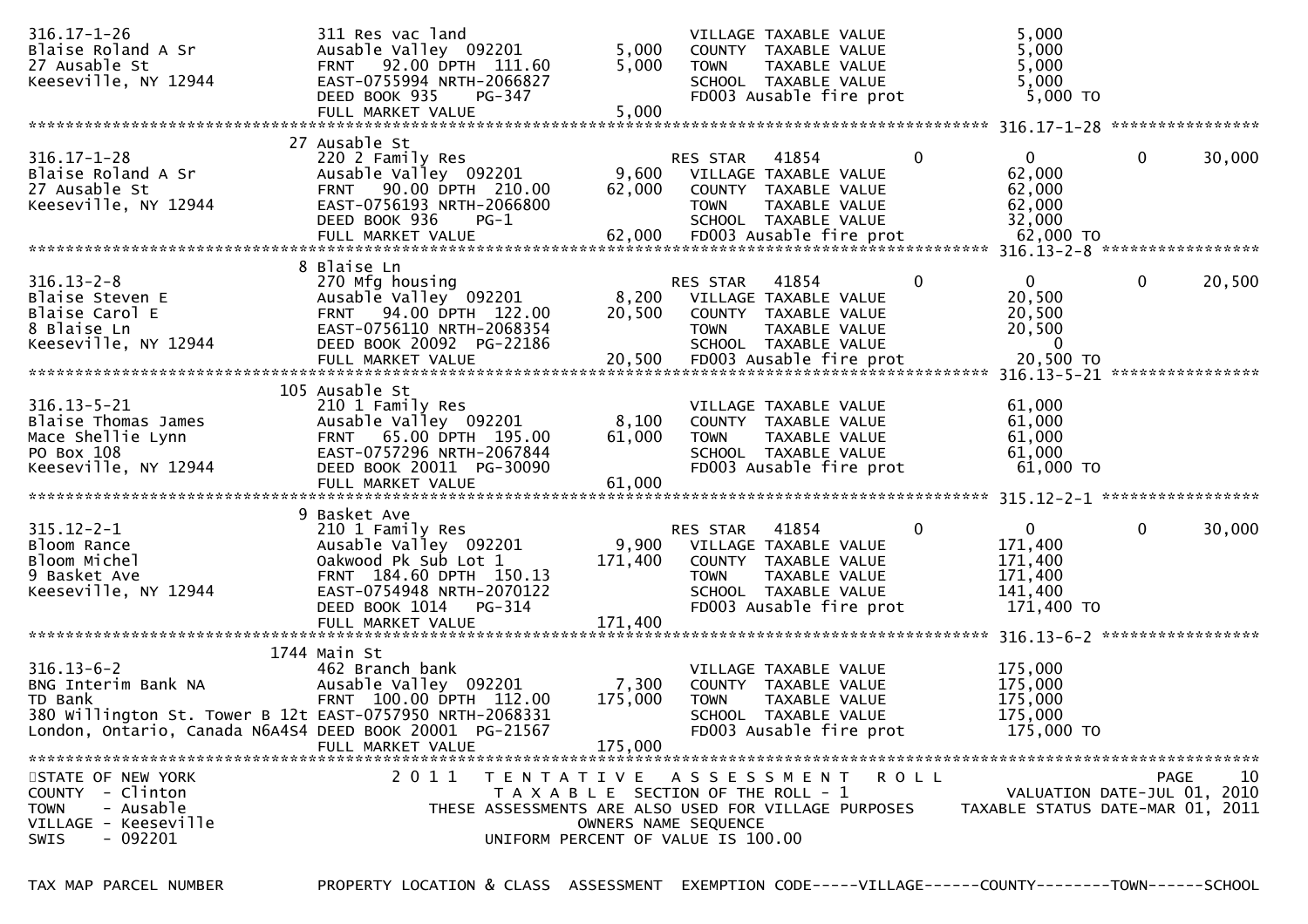```
316.17-1-26                    311 Res vac land                          VILLAGE TAXABLE VALUE              5,000
Blaise Roland A Sr             Ausable Valley  092201         5,000      COUNTY  TAXABLE VALUE              5,000
27 Ausable St                  FRNT   92.00 DPTH  111.60      5,000      TOWN    TAXABLE VALUE              5,000
Keeseville, NY 12944           EAST-0755994 NRTH-2066827                 SCHOOL  TAXABLE VALUE              5,000
                               DEED BOOK 935     PG-347                  FD003 Ausable fire prot            5,000 TO
                               FULL MARKET VALUE              5,000
******************************************************************************************************* 316.17-1-28 ****************
                             27 Ausable St
316.17-1-28                    220 2 Family Res                          RES STAR   41854           0          0            0       30,000
Blaise Roland A Sr             Ausable Valley  092201         9,600      VILLAGE TAXABLE VALUE              62,000
27 Ausable St                  FRNT   90.00 DPTH  210.00     62,000      COUNTY  TAXABLE VALUE              62,000
Keeseville, NY 12944           EAST-0756193 NRTH-2066800                 TOWN    TAXABLE VALUE              62,000
                               DEED BOOK 936     PG-1                    SCHOOL  TAXABLE VALUE              32,000
                               FULL MARKET VALUE             62,000      FD003 Ausable fire prot            62,000 TO
******************************************************************************************************* 316.13-2-8 *****************
                             8 Blaise Ln
316.13-2-8                     270 Mfg housing                           RES STAR   41854           0          0            0       20,500
Blaise Steven E                Ausable Valley  092201         8,200      VILLAGE TAXABLE VALUE              20,500
Blaise Carol E                 FRNT   94.00 DPTH  122.00     20,500      COUNTY  TAXABLE VALUE              20,500
8 Blaise Ln                    EAST-0756110 NRTH-2068354                 TOWN    TAXABLE VALUE              20,500
Keeseville, NY 12944           DEED BOOK 20092  PG-22186                 SCHOOL  TAXABLE VALUE              0
                               FULL MARKET VALUE             20,500      FD003 Ausable fire prot            20,500 TO
******************************************************************************************************* 316.13-5-21 ****************
                             105 Ausable St
316.13-5-21                    210 1 Family Res                          VILLAGE TAXABLE VALUE              61,000
Blaise Thomas James            Ausable Valley  092201         8,100      COUNTY  TAXABLE VALUE              61,000
Mace Shellie Lynn              FRNT   65.00 DPTH  195.00     61,000      TOWN    TAXABLE VALUE              61,000
PO Box 108                     EAST-0757296 NRTH-2067844                 SCHOOL  TAXABLE VALUE              61,000
Keeseville, NY 12944           DEED BOOK 20011  PG-30090                 FD003 Ausable fire prot            61,000 TO
                               FULL MARKET VALUE             61,000
******************************************************************************************************* 315.12-2-1 *****************
                             9 Basket Ave
315.12-2-1                     210 1 Family Res                          RES STAR   41854           0          0            0       30,000
Bloom Rance                    Ausable Valley  092201         9,900      VILLAGE TAXABLE VALUE              171,400
Bloom Michel                   Oakwood Pk Sub Lot 1         171,400      COUNTY  TAXABLE VALUE              171,400
9 Basket Ave                   FRNT  184.60 DPTH  150.13                 TOWN    TAXABLE VALUE              171,400
Keeseville, NY 12944           EAST-0754948 NRTH-2070122                 SCHOOL  TAXABLE VALUE              141,400
                               DEED BOOK 1014    PG-314                  FD003 Ausable fire prot            171,400 TO
                               FULL MARKET VALUE            171,400
******************************************************************************************************* 316.13-6-2 *****************
                             1744 Main St
316.13-6-2                     462 Branch bank                           VILLAGE TAXABLE VALUE              175,000
BNG Interim Bank NA            Ausable Valley  092201         7,300      COUNTY  TAXABLE VALUE              175,000
TD Bank                        FRNT  100.00 DPTH  112.00    175,000      TOWN    TAXABLE VALUE              175,000
380 Willington St. Tower B 12t EAST-0757950 NRTH-2068331                 SCHOOL  TAXABLE VALUE              175,000
London, Ontario, Canada N6A4S4 DEED BOOK 20001  PG-21567                 FD003 Ausable fire prot            175,000 TO
                               FULL MARKET VALUE            175,000
************************************************************************************************************************************
STATE OF NEW YORK                2 0 1 1   T E N T A T I V E   A S S E S S M E N T   R O L L                                PAGE    10
COUNTY  - Clinton                          T A X A B L E  SECTION OF THE ROLL - 1                        VALUATION DATE-JUL 01, 2010
TOWN    - Ausable                   THESE ASSESSMENTS ARE ALSO USED FOR VILLAGE PURPOSES      TAXABLE STATUS DATE-MAR 01, 2011
VILLAGE - Keeseville                                  OWNERS NAME SEQUENCE
SWIS    - 092201                               UNIFORM PERCENT OF VALUE IS 100.00

TAX MAP PARCEL NUMBER          PROPERTY LOCATION & CLASS  ASSESSMENT  EXEMPTION CODE-----VILLAGE------COUNTY--------TOWN------SCHOOL
```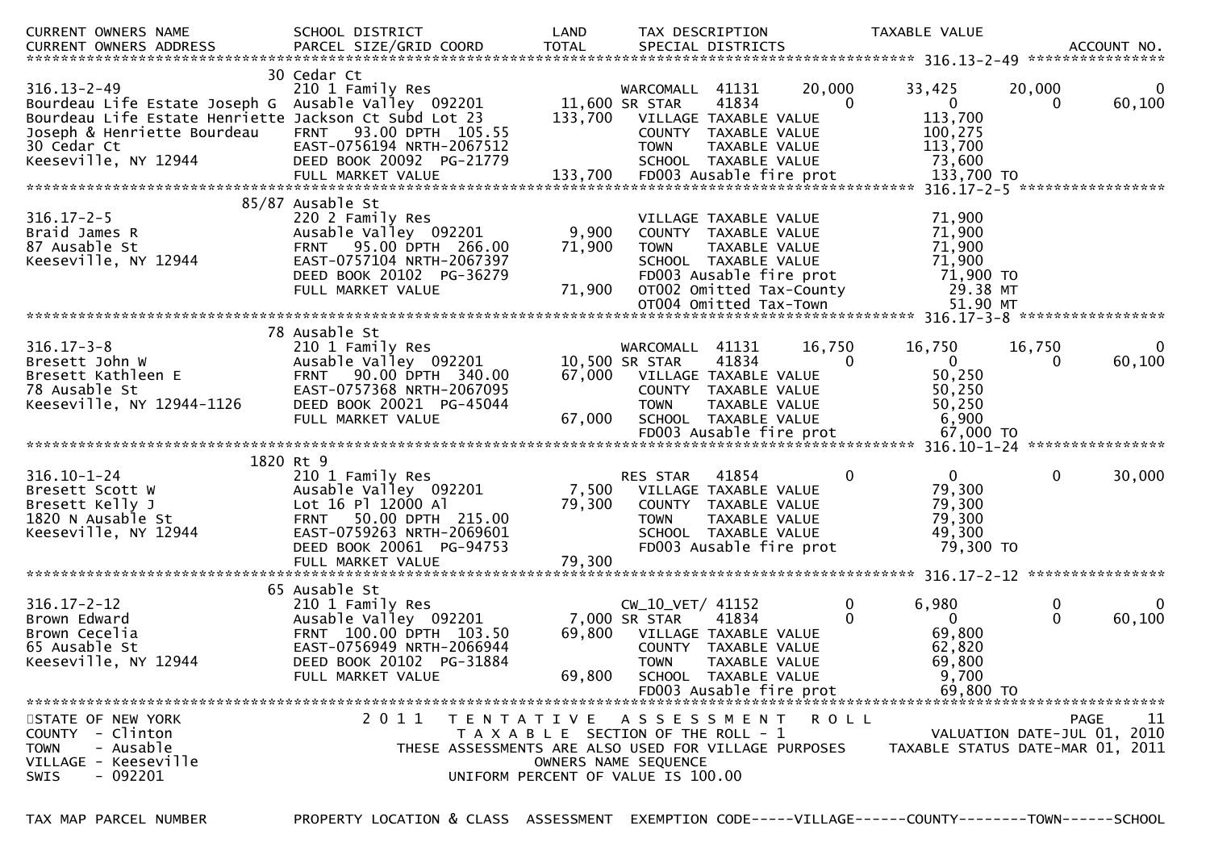| CURRENT OWNERS NAME<br>CURRENT OWNERS ADDRESS | SCHOOL DISTRICT<br>PARCEL SIZE/GRID COORD | LAND<br>TOTAL | TAX DESCRIPTION<br>SPECIAL DISTRICTS | | TAXABLE VALUE | | ACCOUNT NO. |
|---|---|---|---|---|---|---|---|
| **316.13-2-49** | | | | | | | |
| | 30 Cedar Ct | | | | | | |
| 316.13-2-49 | 210 1 Family Res | | WARCOMALL 41131 | 20,000 | 33,425 | 20,000 | 0 |
| Bourdeau Life Estate Joseph G | Ausable Valley 092201 | 11,600 | SR STAR 41834 | 0 | 0 | 0 | 60,100 |
| Bourdeau Life Estate Henriette | Jackson Ct Subd Lot 23 | 133,700 | VILLAGE TAXABLE VALUE | | 113,700 | | |
| Joseph & Henriette Bourdeau | FRNT 93.00 DPTH 105.55 | | COUNTY TAXABLE VALUE | | 100,275 | | |
| 30 Cedar Ct | EAST-0756194 NRTH-2067512 | | TOWN TAXABLE VALUE | | 113,700 | | |
| Keeseville, NY 12944 | DEED BOOK 20092 PG-21779 | | SCHOOL TAXABLE VALUE | | 73,600 | | |
| | FULL MARKET VALUE | 133,700 | FD003 Ausable fire prot | | 133,700 TO | | |
| **316.17-2-5** | | | | | | | |
| | 85/87 Ausable St | | | | | | |
| 316.17-2-5 | 220 2 Family Res | | VILLAGE TAXABLE VALUE | | 71,900 | | |
| Braid James R | Ausable Valley 092201 | 9,900 | COUNTY TAXABLE VALUE | | 71,900 | | |
| 87 Ausable St | FRNT 95.00 DPTH 266.00 | 71,900 | TOWN TAXABLE VALUE | | 71,900 | | |
| Keeseville, NY 12944 | EAST-0757104 NRTH-2067397 | | SCHOOL TAXABLE VALUE | | 71,900 | | |
| | DEED BOOK 20102 PG-36279 | | FD003 Ausable fire prot | | 71,900 TO | | |
| | FULL MARKET VALUE | 71,900 | OT002 Omitted Tax-County | | 29.38 MT | | |
| | | | OT004 Omitted Tax-Town | | 51.90 MT | | |
| **316.17-3-8** | | | | | | | |
| | 78 Ausable St | | | | | | |
| 316.17-3-8 | 210 1 Family Res | | WARCOMALL 41131 | 16,750 | 16,750 | 16,750 | 0 |
| Bresett John W | Ausable Valley 092201 | 10,500 | SR STAR 41834 | 0 | 0 | 0 | 60,100 |
| Bresett Kathleen E | FRNT 90.00 DPTH 340.00 | 67,000 | VILLAGE TAXABLE VALUE | | 50,250 | | |
| 78 Ausable St | EAST-0757368 NRTH-2067095 | | COUNTY TAXABLE VALUE | | 50,250 | | |
| Keeseville, NY 12944-1126 | DEED BOOK 20021 PG-45044 | | TOWN TAXABLE VALUE | | 50,250 | | |
| | FULL MARKET VALUE | 67,000 | SCHOOL TAXABLE VALUE | | 6,900 | | |
| | | | FD003 Ausable fire prot | | 67,000 TO | | |
| **316.10-1-24** | | | | | | | |
| | 1820 Rt 9 | | | | | | |
| 316.10-1-24 | 210 1 Family Res | | RES STAR 41854 | 0 | 0 | 0 | 30,000 |
| Bresett Scott W | Ausable Valley 092201 | 7,500 | VILLAGE TAXABLE VALUE | | 79,300 | | |
| Bresett Kelly J | Lot 16 Pl 12000 Al | 79,300 | COUNTY TAXABLE VALUE | | 79,300 | | |
| 1820 N Ausable St | FRNT 50.00 DPTH 215.00 | | TOWN TAXABLE VALUE | | 79,300 | | |
| Keeseville, NY 12944 | EAST-0759263 NRTH-2069601 | | SCHOOL TAXABLE VALUE | | 49,300 | | |
| | DEED BOOK 20061 PG-94753 | | FD003 Ausable fire prot | | 79,300 TO | | |
| | FULL MARKET VALUE | 79,300 | | | | | |
| **316.17-2-12** | | | | | | | |
| | 65 Ausable St | | | | | | |
| 316.17-2-12 | 210 1 Family Res | | CW_10_VET/ 41152 | 0 | 6,980 | 0 | 0 |
| Brown Edward | Ausable Valley 092201 | 7,000 | SR STAR 41834 | 0 | 0 | 0 | 60,100 |
| Brown Cecelia | FRNT 100.00 DPTH 103.50 | 69,800 | VILLAGE TAXABLE VALUE | | 69,800 | | |
| 65 Ausable St | EAST-0756949 NRTH-2066944 | | COUNTY TAXABLE VALUE | | 62,820 | | |
| Keeseville, NY 12944 | DEED BOOK 20102 PG-31884 | | TOWN TAXABLE VALUE | | 69,800 | | |
| | FULL MARKET VALUE | 69,800 | SCHOOL TAXABLE VALUE | | 9,700 | | |
| | | | FD003 Ausable fire prot | | 69,800 TO | | |

STATE OF NEW YORK
COUNTY - Clinton
TOWN - Ausable
VILLAGE - Keeseville
SWIS - 092201

2 0 1 1 TENTATIVE ASSESSMENT ROLL
TAXABLE SECTION OF THE ROLL - 1
THESE ASSESSMENTS ARE ALSO USED FOR VILLAGE PURPOSES
OWNERS NAME SEQUENCE
UNIFORM PERCENT OF VALUE IS 100.00

VALUATION DATE-JUL 01, 2010
TAXABLE STATUS DATE-MAR 01, 2011

TAX MAP PARCEL NUMBER | PROPERTY LOCATION & CLASS | ASSESSMENT | EXEMPTION CODE-----VILLAGE------COUNTY--------TOWN------SCHOOL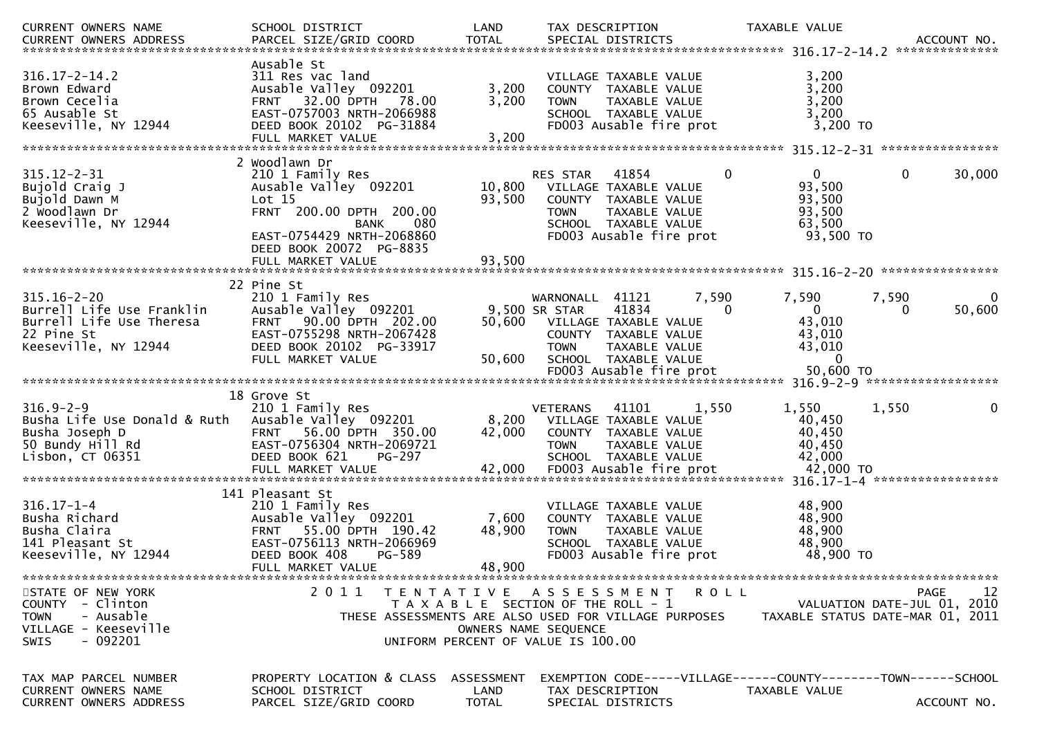```
CURRENT OWNERS NAME            SCHOOL DISTRICT               LAND      TAX DESCRIPTION            TAXABLE VALUE
CURRENT OWNERS ADDRESS         PARCEL SIZE/GRID COORD        TOTAL     SPECIAL DISTRICTS                                      ACCOUNT NO.
******************************************************************************************************* 316.17-2-14.2 **************
                               Ausable St
316.17-2-14.2                  311 Res vac land                        VILLAGE TAXABLE VALUE              3,200
Brown Edward                   Ausable Valley  092201        3,200     COUNTY  TAXABLE VALUE              3,200
Brown Cecelia                  FRNT   32.00 DPTH   78.00     3,200     TOWN    TAXABLE VALUE              3,200
65 Ausable St                  EAST-0757003 NRTH-2066988               SCHOOL  TAXABLE VALUE              3,200
Keeseville, NY 12944           DEED BOOK 20102  PG-31884               FD003 Ausable fire prot             3,200 TO
                               FULL MARKET VALUE             3,200
******************************************************************************************************* 315.12-2-31 ****************
                             2 Woodlawn Dr
315.12-2-31                    210 1 Family Res                        RES STAR    41854            0          0            0     30,000
Bujold Craig J                 Ausable Valley  092201       10,800     VILLAGE TAXABLE VALUE             93,500
Bujold Dawn M                  Lot 15                       93,500     COUNTY  TAXABLE VALUE             93,500
2 Woodlawn Dr                  FRNT  200.00 DPTH  200.00               TOWN    TAXABLE VALUE             93,500
Keeseville, NY 12944                          BANK     080             SCHOOL  TAXABLE VALUE             63,500
                               EAST-0754429 NRTH-2068860               FD003 Ausable fire prot            93,500 TO
                               DEED BOOK 20072  PG-8835
                               FULL MARKET VALUE            93,500
******************************************************************************************************* 315.16-2-20 ****************
                            22 Pine St
315.16-2-20                    210 1 Family Res                        WARNONALL   41121        7,590      7,590        7,590          0
Burrell Life Use Franklin      Ausable Valley  092201        9,500 SR STAR     41834            0          0            0     50,600
Burrell Life Use Theresa       FRNT   90.00 DPTH  202.00    50,600     VILLAGE TAXABLE VALUE             43,010
22 Pine St                     EAST-0755298 NRTH-2067428               COUNTY  TAXABLE VALUE             43,010
Keeseville, NY 12944           DEED BOOK 20102  PG-33917               TOWN    TAXABLE VALUE             43,010
                               FULL MARKET VALUE            50,600     SCHOOL  TAXABLE VALUE                  0
                                                                       FD003 Ausable fire prot            50,600 TO
******************************************************************************************************* 316.9-2-9 ******************
                            18 Grove St
316.9-2-9                      210 1 Family Res                        VETERANS    41101        1,550      1,550        1,550          0
Busha Life Use Donald & Ruth   Ausable Valley  092201        8,200     VILLAGE TAXABLE VALUE             40,450
Busha Joseph D                 FRNT   56.00 DPTH  350.00    42,000     COUNTY  TAXABLE VALUE             40,450
50 Bundy Hill Rd               EAST-0756304 NRTH-2069721               TOWN    TAXABLE VALUE             40,450
Lisbon, CT 06351               DEED BOOK 621     PG-297                SCHOOL  TAXABLE VALUE             42,000
                               FULL MARKET VALUE            42,000     FD003 Ausable fire prot            42,000 TO
******************************************************************************************************* 316.17-1-4 *****************
                           141 Pleasant St
316.17-1-4                     210 1 Family Res                        VILLAGE TAXABLE VALUE             48,900
Busha Richard                  Ausable Valley  092201        7,600     COUNTY  TAXABLE VALUE             48,900
Busha Claira                   FRNT   55.00 DPTH  190.42    48,900     TOWN    TAXABLE VALUE             48,900
141 Pleasant St                EAST-0756113 NRTH-2066969               SCHOOL  TAXABLE VALUE             48,900
Keeseville, NY 12944           DEED BOOK 408     PG-589                FD003 Ausable fire prot            48,900 TO
                               FULL MARKET VALUE            48,900
************************************************************************************************************************************
STATE OF NEW YORK                  2 0 1 1   T E N T A T I V E   A S S E S S M E N T   R O L L                              PAGE    12
COUNTY  - Clinton                            T A X A B L E  SECTION OF THE ROLL - 1                       VALUATION DATE-JUL 01, 2010
TOWN    - Ausable                  THESE ASSESSMENTS ARE ALSO USED FOR VILLAGE PURPOSES         TAXABLE STATUS DATE-MAR 01, 2011
VILLAGE - Keeseville                                 OWNERS NAME SEQUENCE
SWIS    - 092201                               UNIFORM PERCENT OF VALUE IS 100.00


TAX MAP PARCEL NUMBER          PROPERTY LOCATION & CLASS  ASSESSMENT  EXEMPTION CODE-----VILLAGE------COUNTY--------TOWN------SCHOOL
CURRENT OWNERS NAME            SCHOOL DISTRICT               LAND      TAX DESCRIPTION            TAXABLE VALUE
CURRENT OWNERS ADDRESS         PARCEL SIZE/GRID COORD        TOTAL     SPECIAL DISTRICTS                                      ACCOUNT NO.
```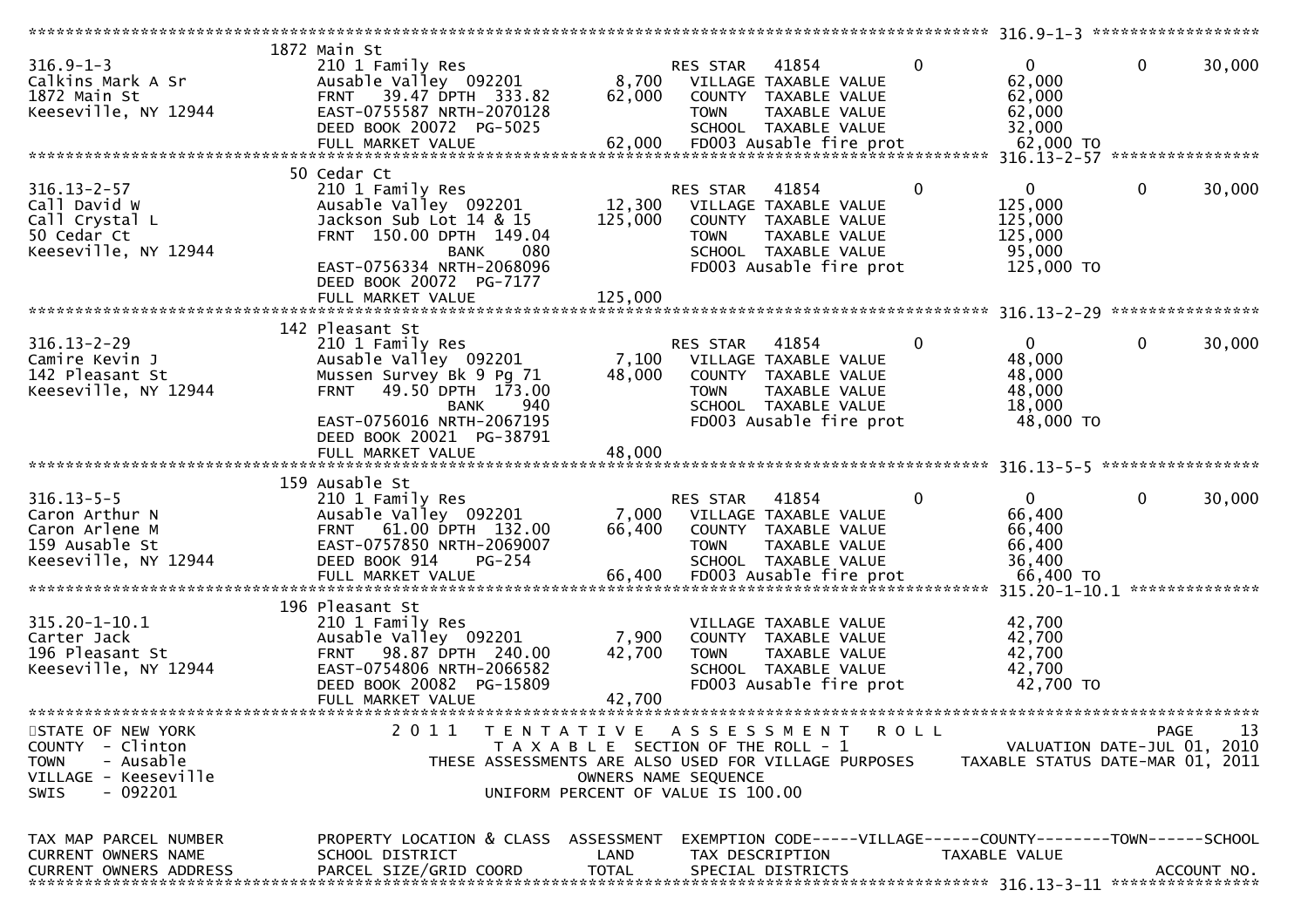| TAX MAP PARCEL NUMBER / CURRENT OWNERS NAME / CURRENT OWNERS ADDRESS | PROPERTY LOCATION & CLASS / SCHOOL DISTRICT / PARCEL SIZE/GRID COORD | ASSESSMENT LAND | ASSESSMENT TOTAL | EXEMPTION CODE / TAX DESCRIPTION / SPECIAL DISTRICTS | VILLAGE | COUNTY TAXABLE VALUE | TOWN | SCHOOL |
|---|---|---|---|---|---|---|---|---|
| **316.9-1-3** | 1872 Main St | | | | | | | |
| 316.9-1-3 | 210 1 Family Res | | | RES STAR 41854 | 0 | 0 | 0 | 30,000 |
| Calkins Mark A Sr | Ausable Valley 092201 | 8,700 | | VILLAGE TAXABLE VALUE | | 62,000 | | |
| 1872 Main St | FRNT 39.47 DPTH 333.82 | | 62,000 | COUNTY TAXABLE VALUE | | 62,000 | | |
| Keeseville, NY 12944 | EAST-0755587 NRTH-2070128 | | | TOWN TAXABLE VALUE | | 62,000 | | |
| | DEED BOOK 20072 PG-5025 | | | SCHOOL TAXABLE VALUE | | 32,000 | | |
| | FULL MARKET VALUE | | 62,000 | FD003 Ausable fire prot | | 62,000 TO | | |
| **316.13-2-57** | 50 Cedar Ct | | | | | | | |
| 316.13-2-57 | 210 1 Family Res | | | RES STAR 41854 | 0 | 0 | 0 | 30,000 |
| Call David W | Ausable Valley 092201 | 12,300 | | VILLAGE TAXABLE VALUE | | 125,000 | | |
| Call Crystal L | Jackson Sub Lot 14 & 15 | | 125,000 | COUNTY TAXABLE VALUE | | 125,000 | | |
| 50 Cedar Ct | FRNT 150.00 DPTH 149.04 | | | TOWN TAXABLE VALUE | | 125,000 | | |
| Keeseville, NY 12944 | BANK 080 | | | SCHOOL TAXABLE VALUE | | 95,000 | | |
| | EAST-0756334 NRTH-2068096 | | | FD003 Ausable fire prot | | 125,000 TO | | |
| | DEED BOOK 20072 PG-7177 | | | | | | | |
| | FULL MARKET VALUE | | 125,000 | | | | | |
| **316.13-2-29** | 142 Pleasant St | | | | | | | |
| 316.13-2-29 | 210 1 Family Res | | | RES STAR 41854 | 0 | 0 | 0 | 30,000 |
| Camire Kevin J | Ausable Valley 092201 | 7,100 | | VILLAGE TAXABLE VALUE | | 48,000 | | |
| 142 Pleasant St | Mussen Survey Bk 9 Pg 71 | | 48,000 | COUNTY TAXABLE VALUE | | 48,000 | | |
| Keeseville, NY 12944 | FRNT 49.50 DPTH 173.00 | | | TOWN TAXABLE VALUE | | 48,000 | | |
| | BANK 940 | | | SCHOOL TAXABLE VALUE | | 18,000 | | |
| | EAST-0756016 NRTH-2067195 | | | FD003 Ausable fire prot | | 48,000 TO | | |
| | DEED BOOK 20021 PG-38791 | | | | | | | |
| | FULL MARKET VALUE | | 48,000 | | | | | |
| **316.13-5-5** | 159 Ausable St | | | | | | | |
| 316.13-5-5 | 210 1 Family Res | | | RES STAR 41854 | 0 | 0 | 0 | 30,000 |
| Caron Arthur N | Ausable Valley 092201 | 7,000 | | VILLAGE TAXABLE VALUE | | 66,400 | | |
| Caron Arlene M | FRNT 61.00 DPTH 132.00 | | 66,400 | COUNTY TAXABLE VALUE | | 66,400 | | |
| 159 Ausable St | EAST-0757850 NRTH-2069007 | | | TOWN TAXABLE VALUE | | 66,400 | | |
| Keeseville, NY 12944 | DEED BOOK 914 PG-254 | | | SCHOOL TAXABLE VALUE | | 36,400 | | |
| | FULL MARKET VALUE | | 66,400 | FD003 Ausable fire prot | | 66,400 TO | | |
| **315.20-1-10.1** | 196 Pleasant St | | | | | | | |
| 315.20-1-10.1 | 210 1 Family Res | | | VILLAGE TAXABLE VALUE | | 42,700 | | |
| Carter Jack | Ausable Valley 092201 | 7,900 | | COUNTY TAXABLE VALUE | | 42,700 | | |
| 196 Pleasant St | FRNT 98.87 DPTH 240.00 | | 42,700 | TOWN TAXABLE VALUE | | 42,700 | | |
| Keeseville, NY 12944 | EAST-0754806 NRTH-2066582 | | | SCHOOL TAXABLE VALUE | | 42,700 | | |
| | DEED BOOK 20082 PG-15809 | | | FD003 Ausable fire prot | | 42,700 TO | | |
| | FULL MARKET VALUE | | 42,700 | | | | | |

STATE OF NEW YORK
COUNTY - Clinton
TOWN - Ausable
VILLAGE - Keeseville
SWIS - 092201

2011 TENTATIVE ASSESSMENT ROLL
TAXABLE SECTION OF THE ROLL - 1
THESE ASSESSMENTS ARE ALSO USED FOR VILLAGE PURPOSES
OWNERS NAME SEQUENCE
UNIFORM PERCENT OF VALUE IS 100.00

VALUATION DATE-JUL 01, 2010
TAXABLE STATUS DATE-MAR 01, 2011

| TAX MAP PARCEL NUMBER | PROPERTY LOCATION & CLASS | ASSESSMENT | EXEMPTION CODE-----VILLAGE------COUNTY--------TOWN------SCHOOL |
|---|---|---|---|
| CURRENT OWNERS NAME | SCHOOL DISTRICT | LAND | TAX DESCRIPTION TAXABLE VALUE |
| CURRENT OWNERS ADDRESS | PARCEL SIZE/GRID COORD | TOTAL | SPECIAL DISTRICTS ACCOUNT NO. |

316.13-3-11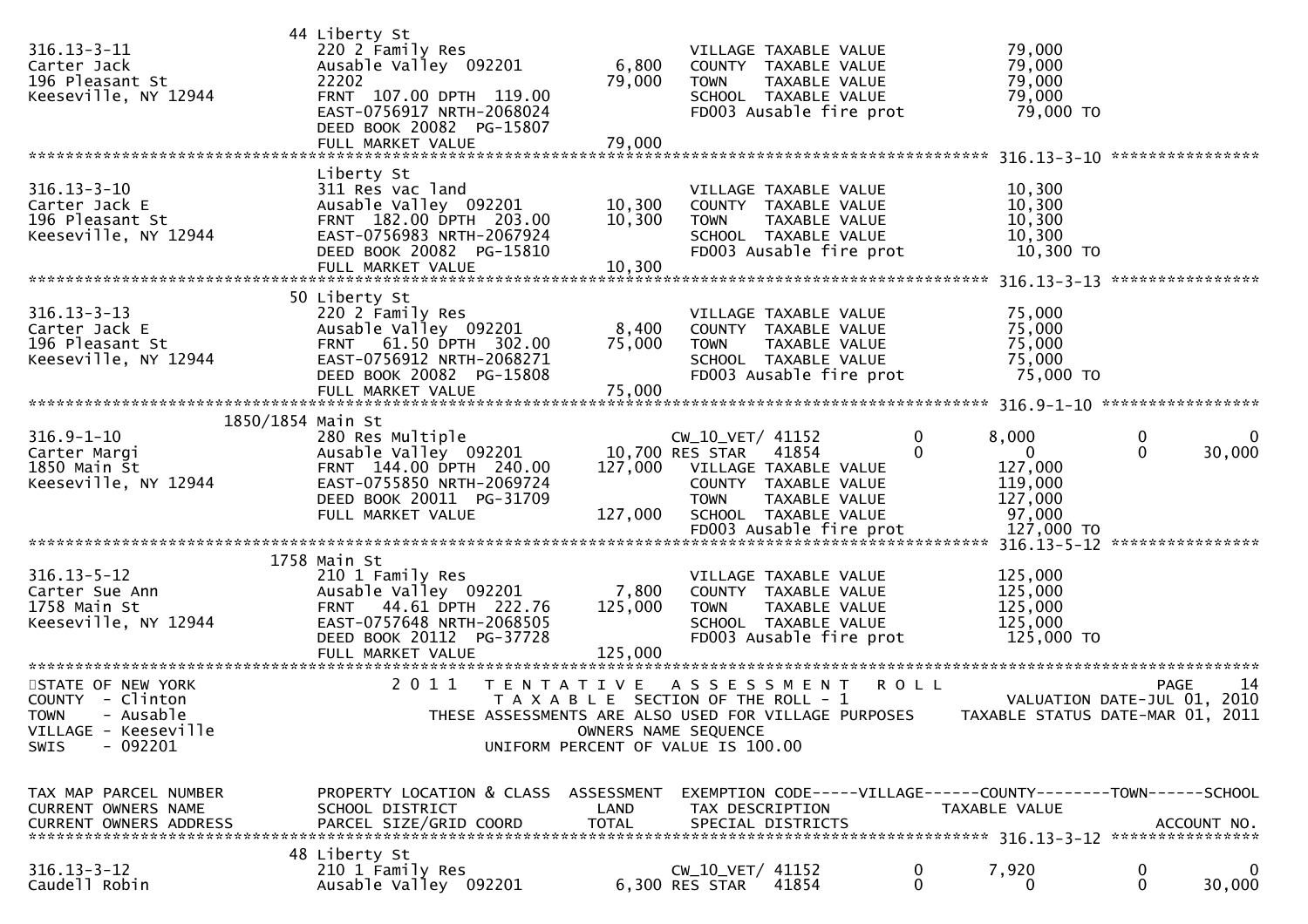```
                              44 Liberty St
316.13-3-11                   220 2 Family Res                          VILLAGE TAXABLE VALUE            79,000
Carter Jack                   Ausable Valley  092201        6,800       COUNTY  TAXABLE VALUE            79,000
196 Pleasant St               22202                        79,000       TOWN    TAXABLE VALUE            79,000
Keeseville, NY 12944          FRNT 107.00 DPTH 119.00                   SCHOOL  TAXABLE VALUE            79,000
                              EAST-0756917 NRTH-2068024                 FD003 Ausable fire prot           79,000 TO
                              DEED BOOK 20082  PG-15807
                              FULL MARKET VALUE            79,000
******************************************************************************************************* 316.13-3-10 ****************
                              Liberty St
316.13-3-10                   311 Res vac land                          VILLAGE TAXABLE VALUE            10,300
Carter Jack E                 Ausable Valley  092201       10,300       COUNTY  TAXABLE VALUE            10,300
196 Pleasant St               FRNT 182.00 DPTH 203.00      10,300       TOWN    TAXABLE VALUE            10,300
Keeseville, NY 12944          EAST-0756983 NRTH-2067924                 SCHOOL  TAXABLE VALUE            10,300
                              DEED BOOK 20082  PG-15810                 FD003 Ausable fire prot           10,300 TO
                              FULL MARKET VALUE            10,300
******************************************************************************************************* 316.13-3-13 ****************
                              50 Liberty St
316.13-3-13                   220 2 Family Res                          VILLAGE TAXABLE VALUE            75,000
Carter Jack E                 Ausable Valley  092201        8,400       COUNTY  TAXABLE VALUE            75,000
196 Pleasant St               FRNT  61.50 DPTH 302.00      75,000       TOWN    TAXABLE VALUE            75,000
Keeseville, NY 12944          EAST-0756912 NRTH-2068271                 SCHOOL  TAXABLE VALUE            75,000
                              DEED BOOK 20082  PG-15808                 FD003 Ausable fire prot           75,000 TO
                              FULL MARKET VALUE            75,000
******************************************************************************************************* 316.9-1-10 *****************
                    1850/1854 Main St
316.9-1-10                    280 Res Multiple                          CW_10_VET/ 41152          0         8,000            0              0
Carter Margi                  Ausable Valley  092201       10,700 RES STAR   41854                0             0            0         30,000
1850 Main St                  FRNT 144.00 DPTH 240.00     127,000       VILLAGE TAXABLE VALUE           127,000
Keeseville, NY 12944          EAST-0755850 NRTH-2069724                 COUNTY  TAXABLE VALUE           119,000
                              DEED BOOK 20011  PG-31709                 TOWN    TAXABLE VALUE           127,000
                              FULL MARKET VALUE           127,000       SCHOOL  TAXABLE VALUE            97,000
                                                                        FD003 Ausable fire prot          127,000 TO
******************************************************************************************************* 316.13-5-12 ****************
                              1758 Main St
316.13-5-12                   210 1 Family Res                          VILLAGE TAXABLE VALUE           125,000
Carter Sue Ann                Ausable Valley  092201        7,800       COUNTY  TAXABLE VALUE           125,000
1758 Main St                  FRNT  44.61 DPTH 222.76     125,000       TOWN    TAXABLE VALUE           125,000
Keeseville, NY 12944          EAST-0757648 NRTH-2068505                 SCHOOL  TAXABLE VALUE           125,000
                              DEED BOOK 20112  PG-37728                 FD003 Ausable fire prot          125,000 TO
                              FULL MARKET VALUE           125,000
************************************************************************************************************************************
STATE OF NEW YORK                   2 0 1 1   T E N T A T I V E   A S S E S S M E N T   R O L L                          PAGE    14
COUNTY  - Clinton                          T A X A B L E  SECTION OF THE ROLL - 1                        VALUATION DATE-JUL 01, 2010
TOWN    - Ausable                  THESE ASSESSMENTS ARE ALSO USED FOR VILLAGE PURPOSES             TAXABLE STATUS DATE-MAR 01, 2011
VILLAGE - Keeseville                                  OWNERS NAME SEQUENCE
SWIS    - 092201                              UNIFORM PERCENT OF VALUE IS 100.00


TAX MAP PARCEL NUMBER         PROPERTY LOCATION & CLASS  ASSESSMENT  EXEMPTION CODE-----VILLAGE------COUNTY--------TOWN------SCHOOL
CURRENT OWNERS NAME           SCHOOL DISTRICT               LAND      TAX DESCRIPTION            TAXABLE VALUE
CURRENT OWNERS ADDRESS        PARCEL SIZE/GRID COORD        TOTAL     SPECIAL DISTRICTS                                       ACCOUNT NO.
******************************************************************************************************* 316.13-3-12 ****************
                              48 Liberty St
316.13-3-12                   210 1 Family Res                          CW_10_VET/ 41152          0         7,920            0              0
Caudell Robin                 Ausable Valley  092201        6,300 RES STAR   41854                0             0            0         30,000
```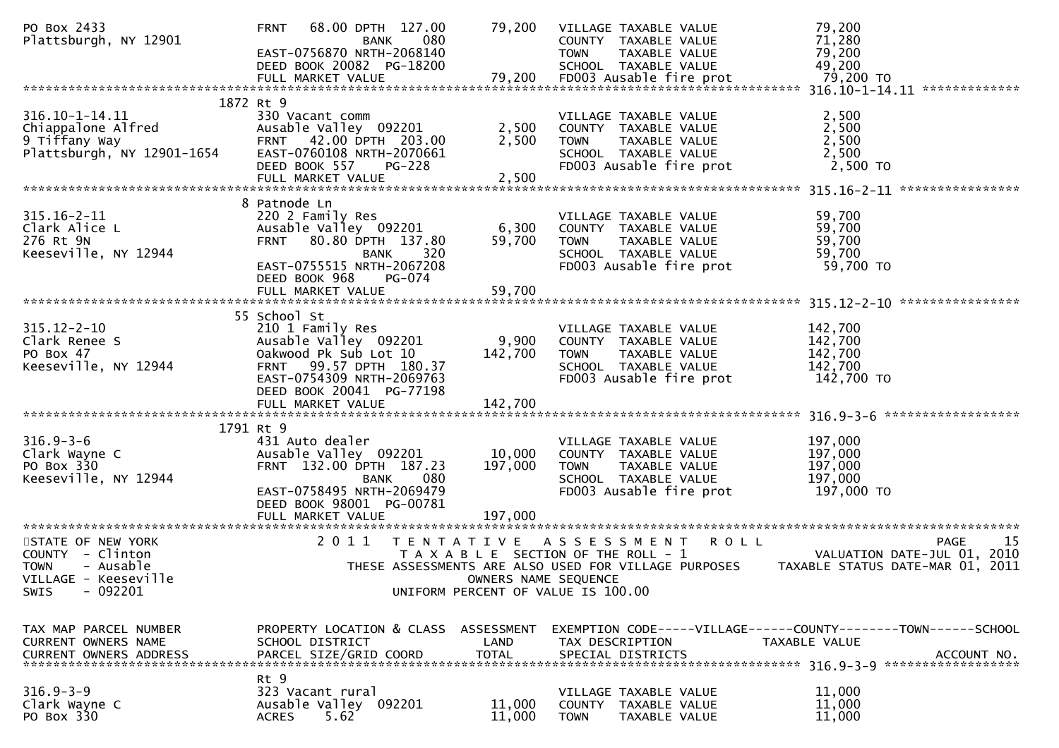```
PO Box 2433                  FRNT   68.00 DPTH 127.00        79,200    VILLAGE TAXABLE VALUE              79,200
Plattsburgh, NY 12901                   BANK     080                    COUNTY  TAXABLE VALUE              71,280
                             EAST-0756870 NRTH-2068140                  TOWN    TAXABLE VALUE              79,200
                             DEED BOOK 20082 PG-18200                   SCHOOL  TAXABLE VALUE              49,200
                             FULL MARKET VALUE               79,200    FD003 Ausable fire prot             79,200 TO
******************************************************************************************************* 316.10-1-14.11 *************
                         1872 Rt 9
316.10-1-14.11               330 Vacant comm                            VILLAGE TAXABLE VALUE               2,500
Chiappalone Alfred           Ausable Valley  092201          2,500     COUNTY  TAXABLE VALUE               2,500
9 Tiffany Way                FRNT   42.00 DPTH 203.00        2,500     TOWN    TAXABLE VALUE               2,500
Plattsburgh, NY 12901-1654   EAST-0760108 NRTH-2070661                  SCHOOL  TAXABLE VALUE               2,500
                             DEED BOOK 557    PG-228                    FD003 Ausable fire prot              2,500 TO
                             FULL MARKET VALUE                2,500
******************************************************************************************************* 315.16-2-11 ****************
                           8 Patnode Ln
315.16-2-11                  220 2 Family Res                           VILLAGE TAXABLE VALUE              59,700
Clark Alice L                Ausable Valley  092201          6,300     COUNTY  TAXABLE VALUE              59,700
276 Rt 9N                    FRNT   80.80 DPTH 137.80       59,700     TOWN    TAXABLE VALUE              59,700
Keeseville, NY 12944                    BANK     320                    SCHOOL  TAXABLE VALUE              59,700
                             EAST-0755515 NRTH-2067208                  FD003 Ausable fire prot             59,700 TO
                             DEED BOOK 968    PG-074
                             FULL MARKET VALUE               59,700
******************************************************************************************************* 315.12-2-10 ****************
                          55 School St
315.12-2-10                  210 1 Family Res                           VILLAGE TAXABLE VALUE             142,700
Clark Renee S                Ausable Valley  092201          9,900     COUNTY  TAXABLE VALUE             142,700
PO Box 47                    Oakwood Pk Sub Lot 10         142,700     TOWN    TAXABLE VALUE             142,700
Keeseville, NY 12944         FRNT   99.57 DPTH 180.37                   SCHOOL  TAXABLE VALUE             142,700
                             EAST-0754309 NRTH-2069763                  FD003 Ausable fire prot            142,700 TO
                             DEED BOOK 20041 PG-77198
                             FULL MARKET VALUE              142,700
******************************************************************************************************* 316.9-3-6 ******************
                         1791 Rt 9
316.9-3-6                    431 Auto dealer                            VILLAGE TAXABLE VALUE             197,000
Clark Wayne C                Ausable Valley  092201         10,000     COUNTY  TAXABLE VALUE             197,000
PO Box 330                   FRNT  132.00 DPTH 187.23      197,000     TOWN    TAXABLE VALUE             197,000
Keeseville, NY 12944                    BANK     080                    SCHOOL  TAXABLE VALUE             197,000
                             EAST-0758495 NRTH-2069479                  FD003 Ausable fire prot            197,000 TO
                             DEED BOOK 98001 PG-00781
                             FULL MARKET VALUE              197,000
************************************************************************************************************************************
STATE OF NEW YORK                2 0 1 1   T E N T A T I V E   A S S E S S M E N T   R O L L                              PAGE    15
COUNTY  - Clinton                              T A X A B L E  SECTION OF THE ROLL - 1                    VALUATION DATE-JUL 01, 2010
TOWN    - Ausable                  THESE ASSESSMENTS ARE ALSO USED FOR VILLAGE PURPOSES       TAXABLE STATUS DATE-MAR 01, 2011
VILLAGE - Keeseville                                    OWNERS NAME SEQUENCE
SWIS    - 092201                                  UNIFORM PERCENT OF VALUE IS 100.00


TAX MAP PARCEL NUMBER        PROPERTY LOCATION & CLASS  ASSESSMENT  EXEMPTION CODE-----VILLAGE------COUNTY--------TOWN------SCHOOL
CURRENT OWNERS NAME          SCHOOL DISTRICT               LAND      TAX DESCRIPTION              TAXABLE VALUE
CURRENT OWNERS ADDRESS       PARCEL SIZE/GRID COORD        TOTAL     SPECIAL DISTRICTS                                  ACCOUNT NO.
******************************************************************************************************* 316.9-3-9 ******************
                             Rt 9
316.9-3-9                    323 Vacant rural                           VILLAGE TAXABLE VALUE              11,000
Clark Wayne C                Ausable Valley  092201         11,000     COUNTY  TAXABLE VALUE              11,000
PO Box 330                   ACRES     5.62                 11,000     TOWN    TAXABLE VALUE              11,000
```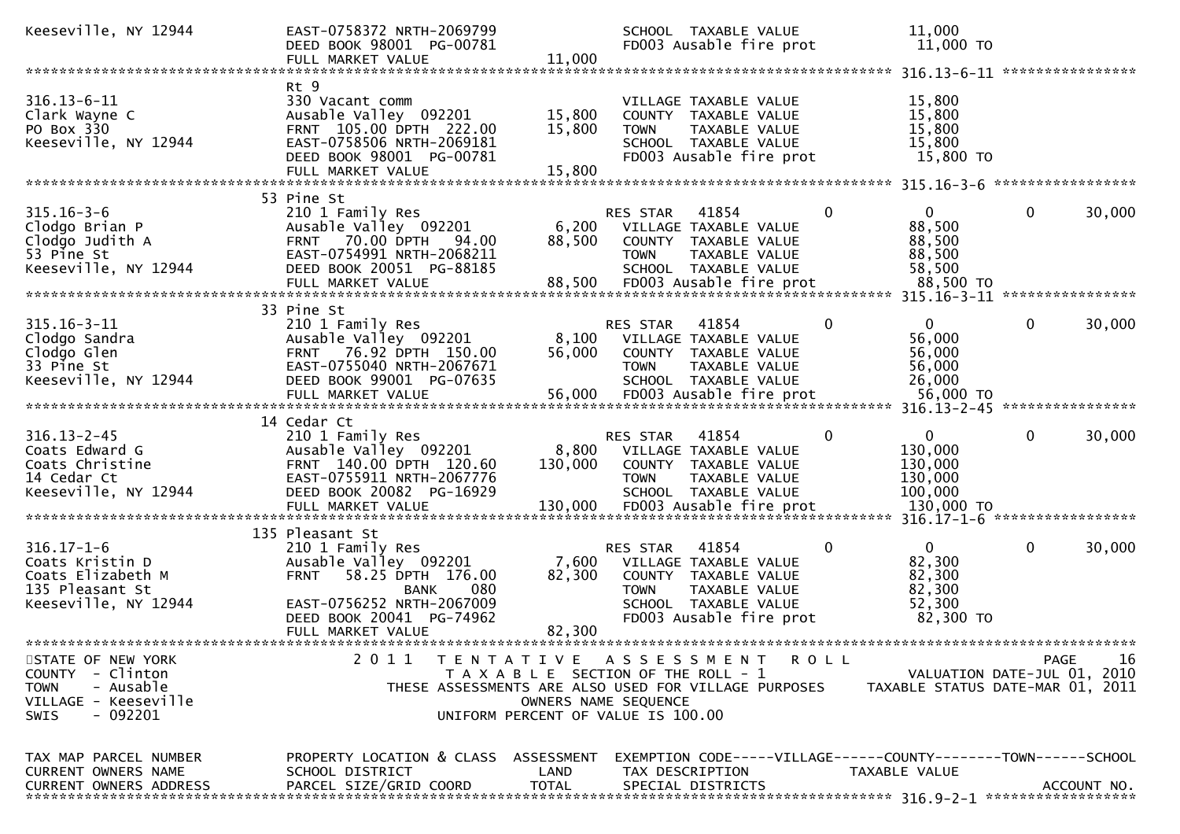```
Keeseville, NY 12944         EAST-0758372 NRTH-2069799            SCHOOL  TAXABLE VALUE            11,000
                             DEED BOOK 98001  PG-00781            FD003 Ausable fire prot          11,000 TO
                             FULL MARKET VALUE              11,000
******************************************************************************************************* 316.13-6-11 ****************
                             Rt 9
316.13-6-11                  330 Vacant comm                      VILLAGE TAXABLE VALUE            15,800
Clark Wayne C                Ausable Valley  092201         15,800   COUNTY  TAXABLE VALUE         15,800
PO Box 330                   FRNT  105.00 DPTH  222.00      15,800   TOWN    TAXABLE VALUE         15,800
Keeseville, NY 12944         EAST-0758506 NRTH-2069181            SCHOOL  TAXABLE VALUE            15,800
                             DEED BOOK 98001  PG-00781            FD003 Ausable fire prot          15,800 TO
                             FULL MARKET VALUE              15,800
******************************************************************************************************* 315.16-3-6 *****************
                             53 Pine St
315.16-3-6                   210 1 Family Res                     RES STAR   41854         0            0            0      30,000
Clodgo Brian P               Ausable Valley  092201          6,200   VILLAGE TAXABLE VALUE         88,500
Clodgo Judith A              FRNT   70.00 DPTH   94.00      88,500   COUNTY  TAXABLE VALUE         88,500
53 Pine St                   EAST-0754991 NRTH-2068211            TOWN    TAXABLE VALUE            88,500
Keeseville, NY 12944         DEED BOOK 20051  PG-88185            SCHOOL  TAXABLE VALUE            58,500
                             FULL MARKET VALUE              88,500   FD003 Ausable fire prot       88,500 TO
******************************************************************************************************* 315.16-3-11 ****************
                             33 Pine St
315.16-3-11                  210 1 Family Res                     RES STAR   41854         0            0            0      30,000
Clodgo Sandra                Ausable Valley  092201          8,100   VILLAGE TAXABLE VALUE         56,000
Clodgo Glen                  FRNT   76.92 DPTH  150.00      56,000   COUNTY  TAXABLE VALUE         56,000
33 Pine St                   EAST-0755040 NRTH-2067671            TOWN    TAXABLE VALUE            56,000
Keeseville, NY 12944         DEED BOOK 99001  PG-07635            SCHOOL  TAXABLE VALUE            26,000
                             FULL MARKET VALUE              56,000   FD003 Ausable fire prot       56,000 TO
******************************************************************************************************* 316.13-2-45 ****************
                             14 Cedar Ct
316.13-2-45                  210 1 Family Res                     RES STAR   41854         0            0            0      30,000
Coats Edward G               Ausable Valley  092201          8,800   VILLAGE TAXABLE VALUE        130,000
Coats Christine              FRNT  140.00 DPTH  120.60     130,000   COUNTY  TAXABLE VALUE        130,000
14 Cedar Ct                  EAST-0755911 NRTH-2067776            TOWN    TAXABLE VALUE           130,000
Keeseville, NY 12944         DEED BOOK 20082  PG-16929            SCHOOL  TAXABLE VALUE           100,000
                             FULL MARKET VALUE             130,000   FD003 Ausable fire prot      130,000 TO
******************************************************************************************************* 316.17-1-6 *****************
                             135 Pleasant St
316.17-1-6                   210 1 Family Res                     RES STAR   41854         0            0            0      30,000
Coats Kristin D              Ausable Valley  092201          7,600   VILLAGE TAXABLE VALUE         82,300
Coats Elizabeth M            FRNT   58.25 DPTH  176.00      82,300   COUNTY  TAXABLE VALUE         82,300
135 Pleasant St                           BANK     080            TOWN    TAXABLE VALUE            82,300
Keeseville, NY 12944         EAST-0756252 NRTH-2067009            SCHOOL  TAXABLE VALUE            52,300
                             DEED BOOK 20041  PG-74962            FD003 Ausable fire prot          82,300 TO
                             FULL MARKET VALUE              82,300
************************************************************************************************************************************
STATE OF NEW YORK              2 0 1 1   T E N T A T I V E   A S S E S S M E N T   R O L L                              PAGE    16
COUNTY  - Clinton                        T A X A B L E  SECTION OF THE ROLL - 1                       VALUATION DATE-JUL 01, 2010
TOWN    - Ausable               THESE ASSESSMENTS ARE ALSO USED FOR VILLAGE PURPOSES      TAXABLE STATUS DATE-MAR 01, 2011
VILLAGE - Keeseville                              OWNERS NAME SEQUENCE
SWIS    - 092201                          UNIFORM PERCENT OF VALUE IS 100.00


TAX MAP PARCEL NUMBER          PROPERTY LOCATION & CLASS  ASSESSMENT  EXEMPTION CODE-----VILLAGE------COUNTY--------TOWN------SCHOOL
CURRENT OWNERS NAME            SCHOOL DISTRICT               LAND      TAX DESCRIPTION            TAXABLE VALUE
CURRENT OWNERS ADDRESS         PARCEL SIZE/GRID COORD       TOTAL      SPECIAL DISTRICTS                                  ACCOUNT NO.
******************************************************************************************************* 316.9-2-1 ******************
```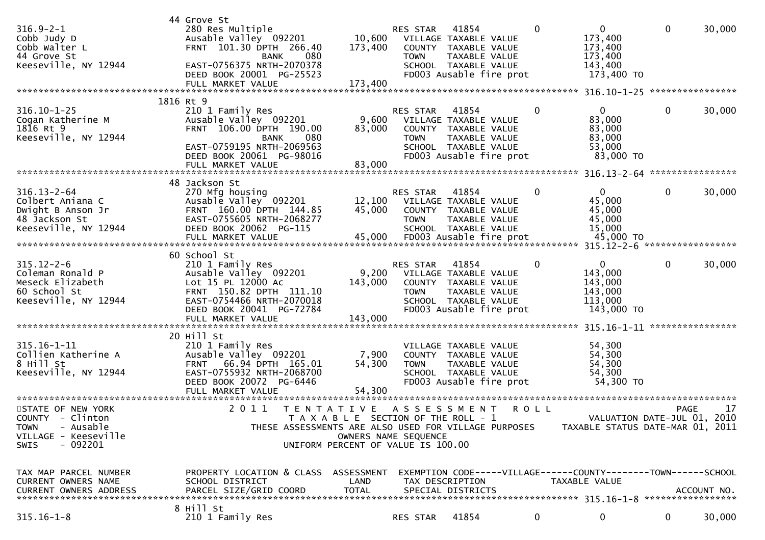```
                                  44 Grove St
316.9-2-1                         280 Res Multiple                        RES STAR   41854           0              0          0      30,000
Cobb Judy D                       Ausable Valley  092201        10,600    VILLAGE TAXABLE VALUE                173,400
Cobb Walter L                     FRNT  101.30 DPTH  266.40    173,400    COUNTY  TAXABLE VALUE                173,400
44 Grove St                                    BANK     080               TOWN    TAXABLE VALUE                173,400
Keeseville, NY 12944              EAST-0756375 NRTH-2070378               SCHOOL  TAXABLE VALUE                143,400
                                  DEED BOOK 20001  PG-25523               FD003 Ausable fire prot               173,400 TO
                                  FULL MARKET VALUE            173,400
******************************************************************************************************* 316.10-1-25 *****************
                                1816 Rt 9
316.10-1-25                       210 1 Family Res                        RES STAR   41854           0              0          0      30,000
Cogan Katherine M                 Ausable Valley  092201         9,600    VILLAGE TAXABLE VALUE                 83,000
1816 Rt 9                         FRNT  106.00 DPTH  190.00     83,000    COUNTY  TAXABLE VALUE                 83,000
Keeseville, NY 12944                           BANK     080               TOWN    TAXABLE VALUE                 83,000
                                  EAST-0759195 NRTH-2069563               SCHOOL  TAXABLE VALUE                 53,000
                                  DEED BOOK 20061  PG-98016               FD003 Ausable fire prot                83,000 TO
                                  FULL MARKET VALUE             83,000
******************************************************************************************************* 316.13-2-64 *****************
                                  48 Jackson St
316.13-2-64                       270 Mfg housing                         RES STAR   41854           0              0          0      30,000
Colbert Aniana C                  Ausable Valley  092201        12,100    VILLAGE TAXABLE VALUE                 45,000
Dwight B Anson Jr                 FRNT  160.00 DPTH  144.85     45,000    COUNTY  TAXABLE VALUE                 45,000
48 Jackson St                     EAST-0755605 NRTH-2068277               TOWN    TAXABLE VALUE                 45,000
Keeseville, NY 12944              DEED BOOK 20062  PG-115                 SCHOOL  TAXABLE VALUE                 15,000
                                  FULL MARKET VALUE             45,000    FD003 Ausable fire prot                45,000 TO
******************************************************************************************************* 315.12-2-6 ******************
                                  60 School St
315.12-2-6                        210 1 Family Res                        RES STAR   41854           0              0          0      30,000
Coleman Ronald P                  Ausable Valley  092201         9,200    VILLAGE TAXABLE VALUE                143,000
Meseck Elizabeth                  Lot 15 PL 12000 Ac           143,000    COUNTY  TAXABLE VALUE                143,000
60 School St                      FRNT  150.82 DPTH  111.10               TOWN    TAXABLE VALUE                143,000
Keeseville, NY 12944              EAST-0754466 NRTH-2070018               SCHOOL  TAXABLE VALUE                113,000
                                  DEED BOOK 20041  PG-72784               FD003 Ausable fire prot               143,000 TO
                                  FULL MARKET VALUE            143,000
******************************************************************************************************* 315.16-1-11 *****************
                                  20 Hill St
315.16-1-11                       210 1 Family Res                        VILLAGE TAXABLE VALUE                 54,300
Collien Katherine A               Ausable Valley  092201         7,900    COUNTY  TAXABLE VALUE                 54,300
8 Hill St                         FRNT   66.94 DPTH  165.01     54,300    TOWN    TAXABLE VALUE                 54,300
Keeseville, NY 12944              EAST-0755932 NRTH-2068700               SCHOOL  TAXABLE VALUE                 54,300
                                  DEED BOOK 20072  PG-6446                FD003 Ausable fire prot                54,300 TO
                                  FULL MARKET VALUE             54,300
**************************************************************************************************************************************
STATE OF NEW YORK                    2 0 1 1   T E N T A T I V E   A S S E S S M E N T   R O L L                              PAGE    17
COUNTY  - Clinton                              T A X A B L E  SECTION OF THE ROLL - 1                          VALUATION DATE-JUL 01, 2010
TOWN    - Ausable                    THESE ASSESSMENTS ARE ALSO USED FOR VILLAGE PURPOSES      TAXABLE STATUS DATE-MAR 01, 2011
VILLAGE - Keeseville                                     OWNERS NAME SEQUENCE
SWIS    - 092201                                  UNIFORM PERCENT OF VALUE IS 100.00


TAX MAP PARCEL NUMBER             PROPERTY LOCATION & CLASS  ASSESSMENT  EXEMPTION CODE-----VILLAGE------COUNTY--------TOWN------SCHOOL
CURRENT OWNERS NAME               SCHOOL DISTRICT               LAND      TAX DESCRIPTION              TAXABLE VALUE
CURRENT OWNERS ADDRESS            PARCEL SIZE/GRID COORD        TOTAL     SPECIAL DISTRICTS                                   ACCOUNT NO.
******************************************************************************************************* 315.16-1-8 ******************
                                   8 Hill St
315.16-1-8                        210 1 Family Res                        RES STAR   41854           0              0          0      30,000
```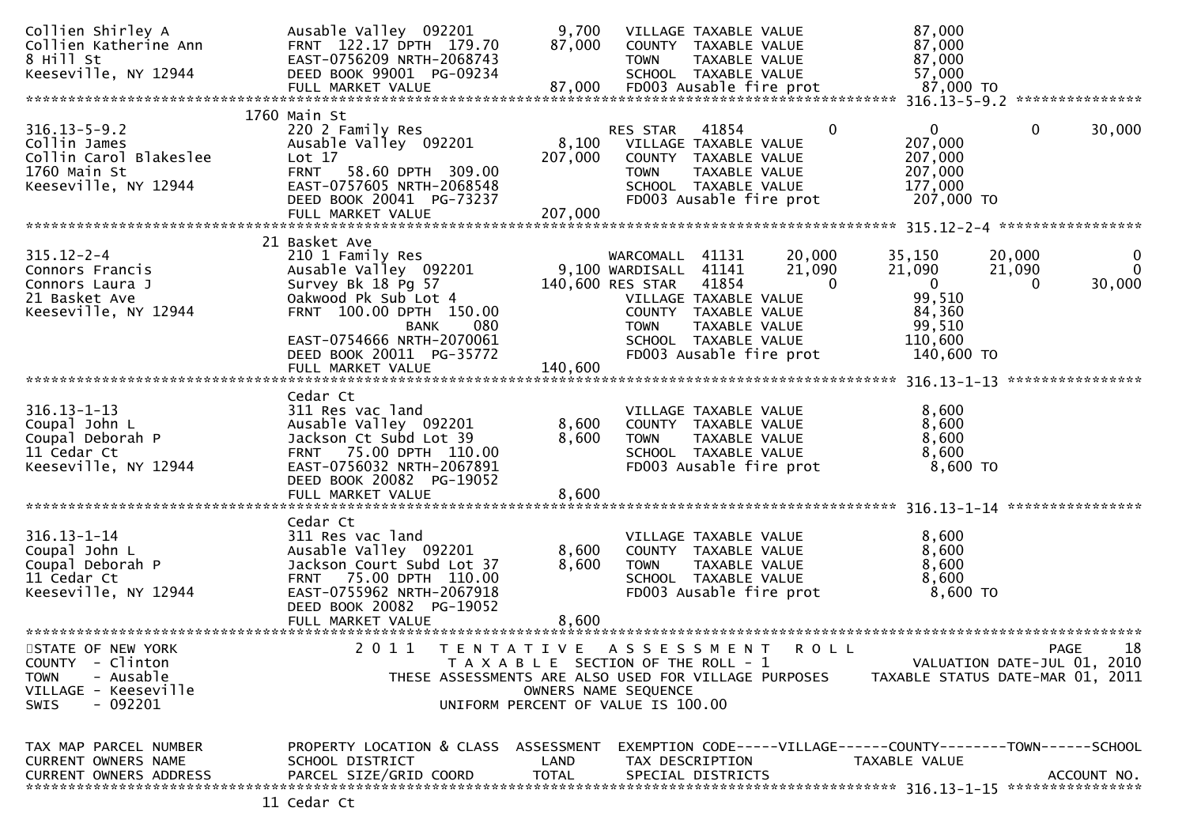```
Collien Shirley A              Ausable Valley  092201          9,700   VILLAGE TAXABLE VALUE              87,000
Collien Katherine Ann          FRNT  122.17 DPTH  179.70      87,000   COUNTY  TAXABLE VALUE              87,000
8 Hill St                      EAST-0756209 NRTH-2068743               TOWN    TAXABLE VALUE              87,000
Keeseville, NY 12944           DEED BOOK 99001  PG-09234               SCHOOL  TAXABLE VALUE              57,000
                               FULL MARKET VALUE              87,000   FD003 Ausable fire prot            87,000 TO
******************************************************************************************************* 316.13-5-9.2 ***************
                        1760 Main St
316.13-5-9.2                   220 2 Family Res                        RES STAR   41854          0             0          0     30,000
Collin James                   Ausable Valley  092201          8,100   VILLAGE TAXABLE VALUE             207,000
Collin Carol Blakeslee         Lot 17                        207,000   COUNTY  TAXABLE VALUE             207,000
1760 Main St                   FRNT   58.60 DPTH  309.00               TOWN    TAXABLE VALUE             207,000
Keeseville, NY 12944           EAST-0757605 NRTH-2068548               SCHOOL  TAXABLE VALUE             177,000
                               DEED BOOK 20041  PG-73237               FD003 Ausable fire prot           207,000 TO
                               FULL MARKET VALUE             207,000
******************************************************************************************************* 315.12-2-4 *****************
                        21 Basket Ave
315.12-2-4                     210 1 Family Res                        WARCOMALL  41131     20,000        35,150     20,000          0
Connors Francis                Ausable Valley  092201          9,100 WARDISALL  41141     21,090        21,090     21,090          0
Connors Laura J                Survey Bk 18 Pg 57            140,600 RES STAR   41854          0             0          0     30,000
21 Basket Ave                  Oakwood Pk Sub Lot 4                    VILLAGE TAXABLE VALUE              99,510
Keeseville, NY 12944           FRNT  100.00 DPTH  150.00               COUNTY  TAXABLE VALUE              84,360
                                              BANK     080             TOWN    TAXABLE VALUE              99,510
                               EAST-0754666 NRTH-2070061               SCHOOL  TAXABLE VALUE             110,600
                               DEED BOOK 20011  PG-35772               FD003 Ausable fire prot           140,600 TO
                               FULL MARKET VALUE             140,600
******************************************************************************************************* 316.13-1-13 ****************
                           Cedar Ct
316.13-1-13                    311 Res vac land                        VILLAGE TAXABLE VALUE               8,600
Coupal John L                  Ausable Valley  092201          8,600   COUNTY  TAXABLE VALUE               8,600
Coupal Deborah P               Jackson Ct Subd Lot 39          8,600   TOWN    TAXABLE VALUE               8,600
11 Cedar Ct                    FRNT   75.00 DPTH  110.00               SCHOOL  TAXABLE VALUE               8,600
Keeseville, NY 12944           EAST-0756032 NRTH-2067891               FD003 Ausable fire prot             8,600 TO
                               DEED BOOK 20082  PG-19052
                               FULL MARKET VALUE               8,600
******************************************************************************************************* 316.13-1-14 ****************
                           Cedar Ct
316.13-1-14                    311 Res vac land                        VILLAGE TAXABLE VALUE               8,600
Coupal John L                  Ausable Valley  092201          8,600   COUNTY  TAXABLE VALUE               8,600
Coupal Deborah P               Jackson Court Subd Lot 37       8,600   TOWN    TAXABLE VALUE               8,600
11 Cedar Ct                    FRNT   75.00 DPTH  110.00               SCHOOL  TAXABLE VALUE               8,600
Keeseville, NY 12944           EAST-0755962 NRTH-2067918               FD003 Ausable fire prot             8,600 TO
                               DEED BOOK 20082  PG-19052
                               FULL MARKET VALUE               8,600
************************************************************************************************************************************
STATE OF NEW YORK                  2 0 1 1   T E N T A T I V E   A S S E S S M E N T   R O L L                              PAGE    18
COUNTY  - Clinton                         T A X A B L E  SECTION OF THE ROLL - 1                    VALUATION DATE-JUL 01, 2010
TOWN    - Ausable               THESE ASSESSMENTS ARE ALSO USED FOR VILLAGE PURPOSES       TAXABLE STATUS DATE-MAR 01, 2011
VILLAGE - Keeseville                             OWNERS NAME SEQUENCE
SWIS    - 092201                          UNIFORM PERCENT OF VALUE IS 100.00


TAX MAP PARCEL NUMBER          PROPERTY LOCATION & CLASS  ASSESSMENT  EXEMPTION CODE-----VILLAGE------COUNTY--------TOWN------SCHOOL
CURRENT OWNERS NAME            SCHOOL DISTRICT               LAND      TAX DESCRIPTION             TAXABLE VALUE
CURRENT OWNERS ADDRESS         PARCEL SIZE/GRID COORD        TOTAL     SPECIAL DISTRICTS                                   ACCOUNT NO.
******************************************************************************************************* 316.13-1-15 ****************
                        11 Cedar Ct
```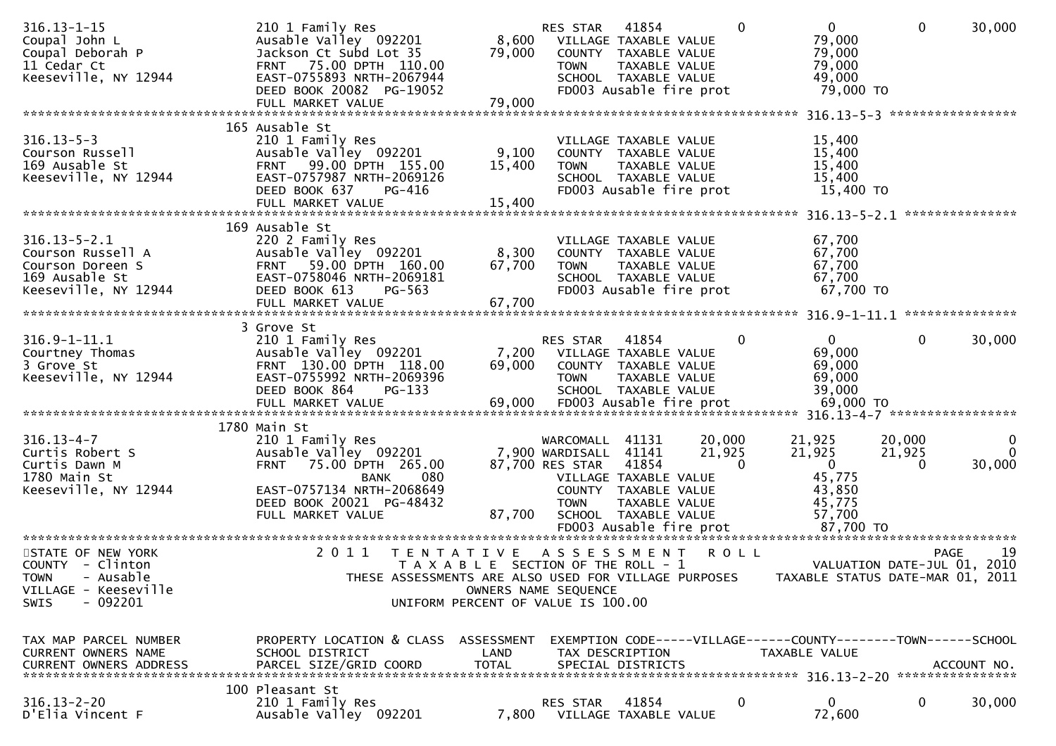```
316.13-1-15                    210 1 Family Res                    RES STAR   41854          0              0          0      30,000
Coupal John L                  Ausable Valley  092201       8,600   VILLAGE TAXABLE VALUE            79,000
Coupal Deborah P               Jackson Ct Subd Lot 35      79,000   COUNTY  TAXABLE VALUE            79,000
11 Cedar Ct                    FRNT   75.00 DPTH  110.00            TOWN    TAXABLE VALUE            79,000
Keeseville, NY 12944           EAST-0755893 NRTH-2067944            SCHOOL  TAXABLE VALUE            49,000
                               DEED BOOK 20082  PG-19052            FD003 Ausable fire prot           79,000 TO
                               FULL MARKET VALUE           79,000
******************************************************************************************************* 316.13-5-3 *****************
                             165 Ausable St
316.13-5-3                     210 1 Family Res                     VILLAGE TAXABLE VALUE            15,400
Courson Russell                Ausable Valley  092201       9,100   COUNTY  TAXABLE VALUE            15,400
169 Ausable St                 FRNT   99.00 DPTH  155.00   15,400   TOWN    TAXABLE VALUE            15,400
Keeseville, NY 12944           EAST-0757987 NRTH-2069126            SCHOOL  TAXABLE VALUE            15,400
                               DEED BOOK 637    PG-416              FD003 Ausable fire prot           15,400 TO
                               FULL MARKET VALUE           15,400
******************************************************************************************************* 316.13-5-2.1 ***************
                             169 Ausable St
316.13-5-2.1                   220 2 Family Res                     VILLAGE TAXABLE VALUE            67,700
Courson Russell A              Ausable Valley  092201       8,300   COUNTY  TAXABLE VALUE            67,700
Courson Doreen S               FRNT   59.00 DPTH  160.00   67,700   TOWN    TAXABLE VALUE            67,700
169 Ausable St                 EAST-0758046 NRTH-2069181            SCHOOL  TAXABLE VALUE            67,700
Keeseville, NY 12944           DEED BOOK 613    PG-563              FD003 Ausable fire prot           67,700 TO
                               FULL MARKET VALUE           67,700
******************************************************************************************************* 316.9-1-11.1 ***************
                             3 Grove St
316.9-1-11.1                   210 1 Family Res                    RES STAR   41854          0              0          0      30,000
Courtney Thomas                Ausable Valley  092201       7,200   VILLAGE TAXABLE VALUE            69,000
3 Grove St                     FRNT  130.00 DPTH  118.00   69,000   COUNTY  TAXABLE VALUE            69,000
Keeseville, NY 12944           EAST-0755992 NRTH-2069396            TOWN    TAXABLE VALUE            69,000
                               DEED BOOK 864    PG-133              SCHOOL  TAXABLE VALUE            39,000
                               FULL MARKET VALUE           69,000   FD003 Ausable fire prot           69,000 TO
******************************************************************************************************* 316.13-4-7 *****************
                             1780 Main St
316.13-4-7                     210 1 Family Res                    WARCOMALL  41131     20,000         21,925     20,000           0
Curtis Robert S                Ausable Valley  092201       7,900 WARDISALL  41141     21,925         21,925     21,925           0
Curtis Dawn M                  FRNT   75.00 DPTH  265.00   87,700 RES STAR   41854          0              0          0      30,000
1780 Main St                          BANK     080                  VILLAGE TAXABLE VALUE            45,775
Keeseville, NY 12944           EAST-0757134 NRTH-2068649            COUNTY  TAXABLE VALUE            43,850
                               DEED BOOK 20021  PG-48432            TOWN    TAXABLE VALUE            45,775
                               FULL MARKET VALUE           87,700   SCHOOL  TAXABLE VALUE            57,700
                                                                    FD003 Ausable fire prot           87,700 TO
************************************************************************************************************************************
STATE OF NEW YORK              2 0 1 1   T E N T A T I V E   A S S E S S M E N T   R O L L                               PAGE    19
COUNTY  - Clinton                        T A X A B L E  SECTION OF THE ROLL - 1                        VALUATION DATE-JUL 01, 2010
TOWN    - Ausable              THESE ASSESSMENTS ARE ALSO USED FOR VILLAGE PURPOSES      TAXABLE STATUS DATE-MAR 01, 2011
VILLAGE - Keeseville                              OWNERS NAME SEQUENCE
SWIS    - 092201                            UNIFORM PERCENT OF VALUE IS 100.00


TAX MAP PARCEL NUMBER          PROPERTY LOCATION & CLASS  ASSESSMENT  EXEMPTION CODE-----VILLAGE------COUNTY--------TOWN------SCHOOL
CURRENT OWNERS NAME            SCHOOL DISTRICT               LAND     TAX DESCRIPTION             TAXABLE VALUE
CURRENT OWNERS ADDRESS         PARCEL SIZE/GRID COORD       TOTAL     SPECIAL DISTRICTS                                   ACCOUNT NO.
******************************************************************************************************* 316.13-2-20 ****************
                             100 Pleasant St
316.13-2-20                    210 1 Family Res                    RES STAR   41854          0              0          0      30,000
D'Elia Vincent F               Ausable Valley  092201       7,800   VILLAGE TAXABLE VALUE            72,600
```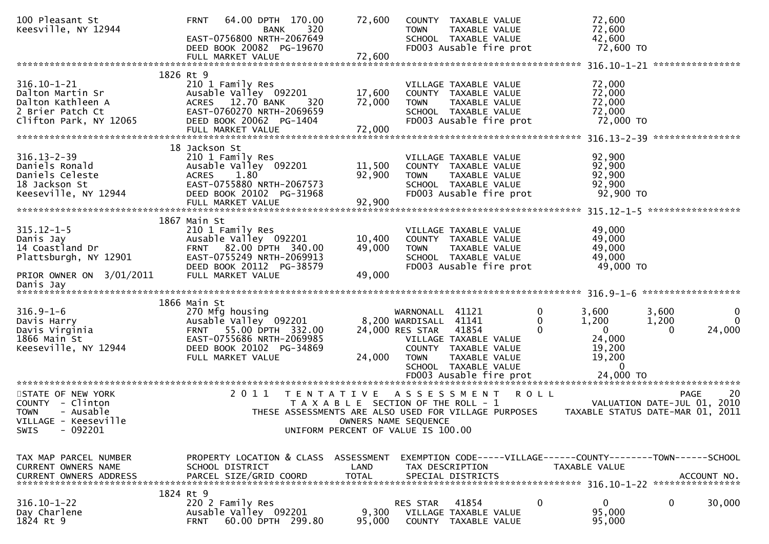```
100 Pleasant St                FRNT   64.00 DPTH  170.00       72,600   COUNTY  TAXABLE VALUE            72,600
Keesville, NY 12944                         BANK     320                 TOWN    TAXABLE VALUE            72,600
                               EAST-0756800 NRTH-2067649                 SCHOOL  TAXABLE VALUE            42,600
                               DEED BOOK 20082  PG-19670                 FD003 Ausable fire prot           72,600 TO
                               FULL MARKET VALUE              72,600
******************************************************************************************************* 316.10-1-21 ****************
                           1826 Rt 9
316.10-1-21                    210 1 Family Res                          VILLAGE TAXABLE VALUE            72,000
Dalton Martin Sr               Ausable Valley  092201          17,600    COUNTY  TAXABLE VALUE            72,000
Dalton Kathleen A              ACRES   12.70 BANK     320      72,000    TOWN    TAXABLE VALUE            72,000
2 Brier Patch Ct               EAST-0760270 NRTH-2069659                 SCHOOL  TAXABLE VALUE            72,000
Clifton Park, NY 12065         DEED BOOK 20062  PG-1404                  FD003 Ausable fire prot           72,000 TO
                               FULL MARKET VALUE              72,000
******************************************************************************************************* 316.13-2-39 ****************
                           18 Jackson St
316.13-2-39                    210 1 Family Res                          VILLAGE TAXABLE VALUE            92,900
Daniels Ronald                 Ausable Valley  092201          11,500    COUNTY  TAXABLE VALUE            92,900
Daniels Celeste                ACRES    1.80                   92,900    TOWN    TAXABLE VALUE            92,900
18 Jackson St                  EAST-0755880 NRTH-2067573                 SCHOOL  TAXABLE VALUE            92,900
Keeseville, NY 12944           DEED BOOK 20102  PG-31968                 FD003 Ausable fire prot           92,900 TO
                               FULL MARKET VALUE              92,900
******************************************************************************************************* 315.12-1-5 *****************
                           1867 Main St
315.12-1-5                     210 1 Family Res                          VILLAGE TAXABLE VALUE            49,000
Danis Jay                      Ausable Valley  092201          10,400    COUNTY  TAXABLE VALUE            49,000
14 Coastland Dr                FRNT   82.00 DPTH  340.00       49,000    TOWN    TAXABLE VALUE            49,000
Plattsburgh, NY 12901          EAST-0755249 NRTH-2069913                 SCHOOL  TAXABLE VALUE            49,000
                               DEED BOOK 20112  PG-38579                 FD003 Ausable fire prot           49,000 TO
PRIOR OWNER ON  3/01/2011      FULL MARKET VALUE              49,000
Danis Jay
******************************************************************************************************* 316.9-1-6 ******************
                           1866 Main St
316.9-1-6                      270 Mfg housing                           WARNONALL  41121          0       3,600        3,600            0
Davis Harry                    Ausable Valley  092201           8,200 WARDISALL  41141          0       1,200        1,200            0
Davis Virginia                 FRNT   55.00 DPTH  332.00       24,000 RES STAR   41854          0           0            0       24,000
1866 Main St                   EAST-0755686 NRTH-2069985                 VILLAGE TAXABLE VALUE            24,000
Keeseville, NY 12944           DEED BOOK 20102  PG-34869                 COUNTY  TAXABLE VALUE            19,200
                               FULL MARKET VALUE              24,000    TOWN    TAXABLE VALUE            19,200
                                                                         SCHOOL  TAXABLE VALUE                 0
                                                                         FD003 Ausable fire prot           24,000 TO
************************************************************************************************************************************
STATE OF NEW YORK                  2 0 1 1   T E N T A T I V E   A S S E S S M E N T   R O L L                          PAGE     20
COUNTY  - Clinton                            T A X A B L E  SECTION OF THE ROLL - 1                       VALUATION DATE-JUL 01, 2010
TOWN    - Ausable                THESE ASSESSMENTS ARE ALSO USED FOR VILLAGE PURPOSES      TAXABLE STATUS DATE-MAR 01, 2011
VILLAGE - Keeseville                                 OWNERS NAME SEQUENCE
SWIS    - 092201                              UNIFORM PERCENT OF VALUE IS 100.00


TAX MAP PARCEL NUMBER          PROPERTY LOCATION & CLASS  ASSESSMENT  EXEMPTION CODE-----VILLAGE------COUNTY--------TOWN------SCHOOL
CURRENT OWNERS NAME            SCHOOL DISTRICT               LAND      TAX DESCRIPTION            TAXABLE VALUE
CURRENT OWNERS ADDRESS         PARCEL SIZE/GRID COORD        TOTAL     SPECIAL DISTRICTS                                     ACCOUNT NO.
******************************************************************************************************* 316.10-1-22 ****************
                           1824 Rt 9
316.10-1-22                    220 2 Family Res                          RES STAR   41854          0           0            0       30,000
Day Charlene                   Ausable Valley  092201           9,300    VILLAGE TAXABLE VALUE            95,000
1824 Rt 9                      FRNT   60.00 DPTH  299.80       95,000    COUNTY  TAXABLE VALUE            95,000
```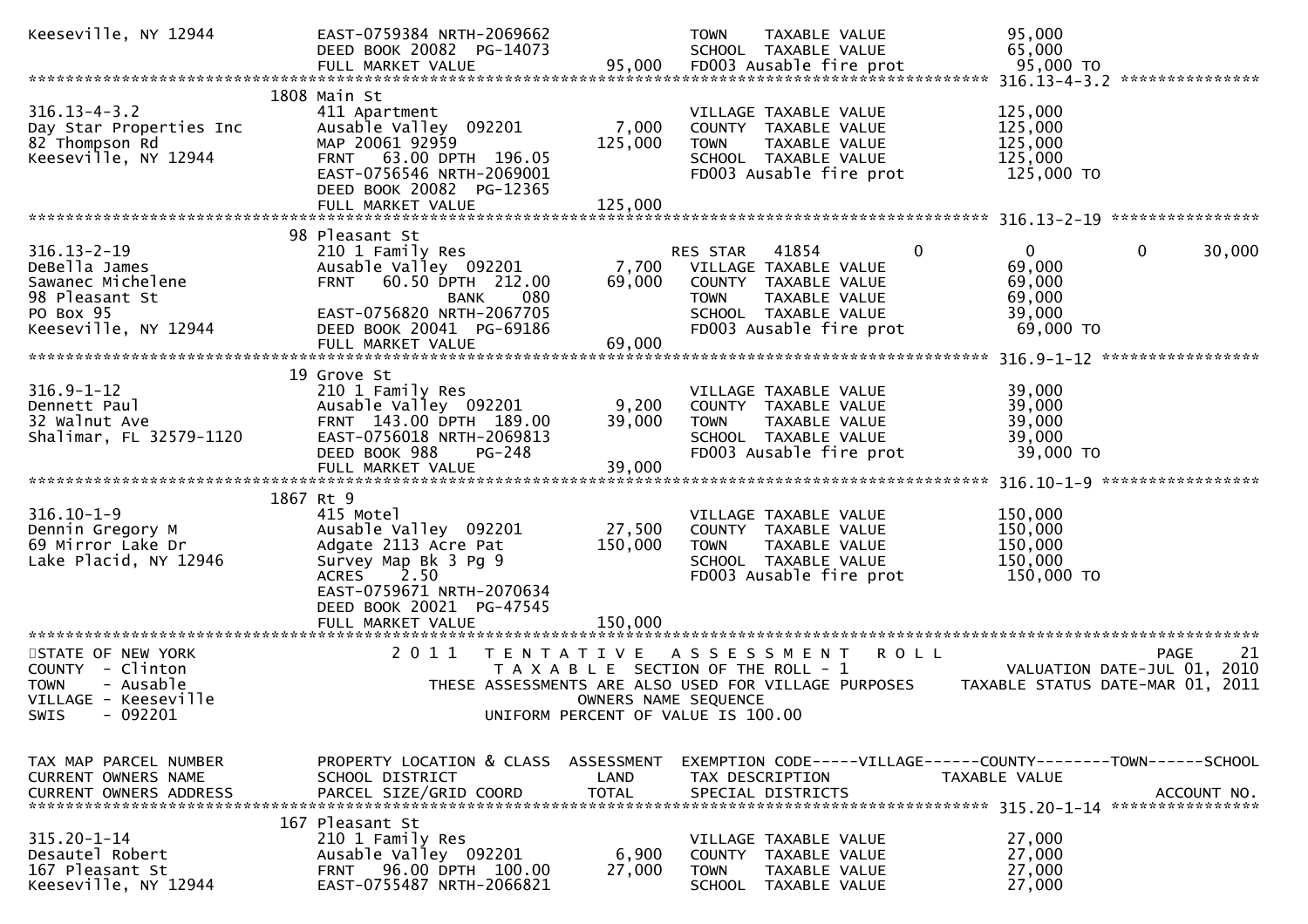```
Keeseville, NY 12944          EAST-0759384 NRTH-2069662                    TOWN     TAXABLE VALUE                 95,000
                              DEED BOOK 20082  PG-14073                    SCHOOL   TAXABLE VALUE                 65,000
                              FULL MARKET VALUE            95,000          FD003 Ausable fire prot                95,000 TO
******************************************************************************************************* 316.13-4-3.2 ***************
                           1808 Main St
316.13-4-3.2                  411 Apartment                                VILLAGE  TAXABLE VALUE                125,000
Day Star Properties Inc       Ausable Valley  092201        7,000          COUNTY   TAXABLE VALUE                125,000
82 Thompson Rd                MAP 20061 92959             125,000          TOWN     TAXABLE VALUE                125,000
Keeseville, NY 12944          FRNT   63.00 DPTH  196.05                    SCHOOL   TAXABLE VALUE                125,000
                              EAST-0756546 NRTH-2069001                    FD003 Ausable fire prot               125,000 TO
                              DEED BOOK 20082  PG-12365
                              FULL MARKET VALUE           125,000
******************************************************************************************************* 316.13-2-19 ****************
                           98 Pleasant St
316.13-2-19                   210 1 Family Res                             RES STAR    41854            0              0            0       30,000
DeBella James                 Ausable Valley  092201        7,700          VILLAGE  TAXABLE VALUE                 69,000
Sawanec Michelene             FRNT   60.50 DPTH  212.00    69,000          COUNTY   TAXABLE VALUE                 69,000
98 Pleasant St                            BANK      080                    TOWN     TAXABLE VALUE                 69,000
PO Box 95                     EAST-0756820 NRTH-2067705                    SCHOOL   TAXABLE VALUE                 39,000
Keeseville, NY 12944          DEED BOOK 20041  PG-69186                    FD003 Ausable fire prot                69,000 TO
                              FULL MARKET VALUE            69,000
******************************************************************************************************* 316.9-1-12 *****************
                           19 Grove St
316.9-1-12                    210 1 Family Res                             VILLAGE  TAXABLE VALUE                 39,000
Dennett Paul                  Ausable Valley  092201        9,200          COUNTY   TAXABLE VALUE                 39,000
32 Walnut Ave                 FRNT  143.00 DPTH  189.00    39,000          TOWN     TAXABLE VALUE                 39,000
Shalimar, FL 32579-1120       EAST-0756018 NRTH-2069813                    SCHOOL   TAXABLE VALUE                 39,000
                              DEED BOOK 988     PG-248                     FD003 Ausable fire prot                39,000 TO
                              FULL MARKET VALUE            39,000
******************************************************************************************************* 316.10-1-9 *****************
                           1867 Rt 9
316.10-1-9                    415 Motel                                    VILLAGE  TAXABLE VALUE                150,000
Dennin Gregory M              Ausable Valley  092201       27,500          COUNTY   TAXABLE VALUE                150,000
69 Mirror Lake Dr             Adgate 2113 Acre Pat        150,000          TOWN     TAXABLE VALUE                150,000
Lake Placid, NY 12946         Survey Map Bk 3 Pg 9                         SCHOOL   TAXABLE VALUE                150,000
                              ACRES     2.50                               FD003 Ausable fire prot               150,000 TO
                              EAST-0759671 NRTH-2070634
                              DEED BOOK 20021  PG-47545
                              FULL MARKET VALUE           150,000
************************************************************************************************************************************
STATE OF NEW YORK                 2 0 1 1   T E N T A T I V E   A S S E S S M E N T   R O L L                               PAGE    21
COUNTY  - Clinton                           T A X A B L E  SECTION OF THE ROLL - 1                        VALUATION DATE-JUL 01, 2010
TOWN    - Ausable                  THESE ASSESSMENTS ARE ALSO USED FOR VILLAGE PURPOSES       TAXABLE STATUS DATE-MAR 01, 2011
VILLAGE - Keeseville                                   OWNERS NAME SEQUENCE
SWIS    - 092201                                UNIFORM PERCENT OF VALUE IS 100.00


TAX MAP PARCEL NUMBER         PROPERTY LOCATION & CLASS  ASSESSMENT  EXEMPTION CODE-----VILLAGE------COUNTY--------TOWN------SCHOOL
CURRENT OWNERS NAME           SCHOOL DISTRICT               LAND      TAX DESCRIPTION               TAXABLE VALUE
CURRENT OWNERS ADDRESS        PARCEL SIZE/GRID COORD       TOTAL      SPECIAL DISTRICTS                                     ACCOUNT NO.
******************************************************************************************************* 315.20-1-14 ****************
                           167 Pleasant St
315.20-1-14                   210 1 Family Res                             VILLAGE  TAXABLE VALUE                 27,000
Desautel Robert               Ausable Valley  092201        6,900          COUNTY   TAXABLE VALUE                 27,000
167 Pleasant St               FRNT   96.00 DPTH  100.00    27,000          TOWN     TAXABLE VALUE                 27,000
Keeseville, NY 12944          EAST-0755487 NRTH-2066821                    SCHOOL   TAXABLE VALUE                 27,000
```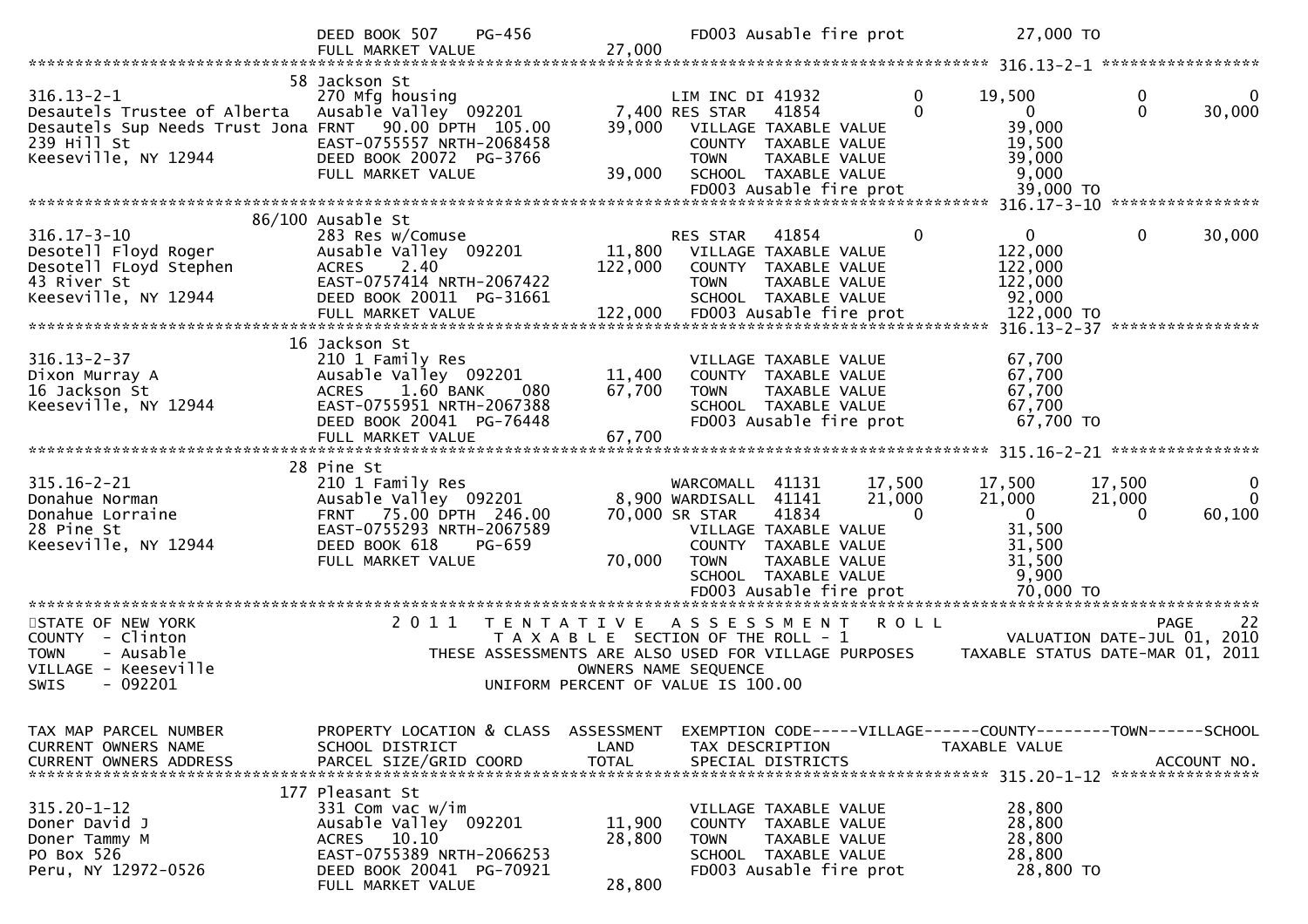```
                                  DEED BOOK 507    PG-456                    FD003 Ausable fire prot            27,000 TO
                                  FULL MARKET VALUE              27,000
******************************************************************************************************* 316.13-2-1 *****************
                                58 Jackson St
316.13-2-1                        270 Mfg housing                    LIM INC DI 41932          0      19,500            0             0
Desautels Trustee of Alberta      Ausable Valley  092201         7,400 RES STAR    41854         0           0            0        30,000
Desautels Sup Needs Trust Jona FRNT   90.00 DPTH  105.00         39,000    VILLAGE TAXABLE VALUE            39,000
239 Hill St                       EAST-0755557 NRTH-2068458                 COUNTY  TAXABLE VALUE            19,500
Keeseville, NY 12944              DEED BOOK 20072  PG-3766                  TOWN    TAXABLE VALUE            39,000
                                  FULL MARKET VALUE              39,000    SCHOOL  TAXABLE VALUE             9,000
                                                                            FD003 Ausable fire prot            39,000 TO
******************************************************************************************************* 316.17-3-10 ****************
                            86/100 Ausable St
316.17-3-10                       283 Res w/Comuse                   RES STAR    41854         0           0            0        30,000
Desotell Floyd Roger              Ausable Valley  092201        11,800    VILLAGE TAXABLE VALUE           122,000
Desotell FLoyd Stephen            ACRES    2.40                 122,000    COUNTY  TAXABLE VALUE           122,000
43 River St                       EAST-0757414 NRTH-2067422                 TOWN    TAXABLE VALUE           122,000
Keeseville, NY 12944              DEED BOOK 20011  PG-31661                 SCHOOL  TAXABLE VALUE            92,000
                                  FULL MARKET VALUE             122,000    FD003 Ausable fire prot           122,000 TO
******************************************************************************************************* 316.13-2-37 ****************
                                16 Jackson St
316.13-2-37                       210 1 Family Res                          VILLAGE TAXABLE VALUE            67,700
Dixon Murray A                    Ausable Valley  092201        11,400    COUNTY  TAXABLE VALUE            67,700
16 Jackson St                     ACRES    1.60 BANK     080     67,700    TOWN    TAXABLE VALUE            67,700
Keeseville, NY 12944              EAST-0755951 NRTH-2067388                 SCHOOL  TAXABLE VALUE            67,700
                                  DEED BOOK 20041  PG-76448                 FD003 Ausable fire prot            67,700 TO
                                  FULL MARKET VALUE              67,700
******************************************************************************************************* 315.16-2-21 ****************
                                28 Pine St
315.16-2-21                       210 1 Family Res                   WARCOMALL  41131      17,500      17,500       17,500             0
Donahue Norman                    Ausable Valley  092201         8,900 WARDISALL  41141      21,000      21,000       21,000             0
Donahue Lorraine                  FRNT   75.00 DPTH  246.00     70,000 SR STAR    41834          0           0            0        60,100
28 Pine St                        EAST-0755293 NRTH-2067589                 VILLAGE TAXABLE VALUE            31,500
Keeseville, NY 12944              DEED BOOK 618    PG-659                   COUNTY  TAXABLE VALUE            31,500
                                  FULL MARKET VALUE              70,000    TOWN    TAXABLE VALUE            31,500
                                                                            SCHOOL  TAXABLE VALUE             9,900
                                                                            FD003 Ausable fire prot            70,000 TO
************************************************************************************************************************************
STATE OF NEW YORK                 2 0 1 1   T E N T A T I V E   A S S E S S M E N T   R O L L                            PAGE    22
COUNTY  - Clinton                            T A X A B L E  SECTION OF THE ROLL - 1                         VALUATION DATE-JUL 01, 2010
TOWN    - Ausable                   THESE ASSESSMENTS ARE ALSO USED FOR VILLAGE PURPOSES      TAXABLE STATUS DATE-MAR 01, 2011
VILLAGE - Keeseville                                     OWNERS NAME SEQUENCE
SWIS    - 092201                               UNIFORM PERCENT OF VALUE IS 100.00


TAX MAP PARCEL NUMBER             PROPERTY LOCATION & CLASS  ASSESSMENT  EXEMPTION CODE-----VILLAGE------COUNTY--------TOWN------SCHOOL
CURRENT OWNERS NAME               SCHOOL DISTRICT               LAND      TAX DESCRIPTION            TAXABLE VALUE
CURRENT OWNERS ADDRESS            PARCEL SIZE/GRID COORD       TOTAL      SPECIAL DISTRICTS                                  ACCOUNT NO.
******************************************************************************************************* 315.20-1-12 ****************
                               177 Pleasant St
315.20-1-12                       331 Com vac w/im                          VILLAGE TAXABLE VALUE            28,800
Doner David J                     Ausable Valley  092201        11,900    COUNTY  TAXABLE VALUE            28,800
Doner Tammy M                     ACRES   10.10                  28,800    TOWN    TAXABLE VALUE            28,800
PO Box 526                        EAST-0755389 NRTH-2066253                 SCHOOL  TAXABLE VALUE            28,800
Peru, NY 12972-0526               DEED BOOK 20041  PG-70921                 FD003 Ausable fire prot            28,800 TO
                                  FULL MARKET VALUE              28,800
```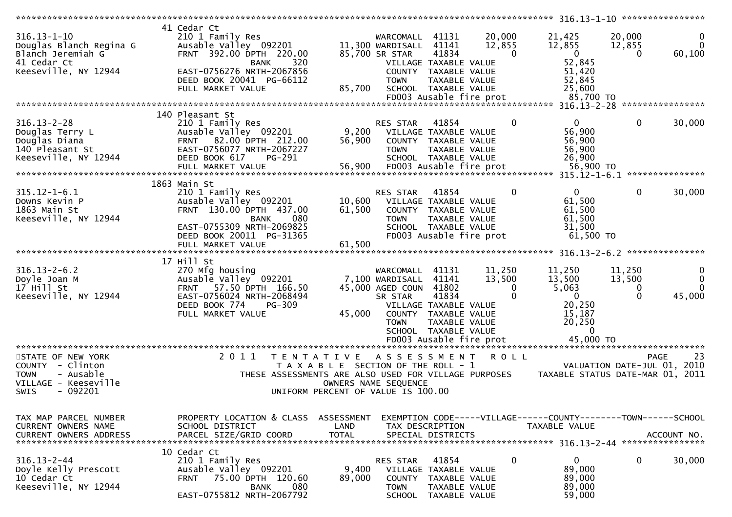```
******************************************************************************************************* 316.13-1-10 ****************
                                  41 Cedar Ct
316.13-1-10                      210 1 Family Res                  WARCOMALL  41131       20,000      21,425      20,000           0
Douglas Blanch Regina G          Ausable Valley  092201      11,300 WARDISALL  41141       12,855      12,855      12,855           0
Blanch Jeremiah G                FRNT 392.00 DPTH 220.00      85,700 SR STAR    41834            0           0           0      60,100
41 Cedar Ct                                  BANK     320              VILLAGE TAXABLE VALUE                 52,845
Keeseville, NY 12944             EAST-0756276 NRTH-2067856             COUNTY  TAXABLE VALUE                 51,420
                                 DEED BOOK 20041 PG-66112              TOWN    TAXABLE VALUE                 52,845
                                 FULL MARKET VALUE             85,700  SCHOOL  TAXABLE VALUE                 25,600
                                                                       FD003 Ausable fire prot               85,700 TO
******************************************************************************************************* 316.13-2-28 ****************
                                 140 Pleasant St
316.13-2-28                      210 1 Family Res                  RES STAR   41854            0           0           0      30,000
Douglas Terry L                  Ausable Valley  092201       9,200    VILLAGE TAXABLE VALUE                 56,900
Douglas Diana                    FRNT  82.00 DPTH 212.00      56,900   COUNTY  TAXABLE VALUE                 56,900
140 Pleasant St                  EAST-0756077 NRTH-2067227             TOWN    TAXABLE VALUE                 56,900
Keeseville, NY 12944             DEED BOOK 617    PG-291               SCHOOL  TAXABLE VALUE                 26,900
                                 FULL MARKET VALUE             56,900  FD003 Ausable fire prot               56,900 TO
******************************************************************************************************* 315.12-1-6.1 ***************
                                 1863 Main St
315.12-1-6.1                     210 1 Family Res                  RES STAR   41854            0           0           0      30,000
Downs Kevin P                    Ausable Valley  092201      10,600    VILLAGE TAXABLE VALUE                 61,500
1863 Main St                     FRNT 130.00 DPTH 437.00      61,500   COUNTY  TAXABLE VALUE                 61,500
Keeseville, NY 12944                         BANK     080              TOWN    TAXABLE VALUE                 61,500
                                 EAST-0755309 NRTH-2069825             SCHOOL  TAXABLE VALUE                 31,500
                                 DEED BOOK 20011 PG-31365              FD003 Ausable fire prot               61,500 TO
                                 FULL MARKET VALUE             61,500
******************************************************************************************************* 316.13-2-6.2 ***************
                                 17 Hill St
316.13-2-6.2                     270 Mfg housing                   WARCOMALL  41131       11,250      11,250      11,250           0
Doyle Joan M                     Ausable Valley  092201       7,100 WARDISALL  41141       13,500      13,500      13,500           0
17 Hill St                       FRNT  57.50 DPTH 166.50      45,000 AGED COUN  41802            0       5,063           0           0
Keeseville, NY 12944             EAST-0756024 NRTH-2068494          SR STAR    41834            0           0           0      45,000
                                 DEED BOOK 774    PG-309               VILLAGE TAXABLE VALUE                 20,250
                                 FULL MARKET VALUE             45,000  COUNTY  TAXABLE VALUE                 15,187
                                                                       TOWN    TAXABLE VALUE                 20,250
                                                                       SCHOOL  TAXABLE VALUE                      0
                                                                       FD003 Ausable fire prot               45,000 TO
*************************************************************************************************************************************
STATE OF NEW YORK                  2 0 1 1   T E N T A T I V E   A S S E S S M E N T   R O L L                         PAGE    23
COUNTY  - Clinton                          T A X A B L E  SECTION OF THE ROLL - 1                      VALUATION DATE-JUL 01, 2010
TOWN    - Ausable                  THESE ASSESSMENTS ARE ALSO USED FOR VILLAGE PURPOSES        TAXABLE STATUS DATE-MAR 01, 2011
VILLAGE - Keeseville                                 OWNERS NAME SEQUENCE
SWIS    - 092201                             UNIFORM PERCENT OF VALUE IS 100.00


TAX MAP PARCEL NUMBER            PROPERTY LOCATION & CLASS  ASSESSMENT  EXEMPTION CODE-----VILLAGE------COUNTY--------TOWN------SCHOOL
CURRENT OWNERS NAME              SCHOOL DISTRICT               LAND     TAX DESCRIPTION              TAXABLE VALUE
CURRENT OWNERS ADDRESS           PARCEL SIZE/GRID COORD        TOTAL    SPECIAL DISTRICTS                                     ACCOUNT NO.
******************************************************************************************************* 316.13-2-44 ****************
                                 10 Cedar Ct
316.13-2-44                      210 1 Family Res                  RES STAR   41854            0           0           0      30,000
Doyle Kelly Prescott             Ausable Valley  092201       9,400    VILLAGE TAXABLE VALUE                 89,000
10 Cedar Ct                      FRNT  75.00 DPTH 120.60      89,000   COUNTY  TAXABLE VALUE                 89,000
Keeseville, NY 12944                         BANK     080              TOWN    TAXABLE VALUE                 89,000
                                 EAST-0755812 NRTH-2067792             SCHOOL  TAXABLE VALUE                 59,000
```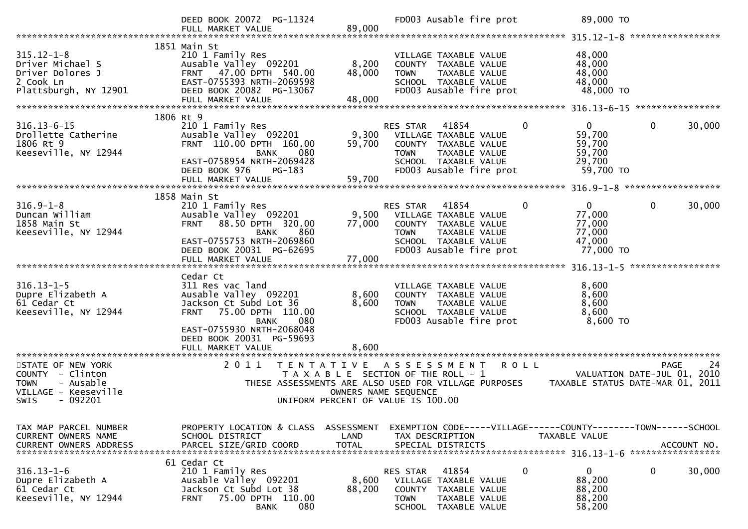```
                              DEED BOOK 20072  PG-11324                   FD003 Ausable fire prot              89,000 TO
                              FULL MARKET VALUE              89,000
******************************************************************************************************* 315.12-1-8 *****************
                            1851 Main St
315.12-1-8                   210 1 Family Res                            VILLAGE TAXABLE VALUE              48,000
Driver Michael S             Ausable Valley  092201          8,200       COUNTY  TAXABLE VALUE              48,000
Driver Dolores J             FRNT   47.00 DPTH  540.00      48,000       TOWN    TAXABLE VALUE              48,000
2 Cook Ln                    EAST-0755393 NRTH-2069598                   SCHOOL  TAXABLE VALUE              48,000
Plattsburgh, NY 12901        DEED BOOK 20082  PG-13067                   FD003 Ausable fire prot             48,000 TO
                              FULL MARKET VALUE              48,000
******************************************************************************************************* 316.13-6-15 ****************
                            1806 Rt 9
316.13-6-15                  210 1 Family Res                            RES STAR   41854           0          0            0      30,000
Drollette Catherine          Ausable Valley  092201          9,300       VILLAGE TAXABLE VALUE              59,700
1806 Rt 9                    FRNT  110.00 DPTH  160.00      59,700       COUNTY  TAXABLE VALUE              59,700
Keeseville, NY 12944                       BANK     080                  TOWN    TAXABLE VALUE              59,700
                              EAST-0758954 NRTH-2069428                  SCHOOL  TAXABLE VALUE              29,700
                              DEED BOOK 976     PG-183                   FD003 Ausable fire prot             59,700 TO
                              FULL MARKET VALUE              59,700
******************************************************************************************************* 316.9-1-8 ******************
                            1858 Main St
316.9-1-8                    210 1 Family Res                            RES STAR   41854           0          0            0      30,000
Duncan William               Ausable Valley  092201          9,500       VILLAGE TAXABLE VALUE              77,000
1858 Main St                 FRNT   88.50 DPTH  320.00      77,000       COUNTY  TAXABLE VALUE              77,000
Keeseville, NY 12944                       BANK     860                  TOWN    TAXABLE VALUE              77,000
                              EAST-0755753 NRTH-2069860                  SCHOOL  TAXABLE VALUE              47,000
                              DEED BOOK 20031  PG-62695                  FD003 Ausable fire prot             77,000 TO
                              FULL MARKET VALUE              77,000
******************************************************************************************************* 316.13-1-5 *****************
                            Cedar Ct
316.13-1-5                   311 Res vac land                            VILLAGE TAXABLE VALUE               8,600
Dupre Elizabeth A            Ausable Valley  092201          8,600       COUNTY  TAXABLE VALUE               8,600
61 Cedar Ct                  Jackson Ct Subd Lot 36          8,600       TOWN    TAXABLE VALUE               8,600
Keeseville, NY 12944         FRNT   75.00 DPTH  110.00                   SCHOOL  TAXABLE VALUE               8,600
                                           BANK     080                  FD003 Ausable fire prot              8,600 TO
                              EAST-0755930 NRTH-2068048
                              DEED BOOK 20031  PG-59693
                              FULL MARKET VALUE               8,600
************************************************************************************************************************************
STATE OF NEW YORK              2 0 1 1   T E N T A T I V E   A S S E S S M E N T   R O L L                                PAGE    24
COUNTY  - Clinton                          T A X A B L E  SECTION OF THE ROLL - 1                        VALUATION DATE-JUL 01, 2010
TOWN    - Ausable                THESE ASSESSMENTS ARE ALSO USED FOR VILLAGE PURPOSES        TAXABLE STATUS DATE-MAR 01, 2011
VILLAGE - Keeseville                               OWNERS NAME SEQUENCE
SWIS    - 092201                             UNIFORM PERCENT OF VALUE IS 100.00


TAX MAP PARCEL NUMBER          PROPERTY LOCATION & CLASS  ASSESSMENT  EXEMPTION CODE-----VILLAGE------COUNTY--------TOWN------SCHOOL
CURRENT OWNERS NAME            SCHOOL DISTRICT               LAND      TAX DESCRIPTION            TAXABLE VALUE
CURRENT OWNERS ADDRESS         PARCEL SIZE/GRID COORD        TOTAL     SPECIAL DISTRICTS                                  ACCOUNT NO.
******************************************************************************************************* 316.13-1-6 *****************
                            61 Cedar Ct
316.13-1-6                   210 1 Family Res                            RES STAR   41854           0          0            0      30,000
Dupre Elizabeth A            Ausable Valley  092201          8,600       VILLAGE TAXABLE VALUE              88,200
61 Cedar Ct                  Jackson Ct Subd Lot 38         88,200       COUNTY  TAXABLE VALUE              88,200
Keeseville, NY 12944         FRNT   75.00 DPTH  110.00                   TOWN    TAXABLE VALUE              88,200
                                           BANK     080                  SCHOOL  TAXABLE VALUE              58,200
```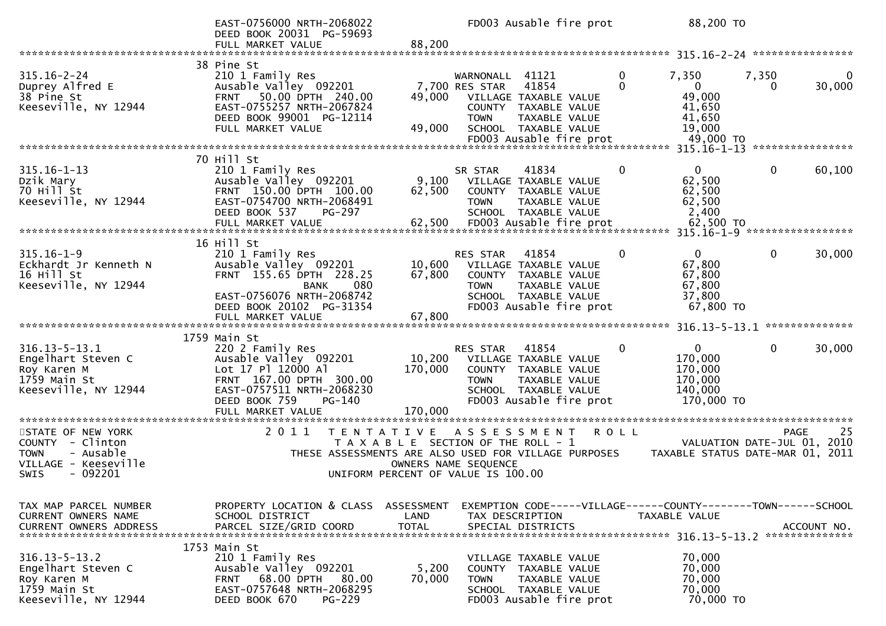```
                               EAST-0756000 NRTH-2068022                FD003 Ausable fire prot          88,200 TO
                               DEED BOOK 20031  PG-59693
                               FULL MARKET VALUE              88,200
******************************************************************************************************* 315.16-2-24 ****************
                              38 Pine St
315.16-2-24                    210 1 Family Res                    WARNONALL  41121          0        7,350      7,350            0
Duprey Alfred E                Ausable Valley  092201       7,700 RES STAR   41854          0            0          0       30,000
38 Pine St                     FRNT   50.00 DPTH 240.00      49,000   VILLAGE TAXABLE VALUE             49,000
Keeseville, NY 12944           EAST-0755257 NRTH-2067824              COUNTY  TAXABLE VALUE             41,650
                               DEED BOOK 99001  PG-12114              TOWN    TAXABLE VALUE             41,650
                               FULL MARKET VALUE              49,000   SCHOOL  TAXABLE VALUE             19,000
                                                                      FD003 Ausable fire prot          49,000 TO
******************************************************************************************************* 315.16-1-13 ****************
                              70 Hill St
315.16-1-13                    210 1 Family Res                    SR STAR    41834          0            0          0       60,100
Dzik Mary                      Ausable Valley  092201        9,100   VILLAGE TAXABLE VALUE             62,500
70 Hill St                     FRNT 150.00 DPTH 100.00       62,500   COUNTY  TAXABLE VALUE             62,500
Keeseville, NY 12944           EAST-0754700 NRTH-2068491              TOWN    TAXABLE VALUE             62,500
                               DEED BOOK 537    PG-297                SCHOOL  TAXABLE VALUE              2,400
                               FULL MARKET VALUE              62,500   FD003 Ausable fire prot          62,500 TO
******************************************************************************************************* 315.16-1-9 *****************
                              16 Hill St
315.16-1-9                     210 1 Family Res                    RES STAR   41854          0            0          0       30,000
Eckhardt Jr Kenneth N          Ausable Valley  092201       10,600   VILLAGE TAXABLE VALUE             67,800
16 Hill St                     FRNT 155.65 DPTH 228.25       67,800   COUNTY  TAXABLE VALUE             67,800
Keeseville, NY 12944                    BANK     080                  TOWN    TAXABLE VALUE             67,800
                               EAST-0756076 NRTH-2068742              SCHOOL  TAXABLE VALUE             37,800
                               DEED BOOK 20102  PG-31354              FD003 Ausable fire prot          67,800 TO
                               FULL MARKET VALUE              67,800
******************************************************************************************************* 316.13-5-13.1 **************
                              1759 Main St
316.13-5-13.1                  220 2 Family Res                    RES STAR   41854          0            0          0       30,000
Engelhart Steven C             Ausable Valley  092201       10,200   VILLAGE TAXABLE VALUE            170,000
Roy Karen M                    Lot 17 Pl 12000 Al           170,000   COUNTY  TAXABLE VALUE            170,000
1759 Main St                   FRNT 167.00 DPTH 300.00                TOWN    TAXABLE VALUE            170,000
Keeseville, NY 12944           EAST-0757511 NRTH-2068230              SCHOOL  TAXABLE VALUE            140,000
                               DEED BOOK 759    PG-140                FD003 Ausable fire prot         170,000 TO
                               FULL MARKET VALUE             170,000
************************************************************************************************************************************
STATE OF NEW YORK              2 0 1 1   T E N T A T I V E   A S S E S S M E N T   R O L L                               PAGE    25
COUNTY  - Clinton                         T A X A B L E  SECTION OF THE ROLL - 1                       VALUATION DATE-JUL 01, 2010
TOWN    - Ausable                THESE ASSESSMENTS ARE ALSO USED FOR VILLAGE PURPOSES     TAXABLE STATUS DATE-MAR 01, 2011
VILLAGE - Keeseville                                  OWNERS NAME SEQUENCE
SWIS    - 092201                              UNIFORM PERCENT OF VALUE IS 100.00


TAX MAP PARCEL NUMBER          PROPERTY LOCATION & CLASS  ASSESSMENT  EXEMPTION CODE-----VILLAGE------COUNTY--------TOWN------SCHOOL
CURRENT OWNERS NAME            SCHOOL DISTRICT               LAND      TAX DESCRIPTION            TAXABLE VALUE
CURRENT OWNERS ADDRESS         PARCEL SIZE/GRID COORD        TOTAL     SPECIAL DISTRICTS                                  ACCOUNT NO.
******************************************************************************************************* 316.13-5-13.2 **************
                              1753 Main St
316.13-5-13.2                  210 1 Family Res                       VILLAGE TAXABLE VALUE             70,000
Engelhart Steven C             Ausable Valley  092201        5,200   COUNTY  TAXABLE VALUE             70,000
Roy Karen M                    FRNT   68.00 DPTH  80.00      70,000   TOWN    TAXABLE VALUE             70,000
1759 Main St                   EAST-0757648 NRTH-2068295              SCHOOL  TAXABLE VALUE             70,000
Keeseville, NY 12944           DEED BOOK 670    PG-229                FD003 Ausable fire prot          70,000 TO
```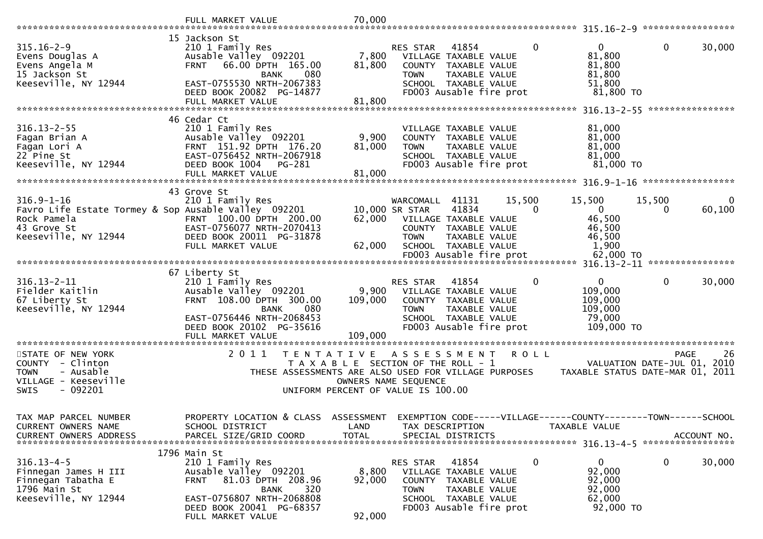```
                                FULL MARKET VALUE              70,000
******************************************************************************************************* 315.16-2-9 *****************
                               15 Jackson St
315.16-2-9                     210 1 Family Res                      RES STAR   41854            0          0             0      30,000
Evens Douglas A                Ausable Valley  092201          7,800    VILLAGE TAXABLE VALUE              81,800
Evens Angela M                 FRNT   66.00 DPTH 165.00       81,800    COUNTY  TAXABLE VALUE              81,800
15 Jackson St                               BANK     080                TOWN    TAXABLE VALUE              81,800
Keeseville, NY 12944           EAST-0755530 NRTH-2067383                SCHOOL  TAXABLE VALUE              51,800
                               DEED BOOK 20082  PG-14877                FD003 Ausable fire prot             81,800 TO
                               FULL MARKET VALUE              81,800
******************************************************************************************************* 316.13-2-55 ****************
                               46 Cedar Ct
316.13-2-55                    210 1 Family Res                         VILLAGE TAXABLE VALUE              81,000
Fagan Brian A                  Ausable Valley  092201          9,900    COUNTY  TAXABLE VALUE              81,000
Fagan Lori A                   FRNT  151.92 DPTH 176.20       81,000    TOWN    TAXABLE VALUE              81,000
22 Pine St                     EAST-0756452 NRTH-2067918                SCHOOL  TAXABLE VALUE              81,000
Keeseville, NY 12944           DEED BOOK 1004   PG-281                  FD003 Ausable fire prot             81,000 TO
                               FULL MARKET VALUE              81,000
******************************************************************************************************* 316.9-1-16 *****************
                               43 Grove St
316.9-1-16                     210 1 Family Res                      WARCOMALL  41131       15,500     15,500        15,500           0
Favro Life Estate Tormey & Sop Ausable Valley  092201         10,000 SR STAR    41834            0          0             0      60,100
Rock Pamela                    FRNT  100.00 DPTH 200.00       62,000    VILLAGE TAXABLE VALUE              46,500
43 Grove St                    EAST-0756077 NRTH-2070413                COUNTY  TAXABLE VALUE              46,500
Keeseville, NY 12944           DEED BOOK 20011  PG-31878                TOWN    TAXABLE VALUE              46,500
                               FULL MARKET VALUE              62,000    SCHOOL  TAXABLE VALUE               1,900
                                                                        FD003 Ausable fire prot             62,000 TO
******************************************************************************************************* 316.13-2-11 ****************
                               67 Liberty St
316.13-2-11                    210 1 Family Res                      RES STAR   41854            0          0             0      30,000
Fielder Kaitlin                Ausable Valley  092201          9,900    VILLAGE TAXABLE VALUE             109,000
67 Liberty St                  FRNT  108.00 DPTH 300.00      109,000    COUNTY  TAXABLE VALUE             109,000
Keeseville, NY 12944                        BANK     080                TOWN    TAXABLE VALUE             109,000
                               EAST-0756446 NRTH-2068453                SCHOOL  TAXABLE VALUE              79,000
                               DEED BOOK 20102  PG-35616                FD003 Ausable fire prot            109,000 TO
                               FULL MARKET VALUE             109,000
************************************************************************************************************************************
STATE OF NEW YORK                   2 0 1 1   T E N T A T I V E   A S S E S S M E N T   R O L L                          PAGE    26
COUNTY  - Clinton                            T A X A B L E  SECTION OF THE ROLL - 1                       VALUATION DATE-JUL 01, 2010
TOWN    - Ausable                 THESE ASSESSMENTS ARE ALSO USED FOR VILLAGE PURPOSES       TAXABLE STATUS DATE-MAR 01, 2011
VILLAGE - Keeseville                               OWNERS NAME SEQUENCE
SWIS    - 092201                              UNIFORM PERCENT OF VALUE IS 100.00


TAX MAP PARCEL NUMBER          PROPERTY LOCATION & CLASS  ASSESSMENT  EXEMPTION CODE-----VILLAGE------COUNTY--------TOWN------SCHOOL
CURRENT OWNERS NAME            SCHOOL DISTRICT               LAND      TAX DESCRIPTION            TAXABLE VALUE
CURRENT OWNERS ADDRESS         PARCEL SIZE/GRID COORD        TOTAL     SPECIAL DISTRICTS                                    ACCOUNT NO.
******************************************************************************************************* 316.13-4-5 *****************
                               1796 Main St
316.13-4-5                     210 1 Family Res                      RES STAR   41854            0          0             0      30,000
Finnegan James H III           Ausable Valley  092201          8,800    VILLAGE TAXABLE VALUE              92,000
Finnegan Tabatha E             FRNT   81.03 DPTH 208.96       92,000    COUNTY  TAXABLE VALUE              92,000
1796 Main St                                BANK     320                TOWN    TAXABLE VALUE              92,000
Keeseville, NY 12944           EAST-0756807 NRTH-2068808                SCHOOL  TAXABLE VALUE              62,000
                               DEED BOOK 20041  PG-68357                FD003 Ausable fire prot             92,000 TO
                               FULL MARKET VALUE              92,000
```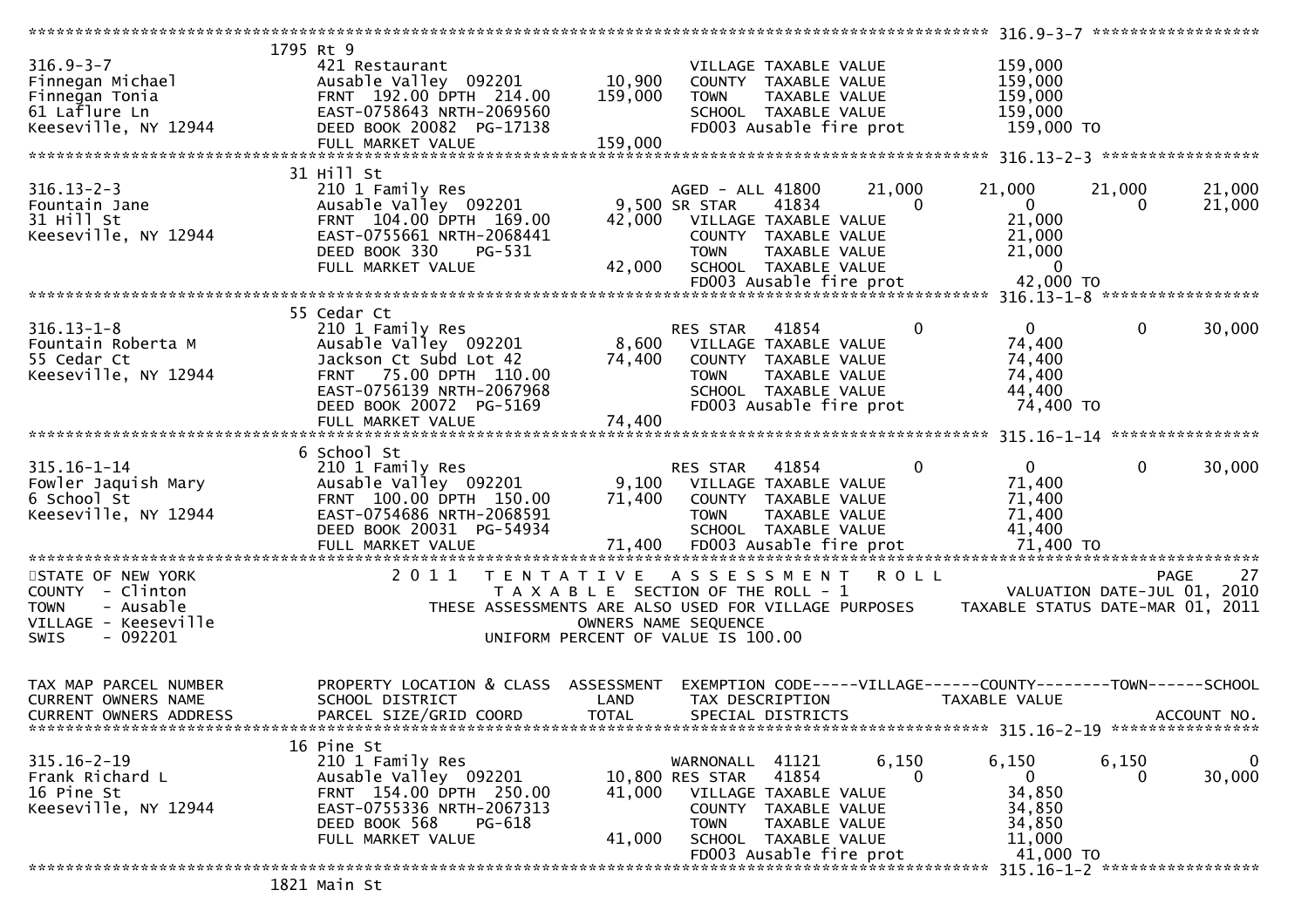```
******************************************************************************************************* 316.9-3-7 ******************
                     1795 Rt 9
316.9-3-7            421 Restaurant                            VILLAGE TAXABLE VALUE           159,000
Finnegan Michael     Ausable Valley  092201      10,900     COUNTY  TAXABLE VALUE           159,000
Finnegan Tonia       FRNT 192.00 DPTH 214.00    159,000     TOWN    TAXABLE VALUE           159,000
61 Laflure Ln        EAST-0758643 NRTH-2069560              SCHOOL  TAXABLE VALUE           159,000
Keeseville, NY 12944 DEED BOOK 20082 PG-17138               FD003 Ausable fire prot         159,000 TO
                     FULL MARKET VALUE          159,000
******************************************************************************************************* 316.13-2-3 *****************
                     31 Hill St
316.13-2-3           210 1 Family Res                       AGED - ALL 41800      21,000     21,000      21,000      21,000
Fountain Jane        Ausable Valley  092201       9,500 SR STAR    41834          0          0           0      21,000
31 Hill St           FRNT 104.00 DPTH 169.00     42,000     VILLAGE TAXABLE VALUE            21,000
Keeseville, NY 12944 EAST-0755661 NRTH-2068441              COUNTY  TAXABLE VALUE            21,000
                     DEED BOOK 330    PG-531                TOWN    TAXABLE VALUE            21,000
                     FULL MARKET VALUE           42,000     SCHOOL  TAXABLE VALUE                 0
                                                            FD003 Ausable fire prot          42,000 TO
******************************************************************************************************* 316.13-1-8 *****************
                     55 Cedar Ct
316.13-1-8           210 1 Family Res                       RES STAR   41854           0          0           0      30,000
Fountain Roberta M   Ausable Valley  092201       8,600     VILLAGE TAXABLE VALUE            74,400
55 Cedar Ct          Jackson Ct Subd Lot 42      74,400     COUNTY  TAXABLE VALUE            74,400
Keeseville, NY 12944 FRNT  75.00 DPTH 110.00                TOWN    TAXABLE VALUE            74,400
                     EAST-0756139 NRTH-2067968              SCHOOL  TAXABLE VALUE            44,400
                     DEED BOOK 20072 PG-5169                FD003 Ausable fire prot          74,400 TO
                     FULL MARKET VALUE           74,400
******************************************************************************************************* 315.16-1-14 ****************
                     6 School St
315.16-1-14          210 1 Family Res                       RES STAR   41854           0          0           0      30,000
Fowler Jaquish Mary  Ausable Valley  092201       9,100     VILLAGE TAXABLE VALUE            71,400
6 School St          FRNT 100.00 DPTH 150.00     71,400     COUNTY  TAXABLE VALUE            71,400
Keeseville, NY 12944 EAST-0754686 NRTH-2068591              TOWN    TAXABLE VALUE            71,400
                     DEED BOOK 20031 PG-54934               SCHOOL  TAXABLE VALUE            41,400
                     FULL MARKET VALUE           71,400     FD003 Ausable fire prot          71,400 TO
************************************************************************************************************************************
STATE OF NEW YORK              2 0 1 1   T E N T A T I V E   A S S E S S M E N T   R O L L                           PAGE    27
COUNTY  - Clinton                          T A X A B L E  SECTION OF THE ROLL - 1                     VALUATION DATE-JUL 01, 2010
TOWN    - Ausable              THESE ASSESSMENTS ARE ALSO USED FOR VILLAGE PURPOSES       TAXABLE STATUS DATE-MAR 01, 2011
VILLAGE - Keeseville                               OWNERS NAME SEQUENCE
SWIS    - 092201                          UNIFORM PERCENT OF VALUE IS 100.00


TAX MAP PARCEL NUMBER    PROPERTY LOCATION & CLASS  ASSESSMENT  EXEMPTION CODE-----VILLAGE------COUNTY--------TOWN------SCHOOL
CURRENT OWNERS NAME      SCHOOL DISTRICT              LAND      TAX DESCRIPTION             TAXABLE VALUE
CURRENT OWNERS ADDRESS   PARCEL SIZE/GRID COORD      TOTAL      SPECIAL DISTRICTS                                       ACCOUNT NO.
******************************************************************************************************* 315.16-2-19 ****************
                     16 Pine St
315.16-2-19          210 1 Family Res                       WARNONALL  41121       6,150      6,150       6,150           0
Frank Richard L      Ausable Valley  092201      10,800 RES STAR   41854           0          0           0      30,000
16 Pine St           FRNT 154.00 DPTH 250.00     41,000     VILLAGE TAXABLE VALUE            34,850
Keeseville, NY 12944 EAST-0755336 NRTH-2067313              COUNTY  TAXABLE VALUE            34,850
                     DEED BOOK 568    PG-618                TOWN    TAXABLE VALUE            34,850
                     FULL MARKET VALUE           41,000     SCHOOL  TAXABLE VALUE            11,000
                                                            FD003 Ausable fire prot          41,000 TO
******************************************************************************************************* 315.16-1-2 *****************
                     1821 Main St
```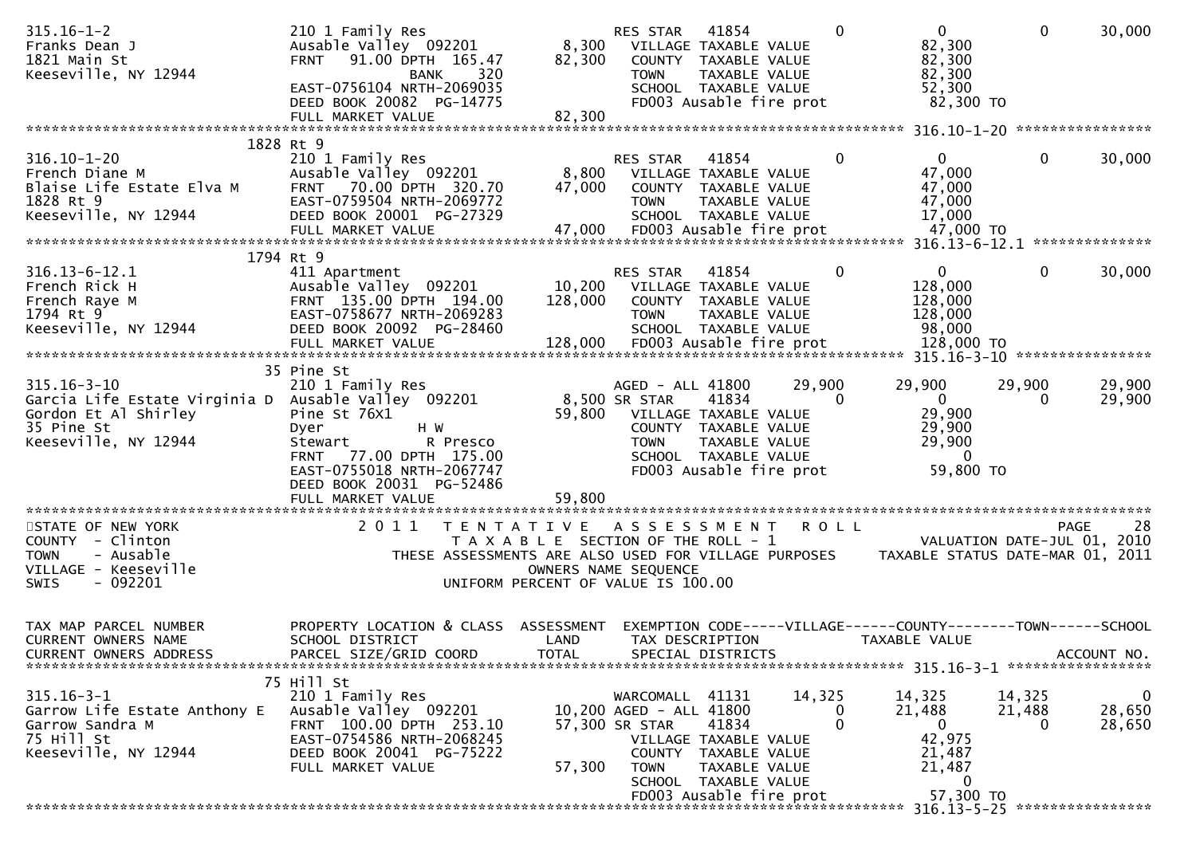```
315.16-1-2                     210 1 Family Res                    RES STAR   41854          0           0            0       30,000
Franks Dean J                  Ausable Valley  092201        8,300   VILLAGE TAXABLE VALUE               82,300
1821 Main St                   FRNT   91.00 DPTH  165.47    82,300   COUNTY  TAXABLE VALUE               82,300
Keeseville, NY 12944                 BANK     320                    TOWN    TAXABLE VALUE               82,300
                               EAST-0756104 NRTH-2069035             SCHOOL  TAXABLE VALUE               52,300
                               DEED BOOK 20082  PG-14775             FD003 Ausable fire prot              82,300 TO
                               FULL MARKET VALUE            82,300
******************************************************************************************************* 316.10-1-20 ****************
                    1828 Rt 9
316.10-1-20                    210 1 Family Res                    RES STAR   41854          0           0            0       30,000
French Diane M                 Ausable Valley  092201        8,800   VILLAGE TAXABLE VALUE               47,000
Blaise Life Estate Elva M      FRNT   70.00 DPTH  320.70    47,000   COUNTY  TAXABLE VALUE               47,000
1828 Rt 9                      EAST-0759504 NRTH-2069772             TOWN    TAXABLE VALUE               47,000
Keeseville, NY 12944           DEED BOOK 20001  PG-27329             SCHOOL  TAXABLE VALUE               17,000
                               FULL MARKET VALUE            47,000   FD003 Ausable fire prot              47,000 TO
******************************************************************************************************* 316.13-6-12.1 **************
                    1794 Rt 9
316.13-6-12.1                  411 Apartment                       RES STAR   41854          0           0            0       30,000
French Rick H                  Ausable Valley  092201       10,200   VILLAGE TAXABLE VALUE              128,000
French Raye M                  FRNT  135.00 DPTH  194.00   128,000   COUNTY  TAXABLE VALUE              128,000
1794 Rt 9                      EAST-0758677 NRTH-2069283             TOWN    TAXABLE VALUE              128,000
Keeseville, NY 12944           DEED BOOK 20092  PG-28460             SCHOOL  TAXABLE VALUE               98,000
                               FULL MARKET VALUE           128,000   FD003 Ausable fire prot             128,000 TO
******************************************************************************************************* 315.16-3-10 ****************
                    35 Pine St
315.16-3-10                    210 1 Family Res                    AGED - ALL 41800     29,900      29,900       29,900       29,900
Garcia Life Estate Virginia D  Ausable Valley  092201        8,500 SR STAR    41834          0           0            0       29,900
Gordon Et Al Shirley           Pine St 76X1                 59,800   VILLAGE TAXABLE VALUE               29,900
35 Pine St                     Dyer            H W                   COUNTY  TAXABLE VALUE               29,900
Keeseville, NY 12944           Stewart          R Presco             TOWN    TAXABLE VALUE               29,900
                               FRNT   77.00 DPTH  175.00             SCHOOL  TAXABLE VALUE                    0
                               EAST-0755018 NRTH-2067747             FD003 Ausable fire prot              59,800 TO
                               DEED BOOK 20031  PG-52486
                               FULL MARKET VALUE            59,800
************************************************************************************************************************************
STATE OF NEW YORK                 2 0 1 1   T E N T A T I V E   A S S E S S M E N T   R O L L                              PAGE    28
COUNTY  - Clinton                             T A X A B L E  SECTION OF THE ROLL - 1                          VALUATION DATE-JUL 01, 2010
TOWN    - Ausable                  THESE ASSESSMENTS ARE ALSO USED FOR VILLAGE PURPOSES            TAXABLE STATUS DATE-MAR 01, 2011
VILLAGE - Keeseville                                      OWNERS NAME SEQUENCE
SWIS    - 092201                                   UNIFORM PERCENT OF VALUE IS 100.00


TAX MAP PARCEL NUMBER          PROPERTY LOCATION & CLASS  ASSESSMENT  EXEMPTION CODE-----VILLAGE------COUNTY--------TOWN------SCHOOL
CURRENT OWNERS NAME            SCHOOL DISTRICT               LAND     TAX DESCRIPTION              TAXABLE VALUE
CURRENT OWNERS ADDRESS         PARCEL SIZE/GRID COORD        TOTAL    SPECIAL DISTRICTS                                      ACCOUNT NO.
******************************************************************************************************* 315.16-3-1 *****************
                    75 Hill St
315.16-3-1                     210 1 Family Res                    WARCOMALL  41131     14,325      14,325       14,325            0
Garrow Life Estate Anthony E   Ausable Valley  092201       10,200 AGED - ALL 41800          0      21,488       21,488       28,650
Garrow Sandra M                FRNT  100.00 DPTH  253.10    57,300 SR STAR    41834          0           0            0       28,650
75 Hill St                     EAST-0754586 NRTH-2068245             VILLAGE TAXABLE VALUE               42,975
Keeseville, NY 12944           DEED BOOK 20041  PG-75222             COUNTY  TAXABLE VALUE               21,487
                               FULL MARKET VALUE            57,300   TOWN    TAXABLE VALUE               21,487
                                                                     SCHOOL  TAXABLE VALUE                    0
                                                                     FD003 Ausable fire prot              57,300 TO
******************************************************************************************************* 316.13-5-25 ****************
```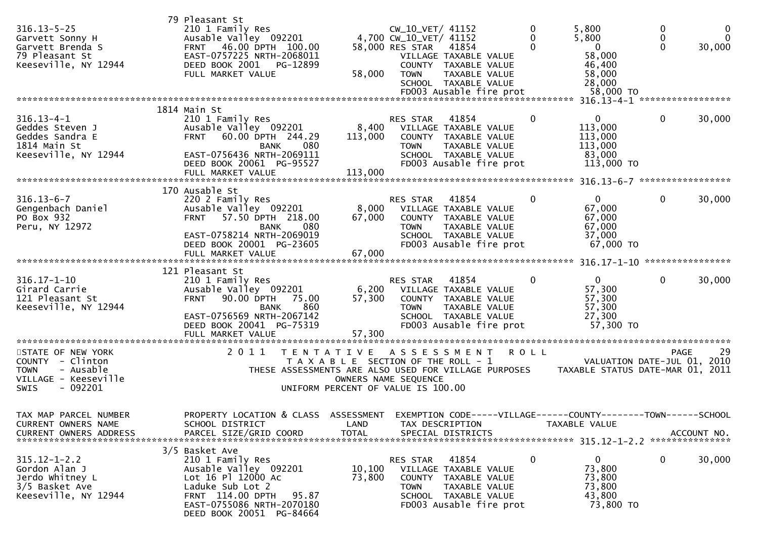```
                         79 Pleasant St
316.13-5-25              210 1 Family Res                    CW_10_VET/ 41152        0        5,800           0            0
Garvett Sonny H          Ausable Valley  092201         4,700 CW_10_VET/ 41152        0        5,800           0            0
Garvett Brenda S         FRNT   46.00 DPTH  100.00     58,000 RES STAR   41854        0            0           0       30,000
79 Pleasant St           EAST-0757225 NRTH-2068011             VILLAGE TAXABLE VALUE          58,000
Keeseville, NY 12944     DEED BOOK 2001    PG-12899            COUNTY  TAXABLE VALUE          46,400
                         FULL MARKET VALUE             58,000  TOWN    TAXABLE VALUE          58,000
                                                               SCHOOL  TAXABLE VALUE          28,000
                                                               FD003 Ausable fire prot        58,000 TO
******************************************************************************************************* 316.13-4-1 *****************
                         1814 Main St
316.13-4-1               210 1 Family Res                    RES STAR   41854        0            0           0       30,000
Geddes Steven J          Ausable Valley  092201         8,400  VILLAGE TAXABLE VALUE         113,000
Geddes Sandra E          FRNT   60.00 DPTH  244.29    113,000  COUNTY  TAXABLE VALUE         113,000
1814 Main St                         BANK     080              TOWN    TAXABLE VALUE         113,000
Keeseville, NY 12944     EAST-0756436 NRTH-2069111             SCHOOL  TAXABLE VALUE          83,000
                         DEED BOOK 20061  PG-95527             FD003 Ausable fire prot       113,000 TO
                         FULL MARKET VALUE            113,000
******************************************************************************************************* 316.13-6-7 *****************
                         170 Ausable St
316.13-6-7               220 2 Family Res                    RES STAR   41854        0            0           0       30,000
Gengenbach Daniel        Ausable Valley  092201         8,000  VILLAGE TAXABLE VALUE          67,000
PO Box 932               FRNT   57.50 DPTH  218.00     67,000  COUNTY  TAXABLE VALUE          67,000
Peru, NY 12972                       BANK     080              TOWN    TAXABLE VALUE          67,000
                         EAST-0758214 NRTH-2069019             SCHOOL  TAXABLE VALUE          37,000
                         DEED BOOK 20001  PG-23605             FD003 Ausable fire prot        67,000 TO
                         FULL MARKET VALUE             67,000
******************************************************************************************************* 316.17-1-10 ****************
                         121 Pleasant St
316.17-1-10              210 1 Family Res                    RES STAR   41854        0            0           0       30,000
Girard Carrie            Ausable Valley  092201         6,200  VILLAGE TAXABLE VALUE          57,300
121 Pleasant St          FRNT   90.00 DPTH   75.00     57,300  COUNTY  TAXABLE VALUE          57,300
Keeseville, NY 12944                 BANK     860              TOWN    TAXABLE VALUE          57,300
                         EAST-0756569 NRTH-2067142             SCHOOL  TAXABLE VALUE          27,300
                         DEED BOOK 20041  PG-75319             FD003 Ausable fire prot        57,300 TO
                         FULL MARKET VALUE             57,300
************************************************************************************************************************************
STATE OF NEW YORK                2 0 1 1   T E N T A T I V E   A S S E S S M E N T   R O L L                          PAGE    29
COUNTY  - Clinton                          T A X A B L E  SECTION OF THE ROLL - 1                      VALUATION DATE-JUL 01, 2010
TOWN    - Ausable              THESE ASSESSMENTS ARE ALSO USED FOR VILLAGE PURPOSES           TAXABLE STATUS DATE-MAR 01, 2011
VILLAGE - Keeseville                           OWNERS NAME SEQUENCE
SWIS    - 092201                         UNIFORM PERCENT OF VALUE IS 100.00


TAX MAP PARCEL NUMBER    PROPERTY LOCATION & CLASS  ASSESSMENT  EXEMPTION CODE-----VILLAGE------COUNTY--------TOWN------SCHOOL
CURRENT OWNERS NAME      SCHOOL DISTRICT              LAND      TAX DESCRIPTION           TAXABLE VALUE
CURRENT OWNERS ADDRESS   PARCEL SIZE/GRID COORD       TOTAL     SPECIAL DISTRICTS                                    ACCOUNT NO.
******************************************************************************************************* 315.12-1-2.2 ***************
                         3/5 Basket Ave
315.12-1-2.2             210 1 Family Res                    RES STAR   41854        0            0           0       30,000
Gordon Alan J            Ausable Valley  092201        10,100  VILLAGE TAXABLE VALUE          73,800
Jerdo Whitney L          Lot 16 Pl 12000 Ac            73,800  COUNTY  TAXABLE VALUE          73,800
3/5 Basket Ave           Laduke Sub Lot 2                      TOWN    TAXABLE VALUE          73,800
Keeseville, NY 12944     FRNT  114.00 DPTH   95.87             SCHOOL  TAXABLE VALUE          43,800
                         EAST-0755086 NRTH-2070180             FD003 Ausable fire prot        73,800 TO
                         DEED BOOK 20051  PG-84664
```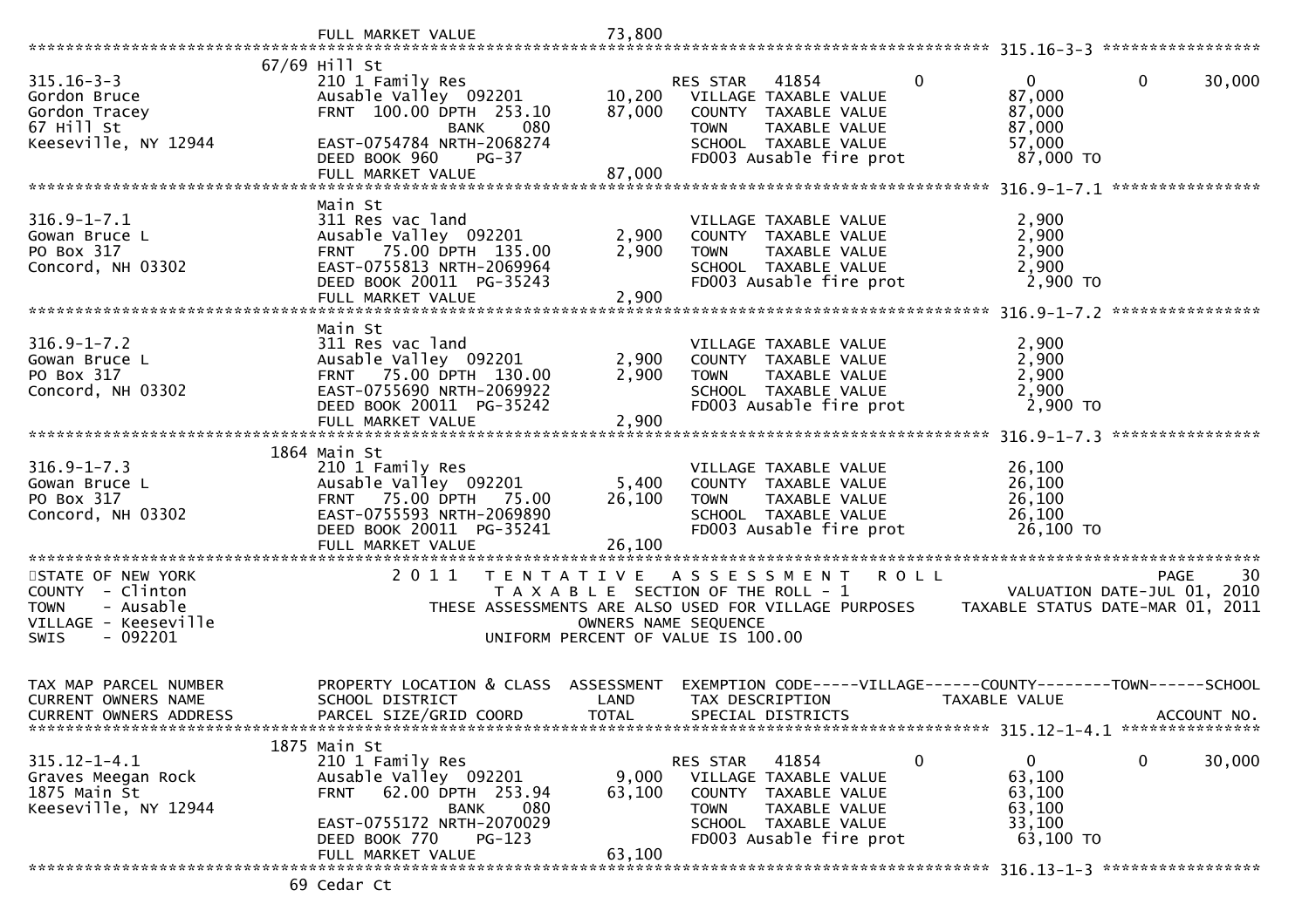```
                                FULL MARKET VALUE              73,800
******************************************************************************************************* 315.16-3-3 *****************
                          67/69 Hill St
315.16-3-3                210 1 Family Res                       RES STAR  41854          0            0            0       30,000
Gordon Bruce              Ausable Valley  092201        10,200   VILLAGE TAXABLE VALUE              87,000
Gordon Tracey             FRNT 100.00 DPTH 253.10       87,000   COUNTY  TAXABLE VALUE              87,000
67 Hill St                              BANK     080             TOWN    TAXABLE VALUE              87,000
Keeseville, NY 12944      EAST-0754784 NRTH-2068274              SCHOOL  TAXABLE VALUE              57,000
                          DEED BOOK 960    PG-37                 FD003 Ausable fire prot            87,000 TO
                          FULL MARKET VALUE             87,000
******************************************************************************************************* 316.9-1-7.1 ****************
                          Main St
316.9-1-7.1               311 Res vac land                       VILLAGE TAXABLE VALUE               2,900
Gowan Bruce L             Ausable Valley  092201         2,900   COUNTY  TAXABLE VALUE               2,900
PO Box 317                FRNT  75.00 DPTH 135.00        2,900   TOWN    TAXABLE VALUE               2,900
Concord, NH 03302         EAST-0755813 NRTH-2069964              SCHOOL  TAXABLE VALUE               2,900
                          DEED BOOK 20011  PG-35243              FD003 Ausable fire prot             2,900 TO
                          FULL MARKET VALUE              2,900
******************************************************************************************************* 316.9-1-7.2 ****************
                          Main St
316.9-1-7.2               311 Res vac land                       VILLAGE TAXABLE VALUE               2,900
Gowan Bruce L             Ausable Valley  092201         2,900   COUNTY  TAXABLE VALUE               2,900
PO Box 317                FRNT  75.00 DPTH 130.00        2,900   TOWN    TAXABLE VALUE               2,900
Concord, NH 03302         EAST-0755690 NRTH-2069922              SCHOOL  TAXABLE VALUE               2,900
                          DEED BOOK 20011  PG-35242              FD003 Ausable fire prot             2,900 TO
                          FULL MARKET VALUE              2,900
******************************************************************************************************* 316.9-1-7.3 ****************
                          1864 Main St
316.9-1-7.3               210 1 Family Res                       VILLAGE TAXABLE VALUE              26,100
Gowan Bruce L             Ausable Valley  092201         5,400   COUNTY  TAXABLE VALUE              26,100
PO Box 317                FRNT  75.00 DPTH  75.00       26,100   TOWN    TAXABLE VALUE              26,100
Concord, NH 03302         EAST-0755593 NRTH-2069890              SCHOOL  TAXABLE VALUE              26,100
                          DEED BOOK 20011  PG-35241              FD003 Ausable fire prot            26,100 TO
                          FULL MARKET VALUE             26,100
************************************************************************************************************************************
STATE OF NEW YORK                 2 0 1 1   T E N T A T I V E   A S S E S S M E N T   R O L L                          PAGE    30
COUNTY  - Clinton                          T A X A B L E  SECTION OF THE ROLL - 1                       VALUATION DATE-JUL 01, 2010
TOWN    - Ausable              THESE ASSESSMENTS ARE ALSO USED FOR VILLAGE PURPOSES      TAXABLE STATUS DATE-MAR 01, 2011
VILLAGE - Keeseville                            OWNERS NAME SEQUENCE
SWIS    - 092201                           UNIFORM PERCENT OF VALUE IS 100.00


TAX MAP PARCEL NUMBER     PROPERTY LOCATION & CLASS  ASSESSMENT  EXEMPTION CODE-----VILLAGE------COUNTY--------TOWN------SCHOOL
CURRENT OWNERS NAME       SCHOOL DISTRICT               LAND     TAX DESCRIPTION             TAXABLE VALUE
CURRENT OWNERS ADDRESS    PARCEL SIZE/GRID COORD        TOTAL    SPECIAL DISTRICTS                                      ACCOUNT NO.
******************************************************************************************************* 315.12-1-4.1 ***************
                          1875 Main St
315.12-1-4.1              210 1 Family Res                       RES STAR  41854          0            0            0       30,000
Graves Meegan Rock        Ausable Valley  092201         9,000   VILLAGE TAXABLE VALUE              63,100
1875 Main St              FRNT  62.00 DPTH 253.94       63,100   COUNTY  TAXABLE VALUE              63,100
Keeseville, NY 12944                    BANK     080             TOWN    TAXABLE VALUE              63,100
                          EAST-0755172 NRTH-2070029              SCHOOL  TAXABLE VALUE              33,100
                          DEED BOOK 770    PG-123                FD003 Ausable fire prot            63,100 TO
                          FULL MARKET VALUE             63,100
******************************************************************************************************* 316.13-1-3 *****************
                          69 Cedar Ct
```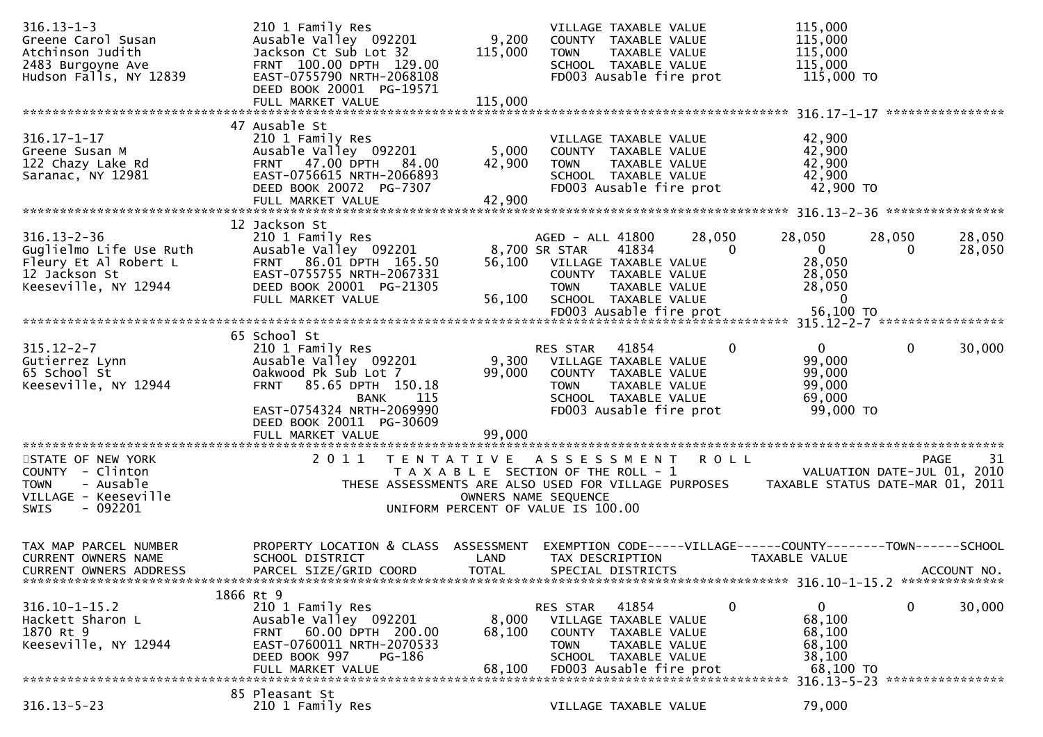```
316.13-1-3                   210 1 Family Res                        VILLAGE TAXABLE VALUE            115,000
Greene Carol Susan           Ausable Valley  092201        9,200     COUNTY  TAXABLE VALUE            115,000
Atchinson Judith             Jackson Ct Sub Lot 32       115,000     TOWN    TAXABLE VALUE            115,000
2483 Burgoyne Ave            FRNT  100.00 DPTH  129.00               SCHOOL  TAXABLE VALUE            115,000
Hudson Falls, NY 12839       EAST-0755790 NRTH-2068108               FD003 Ausable fire prot           115,000 TO
                             DEED BOOK 20001  PG-19571
                             FULL MARKET VALUE           115,000
******************************************************************************************************* 316.17-1-17 ****************
                          47 Ausable St
316.17-1-17                  210 1 Family Res                        VILLAGE TAXABLE VALUE             42,900
Greene Susan M               Ausable Valley  092201        5,000     COUNTY  TAXABLE VALUE             42,900
122 Chazy Lake Rd            FRNT   47.00 DPTH   84.00    42,900     TOWN    TAXABLE VALUE             42,900
Saranac, NY 12981            EAST-0756615 NRTH-2066893               SCHOOL  TAXABLE VALUE             42,900
                             DEED BOOK 20072  PG-7307                FD003 Ausable fire prot            42,900 TO
                             FULL MARKET VALUE            42,900
******************************************************************************************************* 316.13-2-36 ****************
                          12 Jackson St
316.13-2-36                  210 1 Family Res                        AGED - ALL 41800        28,050     28,050      28,050      28,050
Guglielmo Life Use Ruth      Ausable Valley  092201        8,700 SR STAR     41834            0          0           0      28,050
Fleury Et Al Robert L        FRNT   86.01 DPTH  165.50    56,100     VILLAGE TAXABLE VALUE             28,050
12 Jackson St                EAST-0755755 NRTH-2067331               COUNTY  TAXABLE VALUE             28,050
Keeseville, NY 12944         DEED BOOK 20001  PG-21305               TOWN    TAXABLE VALUE             28,050
                             FULL MARKET VALUE            56,100     SCHOOL  TAXABLE VALUE                  0
                                                                     FD003 Ausable fire prot            56,100 TO
******************************************************************************************************* 315.12-2-7 *****************
                          65 School St
315.12-2-7                   210 1 Family Res                        RES STAR    41854            0          0           0      30,000
Gutierrez Lynn               Ausable Valley  092201        9,300     VILLAGE TAXABLE VALUE             99,000
65 School St                 Oakwood Pk Sub Lot 7         99,000     COUNTY  TAXABLE VALUE             99,000
Keeseville, NY 12944         FRNT   85.65 DPTH  150.18               TOWN    TAXABLE VALUE             99,000
                                   BANK    115                       SCHOOL  TAXABLE VALUE             69,000
                             EAST-0754324 NRTH-2069990               FD003 Ausable fire prot            99,000 TO
                             DEED BOOK 20011  PG-30609
                             FULL MARKET VALUE            99,000
************************************************************************************************************************************
STATE OF NEW YORK                2 0 1 1   T E N T A T I V E   A S S E S S M E N T   R O L L                            PAGE    31
COUNTY  - Clinton                          T A X A B L E  SECTION OF THE ROLL - 1                        VALUATION DATE-JUL 01, 2010
TOWN    - Ausable                 THESE ASSESSMENTS ARE ALSO USED FOR VILLAGE PURPOSES        TAXABLE STATUS DATE-MAR 01, 2011
VILLAGE - Keeseville                                  OWNERS NAME SEQUENCE
SWIS    - 092201                             UNIFORM PERCENT OF VALUE IS 100.00


TAX MAP PARCEL NUMBER        PROPERTY LOCATION & CLASS  ASSESSMENT  EXEMPTION CODE-----VILLAGE------COUNTY--------TOWN------SCHOOL
CURRENT OWNERS NAME          SCHOOL DISTRICT               LAND      TAX DESCRIPTION            TAXABLE VALUE
CURRENT OWNERS ADDRESS       PARCEL SIZE/GRID COORD       TOTAL      SPECIAL DISTRICTS                                     ACCOUNT NO.
******************************************************************************************************* 316.10-1-15.2 **************
                        1866 Rt 9
316.10-1-15.2                210 1 Family Res                        RES STAR    41854            0          0           0      30,000
Hackett Sharon L             Ausable Valley  092201        8,000     VILLAGE TAXABLE VALUE             68,100
1870 Rt 9                    FRNT   60.00 DPTH  200.00    68,100     COUNTY  TAXABLE VALUE             68,100
Keeseville, NY 12944         EAST-0760011 NRTH-2070533               TOWN    TAXABLE VALUE             68,100
                             DEED BOOK 997     PG-186                SCHOOL  TAXABLE VALUE             38,100
                             FULL MARKET VALUE            68,100     FD003 Ausable fire prot            68,100 TO
******************************************************************************************************* 316.13-5-23 ****************
                          85 Pleasant St
316.13-5-23                  210 1 Family Res                        VILLAGE TAXABLE VALUE             79,000
```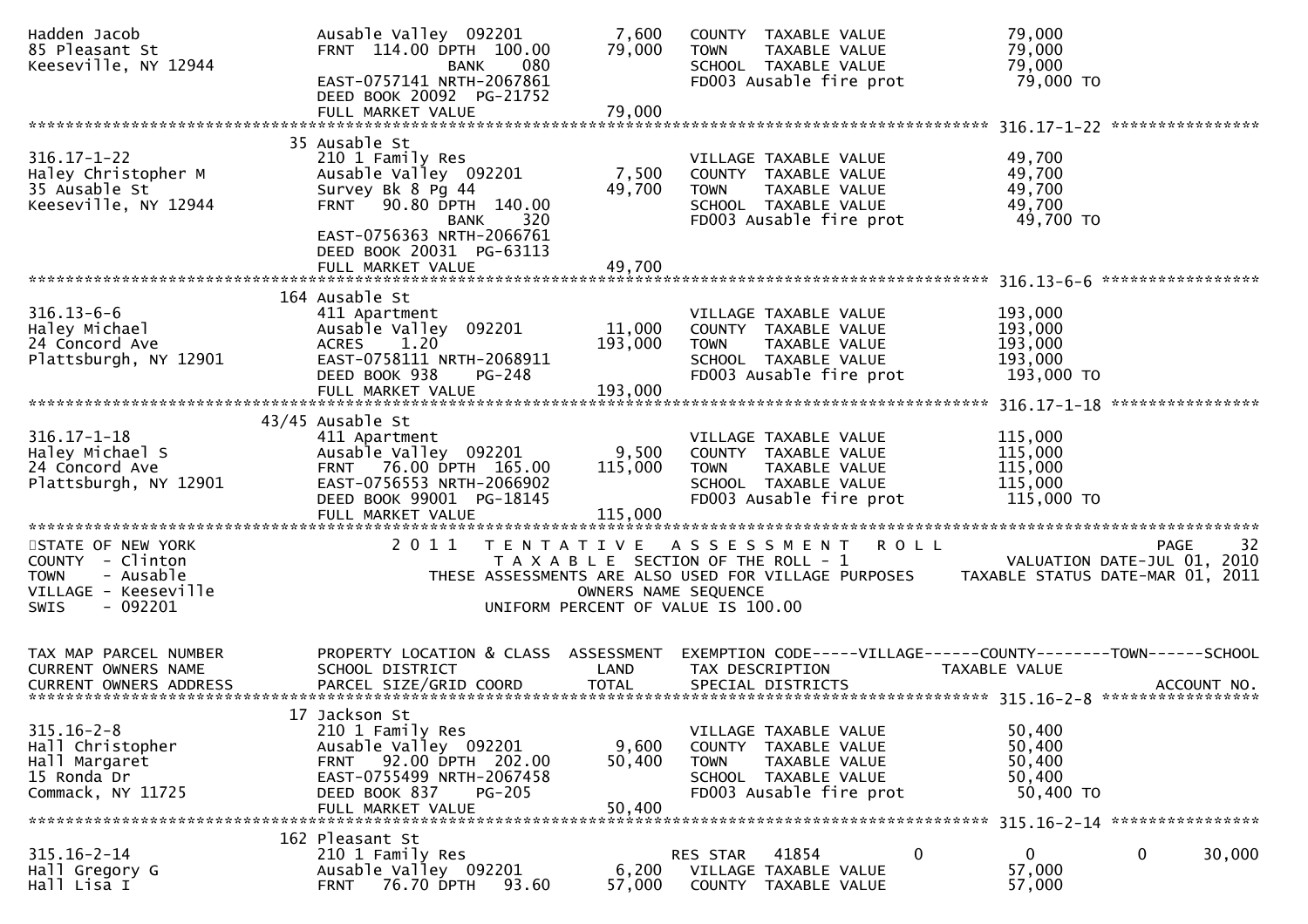```
Hadden Jacob                     Ausable Valley  092201          7,600   COUNTY  TAXABLE VALUE             79,000
85 Pleasant St                   FRNT  114.00 DPTH  100.00      79,000   TOWN    TAXABLE VALUE             79,000
Keeseville, NY 12944                          BANK    080                SCHOOL  TAXABLE VALUE             79,000
                                 EAST-0757141 NRTH-2067861               FD003 Ausable fire prot            79,000 TO
                                 DEED BOOK 20092  PG-21752
                                 FULL MARKET VALUE              79,000
******************************************************************************************************* 316.17-1-22 *****************
                               35 Ausable St
316.17-1-22                      210 1 Family Res                        VILLAGE TAXABLE VALUE             49,700
Haley Christopher M              Ausable Valley  092201          7,500   COUNTY  TAXABLE VALUE             49,700
35 Ausable St                    Survey Bk 8 Pg 44              49,700   TOWN    TAXABLE VALUE             49,700
Keeseville, NY 12944             FRNT   90.80 DPTH  140.00               SCHOOL  TAXABLE VALUE             49,700
                                              BANK    320                FD003 Ausable fire prot            49,700 TO
                                 EAST-0756363 NRTH-2066761
                                 DEED BOOK 20031  PG-63113
                                 FULL MARKET VALUE              49,700
******************************************************************************************************* 316.13-6-6 ******************
                               164 Ausable St
316.13-6-6                       411 Apartment                           VILLAGE TAXABLE VALUE            193,000
Haley Michael                    Ausable Valley  092201         11,000   COUNTY  TAXABLE VALUE            193,000
24 Concord Ave                   ACRES    1.20                 193,000   TOWN    TAXABLE VALUE            193,000
Plattsburgh, NY 12901            EAST-0758111 NRTH-2068911               SCHOOL  TAXABLE VALUE            193,000
                                 DEED BOOK 938    PG-248                 FD003 Ausable fire prot           193,000 TO
                                 FULL MARKET VALUE             193,000
******************************************************************************************************* 316.17-1-18 *****************
                               43/45 Ausable St
316.17-1-18                      411 Apartment                           VILLAGE TAXABLE VALUE            115,000
Haley Michael S                  Ausable Valley  092201          9,500   COUNTY  TAXABLE VALUE            115,000
24 Concord Ave                   FRNT   76.00 DPTH  165.00     115,000   TOWN    TAXABLE VALUE            115,000
Plattsburgh, NY 12901            EAST-0756553 NRTH-2066902               SCHOOL  TAXABLE VALUE            115,000
                                 DEED BOOK 99001  PG-18145               FD003 Ausable fire prot           115,000 TO
                                 FULL MARKET VALUE             115,000
*************************************************************************************************************************************
STATE OF NEW YORK                2 0 1 1   T E N T A T I V E   A S S E S S M E N T   R O L L                              PAGE    32
COUNTY  - Clinton                          T A X A B L E  SECTION OF THE ROLL - 1                  VALUATION DATE-JUL 01, 2010
TOWN    - Ausable                THESE ASSESSMENTS ARE ALSO USED FOR VILLAGE PURPOSES     TAXABLE STATUS DATE-MAR 01, 2011
VILLAGE - Keeseville                                  OWNERS NAME SEQUENCE
SWIS    - 092201                               UNIFORM PERCENT OF VALUE IS 100.00


TAX MAP PARCEL NUMBER            PROPERTY LOCATION & CLASS  ASSESSMENT  EXEMPTION CODE-----VILLAGE------COUNTY--------TOWN------SCHOOL
CURRENT OWNERS NAME              SCHOOL DISTRICT              LAND      TAX DESCRIPTION            TAXABLE VALUE
CURRENT OWNERS ADDRESS           PARCEL SIZE/GRID COORD       TOTAL     SPECIAL DISTRICTS                                    ACCOUNT NO.
******************************************************************************************************* 315.16-2-8 ******************
                               17 Jackson St
315.16-2-8                       210 1 Family Res                        VILLAGE TAXABLE VALUE             50,400
Hall Christopher                 Ausable Valley  092201          9,600   COUNTY  TAXABLE VALUE             50,400
Hall Margaret                    FRNT   92.00 DPTH  202.00      50,400   TOWN    TAXABLE VALUE             50,400
15 Ronda Dr                      EAST-0755499 NRTH-2067458               SCHOOL  TAXABLE VALUE             50,400
Commack, NY 11725                DEED BOOK 837    PG-205                 FD003 Ausable fire prot            50,400 TO
                                 FULL MARKET VALUE              50,400
******************************************************************************************************* 315.16-2-14 *****************
                               162 Pleasant St
315.16-2-14                      210 1 Family Res                        RES STAR   41854          0            0           0     30,000
Hall Gregory G                   Ausable Valley  092201          6,200     VILLAGE TAXABLE VALUE             57,000
Hall Lisa I                      FRNT   76.70 DPTH   93.60      57,000     COUNTY  TAXABLE VALUE             57,000
```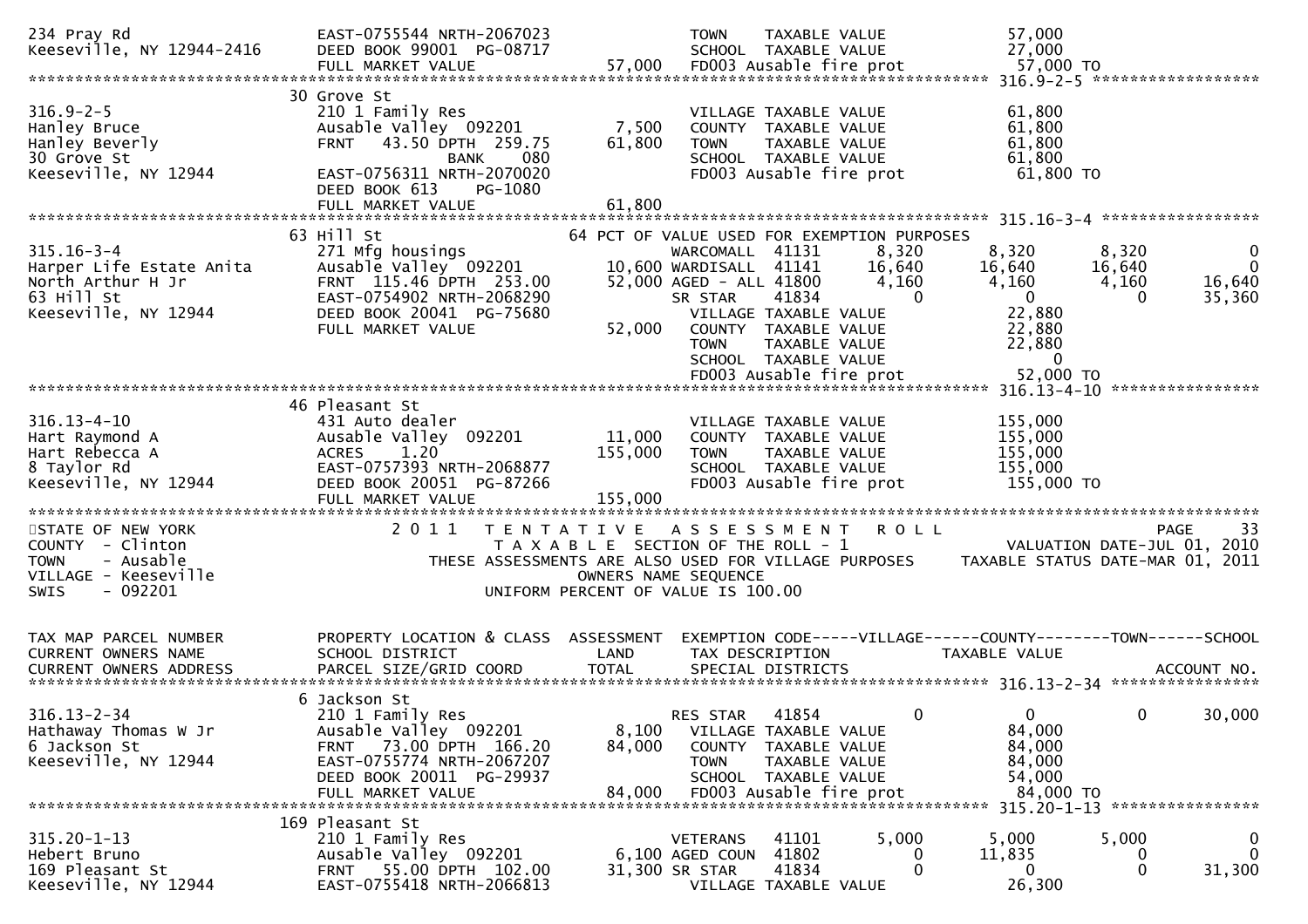```
234 Pray Rd                    EAST-0755544 NRTH-2067023                    TOWN    TAXABLE VALUE             57,000
Keeseville, NY 12944-2416      DEED BOOK 99001  PG-08717                    SCHOOL  TAXABLE VALUE             27,000
                               FULL MARKET VALUE              57,000        FD003 Ausable fire prot            57,000 TO
******************************************************************************************************* 316.9-2-5 ******************
                               30 Grove St
316.9-2-5                      210 1 Family Res                             VILLAGE TAXABLE VALUE             61,800
Hanley Bruce                   Ausable Valley  092201          7,500        COUNTY  TAXABLE VALUE             61,800
Hanley Beverly                 FRNT   43.50 DPTH  259.75      61,800        TOWN    TAXABLE VALUE             61,800
30 Grove St                                  BANK     080                   SCHOOL  TAXABLE VALUE             61,800
Keeseville, NY 12944           EAST-0756311 NRTH-2070020                    FD003 Ausable fire prot            61,800 TO
                               DEED BOOK 613     PG-1080
                               FULL MARKET VALUE              61,800
******************************************************************************************************* 315.16-3-4 *****************
                               63 Hill St                          64 PCT OF VALUE USED FOR EXEMPTION PURPOSES
315.16-3-4                     271 Mfg housings                     WARCOMALL  41131        8,320       8,320       8,320            0
Harper Life Estate Anita       Ausable Valley  092201        10,600 WARDISALL  41141       16,640      16,640      16,640            0
North Arthur H Jr              FRNT  115.46 DPTH  253.00     52,000 AGED - ALL 41800        4,160       4,160       4,160       16,640
63 Hill St                     EAST-0754902 NRTH-2068290            SR STAR    41834            0           0           0       35,360
Keeseville, NY 12944           DEED BOOK 20041  PG-75680              VILLAGE TAXABLE VALUE             22,880
                               FULL MARKET VALUE              52,000  COUNTY  TAXABLE VALUE             22,880
                                                                      TOWN    TAXABLE VALUE             22,880
                                                                      SCHOOL  TAXABLE VALUE                  0
                                                                      FD003 Ausable fire prot            52,000 TO
******************************************************************************************************* 316.13-4-10 ****************
                               46 Pleasant St
316.13-4-10                    431 Auto dealer                              VILLAGE TAXABLE VALUE            155,000
Hart Raymond A                 Ausable Valley  092201         11,000        COUNTY  TAXABLE VALUE            155,000
Hart Rebecca A                 ACRES    1.20                 155,000        TOWN    TAXABLE VALUE            155,000
8 Taylor Rd                    EAST-0757393 NRTH-2068877                    SCHOOL  TAXABLE VALUE            155,000
Keeseville, NY 12944           DEED BOOK 20051  PG-87266                    FD003 Ausable fire prot           155,000 TO
                               FULL MARKET VALUE             155,000
************************************************************************************************************************************
STATE OF NEW YORK                2 0 1 1   T E N T A T I V E   A S S E S S M E N T   R O L L                          PAGE     33
COUNTY  - Clinton                          T A X A B L E  SECTION OF THE ROLL - 1                   VALUATION DATE-JUL 01, 2010
TOWN    - Ausable                  THESE ASSESSMENTS ARE ALSO USED FOR VILLAGE PURPOSES      TAXABLE STATUS DATE-MAR 01, 2011
VILLAGE - Keeseville                                   OWNERS NAME SEQUENCE
SWIS    - 092201                                UNIFORM PERCENT OF VALUE IS 100.00


TAX MAP PARCEL NUMBER          PROPERTY LOCATION & CLASS  ASSESSMENT  EXEMPTION CODE-----VILLAGE------COUNTY--------TOWN------SCHOOL
CURRENT OWNERS NAME            SCHOOL DISTRICT               LAND     TAX DESCRIPTION            TAXABLE VALUE
CURRENT OWNERS ADDRESS         PARCEL SIZE/GRID COORD        TOTAL    SPECIAL DISTRICTS                                   ACCOUNT NO.
******************************************************************************************************* 316.13-2-34 ****************
                               6 Jackson St
316.13-2-34                    210 1 Family Res                     RES STAR   41854            0           0           0       30,000
Hathaway Thomas W Jr           Ausable Valley  092201          8,100  VILLAGE TAXABLE VALUE             84,000
6 Jackson St                   FRNT   73.00 DPTH  166.20      84,000  COUNTY  TAXABLE VALUE             84,000
Keeseville, NY 12944           EAST-0755774 NRTH-2067207              TOWN    TAXABLE VALUE             84,000
                               DEED BOOK 20011  PG-29937              SCHOOL  TAXABLE VALUE             54,000
                               FULL MARKET VALUE              84,000  FD003 Ausable fire prot            84,000 TO
******************************************************************************************************* 315.20-1-13 ****************
                               169 Pleasant St
315.20-1-13                    210 1 Family Res                     VETERANS   41101        5,000       5,000       5,000            0
Hebert Bruno                   Ausable Valley  092201          6,100 AGED COUN  41802            0      11,835           0            0
169 Pleasant St                FRNT   55.00 DPTH  102.00      31,300 SR STAR    41834            0           0           0       31,300
Keeseville, NY 12944           EAST-0755418 NRTH-2066813              VILLAGE TAXABLE VALUE             26,300
```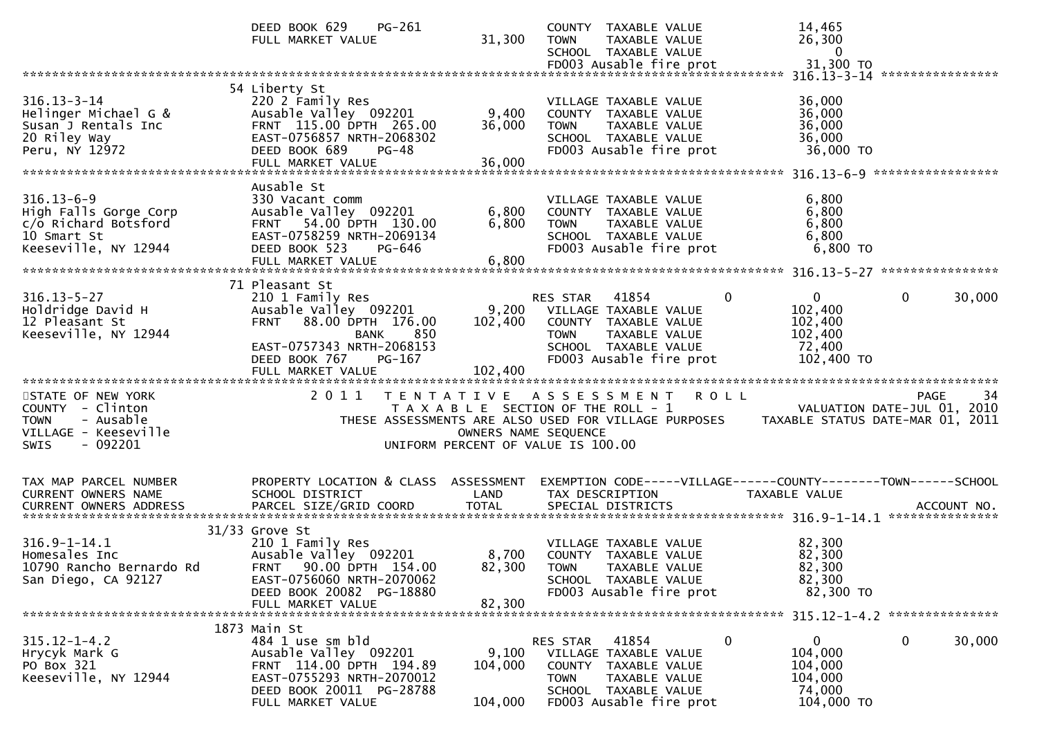```
                              DEED BOOK 629    PG-261                          COUNTY  TAXABLE VALUE              14,465
                              FULL MARKET VALUE              31,300            TOWN    TAXABLE VALUE              26,300
                                                                               SCHOOL  TAXABLE VALUE                   0
                                                                               FD003 Ausable fire prot            31,300 TO
******************************************************************************************************* 316.13-3-14 ****************
                              54 Liberty St
316.13-3-14                   220 2 Family Res                                 VILLAGE TAXABLE VALUE              36,000
Helinger Michael G &          Ausable Valley  092201          9,400            COUNTY  TAXABLE VALUE              36,000
Susan J Rentals Inc           FRNT 115.00 DPTH 265.00        36,000            TOWN    TAXABLE VALUE              36,000
20 Riley Way                  EAST-0756857 NRTH-2068302                        SCHOOL  TAXABLE VALUE              36,000
Peru, NY 12972                DEED BOOK 689    PG-48                           FD003 Ausable fire prot            36,000 TO
                              FULL MARKET VALUE              36,000
******************************************************************************************************* 316.13-6-9 *****************
                              Ausable St
316.13-6-9                    330 Vacant comm                                  VILLAGE TAXABLE VALUE               6,800
High Falls Gorge Corp         Ausable Valley  092201          6,800            COUNTY  TAXABLE VALUE               6,800
c/o Richard Botsford          FRNT  54.00 DPTH 130.00         6,800            TOWN    TAXABLE VALUE               6,800
10 Smart St                   EAST-0758259 NRTH-2069134                        SCHOOL  TAXABLE VALUE               6,800
Keeseville, NY 12944          DEED BOOK 523    PG-646                          FD003 Ausable fire prot             6,800 TO
                              FULL MARKET VALUE               6,800
******************************************************************************************************* 316.13-5-27 ****************
                              71 Pleasant St
316.13-5-27                   210 1 Family Res                                 RES STAR   41854           0        0           0     30,000
Holdridge David H             Ausable Valley  092201          9,200            VILLAGE TAXABLE VALUE             102,400
12 Pleasant St                FRNT  88.00 DPTH 176.00       102,400            COUNTY  TAXABLE VALUE             102,400
Keeseville, NY 12944                     BANK     850                          TOWN    TAXABLE VALUE             102,400
                              EAST-0757343 NRTH-2068153                        SCHOOL  TAXABLE VALUE              72,400
                              DEED BOOK 767    PG-167                          FD003 Ausable fire prot           102,400 TO
                              FULL MARKET VALUE             102,400
************************************************************************************************************************************
STATE OF NEW YORK                  2 0 1 1   T E N T A T I V E   A S S E S S M E N T   R O L L                          PAGE    34
COUNTY  - Clinton                            T A X A B L E  SECTION OF THE ROLL - 1                      VALUATION DATE-JUL 01, 2010
TOWN    - Ausable                  THESE ASSESSMENTS ARE ALSO USED FOR VILLAGE PURPOSES      TAXABLE STATUS DATE-MAR 01, 2011
VILLAGE - Keeseville                                   OWNERS NAME SEQUENCE
SWIS    - 092201                                 UNIFORM PERCENT OF VALUE IS 100.00


TAX MAP PARCEL NUMBER         PROPERTY LOCATION & CLASS  ASSESSMENT  EXEMPTION CODE-----VILLAGE------COUNTY--------TOWN------SCHOOL
CURRENT OWNERS NAME           SCHOOL DISTRICT               LAND      TAX DESCRIPTION            TAXABLE VALUE
CURRENT OWNERS ADDRESS        PARCEL SIZE/GRID COORD        TOTAL     SPECIAL DISTRICTS                                   ACCOUNT NO.
******************************************************************************************************* 316.9-1-14.1 ***************
                           31/33 Grove St
316.9-1-14.1                  210 1 Family Res                                 VILLAGE TAXABLE VALUE              82,300
Homesales Inc                 Ausable Valley  092201          8,700            COUNTY  TAXABLE VALUE              82,300
10790 Rancho Bernardo Rd      FRNT  90.00 DPTH 154.00        82,300            TOWN    TAXABLE VALUE              82,300
San Diego, CA 92127           EAST-0756060 NRTH-2070062                        SCHOOL  TAXABLE VALUE              82,300
                              DEED BOOK 20082 PG-18880                         FD003 Ausable fire prot            82,300 TO
                              FULL MARKET VALUE              82,300
******************************************************************************************************* 315.12-1-4.2 ***************
                              1873 Main St
315.12-1-4.2                  484 1 use sm bld                                 RES STAR   41854           0        0           0     30,000
Hrycyk Mark G                 Ausable Valley  092201          9,100            VILLAGE TAXABLE VALUE             104,000
PO Box 321                    FRNT 114.00 DPTH 194.89       104,000            COUNTY  TAXABLE VALUE             104,000
Keeseville, NY 12944          EAST-0755293 NRTH-2070012                        TOWN    TAXABLE VALUE             104,000
                              DEED BOOK 20011 PG-28788                         SCHOOL  TAXABLE VALUE              74,000
                              FULL MARKET VALUE             104,000            FD003 Ausable fire prot           104,000 TO
```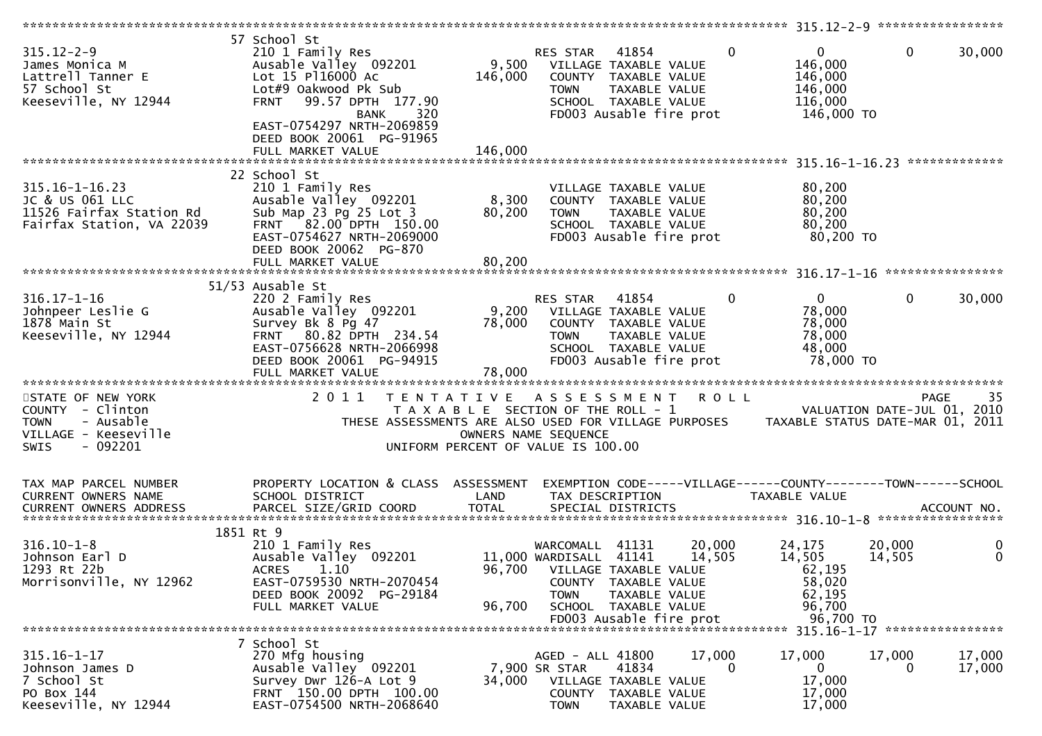```
******************************************************************************************************* 315.12-2-9 ******************
                                57 School St
315.12-2-9                      210 1 Family Res                    RES STAR   41854              0             0             0       30,000
James Monica M                  Ausable Valley  092201       9,500    VILLAGE TAXABLE VALUE                    146,000
Lattrell Tanner E               Lot 15 Pl16000 Ac          146,000    COUNTY  TAXABLE VALUE                    146,000
57 School St                    Lot#9 Oakwood Pk Sub                  TOWN    TAXABLE VALUE                    146,000
Keeseville, NY 12944            FRNT   99.57 DPTH 177.90              SCHOOL  TAXABLE VALUE                    116,000
                                          BANK     320                FD003 Ausable fire prot                  146,000 TO
                                EAST-0754297 NRTH-2069859
                                DEED BOOK 20061  PG-91965
                                FULL MARKET VALUE          146,000
******************************************************************************************************* 315.16-1-16.23 *************
                                22 School St
315.16-1-16.23                  210 1 Family Res                      VILLAGE TAXABLE VALUE                     80,200
JC & US 061 LLC                 Ausable Valley  092201       8,300    COUNTY  TAXABLE VALUE                     80,200
11526 Fairfax Station Rd        Sub Map 23 Pg 25 Lot 3      80,200    TOWN    TAXABLE VALUE                     80,200
Fairfax Station, VA 22039       FRNT   82.00 DPTH 150.00              SCHOOL  TAXABLE VALUE                     80,200
                                EAST-0754627 NRTH-2069000             FD003 Ausable fire prot                   80,200 TO
                                DEED BOOK 20062  PG-870
                                FULL MARKET VALUE           80,200
******************************************************************************************************* 316.17-1-16 ****************
                                51/53 Ausable St
316.17-1-16                     220 2 Family Res                    RES STAR   41854              0             0             0       30,000
Johnpeer Leslie G               Ausable Valley  092201       9,200    VILLAGE TAXABLE VALUE                     78,000
1878 Main St                    Survey Bk 8 Pg 47           78,000    COUNTY  TAXABLE VALUE                     78,000
Keeseville, NY 12944            FRNT   80.82 DPTH 234.54              TOWN    TAXABLE VALUE                     78,000
                                EAST-0756628 NRTH-2066998             SCHOOL  TAXABLE VALUE                     48,000
                                DEED BOOK 20061  PG-94915             FD003 Ausable fire prot                   78,000 TO
                                FULL MARKET VALUE           78,000
****************************************************************************************************************************************
STATE OF NEW YORK                   2 0 1 1   T E N T A T I V E   A S S E S S M E N T   R O L L                            PAGE     35
COUNTY  - Clinton                              T A X A B L E  SECTION OF THE ROLL - 1                       VALUATION DATE-JUL 01, 2010
TOWN    - Ausable                   THESE ASSESSMENTS ARE ALSO USED FOR VILLAGE PURPOSES        TAXABLE STATUS DATE-MAR 01, 2011
VILLAGE - Keeseville                                   OWNERS NAME SEQUENCE
SWIS    - 092201                                 UNIFORM PERCENT OF VALUE IS 100.00


TAX MAP PARCEL NUMBER           PROPERTY LOCATION & CLASS  ASSESSMENT  EXEMPTION CODE-----VILLAGE------COUNTY--------TOWN------SCHOOL
CURRENT OWNERS NAME             SCHOOL DISTRICT               LAND      TAX DESCRIPTION             TAXABLE VALUE
CURRENT OWNERS ADDRESS          PARCEL SIZE/GRID COORD        TOTAL     SPECIAL DISTRICTS                                      ACCOUNT NO.
******************************************************************************************************* 316.10-1-8 *****************
                                1851 Rt 9
316.10-1-8                      210 1 Family Res                    WARCOMALL  41131         20,000        24,175        20,000            0
Johnson Earl D                  Ausable Valley  092201      11,000 WARDISALL  41141         14,505        14,505        14,505            0
1293 Rt 22b                     ACRES     1.10              96,700    VILLAGE TAXABLE VALUE                     62,195
Morrisonville, NY 12962         EAST-0759530 NRTH-2070454             COUNTY  TAXABLE VALUE                     58,020
                                DEED BOOK 20092  PG-29184             TOWN    TAXABLE VALUE                     62,195
                                FULL MARKET VALUE           96,700    SCHOOL  TAXABLE VALUE                     96,700
                                                                      FD003 Ausable fire prot                   96,700 TO
******************************************************************************************************* 315.16-1-17 ****************
                                7 School St
315.16-1-17                     270 Mfg housing                     AGED - ALL 41800         17,000        17,000        17,000       17,000
Johnson James D                 Ausable Valley  092201       7,900 SR STAR    41834              0             0             0       17,000
7 School St                     Survey Dwr 126-A Lot 9      34,000    VILLAGE TAXABLE VALUE                     17,000
PO Box 144                      FRNT  150.00 DPTH 100.00              COUNTY  TAXABLE VALUE                     17,000
Keeseville, NY 12944            EAST-0754500 NRTH-2068640             TOWN    TAXABLE VALUE                     17,000
```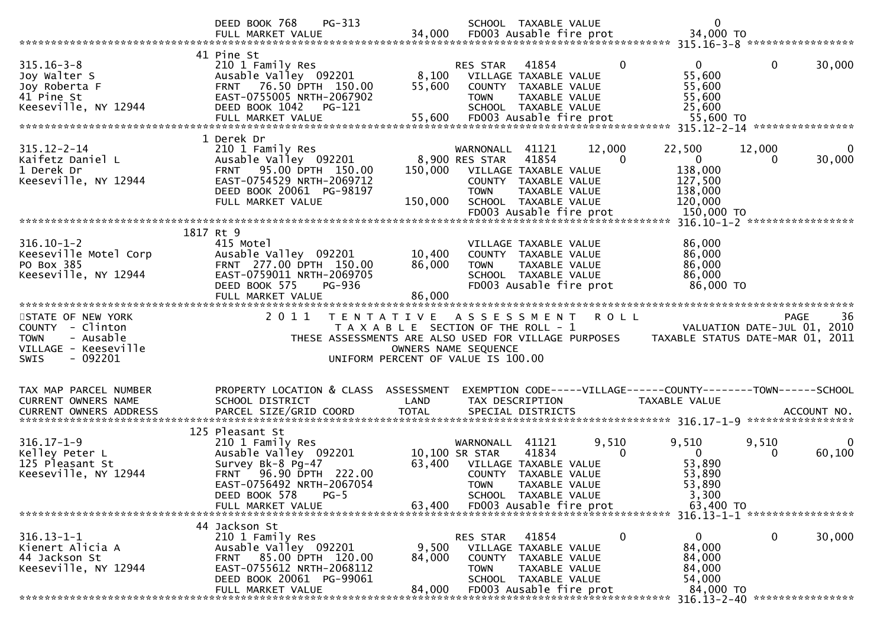```
                                DEED BOOK 768     PG-313                          SCHOOL  TAXABLE VALUE                    0
                                FULL MARKET VALUE              34,000    FD003 Ausable fire prot                 34,000 TO
******************************************************************************************************* 315.16-3-8 *****************
                             41 Pine St
315.16-3-8                      210 1 Family Res                          RES STAR    41854              0            0            0       30,000
Joy Walter S                    Ausable Valley  092201          8,100    VILLAGE TAXABLE VALUE                 55,600
Joy Roberta F                   FRNT   76.50 DPTH  150.00      55,600    COUNTY  TAXABLE VALUE                 55,600
41 Pine St                      EAST-0755005 NRTH-2067902                 TOWN    TAXABLE VALUE                 55,600
Keeseville, NY 12944            DEED BOOK 1042    PG-121                  SCHOOL  TAXABLE VALUE                 25,600
                                FULL MARKET VALUE              55,600    FD003 Ausable fire prot                 55,600 TO
******************************************************************************************************* 315.12-2-14 ****************
                              1 Derek Dr
315.12-2-14                     210 1 Family Res                          WARNONALL   41121         12,000       22,500       12,000            0
Kaifetz Daniel L                Ausable Valley  092201          8,900 RES STAR    41854              0            0            0       30,000
1 Derek Dr                      FRNT   95.00 DPTH  150.00     150,000    VILLAGE TAXABLE VALUE                138,000
Keeseville, NY 12944            EAST-0754529 NRTH-2069712                 COUNTY  TAXABLE VALUE                127,500
                                DEED BOOK 20061 PG-98197                  TOWN    TAXABLE VALUE                138,000
                                FULL MARKET VALUE             150,000    SCHOOL  TAXABLE VALUE                120,000
                                                                          FD003 Ausable fire prot                150,000 TO
******************************************************************************************************* 316.10-1-2 *****************
                           1817 Rt 9
316.10-1-2                      415 Motel                                 VILLAGE TAXABLE VALUE                 86,000
Keeseville Motel Corp           Ausable Valley  092201         10,400    COUNTY  TAXABLE VALUE                 86,000
PO Box 385                      FRNT  277.00 DPTH  150.00      86,000    TOWN    TAXABLE VALUE                 86,000
Keeseville, NY 12944            EAST-0759011 NRTH-2069705                 SCHOOL  TAXABLE VALUE                 86,000
                                DEED BOOK 575     PG-936                  FD003 Ausable fire prot                 86,000 TO
                                FULL MARKET VALUE              86,000
************************************************************************************************************************************
STATE OF NEW YORK                  2 0 1 1   T E N T A T I V E   A S S E S S M E N T   R O L L                                PAGE    36
COUNTY  - Clinton                            T A X A B L E  SECTION OF THE ROLL - 1                         VALUATION DATE-JUL 01, 2010
TOWN    - Ausable               THESE ASSESSMENTS ARE ALSO USED FOR VILLAGE PURPOSES     TAXABLE STATUS DATE-MAR 01, 2011
VILLAGE - Keeseville                               OWNERS NAME SEQUENCE
SWIS    - 092201                           UNIFORM PERCENT OF VALUE IS 100.00


TAX MAP PARCEL NUMBER           PROPERTY LOCATION & CLASS  ASSESSMENT  EXEMPTION CODE-----VILLAGE------COUNTY--------TOWN------SCHOOL
CURRENT OWNERS NAME             SCHOOL DISTRICT               LAND      TAX DESCRIPTION              TAXABLE VALUE
CURRENT OWNERS ADDRESS          PARCEL SIZE/GRID COORD        TOTAL     SPECIAL DISTRICTS                                    ACCOUNT NO.
******************************************************************************************************* 316.17-1-9 *****************
                            125 Pleasant St
316.17-1-9                      210 1 Family Res                          WARNONALL   41121          9,510        9,510        9,510            0
Kelley Peter L                  Ausable Valley  092201         10,100 SR STAR     41834              0            0            0       60,100
125 Pleasant St                 Survey Bk-8 Pg-47              63,400    VILLAGE TAXABLE VALUE                 53,890
Keeseville, NY 12944            FRNT   96.90 DPTH  222.00                 COUNTY  TAXABLE VALUE                 53,890
                                EAST-0756492 NRTH-2067054                 TOWN    TAXABLE VALUE                 53,890
                                DEED BOOK 578     PG-5                    SCHOOL  TAXABLE VALUE                  3,300
                                FULL MARKET VALUE              63,400    FD003 Ausable fire prot                 63,400 TO
******************************************************************************************************* 316.13-1-1 *****************
                             44 Jackson St
316.13-1-1                      210 1 Family Res                          RES STAR    41854              0            0            0       30,000
Kienert Alicia A                Ausable Valley  092201          9,500    VILLAGE TAXABLE VALUE                 84,000
44 Jackson St                   FRNT   85.00 DPTH  120.00      84,000    COUNTY  TAXABLE VALUE                 84,000
Keeseville, NY 12944            EAST-0755612 NRTH-2068112                 TOWN    TAXABLE VALUE                 84,000
                                DEED BOOK 20061 PG-99061                  SCHOOL  TAXABLE VALUE                 54,000
                                FULL MARKET VALUE              84,000    FD003 Ausable fire prot                 84,000 TO
******************************************************************************************************* 316.13-2-40 ****************
```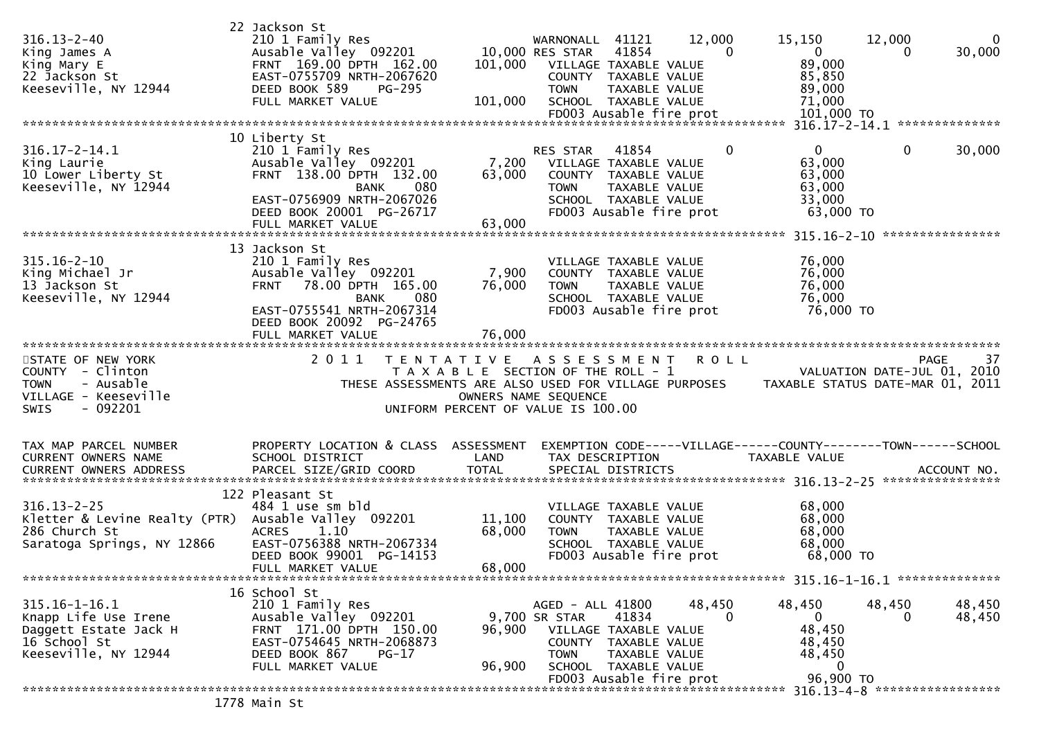```
                                22 Jackson St
316.13-2-40                     210 1 Family Res                      WARNONALL  41121        12,000        15,150        12,000             0
King James A                    Ausable Valley  092201       10,000 RES STAR   41854             0             0             0        30,000
King Mary E                     FRNT  169.00 DPTH  162.00   101,000   VILLAGE TAXABLE VALUE                   89,000
22 Jackson St                   EAST-0755709 NRTH-2067620             COUNTY  TAXABLE VALUE                   85,850
Keeseville, NY 12944            DEED BOOK 589     PG-295              TOWN    TAXABLE VALUE                   89,000
                                FULL MARKET VALUE           101,000   SCHOOL  TAXABLE VALUE                   71,000
                                                                      FD003 Ausable fire prot                101,000 TO
******************************************************************************************************* 316.17-2-14.1 **************
                                10 Liberty St
316.17-2-14.1                   210 1 Family Res                      RES STAR   41854             0             0             0        30,000
King Laurie                     Ausable Valley  092201        7,200   VILLAGE TAXABLE VALUE                   63,000
10 Lower Liberty St             FRNT  138.00 DPTH  132.00    63,000   COUNTY  TAXABLE VALUE                   63,000
Keeseville, NY 12944                         BANK     080             TOWN    TAXABLE VALUE                   63,000
                                EAST-0756909 NRTH-2067026             SCHOOL  TAXABLE VALUE                   33,000
                                DEED BOOK 20001  PG-26717             FD003 Ausable fire prot                 63,000 TO
                                FULL MARKET VALUE            63,000
******************************************************************************************************* 315.16-2-10 ****************
                                13 Jackson St
315.16-2-10                     210 1 Family Res                      VILLAGE TAXABLE VALUE                   76,000
King Michael Jr                 Ausable Valley  092201        7,900   COUNTY  TAXABLE VALUE                   76,000
13 Jackson St                   FRNT   78.00 DPTH  165.00    76,000   TOWN    TAXABLE VALUE                   76,000
Keeseville, NY 12944                         BANK     080             SCHOOL  TAXABLE VALUE                   76,000
                                EAST-0755541 NRTH-2067314             FD003 Ausable fire prot                 76,000 TO
                                DEED BOOK 20092  PG-24765
                                FULL MARKET VALUE            76,000
************************************************************************************************************************************
STATE OF NEW YORK                   2 0 1 1   T E N T A T I V E   A S S E S S M E N T   R O L L                              PAGE    37
COUNTY  - Clinton                             T A X A B L E  SECTION OF THE ROLL - 1                      VALUATION DATE-JUL 01, 2010
TOWN    - Ausable                   THESE ASSESSMENTS ARE ALSO USED FOR VILLAGE PURPOSES       TAXABLE STATUS DATE-MAR 01, 2011
VILLAGE - Keeseville                                     OWNERS NAME SEQUENCE
SWIS    - 092201                                 UNIFORM PERCENT OF VALUE IS 100.00


TAX MAP PARCEL NUMBER           PROPERTY LOCATION & CLASS  ASSESSMENT  EXEMPTION CODE-----VILLAGE------COUNTY--------TOWN------SCHOOL
CURRENT OWNERS NAME             SCHOOL DISTRICT               LAND      TAX DESCRIPTION             TAXABLE VALUE
CURRENT OWNERS ADDRESS          PARCEL SIZE/GRID COORD        TOTAL     SPECIAL DISTRICTS                                     ACCOUNT NO.
******************************************************************************************************* 316.13-2-25 ****************
                                122 Pleasant St
316.13-2-25                     484 1 use sm bld                      VILLAGE TAXABLE VALUE                   68,000
Kletter & Levine Realty (PTR)   Ausable Valley  092201       11,100   COUNTY  TAXABLE VALUE                   68,000
286 Church St                   ACRES    1.10                68,000   TOWN    TAXABLE VALUE                   68,000
Saratoga Springs, NY 12866      EAST-0756388 NRTH-2067334             SCHOOL  TAXABLE VALUE                   68,000
                                DEED BOOK 99001  PG-14153             FD003 Ausable fire prot                 68,000 TO
                                FULL MARKET VALUE            68,000
******************************************************************************************************* 315.16-1-16.1 **************
                                16 School St
315.16-1-16.1                   210 1 Family Res                      AGED - ALL 41800        48,450        48,450        48,450        48,450
Knapp Life Use Irene            Ausable Valley  092201        9,700 SR STAR    41834             0             0             0        48,450
Daggett Estate Jack H           FRNT  171.00 DPTH  150.00    96,900   VILLAGE TAXABLE VALUE                   48,450
16 School St                    EAST-0754645 NRTH-2068873             COUNTY  TAXABLE VALUE                   48,450
Keeseville, NY 12944            DEED BOOK 867     PG-17               TOWN    TAXABLE VALUE                   48,450
                                FULL MARKET VALUE            96,900   SCHOOL  TAXABLE VALUE                        0
                                                                      FD003 Ausable fire prot                 96,900 TO
******************************************************************************************************* 316.13-4-8 *****************
                                1778 Main St
```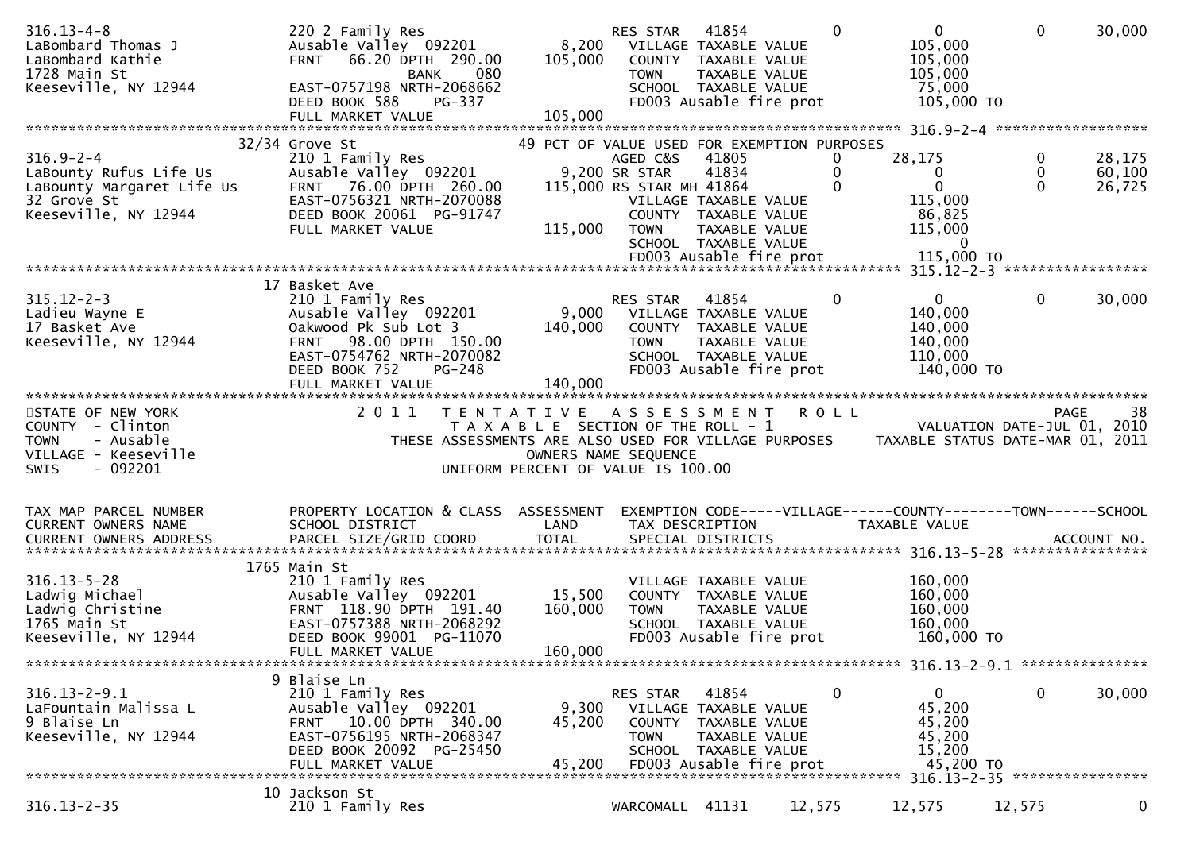```
316.13-4-8                     220 2 Family Res                    RES STAR   41854         0           0            0       30,000
LaBombard Thomas J             Ausable Valley  092201        8,200   VILLAGE TAXABLE VALUE            105,000
LaBombard Kathie               FRNT   66.20 DPTH 290.00    105,000   COUNTY  TAXABLE VALUE            105,000
1728 Main St                              BANK     080               TOWN    TAXABLE VALUE            105,000
Keeseville, NY 12944           EAST-0757198 NRTH-2068662             SCHOOL  TAXABLE VALUE             75,000
                               DEED BOOK 588    PG-337               FD003 Ausable fire prot          105,000 TO
                               FULL MARKET VALUE           105,000
******************************************************************************************************* 316.9-2-4 ******************
                     32/34 Grove St                        49 PCT OF VALUE USED FOR EXEMPTION PURPOSES
316.9-2-4                      210 1 Family Res                    AGED C&S   41805         0      28,175            0       28,175
LaBounty Rufus Life Us         Ausable Valley  092201        9,200 SR STAR    41834         0           0            0       60,100
LaBounty Margaret Life Us      FRNT   76.00 DPTH 260.00    115,000 RS STAR MH 41864         0           0            0       26,725
32 Grove St                    EAST-0756321 NRTH-2070088             VILLAGE TAXABLE VALUE            115,000
Keeseville, NY 12944           DEED BOOK 20061 PG-91747              COUNTY  TAXABLE VALUE             86,825
                               FULL MARKET VALUE           115,000   TOWN    TAXABLE VALUE            115,000
                                                                     SCHOOL  TAXABLE VALUE                  0
                                                                     FD003 Ausable fire prot          115,000 TO
******************************************************************************************************* 315.12-2-3 *****************
                      17 Basket Ave
315.12-2-3                     210 1 Family Res                    RES STAR   41854         0           0            0       30,000
Ladieu Wayne E                 Ausable Valley  092201        9,000   VILLAGE TAXABLE VALUE            140,000
17 Basket Ave                  Oakwood Pk Sub Lot 3        140,000   COUNTY  TAXABLE VALUE            140,000
Keeseville, NY 12944           FRNT   98.00 DPTH 150.00              TOWN    TAXABLE VALUE            140,000
                               EAST-0754762 NRTH-2070082             SCHOOL  TAXABLE VALUE            110,000
                               DEED BOOK 752    PG-248               FD003 Ausable fire prot          140,000 TO
                               FULL MARKET VALUE           140,000
************************************************************************************************************************************
STATE OF NEW YORK                   2 0 1 1   T E N T A T I V E   A S S E S S M E N T   R O L L                          PAGE     38
COUNTY  - Clinton                              T A X A B L E  SECTION OF THE ROLL - 1                       VALUATION DATE-JUL 01, 2010
TOWN    - Ausable                    THESE ASSESSMENTS ARE ALSO USED FOR VILLAGE PURPOSES     TAXABLE STATUS DATE-MAR 01, 2011
VILLAGE - Keeseville                                    OWNERS NAME SEQUENCE
SWIS    - 092201                                 UNIFORM PERCENT OF VALUE IS 100.00


TAX MAP PARCEL NUMBER          PROPERTY LOCATION & CLASS  ASSESSMENT  EXEMPTION CODE-----VILLAGE------COUNTY--------TOWN------SCHOOL
CURRENT OWNERS NAME            SCHOOL DISTRICT               LAND      TAX DESCRIPTION            TAXABLE VALUE
CURRENT OWNERS ADDRESS         PARCEL SIZE/GRID COORD        TOTAL     SPECIAL DISTRICTS                                   ACCOUNT NO.
******************************************************************************************************* 316.13-5-28 ****************
                    1765 Main St
316.13-5-28                    210 1 Family Res                      VILLAGE TAXABLE VALUE            160,000
Ladwig Michael                 Ausable Valley  092201       15,500   COUNTY  TAXABLE VALUE            160,000
Ladwig Christine               FRNT  118.90 DPTH 191.40    160,000   TOWN    TAXABLE VALUE            160,000
1765 Main St                   EAST-0757388 NRTH-2068292             SCHOOL  TAXABLE VALUE            160,000
Keeseville, NY 12944           DEED BOOK 99001 PG-11070              FD003 Ausable fire prot          160,000 TO
                               FULL MARKET VALUE           160,000
******************************************************************************************************* 316.13-2-9.1 ***************
                       9 Blaise Ln
316.13-2-9.1                   210 1 Family Res                    RES STAR   41854         0           0            0       30,000
LaFountain Malissa L           Ausable Valley  092201        9,300   VILLAGE TAXABLE VALUE             45,200
9 Blaise Ln                    FRNT   10.00 DPTH 340.00     45,200   COUNTY  TAXABLE VALUE             45,200
Keeseville, NY 12944           EAST-0756195 NRTH-2068347             TOWN    TAXABLE VALUE             45,200
                               DEED BOOK 20092 PG-25450              SCHOOL  TAXABLE VALUE             15,200
                               FULL MARKET VALUE            45,200   FD003 Ausable fire prot           45,200 TO
******************************************************************************************************* 316.13-2-35 ****************
                      10 Jackson St
316.13-2-35                    210 1 Family Res                    WARCOMALL  41131    12,575      12,575       12,575            0
```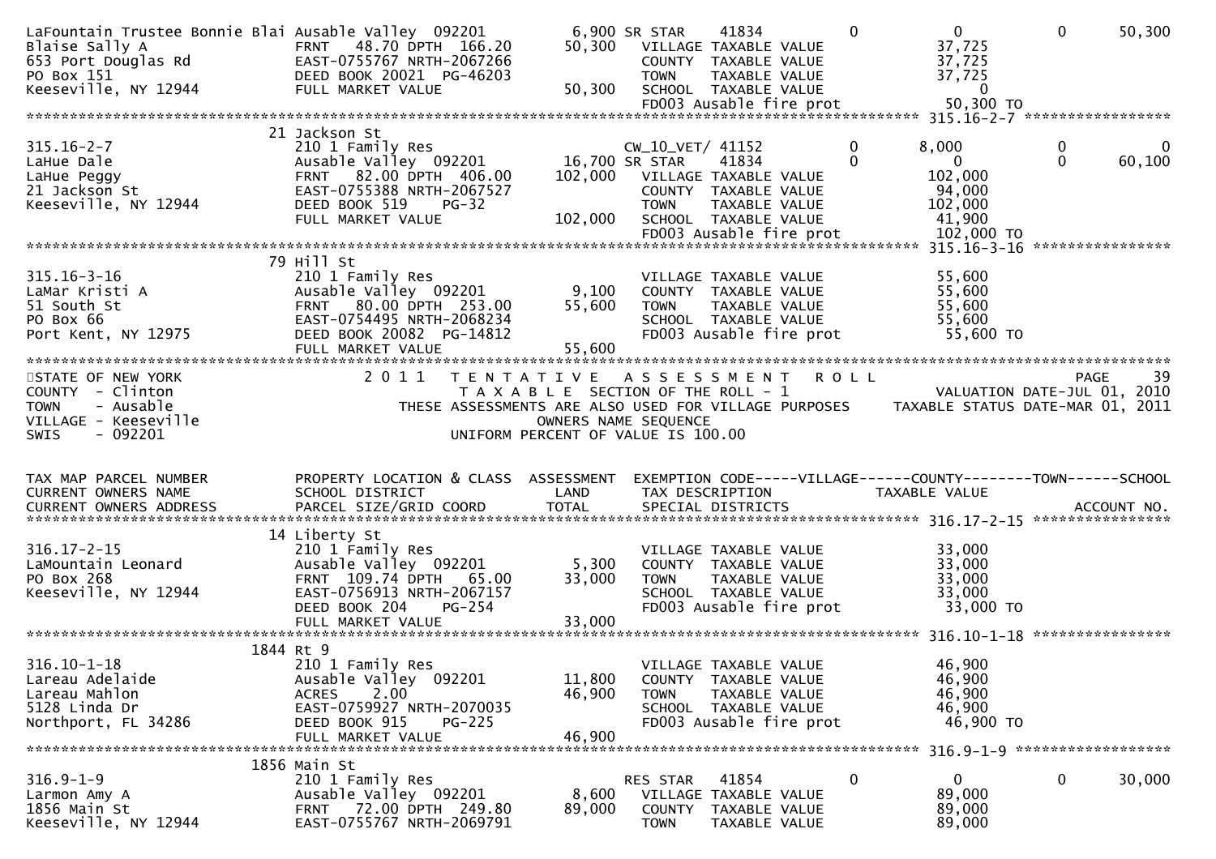```
LaFountain Trustee Bonnie Blai Ausable Valley  092201         6,900 SR STAR     41834            0             0            0        50,300
Blaise Sally A                 FRNT   48.70 DPTH  166.20     50,300   VILLAGE TAXABLE VALUE               37,725
653 Port Douglas Rd            EAST-0755767 NRTH-2067266              COUNTY  TAXABLE VALUE               37,725
PO Box 151                     DEED BOOK 20021  PG-46203              TOWN    TAXABLE VALUE               37,725
Keeseville, NY 12944           FULL MARKET VALUE             50,300   SCHOOL  TAXABLE VALUE                    0
                                                                      FD003 Ausable fire prot             50,300 TO
******************************************************************************************************* 315.16-2-7 *****************
                               21 Jackson St
315.16-2-7                     210 1 Family Res                       CW_10_VET/ 41152            0         8,000            0             0
LaHue Dale                     Ausable Valley  092201        16,700 SR STAR     41834            0             0            0        60,100
LaHue Peggy                    FRNT   82.00 DPTH  406.00    102,000   VILLAGE TAXABLE VALUE              102,000
21 Jackson St                  EAST-0755388 NRTH-2067527              COUNTY  TAXABLE VALUE               94,000
Keeseville, NY 12944           DEED BOOK 519    PG-32                 TOWN    TAXABLE VALUE              102,000
                               FULL MARKET VALUE            102,000   SCHOOL  TAXABLE VALUE               41,900
                                                                      FD003 Ausable fire prot            102,000 TO
******************************************************************************************************* 315.16-3-16 ****************
                               79 Hill St
315.16-3-16                    210 1 Family Res                       VILLAGE TAXABLE VALUE               55,600
LaMar Kristi A                 Ausable Valley  092201         9,100   COUNTY  TAXABLE VALUE               55,600
51 South St                    FRNT   80.00 DPTH  253.00     55,600   TOWN    TAXABLE VALUE               55,600
PO Box 66                      EAST-0754495 NRTH-2068234              SCHOOL  TAXABLE VALUE               55,600
Port Kent, NY 12975            DEED BOOK 20082  PG-14812              FD003 Ausable fire prot             55,600 TO
                               FULL MARKET VALUE             55,600
************************************************************************************************************************************
STATE OF NEW YORK                  2 0 1 1   T E N T A T I V E   A S S E S S M E N T   R O L L                              PAGE    39
COUNTY  - Clinton                            T A X A B L E  SECTION OF THE ROLL - 1                         VALUATION DATE-JUL 01, 2010
TOWN    - Ausable                 THESE ASSESSMENTS ARE ALSO USED FOR VILLAGE PURPOSES       TAXABLE STATUS DATE-MAR 01, 2011
VILLAGE - Keeseville                                     OWNERS NAME SEQUENCE
SWIS    - 092201                                UNIFORM PERCENT OF VALUE IS 100.00


TAX MAP PARCEL NUMBER          PROPERTY LOCATION & CLASS  ASSESSMENT  EXEMPTION CODE-----VILLAGE------COUNTY--------TOWN------SCHOOL
CURRENT OWNERS NAME            SCHOOL DISTRICT               LAND      TAX DESCRIPTION              TAXABLE VALUE
CURRENT OWNERS ADDRESS         PARCEL SIZE/GRID COORD        TOTAL     SPECIAL DISTRICTS                                  ACCOUNT NO.
******************************************************************************************************* 316.17-2-15 ****************
                               14 Liberty St
316.17-2-15                    210 1 Family Res                       VILLAGE TAXABLE VALUE               33,000
LaMountain Leonard             Ausable Valley  092201         5,300   COUNTY  TAXABLE VALUE               33,000
PO Box 268                     FRNT  109.74 DPTH   65.00     33,000   TOWN    TAXABLE VALUE               33,000
Keeseville, NY 12944           EAST-0756913 NRTH-2067157              SCHOOL  TAXABLE VALUE               33,000
                               DEED BOOK 204    PG-254                FD003 Ausable fire prot             33,000 TO
                               FULL MARKET VALUE             33,000
******************************************************************************************************* 316.10-1-18 ****************
                             1844 Rt 9
316.10-1-18                    210 1 Family Res                       VILLAGE TAXABLE VALUE               46,900
Lareau Adelaide                Ausable Valley  092201        11,800   COUNTY  TAXABLE VALUE               46,900
Lareau Mahlon                  ACRES     2.00                46,900   TOWN    TAXABLE VALUE               46,900
5128 Linda Dr                  EAST-0759927 NRTH-2070035              SCHOOL  TAXABLE VALUE               46,900
Northport, FL 34286            DEED BOOK 915    PG-225                FD003 Ausable fire prot             46,900 TO
                               FULL MARKET VALUE             46,900
******************************************************************************************************* 316.9-1-9 ******************
                             1856 Main St
316.9-1-9                      210 1 Family Res                       RES STAR    41854            0             0            0        30,000
Larmon Amy A                   Ausable Valley  092201         8,600   VILLAGE TAXABLE VALUE               89,000
1856 Main St                   FRNT   72.00 DPTH  249.80     89,000   COUNTY  TAXABLE VALUE               89,000
Keeseville, NY 12944           EAST-0755767 NRTH-2069791              TOWN    TAXABLE VALUE               89,000
```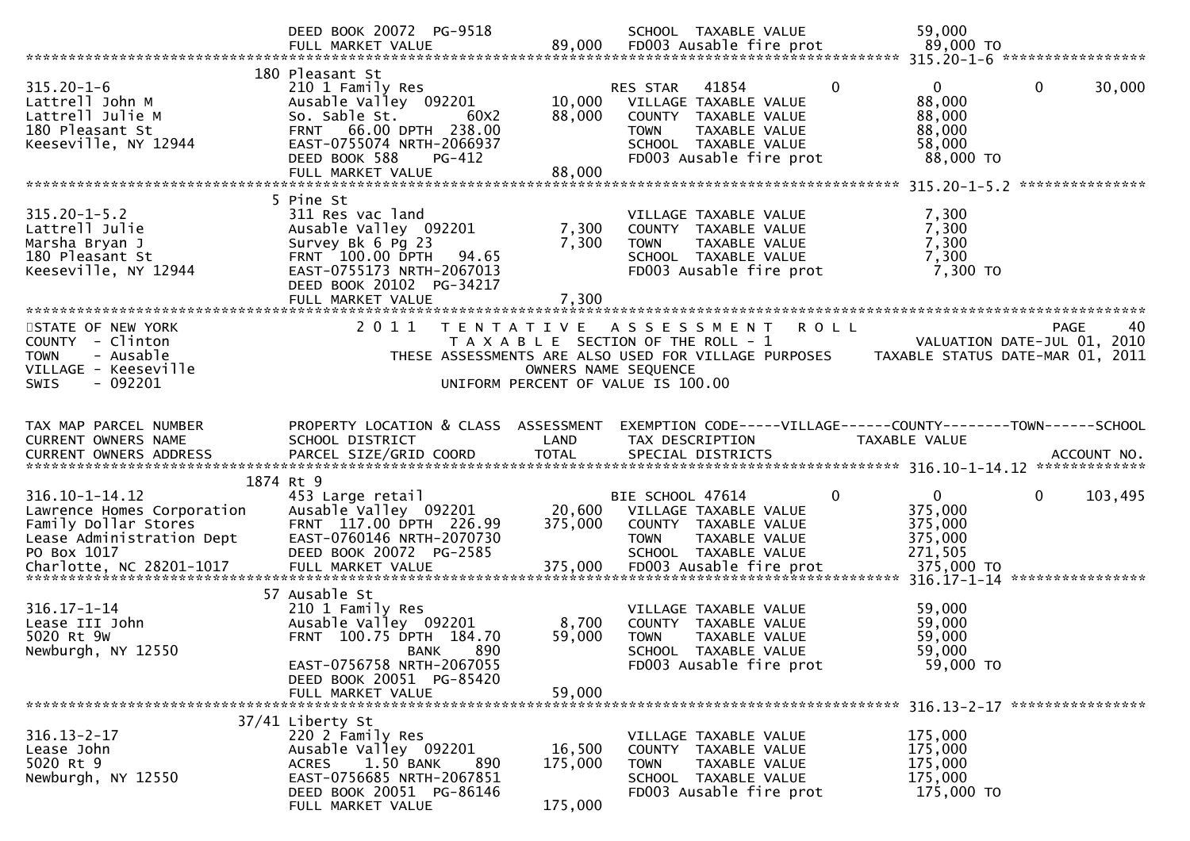```
                              DEED BOOK 20072  PG-9518                SCHOOL  TAXABLE VALUE              59,000
                              FULL MARKET VALUE              89,000   FD003 Ausable fire prot            89,000 TO
******************************************************************************************************* 315.20-1-6 *****************
                            180 Pleasant St
315.20-1-6                    210 1 Family Res                        RES STAR   41854           0            0          0      30,000
Lattrell John M               Ausable Valley  092201        10,000    VILLAGE  TAXABLE VALUE             88,000
Lattrell Julie M              So. Sable St.        60X2     88,000    COUNTY   TAXABLE VALUE             88,000
180 Pleasant St               FRNT   66.00 DPTH  238.00               TOWN     TAXABLE VALUE             88,000
Keeseville, NY 12944          EAST-0755074 NRTH-2066937               SCHOOL   TAXABLE VALUE             58,000
                              DEED BOOK 588     PG-412                FD003 Ausable fire prot            88,000 TO
                              FULL MARKET VALUE              88,000
******************************************************************************************************* 315.20-1-5.2 ***************
                            5 Pine St
315.20-1-5.2                  311 Res vac land                        VILLAGE  TAXABLE VALUE              7,300
Lattrell Julie                Ausable Valley  092201         7,300    COUNTY   TAXABLE VALUE              7,300
Marsha Bryan J                Survey Bk 6 Pg 23              7,300    TOWN     TAXABLE VALUE              7,300
180 Pleasant St               FRNT  100.00 DPTH   94.65               SCHOOL   TAXABLE VALUE              7,300
Keeseville, NY 12944          EAST-0755173 NRTH-2067013               FD003 Ausable fire prot             7,300 TO
                              DEED BOOK 20102  PG-34217
                              FULL MARKET VALUE               7,300
************************************************************************************************************************************
STATE OF NEW YORK                 2 0 1 1   T E N T A T I V E   A S S E S S M E N T   R O L L                          PAGE    40
COUNTY  - Clinton                           T A X A B L E  SECTION OF THE ROLL - 1                     VALUATION DATE-JUL 01, 2010
TOWN    - Ausable                  THESE ASSESSMENTS ARE ALSO USED FOR VILLAGE PURPOSES      TAXABLE STATUS DATE-MAR 01, 2011
VILLAGE - Keeseville                                  OWNERS NAME SEQUENCE
SWIS    - 092201                             UNIFORM PERCENT OF VALUE IS 100.00


TAX MAP PARCEL NUMBER         PROPERTY LOCATION & CLASS  ASSESSMENT  EXEMPTION CODE-----VILLAGE------COUNTY--------TOWN------SCHOOL
CURRENT OWNERS NAME           SCHOOL DISTRICT               LAND      TAX DESCRIPTION              TAXABLE VALUE
CURRENT OWNERS ADDRESS        PARCEL SIZE/GRID COORD        TOTAL     SPECIAL DISTRICTS                                  ACCOUNT NO.
******************************************************************************************************* 316.10-1-14.12 *************
                          1874 Rt 9
316.10-1-14.12                453 Large retail                        BIE SCHOOL 47614               0            0          0     103,495
Lawrence Homes Corporation    Ausable Valley  092201        20,600    VILLAGE  TAXABLE VALUE            375,000
Family Dollar Stores          FRNT  117.00 DPTH  226.99    375,000    COUNTY   TAXABLE VALUE            375,000
Lease Administration Dept     EAST-0760146 NRTH-2070730               TOWN     TAXABLE VALUE            375,000
PO Box 1017                   DEED BOOK 20072  PG-2585                SCHOOL   TAXABLE VALUE            271,505
Charlotte, NC 28201-1017      FULL MARKET VALUE             375,000   FD003 Ausable fire prot           375,000 TO
******************************************************************************************************* 316.17-1-14 ****************
                            57 Ausable St
316.17-1-14                   210 1 Family Res                        VILLAGE  TAXABLE VALUE             59,000
Lease III John                Ausable Valley  092201         8,700    COUNTY   TAXABLE VALUE             59,000
5020 Rt 9W                    FRNT  100.75 DPTH  184.70     59,000    TOWN     TAXABLE VALUE             59,000
Newburgh, NY 12550                               BANK     890         SCHOOL   TAXABLE VALUE             59,000
                              EAST-0756758 NRTH-2067055               FD003 Ausable fire prot            59,000 TO
                              DEED BOOK 20051  PG-85420
                              FULL MARKET VALUE              59,000
******************************************************************************************************* 316.13-2-17 ****************
                         37/41 Liberty St
316.13-2-17                   220 2 Family Res                        VILLAGE  TAXABLE VALUE            175,000
Lease John                    Ausable Valley  092201        16,500    COUNTY   TAXABLE VALUE            175,000
5020 Rt 9                     ACRES    1.50 BANK     890   175,000    TOWN     TAXABLE VALUE            175,000
Newburgh, NY 12550            EAST-0756685 NRTH-2067851               SCHOOL   TAXABLE VALUE            175,000
                              DEED BOOK 20051  PG-86146               FD003 Ausable fire prot           175,000 TO
                              FULL MARKET VALUE             175,000
```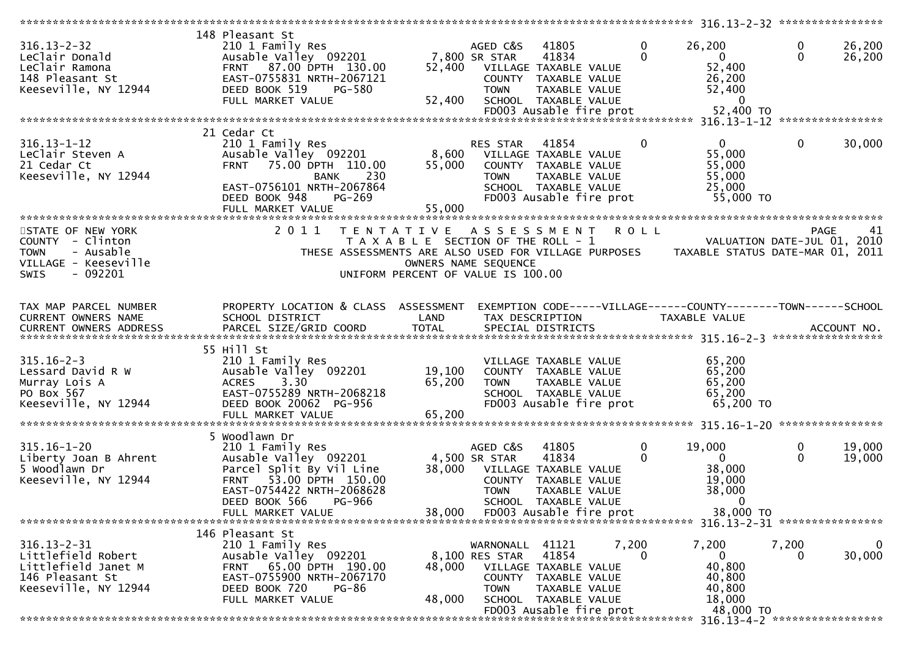```
******************************************************************************************************* 316.13-2-32 *****************
                    148 Pleasant St
316.13-2-32          210 1 Family Res                  AGED C&S   41805          0       26,200            0       26,200
LeClair Donald       Ausable Valley  092201      7,800 SR STAR    41834          0            0            0       26,200
LeClair Ramona       FRNT   87.00 DPTH 130.00   52,400   VILLAGE TAXABLE VALUE            52,400
148 Pleasant St      EAST-0755831 NRTH-2067121            COUNTY  TAXABLE VALUE            26,200
Keeseville, NY 12944 DEED BOOK 519    PG-580              TOWN    TAXABLE VALUE            52,400
                     FULL MARKET VALUE           52,400   SCHOOL  TAXABLE VALUE                 0
                                                          FD003 Ausable fire prot          52,400 TO
******************************************************************************************************* 316.13-1-12 *****************
                    21 Cedar Ct
316.13-1-12          210 1 Family Res                  RES STAR   41854          0            0            0       30,000
LeClair Steven A     Ausable Valley  092201      8,600   VILLAGE TAXABLE VALUE            55,000
21 Cedar Ct          FRNT   75.00 DPTH 110.00   55,000   COUNTY  TAXABLE VALUE            55,000
Keeseville, NY 12944       BANK     230                   TOWN    TAXABLE VALUE            55,000
                     EAST-0756101 NRTH-2067864            SCHOOL  TAXABLE VALUE            25,000
                     DEED BOOK 948    PG-269              FD003 Ausable fire prot          55,000 TO
                     FULL MARKET VALUE           55,000
************************************************************************************************************************************
STATE OF NEW YORK              2 0 1 1   T E N T A T I V E   A S S E S S M E N T   R O L L                              PAGE    41
COUNTY  - Clinton                    T A X A B L E  SECTION OF THE ROLL - 1                         VALUATION DATE-JUL 01, 2010
TOWN    - Ausable            THESE ASSESSMENTS ARE ALSO USED FOR VILLAGE PURPOSES       TAXABLE STATUS DATE-MAR 01, 2011
VILLAGE - Keeseville                         OWNERS NAME SEQUENCE
SWIS    - 092201                      UNIFORM PERCENT OF VALUE IS 100.00


TAX MAP PARCEL NUMBER     PROPERTY LOCATION & CLASS  ASSESSMENT  EXEMPTION CODE-----VILLAGE------COUNTY--------TOWN------SCHOOL
CURRENT OWNERS NAME       SCHOOL DISTRICT               LAND      TAX DESCRIPTION            TAXABLE VALUE
CURRENT OWNERS ADDRESS    PARCEL SIZE/GRID COORD        TOTAL     SPECIAL DISTRICTS                                      ACCOUNT NO.
******************************************************************************************************* 315.16-2-3 ******************
                    55 Hill St
315.16-2-3           210 1 Family Res                         VILLAGE TAXABLE VALUE            65,200
Lessard David R W    Ausable Valley  092201     19,100   COUNTY  TAXABLE VALUE            65,200
Murray Lois A        ACRES    3.30              65,200   TOWN    TAXABLE VALUE            65,200
PO Box 567           EAST-0755289 NRTH-2068218            SCHOOL  TAXABLE VALUE            65,200
Keeseville, NY 12944 DEED BOOK 20062 PG-956               FD003 Ausable fire prot          65,200 TO
                     FULL MARKET VALUE           65,200
******************************************************************************************************* 315.16-1-20 *****************
                    5 Woodlawn Dr
315.16-1-20          210 1 Family Res                  AGED C&S   41805          0       19,000            0       19,000
Liberty Joan B Ahrent Ausable Valley  092201     4,500 SR STAR    41834          0            0            0       19,000
5 Woodlawn Dr        Parcel Split By Vil Line   38,000   VILLAGE TAXABLE VALUE            38,000
Keeseville, NY 12944 FRNT   53.00 DPTH 150.00            COUNTY  TAXABLE VALUE            19,000
                     EAST-0754422 NRTH-2068628            TOWN    TAXABLE VALUE            38,000
                     DEED BOOK 566    PG-966              SCHOOL  TAXABLE VALUE                 0
                     FULL MARKET VALUE           38,000   FD003 Ausable fire prot          38,000 TO
******************************************************************************************************* 316.13-2-31 *****************
                    146 Pleasant St
316.13-2-31          210 1 Family Res                  WARNONALL  41121      7,200        7,200        7,200            0
Littlefield Robert   Ausable Valley  092201      8,100 RES STAR   41854          0            0            0       30,000
Littlefield Janet M  FRNT   65.00 DPTH 190.00   48,000   VILLAGE TAXABLE VALUE            40,800
146 Pleasant St      EAST-0755900 NRTH-2067170            COUNTY  TAXABLE VALUE            40,800
Keeseville, NY 12944 DEED BOOK 720    PG-86               TOWN    TAXABLE VALUE            40,800
                     FULL MARKET VALUE           48,000   SCHOOL  TAXABLE VALUE            18,000
                                                          FD003 Ausable fire prot          48,000 TO
******************************************************************************************************* 316.13-4-2 ******************
```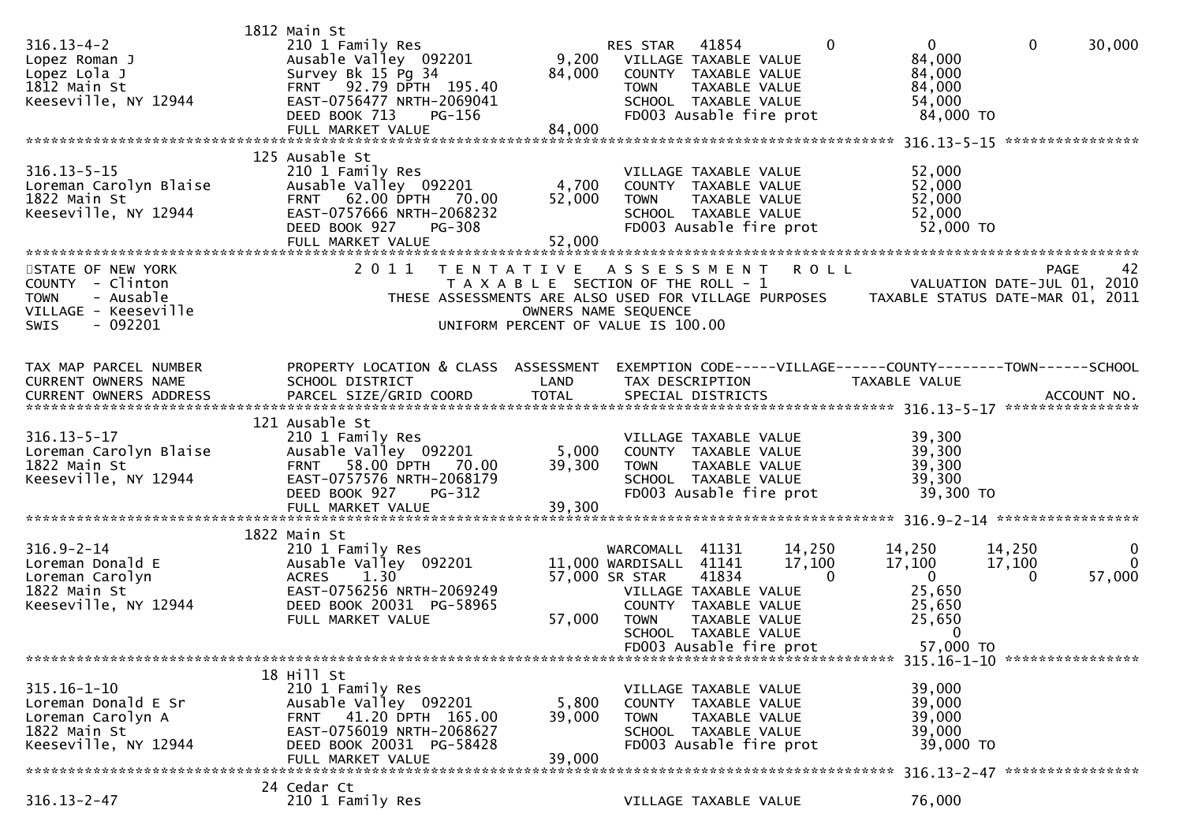```
                             1812 Main St
316.13-4-2                   210 1 Family Res                       RES STAR   41854            0            0            0        30,000
Lopez Roman J                Ausable Valley  092201        9,200    VILLAGE  TAXABLE VALUE              84,000
Lopez Lola J                 Survey Bk 15 Pg 34           84,000    COUNTY   TAXABLE VALUE              84,000
1812 Main St                 FRNT   92.79 DPTH  195.40              TOWN     TAXABLE VALUE              84,000
Keeseville, NY 12944         EAST-0756477 NRTH-2069041              SCHOOL   TAXABLE VALUE              54,000
                             DEED BOOK 713     PG-156               FD003 Ausable fire prot              84,000 TO
                             FULL MARKET VALUE            84,000
******************************************************************************************************* 316.13-5-15 ****************
                             125 Ausable St
316.13-5-15                  210 1 Family Res                       VILLAGE  TAXABLE VALUE              52,000
Loreman Carolyn Blaise       Ausable Valley  092201        4,700    COUNTY   TAXABLE VALUE              52,000
1822 Main St                 FRNT   62.00 DPTH   70.00    52,000    TOWN     TAXABLE VALUE              52,000
Keeseville, NY 12944         EAST-0757666 NRTH-2068232              SCHOOL   TAXABLE VALUE              52,000
                             DEED BOOK 927     PG-308               FD003 Ausable fire prot              52,000 TO
                             FULL MARKET VALUE            52,000
************************************************************************************************************************************
STATE OF NEW YORK            2 0 1 1   T E N T A T I V E   A S S E S S M E N T   R O L L                                PAGE    42
COUNTY  - Clinton                      T A X A B L E  SECTION OF THE ROLL - 1                     VALUATION DATE-JUL 01, 2010
TOWN    - Ausable            THESE ASSESSMENTS ARE ALSO USED FOR VILLAGE PURPOSES      TAXABLE STATUS DATE-MAR 01, 2011
VILLAGE - Keeseville                           OWNERS NAME SEQUENCE
SWIS    - 092201                       UNIFORM PERCENT OF VALUE IS 100.00


TAX MAP PARCEL NUMBER        PROPERTY LOCATION & CLASS  ASSESSMENT  EXEMPTION CODE-----VILLAGE------COUNTY--------TOWN------SCHOOL
CURRENT OWNERS NAME          SCHOOL DISTRICT               LAND     TAX DESCRIPTION              TAXABLE VALUE
CURRENT OWNERS ADDRESS       PARCEL SIZE/GRID COORD       TOTAL     SPECIAL DISTRICTS                                    ACCOUNT NO.
******************************************************************************************************* 316.13-5-17 ****************
                             121 Ausable St
316.13-5-17                  210 1 Family Res                       VILLAGE  TAXABLE VALUE              39,300
Loreman Carolyn Blaise       Ausable Valley  092201        5,000    COUNTY   TAXABLE VALUE              39,300
1822 Main St                 FRNT   58.00 DPTH   70.00    39,300    TOWN     TAXABLE VALUE              39,300
Keeseville, NY 12944         EAST-0757576 NRTH-2068179              SCHOOL   TAXABLE VALUE              39,300
                             DEED BOOK 927     PG-312               FD003 Ausable fire prot              39,300 TO
                             FULL MARKET VALUE            39,300
******************************************************************************************************* 316.9-2-14 *****************
                             1822 Main St
316.9-2-14                   210 1 Family Res                       WARCOMALL  41131       14,250       14,250       14,250             0
Loreman Donald E             Ausable Valley  092201       11,000    WARDISALL  41141       17,100       17,100       17,100             0
Loreman Carolyn              ACRES     1.30               57,000    SR STAR    41834            0            0            0        57,000
1822 Main St                 EAST-0756256 NRTH-2069249              VILLAGE  TAXABLE VALUE              25,650
Keeseville, NY 12944         DEED BOOK 20031 PG-58965               COUNTY   TAXABLE VALUE              25,650
                             FULL MARKET VALUE            57,000    TOWN     TAXABLE VALUE              25,650
                                                                    SCHOOL   TAXABLE VALUE                   0
                                                                    FD003 Ausable fire prot              57,000 TO
******************************************************************************************************* 315.16-1-10 ****************
                             18 Hill St
315.16-1-10                  210 1 Family Res                       VILLAGE  TAXABLE VALUE              39,000
Loreman Donald E Sr          Ausable Valley  092201        5,800    COUNTY   TAXABLE VALUE              39,000
Loreman Carolyn A            FRNT   41.20 DPTH  165.00    39,000    TOWN     TAXABLE VALUE              39,000
1822 Main St                 EAST-0756019 NRTH-2068627              SCHOOL   TAXABLE VALUE              39,000
Keeseville, NY 12944         DEED BOOK 20031 PG-58428               FD003 Ausable fire prot              39,000 TO
                             FULL MARKET VALUE            39,000
******************************************************************************************************* 316.13-2-47 ****************
                             24 Cedar Ct
316.13-2-47                  210 1 Family Res                       VILLAGE  TAXABLE VALUE              76,000
```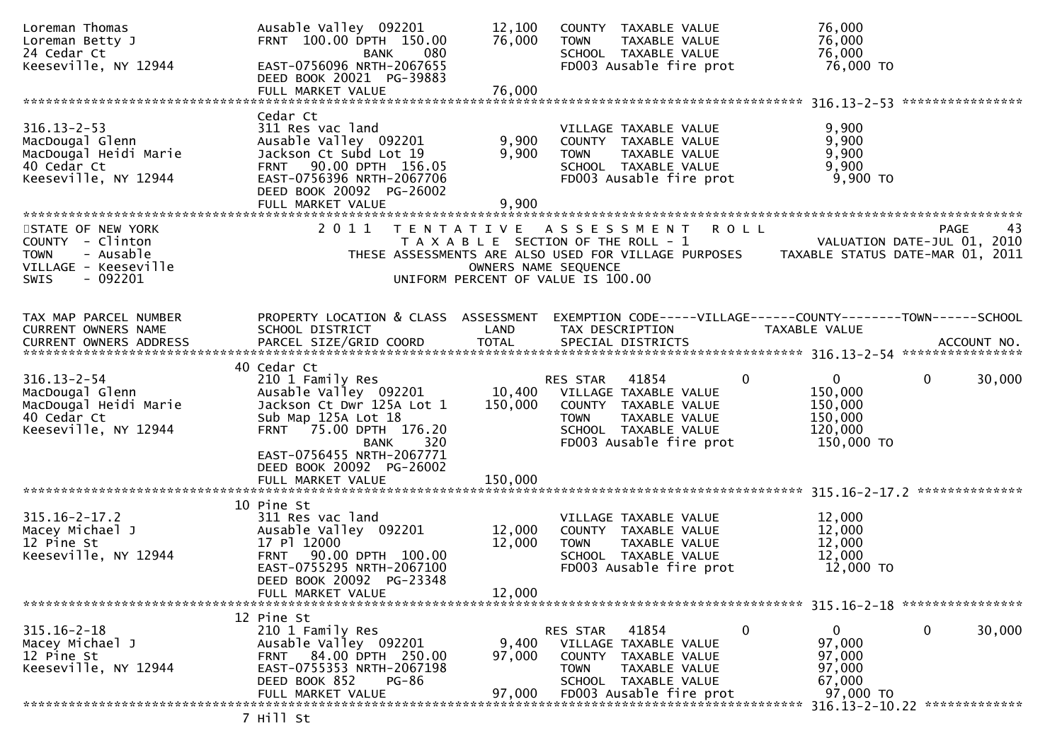```
Loreman Thomas                 Ausable Valley  092201        12,100   COUNTY  TAXABLE VALUE              76,000
Loreman Betty J                FRNT  100.00 DPTH  150.00     76,000   TOWN    TAXABLE VALUE              76,000
24 Cedar Ct                                  BANK    080              SCHOOL  TAXABLE VALUE              76,000
Keeseville, NY 12944           EAST-0756096 NRTH-2067655              FD003 Ausable fire prot            76,000 TO
                               DEED BOOK 20021  PG-39883
                               FULL MARKET VALUE              76,000
******************************************************************************************************* 316.13-2-53 ****************
                               Cedar Ct
316.13-2-53                    311 Res vac land                       VILLAGE TAXABLE VALUE               9,900
MacDougal Glenn                Ausable Valley  092201         9,900   COUNTY  TAXABLE VALUE               9,900
MacDougal Heidi Marie          Jackson Ct Subd Lot 19         9,900   TOWN    TAXABLE VALUE               9,900
40 Cedar Ct                    FRNT   90.00 DPTH  156.05              SCHOOL  TAXABLE VALUE               9,900
Keeseville, NY 12944           EAST-0756396 NRTH-2067706              FD003 Ausable fire prot             9,900 TO
                               DEED BOOK 20092  PG-26002
                               FULL MARKET VALUE               9,900
************************************************************************************************************************************
STATE OF NEW YORK                 2 0 1 1   T E N T A T I V E   A S S E S S M E N T   R O L L                          PAGE    43
COUNTY  - Clinton                            T A X A B L E  SECTION OF THE ROLL - 1                     VALUATION DATE-JUL 01, 2010
TOWN    - Ausable                 THESE ASSESSMENTS ARE ALSO USED FOR VILLAGE PURPOSES      TAXABLE STATUS DATE-MAR 01, 2011
VILLAGE - Keeseville                                  OWNERS NAME SEQUENCE
SWIS    - 092201                               UNIFORM PERCENT OF VALUE IS 100.00


TAX MAP PARCEL NUMBER          PROPERTY LOCATION & CLASS  ASSESSMENT  EXEMPTION CODE-----VILLAGE------COUNTY--------TOWN------SCHOOL
CURRENT OWNERS NAME            SCHOOL DISTRICT               LAND      TAX DESCRIPTION            TAXABLE VALUE
CURRENT OWNERS ADDRESS         PARCEL SIZE/GRID COORD        TOTAL     SPECIAL DISTRICTS                                 ACCOUNT NO.
******************************************************************************************************* 316.13-2-54 ****************
                               40 Cedar Ct
316.13-2-54                    210 1 Family Res                       RES STAR  41854          0           0           0      30,000
MacDougal Glenn                Ausable Valley  092201        10,400   VILLAGE TAXABLE VALUE             150,000
MacDougal Heidi Marie          Jackson Ct Dwr 125A Lot 1    150,000   COUNTY  TAXABLE VALUE             150,000
40 Cedar Ct                    Sub Map 125A Lot 18                    TOWN    TAXABLE VALUE             150,000
Keeseville, NY 12944           FRNT   75.00 DPTH  176.20              SCHOOL  TAXABLE VALUE             120,000
                                             BANK    320              FD003 Ausable fire prot           150,000 TO
                               EAST-0756455 NRTH-2067771
                               DEED BOOK 20092  PG-26002
                               FULL MARKET VALUE             150,000
******************************************************************************************************* 315.16-2-17.2 **************
                               10 Pine St
315.16-2-17.2                  311 Res vac land                       VILLAGE TAXABLE VALUE              12,000
Macey Michael J                Ausable Valley  092201        12,000   COUNTY  TAXABLE VALUE              12,000
12 Pine St                     17 Pl 12000                   12,000   TOWN    TAXABLE VALUE              12,000
Keeseville, NY 12944           FRNT   90.00 DPTH  100.00              SCHOOL  TAXABLE VALUE              12,000
                               EAST-0755295 NRTH-2067100              FD003 Ausable fire prot            12,000 TO
                               DEED BOOK 20092  PG-23348
                               FULL MARKET VALUE              12,000
******************************************************************************************************* 315.16-2-18 ****************
                               12 Pine St
315.16-2-18                    210 1 Family Res                       RES STAR  41854          0           0           0      30,000
Macey Michael J                Ausable Valley  092201         9,400   VILLAGE TAXABLE VALUE              97,000
12 Pine St                     FRNT   84.00 DPTH  250.00     97,000   COUNTY  TAXABLE VALUE              97,000
Keeseville, NY 12944           EAST-0755353 NRTH-2067198              TOWN    TAXABLE VALUE              97,000
                               DEED BOOK 852     PG-86                SCHOOL  TAXABLE VALUE              67,000
                               FULL MARKET VALUE              97,000   FD003 Ausable fire prot           97,000 TO
******************************************************************************************************* 316.13-2-10.22 *************
                               7 Hill St
```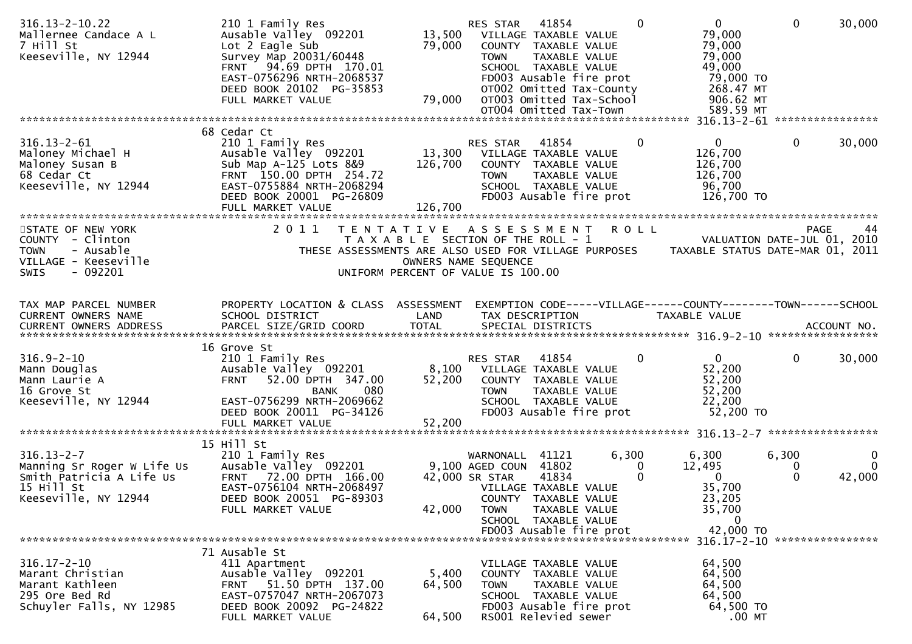```
316.13-2-10.22              210 1 Family Res                   RES STAR   41854          0          0           0        30,000
Mallernee Candace A L       Ausable Valley  092201      13,500   VILLAGE TAXABLE VALUE             79,000
7 Hill St                   Lot 2 Eagle Sub             79,000   COUNTY  TAXABLE VALUE             79,000
Keeseville, NY 12944        Survey Map 20031/60448               TOWN    TAXABLE VALUE             79,000
                            FRNT   94.69 DPTH  170.01            SCHOOL  TAXABLE VALUE             49,000
                            EAST-0756296 NRTH-2068537            FD003 Ausable fire prot           79,000 TO
                            DEED BOOK 20102  PG-35853            OT002 Omitted Tax-County          268.47 MT
                            FULL MARKET VALUE           79,000   OT003 Omitted Tax-School          906.62 MT
                                                                 OT004 Omitted Tax-Town            589.59 MT
******************************************************************************************************* 316.13-2-61 ****************
                            68 Cedar Ct
316.13-2-61                 210 1 Family Res                   RES STAR   41854          0          0           0        30,000
Maloney Michael H           Ausable Valley  092201      13,300   VILLAGE TAXABLE VALUE            126,700
Maloney Susan B             Sub Map A-125 Lots 8&9     126,700   COUNTY  TAXABLE VALUE            126,700
68 Cedar Ct                 FRNT  150.00 DPTH  254.72            TOWN    TAXABLE VALUE            126,700
Keeseville, NY 12944        EAST-0755884 NRTH-2068294            SCHOOL  TAXABLE VALUE             96,700
                            DEED BOOK 20001  PG-26809            FD003 Ausable fire prot          126,700 TO
                            FULL MARKET VALUE          126,700
*************************************************************************************************************************************
STATE OF NEW YORK                 2 0 1 1   T E N T A T I V E   A S S E S S M E N T   R O L L                            PAGE    44
COUNTY  - Clinton                       T A X A B L E  SECTION OF THE ROLL - 1                        VALUATION DATE-JUL 01, 2010
TOWN    - Ausable             THESE ASSESSMENTS ARE ALSO USED FOR VILLAGE PURPOSES      TAXABLE STATUS DATE-MAR 01, 2011
VILLAGE - Keeseville                              OWNERS NAME SEQUENCE
SWIS    - 092201                          UNIFORM PERCENT OF VALUE IS 100.00


TAX MAP PARCEL NUMBER       PROPERTY LOCATION & CLASS  ASSESSMENT  EXEMPTION CODE-----VILLAGE------COUNTY--------TOWN------SCHOOL
CURRENT OWNERS NAME         SCHOOL DISTRICT               LAND     TAX DESCRIPTION              TAXABLE VALUE
CURRENT OWNERS ADDRESS      PARCEL SIZE/GRID COORD        TOTAL    SPECIAL DISTRICTS                                     ACCOUNT NO.
******************************************************************************************************* 316.9-2-10 *****************
                            16 Grove St
316.9-2-10                  210 1 Family Res                   RES STAR   41854          0          0           0        30,000
Mann Douglas                Ausable Valley  092201       8,100   VILLAGE TAXABLE VALUE             52,200
Mann Laurie A               FRNT   52.00 DPTH  347.00   52,200   COUNTY  TAXABLE VALUE             52,200
16 Grove St                               BANK     080           TOWN    TAXABLE VALUE             52,200
Keeseville, NY 12944        EAST-0756299 NRTH-2069662            SCHOOL  TAXABLE VALUE             22,200
                            DEED BOOK 20011  PG-34126            FD003 Ausable fire prot           52,200 TO
                            FULL MARKET VALUE           52,200
******************************************************************************************************* 316.13-2-7 *****************
                            15 Hill St
316.13-2-7                  210 1 Family Res                   WARNONALL  41121      6,300      6,300       6,300           0
Manning Sr Roger W Life Us  Ausable Valley  092201       9,100 AGED COUN  41802          0     12,495           0           0
Smith Patricia A Life Us    FRNT   72.00 DPTH  166.00   42,000 SR STAR    41834          0          0           0      42,000
15 Hill St                  EAST-0756104 NRTH-2068497            VILLAGE TAXABLE VALUE             35,700
Keeseville, NY 12944        DEED BOOK 20051  PG-89303            COUNTY  TAXABLE VALUE             23,205
                            FULL MARKET VALUE           42,000   TOWN    TAXABLE VALUE             35,700
                                                                 SCHOOL  TAXABLE VALUE                  0
                                                                 FD003 Ausable fire prot           42,000 TO
******************************************************************************************************* 316.17-2-10 ****************
                            71 Ausable St
316.17-2-10                 411 Apartment                        VILLAGE TAXABLE VALUE             64,500
Marant Christian            Ausable Valley  092201       5,400   COUNTY  TAXABLE VALUE             64,500
Marant Kathleen             FRNT   51.50 DPTH  137.00   64,500   TOWN    TAXABLE VALUE             64,500
295 Ore Bed Rd              EAST-0757047 NRTH-2067073            SCHOOL  TAXABLE VALUE             64,500
Schuyler Falls, NY 12985    DEED BOOK 20092  PG-24822            FD003 Ausable fire prot           64,500 TO
                            FULL MARKET VALUE           64,500   RS001 Relevied sewer                 .00 MT
```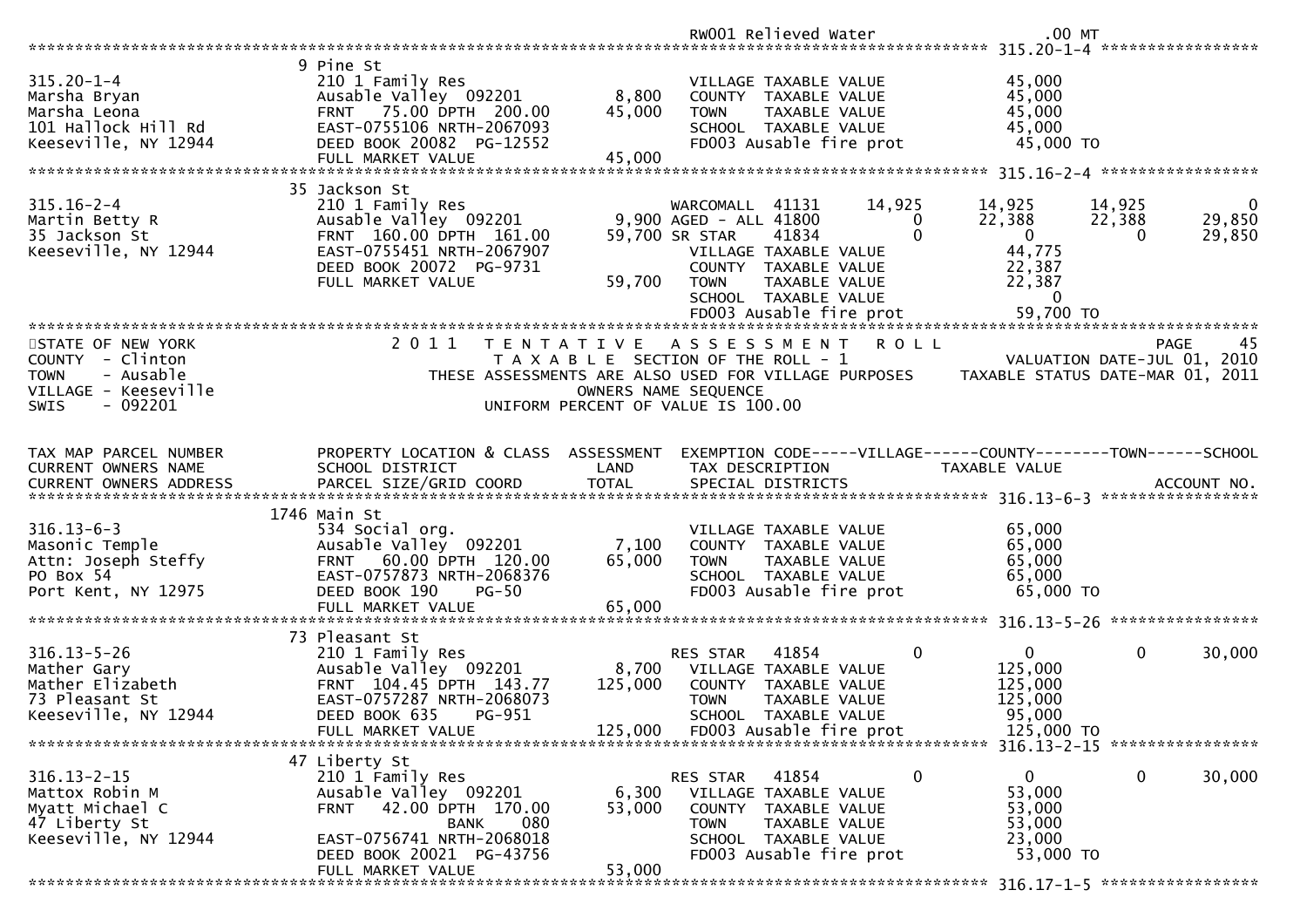```
                                                                   RW001 Relieved water                   .00 MT
******************************************************************************************************* 315.20-1-4 *****************
                                 9 Pine St
315.20-1-4                       210 1 Family Res                          VILLAGE TAXABLE VALUE             45,000
Marsha Bryan                     Ausable Valley  092201         8,800      COUNTY  TAXABLE VALUE             45,000
Marsha Leona                     FRNT   75.00 DPTH  200.00     45,000      TOWN    TAXABLE VALUE             45,000
101 Hallock Hill Rd              EAST-0755106 NRTH-2067093                 SCHOOL  TAXABLE VALUE             45,000
Keeseville, NY 12944             DEED BOOK 20082  PG-12552                 FD003 Ausable fire prot            45,000 TO
                                 FULL MARKET VALUE             45,000
******************************************************************************************************* 315.16-2-4 *****************
                                 35 Jackson St
315.16-2-4                       210 1 Family Res                          WARCOMALL  41131       14,925     14,925      14,925          0
Martin Betty R                   Ausable Valley  092201         9,900 AGED - ALL 41800             0     22,388      22,388     29,850
35 Jackson St                    FRNT  160.00 DPTH  161.00     59,700 SR STAR    41834             0          0           0     29,850
Keeseville, NY 12944             EAST-0755451 NRTH-2067907                 VILLAGE TAXABLE VALUE             44,775
                                 DEED BOOK 20072  PG-9731                  COUNTY  TAXABLE VALUE             22,387
                                 FULL MARKET VALUE             59,700      TOWN    TAXABLE VALUE             22,387
                                                                           SCHOOL  TAXABLE VALUE                  0
                                                                           FD003 Ausable fire prot            59,700 TO
*************************************************************************************************************************************
STATE OF NEW YORK                   2 0 1 1   T E N T A T I V E   A S S E S S M E N T   R O L L                              PAGE    45
COUNTY  - Clinton                              T A X A B L E  SECTION OF THE ROLL - 1                      VALUATION DATE-JUL 01, 2010
TOWN    - Ausable                    THESE ASSESSMENTS ARE ALSO USED FOR VILLAGE PURPOSES      TAXABLE STATUS DATE-MAR 01, 2011
VILLAGE - Keeseville                                     OWNERS NAME SEQUENCE
SWIS    - 092201                                  UNIFORM PERCENT OF VALUE IS 100.00


TAX MAP PARCEL NUMBER            PROPERTY LOCATION & CLASS  ASSESSMENT  EXEMPTION CODE-----VILLAGE------COUNTY--------TOWN------SCHOOL
CURRENT OWNERS NAME              SCHOOL DISTRICT               LAND      TAX DESCRIPTION              TAXABLE VALUE
CURRENT OWNERS ADDRESS           PARCEL SIZE/GRID COORD       TOTAL      SPECIAL DISTRICTS                                  ACCOUNT NO.
******************************************************************************************************* 316.13-6-3 *****************
                                 1746 Main St
316.13-6-3                       534 Social org.                           VILLAGE TAXABLE VALUE             65,000
Masonic Temple                   Ausable Valley  092201         7,100      COUNTY  TAXABLE VALUE             65,000
Attn: Joseph Steffy              FRNT   60.00 DPTH  120.00     65,000      TOWN    TAXABLE VALUE             65,000
PO Box 54                        EAST-0757873 NRTH-2068376                 SCHOOL  TAXABLE VALUE             65,000
Port Kent, NY 12975              DEED BOOK 190    PG-50                    FD003 Ausable fire prot            65,000 TO
                                 FULL MARKET VALUE             65,000
******************************************************************************************************* 316.13-5-26 ****************
                                 73 Pleasant St
316.13-5-26                      210 1 Family Res                          RES STAR   41854            0          0           0     30,000
Mather Gary                      Ausable Valley  092201         8,700      VILLAGE TAXABLE VALUE            125,000
Mather Elizabeth                 FRNT  104.45 DPTH  143.77    125,000      COUNTY  TAXABLE VALUE            125,000
73 Pleasant St                   EAST-0757287 NRTH-2068073                 TOWN    TAXABLE VALUE            125,000
Keeseville, NY 12944             DEED BOOK 635    PG-951                   SCHOOL  TAXABLE VALUE             95,000
                                 FULL MARKET VALUE            125,000      FD003 Ausable fire prot           125,000 TO
******************************************************************************************************* 316.13-2-15 ****************
                                 47 Liberty St
316.13-2-15                      210 1 Family Res                          RES STAR   41854            0          0           0     30,000
Mattox Robin M                   Ausable Valley  092201         6,300      VILLAGE TAXABLE VALUE             53,000
Myatt Michael C                  FRNT   42.00 DPTH  170.00     53,000      COUNTY  TAXABLE VALUE             53,000
47 Liberty St                                   BANK     080               TOWN    TAXABLE VALUE             53,000
Keeseville, NY 12944             EAST-0756741 NRTH-2068018                 SCHOOL  TAXABLE VALUE             23,000
                                 DEED BOOK 20021  PG-43756                 FD003 Ausable fire prot            53,000 TO
                                 FULL MARKET VALUE             53,000
******************************************************************************************************* 316.17-1-5 *****************
```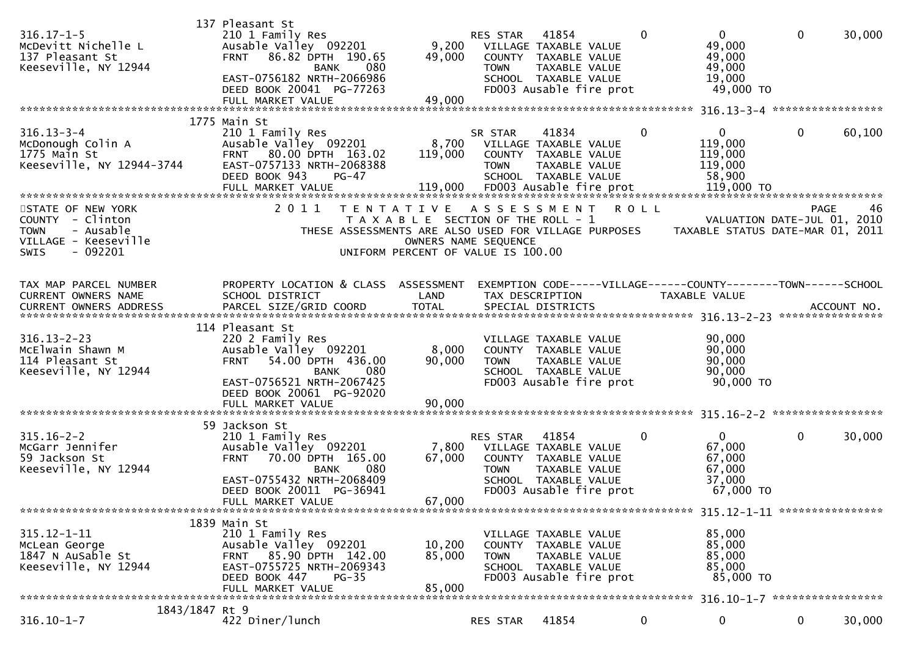```
                                 137 Pleasant St
316.17-1-5                       210 1 Family Res                       RES STAR    41854            0           0            0       30,000
McDevitt Nichelle L              Ausable Valley  092201         9,200     VILLAGE TAXABLE VALUE                  49,000
137 Pleasant St                  FRNT   86.82 DPTH  190.65     49,000     COUNTY  TAXABLE VALUE                  49,000
Keeseville, NY 12944                          BANK     080                TOWN    TAXABLE VALUE                  49,000
                                 EAST-0756182 NRTH-2066986                SCHOOL  TAXABLE VALUE                  19,000
                                 DEED BOOK 20041  PG-77263                FD003 Ausable fire prot                 49,000 TO
                                 FULL MARKET VALUE             49,000
******************************************************************************************************* 316.13-3-4 *****************
                                 1775 Main St
316.13-3-4                       210 1 Family Res                       SR STAR     41834            0           0            0       60,100
McDonough Colin A                Ausable Valley  092201         8,700     VILLAGE TAXABLE VALUE                 119,000
1775 Main St                     FRNT   80.00 DPTH  163.02    119,000     COUNTY  TAXABLE VALUE                 119,000
Keeseville, NY 12944-3744        EAST-0757133 NRTH-2068388                TOWN    TAXABLE VALUE                 119,000
                                 DEED BOOK 943     PG-47                  SCHOOL  TAXABLE VALUE                  58,900
                                 FULL MARKET VALUE            119,000     FD003 Ausable fire prot                119,000 TO
************************************************************************************************************************************
STATE OF NEW YORK                2 0 1 1   T E N T A T I V E   A S S E S S M E N T   R O L L                            PAGE    46
COUNTY  - Clinton                          T A X A B L E  SECTION OF THE ROLL - 1                      VALUATION DATE-JUL 01, 2010
TOWN    - Ausable                THESE ASSESSMENTS ARE ALSO USED FOR VILLAGE PURPOSES          TAXABLE STATUS DATE-MAR 01, 2011
VILLAGE - Keeseville                                 OWNERS NAME SEQUENCE
SWIS    - 092201                               UNIFORM PERCENT OF VALUE IS 100.00


TAX MAP PARCEL NUMBER            PROPERTY LOCATION & CLASS  ASSESSMENT  EXEMPTION CODE-----VILLAGE------COUNTY--------TOWN------SCHOOL
CURRENT OWNERS NAME              SCHOOL DISTRICT               LAND     TAX DESCRIPTION              TAXABLE VALUE
CURRENT OWNERS ADDRESS           PARCEL SIZE/GRID COORD        TOTAL    SPECIAL DISTRICTS                                    ACCOUNT NO.
******************************************************************************************************* 316.13-2-23 ****************
                                 114 Pleasant St
316.13-2-23                      220 2 Family Res                         VILLAGE TAXABLE VALUE                  90,000
McElwain Shawn M                 Ausable Valley  092201         8,000     COUNTY  TAXABLE VALUE                  90,000
114 Pleasant St                  FRNT   54.00 DPTH  436.00     90,000     TOWN    TAXABLE VALUE                  90,000
Keeseville, NY 12944                          BANK     080                SCHOOL  TAXABLE VALUE                  90,000
                                 EAST-0756521 NRTH-2067425                FD003 Ausable fire prot                 90,000 TO
                                 DEED BOOK 20061  PG-92020
                                 FULL MARKET VALUE             90,000
******************************************************************************************************* 315.16-2-2 *****************
                                 59 Jackson St
315.16-2-2                       210 1 Family Res                       RES STAR    41854            0           0            0       30,000
McGarr Jennifer                  Ausable Valley  092201         7,800     VILLAGE TAXABLE VALUE                  67,000
59 Jackson St                    FRNT   70.00 DPTH  165.00     67,000     COUNTY  TAXABLE VALUE                  67,000
Keeseville, NY 12944                          BANK     080                TOWN    TAXABLE VALUE                  67,000
                                 EAST-0755432 NRTH-2068409                SCHOOL  TAXABLE VALUE                  37,000
                                 DEED BOOK 20011  PG-36941                FD003 Ausable fire prot                 67,000 TO
                                 FULL MARKET VALUE             67,000
******************************************************************************************************* 315.12-1-11 ****************
                                 1839 Main St
315.12-1-11                      210 1 Family Res                         VILLAGE TAXABLE VALUE                  85,000
McLean George                    Ausable Valley  092201        10,200     COUNTY  TAXABLE VALUE                  85,000
1847 N AuSable St                FRNT   85.90 DPTH  142.00     85,000     TOWN    TAXABLE VALUE                  85,000
Keeseville, NY 12944             EAST-0755725 NRTH-2069343                SCHOOL  TAXABLE VALUE                  85,000
                                 DEED BOOK 447     PG-35                  FD003 Ausable fire prot                 85,000 TO
                                 FULL MARKET VALUE             85,000
******************************************************************************************************* 316.10-1-7 *****************
                  1843/1847 Rt 9
316.10-1-7                       422 Diner/lunch                        RES STAR    41854            0           0            0       30,000
```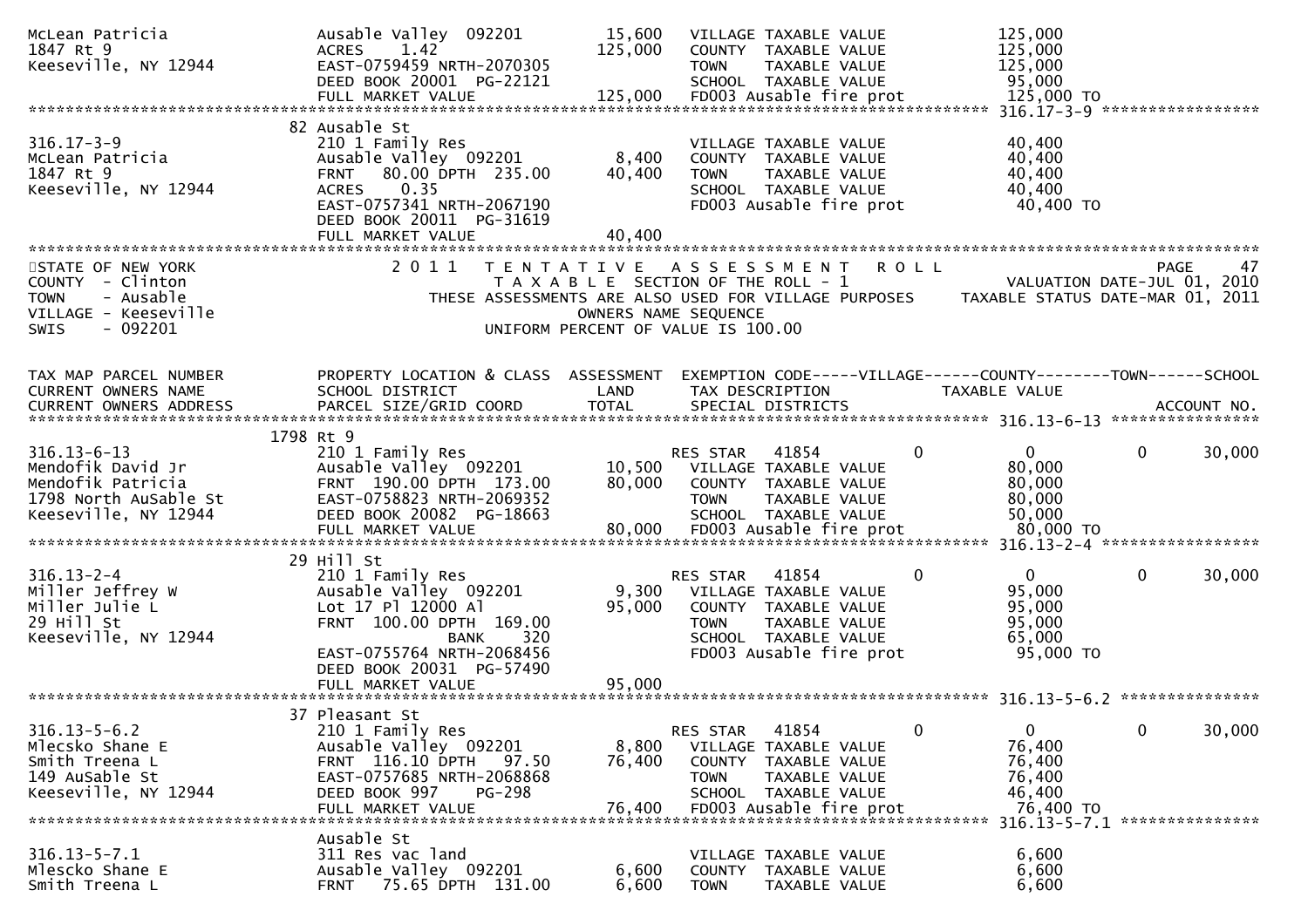```
McLean Patricia               Ausable Valley  092201         15,600   VILLAGE TAXABLE VALUE            125,000
1847 Rt 9                     ACRES    1.42                 125,000   COUNTY  TAXABLE VALUE            125,000
Keeseville, NY 12944          EAST-0759459 NRTH-2070305               TOWN    TAXABLE VALUE            125,000
                              DEED BOOK 20001  PG-22121               SCHOOL  TAXABLE VALUE             95,000
                              FULL MARKET VALUE             125,000   FD003 Ausable fire prot          125,000 TO
******************************************************************************************************* 316.17-3-9 *****************
                              82 Ausable St
316.17-3-9                    210 1 Family Res                        VILLAGE TAXABLE VALUE             40,400
McLean Patricia               Ausable Valley  092201          8,400   COUNTY  TAXABLE VALUE             40,400
1847 Rt 9                     FRNT   80.00 DPTH  235.00      40,400   TOWN    TAXABLE VALUE             40,400
Keeseville, NY 12944          ACRES    0.35                           SCHOOL  TAXABLE VALUE             40,400
                              EAST-0757341 NRTH-2067190               FD003 Ausable fire prot           40,400 TO
                              DEED BOOK 20011  PG-31619
                              FULL MARKET VALUE              40,400
************************************************************************************************************************************
STATE OF NEW YORK                2 0 1 1   T E N T A T I V E   A S S E S S M E N T   R O L L                              PAGE    47
COUNTY  - Clinton                          T A X A B L E  SECTION OF THE ROLL - 1                          VALUATION DATE-JUL 01, 2010
TOWN    - Ausable               THESE ASSESSMENTS ARE ALSO USED FOR VILLAGE PURPOSES         TAXABLE STATUS DATE-MAR 01, 2011
VILLAGE - Keeseville                                    OWNERS NAME SEQUENCE
SWIS    - 092201                                 UNIFORM PERCENT OF VALUE IS 100.00


TAX MAP PARCEL NUMBER         PROPERTY LOCATION & CLASS  ASSESSMENT  EXEMPTION CODE-----VILLAGE------COUNTY--------TOWN------SCHOOL
CURRENT OWNERS NAME           SCHOOL DISTRICT               LAND     TAX DESCRIPTION              TAXABLE VALUE
CURRENT OWNERS ADDRESS        PARCEL SIZE/GRID COORD        TOTAL    SPECIAL DISTRICTS                                   ACCOUNT NO.
******************************************************************************************************* 316.13-6-13 ****************
                         1798 Rt 9
316.13-6-13                   210 1 Family Res                        RES STAR   41854           0            0          0      30,000
Mendofik David Jr             Ausable Valley  092201         10,500   VILLAGE TAXABLE VALUE             80,000
Mendofik Patricia             FRNT  190.00 DPTH  173.00      80,000   COUNTY  TAXABLE VALUE             80,000
1798 North AuSable St         EAST-0758823 NRTH-2069352               TOWN    TAXABLE VALUE             80,000
Keeseville, NY 12944          DEED BOOK 20082  PG-18663               SCHOOL  TAXABLE VALUE             50,000
                              FULL MARKET VALUE              80,000   FD003 Ausable fire prot           80,000 TO
******************************************************************************************************* 316.13-2-4 *****************
                              29 Hill St
316.13-2-4                    210 1 Family Res                        RES STAR   41854           0            0          0      30,000
Miller Jeffrey W              Ausable Valley  092201          9,300   VILLAGE TAXABLE VALUE             95,000
Miller Julie L                Lot 17 Pl 12000 Al             95,000   COUNTY  TAXABLE VALUE             95,000
29 Hill St                    FRNT  100.00 DPTH  169.00               TOWN    TAXABLE VALUE             95,000
Keeseville, NY 12944                    BANK     320                  SCHOOL  TAXABLE VALUE             65,000
                              EAST-0755764 NRTH-2068456               FD003 Ausable fire prot           95,000 TO
                              DEED BOOK 20031  PG-57490
                              FULL MARKET VALUE              95,000
******************************************************************************************************* 316.13-5-6.2 ***************
                              37 Pleasant St
316.13-5-6.2                  210 1 Family Res                        RES STAR   41854           0            0          0      30,000
Mlecsko Shane E               Ausable Valley  092201          8,800   VILLAGE TAXABLE VALUE             76,400
Smith Treena L                FRNT  116.10 DPTH   97.50      76,400   COUNTY  TAXABLE VALUE             76,400
149 AuSable St                EAST-0757685 NRTH-2068868               TOWN    TAXABLE VALUE             76,400
Keeseville, NY 12944          DEED BOOK 997    PG-298                 SCHOOL  TAXABLE VALUE             46,400
                              FULL MARKET VALUE              76,400   FD003 Ausable fire prot           76,400 TO
******************************************************************************************************* 316.13-5-7.1 ***************
                              Ausable St
316.13-5-7.1                  311 Res vac land                        VILLAGE TAXABLE VALUE              6,600
Mlescko Shane E               Ausable Valley  092201          6,600   COUNTY  TAXABLE VALUE              6,600
Smith Treena L                FRNT   75.65 DPTH  131.00       6,600   TOWN    TAXABLE VALUE              6,600
```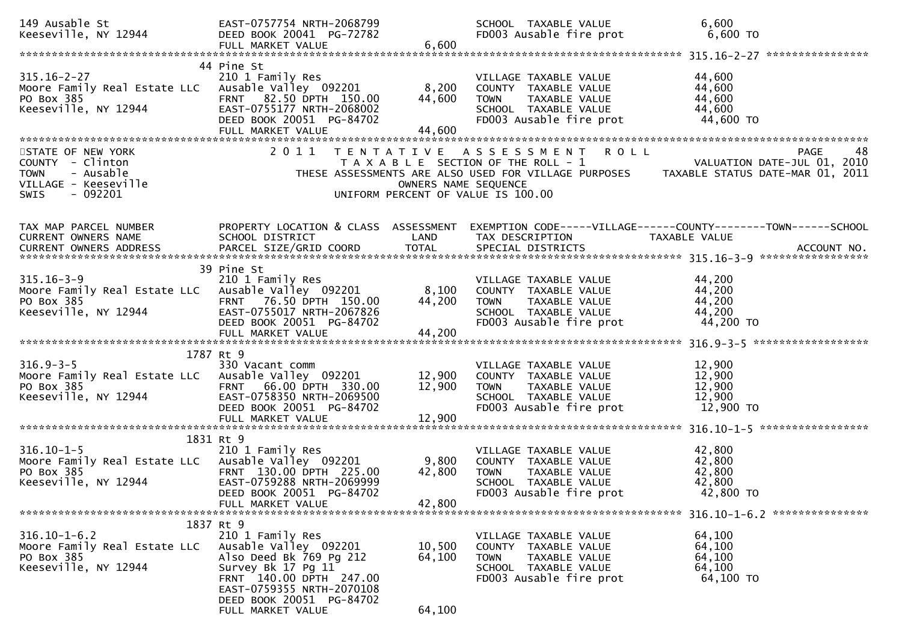| | | | | |
|---|---|---|---|---|
| 149 Ausable St | EAST-0757754 NRTH-2068799 | | SCHOOL TAXABLE VALUE | 6,600 |
| Keeseville, NY 12944 | DEED BOOK 20041 PG-72782 | | FD003 Ausable fire prot | 6,600 TO |
| | FULL MARKET VALUE | 6,600 | | |

******************************** 315.16-2-27 ****************

| | | | | |
|---|---|---|---|---|
| | 44 Pine St | | | |
| 315.16-2-27 | 210 1 Family Res | | VILLAGE TAXABLE VALUE | 44,600 |
| Moore Family Real Estate LLC | Ausable Valley 092201 | 8,200 | COUNTY TAXABLE VALUE | 44,600 |
| PO Box 385 | FRNT 82.50 DPTH 150.00 | 44,600 | TOWN TAXABLE VALUE | 44,600 |
| Keeseville, NY 12944 | EAST-0755177 NRTH-2068002 | | SCHOOL TAXABLE VALUE | 44,600 |
| | DEED BOOK 20051 PG-84702 | | FD003 Ausable fire prot | 44,600 TO |
| | FULL MARKET VALUE | 44,600 | | |

STATE OF NEW YORK — 2011 TENTATIVE ASSESSMENT ROLL — PAGE 48
COUNTY - Clinton — TAXABLE SECTION OF THE ROLL - 1 — VALUATION DATE-JUL 01, 2010
TOWN - Ausable — THESE ASSESSMENTS ARE ALSO USED FOR VILLAGE PURPOSES — TAXABLE STATUS DATE-MAR 01, 2011
VILLAGE - Keeseville — OWNERS NAME SEQUENCE
SWIS - 092201 — UNIFORM PERCENT OF VALUE IS 100.00

| TAX MAP PARCEL NUMBER / CURRENT OWNERS NAME / CURRENT OWNERS ADDRESS | PROPERTY LOCATION & CLASS / SCHOOL DISTRICT / PARCEL SIZE/GRID COORD | ASSESSMENT LAND | TOTAL | EXEMPTION CODE-----VILLAGE------COUNTY--------TOWN------SCHOOL / TAX DESCRIPTION / SPECIAL DISTRICTS | TAXABLE VALUE / ACCOUNT NO. |
|---|---|---|---|---|---|
| ******** 315.16-3-9 ******** | | | | | |
| | 39 Pine St | | | | |
| 315.16-3-9 | 210 1 Family Res | | | VILLAGE TAXABLE VALUE | 44,200 |
| Moore Family Real Estate LLC | Ausable Valley 092201 | 8,100 | | COUNTY TAXABLE VALUE | 44,200 |
| PO Box 385 | FRNT 76.50 DPTH 150.00 | | 44,200 | TOWN TAXABLE VALUE | 44,200 |
| Keeseville, NY 12944 | EAST-0755017 NRTH-2067826 | | | SCHOOL TAXABLE VALUE | 44,200 |
| | DEED BOOK 20051 PG-84702 | | | FD003 Ausable fire prot | 44,200 TO |
| | FULL MARKET VALUE | | 44,200 | | |
| ******** 316.9-3-5 ******** | | | | | |
| | 1787 Rt 9 | | | | |
| 316.9-3-5 | 330 Vacant comm | | | VILLAGE TAXABLE VALUE | 12,900 |
| Moore Family Real Estate LLC | Ausable Valley 092201 | 12,900 | | COUNTY TAXABLE VALUE | 12,900 |
| PO Box 385 | FRNT 66.00 DPTH 330.00 | | 12,900 | TOWN TAXABLE VALUE | 12,900 |
| Keeseville, NY 12944 | EAST-0758350 NRTH-2069500 | | | SCHOOL TAXABLE VALUE | 12,900 |
| | DEED BOOK 20051 PG-84702 | | | FD003 Ausable fire prot | 12,900 TO |
| | FULL MARKET VALUE | | 12,900 | | |
| ******** 316.10-1-5 ******** | | | | | |
| | 1831 Rt 9 | | | | |
| 316.10-1-5 | 210 1 Family Res | | | VILLAGE TAXABLE VALUE | 42,800 |
| Moore Family Real Estate LLC | Ausable Valley 092201 | 9,800 | | COUNTY TAXABLE VALUE | 42,800 |
| PO Box 385 | FRNT 130.00 DPTH 225.00 | | 42,800 | TOWN TAXABLE VALUE | 42,800 |
| Keeseville, NY 12944 | EAST-0759288 NRTH-2069999 | | | SCHOOL TAXABLE VALUE | 42,800 |
| | DEED BOOK 20051 PG-84702 | | | FD003 Ausable fire prot | 42,800 TO |
| | FULL MARKET VALUE | | 42,800 | | |
| ******** 316.10-1-6.2 ******** | | | | | |
| | 1837 Rt 9 | | | | |
| 316.10-1-6.2 | 210 1 Family Res | | | VILLAGE TAXABLE VALUE | 64,100 |
| Moore Family Real Estate LLC | Ausable Valley 092201 | 10,500 | | COUNTY TAXABLE VALUE | 64,100 |
| PO Box 385 | Also Deed Bk 769 Pg 212 | | 64,100 | TOWN TAXABLE VALUE | 64,100 |
| Keeseville, NY 12944 | Survey Bk 17 Pg 11 | | | SCHOOL TAXABLE VALUE | 64,100 |
| | FRNT 140.00 DPTH 247.00 | | | FD003 Ausable fire prot | 64,100 TO |
| | EAST-0759355 NRTH-2070108 | | | | |
| | DEED BOOK 20051 PG-84702 | | | | |
| | FULL MARKET VALUE | | 64,100 | | |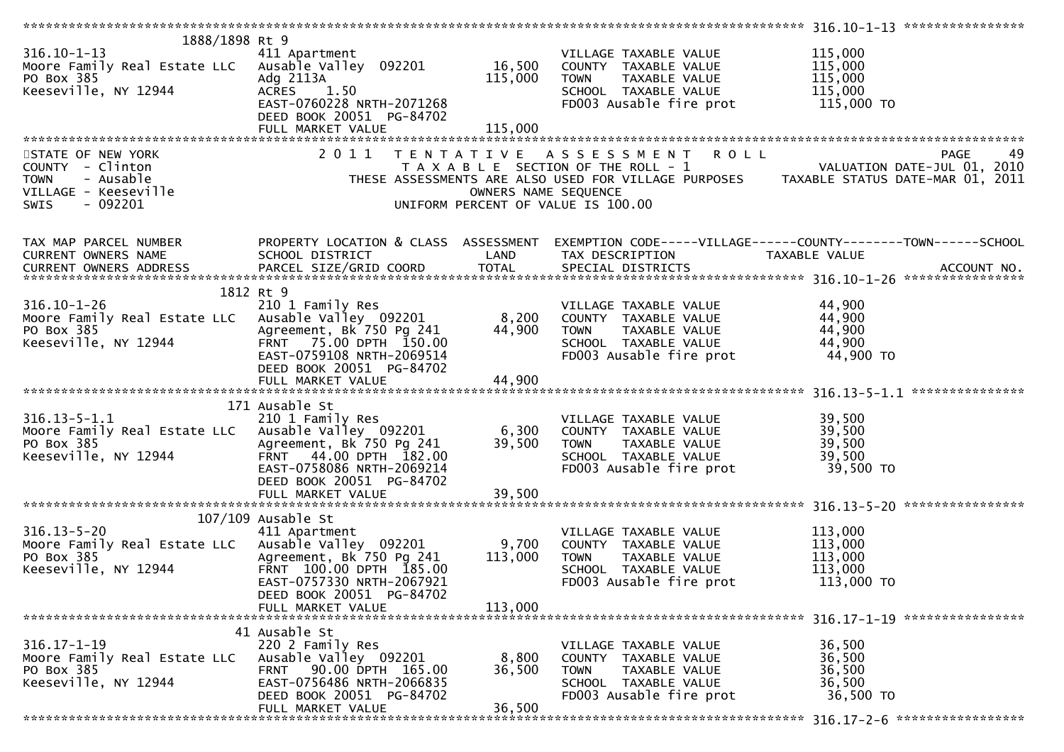**1888/1898 Rt 9** — 316.10-1-13

| Parcel / Owner | Property Location & Class / School District / Parcel Size | Land / Total | Tax Description | Taxable Value |
|---|---|---|---|---|
| 316.10-1-13 | 411 Apartment | | VILLAGE TAXABLE VALUE | 115,000 |
| Moore Family Real Estate LLC | Ausable Valley 092201 | 16,500 | COUNTY TAXABLE VALUE | 115,000 |
| PO Box 385 | Adg 2113A | 115,000 | TOWN TAXABLE VALUE | 115,000 |
| Keeseville, NY 12944 | ACRES 1.50 | | SCHOOL TAXABLE VALUE | 115,000 |
| | EAST-0760228 NRTH-2071268 | | FD003 Ausable fire prot | 115,000 TO |
| | DEED BOOK 20051 PG-84702 | | | |
| | FULL MARKET VALUE | 115,000 | | |

STATE OF NEW YORK
COUNTY - Clinton
TOWN - Ausable
VILLAGE - Keeseville
SWIS - 092201

2011 TENTATIVE ASSESSMENT ROLL
TAXABLE SECTION OF THE ROLL - 1
THESE ASSESSMENTS ARE ALSO USED FOR VILLAGE PURPOSES
OWNERS NAME SEQUENCE
UNIFORM PERCENT OF VALUE IS 100.00

PAGE 49
VALUATION DATE-JUL 01, 2010
TAXABLE STATUS DATE-MAR 01, 2011

| TAX MAP PARCEL NUMBER / CURRENT OWNERS NAME / CURRENT OWNERS ADDRESS | PROPERTY LOCATION & CLASS / SCHOOL DISTRICT / PARCEL SIZE/GRID COORD | ASSESSMENT LAND / TOTAL | EXEMPTION CODE-----VILLAGE------COUNTY--------TOWN------SCHOOL / TAX DESCRIPTION / SPECIAL DISTRICTS | TAXABLE VALUE / ACCOUNT NO. |
|---|---|---|---|---|
| **316.10-1-26** | **1812 Rt 9** | | | |
| 316.10-1-26 | 210 1 Family Res | | VILLAGE TAXABLE VALUE | 44,900 |
| Moore Family Real Estate LLC | Ausable Valley 092201 | 8,200 | COUNTY TAXABLE VALUE | 44,900 |
| PO Box 385 | Agreement, Bk 750 Pg 241 | 44,900 | TOWN TAXABLE VALUE | 44,900 |
| Keeseville, NY 12944 | FRNT 75.00 DPTH 150.00 | | SCHOOL TAXABLE VALUE | 44,900 |
| | EAST-0759108 NRTH-2069514 | | FD003 Ausable fire prot | 44,900 TO |
| | DEED BOOK 20051 PG-84702 | | | |
| | FULL MARKET VALUE | 44,900 | | |
| **316.13-5-1.1** | **171 Ausable St** | | | |
| 316.13-5-1.1 | 210 1 Family Res | | VILLAGE TAXABLE VALUE | 39,500 |
| Moore Family Real Estate LLC | Ausable Valley 092201 | 6,300 | COUNTY TAXABLE VALUE | 39,500 |
| PO Box 385 | Agreement, Bk 750 Pg 241 | 39,500 | TOWN TAXABLE VALUE | 39,500 |
| Keeseville, NY 12944 | FRNT 44.00 DPTH 182.00 | | SCHOOL TAXABLE VALUE | 39,500 |
| | EAST-0758086 NRTH-2069214 | | FD003 Ausable fire prot | 39,500 TO |
| | DEED BOOK 20051 PG-84702 | | | |
| | FULL MARKET VALUE | 39,500 | | |
| **316.13-5-20** | **107/109 Ausable St** | | | |
| 316.13-5-20 | 411 Apartment | | VILLAGE TAXABLE VALUE | 113,000 |
| Moore Family Real Estate LLC | Ausable Valley 092201 | 9,700 | COUNTY TAXABLE VALUE | 113,000 |
| PO Box 385 | Agreement, Bk 750 Pg 241 | 113,000 | TOWN TAXABLE VALUE | 113,000 |
| Keeseville, NY 12944 | FRNT 100.00 DPTH 185.00 | | SCHOOL TAXABLE VALUE | 113,000 |
| | EAST-0757330 NRTH-2067921 | | FD003 Ausable fire prot | 113,000 TO |
| | DEED BOOK 20051 PG-84702 | | | |
| | FULL MARKET VALUE | 113,000 | | |
| **316.17-1-19** | **41 Ausable St** | | | |
| 316.17-1-19 | 220 2 Family Res | | VILLAGE TAXABLE VALUE | 36,500 |
| Moore Family Real Estate LLC | Ausable Valley 092201 | 8,800 | COUNTY TAXABLE VALUE | 36,500 |
| PO Box 385 | FRNT 90.00 DPTH 165.00 | 36,500 | TOWN TAXABLE VALUE | 36,500 |
| Keeseville, NY 12944 | EAST-0756486 NRTH-2066835 | | SCHOOL TAXABLE VALUE | 36,500 |
| | DEED BOOK 20051 PG-84702 | | FD003 Ausable fire prot | 36,500 TO |
| | FULL MARKET VALUE | 36,500 | | |

316.17-2-6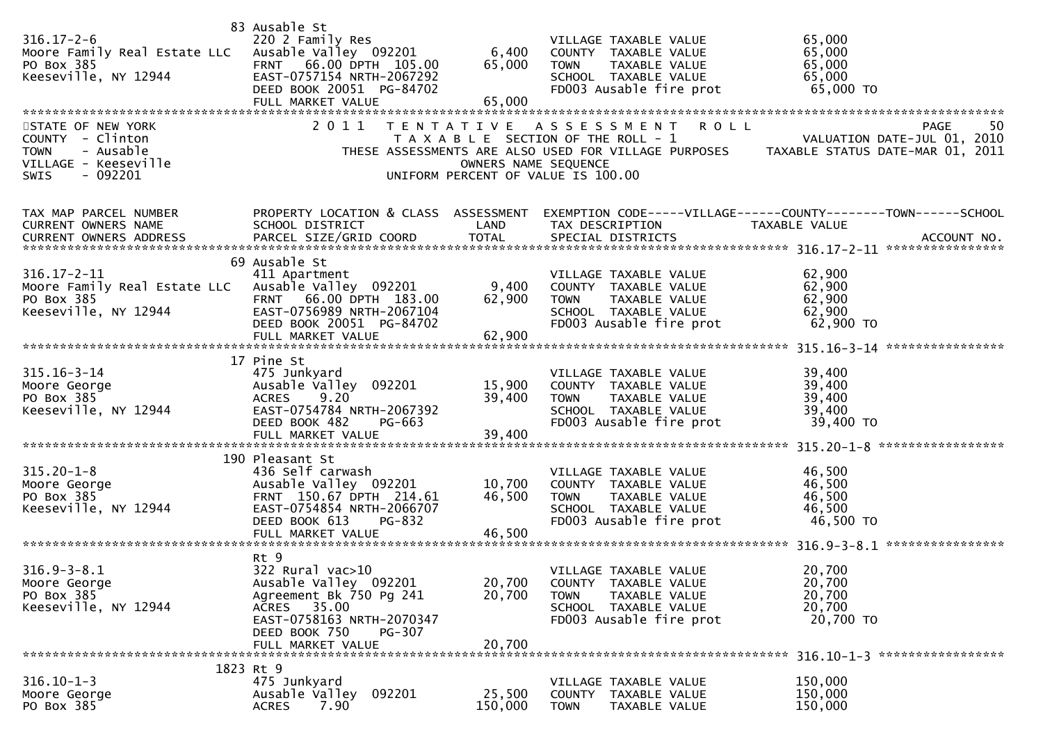```
                                83 Ausable St
316.17-2-6                      220 2 Family Res                          VILLAGE TAXABLE VALUE           65,000
Moore Family Real Estate LLC    Ausable Valley  092201       6,400        COUNTY  TAXABLE VALUE           65,000
PO Box 385                      FRNT   66.00 DPTH 105.00    65,000        TOWN    TAXABLE VALUE           65,000
Keeseville, NY 12944            EAST-0757154 NRTH-2067292                 SCHOOL  TAXABLE VALUE           65,000
                                DEED BOOK 20051  PG-84702                 FD003 Ausable fire prot          65,000 TO
                                FULL MARKET VALUE           65,000
************************************************************************************************************************************
STATE OF NEW YORK               2 0 1 1   T E N T A T I V E   A S S E S S M E N T   R O L L                              PAGE     50
COUNTY  - Clinton                         T A X A B L E  SECTION OF THE ROLL - 1                     VALUATION DATE-JUL 01, 2010
TOWN    - Ausable                 THESE ASSESSMENTS ARE ALSO USED FOR VILLAGE PURPOSES       TAXABLE STATUS DATE-MAR 01, 2011
VILLAGE - Keeseville                                 OWNERS NAME SEQUENCE
SWIS    - 092201                             UNIFORM PERCENT OF VALUE IS 100.00


TAX MAP PARCEL NUMBER           PROPERTY LOCATION & CLASS  ASSESSMENT  EXEMPTION CODE-----VILLAGE------COUNTY--------TOWN------SCHOOL
CURRENT OWNERS NAME             SCHOOL DISTRICT               LAND      TAX DESCRIPTION              TAXABLE VALUE
CURRENT OWNERS ADDRESS          PARCEL SIZE/GRID COORD        TOTAL     SPECIAL DISTRICTS                                  ACCOUNT NO.
*********************************************************************************************** 316.17-2-11 ***************
                                69 Ausable St
316.17-2-11                     411 Apartment                             VILLAGE TAXABLE VALUE           62,900
Moore Family Real Estate LLC    Ausable Valley  092201       9,400        COUNTY  TAXABLE VALUE           62,900
PO Box 385                      FRNT   66.00 DPTH 183.00    62,900        TOWN    TAXABLE VALUE           62,900
Keeseville, NY 12944            EAST-0756989 NRTH-2067104                 SCHOOL  TAXABLE VALUE           62,900
                                DEED BOOK 20051  PG-84702                 FD003 Ausable fire prot          62,900 TO
                                FULL MARKET VALUE           62,900
*********************************************************************************************** 315.16-3-14 ***************
                                17 Pine St
315.16-3-14                     475 Junkyard                              VILLAGE TAXABLE VALUE           39,400
Moore George                    Ausable Valley  092201      15,900        COUNTY  TAXABLE VALUE           39,400
PO Box 385                      ACRES    9.20               39,400        TOWN    TAXABLE VALUE           39,400
Keeseville, NY 12944            EAST-0754784 NRTH-2067392                 SCHOOL  TAXABLE VALUE           39,400
                                DEED BOOK 482    PG-663                   FD003 Ausable fire prot          39,400 TO
                                FULL MARKET VALUE           39,400
*********************************************************************************************** 315.20-1-8 ****************
                                190 Pleasant St
315.20-1-8                      436 Self carwash                          VILLAGE TAXABLE VALUE           46,500
Moore George                    Ausable Valley  092201      10,700        COUNTY  TAXABLE VALUE           46,500
PO Box 385                      FRNT  150.67 DPTH 214.61    46,500        TOWN    TAXABLE VALUE           46,500
Keeseville, NY 12944            EAST-0754854 NRTH-2066707                 SCHOOL  TAXABLE VALUE           46,500
                                DEED BOOK 613    PG-832                   FD003 Ausable fire prot          46,500 TO
                                FULL MARKET VALUE           46,500
*********************************************************************************************** 316.9-3-8.1 ***************
                                Rt 9
316.9-3-8.1                     322 Rural vac>10                          VILLAGE TAXABLE VALUE           20,700
Moore George                    Ausable Valley  092201      20,700        COUNTY  TAXABLE VALUE           20,700
PO Box 385                      Agreement Bk 750 Pg 241     20,700        TOWN    TAXABLE VALUE           20,700
Keeseville, NY 12944            ACRES   35.00                             SCHOOL  TAXABLE VALUE           20,700
                                EAST-0758163 NRTH-2070347                 FD003 Ausable fire prot          20,700 TO
                                DEED BOOK 750    PG-307
                                FULL MARKET VALUE           20,700
*********************************************************************************************** 316.10-1-3 ****************
                                1823 Rt 9
316.10-1-3                      475 Junkyard                              VILLAGE TAXABLE VALUE          150,000
Moore George                    Ausable Valley  092201      25,500        COUNTY  TAXABLE VALUE          150,000
PO Box 385                      ACRES    7.90              150,000        TOWN    TAXABLE VALUE          150,000
```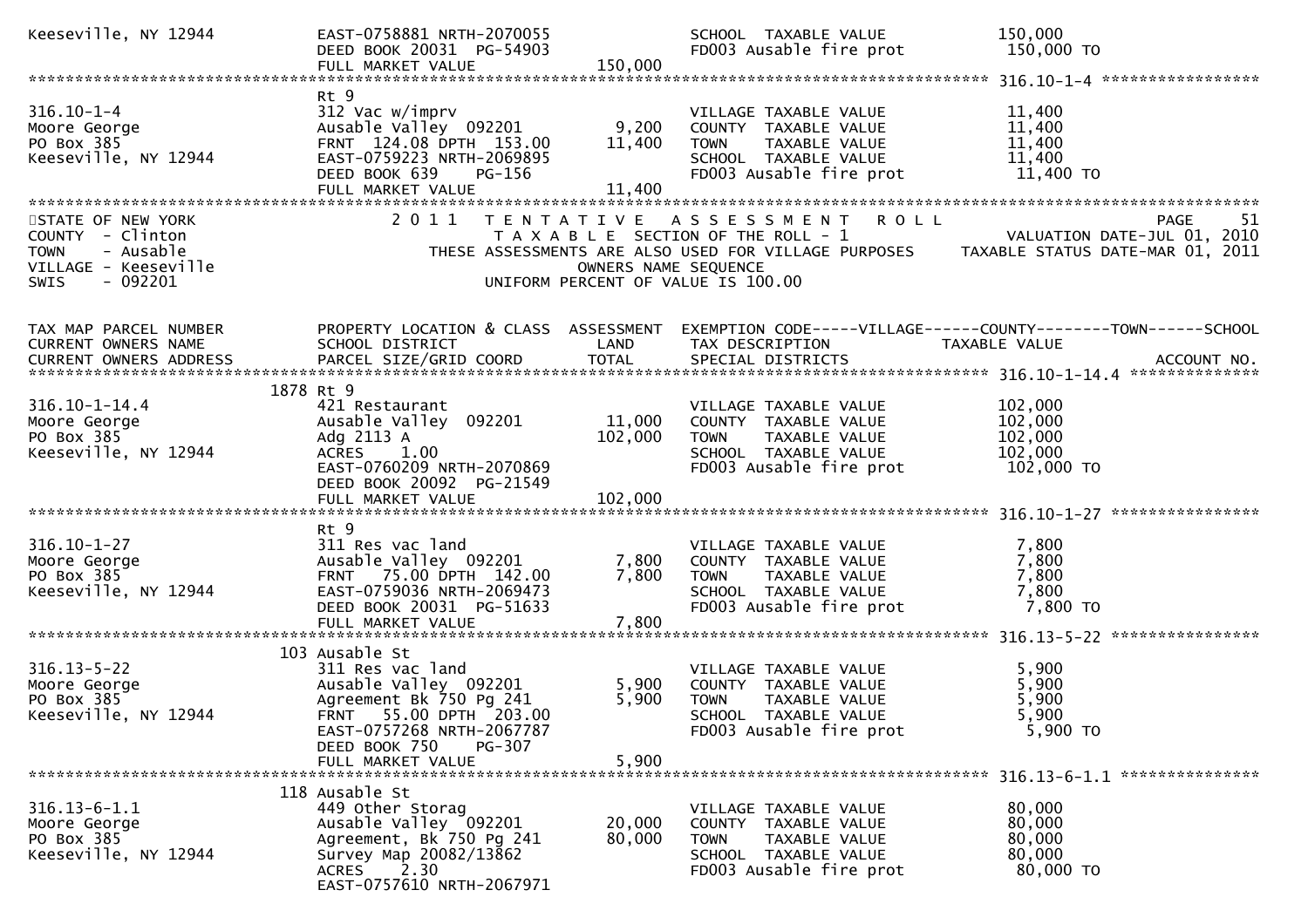```
Keeseville, NY 12944           EAST-0758881 NRTH-2070055                  SCHOOL  TAXABLE VALUE           150,000
                               DEED BOOK 20031  PG-54903                  FD003 Ausable fire prot          150,000 TO
                               FULL MARKET VALUE            150,000
******************************************************************************************************* 316.10-1-4 *****************
                               Rt 9
316.10-1-4                     312 Vac w/imprv                            VILLAGE TAXABLE VALUE            11,400
Moore George                   Ausable Valley  092201        9,200        COUNTY  TAXABLE VALUE            11,400
PO Box 385                     FRNT 124.08 DPTH 153.00      11,400        TOWN    TAXABLE VALUE            11,400
Keeseville, NY 12944           EAST-0759223 NRTH-2069895                  SCHOOL  TAXABLE VALUE            11,400
                               DEED BOOK 639    PG-156                    FD003 Ausable fire prot           11,400 TO
                               FULL MARKET VALUE            11,400
************************************************************************************************************************************
STATE OF NEW YORK              2 0 1 1   T E N T A T I V E   A S S E S S M E N T   R O L L                              PAGE    51
COUNTY  - Clinton                        T A X A B L E SECTION OF THE ROLL - 1                          VALUATION DATE-JUL 01, 2010
TOWN    - Ausable               THESE ASSESSMENTS ARE ALSO USED FOR VILLAGE PURPOSES          TAXABLE STATUS DATE-MAR 01, 2011
VILLAGE - Keeseville                            OWNERS NAME SEQUENCE
SWIS    - 092201                          UNIFORM PERCENT OF VALUE IS 100.00


TAX MAP PARCEL NUMBER          PROPERTY LOCATION & CLASS  ASSESSMENT  EXEMPTION CODE-----VILLAGE------COUNTY--------TOWN------SCHOOL
CURRENT OWNERS NAME            SCHOOL DISTRICT               LAND      TAX DESCRIPTION              TAXABLE VALUE
CURRENT OWNERS ADDRESS         PARCEL SIZE/GRID COORD       TOTAL      SPECIAL DISTRICTS                                 ACCOUNT NO.
******************************************************************************************************* 316.10-1-14.4 **************
                          1878 Rt 9
316.10-1-14.4                  421 Restaurant                             VILLAGE TAXABLE VALUE           102,000
Moore George                   Ausable Valley  092201       11,000        COUNTY  TAXABLE VALUE           102,000
PO Box 385                     Adg 2113 A                  102,000        TOWN    TAXABLE VALUE           102,000
Keeseville, NY 12944           ACRES    1.00                              SCHOOL  TAXABLE VALUE           102,000
                               EAST-0760209 NRTH-2070869                  FD003 Ausable fire prot          102,000 TO
                               DEED BOOK 20092  PG-21549
                               FULL MARKET VALUE           102,000
******************************************************************************************************* 316.10-1-27 ****************
                               Rt 9
316.10-1-27                    311 Res vac land                           VILLAGE TAXABLE VALUE             7,800
Moore George                   Ausable Valley  092201        7,800        COUNTY  TAXABLE VALUE             7,800
PO Box 385                     FRNT  75.00 DPTH 142.00       7,800        TOWN    TAXABLE VALUE             7,800
Keeseville, NY 12944           EAST-0759036 NRTH-2069473                  SCHOOL  TAXABLE VALUE             7,800
                               DEED BOOK 20031  PG-51633                  FD003 Ausable fire prot            7,800 TO
                               FULL MARKET VALUE             7,800
******************************************************************************************************* 316.13-5-22 ****************
                           103 Ausable St
316.13-5-22                    311 Res vac land                           VILLAGE TAXABLE VALUE             5,900
Moore George                   Ausable Valley  092201        5,900        COUNTY  TAXABLE VALUE             5,900
PO Box 385                     Agreement Bk 750 Pg 241       5,900        TOWN    TAXABLE VALUE             5,900
Keeseville, NY 12944           FRNT  55.00 DPTH 203.00                    SCHOOL  TAXABLE VALUE             5,900
                               EAST-0757268 NRTH-2067787                  FD003 Ausable fire prot            5,900 TO
                               DEED BOOK 750    PG-307
                               FULL MARKET VALUE             5,900
******************************************************************************************************* 316.13-6-1.1 ***************
                           118 Ausable St
316.13-6-1.1                   449 Other Storag                           VILLAGE TAXABLE VALUE            80,000
Moore George                   Ausable Valley  092201       20,000        COUNTY  TAXABLE VALUE            80,000
PO Box 385                     Agreement, Bk 750 Pg 241     80,000        TOWN    TAXABLE VALUE            80,000
Keeseville, NY 12944           Survey Map 20082/13862                     SCHOOL  TAXABLE VALUE            80,000
                               ACRES    2.30                              FD003 Ausable fire prot           80,000 TO
                               EAST-0757610 NRTH-2067971
```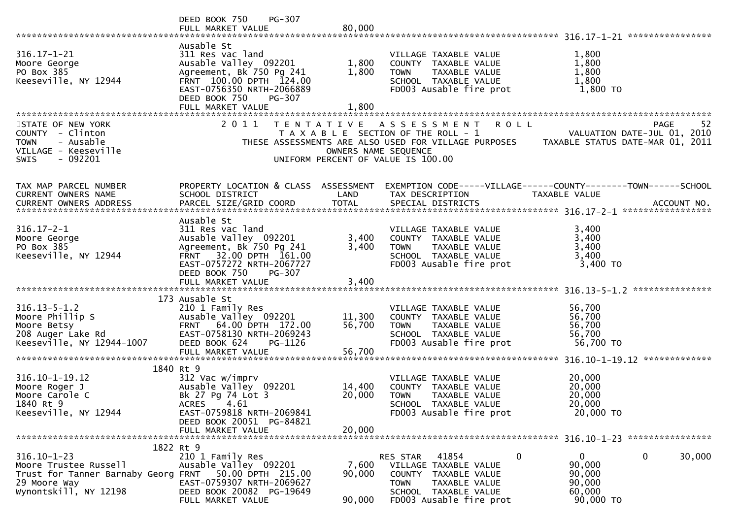```
                              DEED BOOK 750    PG-307
                              FULL MARKET VALUE               80,000
******************************************************************************************************* 316.17-1-21 ****************
                              Ausable St
316.17-1-21                   311 Res vac land                            VILLAGE TAXABLE VALUE          1,800
Moore George                  Ausable Valley  092201        1,800         COUNTY  TAXABLE VALUE          1,800
PO Box 385                    Agreement, Bk 750 Pg 241      1,800         TOWN    TAXABLE VALUE          1,800
Keeseville, NY 12944          FRNT  100.00 DPTH  124.00                   SCHOOL  TAXABLE VALUE          1,800
                              EAST-0756350 NRTH-2066889                   FD003 Ausable fire prot         1,800 TO
                              DEED BOOK 750    PG-307
                              FULL MARKET VALUE                1,800
************************************************************************************************************************************
STATE OF NEW YORK                2 0 1 1   T E N T A T I V E   A S S E S S M E N T   R O L L                            PAGE     52
COUNTY  - Clinton                          T A X A B L E  SECTION OF THE ROLL - 1                         VALUATION DATE-JUL 01, 2010
TOWN    - Ausable                THESE ASSESSMENTS ARE ALSO USED FOR VILLAGE PURPOSES       TAXABLE STATUS DATE-MAR 01, 2011
VILLAGE - Keeseville                                     OWNERS NAME SEQUENCE
SWIS    - 092201                                  UNIFORM PERCENT OF VALUE IS 100.00


TAX MAP PARCEL NUMBER         PROPERTY LOCATION & CLASS  ASSESSMENT  EXEMPTION CODE-----VILLAGE------COUNTY--------TOWN------SCHOOL
CURRENT OWNERS NAME           SCHOOL DISTRICT               LAND      TAX DESCRIPTION              TAXABLE VALUE
CURRENT OWNERS ADDRESS        PARCEL SIZE/GRID COORD        TOTAL     SPECIAL DISTRICTS                                    ACCOUNT NO.
******************************************************************************************************* 316.17-2-1 *****************
                              Ausable St
316.17-2-1                    311 Res vac land                            VILLAGE TAXABLE VALUE          3,400
Moore George                  Ausable Valley  092201        3,400         COUNTY  TAXABLE VALUE          3,400
PO Box 385                    Agreement, Bk 750 Pg 241      3,400         TOWN    TAXABLE VALUE          3,400
Keeseville, NY 12944          FRNT   32.00 DPTH  161.00                   SCHOOL  TAXABLE VALUE          3,400
                              EAST-0757272 NRTH-2067727                   FD003 Ausable fire prot         3,400 TO
                              DEED BOOK 750    PG-307
                              FULL MARKET VALUE                3,400
******************************************************************************************************* 316.13-5-1.2 ***************
                          173 Ausable St
316.13-5-1.2                  210 1 Family Res                            VILLAGE TAXABLE VALUE         56,700
Moore Phillip S               Ausable Valley  092201       11,300         COUNTY  TAXABLE VALUE         56,700
Moore Betsy                   FRNT   64.00 DPTH  172.00    56,700         TOWN    TAXABLE VALUE         56,700
208 Auger Lake Rd             EAST-0758130 NRTH-2069243                   SCHOOL  TAXABLE VALUE         56,700
Keeseville, NY 12944-1007     DEED BOOK 624    PG-1126                    FD003 Ausable fire prot        56,700 TO
                              FULL MARKET VALUE               56,700
******************************************************************************************************* 316.10-1-19.12 *************
                        1840 Rt 9
316.10-1-19.12                312 Vac w/imprv                             VILLAGE TAXABLE VALUE         20,000
Moore Roger J                 Ausable Valley  092201       14,400         COUNTY  TAXABLE VALUE         20,000
Moore Carole C                Bk 27 Pg 74 Lot 3            20,000         TOWN    TAXABLE VALUE         20,000
1840 Rt 9                     ACRES     4.61                              SCHOOL  TAXABLE VALUE         20,000
Keeseville, NY 12944          EAST-0759818 NRTH-2069841                   FD003 Ausable fire prot        20,000 TO
                              DEED BOOK 20051  PG-84821
                              FULL MARKET VALUE               20,000
******************************************************************************************************* 316.10-1-23 ****************
                        1822 Rt 9
316.10-1-23                   210 1 Family Res                            RES STAR   41854            0             0          0      30,000
Moore Trustee Russell         Ausable Valley  092201        7,600         VILLAGE TAXABLE VALUE         90,000
Trust for Tanner Barnaby Georg FRNT   50.00 DPTH  215.00   90,000         COUNTY  TAXABLE VALUE         90,000
29 Moore Way                  EAST-0759307 NRTH-2069627                   TOWN    TAXABLE VALUE         90,000
Wynontskill, NY 12198         DEED BOOK 20082  PG-19649                   SCHOOL  TAXABLE VALUE         60,000
                              FULL MARKET VALUE               90,000      FD003 Ausable fire prot        90,000 TO
```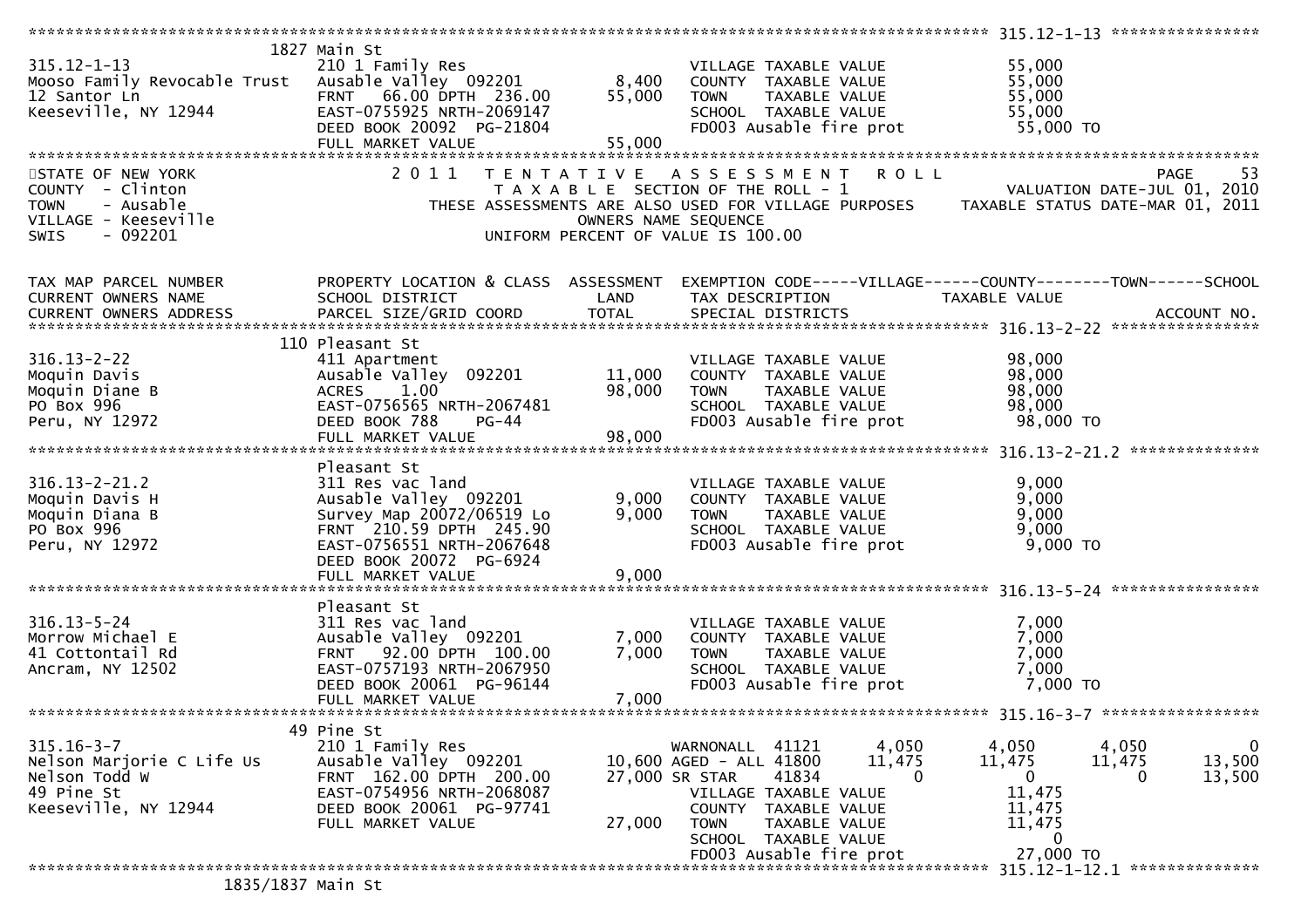```
******************************************************************************************************* 315.12-1-13 *****************
                      1827 Main St
315.12-1-13                  210 1 Family Res                     VILLAGE TAXABLE VALUE          55,000
Mooso Family Revocable Trust Ausable Valley  092201      8,400    COUNTY  TAXABLE VALUE          55,000
12 Santor Ln                 FRNT  66.00 DPTH 236.00    55,000    TOWN    TAXABLE VALUE          55,000
Keeseville, NY 12944         EAST-0755925 NRTH-2069147            SCHOOL  TAXABLE VALUE          55,000
                             DEED BOOK 20092  PG-21804            FD003 Ausable fire prot         55,000 TO
                             FULL MARKET VALUE          55,000
*************************************************************************************************************************************
STATE OF NEW YORK              2 0 1 1   T E N T A T I V E   A S S E S S M E N T   R O L L                           PAGE     53
COUNTY  - Clinton                  T A X A B L E  SECTION OF THE ROLL - 1                      VALUATION DATE-JUL 01, 2010
TOWN    - Ausable            THESE ASSESSMENTS ARE ALSO USED FOR VILLAGE PURPOSES      TAXABLE STATUS DATE-MAR 01, 2011
VILLAGE - Keeseville                          OWNERS NAME SEQUENCE
SWIS    - 092201                        UNIFORM PERCENT OF VALUE IS 100.00


TAX MAP PARCEL NUMBER        PROPERTY LOCATION & CLASS  ASSESSMENT  EXEMPTION CODE-----VILLAGE------COUNTY--------TOWN------SCHOOL
CURRENT OWNERS NAME          SCHOOL DISTRICT              LAND      TAX DESCRIPTION            TAXABLE VALUE
CURRENT OWNERS ADDRESS       PARCEL SIZE/GRID COORD      TOTAL      SPECIAL DISTRICTS                                   ACCOUNT NO.
******************************************************************************************************* 316.13-2-22 *****************
                      110 Pleasant St
316.13-2-22                  411 Apartment                        VILLAGE TAXABLE VALUE          98,000
Moquin Davis                 Ausable Valley  092201     11,000    COUNTY  TAXABLE VALUE          98,000
Moquin Diane B               ACRES    1.00              98,000    TOWN    TAXABLE VALUE          98,000
PO Box 996                   EAST-0756565 NRTH-2067481            SCHOOL  TAXABLE VALUE          98,000
Peru, NY 12972               DEED BOOK 788    PG-44               FD003 Ausable fire prot         98,000 TO
                             FULL MARKET VALUE          98,000
******************************************************************************************************* 316.13-2-21.2 ***************
                      Pleasant St
316.13-2-21.2                311 Res vac land                     VILLAGE TAXABLE VALUE           9,000
Moquin Davis H               Ausable Valley  092201      9,000    COUNTY  TAXABLE VALUE           9,000
Moquin Diana B               Survey Map 20072/06519 Lo   9,000    TOWN    TAXABLE VALUE           9,000
PO Box 996                   FRNT 210.59 DPTH 245.90              SCHOOL  TAXABLE VALUE           9,000
Peru, NY 12972               EAST-0756551 NRTH-2067648            FD003 Ausable fire prot          9,000 TO
                             DEED BOOK 20072  PG-6924
                             FULL MARKET VALUE           9,000
******************************************************************************************************* 316.13-5-24 *****************
                      Pleasant St
316.13-5-24                  311 Res vac land                     VILLAGE TAXABLE VALUE           7,000
Morrow Michael E             Ausable Valley  092201      7,000    COUNTY  TAXABLE VALUE           7,000
41 Cottontail Rd             FRNT  92.00 DPTH 100.00     7,000    TOWN    TAXABLE VALUE           7,000
Ancram, NY 12502             EAST-0757193 NRTH-2067950            SCHOOL  TAXABLE VALUE           7,000
                             DEED BOOK 20061  PG-96144            FD003 Ausable fire prot          7,000 TO
                             FULL MARKET VALUE           7,000
******************************************************************************************************* 315.16-3-7 ******************
                      49 Pine St
315.16-3-7                   210 1 Family Res                 WARNONALL  41121       4,050       4,050       4,050            0
Nelson Marjorie C Life Us    Ausable Valley  092201     10,600 AGED - ALL 41800      11,475      11,475      11,475       13,500
Nelson Todd W                FRNT 162.00 DPTH 200.00    27,000 SR STAR    41834           0           0           0       13,500
49 Pine St                   EAST-0754956 NRTH-2068087            VILLAGE TAXABLE VALUE          11,475
Keeseville, NY 12944         DEED BOOK 20061  PG-97741            COUNTY  TAXABLE VALUE          11,475
                             FULL MARKET VALUE          27,000    TOWN    TAXABLE VALUE          11,475
                                                                  SCHOOL  TAXABLE VALUE               0
                                                                  FD003 Ausable fire prot         27,000 TO
******************************************************************************************************* 315.12-1-12.1 ***************
                      1835/1837 Main St
```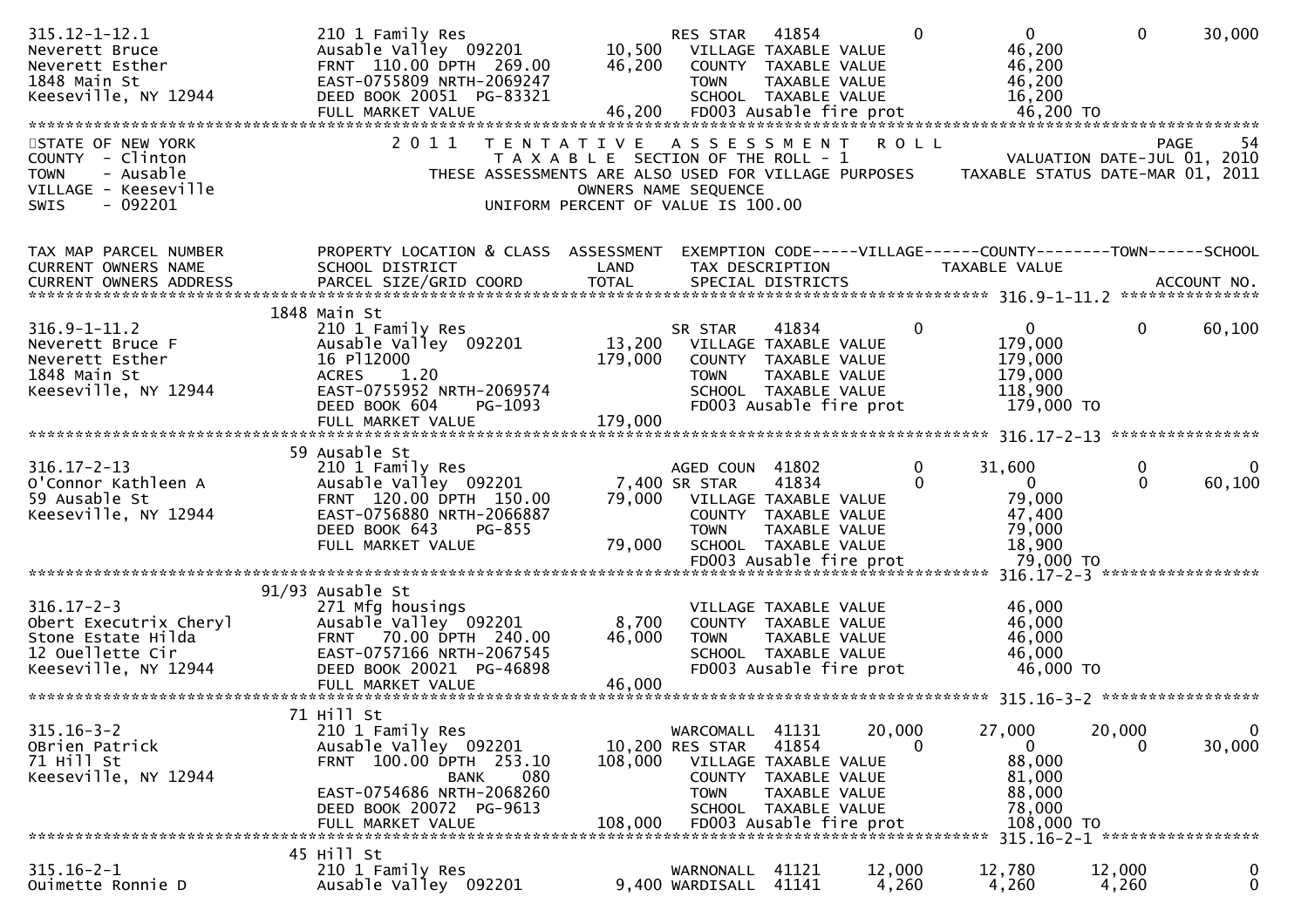```
315.12-1-12.1               210 1 Family Res                    RES STAR    41854              0             0             0        30,000
Neverett Bruce              Ausable Valley  092201       10,500   VILLAGE TAXABLE VALUE                   46,200
Neverett Esther             FRNT  110.00 DPTH  269.00    46,200   COUNTY  TAXABLE VALUE                   46,200
1848 Main St                EAST-0755809 NRTH-2069247             TOWN    TAXABLE VALUE                   46,200
Keeseville, NY 12944        DEED BOOK 20051  PG-83321             SCHOOL  TAXABLE VALUE                   16,200
                            FULL MARKET VALUE            46,200   FD003 Ausable fire prot                 46,200 TO
******************************************************************************************************************************************
STATE OF NEW YORK                2011  TENTATIVE ASSESSMENT ROLL                                                                 PAGE    54
COUNTY  - Clinton                      TAXABLE SECTION OF THE ROLL - 1                                        VALUATION DATE-JUL 01, 2010
TOWN    - Ausable              THESE ASSESSMENTS ARE ALSO USED FOR VILLAGE PURPOSES              TAXABLE STATUS DATE-MAR 01, 2011
VILLAGE - Keeseville                           OWNERS NAME SEQUENCE
SWIS    - 092201                         UNIFORM PERCENT OF VALUE IS 100.00


TAX MAP PARCEL NUMBER       PROPERTY LOCATION & CLASS  ASSESSMENT  EXEMPTION CODE-----VILLAGE------COUNTY--------TOWN------SCHOOL
CURRENT OWNERS NAME         SCHOOL DISTRICT               LAND      TAX DESCRIPTION              TAXABLE VALUE
CURRENT OWNERS ADDRESS      PARCEL SIZE/GRID COORD        TOTAL     SPECIAL DISTRICTS                                           ACCOUNT NO.
****************************************************************************************************** 316.9-1-11.2 ***************
                         1848 Main St
316.9-1-11.2                210 1 Family Res                    SR STAR     41834              0             0             0        60,100
Neverett Bruce F            Ausable Valley  092201       13,200   VILLAGE TAXABLE VALUE                  179,000
Neverett Esther             16 Pl12000                  179,000   COUNTY  TAXABLE VALUE                  179,000
1848 Main St                ACRES     1.20                        TOWN    TAXABLE VALUE                  179,000
Keeseville, NY 12944        EAST-0755952 NRTH-2069574             SCHOOL  TAXABLE VALUE                  118,900
                            DEED BOOK 604    PG-1093              FD003 Ausable fire prot                179,000 TO
                            FULL MARKET VALUE           179,000
****************************************************************************************************** 316.17-2-13 ****************
                         59 Ausable St
316.17-2-13                 210 1 Family Res                    AGED COUN   41802              0        31,600             0             0
O'Connor Kathleen A         Ausable Valley  092201        7,400 SR STAR     41834              0             0             0        60,100
59 Ausable St               FRNT  120.00 DPTH  150.00    79,000   VILLAGE TAXABLE VALUE                   79,000
Keeseville, NY 12944        EAST-0756880 NRTH-2066887             COUNTY  TAXABLE VALUE                   47,400
                            DEED BOOK 643    PG-855               TOWN    TAXABLE VALUE                   79,000
                            FULL MARKET VALUE            79,000   SCHOOL  TAXABLE VALUE                   18,900
                                                                  FD003 Ausable fire prot                 79,000 TO
****************************************************************************************************** 316.17-2-3 *****************
                         91/93 Ausable St
316.17-2-3                  271 Mfg housings                      VILLAGE TAXABLE VALUE                   46,000
Obert Executrix Cheryl      Ausable Valley  092201        8,700   COUNTY  TAXABLE VALUE                   46,000
Stone Estate Hilda          FRNT   70.00 DPTH  240.00    46,000   TOWN    TAXABLE VALUE                   46,000
12 Ouellette Cir            EAST-0757166 NRTH-2067545             SCHOOL  TAXABLE VALUE                   46,000
Keeseville, NY 12944        DEED BOOK 20021  PG-46898             FD003 Ausable fire prot                 46,000 TO
                            FULL MARKET VALUE            46,000
****************************************************************************************************** 315.16-3-2 *****************
                         71 Hill St
315.16-3-2                  210 1 Family Res                    WARCOMALL   41131         20,000        27,000        20,000             0
OBrien Patrick              Ausable Valley  092201       10,200 RES STAR    41854              0             0             0        30,000
71 Hill St                  FRNT  100.00 DPTH  253.10   108,000   VILLAGE TAXABLE VALUE                   88,000
Keeseville, NY 12944                         BANK     080         COUNTY  TAXABLE VALUE                   81,000
                            EAST-0754686 NRTH-2068260             TOWN    TAXABLE VALUE                   88,000
                            DEED BOOK 20072  PG-9613              SCHOOL  TAXABLE VALUE                   78,000
                            FULL MARKET VALUE           108,000   FD003 Ausable fire prot                108,000 TO
****************************************************************************************************** 315.16-2-1 *****************
                         45 Hill St
315.16-2-1                  210 1 Family Res                    WARNONALL   41121         12,000        12,780        12,000             0
Ouimette Ronnie D           Ausable Valley  092201        9,400 WARDISALL   41141          4,260         4,260         4,260             0
```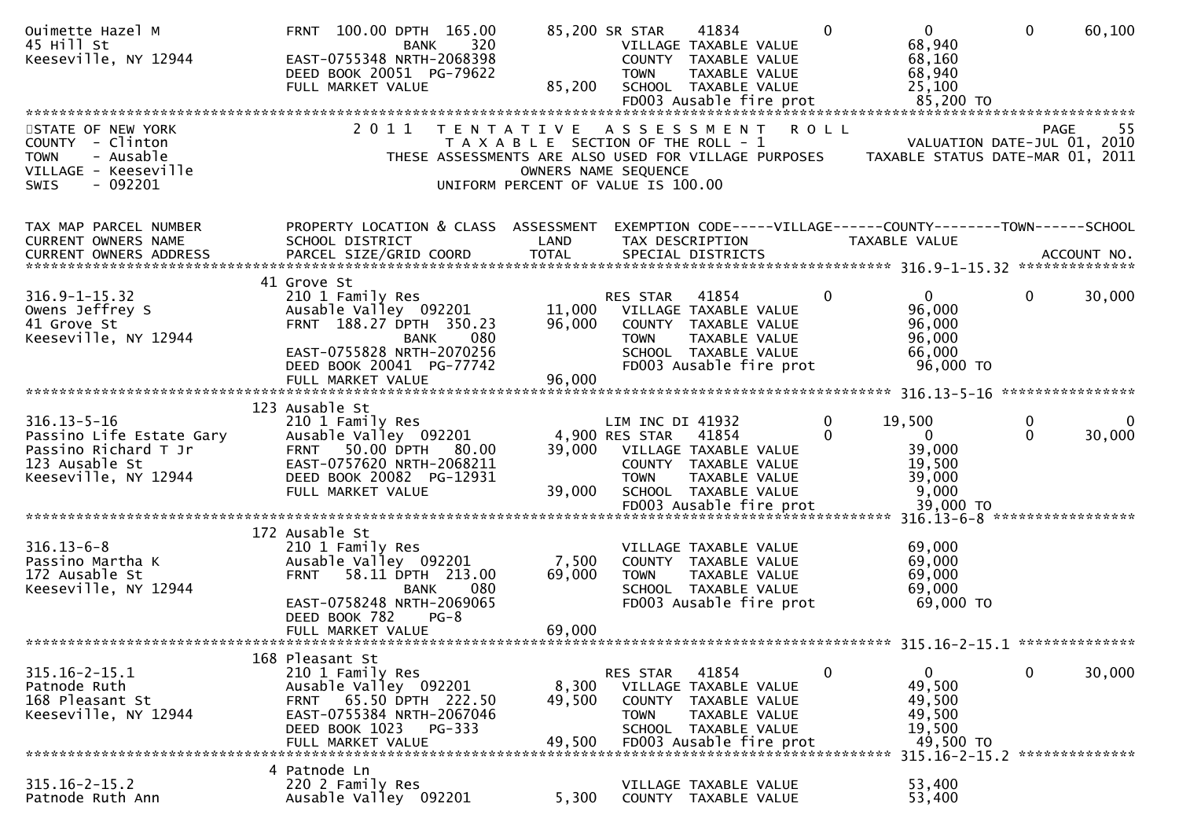```
Ouimette Hazel M                FRNT 100.00 DPTH 165.00       85,200 SR STAR    41834         0          0          0     60,100
45 Hill St                            BANK      320                   VILLAGE TAXABLE VALUE             68,940
Keeseville, NY 12944            EAST-0755348 NRTH-2068398                 COUNTY  TAXABLE VALUE             68,160
                                DEED BOOK 20051 PG-79622                  TOWN    TAXABLE VALUE             68,940
                                FULL MARKET VALUE               85,200    SCHOOL  TAXABLE VALUE             25,100
                                                                          FD003 Ausable fire prot           85,200 TO
******************************************************************************************************************************
```

```
STATE OF NEW YORK                 2 0 1 1   T E N T A T I V E   A S S E S S M E N T   R O L L                          PAGE    55
COUNTY  - Clinton                           T A X A B L E  SECTION OF THE ROLL - 1                  VALUATION DATE-JUL 01, 2010
TOWN    - Ausable                 THESE ASSESSMENTS ARE ALSO USED FOR VILLAGE PURPOSES        TAXABLE STATUS DATE-MAR 01, 2011
VILLAGE - Keeseville                                OWNERS NAME SEQUENCE
SWIS    - 092201                            UNIFORM PERCENT OF VALUE IS 100.00
```

```
TAX MAP PARCEL NUMBER           PROPERTY LOCATION & CLASS  ASSESSMENT  EXEMPTION CODE-----VILLAGE------COUNTY--------TOWN------SCHOOL
CURRENT OWNERS NAME             SCHOOL DISTRICT               LAND      TAX DESCRIPTION            TAXABLE VALUE
CURRENT OWNERS ADDRESS          PARCEL SIZE/GRID COORD        TOTAL     SPECIAL DISTRICTS                                  ACCOUNT NO.
********************************************************************************************** 316.9-1-15.32 **************
                                41 Grove St
316.9-1-15.32                   210 1 Family Res                        RES STAR   41854          0          0          0     30,000
Owens Jeffrey S                 Ausable Valley  092201        11,000    VILLAGE TAXABLE VALUE             96,000
41 Grove St                     FRNT 188.27 DPTH 350.23       96,000    COUNTY  TAXABLE VALUE             96,000
Keeseville, NY 12944                  BANK      080                     TOWN    TAXABLE VALUE             96,000
                                EAST-0755828 NRTH-2070256                 SCHOOL  TAXABLE VALUE             66,000
                                DEED BOOK 20041 PG-77742                  FD003 Ausable fire prot           96,000 TO
                                FULL MARKET VALUE               96,000
********************************************************************************************** 316.13-5-16 ****************
                                123 Ausable St
316.13-5-16                     210 1 Family Res                        LIM INC DI 41932          0     19,500          0          0
Passino Life Estate Gary        Ausable Valley  092201         4,900 RES STAR   41854          0          0          0     30,000
Passino Richard T Jr            FRNT  50.00 DPTH  80.00       39,000    VILLAGE TAXABLE VALUE             39,000
123 Ausable St                  EAST-0757620 NRTH-2068211                 COUNTY  TAXABLE VALUE             19,500
Keeseville, NY 12944            DEED BOOK 20082 PG-12931                  TOWN    TAXABLE VALUE             39,000
                                FULL MARKET VALUE               39,000    SCHOOL  TAXABLE VALUE              9,000
                                                                          FD003 Ausable fire prot           39,000 TO
********************************************************************************************** 316.13-6-8 *****************
                                172 Ausable St
316.13-6-8                      210 1 Family Res                          VILLAGE TAXABLE VALUE             69,000
Passino Martha K                Ausable Valley  092201         7,500    COUNTY  TAXABLE VALUE             69,000
172 Ausable St                  FRNT  58.11 DPTH 213.00       69,000    TOWN    TAXABLE VALUE             69,000
Keeseville, NY 12944                  BANK      080                     SCHOOL  TAXABLE VALUE             69,000
                                EAST-0758248 NRTH-2069065                 FD003 Ausable fire prot           69,000 TO
                                DEED BOOK 782    PG-8
                                FULL MARKET VALUE               69,000
********************************************************************************************** 315.16-2-15.1 **************
                                168 Pleasant St
315.16-2-15.1                   210 1 Family Res                        RES STAR   41854          0          0          0     30,000
Patnode Ruth                    Ausable Valley  092201         8,300    VILLAGE TAXABLE VALUE             49,500
168 Pleasant St                 FRNT  65.50 DPTH 222.50       49,500    COUNTY  TAXABLE VALUE             49,500
Keeseville, NY 12944            EAST-0755384 NRTH-2067046                 TOWN    TAXABLE VALUE             49,500
                                DEED BOOK 1023   PG-333                   SCHOOL  TAXABLE VALUE             19,500
                                FULL MARKET VALUE               49,500    FD003 Ausable fire prot           49,500 TO
********************************************************************************************** 315.16-2-15.2 **************
                                4 Patnode Ln
315.16-2-15.2                   220 2 Family Res                          VILLAGE TAXABLE VALUE             53,400
Patnode Ruth Ann                Ausable Valley  092201         5,300    COUNTY  TAXABLE VALUE             53,400
```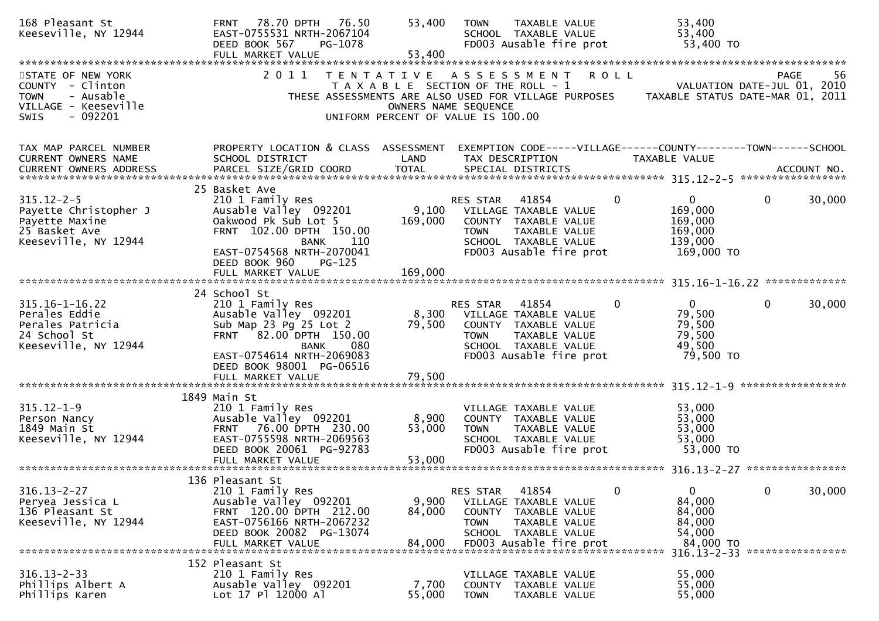```
168 Pleasant St                FRNT  78.70 DPTH  76.50      53,400   TOWN    TAXABLE VALUE              53,400
Keeseville, NY 12944           EAST-0755531 NRTH-2067104             SCHOOL  TAXABLE VALUE              53,400
                               DEED BOOK 567    PG-1078              FD003 Ausable fire prot             53,400 TO
                               FULL MARKET VALUE             53,400
******************************************************************************************************************************
STATE OF NEW YORK                  2 0 1 1   T E N T A T I V E   A S S E S S M E N T   R O L L                        PAGE    56
COUNTY  - Clinton                            T A X A B L E  SECTION OF THE ROLL - 1                    VALUATION DATE-JUL 01, 2010
TOWN    - Ausable                  THESE ASSESSMENTS ARE ALSO USED FOR VILLAGE PURPOSES        TAXABLE STATUS DATE-MAR 01, 2011
VILLAGE - Keeseville                                 OWNERS NAME SEQUENCE
SWIS    - 092201                               UNIFORM PERCENT OF VALUE IS 100.00

TAX MAP PARCEL NUMBER          PROPERTY LOCATION & CLASS  ASSESSMENT  EXEMPTION CODE-----VILLAGE------COUNTY--------TOWN------SCHOOL
CURRENT OWNERS NAME            SCHOOL DISTRICT               LAND     TAX DESCRIPTION               TAXABLE VALUE
CURRENT OWNERS ADDRESS         PARCEL SIZE/GRID COORD        TOTAL    SPECIAL DISTRICTS                                  ACCOUNT NO.
******************************************************************************************************** 315.12-2-5 ****************
                               25 Basket Ave
315.12-2-5                     210 1 Family Res                       RES STAR   41854          0           0            0      30,000
Payette Christopher J          Ausable Valley  092201         9,100   VILLAGE TAXABLE VALUE              169,000
Payette Maxine                 Oakwood Pk Sub Lot 5         169,000   COUNTY  TAXABLE VALUE              169,000
25 Basket Ave                  FRNT 102.00 DPTH 150.00                TOWN    TAXABLE VALUE              169,000
Keeseville, NY 12944                       BANK     110               SCHOOL  TAXABLE VALUE              139,000
                               EAST-0754568 NRTH-2070041              FD003 Ausable fire prot             169,000 TO
                               DEED BOOK 960    PG-125
                               FULL MARKET VALUE            169,000
******************************************************************************************************** 315.16-1-16.22 ************
                               24 School St
315.16-1-16.22                 210 1 Family Res                       RES STAR   41854          0           0            0      30,000
Perales Eddie                  Ausable Valley  092201         8,300   VILLAGE TAXABLE VALUE               79,500
Perales Patricia               Sub Map 23 Pg 25 Lot 2        79,500   COUNTY  TAXABLE VALUE               79,500
24 School St                   FRNT  82.00 DPTH 150.00                TOWN    TAXABLE VALUE               79,500
Keeseville, NY 12944                       BANK     080               SCHOOL  TAXABLE VALUE               49,500
                               EAST-0754614 NRTH-2069083              FD003 Ausable fire prot              79,500 TO
                               DEED BOOK 98001 PG-06516
                               FULL MARKET VALUE             79,500
******************************************************************************************************** 315.12-1-9 ****************
                               1849 Main St
315.12-1-9                     210 1 Family Res                       VILLAGE TAXABLE VALUE               53,000
Person Nancy                   Ausable Valley  092201         8,900   COUNTY  TAXABLE VALUE               53,000
1849 Main St                   FRNT  76.00 DPTH 230.00       53,000   TOWN    TAXABLE VALUE               53,000
Keeseville, NY 12944           EAST-0755598 NRTH-2069563              SCHOOL  TAXABLE VALUE               53,000
                               DEED BOOK 20061 PG-92783               FD003 Ausable fire prot              53,000 TO
                               FULL MARKET VALUE             53,000
******************************************************************************************************** 316.13-2-27 ***************
                               136 Pleasant St
316.13-2-27                    210 1 Family Res                       RES STAR   41854          0           0            0      30,000
Peryea Jessica L               Ausable Valley  092201         9,900   VILLAGE TAXABLE VALUE               84,000
136 Pleasant St                FRNT 120.00 DPTH 212.00       84,000   COUNTY  TAXABLE VALUE               84,000
Keeseville, NY 12944           EAST-0756166 NRTH-2067232              TOWN    TAXABLE VALUE               84,000
                               DEED BOOK 20082 PG-13074               SCHOOL  TAXABLE VALUE               54,000
                               FULL MARKET VALUE             84,000   FD003 Ausable fire prot              84,000 TO
******************************************************************************************************** 316.13-2-33 ***************
                               152 Pleasant St
316.13-2-33                    210 1 Family Res                       VILLAGE TAXABLE VALUE               55,000
Phillips Albert A              Ausable Valley  092201         7,700   COUNTY  TAXABLE VALUE               55,000
Phillips Karen                 Lot 17 Pl 12000 Al            55,000   TOWN    TAXABLE VALUE               55,000
```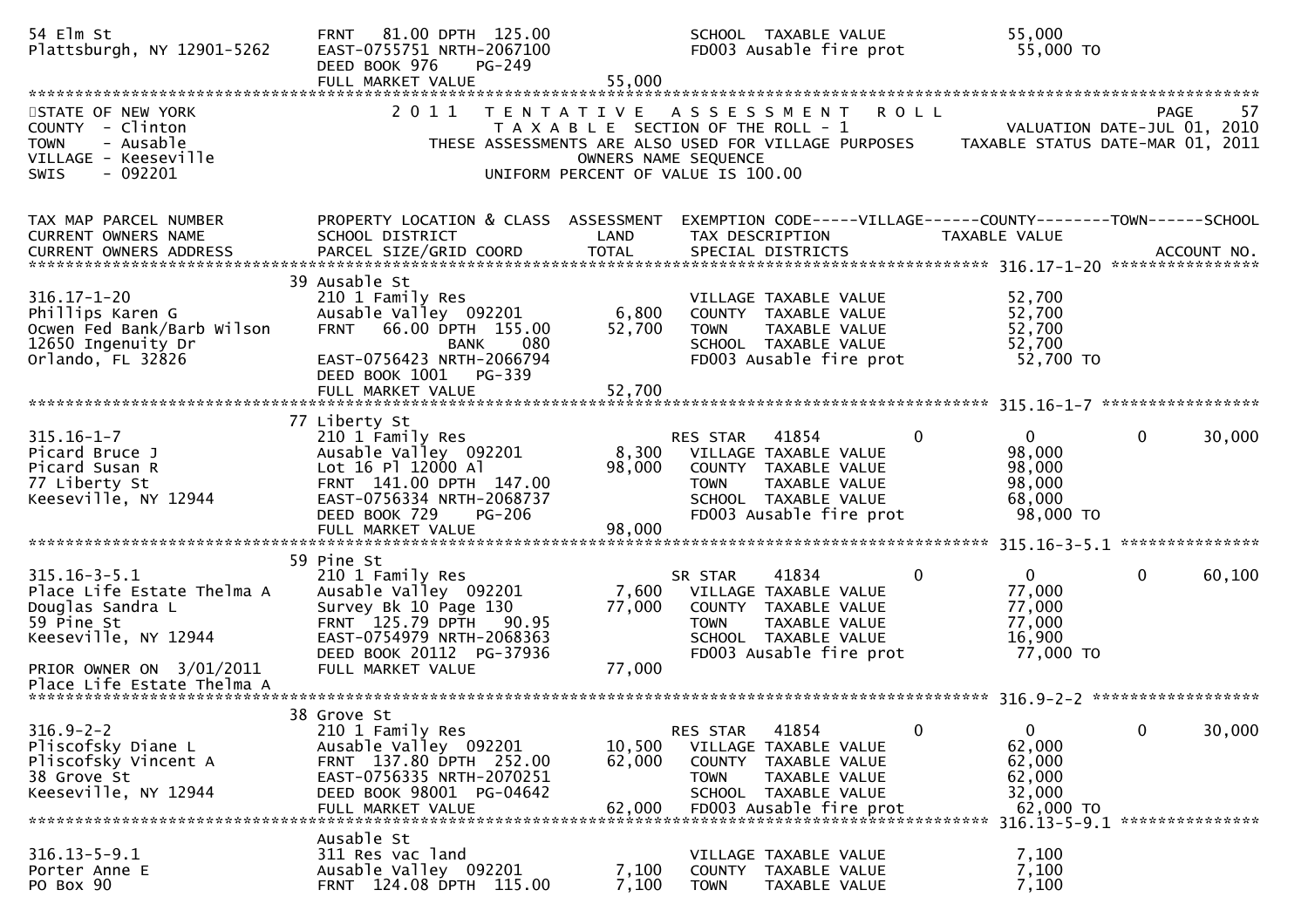```
54 Elm St                           FRNT   81.00 DPTH 125.00                 SCHOOL  TAXABLE VALUE               55,000
Plattsburgh, NY 12901-5262          EAST-0755751 NRTH-2067100                FD003 Ausable fire prot              55,000 TO
                                    DEED BOOK 976     PG-249
                                    FULL MARKET VALUE              55,000
******************************************************************************************************************************************
```

STATE OF NEW YORK — 2011 TENTATIVE ASSESSMENT ROLL
COUNTY - Clinton — TAXABLE SECTION OF THE ROLL - 1 — VALUATION DATE-JUL 01, 2010
TOWN - Ausable — THESE ASSESSMENTS ARE ALSO USED FOR VILLAGE PURPOSES — TAXABLE STATUS DATE-MAR 01, 2011
VILLAGE - Keeseville — OWNERS NAME SEQUENCE
SWIS - 092201 — UNIFORM PERCENT OF VALUE IS 100.00

```
TAX MAP PARCEL NUMBER          PROPERTY LOCATION & CLASS  ASSESSMENT  EXEMPTION CODE-----VILLAGE------COUNTY--------TOWN------SCHOOL
CURRENT OWNERS NAME            SCHOOL DISTRICT               LAND      TAX DESCRIPTION            TAXABLE VALUE
CURRENT OWNERS ADDRESS         PARCEL SIZE/GRID COORD        TOTAL     SPECIAL DISTRICTS                                     ACCOUNT NO.
************************************************************************************************* 316.17-1-20 *****************
                               39 Ausable St
316.17-1-20                    210 1 Family Res                        VILLAGE TAXABLE VALUE            52,700
Phillips Karen G               Ausable Valley  092201        6,800     COUNTY  TAXABLE VALUE            52,700
Ocwen Fed Bank/Barb Wilson     FRNT   66.00 DPTH 155.00     52,700     TOWN    TAXABLE VALUE            52,700
12650 Ingenuity Dr                          BANK     080               SCHOOL  TAXABLE VALUE            52,700
Orlando, FL 32826              EAST-0756423 NRTH-2066794               FD003 Ausable fire prot           52,700 TO
                               DEED BOOK 1001    PG-339
                               FULL MARKET VALUE            52,700
************************************************************************************************* 315.16-1-7 *****************
                               77 Liberty St
315.16-1-7                     210 1 Family Res                        RES STAR   41854           0          0           0      30,000
Picard Bruce J                 Ausable Valley  092201        8,300     VILLAGE TAXABLE VALUE            98,000
Picard Susan R                 Lot 16 Pl 12000 Al           98,000     COUNTY  TAXABLE VALUE            98,000
77 Liberty St                  FRNT  141.00 DPTH 147.00                TOWN    TAXABLE VALUE            98,000
Keeseville, NY 12944           EAST-0756334 NRTH-2068737               SCHOOL  TAXABLE VALUE            68,000
                               DEED BOOK 729     PG-206                FD003 Ausable fire prot           98,000 TO
                               FULL MARKET VALUE            98,000
************************************************************************************************* 315.16-3-5.1 ***************
                               59 Pine St
315.16-3-5.1                   210 1 Family Res                        SR STAR    41834           0          0           0      60,100
Place Life Estate Thelma A     Ausable Valley  092201        7,600     VILLAGE TAXABLE VALUE            77,000
Douglas Sandra L               Survey Bk 10 Page 130        77,000     COUNTY  TAXABLE VALUE            77,000
59 Pine St                     FRNT  125.79 DPTH  90.95                TOWN    TAXABLE VALUE            77,000
Keeseville, NY 12944           EAST-0754979 NRTH-2068363               SCHOOL  TAXABLE VALUE            16,900
                               DEED BOOK 20112  PG-37936               FD003 Ausable fire prot           77,000 TO
PRIOR OWNER ON 3/01/2011       FULL MARKET VALUE            77,000
Place Life Estate Thelma A
************************************************************************************************* 316.9-2-2 ******************
                               38 Grove St
316.9-2-2                      210 1 Family Res                        RES STAR   41854           0          0           0      30,000
Pliscofsky Diane L             Ausable Valley  092201       10,500     VILLAGE TAXABLE VALUE            62,000
Pliscofsky Vincent A           FRNT  137.80 DPTH 252.00     62,000     COUNTY  TAXABLE VALUE            62,000
38 Grove St                    EAST-0756335 NRTH-2070251               TOWN    TAXABLE VALUE            62,000
Keeseville, NY 12944           DEED BOOK 98001  PG-04642               SCHOOL  TAXABLE VALUE            32,000
                               FULL MARKET VALUE            62,000     FD003 Ausable fire prot           62,000 TO
************************************************************************************************* 316.13-5-9.1 ***************
                               Ausable St
316.13-5-9.1                   311 Res vac land                        VILLAGE TAXABLE VALUE             7,100
Porter Anne E                  Ausable Valley  092201        7,100     COUNTY  TAXABLE VALUE             7,100
PO Box 90                      FRNT  124.08 DPTH 115.00      7,100     TOWN    TAXABLE VALUE             7,100
```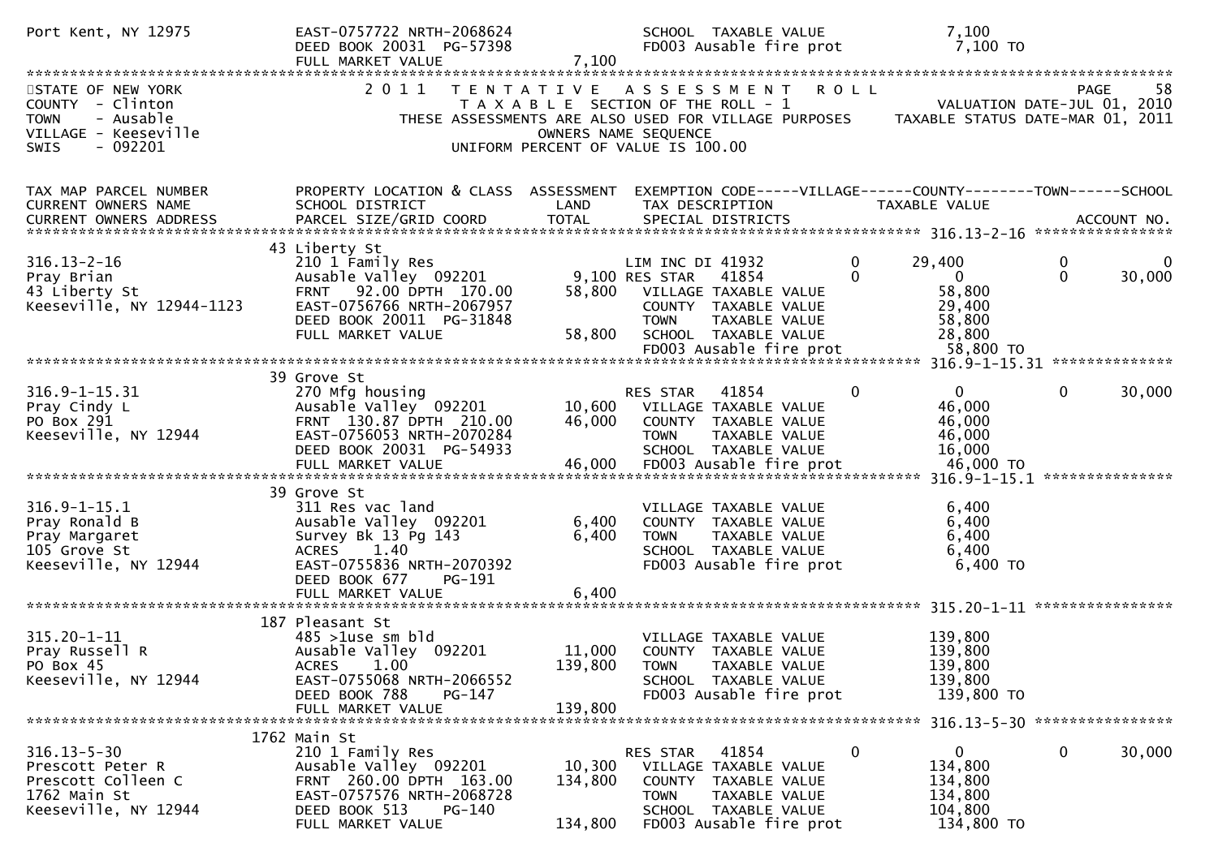```
Port Kent, NY 12975           EAST-0757722 NRTH-2068624                   SCHOOL  TAXABLE VALUE              7,100
                              DEED BOOK 20031  PG-57398                   FD003 Ausable fire prot             7,100 TO
                              FULL MARKET VALUE              7,100
******************************************************************************************************************************************
```

STATE OF NEW YORK
COUNTY - Clinton
TOWN - Ausable
VILLAGE - Keeseville
SWIS - 092201

2011 TENTATIVE ASSESSMENT ROLL
TAXABLE SECTION OF THE ROLL - 1
THESE ASSESSMENTS ARE ALSO USED FOR VILLAGE PURPOSES
OWNERS NAME SEQUENCE
UNIFORM PERCENT OF VALUE IS 100.00

PAGE 58
VALUATION DATE-JUL 01, 2010
TAXABLE STATUS DATE-MAR 01, 2011

```
TAX MAP PARCEL NUMBER         PROPERTY LOCATION & CLASS  ASSESSMENT  EXEMPTION CODE-----VILLAGE------COUNTY--------TOWN------SCHOOL
CURRENT OWNERS NAME           SCHOOL DISTRICT               LAND      TAX DESCRIPTION            TAXABLE VALUE
CURRENT OWNERS ADDRESS        PARCEL SIZE/GRID COORD        TOTAL     SPECIAL DISTRICTS                                  ACCOUNT NO.
****************************************************************************************************** 316.13-2-16 ****************
                              43 Liberty St
316.13-2-16                   210 1 Family Res                        LIM INC DI 41932           0      29,400           0            0
Pray Brian                    Ausable Valley  092201        9,100 RES STAR   41854               0           0           0       30,000
43 Liberty St                 FRNT   92.00 DPTH  170.00    58,800    VILLAGE TAXABLE VALUE              58,800
Keeseville, NY 12944-1123     EAST-0756766 NRTH-2067957               COUNTY  TAXABLE VALUE              29,400
                              DEED BOOK 20011  PG-31848               TOWN    TAXABLE VALUE              58,800
                              FULL MARKET VALUE            58,800    SCHOOL  TAXABLE VALUE              28,800
                                                                      FD003 Ausable fire prot            58,800 TO
****************************************************************************************************** 316.9-1-15.31 **************
                              39 Grove St
316.9-1-15.31                 270 Mfg housing                         RES STAR   41854               0           0           0       30,000
Pray Cindy L                  Ausable Valley  092201       10,600    VILLAGE TAXABLE VALUE              46,000
PO Box 291                    FRNT  130.87 DPTH  210.00    46,000    COUNTY  TAXABLE VALUE              46,000
Keeseville, NY 12944          EAST-0756053 NRTH-2070284               TOWN    TAXABLE VALUE              46,000
                              DEED BOOK 20031  PG-54933               SCHOOL  TAXABLE VALUE              16,000
                              FULL MARKET VALUE            46,000    FD003 Ausable fire prot            46,000 TO
****************************************************************************************************** 316.9-1-15.1 ***************
                              39 Grove St
316.9-1-15.1                  311 Res vac land                        VILLAGE TAXABLE VALUE               6,400
Pray Ronald B                 Ausable Valley  092201        6,400    COUNTY  TAXABLE VALUE               6,400
Pray Margaret                 Survey Bk 13 Pg 143           6,400    TOWN    TAXABLE VALUE               6,400
105 Grove St                  ACRES    1.40                           SCHOOL  TAXABLE VALUE               6,400
Keeseville, NY 12944          EAST-0755836 NRTH-2070392               FD003 Ausable fire prot             6,400 TO
                              DEED BOOK 677    PG-191
                              FULL MARKET VALUE             6,400
****************************************************************************************************** 315.20-1-11 ****************
                              187 Pleasant St
315.20-1-11                   485 >1use sm bld                        VILLAGE TAXABLE VALUE             139,800
Pray Russell R                Ausable Valley  092201       11,000    COUNTY  TAXABLE VALUE             139,800
PO Box 45                     ACRES    1.00               139,800    TOWN    TAXABLE VALUE             139,800
Keeseville, NY 12944          EAST-0755068 NRTH-2066552               SCHOOL  TAXABLE VALUE             139,800
                              DEED BOOK 788    PG-147                 FD003 Ausable fire prot           139,800 TO
                              FULL MARKET VALUE           139,800
****************************************************************************************************** 316.13-5-30 ****************
                              1762 Main St
316.13-5-30                   210 1 Family Res                        RES STAR   41854               0           0           0       30,000
Prescott Peter R              Ausable Valley  092201       10,300    VILLAGE TAXABLE VALUE             134,800
Prescott Colleen C            FRNT  260.00 DPTH  163.00   134,800    COUNTY  TAXABLE VALUE             134,800
1762 Main St                  EAST-0757576 NRTH-2068728               TOWN    TAXABLE VALUE             134,800
Keeseville, NY 12944          DEED BOOK 513    PG-140                 SCHOOL  TAXABLE VALUE             104,800
                              FULL MARKET VALUE           134,800    FD003 Ausable fire prot           134,800 TO
```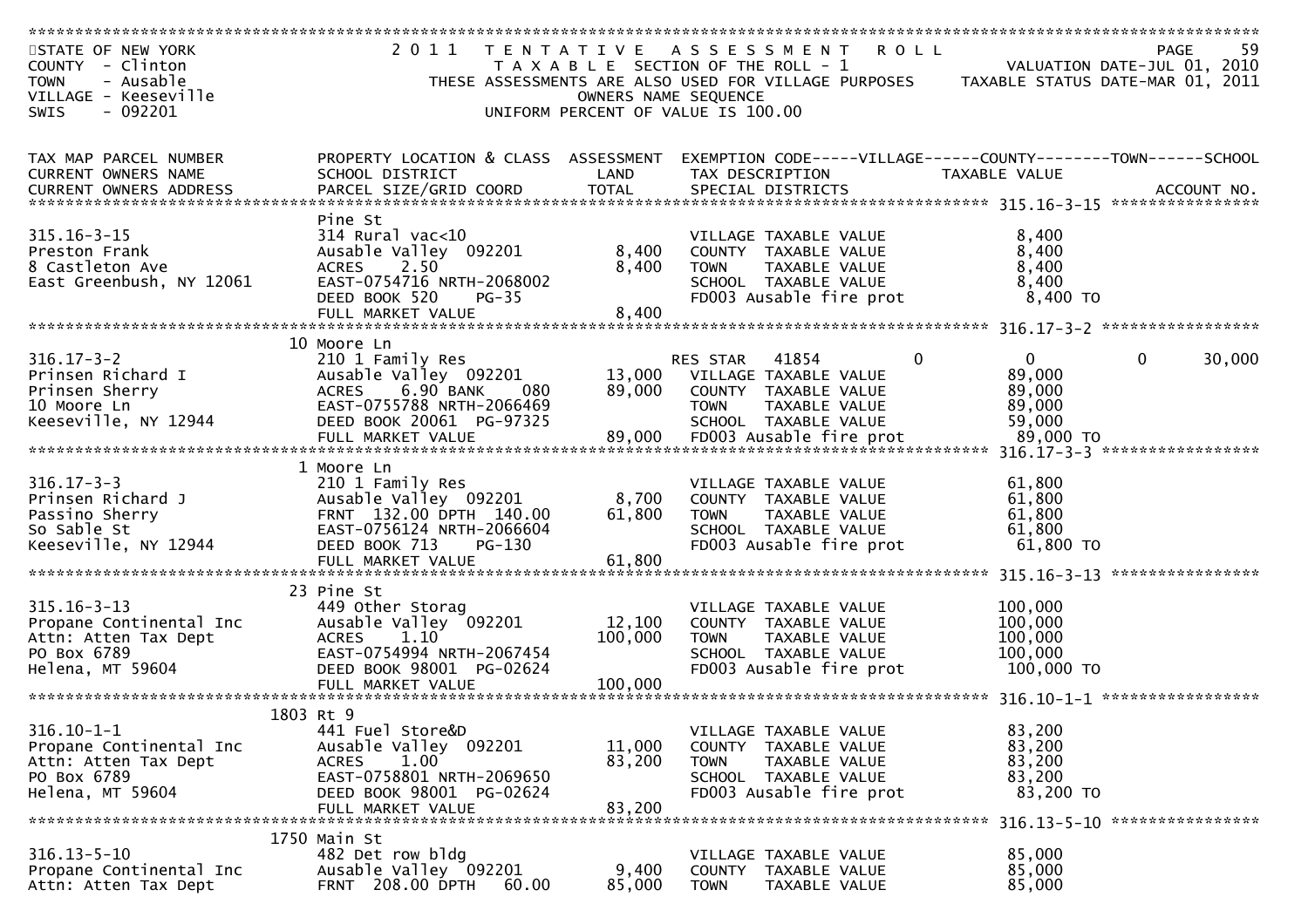STATE OF NEW YORK
COUNTY - Clinton
TOWN - Ausable
VILLAGE - Keeseville
SWIS - 092201

2011 TENTATIVE ASSESSMENT ROLL
TAXABLE SECTION OF THE ROLL - 1
THESE ASSESSMENTS ARE ALSO USED FOR VILLAGE PURPOSES
OWNERS NAME SEQUENCE
UNIFORM PERCENT OF VALUE IS 100.00

VALUATION DATE-JUL 01, 2010
TAXABLE STATUS DATE-MAR 01, 2011

| TAX MAP PARCEL NUMBER / CURRENT OWNERS NAME / CURRENT OWNERS ADDRESS | PROPERTY LOCATION & CLASS / SCHOOL DISTRICT / PARCEL SIZE/GRID COORD | ASSESSMENT LAND / TOTAL | EXEMPTION CODE-----VILLAGE------COUNTY--------TOWN------SCHOOL / TAX DESCRIPTION / SPECIAL DISTRICTS | TAXABLE VALUE | ACCOUNT NO. |
|---|---|---|---|---|---|
| **315.16-3-15** | Pine St | | | | |
| 315.16-3-15 | 314 Rural vac<10 | | VILLAGE TAXABLE VALUE | 8,400 | |
| Preston Frank | Ausable Valley 092201 | 8,400 | COUNTY TAXABLE VALUE | 8,400 | |
| 8 Castleton Ave | ACRES 2.50 | 8,400 | TOWN TAXABLE VALUE | 8,400 | |
| East Greenbush, NY 12061 | EAST-0754716 NRTH-2068002 | | SCHOOL TAXABLE VALUE | 8,400 | |
| | DEED BOOK 520 PG-35 | | FD003 Ausable fire prot | 8,400 TO | |
| | FULL MARKET VALUE | 8,400 | | | |
| **316.17-3-2** | 10 Moore Ln | | | | |
| 316.17-3-2 | 210 1 Family Res | | RES STAR 41854 0 | 0 0 30,000 | |
| Prinsen Richard I | Ausable Valley 092201 | 13,000 | VILLAGE TAXABLE VALUE | 89,000 | |
| Prinsen Sherry | ACRES 6.90 BANK 080 | 89,000 | COUNTY TAXABLE VALUE | 89,000 | |
| 10 Moore Ln | EAST-0755788 NRTH-2066469 | | TOWN TAXABLE VALUE | 89,000 | |
| Keeseville, NY 12944 | DEED BOOK 20061 PG-97325 | | SCHOOL TAXABLE VALUE | 59,000 | |
| | FULL MARKET VALUE | 89,000 | FD003 Ausable fire prot | 89,000 TO | |
| **316.17-3-3** | 1 Moore Ln | | | | |
| 316.17-3-3 | 210 1 Family Res | | VILLAGE TAXABLE VALUE | 61,800 | |
| Prinsen Richard J | Ausable Valley 092201 | 8,700 | COUNTY TAXABLE VALUE | 61,800 | |
| Passino Sherry | FRNT 132.00 DPTH 140.00 | 61,800 | TOWN TAXABLE VALUE | 61,800 | |
| So Sable St | EAST-0756124 NRTH-2066604 | | SCHOOL TAXABLE VALUE | 61,800 | |
| Keeseville, NY 12944 | DEED BOOK 713 PG-130 | | FD003 Ausable fire prot | 61,800 TO | |
| | FULL MARKET VALUE | 61,800 | | | |
| **315.16-3-13** | 23 Pine St | | | | |
| 315.16-3-13 | 449 Other Storag | | VILLAGE TAXABLE VALUE | 100,000 | |
| Propane Continental Inc | Ausable Valley 092201 | 12,100 | COUNTY TAXABLE VALUE | 100,000 | |
| Attn: Atten Tax Dept | ACRES 1.10 | 100,000 | TOWN TAXABLE VALUE | 100,000 | |
| PO Box 6789 | EAST-0754994 NRTH-2067454 | | SCHOOL TAXABLE VALUE | 100,000 | |
| Helena, MT 59604 | DEED BOOK 98001 PG-02624 | | FD003 Ausable fire prot | 100,000 TO | |
| | FULL MARKET VALUE | 100,000 | | | |
| **316.10-1-1** | 1803 Rt 9 | | | | |
| 316.10-1-1 | 441 Fuel Store&D | | VILLAGE TAXABLE VALUE | 83,200 | |
| Propane Continental Inc | Ausable Valley 092201 | 11,000 | COUNTY TAXABLE VALUE | 83,200 | |
| Attn: Atten Tax Dept | ACRES 1.00 | 83,200 | TOWN TAXABLE VALUE | 83,200 | |
| PO Box 6789 | EAST-0758801 NRTH-2069650 | | SCHOOL TAXABLE VALUE | 83,200 | |
| Helena, MT 59604 | DEED BOOK 98001 PG-02624 | | FD003 Ausable fire prot | 83,200 TO | |
| | FULL MARKET VALUE | 83,200 | | | |
| **316.13-5-10** | 1750 Main St | | | | |
| 316.13-5-10 | 482 Det row bldg | | VILLAGE TAXABLE VALUE | 85,000 | |
| Propane Continental Inc | Ausable Valley 092201 | 9,400 | COUNTY TAXABLE VALUE | 85,000 | |
| Attn: Atten Tax Dept | FRNT 208.00 DPTH 60.00 | 85,000 | TOWN TAXABLE VALUE | 85,000 | |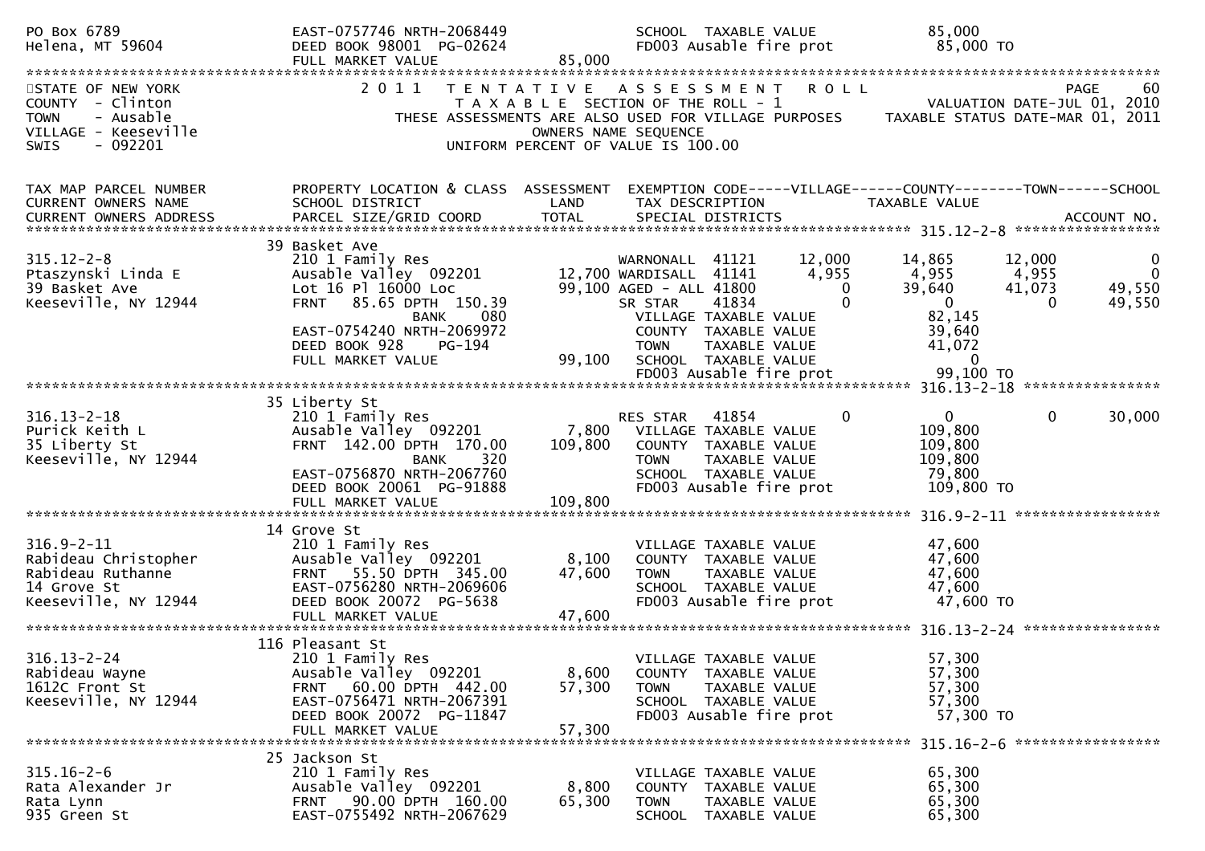```
PO Box 6789                     EAST-0757746 NRTH-2068449              SCHOOL  TAXABLE VALUE            85,000
Helena, MT 59604                DEED BOOK 98001 PG-02624               FD003 Ausable fire prot           85,000 TO
                                FULL MARKET VALUE              85,000
******************************************************************************************************************************************
STATE OF NEW YORK                2 0 1 1   T E N T A T I V E   A S S E S S M E N T   R O L L                                  PAGE     60
COUNTY  - Clinton                          T A X A B L E  SECTION OF THE ROLL - 1                           VALUATION DATE-JUL 01, 2010
TOWN    - Ausable                THESE ASSESSMENTS ARE ALSO USED FOR VILLAGE PURPOSES       TAXABLE STATUS DATE-MAR 01, 2011
VILLAGE - Keeseville                                 OWNERS NAME SEQUENCE
SWIS    - 092201                              UNIFORM PERCENT OF VALUE IS 100.00


TAX MAP PARCEL NUMBER           PROPERTY LOCATION & CLASS  ASSESSMENT  EXEMPTION CODE-----VILLAGE------COUNTY--------TOWN------SCHOOL
CURRENT OWNERS NAME             SCHOOL DISTRICT               LAND      TAX DESCRIPTION              TAXABLE VALUE
CURRENT OWNERS ADDRESS          PARCEL SIZE/GRID COORD        TOTAL     SPECIAL DISTRICTS                                   ACCOUNT NO.
**************************************************************************************************** 315.12-2-8 *****************
                                39 Basket Ave
315.12-2-8                      210 1 Family Res                   WARNONALL  41121       12,000      14,865       12,000          0
Ptaszynski Linda E              Ausable Valley  092201      12,700 WARDISALL  41141        4,955       4,955        4,955          0
39 Basket Ave                   Lot 16 Pl 16000 Loc         99,100 AGED - ALL 41800            0      39,640       41,073     49,550
Keeseville, NY 12944            FRNT   85.65 DPTH  150.39          SR STAR    41834            0           0            0     49,550
                                              BANK     080          VILLAGE TAXABLE VALUE              82,145
                                EAST-0754240 NRTH-2069972          COUNTY  TAXABLE VALUE              39,640
                                DEED BOOK 928    PG-194            TOWN    TAXABLE VALUE              41,072
                                FULL MARKET VALUE           99,100 SCHOOL  TAXABLE VALUE                   0
                                                                   FD003 Ausable fire prot            99,100 TO
**************************************************************************************************** 316.13-2-18 ****************
                                35 Liberty St
316.13-2-18                     210 1 Family Res                   RES STAR   41854            0           0            0     30,000
Purick Keith L                  Ausable Valley  092201       7,800   VILLAGE TAXABLE VALUE           109,800
35 Liberty St                   FRNT  142.00 DPTH  170.00   109,800   COUNTY  TAXABLE VALUE           109,800
Keeseville, NY 12944                          BANK     320            TOWN    TAXABLE VALUE           109,800
                                EAST-0756870 NRTH-2067760            SCHOOL  TAXABLE VALUE            79,800
                                DEED BOOK 20061 PG-91888             FD003 Ausable fire prot          109,800 TO
                                FULL MARKET VALUE          109,800
**************************************************************************************************** 316.9-2-11 *****************
                                14 Grove St
316.9-2-11                      210 1 Family Res                     VILLAGE TAXABLE VALUE            47,600
Rabideau Christopher            Ausable Valley  092201       8,100   COUNTY  TAXABLE VALUE            47,600
Rabideau Ruthanne               FRNT   55.50 DPTH  345.00    47,600   TOWN    TAXABLE VALUE            47,600
14 Grove St                     EAST-0756280 NRTH-2069606            SCHOOL  TAXABLE VALUE            47,600
Keeseville, NY 12944            DEED BOOK 20072 PG-5638              FD003 Ausable fire prot           47,600 TO
                                FULL MARKET VALUE           47,600
**************************************************************************************************** 316.13-2-24 ****************
                                116 Pleasant St
316.13-2-24                     210 1 Family Res                     VILLAGE TAXABLE VALUE            57,300
Rabideau Wayne                  Ausable Valley  092201       8,600   COUNTY  TAXABLE VALUE            57,300
1612C Front St                  FRNT   60.00 DPTH  442.00    57,300   TOWN    TAXABLE VALUE            57,300
Keeseville, NY 12944            EAST-0756471 NRTH-2067391            SCHOOL  TAXABLE VALUE            57,300
                                DEED BOOK 20072 PG-11847             FD003 Ausable fire prot           57,300 TO
                                FULL MARKET VALUE           57,300
**************************************************************************************************** 315.16-2-6 *****************
                                25 Jackson St
315.16-2-6                      210 1 Family Res                     VILLAGE TAXABLE VALUE            65,300
Rata Alexander Jr               Ausable Valley  092201       8,800   COUNTY  TAXABLE VALUE            65,300
Rata Lynn                       FRNT   90.00 DPTH  160.00    65,300   TOWN    TAXABLE VALUE            65,300
935 Green St                    EAST-0755492 NRTH-2067629            SCHOOL  TAXABLE VALUE            65,300
```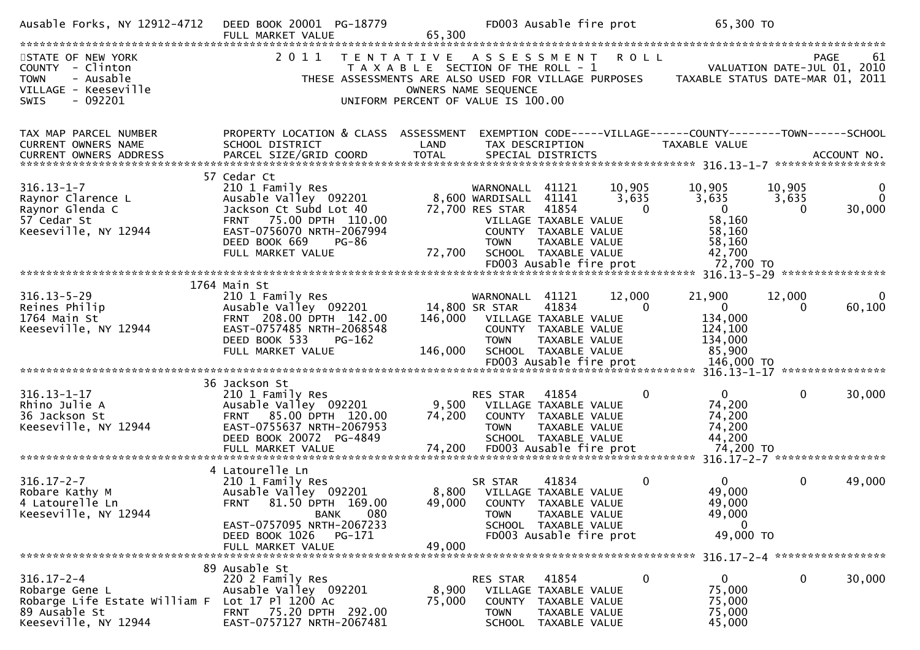Ausable Forks, NY 12912-4712 DEED BOOK 20001 PG-18779 FD003 Ausable fire prot 65,300 TO
FULL MARKET VALUE 65,300

STATE OF NEW YORK
COUNTY - Clinton
TOWN - Ausable
VILLAGE - Keeseville
SWIS - 092201

2011 TENTATIVE ASSESSMENT ROLL
TAXABLE SECTION OF THE ROLL - 1
THESE ASSESSMENTS ARE ALSO USED FOR VILLAGE PURPOSES
OWNERS NAME SEQUENCE
UNIFORM PERCENT OF VALUE IS 100.00

VALUATION DATE-JUL 01, 2010
TAXABLE STATUS DATE-MAR 01, 2011

| TAX MAP PARCEL NUMBER / CURRENT OWNERS NAME / CURRENT OWNERS ADDRESS | PROPERTY LOCATION & CLASS / SCHOOL DISTRICT / PARCEL SIZE/GRID COORD | ASSESSMENT LAND / TOTAL | EXEMPTION CODE / TAX DESCRIPTION / SPECIAL DISTRICTS | VILLAGE | COUNTY / TAXABLE VALUE | TOWN | SCHOOL / ACCOUNT NO. |
|---|---|---|---|---|---|---|---|
| **316.13-1-7** | 57 Cedar Ct | | | | | | |
| 316.13-1-7 | 210 1 Family Res | | WARNONALL 41121 | 10,905 | 10,905 | 10,905 | 0 |
| Raynor Clarence L | Ausable Valley 092201 | 8,600 | WARDISALL 41141 | 3,635 | 3,635 | 3,635 | 0 |
| Raynor Glenda C | Jackson Ct Subd Lot 40 | 72,700 | RES STAR 41854 | 0 | 0 | 0 | 30,000 |
| 57 Cedar St | FRNT 75.00 DPTH 110.00 | | VILLAGE TAXABLE VALUE | | 58,160 | | |
| Keeseville, NY 12944 | EAST-0756070 NRTH-2067994 | | COUNTY TAXABLE VALUE | | 58,160 | | |
| | DEED BOOK 669 PG-86 | | TOWN TAXABLE VALUE | | 58,160 | | |
| | FULL MARKET VALUE | 72,700 | SCHOOL TAXABLE VALUE | | 42,700 | | |
| | | | FD003 Ausable fire prot | | 72,700 TO | | |
| **316.13-5-29** | 1764 Main St | | | | | | |
| 316.13-5-29 | 210 1 Family Res | | WARNONALL 41121 | 12,000 | 21,900 | 12,000 | 0 |
| Reines Philip | Ausable Valley 092201 | 14,800 | SR STAR 41834 | 0 | 0 | 0 | 60,100 |
| 1764 Main St | FRNT 208.00 DPTH 142.00 | 146,000 | VILLAGE TAXABLE VALUE | | 134,000 | | |
| Keeseville, NY 12944 | EAST-0757485 NRTH-2068548 | | COUNTY TAXABLE VALUE | | 124,100 | | |
| | DEED BOOK 533 PG-162 | | TOWN TAXABLE VALUE | | 134,000 | | |
| | FULL MARKET VALUE | 146,000 | SCHOOL TAXABLE VALUE | | 85,900 | | |
| | | | FD003 Ausable fire prot | | 146,000 TO | | |
| **316.13-1-17** | 36 Jackson St | | | | | | |
| 316.13-1-17 | 210 1 Family Res | | RES STAR 41854 | 0 | 0 | 0 | 30,000 |
| Rhino Julie A | Ausable Valley 092201 | 9,500 | VILLAGE TAXABLE VALUE | | 74,200 | | |
| 36 Jackson St | FRNT 85.00 DPTH 120.00 | 74,200 | COUNTY TAXABLE VALUE | | 74,200 | | |
| Keeseville, NY 12944 | EAST-0755637 NRTH-2067953 | | TOWN TAXABLE VALUE | | 74,200 | | |
| | DEED BOOK 20072 PG-4849 | | SCHOOL TAXABLE VALUE | | 44,200 | | |
| | FULL MARKET VALUE | 74,200 | FD003 Ausable fire prot | | 74,200 TO | | |
| **316.17-2-7** | 4 Latourelle Ln | | | | | | |
| 316.17-2-7 | 210 1 Family Res | | SR STAR 41834 | 0 | 0 | 0 | 49,000 |
| Robare Kathy M | Ausable Valley 092201 | 8,800 | VILLAGE TAXABLE VALUE | | 49,000 | | |
| 4 Latourelle Ln | FRNT 81.50 DPTH 169.00 | 49,000 | COUNTY TAXABLE VALUE | | 49,000 | | |
| Keeseville, NY 12944 | BANK 080 | | TOWN TAXABLE VALUE | | 49,000 | | |
| | EAST-0757095 NRTH-2067233 | | SCHOOL TAXABLE VALUE | | 0 | | |
| | DEED BOOK 1026 PG-171 | | FD003 Ausable fire prot | | 49,000 TO | | |
| | FULL MARKET VALUE | 49,000 | | | | | |
| **316.17-2-4** | 89 Ausable St | | | | | | |
| 316.17-2-4 | 220 2 Family Res | | RES STAR 41854 | 0 | 0 | 0 | 30,000 |
| Robarge Gene L | Ausable Valley 092201 | 8,900 | VILLAGE TAXABLE VALUE | | 75,000 | | |
| Robarge Life Estate William F | Lot 17 Pl 1200 Ac | 75,000 | COUNTY TAXABLE VALUE | | 75,000 | | |
| 89 Ausable St | FRNT 75.20 DPTH 292.00 | | TOWN TAXABLE VALUE | | 75,000 | | |
| Keeseville, NY 12944 | EAST-0757127 NRTH-2067481 | | SCHOOL TAXABLE VALUE | | 45,000 | | |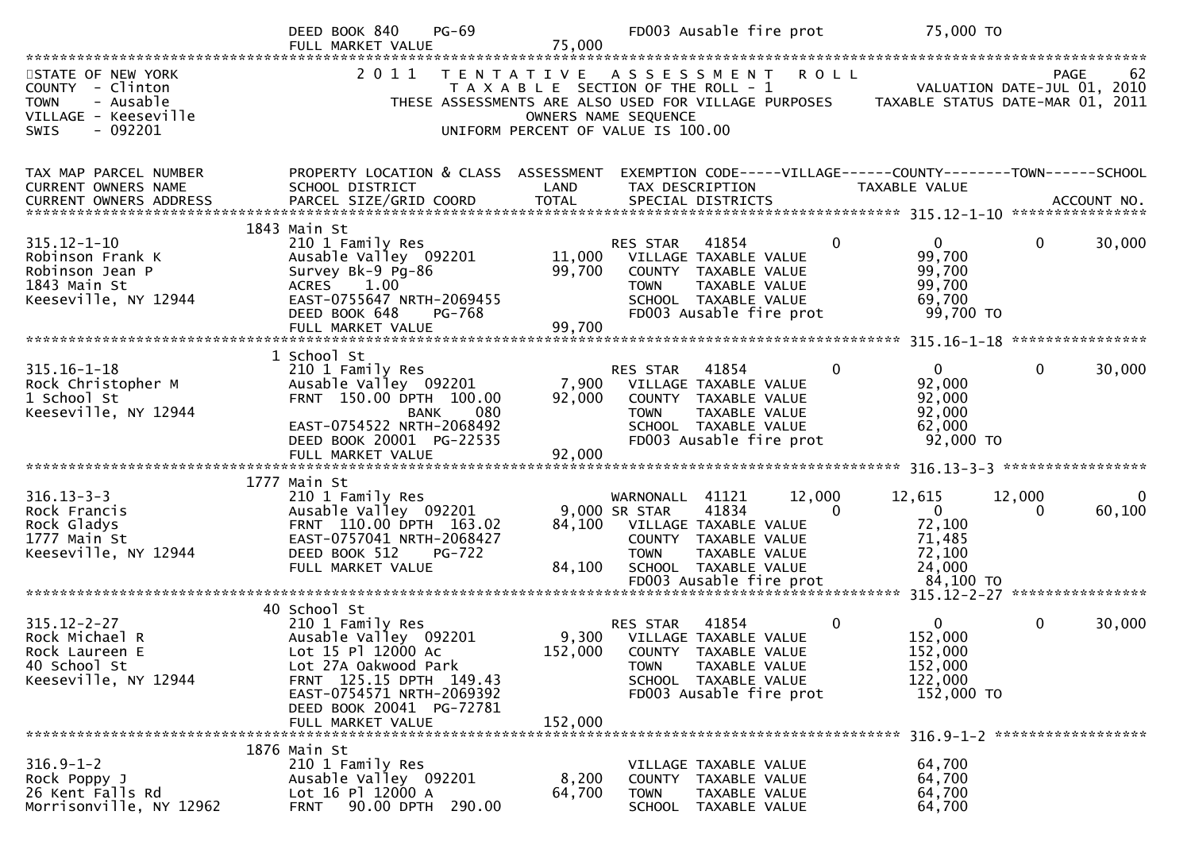DEED BOOK 840 PG-69 FD003 Ausable fire prot 75,000 TO
FULL MARKET VALUE 75,000

STATE OF NEW YORK — 2011 TENTATIVE ASSESSMENT ROLL — PAGE 62
COUNTY - Clinton — TAXABLE SECTION OF THE ROLL - 1 — VALUATION DATE-JUL 01, 2010
TOWN - Ausable — THESE ASSESSMENTS ARE ALSO USED FOR VILLAGE PURPOSES — TAXABLE STATUS DATE-MAR 01, 2011
VILLAGE - Keeseville — OWNERS NAME SEQUENCE
SWIS - 092201 — UNIFORM PERCENT OF VALUE IS 100.00

| TAX MAP PARCEL NUMBER / CURRENT OWNERS NAME / CURRENT OWNERS ADDRESS | PROPERTY LOCATION & CLASS / SCHOOL DISTRICT / PARCEL SIZE/GRID COORD | ASSESSMENT LAND / TOTAL | EXEMPTION CODE / TAX DESCRIPTION / SPECIAL DISTRICTS | VILLAGE | COUNTY / TAXABLE VALUE | TOWN | SCHOOL / ACCOUNT NO. |
|---|---|---|---|---|---|---|---|
| **315.12-1-10** | 1843 Main St | | | | | | |
| 315.12-1-10 | 210 1 Family Res | | RES STAR 41854 | 0 | 0 | 0 | 30,000 |
| Robinson Frank K | Ausable Valley 092201 | 11,000 | VILLAGE TAXABLE VALUE | | 99,700 | | |
| Robinson Jean P | Survey Bk-9 Pg-86 | 99,700 | COUNTY TAXABLE VALUE | | 99,700 | | |
| 1843 Main St | ACRES 1.00 | | TOWN TAXABLE VALUE | | 99,700 | | |
| Keeseville, NY 12944 | EAST-0755647 NRTH-2069455 | | SCHOOL TAXABLE VALUE | | 69,700 | | |
| | DEED BOOK 648 PG-768 | | FD003 Ausable fire prot | | 99,700 TO | | |
| | FULL MARKET VALUE | 99,700 | | | | | |
| **315.16-1-18** | 1 School St | | | | | | |
| 315.16-1-18 | 210 1 Family Res | | RES STAR 41854 | 0 | 0 | 0 | 30,000 |
| Rock Christopher M | Ausable Valley 092201 | 7,900 | VILLAGE TAXABLE VALUE | | 92,000 | | |
| 1 School St | FRNT 150.00 DPTH 100.00 | 92,000 | COUNTY TAXABLE VALUE | | 92,000 | | |
| Keeseville, NY 12944 | BANK 080 | | TOWN TAXABLE VALUE | | 92,000 | | |
| | EAST-0754522 NRTH-2068492 | | SCHOOL TAXABLE VALUE | | 62,000 | | |
| | DEED BOOK 20001 PG-22535 | | FD003 Ausable fire prot | | 92,000 TO | | |
| | FULL MARKET VALUE | 92,000 | | | | | |
| **316.13-3-3** | 1777 Main St | | | | | | |
| 316.13-3-3 | 210 1 Family Res | | WARNONALL 41121 | 12,000 | 12,615 | 12,000 | 0 |
| Rock Francis | Ausable Valley 092201 | 9,000 | SR STAR 41834 | 0 | 0 | 0 | 60,100 |
| Rock Gladys | FRNT 110.00 DPTH 163.02 | 84,100 | VILLAGE TAXABLE VALUE | | 72,100 | | |
| 1777 Main St | EAST-0757041 NRTH-2068427 | | COUNTY TAXABLE VALUE | | 71,485 | | |
| Keeseville, NY 12944 | DEED BOOK 512 PG-722 | | TOWN TAXABLE VALUE | | 72,100 | | |
| | FULL MARKET VALUE | 84,100 | SCHOOL TAXABLE VALUE | | 24,000 | | |
| | | | FD003 Ausable fire prot | | 84,100 TO | | |
| **315.12-2-27** | 40 School St | | | | | | |
| 315.12-2-27 | 210 1 Family Res | | RES STAR 41854 | 0 | 0 | 0 | 30,000 |
| Rock Michael R | Ausable Valley 092201 | 9,300 | VILLAGE TAXABLE VALUE | | 152,000 | | |
| Rock Laureen E | Lot 15 Pl 12000 Ac | 152,000 | COUNTY TAXABLE VALUE | | 152,000 | | |
| 40 School St | Lot 27A Oakwood Park | | TOWN TAXABLE VALUE | | 152,000 | | |
| Keeseville, NY 12944 | FRNT 125.15 DPTH 149.43 | | SCHOOL TAXABLE VALUE | | 122,000 | | |
| | EAST-0754571 NRTH-2069392 | | FD003 Ausable fire prot | | 152,000 TO | | |
| | DEED BOOK 20041 PG-72781 | | | | | | |
| | FULL MARKET VALUE | 152,000 | | | | | |
| **316.9-1-2** | 1876 Main St | | | | | | |
| 316.9-1-2 | 210 1 Family Res | | VILLAGE TAXABLE VALUE | | 64,700 | | |
| Rock Poppy J | Ausable Valley 092201 | 8,200 | COUNTY TAXABLE VALUE | | 64,700 | | |
| 26 Kent Falls Rd | Lot 16 Pl 12000 A | 64,700 | TOWN TAXABLE VALUE | | 64,700 | | |
| Morrisonville, NY 12962 | FRNT 90.00 DPTH 290.00 | | SCHOOL TAXABLE VALUE | | 64,700 | | |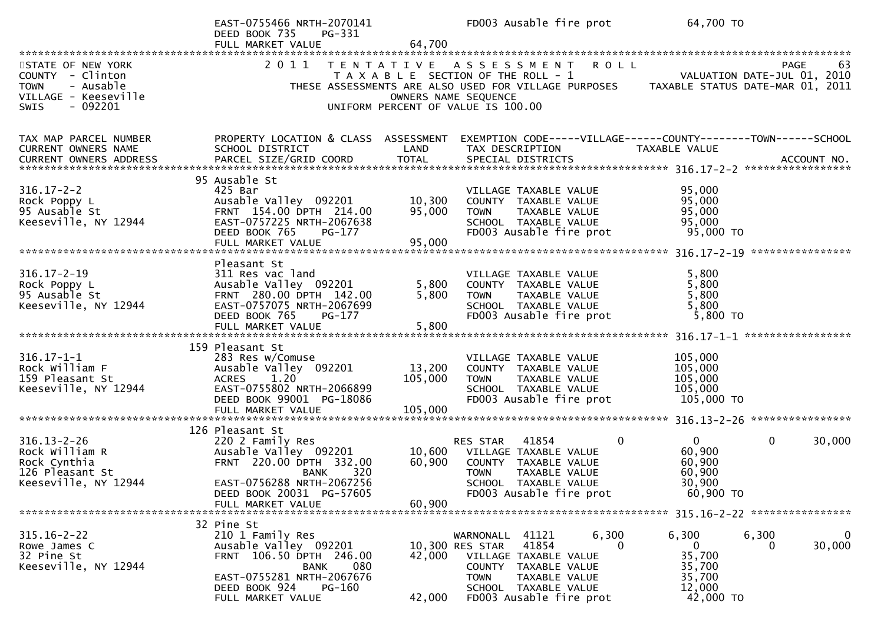```
                               EAST-0755466 NRTH-2070141               FD003 Ausable fire prot            64,700 TO
                               DEED BOOK 735    PG-331
                               FULL MARKET VALUE                64,700
******************************************************************************************************************************************
STATE OF NEW YORK                  2 0 1 1   T E N T A T I V E   A S S E S S M E N T   R O L L                                PAGE    63
COUNTY  - Clinton                           T A X A B L E  SECTION OF THE ROLL - 1                          VALUATION DATE-JUL 01, 2010
TOWN    - Ausable                   THESE ASSESSMENTS ARE ALSO USED FOR VILLAGE PURPOSES          TAXABLE STATUS DATE-MAR 01, 2011
VILLAGE - Keeseville                                  OWNERS NAME SEQUENCE
SWIS    - 092201                               UNIFORM PERCENT OF VALUE IS 100.00


TAX MAP PARCEL NUMBER          PROPERTY LOCATION & CLASS  ASSESSMENT  EXEMPTION CODE-----VILLAGE------COUNTY--------TOWN------SCHOOL
CURRENT OWNERS NAME            SCHOOL DISTRICT               LAND      TAX DESCRIPTION              TAXABLE VALUE
CURRENT OWNERS ADDRESS         PARCEL SIZE/GRID COORD        TOTAL     SPECIAL DISTRICTS                                    ACCOUNT NO.
*************************************************************************************************** 316.17-2-2 ***************
                          95 Ausable St
316.17-2-2                     425 Bar                                 VILLAGE TAXABLE VALUE              95,000
Rock Poppy L                   Ausable Valley  092201        10,300    COUNTY  TAXABLE VALUE              95,000
95 Ausable St                  FRNT  154.00 DPTH  214.00     95,000    TOWN    TAXABLE VALUE              95,000
Keeseville, NY 12944           EAST-0757225 NRTH-2067638               SCHOOL  TAXABLE VALUE              95,000
                               DEED BOOK 765    PG-177                 FD003 Ausable fire prot             95,000 TO
                               FULL MARKET VALUE             95,000
*************************************************************************************************** 316.17-2-19 **************
                          Pleasant St
316.17-2-19                    311 Res vac land                        VILLAGE TAXABLE VALUE               5,800
Rock Poppy L                   Ausable Valley  092201         5,800    COUNTY  TAXABLE VALUE               5,800
95 Ausable St                  FRNT  280.00 DPTH  142.00      5,800    TOWN    TAXABLE VALUE               5,800
Keeseville, NY 12944           EAST-0757075 NRTH-2067699               SCHOOL  TAXABLE VALUE               5,800
                               DEED BOOK 765    PG-177                 FD003 Ausable fire prot              5,800 TO
                               FULL MARKET VALUE              5,800
*************************************************************************************************** 316.17-1-1 ***************
                          159 Pleasant St
316.17-1-1                     283 Res w/Comuse                        VILLAGE TAXABLE VALUE             105,000
Rock William F                 Ausable Valley  092201        13,200    COUNTY  TAXABLE VALUE             105,000
159 Pleasant St                ACRES     1.20               105,000    TOWN    TAXABLE VALUE             105,000
Keeseville, NY 12944           EAST-0755802 NRTH-2066899               SCHOOL  TAXABLE VALUE             105,000
                               DEED BOOK 99001 PG-18086                FD003 Ausable fire prot            105,000 TO
                               FULL MARKET VALUE            105,000
*************************************************************************************************** 316.13-2-26 **************
                          126 Pleasant St
316.13-2-26                    220 2 Family Res                        RES STAR   41854            0           0            0      30,000
Rock William R                 Ausable Valley  092201        10,600    VILLAGE TAXABLE VALUE              60,900
Rock Cynthia                   FRNT  220.00 DPTH  332.00     60,900    COUNTY  TAXABLE VALUE              60,900
126 Pleasant St                            BANK      320               TOWN    TAXABLE VALUE              60,900
Keeseville, NY 12944           EAST-0756288 NRTH-2067256               SCHOOL  TAXABLE VALUE              30,900
                               DEED BOOK 20031 PG-57605                FD003 Ausable fire prot             60,900 TO
                               FULL MARKET VALUE             60,900
*************************************************************************************************** 315.16-2-22 **************
                          32 Pine St
315.16-2-22                    210 1 Family Res                        WARNONALL  41121        6,300       6,300        6,300           0
Rowe James C                   Ausable Valley  092201        10,300 RES STAR   41854            0           0            0      30,000
32 Pine St                     FRNT  106.50 DPTH  246.00     42,000    VILLAGE TAXABLE VALUE              35,700
Keeseville, NY 12944                       BANK      080               COUNTY  TAXABLE VALUE              35,700
                               EAST-0755281 NRTH-2067676               TOWN    TAXABLE VALUE              35,700
                               DEED BOOK 924    PG-160                 SCHOOL  TAXABLE VALUE              12,000
                               FULL MARKET VALUE             42,000    FD003 Ausable fire prot             42,000 TO
```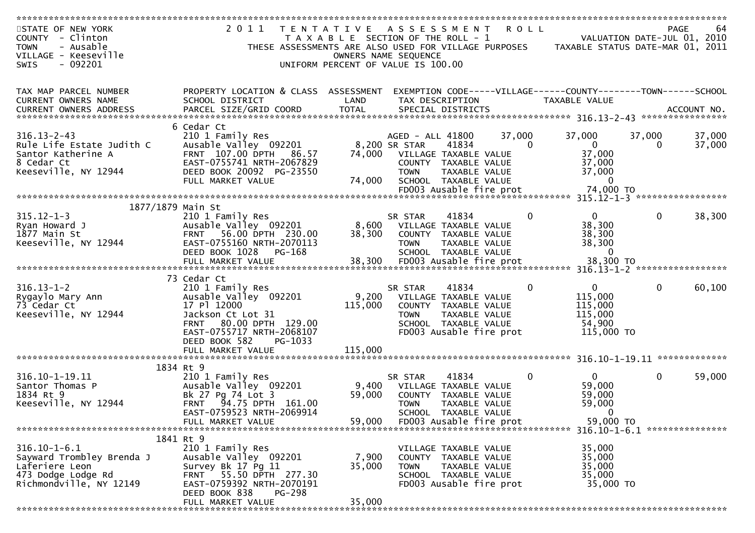STATE OF NEW YORK
COUNTY - Clinton
TOWN - Ausable
VILLAGE - Keeseville
SWIS - 092201

2011 TENTATIVE ASSESSMENT ROLL
TAXABLE SECTION OF THE ROLL - 1
THESE ASSESSMENTS ARE ALSO USED FOR VILLAGE PURPOSES
OWNERS NAME SEQUENCE
UNIFORM PERCENT OF VALUE IS 100.00

VALUATION DATE-JUL 01, 2010
TAXABLE STATUS DATE-MAR 01, 2011

| TAX MAP PARCEL NUMBER / CURRENT OWNERS NAME / CURRENT OWNERS ADDRESS | PROPERTY LOCATION & CLASS / SCHOOL DISTRICT / PARCEL SIZE/GRID COORD | ASSESSMENT LAND / TOTAL | EXEMPTION CODE / TAX DESCRIPTION / SPECIAL DISTRICTS | VILLAGE | COUNTY | TOWN | SCHOOL |
|---|---|---|---|---|---|---|---|
| **316.13-2-43** | 6 Cedar Ct | | | | | | |
| 316.13-2-43 | 210 1 Family Res | | AGED - ALL 41800 | 37,000 | 37,000 | 37,000 | 37,000 |
| Rule Life Estate Judith C | Ausable Valley 092201 | 8,200 | SR STAR 41834 | 0 | 0 | 0 | 37,000 |
| Santor Katherine A | FRNT 107.00 DPTH 86.57 | 74,000 | VILLAGE TAXABLE VALUE | 37,000 | | | |
| 8 Cedar Ct | EAST-0755741 NRTH-2067829 | | COUNTY TAXABLE VALUE | | 37,000 | | |
| Keeseville, NY 12944 | DEED BOOK 20092 PG-23550 | | TOWN TAXABLE VALUE | | | 37,000 | |
| | FULL MARKET VALUE | 74,000 | SCHOOL TAXABLE VALUE | | | | 0 |
| | | | FD003 Ausable fire prot | 74,000 TO | | | |
| **315.12-1-3** | 1877/1879 Main St | | | | | | |
| 315.12-1-3 | 210 1 Family Res | | SR STAR 41834 | 0 | 0 | 0 | 38,300 |
| Ryan Howard J | Ausable Valley 092201 | 8,600 | VILLAGE TAXABLE VALUE | 38,300 | | | |
| 1877 Main St | FRNT 56.00 DPTH 230.00 | 38,300 | COUNTY TAXABLE VALUE | | 38,300 | | |
| Keeseville, NY 12944 | EAST-0755160 NRTH-2070113 | | TOWN TAXABLE VALUE | | | 38,300 | |
| | DEED BOOK 1028 PG-168 | | SCHOOL TAXABLE VALUE | | | | 0 |
| | FULL MARKET VALUE | 38,300 | FD003 Ausable fire prot | 38,300 TO | | | |
| **316.13-1-2** | 73 Cedar Ct | | | | | | |
| 316.13-1-2 | 210 1 Family Res | | SR STAR 41834 | 0 | 0 | 0 | 60,100 |
| Rygaylo Mary Ann | Ausable Valley 092201 | 9,200 | VILLAGE TAXABLE VALUE | 115,000 | | | |
| 73 Cedar Ct | 17 Pl 12000 | 115,000 | COUNTY TAXABLE VALUE | | 115,000 | | |
| Keeseville, NY 12944 | Jackson Ct Lot 31 | | TOWN TAXABLE VALUE | | | 115,000 | |
| | FRNT 80.00 DPTH 129.00 | | SCHOOL TAXABLE VALUE | | | | 54,900 |
| | EAST-0755717 NRTH-2068107 | | FD003 Ausable fire prot | 115,000 TO | | | |
| | DEED BOOK 582 PG-1033 | | | | | | |
| | FULL MARKET VALUE | 115,000 | | | | | |
| **316.10-1-19.11** | 1834 Rt 9 | | | | | | |
| 316.10-1-19.11 | 210 1 Family Res | | SR STAR 41834 | 0 | 0 | 0 | 59,000 |
| Santor Thomas P | Ausable Valley 092201 | 9,400 | VILLAGE TAXABLE VALUE | 59,000 | | | |
| 1834 Rt 9 | Bk 27 Pg 74 Lot 3 | 59,000 | COUNTY TAXABLE VALUE | | 59,000 | | |
| Keeseville, NY 12944 | FRNT 94.75 DPTH 161.00 | | TOWN TAXABLE VALUE | | | 59,000 | |
| | EAST-0759523 NRTH-2069914 | | SCHOOL TAXABLE VALUE | | | | 0 |
| | FULL MARKET VALUE | 59,000 | FD003 Ausable fire prot | 59,000 TO | | | |
| **316.10-1-6.1** | 1841 Rt 9 | | | | | | |
| 316.10-1-6.1 | 210 1 Family Res | | VILLAGE TAXABLE VALUE | 35,000 | | | |
| Sayward Trombley Brenda J | Ausable Valley 092201 | 7,900 | COUNTY TAXABLE VALUE | | 35,000 | | |
| Laferiere Leon | Survey Bk 17 Pg 11 | 35,000 | TOWN TAXABLE VALUE | | | 35,000 | |
| 473 Dodge Lodge Rd | FRNT 55.50 DPTH 277.30 | | SCHOOL TAXABLE VALUE | | | | 35,000 |
| Richmondville, NY 12149 | EAST-0759392 NRTH-2070191 | | FD003 Ausable fire prot | 35,000 TO | | | |
| | DEED BOOK 838 PG-298 | | | | | | |
| | FULL MARKET VALUE | 35,000 | | | | | |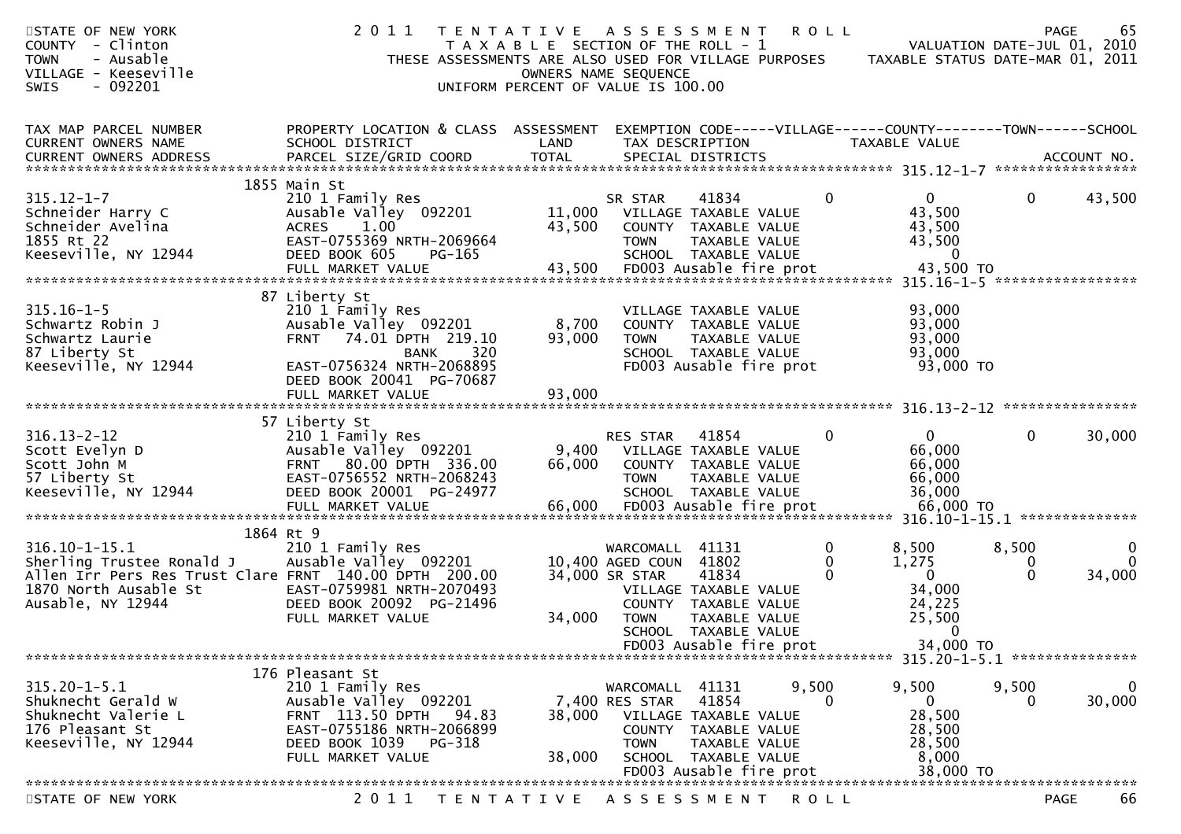STATE OF NEW YORK
COUNTY - Clinton
TOWN - Ausable
VILLAGE - Keeseville
SWIS - 092201

# 2011 TENTATIVE ASSESSMENT ROLL

TAXABLE SECTION OF THE ROLL - 1
THESE ASSESSMENTS ARE ALSO USED FOR VILLAGE PURPOSES
OWNERS NAME SEQUENCE
UNIFORM PERCENT OF VALUE IS 100.00

VALUATION DATE-JUL 01, 2010
TAXABLE STATUS DATE-MAR 01, 2011

| TAX MAP PARCEL NUMBER / CURRENT OWNERS NAME / CURRENT OWNERS ADDRESS | PROPERTY LOCATION & CLASS / SCHOOL DISTRICT / PARCEL SIZE/GRID COORD | ASSESSMENT LAND / TOTAL | EXEMPTION CODE / TAX DESCRIPTION / SPECIAL DISTRICTS | VILLAGE | COUNTY / TAXABLE VALUE | TOWN | SCHOOL / ACCOUNT NO. |
|---|---|---|---|---|---|---|---|
| **315.12-1-7** | 1855 Main St | | | | | | |
| 315.12-1-7 | 210 1 Family Res | | SR STAR 41834 | 0 | 0 | 0 | 43,500 |
| Schneider Harry C | Ausable Valley 092201 | 11,000 | VILLAGE TAXABLE VALUE | | 43,500 | | |
| Schneider Avelina | ACRES 1.00 | 43,500 | COUNTY TAXABLE VALUE | | 43,500 | | |
| 1855 Rt 22 | EAST-0755369 NRTH-2069664 | | TOWN TAXABLE VALUE | | 43,500 | | |
| Keeseville, NY 12944 | DEED BOOK 605 PG-165 | | SCHOOL TAXABLE VALUE | | 0 | | |
| | FULL MARKET VALUE | 43,500 | FD003 Ausable fire prot | | 43,500 TO | | |
| **315.16-1-5** | 87 Liberty St | | | | | | |
| 315.16-1-5 | 210 1 Family Res | | VILLAGE TAXABLE VALUE | | 93,000 | | |
| Schwartz Robin J | Ausable Valley 092201 | 8,700 | COUNTY TAXABLE VALUE | | 93,000 | | |
| Schwartz Laurie | FRNT 74.01 DPTH 219.10 | 93,000 | TOWN TAXABLE VALUE | | 93,000 | | |
| 87 Liberty St | BANK 320 | | SCHOOL TAXABLE VALUE | | 93,000 | | |
| Keeseville, NY 12944 | EAST-0756324 NRTH-2068895 | | FD003 Ausable fire prot | | 93,000 TO | | |
| | DEED BOOK 20041 PG-70687 | | | | | | |
| | FULL MARKET VALUE | 93,000 | | | | | |
| **316.13-2-12** | 57 Liberty St | | | | | | |
| 316.13-2-12 | 210 1 Family Res | | RES STAR 41854 | 0 | 0 | 0 | 30,000 |
| Scott Evelyn D | Ausable Valley 092201 | 9,400 | VILLAGE TAXABLE VALUE | | 66,000 | | |
| Scott John M | FRNT 80.00 DPTH 336.00 | 66,000 | COUNTY TAXABLE VALUE | | 66,000 | | |
| 57 Liberty St | EAST-0756552 NRTH-2068243 | | TOWN TAXABLE VALUE | | 66,000 | | |
| Keeseville, NY 12944 | DEED BOOK 20001 PG-24977 | | SCHOOL TAXABLE VALUE | | 36,000 | | |
| | FULL MARKET VALUE | 66,000 | FD003 Ausable fire prot | | 66,000 TO | | |
| **316.10-1-15.1** | 1864 Rt 9 | | | | | | |
| 316.10-1-15.1 | 210 1 Family Res | | WARCOMALL 41131 | 0 | 8,500 | 8,500 | 0 |
| Sherling Trustee Ronald J | Ausable Valley 092201 | 10,400 | AGED COUN 41802 | 0 | 1,275 | 0 | 0 |
| Allen Irr Pers Res Trust Clare | FRNT 140.00 DPTH 200.00 | 34,000 | SR STAR 41834 | 0 | 0 | 0 | 34,000 |
| 1870 North Ausable St | EAST-0759981 NRTH-2070493 | | VILLAGE TAXABLE VALUE | | 34,000 | | |
| Ausable, NY 12944 | DEED BOOK 20092 PG-21496 | | COUNTY TAXABLE VALUE | | 24,225 | | |
| | FULL MARKET VALUE | 34,000 | TOWN TAXABLE VALUE | | 25,500 | | |
| | | | SCHOOL TAXABLE VALUE | | 0 | | |
| | | | FD003 Ausable fire prot | | 34,000 TO | | |
| **315.20-1-5.1** | 176 Pleasant St | | | | | | |
| 315.20-1-5.1 | 210 1 Family Res | | WARCOMALL 41131 | 9,500 | 9,500 | 9,500 | 0 |
| Shuknecht Gerald W | Ausable Valley 092201 | 7,400 | RES STAR 41854 | 0 | 0 | 0 | 30,000 |
| Shuknecht Valerie L | FRNT 113.50 DPTH 94.83 | 38,000 | VILLAGE TAXABLE VALUE | | 28,500 | | |
| 176 Pleasant St | EAST-0755186 NRTH-2066899 | | COUNTY TAXABLE VALUE | | 28,500 | | |
| Keeseville, NY 12944 | DEED BOOK 1039 PG-318 | | TOWN TAXABLE VALUE | | 28,500 | | |
| | FULL MARKET VALUE | 38,000 | SCHOOL TAXABLE VALUE | | 8,000 | | |
| | | | FD003 Ausable fire prot | | 38,000 TO | | |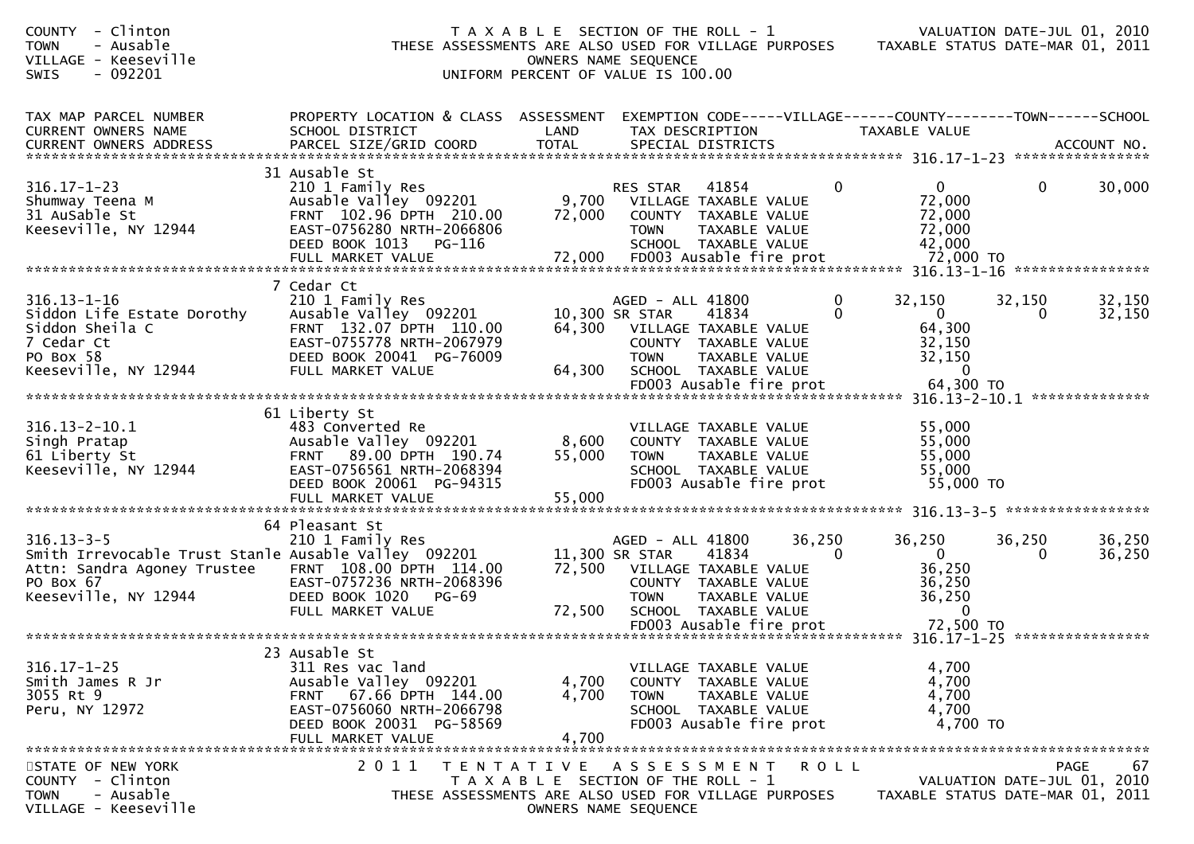COUNTY - Clinton
TOWN - Ausable
VILLAGE - Keeseville
SWIS - 092201

T A X A B L E SECTION OF THE ROLL - 1
THESE ASSESSMENTS ARE ALSO USED FOR VILLAGE PURPOSES
OWNERS NAME SEQUENCE
UNIFORM PERCENT OF VALUE IS 100.00

VALUATION DATE-JUL 01, 2010
TAXABLE STATUS DATE-MAR 01, 2011

```
TAX MAP PARCEL NUMBER          PROPERTY LOCATION & CLASS  ASSESSMENT  EXEMPTION CODE-----VILLAGE------COUNTY--------TOWN------SCHOOL
CURRENT OWNERS NAME            SCHOOL DISTRICT               LAND      TAX DESCRIPTION            TAXABLE VALUE
CURRENT OWNERS ADDRESS         PARCEL SIZE/GRID COORD        TOTAL     SPECIAL DISTRICTS                                      ACCOUNT NO.
******************************************************************************************************* 316.17-1-23 *****************
                               31 Ausable St
316.17-1-23                    210 1 Family Res                      RES STAR   41854          0          0          0       30,000
Shumway Teena M                Ausable Valley  092201        9,700    VILLAGE TAXABLE VALUE             72,000
31 AuSable St                  FRNT 102.96 DPTH 210.00      72,000    COUNTY  TAXABLE VALUE             72,000
Keeseville, NY 12944           EAST-0756280 NRTH-2066806              TOWN    TAXABLE VALUE             72,000
                               DEED BOOK 1013    PG-116               SCHOOL  TAXABLE VALUE             42,000
                               FULL MARKET VALUE            72,000    FD003 Ausable fire prot            72,000 TO
******************************************************************************************************* 316.13-1-16 *****************
                               7 Cedar Ct
316.13-1-16                    210 1 Family Res                      AGED - ALL 41800          0     32,150     32,150       32,150
Siddon Life Estate Dorothy     Ausable Valley  092201       10,300 SR STAR     41834          0          0          0       32,150
Siddon Sheila C                FRNT 132.07 DPTH 110.00      64,300    VILLAGE TAXABLE VALUE             64,300
7 Cedar Ct                     EAST-0755778 NRTH-2067979              COUNTY  TAXABLE VALUE             32,150
PO Box 58                      DEED BOOK 20041  PG-76009              TOWN    TAXABLE VALUE             32,150
Keeseville, NY 12944           FULL MARKET VALUE            64,300    SCHOOL  TAXABLE VALUE                  0
                                                                      FD003 Ausable fire prot            64,300 TO
******************************************************************************************************* 316.13-2-10.1 ***************
                               61 Liberty St
316.13-2-10.1                  483 Converted Re                       VILLAGE TAXABLE VALUE             55,000
Singh Pratap                   Ausable Valley  092201        8,600    COUNTY  TAXABLE VALUE             55,000
61 Liberty St                  FRNT  89.00 DPTH 190.74      55,000    TOWN    TAXABLE VALUE             55,000
Keeseville, NY 12944           EAST-0756561 NRTH-2068394              SCHOOL  TAXABLE VALUE             55,000
                               DEED BOOK 20061  PG-94315              FD003 Ausable fire prot            55,000 TO
                               FULL MARKET VALUE            55,000
******************************************************************************************************* 316.13-3-5 ******************
                               64 Pleasant St
316.13-3-5                     210 1 Family Res                      AGED - ALL 41800     36,250     36,250     36,250       36,250
Smith Irrevocable Trust Stanle Ausable Valley  092201       11,300 SR STAR     41834          0          0          0       36,250
Attn: Sandra Agoney Trustee    FRNT 108.00 DPTH 114.00      72,500    VILLAGE TAXABLE VALUE             36,250
PO Box 67                      EAST-0757236 NRTH-2068396              COUNTY  TAXABLE VALUE             36,250
Keeseville, NY 12944           DEED BOOK 1020    PG-69                TOWN    TAXABLE VALUE             36,250
                               FULL MARKET VALUE            72,500    SCHOOL  TAXABLE VALUE                  0
                                                                      FD003 Ausable fire prot            72,500 TO
******************************************************************************************************* 316.17-1-25 *****************
                               23 Ausable St
316.17-1-25                    311 Res vac land                       VILLAGE TAXABLE VALUE              4,700
Smith James R Jr               Ausable Valley  092201        4,700    COUNTY  TAXABLE VALUE              4,700
3055 Rt 9                      FRNT  67.66 DPTH 144.00       4,700    TOWN    TAXABLE VALUE              4,700
Peru, NY 12972                 EAST-0756060 NRTH-2066798              SCHOOL  TAXABLE VALUE              4,700
                               DEED BOOK 20031  PG-58569              FD003 Ausable fire prot             4,700 TO
                               FULL MARKET VALUE             4,700
*************************************************************************************************************************************
```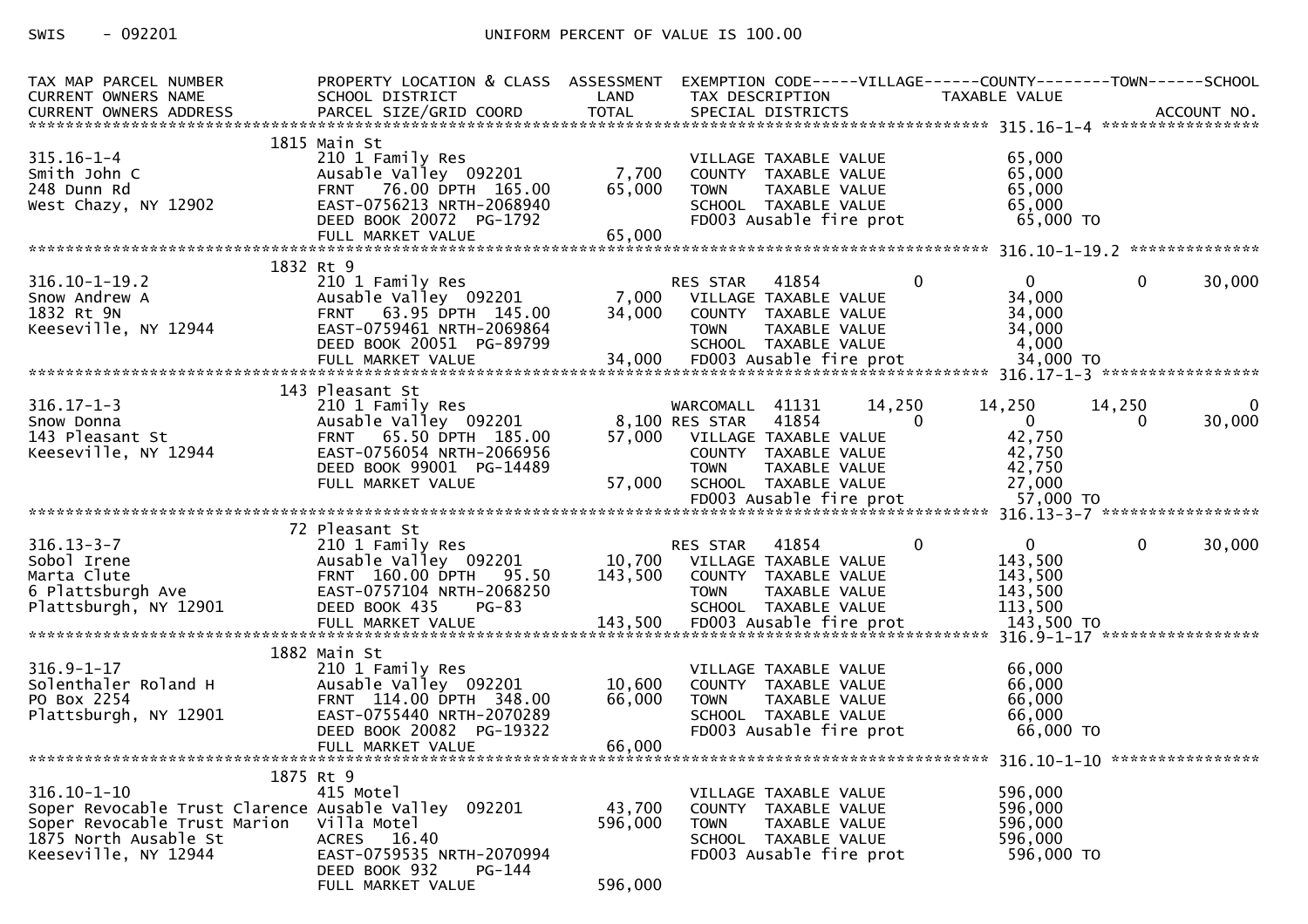SWIS - 092201 UNIFORM PERCENT OF VALUE IS 100.00

```
TAX MAP PARCEL NUMBER          PROPERTY LOCATION & CLASS  ASSESSMENT  EXEMPTION CODE-----VILLAGE------COUNTY--------TOWN------SCHOOL
CURRENT OWNERS NAME            SCHOOL DISTRICT               LAND     TAX DESCRIPTION            TAXABLE VALUE
CURRENT OWNERS ADDRESS         PARCEL SIZE/GRID COORD        TOTAL    SPECIAL DISTRICTS                                    ACCOUNT NO.
*********************************************************************************************** 315.16-1-4 *****************
                          1815 Main St
315.16-1-4                     210 1 Family Res                       VILLAGE TAXABLE VALUE             65,000
Smith John C                   Ausable Valley  092201        7,700    COUNTY  TAXABLE VALUE             65,000
248 Dunn Rd                    FRNT   76.00 DPTH 165.00     65,000    TOWN    TAXABLE VALUE             65,000
West Chazy, NY 12902           EAST-0756213 NRTH-2068940              SCHOOL  TAXABLE VALUE             65,000
                               DEED BOOK 20072  PG-1792               FD003 Ausable fire prot           65,000 TO
                               FULL MARKET VALUE            65,000
*********************************************************************************************** 316.10-1-19.2 **************
                          1832 Rt 9
316.10-1-19.2                  210 1 Family Res                     RES STAR   41854          0          0             0        30,000
Snow Andrew A                  Ausable Valley  092201        7,000    VILLAGE TAXABLE VALUE             34,000
1832 Rt 9N                     FRNT   63.95 DPTH 145.00     34,000    COUNTY  TAXABLE VALUE             34,000
Keeseville, NY 12944           EAST-0759461 NRTH-2069864              TOWN    TAXABLE VALUE             34,000
                               DEED BOOK 20051  PG-89799              SCHOOL  TAXABLE VALUE              4,000
                               FULL MARKET VALUE            34,000    FD003 Ausable fire prot           34,000 TO
*********************************************************************************************** 316.17-1-3 *****************
                          143 Pleasant St
316.17-1-3                     210 1 Family Res                     WARCOMALL  41131     14,250     14,250        14,250            0
Snow Donna                     Ausable Valley  092201        8,100 RES STAR    41854          0          0             0        30,000
143 Pleasant St                FRNT   65.50 DPTH 185.00     57,000    VILLAGE TAXABLE VALUE             42,750
Keeseville, NY 12944           EAST-0756054 NRTH-2066956              COUNTY  TAXABLE VALUE             42,750
                               DEED BOOK 99001  PG-14489              TOWN    TAXABLE VALUE             42,750
                               FULL MARKET VALUE            57,000    SCHOOL  TAXABLE VALUE             27,000
                                                                      FD003 Ausable fire prot           57,000 TO
*********************************************************************************************** 316.13-3-7 *****************
                          72 Pleasant St
316.13-3-7                     210 1 Family Res                     RES STAR   41854          0          0             0        30,000
Sobol Irene                    Ausable Valley  092201       10,700    VILLAGE TAXABLE VALUE            143,500
Marta Clute                    FRNT  160.00 DPTH  95.50    143,500    COUNTY  TAXABLE VALUE            143,500
6 Plattsburgh Ave              EAST-0757104 NRTH-2068250              TOWN    TAXABLE VALUE            143,500
Plattsburgh, NY 12901          DEED BOOK 435    PG-83                 SCHOOL  TAXABLE VALUE            113,500
                               FULL MARKET VALUE           143,500    FD003 Ausable fire prot          143,500 TO
*********************************************************************************************** 316.9-1-17 *****************
                          1882 Main St
316.9-1-17                     210 1 Family Res                       VILLAGE TAXABLE VALUE             66,000
Solenthaler Roland H           Ausable Valley  092201       10,600    COUNTY  TAXABLE VALUE             66,000
PO Box 2254                    FRNT  114.00 DPTH 348.00     66,000    TOWN    TAXABLE VALUE             66,000
Plattsburgh, NY 12901          EAST-0755440 NRTH-2070289              SCHOOL  TAXABLE VALUE             66,000
                               DEED BOOK 20082  PG-19322              FD003 Ausable fire prot           66,000 TO
                               FULL MARKET VALUE            66,000
*********************************************************************************************** 316.10-1-10 ****************
                          1875 Rt 9
316.10-1-10                    415 Motel                              VILLAGE TAXABLE VALUE            596,000
Soper Revocable Trust Clarence Ausable Valley  092201       43,700    COUNTY  TAXABLE VALUE            596,000
Soper Revocable Trust Marion   Villa Motel                 596,000    TOWN    TAXABLE VALUE            596,000
1875 North Ausable St          ACRES   16.40                          SCHOOL  TAXABLE VALUE            596,000
Keeseville, NY 12944           EAST-0759535 NRTH-2070994              FD003 Ausable fire prot          596,000 TO
                               DEED BOOK 932    PG-144
                               FULL MARKET VALUE           596,000
```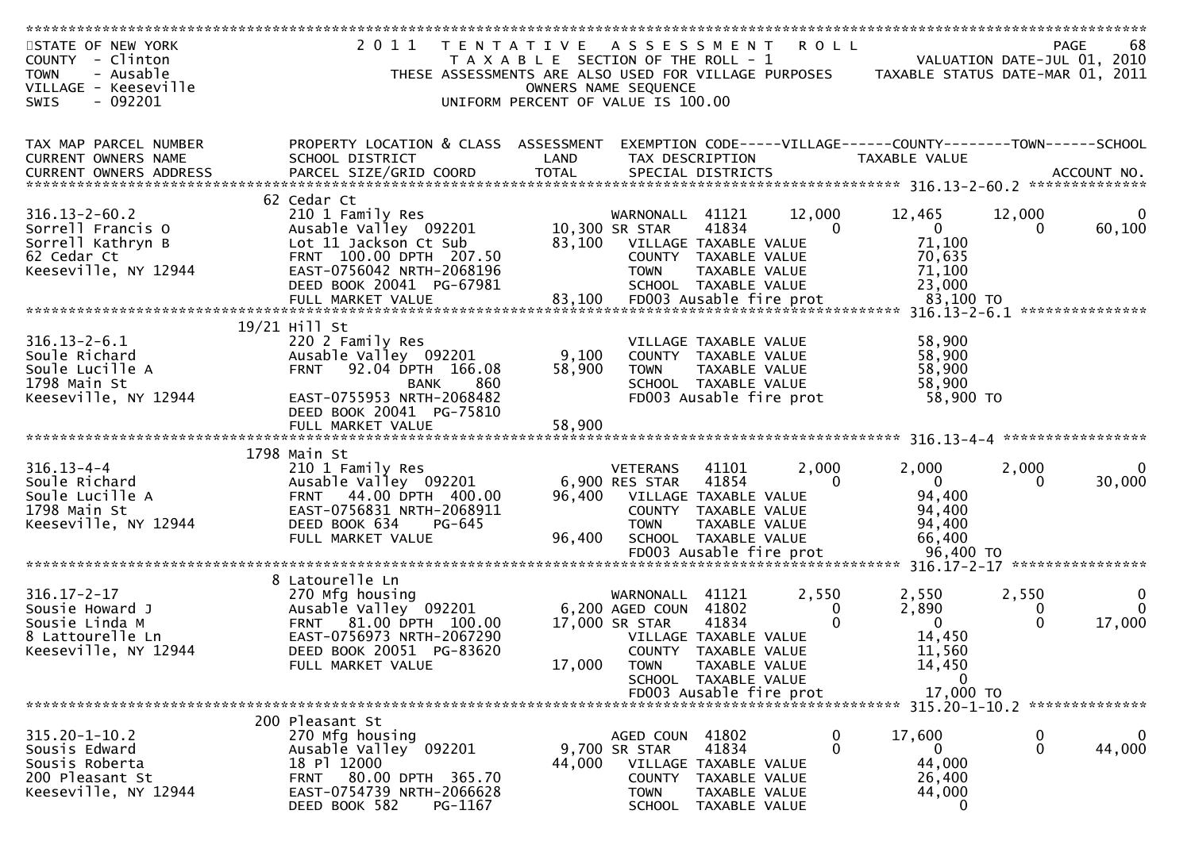STATE OF NEW YORK — 2011 TENTATIVE ASSESSMENT ROLL
COUNTY - Clinton — TAXABLE SECTION OF THE ROLL - 1 — VALUATION DATE-JUL 01, 2010
TOWN - Ausable — THESE ASSESSMENTS ARE ALSO USED FOR VILLAGE PURPOSES — TAXABLE STATUS DATE-MAR 01, 2011
VILLAGE - Keeseville — OWNERS NAME SEQUENCE
SWIS - 092201 — UNIFORM PERCENT OF VALUE IS 100.00

| TAX MAP PARCEL NUMBER / CURRENT OWNERS NAME / CURRENT OWNERS ADDRESS | PROPERTY LOCATION & CLASS / SCHOOL DISTRICT / PARCEL SIZE/GRID COORD | ASSESSMENT LAND / TOTAL | EXEMPTION CODE / TAX DESCRIPTION / SPECIAL DISTRICTS | VILLAGE | COUNTY / TAXABLE VALUE | TOWN | SCHOOL / ACCOUNT NO. |
|---|---|---|---|---|---|---|---|
| 316.13-2-60.2 | 62 Cedar Ct | | | | | | |
| 316.13-2-60.2 | 210 1 Family Res | | WARNONALL 41121 | 12,000 | 12,465 | 12,000 | 0 |
| Sorrell Francis O | Ausable Valley 092201 | 10,300 | SR STAR 41834 | 0 | 0 | 0 | 60,100 |
| Sorrell Kathryn B | Lot 11 Jackson Ct Sub | 83,100 | VILLAGE TAXABLE VALUE | | 71,100 | | |
| 62 Cedar Ct | FRNT 100.00 DPTH 207.50 | | COUNTY TAXABLE VALUE | | 70,635 | | |
| Keeseville, NY 12944 | EAST-0756042 NRTH-2068196 | | TOWN TAXABLE VALUE | | 71,100 | | |
| | DEED BOOK 20041 PG-67981 | | SCHOOL TAXABLE VALUE | | 23,000 | | |
| | FULL MARKET VALUE | 83,100 | FD003 Ausable fire prot | | 83,100 TO | | |
| 316.13-2-6.1 | 19/21 Hill St | | | | | | |
| 316.13-2-6.1 | 220 2 Family Res | | VILLAGE TAXABLE VALUE | | 58,900 | | |
| Soule Richard | Ausable Valley 092201 | 9,100 | COUNTY TAXABLE VALUE | | 58,900 | | |
| Soule Lucille A | FRNT 92.04 DPTH 166.08 | 58,900 | TOWN TAXABLE VALUE | | 58,900 | | |
| 1798 Main St | BANK 860 | | SCHOOL TAXABLE VALUE | | 58,900 | | |
| Keeseville, NY 12944 | EAST-0755953 NRTH-2068482 | | FD003 Ausable fire prot | | 58,900 TO | | |
| | DEED BOOK 20041 PG-75810 | | | | | | |
| | FULL MARKET VALUE | 58,900 | | | | | |
| 316.13-4-4 | 1798 Main St | | | | | | |
| 316.13-4-4 | 210 1 Family Res | | VETERANS 41101 | 2,000 | 2,000 | 2,000 | 0 |
| Soule Richard | Ausable Valley 092201 | 6,900 | RES STAR 41854 | 0 | 0 | 0 | 30,000 |
| Soule Lucille A | FRNT 44.00 DPTH 400.00 | 96,400 | VILLAGE TAXABLE VALUE | | 94,400 | | |
| 1798 Main St | EAST-0756831 NRTH-2068911 | | COUNTY TAXABLE VALUE | | 94,400 | | |
| Keeseville, NY 12944 | DEED BOOK 634 PG-645 | | TOWN TAXABLE VALUE | | 94,400 | | |
| | FULL MARKET VALUE | 96,400 | SCHOOL TAXABLE VALUE | | 66,400 | | |
| | | | FD003 Ausable fire prot | | 96,400 TO | | |
| 316.17-2-17 | 8 Latourelle Ln | | | | | | |
| 316.17-2-17 | 270 Mfg housing | | WARNONALL 41121 | 2,550 | 2,550 | 2,550 | 0 |
| Sousie Howard J | Ausable Valley 092201 | 6,200 | AGED COUN 41802 | 0 | 2,890 | 0 | 0 |
| Sousie Linda M | FRNT 81.00 DPTH 100.00 | 17,000 | SR STAR 41834 | 0 | 0 | 0 | 17,000 |
| 8 Lattourelle Ln | EAST-0756973 NRTH-2067290 | | VILLAGE TAXABLE VALUE | | 14,450 | | |
| Keeseville, NY 12944 | DEED BOOK 20051 PG-83620 | | COUNTY TAXABLE VALUE | | 11,560 | | |
| | FULL MARKET VALUE | 17,000 | TOWN TAXABLE VALUE | | 14,450 | | |
| | | | SCHOOL TAXABLE VALUE | | 0 | | |
| | | | FD003 Ausable fire prot | | 17,000 TO | | |
| 315.20-1-10.2 | 200 Pleasant St | | | | | | |
| 315.20-1-10.2 | 270 Mfg housing | | AGED COUN 41802 | 0 | 17,600 | 0 | 0 |
| Sousis Edward | Ausable Valley 092201 | 9,700 | SR STAR 41834 | 0 | 0 | 0 | 44,000 |
| Sousis Roberta | 18 Pl 12000 | 44,000 | VILLAGE TAXABLE VALUE | | 44,000 | | |
| 200 Pleasant St | FRNT 80.00 DPTH 365.70 | | COUNTY TAXABLE VALUE | | 26,400 | | |
| Keeseville, NY 12944 | EAST-0754739 NRTH-2066628 | | TOWN TAXABLE VALUE | | 44,000 | | |
| | DEED BOOK 582 PG-1167 | | SCHOOL TAXABLE VALUE | | 0 | | |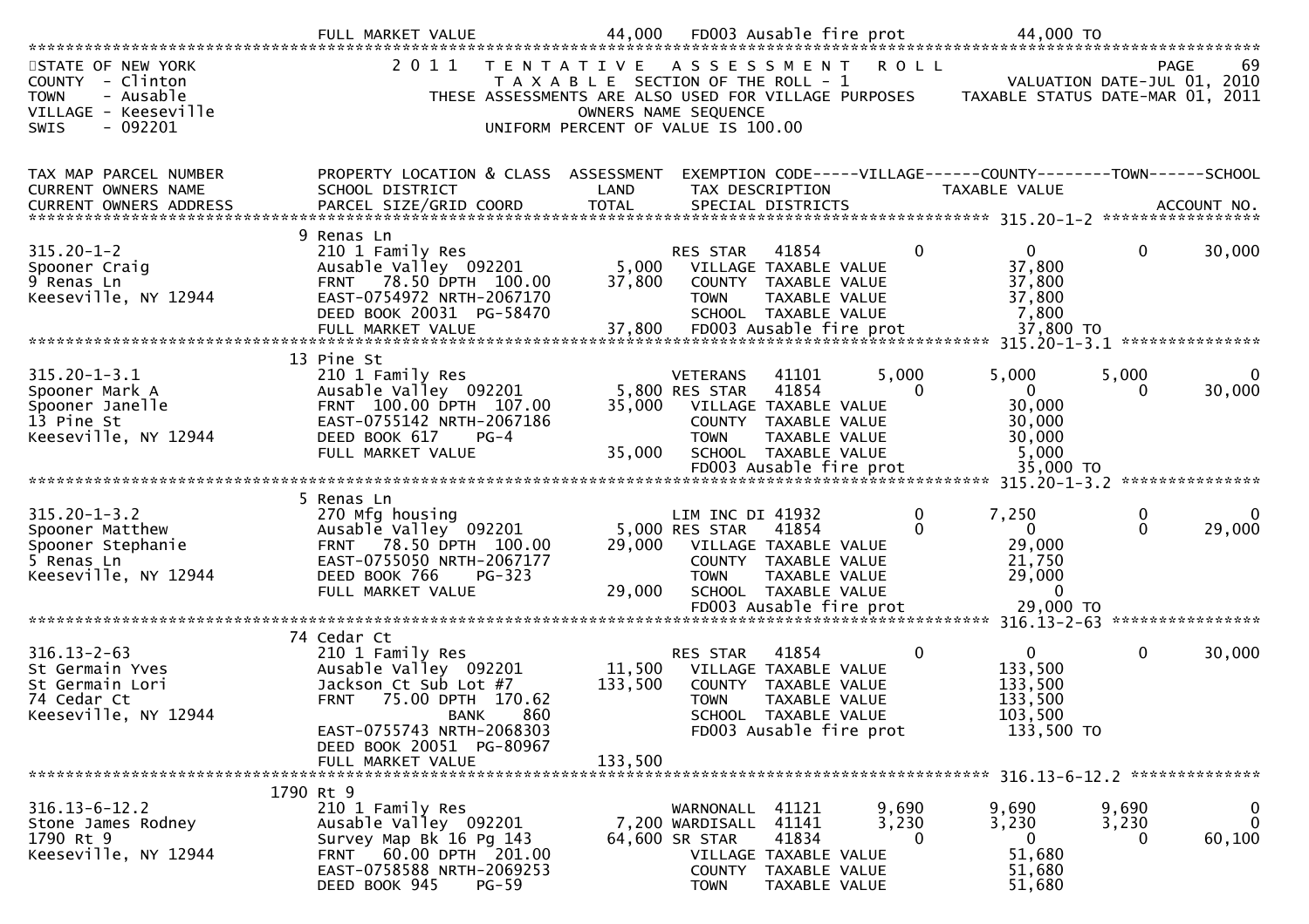| | FULL MARKET VALUE | 44,000 | FD003 Ausable fire prot | | 44,000 TO | | |
|---|---|---|---|---|---|---|---|

STATE OF NEW YORK
COUNTY - Clinton
TOWN - Ausable
VILLAGE - Keeseville
SWIS - 092201

2011 TENTATIVE ASSESSMENT ROLL
TAXABLE SECTION OF THE ROLL - 1
THESE ASSESSMENTS ARE ALSO USED FOR VILLAGE PURPOSES
OWNERS NAME SEQUENCE
UNIFORM PERCENT OF VALUE IS 100.00

PAGE 69
VALUATION DATE-JUL 01, 2010
TAXABLE STATUS DATE-MAR 01, 2011

| TAX MAP PARCEL NUMBER / CURRENT OWNERS NAME / CURRENT OWNERS ADDRESS | PROPERTY LOCATION & CLASS / SCHOOL DISTRICT / PARCEL SIZE/GRID COORD | ASSESSMENT LAND / TOTAL | EXEMPTION CODE / TAX DESCRIPTION / SPECIAL DISTRICTS | VILLAGE | COUNTY / TAXABLE VALUE | TOWN | SCHOOL / ACCOUNT NO. |
|---|---|---|---|---|---|---|---|
| **315.20-1-2** | 9 Renas Ln | | | | | | |
| 315.20-1-2 | 210 1 Family Res | | RES STAR 41854 | 0 | 0 | 0 | 30,000 |
| Spooner Craig | Ausable Valley 092201 | 5,000 | VILLAGE TAXABLE VALUE | | 37,800 | | |
| 9 Renas Ln | FRNT 78.50 DPTH 100.00 | 37,800 | COUNTY TAXABLE VALUE | | 37,800 | | |
| Keeseville, NY 12944 | EAST-0754972 NRTH-2067170 | | TOWN TAXABLE VALUE | | 37,800 | | |
| | DEED BOOK 20031 PG-58470 | | SCHOOL TAXABLE VALUE | | 7,800 | | |
| | FULL MARKET VALUE | 37,800 | FD003 Ausable fire prot | | 37,800 TO | | |
| **315.20-1-3.1** | 13 Pine St | | | | | | |
| 315.20-1-3.1 | 210 1 Family Res | | VETERANS 41101 | 5,000 | 5,000 | 5,000 | 0 |
| Spooner Mark A | Ausable Valley 092201 | 5,800 | RES STAR 41854 | 0 | 0 | 0 | 30,000 |
| Spooner Janelle | FRNT 100.00 DPTH 107.00 | 35,000 | VILLAGE TAXABLE VALUE | | 30,000 | | |
| 13 Pine St | EAST-0755142 NRTH-2067186 | | COUNTY TAXABLE VALUE | | 30,000 | | |
| Keeseville, NY 12944 | DEED BOOK 617 PG-4 | | TOWN TAXABLE VALUE | | 30,000 | | |
| | FULL MARKET VALUE | 35,000 | SCHOOL TAXABLE VALUE | | 5,000 | | |
| | | | FD003 Ausable fire prot | | 35,000 TO | | |
| **315.20-1-3.2** | 5 Renas Ln | | | | | | |
| 315.20-1-3.2 | 270 Mfg housing | | LIM INC DI 41932 | 0 | 7,250 | 0 | 0 |
| Spooner Matthew | Ausable Valley 092201 | 5,000 | RES STAR 41854 | 0 | 0 | 0 | 29,000 |
| Spooner Stephanie | FRNT 78.50 DPTH 100.00 | 29,000 | VILLAGE TAXABLE VALUE | | 29,000 | | |
| 5 Renas Ln | EAST-0755050 NRTH-2067177 | | COUNTY TAXABLE VALUE | | 21,750 | | |
| Keeseville, NY 12944 | DEED BOOK 766 PG-323 | | TOWN TAXABLE VALUE | | 29,000 | | |
| | FULL MARKET VALUE | 29,000 | SCHOOL TAXABLE VALUE | | 0 | | |
| | | | FD003 Ausable fire prot | | 29,000 TO | | |
| **316.13-2-63** | 74 Cedar Ct | | | | | | |
| 316.13-2-63 | 210 1 Family Res | | RES STAR 41854 | 0 | 0 | 0 | 30,000 |
| St Germain Yves | Ausable Valley 092201 | 11,500 | VILLAGE TAXABLE VALUE | | 133,500 | | |
| St Germain Lori | Jackson Ct Sub Lot #7 | 133,500 | COUNTY TAXABLE VALUE | | 133,500 | | |
| 74 Cedar Ct | FRNT 75.00 DPTH 170.62 | | TOWN TAXABLE VALUE | | 133,500 | | |
| Keeseville, NY 12944 | BANK 860 | | SCHOOL TAXABLE VALUE | | 103,500 | | |
| | EAST-0755743 NRTH-2068303 | | FD003 Ausable fire prot | | 133,500 TO | | |
| | DEED BOOK 20051 PG-80967 | | | | | | |
| | FULL MARKET VALUE | 133,500 | | | | | |
| **316.13-6-12.2** | 1790 Rt 9 | | | | | | |
| 316.13-6-12.2 | 210 1 Family Res | | WARNONALL 41121 | 9,690 | 9,690 | 9,690 | 0 |
| Stone James Rodney | Ausable Valley 092201 | 7,200 | WARDISALL 41141 | 3,230 | 3,230 | 3,230 | 0 |
| 1790 Rt 9 | Survey Map Bk 16 Pg 143 | 64,600 | SR STAR 41834 | 0 | 0 | 0 | 60,100 |
| Keeseville, NY 12944 | FRNT 60.00 DPTH 201.00 | | VILLAGE TAXABLE VALUE | | 51,680 | | |
| | EAST-0758588 NRTH-2069253 | | COUNTY TAXABLE VALUE | | 51,680 | | |
| | DEED BOOK 945 PG-59 | | TOWN TAXABLE VALUE | | 51,680 | | |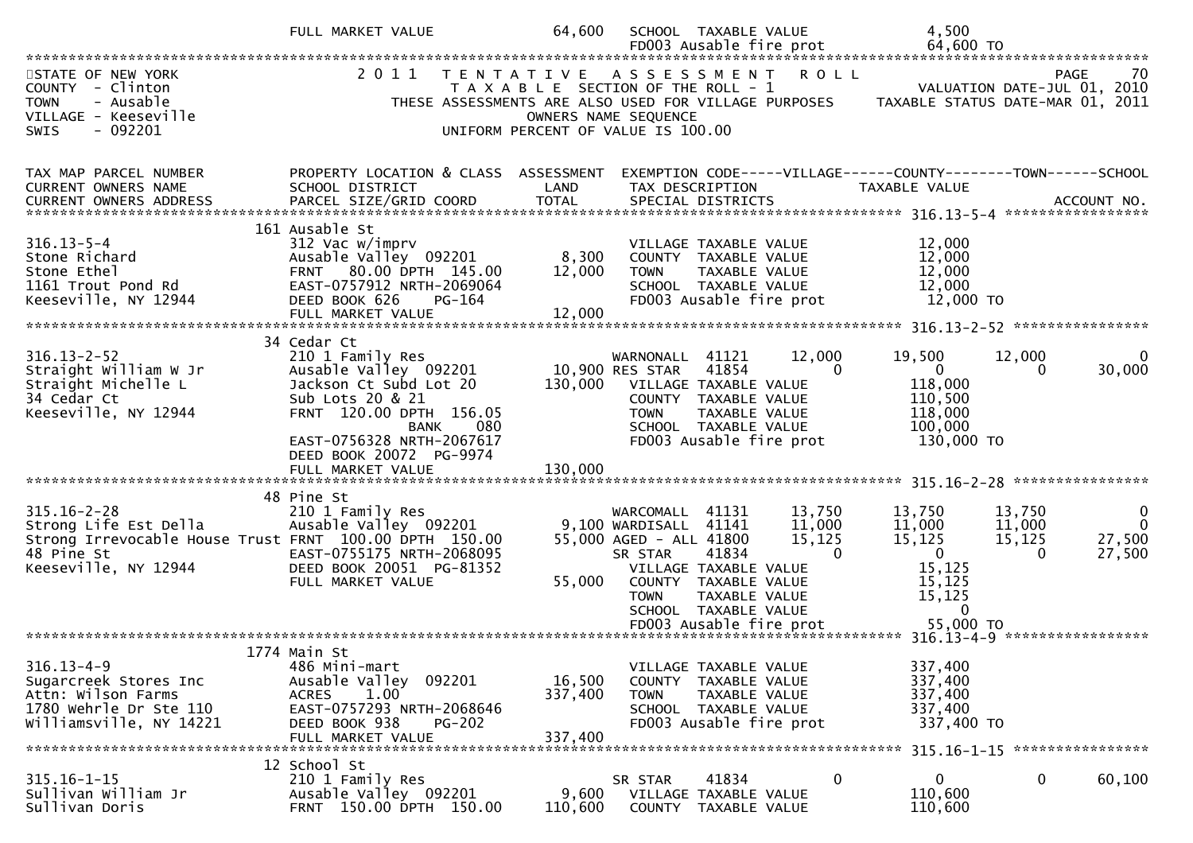```
                              FULL MARKET VALUE           64,600   SCHOOL  TAXABLE VALUE                 4,500
                                                                   FD003 Ausable fire prot              64,600 TO
********************************************************************************************************************************************
STATE OF NEW YORK                2 0 1 1   T E N T A T I V E   A S S E S S M E N T   R O L L                                 PAGE    70
COUNTY  - Clinton                         T A X A B L E SECTION OF THE ROLL - 1                        VALUATION DATE-JUL 01, 2010
TOWN    - Ausable                 THESE ASSESSMENTS ARE ALSO USED FOR VILLAGE PURPOSES       TAXABLE STATUS DATE-MAR 01, 2011
VILLAGE - Keeseville                                OWNERS NAME SEQUENCE
SWIS    - 092201                               UNIFORM PERCENT OF VALUE IS 100.00


TAX MAP PARCEL NUMBER          PROPERTY LOCATION & CLASS  ASSESSMENT  EXEMPTION CODE-----VILLAGE------COUNTY--------TOWN------SCHOOL
CURRENT OWNERS NAME            SCHOOL DISTRICT                LAND    TAX DESCRIPTION               TAXABLE VALUE
CURRENT OWNERS ADDRESS         PARCEL SIZE/GRID COORD        TOTAL    SPECIAL DISTRICTS                                         ACCOUNT NO.
******************************************************************************************************* 316.13-5-4 *****************
                             161 Ausable St
316.13-5-4                     312 Vac w/imprv                        VILLAGE TAXABLE VALUE             12,000
Stone Richard                  Ausable Valley  092201        8,300    COUNTY  TAXABLE VALUE             12,000
Stone Ethel                    FRNT   80.00 DPTH  145.00    12,000    TOWN    TAXABLE VALUE             12,000
1161 Trout Pond Rd             EAST-0757912 NRTH-2069064              SCHOOL  TAXABLE VALUE             12,000
Keeseville, NY 12944           DEED BOOK 626    PG-164                FD003 Ausable fire prot           12,000 TO
                               FULL MARKET VALUE            12,000
******************************************************************************************************* 316.13-2-52 ****************
                             34 Cedar Ct
316.13-2-52                    210 1 Family Res                       WARNONALL  41121        12,000      19,500       12,000             0
Straight William W Jr          Ausable Valley  092201       10,900 RES STAR   41854              0           0            0        30,000
Straight Michelle L            Jackson Ct Subd Lot 20      130,000    VILLAGE TAXABLE VALUE            118,000
34 Cedar Ct                    Sub Lots 20 & 21                       COUNTY  TAXABLE VALUE            110,500
Keeseville, NY 12944           FRNT  120.00 DPTH  156.05              TOWN    TAXABLE VALUE            118,000
                                              BANK     080            SCHOOL  TAXABLE VALUE            100,000
                               EAST-0756328 NRTH-2067617              FD003 Ausable fire prot          130,000 TO
                               DEED BOOK 20072  PG-9974
                               FULL MARKET VALUE           130,000
******************************************************************************************************* 315.16-2-28 ****************
                             48 Pine St
315.16-2-28                    210 1 Family Res                       WARCOMALL  41131        13,750      13,750       13,750             0
Strong Life Est Della          Ausable Valley  092201        9,100 WARDISALL  41141        11,000      11,000       11,000             0
Strong Irrevocable House Trust FRNT  100.00 DPTH  150.00    55,000 AGED - ALL 41800        15,125      15,125       15,125        27,500
48 Pine St                     EAST-0755175 NRTH-2068095              SR STAR    41834              0           0            0        27,500
Keeseville, NY 12944           DEED BOOK 20051  PG-81352              VILLAGE TAXABLE VALUE             15,125
                               FULL MARKET VALUE            55,000    COUNTY  TAXABLE VALUE             15,125
                                                                      TOWN    TAXABLE VALUE             15,125
                                                                      SCHOOL  TAXABLE VALUE                  0
                                                                      FD003 Ausable fire prot           55,000 TO
******************************************************************************************************* 316.13-4-9 *****************
                             1774 Main St
316.13-4-9                     486 Mini-mart                          VILLAGE TAXABLE VALUE            337,400
Sugarcreek Stores Inc          Ausable Valley  092201       16,500    COUNTY  TAXABLE VALUE            337,400
Attn: Wilson Farms             ACRES    1.00               337,400    TOWN    TAXABLE VALUE            337,400
1780 Wehrle Dr Ste 110         EAST-0757293 NRTH-2068646              SCHOOL  TAXABLE VALUE            337,400
Williamsville, NY 14221        DEED BOOK 938    PG-202                FD003 Ausable fire prot          337,400 TO
                               FULL MARKET VALUE           337,400
******************************************************************************************************* 315.16-1-15 ****************
                             12 School St
315.16-1-15                    210 1 Family Res                       SR STAR    41834              0           0            0        60,100
Sullivan William Jr            Ausable Valley  092201        9,600    VILLAGE TAXABLE VALUE            110,600
Sullivan Doris                 FRNT  150.00 DPTH  150.00   110,600    COUNTY  TAXABLE VALUE            110,600
```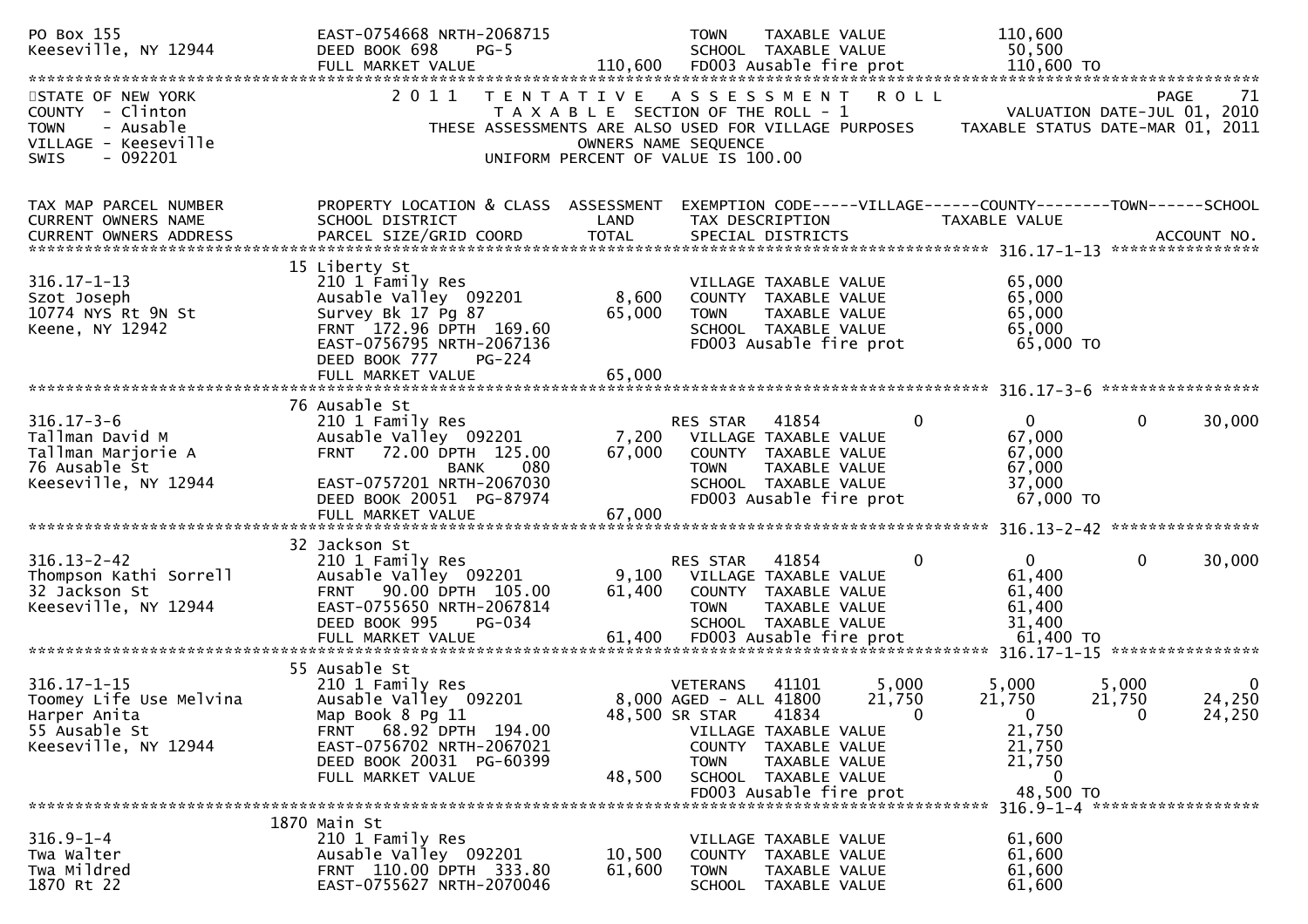```
PO Box 155                          EAST-0754668 NRTH-2068715               TOWN    TAXABLE VALUE              110,600
Keeseville, NY 12944                DEED BOOK 698    PG-5                   SCHOOL  TAXABLE VALUE               50,500
                                    FULL MARKET VALUE              110,600  FD003 Ausable fire prot            110,600 TO
******************************************************************************************************************************
STATE OF NEW YORK                   2 0 1 1   T E N T A T I V E   A S S E S S M E N T   R O L L                         PAGE    71
COUNTY  - Clinton                            T A X A B L E  SECTION OF THE ROLL - 1                     VALUATION DATE-JUL 01, 2010
TOWN    - Ausable                 THESE ASSESSMENTS ARE ALSO USED FOR VILLAGE PURPOSES      TAXABLE STATUS DATE-MAR 01, 2011
VILLAGE - Keeseville                              OWNERS NAME SEQUENCE
SWIS    - 092201                           UNIFORM PERCENT OF VALUE IS 100.00

TAX MAP PARCEL NUMBER               PROPERTY LOCATION & CLASS  ASSESSMENT  EXEMPTION CODE-----VILLAGE------COUNTY--------TOWN------SCHOOL
CURRENT OWNERS NAME                 SCHOOL DISTRICT               LAND     TAX DESCRIPTION              TAXABLE VALUE
CURRENT OWNERS ADDRESS              PARCEL SIZE/GRID COORD        TOTAL    SPECIAL DISTRICTS                                   ACCOUNT NO.
******************************************************************************************************* 316.17-1-13 *****************
                                    15 Liberty St
316.17-1-13                         210 1 Family Res                        VILLAGE TAXABLE VALUE               65,000
Szot Joseph                         Ausable Valley  092201        8,600     COUNTY  TAXABLE VALUE               65,000
10774 NYS Rt 9N St                  Survey Bk 17 Pg 87           65,000     TOWN    TAXABLE VALUE               65,000
Keene, NY 12942                     FRNT  172.96 DPTH  169.60               SCHOOL  TAXABLE VALUE               65,000
                                    EAST-0756795 NRTH-2067136               FD003 Ausable fire prot             65,000 TO
                                    DEED BOOK 777    PG-224
                                    FULL MARKET VALUE             65,000
******************************************************************************************************* 316.17-3-6 ******************
                                    76 Ausable St
316.17-3-6                          210 1 Family Res                        RES STAR   41854           0           0           0      30,000
Tallman David M                     Ausable Valley  092201        7,200     VILLAGE TAXABLE VALUE               67,000
Tallman Marjorie A                  FRNT   72.00 DPTH  125.00    67,000     COUNTY  TAXABLE VALUE               67,000
76 Ausable St                                   BANK     080                TOWN    TAXABLE VALUE               67,000
Keeseville, NY 12944                EAST-0757201 NRTH-2067030               SCHOOL  TAXABLE VALUE               37,000
                                    DEED BOOK 20051  PG-87974               FD003 Ausable fire prot             67,000 TO
                                    FULL MARKET VALUE             67,000
******************************************************************************************************* 316.13-2-42 *****************
                                    32 Jackson St
316.13-2-42                         210 1 Family Res                        RES STAR   41854           0           0           0      30,000
Thompson Kathi Sorrell              Ausable Valley  092201        9,100     VILLAGE TAXABLE VALUE               61,400
32 Jackson St                       FRNT   90.00 DPTH  105.00    61,400     COUNTY  TAXABLE VALUE               61,400
Keeseville, NY 12944                EAST-0755650 NRTH-2067814               TOWN    TAXABLE VALUE               61,400
                                    DEED BOOK 995    PG-034                 SCHOOL  TAXABLE VALUE               31,400
                                    FULL MARKET VALUE             61,400    FD003 Ausable fire prot             61,400 TO
******************************************************************************************************* 316.17-1-15 *****************
                                    55 Ausable St
316.17-1-15                         210 1 Family Res                        VETERANS   41101       5,000       5,000       5,000           0
Toomey Life Use Melvina             Ausable Valley  092201        8,000 AGED - ALL 41800          21,750      21,750      21,750      24,250
Harper Anita                        Map Book 8 Pg 11             48,500 SR STAR    41834               0           0           0      24,250
55 Ausable St                       FRNT   68.92 DPTH  194.00               VILLAGE TAXABLE VALUE               21,750
Keeseville, NY 12944                EAST-0756702 NRTH-2067021               COUNTY  TAXABLE VALUE               21,750
                                    DEED BOOK 20031  PG-60399               TOWN    TAXABLE VALUE               21,750
                                    FULL MARKET VALUE             48,500    SCHOOL  TAXABLE VALUE                    0
                                                                            FD003 Ausable fire prot             48,500 TO
******************************************************************************************************* 316.9-1-4 *******************
                                    1870 Main St
316.9-1-4                           210 1 Family Res                        VILLAGE TAXABLE VALUE               61,600
Twa Walter                          Ausable Valley  092201       10,500     COUNTY  TAXABLE VALUE               61,600
Twa Mildred                         FRNT  110.00 DPTH  333.80    61,600     TOWN    TAXABLE VALUE               61,600
1870 Rt 22                          EAST-0755627 NRTH-2070046               SCHOOL  TAXABLE VALUE               61,600
```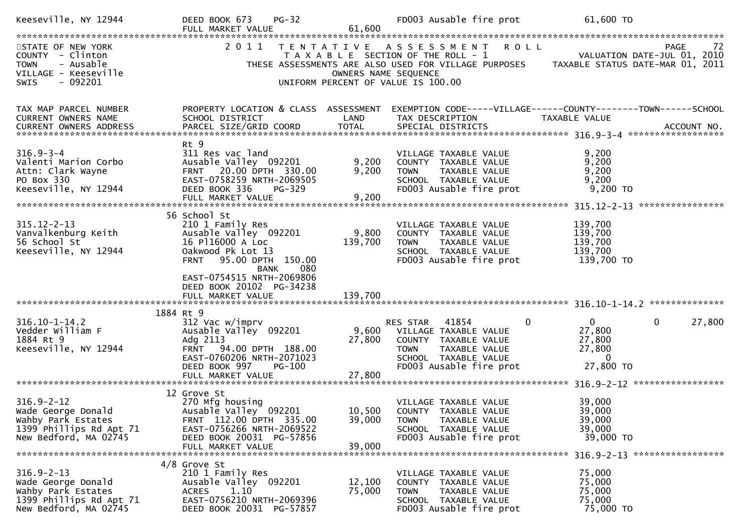```
Keeseville, NY 12944          DEED BOOK 673    PG-32                     FD003 Ausable fire prot              61,600 TO
                              FULL MARKET VALUE               61,600
*******************************************************************************************************************************
STATE OF NEW YORK              2 0 1 1   T E N T A T I V E   A S S E S S M E N T   R O L L                         PAGE    72
COUNTY  - Clinton                        T A X A B L E  SECTION OF THE ROLL - 1                  VALUATION DATE-JUL 01, 2010
TOWN    - Ausable              THESE ASSESSMENTS ARE ALSO USED FOR VILLAGE PURPOSES      TAXABLE STATUS DATE-MAR 01, 2011
VILLAGE - Keeseville                              OWNERS NAME SEQUENCE
SWIS    - 092201                             UNIFORM PERCENT OF VALUE IS 100.00

TAX MAP PARCEL NUMBER          PROPERTY LOCATION & CLASS  ASSESSMENT  EXEMPTION CODE-----VILLAGE------COUNTY--------TOWN------SCHOOL
CURRENT OWNERS NAME            SCHOOL DISTRICT               LAND      TAX DESCRIPTION              TAXABLE VALUE
CURRENT OWNERS ADDRESS         PARCEL SIZE/GRID COORD        TOTAL     SPECIAL DISTRICTS                                  ACCOUNT NO.
******************************************************************************************** 316.9-3-4 ******************
                               Rt 9
316.9-3-4                      311 Res vac land                         VILLAGE TAXABLE VALUE              9,200
Valenti Marion Corbo           Ausable Valley  092201         9,200    COUNTY  TAXABLE VALUE              9,200
Attn: Clark Wayne              FRNT   20.00 DPTH  330.00      9,200    TOWN    TAXABLE VALUE              9,200
PO Box 330                     EAST-0758259 NRTH-2069505               SCHOOL  TAXABLE VALUE              9,200
Keeseville, NY 12944           DEED BOOK 336    PG-329                 FD003 Ausable fire prot             9,200 TO
                               FULL MARKET VALUE              9,200
******************************************************************************************** 315.12-2-13 ****************
                            56 School St
315.12-2-13                    210 1 Family Res                         VILLAGE TAXABLE VALUE            139,700
Vanvalkenburg Keith            Ausable Valley  092201         9,800    COUNTY  TAXABLE VALUE            139,700
56 School St                   16 Pl16000 A Loc             139,700    TOWN    TAXABLE VALUE            139,700
Keeseville, NY 12944           Oakwood Pk Lot 13                       SCHOOL  TAXABLE VALUE            139,700
                               FRNT   95.00 DPTH  150.00               FD003 Ausable fire prot           139,700 TO
                                      BANK     080
                               EAST-0754515 NRTH-2069806
                               DEED BOOK 20102  PG-34238
                               FULL MARKET VALUE            139,700
******************************************************************************************** 316.10-1-14.2 **************
                          1884 Rt 9
316.10-1-14.2                  312 Vac w/imprv                          RES STAR   41854          0            0          0      27,800
Vedder William F               Ausable Valley  092201         9,600    VILLAGE TAXABLE VALUE             27,800
1884 Rt 9                      Adg 2113                      27,800    COUNTY  TAXABLE VALUE             27,800
Keeseville, NY 12944           FRNT   94.00 DPTH  188.00               TOWN    TAXABLE VALUE             27,800
                               EAST-0760206 NRTH-2071023               SCHOOL  TAXABLE VALUE                  0
                               DEED BOOK 997    PG-100                 FD003 Ausable fire prot            27,800 TO
                               FULL MARKET VALUE             27,800
******************************************************************************************** 316.9-2-12 *****************
                            12 Grove St
316.9-2-12                     270 Mfg housing                          VILLAGE TAXABLE VALUE             39,000
Wade George Donald             Ausable Valley  092201        10,500    COUNTY  TAXABLE VALUE             39,000
Wahby Park Estates             FRNT  112.00 DPTH  335.00     39,000    TOWN    TAXABLE VALUE             39,000
1399 Phillips Rd Apt 71        EAST-0756266 NRTH-2069522               SCHOOL  TAXABLE VALUE             39,000
New Bedford, MA 02745          DEED BOOK 20031  PG-57856               FD003 Ausable fire prot            39,000 TO
                               FULL MARKET VALUE             39,000
******************************************************************************************** 316.9-2-13 *****************
                           4/8 Grove St
316.9-2-13                     210 1 Family Res                         VILLAGE TAXABLE VALUE             75,000
Wade George Donald             Ausable Valley  092201        12,100    COUNTY  TAXABLE VALUE             75,000
Wahby Park Estates             ACRES     1.10                75,000    TOWN    TAXABLE VALUE             75,000
1399 Phillips Rd Apt 71        EAST-0756210 NRTH-2069396               SCHOOL  TAXABLE VALUE             75,000
New Bedford, MA 02745          DEED BOOK 20031  PG-57857               FD003 Ausable fire prot            75,000 TO
```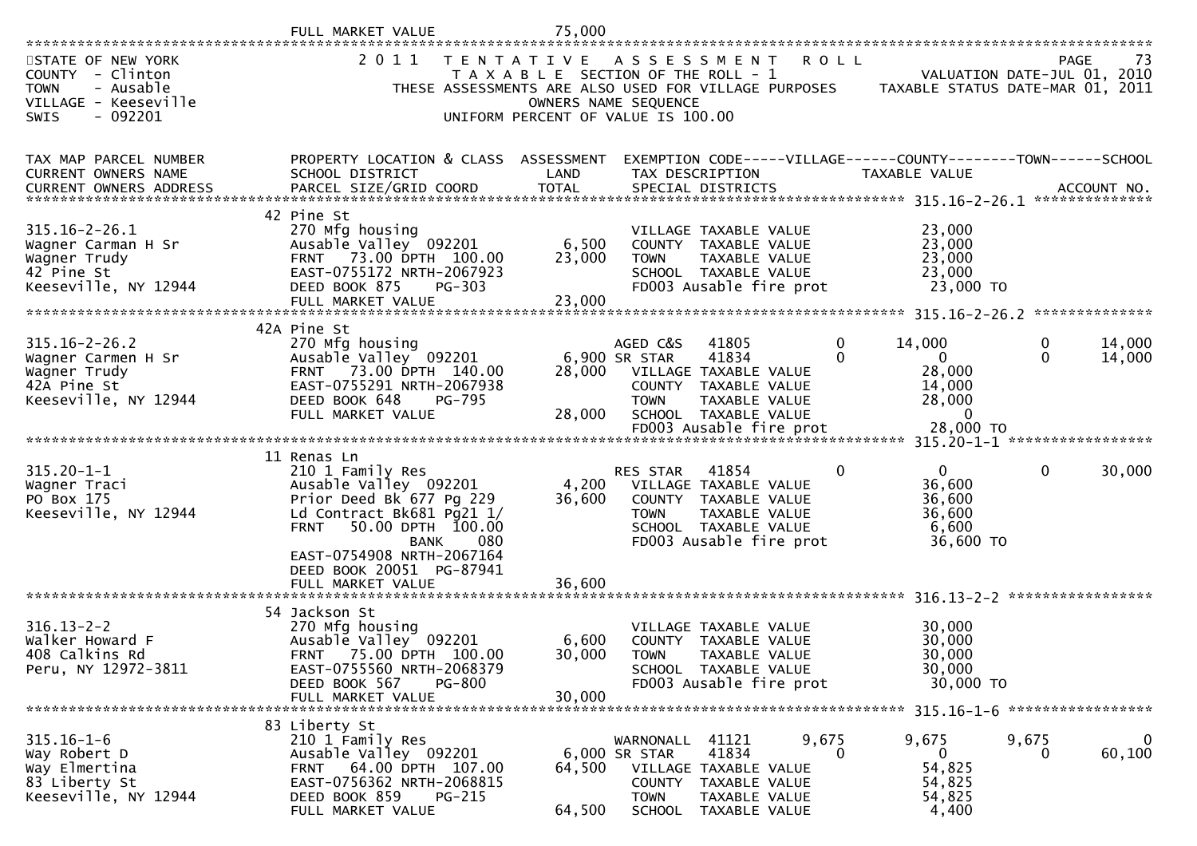FULL MARKET VALUE 75,000

STATE OF NEW YORK
COUNTY - Clinton
TOWN - Ausable
VILLAGE - Keeseville
SWIS - 092201

2011 TENTATIVE ASSESSMENT ROLL
TAXABLE SECTION OF THE ROLL - 1
THESE ASSESSMENTS ARE ALSO USED FOR VILLAGE PURPOSES
OWNERS NAME SEQUENCE
UNIFORM PERCENT OF VALUE IS 100.00

VALUATION DATE-JUL 01, 2010
TAXABLE STATUS DATE-MAR 01, 2011

| TAX MAP PARCEL NUMBER / CURRENT OWNERS NAME / CURRENT OWNERS ADDRESS | PROPERTY LOCATION & CLASS / SCHOOL DISTRICT / PARCEL SIZE/GRID COORD | ASSESSMENT LAND | ASSESSMENT TOTAL | EXEMPTION CODE / TAX DESCRIPTION / SPECIAL DISTRICTS | VILLAGE | COUNTY (TAXABLE VALUE) | TOWN | SCHOOL |
|---|---|---|---|---|---|---|---|---|
| **315.16-2-26.1** | 42 Pine St | | | | | | | |
| 315.16-2-26.1 | 270 Mfg housing | | | VILLAGE TAXABLE VALUE | | 23,000 | | |
| Wagner Carman H Sr | Ausable Valley 092201 | 6,500 | | COUNTY TAXABLE VALUE | | 23,000 | | |
| Wagner Trudy | FRNT 73.00 DPTH 100.00 | | 23,000 | TOWN TAXABLE VALUE | | 23,000 | | |
| 42 Pine St | EAST-0755172 NRTH-2067923 | | | SCHOOL TAXABLE VALUE | | 23,000 | | |
| Keeseville, NY 12944 | DEED BOOK 875 PG-303 | | | FD003 Ausable fire prot | | 23,000 TO | | |
| | FULL MARKET VALUE | | 23,000 | | | | | |
| **315.16-2-26.2** | 42A Pine St | | | | | | | |
| 315.16-2-26.2 | 270 Mfg housing | | | AGED C&S 41805 | 0 | 14,000 | 0 | 14,000 |
| Wagner Carmen H Sr | Ausable Valley 092201 | 6,900 | | SR STAR 41834 | 0 | 0 | 0 | 14,000 |
| Wagner Trudy | FRNT 73.00 DPTH 140.00 | | 28,000 | VILLAGE TAXABLE VALUE | | 28,000 | | |
| 42A Pine St | EAST-0755291 NRTH-2067938 | | | COUNTY TAXABLE VALUE | | 14,000 | | |
| Keeseville, NY 12944 | DEED BOOK 648 PG-795 | | | TOWN TAXABLE VALUE | | 28,000 | | |
| | FULL MARKET VALUE | | 28,000 | SCHOOL TAXABLE VALUE | | 0 | | |
| | | | | FD003 Ausable fire prot | | 28,000 TO | | |
| **315.20-1-1** | 11 Renas Ln | | | | | | | |
| 315.20-1-1 | 210 1 Family Res | | | RES STAR 41854 | 0 | 0 | 0 | 30,000 |
| Wagner Traci | Ausable Valley 092201 | 4,200 | | VILLAGE TAXABLE VALUE | | 36,600 | | |
| PO Box 175 | Prior Deed Bk 677 Pg 229 | | 36,600 | COUNTY TAXABLE VALUE | | 36,600 | | |
| Keeseville, NY 12944 | Ld Contract Bk681 Pg21 1/ | | | TOWN TAXABLE VALUE | | 36,600 | | |
| | FRNT 50.00 DPTH 100.00 | | | SCHOOL TAXABLE VALUE | | 6,600 | | |
| | BANK 080 | | | FD003 Ausable fire prot | | 36,600 TO | | |
| | EAST-0754908 NRTH-2067164 | | | | | | | |
| | DEED BOOK 20051 PG-87941 | | | | | | | |
| | FULL MARKET VALUE | | 36,600 | | | | | |
| **316.13-2-2** | 54 Jackson St | | | | | | | |
| 316.13-2-2 | 270 Mfg housing | | | VILLAGE TAXABLE VALUE | | 30,000 | | |
| Walker Howard F | Ausable Valley 092201 | 6,600 | | COUNTY TAXABLE VALUE | | 30,000 | | |
| 408 Calkins Rd | FRNT 75.00 DPTH 100.00 | | 30,000 | TOWN TAXABLE VALUE | | 30,000 | | |
| Peru, NY 12972-3811 | EAST-0755560 NRTH-2068379 | | | SCHOOL TAXABLE VALUE | | 30,000 | | |
| | DEED BOOK 567 PG-800 | | | FD003 Ausable fire prot | | 30,000 TO | | |
| | FULL MARKET VALUE | | 30,000 | | | | | |
| **315.16-1-6** | 83 Liberty St | | | | | | | |
| 315.16-1-6 | 210 1 Family Res | | | WARNONALL 41121 | 9,675 | 9,675 | 9,675 | 0 |
| Way Robert D | Ausable Valley 092201 | 6,000 | | SR STAR 41834 | 0 | 0 | 0 | 60,100 |
| Way Elmertina | FRNT 64.00 DPTH 107.00 | | 64,500 | VILLAGE TAXABLE VALUE | | 54,825 | | |
| 83 Liberty St | EAST-0756362 NRTH-2068815 | | | COUNTY TAXABLE VALUE | | 54,825 | | |
| Keeseville, NY 12944 | DEED BOOK 859 PG-215 | | | TOWN TAXABLE VALUE | | 54,825 | | |
| | FULL MARKET VALUE | | 64,500 | SCHOOL TAXABLE VALUE | | 4,400 | | |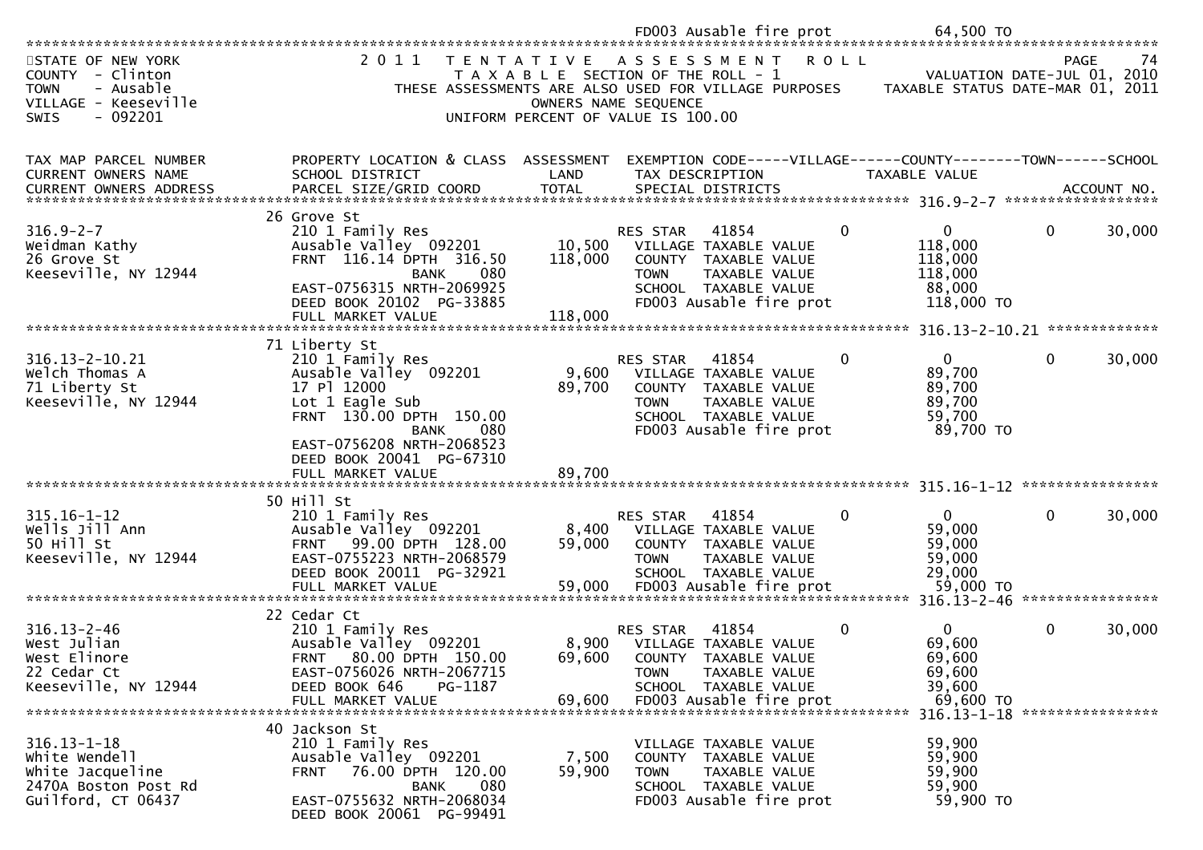FD003 Ausable fire prot 64,500 TO

STATE OF NEW YORK
COUNTY - Clinton
TOWN - Ausable
VILLAGE - Keeseville
SWIS - 092201

2011 TENTATIVE ASSESSMENT ROLL
TAXABLE SECTION OF THE ROLL - 1
THESE ASSESSMENTS ARE ALSO USED FOR VILLAGE PURPOSES
OWNERS NAME SEQUENCE
UNIFORM PERCENT OF VALUE IS 100.00

PAGE 74
VALUATION DATE-JUL 01, 2010
TAXABLE STATUS DATE-MAR 01, 2011

| TAX MAP PARCEL NUMBER / CURRENT OWNERS NAME / CURRENT OWNERS ADDRESS | PROPERTY LOCATION & CLASS / SCHOOL DISTRICT / PARCEL SIZE/GRID COORD | ASSESSMENT LAND / TOTAL | EXEMPTION CODE / TAX DESCRIPTION / SPECIAL DISTRICTS | VILLAGE | COUNTY / TAXABLE VALUE | TOWN | SCHOOL / ACCOUNT NO. |
|---|---|---|---|---|---|---|---|
| 316.9-2-7 | 26 Grove St | | | | | | |
| | 210 1 Family Res | | RES STAR 41854 | 0 | 0 | 0 | 30,000 |
| Weidman Kathy | Ausable Valley 092201 | 10,500 | VILLAGE TAXABLE VALUE | | 118,000 | | |
| 26 Grove St | FRNT 116.14 DPTH 316.50 | 118,000 | COUNTY TAXABLE VALUE | | 118,000 | | |
| Keeseville, NY 12944 | BANK 080 | | TOWN TAXABLE VALUE | | 118,000 | | |
| | EAST-0756315 NRTH-2069925 | | SCHOOL TAXABLE VALUE | | 88,000 | | |
| | DEED BOOK 20102 PG-33885 | | FD003 Ausable fire prot | | 118,000 TO | | |
| | FULL MARKET VALUE | 118,000 | | | | | |
| 316.13-2-10.21 | 71 Liberty St | | | | | | |
| | 210 1 Family Res | | RES STAR 41854 | 0 | 0 | 0 | 30,000 |
| Welch Thomas A | Ausable Valley 092201 | 9,600 | VILLAGE TAXABLE VALUE | | 89,700 | | |
| 71 Liberty St | 17 Pl 12000 | 89,700 | COUNTY TAXABLE VALUE | | 89,700 | | |
| Keeseville, NY 12944 | Lot 1 Eagle Sub | | TOWN TAXABLE VALUE | | 89,700 | | |
| | FRNT 130.00 DPTH 150.00 | | SCHOOL TAXABLE VALUE | | 59,700 | | |
| | BANK 080 | | FD003 Ausable fire prot | | 89,700 TO | | |
| | EAST-0756208 NRTH-2068523 | | | | | | |
| | DEED BOOK 20041 PG-67310 | | | | | | |
| | FULL MARKET VALUE | 89,700 | | | | | |
| 315.16-1-12 | 50 Hill St | | | | | | |
| | 210 1 Family Res | | RES STAR 41854 | 0 | 0 | 0 | 30,000 |
| Wells Jill Ann | Ausable Valley 092201 | 8,400 | VILLAGE TAXABLE VALUE | | 59,000 | | |
| 50 Hill St | FRNT 99.00 DPTH 128.00 | 59,000 | COUNTY TAXABLE VALUE | | 59,000 | | |
| Keeseville, NY 12944 | EAST-0755223 NRTH-2068579 | | TOWN TAXABLE VALUE | | 59,000 | | |
| | DEED BOOK 20011 PG-32921 | | SCHOOL TAXABLE VALUE | | 29,000 | | |
| | FULL MARKET VALUE | 59,000 | FD003 Ausable fire prot | | 59,000 TO | | |
| 316.13-2-46 | 22 Cedar Ct | | | | | | |
| | 210 1 Family Res | | RES STAR 41854 | 0 | 0 | 0 | 30,000 |
| West Julian | Ausable Valley 092201 | 8,900 | VILLAGE TAXABLE VALUE | | 69,600 | | |
| West Elinore | FRNT 80.00 DPTH 150.00 | 69,600 | COUNTY TAXABLE VALUE | | 69,600 | | |
| 22 Cedar Ct | EAST-0756026 NRTH-2067715 | | TOWN TAXABLE VALUE | | 69,600 | | |
| Keeseville, NY 12944 | DEED BOOK 646 PG-1187 | | SCHOOL TAXABLE VALUE | | 39,600 | | |
| | FULL MARKET VALUE | 69,600 | FD003 Ausable fire prot | | 69,600 TO | | |
| 316.13-1-18 | 40 Jackson St | | | | | | |
| | 210 1 Family Res | | VILLAGE TAXABLE VALUE | | 59,900 | | |
| White Wendell | Ausable Valley 092201 | 7,500 | COUNTY TAXABLE VALUE | | 59,900 | | |
| White Jacqueline | FRNT 76.00 DPTH 120.00 | 59,900 | TOWN TAXABLE VALUE | | 59,900 | | |
| 2470A Boston Post Rd | BANK 080 | | SCHOOL TAXABLE VALUE | | 59,900 | | |
| Guilford, CT 06437 | EAST-0755632 NRTH-2068034 | | FD003 Ausable fire prot | | 59,900 TO | | |
| | DEED BOOK 20061 PG-99491 | | | | | | |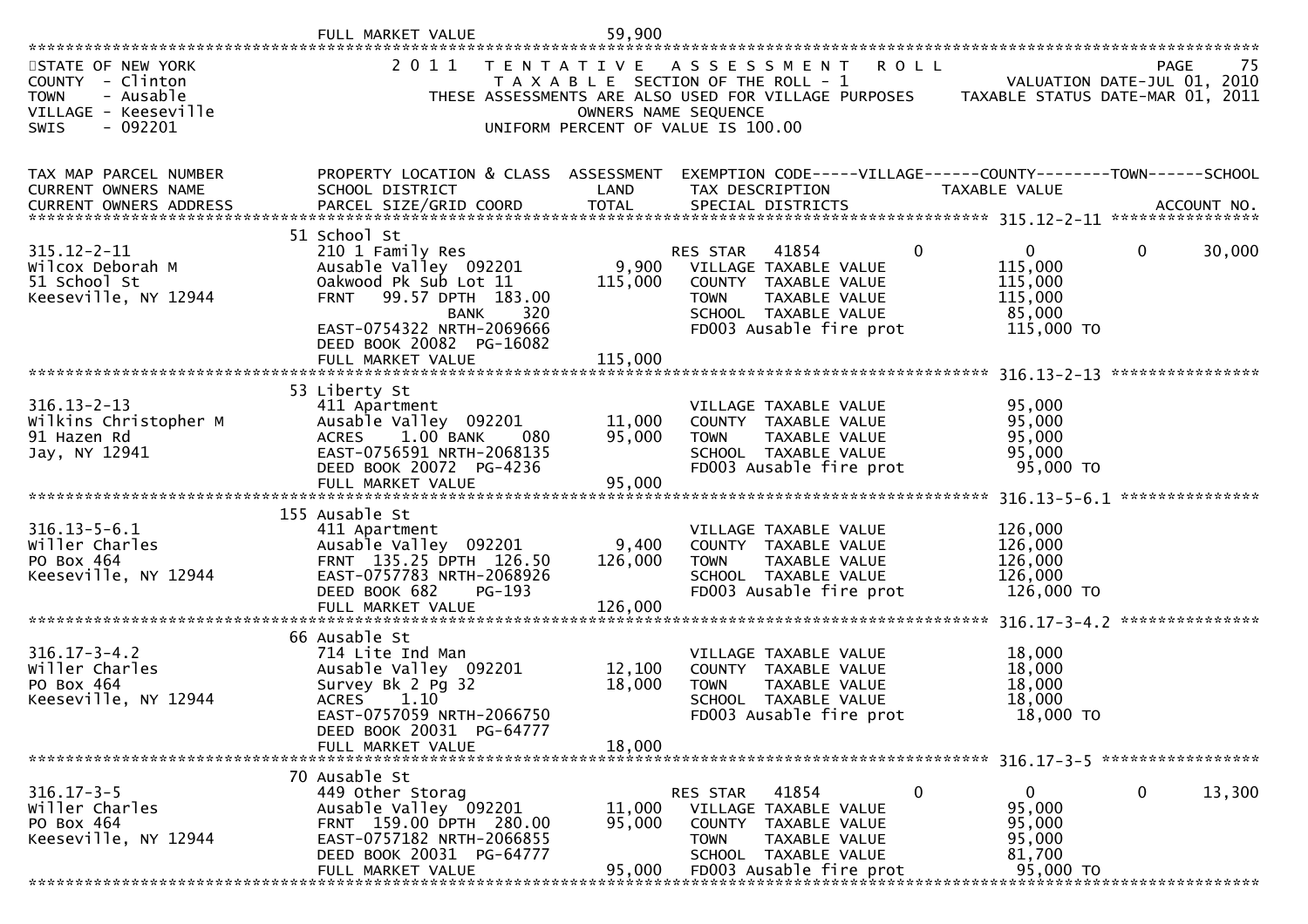FULL MARKET VALUE 59,900

STATE OF NEW YORK
COUNTY - Clinton
TOWN - Ausable
VILLAGE - Keeseville
SWIS - 092201

**2011 TENTATIVE ASSESSMENT ROLL**
TAXABLE SECTION OF THE ROLL - 1
THESE ASSESSMENTS ARE ALSO USED FOR VILLAGE PURPOSES
OWNERS NAME SEQUENCE
UNIFORM PERCENT OF VALUE IS 100.00

PAGE 75
VALUATION DATE-JUL 01, 2010
TAXABLE STATUS DATE-MAR 01, 2011

| TAX MAP PARCEL NUMBER / CURRENT OWNERS NAME / CURRENT OWNERS ADDRESS | PROPERTY LOCATION & CLASS / SCHOOL DISTRICT / PARCEL SIZE/GRID COORD | ASSESSMENT LAND / TOTAL | EXEMPTION CODE / TAX DESCRIPTION / SPECIAL DISTRICTS | VILLAGE | COUNTY / TAXABLE VALUE | TOWN | SCHOOL |
|---|---|---|---|---|---|---|---|
| **315.12-2-11** | 51 School St | | | | | | |
| 315.12-2-11 | 210 1 Family Res | | RES STAR 41854 | 0 | 0 | 0 | 30,000 |
| Wilcox Deborah M | Ausable Valley 092201 | 9,900 | VILLAGE TAXABLE VALUE | | 115,000 | | |
| 51 School St | Oakwood Pk Sub Lot 11 | 115,000 | COUNTY TAXABLE VALUE | | 115,000 | | |
| Keeseville, NY 12944 | FRNT 99.57 DPTH 183.00 | | TOWN TAXABLE VALUE | | 115,000 | | |
| | BANK 320 | | SCHOOL TAXABLE VALUE | | 85,000 | | |
| | EAST-0754322 NRTH-2069666 | | FD003 Ausable fire prot | | 115,000 TO | | |
| | DEED BOOK 20082 PG-16082 | | | | | | |
| | FULL MARKET VALUE | 115,000 | | | | | |
| **316.13-2-13** | 53 Liberty St | | | | | | |
| 316.13-2-13 | 411 Apartment | | VILLAGE TAXABLE VALUE | | 95,000 | | |
| Wilkins Christopher M | Ausable Valley 092201 | 11,000 | COUNTY TAXABLE VALUE | | 95,000 | | |
| 91 Hazen Rd | ACRES 1.00 BANK 080 | 95,000 | TOWN TAXABLE VALUE | | 95,000 | | |
| Jay, NY 12941 | EAST-0756591 NRTH-2068135 | | SCHOOL TAXABLE VALUE | | 95,000 | | |
| | DEED BOOK 20072 PG-4236 | | FD003 Ausable fire prot | | 95,000 TO | | |
| | FULL MARKET VALUE | 95,000 | | | | | |
| **316.13-5-6.1** | 155 Ausable St | | | | | | |
| 316.13-5-6.1 | 411 Apartment | | VILLAGE TAXABLE VALUE | | 126,000 | | |
| Willer Charles | Ausable Valley 092201 | 9,400 | COUNTY TAXABLE VALUE | | 126,000 | | |
| PO Box 464 | FRNT 135.25 DPTH 126.50 | 126,000 | TOWN TAXABLE VALUE | | 126,000 | | |
| Keeseville, NY 12944 | EAST-0757783 NRTH-2068926 | | SCHOOL TAXABLE VALUE | | 126,000 | | |
| | DEED BOOK 682 PG-193 | | FD003 Ausable fire prot | | 126,000 TO | | |
| | FULL MARKET VALUE | 126,000 | | | | | |
| **316.17-3-4.2** | 66 Ausable St | | | | | | |
| 316.17-3-4.2 | 714 Lite Ind Man | | VILLAGE TAXABLE VALUE | | 18,000 | | |
| Willer Charles | Ausable Valley 092201 | 12,100 | COUNTY TAXABLE VALUE | | 18,000 | | |
| PO Box 464 | Survey Bk 2 Pg 32 | 18,000 | TOWN TAXABLE VALUE | | 18,000 | | |
| Keeseville, NY 12944 | ACRES 1.10 | | SCHOOL TAXABLE VALUE | | 18,000 | | |
| | EAST-0757059 NRTH-2066750 | | FD003 Ausable fire prot | | 18,000 TO | | |
| | DEED BOOK 20031 PG-64777 | | | | | | |
| | FULL MARKET VALUE | 18,000 | | | | | |
| **316.17-3-5** | 70 Ausable St | | | | | | |
| 316.17-3-5 | 449 Other Storag | | RES STAR 41854 | 0 | 0 | 0 | 13,300 |
| Willer Charles | Ausable Valley 092201 | 11,000 | VILLAGE TAXABLE VALUE | | 95,000 | | |
| PO Box 464 | FRNT 159.00 DPTH 280.00 | 95,000 | COUNTY TAXABLE VALUE | | 95,000 | | |
| Keeseville, NY 12944 | EAST-0757182 NRTH-2066855 | | TOWN TAXABLE VALUE | | 95,000 | | |
| | DEED BOOK 20031 PG-64777 | | SCHOOL TAXABLE VALUE | | 81,700 | | |
| | FULL MARKET VALUE | 95,000 | FD003 Ausable fire prot | | 95,000 TO | | |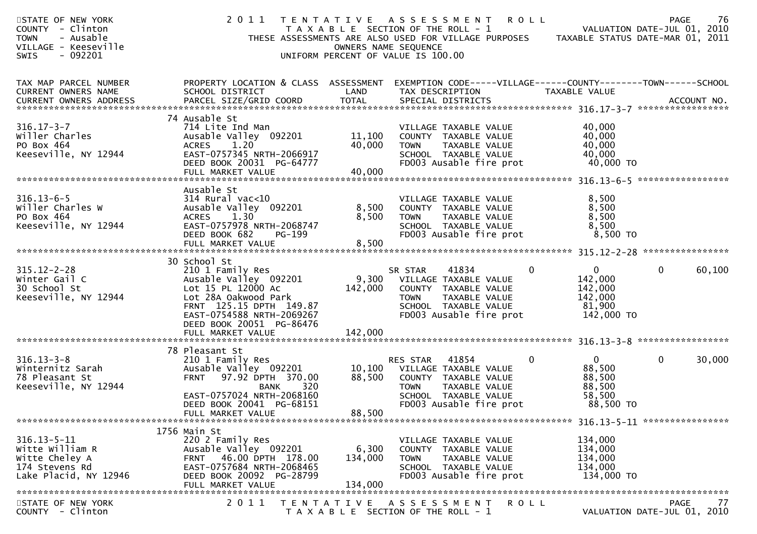STATE OF NEW YORK
COUNTY - Clinton
TOWN - Ausable
VILLAGE - Keeseville
SWIS - 092201

# 2011 TENTATIVE ASSESSMENT ROLL

TAXABLE SECTION OF THE ROLL - 1
THESE ASSESSMENTS ARE ALSO USED FOR VILLAGE PURPOSES
OWNERS NAME SEQUENCE
UNIFORM PERCENT OF VALUE IS 100.00

VALUATION DATE-JUL 01, 2010
TAXABLE STATUS DATE-MAR 01, 2011

| TAX MAP PARCEL NUMBER / CURRENT OWNERS NAME / CURRENT OWNERS ADDRESS | PROPERTY LOCATION & CLASS / SCHOOL DISTRICT / PARCEL SIZE/GRID COORD | ASSESSMENT LAND / TOTAL | EXEMPTION CODE / TAX DESCRIPTION / SPECIAL DISTRICTS | VILLAGE | COUNTY | TOWN | SCHOOL / ACCOUNT NO. |
|---|---|---|---|---|---|---|---|
| **316.17-3-7** | 74 Ausable St | | | | | | |
| 316.17-3-7 | 714 Lite Ind Man | | VILLAGE TAXABLE VALUE | 40,000 | | | |
| Willer Charles | Ausable Valley 092201 | 11,100 | COUNTY TAXABLE VALUE | 40,000 | | | |
| PO Box 464 | ACRES 1.20 | 40,000 | TOWN TAXABLE VALUE | 40,000 | | | |
| Keeseville, NY 12944 | EAST-0757345 NRTH-2066917 | | SCHOOL TAXABLE VALUE | 40,000 | | | |
| | DEED BOOK 20031 PG-64777 | | FD003 Ausable fire prot | 40,000 TO | | | |
| | FULL MARKET VALUE | 40,000 | | | | | |
| **316.13-6-5** | Ausable St | | | | | | |
| 316.13-6-5 | 314 Rural vac<10 | | VILLAGE TAXABLE VALUE | 8,500 | | | |
| Willer Charles W | Ausable Valley 092201 | 8,500 | COUNTY TAXABLE VALUE | 8,500 | | | |
| PO Box 464 | ACRES 1.30 | 8,500 | TOWN TAXABLE VALUE | 8,500 | | | |
| Keeseville, NY 12944 | EAST-0757978 NRTH-2068747 | | SCHOOL TAXABLE VALUE | 8,500 | | | |
| | DEED BOOK 682 PG-199 | | FD003 Ausable fire prot | 8,500 TO | | | |
| | FULL MARKET VALUE | 8,500 | | | | | |
| **315.12-2-28** | 30 School St | | | | | | |
| 315.12-2-28 | 210 1 Family Res | | SR STAR 41834 | 0 | 0 | 0 | 60,100 |
| Winter Gail C | Ausable Valley 092201 | 9,300 | VILLAGE TAXABLE VALUE | 142,000 | | | |
| 30 School St | Lot 15 PL 12000 Ac | 142,000 | COUNTY TAXABLE VALUE | 142,000 | | | |
| Keeseville, NY 12944 | Lot 28A Oakwood Park | | TOWN TAXABLE VALUE | 142,000 | | | |
| | FRNT 125.15 DPTH 149.87 | | SCHOOL TAXABLE VALUE | 81,900 | | | |
| | EAST-0754588 NRTH-2069267 | | FD003 Ausable fire prot | 142,000 TO | | | |
| | DEED BOOK 20051 PG-86476 | | | | | | |
| | FULL MARKET VALUE | 142,000 | | | | | |
| **316.13-3-8** | 78 Pleasant St | | | | | | |
| 316.13-3-8 | 210 1 Family Res | | RES STAR 41854 | 0 | 0 | 0 | 30,000 |
| Winternitz Sarah | Ausable Valley 092201 | 10,100 | VILLAGE TAXABLE VALUE | 88,500 | | | |
| 78 Pleasant St | FRNT 97.92 DPTH 370.00 | 88,500 | COUNTY TAXABLE VALUE | 88,500 | | | |
| Keeseville, NY 12944 | BANK 320 | | TOWN TAXABLE VALUE | 88,500 | | | |
| | EAST-0757024 NRTH-2068160 | | SCHOOL TAXABLE VALUE | 58,500 | | | |
| | DEED BOOK 20041 PG-68151 | | FD003 Ausable fire prot | 88,500 TO | | | |
| | FULL MARKET VALUE | 88,500 | | | | | |
| **316.13-5-11** | 1756 Main St | | | | | | |
| 316.13-5-11 | 220 2 Family Res | | VILLAGE TAXABLE VALUE | 134,000 | | | |
| Witte William R | Ausable Valley 092201 | 6,300 | COUNTY TAXABLE VALUE | 134,000 | | | |
| Witte Cheley A | FRNT 46.00 DPTH 178.00 | 134,000 | TOWN TAXABLE VALUE | 134,000 | | | |
| 174 Stevens Rd | EAST-0757684 NRTH-2068465 | | SCHOOL TAXABLE VALUE | 134,000 | | | |
| Lake Placid, NY 12946 | DEED BOOK 20092 PG-28799 | | FD003 Ausable fire prot | 134,000 TO | | | |
| | FULL MARKET VALUE | 134,000 | | | | | |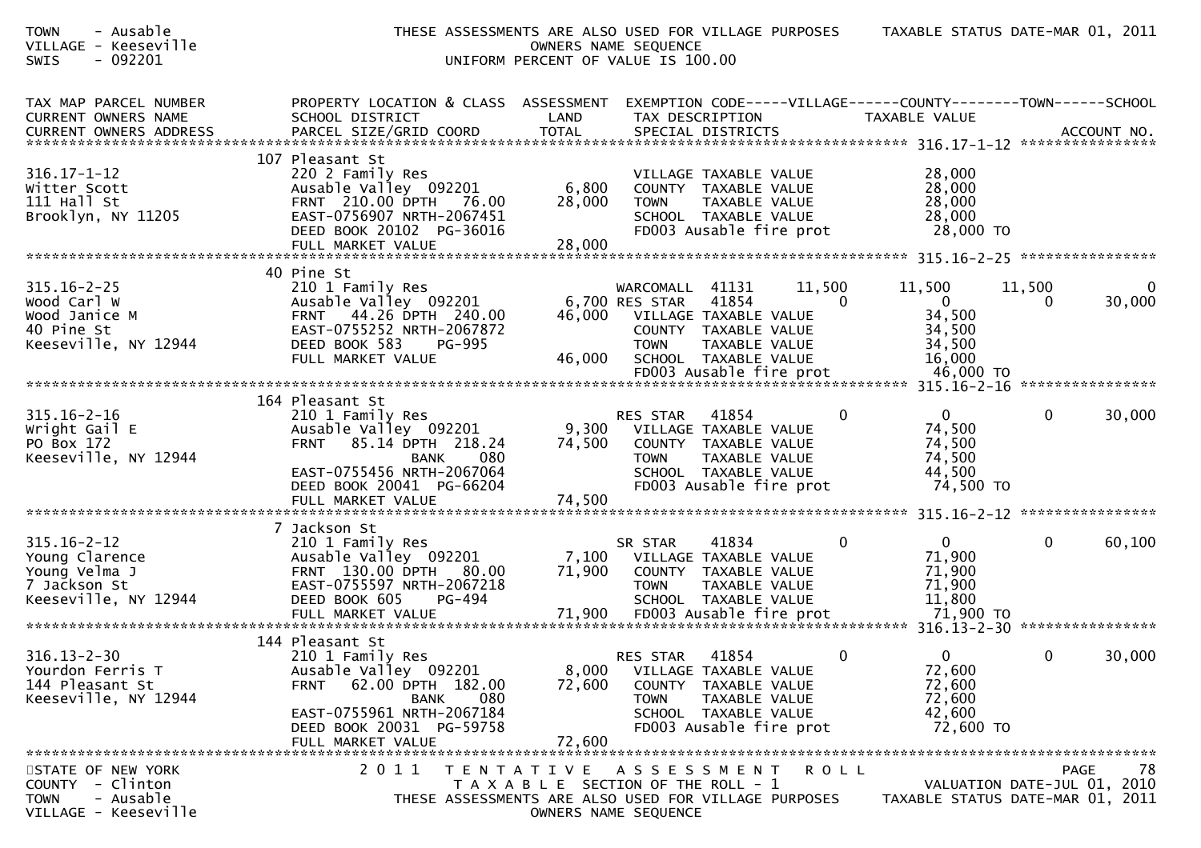TOWN - Ausable
VILLAGE - Keeseville
SWIS - 092201

THESE ASSESSMENTS ARE ALSO USED FOR VILLAGE PURPOSES
OWNERS NAME SEQUENCE
UNIFORM PERCENT OF VALUE IS 100.00

TAXABLE STATUS DATE-MAR 01, 2011

| TAX MAP PARCEL NUMBER / CURRENT OWNERS NAME / CURRENT OWNERS ADDRESS | PROPERTY LOCATION & CLASS / SCHOOL DISTRICT / PARCEL SIZE/GRID COORD | ASSESSMENT LAND / TOTAL | EXEMPTION CODE / TAX DESCRIPTION / SPECIAL DISTRICTS | VILLAGE | COUNTY / TAXABLE VALUE | TOWN | SCHOOL / ACCOUNT NO. |
|---|---|---|---|---|---|---|---|
| **316.17-1-12** | 107 Pleasant St | | | | | | |
| 316.17-1-12 | 220 2 Family Res | | VILLAGE TAXABLE VALUE | | 28,000 | | |
| Witter Scott | Ausable Valley 092201 | 6,800 | COUNTY TAXABLE VALUE | | 28,000 | | |
| 111 Hall St | FRNT 210.00 DPTH 76.00 | 28,000 | TOWN TAXABLE VALUE | | 28,000 | | |
| Brooklyn, NY 11205 | EAST-0756907 NRTH-2067451 | | SCHOOL TAXABLE VALUE | | 28,000 | | |
| | DEED BOOK 20102 PG-36016 | | FD003 Ausable fire prot | | 28,000 TO | | |
| | FULL MARKET VALUE | 28,000 | | | | | |
| **315.16-2-25** | 40 Pine St | | | | | | |
| 315.16-2-25 | 210 1 Family Res | | WARCOMALL 41131 | 11,500 | 11,500 | 11,500 | 0 |
| Wood Carl W | Ausable Valley 092201 | 6,700 | RES STAR 41854 | 0 | 0 | 0 | 30,000 |
| Wood Janice M | FRNT 44.26 DPTH 240.00 | 46,000 | VILLAGE TAXABLE VALUE | | 34,500 | | |
| 40 Pine St | EAST-0755252 NRTH-2067872 | | COUNTY TAXABLE VALUE | | 34,500 | | |
| Keeseville, NY 12944 | DEED BOOK 583 PG-995 | | TOWN TAXABLE VALUE | | 34,500 | | |
| | FULL MARKET VALUE | 46,000 | SCHOOL TAXABLE VALUE | | 16,000 | | |
| | | | FD003 Ausable fire prot | | 46,000 TO | | |
| **315.16-2-16** | 164 Pleasant St | | | | | | |
| 315.16-2-16 | 210 1 Family Res | | RES STAR 41854 | 0 | 0 | 0 | 30,000 |
| Wright Gail E | Ausable Valley 092201 | 9,300 | VILLAGE TAXABLE VALUE | | 74,500 | | |
| PO Box 172 | FRNT 85.14 DPTH 218.24 | 74,500 | COUNTY TAXABLE VALUE | | 74,500 | | |
| Keeseville, NY 12944 | BANK 080 | | TOWN TAXABLE VALUE | | 74,500 | | |
| | EAST-0755456 NRTH-2067064 | | SCHOOL TAXABLE VALUE | | 44,500 | | |
| | DEED BOOK 20041 PG-66204 | | FD003 Ausable fire prot | | 74,500 TO | | |
| | FULL MARKET VALUE | 74,500 | | | | | |
| **315.16-2-12** | 7 Jackson St | | | | | | |
| 315.16-2-12 | 210 1 Family Res | | SR STAR 41834 | 0 | 0 | 0 | 60,100 |
| Young Clarence | Ausable Valley 092201 | 7,100 | VILLAGE TAXABLE VALUE | | 71,900 | | |
| Young Velma J | FRNT 130.00 DPTH 80.00 | 71,900 | COUNTY TAXABLE VALUE | | 71,900 | | |
| 7 Jackson St | EAST-0755597 NRTH-2067218 | | TOWN TAXABLE VALUE | | 71,900 | | |
| Keeseville, NY 12944 | DEED BOOK 605 PG-494 | | SCHOOL TAXABLE VALUE | | 11,800 | | |
| | FULL MARKET VALUE | 71,900 | FD003 Ausable fire prot | | 71,900 TO | | |
| **316.13-2-30** | 144 Pleasant St | | | | | | |
| 316.13-2-30 | 210 1 Family Res | | RES STAR 41854 | 0 | 0 | 0 | 30,000 |
| Yourdon Ferris T | Ausable Valley 092201 | 8,000 | VILLAGE TAXABLE VALUE | | 72,600 | | |
| 144 Pleasant St | FRNT 62.00 DPTH 182.00 | 72,600 | COUNTY TAXABLE VALUE | | 72,600 | | |
| Keeseville, NY 12944 | BANK 080 | | TOWN TAXABLE VALUE | | 72,600 | | |
| | EAST-0755961 NRTH-2067184 | | SCHOOL TAXABLE VALUE | | 42,600 | | |
| | DEED BOOK 20031 PG-59758 | | FD003 Ausable fire prot | | 72,600 TO | | |
| | FULL MARKET VALUE | 72,600 | | | | | |

STATE OF NEW YORK
COUNTY - Clinton
TOWN - Ausable
VILLAGE - Keeseville

2011 TENTATIVE ASSESSMENT ROLL
TAXABLE SECTION OF THE ROLL - 1
THESE ASSESSMENTS ARE ALSO USED FOR VILLAGE PURPOSES
OWNERS NAME SEQUENCE

VALUATION DATE-JUL 01, 2010
TAXABLE STATUS DATE-MAR 01, 2011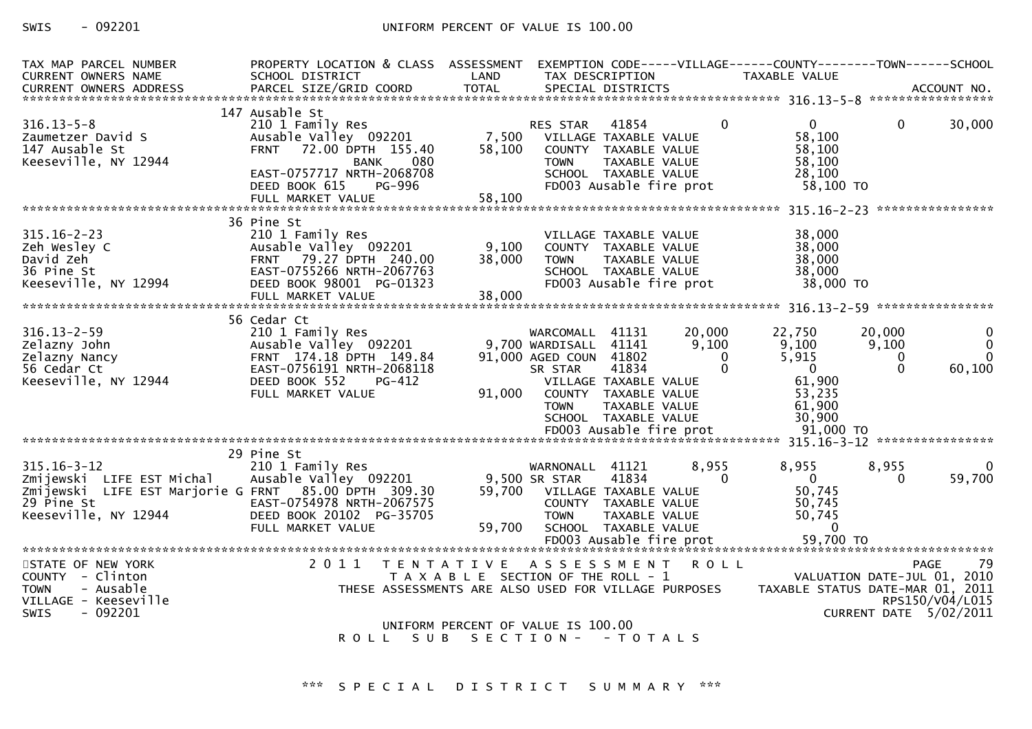UNIFORM PERCENT OF VALUE IS 100.00

```
TAX MAP PARCEL NUMBER          PROPERTY LOCATION & CLASS  ASSESSMENT  EXEMPTION CODE-----VILLAGE------COUNTY--------TOWN------SCHOOL
CURRENT OWNERS NAME            SCHOOL DISTRICT               LAND      TAX DESCRIPTION            TAXABLE VALUE
CURRENT OWNERS ADDRESS         PARCEL SIZE/GRID COORD        TOTAL     SPECIAL DISTRICTS                                        ACCOUNT NO.
******************************************************************************************************* 316.13-5-8 *****************
                               147 Ausable St
316.13-5-8                     210 1 Family Res                    RES STAR   41854            0            0            0      30,000
Zaumetzer David S              Ausable Valley  092201        7,500    VILLAGE TAXABLE VALUE              58,100
147 Ausable St                 FRNT    72.00 DPTH  155.40   58,100    COUNTY  TAXABLE VALUE              58,100
Keeseville, NY 12944                        BANK    080               TOWN    TAXABLE VALUE              58,100
                               EAST-0757717 NRTH-2068708              SCHOOL  TAXABLE VALUE              28,100
                               DEED BOOK 615     PG-996               FD003 Ausable fire prot            58,100 TO
                               FULL MARKET VALUE            58,100
******************************************************************************************************* 315.16-2-23 ****************
                               36 Pine St
315.16-2-23                    210 1 Family Res                       VILLAGE TAXABLE VALUE              38,000
Zeh Wesley C                   Ausable Valley  092201        9,100    COUNTY  TAXABLE VALUE              38,000
David Zeh                      FRNT    79.27 DPTH  240.00   38,000    TOWN    TAXABLE VALUE              38,000
36 Pine St                     EAST-0755266 NRTH-2067763              SCHOOL  TAXABLE VALUE              38,000
Keeseville, NY 12994           DEED BOOK 98001  PG-01323              FD003 Ausable fire prot            38,000 TO
                               FULL MARKET VALUE            38,000
******************************************************************************************************* 316.13-2-59 ****************
                               56 Cedar Ct
316.13-2-59                    210 1 Family Res                    WARCOMALL  41131       20,000       22,750       20,000           0
Zelazny John                   Ausable Valley  092201        9,700 WARDISALL  41141        9,100        9,100        9,100           0
Zelazny Nancy                  FRNT   174.18 DPTH  149.84   91,000 AGED COUN  41802            0        5,915            0           0
56 Cedar Ct                    EAST-0756191 NRTH-2068118           SR STAR    41834            0            0            0      60,100
Keeseville, NY 12944           DEED BOOK 552     PG-412               VILLAGE TAXABLE VALUE              61,900
                               FULL MARKET VALUE            91,000    COUNTY  TAXABLE VALUE              53,235
                                                                      TOWN    TAXABLE VALUE              61,900
                                                                      SCHOOL  TAXABLE VALUE              30,900
                                                                      FD003 Ausable fire prot            91,000 TO
******************************************************************************************************* 315.16-3-12 ****************
                               29 Pine St
315.16-3-12                    210 1 Family Res                    WARNONALL  41121        8,955        8,955        8,955           0
Zmijewski  LIFE EST Michal     Ausable Valley  092201        9,500 SR STAR    41834            0            0            0      59,700
Zmijewski  LIFE EST Marjorie G FRNT    85.00 DPTH  309.30   59,700    VILLAGE TAXABLE VALUE              50,745
29 Pine St                     EAST-0754978 NRTH-2067575              COUNTY  TAXABLE VALUE              50,745
Keeseville, NY 12944           DEED BOOK 20102  PG-35705              TOWN    TAXABLE VALUE              50,745
                               FULL MARKET VALUE            59,700    SCHOOL  TAXABLE VALUE                   0
                                                                      FD003 Ausable fire prot            59,700 TO
************************************************************************************************************************************
STATE OF NEW YORK                 2 0 1 1   T E N T A T I V E   A S S E S S M E N T   R O L L                              PAGE    79
COUNTY  - Clinton                           T A X A B L E  SECTION OF THE ROLL - 1                  VALUATION DATE-JUL 01, 2010
TOWN    - Ausable                 THESE ASSESSMENTS ARE ALSO USED FOR VILLAGE PURPOSES     TAXABLE STATUS DATE-MAR 01, 2011
VILLAGE - Keeseville                                                                                          RPS150/V04/L015
SWIS    - 092201                                                                                       CURRENT DATE  5/02/2011
                                         UNIFORM PERCENT OF VALUE IS 100.00
                                      R O L L   S U B   S E C T I O N -   - T O T A L S


                                     ***  S P E C I A L   D I S T R I C T   S U M M A R Y  ***
```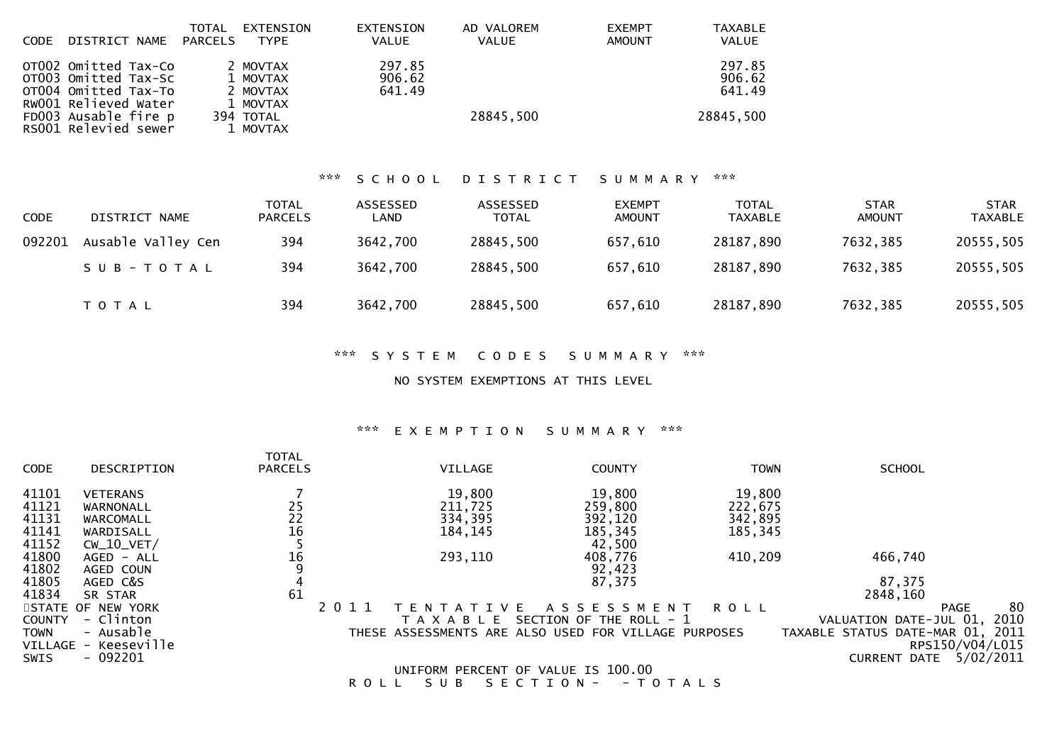| CODE | DISTRICT NAME | TOTAL PARCELS | EXTENSION TYPE | EXTENSION VALUE | AD VALOREM VALUE | EXEMPT AMOUNT | TAXABLE VALUE |
|---|---|---|---|---|---|---|---|
| OT002 | Omitted Tax-Co | 2 | MOVTAX | 297.85 | | | 297.85 |
| OT003 | Omitted Tax-Sc | 1 | MOVTAX | 906.62 | | | 906.62 |
| OT004 | Omitted Tax-To | 2 | MOVTAX | 641.49 | | | 641.49 |
| RW001 | Relieved Water | 1 | MOVTAX | | | | |
| FD003 | Ausable fire p | 394 | TOTAL | | 28845,500 | | 28845,500 |
| RS001 | Relevied sewer | 1 | MOVTAX | | | | |

*** S C H O O L   D I S T R I C T   S U M M A R Y ***

| CODE | DISTRICT NAME | TOTAL PARCELS | ASSESSED LAND | ASSESSED TOTAL | EXEMPT AMOUNT | TOTAL TAXABLE | STAR AMOUNT | STAR TAXABLE |
|---|---|---|---|---|---|---|---|---|
| 092201 | Ausable Valley Cen | 394 | 3642,700 | 28845,500 | 657,610 | 28187,890 | 7632,385 | 20555,505 |
| | S U B - T O T A L | 394 | 3642,700 | 28845,500 | 657,610 | 28187,890 | 7632,385 | 20555,505 |
| | T O T A L | 394 | 3642,700 | 28845,500 | 657,610 | 28187,890 | 7632,385 | 20555,505 |

*** S Y S T E M   C O D E S   S U M M A R Y ***

NO SYSTEM EXEMPTIONS AT THIS LEVEL

*** E X E M P T I O N   S U M M A R Y ***

| CODE | DESCRIPTION | TOTAL PARCELS | VILLAGE | COUNTY | TOWN | SCHOOL |
|---|---|---|---|---|---|---|
| 41101 | VETERANS | 7 | 19,800 | 19,800 | 19,800 | |
| 41121 | WARNONALL | 25 | 211,725 | 259,800 | 222,675 | |
| 41131 | WARCOMALL | 22 | 334,395 | 392,120 | 342,895 | |
| 41141 | WARDISALL | 16 | 184,145 | 185,345 | 185,345 | |
| 41152 | CW_10_VET/ | 5 | | 42,500 | | |
| 41800 | AGED - ALL | 16 | 293,110 | 408,776 | 410,209 | 466,740 |
| 41802 | AGED COUN | 9 | | 92,423 | | |
| 41805 | AGED C&S | 4 | | 87,375 | | 87,375 |
| 41834 | SR STAR | 61 | | | | 2848,160 |

STATE OF NEW YORK
COUNTY - Clinton
TOWN - Ausable
VILLAGE - Keeseville
SWIS - 092201

2 0 1 1   T E N T A T I V E   A S S E S S M E N T   R O L L
T A X A B L E   SECTION OF THE ROLL - 1
THESE ASSESSMENTS ARE ALSO USED FOR VILLAGE PURPOSES

VALUATION DATE-JUL 01, 2010
TAXABLE STATUS DATE-MAR 01, 2011
RPS150/V04/L015
CURRENT DATE 5/02/2011

UNIFORM PERCENT OF VALUE IS 100.00

R O L L   S U B   S E C T I O N -   - T O T A L S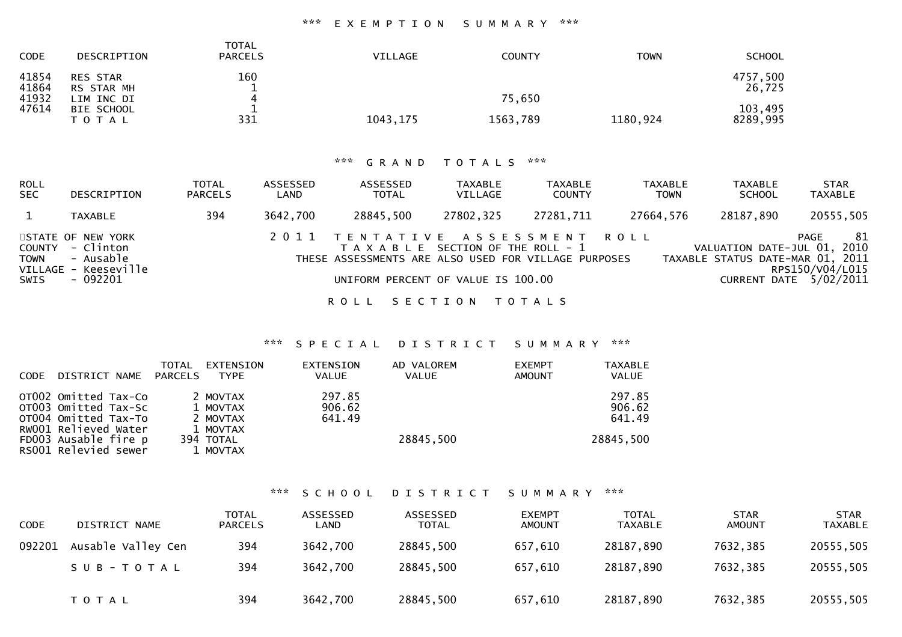### \*\*\* EXEMPTION SUMMARY \*\*\*

| CODE | DESCRIPTION | TOTAL PARCELS | VILLAGE | COUNTY | TOWN | SCHOOL |
|---|---|---|---|---|---|---|
| 41854 | RES STAR | 160 | | | | 4757,500 |
| 41864 | RS STAR MH | 1 | | | | 26,725 |
| 41932 | LIM INC DI | 4 | | 75,650 | | |
| 47614 | BIE SCHOOL | 1 | | | | 103,495 |
| | TOTAL | 331 | 1043,175 | 1563,789 | 1180,924 | 8289,995 |

### \*\*\* GRAND TOTALS \*\*\*

| ROLL SEC | DESCRIPTION | TOTAL PARCELS | ASSESSED LAND | ASSESSED TOTAL | TAXABLE VILLAGE | TAXABLE COUNTY | TAXABLE TOWN | TAXABLE SCHOOL | STAR TAXABLE |
|---|---|---|---|---|---|---|---|---|---|
| 1 | TAXABLE | 394 | 3642,700 | 28845,500 | 27802,325 | 27281,711 | 27664,576 | 28187,890 | 20555,505 |

STATE OF NEW YORK
COUNTY - Clinton
TOWN - Ausable
VILLAGE - Keeseville
SWIS - 092201

2011 TENTATIVE ASSESSMENT ROLL
TAXABLE SECTION OF THE ROLL - 1
THESE ASSESSMENTS ARE ALSO USED FOR VILLAGE PURPOSES
UNIFORM PERCENT OF VALUE IS 100.00

PAGE 81
VALUATION DATE-JUL 01, 2010
TAXABLE STATUS DATE-MAR 01, 2011
RPS150/V04/L015
CURRENT DATE 5/02/2011

## ROLL SECTION TOTALS

### \*\*\* SPECIAL DISTRICT SUMMARY \*\*\*

| CODE | DISTRICT NAME | TOTAL PARCELS | EXTENSION TYPE | EXTENSION VALUE | AD VALOREM VALUE | EXEMPT AMOUNT | TAXABLE VALUE |
|---|---|---|---|---|---|---|---|
| OT002 | Omitted Tax-Co | 2 | MOVTAX | 297.85 | | | 297.85 |
| OT003 | Omitted Tax-Sc | 1 | MOVTAX | 906.62 | | | 906.62 |
| OT004 | Omitted Tax-To | 2 | MOVTAX | 641.49 | | | 641.49 |
| RW001 | Relieved Water | 1 | MOVTAX | | | | |
| FD003 | Ausable fire p | 394 | TOTAL | | 28845,500 | | 28845,500 |
| RS001 | Relevied sewer | 1 | MOVTAX | | | | |

### \*\*\* SCHOOL DISTRICT SUMMARY \*\*\*

| CODE | DISTRICT NAME | TOTAL PARCELS | ASSESSED LAND | ASSESSED TOTAL | EXEMPT AMOUNT | TOTAL TAXABLE | STAR AMOUNT | STAR TAXABLE |
|---|---|---|---|---|---|---|---|---|
| 092201 | Ausable Valley Cen | 394 | 3642,700 | 28845,500 | 657,610 | 28187,890 | 7632,385 | 20555,505 |
| | SUB-TOTAL | 394 | 3642,700 | 28845,500 | 657,610 | 28187,890 | 7632,385 | 20555,505 |
| | TOTAL | 394 | 3642,700 | 28845,500 | 657,610 | 28187,890 | 7632,385 | 20555,505 |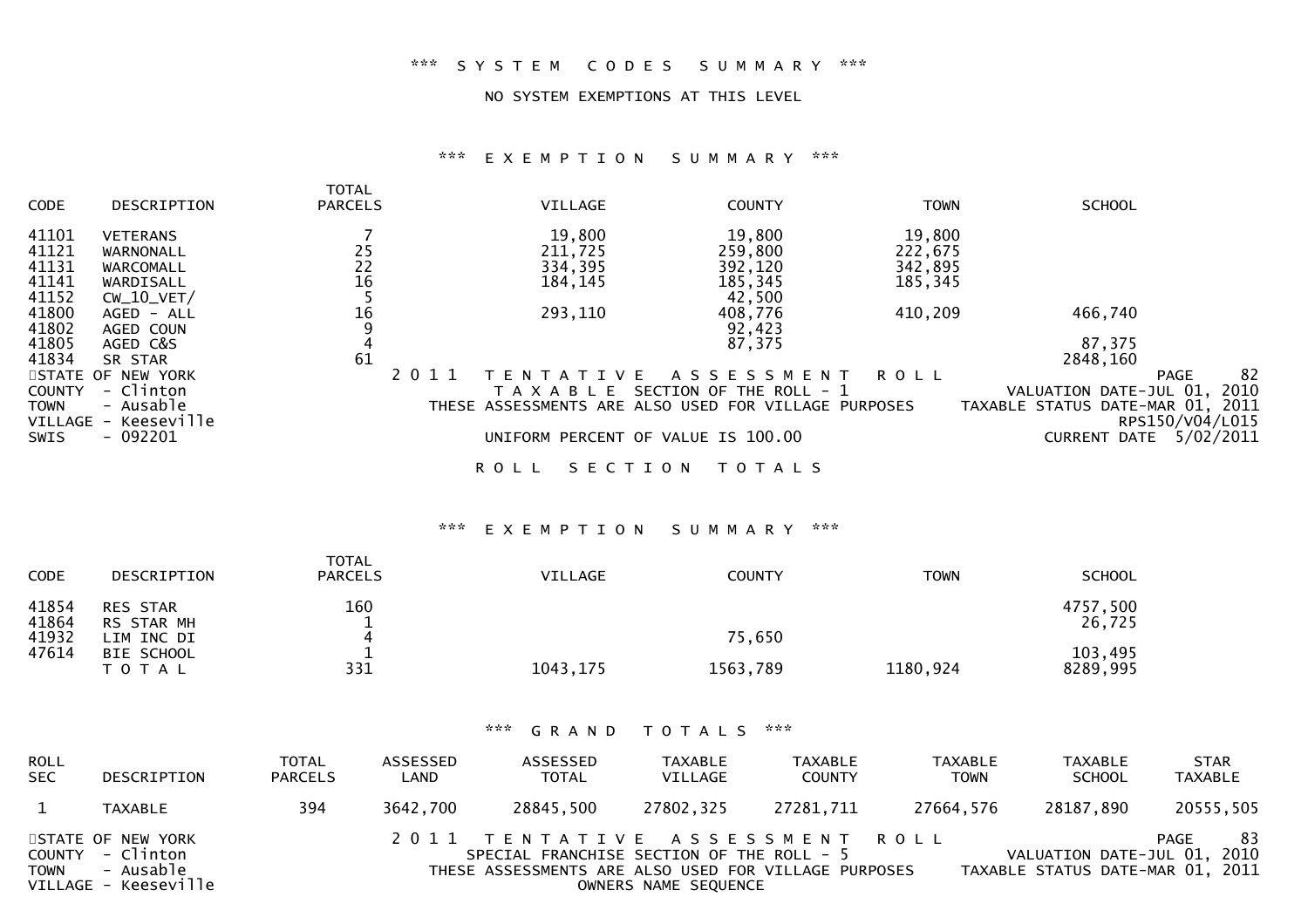*** SYSTEM CODES SUMMARY ***

NO SYSTEM EXEMPTIONS AT THIS LEVEL

*** EXEMPTION SUMMARY ***

| CODE | DESCRIPTION | TOTAL PARCELS | VILLAGE | COUNTY | TOWN | SCHOOL |
|---|---|---|---|---|---|---|
| 41101 | VETERANS | 7 | 19,800 | 19,800 | 19,800 | |
| 41121 | WARNONALL | 25 | 211,725 | 259,800 | 222,675 | |
| 41131 | WARCOMALL | 22 | 334,395 | 392,120 | 342,895 | |
| 41141 | WARDISALL | 16 | 184,145 | 185,345 | 185,345 | |
| 41152 | CW_10_VET/ | 5 | | 42,500 | | |
| 41800 | AGED - ALL | 16 | 293,110 | 408,776 | 410,209 | 466,740 |
| 41802 | AGED COUN | 9 | | 92,423 | | |
| 41805 | AGED C&S | 4 | | 87,375 | | 87,375 |
| 41834 | SR STAR | 61 | | | | 2848,160 |

STATE OF NEW YORK
COUNTY - Clinton
TOWN - Ausable
VILLAGE - Keeseville
SWIS - 092201

2011 TENTATIVE ASSESSMENT ROLL
TAXABLE SECTION OF THE ROLL - 1
THESE ASSESSMENTS ARE ALSO USED FOR VILLAGE PURPOSES
UNIFORM PERCENT OF VALUE IS 100.00

VALUATION DATE-JUL 01, 2010
TAXABLE STATUS DATE-MAR 01, 2011
RPS150/V04/L015
CURRENT DATE 5/02/2011

ROLL SECTION TOTALS

*** EXEMPTION SUMMARY ***

| CODE | DESCRIPTION | TOTAL PARCELS | VILLAGE | COUNTY | TOWN | SCHOOL |
|---|---|---|---|---|---|---|
| 41854 | RES STAR | 160 | | | | 4757,500 |
| 41864 | RS STAR MH | 1 | | | | 26,725 |
| 41932 | LIM INC DI | 4 | | 75,650 | | |
| 47614 | BIE SCHOOL | 1 | | | | 103,495 |
| | TOTAL | 331 | 1043,175 | 1563,789 | 1180,924 | 8289,995 |

*** GRAND TOTALS ***

| ROLL SEC | DESCRIPTION | TOTAL PARCELS | ASSESSED LAND | ASSESSED TOTAL | TAXABLE VILLAGE | TAXABLE COUNTY | TAXABLE TOWN | TAXABLE SCHOOL | STAR TAXABLE |
|---|---|---|---|---|---|---|---|---|---|
| 1 | TAXABLE | 394 | 3642,700 | 28845,500 | 27802,325 | 27281,711 | 27664,576 | 28187,890 | 20555,505 |

STATE OF NEW YORK
COUNTY - Clinton
TOWN - Ausable
VILLAGE - Keeseville

2011 TENTATIVE ASSESSMENT ROLL
SPECIAL FRANCHISE SECTION OF THE ROLL - 5
THESE ASSESSMENTS ARE ALSO USED FOR VILLAGE PURPOSES
OWNERS NAME SEQUENCE

VALUATION DATE-JUL 01, 2010
TAXABLE STATUS DATE-MAR 01, 2011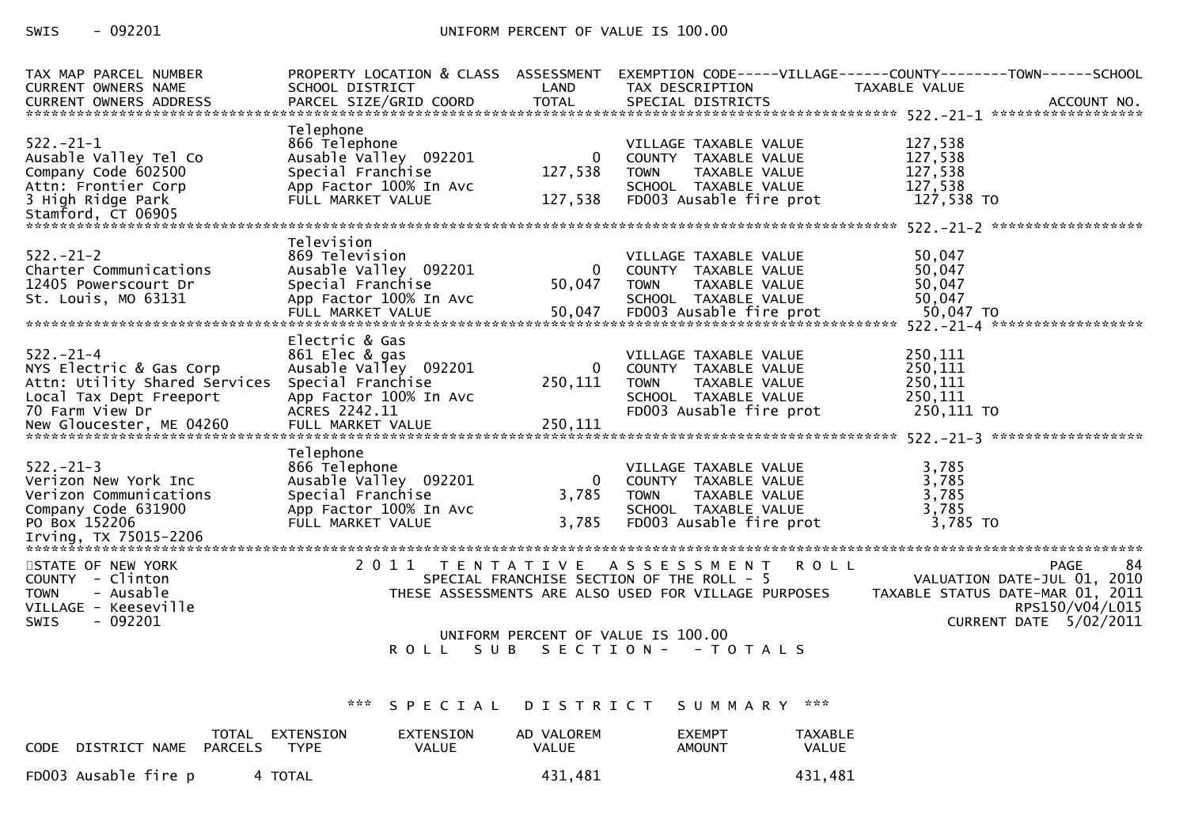| TAX MAP PARCEL NUMBER<br>CURRENT OWNERS NAME<br>CURRENT OWNERS ADDRESS | PROPERTY LOCATION & CLASS<br>SCHOOL DISTRICT<br>PARCEL SIZE/GRID COORD | ASSESSMENT<br>LAND<br>TOTAL | EXEMPTION CODE-----VILLAGE------COUNTY--------TOWN------SCHOOL<br>TAX DESCRIPTION<br>SPECIAL DISTRICTS | TAXABLE VALUE<br><br>ACCOUNT NO. |
|---|---|---|---|---|
| **522.-21-1** | | | | |
| | Telephone | | | |
| 522.-21-1 | 866 Telephone | | VILLAGE TAXABLE VALUE | 127,538 |
| Ausable Valley Tel Co | Ausable Valley 092201 | 0 | COUNTY TAXABLE VALUE | 127,538 |
| Company Code 602500 | Special Franchise | 127,538 | TOWN TAXABLE VALUE | 127,538 |
| Attn: Frontier Corp | App Factor 100% In Avc | | SCHOOL TAXABLE VALUE | 127,538 |
| 3 High Ridge Park | FULL MARKET VALUE | 127,538 | FD003 Ausable fire prot | 127,538 TO |
| Stamford, CT 06905 | | | | |
| **522.-21-2** | | | | |
| | Television | | | |
| 522.-21-2 | 869 Television | | VILLAGE TAXABLE VALUE | 50,047 |
| Charter Communications | Ausable Valley 092201 | 0 | COUNTY TAXABLE VALUE | 50,047 |
| 12405 Powerscourt Dr | Special Franchise | 50,047 | TOWN TAXABLE VALUE | 50,047 |
| St. Louis, MO 63131 | App Factor 100% In Avc | | SCHOOL TAXABLE VALUE | 50,047 |
| | FULL MARKET VALUE | 50,047 | FD003 Ausable fire prot | 50,047 TO |
| **522.-21-4** | | | | |
| | Electric & Gas | | | |
| 522.-21-4 | 861 Elec & gas | | VILLAGE TAXABLE VALUE | 250,111 |
| NYS Electric & Gas Corp | Ausable Valley 092201 | 0 | COUNTY TAXABLE VALUE | 250,111 |
| Attn: Utility Shared Services | Special Franchise | 250,111 | TOWN TAXABLE VALUE | 250,111 |
| Local Tax Dept Freeport | App Factor 100% In Avc | | SCHOOL TAXABLE VALUE | 250,111 |
| 70 Farm View Dr | ACRES 2242.11 | | FD003 Ausable fire prot | 250,111 TO |
| New Gloucester, ME 04260 | FULL MARKET VALUE | 250,111 | | |
| **522.-21-3** | | | | |
| | Telephone | | | |
| 522.-21-3 | 866 Telephone | | VILLAGE TAXABLE VALUE | 3,785 |
| Verizon New York Inc | Ausable Valley 092201 | 0 | COUNTY TAXABLE VALUE | 3,785 |
| Verizon Communications | Special Franchise | 3,785 | TOWN TAXABLE VALUE | 3,785 |
| Company Code 631900 | App Factor 100% In Avc | | SCHOOL TAXABLE VALUE | 3,785 |
| PO Box 152206 | FULL MARKET VALUE | 3,785 | FD003 Ausable fire prot | 3,785 TO |
| Irving, TX 75015-2206 | | | | |

STATE OF NEW YORK
COUNTY - Clinton
TOWN - Ausable
VILLAGE - Keeseville
SWIS - 092201

2011 TENTATIVE ASSESSMENT ROLL
SPECIAL FRANCHISE SECTION OF THE ROLL - 5
THESE ASSESSMENTS ARE ALSO USED FOR VILLAGE PURPOSES

PAGE 84
VALUATION DATE-JUL 01, 2010
TAXABLE STATUS DATE-MAR 01, 2011
RPS150/V04/L015
CURRENT DATE 5/02/2011

UNIFORM PERCENT OF VALUE IS 100.00

ROLL SUB SECTION- - TOTALS

*** SPECIAL DISTRICT SUMMARY ***

| CODE | DISTRICT NAME | TOTAL PARCELS | EXTENSION TYPE | EXTENSION VALUE | AD VALOREM VALUE | EXEMPT AMOUNT | TAXABLE VALUE |
|---|---|---|---|---|---|---|---|
| FD003 | Ausable fire p | 4 | TOTAL | | 431,481 | | 431,481 |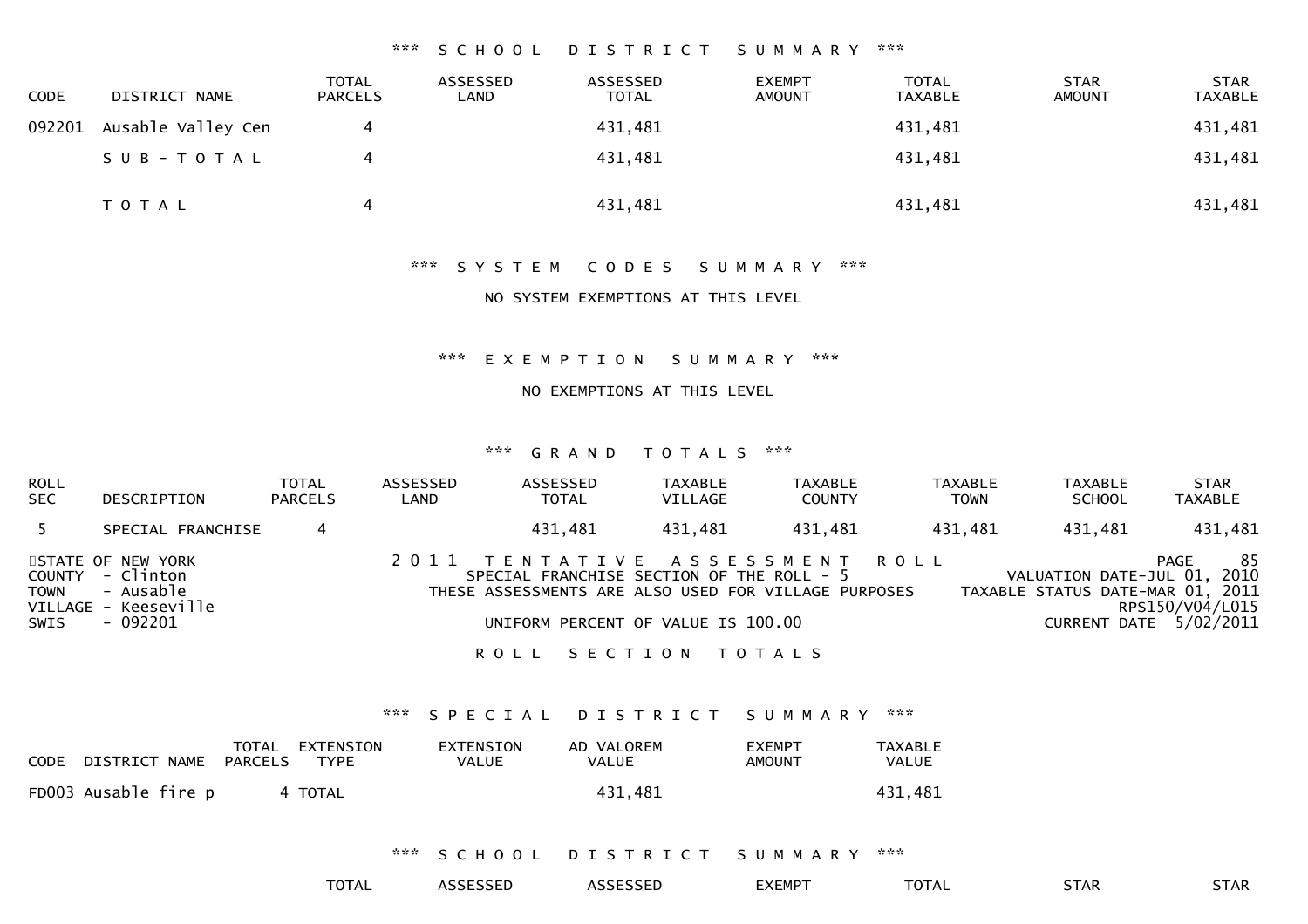\*\*\* S C H O O L   D I S T R I C T   S U M M A R Y \*\*\*

| CODE | DISTRICT NAME | TOTAL PARCELS | ASSESSED LAND | ASSESSED TOTAL | EXEMPT AMOUNT | TOTAL TAXABLE | STAR AMOUNT | STAR TAXABLE |
|---|---|---|---|---|---|---|---|---|
| 092201 | Ausable Valley Cen | 4 | | 431,481 | | 431,481 | | 431,481 |
| | S U B - T O T A L | 4 | | 431,481 | | 431,481 | | 431,481 |
| | T O T A L | 4 | | 431,481 | | 431,481 | | 431,481 |

\*\*\* S Y S T E M   C O D E S   S U M M A R Y \*\*\*

NO SYSTEM EXEMPTIONS AT THIS LEVEL

\*\*\* E X E M P T I O N   S U M M A R Y \*\*\*

NO EXEMPTIONS AT THIS LEVEL

\*\*\* G R A N D   T O T A L S \*\*\*

| ROLL SEC | DESCRIPTION | TOTAL PARCELS | ASSESSED LAND | ASSESSED TOTAL | TAXABLE VILLAGE | TAXABLE COUNTY | TAXABLE TOWN | TAXABLE SCHOOL | STAR TAXABLE |
|---|---|---|---|---|---|---|---|---|---|
| 5 | SPECIAL FRANCHISE | 4 | | 431,481 | 431,481 | 431,481 | 431,481 | 431,481 | 431,481 |

STATE OF NEW YORK
COUNTY - Clinton
TOWN - Ausable
VILLAGE - Keeseville
SWIS - 092201

2 0 1 1   T E N T A T I V E   A S S E S S M E N T   R O L L
SPECIAL FRANCHISE SECTION OF THE ROLL - 5
THESE ASSESSMENTS ARE ALSO USED FOR VILLAGE PURPOSES
UNIFORM PERCENT OF VALUE IS 100.00

PAGE 85
VALUATION DATE-JUL 01, 2010
TAXABLE STATUS DATE-MAR 01, 2011
RPS150/V04/L015
CURRENT DATE 5/02/2011

R O L L   S E C T I O N   T O T A L S

\*\*\* S P E C I A L   D I S T R I C T   S U M M A R Y \*\*\*

| CODE | DISTRICT NAME | TOTAL PARCELS | EXTENSION TYPE | EXTENSION VALUE | AD VALOREM VALUE | EXEMPT AMOUNT | TAXABLE VALUE |
|---|---|---|---|---|---|---|---|
| FD003 | Ausable fire p | 4 | TOTAL | | 431,481 | | 431,481 |

\*\*\* S C H O O L   D I S T R I C T   S U M M A R Y \*\*\*

| TOTAL | ASSESSED | ASSESSED | EXEMPT | TOTAL | STAR | STAR |
|---|---|---|---|---|---|---|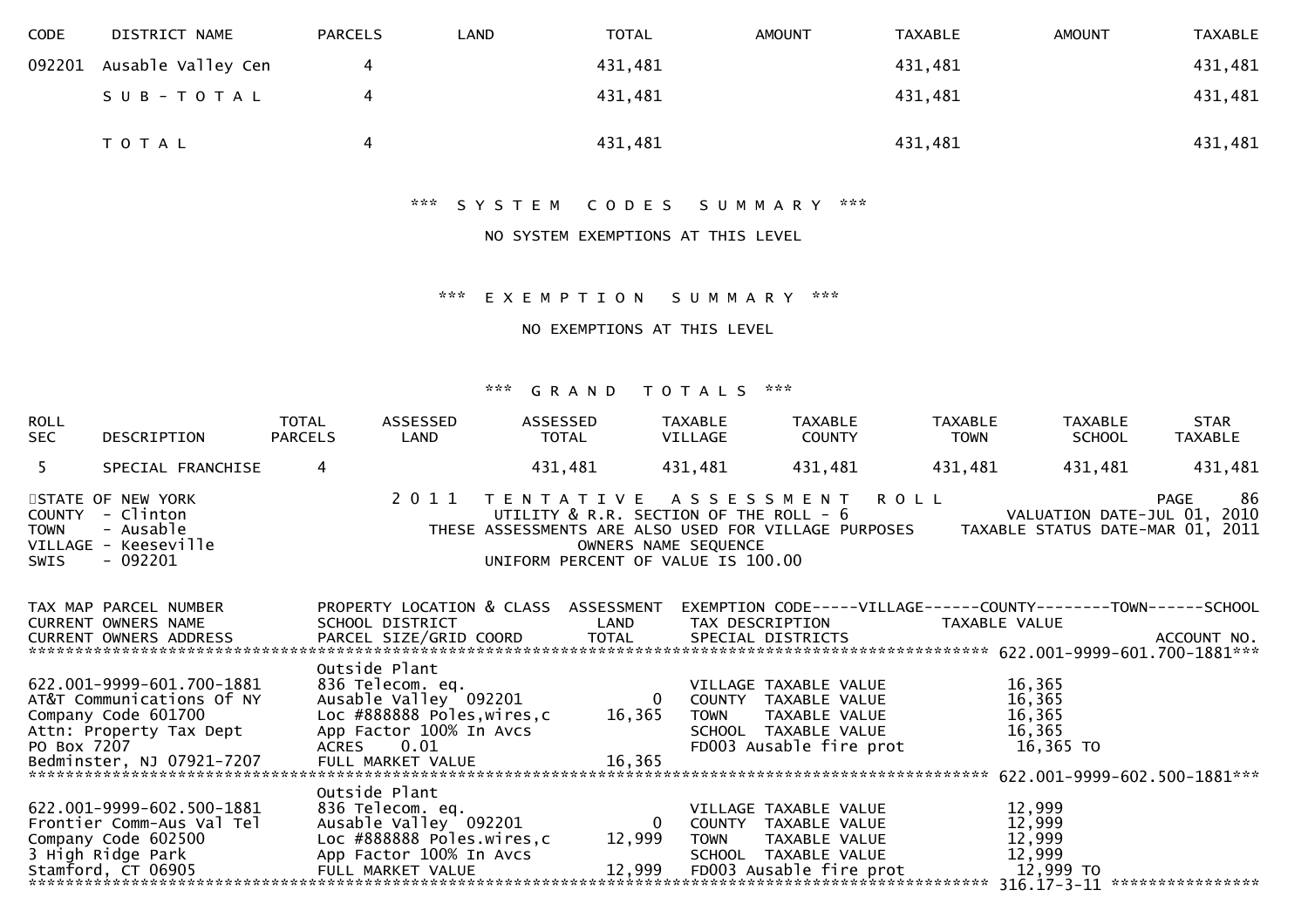| CODE | DISTRICT NAME | PARCELS | LAND | TOTAL | AMOUNT | TAXABLE | AMOUNT | TAXABLE |
|---|---|---|---|---|---|---|---|---|
| 092201 | Ausable Valley Cen | 4 | | 431,481 | | 431,481 | | 431,481 |
| | S U B - T O T A L | 4 | | 431,481 | | 431,481 | | 431,481 |
| | T O T A L | 4 | | 431,481 | | 431,481 | | 431,481 |

*** S Y S T E M   C O D E S   S U M M A R Y ***

NO SYSTEM EXEMPTIONS AT THIS LEVEL

*** E X E M P T I O N   S U M M A R Y ***

NO EXEMPTIONS AT THIS LEVEL

*** G R A N D   T O T A L S ***

| ROLL SEC | DESCRIPTION | TOTAL PARCELS | ASSESSED LAND | ASSESSED TOTAL | TAXABLE VILLAGE | TAXABLE COUNTY | TAXABLE TOWN | TAXABLE SCHOOL | STAR TAXABLE |
|---|---|---|---|---|---|---|---|---|---|
| 5 | SPECIAL FRANCHISE | 4 | | 431,481 | 431,481 | 431,481 | 431,481 | 431,481 | 431,481 |

```
STATE OF NEW YORK              2 0 1 1   T E N T A T I V E   A S S E S S M E N T   R O L L                PAGE    86
COUNTY  - Clinton                        UTILITY & R.R. SECTION OF THE ROLL - 6                 VALUATION DATE-JUL 01, 2010
TOWN    - Ausable              THESE ASSESSMENTS ARE ALSO USED FOR VILLAGE PURPOSES       TAXABLE STATUS DATE-MAR 01, 2011
VILLAGE - Keeseville                            OWNERS NAME SEQUENCE
SWIS    - 092201                          UNIFORM PERCENT OF VALUE IS 100.00

TAX MAP PARCEL NUMBER          PROPERTY LOCATION & CLASS  ASSESSMENT  EXEMPTION CODE-----VILLAGE------COUNTY--------TOWN------SCHOOL
CURRENT OWNERS NAME            SCHOOL DISTRICT               LAND      TAX DESCRIPTION            TAXABLE VALUE
CURRENT OWNERS ADDRESS         PARCEL SIZE/GRID COORD        TOTAL     SPECIAL DISTRICTS                                  ACCOUNT NO.
******************************************************************************************************* 622.001-9999-601.700-1881***
                               Outside Plant
622.001-9999-601.700-1881      836 Telecom. eq.                        VILLAGE TAXABLE VALUE           16,365
AT&T Communications Of NY      Ausable Valley  092201          0       COUNTY  TAXABLE VALUE           16,365
Company Code 601700            Loc #888888 Poles,wires,c   16,365      TOWN    TAXABLE VALUE           16,365
Attn: Property Tax Dept        App Factor 100% In Avcs                 SCHOOL  TAXABLE VALUE           16,365
PO Box 7207                    ACRES     0.01                          FD003 Ausable fire prot          16,365 TO
Bedminster, NJ 07921-7207      FULL MARKET VALUE           16,365
******************************************************************************************************* 622.001-9999-602.500-1881***
                               Outside Plant
622.001-9999-602.500-1881      836 Telecom. eq.                        VILLAGE TAXABLE VALUE           12,999
Frontier Comm-Aus Val Tel      Ausable Valley  092201          0       COUNTY  TAXABLE VALUE           12,999
Company Code 602500            Loc #888888 Poles.wires,c   12,999      TOWN    TAXABLE VALUE           12,999
3 High Ridge Park              App Factor 100% In Avcs                 SCHOOL  TAXABLE VALUE           12,999
Stamford, CT 06905             FULL MARKET VALUE           12,999      FD003 Ausable fire prot          12,999 TO
******************************************************************************************************* 316.17-3-11 ****************
```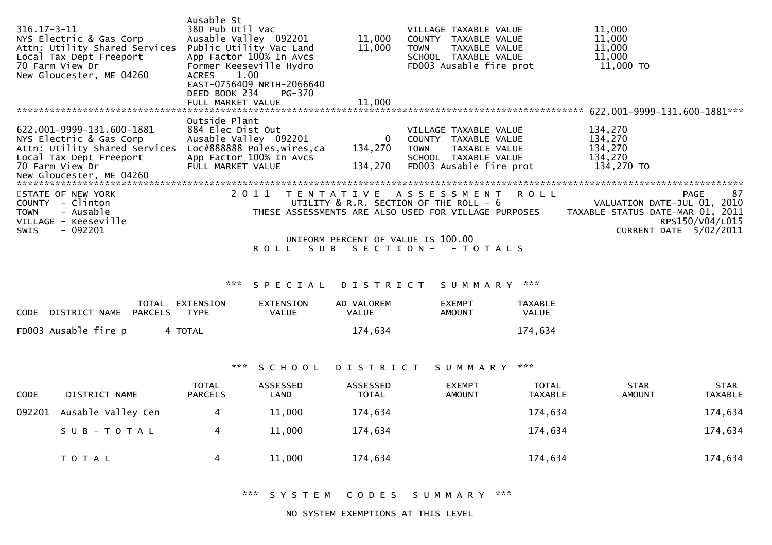```
                              Ausable St
316.17-3-11                   380 Pub Util Vac                          VILLAGE TAXABLE VALUE            11,000
NYS Electric & Gas Corp       Ausable Valley  092201        11,000      COUNTY  TAXABLE VALUE            11,000
Attn: Utility Shared Services Public Utility Vac Land       11,000      TOWN    TAXABLE VALUE            11,000
Local Tax Dept Freeport       App Factor 100% In Avcs                   SCHOOL  TAXABLE VALUE            11,000
70 Farm View Dr               Former Keeseville Hydro                   FD003 Ausable fire prot           11,000 TO
New Gloucester, ME 04260      ACRES     1.00
                              EAST-0756409 NRTH-2066640
                              DEED BOOK 234    PG-370
                              FULL MARKET VALUE             11,000
******************************************************************************************** 622.001-9999-131.600-1881***
                              Outside Plant
622.001-9999-131.600-1881     884 Elec Dist Out                         VILLAGE TAXABLE VALUE           134,270
NYS Electric & Gas Corp       Ausable Valley  092201             0      COUNTY  TAXABLE VALUE           134,270
Attn: Utility Shared Services Loc#888888 Poles,wires,ca    134,270      TOWN    TAXABLE VALUE           134,270
Local Tax Dept Freeport       App Factor 100% In Avcs                   SCHOOL  TAXABLE VALUE           134,270
70 Farm View Dr               FULL MARKET VALUE            134,270      FD003 Ausable fire prot          134,270 TO
New Gloucester, ME 04260
******************************************************************************************************************************
STATE OF NEW YORK                2 0 1 1   T E N T A T I V E   A S S E S S M E N T   R O L L                    PAGE    87
COUNTY  - Clinton                          UTILITY & R.R. SECTION OF THE ROLL - 6                VALUATION DATE-JUL 01, 2010
TOWN    - Ausable                  THESE ASSESSMENTS ARE ALSO USED FOR VILLAGE PURPOSES     TAXABLE STATUS DATE-MAR 01, 2011
VILLAGE - Keeseville                                                                                      RPS150/V04/L015
SWIS    - 092201                                                                                  CURRENT DATE  5/02/2011
                                          UNIFORM PERCENT OF VALUE IS 100.00
                                      R O L L   S U B   S E C T I O N -   - T O T A L S
```

*** S P E C I A L   D I S T R I C T   S U M M A R Y ***

| CODE | DISTRICT NAME | TOTAL PARCELS | EXTENSION TYPE | EXTENSION VALUE | AD VALOREM VALUE | EXEMPT AMOUNT | TAXABLE VALUE |
|---|---|---|---|---|---|---|---|
| FD003 | Ausable fire p | 4 | TOTAL | | 174,634 | | 174,634 |

*** S C H O O L   D I S T R I C T   S U M M A R Y ***

| CODE | DISTRICT NAME | TOTAL PARCELS | ASSESSED LAND | ASSESSED TOTAL | EXEMPT AMOUNT | TOTAL TAXABLE | STAR AMOUNT | STAR TAXABLE |
|---|---|---|---|---|---|---|---|---|
| 092201 | Ausable Valley Cen | 4 | 11,000 | 174,634 | | 174,634 | | 174,634 |
| | S U B - T O T A L | 4 | 11,000 | 174,634 | | 174,634 | | 174,634 |
| | T O T A L | 4 | 11,000 | 174,634 | | 174,634 | | 174,634 |

*** S Y S T E M   C O D E S   S U M M A R Y ***

NO SYSTEM EXEMPTIONS AT THIS LEVEL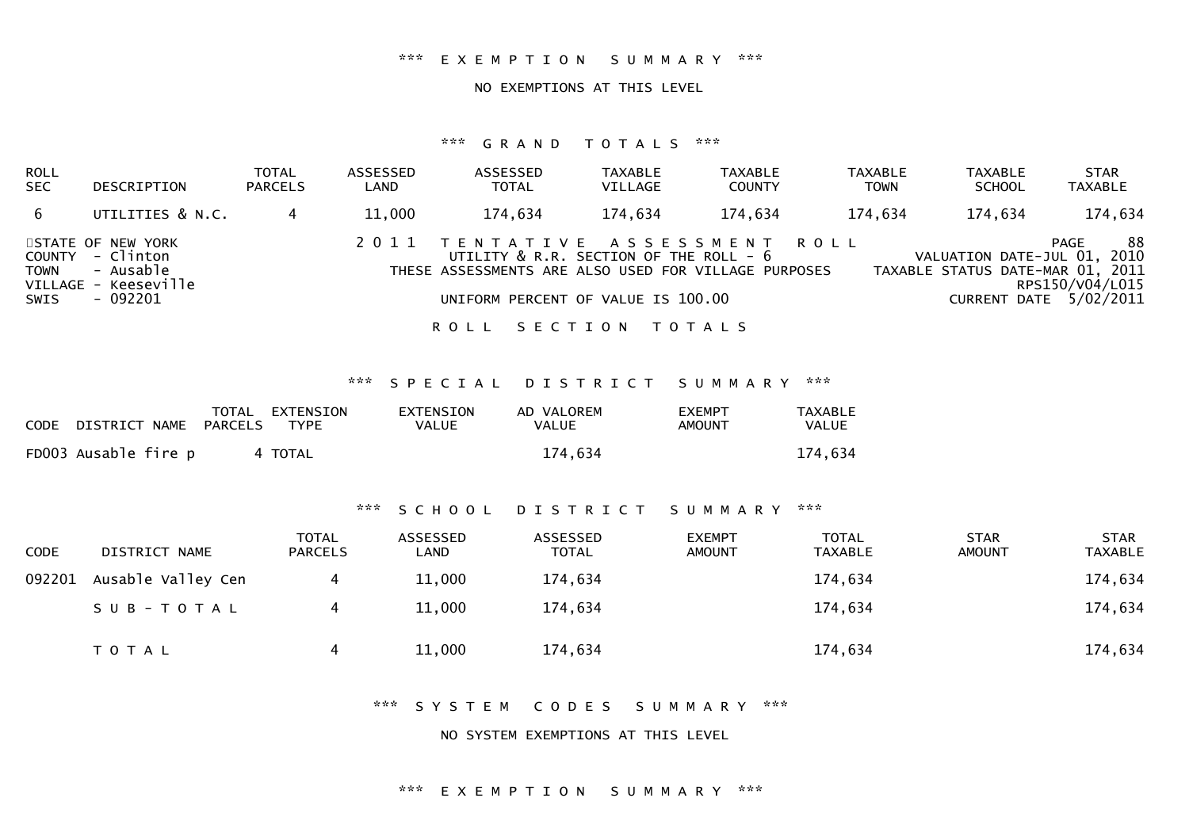\*\*\* E X E M P T I O N   S U M M A R Y \*\*\*

NO EXEMPTIONS AT THIS LEVEL

\*\*\* G R A N D   T O T A L S \*\*\*

| ROLL SEC | DESCRIPTION | TOTAL PARCELS | ASSESSED LAND | ASSESSED TOTAL | TAXABLE VILLAGE | TAXABLE COUNTY | TAXABLE TOWN | TAXABLE SCHOOL | STAR TAXABLE |
|---|---|---|---|---|---|---|---|---|---|
| 6 | UTILITIES & N.C. | 4 | 11,000 | 174,634 | 174,634 | 174,634 | 174,634 | 174,634 | 174,634 |

STATE OF NEW YORK
COUNTY - Clinton
TOWN - Ausable
VILLAGE - Keeseville
SWIS - 092201

2 0 1 1 T E N T A T I V E   A S S E S S M E N T   R O L L
UTILITY & R.R. SECTION OF THE ROLL - 6
THESE ASSESSMENTS ARE ALSO USED FOR VILLAGE PURPOSES
UNIFORM PERCENT OF VALUE IS 100.00

PAGE 88
VALUATION DATE-JUL 01, 2010
TAXABLE STATUS DATE-MAR 01, 2011
RPS150/V04/L015
CURRENT DATE 5/02/2011

R O L L   S E C T I O N   T O T A L S

\*\*\* S P E C I A L   D I S T R I C T   S U M M A R Y \*\*\*

| CODE | DISTRICT NAME | TOTAL PARCELS | EXTENSION TYPE | EXTENSION VALUE | AD VALOREM VALUE | EXEMPT AMOUNT | TAXABLE VALUE |
|---|---|---|---|---|---|---|---|
| FD003 | Ausable fire p | 4 | TOTAL | | 174,634 | | 174,634 |

\*\*\* S C H O O L   D I S T R I C T   S U M M A R Y \*\*\*

| CODE | DISTRICT NAME | TOTAL PARCELS | ASSESSED LAND | ASSESSED TOTAL | EXEMPT AMOUNT | TOTAL TAXABLE | STAR AMOUNT | STAR TAXABLE |
|---|---|---|---|---|---|---|---|---|
| 092201 | Ausable Valley Cen | 4 | 11,000 | 174,634 | | 174,634 | | 174,634 |
| | S U B - T O T A L | 4 | 11,000 | 174,634 | | 174,634 | | 174,634 |
| | T O T A L | 4 | 11,000 | 174,634 | | 174,634 | | 174,634 |

\*\*\* S Y S T E M   C O D E S   S U M M A R Y \*\*\*

NO SYSTEM EXEMPTIONS AT THIS LEVEL

\*\*\* E X E M P T I O N   S U M M A R Y \*\*\*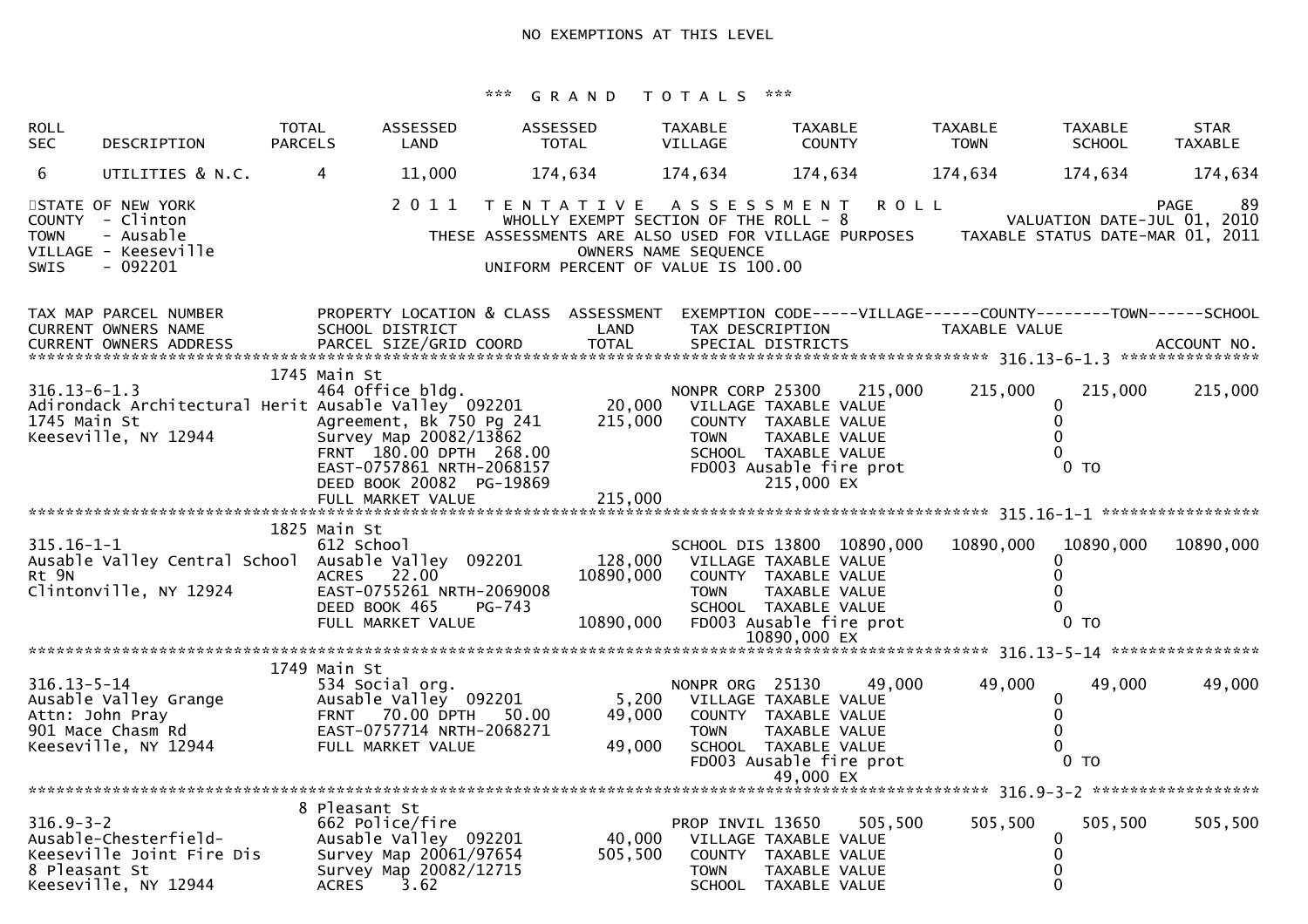NO EXEMPTIONS AT THIS LEVEL

*** G R A N D T O T A L S ***

| ROLL SEC | DESCRIPTION | TOTAL PARCELS | ASSESSED LAND | ASSESSED TOTAL | TAXABLE VILLAGE | TAXABLE COUNTY | TAXABLE TOWN | TAXABLE SCHOOL | STAR TAXABLE |
|---|---|---|---|---|---|---|---|---|---|
| 6 | UTILITIES & N.C. | 4 | 11,000 | 174,634 | 174,634 | 174,634 | 174,634 | 174,634 | 174,634 |

STATE OF NEW YORK
COUNTY - Clinton
TOWN - Ausable
VILLAGE - Keeseville
SWIS - 092201

2 0 1 1 T E N T A T I V E A S S E S S M E N T R O L L
WHOLLY EXEMPT SECTION OF THE ROLL - 8
THESE ASSESSMENTS ARE ALSO USED FOR VILLAGE PURPOSES
OWNERS NAME SEQUENCE
UNIFORM PERCENT OF VALUE IS 100.00

PAGE 89
VALUATION DATE-JUL 01, 2010
TAXABLE STATUS DATE-MAR 01, 2011

```
TAX MAP PARCEL NUMBER          PROPERTY LOCATION & CLASS  ASSESSMENT  EXEMPTION CODE-----VILLAGE------COUNTY--------TOWN------SCHOOL
CURRENT OWNERS NAME            SCHOOL DISTRICT               LAND      TAX DESCRIPTION            TAXABLE VALUE
CURRENT OWNERS ADDRESS         PARCEL SIZE/GRID COORD        TOTAL     SPECIAL DISTRICTS                                      ACCOUNT NO.
******************************************************************************************************* 316.13-6-1.3 ***************
                           1745 Main St
316.13-6-1.3                   464 Office bldg.                         NONPR CORP 25300    215,000     215,000     215,000     215,000
Adirondack Architectural Herit Ausable Valley  092201       20,000     VILLAGE TAXABLE VALUE                  0
1745 Main St                   Agreement, Bk 750 Pg 241    215,000     COUNTY  TAXABLE VALUE                  0
Keeseville, NY 12944           Survey Map 20082/13862                  TOWN    TAXABLE VALUE                  0
                               FRNT 180.00 DPTH 268.00                 SCHOOL  TAXABLE VALUE                  0
                               EAST-0757861 NRTH-2068157               FD003 Ausable fire prot                0 TO
                               DEED BOOK 20082  PG-19869                          215,000 EX
                               FULL MARKET VALUE           215,000
******************************************************************************************************* 315.16-1-1 *****************
                           1825 Main St
315.16-1-1                     612 School                               SCHOOL DIS 13800  10890,000   10890,000   10890,000   10890,000
Ausable Valley Central School  Ausable Valley  092201      128,000     VILLAGE TAXABLE VALUE                  0
Rt 9N                          ACRES   22.00             10890,000     COUNTY  TAXABLE VALUE                  0
Clintonville, NY 12924         EAST-0755261 NRTH-2069008               TOWN    TAXABLE VALUE                  0
                               DEED BOOK 465    PG-743                 SCHOOL  TAXABLE VALUE                  0
                               FULL MARKET VALUE         10890,000     FD003 Ausable fire prot                0 TO
                                                                                10890,000 EX
******************************************************************************************************* 316.13-5-14 ****************
                           1749 Main St
316.13-5-14                    534 Social org.                          NONPR ORG  25130     49,000      49,000      49,000      49,000
Ausable Valley Grange          Ausable Valley  092201        5,200     VILLAGE TAXABLE VALUE                  0
Attn: John Pray                FRNT  70.00 DPTH  50.00      49,000     COUNTY  TAXABLE VALUE                  0
901 Mace Chasm Rd              EAST-0757714 NRTH-2068271               TOWN    TAXABLE VALUE                  0
Keeseville, NY 12944           FULL MARKET VALUE            49,000     SCHOOL  TAXABLE VALUE                  0
                                                                       FD003 Ausable fire prot                0 TO
                                                                                   49,000 EX
******************************************************************************************************* 316.9-3-2 ******************
                           8 Pleasant St
316.9-3-2                      662 Police/fire                          PROP INVIL 13650    505,500     505,500     505,500     505,500
Ausable-Chesterfield-          Ausable Valley  092201       40,000     VILLAGE TAXABLE VALUE                  0
Keeseville Joint Fire Dis      Survey Map 20061/97654      505,500     COUNTY  TAXABLE VALUE                  0
8 Pleasant St                  Survey Map 20082/12715                  TOWN    TAXABLE VALUE                  0
Keeseville, NY 12944           ACRES    3.62                           SCHOOL  TAXABLE VALUE                  0
```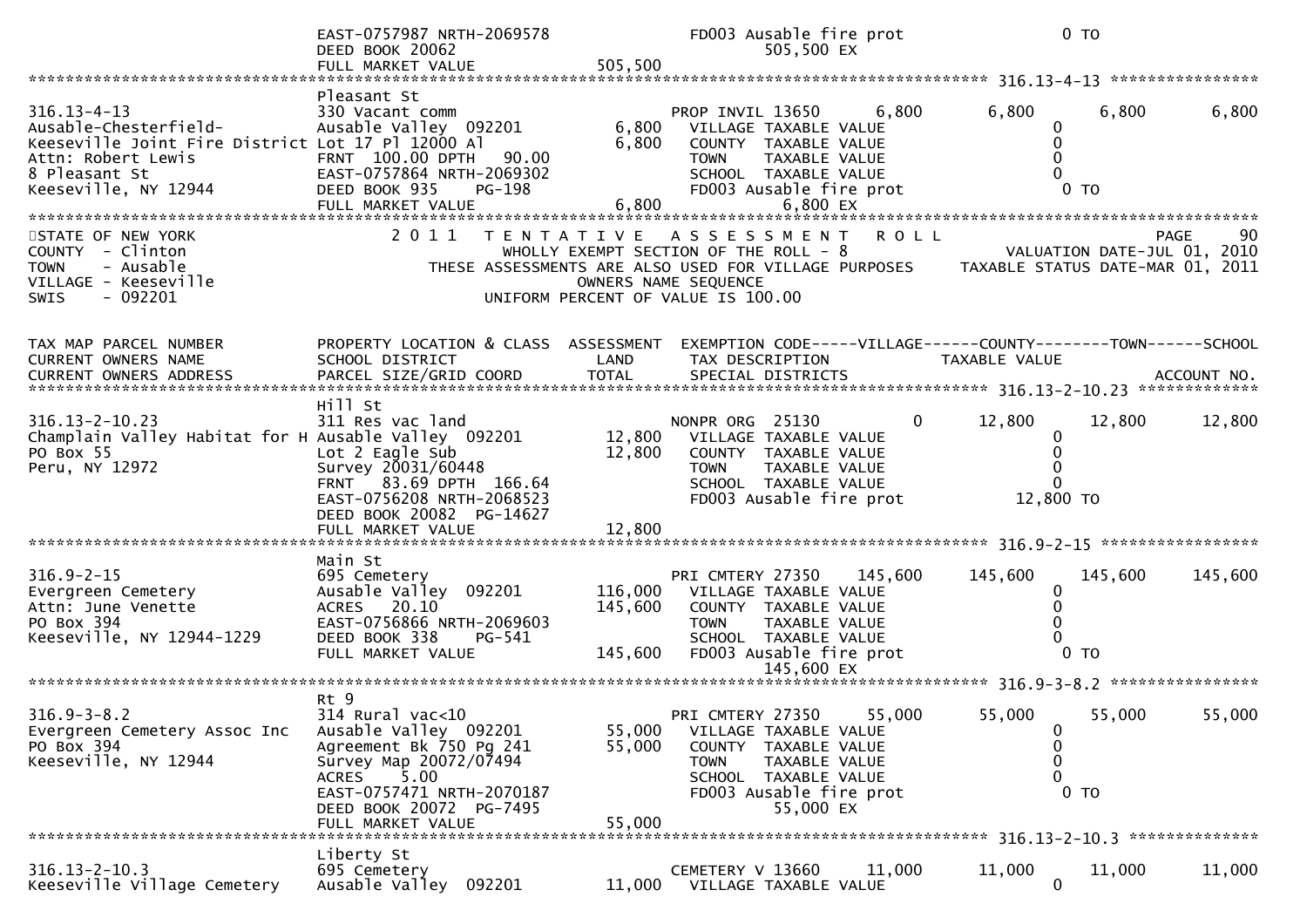```
                                 EAST-0757987 NRTH-2069578            FD003 Ausable fire prot                0 TO
                                 DEED BOOK 20062                                  505,500 EX
                                 FULL MARKET VALUE             505,500
******************************************************************************************************* 316.13-4-13 *****************
                                 Pleasant St
316.13-4-13                      330 Vacant comm                      PROP INVIL 13650     6,800      6,800      6,800       6,800
Ausable-Chesterfield-            Ausable Valley  092201        6,800  VILLAGE TAXABLE VALUE                0
Keeseville Joint Fire District  Lot 17 Pl 12000 Al             6,800  COUNTY  TAXABLE VALUE                0
Attn: Robert Lewis               FRNT 100.00 DPTH  90.00              TOWN    TAXABLE VALUE                0
8 Pleasant St                    EAST-0757864 NRTH-2069302            SCHOOL  TAXABLE VALUE                0
Keeseville, NY 12944             DEED BOOK 935    PG-198              FD003 Ausable fire prot                0 TO
                                 FULL MARKET VALUE               6,800            6,800 EX
************************************************************************************************************************************
STATE OF NEW YORK                 2 0 1 1   T E N T A T I V E   A S S E S S M E N T   R O L L                         PAGE     90
COUNTY  - Clinton                          WHOLLY EXEMPT SECTION OF THE ROLL - 8                   VALUATION DATE-JUL 01, 2010
TOWN    - Ausable              THESE ASSESSMENTS ARE ALSO USED FOR VILLAGE PURPOSES    TAXABLE STATUS DATE-MAR 01, 2011
VILLAGE - Keeseville                              OWNERS NAME SEQUENCE
SWIS    - 092201                            UNIFORM PERCENT OF VALUE IS 100.00


TAX MAP PARCEL NUMBER            PROPERTY LOCATION & CLASS  ASSESSMENT  EXEMPTION CODE-----VILLAGE------COUNTY--------TOWN------SCHOOL
CURRENT OWNERS NAME              SCHOOL DISTRICT              LAND      TAX DESCRIPTION            TAXABLE VALUE
CURRENT OWNERS ADDRESS           PARCEL SIZE/GRID COORD      TOTAL      SPECIAL DISTRICTS                                  ACCOUNT NO.
******************************************************************************************************* 316.13-2-10.23 *************
                                 Hill St
316.13-2-10.23                   311 Res vac land                     NONPR ORG  25130         0     12,800     12,800      12,800
Champlain Valley Habitat for H  Ausable Valley  092201       12,800  VILLAGE TAXABLE VALUE                0
PO Box 55                        Lot 2 Eagle Sub             12,800  COUNTY  TAXABLE VALUE                0
Peru, NY 12972                   Survey 20031/60448                   TOWN    TAXABLE VALUE                0
                                 FRNT  83.69 DPTH 166.64              SCHOOL  TAXABLE VALUE                0
                                 EAST-0756208 NRTH-2068523            FD003 Ausable fire prot           12,800 TO
                                 DEED BOOK 20082  PG-14627
                                 FULL MARKET VALUE              12,800
******************************************************************************************************* 316.9-2-15 ******************
                                 Main St
316.9-2-15                       695 Cemetery                         PRI CMTERY 27350   145,600    145,600    145,600     145,600
Evergreen Cemetery               Ausable Valley  092201      116,000  VILLAGE TAXABLE VALUE                0
Attn: June Venette               ACRES  20.10               145,600  COUNTY  TAXABLE VALUE                0
PO Box 394                       EAST-0756866 NRTH-2069603            TOWN    TAXABLE VALUE                0
Keeseville, NY 12944-1229        DEED BOOK 338    PG-541              SCHOOL  TAXABLE VALUE                0
                                 FULL MARKET VALUE             145,600  FD003 Ausable fire prot                0 TO
                                                                                 145,600 EX
******************************************************************************************************* 316.9-3-8.2 ****************
                                 Rt 9
316.9-3-8.2                      314 Rural vac<10                     PRI CMTERY 27350    55,000     55,000     55,000      55,000
Evergreen Cemetery Assoc Inc     Ausable Valley  092201       55,000  VILLAGE TAXABLE VALUE                0
PO Box 394                       Agreement Bk 750 Pg 241      55,000  COUNTY  TAXABLE VALUE                0
Keeseville, NY 12944             Survey Map 20072/07494               TOWN    TAXABLE VALUE                0
                                 ACRES   5.00                         SCHOOL  TAXABLE VALUE                0
                                 EAST-0757471 NRTH-2070187            FD003 Ausable fire prot                0 TO
                                 DEED BOOK 20072  PG-7495                        55,000 EX
                                 FULL MARKET VALUE              55,000
******************************************************************************************************* 316.13-2-10.3 **************
                                 Liberty St
316.13-2-10.3                    695 Cemetery                         CEMETERY V 13660    11,000     11,000     11,000      11,000
Keeseville Village Cemetery      Ausable Valley  092201       11,000  VILLAGE TAXABLE VALUE                0
```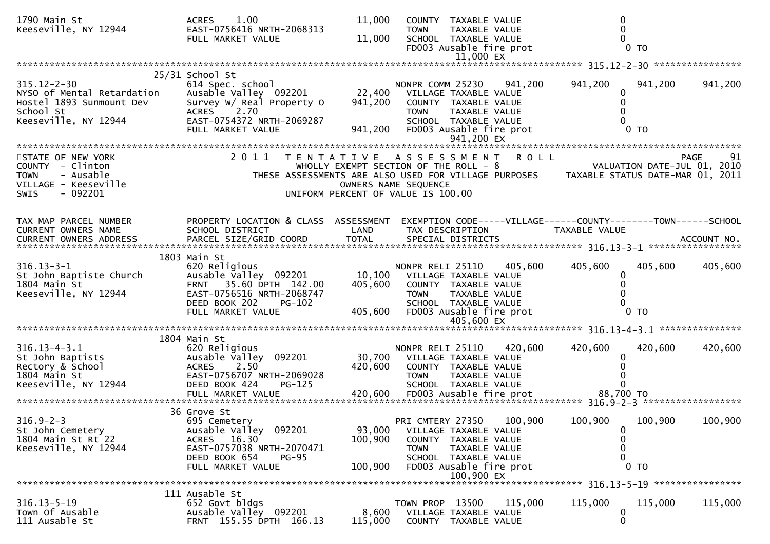```
1790 Main St                    ACRES     1.00                 11,000   COUNTY  TAXABLE VALUE                    0
Keeseville, NY 12944            EAST-0756416 NRTH-2068313              TOWN    TAXABLE VALUE                    0
                                FULL MARKET VALUE              11,000   SCHOOL  TAXABLE VALUE                    0
                                                                        FD003 Ausable fire prot                   0 TO
                                                                                   11,000 EX
******************************************************************************************************* 315.12-2-30 ****************
                              25/31 School St
315.12-2-30                     614 Spec. school                        NONPR COMM 25230    941,200     941,200     941,200     941,200
NYSO of Mental Retardation      Ausable Valley  092201         22,400   VILLAGE TAXABLE VALUE                    0
Hostel 1893 Sunmount Dev        Survey W/ Real Property O     941,200   COUNTY  TAXABLE VALUE                    0
School St                       ACRES     2.70                          TOWN    TAXABLE VALUE                    0
Keeseville, NY 12944            EAST-0754372 NRTH-2069287               SCHOOL  TAXABLE VALUE                    0
                                FULL MARKET VALUE             941,200   FD003 Ausable fire prot                   0 TO
                                                                                  941,200 EX
************************************************************************************************************************************
STATE OF NEW YORK                    2 0 1 1   T E N T A T I V E   A S S E S S M E N T   R O L L                         PAGE     91
COUNTY  - Clinton                              WHOLLY EXEMPT SECTION OF THE ROLL - 8                        VALUATION DATE-JUL 01, 2010
TOWN    - Ausable                  THESE ASSESSMENTS ARE ALSO USED FOR VILLAGE PURPOSES           TAXABLE STATUS DATE-MAR 01, 2011
VILLAGE - Keeseville                                 OWNERS NAME SEQUENCE
SWIS    - 092201                                UNIFORM PERCENT OF VALUE IS 100.00


TAX MAP PARCEL NUMBER           PROPERTY LOCATION & CLASS  ASSESSMENT  EXEMPTION CODE-----VILLAGE------COUNTY--------TOWN------SCHOOL
CURRENT OWNERS NAME             SCHOOL DISTRICT               LAND      TAX DESCRIPTION              TAXABLE VALUE
CURRENT OWNERS ADDRESS          PARCEL SIZE/GRID COORD        TOTAL     SPECIAL DISTRICTS                                  ACCOUNT NO.
******************************************************************************************************* 316.13-3-1 *****************
                              1803 Main St
316.13-3-1                      620 Religious                           NONPR RELI 25110    405,600     405,600     405,600     405,600
St John Baptiste Church         Ausable Valley  092201         10,100   VILLAGE TAXABLE VALUE                    0
1804 Main St                    FRNT    35.60 DPTH  142.00    405,600   COUNTY  TAXABLE VALUE                    0
Keeseville, NY 12944            EAST-0756516 NRTH-2068747               TOWN    TAXABLE VALUE                    0
                                DEED BOOK 202     PG-102                SCHOOL  TAXABLE VALUE                    0
                                FULL MARKET VALUE             405,600   FD003 Ausable fire prot                   0 TO
                                                                                  405,600 EX
******************************************************************************************************* 316.13-4-3.1 ***************
                              1804 Main St
316.13-4-3.1                    620 Religious                           NONPR RELI 25110    420,600     420,600     420,600     420,600
St John Baptists                Ausable Valley  092201         30,700   VILLAGE TAXABLE VALUE                    0
Rectory & School                ACRES     2.50                420,600   COUNTY  TAXABLE VALUE                    0
1804 Main St                    EAST-0756707 NRTH-2069028               TOWN    TAXABLE VALUE                    0
Keeseville, NY 12944            DEED BOOK 424     PG-125                SCHOOL  TAXABLE VALUE                    0
                                FULL MARKET VALUE             420,600   FD003 Ausable fire prot              88,700 TO
******************************************************************************************************* 316.9-2-3 ******************
                              36 Grove St
316.9-2-3                       695 Cemetery                            PRI CMTERY 27350    100,900     100,900     100,900     100,900
St John Cemetery                Ausable Valley  092201         93,000   VILLAGE TAXABLE VALUE                    0
1804 Main St Rt 22              ACRES    16.30                100,900   COUNTY  TAXABLE VALUE                    0
Keeseville, NY 12944            EAST-0757038 NRTH-2070471               TOWN    TAXABLE VALUE                    0
                                DEED BOOK 654     PG-95                 SCHOOL  TAXABLE VALUE                    0
                                FULL MARKET VALUE             100,900   FD003 Ausable fire prot                   0 TO
                                                                                  100,900 EX
******************************************************************************************************* 316.13-5-19 ****************
                              111 Ausable St
316.13-5-19                     652 Govt bldgs                          TOWN PROP  13500    115,000     115,000     115,000     115,000
Town Of Ausable                 Ausable Valley  092201          8,600   VILLAGE TAXABLE VALUE                    0
111 Ausable St                  FRNT   155.55 DPTH  166.13    115,000   COUNTY  TAXABLE VALUE                    0
```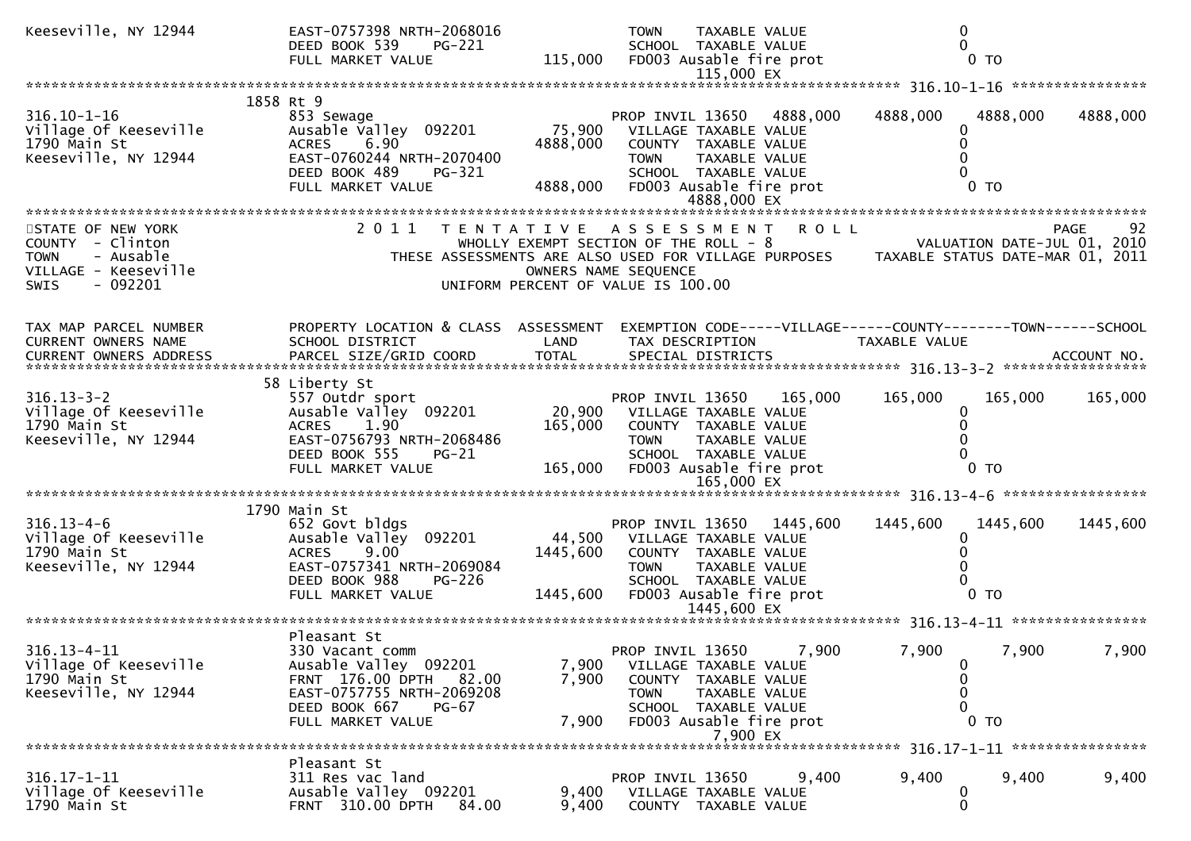```
Keeseville, NY 12944          EAST-0757398 NRTH-2068016              TOWN    TAXABLE VALUE                    0
                              DEED BOOK 539    PG-221                SCHOOL  TAXABLE VALUE                    0
                              FULL MARKET VALUE            115,000   FD003 Ausable fire prot                  0 TO
                                                                          115,000 EX
******************************************************************************************** 316.10-1-16 ****************
                         1858 Rt 9
316.10-1-16                   853 Sewage                             PROP INVIL 13650  4888,000    4888,000    4888,000    4888,000
Village Of Keeseville         Ausable Valley  092201        75,900   VILLAGE TAXABLE VALUE                    0
1790 Main St                  ACRES    6.90               4888,000   COUNTY  TAXABLE VALUE                    0
Keeseville, NY 12944          EAST-0760244 NRTH-2070400              TOWN    TAXABLE VALUE                    0
                              DEED BOOK 489    PG-321                SCHOOL  TAXABLE VALUE                    0
                              FULL MARKET VALUE           4888,000   FD003 Ausable fire prot                  0 TO
                                                                          4888,000 EX
****************************************************************************************************************************
STATE OF NEW YORK              2 0 1 1   T E N T A T I V E   A S S E S S M E N T   R O L L                        PAGE    92
COUNTY  - Clinton                         WHOLLY EXEMPT SECTION OF THE ROLL - 8                   VALUATION DATE-JUL 01, 2010
TOWN    - Ausable                  THESE ASSESSMENTS ARE ALSO USED FOR VILLAGE PURPOSES     TAXABLE STATUS DATE-MAR 01, 2011
VILLAGE - Keeseville                              OWNERS NAME SEQUENCE
SWIS    - 092201                            UNIFORM PERCENT OF VALUE IS 100.00


TAX MAP PARCEL NUMBER         PROPERTY LOCATION & CLASS  ASSESSMENT  EXEMPTION CODE-----VILLAGE------COUNTY--------TOWN------SCHOOL
CURRENT OWNERS NAME           SCHOOL DISTRICT               LAND      TAX DESCRIPTION              TAXABLE VALUE
CURRENT OWNERS ADDRESS        PARCEL SIZE/GRID COORD        TOTAL     SPECIAL DISTRICTS                                   ACCOUNT NO.
******************************************************************************************** 316.13-3-2 *****************
                         58 Liberty St
316.13-3-2                    557 Outdr sport                        PROP INVIL 13650   165,000     165,000     165,000     165,000
Village Of Keeseville         Ausable Valley  092201        20,900   VILLAGE TAXABLE VALUE                    0
1790 Main St                  ACRES    1.90                165,000   COUNTY  TAXABLE VALUE                    0
Keeseville, NY 12944          EAST-0756793 NRTH-2068486              TOWN    TAXABLE VALUE                    0
                              DEED BOOK 555    PG-21                 SCHOOL  TAXABLE VALUE                    0
                              FULL MARKET VALUE            165,000   FD003 Ausable fire prot                  0 TO
                                                                          165,000 EX
******************************************************************************************** 316.13-4-6 *****************
                         1790 Main St
316.13-4-6                    652 Govt bldgs                         PROP INVIL 13650  1445,600    1445,600    1445,600    1445,600
Village Of Keeseville         Ausable Valley  092201        44,500   VILLAGE TAXABLE VALUE                    0
1790 Main St                  ACRES    9.00               1445,600   COUNTY  TAXABLE VALUE                    0
Keeseville, NY 12944          EAST-0757341 NRTH-2069084              TOWN    TAXABLE VALUE                    0
                              DEED BOOK 988    PG-226                SCHOOL  TAXABLE VALUE                    0
                              FULL MARKET VALUE           1445,600   FD003 Ausable fire prot                  0 TO
                                                                          1445,600 EX
******************************************************************************************** 316.13-4-11 ****************
                              Pleasant St
316.13-4-11                   330 Vacant comm                        PROP INVIL 13650     7,900       7,900       7,900       7,900
Village Of Keeseville         Ausable Valley  092201         7,900   VILLAGE TAXABLE VALUE                    0
1790 Main St                  FRNT 176.00 DPTH  82.00        7,900   COUNTY  TAXABLE VALUE                    0
Keeseville, NY 12944          EAST-0757755 NRTH-2069208              TOWN    TAXABLE VALUE                    0
                              DEED BOOK 667    PG-67                 SCHOOL  TAXABLE VALUE                    0
                              FULL MARKET VALUE              7,900   FD003 Ausable fire prot                  0 TO
                                                                          7,900 EX
******************************************************************************************** 316.17-1-11 ****************
                              Pleasant St
316.17-1-11                   311 Res vac land                       PROP INVIL 13650     9,400       9,400       9,400       9,400
Village Of Keeseville         Ausable Valley  092201         9,400   VILLAGE TAXABLE VALUE                    0
1790 Main St                  FRNT 310.00 DPTH  84.00        9,400   COUNTY  TAXABLE VALUE                    0
```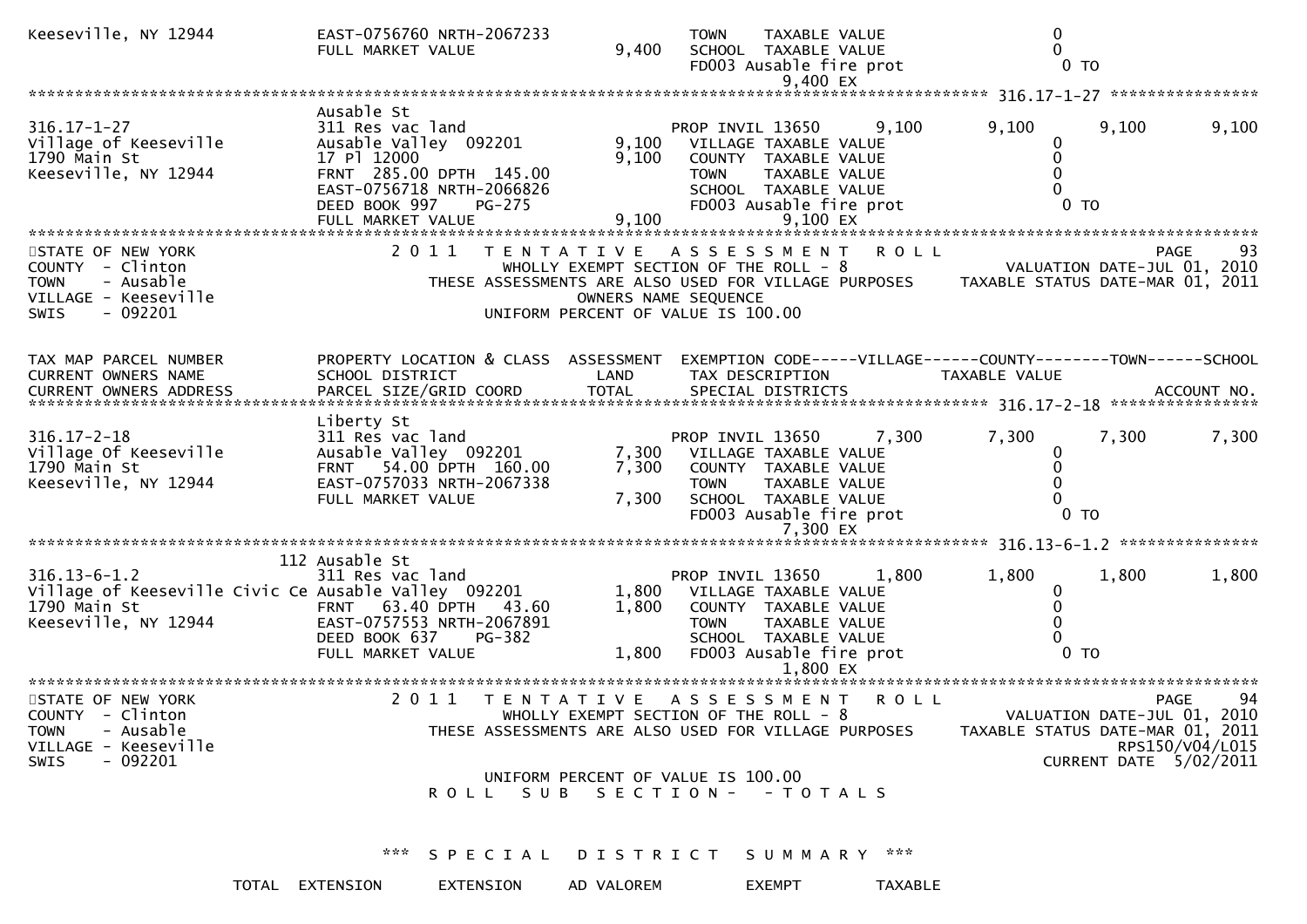```
Keeseville, NY 12944         EAST-0756760 NRTH-2067233             TOWN    TAXABLE VALUE                  0
                             FULL MARKET VALUE            9,400    SCHOOL  TAXABLE VALUE                  0
                                                                   FD003 Ausable fire prot                0 TO
                                                                           9,400 EX
******************************************************************************************************* 316.17-1-27 ****************
                             Ausable St
316.17-1-27                  311 Res vac land                      PROP INVIL 13650      9,100       9,100        9,100        9,100
Village of Keeseville        Ausable Valley  092201       9,100    VILLAGE TAXABLE VALUE                  0
1790 Main St                 17 Pl 12000                  9,100    COUNTY  TAXABLE VALUE                  0
Keeseville, NY 12944         FRNT  285.00 DPTH  145.00             TOWN    TAXABLE VALUE                  0
                             EAST-0756718 NRTH-2066826             SCHOOL  TAXABLE VALUE                  0
                             DEED BOOK 997    PG-275               FD003 Ausable fire prot                0 TO
                             FULL MARKET VALUE            9,100            9,100 EX
************************************************************************************************************************************
STATE OF NEW YORK               2 0 1 1   T E N T A T I V E   A S S E S S M E N T   R O L L                              PAGE    93
COUNTY  - Clinton                         WHOLLY EXEMPT SECTION OF THE ROLL - 8                    VALUATION DATE-JUL 01, 2010
TOWN    - Ausable               THESE ASSESSMENTS ARE ALSO USED FOR VILLAGE PURPOSES     TAXABLE STATUS DATE-MAR 01, 2011
VILLAGE - Keeseville                            OWNERS NAME SEQUENCE
SWIS    - 092201                          UNIFORM PERCENT OF VALUE IS 100.00


TAX MAP PARCEL NUMBER        PROPERTY LOCATION & CLASS  ASSESSMENT  EXEMPTION CODE-----VILLAGE------COUNTY--------TOWN------SCHOOL
CURRENT OWNERS NAME          SCHOOL DISTRICT               LAND      TAX DESCRIPTION              TAXABLE VALUE
CURRENT OWNERS ADDRESS       PARCEL SIZE/GRID COORD        TOTAL     SPECIAL DISTRICTS                                   ACCOUNT NO.
******************************************************************************************************* 316.17-2-18 ****************
                             Liberty St
316.17-2-18                  311 Res vac land                      PROP INVIL 13650      7,300       7,300        7,300        7,300
Village Of Keeseville        Ausable Valley  092201       7,300    VILLAGE TAXABLE VALUE                  0
1790 Main St                 FRNT   54.00 DPTH  160.00    7,300    COUNTY  TAXABLE VALUE                  0
Keeseville, NY 12944         EAST-0757033 NRTH-2067338             TOWN    TAXABLE VALUE                  0
                             FULL MARKET VALUE            7,300    SCHOOL  TAXABLE VALUE                  0
                                                                   FD003 Ausable fire prot                0 TO
                                                                           7,300 EX
******************************************************************************************************* 316.13-6-1.2 ***************
                         112 Ausable St
316.13-6-1.2                 311 Res vac land                      PROP INVIL 13650      1,800       1,800        1,800        1,800
Village of Keeseville Civic Ce Ausable Valley  092201     1,800    VILLAGE TAXABLE VALUE                  0
1790 Main St                 FRNT   63.40 DPTH   43.60    1,800    COUNTY  TAXABLE VALUE                  0
Keeseville, NY 12944         EAST-0757553 NRTH-2067891             TOWN    TAXABLE VALUE                  0
                             DEED BOOK 637    PG-382               SCHOOL  TAXABLE VALUE                  0
                             FULL MARKET VALUE            1,800    FD003 Ausable fire prot                0 TO
                                                                           1,800 EX
************************************************************************************************************************************
STATE OF NEW YORK               2 0 1 1   T E N T A T I V E   A S S E S S M E N T   R O L L                              PAGE    94
COUNTY  - Clinton                         WHOLLY EXEMPT SECTION OF THE ROLL - 8                    VALUATION DATE-JUL 01, 2010
TOWN    - Ausable               THESE ASSESSMENTS ARE ALSO USED FOR VILLAGE PURPOSES     TAXABLE STATUS DATE-MAR 01, 2011
VILLAGE - Keeseville                                                                                           RPS150/V04/L015
SWIS    - 092201                                                                                        CURRENT DATE  5/02/2011
                                          UNIFORM PERCENT OF VALUE IS 100.00
                                  R O L L   S U B   S E C T I O N -   - T O T A L S


                            ***   S P E C I A L   D I S T R I C T   S U M M A R Y   ***

                  TOTAL  EXTENSION       EXTENSION      AD VALOREM          EXEMPT         TAXABLE
```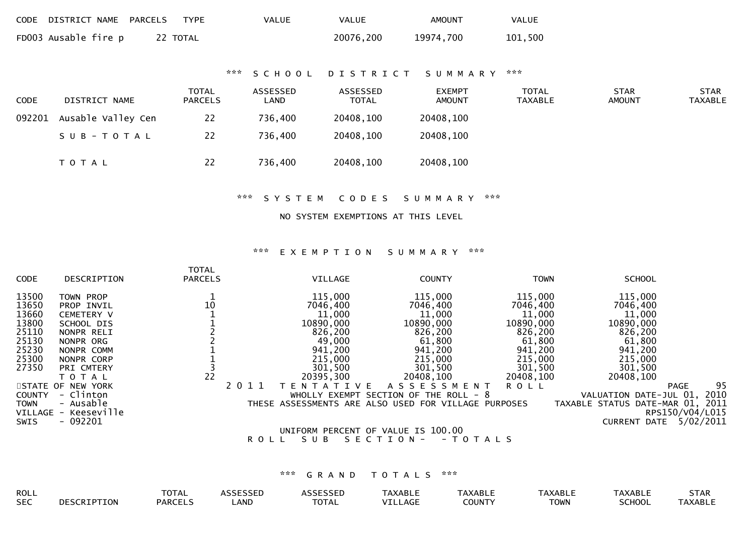| CODE | DISTRICT NAME | PARCELS | TYPE | VALUE | VALUE | AMOUNT | VALUE |
|---|---|---|---|---|---|---|---|
| FD003 | Ausable fire p | 22 | TOTAL | | 20076,200 | 19974,700 | 101,500 |

*** S C H O O L   D I S T R I C T   S U M M A R Y ***

| CODE | DISTRICT NAME | TOTAL PARCELS | ASSESSED LAND | ASSESSED TOTAL | EXEMPT AMOUNT | TOTAL TAXABLE | STAR AMOUNT | STAR TAXABLE |
|---|---|---|---|---|---|---|---|---|
| 092201 | Ausable Valley Cen | 22 | 736,400 | 20408,100 | 20408,100 | | | |
| | S U B - T O T A L | 22 | 736,400 | 20408,100 | 20408,100 | | | |
| | T O T A L | 22 | 736,400 | 20408,100 | 20408,100 | | | |

*** S Y S T E M   C O D E S   S U M M A R Y ***

NO SYSTEM EXEMPTIONS AT THIS LEVEL

*** E X E M P T I O N   S U M M A R Y ***

| CODE | DESCRIPTION | TOTAL PARCELS | VILLAGE | COUNTY | TOWN | SCHOOL |
|---|---|---|---|---|---|---|
| 13500 | TOWN PROP | 1 | 115,000 | 115,000 | 115,000 | 115,000 |
| 13650 | PROP INVIL | 10 | 7046,400 | 7046,400 | 7046,400 | 7046,400 |
| 13660 | CEMETERY V | 1 | 11,000 | 11,000 | 11,000 | 11,000 |
| 13800 | SCHOOL DIS | 1 | 10890,000 | 10890,000 | 10890,000 | 10890,000 |
| 25110 | NONPR RELI | 2 | 826,200 | 826,200 | 826,200 | 826,200 |
| 25130 | NONPR ORG | 2 | 49,000 | 61,800 | 61,800 | 61,800 |
| 25230 | NONPR COMM | 1 | 941,200 | 941,200 | 941,200 | 941,200 |
| 25300 | NONPR CORP | 1 | 215,000 | 215,000 | 215,000 | 215,000 |
| 27350 | PRI CMTERY | 3 | 301,500 | 301,500 | 301,500 | 301,500 |
| | T O T A L | 22 | 20395,300 | 20408,100 | 20408,100 | 20408,100 |

STATE OF NEW YORK — 2 0 1 1   T E N T A T I V E   A S S E S S M E N T   R O L L — PAGE 95

COUNTY - Clinton — WHOLLY EXEMPT SECTION OF THE ROLL - 8 — VALUATION DATE-JUL 01, 2010

TOWN - Ausable — THESE ASSESSMENTS ARE ALSO USED FOR VILLAGE PURPOSES — TAXABLE STATUS DATE-MAR 01, 2011

VILLAGE - Keeseville — RPS150/V04/L015

SWIS - 092201 — CURRENT DATE 5/02/2011

UNIFORM PERCENT OF VALUE IS 100.00

R O L L   S U B   S E C T I O N -   - T O T A L S

*** G R A N D   T O T A L S ***

| ROLL SEC | DESCRIPTION | TOTAL PARCELS | ASSESSED LAND | ASSESSED TOTAL | TAXABLE VILLAGE | TAXABLE COUNTY | TAXABLE TOWN | TAXABLE SCHOOL | STAR TAXABLE |
|---|---|---|---|---|---|---|---|---|---|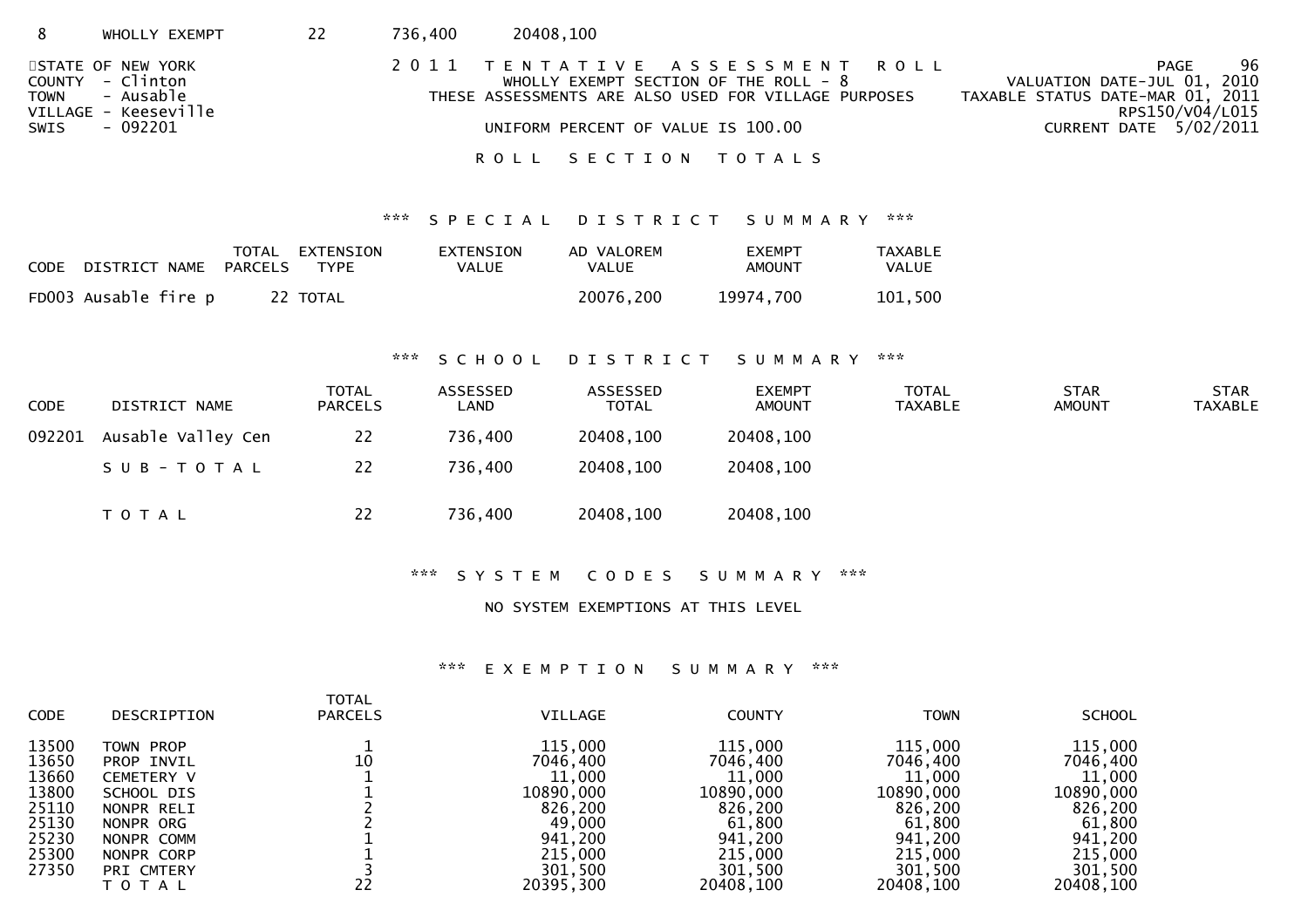| 8 | WHOLLY EXEMPT | 22 | 736,400 | 20408,100 |
|---|---|---|---|---|

STATE OF NEW YORK
COUNTY - Clinton
TOWN - Ausable
VILLAGE - Keeseville
SWIS - 092201

2011 TENTATIVE ASSESSMENT ROLL
WHOLLY EXEMPT SECTION OF THE ROLL - 8
THESE ASSESSMENTS ARE ALSO USED FOR VILLAGE PURPOSES

UNIFORM PERCENT OF VALUE IS 100.00

VALUATION DATE-JUL 01, 2010
TAXABLE STATUS DATE-MAR 01, 2011
RPS150/V04/L015
CURRENT DATE 5/02/2011

ROLL SECTION TOTALS

*** SPECIAL DISTRICT SUMMARY ***

| CODE | DISTRICT NAME | TOTAL PARCELS | EXTENSION TYPE | EXTENSION VALUE | AD VALOREM VALUE | EXEMPT AMOUNT | TAXABLE VALUE |
|---|---|---|---|---|---|---|---|
| FD003 | Ausable fire p | 22 | TOTAL | | 20076,200 | 19974,700 | 101,500 |

*** SCHOOL DISTRICT SUMMARY ***

| CODE | DISTRICT NAME | TOTAL PARCELS | ASSESSED LAND | ASSESSED TOTAL | EXEMPT AMOUNT | TOTAL TAXABLE | STAR AMOUNT | STAR TAXABLE |
|---|---|---|---|---|---|---|---|---|
| 092201 | Ausable Valley Cen | 22 | 736,400 | 20408,100 | 20408,100 | | | |
| | SUB-TOTAL | 22 | 736,400 | 20408,100 | 20408,100 | | | |
| | TOTAL | 22 | 736,400 | 20408,100 | 20408,100 | | | |

*** SYSTEM CODES SUMMARY ***

NO SYSTEM EXEMPTIONS AT THIS LEVEL

*** EXEMPTION SUMMARY ***

| CODE | DESCRIPTION | TOTAL PARCELS | VILLAGE | COUNTY | TOWN | SCHOOL |
|---|---|---|---|---|---|---|
| 13500 | TOWN PROP | 1 | 115,000 | 115,000 | 115,000 | 115,000 |
| 13650 | PROP INVIL | 10 | 7046,400 | 7046,400 | 7046,400 | 7046,400 |
| 13660 | CEMETERY V | 1 | 11,000 | 11,000 | 11,000 | 11,000 |
| 13800 | SCHOOL DIS | 1 | 10890,000 | 10890,000 | 10890,000 | 10890,000 |
| 25110 | NONPR RELI | 2 | 826,200 | 826,200 | 826,200 | 826,200 |
| 25130 | NONPR ORG | 2 | 49,000 | 61,800 | 61,800 | 61,800 |
| 25230 | NONPR COMM | 1 | 941,200 | 941,200 | 941,200 | 941,200 |
| 25300 | NONPR CORP | 1 | 215,000 | 215,000 | 215,000 | 215,000 |
| 27350 | PRI CMTERY | 3 | 301,500 | 301,500 | 301,500 | 301,500 |
| | TOTAL | 22 | 20395,300 | 20408,100 | 20408,100 | 20408,100 |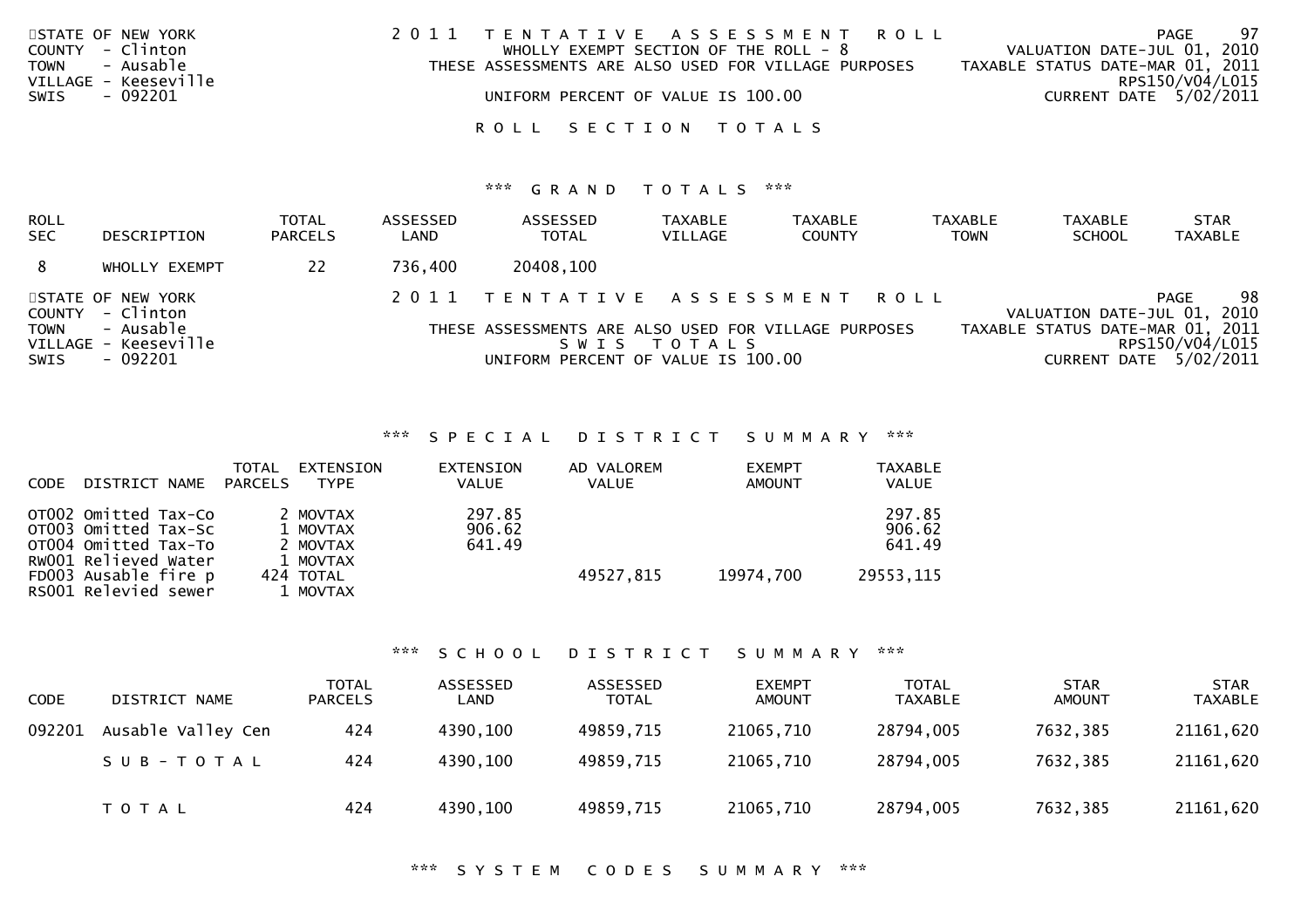STATE OF NEW YORK
COUNTY - Clinton
TOWN - Ausable
VILLAGE - Keeseville
SWIS - 092201

2011 TENTATIVE ASSESSMENT ROLL
WHOLLY EXEMPT SECTION OF THE ROLL - 8
THESE ASSESSMENTS ARE ALSO USED FOR VILLAGE PURPOSES
UNIFORM PERCENT OF VALUE IS 100.00

VALUATION DATE-JUL 01, 2010
TAXABLE STATUS DATE-MAR 01, 2011
RPS150/V04/L015
CURRENT DATE 5/02/2011

## ROLL SECTION TOTALS

### *** GRAND TOTALS ***

| ROLL SEC | DESCRIPTION | TOTAL PARCELS | ASSESSED LAND | ASSESSED TOTAL | TAXABLE VILLAGE | TAXABLE COUNTY | TAXABLE TOWN | TAXABLE SCHOOL | STAR TAXABLE |
|---|---|---|---|---|---|---|---|---|---|
| 8 | WHOLLY EXEMPT | 22 | 736,400 | 20408,100 | | | | | |

STATE OF NEW YORK
COUNTY - Clinton
TOWN - Ausable
VILLAGE - Keeseville
SWIS - 092201

2011 TENTATIVE ASSESSMENT ROLL
THESE ASSESSMENTS ARE ALSO USED FOR VILLAGE PURPOSES
SWIS TOTALS
UNIFORM PERCENT OF VALUE IS 100.00

VALUATION DATE-JUL 01, 2010
TAXABLE STATUS DATE-MAR 01, 2011
RPS150/V04/L015
CURRENT DATE 5/02/2011

### *** SPECIAL DISTRICT SUMMARY ***

| CODE | DISTRICT NAME | TOTAL PARCELS | EXTENSION TYPE | EXTENSION VALUE | AD VALOREM VALUE | EXEMPT AMOUNT | TAXABLE VALUE |
|---|---|---|---|---|---|---|---|
| OT002 | Omitted Tax-Co | 2 | MOVTAX | 297.85 | | | 297.85 |
| OT003 | Omitted Tax-Sc | 1 | MOVTAX | 906.62 | | | 906.62 |
| OT004 | Omitted Tax-To | 2 | MOVTAX | 641.49 | | | 641.49 |
| RW001 | Relieved water | 1 | MOVTAX | | | | |
| FD003 | Ausable fire p | 424 | TOTAL | | 49527,815 | 19974,700 | 29553,115 |
| RS001 | Relevied sewer | 1 | MOVTAX | | | | |

### *** SCHOOL DISTRICT SUMMARY ***

| CODE | DISTRICT NAME | TOTAL PARCELS | ASSESSED LAND | ASSESSED TOTAL | EXEMPT AMOUNT | TOTAL TAXABLE | STAR AMOUNT | STAR TAXABLE |
|---|---|---|---|---|---|---|---|---|
| 092201 | Ausable Valley Cen | 424 | 4390,100 | 49859,715 | 21065,710 | 28794,005 | 7632,385 | 21161,620 |
| | SUB-TOTAL | 424 | 4390,100 | 49859,715 | 21065,710 | 28794,005 | 7632,385 | 21161,620 |
| | TOTAL | 424 | 4390,100 | 49859,715 | 21065,710 | 28794,005 | 7632,385 | 21161,620 |

### *** SYSTEM CODES SUMMARY ***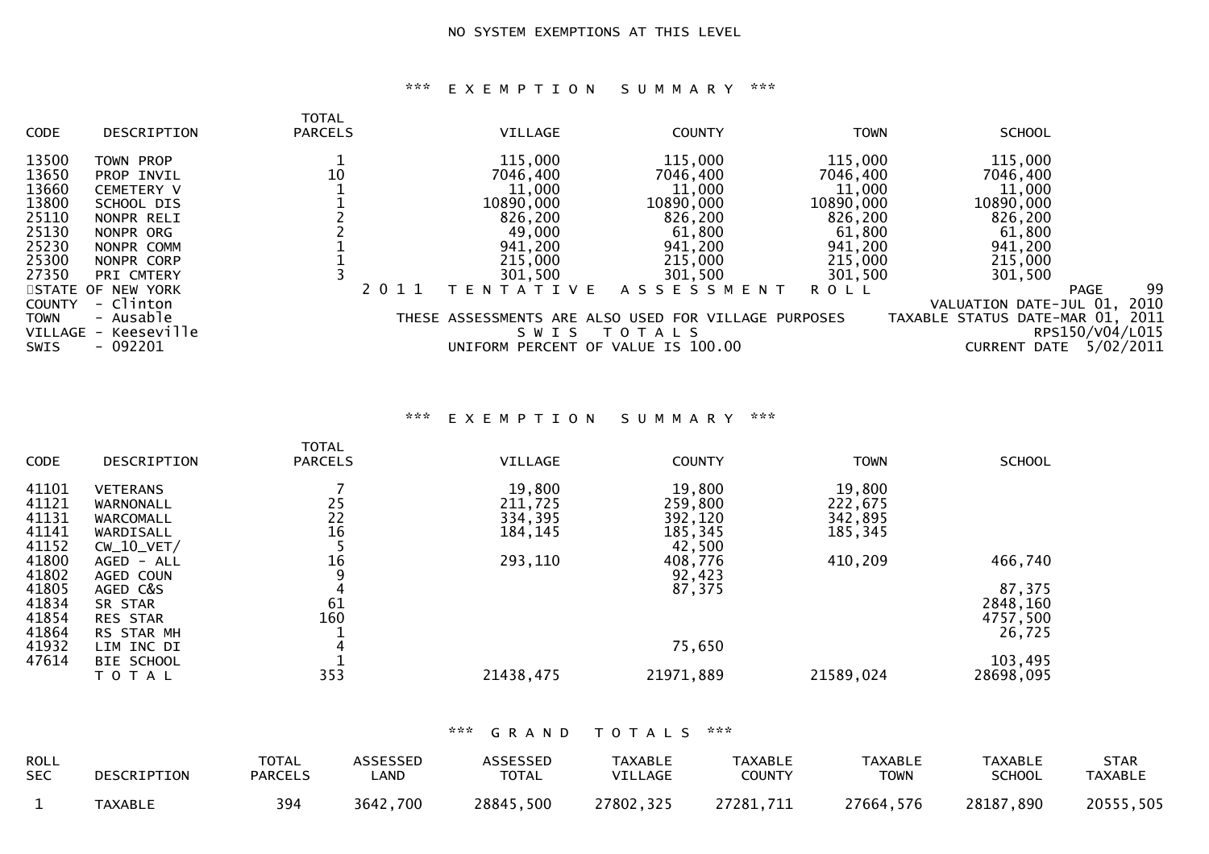NO SYSTEM EXEMPTIONS AT THIS LEVEL

\*\*\* E X E M P T I O N S U M M A R Y \*\*\*

| CODE | DESCRIPTION | TOTAL PARCELS | VILLAGE | COUNTY | TOWN | SCHOOL |
|---|---|---|---|---|---|---|
| 13500 | TOWN PROP | 1 | 115,000 | 115,000 | 115,000 | 115,000 |
| 13650 | PROP INVIL | 10 | 7046,400 | 7046,400 | 7046,400 | 7046,400 |
| 13660 | CEMETERY V | 1 | 11,000 | 11,000 | 11,000 | 11,000 |
| 13800 | SCHOOL DIS | 1 | 10890,000 | 10890,000 | 10890,000 | 10890,000 |
| 25110 | NONPR RELI | 2 | 826,200 | 826,200 | 826,200 | 826,200 |
| 25130 | NONPR ORG | 2 | 49,000 | 61,800 | 61,800 | 61,800 |
| 25230 | NONPR COMM | 1 | 941,200 | 941,200 | 941,200 | 941,200 |
| 25300 | NONPR CORP | 1 | 215,000 | 215,000 | 215,000 | 215,000 |
| 27350 | PRI CMTERY | 3 | 301,500 | 301,500 | 301,500 | 301,500 |

STATE OF NEW YORK
COUNTY - Clinton
TOWN - Ausable
VILLAGE - Keeseville
SWIS - 092201

2 0 1 1 T E N T A T I V E A S S E S S M E N T R O L L
THESE ASSESSMENTS ARE ALSO USED FOR VILLAGE PURPOSES
S W I S T O T A L S
UNIFORM PERCENT OF VALUE IS 100.00

PAGE 99
VALUATION DATE-JUL 01, 2010
TAXABLE STATUS DATE-MAR 01, 2011
RPS150/V04/L015
CURRENT DATE 5/02/2011

\*\*\* E X E M P T I O N S U M M A R Y \*\*\*

| CODE | DESCRIPTION | TOTAL PARCELS | VILLAGE | COUNTY | TOWN | SCHOOL |
|---|---|---|---|---|---|---|
| 41101 | VETERANS | 7 | 19,800 | 19,800 | 19,800 | |
| 41121 | WARNONALL | 25 | 211,725 | 259,800 | 222,675 | |
| 41131 | WARCOMALL | 22 | 334,395 | 392,120 | 342,895 | |
| 41141 | WARDISALL | 16 | 184,145 | 185,345 | 185,345 | |
| 41152 | CW_10_VET/ | 5 | | 42,500 | | |
| 41800 | AGED - ALL | 16 | 293,110 | 408,776 | 410,209 | 466,740 |
| 41802 | AGED COUN | 9 | | 92,423 | | |
| 41805 | AGED C&S | 4 | | 87,375 | | 87,375 |
| 41834 | SR STAR | 61 | | | | 2848,160 |
| 41854 | RES STAR | 160 | | | | 4757,500 |
| 41864 | RS STAR MH | 1 | | | | 26,725 |
| 41932 | LIM INC DI | 4 | | 75,650 | | |
| 47614 | BIE SCHOOL | 1 | | | | 103,495 |
| | T O T A L | 353 | 21438,475 | 21971,889 | 21589,024 | 28698,095 |

\*\*\* G R A N D T O T A L S \*\*\*

| ROLL SEC | DESCRIPTION | TOTAL PARCELS | ASSESSED LAND | ASSESSED TOTAL | TAXABLE VILLAGE | TAXABLE COUNTY | TAXABLE TOWN | TAXABLE SCHOOL | STAR TAXABLE |
|---|---|---|---|---|---|---|---|---|---|
| 1 | TAXABLE | 394 | 3642,700 | 28845,500 | 27802,325 | 27281,711 | 27664,576 | 28187,890 | 20555,505 |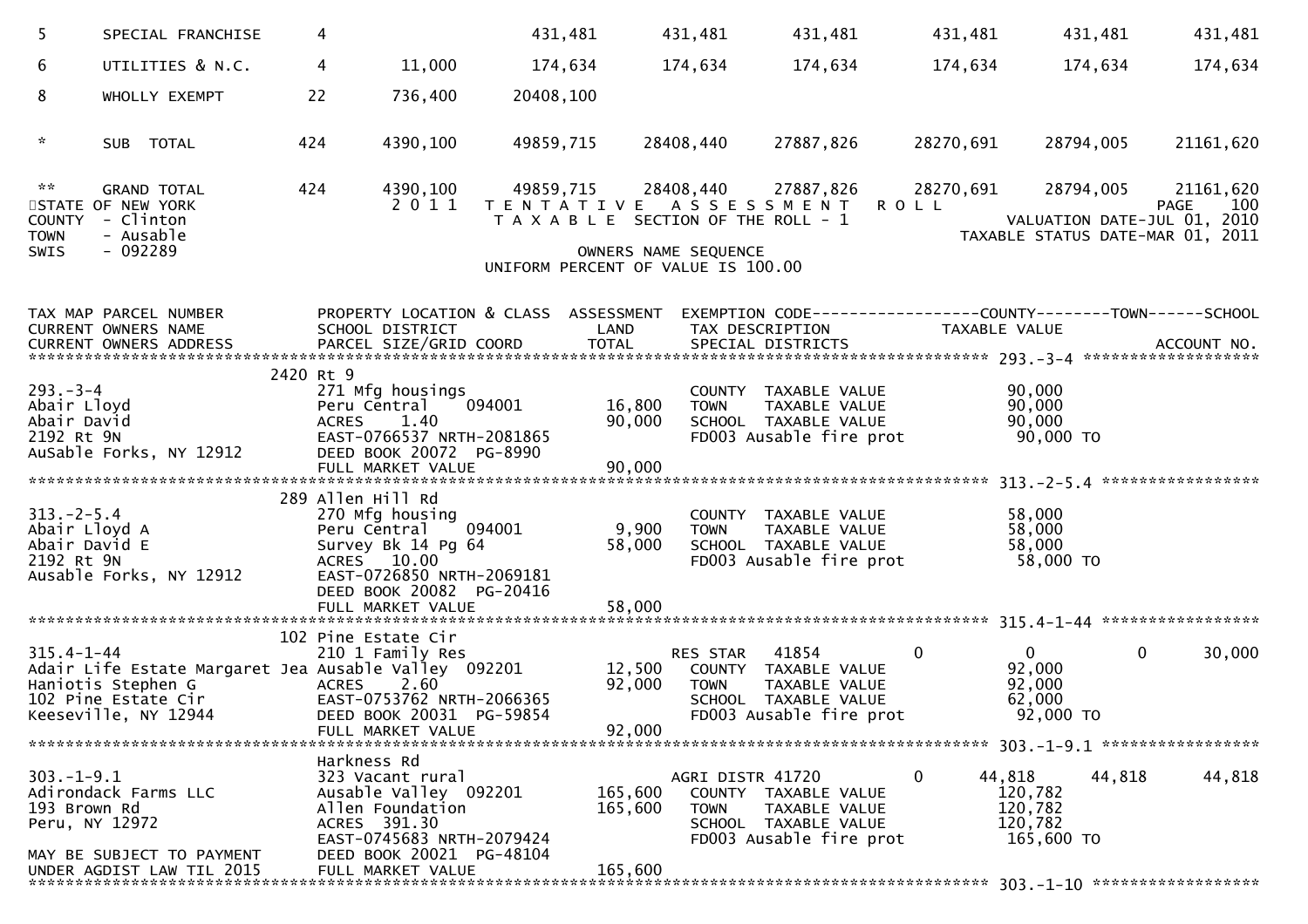| | | | | | | | | | | |
|---|---|---|---|---|---|---|---|---|---|---|
| 5 | SPECIAL FRANCHISE | 4 | | 431,481 | 431,481 | 431,481 | 431,481 | 431,481 | 431,481 |
| 6 | UTILITIES & N.C. | 4 | 11,000 | 174,634 | 174,634 | 174,634 | 174,634 | 174,634 | 174,634 |
| 8 | WHOLLY EXEMPT | 22 | 736,400 | 20408,100 | | | | | |
| * | SUB TOTAL | 424 | 4390,100 | 49859,715 | 28408,440 | 27887,826 | 28270,691 | 28794,005 | 21161,620 |
| ** | GRAND TOTAL | 424 | 4390,100 | 49859,715 | 28408,440 | 27887,826 | 28270,691 | 28794,005 | 21161,620 |

STATE OF NEW YORK — 2011 TENTATIVE ASSESSMENT ROLL — PAGE 100
COUNTY - Clinton — TAXABLE SECTION OF THE ROLL - 1 — VALUATION DATE-JUL 01, 2010
TOWN - Ausable — TAXABLE STATUS DATE-MAR 01, 2011
SWIS - 092289 — OWNERS NAME SEQUENCE
UNIFORM PERCENT OF VALUE IS 100.00

```
TAX MAP PARCEL NUMBER          PROPERTY LOCATION & CLASS  ASSESSMENT  EXEMPTION CODE------------------COUNTY--------TOWN------SCHOOL
CURRENT OWNERS NAME            SCHOOL DISTRICT               LAND      TAX DESCRIPTION            TAXABLE VALUE
CURRENT OWNERS ADDRESS         PARCEL SIZE/GRID COORD        TOTAL     SPECIAL DISTRICTS                                    ACCOUNT NO.
******************************************************************************************************* 293.-3-4 *******************
                              2420 Rt 9
293.-3-4                       271 Mfg housings                        COUNTY  TAXABLE VALUE             90,000
Abair Lloyd                    Peru Central    094001       16,800     TOWN    TAXABLE VALUE             90,000
Abair David                    ACRES    1.40                90,000     SCHOOL  TAXABLE VALUE             90,000
2192 Rt 9N                     EAST-0766537 NRTH-2081865               FD003 Ausable fire prot            90,000 TO
AuSable Forks, NY 12912        DEED BOOK 20072  PG-8990
                               FULL MARKET VALUE            90,000
******************************************************************************************************* 313.-2-5.4 *****************
                              289 Allen Hill Rd
313.-2-5.4                     270 Mfg housing                         COUNTY  TAXABLE VALUE             58,000
Abair Lloyd A                  Peru Central    094001        9,900     TOWN    TAXABLE VALUE             58,000
Abair David E                  Survey Bk 14 Pg 64           58,000     SCHOOL  TAXABLE VALUE             58,000
2192 Rt 9N                     ACRES   10.00                           FD003 Ausable fire prot            58,000 TO
Ausable Forks, NY 12912        EAST-0726850 NRTH-2069181
                               DEED BOOK 20082  PG-20416
                               FULL MARKET VALUE            58,000
******************************************************************************************************* 315.4-1-44 *****************
                              102 Pine Estate Cir
315.4-1-44                     210 1 Family Res                        RES STAR   41854       0          0             0       30,000
Adair Life Estate Margaret Jea Ausable Valley  092201       12,500     COUNTY  TAXABLE VALUE             92,000
Haniotis Stephen G             ACRES    2.60                92,000     TOWN    TAXABLE VALUE             92,000
102 Pine Estate Cir            EAST-0753762 NRTH-2066365               SCHOOL  TAXABLE VALUE             62,000
Keeseville, NY 12944           DEED BOOK 20031  PG-59854               FD003 Ausable fire prot            92,000 TO
                               FULL MARKET VALUE            92,000
******************************************************************************************************* 303.-1-9.1 *****************
                               Harkness Rd
303.-1-9.1                     323 Vacant rural                        AGRI DISTR 41720       0     44,818        44,818       44,818
Adirondack Farms LLC           Ausable Valley  092201      165,600     COUNTY  TAXABLE VALUE            120,782
193 Brown Rd                   Allen Foundation            165,600     TOWN    TAXABLE VALUE            120,782
Peru, NY 12972                 ACRES  391.30                           SCHOOL  TAXABLE VALUE            120,782
                               EAST-0745683 NRTH-2079424               FD003 Ausable fire prot           165,600 TO
MAY BE SUBJECT TO PAYMENT      DEED BOOK 20021  PG-48104
UNDER AGDIST LAW TIL 2015      FULL MARKET VALUE           165,600
******************************************************************************************************* 303.-1-10 ******************
```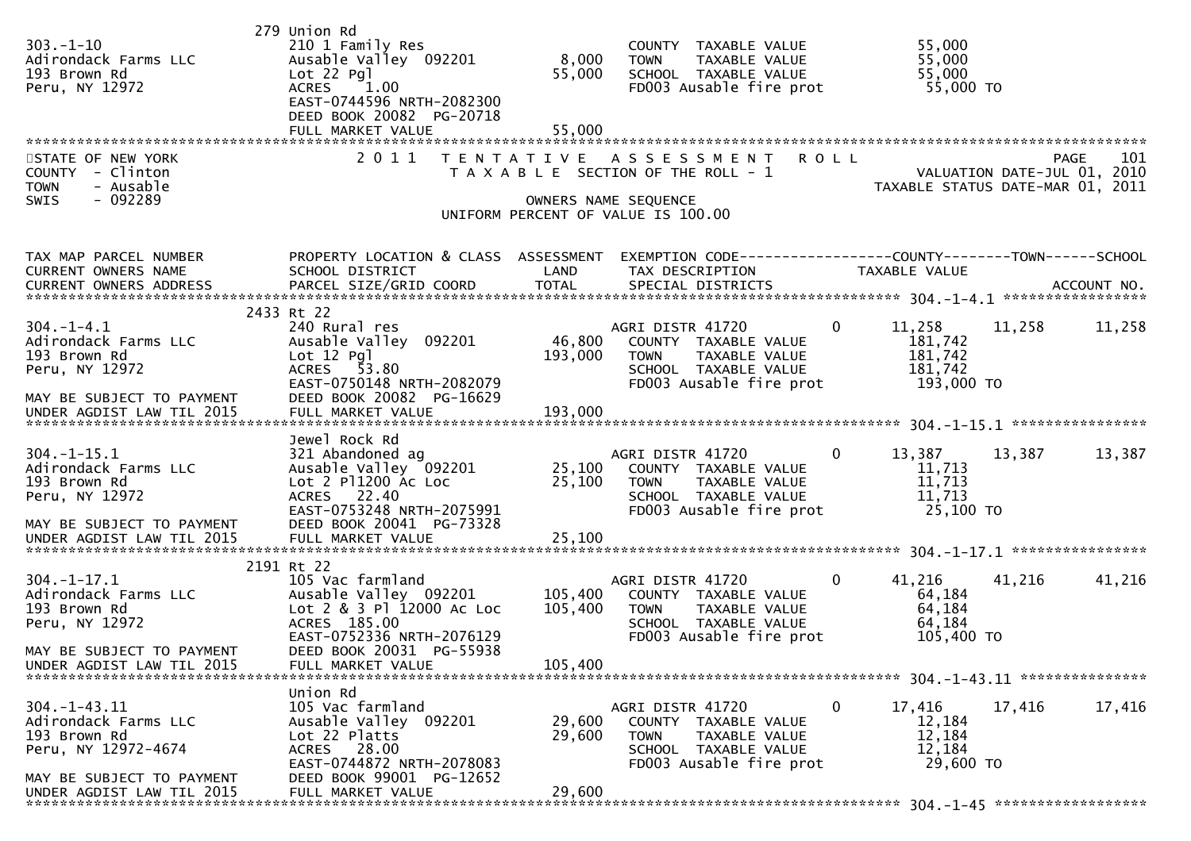```
                              279 Union Rd
303.-1-10                     210 1 Family Res                        COUNTY  TAXABLE VALUE             55,000
Adirondack Farms LLC          Ausable Valley  092201        8,000     TOWN    TAXABLE VALUE             55,000
193 Brown Rd                  Lot 22 Pgl                   55,000     SCHOOL  TAXABLE VALUE             55,000
Peru, NY 12972                ACRES    1.00                           FD003 Ausable fire prot            55,000 TO
                              EAST-0744596 NRTH-2082300
                              DEED BOOK 20082  PG-20718
                              FULL MARKET VALUE            55,000
******************************************************************************************************************************************
STATE OF NEW YORK              2 0 1 1   T E N T A T I V E   A S S E S S M E N T   R O L L                               PAGE    101
COUNTY  - Clinton                        T A X A B L E  SECTION OF THE ROLL - 1                            VALUATION DATE-JUL 01, 2010
TOWN    - Ausable                                                                                        TAXABLE STATUS DATE-MAR 01, 2011
SWIS    - 092289                                         OWNERS NAME SEQUENCE
                                                 UNIFORM PERCENT OF VALUE IS 100.00


TAX MAP PARCEL NUMBER         PROPERTY LOCATION & CLASS  ASSESSMENT  EXEMPTION CODE------------------COUNTY--------TOWN------SCHOOL
CURRENT OWNERS NAME           SCHOOL DISTRICT               LAND      TAX DESCRIPTION            TAXABLE VALUE
CURRENT OWNERS ADDRESS        PARCEL SIZE/GRID COORD        TOTAL     SPECIAL DISTRICTS                                      ACCOUNT NO.
****************************************************************************************************** 304.-1-4.1 ******************
                          2433 Rt 22
304.-1-4.1                    240 Rural res                           AGRI DISTR 41720          0        11,258      11,258      11,258
Adirondack Farms LLC          Ausable Valley  092201       46,800     COUNTY  TAXABLE VALUE            181,742
193 Brown Rd                  Lot 12 Pgl                  193,000     TOWN    TAXABLE VALUE            181,742
Peru, NY 12972                ACRES   53.80                           SCHOOL  TAXABLE VALUE            181,742
                              EAST-0750148 NRTH-2082079               FD003 Ausable fire prot           193,000 TO
MAY BE SUBJECT TO PAYMENT     DEED BOOK 20082  PG-16629
UNDER AGDIST LAW TIL 2015     FULL MARKET VALUE           193,000
****************************************************************************************************** 304.-1-15.1 *****************
                              Jewel Rock Rd
304.-1-15.1                   321 Abandoned ag                        AGRI DISTR 41720          0        13,387      13,387      13,387
Adirondack Farms LLC          Ausable Valley  092201       25,100     COUNTY  TAXABLE VALUE             11,713
193 Brown Rd                  Lot 2 Pl1200 Ac Loc          25,100     TOWN    TAXABLE VALUE             11,713
Peru, NY 12972                ACRES   22.40                           SCHOOL  TAXABLE VALUE             11,713
                              EAST-0753248 NRTH-2075991               FD003 Ausable fire prot            25,100 TO
MAY BE SUBJECT TO PAYMENT     DEED BOOK 20041  PG-73328
UNDER AGDIST LAW TIL 2015     FULL MARKET VALUE            25,100
****************************************************************************************************** 304.-1-17.1 *****************
                          2191 Rt 22
304.-1-17.1                   105 Vac farmland                        AGRI DISTR 41720          0        41,216      41,216      41,216
Adirondack Farms LLC          Ausable Valley  092201      105,400     COUNTY  TAXABLE VALUE             64,184
193 Brown Rd                  Lot 2 & 3 Pl 12000 Ac Loc   105,400     TOWN    TAXABLE VALUE             64,184
Peru, NY 12972                ACRES  185.00                           SCHOOL  TAXABLE VALUE             64,184
                              EAST-0752336 NRTH-2076129               FD003 Ausable fire prot           105,400 TO
MAY BE SUBJECT TO PAYMENT     DEED BOOK 20031  PG-55938
UNDER AGDIST LAW TIL 2015     FULL MARKET VALUE           105,400
****************************************************************************************************** 304.-1-43.11 ****************
                              Union Rd
304.-1-43.11                  105 Vac farmland                        AGRI DISTR 41720          0        17,416      17,416      17,416
Adirondack Farms LLC          Ausable Valley  092201       29,600     COUNTY  TAXABLE VALUE             12,184
193 Brown Rd                  Lot 22 Platts                29,600     TOWN    TAXABLE VALUE             12,184
Peru, NY 12972-4674           ACRES   28.00                           SCHOOL  TAXABLE VALUE             12,184
                              EAST-0744872 NRTH-2078083               FD003 Ausable fire prot            29,600 TO
MAY BE SUBJECT TO PAYMENT     DEED BOOK 99001  PG-12652
UNDER AGDIST LAW TIL 2015     FULL MARKET VALUE            29,600
****************************************************************************************************** 304.-1-45 *******************
```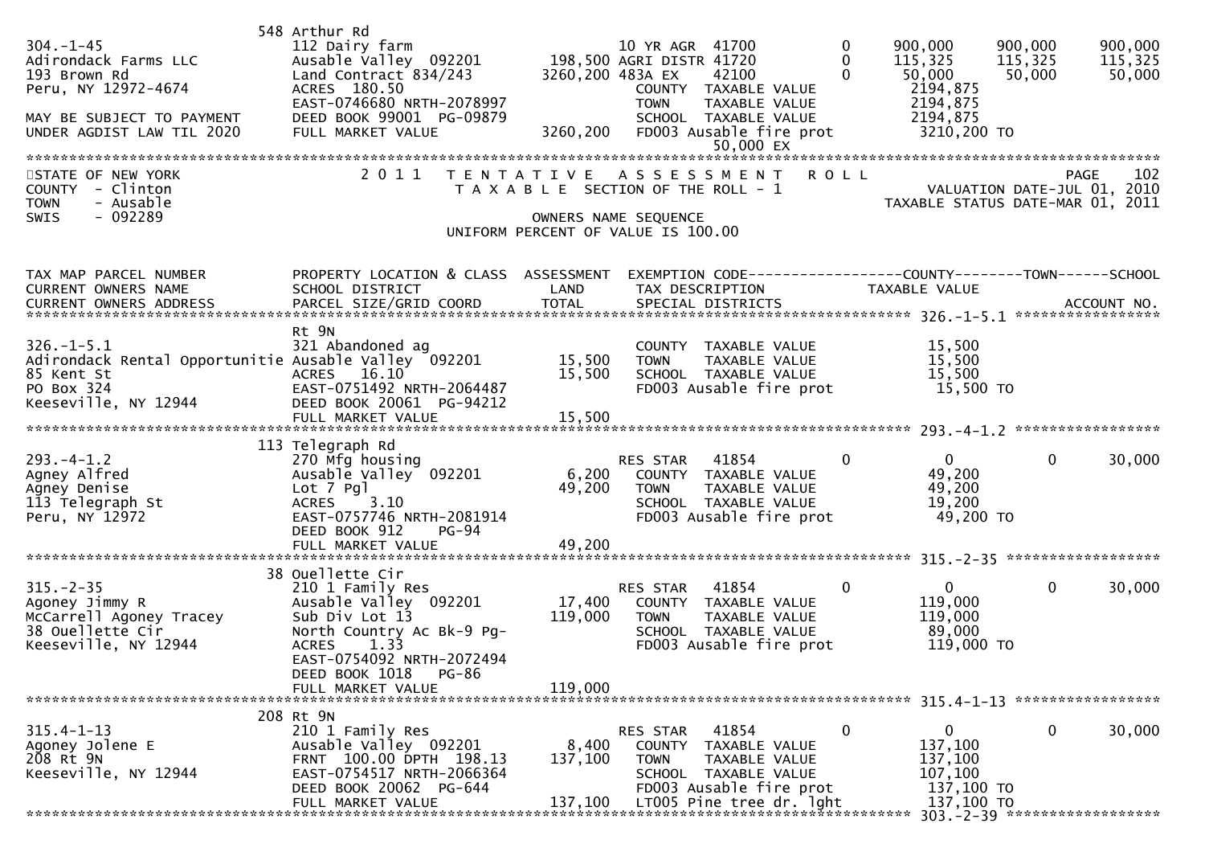```
                              548 Arthur Rd
304.-1-45                     112 Dairy farm                      10 YR AGR  41700         0     900,000      900,000      900,000
Adirondack Farms LLC          Ausable Valley  092201        198,500 AGRI DISTR 41720        0     115,325      115,325      115,325
193 Brown Rd                  Land Contract 834/243        3260,200 483A EX     42100        0      50,000       50,000       50,000
Peru, NY 12972-4674           ACRES  180.50                          COUNTY  TAXABLE VALUE          2194,875
                              EAST-0746680 NRTH-2078997              TOWN    TAXABLE VALUE          2194,875
MAY BE SUBJECT TO PAYMENT     DEED BOOK 99001  PG-09879              SCHOOL  TAXABLE VALUE          2194,875
UNDER AGDIST LAW TIL 2020     FULL MARKET VALUE            3260,200  FD003 Ausable fire prot         3210,200 TO
                                                                          50,000 EX
******************************************************************************************************************************************
STATE OF NEW YORK              2 0 1 1   T E N T A T I V E   A S S E S S M E N T   R O L L                            PAGE    102
COUNTY  - Clinton                   T A X A B L E  SECTION OF THE ROLL - 1                            VALUATION DATE-JUL 01, 2010
TOWN    - Ausable                                                                                    TAXABLE STATUS DATE-MAR 01, 2011
SWIS    - 092289                                       OWNERS NAME SEQUENCE
                                              UNIFORM PERCENT OF VALUE IS 100.00


TAX MAP PARCEL NUMBER         PROPERTY LOCATION & CLASS  ASSESSMENT  EXEMPTION CODE------------------COUNTY--------TOWN------SCHOOL
CURRENT OWNERS NAME           SCHOOL DISTRICT               LAND      TAX DESCRIPTION             TAXABLE VALUE
CURRENT OWNERS ADDRESS        PARCEL SIZE/GRID COORD        TOTAL     SPECIAL DISTRICTS                                    ACCOUNT NO.
****************************************************************************************************** 326.-1-5.1 ******************
                              Rt 9N
326.-1-5.1                    321 Abandoned ag                       COUNTY  TAXABLE VALUE            15,500
Adirondack Rental Opportunitie Ausable Valley  092201        15,500  TOWN    TAXABLE VALUE            15,500
85 Kent St                    ACRES   16.10                  15,500  SCHOOL  TAXABLE VALUE            15,500
PO Box 324                    EAST-0751492 NRTH-2064487              FD003 Ausable fire prot           15,500 TO
Keeseville, NY 12944          DEED BOOK 20061  PG-94212
                              FULL MARKET VALUE              15,500
****************************************************************************************************** 293.-4-1.2 ******************
                              113 Telegraph Rd
293.-4-1.2                    270 Mfg housing                        RES STAR   41854         0           0            0       30,000
Agney Alfred                  Ausable Valley  092201          6,200  COUNTY  TAXABLE VALUE            49,200
Agney Denise                  Lot 7 Pgl                      49,200  TOWN    TAXABLE VALUE            49,200
113 Telegraph St              ACRES    3.10                          SCHOOL  TAXABLE VALUE            19,200
Peru, NY 12972                EAST-0757746 NRTH-2081914              FD003 Ausable fire prot           49,200 TO
                              DEED BOOK 912    PG-94
                              FULL MARKET VALUE              49,200
****************************************************************************************************** 315.-2-35 *******************
                              38 Ouellette Cir
315.-2-35                     210 1 Family Res                       RES STAR   41854         0           0            0       30,000
Agoney Jimmy R                Ausable Valley  092201         17,400  COUNTY  TAXABLE VALUE           119,000
McCarrell Agoney Tracey       Sub Div Lot 13                119,000  TOWN    TAXABLE VALUE           119,000
38 Ouellette Cir              North Country Ac Bk-9 Pg-              SCHOOL  TAXABLE VALUE            89,000
Keeseville, NY 12944          ACRES    1.33                          FD003 Ausable fire prot          119,000 TO
                              EAST-0754092 NRTH-2072494
                              DEED BOOK 1018   PG-86
                              FULL MARKET VALUE             119,000
****************************************************************************************************** 315.4-1-13 ******************
                              208 Rt 9N
315.4-1-13                    210 1 Family Res                       RES STAR   41854         0           0            0       30,000
Agoney Jolene E               Ausable Valley  092201          8,400  COUNTY  TAXABLE VALUE           137,100
208 Rt 9N                     FRNT 100.00 DPTH 198.13       137,100  TOWN    TAXABLE VALUE           137,100
Keeseville, NY 12944          EAST-0754517 NRTH-2066364              SCHOOL  TAXABLE VALUE           107,100
                              DEED BOOK 20062  PG-644                FD003 Ausable fire prot          137,100 TO
                              FULL MARKET VALUE             137,100  LT005 Pine tree dr. lght         137,100 TO
****************************************************************************************************** 303.-2-39 *******************
```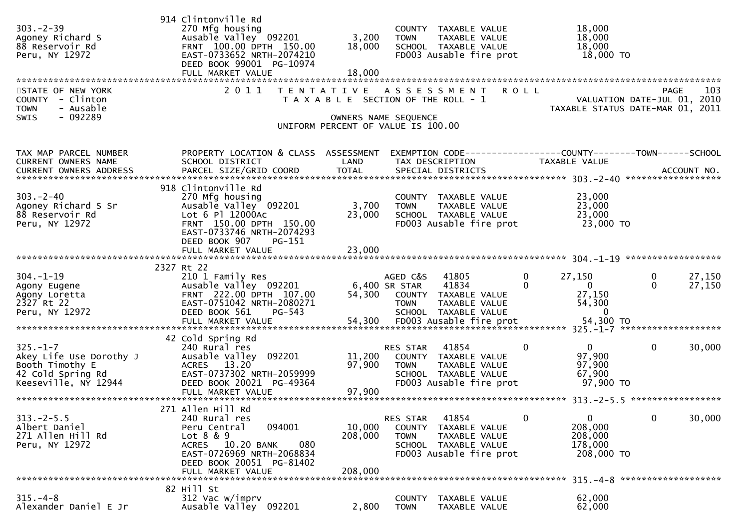```
                              914 Clintonville Rd
303.-2-39                     270 Mfg housing                              COUNTY  TAXABLE VALUE              18,000
Agoney Richard S              Ausable Valley  092201         3,200         TOWN    TAXABLE VALUE              18,000
88 Reservoir Rd               FRNT 100.00 DPTH 150.00       18,000         SCHOOL  TAXABLE VALUE              18,000
Peru, NY 12972                EAST-0733652 NRTH-2074210                    FD003 Ausable fire prot             18,000 TO
                              DEED BOOK 99001 PG-10974
                              FULL MARKET VALUE             18,000
******************************************************************************************************************************************
STATE OF NEW YORK                2 0 1 1   T E N T A T I V E   A S S E S S M E N T   R O L L                                   PAGE    103
COUNTY  - Clinton                          T A X A B L E  SECTION OF THE ROLL - 1                        VALUATION DATE-JUL 01, 2010
TOWN    - Ausable                                                                                   TAXABLE STATUS DATE-MAR 01, 2011
SWIS    - 092289                                         OWNERS NAME SEQUENCE
                                                   UNIFORM PERCENT OF VALUE IS 100.00


TAX MAP PARCEL NUMBER         PROPERTY LOCATION & CLASS  ASSESSMENT  EXEMPTION CODE------------------COUNTY--------TOWN------SCHOOL
CURRENT OWNERS NAME           SCHOOL DISTRICT               LAND      TAX DESCRIPTION            TAXABLE VALUE
CURRENT OWNERS ADDRESS        PARCEL SIZE/GRID COORD        TOTAL     SPECIAL DISTRICTS                                  ACCOUNT NO.
*********************************************************************************************************** 303.-2-40 *****************
                              918 Clintonville Rd
303.-2-40                     270 Mfg housing                              COUNTY  TAXABLE VALUE              23,000
Agoney Richard S Sr           Ausable Valley  092201         3,700         TOWN    TAXABLE VALUE              23,000
88 Reservoir Rd               Lot 6 Pl 12000Ac              23,000         SCHOOL  TAXABLE VALUE              23,000
Peru, NY 12972                FRNT 150.00 DPTH 150.00                      FD003 Ausable fire prot             23,000 TO
                              EAST-0733746 NRTH-2074293
                              DEED BOOK 907    PG-151
                              FULL MARKET VALUE             23,000
*********************************************************************************************************** 304.-1-19 *****************
                              2327 Rt 22
304.-1-19                     210 1 Family Res                       AGED C&S   41805            0      27,150            0     27,150
Agony Eugene                  Ausable Valley  092201         6,400 SR STAR    41834            0           0            0     27,150
Agony Loretta                 FRNT 222.00 DPTH 107.00       54,300   COUNTY  TAXABLE VALUE              27,150
2327 Rt 22                    EAST-0751042 NRTH-2080271              TOWN    TAXABLE VALUE              54,300
Peru, NY 12972                DEED BOOK 561    PG-543                SCHOOL  TAXABLE VALUE                   0
                              FULL MARKET VALUE             54,300   FD003 Ausable fire prot             54,300 TO
*********************************************************************************************************** 325.-1-7 ******************
                              42 Cold Spring Rd
325.-1-7                      240 Rural res                          RES STAR   41854            0           0            0     30,000
Akey Life Use Dorothy J       Ausable Valley  092201        11,200   COUNTY  TAXABLE VALUE              97,900
Booth Timothy E               ACRES  13.20                  97,900   TOWN    TAXABLE VALUE              97,900
42 Cold Spring Rd             EAST-0737302 NRTH-2059999              SCHOOL  TAXABLE VALUE              67,900
Keeseville, NY 12944          DEED BOOK 20021 PG-49364               FD003 Ausable fire prot             97,900 TO
                              FULL MARKET VALUE             97,900
*********************************************************************************************************** 313.-2-5.5 ****************
                              271 Allen Hill Rd
313.-2-5.5                    240 Rural res                          RES STAR   41854            0           0            0     30,000
Albert Daniel                 Peru Central     094001       10,000   COUNTY  TAXABLE VALUE             208,000
271 Allen Hill Rd             Lot 8 & 9                    208,000   TOWN    TAXABLE VALUE             208,000
Peru, NY 12972                ACRES  10.20 BANK     080              SCHOOL  TAXABLE VALUE             178,000
                              EAST-0726969 NRTH-2068834              FD003 Ausable fire prot            208,000 TO
                              DEED BOOK 20051 PG-81402
                              FULL MARKET VALUE            208,000
*********************************************************************************************************** 315.-4-8 ******************
                              82 Hill St
315.-4-8                      312 Vac w/imprv                              COUNTY  TAXABLE VALUE              62,000
Alexander Daniel E Jr         Ausable Valley  092201         2,800         TOWN    TAXABLE VALUE              62,000
```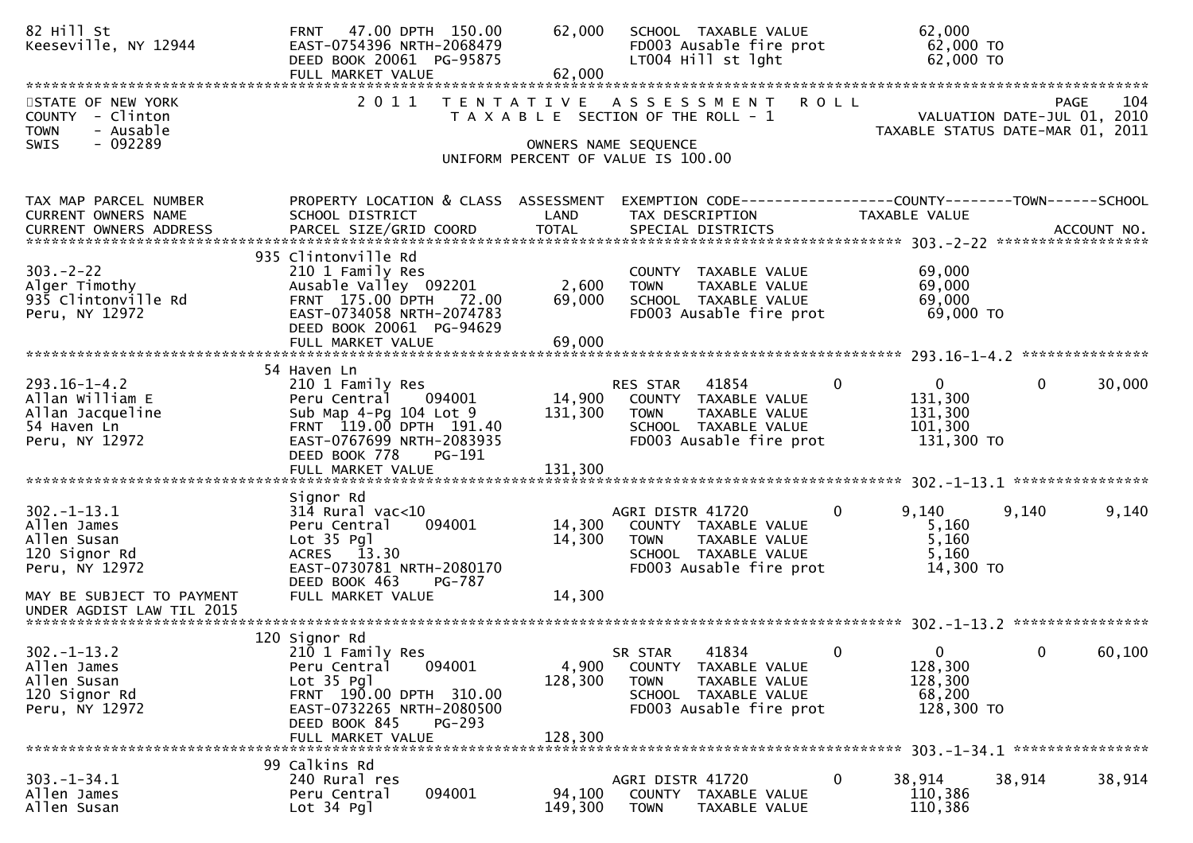```
82 Hill St                      FRNT  47.00 DPTH 150.00      62,000   SCHOOL  TAXABLE VALUE            62,000
Keeseville, NY 12944            EAST-0754396 NRTH-2068479              FD003 Ausable fire prot          62,000 TO
                                DEED BOOK 20061 PG-95875               LT004 Hill st lght               62,000 TO
                                FULL MARKET VALUE             62,000
******************************************************************************************************************************
STATE OF NEW YORK                2 0 1 1   T E N T A T I V E   A S S E S S M E N T   R O L L                      PAGE   104
COUNTY  - Clinton                     T A X A B L E  SECTION OF THE ROLL - 1               VALUATION DATE-JUL 01, 2010
TOWN    - Ausable                                                                       TAXABLE STATUS DATE-MAR 01, 2011
SWIS    - 092289                                  OWNERS NAME SEQUENCE
                                            UNIFORM PERCENT OF VALUE IS 100.00

TAX MAP PARCEL NUMBER           PROPERTY LOCATION & CLASS  ASSESSMENT  EXEMPTION CODE------------------COUNTY--------TOWN------SCHOOL
CURRENT OWNERS NAME             SCHOOL DISTRICT               LAND     TAX DESCRIPTION              TAXABLE VALUE
CURRENT OWNERS ADDRESS          PARCEL SIZE/GRID COORD        TOTAL    SPECIAL DISTRICTS                                 ACCOUNT NO.
******************************************************************************************************* 303.-2-22 ******************
                            935 Clintonville Rd
303.-2-22                       210 1 Family Res                       COUNTY  TAXABLE VALUE            69,000
Alger Timothy                   Ausable Valley 092201          2,600   TOWN    TAXABLE VALUE            69,000
935 Clintonville Rd             FRNT 175.00 DPTH  72.00       69,000   SCHOOL  TAXABLE VALUE            69,000
Peru, NY 12972                  EAST-0734058 NRTH-2074783              FD003 Ausable fire prot          69,000 TO
                                DEED BOOK 20061 PG-94629
                                FULL MARKET VALUE             69,000
******************************************************************************************************* 293.16-1-4.2 ***************
                            54 Haven Ln
293.16-1-4.2                    210 1 Family Res                       RES STAR    41854          0           0            0       30,000
Allan William E                 Peru Central    094001        14,900   COUNTY  TAXABLE VALUE           131,300
Allan Jacqueline                Sub Map 4-Pg 104 Lot 9       131,300   TOWN    TAXABLE VALUE           131,300
54 Haven Ln                     FRNT 119.00 DPTH 191.40                SCHOOL  TAXABLE VALUE           101,300
Peru, NY 12972                  EAST-0767699 NRTH-2083935              FD003 Ausable fire prot         131,300 TO
                                DEED BOOK 778    PG-191
                                FULL MARKET VALUE            131,300
******************************************************************************************************* 302.-1-13.1 ****************
                                Signor Rd
302.-1-13.1                     314 Rural vac<10                       AGRI DISTR 41720           0       9,140        9,140        9,140
Allen James                     Peru Central    094001        14,300   COUNTY  TAXABLE VALUE             5,160
Allen Susan                     Lot 35 Pgl                    14,300   TOWN    TAXABLE VALUE             5,160
120 Signor Rd                   ACRES  13.30                           SCHOOL  TAXABLE VALUE             5,160
Peru, NY 12972                  EAST-0730781 NRTH-2080170              FD003 Ausable fire prot          14,300 TO
                                DEED BOOK 463    PG-787
MAY BE SUBJECT TO PAYMENT       FULL MARKET VALUE             14,300
UNDER AGDIST LAW TIL 2015
******************************************************************************************************* 302.-1-13.2 ****************
                            120 Signor Rd
302.-1-13.2                     210 1 Family Res                       SR STAR     41834          0           0            0       60,100
Allen James                     Peru Central    094001         4,900   COUNTY  TAXABLE VALUE           128,300
Allen Susan                     Lot 35 Pgl                   128,300   TOWN    TAXABLE VALUE           128,300
120 Signor Rd                   FRNT 190.00 DPTH 310.00                SCHOOL  TAXABLE VALUE            68,200
Peru, NY 12972                  EAST-0732265 NRTH-2080500              FD003 Ausable fire prot         128,300 TO
                                DEED BOOK 845    PG-293
                                FULL MARKET VALUE            128,300
******************************************************************************************************* 303.-1-34.1 ****************
                             99 Calkins Rd
303.-1-34.1                     240 Rural res                          AGRI DISTR 41720           0      38,914       38,914       38,914
Allen James                     Peru Central    094001        94,100   COUNTY  TAXABLE VALUE           110,386
Allen Susan                     Lot 34 Pgl                   149,300   TOWN    TAXABLE VALUE           110,386
```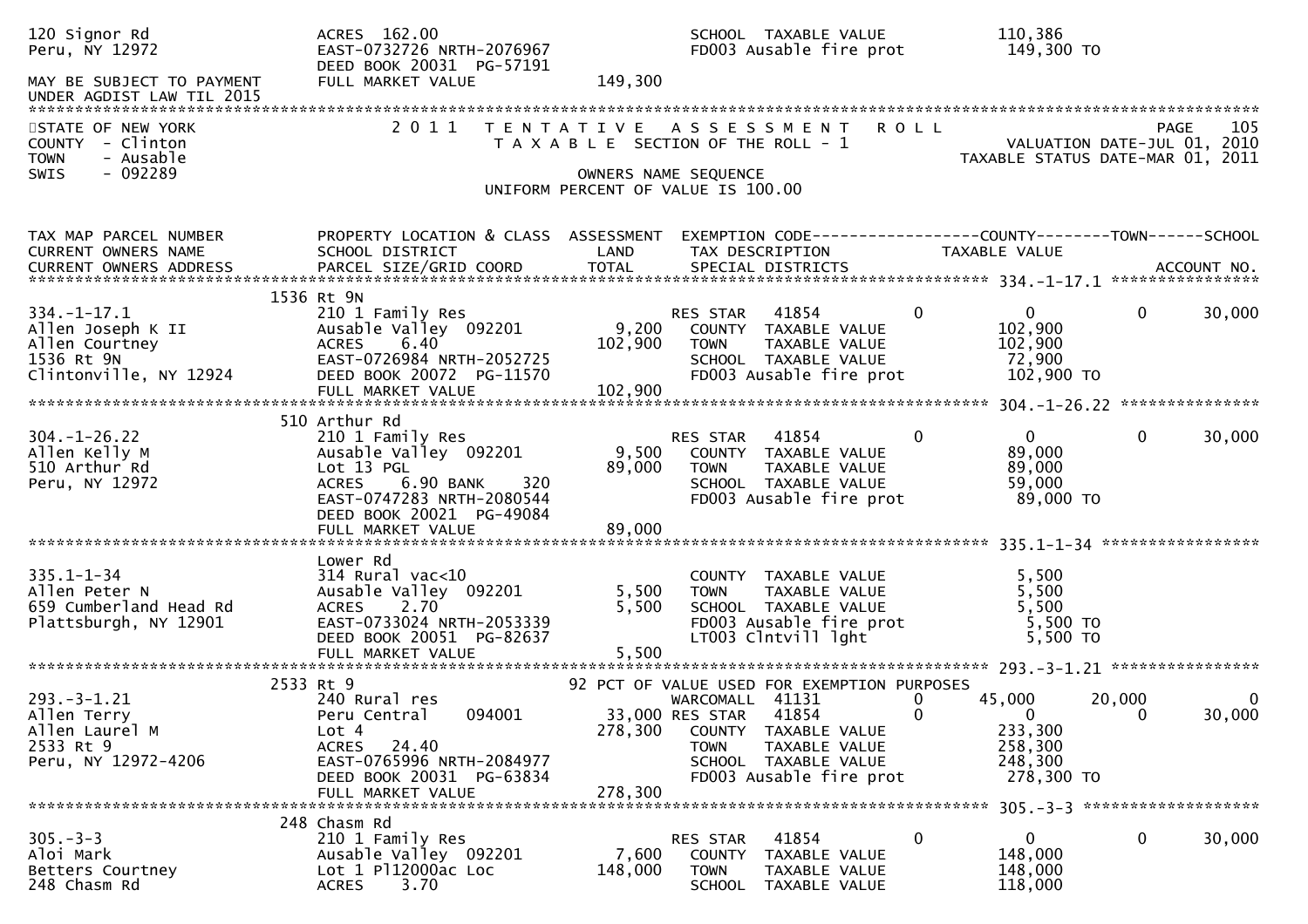```
120 Signor Rd                 ACRES 162.00                               SCHOOL  TAXABLE VALUE            110,386
Peru, NY 12972                EAST-0732726 NRTH-2076967                  FD003 Ausable fire prot          149,300 TO
                              DEED BOOK 20031 PG-57191
MAY BE SUBJECT TO PAYMENT     FULL MARKET VALUE                149,300
UNDER AGDIST LAW TIL 2015
******************************************************************************************************************************
STATE OF NEW YORK              2 0 1 1   T E N T A T I V E   A S S E S S M E N T   R O L L                         PAGE    105
COUNTY  - Clinton                    T A X A B L E  SECTION OF THE ROLL - 1                      VALUATION DATE-JUL 01, 2010
TOWN    - Ausable                                                                              TAXABLE STATUS DATE-MAR 01, 2011
SWIS    - 092289                                  OWNERS NAME SEQUENCE
                                          UNIFORM PERCENT OF VALUE IS 100.00


TAX MAP PARCEL NUMBER          PROPERTY LOCATION & CLASS  ASSESSMENT  EXEMPTION CODE------------------COUNTY--------TOWN------SCHOOL
CURRENT OWNERS NAME            SCHOOL DISTRICT               LAND      TAX DESCRIPTION              TAXABLE VALUE
CURRENT OWNERS ADDRESS         PARCEL SIZE/GRID COORD        TOTAL     SPECIAL DISTRICTS                                  ACCOUNT NO.
*********************************************************************************************** 334.-1-17.1 *****************
                           1536 Rt 9N
334.-1-17.1                    210 1 Family Res                        RES STAR    41854          0            0           0      30,000
Allen Joseph K II              Ausable Valley  092201         9,200    COUNTY  TAXABLE VALUE            102,900
Allen Courtney                 ACRES     6.40               102,900    TOWN    TAXABLE VALUE            102,900
1536 Rt 9N                     EAST-0726984 NRTH-2052725               SCHOOL  TAXABLE VALUE             72,900
Clintonville, NY 12924         DEED BOOK 20072 PG-11570                FD003 Ausable fire prot          102,900 TO
                               FULL MARKET VALUE             102,900
*********************************************************************************************** 304.-1-26.22 ****************
                           510 Arthur Rd
304.-1-26.22                   210 1 Family Res                        RES STAR    41854          0            0           0      30,000
Allen Kelly M                  Ausable Valley  092201         9,500    COUNTY  TAXABLE VALUE             89,000
510 Arthur Rd                  Lot 13 PGL                    89,000    TOWN    TAXABLE VALUE             89,000
Peru, NY 12972                 ACRES     6.90 BANK     320             SCHOOL  TAXABLE VALUE             59,000
                               EAST-0747283 NRTH-2080544               FD003 Ausable fire prot           89,000 TO
                               DEED BOOK 20021 PG-49084
                               FULL MARKET VALUE              89,000
*********************************************************************************************** 335.1-1-34 ******************
                               Lower Rd
335.1-1-34                     314 Rural vac<10                        COUNTY  TAXABLE VALUE              5,500
Allen Peter N                  Ausable Valley  092201         5,500    TOWN    TAXABLE VALUE              5,500
659 Cumberland Head Rd         ACRES     2.70                 5,500    SCHOOL  TAXABLE VALUE              5,500
Plattsburgh, NY 12901          EAST-0733024 NRTH-2053339               FD003 Ausable fire prot            5,500 TO
                               DEED BOOK 20051 PG-82637                LT003 Clntvill lght                5,500 TO
                               FULL MARKET VALUE               5,500
*********************************************************************************************** 293.-3-1.21 *****************
                           2533 Rt 9                         92 PCT OF VALUE USED FOR EXEMPTION PURPOSES
293.-3-1.21                    240 Rural res                           WARCOMALL   41131          0       45,000      20,000           0
Allen Terry                    Peru Central    094001        33,000    RES STAR    41854          0            0           0      30,000
Allen Laurel M                 Lot 4                        278,300    COUNTY  TAXABLE VALUE            233,300
2533 Rt 9                      ACRES    24.40                          TOWN    TAXABLE VALUE            258,300
Peru, NY 12972-4206            EAST-0765996 NRTH-2084977               SCHOOL  TAXABLE VALUE            248,300
                               DEED BOOK 20031 PG-63834                FD003 Ausable fire prot          278,300 TO
                               FULL MARKET VALUE             278,300
*********************************************************************************************** 305.-3-3 ********************
                           248 Chasm Rd
305.-3-3                       210 1 Family Res                        RES STAR    41854          0            0           0      30,000
Aloi Mark                      Ausable Valley  092201         7,600    COUNTY  TAXABLE VALUE            148,000
Betters Courtney               Lot 1 Pl12000ac Loc          148,000    TOWN    TAXABLE VALUE            148,000
248 Chasm Rd                   ACRES     3.70                          SCHOOL  TAXABLE VALUE            118,000
```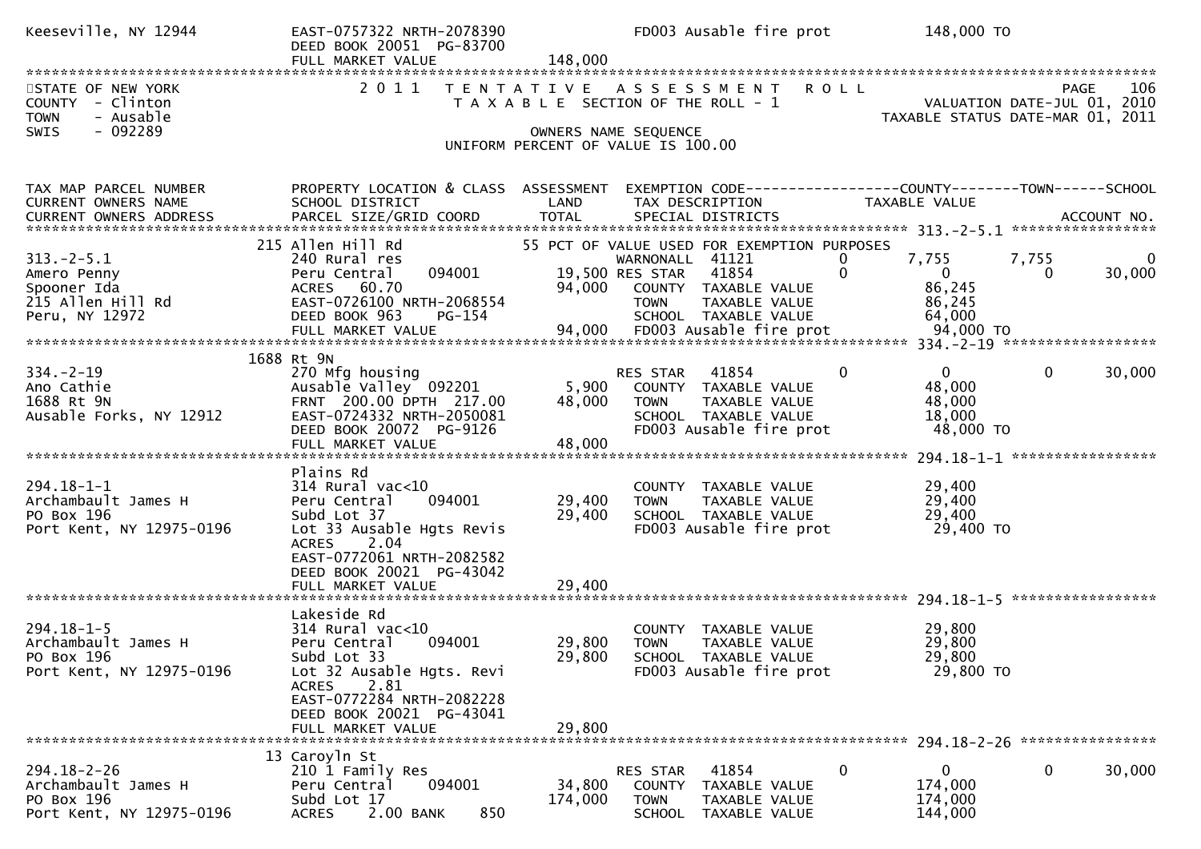```
Keeseville, NY 12944           EAST-0757322 NRTH-2078390              FD003 Ausable fire prot          148,000 TO
                               DEED BOOK 20051  PG-83700
                               FULL MARKET VALUE               148,000
************************************************************************************************************************************
STATE OF NEW YORK              2 0 1 1   T E N T A T I V E   A S S E S S M E N T   R O L L                            PAGE    106
COUNTY  - Clinton                    T A X A B L E  SECTION OF THE ROLL - 1                      VALUATION DATE-JUL 01, 2010
TOWN    - Ausable                                                                                TAXABLE STATUS DATE-MAR 01, 2011
SWIS    - 092289                                       OWNERS NAME SEQUENCE
                                                 UNIFORM PERCENT OF VALUE IS 100.00


TAX MAP PARCEL NUMBER          PROPERTY LOCATION & CLASS  ASSESSMENT  EXEMPTION CODE------------------COUNTY--------TOWN------SCHOOL
CURRENT OWNERS NAME            SCHOOL DISTRICT               LAND      TAX DESCRIPTION            TAXABLE VALUE
CURRENT OWNERS ADDRESS         PARCEL SIZE/GRID COORD        TOTAL     SPECIAL DISTRICTS                                 ACCOUNT NO.
*********************************************************************************************** 313.-2-5.1 *****************
                       215 Allen Hill Rd                      55 PCT OF VALUE USED FOR EXEMPTION PURPOSES
313.-2-5.1                     240 Rural res                           WARNONALL  41121          0       7,755       7,755           0
Amero Penny                    Peru Central     094001       19,500 RES STAR   41854          0           0           0      30,000
Spooner Ida                    ACRES   60.70                 94,000    COUNTY  TAXABLE VALUE             86,245
215 Allen Hill Rd              EAST-0726100 NRTH-2068554               TOWN    TAXABLE VALUE             86,245
Peru, NY 12972                 DEED BOOK 963    PG-154                 SCHOOL  TAXABLE VALUE             64,000
                               FULL MARKET VALUE              94,000   FD003 Ausable fire prot           94,000 TO
*********************************************************************************************** 334.-2-19 ******************
                     1688 Rt 9N
334.-2-19                      270 Mfg housing                         RES STAR   41854          0           0           0      30,000
Ano Cathie                     Ausable Valley  092201         5,900    COUNTY  TAXABLE VALUE             48,000
1688 Rt 9N                     FRNT 200.00 DPTH 217.00       48,000    TOWN    TAXABLE VALUE             48,000
Ausable Forks, NY 12912        EAST-0724332 NRTH-2050081               SCHOOL  TAXABLE VALUE             18,000
                               DEED BOOK 20072  PG-9126                FD003 Ausable fire prot           48,000 TO
                               FULL MARKET VALUE              48,000
*********************************************************************************************** 294.18-1-1 *****************
                       Plains Rd
294.18-1-1                     314 Rural vac<10                        COUNTY  TAXABLE VALUE             29,400
Archambault James H            Peru Central     094001       29,400    TOWN    TAXABLE VALUE             29,400
PO Box 196                     Subd Lot 37                   29,400    SCHOOL  TAXABLE VALUE             29,400
Port Kent, NY 12975-0196       Lot 33 Ausable Hgts Revis               FD003 Ausable fire prot           29,400 TO
                               ACRES    2.04
                               EAST-0772061 NRTH-2082582
                               DEED BOOK 20021  PG-43042
                               FULL MARKET VALUE              29,400
*********************************************************************************************** 294.18-1-5 *****************
                       Lakeside Rd
294.18-1-5                     314 Rural vac<10                        COUNTY  TAXABLE VALUE             29,800
Archambault James H            Peru Central     094001       29,800    TOWN    TAXABLE VALUE             29,800
PO Box 196                     Subd Lot 33                   29,800    SCHOOL  TAXABLE VALUE             29,800
Port Kent, NY 12975-0196       Lot 32 Ausable Hgts. Revi               FD003 Ausable fire prot           29,800 TO
                               ACRES    2.81
                               EAST-0772284 NRTH-2082228
                               DEED BOOK 20021  PG-43041
                               FULL MARKET VALUE              29,800
*********************************************************************************************** 294.18-2-26 ****************
                       13 Caroyln St
294.18-2-26                    210 1 Family Res                        RES STAR   41854          0           0           0      30,000
Archambault James H            Peru Central     094001       34,800    COUNTY  TAXABLE VALUE            174,000
PO Box 196                     Subd Lot 17                  174,000    TOWN    TAXABLE VALUE            174,000
Port Kent, NY 12975-0196       ACRES    2.00 BANK     850              SCHOOL  TAXABLE VALUE            144,000
```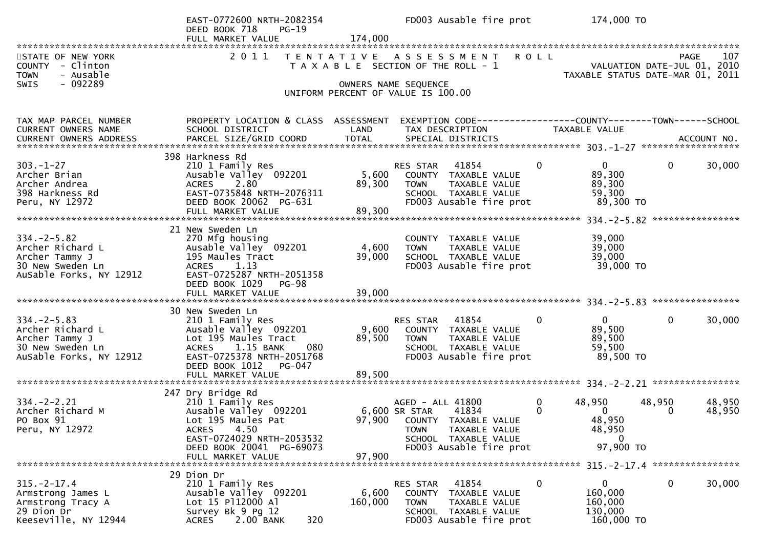```
                             EAST-0772600 NRTH-2082354                   FD003 Ausable fire prot          174,000 TO
                             DEED BOOK 718     PG-19
                             FULL MARKET VALUE            174,000
******************************************************************************************************************************
STATE OF NEW YORK                2 0 1 1   T E N T A T I V E   A S S E S S M E N T   R O L L                    PAGE    107
COUNTY  - Clinton                     T A X A B L E  SECTION OF THE ROLL - 1                     VALUATION DATE-JUL 01, 2010
TOWN    - Ausable                                                                             TAXABLE STATUS DATE-MAR 01, 2011
SWIS    - 092289                                    OWNERS NAME SEQUENCE
                                               UNIFORM PERCENT OF VALUE IS 100.00


TAX MAP PARCEL NUMBER          PROPERTY LOCATION & CLASS  ASSESSMENT  EXEMPTION CODE------------------COUNTY--------TOWN------SCHOOL
CURRENT OWNERS NAME            SCHOOL DISTRICT              LAND      TAX DESCRIPTION              TAXABLE VALUE
CURRENT OWNERS ADDRESS         PARCEL SIZE/GRID COORD       TOTAL     SPECIAL DISTRICTS                                 ACCOUNT NO.
******************************************************************************************************* 303.-1-27 ******************
                             398 Harkness Rd
303.-1-27                      210 1 Family Res                       RES STAR   41854          0           0           0       30,000
Archer Brian                   Ausable Valley  092201       5,600     COUNTY  TAXABLE VALUE               89,300
Archer Andrea                  ACRES     2.80               89,300    TOWN    TAXABLE VALUE               89,300
398 Harkness Rd                EAST-0735848 NRTH-2076311              SCHOOL  TAXABLE VALUE               59,300
Peru, NY 12972                 DEED BOOK 20062  PG-631                FD003 Ausable fire prot              89,300 TO
                               FULL MARKET VALUE            89,300
******************************************************************************************************* 334.-2-5.82 ****************
                             21 New Sweden Ln
334.-2-5.82                    270 Mfg housing                        COUNTY  TAXABLE VALUE               39,000
Archer Richard L               Ausable Valley  092201       4,600     TOWN    TAXABLE VALUE               39,000
Archer Tammy J                 195 Maules Tract             39,000    SCHOOL  TAXABLE VALUE               39,000
30 New Sweden Ln               ACRES     1.13                         FD003 Ausable fire prot              39,000 TO
AuSable Forks, NY 12912        EAST-0725287 NRTH-2051358
                               DEED BOOK 1029    PG-98
                               FULL MARKET VALUE            39,000
******************************************************************************************************* 334.-2-5.83 ****************
                             30 New Sweden Ln
334.-2-5.83                    210 1 Family Res                       RES STAR   41854          0           0           0       30,000
Archer Richard L               Ausable Valley  092201       9,600     COUNTY  TAXABLE VALUE               89,500
Archer Tammy J                 Lot 195 Maules Tract         89,500    TOWN    TAXABLE VALUE               89,500
30 New Sweden Ln               ACRES     1.15 BANK     080            SCHOOL  TAXABLE VALUE               59,500
AuSable Forks, NY 12912        EAST-0725378 NRTH-2051768              FD003 Ausable fire prot              89,500 TO
                               DEED BOOK 1012    PG-047
                               FULL MARKET VALUE            89,500
******************************************************************************************************* 334.-2-2.21 ****************
                             247 Dry Bridge Rd
334.-2-2.21                    210 1 Family Res                       AGED - ALL 41800          0      48,950      48,950       48,950
Archer Richard M               Ausable Valley  092201       6,600 SR STAR    41834          0           0           0       48,950
PO Box 91                      Lot 195 Maules Pat           97,900    COUNTY  TAXABLE VALUE               48,950
Peru, NY 12972                 ACRES     4.50                         TOWN    TAXABLE VALUE               48,950
                               EAST-0724029 NRTH-2053532              SCHOOL  TAXABLE VALUE                    0
                               DEED BOOK 20041  PG-69073              FD003 Ausable fire prot              97,900 TO
                               FULL MARKET VALUE            97,900
******************************************************************************************************* 315.-2-17.4 ****************
                             29 Dion Dr
315.-2-17.4                    210 1 Family Res                       RES STAR   41854          0           0           0       30,000
Armstrong James L              Ausable Valley  092201       6,600     COUNTY  TAXABLE VALUE              160,000
Armstrong Tracy A              Lot 15 Pl12000 Al           160,000    TOWN    TAXABLE VALUE              160,000
29 Dion Dr                     Survey Bk 9 Pg 12                      SCHOOL  TAXABLE VALUE              130,000
Keeseville, NY 12944           ACRES     2.00 BANK     320            FD003 Ausable fire prot             160,000 TO
```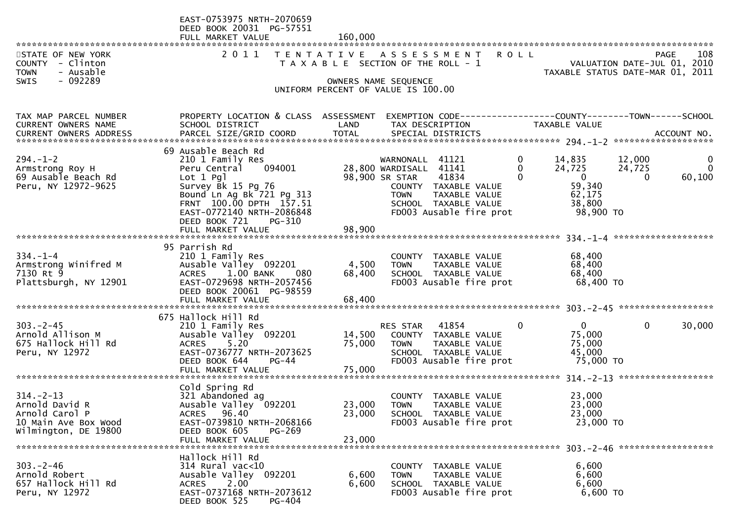```
                              EAST-0753975 NRTH-2070659
                              DEED BOOK 20031  PG-57551
                              FULL MARKET VALUE              160,000
************************************************************************************************************************************
STATE OF NEW YORK              2 0 1 1   T E N T A T I V E   A S S E S S M E N T   R O L L                                PAGE    108
COUNTY  - Clinton                          T A X A B L E  SECTION OF THE ROLL - 1                         VALUATION DATE-JUL 01, 2010
TOWN    - Ausable                                                                                  TAXABLE STATUS DATE-MAR 01, 2011
SWIS    - 092289                                       OWNERS NAME SEQUENCE
                                                 UNIFORM PERCENT OF VALUE IS 100.00


TAX MAP PARCEL NUMBER          PROPERTY LOCATION & CLASS  ASSESSMENT  EXEMPTION CODE------------------COUNTY--------TOWN------SCHOOL
CURRENT OWNERS NAME            SCHOOL DISTRICT               LAND      TAX DESCRIPTION            TAXABLE VALUE
CURRENT OWNERS ADDRESS         PARCEL SIZE/GRID COORD       TOTAL      SPECIAL DISTRICTS                                    ACCOUNT NO.
******************************************************************************************************* 294.-1-2 ******************
                               69 Ausable Beach Rd
294.-1-2                       210 1 Family Res                        WARNONALL  41121          0      14,835      12,000            0
Armstrong Roy H                Peru Central     094001        28,800 WARDISALL  41141          0      24,725      24,725            0
69 Ausable Beach Rd            Lot 1 Pgl                      98,900 SR STAR     41834          0           0           0       60,100
Peru, NY 12972-9625            Survey Bk 15 Pg 76                      COUNTY   TAXABLE VALUE              59,340
                               Bound Ln Ag Bk 721 Pg 313               TOWN     TAXABLE VALUE              62,175
                               FRNT 100.00 DPTH 157.51                 SCHOOL   TAXABLE VALUE              38,800
                               EAST-0772140 NRTH-2086848               FD003 Ausable fire prot             98,900 TO
                               DEED BOOK 721     PG-310
                               FULL MARKET VALUE              98,900
******************************************************************************************************* 334.-1-4 ******************
                               95 Parrish Rd
334.-1-4                       210 1 Family Res                        COUNTY   TAXABLE VALUE              68,400
Armstrong Winifred M           Ausable Valley  092201          4,500   TOWN     TAXABLE VALUE              68,400
7130 Rt 9                      ACRES     1.00 BANK     080    68,400   SCHOOL   TAXABLE VALUE              68,400
Plattsburgh, NY 12901          EAST-0729698 NRTH-2057456               FD003 Ausable fire prot             68,400 TO
                               DEED BOOK 20061  PG-98559
                               FULL MARKET VALUE              68,400
******************************************************************************************************* 303.-2-45 *****************
                               675 Hallock Hill Rd
303.-2-45                      210 1 Family Res                        RES STAR   41854          0           0           0       30,000
Arnold Allison M               Ausable Valley  092201         14,500   COUNTY   TAXABLE VALUE              75,000
675 Hallock Hill Rd            ACRES     5.20                 75,000   TOWN     TAXABLE VALUE              75,000
Peru, NY 12972                 EAST-0736777 NRTH-2073625               SCHOOL   TAXABLE VALUE              45,000
                               DEED BOOK 644     PG-44                 FD003 Ausable fire prot             75,000 TO
                               FULL MARKET VALUE              75,000
******************************************************************************************************* 314.-2-13 *****************
                               Cold Spring Rd
314.-2-13                      321 Abandoned ag                        COUNTY   TAXABLE VALUE              23,000
Arnold David R                 Ausable Valley  092201         23,000   TOWN     TAXABLE VALUE              23,000
Arnold Carol P                 ACRES    96.40                 23,000   SCHOOL   TAXABLE VALUE              23,000
10 Main Ave Box Wood           EAST-0739810 NRTH-2068166               FD003 Ausable fire prot             23,000 TO
Wilmington, DE 19800           DEED BOOK 605     PG-269
                               FULL MARKET VALUE              23,000
******************************************************************************************************* 303.-2-46 *****************
                               Hallock Hill Rd
303.-2-46                      314 Rural vac<10                        COUNTY   TAXABLE VALUE               6,600
Arnold Robert                  Ausable Valley  092201          6,600   TOWN     TAXABLE VALUE               6,600
657 Hallock Hill Rd            ACRES     2.00                  6,600   SCHOOL   TAXABLE VALUE               6,600
Peru, NY 12972                 EAST-0737168 NRTH-2073612               FD003 Ausable fire prot              6,600 TO
                               DEED BOOK 525     PG-404
```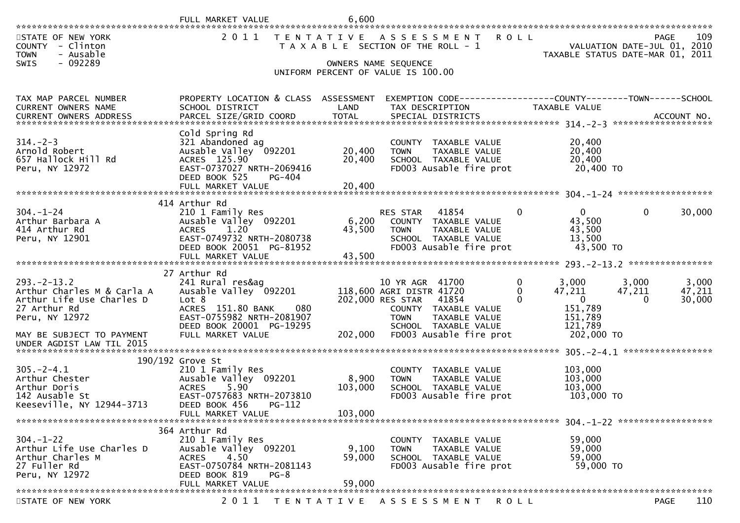FULL MARKET VALUE 6,600

STATE OF NEW YORK — 2011 TENTATIVE ASSESSMENT ROLL
COUNTY - Clinton — TAXABLE SECTION OF THE ROLL - 1 — VALUATION DATE-JUL 01, 2010
TOWN - Ausable — TAXABLE STATUS DATE-MAR 01, 2011
SWIS - 092289 — OWNERS NAME SEQUENCE
UNIFORM PERCENT OF VALUE IS 100.00

| TAX MAP PARCEL NUMBER / CURRENT OWNERS NAME / CURRENT OWNERS ADDRESS | PROPERTY LOCATION & CLASS / SCHOOL DISTRICT / PARCEL SIZE/GRID COORD | ASSESSMENT LAND / TOTAL | EXEMPTION CODE / TAX DESCRIPTION / SPECIAL DISTRICTS | COUNTY TAXABLE VALUE | TOWN | SCHOOL / ACCOUNT NO. |
|---|---|---|---|---|---|---|
| **314.-2-3** | Cold Spring Rd | | | | | |
| 314.-2-3 | 321 Abandoned ag | | COUNTY TAXABLE VALUE | 20,400 | | |
| Arnold Robert | Ausable Valley 092201 | 20,400 | TOWN TAXABLE VALUE | 20,400 | | |
| 657 Hallock Hill Rd | ACRES 125.90 | 20,400 | SCHOOL TAXABLE VALUE | 20,400 | | |
| Peru, NY 12972 | EAST-0737027 NRTH-2069416 | | FD003 Ausable fire prot | 20,400 TO | | |
| | DEED BOOK 525 PG-404 | | | | | |
| | FULL MARKET VALUE | 20,400 | | | | |
| **304.-1-24** | 414 Arthur Rd | | | | | |
| 304.-1-24 | 210 1 Family Res | | RES STAR 41854 0 | 0 | 0 | 30,000 |
| Arthur Barbara A | Ausable Valley 092201 | 6,200 | COUNTY TAXABLE VALUE | 43,500 | | |
| 414 Arthur Rd | ACRES 1.20 | 43,500 | TOWN TAXABLE VALUE | 43,500 | | |
| Peru, NY 12901 | EAST-0749732 NRTH-2080738 | | SCHOOL TAXABLE VALUE | 13,500 | | |
| | DEED BOOK 20051 PG-81952 | | FD003 Ausable fire prot | 43,500 TO | | |
| | FULL MARKET VALUE | 43,500 | | | | |
| **293.-2-13.2** | 27 Arthur Rd | | | | | |
| 293.-2-13.2 | 241 Rural res&ag | | 10 YR AGR 41700 0 | 3,000 | 3,000 | 3,000 |
| Arthur Charles M & Carla A | Ausable Valley 092201 | 118,600 | AGRI DISTR 41720 0 | 47,211 | 47,211 | 47,211 |
| Arthur Life Use Charles D | Lot 8 | 202,000 | RES STAR 41854 0 | 0 | 0 | 30,000 |
| 27 Arthur Rd | ACRES 151.80 BANK 080 | | COUNTY TAXABLE VALUE | 151,789 | | |
| Peru, NY 12972 | EAST-0755982 NRTH-2081907 | | TOWN TAXABLE VALUE | 151,789 | | |
| | DEED BOOK 20001 PG-19295 | | SCHOOL TAXABLE VALUE | 121,789 | | |
| MAY BE SUBJECT TO PAYMENT UNDER AGDIST LAW TIL 2015 | FULL MARKET VALUE | 202,000 | FD003 Ausable fire prot | 202,000 TO | | |
| **305.-2-4.1** | 190/192 Grove St | | | | | |
| 305.-2-4.1 | 210 1 Family Res | | COUNTY TAXABLE VALUE | 103,000 | | |
| Arthur Chester | Ausable Valley 092201 | 8,900 | TOWN TAXABLE VALUE | 103,000 | | |
| Arthur Doris | ACRES 5.90 | 103,000 | SCHOOL TAXABLE VALUE | 103,000 | | |
| 142 Ausable St | EAST-0757683 NRTH-2073810 | | FD003 Ausable fire prot | 103,000 TO | | |
| Keeseville, NY 12944-3713 | DEED BOOK 456 PG-112 | | | | | |
| | FULL MARKET VALUE | 103,000 | | | | |
| **304.-1-22** | 364 Arthur Rd | | | | | |
| 304.-1-22 | 210 1 Family Res | | COUNTY TAXABLE VALUE | 59,000 | | |
| Arthur Life Use Charles D | Ausable Valley 092201 | 9,100 | TOWN TAXABLE VALUE | 59,000 | | |
| Arthur Charles M | ACRES 4.50 | 59,000 | SCHOOL TAXABLE VALUE | 59,000 | | |
| 27 Fuller Rd | EAST-0750784 NRTH-2081143 | | FD003 Ausable fire prot | 59,000 TO | | |
| Peru, NY 12972 | DEED BOOK 819 PG-8 | | | | | |
| | FULL MARKET VALUE | 59,000 | | | | |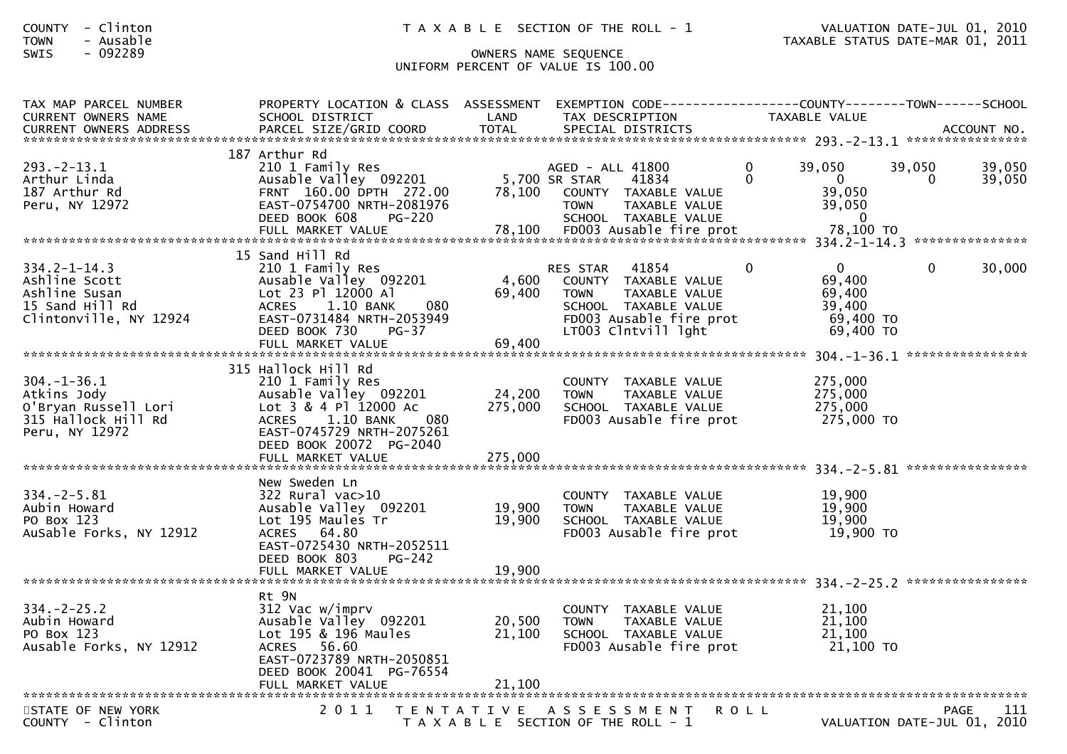COUNTY - Clinton
TOWN - Ausable
SWIS - 092289

T A X A B L E SECTION OF THE ROLL - 1

OWNERS NAME SEQUENCE
UNIFORM PERCENT OF VALUE IS 100.00

VALUATION DATE-JUL 01, 2010
TAXABLE STATUS DATE-MAR 01, 2011

| TAX MAP PARCEL NUMBER / CURRENT OWNERS NAME / CURRENT OWNERS ADDRESS | PROPERTY LOCATION & CLASS / SCHOOL DISTRICT / PARCEL SIZE/GRID COORD | ASSESSMENT LAND / TOTAL | EXEMPTION CODE / TAX DESCRIPTION / SPECIAL DISTRICTS | | COUNTY TAXABLE VALUE | TOWN | SCHOOL | ACCOUNT NO. |
|---|---|---|---|---|---|---|---|---|
| 293.-2-13.1 | 187 Arthur Rd | | | | | | | |
| | 210 1 Family Res | | AGED - ALL 41800 | 0 | 39,050 | 39,050 | 39,050 | |
| Arthur Linda | Ausable Valley 092201 | 5,700 | SR STAR 41834 | 0 | 0 | 0 | 39,050 | |
| 187 Arthur Rd | FRNT 160.00 DPTH 272.00 | 78,100 | COUNTY TAXABLE VALUE | | 39,050 | | | |
| Peru, NY 12972 | EAST-0754700 NRTH-2081976 | | TOWN TAXABLE VALUE | | 39,050 | | | |
| | DEED BOOK 608 PG-220 | | SCHOOL TAXABLE VALUE | | 0 | | | |
| | FULL MARKET VALUE | 78,100 | FD003 Ausable fire prot | | 78,100 TO | | | |
| 334.2-1-14.3 | 15 Sand Hill Rd | | | | | | | |
| | 210 1 Family Res | | RES STAR 41854 | 0 | 0 | 0 | 30,000 | |
| Ashline Scott | Ausable Valley 092201 | 4,600 | COUNTY TAXABLE VALUE | | 69,400 | | | |
| Ashline Susan | Lot 23 Pl 12000 Al | 69,400 | TOWN TAXABLE VALUE | | 69,400 | | | |
| 15 Sand Hill Rd | ACRES 1.10 BANK 080 | | SCHOOL TAXABLE VALUE | | 39,400 | | | |
| Clintonville, NY 12924 | EAST-0731484 NRTH-2053949 | | FD003 Ausable fire prot | | 69,400 TO | | | |
| | DEED BOOK 730 PG-37 | | LT003 Clntvill lght | | 69,400 TO | | | |
| | FULL MARKET VALUE | 69,400 | | | | | | |
| 304.-1-36.1 | 315 Hallock Hill Rd | | | | | | | |
| | 210 1 Family Res | | COUNTY TAXABLE VALUE | | 275,000 | | | |
| Atkins Jody | Ausable Valley 092201 | 24,200 | TOWN TAXABLE VALUE | | 275,000 | | | |
| O'Bryan Russell Lori | Lot 3 & 4 Pl 12000 Ac | 275,000 | SCHOOL TAXABLE VALUE | | 275,000 | | | |
| 315 Hallock Hill Rd | ACRES 1.10 BANK 080 | | FD003 Ausable fire prot | | 275,000 TO | | | |
| Peru, NY 12972 | EAST-0745729 NRTH-2075261 | | | | | | | |
| | DEED BOOK 20072 PG-2040 | | | | | | | |
| | FULL MARKET VALUE | 275,000 | | | | | | |
| 334.-2-5.81 | New Sweden Ln | | | | | | | |
| | 322 Rural vac>10 | | COUNTY TAXABLE VALUE | | 19,900 | | | |
| Aubin Howard | Ausable Valley 092201 | 19,900 | TOWN TAXABLE VALUE | | 19,900 | | | |
| PO Box 123 | Lot 195 Maules Tr | 19,900 | SCHOOL TAXABLE VALUE | | 19,900 | | | |
| AuSable Forks, NY 12912 | ACRES 64.80 | | FD003 Ausable fire prot | | 19,900 TO | | | |
| | EAST-0725430 NRTH-2052511 | | | | | | | |
| | DEED BOOK 803 PG-242 | | | | | | | |
| | FULL MARKET VALUE | 19,900 | | | | | | |
| 334.-2-25.2 | Rt 9N | | | | | | | |
| | 312 Vac w/imprv | | COUNTY TAXABLE VALUE | | 21,100 | | | |
| Aubin Howard | Ausable Valley 092201 | 20,500 | TOWN TAXABLE VALUE | | 21,100 | | | |
| PO Box 123 | Lot 195 & 196 Maules | 21,100 | SCHOOL TAXABLE VALUE | | 21,100 | | | |
| Ausable Forks, NY 12912 | ACRES 56.60 | | FD003 Ausable fire prot | | 21,100 TO | | | |
| | EAST-0723789 NRTH-2050851 | | | | | | | |
| | DEED BOOK 20041 PG-76554 | | | | | | | |
| | FULL MARKET VALUE | 21,100 | | | | | | |

STATE OF NEW YORK
COUNTY - Clinton

2 0 1 1 T E N T A T I V E A S S E S S M E N T R O L L
T A X A B L E SECTION OF THE ROLL - 1

PAGE 111
VALUATION DATE-JUL 01, 2010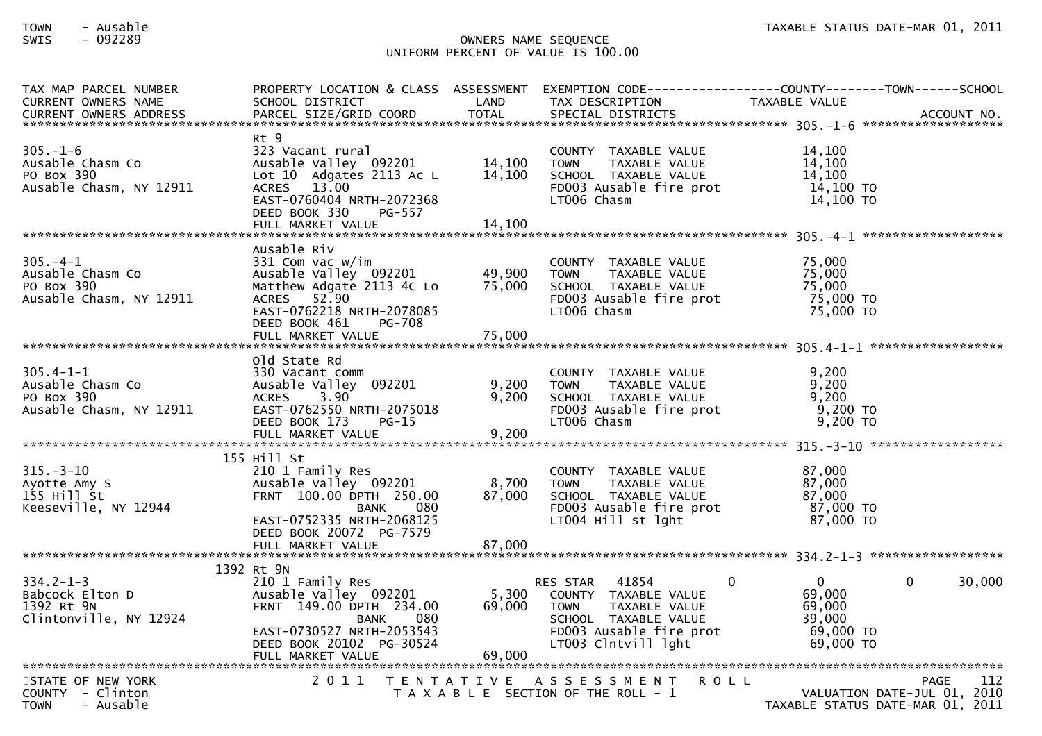TOWN - Ausable
SWIS - 092289

OWNERS NAME SEQUENCE
UNIFORM PERCENT OF VALUE IS 100.00

TAXABLE STATUS DATE-MAR 01, 2011

| TAX MAP PARCEL NUMBER<br>CURRENT OWNERS NAME<br>CURRENT OWNERS ADDRESS | PROPERTY LOCATION & CLASS<br>SCHOOL DISTRICT<br>PARCEL SIZE/GRID COORD | ASSESSMENT<br>LAND<br>TOTAL | EXEMPTION CODE<br>TAX DESCRIPTION<br>SPECIAL DISTRICTS | COUNTY<br>TAXABLE VALUE | TOWN | SCHOOL<br>ACCOUNT NO. |
|---|---|---|---|---|---|---|
| **305.-1-6** | | | | | | |
| 305.-1-6 | Rt 9 | | | | | |
| Ausable Chasm Co | 323 Vacant rural | | COUNTY TAXABLE VALUE | 14,100 | | |
| PO Box 390 | Ausable Valley 092201 | 14,100 | TOWN TAXABLE VALUE | 14,100 | | |
| Ausable Chasm, NY 12911 | Lot 10 Adgates 2113 Ac L | 14,100 | SCHOOL TAXABLE VALUE | 14,100 | | |
| | ACRES 13.00 | | FD003 Ausable fire prot | 14,100 TO | | |
| | EAST-0760404 NRTH-2072368 | | LT006 Chasm | 14,100 TO | | |
| | DEED BOOK 330 PG-557 | | | | | |
| | FULL MARKET VALUE | 14,100 | | | | |
| **305.-4-1** | | | | | | |
| 305.-4-1 | Ausable Riv | | | | | |
| Ausable Chasm Co | 331 Com vac w/im | | COUNTY TAXABLE VALUE | 75,000 | | |
| PO Box 390 | Ausable Valley 092201 | 49,900 | TOWN TAXABLE VALUE | 75,000 | | |
| Ausable Chasm, NY 12911 | Matthew Adgate 2113 4C Lo | 75,000 | SCHOOL TAXABLE VALUE | 75,000 | | |
| | ACRES 52.90 | | FD003 Ausable fire prot | 75,000 TO | | |
| | EAST-0762218 NRTH-2078085 | | LT006 Chasm | 75,000 TO | | |
| | DEED BOOK 461 PG-708 | | | | | |
| | FULL MARKET VALUE | 75,000 | | | | |
| **305.4-1-1** | | | | | | |
| 305.4-1-1 | Old State Rd | | | | | |
| Ausable Chasm Co | 330 Vacant comm | | COUNTY TAXABLE VALUE | 9,200 | | |
| PO Box 390 | Ausable Valley 092201 | 9,200 | TOWN TAXABLE VALUE | 9,200 | | |
| Ausable Chasm, NY 12911 | ACRES 3.90 | 9,200 | SCHOOL TAXABLE VALUE | 9,200 | | |
| | EAST-0762550 NRTH-2075018 | | FD003 Ausable fire prot | 9,200 TO | | |
| | DEED BOOK 173 PG-15 | | LT006 Chasm | 9,200 TO | | |
| | FULL MARKET VALUE | 9,200 | | | | |
| **315.-3-10** | | | | | | |
| 315.-3-10 | 155 Hill St | | | | | |
| Ayotte Amy S | 210 1 Family Res | | COUNTY TAXABLE VALUE | 87,000 | | |
| 155 Hill St | Ausable Valley 092201 | 8,700 | TOWN TAXABLE VALUE | 87,000 | | |
| Keeseville, NY 12944 | FRNT 100.00 DPTH 250.00 | 87,000 | SCHOOL TAXABLE VALUE | 87,000 | | |
| | BANK 080 | | FD003 Ausable fire prot | 87,000 TO | | |
| | EAST-0752335 NRTH-2068125 | | LT004 Hill st lght | 87,000 TO | | |
| | DEED BOOK 20072 PG-7579 | | | | | |
| | FULL MARKET VALUE | 87,000 | | | | |
| **334.2-1-3** | | | | | | |
| 334.2-1-3 | 1392 Rt 9N | | | | | |
| Babcock Elton D | 210 1 Family Res | | RES STAR 41854 | 0 | 0 | 0 30,000 |
| 1392 Rt 9N | Ausable Valley 092201 | 5,300 | COUNTY TAXABLE VALUE | 69,000 | | |
| Clintonville, NY 12924 | FRNT 149.00 DPTH 234.00 | 69,000 | TOWN TAXABLE VALUE | 69,000 | | |
| | BANK 080 | | SCHOOL TAXABLE VALUE | 39,000 | | |
| | EAST-0730527 NRTH-2053543 | | FD003 Ausable fire prot | 69,000 TO | | |
| | DEED BOOK 20102 PG-30524 | | LT003 Clntvill lght | 69,000 TO | | |
| | FULL MARKET VALUE | 69,000 | | | | |

STATE OF NEW YORK
COUNTY - Clinton
TOWN - Ausable

2011 TENTATIVE ASSESSMENT ROLL
TAXABLE SECTION OF THE ROLL - 1

PAGE 112
VALUATION DATE-JUL 01, 2010
TAXABLE STATUS DATE-MAR 01, 2011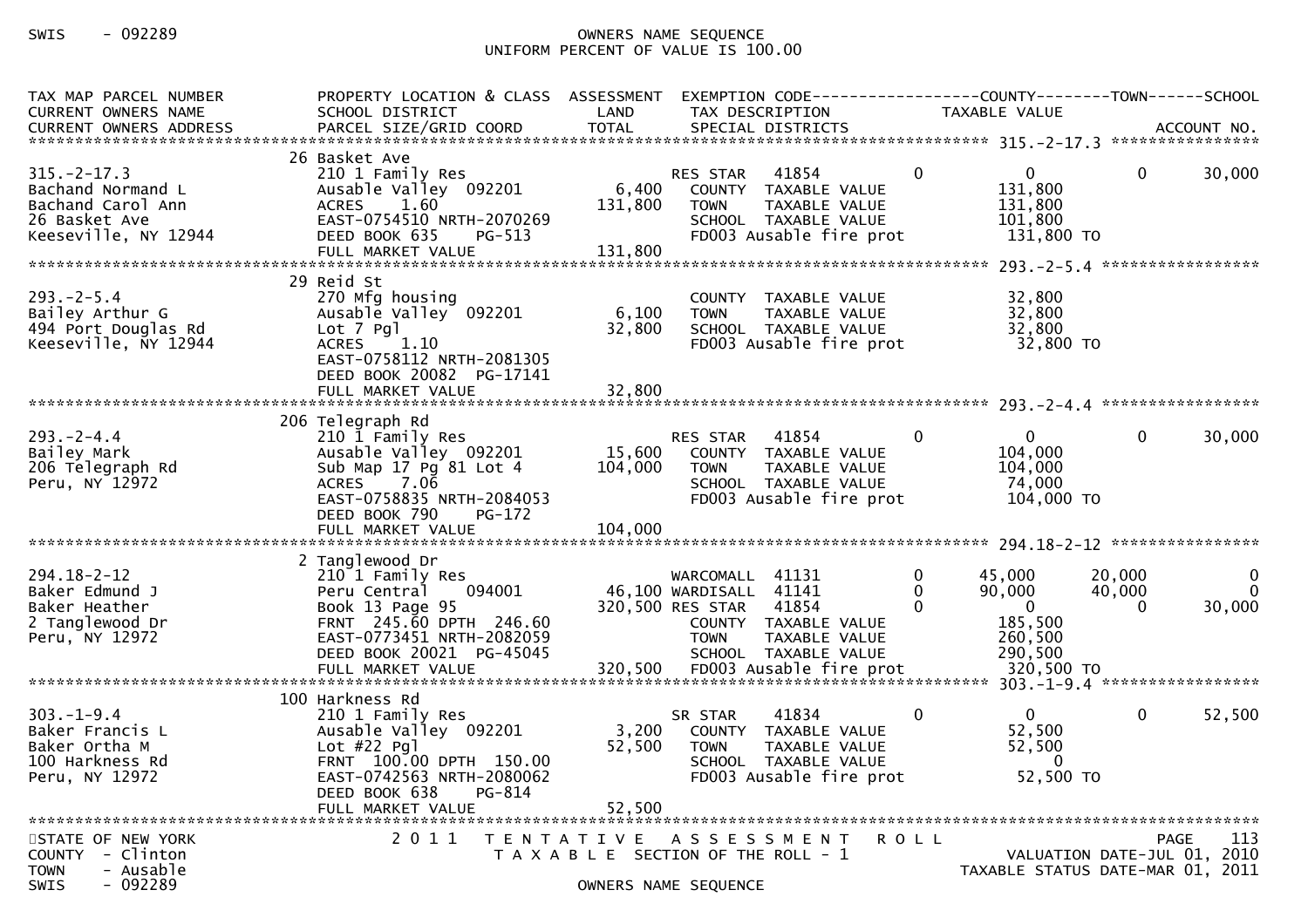OWNERS NAME SEQUENCE
UNIFORM PERCENT OF VALUE IS 100.00

| TAX MAP PARCEL NUMBER / CURRENT OWNERS NAME / CURRENT OWNERS ADDRESS | PROPERTY LOCATION & CLASS / SCHOOL DISTRICT / PARCEL SIZE/GRID COORD | ASSESSMENT LAND | TOTAL | EXEMPTION CODE / TAX DESCRIPTION / SPECIAL DISTRICTS | COUNTY TAXABLE VALUE | TOWN | SCHOOL | ACCOUNT NO. |
|---|---|---|---|---|---|---|---|---|
| 315.-2-17.3 | 26 Basket Ave | | | | | | | |
| 315.-2-17.3 | 210 1 Family Res | | | RES STAR 41854 | 0 | 0 | 30,000 | |
| Bachand Normand L | Ausable Valley 092201 | 6,400 | | COUNTY TAXABLE VALUE | 131,800 | | | |
| Bachand Carol Ann | ACRES 1.60 | | 131,800 | TOWN TAXABLE VALUE | 131,800 | | | |
| 26 Basket Ave | EAST-0754510 NRTH-2070269 | | | SCHOOL TAXABLE VALUE | 101,800 | | | |
| Keeseville, NY 12944 | DEED BOOK 635 PG-513 | | | FD003 Ausable fire prot | 131,800 TO | | | |
| | FULL MARKET VALUE | | 131,800 | | | | | |
| 293.-2-5.4 | 29 Reid St | | | | | | | |
| 293.-2-5.4 | 270 Mfg housing | | | COUNTY TAXABLE VALUE | 32,800 | | | |
| Bailey Arthur G | Ausable Valley 092201 | 6,100 | | TOWN TAXABLE VALUE | 32,800 | | | |
| 494 Port Douglas Rd | Lot 7 Pgl | | 32,800 | SCHOOL TAXABLE VALUE | 32,800 | | | |
| Keeseville, NY 12944 | ACRES 1.10 | | | FD003 Ausable fire prot | 32,800 TO | | | |
| | EAST-0758112 NRTH-2081305 | | | | | | | |
| | DEED BOOK 20082 PG-17141 | | | | | | | |
| | FULL MARKET VALUE | | 32,800 | | | | | |
| 293.-2-4.4 | 206 Telegraph Rd | | | | | | | |
| 293.-2-4.4 | 210 1 Family Res | | | RES STAR 41854 | 0 | 0 | 30,000 | |
| Bailey Mark | Ausable Valley 092201 | 15,600 | | COUNTY TAXABLE VALUE | 104,000 | | | |
| 206 Telegraph Rd | Sub Map 17 Pg 81 Lot 4 | | 104,000 | TOWN TAXABLE VALUE | 104,000 | | | |
| Peru, NY 12972 | ACRES 7.06 | | | SCHOOL TAXABLE VALUE | 74,000 | | | |
| | EAST-0758835 NRTH-2084053 | | | FD003 Ausable fire prot | 104,000 TO | | | |
| | DEED BOOK 790 PG-172 | | | | | | | |
| | FULL MARKET VALUE | | 104,000 | | | | | |
| 294.18-2-12 | 2 Tanglewood Dr | | | | | | | |
| 294.18-2-12 | 210 1 Family Res | | | WARCOMALL 41131 | 45,000 | 20,000 | 0 | |
| Baker Edmund J | Peru Central 094001 | 46,100 | | WARDISALL 41141 | 90,000 | 40,000 | 0 | |
| Baker Heather | Book 13 Page 95 | | 320,500 | RES STAR 41854 | 0 | 0 | 30,000 | |
| 2 Tanglewood Dr | FRNT 245.60 DPTH 246.60 | | | COUNTY TAXABLE VALUE | 185,500 | | | |
| Peru, NY 12972 | EAST-0773451 NRTH-2082059 | | | TOWN TAXABLE VALUE | 260,500 | | | |
| | DEED BOOK 20021 PG-45045 | | | SCHOOL TAXABLE VALUE | 290,500 | | | |
| | FULL MARKET VALUE | | 320,500 | FD003 Ausable fire prot | 320,500 TO | | | |
| 303.-1-9.4 | 100 Harkness Rd | | | | | | | |
| 303.-1-9.4 | 210 1 Family Res | | | SR STAR 41834 | 0 | 0 | 52,500 | |
| Baker Francis L | Ausable Valley 092201 | 3,200 | | COUNTY TAXABLE VALUE | 52,500 | | | |
| Baker Ortha M | Lot #22 Pgl | | 52,500 | TOWN TAXABLE VALUE | 52,500 | | | |
| 100 Harkness Rd | FRNT 100.00 DPTH 150.00 | | | SCHOOL TAXABLE VALUE | 0 | | | |
| Peru, NY 12972 | EAST-0742563 NRTH-2080062 | | | FD003 Ausable fire prot | 52,500 TO | | | |
| | DEED BOOK 638 PG-814 | | | | | | | |
| | FULL MARKET VALUE | | 52,500 | | | | | |

STATE OF NEW YORK — 2011 TENTATIVE ASSESSMENT ROLL
COUNTY - Clinton — TAXABLE SECTION OF THE ROLL - 1 — VALUATION DATE-JUL 01, 2010
TOWN - Ausable — TAXABLE STATUS DATE-MAR 01, 2011
SWIS - 092289 — OWNERS NAME SEQUENCE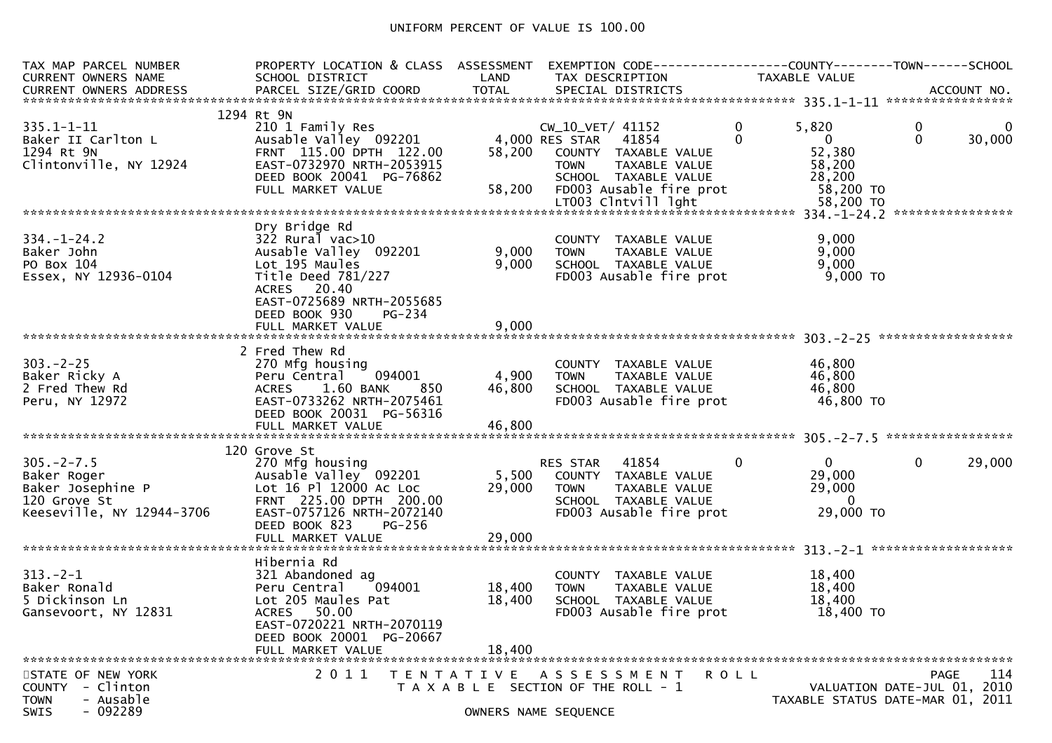UNIFORM PERCENT OF VALUE IS 100.00

```
TAX MAP PARCEL NUMBER          PROPERTY LOCATION & CLASS  ASSESSMENT  EXEMPTION CODE------------------COUNTY--------TOWN------SCHOOL
CURRENT OWNERS NAME            SCHOOL DISTRICT               LAND      TAX DESCRIPTION            TAXABLE VALUE
CURRENT OWNERS ADDRESS         PARCEL SIZE/GRID COORD        TOTAL     SPECIAL DISTRICTS                                  ACCOUNT NO.
******************************************************************************************************* 335.1-1-11 *****************
                        1294 Rt 9N
335.1-1-11                     210 1 Family Res                    CW_10_VET/ 41152         0       5,820          0            0
Baker II Carlton L             Ausable Valley  092201        4,000 RES STAR    41854         0           0          0       30,000
1294 Rt 9N                     FRNT  115.00 DPTH  122.00    58,200    COUNTY   TAXABLE VALUE            52,380
Clintonville, NY 12924         EAST-0732970 NRTH-2053915              TOWN     TAXABLE VALUE            58,200
                               DEED BOOK 20041  PG-76862              SCHOOL   TAXABLE VALUE            28,200
                               FULL MARKET VALUE            58,200    FD003 Ausable fire prot           58,200 TO
                                                                      LT003 Clntvill lght               58,200 TO
******************************************************************************************************* 334.-1-24.2 ****************
                               Dry Bridge Rd
334.-1-24.2                    322 Rural vac>10                       COUNTY   TAXABLE VALUE             9,000
Baker John                     Ausable Valley  092201        9,000    TOWN     TAXABLE VALUE             9,000
PO Box 104                     Lot 195 Maules                9,000    SCHOOL   TAXABLE VALUE             9,000
Essex, NY 12936-0104           Title Deed 781/227                     FD003 Ausable fire prot            9,000 TO
                               ACRES   20.40
                               EAST-0725689 NRTH-2055685
                               DEED BOOK 930    PG-234
                               FULL MARKET VALUE             9,000
******************************************************************************************************* 303.-2-25 ******************
                        2 Fred Thew Rd
303.-2-25                      270 Mfg housing                        COUNTY   TAXABLE VALUE            46,800
Baker Ricky A                  Peru Central    094001        4,900    TOWN     TAXABLE VALUE            46,800
2 Fred Thew Rd                 ACRES    1.60 BANK    850    46,800    SCHOOL   TAXABLE VALUE            46,800
Peru, NY 12972                 EAST-0733262 NRTH-2075461              FD003 Ausable fire prot           46,800 TO
                               DEED BOOK 20031  PG-56316
                               FULL MARKET VALUE            46,800
******************************************************************************************************* 305.-2-7.5 *****************
                        120 Grove St
305.-2-7.5                     270 Mfg housing                     RES STAR    41854         0           0          0       29,000
Baker Roger                    Ausable Valley  092201        5,500    COUNTY   TAXABLE VALUE            29,000
Baker Josephine P              Lot 16 Pl 12000 Ac Loc       29,000    TOWN     TAXABLE VALUE            29,000
120 Grove St                   FRNT  225.00 DPTH  200.00              SCHOOL   TAXABLE VALUE                 0
Keeseville, NY 12944-3706      EAST-0757126 NRTH-2072140              FD003 Ausable fire prot           29,000 TO
                               DEED BOOK 823    PG-256
                               FULL MARKET VALUE            29,000
******************************************************************************************************* 313.-2-1 *******************
                               Hibernia Rd
313.-2-1                       321 Abandoned ag                       COUNTY   TAXABLE VALUE            18,400
Baker Ronald                   Peru Central    094001       18,400    TOWN     TAXABLE VALUE            18,400
5 Dickinson Ln                 Lot 205 Maules Pat           18,400    SCHOOL   TAXABLE VALUE            18,400
Gansevoort, NY 12831           ACRES   50.00                          FD003 Ausable fire prot           18,400 TO
                               EAST-0720221 NRTH-2070119
                               DEED BOOK 20001  PG-20667
                               FULL MARKET VALUE            18,400
************************************************************************************************************************************
STATE OF NEW YORK                 2 0 1 1   T E N T A T I V E   A S S E S S M E N T   R O L L
COUNTY  - Clinton                      T A X A B L E  SECTION OF THE ROLL - 1                    VALUATION DATE-JUL 01, 2010
TOWN    - Ausable                                                                          TAXABLE STATUS DATE-MAR 01, 2011
SWIS    - 092289                                   OWNERS NAME SEQUENCE
```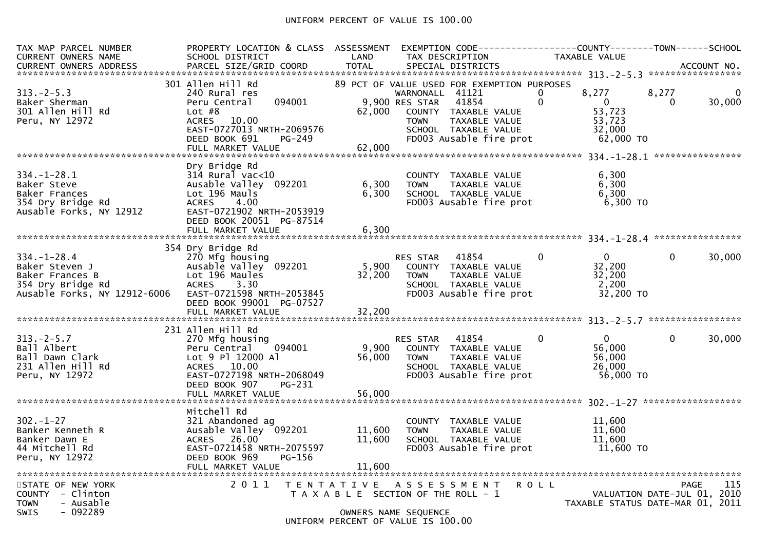UNIFORM PERCENT OF VALUE IS 100.00

| TAX MAP PARCEL NUMBER<br>CURRENT OWNERS NAME<br>CURRENT OWNERS ADDRESS | PROPERTY LOCATION & CLASS<br>SCHOOL DISTRICT<br>PARCEL SIZE/GRID COORD | ASSESSMENT<br>LAND<br>TOTAL | EXEMPTION CODE<br>TAX DESCRIPTION<br>SPECIAL DISTRICTS | COUNTY<br>TAXABLE VALUE | TOWN | SCHOOL<br><br>ACCOUNT NO. |
|---|---|---|---|---|---|---|
| **313.-2-5.3** | | | | | | |
| | 301 Allen Hill Rd | | 89 PCT OF VALUE USED FOR EXEMPTION PURPOSES | | | |
| 313.-2-5.3 | 240 Rural res | | WARNONALL 41121 0 | 8,277 | 8,277 | 0 |
| Baker Sherman | Peru Central 094001 | 9,900 | RES STAR 41854 0 | 0 | 0 | 30,000 |
| 301 Allen Hill Rd | Lot #8 | 62,000 | COUNTY TAXABLE VALUE | 53,723 | | |
| Peru, NY 12972 | ACRES 10.00 | | TOWN TAXABLE VALUE | 53,723 | | |
| | EAST-0727013 NRTH-2069576 | | SCHOOL TAXABLE VALUE | 32,000 | | |
| | DEED BOOK 691 PG-249 | | FD003 Ausable fire prot | 62,000 TO | | |
| | FULL MARKET VALUE | 62,000 | | | | |
| **334.-1-28.1** | | | | | | |
| | Dry Bridge Rd | | | | | |
| 334.-1-28.1 | 314 Rural vac<10 | | COUNTY TAXABLE VALUE | 6,300 | | |
| Baker Steve | Ausable Valley 092201 | 6,300 | TOWN TAXABLE VALUE | 6,300 | | |
| Baker Frances | Lot 196 Mauls | 6,300 | SCHOOL TAXABLE VALUE | 6,300 | | |
| 354 Dry Bridge Rd | ACRES 4.00 | | FD003 Ausable fire prot | 6,300 TO | | |
| Ausable Forks, NY 12912 | EAST-0721902 NRTH-2053919 | | | | | |
| | DEED BOOK 20051 PG-87514 | | | | | |
| | FULL MARKET VALUE | 6,300 | | | | |
| **334.-1-28.4** | | | | | | |
| | 354 Dry Bridge Rd | | | | | |
| 334.-1-28.4 | 270 Mfg housing | | RES STAR 41854 0 | 0 | 0 | 30,000 |
| Baker Steven J | Ausable Valley 092201 | 5,900 | COUNTY TAXABLE VALUE | 32,200 | | |
| Baker Frances B | Lot 196 Maules | 32,200 | TOWN TAXABLE VALUE | 32,200 | | |
| 354 Dry Bridge Rd | ACRES 3.30 | | SCHOOL TAXABLE VALUE | 2,200 | | |
| Ausable Forks, NY 12912-6006 | EAST-0721598 NRTH-2053845 | | FD003 Ausable fire prot | 32,200 TO | | |
| | DEED BOOK 99001 PG-07527 | | | | | |
| | FULL MARKET VALUE | 32,200 | | | | |
| **313.-2-5.7** | | | | | | |
| | 231 Allen Hill Rd | | | | | |
| 313.-2-5.7 | 270 Mfg housing | | RES STAR 41854 0 | 0 | 0 | 30,000 |
| Ball Albert | Peru Central 094001 | 9,900 | COUNTY TAXABLE VALUE | 56,000 | | |
| Ball Dawn Clark | Lot 9 Pl 12000 Al | 56,000 | TOWN TAXABLE VALUE | 56,000 | | |
| 231 Allen Hill Rd | ACRES 10.00 | | SCHOOL TAXABLE VALUE | 26,000 | | |
| Peru, NY 12972 | EAST-0727198 NRTH-2068049 | | FD003 Ausable fire prot | 56,000 TO | | |
| | DEED BOOK 907 PG-231 | | | | | |
| | FULL MARKET VALUE | 56,000 | | | | |
| **302.-1-27** | | | | | | |
| | Mitchell Rd | | | | | |
| 302.-1-27 | 321 Abandoned ag | | COUNTY TAXABLE VALUE | 11,600 | | |
| Banker Kenneth R | Ausable Valley 092201 | 11,600 | TOWN TAXABLE VALUE | 11,600 | | |
| Banker Dawn E | ACRES 26.00 | 11,600 | SCHOOL TAXABLE VALUE | 11,600 | | |
| 44 Mitchell Rd | EAST-0721458 NRTH-2075597 | | FD003 Ausable fire prot | 11,600 TO | | |
| Peru, NY 12972 | DEED BOOK 969 PG-156 | | | | | |
| | FULL MARKET VALUE | 11,600 | | | | |

STATE OF NEW YORK
COUNTY - Clinton
TOWN - Ausable
SWIS - 092289

2011 TENTATIVE ASSESSMENT ROLL
TAXABLE SECTION OF THE ROLL - 1
OWNERS NAME SEQUENCE
UNIFORM PERCENT OF VALUE IS 100.00

VALUATION DATE-JUL 01, 2010
TAXABLE STATUS DATE-MAR 01, 2011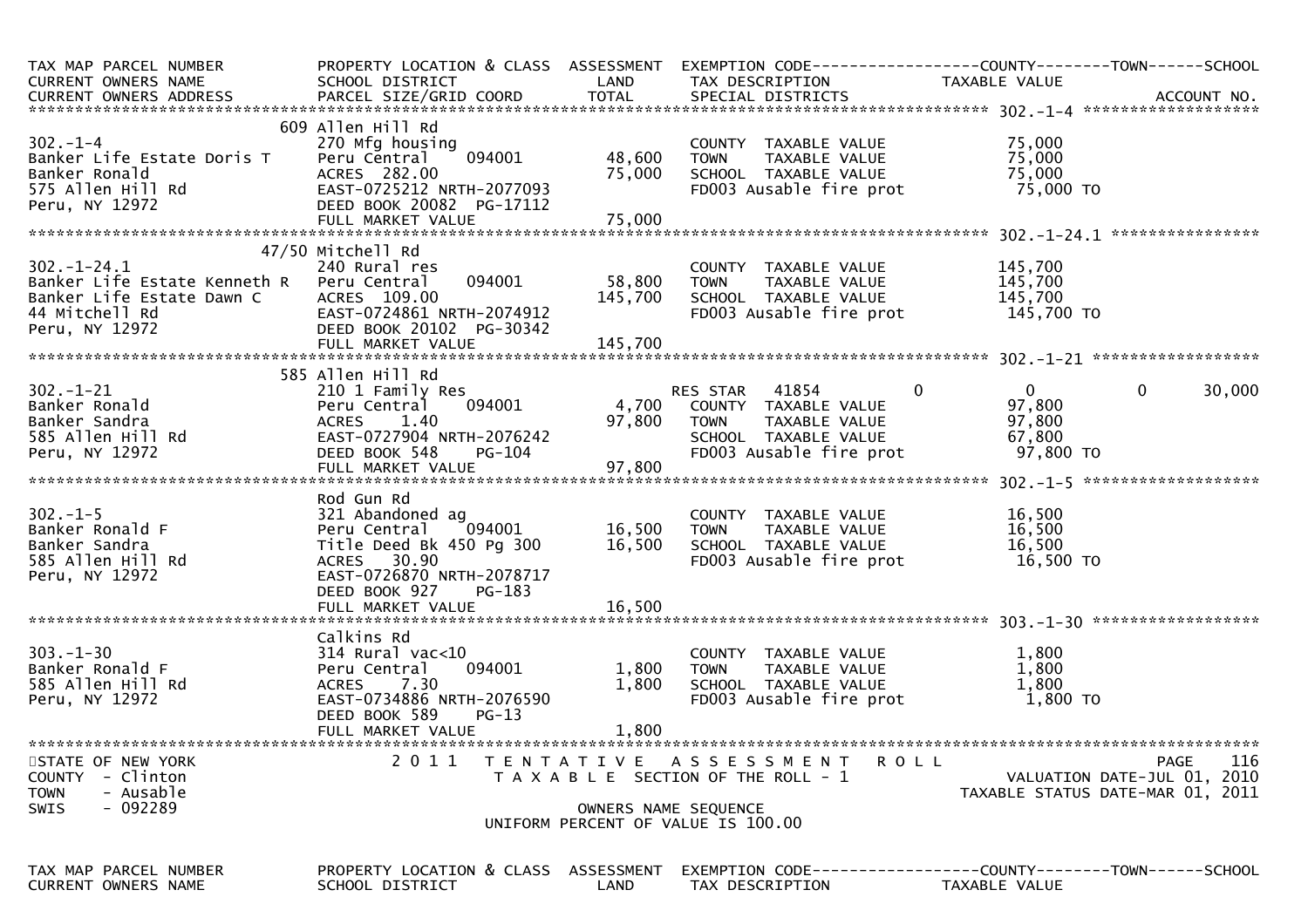| TAX MAP PARCEL NUMBER<br>CURRENT OWNERS NAME<br>CURRENT OWNERS ADDRESS | PROPERTY LOCATION & CLASS<br>SCHOOL DISTRICT<br>PARCEL SIZE/GRID COORD | ASSESSMENT<br>LAND<br>TOTAL | EXEMPTION CODE<br>TAX DESCRIPTION<br>SPECIAL DISTRICTS | COUNTY<br>TAXABLE VALUE | TOWN | SCHOOL<br>ACCOUNT NO. |
|---|---|---|---|---|---|---|
| **302.-1-4** | 609 Allen Hill Rd | | | | | |
| 302.-1-4 | 270 Mfg housing | | COUNTY TAXABLE VALUE | 75,000 | | |
| Banker Life Estate Doris T | Peru Central 094001 | 48,600 | TOWN TAXABLE VALUE | 75,000 | | |
| Banker Ronald | ACRES 282.00 | 75,000 | SCHOOL TAXABLE VALUE | 75,000 | | |
| 575 Allen Hill Rd | EAST-0725212 NRTH-2077093 | | FD003 Ausable fire prot | 75,000 TO | | |
| Peru, NY 12972 | DEED BOOK 20082 PG-17112 | | | | | |
| | FULL MARKET VALUE | 75,000 | | | | |
| **302.-1-24.1** | 47/50 Mitchell Rd | | | | | |
| 302.-1-24.1 | 240 Rural res | | COUNTY TAXABLE VALUE | 145,700 | | |
| Banker Life Estate Kenneth R | Peru Central 094001 | 58,800 | TOWN TAXABLE VALUE | 145,700 | | |
| Banker Life Estate Dawn C | ACRES 109.00 | 145,700 | SCHOOL TAXABLE VALUE | 145,700 | | |
| 44 Mitchell Rd | EAST-0724861 NRTH-2074912 | | FD003 Ausable fire prot | 145,700 TO | | |
| Peru, NY 12972 | DEED BOOK 20102 PG-30342 | | | | | |
| | FULL MARKET VALUE | 145,700 | | | | |
| **302.-1-21** | 585 Allen Hill Rd | | | | | |
| 302.-1-21 | 210 1 Family Res | | RES STAR 41854 | 0 | 0 | 0 30,000 |
| Banker Ronald | Peru Central 094001 | 4,700 | COUNTY TAXABLE VALUE | 97,800 | | |
| Banker Sandra | ACRES 1.40 | 97,800 | TOWN TAXABLE VALUE | 97,800 | | |
| 585 Allen Hill Rd | EAST-0727904 NRTH-2076242 | | SCHOOL TAXABLE VALUE | 67,800 | | |
| Peru, NY 12972 | DEED BOOK 548 PG-104 | | FD003 Ausable fire prot | 97,800 TO | | |
| | FULL MARKET VALUE | 97,800 | | | | |
| **302.-1-5** | Rod Gun Rd | | | | | |
| 302.-1-5 | 321 Abandoned ag | | COUNTY TAXABLE VALUE | 16,500 | | |
| Banker Ronald F | Peru Central 094001 | 16,500 | TOWN TAXABLE VALUE | 16,500 | | |
| Banker Sandra | Title Deed Bk 450 Pg 300 | 16,500 | SCHOOL TAXABLE VALUE | 16,500 | | |
| 585 Allen Hill Rd | ACRES 30.90 | | FD003 Ausable fire prot | 16,500 TO | | |
| Peru, NY 12972 | EAST-0726870 NRTH-2078717 | | | | | |
| | DEED BOOK 927 PG-183 | | | | | |
| | FULL MARKET VALUE | 16,500 | | | | |
| **303.-1-30** | Calkins Rd | | | | | |
| 303.-1-30 | 314 Rural vac<10 | | COUNTY TAXABLE VALUE | 1,800 | | |
| Banker Ronald F | Peru Central 094001 | 1,800 | TOWN TAXABLE VALUE | 1,800 | | |
| 585 Allen Hill Rd | ACRES 7.30 | 1,800 | SCHOOL TAXABLE VALUE | 1,800 | | |
| Peru, NY 12972 | EAST-0734886 NRTH-2076590 | | FD003 Ausable fire prot | 1,800 TO | | |
| | DEED BOOK 589 PG-13 | | | | | |
| | FULL MARKET VALUE | 1,800 | | | | |

STATE OF NEW YORK
COUNTY - Clinton
TOWN - Ausable
SWIS - 092289

2011 TENTATIVE ASSESSMENT ROLL
TAXABLE SECTION OF THE ROLL - 1
OWNERS NAME SEQUENCE
UNIFORM PERCENT OF VALUE IS 100.00

VALUATION DATE-JUL 01, 2010
TAXABLE STATUS DATE-MAR 01, 2011

| TAX MAP PARCEL NUMBER<br>CURRENT OWNERS NAME | PROPERTY LOCATION & CLASS<br>SCHOOL DISTRICT | ASSESSMENT<br>LAND | EXEMPTION CODE<br>TAX DESCRIPTION | COUNTY<br>TAXABLE VALUE | TOWN | SCHOOL |
|---|---|---|---|---|---|---|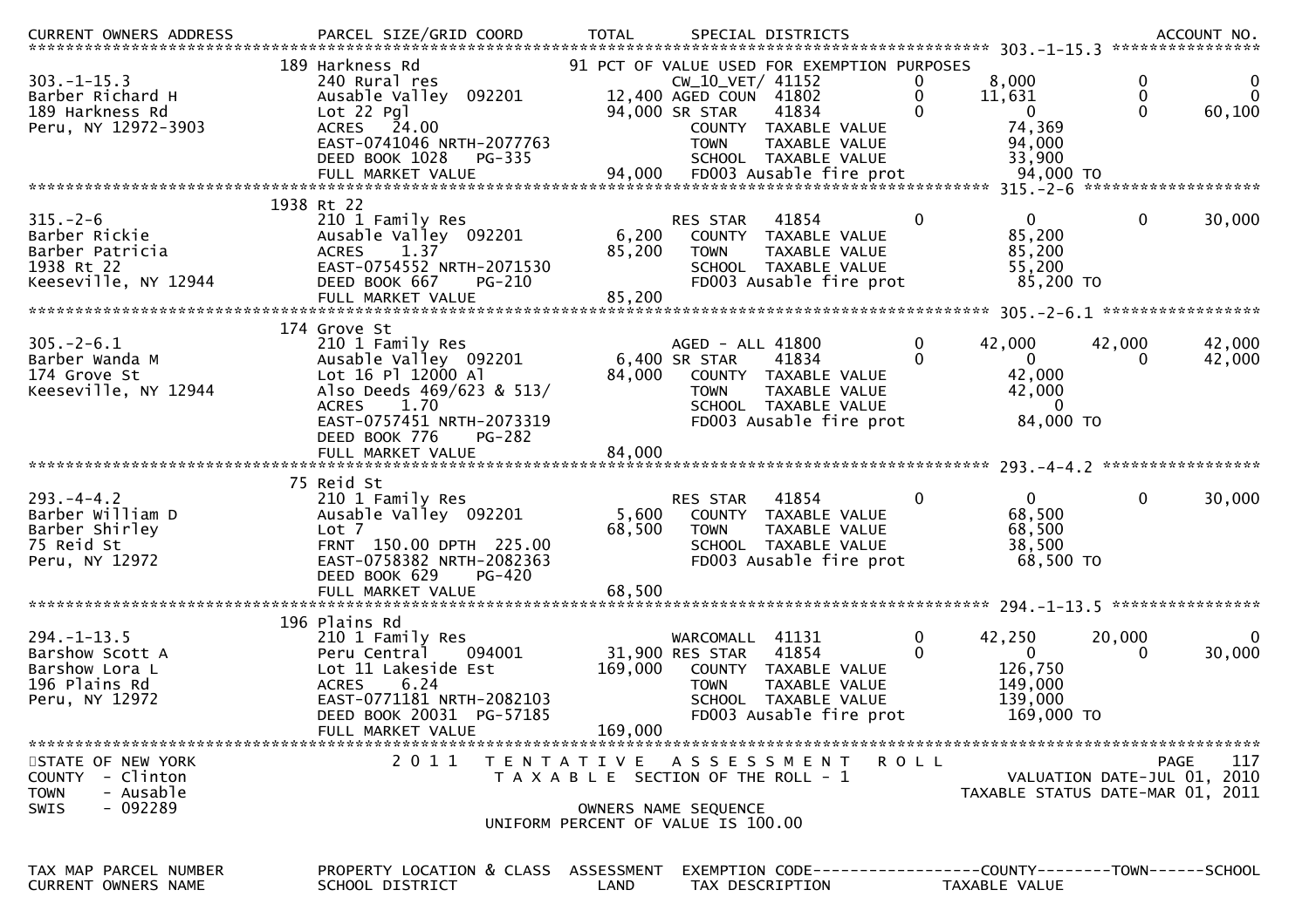```
CURRENT OWNERS ADDRESS         PARCEL SIZE/GRID COORD         TOTAL      SPECIAL DISTRICTS                                          ACCOUNT NO.
******************************************************************************************************* 303.-1-15.3 *****************
                             189 Harkness Rd                    91 PCT OF VALUE USED FOR EXEMPTION PURPOSES
303.-1-15.3                  240 Rural res                        CW_10_VET/ 41152          0         8,000             0              0
Barber Richard H             Ausable Valley  092201      12,400 AGED COUN  41802           0        11,631             0              0
189 Harkness Rd              Lot 22 Pgl                  94,000 SR STAR    41834           0             0             0         60,100
Peru, NY 12972-3903          ACRES   24.00                       COUNTY  TAXABLE VALUE              74,369
                             EAST-0741046 NRTH-2077763           TOWN    TAXABLE VALUE              94,000
                             DEED BOOK 1028   PG-335             SCHOOL  TAXABLE VALUE              33,900
                             FULL MARKET VALUE           94,000  FD003 Ausable fire prot            94,000 TO
******************************************************************************************************* 315.-2-6 *******************
                             1938 Rt 22
315.-2-6                     210 1 Family Res                    RES STAR   41854          0             0             0         30,000
Barber Rickie                Ausable Valley  092201       6,200  COUNTY  TAXABLE VALUE              85,200
Barber Patricia              ACRES    1.37               85,200  TOWN    TAXABLE VALUE              85,200
1938 Rt 22                   EAST-0754552 NRTH-2071530           SCHOOL  TAXABLE VALUE              55,200
Keeseville, NY 12944         DEED BOOK 667    PG-210             FD003 Ausable fire prot            85,200 TO
                             FULL MARKET VALUE           85,200
******************************************************************************************************* 305.-2-6.1 *****************
                             174 Grove St
305.-2-6.1                   210 1 Family Res                    AGED - ALL 41800          0        42,000        42,000         42,000
Barber Wanda M               Ausable Valley  092201       6,400 SR STAR    41834           0             0             0         42,000
174 Grove St                 Lot 16 Pl 12000 Al          84,000  COUNTY  TAXABLE VALUE              42,000
Keeseville, NY 12944         Also Deeds 469/623 & 513/           TOWN    TAXABLE VALUE              42,000
                             ACRES    1.70                       SCHOOL  TAXABLE VALUE                   0
                             EAST-0757451 NRTH-2073319           FD003 Ausable fire prot            84,000 TO
                             DEED BOOK 776    PG-282
                             FULL MARKET VALUE           84,000
******************************************************************************************************* 293.-4-4.2 *****************
                             75 Reid St
293.-4-4.2                   210 1 Family Res                    RES STAR   41854          0             0             0         30,000
Barber William D             Ausable Valley  092201       5,600  COUNTY  TAXABLE VALUE              68,500
Barber Shirley               Lot 7                       68,500  TOWN    TAXABLE VALUE              68,500
75 Reid St                   FRNT 150.00 DPTH 225.00             SCHOOL  TAXABLE VALUE              38,500
Peru, NY 12972               EAST-0758382 NRTH-2082363           FD003 Ausable fire prot            68,500 TO
                             DEED BOOK 629    PG-420
                             FULL MARKET VALUE           68,500
******************************************************************************************************* 294.-1-13.5 ****************
                             196 Plains Rd
294.-1-13.5                  210 1 Family Res                    WARCOMALL  41131          0        42,250        20,000              0
Barshow Scott A              Peru Central    094001      31,900 RES STAR   41854           0             0             0         30,000
Barshow Lora L               Lot 11 Lakeside Est        169,000  COUNTY  TAXABLE VALUE             126,750
196 Plains Rd                ACRES    6.24                       TOWN    TAXABLE VALUE             149,000
Peru, NY 12972               EAST-0771181 NRTH-2082103           SCHOOL  TAXABLE VALUE             139,000
                             DEED BOOK 20031  PG-57185           FD003 Ausable fire prot           169,000 TO
                             FULL MARKET VALUE          169,000
**************************************************************************************************************************************
STATE OF NEW YORK                2011  TENTATIVE ASSESSMENT ROLL                                                        PAGE    117
COUNTY  - Clinton                   TAXABLE SECTION OF THE ROLL - 1                                     VALUATION DATE-JUL 01, 2010
TOWN    - Ausable                                                                                 TAXABLE STATUS DATE-MAR 01, 2011
SWIS    - 092289                              OWNERS NAME SEQUENCE
                                      UNIFORM PERCENT OF VALUE IS 100.00

TAX MAP PARCEL NUMBER          PROPERTY LOCATION & CLASS  ASSESSMENT  EXEMPTION CODE------------------COUNTY--------TOWN------SCHOOL
CURRENT OWNERS NAME            SCHOOL DISTRICT               LAND      TAX DESCRIPTION            TAXABLE VALUE
```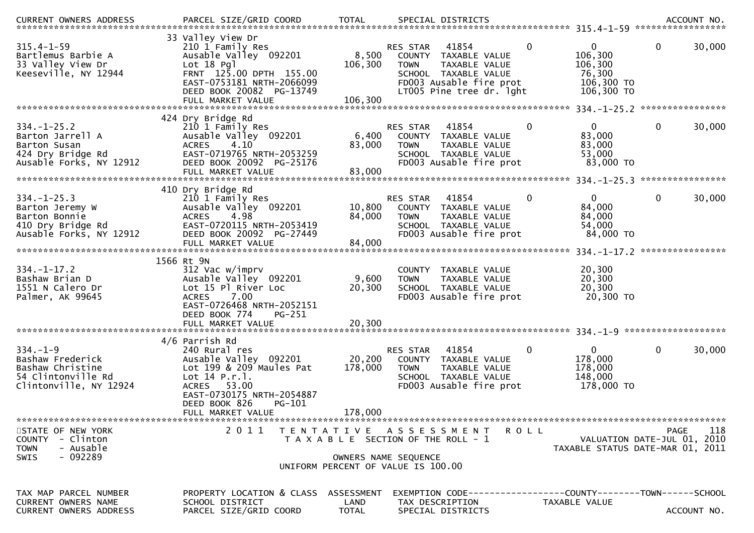| TAX MAP PARCEL NUMBER / CURRENT OWNERS NAME / CURRENT OWNERS ADDRESS | PROPERTY LOCATION & CLASS / SCHOOL DISTRICT / PARCEL SIZE/GRID COORD | ASSESSMENT LAND / TOTAL | EXEMPTION CODE / TAX DESCRIPTION / SPECIAL DISTRICTS | | COUNTY TAXABLE VALUE | TOWN | SCHOOL |
|---|---|---|---|---|---|---|---|
| **315.4-1-59** | 33 Valley View Dr | | | | | | |
| 315.4-1-59 | 210 1 Family Res | | RES STAR 41854 | 0 | 0 | 0 | 30,000 |
| Bartlemus Barbie A | Ausable Valley 092201 | 8,500 | COUNTY TAXABLE VALUE | | 106,300 | | |
| 33 Valley View Dr | Lot 18 Pgl | 106,300 | TOWN TAXABLE VALUE | | 106,300 | | |
| Keeseville, NY 12944 | FRNT 125.00 DPTH 155.00 | | SCHOOL TAXABLE VALUE | | 76,300 | | |
| | EAST-0753181 NRTH-2066099 | | FD003 Ausable fire prot | | 106,300 TO | | |
| | DEED BOOK 20082 PG-13749 | | LT005 Pine tree dr. lght | | 106,300 TO | | |
| | FULL MARKET VALUE | 106,300 | | | | | |
| **334.-1-25.2** | 424 Dry Bridge Rd | | | | | | |
| 334.-1-25.2 | 210 1 Family Res | | RES STAR 41854 | 0 | 0 | 0 | 30,000 |
| Barton Jarrell A | Ausable Valley 092201 | 6,400 | COUNTY TAXABLE VALUE | | 83,000 | | |
| Barton Susan | ACRES 4.10 | 83,000 | TOWN TAXABLE VALUE | | 83,000 | | |
| 424 Dry Bridge Rd | EAST-0719765 NRTH-2053259 | | SCHOOL TAXABLE VALUE | | 53,000 | | |
| Ausable Forks, NY 12912 | DEED BOOK 20092 PG-25176 | | FD003 Ausable fire prot | | 83,000 TO | | |
| | FULL MARKET VALUE | 83,000 | | | | | |
| **334.-1-25.3** | 410 Dry Bridge Rd | | | | | | |
| 334.-1-25.3 | 210 1 Family Res | | RES STAR 41854 | 0 | 0 | 0 | 30,000 |
| Barton Jeremy W | Ausable Valley 092201 | 10,800 | COUNTY TAXABLE VALUE | | 84,000 | | |
| Barton Bonnie | ACRES 4.98 | 84,000 | TOWN TAXABLE VALUE | | 84,000 | | |
| 410 Dry Bridge Rd | EAST-0720115 NRTH-2053419 | | SCHOOL TAXABLE VALUE | | 54,000 | | |
| Ausable Forks, NY 12912 | DEED BOOK 20092 PG-27449 | | FD003 Ausable fire prot | | 84,000 TO | | |
| | FULL MARKET VALUE | 84,000 | | | | | |
| **334.-1-17.2** | 1566 Rt 9N | | | | | | |
| 334.-1-17.2 | 312 Vac w/imprv | | COUNTY TAXABLE VALUE | | 20,300 | | |
| Bashaw Brian D | Ausable Valley 092201 | 9,600 | TOWN TAXABLE VALUE | | 20,300 | | |
| 1551 N Calero Dr | Lot 15 Pl River Loc | 20,300 | SCHOOL TAXABLE VALUE | | 20,300 | | |
| Palmer, AK 99645 | ACRES 7.00 | | FD003 Ausable fire prot | | 20,300 TO | | |
| | EAST-0726468 NRTH-2052151 | | | | | | |
| | DEED BOOK 774 PG-251 | | | | | | |
| | FULL MARKET VALUE | 20,300 | | | | | |
| **334.-1-9** | 4/6 Parrish Rd | | | | | | |
| 334.-1-9 | 240 Rural res | | RES STAR 41854 | 0 | 0 | 0 | 30,000 |
| Bashaw Frederick | Ausable Valley 092201 | 20,200 | COUNTY TAXABLE VALUE | | 178,000 | | |
| Bashaw Christine | Lot 199 & 209 Maules Pat | 178,000 | TOWN TAXABLE VALUE | | 178,000 | | |
| 54 Clintonville Rd | Lot 14 P.r.l. | | SCHOOL TAXABLE VALUE | | 148,000 | | |
| Clintonville, NY 12924 | ACRES 53.00 | | FD003 Ausable fire prot | | 178,000 TO | | |
| | EAST-0730175 NRTH-2054887 | | | | | | |
| | DEED BOOK 826 PG-101 | | | | | | |
| | FULL MARKET VALUE | 178,000 | | | | | |

STATE OF NEW YORK
COUNTY - Clinton
TOWN - Ausable
SWIS - 092289

2011 TENTATIVE ASSESSMENT ROLL
TAXABLE SECTION OF THE ROLL - 1
OWNERS NAME SEQUENCE
UNIFORM PERCENT OF VALUE IS 100.00

VALUATION DATE-JUL 01, 2010
TAXABLE STATUS DATE-MAR 01, 2011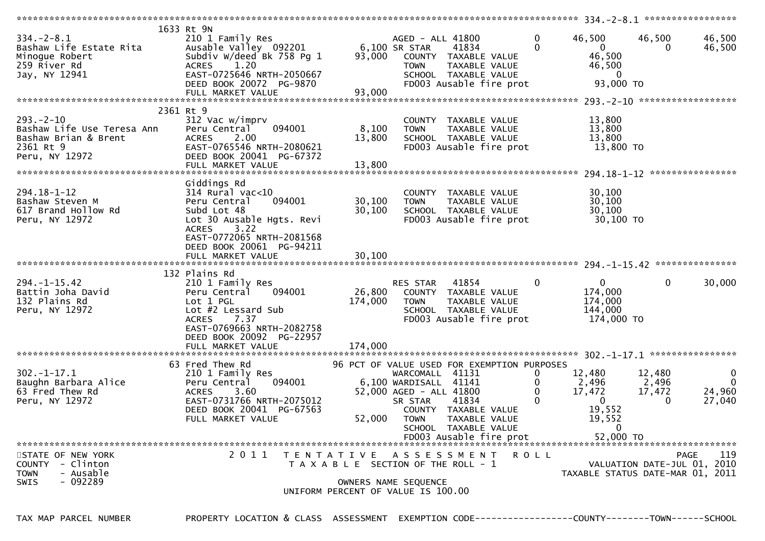```
******************************************************************************************************* 334.-2-8.1 ******************
                               1633 Rt 9N
334.-2-8.1                     210 1 Family Res                          AGED - ALL 41800         0      46,500      46,500      46,500
Bashaw Life Estate Rita        Ausable Valley  092201           6,100 SR STAR    41834            0           0           0      46,500
Minogue Robert                 Subdiv W/deed Bk 758 Pg 1       93,000   COUNTY  TAXABLE VALUE               46,500
259 River Rd                   ACRES     1.20                            TOWN    TAXABLE VALUE               46,500
Jay, NY 12941                  EAST-0725646 NRTH-2050667                 SCHOOL  TAXABLE VALUE                    0
                               DEED BOOK 20072  PG-9870                  FD003 Ausable fire prot             93,000 TO
                               FULL MARKET VALUE               93,000
******************************************************************************************************* 293.-2-10 *******************
                               2361 Rt 9
293.-2-10                      312 Vac w/imprv                           COUNTY  TAXABLE VALUE               13,800
Bashaw Life Use Teresa Ann     Peru Central     094001          8,100   TOWN    TAXABLE VALUE               13,800
Bashaw Brian & Brent           ACRES     2.00                  13,800   SCHOOL  TAXABLE VALUE               13,800
2361 Rt 9                      EAST-0765546 NRTH-2080621                 FD003 Ausable fire prot             13,800 TO
Peru, NY 12972                 DEED BOOK 20041  PG-67372
                               FULL MARKET VALUE               13,800
******************************************************************************************************* 294.18-1-12 *****************
                               Giddings Rd
294.18-1-12                    314 Rural vac<10                          COUNTY  TAXABLE VALUE               30,100
Bashaw Steven M                Peru Central     094001         30,100   TOWN    TAXABLE VALUE               30,100
617 Brand Hollow Rd            Subd Lot 48                     30,100   SCHOOL  TAXABLE VALUE               30,100
Peru, NY 12972                 Lot 30 Ausable Hgts. Revi                 FD003 Ausable fire prot             30,100 TO
                               ACRES     3.22
                               EAST-0772065 NRTH-2081568
                               DEED BOOK 20061  PG-94211
                               FULL MARKET VALUE               30,100
******************************************************************************************************* 294.-1-15.42 ****************
                               132 Plains Rd
294.-1-15.42                   210 1 Family Res                          RES STAR   41854         0           0           0      30,000
Battin Joha David              Peru Central     094001         26,800   COUNTY  TAXABLE VALUE              174,000
132 Plains Rd                  Lot 1 PGL                      174,000   TOWN    TAXABLE VALUE              174,000
Peru, NY 12972                 Lot #2 Lessard Sub                        SCHOOL  TAXABLE VALUE              144,000
                               ACRES     7.37                            FD003 Ausable fire prot            174,000 TO
                               EAST-0769663 NRTH-2082758
                               DEED BOOK 20092  PG-22957
                               FULL MARKET VALUE              174,000
******************************************************************************************************* 302.-1-17.1 *****************
                               63 Fred Thew Rd                96 PCT OF VALUE USED FOR EXEMPTION PURPOSES
302.-1-17.1                    210 1 Family Res                          WARCOMALL  41131         0      12,480      12,480           0
Baughn Barbara Alice           Peru Central     094001          6,100 WARDISALL  41141            0       2,496       2,496           0
63 Fred Thew Rd                ACRES     3.60                  52,000 AGED - ALL 41800            0      17,472      17,472      24,960
Peru, NY 12972                 EAST-0731766 NRTH-2075012                 SR STAR    41834         0           0           0      27,040
                               DEED BOOK 20041  PG-67563                 COUNTY  TAXABLE VALUE               19,552
                               FULL MARKET VALUE               52,000   TOWN    TAXABLE VALUE               19,552
                                                                         SCHOOL  TAXABLE VALUE                    0
                                                                         FD003 Ausable fire prot             52,000 TO
*************************************************************************************************************************************
STATE OF NEW YORK                     2 0 1 1   T E N T A T I V E   A S S E S S M E N T   R O L L                           PAGE    119
COUNTY  - Clinton                           T A X A B L E  SECTION OF THE ROLL - 1                      VALUATION DATE-JUL 01, 2010
TOWN    - Ausable                                                                                  TAXABLE STATUS DATE-MAR 01, 2011
SWIS    - 092289                                        OWNERS NAME SEQUENCE
                                                  UNIFORM PERCENT OF VALUE IS 100.00


TAX MAP PARCEL NUMBER          PROPERTY LOCATION & CLASS  ASSESSMENT  EXEMPTION CODE------------------COUNTY--------TOWN------SCHOOL
```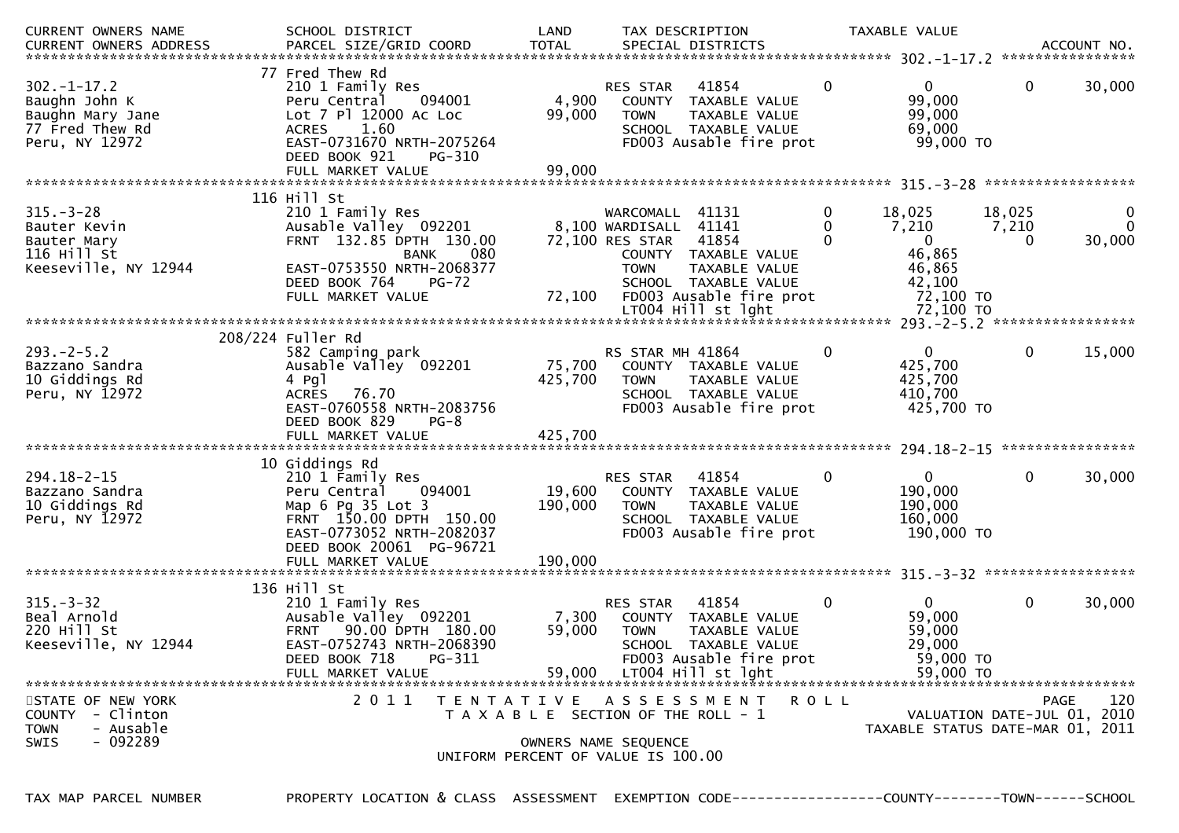| CURRENT OWNERS NAME / CURRENT OWNERS ADDRESS | SCHOOL DISTRICT / PARCEL SIZE/GRID COORD | LAND / TOTAL | TAX DESCRIPTION / SPECIAL DISTRICTS | | COUNTY | TOWN | SCHOOL / ACCOUNT NO. |
|---|---|---|---|---|---|---|---|
| **302.-1-17.2** | 77 Fred Thew Rd | | | | | | |
| 302.-1-17.2 | 210 1 Family Res | | RES STAR 41854 | 0 | 0 | 0 | 30,000 |
| Baughn John K | Peru Central 094001 | 4,900 | COUNTY TAXABLE VALUE | | 99,000 | | |
| Baughn Mary Jane | Lot 7 Pl 12000 Ac Loc | 99,000 | TOWN TAXABLE VALUE | | 99,000 | | |
| 77 Fred Thew Rd | ACRES 1.60 | | SCHOOL TAXABLE VALUE | | 69,000 | | |
| Peru, NY 12972 | EAST-0731670 NRTH-2075264 | | FD003 Ausable fire prot | | 99,000 TO | | |
| | DEED BOOK 921 PG-310 | | | | | | |
| | FULL MARKET VALUE | 99,000 | | | | | |
| **315.-3-28** | 116 Hill St | | | | | | |
| 315.-3-28 | 210 1 Family Res | | WARCOMALL 41131 | 0 | 18,025 | 18,025 | 0 |
| Bauter Kevin | Ausable Valley 092201 | 8,100 | WARDISALL 41141 | 0 | 7,210 | 7,210 | 0 |
| Bauter Mary | FRNT 132.85 DPTH 130.00 | 72,100 | RES STAR 41854 | 0 | 0 | 0 | 30,000 |
| 116 Hill St | BANK 080 | | COUNTY TAXABLE VALUE | | 46,865 | | |
| Keeseville, NY 12944 | EAST-0753550 NRTH-2068377 | | TOWN TAXABLE VALUE | | 46,865 | | |
| | DEED BOOK 764 PG-72 | | SCHOOL TAXABLE VALUE | | 42,100 | | |
| | FULL MARKET VALUE | 72,100 | FD003 Ausable fire prot | | 72,100 TO | | |
| | | | LT004 Hill st lght | | 72,100 TO | | |
| **293.-2-5.2** | 208/224 Fuller Rd | | | | | | |
| 293.-2-5.2 | 582 Camping park | | RS STAR MH 41864 | 0 | 0 | 0 | 15,000 |
| Bazzano Sandra | Ausable Valley 092201 | 75,700 | COUNTY TAXABLE VALUE | | 425,700 | | |
| 10 Giddings Rd | 4 Pgl | 425,700 | TOWN TAXABLE VALUE | | 425,700 | | |
| Peru, NY 12972 | ACRES 76.70 | | SCHOOL TAXABLE VALUE | | 410,700 | | |
| | EAST-0760558 NRTH-2083756 | | FD003 Ausable fire prot | | 425,700 TO | | |
| | DEED BOOK 829 PG-8 | | | | | | |
| | FULL MARKET VALUE | 425,700 | | | | | |
| **294.18-2-15** | 10 Giddings Rd | | | | | | |
| 294.18-2-15 | 210 1 Family Res | | RES STAR 41854 | 0 | 0 | 0 | 30,000 |
| Bazzano Sandra | Peru Central 094001 | 19,600 | COUNTY TAXABLE VALUE | | 190,000 | | |
| 10 Giddings Rd | Map 6 Pg 35 Lot 3 | 190,000 | TOWN TAXABLE VALUE | | 190,000 | | |
| Peru, NY 12972 | FRNT 150.00 DPTH 150.00 | | SCHOOL TAXABLE VALUE | | 160,000 | | |
| | EAST-0773052 NRTH-2082037 | | FD003 Ausable fire prot | | 190,000 TO | | |
| | DEED BOOK 20061 PG-96721 | | | | | | |
| | FULL MARKET VALUE | 190,000 | | | | | |
| **315.-3-32** | 136 Hill St | | | | | | |
| 315.-3-32 | 210 1 Family Res | | RES STAR 41854 | 0 | 0 | 0 | 30,000 |
| Beal Arnold | Ausable Valley 092201 | 7,300 | COUNTY TAXABLE VALUE | | 59,000 | | |
| 220 Hill St | FRNT 90.00 DPTH 180.00 | 59,000 | TOWN TAXABLE VALUE | | 59,000 | | |
| Keeseville, NY 12944 | EAST-0752743 NRTH-2068390 | | SCHOOL TAXABLE VALUE | | 29,000 | | |
| | DEED BOOK 718 PG-311 | | FD003 Ausable fire prot | | 59,000 TO | | |
| | FULL MARKET VALUE | 59,000 | LT004 Hill st lght | | 59,000 TO | | |

STATE OF NEW YORK
COUNTY - Clinton
TOWN - Ausable
SWIS - 092289

2011 TENTATIVE ASSESSMENT ROLL
TAXABLE SECTION OF THE ROLL - 1
OWNERS NAME SEQUENCE
UNIFORM PERCENT OF VALUE IS 100.00

VALUATION DATE-JUL 01, 2010
TAXABLE STATUS DATE-MAR 01, 2011

TAX MAP PARCEL NUMBER | PROPERTY LOCATION & CLASS | ASSESSMENT | EXEMPTION CODE------------------COUNTY--------TOWN------SCHOOL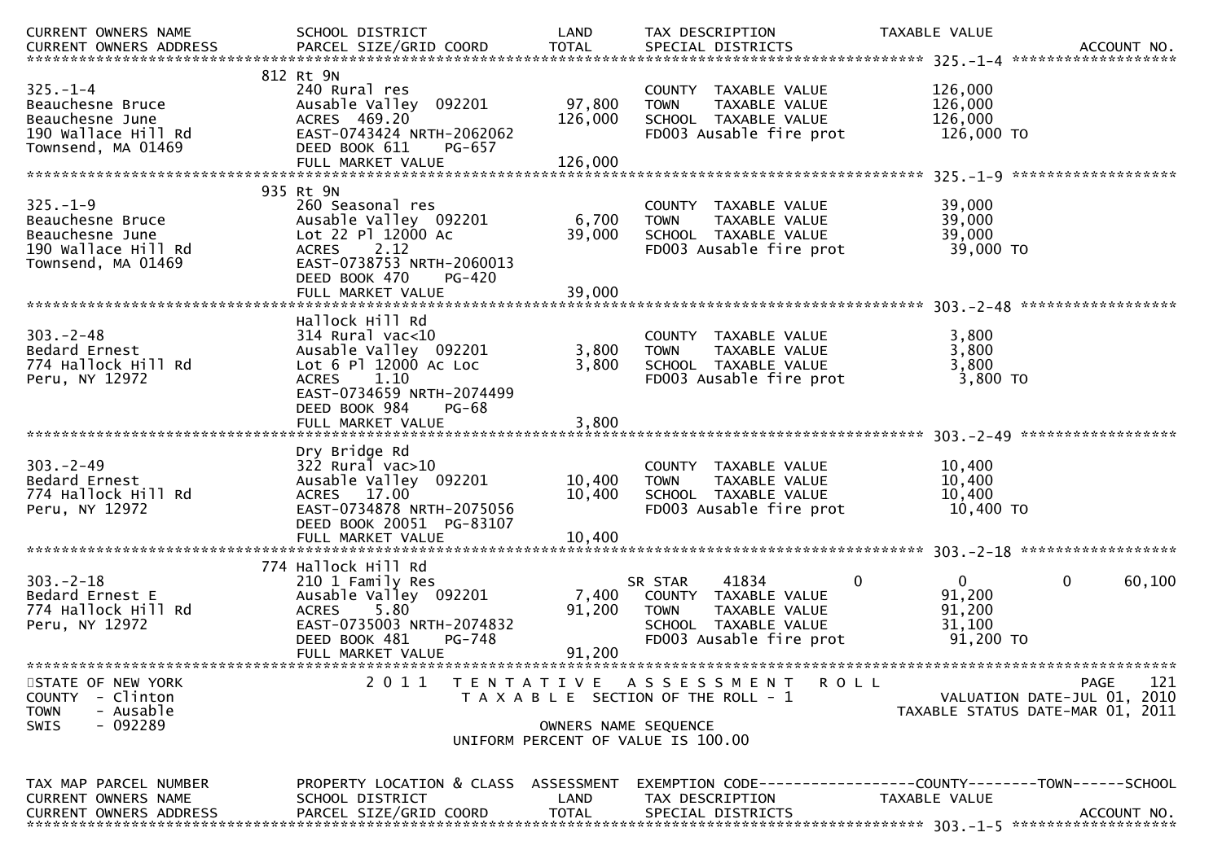| CURRENT OWNERS NAME | SCHOOL DISTRICT | LAND | TAX DESCRIPTION | TAXABLE VALUE | |
|---|---|---|---|---|---|
| CURRENT OWNERS ADDRESS | PARCEL SIZE/GRID COORD | TOTAL | SPECIAL DISTRICTS | | ACCOUNT NO. |

************************************************************************************************************ 325.-1-4 ******************

| | 812 Rt 9N | | | | |
|---|---|---|---|---|---|
| 325.-1-4 | 240 Rural res | | COUNTY TAXABLE VALUE | 126,000 | |
| Beauchesne Bruce | Ausable Valley 092201 | 97,800 | TOWN TAXABLE VALUE | 126,000 | |
| Beauchesne June | ACRES 469.20 | 126,000 | SCHOOL TAXABLE VALUE | 126,000 | |
| 190 Wallace Hill Rd | EAST-0743424 NRTH-2062062 | | FD003 Ausable fire prot | 126,000 TO | |
| Townsend, MA 01469 | DEED BOOK 611 PG-657 | | | | |
| | FULL MARKET VALUE | 126,000 | | | |

************************************************************************************************************ 325.-1-9 ******************

| | 935 Rt 9N | | | | |
|---|---|---|---|---|---|
| 325.-1-9 | 260 Seasonal res | | COUNTY TAXABLE VALUE | 39,000 | |
| Beauchesne Bruce | Ausable Valley 092201 | 6,700 | TOWN TAXABLE VALUE | 39,000 | |
| Beauchesne June | Lot 22 Pl 12000 Ac | 39,000 | SCHOOL TAXABLE VALUE | 39,000 | |
| 190 Wallace Hill Rd | ACRES 2.12 | | FD003 Ausable fire prot | 39,000 TO | |
| Townsend, MA 01469 | EAST-0738753 NRTH-2060013 | | | | |
| | DEED BOOK 470 PG-420 | | | | |
| | FULL MARKET VALUE | 39,000 | | | |

************************************************************************************************************ 303.-2-48 *****************

| | Hallock Hill Rd | | | | |
|---|---|---|---|---|---|
| 303.-2-48 | 314 Rural vac<10 | | COUNTY TAXABLE VALUE | 3,800 | |
| Bedard Ernest | Ausable Valley 092201 | 3,800 | TOWN TAXABLE VALUE | 3,800 | |
| 774 Hallock Hill Rd | Lot 6 Pl 12000 Ac Loc | 3,800 | SCHOOL TAXABLE VALUE | 3,800 | |
| Peru, NY 12972 | ACRES 1.10 | | FD003 Ausable fire prot | 3,800 TO | |
| | EAST-0734659 NRTH-2074499 | | | | |
| | DEED BOOK 984 PG-68 | | | | |
| | FULL MARKET VALUE | 3,800 | | | |

************************************************************************************************************ 303.-2-49 *****************

| | Dry Bridge Rd | | | | |
|---|---|---|---|---|---|
| 303.-2-49 | 322 Rural vac>10 | | COUNTY TAXABLE VALUE | 10,400 | |
| Bedard Ernest | Ausable Valley 092201 | 10,400 | TOWN TAXABLE VALUE | 10,400 | |
| 774 Hallock Hill Rd | ACRES 17.00 | 10,400 | SCHOOL TAXABLE VALUE | 10,400 | |
| Peru, NY 12972 | EAST-0734878 NRTH-2075056 | | FD003 Ausable fire prot | 10,400 TO | |
| | DEED BOOK 20051 PG-83107 | | | | |
| | FULL MARKET VALUE | 10,400 | | | |

************************************************************************************************************ 303.-2-18 *****************

| | 774 Hallock Hill Rd | | | | |
|---|---|---|---|---|---|
| 303.-2-18 | 210 1 Family Res | | SR STAR 41834 0 | 0 0 | 60,100 |
| Bedard Ernest E | Ausable Valley 092201 | 7,400 | COUNTY TAXABLE VALUE | 91,200 | |
| 774 Hallock Hill Rd | ACRES 5.80 | 91,200 | TOWN TAXABLE VALUE | 91,200 | |
| Peru, NY 12972 | EAST-0735003 NRTH-2074832 | | SCHOOL TAXABLE VALUE | 31,100 | |
| | DEED BOOK 481 PG-748 | | FD003 Ausable fire prot | 91,200 TO | |
| | FULL MARKET VALUE | 91,200 | | | |

************************************************************************************************************

STATE OF NEW YORK — 2011 TENTATIVE ASSESSMENT ROLL — PAGE 121
COUNTY - Clinton — TAXABLE SECTION OF THE ROLL - 1 — VALUATION DATE-JUL 01, 2010
TOWN - Ausable — TAXABLE STATUS DATE-MAR 01, 2011
SWIS - 092289

OWNERS NAME SEQUENCE
UNIFORM PERCENT OF VALUE IS 100.00

| TAX MAP PARCEL NUMBER | PROPERTY LOCATION & CLASS | ASSESSMENT | EXEMPTION CODE------------------COUNTY--------TOWN------SCHOOL | | |
|---|---|---|---|---|---|
| CURRENT OWNERS NAME | SCHOOL DISTRICT | LAND | TAX DESCRIPTION | TAXABLE VALUE | |
| CURRENT OWNERS ADDRESS | PARCEL SIZE/GRID COORD | TOTAL | SPECIAL DISTRICTS | | ACCOUNT NO. |

************************************************************************************************************ 303.-1-5 ******************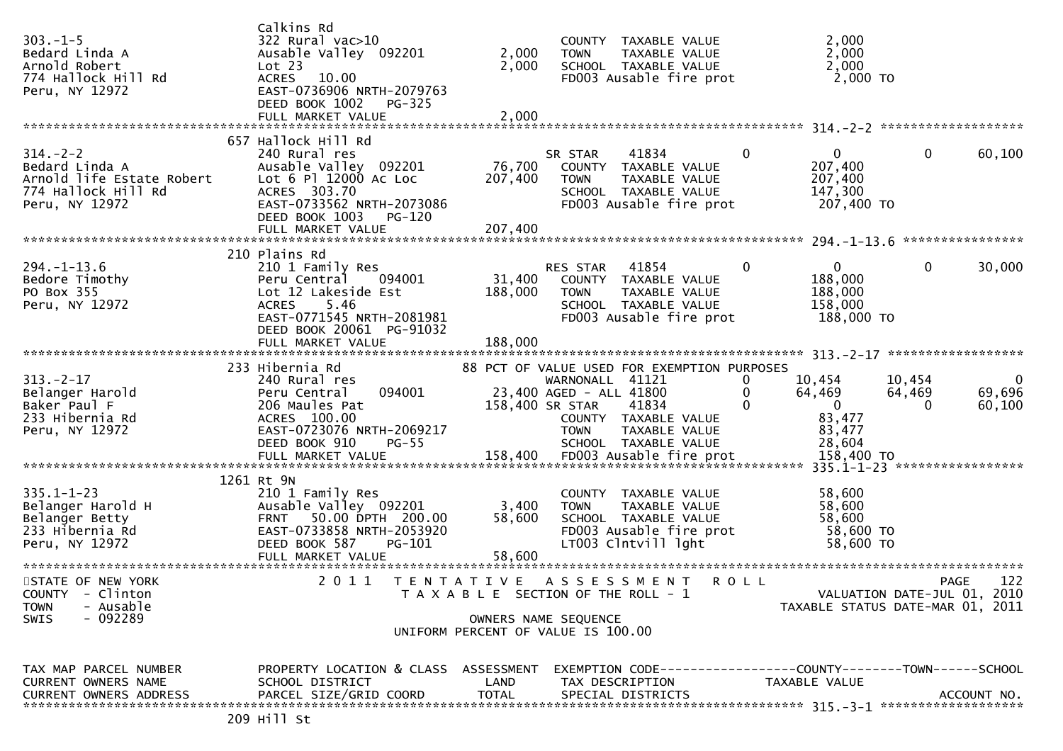```
                              Calkins Rd
303.-1-5                      322 Rural vac>10                             COUNTY  TAXABLE VALUE              2,000
Bedard Linda A                Ausable Valley  092201        2,000    TOWN    TAXABLE VALUE              2,000
Arnold Robert                 Lot 23                        2,000    SCHOOL  TAXABLE VALUE              2,000
774 Hallock Hill Rd           ACRES   10.00                          FD003 Ausable fire prot            2,000 TO
Peru, NY 12972                EAST-0736906 NRTH-2079763
                              DEED BOOK 1002    PG-325
                              FULL MARKET VALUE             2,000
******************************************************************************************************* 314.-2-2 ******************
                              657 Hallock Hill Rd
314.-2-2                      240 Rural res                          SR STAR     41834        0           0            0        60,100
Bedard Linda A                Ausable Valley  092201       76,700    COUNTY  TAXABLE VALUE            207,400
Arnold life Estate Robert     Lot 6 Pl 12000 Ac Loc       207,400    TOWN    TAXABLE VALUE            207,400
774 Hallock Hill Rd           ACRES  303.70                          SCHOOL  TAXABLE VALUE            147,300
Peru, NY 12972                EAST-0733562 NRTH-2073086              FD003 Ausable fire prot          207,400 TO
                              DEED BOOK 1003    PG-120
                              FULL MARKET VALUE           207,400
******************************************************************************************************* 294.-1-13.6 ***************
                              210 Plains Rd
294.-1-13.6                   210 1 Family Res                       RES STAR    41854        0           0            0        30,000
Bedore Timothy                Peru Central    094001       31,400    COUNTY  TAXABLE VALUE            188,000
PO Box 355                    Lot 12 Lakeside Est         188,000    TOWN    TAXABLE VALUE            188,000
Peru, NY 12972                ACRES    5.46                          SCHOOL  TAXABLE VALUE            158,000
                              EAST-0771545 NRTH-2081981              FD003 Ausable fire prot          188,000 TO
                              DEED BOOK 20061 PG-91032
                              FULL MARKET VALUE           188,000
******************************************************************************************************* 313.-2-17 *****************
                              233 Hibernia Rd                     88 PCT OF VALUE USED FOR EXEMPTION PURPOSES
313.-2-17                     240 Rural res                          WARNONALL  41121         0        10,454       10,454           0
Belanger Harold               Peru Central    094001       23,400 AGED - ALL 41800         0        64,469       64,469      69,696
Baker Paul F                  206 Maules Pat              158,400 SR STAR    41834         0             0            0      60,100
233 Hibernia Rd               ACRES  100.00                          COUNTY  TAXABLE VALUE             83,477
Peru, NY 12972                EAST-0723076 NRTH-2069217              TOWN    TAXABLE VALUE             83,477
                              DEED BOOK 910     PG-55                SCHOOL  TAXABLE VALUE             28,604
                              FULL MARKET VALUE           158,400    FD003 Ausable fire prot          158,400 TO
******************************************************************************************************* 335.1-1-23 ****************
                              1261 Rt 9N
335.1-1-23                    210 1 Family Res                       COUNTY  TAXABLE VALUE             58,600
Belanger Harold H             Ausable Valley  092201        3,400    TOWN    TAXABLE VALUE             58,600
Belanger Betty                FRNT   50.00 DPTH  200.00    58,600    SCHOOL  TAXABLE VALUE             58,600
233 Hibernia Rd               EAST-0733858 NRTH-2053920              FD003 Ausable fire prot           58,600 TO
Peru, NY 12972                DEED BOOK 587     PG-101               LT003 Clntvill lght               58,600 TO
                              FULL MARKET VALUE            58,600
*************************************************************************************************************************************
STATE OF NEW YORK                  2 0 1 1   T E N T A T I V E   A S S E S S M E N T   R O L L                            PAGE   122
COUNTY  - Clinton                        T A X A B L E  SECTION OF THE ROLL - 1                      VALUATION DATE-JUL 01, 2010
TOWN    - Ausable                                                                               TAXABLE STATUS DATE-MAR 01, 2011
SWIS    - 092289                                  OWNERS NAME SEQUENCE
                                           UNIFORM PERCENT OF VALUE IS 100.00


TAX MAP PARCEL NUMBER         PROPERTY LOCATION & CLASS  ASSESSMENT  EXEMPTION CODE------------------COUNTY--------TOWN------SCHOOL
CURRENT OWNERS NAME           SCHOOL DISTRICT               LAND     TAX DESCRIPTION              TAXABLE VALUE
CURRENT OWNERS ADDRESS        PARCEL SIZE/GRID COORD        TOTAL    SPECIAL DISTRICTS                                  ACCOUNT NO.
******************************************************************************************************* 315.-3-1 ******************
                              209 Hill St
```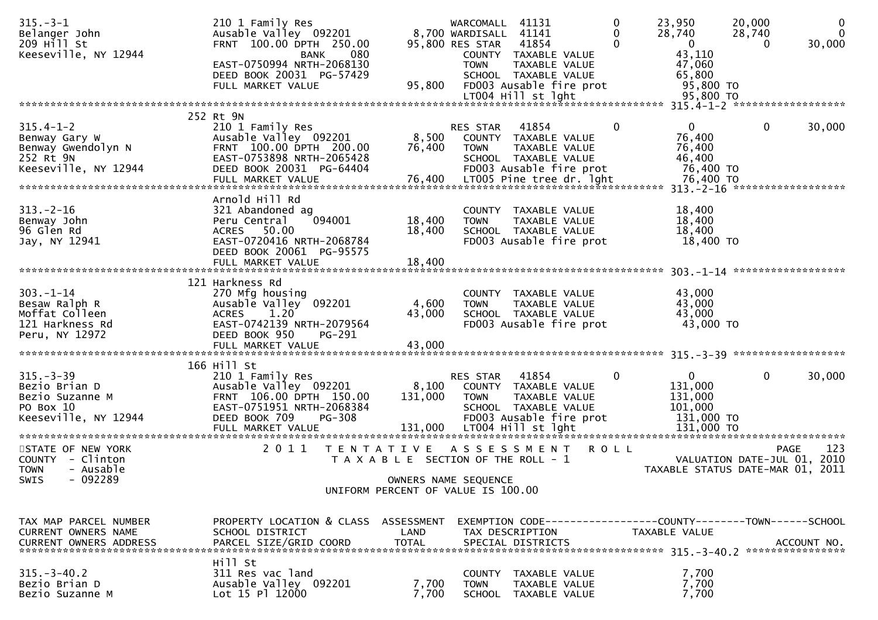```
315.-3-1                        210 1 Family Res                    WARCOMALL  41131         0        23,950      20,000           0
Belanger John                   Ausable Valley  092201        8,700 WARDISALL  41141         0        28,740      28,740           0
209 Hill St                     FRNT 100.00 DPTH 250.00      95,800 RES STAR   41854         0             0           0      30,000
Keeseville, NY 12944                      BANK     080               COUNTY  TAXABLE VALUE              43,110
                                EAST-0750994 NRTH-2068130            TOWN    TAXABLE VALUE              47,060
                                DEED BOOK 20031  PG-57429            SCHOOL  TAXABLE VALUE              65,800
                                FULL MARKET VALUE            95,800  FD003 Ausable fire prot             95,800 TO
                                                                     LT004 Hill st lght                  95,800 TO
******************************************************************************************************* 315.4-1-2 ******************
                                252 Rt 9N
315.4-1-2                       210 1 Family Res                    RES STAR   41854         0             0           0      30,000
Benway Gary W                   Ausable Valley  092201        8,500  COUNTY  TAXABLE VALUE              76,400
Benway Gwendolyn N              FRNT 100.00 DPTH 200.00      76,400  TOWN    TAXABLE VALUE              76,400
252 Rt 9N                       EAST-0753898 NRTH-2065428            SCHOOL  TAXABLE VALUE              46,400
Keeseville, NY 12944            DEED BOOK 20031  PG-64404            FD003 Ausable fire prot             76,400 TO
                                FULL MARKET VALUE            76,400  LT005 Pine tree dr. lght            76,400 TO
******************************************************************************************************* 313.-2-16 ******************
                                Arnold Hill Rd
313.-2-16                       321 Abandoned ag                     COUNTY  TAXABLE VALUE              18,400
Benway John                     Peru Central    094001       18,400  TOWN    TAXABLE VALUE              18,400
96 Glen Rd                      ACRES   50.00                18,400  SCHOOL  TAXABLE VALUE              18,400
Jay, NY 12941                   EAST-0720416 NRTH-2068784            FD003 Ausable fire prot             18,400 TO
                                DEED BOOK 20061  PG-95575
                                FULL MARKET VALUE            18,400
******************************************************************************************************* 303.-1-14 ******************
                                121 Harkness Rd
303.-1-14                       270 Mfg housing                      COUNTY  TAXABLE VALUE              43,000
Besaw Ralph R                   Ausable Valley  092201        4,600  TOWN    TAXABLE VALUE              43,000
Moffat Colleen                  ACRES    1.20                43,000  SCHOOL  TAXABLE VALUE              43,000
121 Harkness Rd                 EAST-0742139 NRTH-2079564            FD003 Ausable fire prot             43,000 TO
Peru, NY 12972                  DEED BOOK 950    PG-291
                                FULL MARKET VALUE            43,000
******************************************************************************************************* 315.-3-39 ******************
                                166 Hill St
315.-3-39                       210 1 Family Res                    RES STAR   41854         0             0           0      30,000
Bezio Brian D                   Ausable Valley  092201        8,100  COUNTY  TAXABLE VALUE             131,000
Bezio Suzanne M                 FRNT 106.00 DPTH 150.00     131,000  TOWN    TAXABLE VALUE             131,000
PO Box 10                       EAST-0751951 NRTH-2068384            SCHOOL  TAXABLE VALUE             101,000
Keeseville, NY 12944            DEED BOOK 709    PG-308              FD003 Ausable fire prot            131,000 TO
                                FULL MARKET VALUE           131,000  LT004 Hill st lght                 131,000 TO
************************************************************************************************************************************
STATE OF NEW YORK                 2 0 1 1   T E N T A T I V E   A S S E S S M E N T   R O L L                          PAGE   123
COUNTY  - Clinton                       T A X A B L E  SECTION OF THE ROLL - 1                     VALUATION DATE-JUL 01, 2010
TOWN    - Ausable                                                                               TAXABLE STATUS DATE-MAR 01, 2011
SWIS    - 092289                                     OWNERS NAME SEQUENCE
                                              UNIFORM PERCENT OF VALUE IS 100.00


TAX MAP PARCEL NUMBER           PROPERTY LOCATION & CLASS  ASSESSMENT  EXEMPTION CODE------------------COUNTY--------TOWN------SCHOOL
CURRENT OWNERS NAME             SCHOOL DISTRICT               LAND      TAX DESCRIPTION            TAXABLE VALUE
CURRENT OWNERS ADDRESS          PARCEL SIZE/GRID COORD       TOTAL      SPECIAL DISTRICTS                                 ACCOUNT NO.
******************************************************************************************************* 315.-3-40.2 ****************
                                Hill St
315.-3-40.2                     311 Res vac land                     COUNTY  TAXABLE VALUE               7,700
Bezio Brian D                   Ausable Valley  092201        7,700  TOWN    TAXABLE VALUE               7,700
Bezio Suzanne M                 Lot 15 Pl 12000               7,700  SCHOOL  TAXABLE VALUE               7,700
```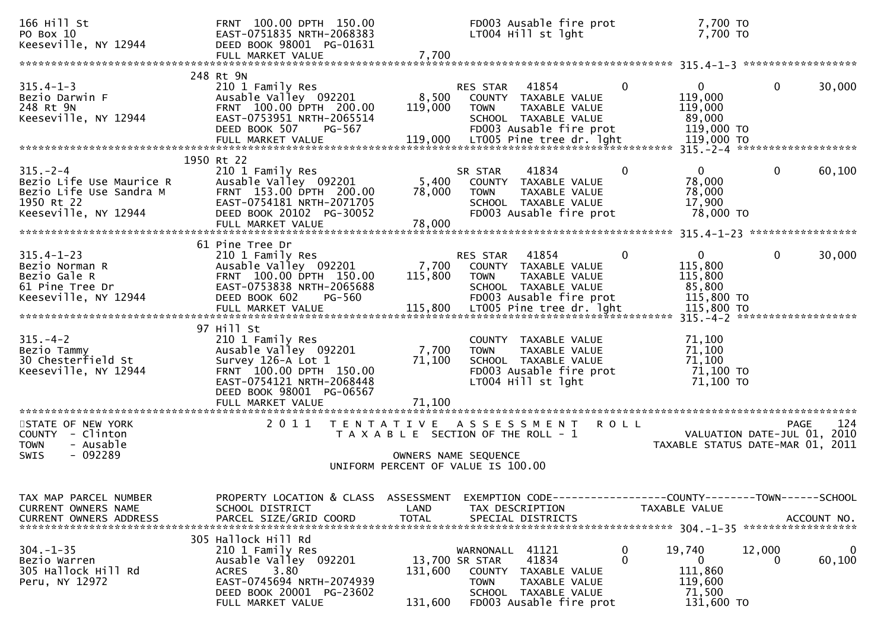```
166 Hill St                    FRNT 100.00 DPTH 150.00              FD003 Ausable fire prot              7,700 TO
PO Box 10                      EAST-0751835 NRTH-2068383            LT004 Hill st lght                   7,700 TO
Keeseville, NY 12944           DEED BOOK 98001  PG-01631
                               FULL MARKET VALUE              7,700
******************************************************************************************************* 315.4-1-3 ******************
                            248 Rt 9N
315.4-1-3                      210 1 Family Res                     RES STAR   41854          0           0           0     30,000
Bezio Darwin F                 Ausable Valley  092201        8,500   COUNTY  TAXABLE VALUE              119,000
248 Rt 9N                      FRNT 100.00 DPTH 200.00     119,000   TOWN    TAXABLE VALUE              119,000
Keeseville, NY 12944           EAST-0753951 NRTH-2065514             SCHOOL  TAXABLE VALUE               89,000
                               DEED BOOK 507     PG-567              FD003 Ausable fire prot            119,000 TO
                               FULL MARKET VALUE            119,000  LT005 Pine tree dr. lght           119,000 TO
******************************************************************************************************* 315.-2-4 *******************
                            1950 Rt 22
315.-2-4                       210 1 Family Res                     SR STAR    41834          0           0           0     60,100
Bezio Life Use Maurice R       Ausable Valley  092201        5,400   COUNTY  TAXABLE VALUE               78,000
Bezio Life Use Sandra M        FRNT 153.00 DPTH 200.00      78,000   TOWN    TAXABLE VALUE               78,000
1950 Rt 22                     EAST-0754181 NRTH-2071705             SCHOOL  TAXABLE VALUE               17,900
Keeseville, NY 12944           DEED BOOK 20102  PG-30052             FD003 Ausable fire prot             78,000 TO
                               FULL MARKET VALUE             78,000
******************************************************************************************************* 315.4-1-23 *****************
                            61 Pine Tree Dr
315.4-1-23                     210 1 Family Res                     RES STAR   41854          0           0           0     30,000
Bezio Norman R                 Ausable Valley  092201        7,700   COUNTY  TAXABLE VALUE              115,800
Bezio Gale R                   FRNT 100.00 DPTH 150.00     115,800   TOWN    TAXABLE VALUE              115,800
61 Pine Tree Dr                EAST-0753838 NRTH-2065688             SCHOOL  TAXABLE VALUE               85,800
Keeseville, NY 12944           DEED BOOK 602     PG-560              FD003 Ausable fire prot            115,800 TO
                               FULL MARKET VALUE            115,800  LT005 Pine tree dr. lght           115,800 TO
******************************************************************************************************* 315.-4-2 *******************
                            97 Hill St
315.-4-2                       210 1 Family Res                      COUNTY  TAXABLE VALUE               71,100
Bezio Tammy                    Ausable Valley  092201        7,700   TOWN    TAXABLE VALUE               71,100
30 Chesterfield St             Survey 126-A Lot 1           71,100   SCHOOL  TAXABLE VALUE               71,100
Keeseville, NY 12944           FRNT 100.00 DPTH 150.00               FD003 Ausable fire prot             71,100 TO
                               EAST-0754121 NRTH-2068448             LT004 Hill st lght                  71,100 TO
                               DEED BOOK 98001  PG-06567
                               FULL MARKET VALUE             71,100
************************************************************************************************************************************
STATE OF NEW YORK                 2 0 1 1   T E N T A T I V E   A S S E S S M E N T   R O L L                          PAGE   124
COUNTY  - Clinton                           T A X A B L E  SECTION OF THE ROLL - 1                    VALUATION DATE-JUL 01, 2010
TOWN    - Ausable                                                                              TAXABLE STATUS DATE-MAR 01, 2011
SWIS    - 092289                                      OWNERS NAME SEQUENCE
                                              UNIFORM PERCENT OF VALUE IS 100.00


TAX MAP PARCEL NUMBER          PROPERTY LOCATION & CLASS  ASSESSMENT  EXEMPTION CODE------------------COUNTY--------TOWN------SCHOOL
CURRENT OWNERS NAME            SCHOOL DISTRICT               LAND      TAX DESCRIPTION              TAXABLE VALUE
CURRENT OWNERS ADDRESS         PARCEL SIZE/GRID COORD        TOTAL     SPECIAL DISTRICTS                                 ACCOUNT NO.
******************************************************************************************************* 304.-1-35 ******************
                            305 Hallock Hill Rd
304.-1-35                      210 1 Family Res                     WARNONALL  41121          0      19,740      12,000          0
Bezio Warren                   Ausable Valley  092201       13,700 SR STAR     41834          0           0           0     60,100
305 Hallock Hill Rd            ACRES     3.80              131,600   COUNTY  TAXABLE VALUE              111,860
Peru, NY 12972                 EAST-0745694 NRTH-2074939             TOWN    TAXABLE VALUE              119,600
                               DEED BOOK 20001  PG-23602             SCHOOL  TAXABLE VALUE               71,500
                               FULL MARKET VALUE            131,600  FD003 Ausable fire prot            131,600 TO
```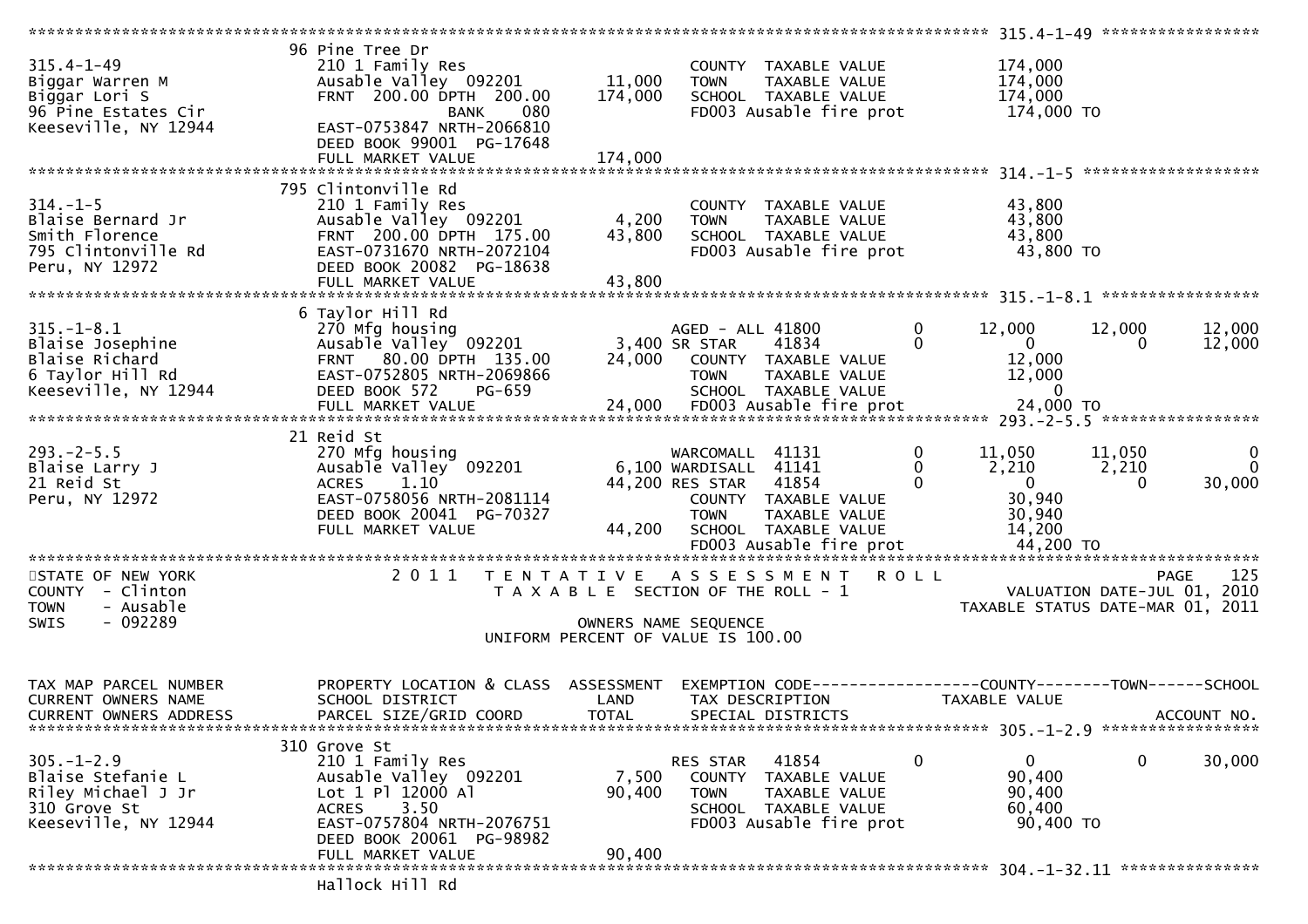```
******************************************************************************************************* 315.4-1-49 *****************
                    96 Pine Tree Dr
315.4-1-49          210 1 Family Res                     COUNTY  TAXABLE VALUE          174,000
Biggar Warren M     Ausable Valley  092201      11,000   TOWN    TAXABLE VALUE          174,000
Biggar Lori S       FRNT 200.00 DPTH 200.00    174,000   SCHOOL  TAXABLE VALUE          174,000
96 Pine Estates Cir          BANK     080                FD003 Ausable fire prot         174,000 TO
Keeseville, NY 12944 EAST-0753847 NRTH-2066810
                    DEED BOOK 99001  PG-17648
                    FULL MARKET VALUE          174,000
******************************************************************************************************* 314.-1-5 *******************
                    795 Clintonville Rd
314.-1-5            210 1 Family Res                     COUNTY  TAXABLE VALUE           43,800
Blaise Bernard Jr   Ausable Valley  092201       4,200   TOWN    TAXABLE VALUE           43,800
Smith Florence      FRNT 200.00 DPTH 175.00     43,800   SCHOOL  TAXABLE VALUE           43,800
795 Clintonville Rd EAST-0731670 NRTH-2072104            FD003 Ausable fire prot          43,800 TO
Peru, NY 12972      DEED BOOK 20082  PG-18638
                    FULL MARKET VALUE           43,800
******************************************************************************************************* 315.-1-8.1 *****************
                    6 Taylor Hill Rd
315.-1-8.1          270 Mfg housing                      AGED - ALL 41800        0      12,000      12,000      12,000
Blaise Josephine    Ausable Valley  092201       3,400 SR STAR    41834          0           0           0      12,000
Blaise Richard      FRNT  80.00 DPTH 135.00     24,000   COUNTY  TAXABLE VALUE           12,000
6 Taylor Hill Rd    EAST-0752805 NRTH-2069866            TOWN    TAXABLE VALUE           12,000
Keeseville, NY 12944 DEED BOOK 572    PG-659             SCHOOL  TAXABLE VALUE                0
                    FULL MARKET VALUE           24,000   FD003 Ausable fire prot          24,000 TO
******************************************************************************************************* 293.-2-5.5 *****************
                    21 Reid St
293.-2-5.5          270 Mfg housing                      WARCOMALL  41131        0      11,050      11,050           0
Blaise Larry J      Ausable Valley  092201       6,100 WARDISALL  41141          0       2,210       2,210           0
21 Reid St          ACRES    1.10               44,200 RES STAR   41854          0           0           0      30,000
Peru, NY 12972      EAST-0758056 NRTH-2081114            COUNTY  TAXABLE VALUE           30,940
                    DEED BOOK 20041  PG-70327            TOWN    TAXABLE VALUE           30,940
                    FULL MARKET VALUE           44,200   SCHOOL  TAXABLE VALUE           14,200
                                                         FD003 Ausable fire prot          44,200 TO
************************************************************************************************************************************
STATE OF NEW YORK              2 0 1 1   T E N T A T I V E   A S S E S S M E N T   R O L L                         PAGE    125
COUNTY  - Clinton                      T A X A B L E  SECTION OF THE ROLL - 1                 VALUATION DATE-JUL 01, 2010
TOWN    - Ausable                                                                      TAXABLE STATUS DATE-MAR 01, 2011
SWIS    - 092289                                OWNERS NAME SEQUENCE
                                          UNIFORM PERCENT OF VALUE IS 100.00


TAX MAP PARCEL NUMBER   PROPERTY LOCATION & CLASS  ASSESSMENT  EXEMPTION CODE------------------COUNTY--------TOWN------SCHOOL
CURRENT OWNERS NAME     SCHOOL DISTRICT              LAND      TAX DESCRIPTION            TAXABLE VALUE
CURRENT OWNERS ADDRESS  PARCEL SIZE/GRID COORD       TOTAL     SPECIAL DISTRICTS                                    ACCOUNT NO.
******************************************************************************************************* 305.-1-2.9 *****************
                    310 Grove St
305.-1-2.9          210 1 Family Res                     RES STAR   41854        0           0           0      30,000
Blaise Stefanie L   Ausable Valley  092201       7,500   COUNTY  TAXABLE VALUE           90,400
Riley Michael J Jr  Lot 1 Pl 12000 Al           90,400   TOWN    TAXABLE VALUE           90,400
310 Grove St        ACRES    3.50                        SCHOOL  TAXABLE VALUE           60,400
Keeseville, NY 12944 EAST-0757804 NRTH-2076751           FD003 Ausable fire prot          90,400 TO
                    DEED BOOK 20061  PG-98982
                    FULL MARKET VALUE           90,400
******************************************************************************************************* 304.-1-32.11 ***************
                    Hallock Hill Rd
```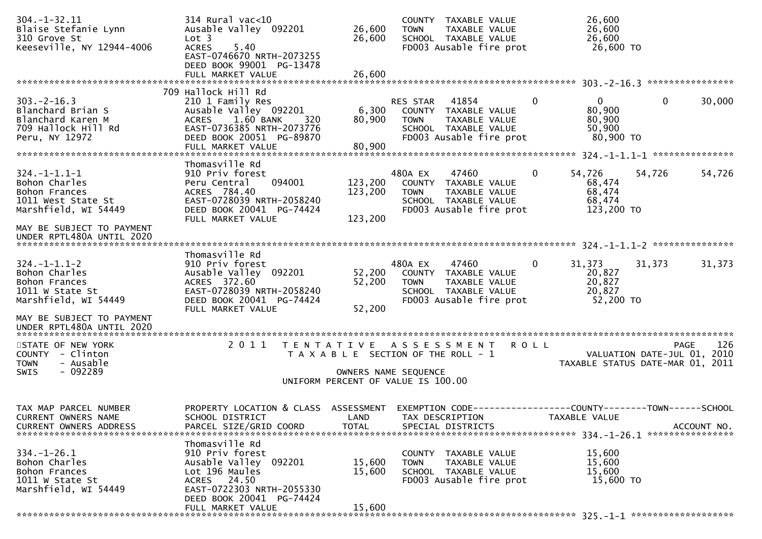```
304.-1-32.11                 314 Rural vac<10                    COUNTY  TAXABLE VALUE            26,600
Blaise Stefanie Lynn         Ausable Valley  092201      26,600  TOWN    TAXABLE VALUE            26,600
310 Grove St                 Lot 3                       26,600  SCHOOL  TAXABLE VALUE            26,600
Keeseville, NY 12944-4006    ACRES    5.40                       FD003 Ausable fire prot           26,600 TO
                             EAST-0746670 NRTH-2073255
                             DEED BOOK 99001  PG-13478
                             FULL MARKET VALUE           26,600
******************************************************************************************************* 303.-2-16.3 ****************
                         709 Hallock Hill Rd
303.-2-16.3                  210 1 Family Res                    RES STAR   41854          0           0            0       30,000
Blanchard Brian S            Ausable Valley  092201       6,300  COUNTY  TAXABLE VALUE            80,900
Blanchard Karen M            ACRES    1.60 BANK     320  80,900  TOWN    TAXABLE VALUE            80,900
709 Hallock Hill Rd          EAST-0736385 NRTH-2073776           SCHOOL  TAXABLE VALUE            50,900
Peru, NY 12972               DEED BOOK 20051  PG-89870           FD003 Ausable fire prot           80,900 TO
                             FULL MARKET VALUE           80,900
******************************************************************************************************* 324.-1-1.1-1 ***************
                             Thomasville Rd
324.-1-1.1-1                 910 Priv forest                     480A EX    47460          0      54,726       54,726       54,726
Bohon Charles                Peru Central    094001     123,200  COUNTY  TAXABLE VALUE            68,474
Bohon Frances                ACRES  784.40              123,200  TOWN    TAXABLE VALUE            68,474
1011 West State St           EAST-0728039 NRTH-2058240           SCHOOL  TAXABLE VALUE            68,474
Marshfield, WI 54449         DEED BOOK 20041  PG-74424           FD003 Ausable fire prot          123,200 TO
                             FULL MARKET VALUE          123,200
MAY BE SUBJECT TO PAYMENT
UNDER RPTL480A UNTIL 2020
******************************************************************************************************* 324.-1-1.1-2 ***************
                             Thomasville Rd
324.-1-1.1-2                 910 Priv forest                     480A EX    47460          0      31,373       31,373       31,373
Bohon Charles                Ausable Valley  092201      52,200  COUNTY  TAXABLE VALUE            20,827
Bohon Frances                ACRES  372.60               52,200  TOWN    TAXABLE VALUE            20,827
1011 W State St              EAST-0728039 NRTH-2058240           SCHOOL  TAXABLE VALUE            20,827
Marshfield, WI 54449         DEED BOOK 20041  PG-74424           FD003 Ausable fire prot           52,200 TO
                             FULL MARKET VALUE           52,200
MAY BE SUBJECT TO PAYMENT
UNDER RPTL480A UNTIL 2020
************************************************************************************************************************************
STATE OF NEW YORK              2 0 1 1   T E N T A T I V E   A S S E S S M E N T   R O L L                             PAGE    126
COUNTY  - Clinton                    T A X A B L E  SECTION OF THE ROLL - 1                      VALUATION DATE-JUL 01, 2010
TOWN    - Ausable                                                                            TAXABLE STATUS DATE-MAR 01, 2011
SWIS    - 092289                                     OWNERS NAME SEQUENCE
                                              UNIFORM PERCENT OF VALUE IS 100.00


TAX MAP PARCEL NUMBER        PROPERTY LOCATION & CLASS  ASSESSMENT  EXEMPTION CODE------------------COUNTY--------TOWN------SCHOOL
CURRENT OWNERS NAME          SCHOOL DISTRICT               LAND      TAX DESCRIPTION            TAXABLE VALUE
CURRENT OWNERS ADDRESS       PARCEL SIZE/GRID COORD       TOTAL      SPECIAL DISTRICTS                                  ACCOUNT NO.
******************************************************************************************************* 334.-1-26.1 ****************
                             Thomasville Rd
334.-1-26.1                  910 Priv forest                     COUNTY  TAXABLE VALUE            15,600
Bohon Charles                Ausable Valley  092201      15,600  TOWN    TAXABLE VALUE            15,600
Bohon Frances                Lot 196 Maules              15,600  SCHOOL  TAXABLE VALUE            15,600
1011 W State St              ACRES   24.50                       FD003 Ausable fire prot           15,600 TO
Marshfield, WI 54449         EAST-0722303 NRTH-2055330
                             DEED BOOK 20041  PG-74424
                             FULL MARKET VALUE           15,600
******************************************************************************************************* 325.-1-1 *******************
```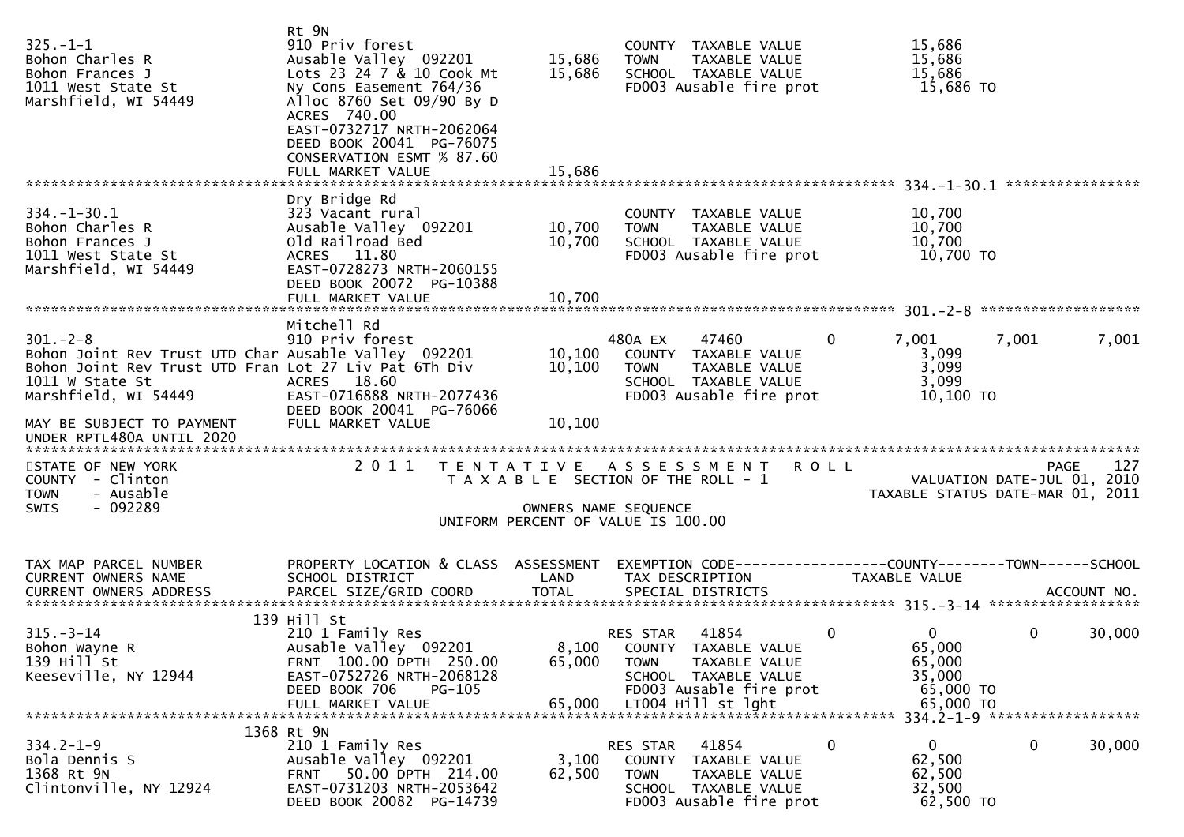```
                              Rt 9N
325.-1-1                      910 Priv forest                          COUNTY  TAXABLE VALUE            15,686
Bohon Charles R               Ausable Valley  092201       15,686      TOWN    TAXABLE VALUE            15,686
Bohon Frances J               Lots 23 24 7 & 10 Cook Mt    15,686      SCHOOL  TAXABLE VALUE            15,686
1011 West State St            Ny Cons Easement 764/36                  FD003 Ausable fire prot           15,686 TO
Marshfield, WI 54449          Alloc 8760 Set 09/90 By D
                              ACRES  740.00
                              EAST-0732717 NRTH-2062064
                              DEED BOOK 20041  PG-76075
                              CONSERVATION ESMT % 87.60
                              FULL MARKET VALUE            15,686
******************************************************************************************************* 334.-1-30.1 ****************
                              Dry Bridge Rd
334.-1-30.1                   323 Vacant rural                         COUNTY  TAXABLE VALUE            10,700
Bohon Charles R               Ausable Valley  092201       10,700      TOWN    TAXABLE VALUE            10,700
Bohon Frances J               Old Railroad Bed             10,700      SCHOOL  TAXABLE VALUE            10,700
1011 West State St            ACRES   11.80                            FD003 Ausable fire prot           10,700 TO
Marshfield, WI 54449          EAST-0728273 NRTH-2060155
                              DEED BOOK 20072  PG-10388
                              FULL MARKET VALUE            10,700
******************************************************************************************************* 301.-2-8 *******************
                              Mitchell Rd
301.-2-8                      910 Priv forest                          480A EX    47460        0       7,001       7,001       7,001
Bohon Joint Rev Trust UTD Char Ausable Valley  092201      10,100      COUNTY  TAXABLE VALUE             3,099
Bohon Joint Rev Trust UTD Fran Lot 27 Liv Pat 6Th Div      10,100      TOWN    TAXABLE VALUE             3,099
1011 W State St               ACRES   18.60                            SCHOOL  TAXABLE VALUE             3,099
Marshfield, WI 54449          EAST-0716888 NRTH-2077436                FD003 Ausable fire prot           10,100 TO
                              DEED BOOK 20041  PG-76066
MAY BE SUBJECT TO PAYMENT     FULL MARKET VALUE            10,100
UNDER RPTL480A UNTIL 2020
************************************************************************************************************************************
STATE OF NEW YORK                2 0 1 1   T E N T A T I V E   A S S E S S M E N T   R O L L                              PAGE   127
COUNTY  - Clinton                          T A X A B L E  SECTION OF THE ROLL - 1                      VALUATION DATE-JUL 01, 2010
TOWN    - Ausable                                                                                  TAXABLE STATUS DATE-MAR 01, 2011
SWIS    - 092289                                       OWNERS NAME SEQUENCE
                                               UNIFORM PERCENT OF VALUE IS 100.00


TAX MAP PARCEL NUMBER         PROPERTY LOCATION & CLASS  ASSESSMENT  EXEMPTION CODE------------------COUNTY--------TOWN------SCHOOL
CURRENT OWNERS NAME           SCHOOL DISTRICT               LAND     TAX DESCRIPTION            TAXABLE VALUE
CURRENT OWNERS ADDRESS        PARCEL SIZE/GRID COORD        TOTAL    SPECIAL DISTRICTS                                  ACCOUNT NO.
******************************************************************************************************* 315.-3-14 ******************
                          139 Hill St
315.-3-14                     210 1 Family Res                         RES STAR   41854        0           0           0      30,000
Bohon Wayne R                 Ausable Valley  092201        8,100      COUNTY  TAXABLE VALUE            65,000
139 Hill St                   FRNT 100.00 DPTH 250.00      65,000      TOWN    TAXABLE VALUE            65,000
Keeseville, NY 12944          EAST-0752726 NRTH-2068128                SCHOOL  TAXABLE VALUE            35,000
                              DEED BOOK 706     PG-105                 FD003 Ausable fire prot           65,000 TO
                              FULL MARKET VALUE            65,000      LT004 Hill st lght                65,000 TO
******************************************************************************************************* 334.2-1-9 ******************
                         1368 Rt 9N
334.2-1-9                     210 1 Family Res                         RES STAR   41854        0           0           0      30,000
Bola Dennis S                 Ausable Valley  092201        3,100      COUNTY  TAXABLE VALUE            62,500
1368 Rt 9N                    FRNT  50.00 DPTH 214.00      62,500      TOWN    TAXABLE VALUE            62,500
Clintonville, NY 12924        EAST-0731203 NRTH-2053642                SCHOOL  TAXABLE VALUE            32,500
                              DEED BOOK 20082  PG-14739                FD003 Ausable fire prot           62,500 TO
```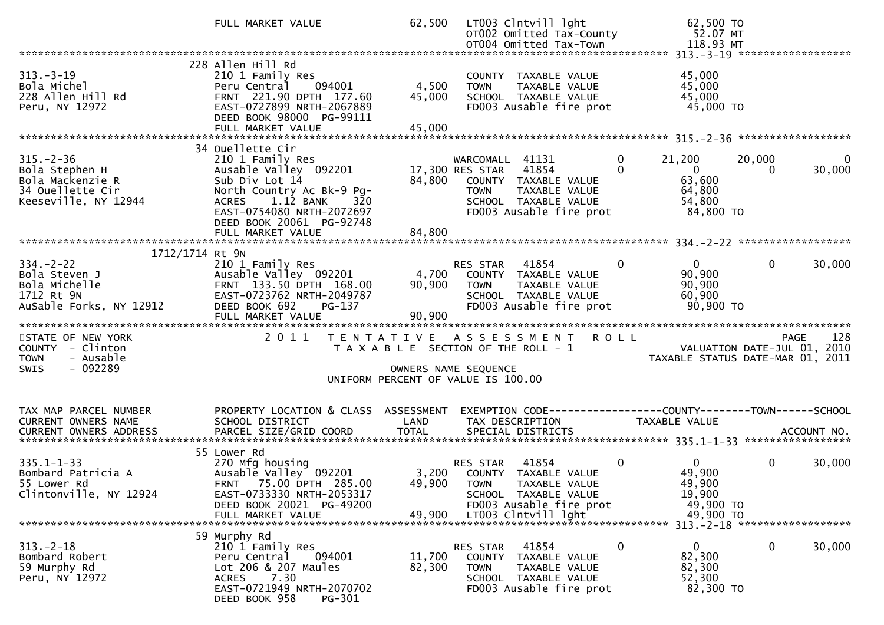```
                            FULL MARKET VALUE              62,500   LT003 Clntvill lght                    62,500 TO
                                                                    OT002 Omitted Tax-County                52.07 MT
                                                                    OT004 Omitted Tax-Town                 118.93 MT
******************************************************************************************************* 313.-3-19 *****************
                          228 Allen Hill Rd
313.-3-19                   210 1 Family Res                        COUNTY  TAXABLE VALUE               45,000
Bola Michel                 Peru Central     094001         4,500   TOWN    TAXABLE VALUE               45,000
228 Allen Hill Rd           FRNT  221.90 DPTH  177.60      45,000   SCHOOL  TAXABLE VALUE               45,000
Peru, NY 12972              EAST-0727899 NRTH-2067889               FD003 Ausable fire prot              45,000 TO
                            DEED BOOK 98000  PG-99111
                            FULL MARKET VALUE              45,000
******************************************************************************************************* 315.-2-36 *****************
                          34 Ouellette Cir
315.-2-36                   210 1 Family Res                        WARCOMALL  41131           0        21,200      20,000          0
Bola Stephen H              Ausable Valley  092201         17,300 RES STAR   41854           0             0           0     30,000
Bola Mackenzie R            Sub Div Lot 14                 84,800   COUNTY  TAXABLE VALUE               63,600
34 Ouellette Cir            North Country Ac Bk-9 Pg-               TOWN    TAXABLE VALUE               64,800
Keeseville, NY 12944        ACRES    1.12 BANK    320               SCHOOL  TAXABLE VALUE               54,800
                            EAST-0754080 NRTH-2072697               FD003 Ausable fire prot              84,800 TO
                            DEED BOOK 20061  PG-92748
                            FULL MARKET VALUE              84,800
******************************************************************************************************* 334.-2-22 *****************
                     1712/1714 Rt 9N
334.-2-22                   210 1 Family Res                        RES STAR   41854           0             0           0     30,000
Bola Steven J               Ausable Valley  092201          4,700   COUNTY  TAXABLE VALUE               90,900
Bola Michelle               FRNT  133.50 DPTH  168.00      90,900   TOWN    TAXABLE VALUE               90,900
1712 Rt 9N                  EAST-0723762 NRTH-2049787               SCHOOL  TAXABLE VALUE               60,900
AuSable Forks, NY 12912     DEED BOOK 692     PG-137                FD003 Ausable fire prot              90,900 TO
                            FULL MARKET VALUE              90,900
************************************************************************************************************************************
STATE OF NEW YORK                  2 0 1 1   T E N T A T I V E   A S S E S S M E N T   R O L L                         PAGE    128
COUNTY  - Clinton                            T A X A B L E  SECTION OF THE ROLL - 1                    VALUATION DATE-JUL 01, 2010
TOWN    - Ausable                                                                                 TAXABLE STATUS DATE-MAR 01, 2011
SWIS    - 092289                                        OWNERS NAME SEQUENCE
                                                 UNIFORM PERCENT OF VALUE IS 100.00


TAX MAP PARCEL NUMBER       PROPERTY LOCATION & CLASS  ASSESSMENT  EXEMPTION CODE------------------COUNTY--------TOWN------SCHOOL
CURRENT OWNERS NAME         SCHOOL DISTRICT               LAND     TAX DESCRIPTION             TAXABLE VALUE
CURRENT OWNERS ADDRESS      PARCEL SIZE/GRID COORD        TOTAL    SPECIAL DISTRICTS                                   ACCOUNT NO.
******************************************************************************************************* 335.1-1-33 ****************
                          55 Lower Rd
335.1-1-33                  270 Mfg housing                         RES STAR   41854           0             0           0     30,000
Bombard Patricia A          Ausable Valley  092201          3,200   COUNTY  TAXABLE VALUE               49,900
55 Lower Rd                 FRNT   75.00 DPTH  285.00      49,900   TOWN    TAXABLE VALUE               49,900
Clintonville, NY 12924      EAST-0733330 NRTH-2053317               SCHOOL  TAXABLE VALUE               19,900
                            DEED BOOK 20021  PG-49200               FD003 Ausable fire prot              49,900 TO
                            FULL MARKET VALUE              49,900   LT003 Clntvill lght                  49,900 TO
******************************************************************************************************* 313.-2-18 *****************
                          59 Murphy Rd
313.-2-18                   210 1 Family Res                        RES STAR   41854           0             0           0     30,000
Bombard Robert              Peru Central     094001        11,700   COUNTY  TAXABLE VALUE               82,300
59 Murphy Rd                Lot 206 & 207 Maules           82,300   TOWN    TAXABLE VALUE               82,300
Peru, NY 12972              ACRES    7.30                           SCHOOL  TAXABLE VALUE               52,300
                            EAST-0721949 NRTH-2070702               FD003 Ausable fire prot              82,300 TO
                            DEED BOOK 958     PG-301
```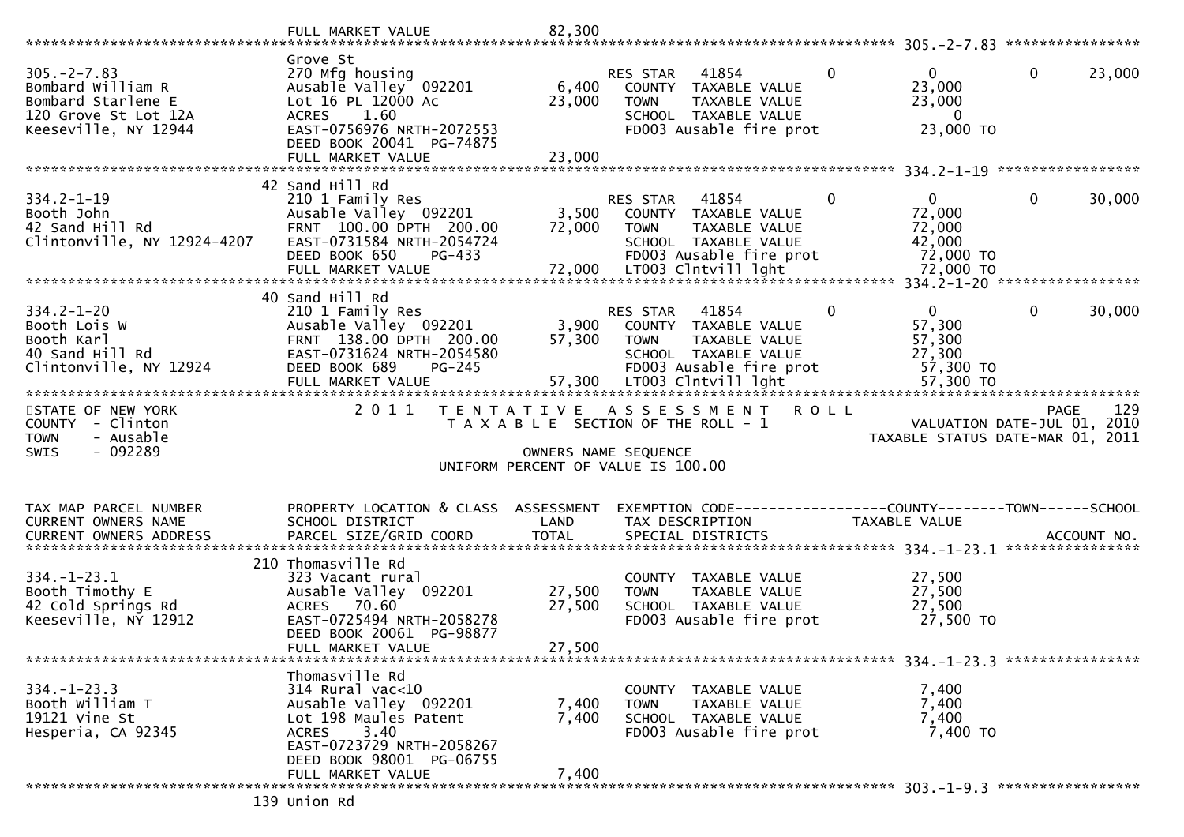```
                          FULL MARKET VALUE              82,300
******************************************************************************************************* 305.-2-7.83 ****************
                          Grove St
305.-2-7.83               270 Mfg housing                     RES STAR   41854        0             0             0      23,000
Bombard William R         Ausable Valley  092201       6,400   COUNTY  TAXABLE VALUE               23,000
Bombard Starlene E        Lot 16 PL 12000 Ac          23,000   TOWN    TAXABLE VALUE               23,000
120 Grove St Lot 12A      ACRES    1.60                        SCHOOL  TAXABLE VALUE                    0
Keeseville, NY 12944      EAST-0756976 NRTH-2072553            FD003 Ausable fire prot             23,000 TO
                          DEED BOOK 20041  PG-74875
                          FULL MARKET VALUE              23,000
******************************************************************************************************* 334.2-1-19 *****************
                       42 Sand Hill Rd
334.2-1-19                210 1 Family Res                    RES STAR   41854        0             0             0      30,000
Booth John                Ausable Valley  092201       3,500   COUNTY  TAXABLE VALUE               72,000
42 Sand Hill Rd           FRNT 100.00 DPTH 200.00     72,000   TOWN    TAXABLE VALUE               72,000
Clintonville, NY 12924-4207  EAST-0731584 NRTH-2054724         SCHOOL  TAXABLE VALUE               42,000
                          DEED BOOK 650    PG-433              FD003 Ausable fire prot             72,000 TO
                          FULL MARKET VALUE              72,000  LT003 Clntvill lght               72,000 TO
******************************************************************************************************* 334.2-1-20 *****************
                       40 Sand Hill Rd
334.2-1-20                210 1 Family Res                    RES STAR   41854        0             0             0      30,000
Booth Lois W              Ausable Valley  092201       3,900   COUNTY  TAXABLE VALUE               57,300
Booth Karl                FRNT 138.00 DPTH 200.00     57,300   TOWN    TAXABLE VALUE               57,300
40 Sand Hill Rd           EAST-0731624 NRTH-2054580            SCHOOL  TAXABLE VALUE               27,300
Clintonville, NY 12924    DEED BOOK 689    PG-245              FD003 Ausable fire prot             57,300 TO
                          FULL MARKET VALUE              57,300  LT003 Clntvill lght               57,300 TO
************************************************************************************************************************************
STATE OF NEW YORK              2 0 1 1   T E N T A T I V E   A S S E S S M E N T   R O L L                              PAGE   129
COUNTY  - Clinton                    T A X A B L E  SECTION OF THE ROLL - 1                      VALUATION DATE-JUL 01, 2010
TOWN    - Ausable                                                                              TAXABLE STATUS DATE-MAR 01, 2011
SWIS    - 092289                                 OWNERS NAME SEQUENCE
                                          UNIFORM PERCENT OF VALUE IS 100.00


TAX MAP PARCEL NUMBER     PROPERTY LOCATION & CLASS  ASSESSMENT  EXEMPTION CODE------------------COUNTY--------TOWN------SCHOOL
CURRENT OWNERS NAME       SCHOOL DISTRICT               LAND      TAX DESCRIPTION             TAXABLE VALUE
CURRENT OWNERS ADDRESS    PARCEL SIZE/GRID COORD       TOTAL      SPECIAL DISTRICTS                                  ACCOUNT NO.
******************************************************************************************************* 334.-1-23.1 ****************
                      210 Thomasville Rd
334.-1-23.1               323 Vacant rural                     COUNTY  TAXABLE VALUE               27,500
Booth Timothy E           Ausable Valley  092201      27,500   TOWN    TAXABLE VALUE               27,500
42 Cold Springs Rd        ACRES   70.60               27,500   SCHOOL  TAXABLE VALUE               27,500
Keeseville, NY 12912      EAST-0725494 NRTH-2058278            FD003 Ausable fire prot             27,500 TO
                          DEED BOOK 20061  PG-98877
                          FULL MARKET VALUE              27,500
******************************************************************************************************* 334.-1-23.3 ****************
                          Thomasville Rd
334.-1-23.3               314 Rural vac<10                     COUNTY  TAXABLE VALUE                7,400
Booth William T           Ausable Valley  092201       7,400   TOWN    TAXABLE VALUE                7,400
19121 Vine St             Lot 198 Maules Patent        7,400   SCHOOL  TAXABLE VALUE                7,400
Hesperia, CA 92345        ACRES    3.40                        FD003 Ausable fire prot              7,400 TO
                          EAST-0723729 NRTH-2058267
                          DEED BOOK 98001  PG-06755
                          FULL MARKET VALUE               7,400
******************************************************************************************************* 303.-1-9.3 *****************
                      139 Union Rd
```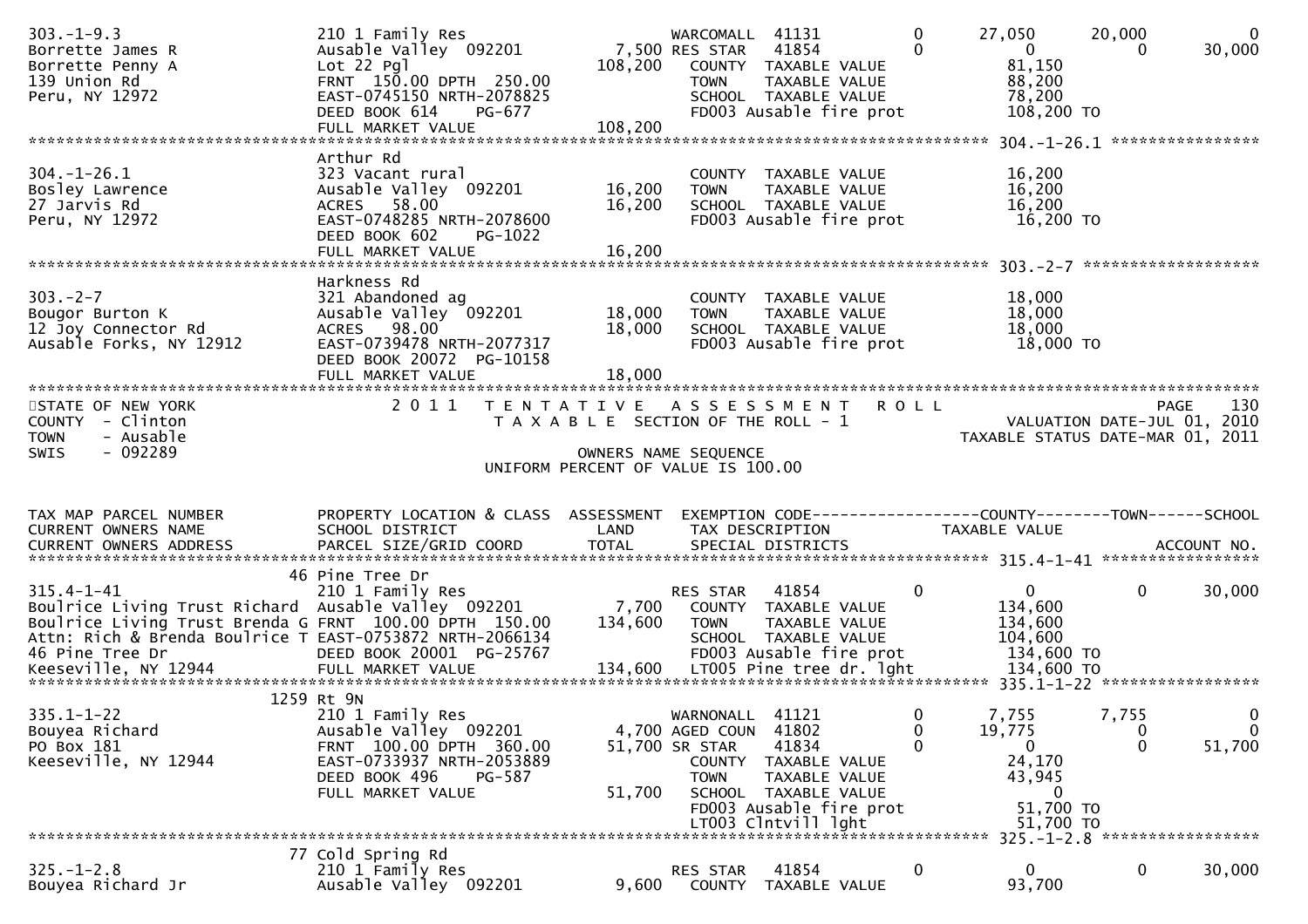```
303.-1-9.3                      210 1 Family Res                   WARCOMALL  41131          0        27,050       20,000            0
Borrette James R                Ausable Valley  092201        7,500 RES STAR   41854          0             0            0       30,000
Borrette Penny A                Lot 22 Pgl                  108,200    COUNTY  TAXABLE VALUE              81,150
139 Union Rd                    FRNT 150.00 DPTH 250.00                TOWN    TAXABLE VALUE              88,200
Peru, NY 12972                  EAST-0745150 NRTH-2078825              SCHOOL  TAXABLE VALUE              78,200
                                DEED BOOK 614    PG-677                FD003 Ausable fire prot           108,200 TO
                                FULL MARKET VALUE           108,200
******************************************************************************************************* 304.-1-26.1 ****************
                                Arthur Rd
304.-1-26.1                     323 Vacant rural                       COUNTY  TAXABLE VALUE              16,200
Bosley Lawrence                 Ausable Valley  092201       16,200    TOWN    TAXABLE VALUE              16,200
27 Jarvis Rd                    ACRES  58.00                 16,200    SCHOOL  TAXABLE VALUE              16,200
Peru, NY 12972                  EAST-0748285 NRTH-2078600              FD003 Ausable fire prot            16,200 TO
                                DEED BOOK 602    PG-1022
                                FULL MARKET VALUE            16,200
******************************************************************************************************* 303.-2-7 *******************
                                Harkness Rd
303.-2-7                        321 Abandoned ag                       COUNTY  TAXABLE VALUE              18,000
Bougor Burton K                 Ausable Valley  092201       18,000    TOWN    TAXABLE VALUE              18,000
12 Joy Connector Rd             ACRES  98.00                 18,000    SCHOOL  TAXABLE VALUE              18,000
Ausable Forks, NY 12912         EAST-0739478 NRTH-2077317              FD003 Ausable fire prot            18,000 TO
                                DEED BOOK 20072 PG-10158
                                FULL MARKET VALUE            18,000
************************************************************************************************************************************
STATE OF NEW YORK               2 0 1 1   T E N T A T I V E   A S S E S S M E N T   R O L L                                PAGE   130
COUNTY  - Clinton                         T A X A B L E  SECTION OF THE ROLL - 1                        VALUATION DATE-JUL 01, 2010
TOWN    - Ausable                                                                                  TAXABLE STATUS DATE-MAR 01, 2011
SWIS    - 092289                                        OWNERS NAME SEQUENCE
                                                 UNIFORM PERCENT OF VALUE IS 100.00

TAX MAP PARCEL NUMBER           PROPERTY LOCATION & CLASS  ASSESSMENT  EXEMPTION CODE------------------COUNTY--------TOWN------SCHOOL
CURRENT OWNERS NAME             SCHOOL DISTRICT               LAND      TAX DESCRIPTION               TAXABLE VALUE
CURRENT OWNERS ADDRESS          PARCEL SIZE/GRID COORD       TOTAL      SPECIAL DISTRICTS                                  ACCOUNT NO.
******************************************************************************************************* 315.4-1-41 *****************
                           46 Pine Tree Dr
315.4-1-41                      210 1 Family Res                   RES STAR   41854          0             0            0       30,000
Boulrice Living Trust Richard  Ausable Valley  092201         7,700    COUNTY  TAXABLE VALUE             134,600
Boulrice Living Trust Brenda G FRNT 100.00 DPTH 150.00      134,600    TOWN    TAXABLE VALUE             134,600
Attn: Rich & Brenda Boulrice T EAST-0753872 NRTH-2066134               SCHOOL  TAXABLE VALUE             104,600
46 Pine Tree Dr                 DEED BOOK 20001 PG-25767               FD003 Ausable fire prot           134,600 TO
Keeseville, NY 12944            FULL MARKET VALUE           134,600    LT005 Pine tree dr. lght          134,600 TO
******************************************************************************************************* 335.1-1-22 *****************
                         1259 Rt 9N
335.1-1-22                      210 1 Family Res                   WARNONALL  41121          0         7,755        7,755            0
Bouyea Richard                  Ausable Valley  092201        4,700 AGED COUN  41802          0        19,775            0            0
PO Box 181                      FRNT 100.00 DPTH 360.00      51,700 SR STAR    41834          0             0            0       51,700
Keeseville, NY 12944            EAST-0733937 NRTH-2053889              COUNTY  TAXABLE VALUE              24,170
                                DEED BOOK 496    PG-587                TOWN    TAXABLE VALUE              43,945
                                FULL MARKET VALUE            51,700    SCHOOL  TAXABLE VALUE                   0
                                                                       FD003 Ausable fire prot            51,700 TO
                                                                       LT003 Clntvill lght                51,700 TO
******************************************************************************************************* 325.-1-2.8 *****************
                           77 Cold Spring Rd
325.-1-2.8                      210 1 Family Res                   RES STAR   41854          0             0            0       30,000
Bouyea Richard Jr               Ausable Valley  092201        9,600    COUNTY  TAXABLE VALUE              93,700
```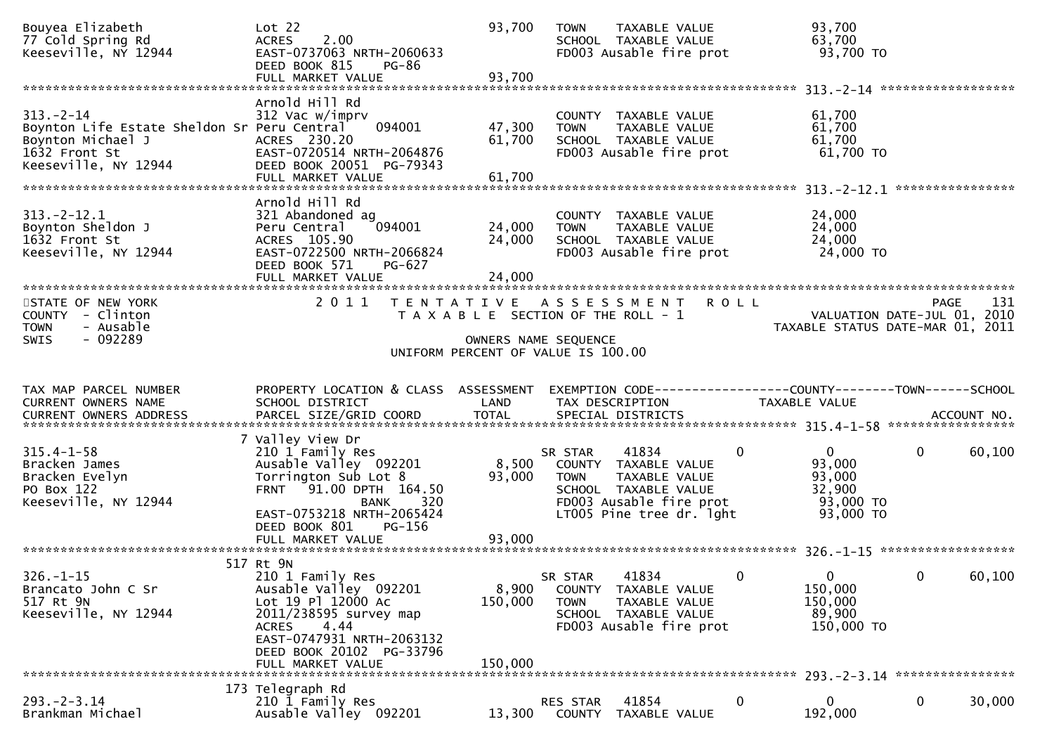```
Bouyea Elizabeth                Lot 22                              93,700   TOWN    TAXABLE VALUE              93,700
77 Cold Spring Rd               ACRES    2.00                                SCHOOL  TAXABLE VALUE              63,700
Keeseville, NY 12944            EAST-0737063 NRTH-2060633                    FD003 Ausable fire prot            93,700 TO
                                DEED BOOK 815    PG-86
                                FULL MARKET VALUE                   93,700
******************************************************************************************************* 313.-2-14 ******************
                                Arnold Hill Rd
313.-2-14                       312 Vac w/imprv                              COUNTY  TAXABLE VALUE              61,700
Boynton Life Estate Sheldon Sr Peru Central    094001       47,300   TOWN    TAXABLE VALUE              61,700
Boynton Michael J               ACRES  230.20                       61,700   SCHOOL  TAXABLE VALUE              61,700
1632 Front St                   EAST-0720514 NRTH-2064876                    FD003 Ausable fire prot            61,700 TO
Keeseville, NY 12944            DEED BOOK 20051  PG-79343
                                FULL MARKET VALUE                   61,700
******************************************************************************************************* 313.-2-12.1 ****************
                                Arnold Hill Rd
313.-2-12.1                     321 Abandoned ag                             COUNTY  TAXABLE VALUE              24,000
Boynton Sheldon J               Peru Central    094001       24,000   TOWN    TAXABLE VALUE              24,000
1632 Front St                   ACRES  105.90                       24,000   SCHOOL  TAXABLE VALUE              24,000
Keeseville, NY 12944            EAST-0722500 NRTH-2066824                    FD003 Ausable fire prot            24,000 TO
                                DEED BOOK 571    PG-627
                                FULL MARKET VALUE                   24,000
************************************************************************************************************************************
STATE OF NEW YORK                 2 0 1 1   T E N T A T I V E   A S S E S S M E N T   R O L L                          PAGE   131
COUNTY  - Clinton                          T A X A B L E  SECTION OF THE ROLL - 1                      VALUATION DATE-JUL 01, 2010
TOWN    - Ausable                                                                                  TAXABLE STATUS DATE-MAR 01, 2011
SWIS    - 092289                                        OWNERS NAME SEQUENCE
                                                  UNIFORM PERCENT OF VALUE IS 100.00


TAX MAP PARCEL NUMBER           PROPERTY LOCATION & CLASS  ASSESSMENT  EXEMPTION CODE------------------COUNTY--------TOWN------SCHOOL
CURRENT OWNERS NAME             SCHOOL DISTRICT               LAND     TAX DESCRIPTION              TAXABLE VALUE
CURRENT OWNERS ADDRESS          PARCEL SIZE/GRID COORD        TOTAL    SPECIAL DISTRICTS                                  ACCOUNT NO.
******************************************************************************************************* 315.4-1-58 *****************
                              7 Valley View Dr
315.4-1-58                      210 1 Family Res                     SR STAR      41834           0             0            0      60,100
Bracken James                   Ausable Valley  092201        8,500   COUNTY  TAXABLE VALUE              93,000
Bracken Evelyn                  Torrington Sub Lot 8          93,000   TOWN    TAXABLE VALUE              93,000
PO Box 122                      FRNT   91.00 DPTH 164.50               SCHOOL  TAXABLE VALUE              32,900
Keeseville, NY 12944                          BANK     320             FD003 Ausable fire prot            93,000 TO
                                EAST-0753218 NRTH-2065424              LT005 Pine tree dr. lght           93,000 TO
                                DEED BOOK 801    PG-156
                                FULL MARKET VALUE                   93,000
******************************************************************************************************* 326.-1-15 ******************
                            517 Rt 9N
326.-1-15                       210 1 Family Res                     SR STAR      41834           0             0            0      60,100
Brancato John C Sr              Ausable Valley  092201        8,900   COUNTY  TAXABLE VALUE             150,000
517 Rt 9N                       Lot 19 Pl 12000 Ac           150,000   TOWN    TAXABLE VALUE             150,000
Keeseville, NY 12944            2011/238595 survey map                 SCHOOL  TAXABLE VALUE              89,900
                                ACRES    4.44                          FD003 Ausable fire prot           150,000 TO
                                EAST-0747931 NRTH-2063132
                                DEED BOOK 20102  PG-33796
                                FULL MARKET VALUE                  150,000
******************************************************************************************************* 293.-2-3.14 ****************
                            173 Telegraph Rd
293.-2-3.14                     210 1 Family Res                     RES STAR     41854           0             0            0      30,000
Brankman Michael                Ausable Valley  092201       13,300   COUNTY  TAXABLE VALUE             192,000
```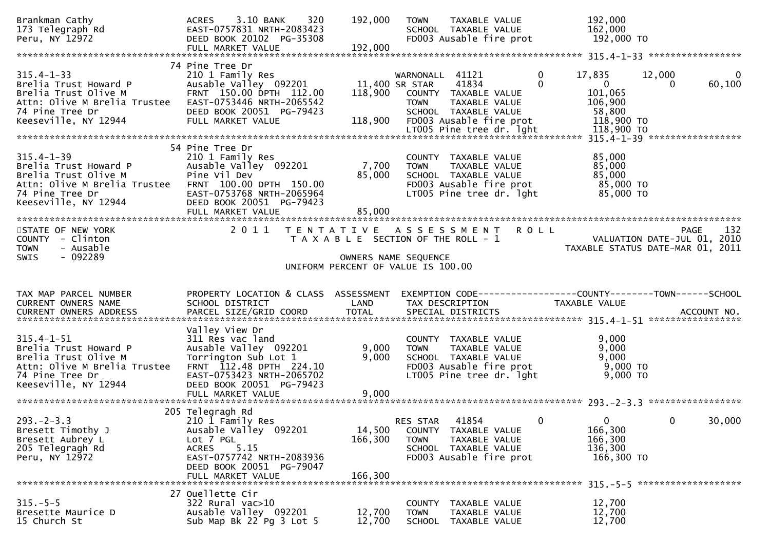```
Brankman Cathy                 ACRES    3.10 BANK    320     192,000   TOWN    TAXABLE VALUE              192,000
173 Telegraph Rd               EAST-0757831 NRTH-2083423               SCHOOL  TAXABLE VALUE              162,000
Peru, NY 12972                 DEED BOOK 20102 PG-35308                FD003 Ausable fire prot             192,000 TO
                               FULL MARKET VALUE             192,000
******************************************************************************************************* 315.4-1-33 *****************
                            74 Pine Tree Dr
315.4-1-33                     210 1 Family Res                        WARNONALL  41121          0      17,835      12,000           0
Brelia Trust Howard P          Ausable Valley  092201       11,400 SR STAR    41834          0           0           0      60,100
Brelia Trust Olive M           FRNT  150.00 DPTH  112.00     118,900   COUNTY  TAXABLE VALUE              101,065
Attn: Olive M Brelia Trustee   EAST-0753446 NRTH-2065542               TOWN    TAXABLE VALUE              106,900
74 Pine Tree Dr                DEED BOOK 20051 PG-79423                SCHOOL  TAXABLE VALUE               58,800
Keeseville, NY 12944           FULL MARKET VALUE             118,900   FD003 Ausable fire prot             118,900 TO
                                                                       LT005 Pine tree dr. lght            118,900 TO
******************************************************************************************************* 315.4-1-39 *****************
                            54 Pine Tree Dr
315.4-1-39                     210 1 Family Res                        COUNTY  TAXABLE VALUE               85,000
Brelia Trust Howard P          Ausable Valley  092201        7,700     TOWN    TAXABLE VALUE               85,000
Brelia Trust Olive M           Pine Vil Dev                  85,000    SCHOOL  TAXABLE VALUE               85,000
Attn: Olive M Brelia Trustee   FRNT  100.00 DPTH  150.00               FD003 Ausable fire prot              85,000 TO
74 Pine Tree Dr                EAST-0753768 NRTH-2065964               LT005 Pine tree dr. lght             85,000 TO
Keeseville, NY 12944           DEED BOOK 20051 PG-79423
                               FULL MARKET VALUE              85,000
************************************************************************************************************************************
STATE OF NEW YORK                    2 0 1 1   T E N T A T I V E   A S S E S S M E N T   R O L L                          PAGE    132
COUNTY  - Clinton                          T A X A B L E  SECTION OF THE ROLL - 1                       VALUATION DATE-JUL 01, 2010
TOWN    - Ausable                                                                                TAXABLE STATUS DATE-MAR 01, 2011
SWIS    - 092289                                       OWNERS NAME SEQUENCE
                                                 UNIFORM PERCENT OF VALUE IS 100.00


TAX MAP PARCEL NUMBER          PROPERTY LOCATION & CLASS  ASSESSMENT  EXEMPTION CODE------------------COUNTY--------TOWN------SCHOOL
CURRENT OWNERS NAME            SCHOOL DISTRICT               LAND      TAX DESCRIPTION             TAXABLE VALUE
CURRENT OWNERS ADDRESS         PARCEL SIZE/GRID COORD        TOTAL     SPECIAL DISTRICTS                                      ACCOUNT NO.
******************************************************************************************************* 315.4-1-51 *****************
                               Valley View Dr
315.4-1-51                     311 Res vac land                        COUNTY  TAXABLE VALUE                9,000
Brelia Trust Howard P          Ausable Valley  092201        9,000     TOWN    TAXABLE VALUE                9,000
Brelia Trust Olive M           Torrington Sub Lot 1          9,000     SCHOOL  TAXABLE VALUE                9,000
Attn: Olive M Brelia Trustee   FRNT  112.48 DPTH  224.10               FD003 Ausable fire prot               9,000 TO
74 Pine Tree Dr                EAST-0753423 NRTH-2065702               LT005 Pine tree dr. lght              9,000 TO
Keeseville, NY 12944           DEED BOOK 20051 PG-79423
                               FULL MARKET VALUE               9,000
******************************************************************************************************* 293.-2-3.3 *****************
                           205 Telegragh Rd
293.-2-3.3                     210 1 Family Res                        RES STAR   41854          0           0           0      30,000
Bresett Timothy J              Ausable Valley  092201       14,500     COUNTY  TAXABLE VALUE              166,300
Bresett Aubrey L               Lot 7 PGL                    166,300    TOWN    TAXABLE VALUE              166,300
205 Telegragh Rd               ACRES    5.15                           SCHOOL  TAXABLE VALUE              136,300
Peru, NY 12972                 EAST-0757742 NRTH-2083936               FD003 Ausable fire prot             166,300 TO
                               DEED BOOK 20051 PG-79047
                               FULL MARKET VALUE             166,300
******************************************************************************************************* 315.-5-5 *******************
                            27 Ouellette Cir
315.-5-5                       322 Rural vac>10                        COUNTY  TAXABLE VALUE               12,700
Bresette Maurice D             Ausable Valley  092201       12,700     TOWN    TAXABLE VALUE               12,700
15 Church St                   Sub Map Bk 22 Pg 3 Lot 5     12,700     SCHOOL  TAXABLE VALUE               12,700
```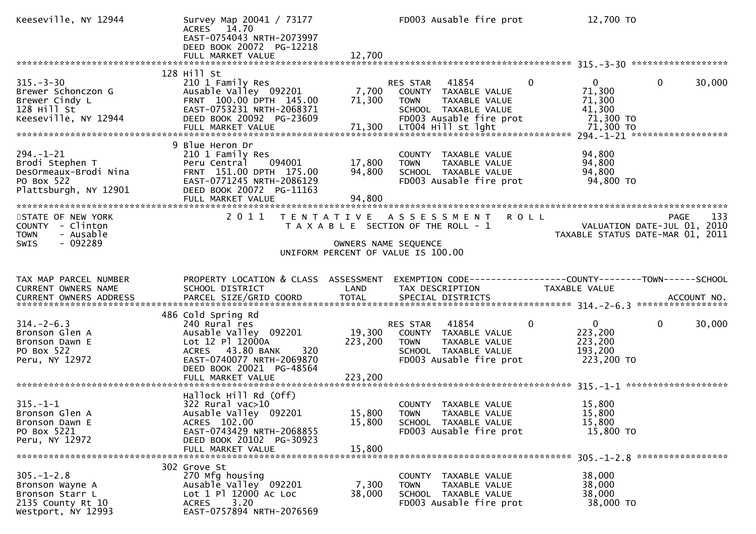```
Keeseville, NY 12944          Survey Map 20041 / 73177            FD003 Ausable fire prot           12,700 TO
                              ACRES   14.70
                              EAST-0754043 NRTH-2073997
                              DEED BOOK 20072  PG-12218
                              FULL MARKET VALUE              12,700
******************************************************************************************************* 315.-3-30 ******************
                            128 Hill St
315.-3-30                     210 1 Family Res                    RES STAR   41854           0            0            0      30,000
Brewer Schonczon G            Ausable Valley  092201      7,700   COUNTY  TAXABLE VALUE               71,300
Brewer Cindy L                FRNT 100.00 DPTH 145.00    71,300   TOWN    TAXABLE VALUE               71,300
128 Hill St                   EAST-0753231 NRTH-2068371           SCHOOL  TAXABLE VALUE               41,300
Keeseville, NY 12944          DEED BOOK 20092  PG-23609           FD003 Ausable fire prot             71,300 TO
                              FULL MARKET VALUE              71,300   LT004 Hill st lght              71,300 TO
******************************************************************************************************* 294.-1-21 ******************
                            9 Blue Heron Dr
294.-1-21                     210 1 Family Res                    COUNTY  TAXABLE VALUE               94,800
Brodi Stephen T               Peru Central    094001     17,800   TOWN    TAXABLE VALUE               94,800
DesOrmeaux-Brodi Nina         FRNT 151.00 DPTH 175.00    94,800   SCHOOL  TAXABLE VALUE               94,800
PO Box 522                    EAST-0771245 NRTH-2086129           FD003 Ausable fire prot             94,800 TO
Plattsburgh, NY 12901         DEED BOOK 20072  PG-11163
                              FULL MARKET VALUE              94,800
************************************************************************************************************************************
STATE OF NEW YORK              2 0 1 1   T E N T A T I V E   A S S E S S M E N T   R O L L                          PAGE     133
COUNTY  - Clinton                        T A X A B L E  SECTION OF THE ROLL - 1                    VALUATION DATE-JUL 01, 2010
TOWN    - Ausable                                                                                 TAXABLE STATUS DATE-MAR 01, 2011
SWIS    - 092289                                   OWNERS NAME SEQUENCE
                                           UNIFORM PERCENT OF VALUE IS 100.00


TAX MAP PARCEL NUMBER         PROPERTY LOCATION & CLASS  ASSESSMENT  EXEMPTION CODE------------------COUNTY--------TOWN------SCHOOL
CURRENT OWNERS NAME           SCHOOL DISTRICT               LAND      TAX DESCRIPTION              TAXABLE VALUE
CURRENT OWNERS ADDRESS        PARCEL SIZE/GRID COORD        TOTAL     SPECIAL DISTRICTS                                 ACCOUNT NO.
******************************************************************************************************* 314.-2-6.3 *****************
                            486 Cold Spring Rd
314.-2-6.3                    240 Rural res                       RES STAR   41854           0            0            0      30,000
Bronson Glen A                Ausable Valley  092201     19,300   COUNTY  TAXABLE VALUE              223,200
Bronson Dawn E                Lot 12 Pl 12000A          223,200   TOWN    TAXABLE VALUE              223,200
PO Box 522                    ACRES   43.80 BANK     320          SCHOOL  TAXABLE VALUE              193,200
Peru, NY 12972                EAST-0740077 NRTH-2069870           FD003 Ausable fire prot            223,200 TO
                              DEED BOOK 20021  PG-48564
                              FULL MARKET VALUE             223,200
******************************************************************************************************* 315.-1-1 *******************
                              Hallock Hill Rd (Off)
315.-1-1                      322 Rural vac>10                    COUNTY  TAXABLE VALUE               15,800
Bronson Glen A                Ausable Valley  092201     15,800   TOWN    TAXABLE VALUE               15,800
Bronson Dawn E                ACRES  102.00              15,800   SCHOOL  TAXABLE VALUE               15,800
PO Box 5221                   EAST-0743429 NRTH-2068855           FD003 Ausable fire prot             15,800 TO
Peru, NY 12972                DEED BOOK 20102  PG-30923
                              FULL MARKET VALUE              15,800
******************************************************************************************************* 305.-1-2.8 *****************
                            302 Grove St
305.-1-2.8                    270 Mfg housing                     COUNTY  TAXABLE VALUE               38,000
Bronson Wayne A               Ausable Valley  092201      7,300   TOWN    TAXABLE VALUE               38,000
Bronson Starr L               Lot 1 Pl 12000 Ac Loc      38,000   SCHOOL  TAXABLE VALUE               38,000
2135 County Rt 10             ACRES    3.20                       FD003 Ausable fire prot             38,000 TO
Westport, NY 12993            EAST-0757894 NRTH-2076569
```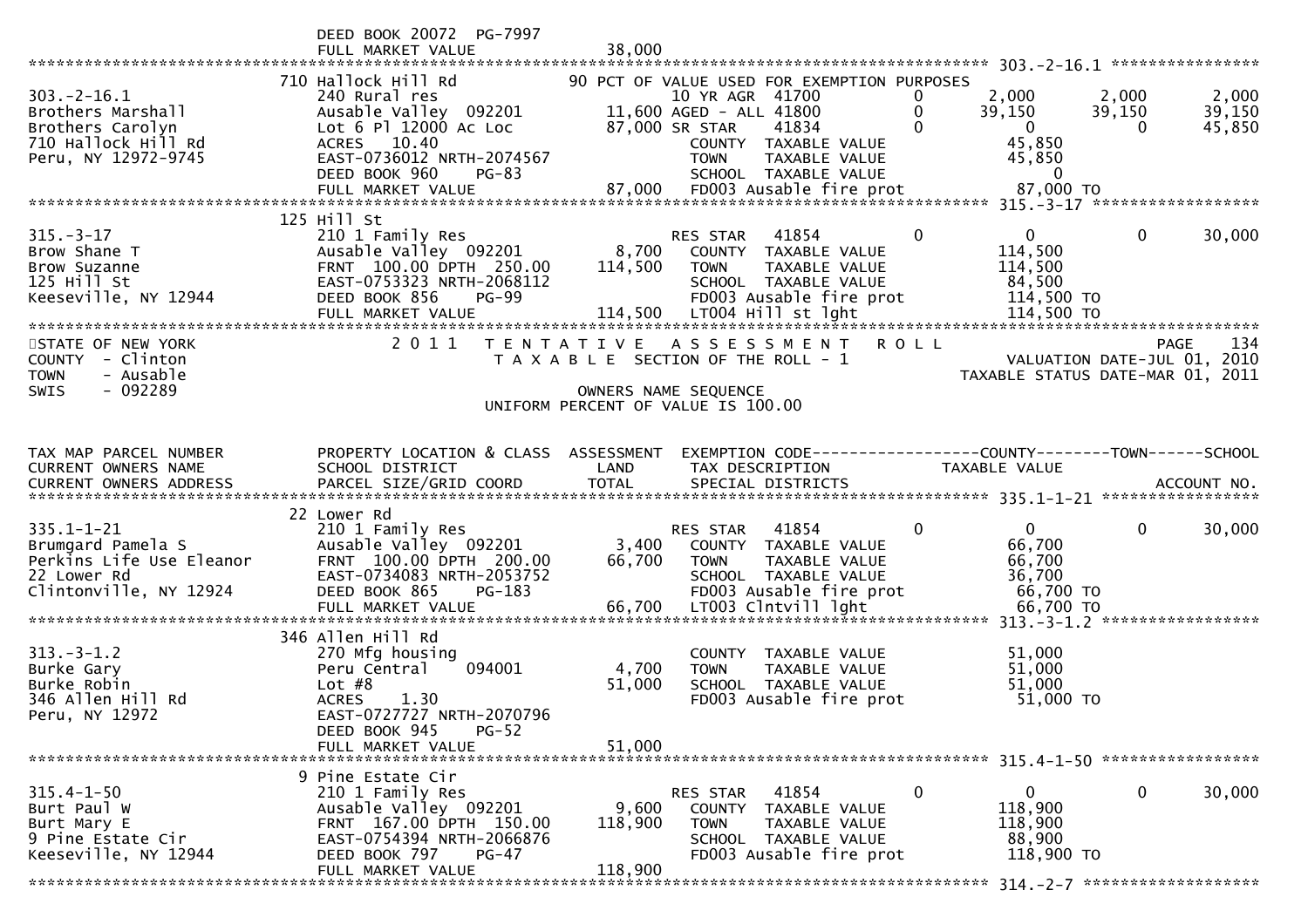```
                             DEED BOOK 20072  PG-7997
                             FULL MARKET VALUE              38,000
******************************************************************************************************* 303.-2-16.1 ****************
                             710 Hallock Hill Rd          90 PCT OF VALUE USED FOR EXEMPTION PURPOSES
303.-2-16.1                  240 Rural res                      10 YR AGR  41700         0         2,000       2,000       2,000
Brothers Marshall            Ausable Valley  092201       11,600 AGED - ALL 41800         0        39,150      39,150      39,150
Brothers Carolyn             Lot 6 Pl 12000 Ac Loc        87,000 SR STAR    41834         0             0           0      45,850
710 Hallock Hill Rd          ACRES   10.40                       COUNTY  TAXABLE VALUE                45,850
Peru, NY 12972-9745          EAST-0736012 NRTH-2074567           TOWN    TAXABLE VALUE                45,850
                             DEED BOOK 960    PG-83              SCHOOL  TAXABLE VALUE                     0
                             FULL MARKET VALUE              87,000  FD003 Ausable fire prot            87,000 TO
******************************************************************************************************* 315.-3-17 ******************
                             125 Hill St
315.-3-17                    210 1 Family Res                   RES STAR   41854         0             0           0      30,000
Brow Shane T                 Ausable Valley  092201        8,700   COUNTY  TAXABLE VALUE               114,500
Brow Suzanne                 FRNT 100.00 DPTH 250.00     114,500   TOWN    TAXABLE VALUE               114,500
125 Hill St                  EAST-0753323 NRTH-2068112             SCHOOL  TAXABLE VALUE                84,500
Keeseville, NY 12944         DEED BOOK 856    PG-99                FD003 Ausable fire prot            114,500 TO
                             FULL MARKET VALUE             114,500  LT004 Hill st lght                 114,500 TO
*************************************************************************************************************************************
STATE OF NEW YORK            2 0 1 1   T E N T A T I V E   A S S E S S M E N T   R O L L                           PAGE    134
COUNTY  - Clinton                       T A X A B L E  SECTION OF THE ROLL - 1                      VALUATION DATE-JUL 01, 2010
TOWN    - Ausable                                                                               TAXABLE STATUS DATE-MAR 01, 2011
SWIS    - 092289                                    OWNERS NAME SEQUENCE
                                            UNIFORM PERCENT OF VALUE IS 100.00


TAX MAP PARCEL NUMBER        PROPERTY LOCATION & CLASS  ASSESSMENT  EXEMPTION CODE------------------COUNTY--------TOWN------SCHOOL
CURRENT OWNERS NAME          SCHOOL DISTRICT               LAND      TAX DESCRIPTION             TAXABLE VALUE
CURRENT OWNERS ADDRESS       PARCEL SIZE/GRID COORD        TOTAL     SPECIAL DISTRICTS                                    ACCOUNT NO.
******************************************************************************************************* 335.1-1-21 *****************
                             22 Lower Rd
335.1-1-21                   210 1 Family Res                   RES STAR   41854         0             0           0      30,000
Brumgard Pamela S            Ausable Valley  092201        3,400   COUNTY  TAXABLE VALUE                66,700
Perkins Life Use Eleanor     FRNT 100.00 DPTH 200.00      66,700   TOWN    TAXABLE VALUE                66,700
22 Lower Rd                  EAST-0734083 NRTH-2053752             SCHOOL  TAXABLE VALUE                36,700
Clintonville, NY 12924       DEED BOOK 865    PG-183               FD003 Ausable fire prot             66,700 TO
                             FULL MARKET VALUE              66,700  LT003 Clntvill lght                 66,700 TO
******************************************************************************************************* 313.-3-1.2 *****************
                             346 Allen Hill Rd
313.-3-1.2                   270 Mfg housing                       COUNTY  TAXABLE VALUE                51,000
Burke Gary                   Peru Central    094001        4,700   TOWN    TAXABLE VALUE                51,000
Burke Robin                  Lot #8                       51,000   SCHOOL  TAXABLE VALUE                51,000
346 Allen Hill Rd            ACRES    1.30                         FD003 Ausable fire prot             51,000 TO
Peru, NY 12972               EAST-0727727 NRTH-2070796
                             DEED BOOK 945    PG-52
                             FULL MARKET VALUE              51,000
******************************************************************************************************* 315.4-1-50 *****************
                             9 Pine Estate Cir
315.4-1-50                   210 1 Family Res                   RES STAR   41854         0             0           0      30,000
Burt Paul W                  Ausable Valley  092201        9,600   COUNTY  TAXABLE VALUE               118,900
Burt Mary E                  FRNT 167.00 DPTH 150.00     118,900   TOWN    TAXABLE VALUE               118,900
9 Pine Estate Cir            EAST-0754394 NRTH-2066876             SCHOOL  TAXABLE VALUE                88,900
Keeseville, NY 12944         DEED BOOK 797    PG-47                FD003 Ausable fire prot            118,900 TO
                             FULL MARKET VALUE             118,900
******************************************************************************************************* 314.-2-7 *******************
```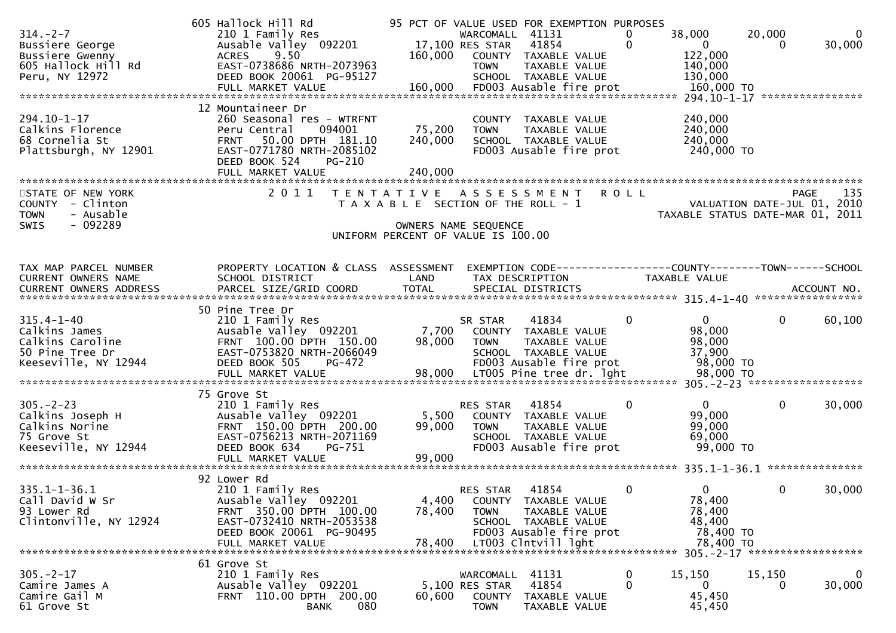```
                                 605 Hallock Hill Rd            95 PCT OF VALUE USED FOR EXEMPTION PURPOSES
314.-2-7                         210 1 Family Res                  WARCOMALL  41131           0      38,000      20,000            0
Bussiere George                  Ausable Valley  092201      17,100 RES STAR   41854           0           0           0       30,000
Bussiere Gwenny                  ACRES     9.50             160,000   COUNTY  TAXABLE VALUE           122,000
605 Hallock Hill Rd              EAST-0738686 NRTH-2073963            TOWN    TAXABLE VALUE           140,000
Peru, NY 12972                   DEED BOOK 20061 PG-95127             SCHOOL  TAXABLE VALUE           130,000
                                 FULL MARKET VALUE          160,000   FD003 Ausable fire prot          160,000 TO
******************************************************************************************************* 294.10-1-17 ****************
                                 12 Mountaineer Dr
294.10-1-17                      260 Seasonal res - WTRFNT            COUNTY  TAXABLE VALUE           240,000
Calkins Florence                 Peru Central    094001      75,200   TOWN    TAXABLE VALUE           240,000
68 Cornelia St                   FRNT   50.00 DPTH 181.10   240,000   SCHOOL  TAXABLE VALUE           240,000
Plattsburgh, NY 12901            EAST-0771780 NRTH-2085102            FD003 Ausable fire prot          240,000 TO
                                 DEED BOOK 524     PG-210
                                 FULL MARKET VALUE          240,000
************************************************************************************************************************************
STATE OF NEW YORK                2 0 1 1   T E N T A T I V E   A S S E S S M E N T   R O L L                        PAGE    135
COUNTY  - Clinton                    T A X A B L E  SECTION OF THE ROLL - 1                     VALUATION DATE-JUL 01, 2010
TOWN    - Ausable                                                                          TAXABLE STATUS DATE-MAR 01, 2011
SWIS    - 092289                                      OWNERS NAME SEQUENCE
                                             UNIFORM PERCENT OF VALUE IS 100.00

TAX MAP PARCEL NUMBER            PROPERTY LOCATION & CLASS  ASSESSMENT  EXEMPTION CODE------------------COUNTY--------TOWN------SCHOOL
CURRENT OWNERS NAME              SCHOOL DISTRICT               LAND      TAX DESCRIPTION            TAXABLE VALUE
CURRENT OWNERS ADDRESS           PARCEL SIZE/GRID COORD        TOTAL     SPECIAL DISTRICTS                                  ACCOUNT NO.
******************************************************************************************************* 315.4-1-40 *****************
                                 50 Pine Tree Dr
315.4-1-40                       210 1 Family Res                     SR STAR    41834           0           0           0       60,100
Calkins James                    Ausable Valley  092201       7,700   COUNTY  TAXABLE VALUE            98,000
Calkins Caroline                 FRNT  100.00 DPTH 150.00    98,000   TOWN    TAXABLE VALUE            98,000
50 Pine Tree Dr                  EAST-0753820 NRTH-2066049            SCHOOL  TAXABLE VALUE            37,900
Keeseville, NY 12944             DEED BOOK 505     PG-472             FD003 Ausable fire prot           98,000 TO
                                 FULL MARKET VALUE           98,000   LT005 Pine tree dr. lght          98,000 TO
******************************************************************************************************* 305.-2-23 ******************
                                 75 Grove St
305.-2-23                        210 1 Family Res                     RES STAR   41854           0           0           0       30,000
Calkins Joseph H                 Ausable Valley  092201       5,500   COUNTY  TAXABLE VALUE            99,000
Calkins Norine                   FRNT  150.00 DPTH 200.00    99,000   TOWN    TAXABLE VALUE            99,000
75 Grove St                      EAST-0756213 NRTH-2071169            SCHOOL  TAXABLE VALUE            69,000
Keeseville, NY 12944             DEED BOOK 634     PG-751             FD003 Ausable fire prot           99,000 TO
                                 FULL MARKET VALUE           99,000
******************************************************************************************************* 335.1-1-36.1 ***************
                                 92 Lower Rd
335.1-1-36.1                     210 1 Family Res                     RES STAR   41854           0           0           0       30,000
Call David W Sr                  Ausable Valley  092201       4,400   COUNTY  TAXABLE VALUE            78,400
93 Lower Rd                      FRNT  350.00 DPTH 100.00    78,400   TOWN    TAXABLE VALUE            78,400
Clintonville, NY 12924           EAST-0732410 NRTH-2053538            SCHOOL  TAXABLE VALUE            48,400
                                 DEED BOOK 20061 PG-90495             FD003 Ausable fire prot           78,400 TO
                                 FULL MARKET VALUE           78,400   LT003 Clntvill lght               78,400 TO
******************************************************************************************************* 305.-2-17 ******************
                                 61 Grove St
305.-2-17                        210 1 Family Res                     WARCOMALL  41131           0      15,150      15,150            0
Camire James A                   Ausable Valley  092201       5,100 RES STAR   41854           0           0           0       30,000
Camire Gail M                    FRNT  110.00 DPTH 200.00    60,600   COUNTY  TAXABLE VALUE            45,450
61 Grove St                                     BANK     080          TOWN    TAXABLE VALUE            45,450
```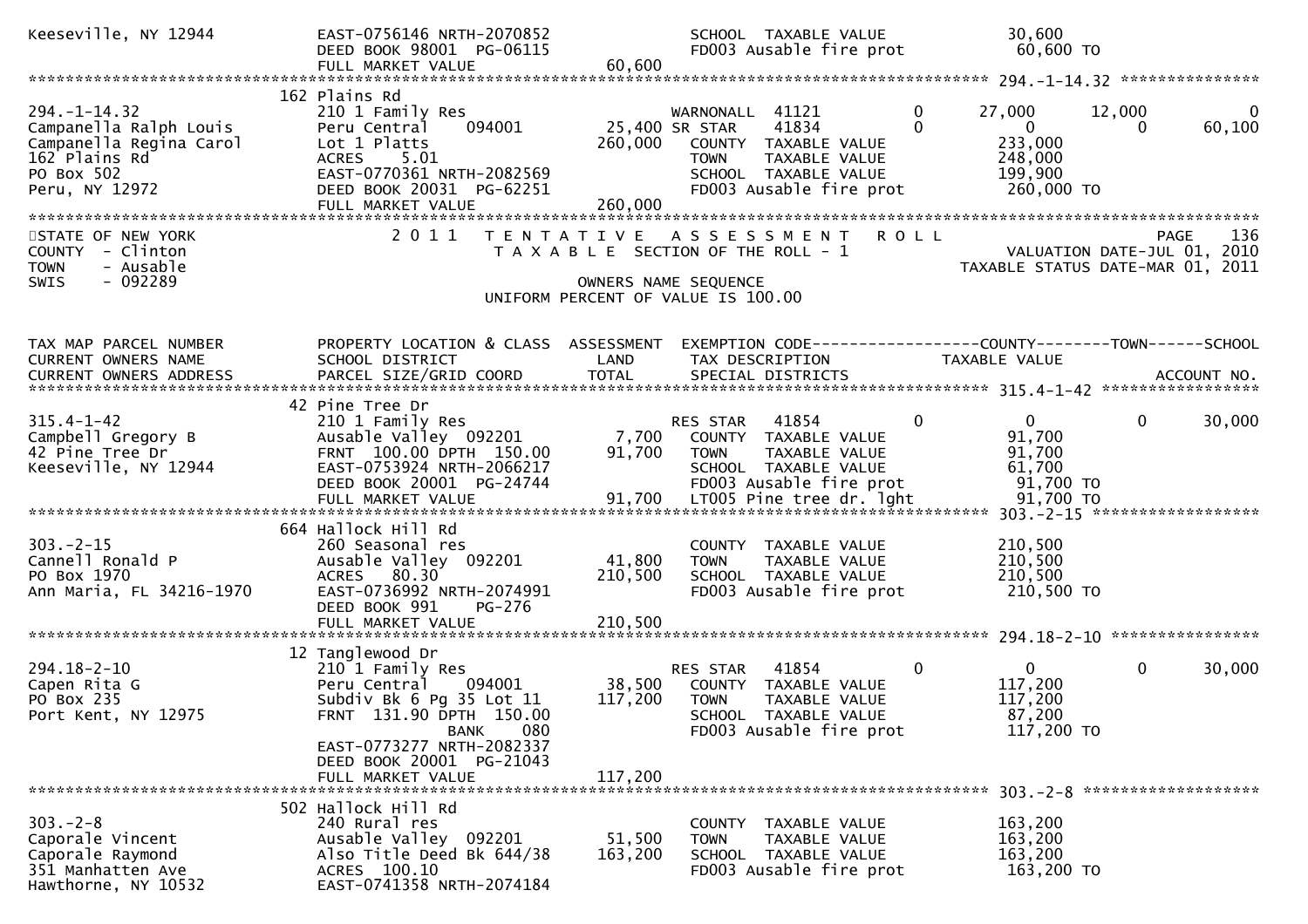```
Keeseville, NY 12944          EAST-0756146 NRTH-2070852              SCHOOL  TAXABLE VALUE              30,600
                              DEED BOOK 98001  PG-06115              FD003 Ausable fire prot             60,600 TO
                              FULL MARKET VALUE             60,600
************************************************************************************************* 294.-1-14.32 ***************
                         162 Plains Rd
294.-1-14.32                  210 1 Family Res                      WARNONALL  41121           0       27,000      12,000          0
Campanella Ralph Louis        Peru Central    094001        25,400 SR STAR     41834           0            0           0     60,100
Campanella Regina Carol       Lot 1 Platts                 260,000    COUNTY  TAXABLE VALUE             233,000
162 Plains Rd                 ACRES     5.01                           TOWN    TAXABLE VALUE             248,000
PO Box 502                    EAST-0770361 NRTH-2082569                SCHOOL  TAXABLE VALUE             199,900
Peru, NY 12972                DEED BOOK 20031  PG-62251                FD003 Ausable fire prot            260,000 TO
                              FULL MARKET VALUE            260,000
******************************************************************************************************************************
STATE OF NEW YORK                 2 0 1 1   T E N T A T I V E   A S S E S S M E N T   R O L L                        PAGE    136
COUNTY  - Clinton                        T A X A B L E  SECTION OF THE ROLL - 1                      VALUATION DATE-JUL 01, 2010
TOWN    - Ausable                                                                                 TAXABLE STATUS DATE-MAR 01, 2011
SWIS    - 092289                                        OWNERS NAME SEQUENCE
                                                  UNIFORM PERCENT OF VALUE IS 100.00


TAX MAP PARCEL NUMBER         PROPERTY LOCATION & CLASS  ASSESSMENT  EXEMPTION CODE------------------COUNTY--------TOWN------SCHOOL
CURRENT OWNERS NAME           SCHOOL DISTRICT               LAND      TAX DESCRIPTION             TAXABLE VALUE
CURRENT OWNERS ADDRESS        PARCEL SIZE/GRID COORD        TOTAL     SPECIAL DISTRICTS                                    ACCOUNT NO.
************************************************************************************************* 315.4-1-42 *****************
                         42 Pine Tree Dr
315.4-1-42                    210 1 Family Res                         RES STAR   41854            0            0           0     30,000
Campbell Gregory B            Ausable Valley  092201         7,700    COUNTY  TAXABLE VALUE              91,700
42 Pine Tree Dr               FRNT  100.00 DPTH  150.00     91,700    TOWN    TAXABLE VALUE              91,700
Keeseville, NY 12944          EAST-0753924 NRTH-2066217                SCHOOL  TAXABLE VALUE              61,700
                              DEED BOOK 20001  PG-24744                FD003 Ausable fire prot             91,700 TO
                              FULL MARKET VALUE             91,700    LT005 Pine tree dr. lght            91,700 TO
************************************************************************************************* 303.-2-15 ******************
                         664 Hallock Hill Rd
303.-2-15                     260 Seasonal res                         COUNTY  TAXABLE VALUE             210,500
Cannell Ronald P              Ausable Valley  092201        41,800    TOWN    TAXABLE VALUE             210,500
PO Box 1970                   ACRES    80.30               210,500    SCHOOL  TAXABLE VALUE             210,500
Ann Maria, FL 34216-1970      EAST-0736992 NRTH-2074991                FD003 Ausable fire prot            210,500 TO
                              DEED BOOK 991     PG-276
                              FULL MARKET VALUE            210,500
************************************************************************************************* 294.18-2-10 ****************
                         12 Tanglewood Dr
294.18-2-10                   210 1 Family Res                         RES STAR   41854            0            0           0     30,000
Capen Rita G                  Peru Central    094001        38,500    COUNTY  TAXABLE VALUE             117,200
PO Box 235                    Subdiv Bk 6 Pg 35 Lot 11     117,200    TOWN    TAXABLE VALUE             117,200
Port Kent, NY 12975           FRNT  131.90 DPTH  150.00                SCHOOL  TAXABLE VALUE              87,200
                                             BANK     080              FD003 Ausable fire prot            117,200 TO
                              EAST-0773277 NRTH-2082337
                              DEED BOOK 20001  PG-21043
                              FULL MARKET VALUE            117,200
************************************************************************************************* 303.-2-8 *******************
                         502 Hallock Hill Rd
303.-2-8                      240 Rural res                            COUNTY  TAXABLE VALUE             163,200
Caporale Vincent              Ausable Valley  092201        51,500    TOWN    TAXABLE VALUE             163,200
Caporale Raymond              Also Title Deed Bk 644/38    163,200    SCHOOL  TAXABLE VALUE             163,200
351 Manhatten Ave             ACRES   100.10                           FD003 Ausable fire prot            163,200 TO
Hawthorne, NY 10532           EAST-0741358 NRTH-2074184
```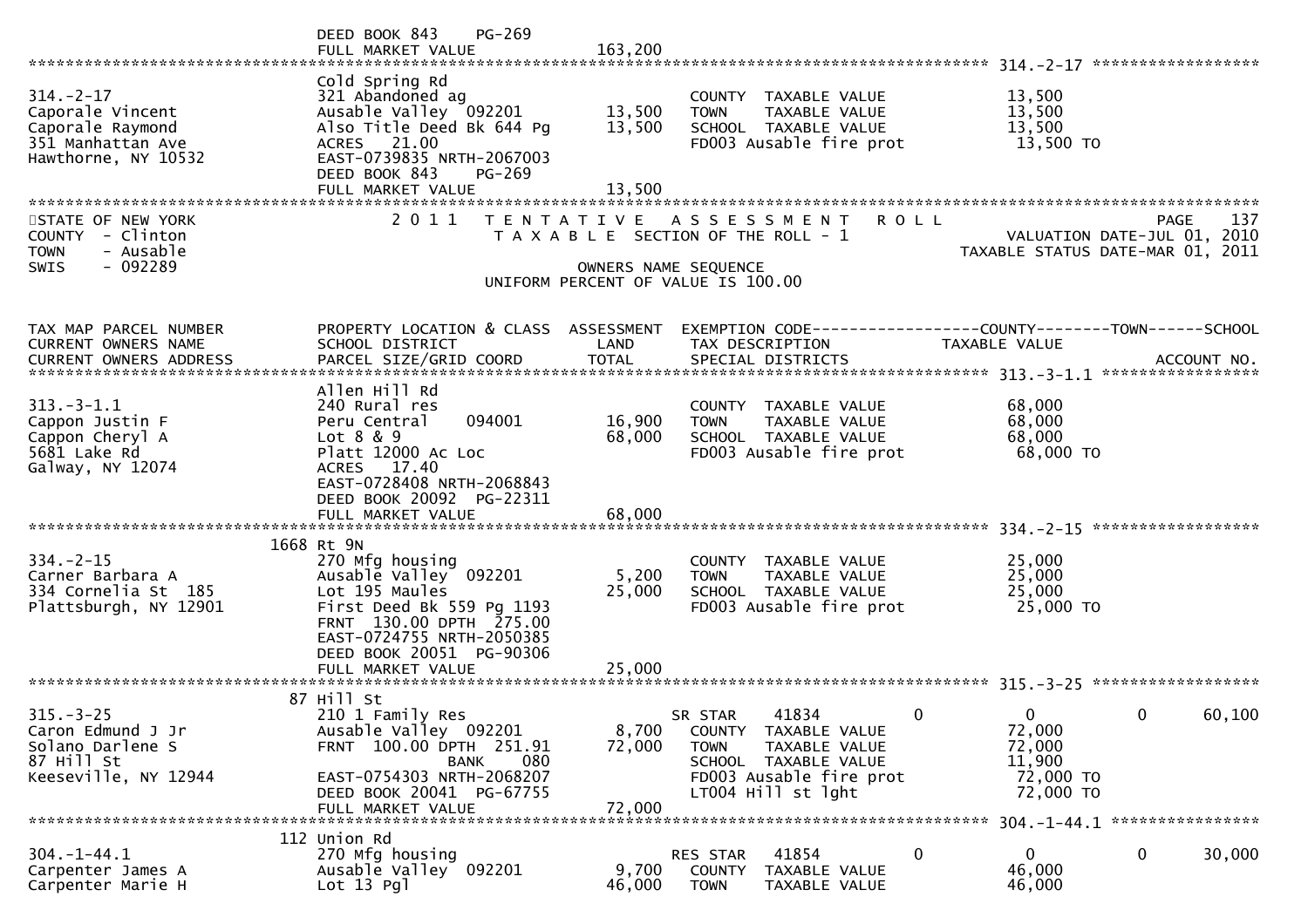```
                               DEED BOOK 843    PG-269
                               FULL MARKET VALUE            163,200
******************************************************************************************************* 314.-2-17 ******************
                               Cold Spring Rd
314.-2-17                      321 Abandoned ag                       COUNTY  TAXABLE VALUE             13,500
Caporale Vincent               Ausable Valley  092201        13,500   TOWN    TAXABLE VALUE             13,500
Caporale Raymond               Also Title Deed Bk 644 Pg     13,500   SCHOOL  TAXABLE VALUE             13,500
351 Manhattan Ave              ACRES   21.00                          FD003 Ausable fire prot            13,500 TO
Hawthorne, NY 10532            EAST-0739835 NRTH-2067003
                               DEED BOOK 843    PG-269
                               FULL MARKET VALUE             13,500
************************************************************************************************************************************
STATE OF NEW YORK              2 0 1 1   T E N T A T I V E   A S S E S S M E N T   R O L L                              PAGE    137
COUNTY  - Clinton                          T A X A B L E  SECTION OF THE ROLL - 1                        VALUATION DATE-JUL 01, 2010
TOWN    - Ausable                                                                                   TAXABLE STATUS DATE-MAR 01, 2011
SWIS    - 092289                                       OWNERS NAME SEQUENCE
                                               UNIFORM PERCENT OF VALUE IS 100.00


TAX MAP PARCEL NUMBER          PROPERTY LOCATION & CLASS  ASSESSMENT  EXEMPTION CODE------------------COUNTY--------TOWN------SCHOOL
CURRENT OWNERS NAME            SCHOOL DISTRICT               LAND     TAX DESCRIPTION               TAXABLE VALUE
CURRENT OWNERS ADDRESS         PARCEL SIZE/GRID COORD        TOTAL    SPECIAL DISTRICTS                                  ACCOUNT NO.
******************************************************************************************************* 313.-3-1.1 *****************
                               Allen Hill Rd
313.-3-1.1                     240 Rural res                          COUNTY  TAXABLE VALUE             68,000
Cappon Justin F                Peru Central    094001        16,900   TOWN    TAXABLE VALUE             68,000
Cappon Cheryl A                Lot 8 & 9                     68,000   SCHOOL  TAXABLE VALUE             68,000
5681 Lake Rd                   Platt 12000 Ac Loc                     FD003 Ausable fire prot            68,000 TO
Galway, NY 12074               ACRES   17.40
                               EAST-0728408 NRTH-2068843
                               DEED BOOK 20092  PG-22311
                               FULL MARKET VALUE             68,000
******************************************************************************************************* 334.-2-15 ******************
                          1668 Rt 9N
334.-2-15                      270 Mfg housing                        COUNTY  TAXABLE VALUE             25,000
Carner Barbara A               Ausable Valley  092201         5,200   TOWN    TAXABLE VALUE             25,000
334 Cornelia St  185           Lot 195 Maules                25,000   SCHOOL  TAXABLE VALUE             25,000
Plattsburgh, NY 12901          First Deed Bk 559 Pg 1193              FD003 Ausable fire prot            25,000 TO
                               FRNT 130.00 DPTH 275.00
                               EAST-0724755 NRTH-2050385
                               DEED BOOK 20051  PG-90306
                               FULL MARKET VALUE             25,000
******************************************************************************************************* 315.-3-25 ******************
                            87 Hill St
315.-3-25                      210 1 Family Res                       SR STAR    41834         0          0            0      60,100
Caron Edmund J Jr              Ausable Valley  092201         8,700   COUNTY  TAXABLE VALUE             72,000
Solano Darlene S               FRNT 100.00 DPTH 251.91       72,000   TOWN    TAXABLE VALUE             72,000
87 Hill St                                    BANK    080             SCHOOL  TAXABLE VALUE             11,900
Keeseville, NY 12944           EAST-0754303 NRTH-2068207              FD003 Ausable fire prot            72,000 TO
                               DEED BOOK 20041  PG-67755              LT004 Hill st lght                 72,000 TO
                               FULL MARKET VALUE             72,000
******************************************************************************************************* 304.-1-44.1 ****************
                           112 Union Rd
304.-1-44.1                    270 Mfg housing                        RES STAR   41854         0          0            0      30,000
Carpenter James A              Ausable Valley  092201         9,700   COUNTY  TAXABLE VALUE             46,000
Carpenter Marie H              Lot 13 Pgl                    46,000   TOWN    TAXABLE VALUE             46,000
```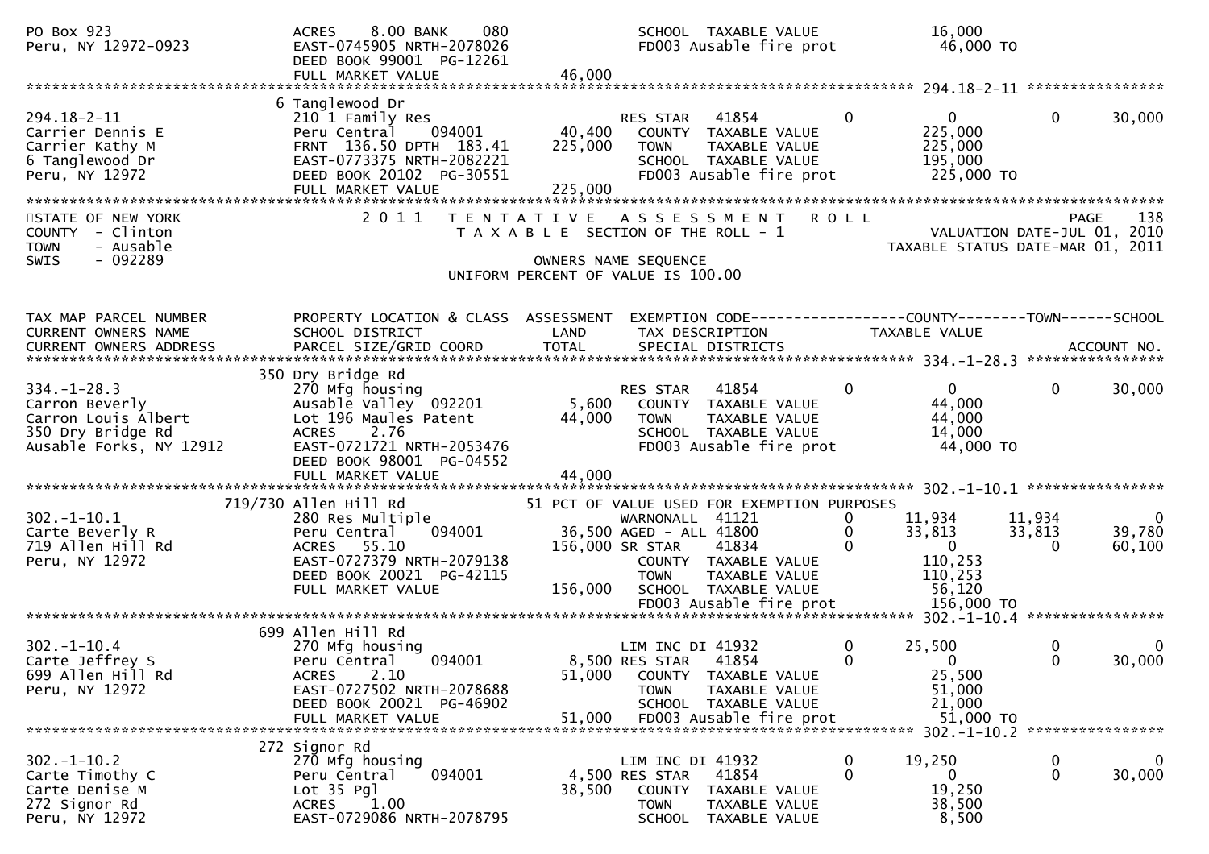```
PO Box 923                       ACRES     8.00 BANK     080               SCHOOL  TAXABLE VALUE               16,000
Peru, NY 12972-0923              EAST-0745905 NRTH-2078026                 FD003 Ausable fire prot              46,000 TO
                                 DEED BOOK 99001  PG-12261
                                 FULL MARKET VALUE              46,000
******************************************************************************************************* 294.18-2-11 *****************
                               6 Tanglewood Dr
294.18-2-11                      210 1 Family Res                          RES STAR   41854            0            0            0       30,000
Carrier Dennis E                 Peru Central     094001        40,400     COUNTY  TAXABLE VALUE              225,000
Carrier Kathy M                  FRNT  136.50 DPTH  183.41     225,000     TOWN    TAXABLE VALUE              225,000
6 Tanglewood Dr                  EAST-0773375 NRTH-2082221                 SCHOOL  TAXABLE VALUE              195,000
Peru, NY 12972                   DEED BOOK 20102  PG-30551                 FD003 Ausable fire prot             225,000 TO
                                 FULL MARKET VALUE             225,000
************************************************************************************************************************************
STATE OF NEW YORK                2 0 1 1   T E N T A T I V E   A S S E S S M E N T   R O L L                             PAGE    138
COUNTY  - Clinton                          T A X A B L E  SECTION OF THE ROLL - 1                         VALUATION DATE-JUL 01, 2010
TOWN    - Ausable                                                                                    TAXABLE STATUS DATE-MAR 01, 2011
SWIS    - 092289                                          OWNERS NAME SEQUENCE
                                                   UNIFORM PERCENT OF VALUE IS 100.00


TAX MAP PARCEL NUMBER            PROPERTY LOCATION & CLASS  ASSESSMENT  EXEMPTION CODE------------------COUNTY--------TOWN------SCHOOL
CURRENT OWNERS NAME              SCHOOL DISTRICT               LAND      TAX DESCRIPTION              TAXABLE VALUE
CURRENT OWNERS ADDRESS           PARCEL SIZE/GRID COORD        TOTAL     SPECIAL DISTRICTS                                  ACCOUNT NO.
******************************************************************************************************* 334.-1-28.3 *****************
                               350 Dry Bridge Rd
334.-1-28.3                      270 Mfg housing                           RES STAR   41854            0            0            0       30,000
Carron Beverly                   Ausable Valley  092201          5,600     COUNTY  TAXABLE VALUE               44,000
Carron Louis Albert              Lot 196 Maules Patent          44,000     TOWN    TAXABLE VALUE               44,000
350 Dry Bridge Rd                ACRES     2.76                            SCHOOL  TAXABLE VALUE               14,000
Ausable Forks, NY 12912          EAST-0721721 NRTH-2053476                 FD003 Ausable fire prot              44,000 TO
                                 DEED BOOK 98001  PG-04552
                                 FULL MARKET VALUE              44,000
******************************************************************************************************* 302.-1-10.1 *****************
                           719/730 Allen Hill Rd                 51 PCT OF VALUE USED FOR EXEMPTION PURPOSES
302.-1-10.1                      280 Res Multiple                          WARNONALL  41121            0       11,934       11,934            0
Carte Beverly R                  Peru Central     094001        36,500 AGED - ALL 41800            0       33,813       33,813       39,780
719 Allen Hill Rd                ACRES    55.10                156,000 SR STAR    41834            0            0            0       60,100
Peru, NY 12972                   EAST-0727379 NRTH-2079138                 COUNTY  TAXABLE VALUE              110,253
                                 DEED BOOK 20021  PG-42115                 TOWN    TAXABLE VALUE              110,253
                                 FULL MARKET VALUE             156,000     SCHOOL  TAXABLE VALUE               56,120
                                                                           FD003 Ausable fire prot             156,000 TO
******************************************************************************************************* 302.-1-10.4 *****************
                               699 Allen Hill Rd
302.-1-10.4                      270 Mfg housing                           LIM INC DI 41932            0       25,500            0            0
Carte Jeffrey S                  Peru Central     094001         8,500 RES STAR   41854            0            0            0       30,000
699 Allen Hill Rd                ACRES     2.10                 51,000     COUNTY  TAXABLE VALUE               25,500
Peru, NY 12972                   EAST-0727502 NRTH-2078688                 TOWN    TAXABLE VALUE               51,000
                                 DEED BOOK 20021  PG-46902                 SCHOOL  TAXABLE VALUE               21,000
                                 FULL MARKET VALUE              51,000     FD003 Ausable fire prot              51,000 TO
******************************************************************************************************* 302.-1-10.2 *****************
                               272 Signor Rd
302.-1-10.2                      270 Mfg housing                           LIM INC DI 41932            0       19,250            0            0
Carte Timothy C                  Peru Central     094001         4,500 RES STAR   41854            0            0            0       30,000
Carte Denise M                   Lot 35 Pgl                     38,500     COUNTY  TAXABLE VALUE               19,250
272 Signor Rd                    ACRES     1.00                            TOWN    TAXABLE VALUE               38,500
Peru, NY 12972                   EAST-0729086 NRTH-2078795                 SCHOOL  TAXABLE VALUE                8,500
```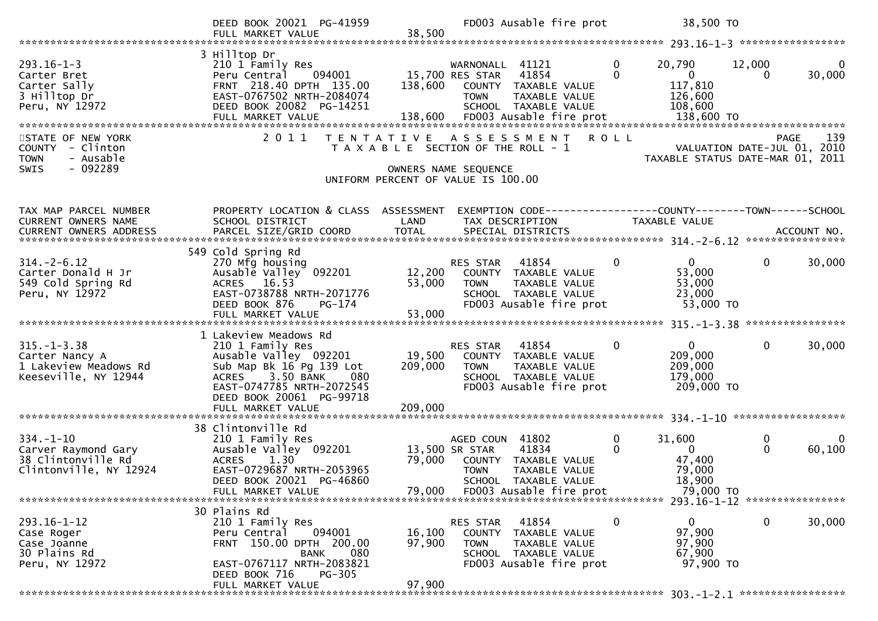```
                                DEED BOOK 20021  PG-41959           FD003 Ausable fire prot          38,500 TO
                                FULL MARKET VALUE              38,500
******************************************************************************************************* 293.16-1-3 *****************
                                3 Hilltop Dr
293.16-1-3                      210 1 Family Res                    WARNONALL  41121          0      20,790      12,000          0
Carter Bret                     Peru Central      094001       15,700 RES STAR   41854          0           0           0     30,000
Carter Sally                    FRNT 218.40 DPTH 135.00       138,600   COUNTY  TAXABLE VALUE            117,810
3 Hilltop Dr                    EAST-0767502 NRTH-2084074               TOWN    TAXABLE VALUE            126,600
Peru, NY 12972                  DEED BOOK 20082  PG-14251               SCHOOL  TAXABLE VALUE            108,600
                                FULL MARKET VALUE             138,600   FD003 Ausable fire prot          138,600 TO
************************************************************************************************************************************
STATE OF NEW YORK               2 0 1 1   T E N T A T I V E   A S S E S S M E N T   R O L L                        PAGE    139
COUNTY  - Clinton                          T A X A B L E  SECTION OF THE ROLL - 1                  VALUATION DATE-JUL 01, 2010
TOWN    - Ausable                                                                            TAXABLE STATUS DATE-MAR 01, 2011
SWIS    - 092289                                         OWNERS NAME SEQUENCE
                                                 UNIFORM PERCENT OF VALUE IS 100.00


TAX MAP PARCEL NUMBER           PROPERTY LOCATION & CLASS  ASSESSMENT  EXEMPTION CODE------------------COUNTY--------TOWN------SCHOOL
CURRENT OWNERS NAME             SCHOOL DISTRICT               LAND      TAX DESCRIPTION             TAXABLE VALUE
CURRENT OWNERS ADDRESS          PARCEL SIZE/GRID COORD        TOTAL     SPECIAL DISTRICTS                                  ACCOUNT NO.
******************************************************************************************************* 314.-2-6.12 ****************
                              549 Cold Spring Rd
314.-2-6.12                     270 Mfg housing                     RES STAR   41854          0           0           0     30,000
Carter Donald H Jr              Ausable Valley  092201         12,200   COUNTY  TAXABLE VALUE             53,000
549 Cold Spring Rd              ACRES   16.53                  53,000   TOWN    TAXABLE VALUE             53,000
Peru, NY 12972                  EAST-0738788 NRTH-2071776               SCHOOL  TAXABLE VALUE             23,000
                                DEED BOOK 876     PG-174                FD003 Ausable fire prot           53,000 TO
                                FULL MARKET VALUE              53,000
******************************************************************************************************* 315.-1-3.38 ****************
                                1 Lakeview Meadows Rd
315.-1-3.38                     210 1 Family Res                    RES STAR   41854          0           0           0     30,000
Carter Nancy A                  Ausable Valley  092201         19,500   COUNTY  TAXABLE VALUE            209,000
1 Lakeview Meadows Rd           Sub Map Bk 16 Pg 139 Lot      209,000   TOWN    TAXABLE VALUE            209,000
Keeseville, NY 12944            ACRES    3.50 BANK     080              SCHOOL  TAXABLE VALUE            179,000
                                EAST-0747785 NRTH-2072545               FD003 Ausable fire prot          209,000 TO
                                DEED BOOK 20061  PG-99718
                                FULL MARKET VALUE             209,000
******************************************************************************************************* 334.-1-10 ******************
                                38 Clintonville Rd
334.-1-10                       210 1 Family Res                    AGED COUN  41802          0      31,600           0          0
Carver Raymond Gary             Ausable Valley  092201         13,500 SR STAR    41834          0           0           0     60,100
38 Clintonville Rd              ACRES    1.30                  79,000   COUNTY  TAXABLE VALUE             47,400
Clintonville, NY 12924          EAST-0729687 NRTH-2053965               TOWN    TAXABLE VALUE             79,000
                                DEED BOOK 20021  PG-46860               SCHOOL  TAXABLE VALUE             18,900
                                FULL MARKET VALUE              79,000   FD003 Ausable fire prot           79,000 TO
******************************************************************************************************* 293.16-1-12 ****************
                                30 Plains Rd
293.16-1-12                     210 1 Family Res                    RES STAR   41854          0           0           0     30,000
Case Roger                      Peru Central      094001       16,100   COUNTY  TAXABLE VALUE             97,900
Case Joanne                     FRNT 150.00 DPTH 200.00        97,900   TOWN    TAXABLE VALUE             97,900
30 Plains Rd                                BANK     080                SCHOOL  TAXABLE VALUE             67,900
Peru, NY 12972                  EAST-0767117 NRTH-2083821               FD003 Ausable fire prot           97,900 TO
                                DEED BOOK 716     PG-305
                                FULL MARKET VALUE              97,900
******************************************************************************************************* 303.-1-2.1 *****************
```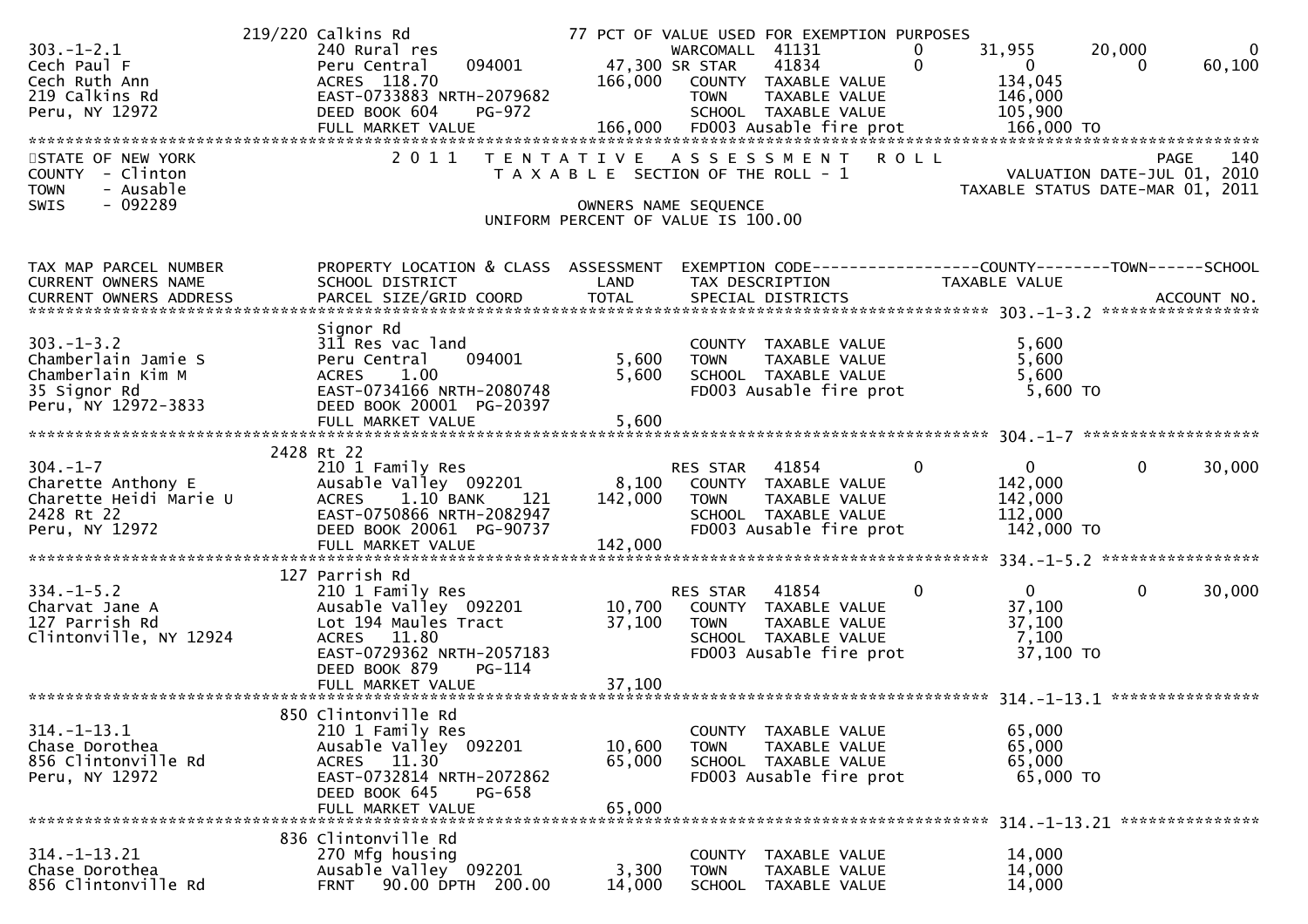```
                     219/220 Calkins Rd                         77 PCT OF VALUE USED FOR EXEMPTION PURPOSES
303.-1-2.1                   240 Rural res                               WARCOMALL  41131          0      31,955     20,000          0
Cech Paul F                  Peru Central      094001          47,300 SR STAR    41834          0           0          0     60,100
Cech Ruth Ann                ACRES  118.70                    166,000   COUNTY  TAXABLE VALUE             134,045
219 Calkins Rd               EAST-0733883 NRTH-2079682                  TOWN    TAXABLE VALUE             146,000
Peru, NY 12972               DEED BOOK 604     PG-972                   SCHOOL  TAXABLE VALUE             105,900
                             FULL MARKET VALUE                166,000   FD003 Ausable fire prot           166,000 TO
******************************************************************************************************************************************
STATE OF NEW YORK                 2 0 1 1   T E N T A T I V E   A S S E S S M E N T   R O L L                          PAGE    140
COUNTY  - Clinton                       T A X A B L E  SECTION OF THE ROLL - 1                            VALUATION DATE-JUL 01, 2010
TOWN    - Ausable                                                                                     TAXABLE STATUS DATE-MAR 01, 2011
SWIS    - 092289                                       OWNERS NAME SEQUENCE
                                                 UNIFORM PERCENT OF VALUE IS 100.00


TAX MAP PARCEL NUMBER          PROPERTY LOCATION & CLASS  ASSESSMENT  EXEMPTION CODE------------------COUNTY--------TOWN------SCHOOL
CURRENT OWNERS NAME            SCHOOL DISTRICT               LAND      TAX DESCRIPTION            TAXABLE VALUE
CURRENT OWNERS ADDRESS         PARCEL SIZE/GRID COORD       TOTAL      SPECIAL DISTRICTS                                    ACCOUNT NO.
******************************************************************************************************** 303.-1-3.2 *****************
                               Signor Rd
303.-1-3.2                     311 Res vac land                         COUNTY  TAXABLE VALUE               5,600
Chamberlain Jamie S            Peru Central      094001          5,600  TOWN    TAXABLE VALUE               5,600
Chamberlain Kim M              ACRES    1.00                     5,600  SCHOOL  TAXABLE VALUE               5,600
35 Signor Rd                   EAST-0734166 NRTH-2080748                FD003 Ausable fire prot              5,600 TO
Peru, NY 12972-3833            DEED BOOK 20001 PG-20397
                               FULL MARKET VALUE                 5,600
******************************************************************************************************** 304.-1-7 *******************
                          2428 Rt 22
304.-1-7                       210 1 Family Res                         RES STAR   41854         0           0          0     30,000
Charette Anthony E             Ausable Valley  092201            8,100  COUNTY  TAXABLE VALUE             142,000
Charette Heidi Marie U         ACRES    1.10 BANK    121       142,000  TOWN    TAXABLE VALUE             142,000
2428 Rt 22                     EAST-0750866 NRTH-2082947                SCHOOL  TAXABLE VALUE             112,000
Peru, NY 12972                 DEED BOOK 20061 PG-90737                 FD003 Ausable fire prot           142,000 TO
                               FULL MARKET VALUE               142,000
******************************************************************************************************** 334.-1-5.2 *****************
                           127 Parrish Rd
334.-1-5.2                     210 1 Family Res                         RES STAR   41854         0           0          0     30,000
Charvat Jane A                 Ausable Valley  092201           10,700  COUNTY  TAXABLE VALUE              37,100
127 Parrish Rd                 Lot 194 Maules Tract             37,100  TOWN    TAXABLE VALUE              37,100
Clintonville, NY 12924         ACRES   11.80                            SCHOOL  TAXABLE VALUE               7,100
                               EAST-0729362 NRTH-2057183                FD003 Ausable fire prot            37,100 TO
                               DEED BOOK 879     PG-114
                               FULL MARKET VALUE                37,100
******************************************************************************************************** 314.-1-13.1 ****************
                           850 Clintonville Rd
314.-1-13.1                    210 1 Family Res                         COUNTY  TAXABLE VALUE              65,000
Chase Dorothea                 Ausable Valley  092201           10,600  TOWN    TAXABLE VALUE              65,000
856 Clintonville Rd            ACRES   11.30                    65,000  SCHOOL  TAXABLE VALUE              65,000
Peru, NY 12972                 EAST-0732814 NRTH-2072862                FD003 Ausable fire prot            65,000 TO
                               DEED BOOK 645     PG-658
                               FULL MARKET VALUE                65,000
******************************************************************************************************** 314.-1-13.21 ***************
                           836 Clintonville Rd
314.-1-13.21                   270 Mfg housing                          COUNTY  TAXABLE VALUE              14,000
Chase Dorothea                 Ausable Valley  092201            3,300  TOWN    TAXABLE VALUE              14,000
856 Clintonville Rd            FRNT    90.00 DPTH  200.00       14,000  SCHOOL  TAXABLE VALUE              14,000
```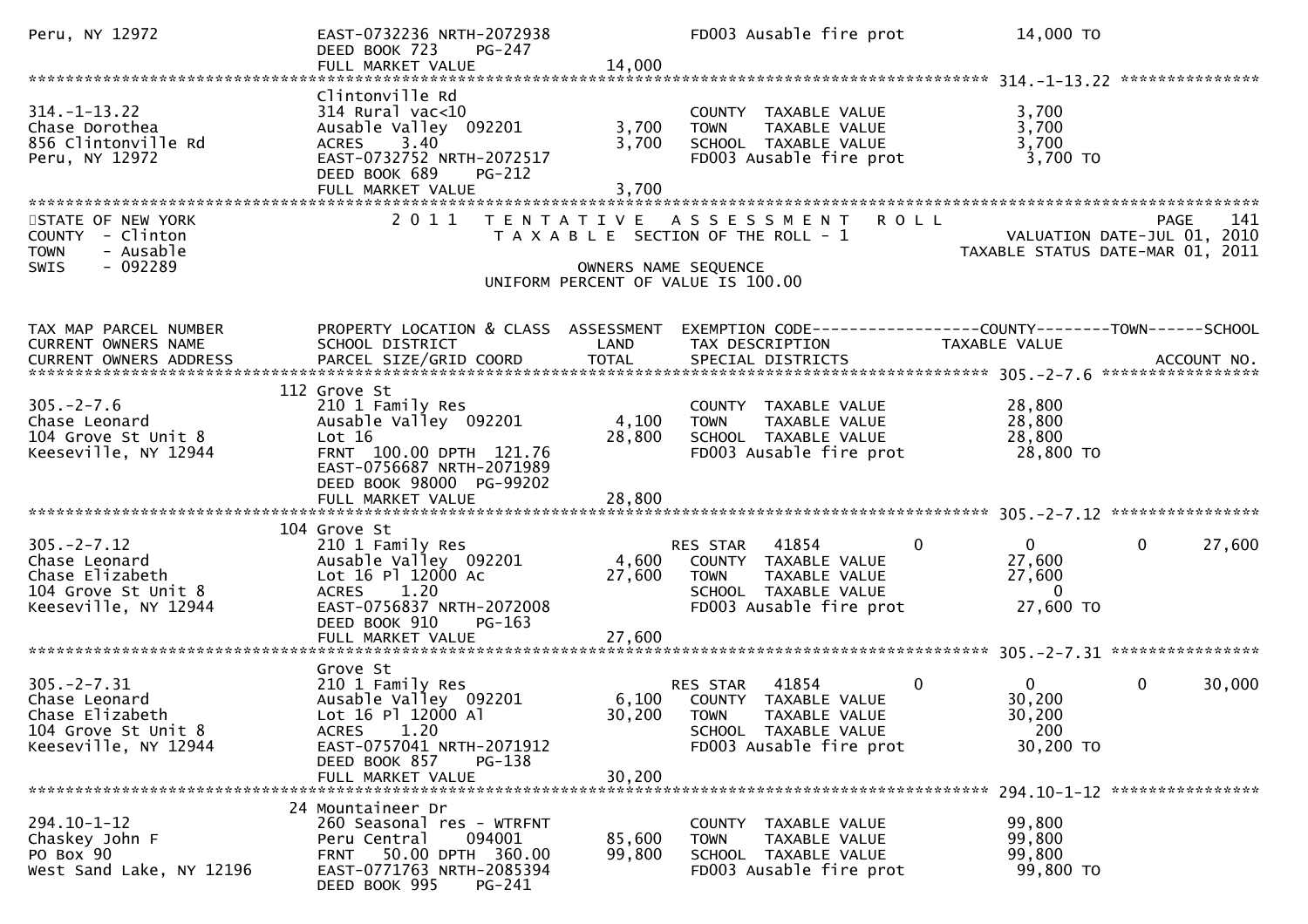```
Peru, NY 12972                 EAST-0732236 NRTH-2072938              FD003 Ausable fire prot         14,000 TO
                               DEED BOOK 723     PG-247
                               FULL MARKET VALUE                14,000
******************************************************************************************************* 314.-1-13.22 ***************
                               Clintonville Rd
314.-1-13.22                   314 Rural vac<10                        COUNTY  TAXABLE VALUE            3,700
Chase Dorothea                 Ausable Valley  092201          3,700   TOWN    TAXABLE VALUE            3,700
856 Clintonville Rd            ACRES    3.40                   3,700   SCHOOL  TAXABLE VALUE            3,700
Peru, NY 12972                 EAST-0732752 NRTH-2072517              FD003 Ausable fire prot          3,700 TO
                               DEED BOOK 689     PG-212
                               FULL MARKET VALUE                 3,700
************************************************************************************************************************************
STATE OF NEW YORK               2 0 1 1   T E N T A T I V E   A S S E S S M E N T   R O L L                              PAGE    141
COUNTY  - Clinton                        T A X A B L E  SECTION OF THE ROLL - 1                          VALUATION DATE-JUL 01, 2010
TOWN    - Ausable                                                                                   TAXABLE STATUS DATE-MAR 01, 2011
SWIS    - 092289                                          OWNERS NAME SEQUENCE
                                                   UNIFORM PERCENT OF VALUE IS 100.00


TAX MAP PARCEL NUMBER          PROPERTY LOCATION & CLASS  ASSESSMENT  EXEMPTION CODE------------------COUNTY--------TOWN------SCHOOL
CURRENT OWNERS NAME            SCHOOL DISTRICT               LAND      TAX DESCRIPTION             TAXABLE VALUE
CURRENT OWNERS ADDRESS         PARCEL SIZE/GRID COORD        TOTAL     SPECIAL DISTRICTS                                   ACCOUNT NO.
******************************************************************************************************* 305.-2-7.6 *****************
                               112 Grove St
305.-2-7.6                     210 1 Family Res                        COUNTY  TAXABLE VALUE           28,800
Chase Leonard                  Ausable Valley  092201          4,100   TOWN    TAXABLE VALUE           28,800
104 Grove St Unit 8            Lot 16                         28,800   SCHOOL  TAXABLE VALUE           28,800
Keeseville, NY 12944           FRNT  100.00 DPTH  121.76              FD003 Ausable fire prot         28,800 TO
                               EAST-0756687 NRTH-2071989
                               DEED BOOK 98000  PG-99202
                               FULL MARKET VALUE                28,800
******************************************************************************************************* 305.-2-7.12 ****************
                               104 Grove St
305.-2-7.12                    210 1 Family Res                        RES STAR   41854         0            0            0      27,600
Chase Leonard                  Ausable Valley  092201          4,600   COUNTY  TAXABLE VALUE           27,600
Chase Elizabeth                Lot 16 Pl 12000 Ac             27,600   TOWN    TAXABLE VALUE           27,600
104 Grove St Unit 8            ACRES    1.20                           SCHOOL  TAXABLE VALUE                0
Keeseville, NY 12944           EAST-0756837 NRTH-2072008              FD003 Ausable fire prot         27,600 TO
                               DEED BOOK 910     PG-163
                               FULL MARKET VALUE                27,600
******************************************************************************************************* 305.-2-7.31 ****************
                               Grove St
305.-2-7.31                    210 1 Family Res                        RES STAR   41854         0            0            0      30,000
Chase Leonard                  Ausable Valley  092201          6,100   COUNTY  TAXABLE VALUE           30,200
Chase Elizabeth                Lot 16 Pl 12000 Al             30,200   TOWN    TAXABLE VALUE           30,200
104 Grove St Unit 8            ACRES    1.20                           SCHOOL  TAXABLE VALUE              200
Keeseville, NY 12944           EAST-0757041 NRTH-2071912              FD003 Ausable fire prot         30,200 TO
                               DEED BOOK 857     PG-138
                               FULL MARKET VALUE                30,200
******************************************************************************************************* 294.10-1-12 ****************
                               24 Mountaineer Dr
294.10-1-12                    260 Seasonal res - WTRFNT               COUNTY  TAXABLE VALUE           99,800
Chaskey John F                 Peru Central    094001         85,600   TOWN    TAXABLE VALUE           99,800
PO Box 90                      FRNT   50.00 DPTH  360.00      99,800   SCHOOL  TAXABLE VALUE           99,800
West Sand Lake, NY 12196       EAST-0771763 NRTH-2085394              FD003 Ausable fire prot         99,800 TO
                               DEED BOOK 995     PG-241
```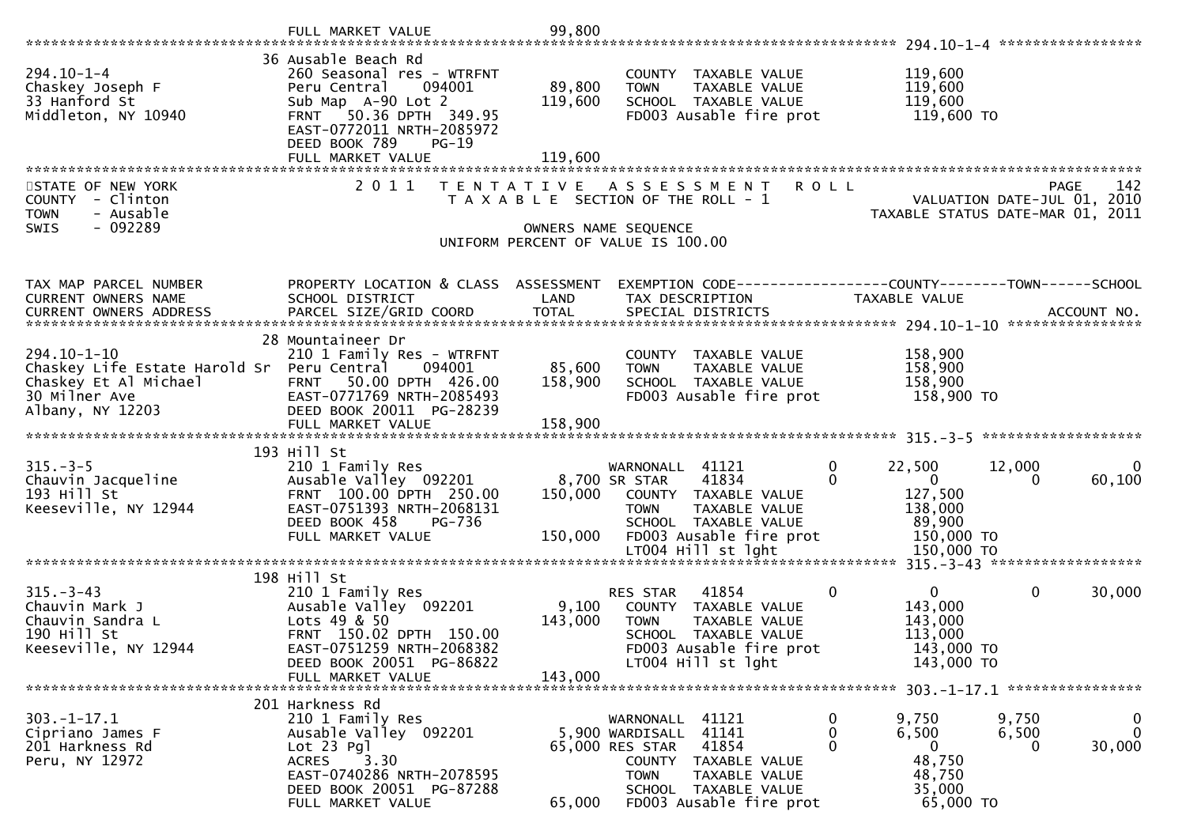```
                                   FULL MARKET VALUE                99,800
******************************************************************************************************* 294.10-1-4 *****************
                                   36 Ausable Beach Rd
294.10-1-4                         260 Seasonal res - WTRFNT                    COUNTY  TAXABLE VALUE             119,600
Chaskey Joseph F                   Peru Central     094001          89,800      TOWN    TAXABLE VALUE             119,600
33 Hanford St                      Sub Map  A-90 Lot 2             119,600      SCHOOL  TAXABLE VALUE             119,600
Middleton, NY 10940                FRNT    50.36 DPTH  349.95                   FD003 Ausable fire prot            119,600 TO
                                   EAST-0772011 NRTH-2085972
                                   DEED BOOK 789     PG-19
                                   FULL MARKET VALUE               119,600
************************************************************************************************************************************
STATE OF NEW YORK                  2 0 1 1   T E N T A T I V E   A S S E S S M E N T   R O L L                                PAGE   142
COUNTY  - Clinton                            T A X A B L E  SECTION OF THE ROLL - 1                       VALUATION DATE-JUL 01, 2010
TOWN    - Ausable                                                                                   TAXABLE STATUS DATE-MAR 01, 2011
SWIS    - 092289                                          OWNERS NAME SEQUENCE
                                                   UNIFORM PERCENT OF VALUE IS 100.00


TAX MAP PARCEL NUMBER              PROPERTY LOCATION & CLASS  ASSESSMENT  EXEMPTION CODE------------------COUNTY--------TOWN------SCHOOL
CURRENT OWNERS NAME                SCHOOL DISTRICT              LAND      TAX DESCRIPTION             TAXABLE VALUE
CURRENT OWNERS ADDRESS             PARCEL SIZE/GRID COORD       TOTAL     SPECIAL DISTRICTS                                  ACCOUNT NO.
******************************************************************************************************* 294.10-1-10 ****************
                                   28 Mountaineer Dr
294.10-1-10                        210 1 Family Res - WTRFNT                    COUNTY  TAXABLE VALUE             158,900
Chaskey Life Estate Harold Sr      Peru Central     094001          85,600      TOWN    TAXABLE VALUE             158,900
Chaskey Et Al Michael              FRNT    50.00 DPTH  426.00      158,900      SCHOOL  TAXABLE VALUE             158,900
30 Milner Ave                      EAST-0771769 NRTH-2085493                    FD003 Ausable fire prot            158,900 TO
Albany, NY 12203                   DEED BOOK 20011  PG-28239
                                   FULL MARKET VALUE               158,900
******************************************************************************************************* 315.-3-5 *******************
                                   193 Hill St
315.-3-5                           210 1 Family Res                    WARNONALL  41121         0      22,500      12,000           0
Chauvin Jacqueline                 Ausable Valley  092201         8,700 SR STAR     41834         0           0           0      60,100
193 Hill St                        FRNT   100.00 DPTH  250.00      150,000      COUNTY  TAXABLE VALUE             127,500
Keeseville, NY 12944               EAST-0751393 NRTH-2068131                    TOWN    TAXABLE VALUE             138,000
                                   DEED BOOK 458     PG-736                     SCHOOL  TAXABLE VALUE              89,900
                                   FULL MARKET VALUE               150,000      FD003 Ausable fire prot            150,000 TO
                                                                                LT004 Hill st lght                 150,000 TO
******************************************************************************************************* 315.-3-43 ******************
                                   198 Hill St
315.-3-43                          210 1 Family Res                    RES STAR   41854         0           0           0      30,000
Chauvin Mark J                     Ausable Valley  092201           9,100      COUNTY  TAXABLE VALUE             143,000
Chauvin Sandra L                   Lots 49 & 50                    143,000      TOWN    TAXABLE VALUE             143,000
190 Hill St                        FRNT   150.02 DPTH  150.00                   SCHOOL  TAXABLE VALUE             113,000
Keeseville, NY 12944               EAST-0751259 NRTH-2068382                    FD003 Ausable fire prot            143,000 TO
                                   DEED BOOK 20051  PG-86822                    LT004 Hill st lght                 143,000 TO
                                   FULL MARKET VALUE               143,000
******************************************************************************************************* 303.-1-17.1 ****************
                                   201 Harkness Rd
303.-1-17.1                        210 1 Family Res                    WARNONALL  41121         0       9,750       9,750           0
Cipriano James F                   Ausable Valley  092201         5,900 WARDISALL  41141         0       6,500       6,500           0
201 Harkness Rd                    Lot 23 Pgl                    65,000 RES STAR   41854         0           0           0      30,000
Peru, NY 12972                     ACRES     3.30                               COUNTY  TAXABLE VALUE              48,750
                                   EAST-0740286 NRTH-2078595                    TOWN    TAXABLE VALUE              48,750
                                   DEED BOOK 20051  PG-87288                    SCHOOL  TAXABLE VALUE              35,000
                                   FULL MARKET VALUE                65,000      FD003 Ausable fire prot             65,000 TO
```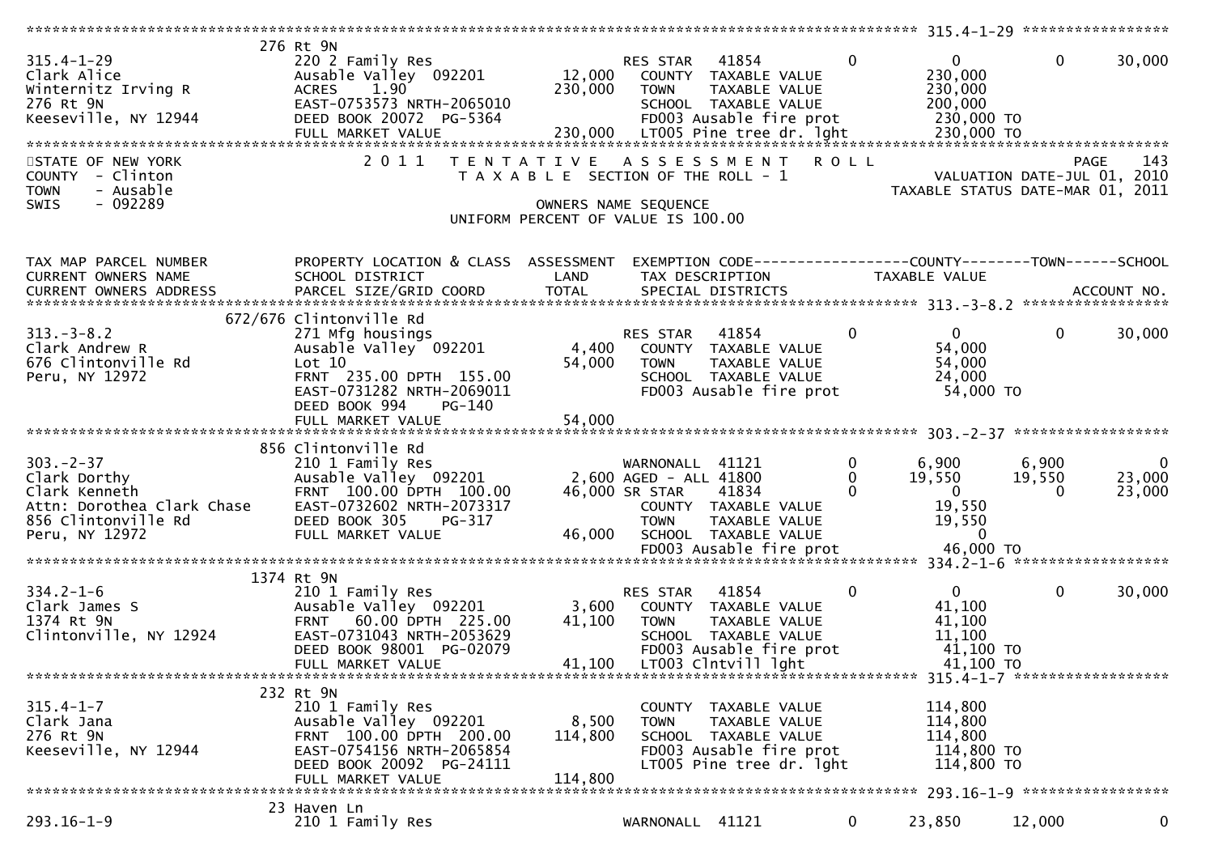```
******************************************************************************************************* 315.4-1-29 *****************
                    276 Rt 9N
315.4-1-29                  220 2 Family Res                    RES STAR    41854          0          0           0       30,000
Clark Alice                 Ausable Valley  092201       12,000   COUNTY  TAXABLE VALUE              230,000
Winternitz Irving R         ACRES     1.90              230,000   TOWN    TAXABLE VALUE              230,000
276 Rt 9N                   EAST-0753573 NRTH-2065010             SCHOOL  TAXABLE VALUE              200,000
Keeseville, NY 12944        DEED BOOK 20072  PG-5364              FD003 Ausable fire prot            230,000 TO
                            FULL MARKET VALUE           230,000   LT005 Pine tree dr. lght           230,000 TO
************************************************************************************************************************************
```

STATE OF NEW YORK  
COUNTY - Clinton  
TOWN - Ausable  
SWIS - 092289

2011 TENTATIVE ASSESSMENT ROLL  
TAXABLE SECTION OF THE ROLL - 1  
OWNERS NAME SEQUENCE  
UNIFORM PERCENT OF VALUE IS 100.00

PAGE 143  
VALUATION DATE-JUL 01, 2010  
TAXABLE STATUS DATE-MAR 01, 2011

```
TAX MAP PARCEL NUMBER      PROPERTY LOCATION & CLASS  ASSESSMENT  EXEMPTION CODE------------------COUNTY--------TOWN------SCHOOL
CURRENT OWNERS NAME        SCHOOL DISTRICT               LAND      TAX DESCRIPTION              TAXABLE VALUE
CURRENT OWNERS ADDRESS     PARCEL SIZE/GRID COORD        TOTAL     SPECIAL DISTRICTS                                    ACCOUNT NO.
******************************************************************************************************* 313.-3-8.2 *****************
                    672/676 Clintonville Rd
313.-3-8.2                  271 Mfg housings                    RES STAR    41854          0          0           0       30,000
Clark Andrew R              Ausable Valley  092201        4,400   COUNTY  TAXABLE VALUE               54,000
676 Clintonville Rd         Lot 10                       54,000   TOWN    TAXABLE VALUE               54,000
Peru, NY 12972              FRNT  235.00 DPTH  155.00             SCHOOL  TAXABLE VALUE               24,000
                            EAST-0731282 NRTH-2069011             FD003 Ausable fire prot             54,000 TO
                            DEED BOOK 994    PG-140
                            FULL MARKET VALUE            54,000
******************************************************************************************************* 303.-2-37 ******************
                    856 Clintonville Rd
303.-2-37                   210 1 Family Res                    WARNONALL   41121          0      6,900       6,900            0
Clark Dorthy                Ausable Valley  092201        2,600 AGED - ALL  41800          0     19,550      19,550       23,000
Clark Kenneth               FRNT  100.00 DPTH  100.00    46,000 SR STAR     41834          0          0           0       23,000
Attn: Dorothea Clark Chase  EAST-0732602 NRTH-2073317             COUNTY  TAXABLE VALUE               19,550
856 Clintonville Rd         DEED BOOK 305    PG-317               TOWN    TAXABLE VALUE               19,550
Peru, NY 12972              FULL MARKET VALUE            46,000   SCHOOL  TAXABLE VALUE                    0
                                                                  FD003 Ausable fire prot             46,000 TO
******************************************************************************************************* 334.2-1-6 ******************
                    1374 Rt 9N
334.2-1-6                   210 1 Family Res                    RES STAR    41854          0          0           0       30,000
Clark James S               Ausable Valley  092201        3,600   COUNTY  TAXABLE VALUE               41,100
1374 Rt 9N                  FRNT   60.00 DPTH  225.00    41,100   TOWN    TAXABLE VALUE               41,100
Clintonville, NY 12924      EAST-0731043 NRTH-2053629             SCHOOL  TAXABLE VALUE               11,100
                            DEED BOOK 98001  PG-02079             FD003 Ausable fire prot             41,100 TO
                            FULL MARKET VALUE            41,100   LT003 Clntvill lght                 41,100 TO
******************************************************************************************************* 315.4-1-7 ******************
                    232 Rt 9N
315.4-1-7                   210 1 Family Res                      COUNTY  TAXABLE VALUE              114,800
Clark Jana                  Ausable Valley  092201        8,500   TOWN    TAXABLE VALUE              114,800
276 Rt 9N                   FRNT  100.00 DPTH  200.00   114,800   SCHOOL  TAXABLE VALUE              114,800
Keeseville, NY 12944        EAST-0754156 NRTH-2065854             FD003 Ausable fire prot            114,800 TO
                            DEED BOOK 20092  PG-24111             LT005 Pine tree dr. lght           114,800 TO
                            FULL MARKET VALUE           114,800
******************************************************************************************************* 293.16-1-9 *****************
                    23 Haven Ln
293.16-1-9                  210 1 Family Res                    WARNONALL   41121          0     23,850      12,000            0
```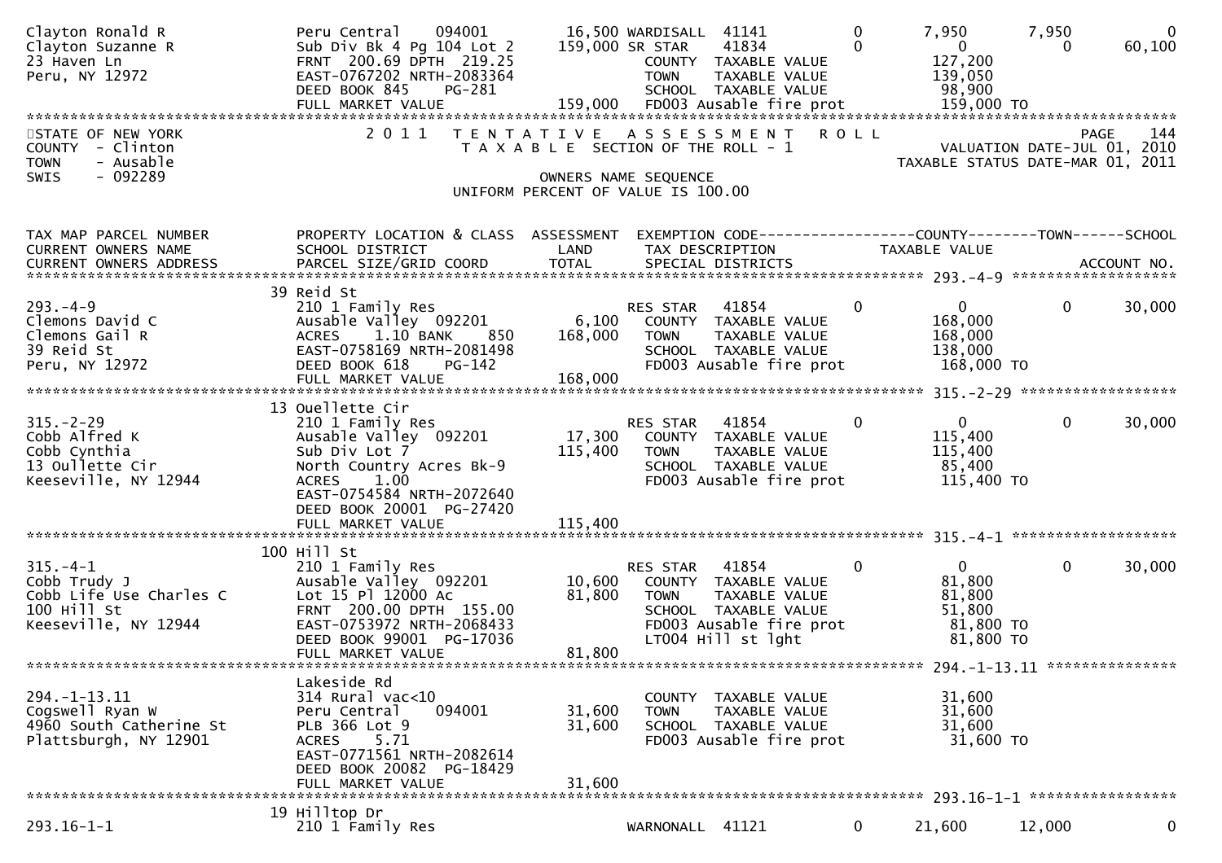```
Clayton Ronald R              Peru Central    094001         16,500 WARDISALL  41141          0       7,950       7,950            0
Clayton Suzanne R             Sub Div Bk 4 Pg 104 Lot 2     159,000 SR STAR    41834          0           0           0       60,100
23 Haven Ln                   FRNT  200.69 DPTH  219.25             COUNTY  TAXABLE VALUE           127,200
Peru, NY 12972                EAST-0767202 NRTH-2083364             TOWN    TAXABLE VALUE           139,050
                              DEED BOOK 845     PG-281              SCHOOL  TAXABLE VALUE            98,900
                              FULL MARKET VALUE             159,000  FD003 Ausable fire prot        159,000 TO
******************************************************************************************************************************
```

STATE OF NEW YORK — 2011 TENTATIVE ASSESSMENT ROLL — PAGE 144
COUNTY - Clinton — TAXABLE SECTION OF THE ROLL - 1 — VALUATION DATE-JUL 01, 2010
TOWN - Ausable — TAXABLE STATUS DATE-MAR 01, 2011
SWIS - 092289 — OWNERS NAME SEQUENCE
UNIFORM PERCENT OF VALUE IS 100.00

```
TAX MAP PARCEL NUMBER         PROPERTY LOCATION & CLASS  ASSESSMENT  EXEMPTION CODE------------------COUNTY--------TOWN------SCHOOL
CURRENT OWNERS NAME           SCHOOL DISTRICT               LAND      TAX DESCRIPTION                 TAXABLE VALUE
CURRENT OWNERS ADDRESS        PARCEL SIZE/GRID COORD        TOTAL     SPECIAL DISTRICTS                                   ACCOUNT NO.
******************************************************************************************** 293.-4-9 ********************
                              39 Reid St
293.-4-9                      210 1 Family Res                       RES STAR   41854          0           0           0       30,000
Clemons David C               Ausable Valley  092201          6,100   COUNTY  TAXABLE VALUE           168,000
Clemons Gail R                ACRES    1.10 BANK     850    168,000   TOWN    TAXABLE VALUE           168,000
39 Reid St                    EAST-0758169 NRTH-2081498               SCHOOL  TAXABLE VALUE           138,000
Peru, NY 12972                DEED BOOK 618     PG-142                FD003 Ausable fire prot         168,000 TO
                              FULL MARKET VALUE             168,000
******************************************************************************************** 315.-2-29 *******************
                              13 Ouellette Cir
315.-2-29                     210 1 Family Res                       RES STAR   41854          0           0           0       30,000
Cobb Alfred K                 Ausable Valley  092201         17,300   COUNTY  TAXABLE VALUE           115,400
Cobb Cynthia                  Sub Div Lot 7                 115,400   TOWN    TAXABLE VALUE           115,400
13 Oullette Cir               North Country Acres Bk-9                SCHOOL  TAXABLE VALUE            85,400
Keeseville, NY 12944          ACRES    1.00                           FD003 Ausable fire prot         115,400 TO
                              EAST-0754584 NRTH-2072640
                              DEED BOOK 20001  PG-27420
                              FULL MARKET VALUE             115,400
******************************************************************************************** 315.-4-1 ********************
                              100 Hill St
315.-4-1                      210 1 Family Res                       RES STAR   41854          0           0           0       30,000
Cobb Trudy J                  Ausable Valley  092201         10,600   COUNTY  TAXABLE VALUE            81,800
Cobb Life Use Charles C       Lot 15 Pl 12000 Ac             81,800   TOWN    TAXABLE VALUE            81,800
100 Hill St                   FRNT  200.00 DPTH  155.00               SCHOOL  TAXABLE VALUE            51,800
Keeseville, NY 12944          EAST-0753972 NRTH-2068433               FD003 Ausable fire prot          81,800 TO
                              DEED BOOK 99001  PG-17036               LT004 Hill st lght               81,800 TO
                              FULL MARKET VALUE              81,800
******************************************************************************************** 294.-1-13.11 ****************
                              Lakeside Rd
294.-1-13.11                  314 Rural vac<10                        COUNTY  TAXABLE VALUE            31,600
Cogswell Ryan W               Peru Central    094001         31,600   TOWN    TAXABLE VALUE            31,600
4960 South Catherine St       PLB 366 Lot 9                  31,600   SCHOOL  TAXABLE VALUE            31,600
Plattsburgh, NY 12901         ACRES    5.71                           FD003 Ausable fire prot          31,600 TO
                              EAST-0771561 NRTH-2082614
                              DEED BOOK 20082  PG-18429
                              FULL MARKET VALUE              31,600
******************************************************************************************** 293.16-1-1 ******************
                              19 Hilltop Dr
293.16-1-1                    210 1 Family Res                       WARNONALL  41121          0      21,600      12,000            0
```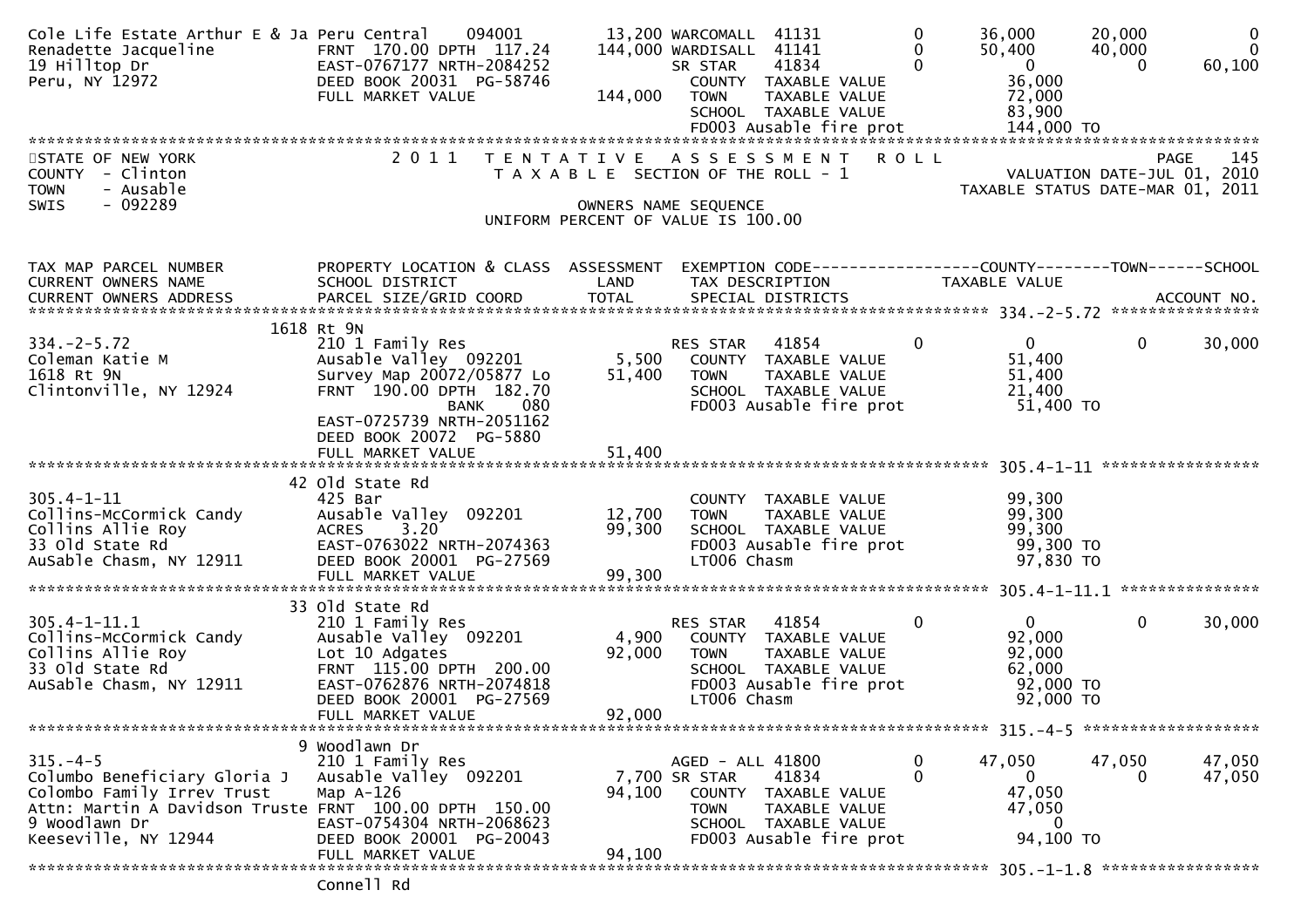```
Cole Life Estate Arthur E & Ja Peru Central     094001          13,200 WARCOMALL  41131            0        36,000      20,000           0
Renadette Jacqueline           FRNT 170.00 DPTH 117.24        144,000 WARDISALL  41141            0        50,400      40,000           0
19 Hilltop Dr                  EAST-0767177 NRTH-2084252              SR STAR    41834            0             0           0      60,100
Peru, NY 12972                 DEED BOOK 20031 PG-58746               COUNTY  TAXABLE VALUE                36,000
                               FULL MARKET VALUE              144,000  TOWN    TAXABLE VALUE                72,000
                                                                      SCHOOL  TAXABLE VALUE                83,900
                                                                      FD003 Ausable fire prot             144,000 TO
******************************************************************************************************************************************
```

STATE OF NEW YORK — COUNTY - Clinton — TOWN - Ausable — SWIS - 092289

2011 TENTATIVE ASSESSMENT ROLL
TAXABLE SECTION OF THE ROLL - 1
OWNERS NAME SEQUENCE
UNIFORM PERCENT OF VALUE IS 100.00

VALUATION DATE-JUL 01, 2010
TAXABLE STATUS DATE-MAR 01, 2011

```
TAX MAP PARCEL NUMBER          PROPERTY LOCATION & CLASS  ASSESSMENT  EXEMPTION CODE------------------COUNTY--------TOWN------SCHOOL
CURRENT OWNERS NAME            SCHOOL DISTRICT               LAND      TAX DESCRIPTION            TAXABLE VALUE
CURRENT OWNERS ADDRESS         PARCEL SIZE/GRID COORD        TOTAL     SPECIAL DISTRICTS                                      ACCOUNT NO.
******************************************************************************************************* 334.-2-5.72 ****************
                          1618 Rt 9N
334.-2-5.72                    210 1 Family Res                        RES STAR   41854            0             0           0      30,000
Coleman Katie M                Ausable Valley  092201          5,500   COUNTY  TAXABLE VALUE                51,400
1618 Rt 9N                     Survey Map 20072/05877 Lo      51,400   TOWN    TAXABLE VALUE                51,400
Clintonville, NY 12924         FRNT 190.00 DPTH 182.70                 SCHOOL  TAXABLE VALUE                21,400
                                             BANK    080               FD003 Ausable fire prot              51,400 TO
                               EAST-0725739 NRTH-2051162
                               DEED BOOK 20072 PG-5880
                               FULL MARKET VALUE               51,400
******************************************************************************************************* 305.4-1-11 *****************
                            42 Old State Rd
305.4-1-11                     425 Bar                                 COUNTY  TAXABLE VALUE                99,300
Collins-McCormick Candy        Ausable Valley  092201         12,700   TOWN    TAXABLE VALUE                99,300
Collins Allie Roy              ACRES     3.20                 99,300   SCHOOL  TAXABLE VALUE                99,300
33 Old State Rd                EAST-0763022 NRTH-2074363               FD003 Ausable fire prot              99,300 TO
AuSable Chasm, NY 12911        DEED BOOK 20001 PG-27569                LT006 Chasm                          97,830 TO
                               FULL MARKET VALUE               99,300
******************************************************************************************************* 305.4-1-11.1 ***************
                            33 Old State Rd
305.4-1-11.1                   210 1 Family Res                        RES STAR   41854            0             0           0      30,000
Collins-McCormick Candy        Ausable Valley  092201          4,900   COUNTY  TAXABLE VALUE                92,000
Collins Allie Roy              Lot 10 Adgates                 92,000   TOWN    TAXABLE VALUE                92,000
33 Old State Rd                FRNT 115.00 DPTH 200.00                 SCHOOL  TAXABLE VALUE                62,000
AuSable Chasm, NY 12911        EAST-0762876 NRTH-2074818               FD003 Ausable fire prot              92,000 TO
                               DEED BOOK 20001 PG-27569                LT006 Chasm                          92,000 TO
                               FULL MARKET VALUE               92,000
******************************************************************************************************* 315.-4-5 *******************
                             9 Woodlawn Dr
315.-4-5                       210 1 Family Res                        AGED - ALL 41800            0        47,050      47,050      47,050
Columbo Beneficiary Gloria J   Ausable Valley  092201          7,700 SR STAR    41834            0             0           0      47,050
Colombo Family Irrev Trust     Map A-126                      94,100   COUNTY  TAXABLE VALUE                47,050
Attn: Martin A Davidson Truste FRNT 100.00 DPTH 150.00                 TOWN    TAXABLE VALUE                47,050
9 Woodlawn Dr                  EAST-0754304 NRTH-2068623               SCHOOL  TAXABLE VALUE                     0
Keeseville, NY 12944           DEED BOOK 20001 PG-20043                FD003 Ausable fire prot              94,100 TO
                               FULL MARKET VALUE               94,100
******************************************************************************************************* 305.-1-1.8 *****************
                               Connell Rd
```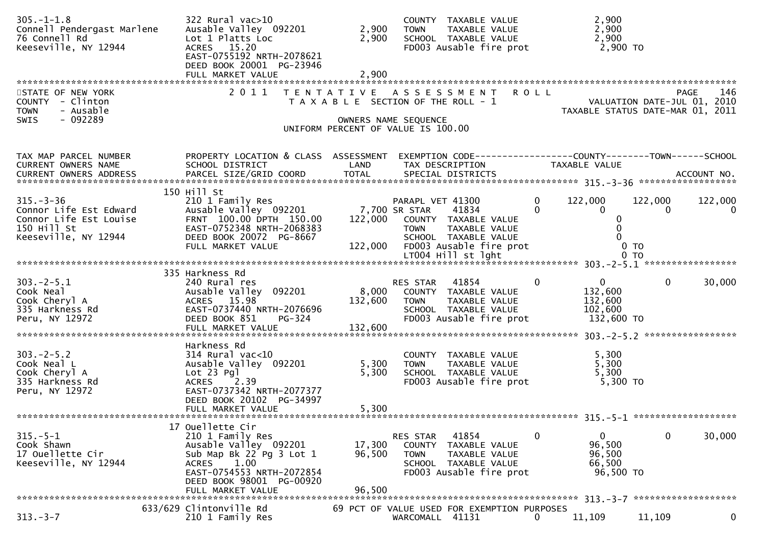```
305.-1-1.8                  322 Rural vac>10                        COUNTY  TAXABLE VALUE             2,900
Connell Pendergast Marlene  Ausable Valley  092201        2,900     TOWN    TAXABLE VALUE             2,900
76 Connell Rd               Lot 1 Platts Loc              2,900     SCHOOL  TAXABLE VALUE             2,900
Keeseville, NY 12944        ACRES   15.20                           FD003 Ausable fire prot            2,900 TO
                            EAST-0755192 NRTH-2078621
                            DEED BOOK 20001  PG-23946
                            FULL MARKET VALUE             2,900
******************************************************************************************************************************
STATE OF NEW YORK              2 0 1 1   T E N T A T I V E   A S S E S S M E N T   R O L L                        PAGE   146
COUNTY  - Clinton                    T A X A B L E  SECTION OF THE ROLL - 1                   VALUATION DATE-JUL 01, 2010
TOWN    - Ausable                                                                           TAXABLE STATUS DATE-MAR 01, 2011
SWIS    - 092289                                     OWNERS NAME SEQUENCE
                                                UNIFORM PERCENT OF VALUE IS 100.00


TAX MAP PARCEL NUMBER          PROPERTY LOCATION & CLASS  ASSESSMENT  EXEMPTION CODE------------------COUNTY--------TOWN------SCHOOL
CURRENT OWNERS NAME            SCHOOL DISTRICT               LAND      TAX DESCRIPTION            TAXABLE VALUE
CURRENT OWNERS ADDRESS         PARCEL SIZE/GRID COORD       TOTAL      SPECIAL DISTRICTS                                ACCOUNT NO.
****************************************************************************************************** 315.-3-36 ******************
                            150 Hill St
315.-3-36                   210 1 Family Res                        PARAPL VET 41300       0      122,000     122,000     122,000
Connor Life Est Edward      Ausable Valley  092201         7,700 SR STAR     41834       0            0           0           0
Connor Life Est Louise      FRNT 100.00 DPTH 150.00      122,000     COUNTY  TAXABLE VALUE                0
150 Hill St                 EAST-0752348 NRTH-2068383               TOWN    TAXABLE VALUE                0
Keeseville, NY 12944        DEED BOOK 20072  PG-8667                SCHOOL  TAXABLE VALUE                0
                            FULL MARKET VALUE            122,000     FD003 Ausable fire prot               0 TO
                                                                    LT004 Hill st lght                    0 TO
****************************************************************************************************** 303.-2-5.1 *****************
                            335 Harkness Rd
303.-2-5.1                  240 Rural res                           RES STAR    41854       0            0           0      30,000
Cook Neal                   Ausable Valley  092201         8,000    COUNTY  TAXABLE VALUE           132,600
Cook Cheryl A               ACRES   15.98                132,600    TOWN    TAXABLE VALUE           132,600
335 Harkness Rd             EAST-0737440 NRTH-2076696               SCHOOL  TAXABLE VALUE           102,600
Peru, NY 12972              DEED BOOK 851    PG-324                 FD003 Ausable fire prot         132,600 TO
                            FULL MARKET VALUE            132,600
****************************************************************************************************** 303.-2-5.2 *****************
                            Harkness Rd
303.-2-5.2                  314 Rural vac<10                        COUNTY  TAXABLE VALUE             5,300
Cook Neal L                 Ausable Valley  092201         5,300    TOWN    TAXABLE VALUE             5,300
Cook Cheryl A               Lot 23 Pgl                     5,300    SCHOOL  TAXABLE VALUE             5,300
335 Harkness Rd             ACRES    2.39                           FD003 Ausable fire prot           5,300 TO
Peru, NY 12972              EAST-0737342 NRTH-2077377
                            DEED BOOK 20102  PG-34997
                            FULL MARKET VALUE              5,300
****************************************************************************************************** 315.-5-1 *******************
                            17 Ouellette Cir
315.-5-1                    210 1 Family Res                        RES STAR    41854       0            0           0      30,000
Cook Shawn                  Ausable Valley  092201        17,300    COUNTY  TAXABLE VALUE            96,500
17 Ouellette Cir            Sub Map Bk 22 Pg 3 Lot 1      96,500    TOWN    TAXABLE VALUE            96,500
Keeseville, NY 12944        ACRES    1.00                           SCHOOL  TAXABLE VALUE            66,500
                            EAST-0754553 NRTH-2072854               FD003 Ausable fire prot          96,500 TO
                            DEED BOOK 98001  PG-00920
                            FULL MARKET VALUE             96,500
****************************************************************************************************** 313.-3-7 *******************
                    633/629 Clintonville Rd               69 PCT OF VALUE USED FOR EXEMPTION PURPOSES
313.-3-7                    210 1 Family Res                        WARCOMALL  41131        0       11,109      11,109           0
```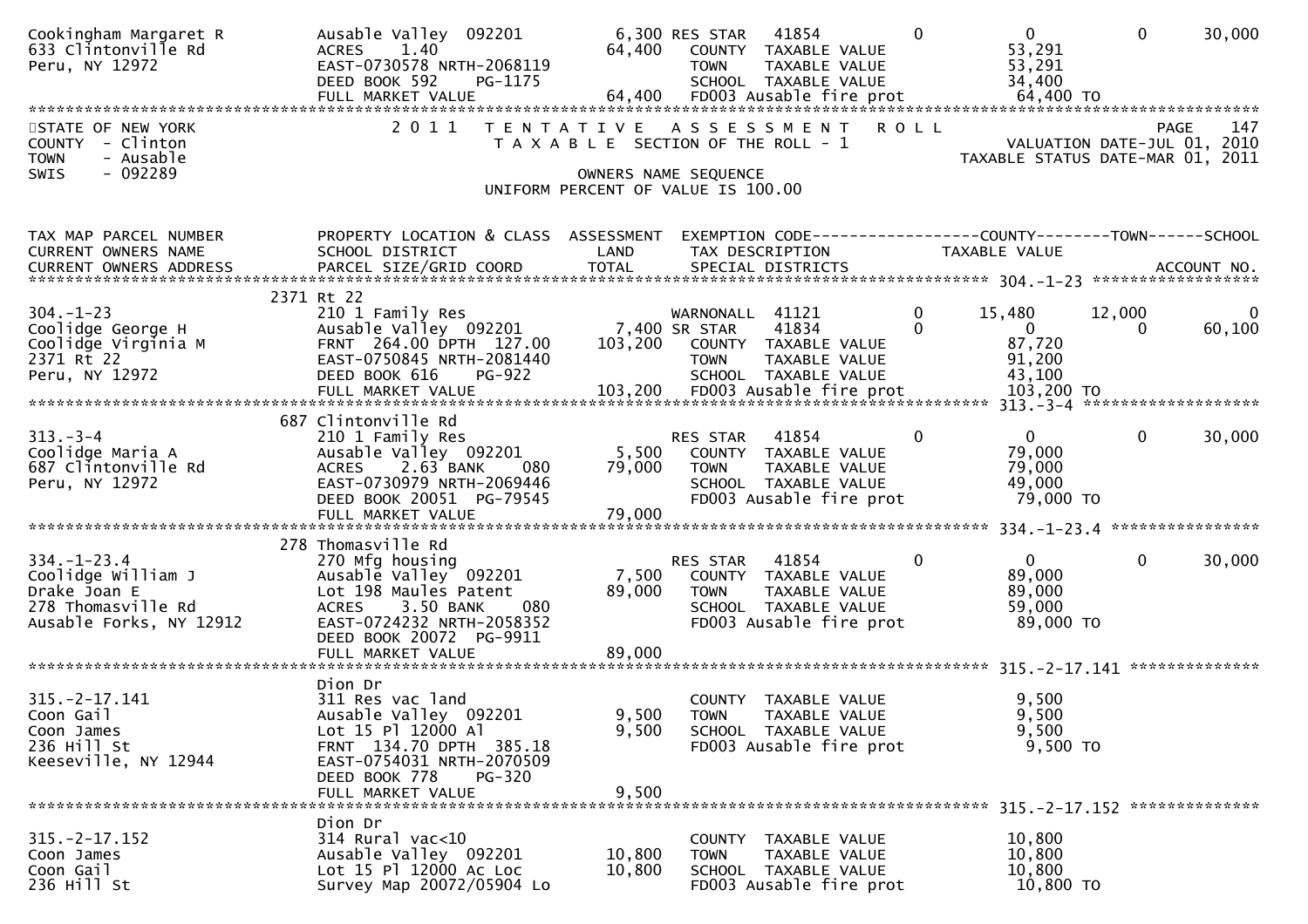| Owner / Address | Property Location & Class / School District / Parcel Size | Assessment Land / Total | Exemption / Tax Description | Code | County | Town | School |
|---|---|---|---|---|---|---|---|
| Cookingham Margaret R | Ausable Valley 092201 | 6,300 | RES STAR 41854 | 0 | 0 | 0 | 30,000 |
| 633 Clintonville Rd | ACRES 1.40 | 64,400 | COUNTY TAXABLE VALUE | | 53,291 | | |
| Peru, NY 12972 | EAST-0730578 NRTH-2068119 | | TOWN TAXABLE VALUE | | 53,291 | | |
| | DEED BOOK 592 PG-1175 | | SCHOOL TAXABLE VALUE | | 34,400 | | |
| | FULL MARKET VALUE | 64,400 | FD003 Ausable fire prot | | 64,400 TO | | |

STATE OF NEW YORK
COUNTY - Clinton
TOWN - Ausable
SWIS - 092289

2011 TENTATIVE ASSESSMENT ROLL
TAXABLE SECTION OF THE ROLL - 1

PAGE 147
VALUATION DATE-JUL 01, 2010
TAXABLE STATUS DATE-MAR 01, 2011

OWNERS NAME SEQUENCE
UNIFORM PERCENT OF VALUE IS 100.00

| TAX MAP PARCEL NUMBER / CURRENT OWNERS NAME / CURRENT OWNERS ADDRESS | PROPERTY LOCATION & CLASS / SCHOOL DISTRICT / PARCEL SIZE/GRID COORD | ASSESSMENT LAND / TOTAL | EXEMPTION CODE / TAX DESCRIPTION / SPECIAL DISTRICTS | | COUNTY TAXABLE VALUE | TOWN | SCHOOL / ACCOUNT NO. |
|---|---|---|---|---|---|---|---|
| **304.-1-23** | 2371 Rt 22 | | | | | | |
| 304.-1-23 | 210 1 Family Res | | WARNONALL 41121 | 0 | 15,480 | 12,000 | 0 |
| Coolidge George H | Ausable Valley 092201 | 7,400 | SR STAR 41834 | 0 | 0 | 0 | 60,100 |
| Coolidge Virginia M | FRNT 264.00 DPTH 127.00 | 103,200 | COUNTY TAXABLE VALUE | | 87,720 | | |
| 2371 Rt 22 | EAST-0750845 NRTH-2081440 | | TOWN TAXABLE VALUE | | 91,200 | | |
| Peru, NY 12972 | DEED BOOK 616 PG-922 | | SCHOOL TAXABLE VALUE | | 43,100 | | |
| | FULL MARKET VALUE | 103,200 | FD003 Ausable fire prot | | 103,200 TO | | |
| **313.-3-4** | 687 Clintonville Rd | | | | | | |
| 313.-3-4 | 210 1 Family Res | | RES STAR 41854 | 0 | 0 | 0 | 30,000 |
| Coolidge Maria A | Ausable Valley 092201 | 5,500 | COUNTY TAXABLE VALUE | | 79,000 | | |
| 687 Clintonville Rd | ACRES 2.63 BANK 080 | 79,000 | TOWN TAXABLE VALUE | | 79,000 | | |
| Peru, NY 12972 | EAST-0730979 NRTH-2069446 | | SCHOOL TAXABLE VALUE | | 49,000 | | |
| | DEED BOOK 20051 PG-79545 | | FD003 Ausable fire prot | | 79,000 TO | | |
| | FULL MARKET VALUE | 79,000 | | | | | |
| **334.-1-23.4** | 278 Thomasville Rd | | | | | | |
| 334.-1-23.4 | 270 Mfg housing | | RES STAR 41854 | 0 | 0 | 0 | 30,000 |
| Coolidge William J | Ausable Valley 092201 | 7,500 | COUNTY TAXABLE VALUE | | 89,000 | | |
| Drake Joan E | Lot 198 Maules Patent | 89,000 | TOWN TAXABLE VALUE | | 89,000 | | |
| 278 Thomasville Rd | ACRES 3.50 BANK 080 | | SCHOOL TAXABLE VALUE | | 59,000 | | |
| Ausable Forks, NY 12912 | EAST-0724232 NRTH-2058352 | | FD003 Ausable fire prot | | 89,000 TO | | |
| | DEED BOOK 20072 PG-9911 | | | | | | |
| | FULL MARKET VALUE | 89,000 | | | | | |
| **315.-2-17.141** | Dion Dr | | | | | | |
| 315.-2-17.141 | 311 Res vac land | | COUNTY TAXABLE VALUE | | 9,500 | | |
| Coon Gail | Ausable Valley 092201 | 9,500 | TOWN TAXABLE VALUE | | 9,500 | | |
| Coon James | Lot 15 Pl 12000 Al | 9,500 | SCHOOL TAXABLE VALUE | | 9,500 | | |
| 236 Hill St | FRNT 134.70 DPTH 385.18 | | FD003 Ausable fire prot | | 9,500 TO | | |
| Keeseville, NY 12944 | EAST-0754031 NRTH-2070509 | | | | | | |
| | DEED BOOK 778 PG-320 | | | | | | |
| | FULL MARKET VALUE | 9,500 | | | | | |
| **315.-2-17.152** | Dion Dr | | | | | | |
| 315.-2-17.152 | 314 Rural vac<10 | | COUNTY TAXABLE VALUE | | 10,800 | | |
| Coon James | Ausable Valley 092201 | 10,800 | TOWN TAXABLE VALUE | | 10,800 | | |
| Coon Gail | Lot 15 Pl 12000 Ac Loc | 10,800 | SCHOOL TAXABLE VALUE | | 10,800 | | |
| 236 Hill St | Survey Map 20072/05904 Lo | | FD003 Ausable fire prot | | 10,800 TO | | |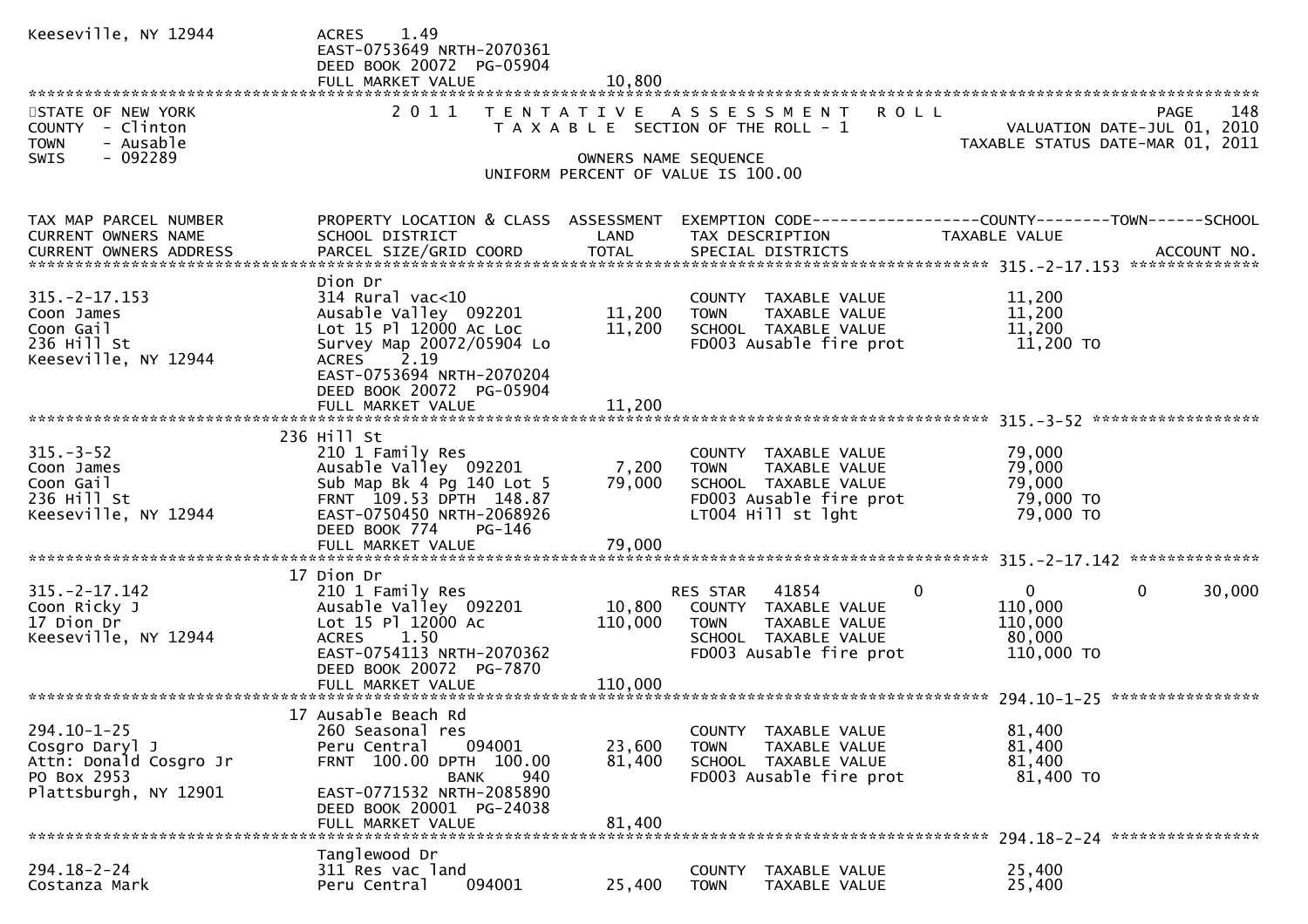```
Keeseville, NY 12944          ACRES    1.49
                              EAST-0753649 NRTH-2070361
                              DEED BOOK 20072  PG-05904
                              FULL MARKET VALUE              10,800
**********************************************************************************************************************************
STATE OF NEW YORK                2 0 1 1   T E N T A T I V E   A S S E S S M E N T   R O L L                          PAGE    148
COUNTY  - Clinton                     T A X A B L E  SECTION OF THE ROLL - 1                      VALUATION DATE-JUL 01, 2010
TOWN    - Ausable                                                                               TAXABLE STATUS DATE-MAR 01, 2011
SWIS    - 092289                                  OWNERS NAME SEQUENCE
                                           UNIFORM PERCENT OF VALUE IS 100.00


TAX MAP PARCEL NUMBER         PROPERTY LOCATION & CLASS  ASSESSMENT  EXEMPTION CODE------------------COUNTY--------TOWN------SCHOOL
CURRENT OWNERS NAME           SCHOOL DISTRICT               LAND      TAX DESCRIPTION            TAXABLE VALUE
CURRENT OWNERS ADDRESS        PARCEL SIZE/GRID COORD        TOTAL     SPECIAL DISTRICTS                                   ACCOUNT NO.
****************************************************************************************************** 315.-2-17.153 **************
                              Dion Dr
315.-2-17.153                 314 Rural vac<10                        COUNTY  TAXABLE VALUE            11,200
Coon James                    Ausable Valley  092201        11,200    TOWN    TAXABLE VALUE            11,200
Coon Gail                     Lot 15 Pl 12000 Ac Loc        11,200    SCHOOL  TAXABLE VALUE            11,200
236 Hill St                   Survey Map 20072/05904 Lo               FD003 Ausable fire prot           11,200 TO
Keeseville, NY 12944          ACRES    2.19
                              EAST-0753694 NRTH-2070204
                              DEED BOOK 20072  PG-05904
                              FULL MARKET VALUE              11,200
****************************************************************************************************** 315.-3-52 ******************
                            236 Hill St
315.-3-52                     210 1 Family Res                        COUNTY  TAXABLE VALUE            79,000
Coon James                    Ausable Valley  092201         7,200    TOWN    TAXABLE VALUE            79,000
Coon Gail                     Sub Map Bk 4 Pg 140 Lot 5     79,000    SCHOOL  TAXABLE VALUE            79,000
236 Hill St                   FRNT  109.53 DPTH  148.87               FD003 Ausable fire prot           79,000 TO
Keeseville, NY 12944          EAST-0750450 NRTH-2068926               LT004 Hill st lght                79,000 TO
                              DEED BOOK 774    PG-146
                              FULL MARKET VALUE              79,000
****************************************************************************************************** 315.-2-17.142 **************
                             17 Dion Dr
315.-2-17.142                 210 1 Family Res                        RES STAR   41854          0           0            0      30,000
Coon Ricky J                  Ausable Valley  092201        10,800    COUNTY  TAXABLE VALUE           110,000
17 Dion Dr                    Lot 15 Pl 12000 Ac           110,000    TOWN    TAXABLE VALUE           110,000
Keeseville, NY 12944          ACRES    1.50                           SCHOOL  TAXABLE VALUE            80,000
                              EAST-0754113 NRTH-2070362               FD003 Ausable fire prot          110,000 TO
                              DEED BOOK 20072  PG-7870
                              FULL MARKET VALUE             110,000
****************************************************************************************************** 294.10-1-25 ****************
                             17 Ausable Beach Rd
294.10-1-25                   260 Seasonal res                        COUNTY  TAXABLE VALUE            81,400
Cosgro Daryl J                Peru Central    094001        23,600    TOWN    TAXABLE VALUE            81,400
Attn: Donald Cosgro Jr        FRNT  100.00 DPTH  100.00     81,400    SCHOOL  TAXABLE VALUE            81,400
PO Box 2953                                BANK     940               FD003 Ausable fire prot           81,400 TO
Plattsburgh, NY 12901         EAST-0771532 NRTH-2085890
                              DEED BOOK 20001  PG-24038
                              FULL MARKET VALUE              81,400
****************************************************************************************************** 294.18-2-24 ****************
                              Tanglewood Dr
294.18-2-24                   311 Res vac land                        COUNTY  TAXABLE VALUE            25,400
Costanza Mark                 Peru Central    094001        25,400    TOWN    TAXABLE VALUE            25,400
```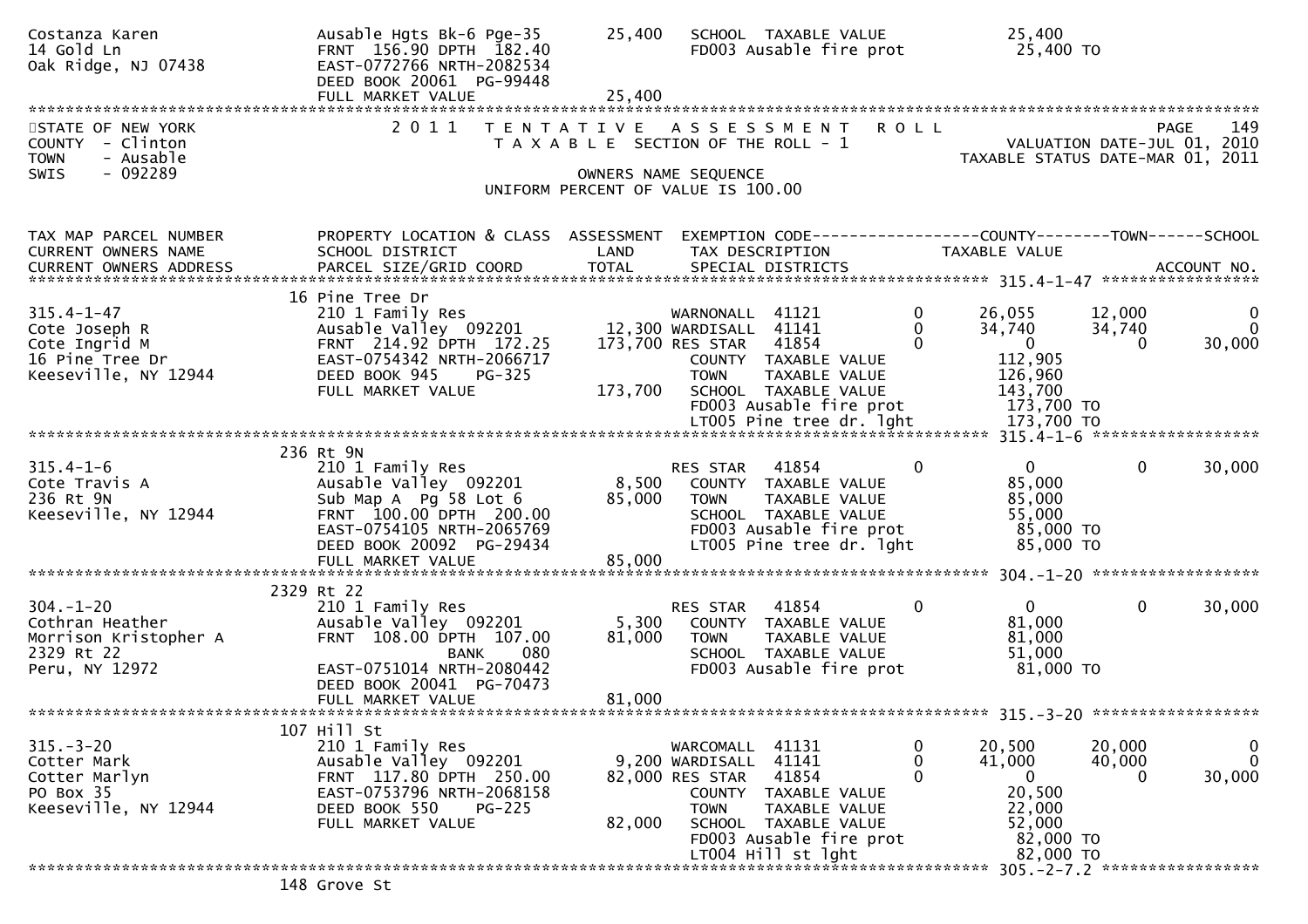```
Costanza Karen                   Ausable Hgts Bk-6 Pge-35        25,400   SCHOOL  TAXABLE VALUE              25,400
14 Gold Ln                       FRNT 156.90 DPTH 182.40                  FD003 Ausable fire prot            25,400 TO
Oak Ridge, NJ 07438              EAST-0772766 NRTH-2082534
                                 DEED BOOK 20061 PG-99448
                                 FULL MARKET VALUE               25,400
******************************************************************************************************************************************
STATE OF NEW YORK                2 0 1 1   T E N T A T I V E   A S S E S S M E N T   R O L L                                 PAGE   149
COUNTY  - Clinton                          T A X A B L E SECTION OF THE ROLL - 1                          VALUATION DATE-JUL 01, 2010
TOWN    - Ausable                                                                                  TAXABLE STATUS DATE-MAR 01, 2011
SWIS    - 092289                                          OWNERS NAME SEQUENCE
                                                 UNIFORM PERCENT OF VALUE IS 100.00


TAX MAP PARCEL NUMBER            PROPERTY LOCATION & CLASS  ASSESSMENT  EXEMPTION CODE------------------COUNTY--------TOWN------SCHOOL
CURRENT OWNERS NAME              SCHOOL DISTRICT               LAND      TAX DESCRIPTION                TAXABLE VALUE
CURRENT OWNERS ADDRESS           PARCEL SIZE/GRID COORD        TOTAL     SPECIAL DISTRICTS                                     ACCOUNT NO.
*********************************************************************************************************** 315.4-1-47 ******************
                                 16 Pine Tree Dr
315.4-1-47                       210 1 Family Res                    WARNONALL  41121          0       26,055       12,000            0
Cote Joseph R                    Ausable Valley  092201       12,300 WARDISALL  41141          0       34,740       34,740            0
Cote Ingrid M                    FRNT 214.92 DPTH 172.25     173,700 RES STAR   41854          0            0            0       30,000
16 Pine Tree Dr                  EAST-0754342 NRTH-2066717           COUNTY  TAXABLE VALUE              112,905
Keeseville, NY 12944             DEED BOOK 945    PG-325             TOWN    TAXABLE VALUE              126,960
                                 FULL MARKET VALUE           173,700 SCHOOL  TAXABLE VALUE              143,700
                                                                     FD003 Ausable fire prot            173,700 TO
                                                                     LT005 Pine tree dr. lght           173,700 TO
*********************************************************************************************************** 315.4-1-6 *******************
                                 236 Rt 9N
315.4-1-6                        210 1 Family Res                    RES STAR   41854          0            0            0       30,000
Cote Travis A                    Ausable Valley  092201        8,500   COUNTY  TAXABLE VALUE             85,000
236 Rt 9N                        Sub Map A  Pg 58 Lot 6       85,000   TOWN    TAXABLE VALUE             85,000
Keeseville, NY 12944             FRNT 100.00 DPTH 200.00               SCHOOL  TAXABLE VALUE             55,000
                                 EAST-0754105 NRTH-2065769             FD003 Ausable fire prot           85,000 TO
                                 DEED BOOK 20092 PG-29434              LT005 Pine tree dr. lght          85,000 TO
                                 FULL MARKET VALUE            85,000
*********************************************************************************************************** 304.-1-20 *******************
                                 2329 Rt 22
304.-1-20                        210 1 Family Res                    RES STAR   41854          0            0            0       30,000
Cothran Heather                  Ausable Valley  092201        5,300   COUNTY  TAXABLE VALUE             81,000
Morrison Kristopher A            FRNT 108.00 DPTH 107.00      81,000   TOWN    TAXABLE VALUE             81,000
2329 Rt 22                                    BANK     080             SCHOOL  TAXABLE VALUE             51,000
Peru, NY 12972                   EAST-0751014 NRTH-2080442             FD003 Ausable fire prot           81,000 TO
                                 DEED BOOK 20041 PG-70473
                                 FULL MARKET VALUE            81,000
*********************************************************************************************************** 315.-3-20 *******************
                                 107 Hill St
315.-3-20                        210 1 Family Res                    WARCOMALL  41131          0       20,500       20,000            0
Cotter Mark                      Ausable Valley  092201        9,200 WARDISALL  41141          0       41,000       40,000            0
Cotter Marlyn                    FRNT 117.80 DPTH 250.00      82,000 RES STAR   41854          0            0            0       30,000
PO Box 35                        EAST-0753796 NRTH-2068158             COUNTY  TAXABLE VALUE             20,500
Keeseville, NY 12944             DEED BOOK 550    PG-225               TOWN    TAXABLE VALUE             22,000
                                 FULL MARKET VALUE            82,000   SCHOOL  TAXABLE VALUE             52,000
                                                                       FD003 Ausable fire prot           82,000 TO
                                                                       LT004 Hill st lght                82,000 TO
*********************************************************************************************************** 305.-2-7.2 ******************
                                 148 Grove St
```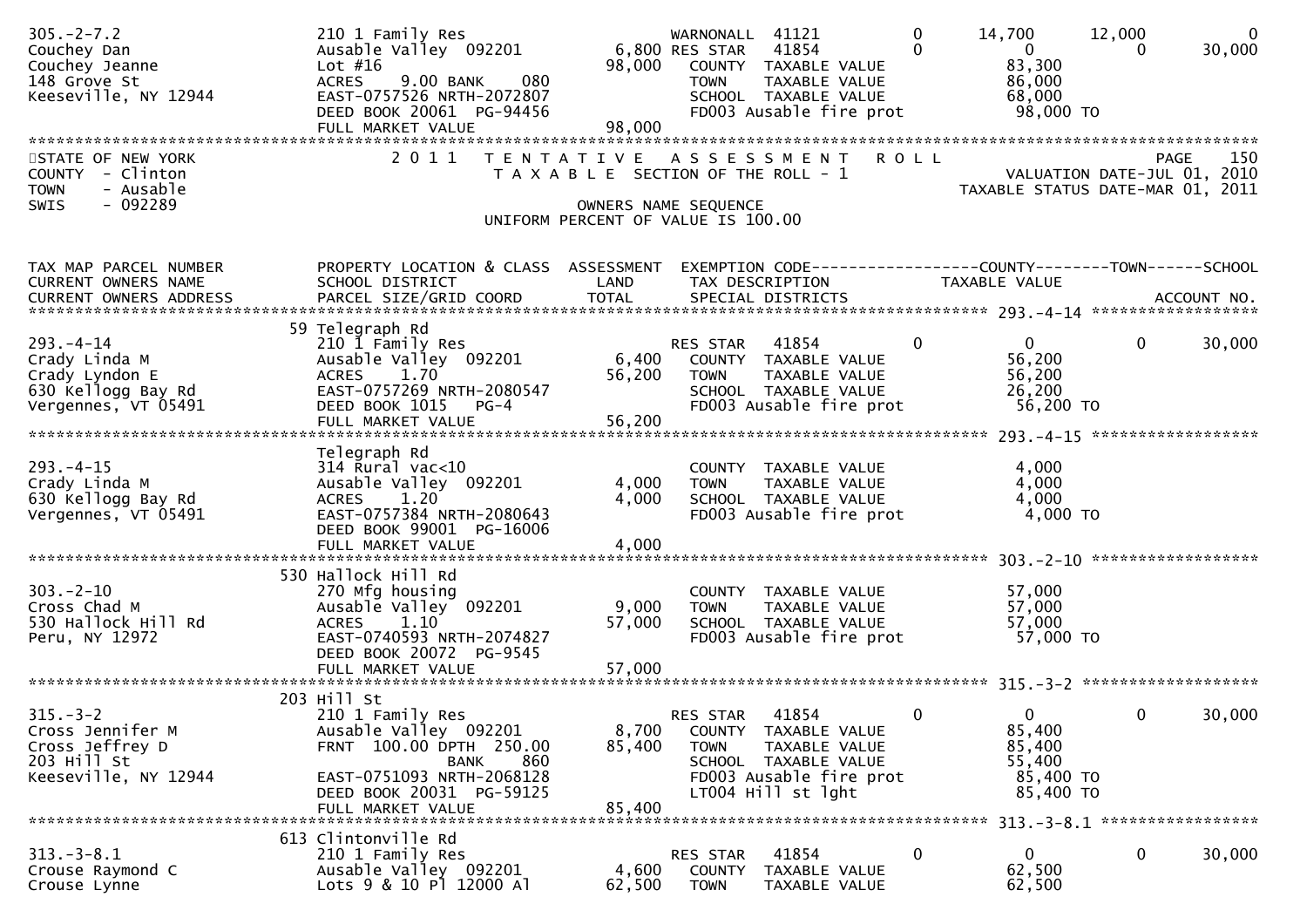```
305.-2-7.2                  210 1 Family Res                       WARNONALL  41121            0      14,700      12,000            0
Couchey Dan                 Ausable Valley  092201          6,800 RES STAR   41854            0           0           0       30,000
Couchey Jeanne              Lot #16                        98,000   COUNTY  TAXABLE VALUE                83,300
148 Grove St                ACRES    9.00 BANK    080               TOWN    TAXABLE VALUE                86,000
Keeseville, NY 12944        EAST-0757526 NRTH-2072807               SCHOOL  TAXABLE VALUE                68,000
                            DEED BOOK 20061  PG-94456               FD003 Ausable fire prot               98,000 TO
                            FULL MARKET VALUE              98,000
******************************************************************************************************************************************
STATE OF NEW YORK                2 0 1 1   T E N T A T I V E   A S S E S S M E N T   R O L L                             PAGE    150
COUNTY  - Clinton                    T A X A B L E  SECTION OF THE ROLL - 1                        VALUATION DATE-JUL 01, 2010
TOWN    - Ausable                                                                              TAXABLE STATUS DATE-MAR 01, 2011
SWIS    - 092289                                      OWNERS NAME SEQUENCE
                                              UNIFORM PERCENT OF VALUE IS 100.00

TAX MAP PARCEL NUMBER          PROPERTY LOCATION & CLASS  ASSESSMENT  EXEMPTION CODE------------------COUNTY--------TOWN------SCHOOL
CURRENT OWNERS NAME            SCHOOL DISTRICT               LAND      TAX DESCRIPTION              TAXABLE VALUE
CURRENT OWNERS ADDRESS         PARCEL SIZE/GRID COORD        TOTAL     SPECIAL DISTRICTS                                  ACCOUNT NO.
****************************************************************************************************** 293.-4-14 ******************
                            59 Telegraph Rd
293.-4-14                   210 1 Family Res                       RES STAR   41854           0           0           0       30,000
Crady Linda M               Ausable Valley  092201          6,400   COUNTY  TAXABLE VALUE                56,200
Crady Lyndon E              ACRES    1.70                  56,200   TOWN    TAXABLE VALUE                56,200
630 Kellogg Bay Rd          EAST-0757269 NRTH-2080547               SCHOOL  TAXABLE VALUE                26,200
Vergennes, VT 05491         DEED BOOK 1015   PG-4                   FD003 Ausable fire prot               56,200 TO
                            FULL MARKET VALUE              56,200
****************************************************************************************************** 293.-4-15 ******************
                            Telegraph Rd
293.-4-15                   314 Rural vac<10                        COUNTY  TAXABLE VALUE                 4,000
Crady Linda M               Ausable Valley  092201          4,000   TOWN    TAXABLE VALUE                 4,000
630 Kellogg Bay Rd          ACRES    1.20                   4,000   SCHOOL  TAXABLE VALUE                 4,000
Vergennes, VT 05491         EAST-0757384 NRTH-2080643               FD003 Ausable fire prot                4,000 TO
                            DEED BOOK 99001  PG-16006
                            FULL MARKET VALUE               4,000
****************************************************************************************************** 303.-2-10 ******************
                            530 Hallock Hill Rd
303.-2-10                   270 Mfg housing                         COUNTY  TAXABLE VALUE                57,000
Cross Chad M                Ausable Valley  092201          9,000   TOWN    TAXABLE VALUE                57,000
530 Hallock Hill Rd         ACRES    1.10                  57,000   SCHOOL  TAXABLE VALUE                57,000
Peru, NY 12972              EAST-0740593 NRTH-2074827               FD003 Ausable fire prot               57,000 TO
                            DEED BOOK 20072  PG-9545
                            FULL MARKET VALUE              57,000
****************************************************************************************************** 315.-3-2 *******************
                            203 Hill St
315.-3-2                    210 1 Family Res                       RES STAR   41854           0           0           0       30,000
Cross Jennifer M            Ausable Valley  092201          8,700   COUNTY  TAXABLE VALUE                85,400
Cross Jeffrey D             FRNT 100.00 DPTH 250.00        85,400   TOWN    TAXABLE VALUE                85,400
203 Hill St                              BANK    860                SCHOOL  TAXABLE VALUE                55,400
Keeseville, NY 12944        EAST-0751093 NRTH-2068128               FD003 Ausable fire prot               85,400 TO
                            DEED BOOK 20031  PG-59125               LT004 Hill st lght                    85,400 TO
                            FULL MARKET VALUE              85,400
****************************************************************************************************** 313.-3-8.1 *****************
                            613 Clintonville Rd
313.-3-8.1                  210 1 Family Res                       RES STAR   41854           0           0           0       30,000
Crouse Raymond C            Ausable Valley  092201          4,600   COUNTY  TAXABLE VALUE                62,500
Crouse Lynne                Lots 9 & 10 Pl 12000 Al        62,500   TOWN    TAXABLE VALUE                62,500
```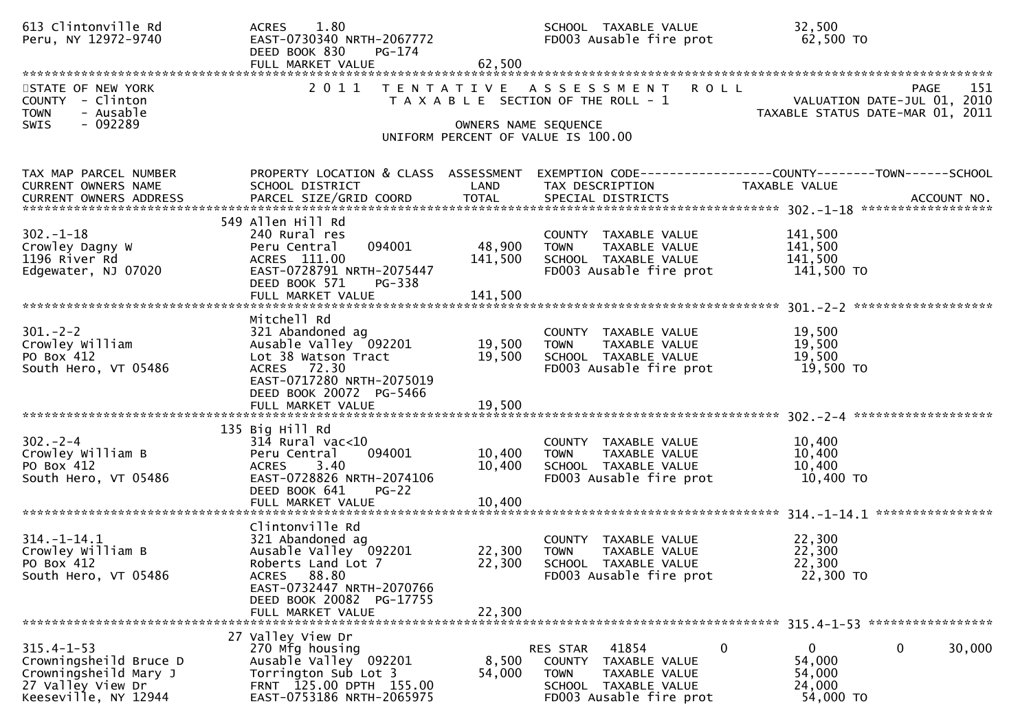```
613 Clintonville Rd          ACRES    1.80                           SCHOOL  TAXABLE VALUE            32,500
Peru, NY 12972-9740          EAST-0730340 NRTH-2067772               FD003 Ausable fire prot          62,500 TO
                             DEED BOOK 830    PG-174
                             FULL MARKET VALUE             62,500
******************************************************************************************************************************************
STATE OF NEW YORK                2 0 1 1   T E N T A T I V E   A S S E S S M E N T   R O L L                               PAGE    151
COUNTY  - Clinton                     T A X A B L E  SECTION OF THE ROLL - 1                          VALUATION DATE-JUL 01, 2010
TOWN    - Ausable                                                                                    TAXABLE STATUS DATE-MAR 01, 2011
SWIS    - 092289                                        OWNERS NAME SEQUENCE
                                                  UNIFORM PERCENT OF VALUE IS 100.00

TAX MAP PARCEL NUMBER          PROPERTY LOCATION & CLASS  ASSESSMENT  EXEMPTION CODE------------------COUNTY--------TOWN------SCHOOL
CURRENT OWNERS NAME            SCHOOL DISTRICT              LAND      TAX DESCRIPTION              TAXABLE VALUE
CURRENT OWNERS ADDRESS         PARCEL SIZE/GRID COORD       TOTAL     SPECIAL DISTRICTS                                   ACCOUNT NO.
******************************************************************************************************* 302.-1-18 ******************
                            549 Allen Hill Rd
302.-1-18                      240 Rural res                          COUNTY  TAXABLE VALUE           141,500
Crowley Dagny W                Peru Central      094001     48,900    TOWN    TAXABLE VALUE           141,500
1196 River Rd                  ACRES  111.00                141,500   SCHOOL  TAXABLE VALUE           141,500
Edgewater, NJ 07020            EAST-0728791 NRTH-2075447              FD003 Ausable fire prot          141,500 TO
                               DEED BOOK 571     PG-338
                               FULL MARKET VALUE            141,500
******************************************************************************************************* 301.-2-2 *******************
                               Mitchell Rd
301.-2-2                       321 Abandoned ag                       COUNTY  TAXABLE VALUE            19,500
Crowley William                Ausable Valley  092201       19,500    TOWN    TAXABLE VALUE            19,500
PO Box 412                     Lot 38 Watson Tract          19,500    SCHOOL  TAXABLE VALUE            19,500
South Hero, VT 05486           ACRES   72.30                          FD003 Ausable fire prot           19,500 TO
                               EAST-0717280 NRTH-2075019
                               DEED BOOK 20072  PG-5466
                               FULL MARKET VALUE             19,500
******************************************************************************************************* 302.-2-4 *******************
                            135 Big Hill Rd
302.-2-4                       314 Rural vac<10                       COUNTY  TAXABLE VALUE            10,400
Crowley William B              Peru Central      094001     10,400    TOWN    TAXABLE VALUE            10,400
PO Box 412                     ACRES    3.40                10,400    SCHOOL  TAXABLE VALUE            10,400
South Hero, VT 05486           EAST-0728826 NRTH-2074106              FD003 Ausable fire prot           10,400 TO
                               DEED BOOK 641     PG-22
                               FULL MARKET VALUE             10,400
******************************************************************************************************* 314.-1-14.1 ****************
                               Clintonville Rd
314.-1-14.1                    321 Abandoned ag                       COUNTY  TAXABLE VALUE            22,300
Crowley William B              Ausable Valley  092201       22,300    TOWN    TAXABLE VALUE            22,300
PO Box 412                     Roberts Land Lot 7           22,300    SCHOOL  TAXABLE VALUE            22,300
South Hero, VT 05486           ACRES   88.80                          FD003 Ausable fire prot           22,300 TO
                               EAST-0732447 NRTH-2070766
                               DEED BOOK 20082  PG-17755
                               FULL MARKET VALUE             22,300
******************************************************************************************************* 315.4-1-53 *****************
                             27 Valley View Dr
315.4-1-53                     270 Mfg housing                        RES STAR   41854         0           0           0      30,000
Crowningsheild Bruce D         Ausable Valley  092201        8,500    COUNTY  TAXABLE VALUE            54,000
Crowningsheild Mary J          Torrington Sub Lot 3         54,000    TOWN    TAXABLE VALUE            54,000
27 Valley View Dr              FRNT 125.00 DPTH 155.00                SCHOOL  TAXABLE VALUE            24,000
Keeseville, NY 12944           EAST-0753186 NRTH-2065975              FD003 Ausable fire prot           54,000 TO
```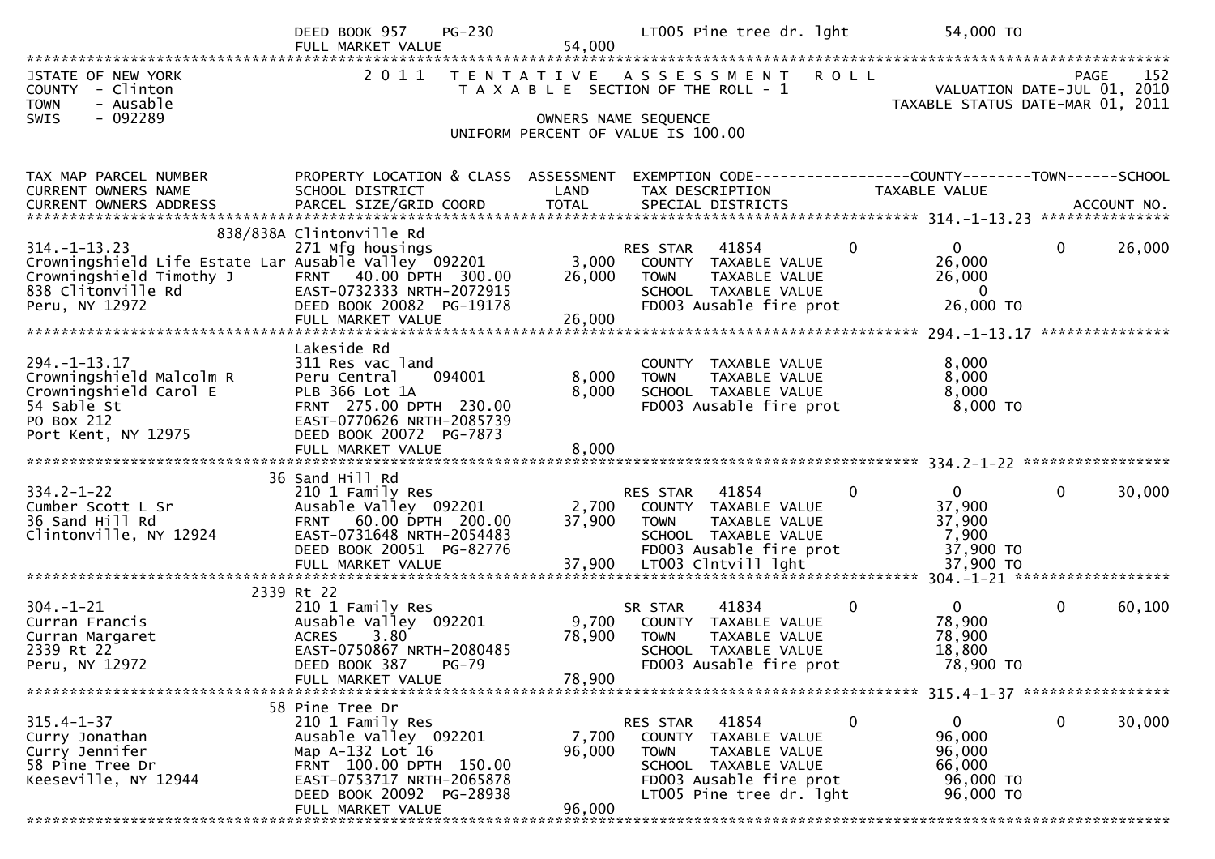DEED BOOK 957 PG-230 LT005 Pine tree dr. lght 54,000 TO
FULL MARKET VALUE 54,000

STATE OF NEW YORK — 2011 TENTATIVE ASSESSMENT ROLL — PAGE 152
COUNTY - Clinton — TAXABLE SECTION OF THE ROLL - 1 — VALUATION DATE-JUL 01, 2010
TOWN - Ausable — TAXABLE STATUS DATE-MAR 01, 2011
SWIS - 092289 — OWNERS NAME SEQUENCE
UNIFORM PERCENT OF VALUE IS 100.00

| TAX MAP PARCEL NUMBER / CURRENT OWNERS NAME / CURRENT OWNERS ADDRESS | PROPERTY LOCATION & CLASS / SCHOOL DISTRICT / PARCEL SIZE/GRID COORD | ASSESSMENT LAND | TOTAL | EXEMPTION CODE / TAX DESCRIPTION / SPECIAL DISTRICTS | COUNTY | TOWN | SCHOOL |
|---|---|---|---|---|---|---|---|
| **314.-1-13.23** | 838/838A Clintonville Rd | | | | | | |
| 314.-1-13.23 | 271 Mfg housings | | | RES STAR 41854 | 0 | 0 | 26,000 |
| Crowningshield Life Estate Lar | Ausable Valley 092201 | 3,000 | | COUNTY TAXABLE VALUE | 26,000 | | |
| Crowningshield Timothy J | FRNT 40.00 DPTH 300.00 | | 26,000 | TOWN TAXABLE VALUE | | 26,000 | |
| 838 Clitonville Rd | EAST-0732333 NRTH-2072915 | | | SCHOOL TAXABLE VALUE | | | 0 |
| Peru, NY 12972 | DEED BOOK 20082 PG-19178 | | | FD003 Ausable fire prot | 26,000 TO | | |
| | FULL MARKET VALUE | | 26,000 | | | | |
| **294.-1-13.17** | Lakeside Rd | | | | | | |
| 294.-1-13.17 | 311 Res vac land | | | COUNTY TAXABLE VALUE | 8,000 | | |
| Crowningshield Malcolm R | Peru Central 094001 | 8,000 | | TOWN TAXABLE VALUE | | 8,000 | |
| Crowningshield Carol E | PLB 366 Lot 1A | | 8,000 | SCHOOL TAXABLE VALUE | | | 8,000 |
| 54 Sable St | FRNT 275.00 DPTH 230.00 | | | FD003 Ausable fire prot | 8,000 TO | | |
| PO Box 212 | EAST-0770626 NRTH-2085739 | | | | | | |
| Port Kent, NY 12975 | DEED BOOK 20072 PG-7873 | | | | | | |
| | FULL MARKET VALUE | | 8,000 | | | | |
| **334.2-1-22** | 36 Sand Hill Rd | | | | | | |
| 334.2-1-22 | 210 1 Family Res | | | RES STAR 41854 | 0 | 0 | 30,000 |
| Cumber Scott L Sr | Ausable Valley 092201 | 2,700 | | COUNTY TAXABLE VALUE | 37,900 | | |
| 36 Sand Hill Rd | FRNT 60.00 DPTH 200.00 | | 37,900 | TOWN TAXABLE VALUE | | 37,900 | |
| Clintonville, NY 12924 | EAST-0731648 NRTH-2054483 | | | SCHOOL TAXABLE VALUE | | | 7,900 |
| | DEED BOOK 20051 PG-82776 | | | FD003 Ausable fire prot | 37,900 TO | | |
| | FULL MARKET VALUE | | 37,900 | LT003 Clntvill lght | 37,900 TO | | |
| **304.-1-21** | 2339 Rt 22 | | | | | | |
| 304.-1-21 | 210 1 Family Res | | | SR STAR 41834 | 0 | 0 | 60,100 |
| Curran Francis | Ausable Valley 092201 | 9,700 | | COUNTY TAXABLE VALUE | 78,900 | | |
| Curran Margaret | ACRES 3.80 | | 78,900 | TOWN TAXABLE VALUE | | 78,900 | |
| 2339 Rt 22 | EAST-0750867 NRTH-2080485 | | | SCHOOL TAXABLE VALUE | | | 18,800 |
| Peru, NY 12972 | DEED BOOK 387 PG-79 | | | FD003 Ausable fire prot | 78,900 TO | | |
| | FULL MARKET VALUE | | 78,900 | | | | |
| **315.4-1-37** | 58 Pine Tree Dr | | | | | | |
| 315.4-1-37 | 210 1 Family Res | | | RES STAR 41854 | 0 | 0 | 30,000 |
| Curry Jonathan | Ausable Valley 092201 | 7,700 | | COUNTY TAXABLE VALUE | 96,000 | | |
| Curry Jennifer | Map A-132 Lot 16 | | 96,000 | TOWN TAXABLE VALUE | | 96,000 | |
| 58 Pine Tree Dr | FRNT 100.00 DPTH 150.00 | | | SCHOOL TAXABLE VALUE | | | 66,000 |
| Keeseville, NY 12944 | EAST-0753717 NRTH-2065878 | | | FD003 Ausable fire prot | 96,000 TO | | |
| | DEED BOOK 20092 PG-28938 | | | LT005 Pine tree dr. lght | 96,000 TO | | |
| | FULL MARKET VALUE | | 96,000 | | | | |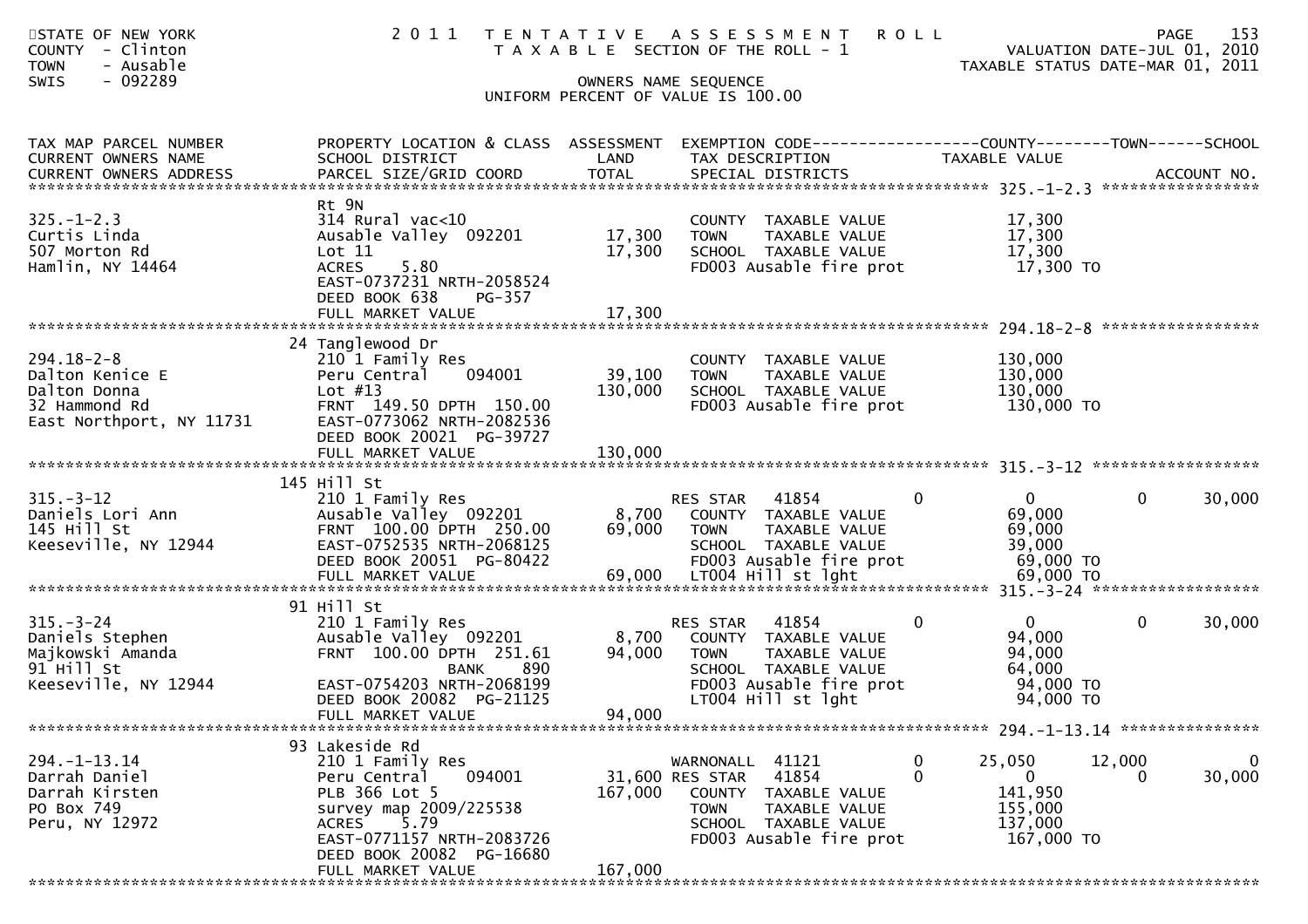STATE OF NEW YORK
COUNTY - Clinton
TOWN - Ausable
SWIS - 092289

# 2011 TENTATIVE ASSESSMENT ROLL

T A X A B L E SECTION OF THE ROLL - 1

OWNERS NAME SEQUENCE

UNIFORM PERCENT OF VALUE IS 100.00

VALUATION DATE-JUL 01, 2010
TAXABLE STATUS DATE-MAR 01, 2011

| TAX MAP PARCEL NUMBER / CURRENT OWNERS NAME / CURRENT OWNERS ADDRESS | PROPERTY LOCATION & CLASS / SCHOOL DISTRICT / PARCEL SIZE/GRID COORD | ASSESSMENT LAND / TOTAL | EXEMPTION CODE / TAX DESCRIPTION / SPECIAL DISTRICTS | COUNTY | TOWN | SCHOOL | TAXABLE VALUE | ACCOUNT NO. |
|---|---|---|---|---|---|---|---|---|
| **325.-1-2.3** | Rt 9N | | | | | | | |
| 325.-1-2.3 | 314 Rural vac<10 | | COUNTY TAXABLE VALUE | | | | 17,300 | |
| Curtis Linda | Ausable Valley 092201 | 17,300 | TOWN TAXABLE VALUE | | | | 17,300 | |
| 507 Morton Rd | Lot 11 | 17,300 | SCHOOL TAXABLE VALUE | | | | 17,300 | |
| Hamlin, NY 14464 | ACRES 5.80 | | FD003 Ausable fire prot | | | | 17,300 TO | |
| | EAST-0737231 NRTH-2058524 | | | | | | | |
| | DEED BOOK 638 PG-357 | | | | | | | |
| | FULL MARKET VALUE | 17,300 | | | | | | |
| **294.18-2-8** | 24 Tanglewood Dr | | | | | | | |
| 294.18-2-8 | 210 1 Family Res | | COUNTY TAXABLE VALUE | | | | 130,000 | |
| Dalton Kenice E | Peru Central 094001 | 39,100 | TOWN TAXABLE VALUE | | | | 130,000 | |
| Dalton Donna | Lot #13 | 130,000 | SCHOOL TAXABLE VALUE | | | | 130,000 | |
| 32 Hammond Rd | FRNT 149.50 DPTH 150.00 | | FD003 Ausable fire prot | | | | 130,000 TO | |
| East Northport, NY 11731 | EAST-0773062 NRTH-2082536 | | | | | | | |
| | DEED BOOK 20021 PG-39727 | | | | | | | |
| | FULL MARKET VALUE | 130,000 | | | | | | |
| **315.-3-12** | 145 Hill St | | | | | | | |
| 315.-3-12 | 210 1 Family Res | | RES STAR 41854 | 0 | 0 | 30,000 | | |
| Daniels Lori Ann | Ausable Valley 092201 | 8,700 | COUNTY TAXABLE VALUE | | | | 69,000 | |
| 145 Hill St | FRNT 100.00 DPTH 250.00 | 69,000 | TOWN TAXABLE VALUE | | | | 69,000 | |
| Keeseville, NY 12944 | EAST-0752535 NRTH-2068125 | | SCHOOL TAXABLE VALUE | | | | 39,000 | |
| | DEED BOOK 20051 PG-80422 | | FD003 Ausable fire prot | | | | 69,000 TO | |
| | FULL MARKET VALUE | 69,000 | LT004 Hill st lght | | | | 69,000 TO | |
| **315.-3-24** | 91 Hill St | | | | | | | |
| 315.-3-24 | 210 1 Family Res | | RES STAR 41854 | 0 | 0 | 30,000 | | |
| Daniels Stephen | Ausable Valley 092201 | 8,700 | COUNTY TAXABLE VALUE | | | | 94,000 | |
| Majkowski Amanda | FRNT 100.00 DPTH 251.61 | 94,000 | TOWN TAXABLE VALUE | | | | 94,000 | |
| 91 Hill St | BANK 890 | | SCHOOL TAXABLE VALUE | | | | 64,000 | |
| Keeseville, NY 12944 | EAST-0754203 NRTH-2068199 | | FD003 Ausable fire prot | | | | 94,000 TO | |
| | DEED BOOK 20082 PG-21125 | | LT004 Hill st lght | | | | 94,000 TO | |
| | FULL MARKET VALUE | 94,000 | | | | | | |
| **294.-1-13.14** | 93 Lakeside Rd | | | | | | | |
| 294.-1-13.14 | 210 1 Family Res | | WARNONALL 41121 | 25,050 | 12,000 | 0 | | |
| Darrah Daniel | Peru Central 094001 | 31,600 | RES STAR 41854 | 0 | 0 | 30,000 | | |
| Darrah Kirsten | PLB 366 Lot 5 | 167,000 | COUNTY TAXABLE VALUE | | | | 141,950 | |
| PO Box 749 | survey map 2009/225538 | | TOWN TAXABLE VALUE | | | | 155,000 | |
| Peru, NY 12972 | ACRES 5.79 | | SCHOOL TAXABLE VALUE | | | | 137,000 | |
| | EAST-0771157 NRTH-2083726 | | FD003 Ausable fire prot | | | | 167,000 TO | |
| | DEED BOOK 20082 PG-16680 | | | | | | | |
| | FULL MARKET VALUE | 167,000 | | | | | | |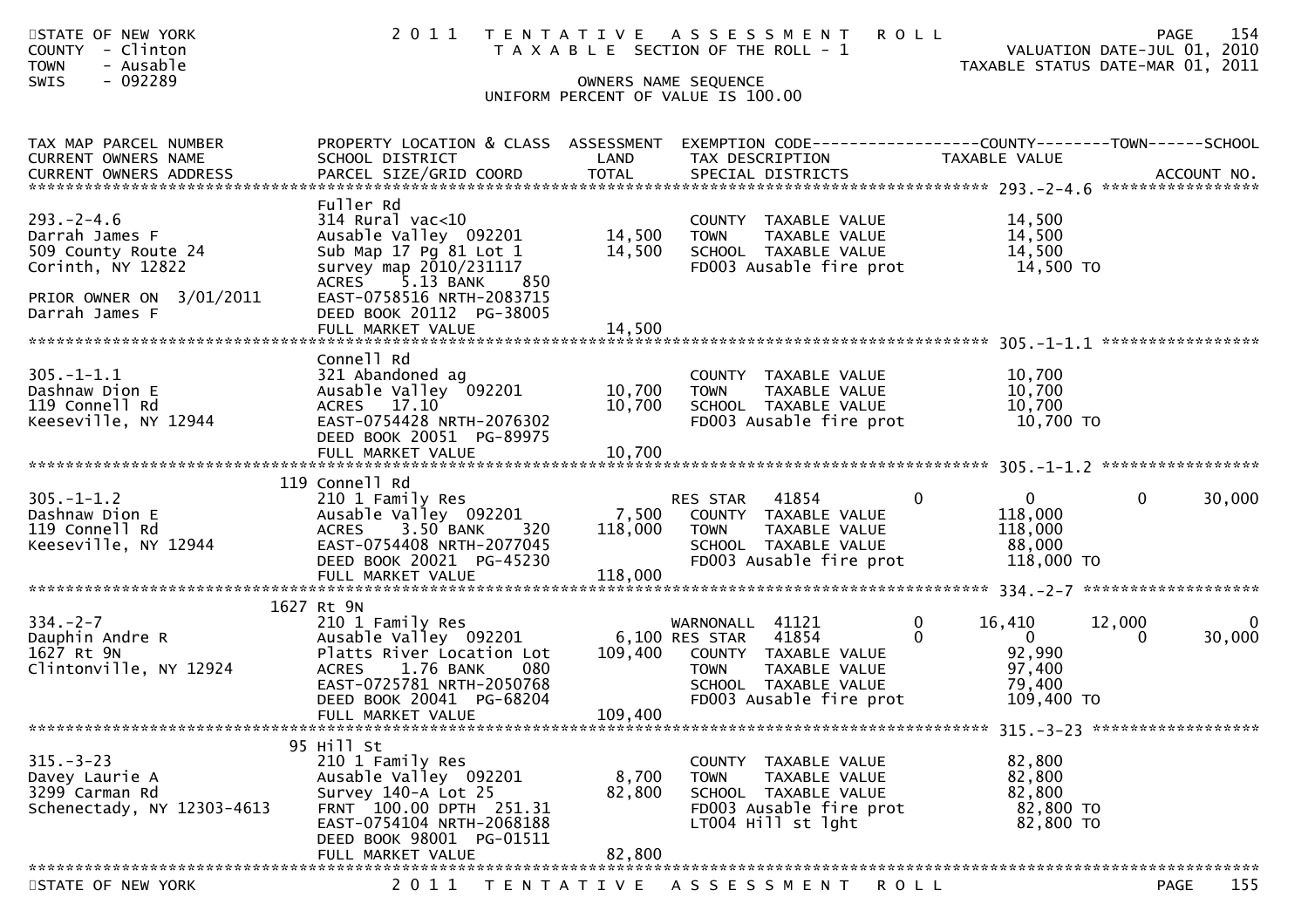STATE OF NEW YORK — COUNTY - Clinton — TOWN - Ausable — SWIS - 092289

2011 TENTATIVE ASSESSMENT ROLL
TAXABLE SECTION OF THE ROLL - 1

VALUATION DATE-JUL 01, 2010
TAXABLE STATUS DATE-MAR 01, 2011

OWNERS NAME SEQUENCE
UNIFORM PERCENT OF VALUE IS 100.00

| TAX MAP PARCEL NUMBER / CURRENT OWNERS NAME / CURRENT OWNERS ADDRESS | PROPERTY LOCATION & CLASS / SCHOOL DISTRICT / PARCEL SIZE/GRID COORD | ASSESSMENT LAND / TOTAL | EXEMPTION CODE / TAX DESCRIPTION / SPECIAL DISTRICTS | COUNTY TAXABLE VALUE | TOWN | SCHOOL / ACCOUNT NO. |
|---|---|---|---|---|---|---|
| 293.-2-4.6 | Fuller Rd | | | | | |
| | 314 Rural vac<10 | | COUNTY TAXABLE VALUE | 14,500 | | |
| Darrah James F | Ausable Valley 092201 | 14,500 | TOWN TAXABLE VALUE | 14,500 | | |
| 509 County Route 24 | Sub Map 17 Pg 81 Lot 1 | 14,500 | SCHOOL TAXABLE VALUE | 14,500 | | |
| Corinth, NY 12822 | survey map 2010/231117 | | FD003 Ausable fire prot | 14,500 TO | | |
| | ACRES 5.13 BANK 850 | | | | | |
| PRIOR OWNER ON 3/01/2011 | EAST-0758516 NRTH-2083715 | | | | | |
| Darrah James F | DEED BOOK 20112 PG-38005 | | | | | |
| | FULL MARKET VALUE | 14,500 | | | | |
| 305.-1-1.1 | Connell Rd | | | | | |
| | 321 Abandoned ag | | COUNTY TAXABLE VALUE | 10,700 | | |
| Dashnaw Dion E | Ausable Valley 092201 | 10,700 | TOWN TAXABLE VALUE | 10,700 | | |
| 119 Connell Rd | ACRES 17.10 | 10,700 | SCHOOL TAXABLE VALUE | 10,700 | | |
| Keeseville, NY 12944 | EAST-0754428 NRTH-2076302 | | FD003 Ausable fire prot | 10,700 TO | | |
| | DEED BOOK 20051 PG-89975 | | | | | |
| | FULL MARKET VALUE | 10,700 | | | | |
| 305.-1-1.2 | 119 Connell Rd | | | | | |
| | 210 1 Family Res | | RES STAR 41854 0 | 0 | 0 | 30,000 |
| Dashnaw Dion E | Ausable Valley 092201 | 7,500 | COUNTY TAXABLE VALUE | 118,000 | | |
| 119 Connell Rd | ACRES 3.50 BANK 320 | 118,000 | TOWN TAXABLE VALUE | 118,000 | | |
| Keeseville, NY 12944 | EAST-0754408 NRTH-2077045 | | SCHOOL TAXABLE VALUE | 88,000 | | |
| | DEED BOOK 20021 PG-45230 | | FD003 Ausable fire prot | 118,000 TO | | |
| | FULL MARKET VALUE | 118,000 | | | | |
| 334.-2-7 | 1627 Rt 9N | | | | | |
| | 210 1 Family Res | | WARNONALL 41121 0 | 16,410 | 12,000 | 0 |
| Dauphin Andre R | Ausable Valley 092201 | 6,100 | RES STAR 41854 0 | 0 | 0 | 30,000 |
| 1627 Rt 9N | Platts River Location Lot | 109,400 | COUNTY TAXABLE VALUE | 92,990 | | |
| Clintonville, NY 12924 | ACRES 1.76 BANK 080 | | TOWN TAXABLE VALUE | 97,400 | | |
| | EAST-0725781 NRTH-2050768 | | SCHOOL TAXABLE VALUE | 79,400 | | |
| | DEED BOOK 20041 PG-68204 | | FD003 Ausable fire prot | 109,400 TO | | |
| | FULL MARKET VALUE | 109,400 | | | | |
| 315.-3-23 | 95 Hill St | | | | | |
| | 210 1 Family Res | | COUNTY TAXABLE VALUE | 82,800 | | |
| Davey Laurie A | Ausable Valley 092201 | 8,700 | TOWN TAXABLE VALUE | 82,800 | | |
| 3299 Carman Rd | Survey 140-A Lot 25 | 82,800 | SCHOOL TAXABLE VALUE | 82,800 | | |
| Schenectady, NY 12303-4613 | FRNT 100.00 DPTH 251.31 | | FD003 Ausable fire prot | 82,800 TO | | |
| | EAST-0754104 NRTH-2068188 | | LT004 Hill st lght | 82,800 TO | | |
| | DEED BOOK 98001 PG-01511 | | | | | |
| | FULL MARKET VALUE | 82,800 | | | | |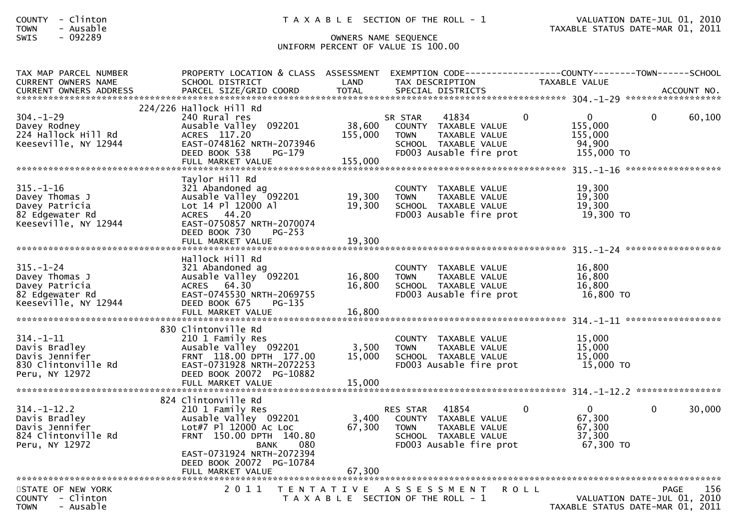COUNTY - Clinton T A X A B L E SECTION OF THE ROLL - 1 VALUATION DATE-JUL 01, 2010
TOWN - Ausable TAXABLE STATUS DATE-MAR 01, 2011
SWIS - 092289 OWNERS NAME SEQUENCE
UNIFORM PERCENT OF VALUE IS 100.00

| TAX MAP PARCEL NUMBER / CURRENT OWNERS NAME / CURRENT OWNERS ADDRESS | PROPERTY LOCATION & CLASS / SCHOOL DISTRICT / PARCEL SIZE/GRID COORD | ASSESSMENT LAND / TOTAL | EXEMPTION CODE / TAX DESCRIPTION / SPECIAL DISTRICTS | COUNTY | TOWN TAXABLE VALUE | SCHOOL | ACCOUNT NO. |
|---|---|---|---|---|---|---|---|
| 304.-1-29 | 224/226 Hallock Hill Rd | | | | | | |
| 304.-1-29 | 240 Rural res | | SR STAR 41834 | 0 | 0 | 0 | 60,100 |
| Davey Rodney | Ausable Valley 092201 | 38,600 | COUNTY TAXABLE VALUE | | 155,000 | | |
| 224 Hallock Hill Rd | ACRES 117.20 | 155,000 | TOWN TAXABLE VALUE | | 155,000 | | |
| Keeseville, NY 12944 | EAST-0748162 NRTH-2073946 | | SCHOOL TAXABLE VALUE | | 94,900 | | |
| | DEED BOOK 538 PG-179 | | FD003 Ausable fire prot | | 155,000 TO | | |
| | FULL MARKET VALUE | 155,000 | | | | | |
| 315.-1-16 | Taylor Hill Rd | | | | | | |
| 315.-1-16 | 321 Abandoned ag | | COUNTY TAXABLE VALUE | | 19,300 | | |
| Davey Thomas J | Ausable Valley 092201 | 19,300 | TOWN TAXABLE VALUE | | 19,300 | | |
| Davey Patricia | Lot 14 Pl 12000 Al | 19,300 | SCHOOL TAXABLE VALUE | | 19,300 | | |
| 82 Edgewater Rd | ACRES 44.20 | | FD003 Ausable fire prot | | 19,300 TO | | |
| Keeseville, NY 12944 | EAST-0750857 NRTH-2070074 | | | | | | |
| | DEED BOOK 730 PG-253 | | | | | | |
| | FULL MARKET VALUE | 19,300 | | | | | |
| 315.-1-24 | Hallock Hill Rd | | | | | | |
| 315.-1-24 | 321 Abandoned ag | | COUNTY TAXABLE VALUE | | 16,800 | | |
| Davey Thomas J | Ausable Valley 092201 | 16,800 | TOWN TAXABLE VALUE | | 16,800 | | |
| Davey Patricia | ACRES 64.30 | 16,800 | SCHOOL TAXABLE VALUE | | 16,800 | | |
| 82 Edgewater Rd | EAST-0745530 NRTH-2069755 | | FD003 Ausable fire prot | | 16,800 TO | | |
| Keeseville, NY 12944 | DEED BOOK 675 PG-135 | | | | | | |
| | FULL MARKET VALUE | 16,800 | | | | | |
| 314.-1-11 | 830 Clintonville Rd | | | | | | |
| 314.-1-11 | 210 1 Family Res | | COUNTY TAXABLE VALUE | | 15,000 | | |
| Davis Bradley | Ausable Valley 092201 | 3,500 | TOWN TAXABLE VALUE | | 15,000 | | |
| Davis Jennifer | FRNT 118.00 DPTH 177.00 | 15,000 | SCHOOL TAXABLE VALUE | | 15,000 | | |
| 830 Clintonville Rd | EAST-0731928 NRTH-2072253 | | FD003 Ausable fire prot | | 15,000 TO | | |
| Peru, NY 12972 | DEED BOOK 20072 PG-10882 | | | | | | |
| | FULL MARKET VALUE | 15,000 | | | | | |
| 314.-1-12.2 | 824 Clintonville Rd | | | | | | |
| 314.-1-12.2 | 210 1 Family Res | | RES STAR 41854 | 0 | 0 | 0 | 30,000 |
| Davis Bradley | Ausable Valley 092201 | 3,400 | COUNTY TAXABLE VALUE | | 67,300 | | |
| Davis Jennifer | Lot#7 Pl 12000 Ac Loc | 67,300 | TOWN TAXABLE VALUE | | 67,300 | | |
| 824 Clintonville Rd | FRNT 150.00 DPTH 140.80 | | SCHOOL TAXABLE VALUE | | 37,300 | | |
| Peru, NY 12972 | BANK 080 | | FD003 Ausable fire prot | | 67,300 TO | | |
| | EAST-0731924 NRTH-2072394 | | | | | | |
| | DEED BOOK 20072 PG-10784 | | | | | | |
| | FULL MARKET VALUE | 67,300 | | | | | |

STATE OF NEW YORK 2 0 1 1 T E N T A T I V E A S S E S S M E N T R O L L PAGE 156
COUNTY - Clinton T A X A B L E SECTION OF THE ROLL - 1 VALUATION DATE-JUL 01, 2010
TOWN - Ausable TAXABLE STATUS DATE-MAR 01, 2011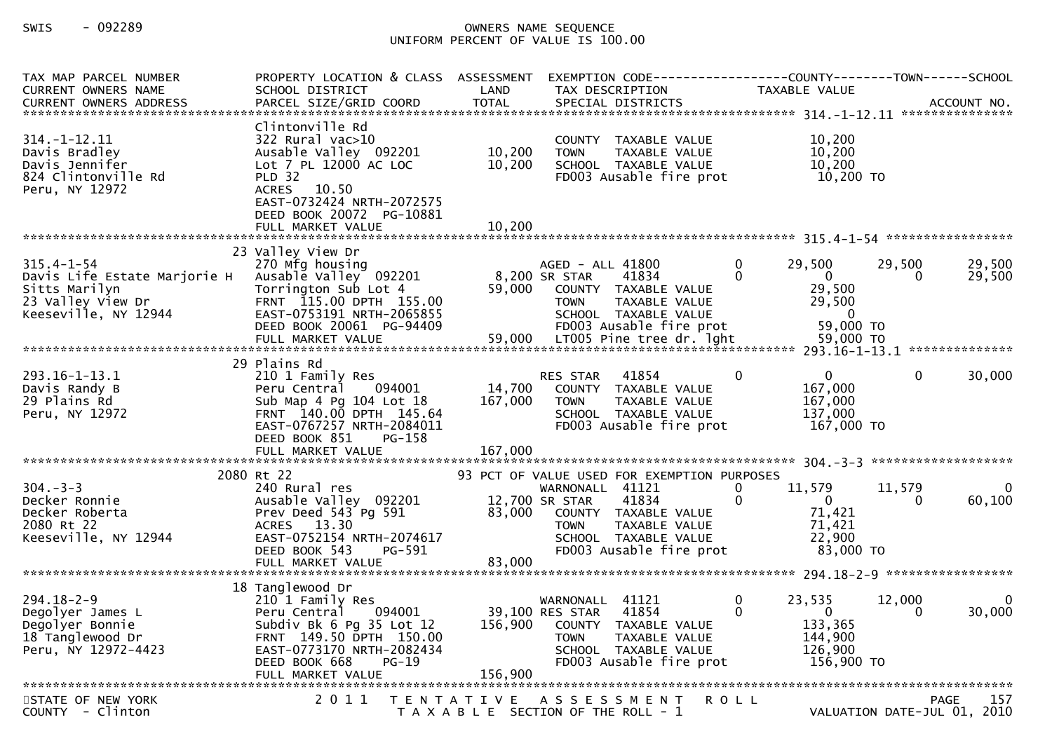SWIS - 092289

OWNERS NAME SEQUENCE
UNIFORM PERCENT OF VALUE IS 100.00

| TAX MAP PARCEL NUMBER / CURRENT OWNERS NAME / CURRENT OWNERS ADDRESS | PROPERTY LOCATION & CLASS / SCHOOL DISTRICT / PARCEL SIZE/GRID COORD | ASSESSMENT LAND / TOTAL | EXEMPTION CODE / TAX DESCRIPTION / SPECIAL DISTRICTS | | COUNTY | TOWN | SCHOOL / ACCOUNT NO. |
|---|---|---|---|---|---|---|---|
| **314.-1-12.11** | | | | | | | |
| 314.-1-12.11 | Clintonville Rd | | | | | | |
| Davis Bradley | 322 Rural vac>10 | | COUNTY TAXABLE VALUE | | 10,200 | | |
| Davis Jennifer | Ausable Valley 092201 | 10,200 | TOWN TAXABLE VALUE | | 10,200 | | |
| 824 Clintonville Rd | Lot 7 PL 12000 AC LOC | 10,200 | SCHOOL TAXABLE VALUE | | 10,200 | | |
| Peru, NY 12972 | PLD 32 | | FD003 Ausable fire prot | | 10,200 TO | | |
| | ACRES 10.50 | | | | | | |
| | EAST-0732424 NRTH-2072575 | | | | | | |
| | DEED BOOK 20072 PG-10881 | | | | | | |
| | FULL MARKET VALUE | 10,200 | | | | | |
| **315.4-1-54** | | | | | | | |
| | 23 Valley View Dr | | | | | | |
| 315.4-1-54 | 270 Mfg housing | | AGED - ALL 41800 | 0 | 29,500 | 29,500 | 29,500 |
| Davis Life Estate Marjorie H | Ausable Valley 092201 | 8,200 | SR STAR 41834 | 0 | 0 | 0 | 29,500 |
| Sitts Marilyn | Torrington Sub Lot 4 | 59,000 | COUNTY TAXABLE VALUE | | 29,500 | | |
| 23 Valley View Dr | FRNT 115.00 DPTH 155.00 | | TOWN TAXABLE VALUE | | 29,500 | | |
| Keeseville, NY 12944 | EAST-0753191 NRTH-2065855 | | SCHOOL TAXABLE VALUE | | 0 | | |
| | DEED BOOK 20061 PG-94409 | | FD003 Ausable fire prot | | 59,000 TO | | |
| | FULL MARKET VALUE | 59,000 | LT005 Pine tree dr. lght | | 59,000 TO | | |
| **293.16-1-13.1** | | | | | | | |
| | 29 Plains Rd | | | | | | |
| 293.16-1-13.1 | 210 1 Family Res | | RES STAR 41854 | 0 | 0 | 0 | 30,000 |
| Davis Randy B | Peru Central 094001 | 14,700 | COUNTY TAXABLE VALUE | | 167,000 | | |
| 29 Plains Rd | Sub Map 4 Pg 104 Lot 18 | 167,000 | TOWN TAXABLE VALUE | | 167,000 | | |
| Peru, NY 12972 | FRNT 140.00 DPTH 145.64 | | SCHOOL TAXABLE VALUE | | 137,000 | | |
| | EAST-0767257 NRTH-2084011 | | FD003 Ausable fire prot | | 167,000 TO | | |
| | DEED BOOK 851 PG-158 | | | | | | |
| | FULL MARKET VALUE | 167,000 | | | | | |
| **304.-3-3** | | | | | | | |
| | 2080 Rt 22 | | 93 PCT OF VALUE USED FOR EXEMPTION PURPOSES | | | | |
| 304.-3-3 | 240 Rural res | | WARNONALL 41121 | 0 | 11,579 | 11,579 | 0 |
| Decker Ronnie | Ausable Valley 092201 | 12,700 | SR STAR 41834 | 0 | 0 | 0 | 60,100 |
| Decker Roberta | Prev Deed 543 Pg 591 | 83,000 | COUNTY TAXABLE VALUE | | 71,421 | | |
| 2080 Rt 22 | ACRES 13.30 | | TOWN TAXABLE VALUE | | 71,421 | | |
| Keeseville, NY 12944 | EAST-0752154 NRTH-2074617 | | SCHOOL TAXABLE VALUE | | 22,900 | | |
| | DEED BOOK 543 PG-591 | | FD003 Ausable fire prot | | 83,000 TO | | |
| | FULL MARKET VALUE | 83,000 | | | | | |
| **294.18-2-9** | | | | | | | |
| | 18 Tanglewood Dr | | | | | | |
| 294.18-2-9 | 210 1 Family Res | | WARNONALL 41121 | 0 | 23,535 | 12,000 | 0 |
| Degolyer James L | Peru Central 094001 | 39,100 | RES STAR 41854 | 0 | 0 | 0 | 30,000 |
| Degolyer Bonnie | Subdiv Bk 6 Pg 35 Lot 12 | 156,900 | COUNTY TAXABLE VALUE | | 133,365 | | |
| 18 Tanglewood Dr | FRNT 149.50 DPTH 150.00 | | TOWN TAXABLE VALUE | | 144,900 | | |
| Peru, NY 12972-4423 | EAST-0773170 NRTH-2082434 | | SCHOOL TAXABLE VALUE | | 126,900 | | |
| | DEED BOOK 668 PG-19 | | FD003 Ausable fire prot | | 156,900 TO | | |
| | FULL MARKET VALUE | 156,900 | | | | | |

STATE OF NEW YORK — 2011 TENTATIVE ASSESSMENT ROLL — PAGE 157
COUNTY - Clinton — TAXABLE SECTION OF THE ROLL - 1 — VALUATION DATE-JUL 01, 2010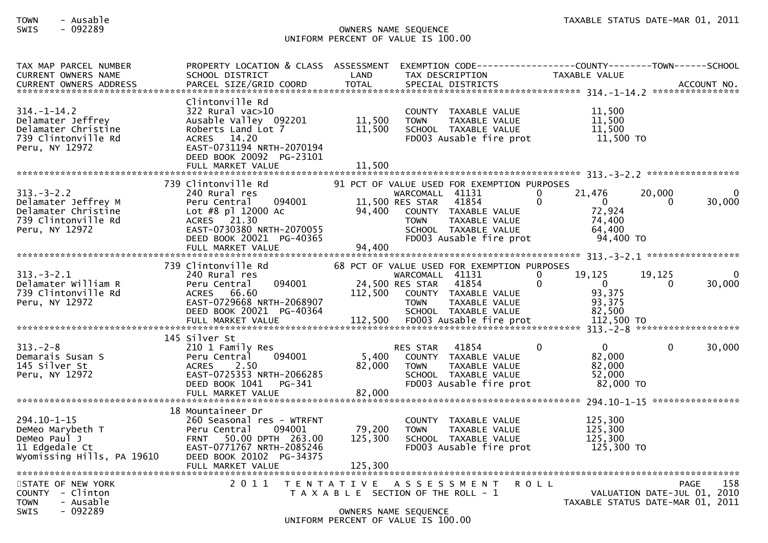```
TAX MAP PARCEL NUMBER          PROPERTY LOCATION & CLASS  ASSESSMENT  EXEMPTION CODE------------------COUNTY--------TOWN------SCHOOL
CURRENT OWNERS NAME            SCHOOL DISTRICT               LAND      TAX DESCRIPTION              TAXABLE VALUE
CURRENT OWNERS ADDRESS         PARCEL SIZE/GRID COORD        TOTAL     SPECIAL DISTRICTS                                      ACCOUNT NO.
******************************************************************************************************* 314.-1-14.2 ****************
                               Clintonville Rd
314.-1-14.2                    322 Rural vac>10                         COUNTY  TAXABLE VALUE            11,500
Delamater Jeffrey              Ausable Valley  092201        11,500     TOWN    TAXABLE VALUE            11,500
Delamater Christine            Roberts Land Lot 7            11,500     SCHOOL  TAXABLE VALUE            11,500
739 Clintonville Rd            ACRES   14.20                            FD003 Ausable fire prot           11,500 TO
Peru, NY 12972                 EAST-0731194 NRTH-2070194
                               DEED BOOK 20092  PG-23101
                               FULL MARKET VALUE             11,500
******************************************************************************************************* 313.-3-2.2 *****************
                             739 Clintonville Rd           91 PCT OF VALUE USED FOR EXEMPTION PURPOSES
313.-3-2.2                     240 Rural res                          WARCOMALL  41131          0     21,476      20,000           0
Delamater Jeffrey M            Peru Central    094001        11,500 RES STAR   41854          0          0           0      30,000
Delamater Christine            Lot #8 pl 12000 Ac            94,400    COUNTY  TAXABLE VALUE            72,924
739 Clintonville Rd            ACRES   21.30                            TOWN    TAXABLE VALUE            74,400
Peru, NY 12972                 EAST-0730380 NRTH-2070055                SCHOOL  TAXABLE VALUE            64,400
                               DEED BOOK 20021  PG-40365                FD003 Ausable fire prot           94,400 TO
                               FULL MARKET VALUE             94,400
******************************************************************************************************* 313.-3-2.1 *****************
                             739 Clintonville Rd           68 PCT OF VALUE USED FOR EXEMPTION PURPOSES
313.-3-2.1                     240 Rural res                          WARCOMALL  41131          0     19,125      19,125           0
Delamater William R            Peru Central    094001        24,500 RES STAR   41854          0          0           0      30,000
739 Clintonville Rd            ACRES   66.60                112,500    COUNTY  TAXABLE VALUE            93,375
Peru, NY 12972                 EAST-0729668 NRTH-2068907                TOWN    TAXABLE VALUE            93,375
                               DEED BOOK 20021  PG-40364                SCHOOL  TAXABLE VALUE            82,500
                               FULL MARKET VALUE            112,500    FD003 Ausable fire prot          112,500 TO
******************************************************************************************************* 313.-2-8 *******************
                             145 Silver St
313.-2-8                       210 1 Family Res                       RES STAR   41854          0          0           0      30,000
Demarais Susan S               Peru Central    094001         5,400    COUNTY  TAXABLE VALUE            82,000
145 Silver St                  ACRES    2.50                 82,000    TOWN    TAXABLE VALUE            82,000
Peru, NY 12972                 EAST-0725353 NRTH-2066285                SCHOOL  TAXABLE VALUE            52,000
                               DEED BOOK 1041   PG-341                  FD003 Ausable fire prot           82,000 TO
                               FULL MARKET VALUE             82,000
******************************************************************************************************* 294.10-1-15 ****************
                              18 Mountaineer Dr
294.10-1-15                    260 Seasonal res - WTRFNT                COUNTY  TAXABLE VALUE           125,300
DeMeo Marybeth T               Peru Central    094001        79,200     TOWN    TAXABLE VALUE           125,300
DeMeo Paul J                   FRNT   50.00 DPTH 263.00     125,300     SCHOOL  TAXABLE VALUE           125,300
11 Edgedale Ct                 EAST-0771767 NRTH-2085246                FD003 Ausable fire prot          125,300 TO
Wyomissing Hills, PA 19610     DEED BOOK 20102  PG-34375
                               FULL MARKET VALUE            125,300
************************************************************************************************************************************
```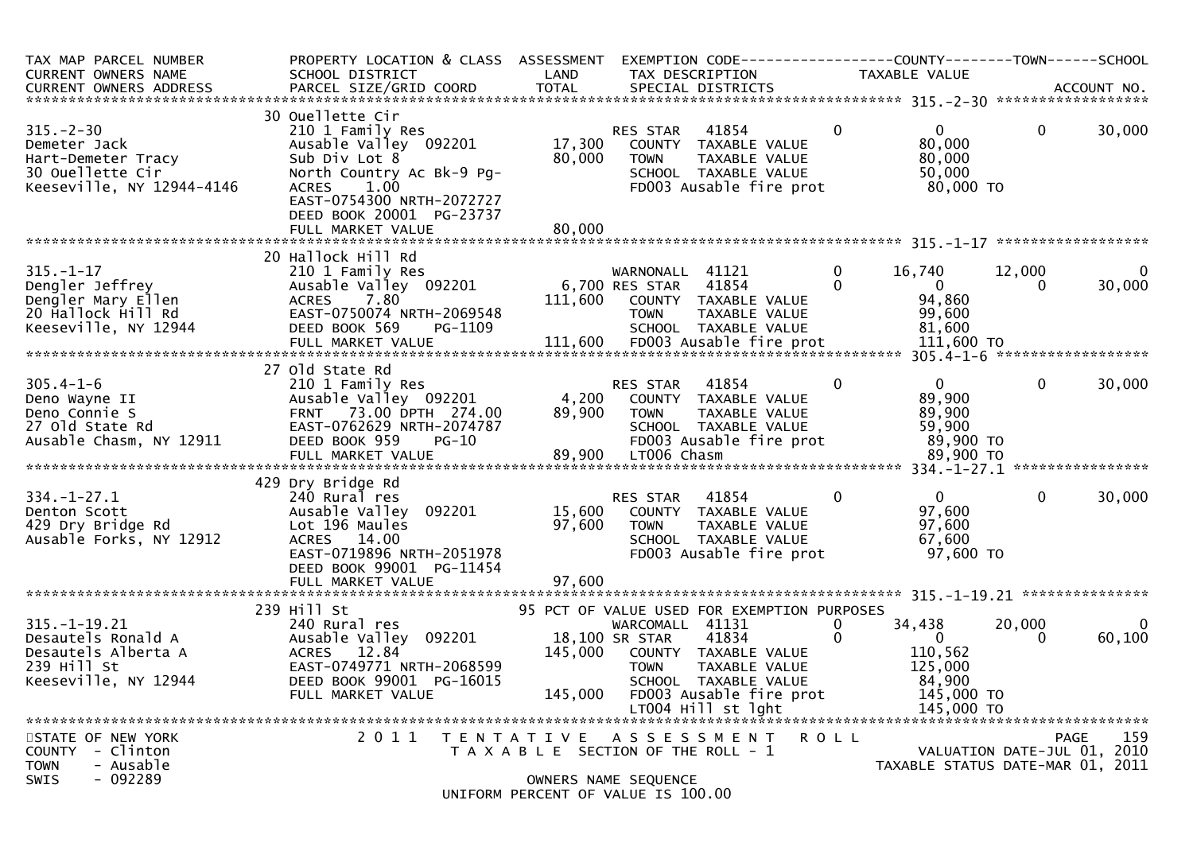| TAX MAP PARCEL NUMBER<br>CURRENT OWNERS NAME<br>CURRENT OWNERS ADDRESS | PROPERTY LOCATION & CLASS<br>SCHOOL DISTRICT<br>PARCEL SIZE/GRID COORD | ASSESSMENT<br>LAND<br>TOTAL | EXEMPTION CODE<br>TAX DESCRIPTION<br>SPECIAL DISTRICTS | | COUNTY<br>TAXABLE VALUE | TOWN | SCHOOL<br>ACCOUNT NO. |
|---|---|---|---|---|---|---|---|
| **315.-2-30** | 30 Ouellette Cir | | | | | | |
| 315.-2-30 | 210 1 Family Res | | RES STAR 41854 | 0 | 0 | 0 | 30,000 |
| Demeter Jack | Ausable Valley 092201 | 17,300 | COUNTY TAXABLE VALUE | | 80,000 | | |
| Hart-Demeter Tracy | Sub Div Lot 8 | 80,000 | TOWN TAXABLE VALUE | | 80,000 | | |
| 30 Ouellette Cir | North Country Ac Bk-9 Pg- | | SCHOOL TAXABLE VALUE | | 50,000 | | |
| Keeseville, NY 12944-4146 | ACRES 1.00 | | FD003 Ausable fire prot | | 80,000 TO | | |
| | EAST-0754300 NRTH-2072727 | | | | | | |
| | DEED BOOK 20001 PG-23737 | | | | | | |
| | FULL MARKET VALUE | 80,000 | | | | | |
| **315.-1-17** | 20 Hallock Hill Rd | | | | | | |
| 315.-1-17 | 210 1 Family Res | | WARNONALL 41121 | 0 | 16,740 | 12,000 | 0 |
| Dengler Jeffrey | Ausable Valley 092201 | 6,700 | RES STAR 41854 | 0 | 0 | 0 | 30,000 |
| Dengler Mary Ellen | ACRES 7.80 | 111,600 | COUNTY TAXABLE VALUE | | 94,860 | | |
| 20 Hallock Hill Rd | EAST-0750074 NRTH-2069548 | | TOWN TAXABLE VALUE | | 99,600 | | |
| Keeseville, NY 12944 | DEED BOOK 569 PG-1109 | | SCHOOL TAXABLE VALUE | | 81,600 | | |
| | FULL MARKET VALUE | 111,600 | FD003 Ausable fire prot | | 111,600 TO | | |
| **305.4-1-6** | 27 Old State Rd | | | | | | |
| 305.4-1-6 | 210 1 Family Res | | RES STAR 41854 | 0 | 0 | 0 | 30,000 |
| Deno Wayne II | Ausable Valley 092201 | 4,200 | COUNTY TAXABLE VALUE | | 89,900 | | |
| Deno Connie S | FRNT 73.00 DPTH 274.00 | 89,900 | TOWN TAXABLE VALUE | | 89,900 | | |
| 27 Old State Rd | EAST-0762629 NRTH-2074787 | | SCHOOL TAXABLE VALUE | | 59,900 | | |
| Ausable Chasm, NY 12911 | DEED BOOK 959 PG-10 | | FD003 Ausable fire prot | | 89,900 TO | | |
| | FULL MARKET VALUE | 89,900 | LT006 Chasm | | 89,900 TO | | |
| **334.-1-27.1** | 429 Dry Bridge Rd | | | | | | |
| 334.-1-27.1 | 240 Rural res | | RES STAR 41854 | 0 | 0 | 0 | 30,000 |
| Denton Scott | Ausable Valley 092201 | 15,600 | COUNTY TAXABLE VALUE | | 97,600 | | |
| 429 Dry Bridge Rd | Lot 196 Maules | 97,600 | TOWN TAXABLE VALUE | | 97,600 | | |
| Ausable Forks, NY 12912 | ACRES 14.00 | | SCHOOL TAXABLE VALUE | | 67,600 | | |
| | EAST-0719896 NRTH-2051978 | | FD003 Ausable fire prot | | 97,600 TO | | |
| | DEED BOOK 99001 PG-11454 | | | | | | |
| | FULL MARKET VALUE | 97,600 | | | | | |
| **315.-1-19.21** | 239 Hill St | | 95 PCT OF VALUE USED FOR EXEMPTION PURPOSES | | | | |
| 315.-1-19.21 | 240 Rural res | | WARCOMALL 41131 | 0 | 34,438 | 20,000 | 0 |
| Desautels Ronald A | Ausable Valley 092201 | 18,100 | SR STAR 41834 | 0 | 0 | 0 | 60,100 |
| Desautels Alberta A | ACRES 12.84 | 145,000 | COUNTY TAXABLE VALUE | | 110,562 | | |
| 239 Hill St | EAST-0749771 NRTH-2068599 | | TOWN TAXABLE VALUE | | 125,000 | | |
| Keeseville, NY 12944 | DEED BOOK 99001 PG-16015 | | SCHOOL TAXABLE VALUE | | 84,900 | | |
| | FULL MARKET VALUE | 145,000 | FD003 Ausable fire prot | | 145,000 TO | | |
| | | | LT004 Hill st lght | | 145,000 TO | | |

STATE OF NEW YORK
COUNTY - Clinton
TOWN - Ausable
SWIS - 092289

2011 TENTATIVE ASSESSMENT ROLL
TAXABLE SECTION OF THE ROLL - 1
OWNERS NAME SEQUENCE
UNIFORM PERCENT OF VALUE IS 100.00

VALUATION DATE-JUL 01, 2010
TAXABLE STATUS DATE-MAR 01, 2011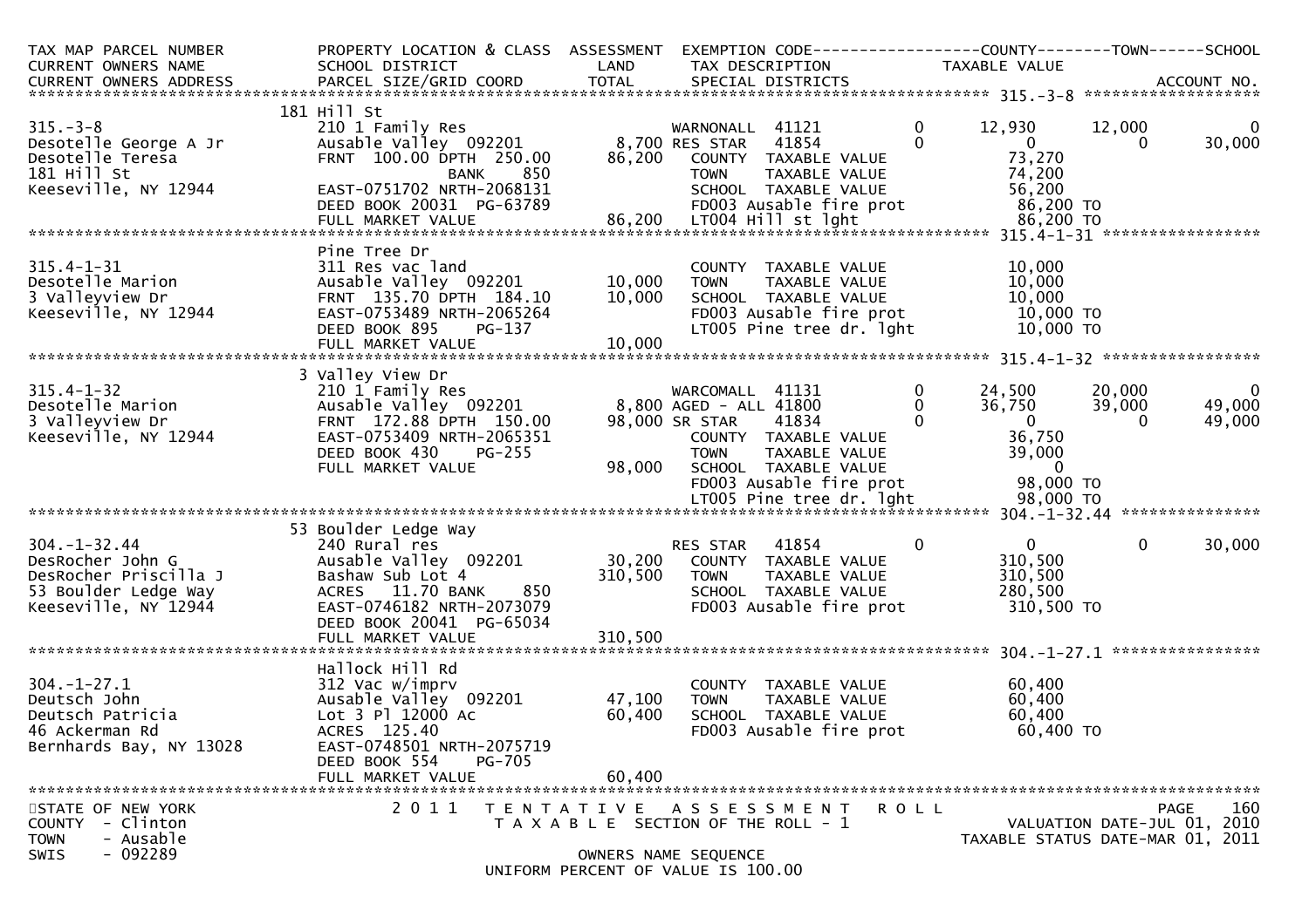```
TAX MAP PARCEL NUMBER          PROPERTY LOCATION & CLASS  ASSESSMENT  EXEMPTION CODE------------------COUNTY--------TOWN------SCHOOL
CURRENT OWNERS NAME            SCHOOL DISTRICT               LAND      TAX DESCRIPTION            TAXABLE VALUE
CURRENT OWNERS ADDRESS         PARCEL SIZE/GRID COORD        TOTAL     SPECIAL DISTRICTS                                      ACCOUNT NO.
******************************************************************************************************* 315.-3-8 *******************
                               181 Hill St
315.-3-8                       210 1 Family Res                        WARNONALL  41121         0       12,930      12,000            0
Desotelle George A Jr          Ausable Valley  092201         8,700 RES STAR    41854         0            0           0       30,000
Desotelle Teresa               FRNT 100.00 DPTH 250.00       86,200    COUNTY  TAXABLE VALUE             73,270
181 Hill St                                  BANK     850              TOWN    TAXABLE VALUE             74,200
Keeseville, NY 12944           EAST-0751702 NRTH-2068131               SCHOOL  TAXABLE VALUE             56,200
                               DEED BOOK 20031 PG-63789                FD003 Ausable fire prot           86,200 TO
                               FULL MARKET VALUE             86,200    LT004 Hill st lght                86,200 TO
******************************************************************************************************* 315.4-1-31 *****************
                               Pine Tree Dr
315.4-1-31                     311 Res vac land                        COUNTY  TAXABLE VALUE             10,000
Desotelle Marion               Ausable Valley  092201        10,000    TOWN    TAXABLE VALUE             10,000
3 Valleyview Dr                FRNT 135.70 DPTH 184.10       10,000    SCHOOL  TAXABLE VALUE             10,000
Keeseville, NY 12944           EAST-0753489 NRTH-2065264               FD003 Ausable fire prot           10,000 TO
                               DEED BOOK 895    PG-137                 LT005 Pine tree dr. lght          10,000 TO
                               FULL MARKET VALUE             10,000
******************************************************************************************************* 315.4-1-32 *****************
                               3 Valley View Dr
315.4-1-32                     210 1 Family Res                        WARCOMALL  41131         0       24,500      20,000            0
Desotelle Marion               Ausable Valley  092201         8,800 AGED - ALL 41800         0       36,750      39,000       49,000
3 Valleyview Dr                FRNT 172.88 DPTH 150.00       98,000 SR STAR     41834         0            0           0       49,000
Keeseville, NY 12944           EAST-0753409 NRTH-2065351               COUNTY  TAXABLE VALUE             36,750
                               DEED BOOK 430    PG-255                 TOWN    TAXABLE VALUE             39,000
                               FULL MARKET VALUE             98,000    SCHOOL  TAXABLE VALUE                  0
                                                                       FD003 Ausable fire prot           98,000 TO
                                                                       LT005 Pine tree dr. lght          98,000 TO
******************************************************************************************************* 304.-1-32.44 ***************
                               53 Boulder Ledge Way
304.-1-32.44                   240 Rural res                           RES STAR    41854         0            0           0       30,000
DesRocher John G               Ausable Valley  092201        30,200    COUNTY  TAXABLE VALUE            310,500
DesRocher Priscilla J          Bashaw Sub Lot 4             310,500    TOWN    TAXABLE VALUE            310,500
53 Boulder Ledge Way           ACRES  11.70 BANK     850               SCHOOL  TAXABLE VALUE            280,500
Keeseville, NY 12944           EAST-0746182 NRTH-2073079               FD003 Ausable fire prot          310,500 TO
                               DEED BOOK 20041 PG-65034
                               FULL MARKET VALUE            310,500
******************************************************************************************************* 304.-1-27.1 ****************
                               Hallock Hill Rd
304.-1-27.1                    312 Vac w/imprv                         COUNTY  TAXABLE VALUE             60,400
Deutsch John                   Ausable Valley  092201        47,100    TOWN    TAXABLE VALUE             60,400
Deutsch Patricia               Lot 3 Pl 12000 Ac             60,400    SCHOOL  TAXABLE VALUE             60,400
46 Ackerman Rd                 ACRES 125.40                            FD003 Ausable fire prot           60,400 TO
Bernhards Bay, NY 13028        EAST-0748501 NRTH-2075719
                               DEED BOOK 554    PG-705
                               FULL MARKET VALUE             60,400
************************************************************************************************************************************
STATE OF NEW YORK              2 0 1 1   T E N T A T I V E   A S S E S S M E N T   R O L L                                  PAGE   160
COUNTY  - Clinton                        T A X A B L E  SECTION OF THE ROLL - 1                         VALUATION DATE-JUL 01, 2010
TOWN    - Ausable                                                                               TAXABLE STATUS DATE-MAR 01, 2011
SWIS    - 092289                                   OWNERS NAME SEQUENCE
                                           UNIFORM PERCENT OF VALUE IS 100.00
```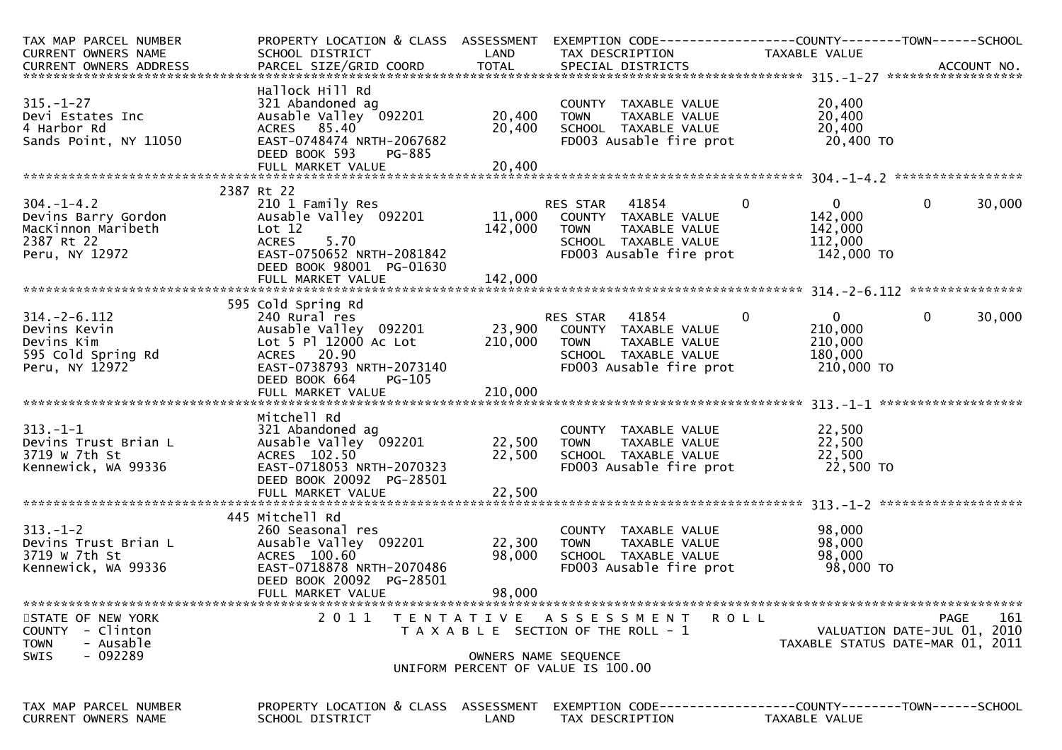| TAX MAP PARCEL NUMBER / CURRENT OWNERS NAME / CURRENT OWNERS ADDRESS | PROPERTY LOCATION & CLASS / SCHOOL DISTRICT / PARCEL SIZE/GRID COORD | ASSESSMENT LAND / TOTAL | EXEMPTION CODE / TAX DESCRIPTION / SPECIAL DISTRICTS | COUNTY | TOWN | SCHOOL TAXABLE VALUE / ACCOUNT NO. |
|---|---|---|---|---|---|---|
| 315.-1-27 | Hallock Hill Rd | | | | | |
| Devi Estates Inc | 321 Abandoned ag | | COUNTY TAXABLE VALUE | 20,400 | | |
| 4 Harbor Rd | Ausable Valley 092201 | 20,400 | TOWN TAXABLE VALUE | 20,400 | | |
| Sands Point, NY 11050 | ACRES 85.40 | 20,400 | SCHOOL TAXABLE VALUE | 20,400 | | |
| | EAST-0748474 NRTH-2067682 | | FD003 Ausable fire prot | 20,400 TO | | |
| | DEED BOOK 593 PG-885 | | | | | |
| | FULL MARKET VALUE | 20,400 | | | | |
| 304.-1-4.2 | 2387 Rt 22 | | | | | |
| Devins Barry Gordon | 210 1 Family Res | | RES STAR 41854 | 0 | 0 | 30,000 |
| MacKinnon Maribeth | Ausable Valley 092201 | 11,000 | COUNTY TAXABLE VALUE | 142,000 | | |
| 2387 Rt 22 | Lot 12 | 142,000 | TOWN TAXABLE VALUE | 142,000 | | |
| Peru, NY 12972 | ACRES 5.70 | | SCHOOL TAXABLE VALUE | 112,000 | | |
| | EAST-0750652 NRTH-2081842 | | FD003 Ausable fire prot | 142,000 TO | | |
| | DEED BOOK 98001 PG-01630 | | | | | |
| | FULL MARKET VALUE | 142,000 | | | | |
| 314.-2-6.112 | 595 Cold Spring Rd | | | | | |
| Devins Kevin | 240 Rural res | | RES STAR 41854 | 0 | 0 | 30,000 |
| Devins Kim | Ausable Valley 092201 | 23,900 | COUNTY TAXABLE VALUE | 210,000 | | |
| 595 Cold Spring Rd | Lot 5 Pl 12000 Ac Lot | 210,000 | TOWN TAXABLE VALUE | 210,000 | | |
| Peru, NY 12972 | ACRES 20.90 | | SCHOOL TAXABLE VALUE | 180,000 | | |
| | EAST-0738793 NRTH-2073140 | | FD003 Ausable fire prot | 210,000 TO | | |
| | DEED BOOK 664 PG-105 | | | | | |
| | FULL MARKET VALUE | 210,000 | | | | |
| 313.-1-1 | Mitchell Rd | | | | | |
| Devins Trust Brian L | 321 Abandoned ag | | COUNTY TAXABLE VALUE | 22,500 | | |
| 3719 W 7th St | Ausable Valley 092201 | 22,500 | TOWN TAXABLE VALUE | 22,500 | | |
| Kennewick, WA 99336 | ACRES 102.50 | 22,500 | SCHOOL TAXABLE VALUE | 22,500 | | |
| | EAST-0718053 NRTH-2070323 | | FD003 Ausable fire prot | 22,500 TO | | |
| | DEED BOOK 20092 PG-28501 | | | | | |
| | FULL MARKET VALUE | 22,500 | | | | |
| 313.-1-2 | 445 Mitchell Rd | | | | | |
| Devins Trust Brian L | 260 Seasonal res | | COUNTY TAXABLE VALUE | 98,000 | | |
| 3719 W 7th St | Ausable Valley 092201 | 22,300 | TOWN TAXABLE VALUE | 98,000 | | |
| Kennewick, WA 99336 | ACRES 100.60 | 98,000 | SCHOOL TAXABLE VALUE | 98,000 | | |
| | EAST-0718878 NRTH-2070486 | | FD003 Ausable fire prot | 98,000 TO | | |
| | DEED BOOK 20092 PG-28501 | | | | | |
| | FULL MARKET VALUE | 98,000 | | | | |

STATE OF NEW YORK
COUNTY - Clinton
TOWN - Ausable
SWIS - 092289

2011 TENTATIVE ASSESSMENT ROLL
TAXABLE SECTION OF THE ROLL - 1
OWNERS NAME SEQUENCE
UNIFORM PERCENT OF VALUE IS 100.00

VALUATION DATE-JUL 01, 2010
TAXABLE STATUS DATE-MAR 01, 2011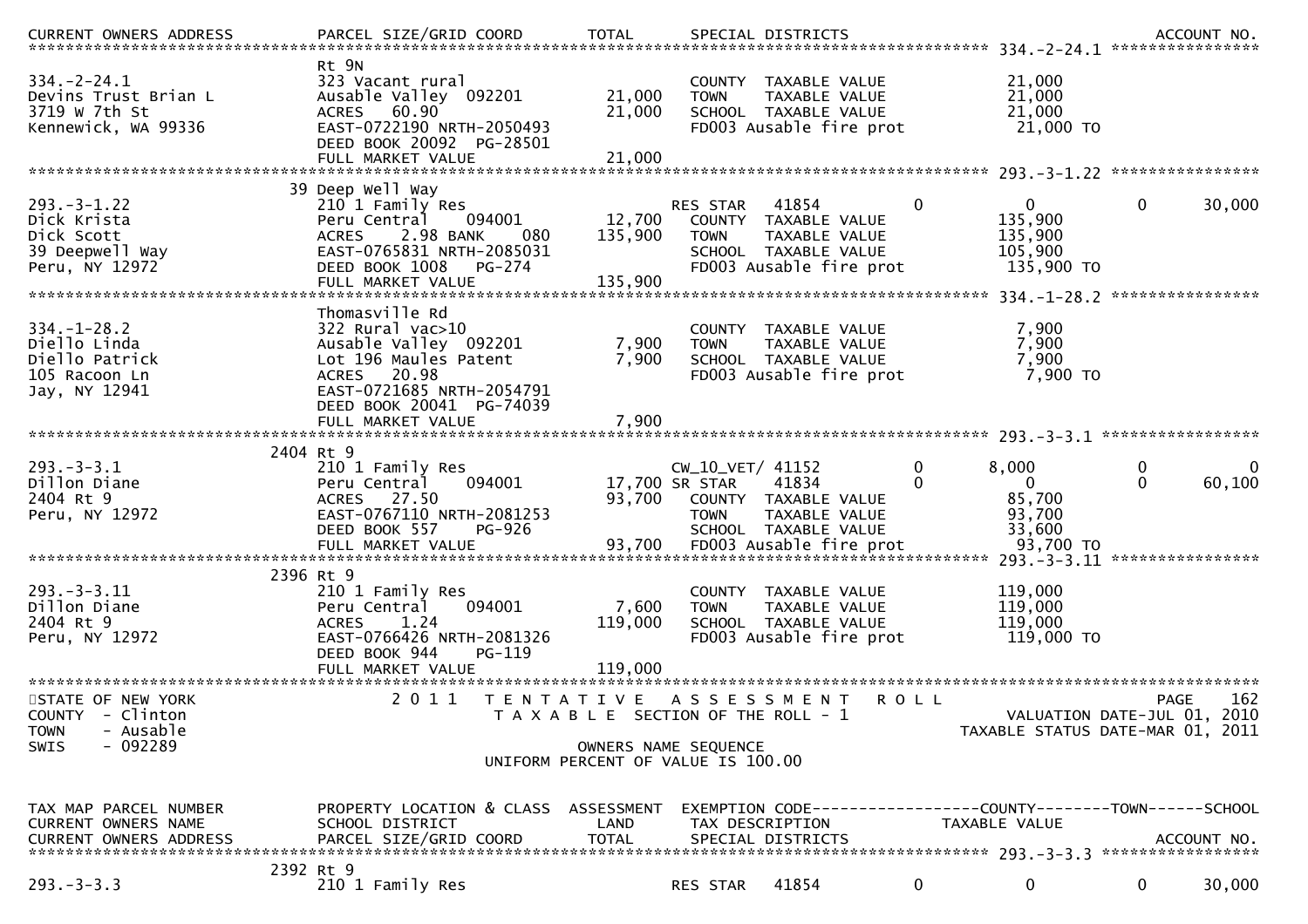| CURRENT OWNERS ADDRESS | PARCEL SIZE/GRID COORD | TOTAL | SPECIAL DISTRICTS | | | | ACCOUNT NO. |
|---|---|---|---|---|---|---|---|
| ***** 334.-2-24.1 ***** | | | | | | | |
| | Rt 9N | | | | | | |
| 334.-2-24.1 | 323 Vacant rural | | COUNTY TAXABLE VALUE | | 21,000 | | |
| Devins Trust Brian L | Ausable Valley 092201 | 21,000 | TOWN TAXABLE VALUE | | 21,000 | | |
| 3719 W 7th St | ACRES 60.90 | 21,000 | SCHOOL TAXABLE VALUE | | 21,000 | | |
| Kennewick, WA 99336 | EAST-0722190 NRTH-2050493 | | FD003 Ausable fire prot | | 21,000 TO | | |
| | DEED BOOK 20092 PG-28501 | | | | | | |
| | FULL MARKET VALUE | 21,000 | | | | | |
| ***** 293.-3-1.22 ***** | | | | | | | |
| | 39 Deep Well Way | | | | | | |
| 293.-3-1.22 | 210 1 Family Res | | RES STAR 41854 | 0 | 0 | 0 | 30,000 |
| Dick Krista | Peru Central 094001 | 12,700 | COUNTY TAXABLE VALUE | | 135,900 | | |
| Dick Scott | ACRES 2.98 BANK 080 | 135,900 | TOWN TAXABLE VALUE | | 135,900 | | |
| 39 Deepwell Way | EAST-0765831 NRTH-2085031 | | SCHOOL TAXABLE VALUE | | 105,900 | | |
| Peru, NY 12972 | DEED BOOK 1008 PG-274 | | FD003 Ausable fire prot | | 135,900 TO | | |
| | FULL MARKET VALUE | 135,900 | | | | | |
| ***** 334.-1-28.2 ***** | | | | | | | |
| | Thomasville Rd | | | | | | |
| 334.-1-28.2 | 322 Rural vac>10 | | COUNTY TAXABLE VALUE | | 7,900 | | |
| Diello Linda | Ausable Valley 092201 | 7,900 | TOWN TAXABLE VALUE | | 7,900 | | |
| Diello Patrick | Lot 196 Maules Patent | 7,900 | SCHOOL TAXABLE VALUE | | 7,900 | | |
| 105 Racoon Ln | ACRES 20.98 | | FD003 Ausable fire prot | | 7,900 TO | | |
| Jay, NY 12941 | EAST-0721685 NRTH-2054791 | | | | | | |
| | DEED BOOK 20041 PG-74039 | | | | | | |
| | FULL MARKET VALUE | 7,900 | | | | | |
| ***** 293.-3-3.1 ***** | | | | | | | |
| | 2404 Rt 9 | | | | | | |
| 293.-3-3.1 | 210 1 Family Res | | CW_10_VET/ 41152 | 0 | 8,000 | 0 | 0 |
| Dillon Diane | Peru Central 094001 | 17,700 | SR STAR 41834 | 0 | 0 | 0 | 60,100 |
| 2404 Rt 9 | ACRES 27.50 | 93,700 | COUNTY TAXABLE VALUE | | 85,700 | | |
| Peru, NY 12972 | EAST-0767110 NRTH-2081253 | | TOWN TAXABLE VALUE | | 93,700 | | |
| | DEED BOOK 557 PG-926 | | SCHOOL TAXABLE VALUE | | 33,600 | | |
| | FULL MARKET VALUE | 93,700 | FD003 Ausable fire prot | | 93,700 TO | | |
| ***** 293.-3-3.11 ***** | | | | | | | |
| | 2396 Rt 9 | | | | | | |
| 293.-3-3.11 | 210 1 Family Res | | COUNTY TAXABLE VALUE | | 119,000 | | |
| Dillon Diane | Peru Central 094001 | 7,600 | TOWN TAXABLE VALUE | | 119,000 | | |
| 2404 Rt 9 | ACRES 1.24 | 119,000 | SCHOOL TAXABLE VALUE | | 119,000 | | |
| Peru, NY 12972 | EAST-0766426 NRTH-2081326 | | FD003 Ausable fire prot | | 119,000 TO | | |
| | DEED BOOK 944 PG-119 | | | | | | |
| | FULL MARKET VALUE | 119,000 | | | | | |

STATE OF NEW YORK
COUNTY - Clinton
TOWN - Ausable
SWIS - 092289

2011 TENTATIVE ASSESSMENT ROLL
TAXABLE SECTION OF THE ROLL - 1
OWNERS NAME SEQUENCE
UNIFORM PERCENT OF VALUE IS 100.00

VALUATION DATE-JUL 01, 2010
TAXABLE STATUS DATE-MAR 01, 2011

| TAX MAP PARCEL NUMBER / CURRENT OWNERS NAME / CURRENT OWNERS ADDRESS | PROPERTY LOCATION & CLASS / SCHOOL DISTRICT / PARCEL SIZE/GRID COORD | ASSESSMENT LAND / TOTAL | EXEMPTION CODE / TAX DESCRIPTION / SPECIAL DISTRICTS | | COUNTY TAXABLE VALUE | TOWN | SCHOOL / ACCOUNT NO. |
|---|---|---|---|---|---|---|---|
| ***** 293.-3-3.3 ***** | | | | | | | |
| | 2392 Rt 9 | | | | | | |
| 293.-3-3.3 | 210 1 Family Res | | RES STAR 41854 | 0 | 0 | 0 | 30,000 |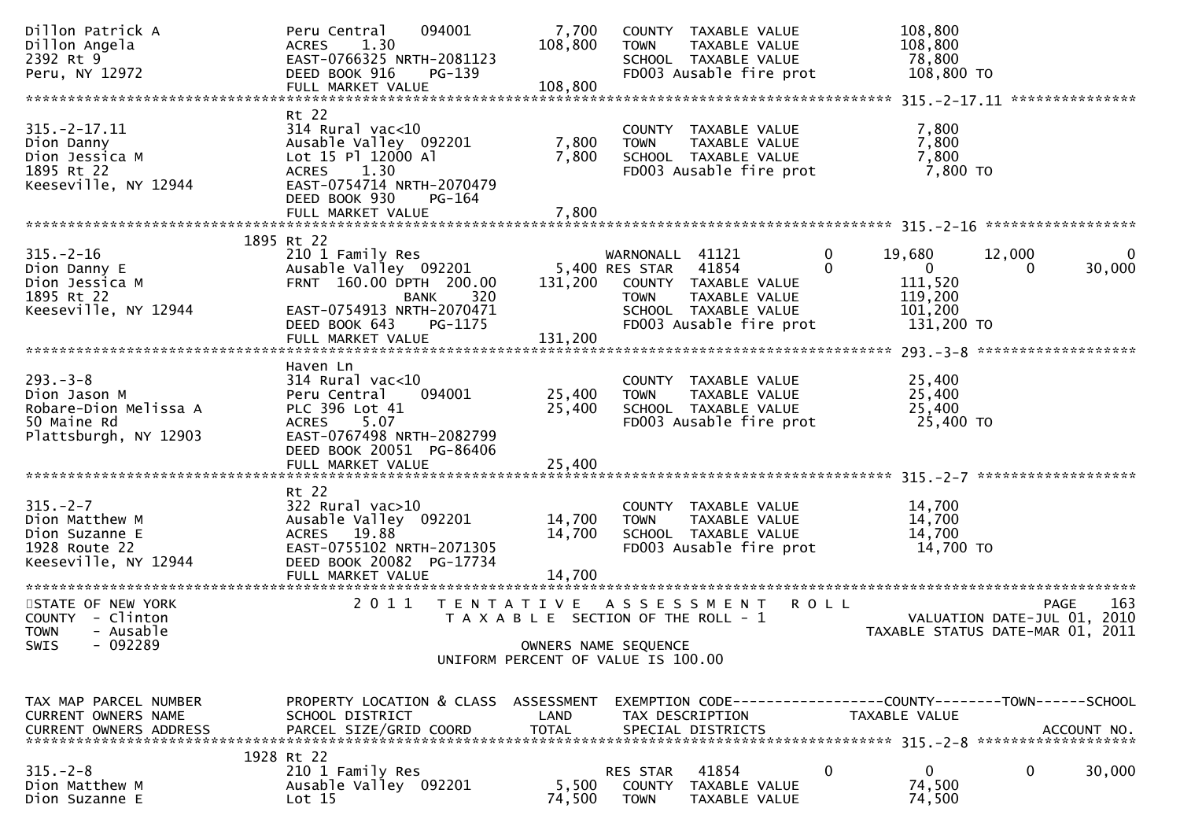```
Dillon Patrick A               Peru Central    094001         7,700   COUNTY  TAXABLE VALUE             108,800
Dillon Angela                  ACRES    1.30                108,800   TOWN    TAXABLE VALUE             108,800
2392 Rt 9                      EAST-0766325 NRTH-2081123              SCHOOL  TAXABLE VALUE              78,800
Peru, NY 12972                 DEED BOOK 916    PG-139                FD003 Ausable fire prot            108,800 TO
                               FULL MARKET VALUE            108,800
******************************************************************************************************* 315.-2-17.11 ***************
                               Rt 22
315.-2-17.11                   314 Rural vac<10                       COUNTY  TAXABLE VALUE               7,800
Dion Danny                     Ausable Valley  092201         7,800   TOWN    TAXABLE VALUE               7,800
Dion Jessica M                 Lot 15 Pl 12000 Al             7,800   SCHOOL  TAXABLE VALUE               7,800
1895 Rt 22                     ACRES    1.30                          FD003 Ausable fire prot              7,800 TO
Keeseville, NY 12944           EAST-0754714 NRTH-2070479
                               DEED BOOK 930    PG-164
                               FULL MARKET VALUE              7,800
******************************************************************************************************* 315.-2-16 ******************
                          1895 Rt 22
315.-2-16                      210 1 Family Res                       WARNONALL  41121          0     19,680      12,000           0
Dion Danny E                   Ausable Valley  092201         5,400 RES STAR   41854          0          0           0      30,000
Dion Jessica M                 FRNT  160.00 DPTH  200.00    131,200   COUNTY  TAXABLE VALUE             111,520
1895 Rt 22                                    BANK     320            TOWN    TAXABLE VALUE             119,200
Keeseville, NY 12944           EAST-0754913 NRTH-2070471              SCHOOL  TAXABLE VALUE             101,200
                               DEED BOOK 643    PG-1175               FD003 Ausable fire prot            131,200 TO
                               FULL MARKET VALUE            131,200
******************************************************************************************************* 293.-3-8 *******************
                               Haven Ln
293.-3-8                       314 Rural vac<10                       COUNTY  TAXABLE VALUE              25,400
Dion Jason M                   Peru Central    094001        25,400   TOWN    TAXABLE VALUE              25,400
Robare-Dion Melissa A          PLC 396 Lot 41                25,400   SCHOOL  TAXABLE VALUE              25,400
50 Maine Rd                    ACRES    5.07                          FD003 Ausable fire prot             25,400 TO
Plattsburgh, NY 12903          EAST-0767498 NRTH-2082799
                               DEED BOOK 20051 PG-86406
                               FULL MARKET VALUE             25,400
******************************************************************************************************* 315.-2-7 *******************
                               Rt 22
315.-2-7                       322 Rural vac>10                       COUNTY  TAXABLE VALUE              14,700
Dion Matthew M                 Ausable Valley  092201        14,700   TOWN    TAXABLE VALUE              14,700
Dion Suzanne E                 ACRES   19.88                 14,700   SCHOOL  TAXABLE VALUE              14,700
1928 Route 22                  EAST-0755102 NRTH-2071305              FD003 Ausable fire prot             14,700 TO
Keeseville, NY 12944           DEED BOOK 20082 PG-17734
                               FULL MARKET VALUE             14,700
************************************************************************************************************************************
STATE OF NEW YORK                 2 0 1 1   T E N T A T I V E   A S S E S S M E N T   R O L L                            PAGE    163
COUNTY  - Clinton                        T A X A B L E  SECTION OF THE ROLL - 1                       VALUATION DATE-JUL 01, 2010
TOWN    - Ausable                                                                                  TAXABLE STATUS DATE-MAR 01, 2011
SWIS    - 092289                                       OWNERS NAME SEQUENCE
                                               UNIFORM PERCENT OF VALUE IS 100.00

TAX MAP PARCEL NUMBER          PROPERTY LOCATION & CLASS  ASSESSMENT  EXEMPTION CODE------------------COUNTY--------TOWN------SCHOOL
CURRENT OWNERS NAME            SCHOOL DISTRICT               LAND      TAX DESCRIPTION            TAXABLE VALUE
CURRENT OWNERS ADDRESS         PARCEL SIZE/GRID COORD        TOTAL     SPECIAL DISTRICTS                                  ACCOUNT NO.
******************************************************************************************************* 315.-2-8 *******************
                          1928 Rt 22
315.-2-8                       210 1 Family Res                       RES STAR   41854          0          0           0      30,000
Dion Matthew M                 Ausable Valley  092201         5,500   COUNTY  TAXABLE VALUE              74,500
Dion Suzanne E                 Lot 15                        74,500   TOWN    TAXABLE VALUE              74,500
```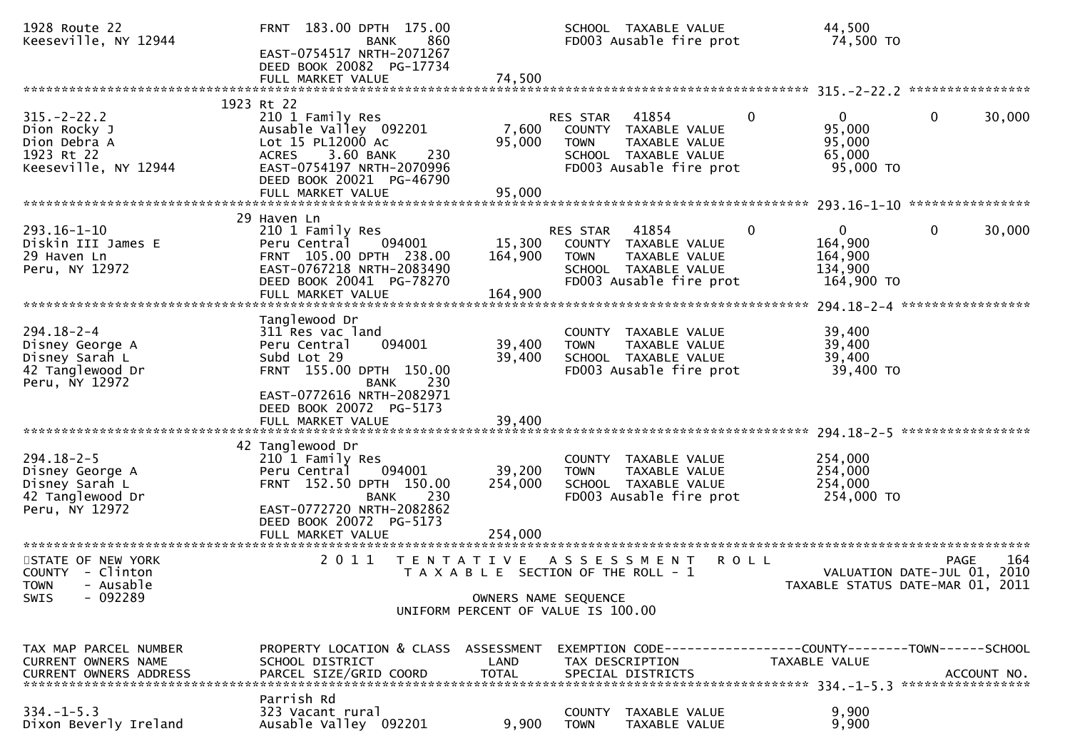```
1928 Route 22                  FRNT 183.00 DPTH 175.00              SCHOOL  TAXABLE VALUE            44,500
Keeseville, NY 12944                          BANK     860          FD003 Ausable fire prot           74,500 TO
                               EAST-0754517 NRTH-2071267
                               DEED BOOK 20082  PG-17734
                               FULL MARKET VALUE              74,500
******************************************************************************************************* 315.-2-22.2 ****************
                            1923 Rt 22
315.-2-22.2                    210 1 Family Res                     RES STAR   41854          0          0          0      30,000
Dion Rocky J                   Ausable Valley  092201        7,600  COUNTY  TAXABLE VALUE            95,000
Dion Debra A                   Lot 15 PL12000 Ac            95,000  TOWN    TAXABLE VALUE            95,000
1923 Rt 22                     ACRES    3.60 BANK    230            SCHOOL  TAXABLE VALUE            65,000
Keeseville, NY 12944           EAST-0754197 NRTH-2070996            FD003 Ausable fire prot           95,000 TO
                               DEED BOOK 20021  PG-46790
                               FULL MARKET VALUE              95,000
******************************************************************************************************* 293.16-1-10 ****************
                            29 Haven Ln
293.16-1-10                    210 1 Family Res                     RES STAR   41854          0          0          0      30,000
Diskin III James E             Peru Central     094001      15,300  COUNTY  TAXABLE VALUE           164,900
29 Haven Ln                    FRNT 105.00 DPTH 238.00     164,900  TOWN    TAXABLE VALUE           164,900
Peru, NY 12972                 EAST-0767218 NRTH-2083490            SCHOOL  TAXABLE VALUE           134,900
                               DEED BOOK 20041  PG-78270            FD003 Ausable fire prot          164,900 TO
                               FULL MARKET VALUE             164,900
******************************************************************************************************* 294.18-2-4 *****************
                               Tanglewood Dr
294.18-2-4                     311 Res vac land                     COUNTY  TAXABLE VALUE            39,400
Disney George A                Peru Central     094001      39,400  TOWN    TAXABLE VALUE            39,400
Disney Sarah L                 Subd Lot 29                  39,400  SCHOOL  TAXABLE VALUE            39,400
42 Tanglewood Dr               FRNT 155.00 DPTH 150.00              FD003 Ausable fire prot           39,400 TO
Peru, NY 12972                                BANK     230
                               EAST-0772616 NRTH-2082971
                               DEED BOOK 20072  PG-5173
                               FULL MARKET VALUE              39,400
******************************************************************************************************* 294.18-2-5 *****************
                            42 Tanglewood Dr
294.18-2-5                     210 1 Family Res                     COUNTY  TAXABLE VALUE           254,000
Disney George A                Peru Central     094001      39,200  TOWN    TAXABLE VALUE           254,000
Disney Sarah L                 FRNT 152.50 DPTH 150.00     254,000  SCHOOL  TAXABLE VALUE           254,000
42 Tanglewood Dr                              BANK     230          FD003 Ausable fire prot          254,000 TO
Peru, NY 12972                 EAST-0772720 NRTH-2082862
                               DEED BOOK 20072  PG-5173
                               FULL MARKET VALUE             254,000
************************************************************************************************************************************
STATE OF NEW YORK                 2 0 1 1   T E N T A T I V E   A S S E S S M E N T   R O L L                          PAGE    164
COUNTY  - Clinton                           T A X A B L E  SECTION OF THE ROLL - 1                       VALUATION DATE-JUL 01, 2010
TOWN    - Ausable                                                                                 TAXABLE STATUS DATE-MAR 01, 2011
SWIS    - 092289                                        OWNERS NAME SEQUENCE
                                                UNIFORM PERCENT OF VALUE IS 100.00


TAX MAP PARCEL NUMBER          PROPERTY LOCATION & CLASS  ASSESSMENT  EXEMPTION CODE------------------COUNTY--------TOWN------SCHOOL
CURRENT OWNERS NAME            SCHOOL DISTRICT               LAND      TAX DESCRIPTION            TAXABLE VALUE
CURRENT OWNERS ADDRESS         PARCEL SIZE/GRID COORD        TOTAL     SPECIAL DISTRICTS                                 ACCOUNT NO.
******************************************************************************************************* 334.-1-5.3 *****************
                               Parrish Rd
334.-1-5.3                     323 Vacant rural                     COUNTY  TAXABLE VALUE             9,900
Dixon Beverly Ireland          Ausable Valley  092201        9,900  TOWN    TAXABLE VALUE             9,900
```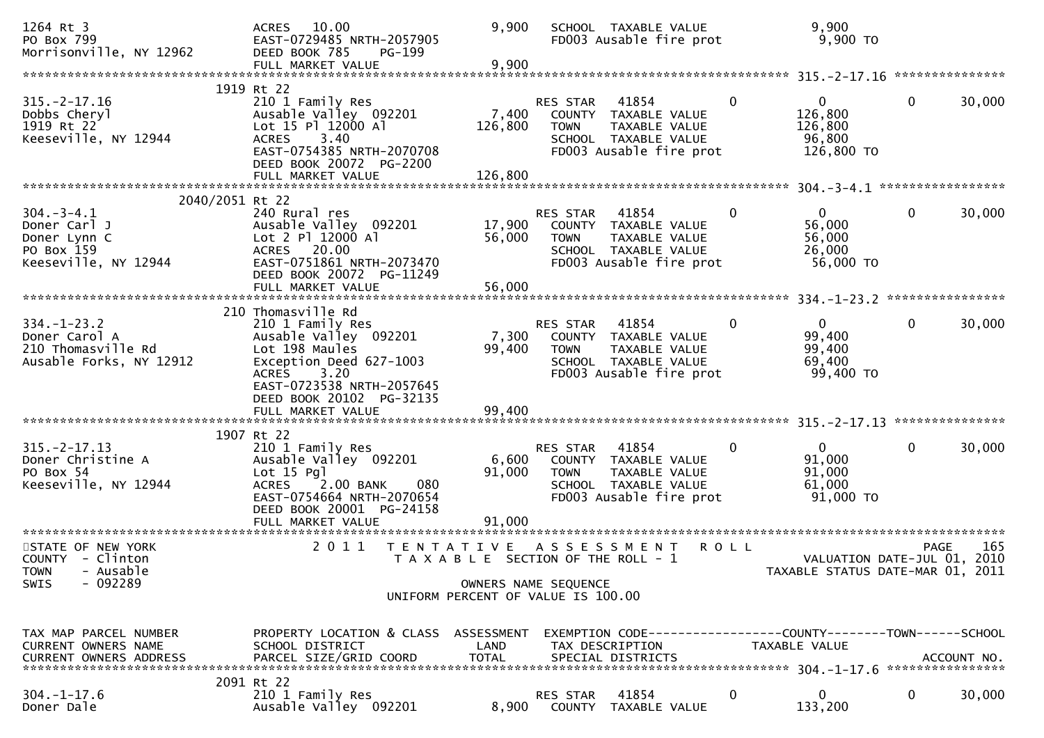```
1264 Rt 3                      ACRES   10.00                    9,900   SCHOOL  TAXABLE VALUE                  9,900
PO Box 799                     EAST-0729485 NRTH-2057905                FD003 Ausable fire prot                 9,900 TO
Morrisonville, NY 12962        DEED BOOK 785    PG-199
                               FULL MARKET VALUE                9,900
******************************************************************************************************* 315.-2-17.16 ***************
                          1919 Rt 22
315.-2-17.16                   210 1 Family Res                        RES STAR   41854            0             0            0       30,000
Dobbs Cheryl                   Ausable Valley  092201           7,400   COUNTY  TAXABLE VALUE                126,800
1919 Rt 22                     Lot 15 Pl 12000 Al             126,800   TOWN    TAXABLE VALUE                126,800
Keeseville, NY 12944           ACRES    3.40                            SCHOOL  TAXABLE VALUE                 96,800
                               EAST-0754385 NRTH-2070708                FD003 Ausable fire prot               126,800 TO
                               DEED BOOK 20072  PG-2200
                               FULL MARKET VALUE              126,800
******************************************************************************************************* 304.-3-4.1 *****************
                     2040/2051 Rt 22
304.-3-4.1                     240 Rural res                           RES STAR   41854            0             0            0       30,000
Doner Carl J                   Ausable Valley  092201          17,900   COUNTY  TAXABLE VALUE                 56,000
Doner Lynn C                   Lot 2 Pl 12000 Al               56,000   TOWN    TAXABLE VALUE                 56,000
PO Box 159                     ACRES   20.00                            SCHOOL  TAXABLE VALUE                 26,000
Keeseville, NY 12944           EAST-0751861 NRTH-2073470                FD003 Ausable fire prot                56,000 TO
                               DEED BOOK 20072  PG-11249
                               FULL MARKET VALUE               56,000
******************************************************************************************************* 334.-1-23.2 ****************
                           210 Thomasville Rd
334.-1-23.2                    210 1 Family Res                        RES STAR   41854            0             0            0       30,000
Doner Carol A                  Ausable Valley  092201           7,300   COUNTY  TAXABLE VALUE                 99,400
210 Thomasville Rd             Lot 198 Maules                  99,400   TOWN    TAXABLE VALUE                 99,400
Ausable Forks, NY 12912        Exception Deed 627-1003                  SCHOOL  TAXABLE VALUE                 69,400
                               ACRES    3.20                            FD003 Ausable fire prot                99,400 TO
                               EAST-0723538 NRTH-2057645
                               DEED BOOK 20102  PG-32135
                               FULL MARKET VALUE               99,400
******************************************************************************************************* 315.-2-17.13 ***************
                          1907 Rt 22
315.-2-17.13                   210 1 Family Res                        RES STAR   41854            0             0            0       30,000
Doner Christine A              Ausable Valley  092201           6,600   COUNTY  TAXABLE VALUE                 91,000
PO Box 54                      Lot 15 Pgl                      91,000   TOWN    TAXABLE VALUE                 91,000
Keeseville, NY 12944           ACRES    2.00 BANK     080               SCHOOL  TAXABLE VALUE                 61,000
                               EAST-0754664 NRTH-2070654                FD003 Ausable fire prot                91,000 TO
                               DEED BOOK 20001  PG-24158
                               FULL MARKET VALUE               91,000
************************************************************************************************************************************
STATE OF NEW YORK                  2 0 1 1   T E N T A T I V E   A S S E S S M E N T   R O L L                             PAGE    165
COUNTY  - Clinton                            T A X A B L E  SECTION OF THE ROLL - 1                          VALUATION DATE-JUL 01, 2010
TOWN    - Ausable                                                                                      TAXABLE STATUS DATE-MAR 01, 2011
SWIS    - 092289                                          OWNERS NAME SEQUENCE
                                                  UNIFORM PERCENT OF VALUE IS 100.00


TAX MAP PARCEL NUMBER          PROPERTY LOCATION & CLASS  ASSESSMENT  EXEMPTION CODE------------------COUNTY--------TOWN------SCHOOL
CURRENT OWNERS NAME            SCHOOL DISTRICT                LAND    TAX DESCRIPTION                TAXABLE VALUE
CURRENT OWNERS ADDRESS         PARCEL SIZE/GRID COORD        TOTAL    SPECIAL DISTRICTS                                      ACCOUNT NO.
******************************************************************************************************* 304.-1-17.6 ****************
                          2091 Rt 22
304.-1-17.6                    210 1 Family Res                        RES STAR   41854            0             0            0       30,000
Doner Dale                     Ausable Valley  092201           8,900   COUNTY  TAXABLE VALUE                133,200
```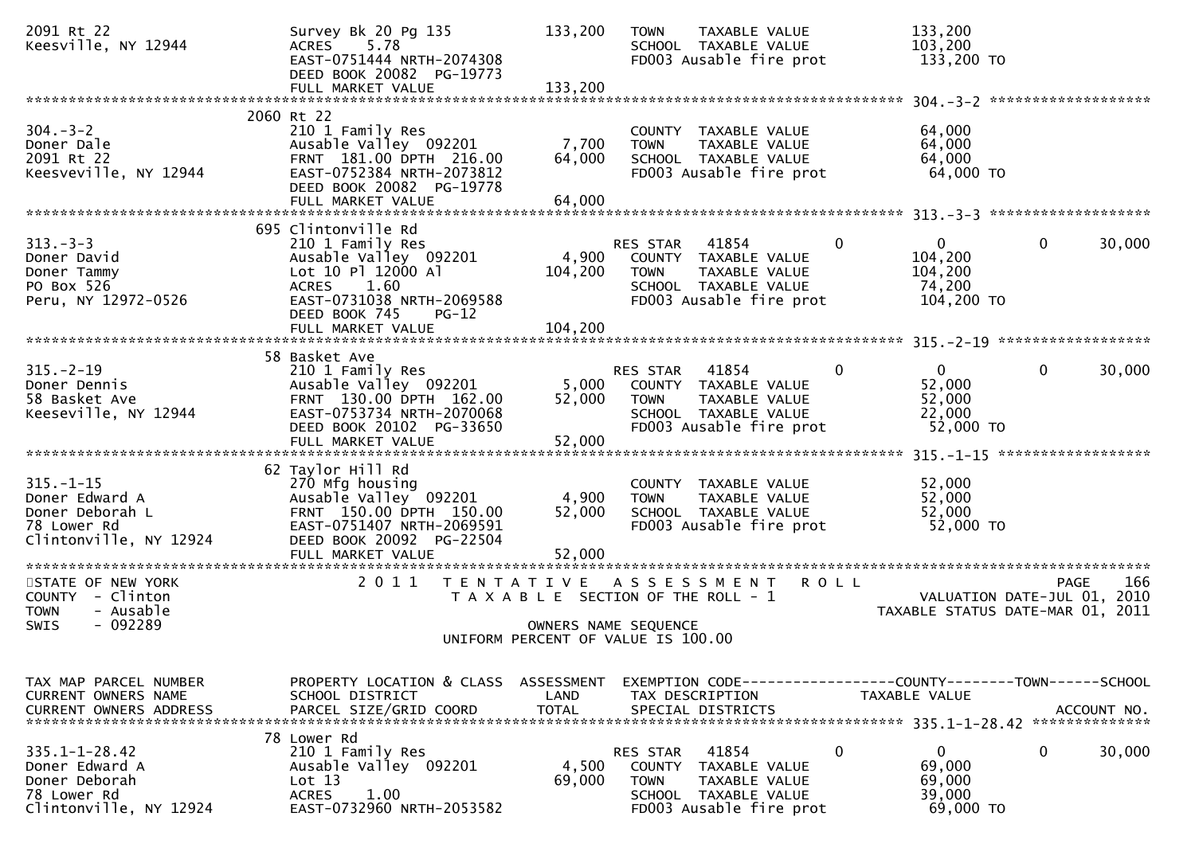```
2091 Rt 22                         Survey Bk 20 Pg 135          133,200   TOWN     TAXABLE VALUE              133,200
Keesville, NY 12944                ACRES     5.78                         SCHOOL   TAXABLE VALUE              103,200
                                   EAST-0751444 NRTH-2074308              FD003 Ausable fire prot              133,200 TO
                                   DEED BOOK 20082  PG-19773
                                   FULL MARKET VALUE            133,200
******************************************************************************************************* 304.-3-2 ******************
                              2060 Rt 22
304.-3-2                           210 1 Family Res                       COUNTY   TAXABLE VALUE               64,000
Doner Dale                         Ausable Valley  092201         7,700   TOWN     TAXABLE VALUE               64,000
2091 Rt 22                         FRNT  181.00 DPTH  216.00     64,000   SCHOOL   TAXABLE VALUE               64,000
Keesveville, NY 12944              EAST-0752384 NRTH-2073812              FD003 Ausable fire prot               64,000 TO
                                   DEED BOOK 20082  PG-19778
                                   FULL MARKET VALUE             64,000
******************************************************************************************************* 313.-3-3 ******************
                              695 Clintonville Rd
313.-3-3                           210 1 Family Res                       RES STAR   41854          0              0           0       30,000
Doner David                        Ausable Valley  092201         4,900   COUNTY   TAXABLE VALUE              104,200
Doner Tammy                        Lot 10 Pl 12000 Al           104,200   TOWN     TAXABLE VALUE              104,200
PO Box 526                         ACRES     1.60                         SCHOOL   TAXABLE VALUE               74,200
Peru, NY 12972-0526                EAST-0731038 NRTH-2069588              FD003 Ausable fire prot              104,200 TO
                                   DEED BOOK 745    PG-12
                                   FULL MARKET VALUE            104,200
******************************************************************************************************* 315.-2-19 *****************
                              58 Basket Ave
315.-2-19                          210 1 Family Res                       RES STAR   41854          0              0           0       30,000
Doner Dennis                       Ausable Valley  092201         5,000   COUNTY   TAXABLE VALUE               52,000
58 Basket Ave                      FRNT  130.00 DPTH  162.00     52,000   TOWN     TAXABLE VALUE               52,000
Keeseville, NY 12944               EAST-0753734 NRTH-2070068              SCHOOL   TAXABLE VALUE               22,000
                                   DEED BOOK 20102  PG-33650              FD003 Ausable fire prot               52,000 TO
                                   FULL MARKET VALUE             52,000
******************************************************************************************************* 315.-1-15 *****************
                              62 Taylor Hill Rd
315.-1-15                          270 Mfg housing                        COUNTY   TAXABLE VALUE               52,000
Doner Edward A                     Ausable Valley  092201         4,900   TOWN     TAXABLE VALUE               52,000
Doner Deborah L                    FRNT  150.00 DPTH  150.00     52,000   SCHOOL   TAXABLE VALUE               52,000
78 Lower Rd                        EAST-0751407 NRTH-2069591              FD003 Ausable fire prot               52,000 TO
Clintonville, NY 12924             DEED BOOK 20092  PG-22504
                                   FULL MARKET VALUE             52,000
***********************************************************************************************************************************
STATE OF NEW YORK                  2 0 1 1   T E N T A T I V E   A S S E S S M E N T   R O L L                          PAGE    166
COUNTY  - Clinton                            T A X A B L E  SECTION OF THE ROLL - 1                       VALUATION DATE-JUL 01, 2010
TOWN    - Ausable                                                                                   TAXABLE STATUS DATE-MAR 01, 2011
SWIS    - 092289                                           OWNERS NAME SEQUENCE
                                                    UNIFORM PERCENT OF VALUE IS 100.00


TAX MAP PARCEL NUMBER              PROPERTY LOCATION & CLASS  ASSESSMENT  EXEMPTION CODE------------------COUNTY--------TOWN------SCHOOL
CURRENT OWNERS NAME                SCHOOL DISTRICT               LAND     TAX DESCRIPTION            TAXABLE VALUE
CURRENT OWNERS ADDRESS             PARCEL SIZE/GRID COORD        TOTAL    SPECIAL DISTRICTS                                  ACCOUNT NO.
******************************************************************************************************* 335.1-1-28.42 *************
                              78 Lower Rd
335.1-1-28.42                      210 1 Family Res                       RES STAR   41854          0              0           0       30,000
Doner Edward A                     Ausable Valley  092201         4,500   COUNTY   TAXABLE VALUE               69,000
Doner Deborah                      Lot 13                        69,000   TOWN     TAXABLE VALUE               69,000
78 Lower Rd                        ACRES     1.00                         SCHOOL   TAXABLE VALUE               39,000
Clintonville, NY 12924             EAST-0732960 NRTH-2053582              FD003 Ausable fire prot               69,000 TO
```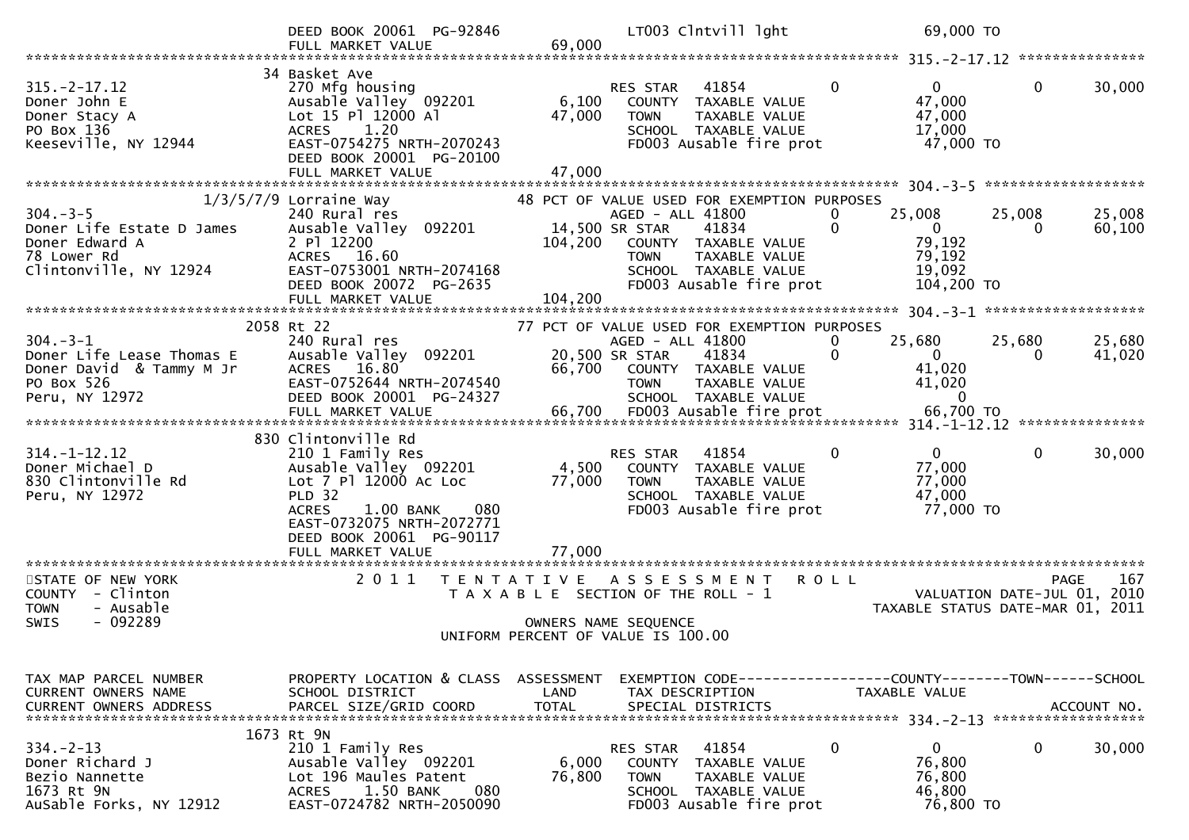```
                                DEED BOOK 20061 PG-92846                       LT003 Clntvill lght                   69,000 TO
                                FULL MARKET VALUE               69,000
******************************************************************************************************* 315.-2-17.12 ***************
                             34 Basket Ave
315.-2-17.12                    270 Mfg housing                           RES STAR   41854          0            0            0        30,000
Doner John E                    Ausable Valley  092201           6,100    COUNTY  TAXABLE VALUE            47,000
Doner Stacy A                   Lot 15 Pl 12000 Al              47,000    TOWN    TAXABLE VALUE            47,000
PO Box 136                      ACRES    1.20                             SCHOOL  TAXABLE VALUE            17,000
Keeseville, NY 12944            EAST-0754275 NRTH-2070243                 FD003 Ausable fire prot           47,000 TO
                                DEED BOOK 20001  PG-20100
                                FULL MARKET VALUE               47,000
******************************************************************************************************* 304.-3-5 *******************
                        1/3/5/7/9 Lorraine Way                   48 PCT OF VALUE USED FOR EXEMPTION PURPOSES
304.-3-5                        240 Rural res                             AGED - ALL 41800          0       25,008       25,008       25,008
Doner Life Estate D James       Ausable Valley  092201          14,500 SR STAR    41834          0            0            0        60,100
Doner Edward A                  2 Pl 12200                     104,200    COUNTY  TAXABLE VALUE            79,192
78 Lower Rd                     ACRES   16.60                             TOWN    TAXABLE VALUE            79,192
Clintonville, NY 12924          EAST-0753001 NRTH-2074168                 SCHOOL  TAXABLE VALUE            19,092
                                DEED BOOK 20072  PG-2635                  FD003 Ausable fire prot          104,200 TO
                                FULL MARKET VALUE              104,200
******************************************************************************************************* 304.-3-1 *******************
                           2058 Rt 22                            77 PCT OF VALUE USED FOR EXEMPTION PURPOSES
304.-3-1                        240 Rural res                             AGED - ALL 41800          0       25,680       25,680       25,680
Doner Life Lease Thomas E       Ausable Valley  092201          20,500 SR STAR    41834          0            0            0        41,020
Doner David  & Tammy M Jr       ACRES   16.80                   66,700    COUNTY  TAXABLE VALUE            41,020
PO Box 526                      EAST-0752644 NRTH-2074540                 TOWN    TAXABLE VALUE            41,020
Peru, NY 12972                  DEED BOOK 20001  PG-24327                 SCHOOL  TAXABLE VALUE                 0
                                FULL MARKET VALUE               66,700    FD003 Ausable fire prot           66,700 TO
******************************************************************************************************* 314.-1-12.12 ***************
                            830 Clintonville Rd
314.-1-12.12                    210 1 Family Res                          RES STAR   41854          0            0            0        30,000
Doner Michael D                 Ausable Valley  092201           4,500    COUNTY  TAXABLE VALUE            77,000
830 Clintonville Rd             Lot 7 Pl 12000 Ac Loc           77,000    TOWN    TAXABLE VALUE            77,000
Peru, NY 12972                  PLD 32                                    SCHOOL  TAXABLE VALUE            47,000
                                ACRES    1.00 BANK     080                FD003 Ausable fire prot           77,000 TO
                                EAST-0732075 NRTH-2072771
                                DEED BOOK 20061  PG-90117
                                FULL MARKET VALUE               77,000
************************************************************************************************************************************
STATE OF NEW YORK                 2 0 1 1   T E N T A T I V E   A S S E S S M E N T   R O L L                                PAGE   167
COUNTY  - Clinton                          T A X A B L E  SECTION OF THE ROLL - 1                         VALUATION DATE-JUL 01, 2010
TOWN    - Ausable                                                                                     TAXABLE STATUS DATE-MAR 01, 2011
SWIS    - 092289                                        OWNERS NAME SEQUENCE
                                                 UNIFORM PERCENT OF VALUE IS 100.00


TAX MAP PARCEL NUMBER           PROPERTY LOCATION & CLASS  ASSESSMENT  EXEMPTION CODE------------------COUNTY--------TOWN------SCHOOL
CURRENT OWNERS NAME             SCHOOL DISTRICT               LAND      TAX DESCRIPTION            TAXABLE VALUE
CURRENT OWNERS ADDRESS          PARCEL SIZE/GRID COORD        TOTAL     SPECIAL DISTRICTS                                  ACCOUNT NO.
******************************************************************************************************* 334.-2-13 ******************
                           1673 Rt 9N
334.-2-13                       210 1 Family Res                          RES STAR   41854          0            0            0        30,000
Doner Richard J                 Ausable Valley  092201           6,000    COUNTY  TAXABLE VALUE            76,800
Bezio Nannette                  Lot 196 Maules Patent           76,800    TOWN    TAXABLE VALUE            76,800
1673 Rt 9N                      ACRES    1.50 BANK     080                SCHOOL  TAXABLE VALUE            46,800
AuSable Forks, NY 12912         EAST-0724782 NRTH-2050090                 FD003 Ausable fire prot           76,800 TO
```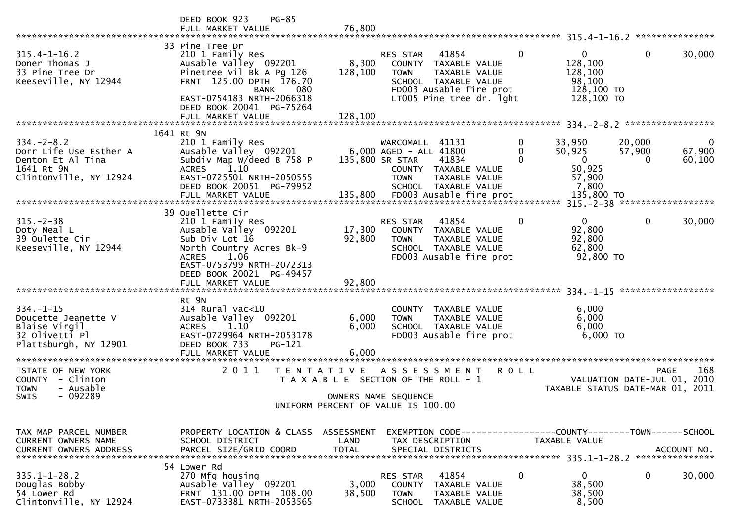```
                                   DEED BOOK 923    PG-85
                                   FULL MARKET VALUE                76,800
******************************************************************************************************* 315.4-1-16.2 ***************
                                   33 Pine Tree Dr
315.4-1-16.2                       210 1 Family Res                         RES STAR   41854           0          0           0      30,000
Doner Thomas J                     Ausable Valley  092201          8,300    COUNTY  TAXABLE VALUE              128,100
33 Pine Tree Dr                    Pinetree Vil Bk A Pg 126      128,100    TOWN    TAXABLE VALUE              128,100
Keeseville, NY 12944               FRNT  125.00 DPTH  176.70                SCHOOL  TAXABLE VALUE               98,100
                                                 BANK    080                FD003 Ausable fire prot            128,100 TO
                                   EAST-0754183 NRTH-2066318                LT005 Pine tree dr. lght           128,100 TO
                                   DEED BOOK 20041  PG-75264
                                   FULL MARKET VALUE               128,100
******************************************************************************************************* 334.-2-8.2 *****************
                                   1641 Rt 9N
334.-2-8.2                         210 1 Family Res                         WARCOMALL  41131           0     33,950      20,000           0
Dorr Life Use Esther A             Ausable Valley  092201          6,000 AGED - ALL 41800             0     50,925      57,900      67,900
Denton Et Al Tina                  Subdiv Map W/deed B 758 P     135,800 SR STAR    41834             0          0           0      60,100
1641 Rt 9N                         ACRES     1.10                           COUNTY  TAXABLE VALUE               50,925
Clintonville, NY 12924             EAST-0725501 NRTH-2050555                TOWN    TAXABLE VALUE               57,900
                                   DEED BOOK 20051  PG-79952                SCHOOL  TAXABLE VALUE                7,800
                                   FULL MARKET VALUE               135,800  FD003 Ausable fire prot            135,800 TO
******************************************************************************************************* 315.-2-38 ******************
                                   39 Ouellette Cir
315.-2-38                          210 1 Family Res                         RES STAR   41854           0          0           0      30,000
Doty Neal L                        Ausable Valley  092201         17,300    COUNTY  TAXABLE VALUE               92,800
39 Oulette Cir                     Sub Div Lot 16                 92,800    TOWN    TAXABLE VALUE               92,800
Keeseville, NY 12944               North Country Acres Bk-9                 SCHOOL  TAXABLE VALUE               62,800
                                   ACRES     1.06                           FD003 Ausable fire prot             92,800 TO
                                   EAST-0753799 NRTH-2072313
                                   DEED BOOK 20021  PG-49457
                                   FULL MARKET VALUE                92,800
******************************************************************************************************* 334.-1-15 ******************
                                   Rt 9N
334.-1-15                          314 Rural vac<10                         COUNTY  TAXABLE VALUE                6,000
Doucette Jeanette V                Ausable Valley  092201          6,000    TOWN    TAXABLE VALUE                6,000
Blaise Virgil                      ACRES     1.10                  6,000    SCHOOL  TAXABLE VALUE                6,000
32 Olivetti Pl                     EAST-0729964 NRTH-2053178                FD003 Ausable fire prot              6,000 TO
Plattsburgh, NY 12901              DEED BOOK 733    PG-121
                                   FULL MARKET VALUE                 6,000
************************************************************************************************************************************
STATE OF NEW YORK                  2 0 1 1   T E N T A T I V E   A S S E S S M E N T   R O L L                          PAGE    168
COUNTY  - Clinton                            T A X A B L E  SECTION OF THE ROLL - 1                      VALUATION DATE-JUL 01, 2010
TOWN    - Ausable                                                                                 TAXABLE STATUS DATE-MAR 01, 2011
SWIS    - 092289                                         OWNERS NAME SEQUENCE
                                                  UNIFORM PERCENT OF VALUE IS 100.00


TAX MAP PARCEL NUMBER              PROPERTY LOCATION & CLASS  ASSESSMENT  EXEMPTION CODE------------------COUNTY--------TOWN------SCHOOL
CURRENT OWNERS NAME                SCHOOL DISTRICT               LAND      TAX DESCRIPTION               TAXABLE VALUE
CURRENT OWNERS ADDRESS             PARCEL SIZE/GRID COORD        TOTAL     SPECIAL DISTRICTS                                 ACCOUNT NO.
******************************************************************************************************* 335.1-1-28.2 ***************
                                   54 Lower Rd
335.1-1-28.2                       270 Mfg housing                          RES STAR   41854           0          0           0      30,000
Douglas Bobby                      Ausable Valley  092201          3,000    COUNTY  TAXABLE VALUE               38,500
54 Lower Rd                        FRNT  131.00 DPTH  108.00      38,500    TOWN    TAXABLE VALUE               38,500
Clintonville, NY 12924             EAST-0733381 NRTH-2053565                SCHOOL  TAXABLE VALUE                8,500
```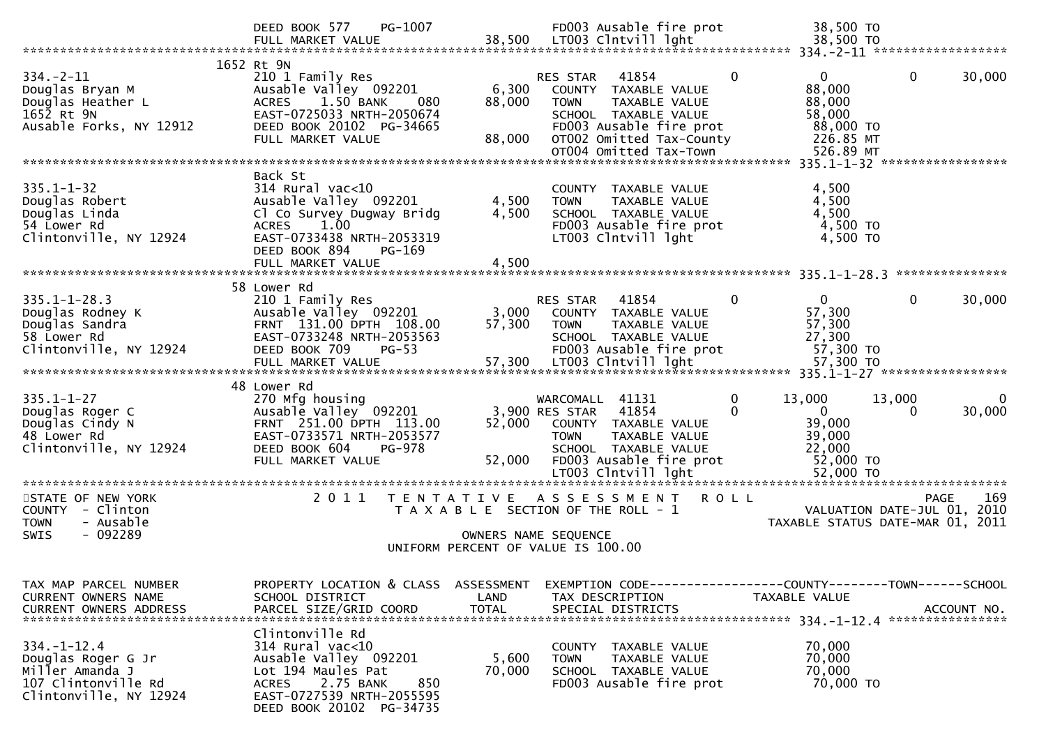```
                              DEED BOOK 577     PG-1007                       FD003 Ausable fire prot            38,500 TO
                              FULL MARKET VALUE                  38,500   LT003 Clntvill lght                38,500 TO
******************************************************************************************************* 334.-2-11 ******************
                         1652 Rt 9N
334.-2-11                     210 1 Family Res                            RES STAR   41854           0            0           0      30,000
Douglas Bryan M               Ausable Valley  092201         6,300    COUNTY  TAXABLE VALUE               88,000
Douglas Heather L             ACRES    1.50 BANK     080    88,000    TOWN    TAXABLE VALUE               88,000
1652 Rt 9N                    EAST-0725033 NRTH-2050674                   SCHOOL  TAXABLE VALUE               58,000
Ausable Forks, NY 12912       DEED BOOK 20102  PG-34665                   FD003 Ausable fire prot             88,000 TO
                              FULL MARKET VALUE                  88,000   OT002 Omitted Tax-County            226.85 MT
                                                                          OT004 Omitted Tax-Town              526.89 MT
******************************************************************************************************* 335.1-1-32 *****************
                              Back St
335.1-1-32                    314 Rural vac<10                            COUNTY  TAXABLE VALUE                4,500
Douglas Robert                Ausable Valley  092201         4,500    TOWN    TAXABLE VALUE                4,500
Douglas Linda                 Cl Co Survey Dugway Bridg      4,500    SCHOOL  TAXABLE VALUE                4,500
54 Lower Rd                   ACRES    1.00                               FD003 Ausable fire prot              4,500 TO
Clintonville, NY 12924        EAST-0733438 NRTH-2053319                   LT003 Clntvill lght                  4,500 TO
                              DEED BOOK 894     PG-169
                              FULL MARKET VALUE                   4,500
******************************************************************************************************* 335.1-1-28.3 ***************
                           58 Lower Rd
335.1-1-28.3                  210 1 Family Res                            RES STAR   41854           0            0           0      30,000
Douglas Rodney K              Ausable Valley  092201         3,000    COUNTY  TAXABLE VALUE               57,300
Douglas Sandra                FRNT  131.00 DPTH  108.00     57,300    TOWN    TAXABLE VALUE               57,300
58 Lower Rd                   EAST-0733248 NRTH-2053563                   SCHOOL  TAXABLE VALUE               27,300
Clintonville, NY 12924        DEED BOOK 709     PG-53                     FD003 Ausable fire prot             57,300 TO
                              FULL MARKET VALUE                  57,300   LT003 Clntvill lght                 57,300 TO
******************************************************************************************************* 335.1-1-27 *****************
                           48 Lower Rd
335.1-1-27                    270 Mfg housing                             WARCOMALL  41131           0       13,000      13,000           0
Douglas Roger C               Ausable Valley  092201         3,900 RES STAR   41854           0            0           0      30,000
Douglas Cindy N               FRNT  251.00 DPTH  113.00     52,000    COUNTY  TAXABLE VALUE               39,000
48 Lower Rd                   EAST-0733571 NRTH-2053577                   TOWN    TAXABLE VALUE               39,000
Clintonville, NY 12924        DEED BOOK 604     PG-978                    SCHOOL  TAXABLE VALUE               22,000
                              FULL MARKET VALUE                  52,000   FD003 Ausable fire prot             52,000 TO
                                                                          LT003 Clntvill lght                 52,000 TO
************************************************************************************************************************************
STATE OF NEW YORK                 2 0 1 1   T E N T A T I V E   A S S E S S M E N T   R O L L                              PAGE   169
COUNTY  - Clinton                          T A X A B L E  SECTION OF THE ROLL - 1                       VALUATION DATE-JUL 01, 2010
TOWN    - Ausable                                                                                  TAXABLE STATUS DATE-MAR 01, 2011
SWIS    - 092289                                          OWNERS NAME SEQUENCE
                                                  UNIFORM PERCENT OF VALUE IS 100.00

TAX MAP PARCEL NUMBER         PROPERTY LOCATION & CLASS  ASSESSMENT  EXEMPTION CODE------------------COUNTY--------TOWN------SCHOOL
CURRENT OWNERS NAME           SCHOOL DISTRICT               LAND      TAX DESCRIPTION            TAXABLE VALUE
CURRENT OWNERS ADDRESS        PARCEL SIZE/GRID COORD        TOTAL     SPECIAL DISTRICTS                                    ACCOUNT NO.
******************************************************************************************************* 334.-1-12.4 ****************
                              Clintonville Rd
334.-1-12.4                   314 Rural vac<10                            COUNTY  TAXABLE VALUE               70,000
Douglas Roger G Jr            Ausable Valley  092201         5,600    TOWN    TAXABLE VALUE               70,000
Miller Amanda J               Lot 194 Maules Pat            70,000    SCHOOL  TAXABLE VALUE               70,000
107 Clintonville Rd           ACRES    2.75 BANK     850                  FD003 Ausable fire prot             70,000 TO
Clintonville, NY 12924        EAST-0727539 NRTH-2055595
                              DEED BOOK 20102  PG-34735
```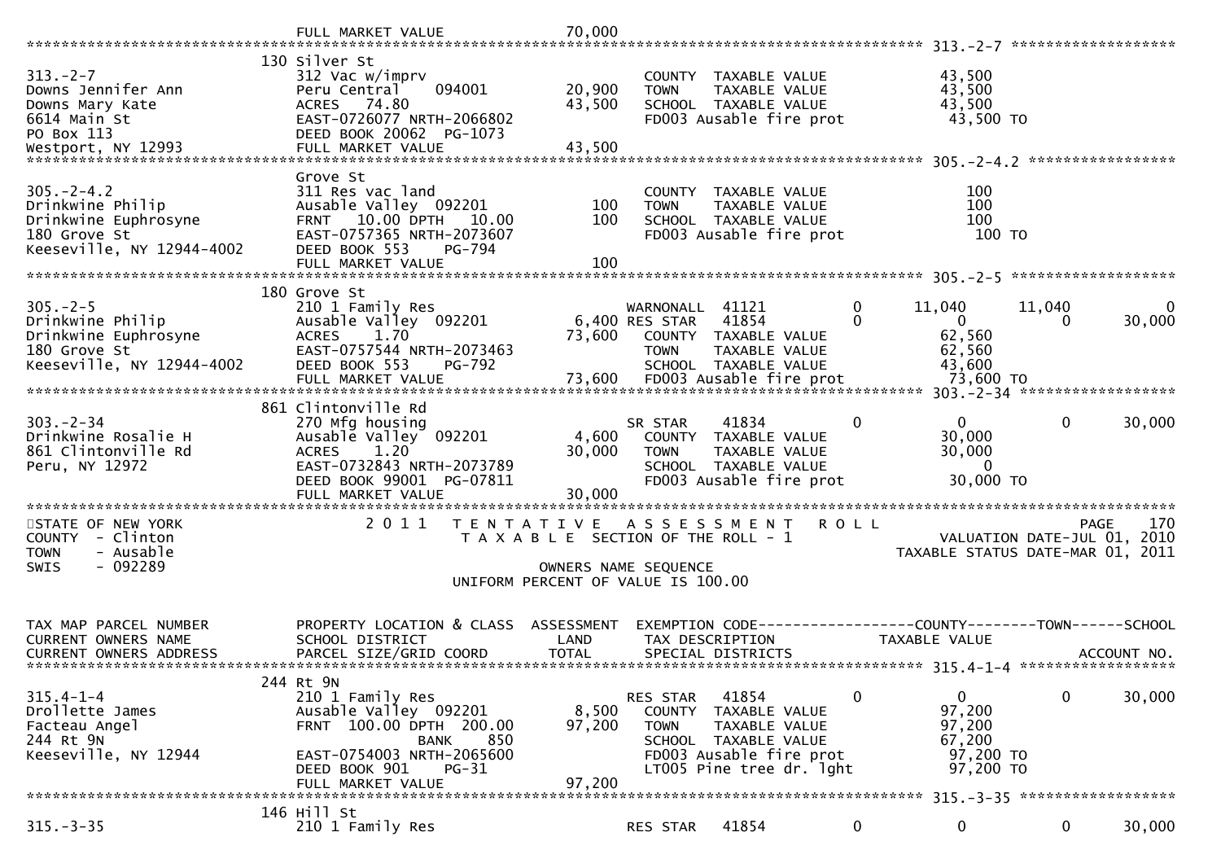```
                          FULL MARKET VALUE              70,000
******************************************************************************************************* 313.-2-7 ********************
                          130 Silver St
313.-2-7                  312 Vac w/imprv                         COUNTY  TAXABLE VALUE             43,500
Downs Jennifer Ann        Peru Central     094001      20,900     TOWN    TAXABLE VALUE             43,500
Downs Mary Kate           ACRES   74.80                43,500     SCHOOL  TAXABLE VALUE             43,500
6614 Main St              EAST-0726077 NRTH-2066802               FD003 Ausable fire prot            43,500 TO
PO Box 113                DEED BOOK 20062  PG-1073
Westport, NY 12993        FULL MARKET VALUE            43,500
******************************************************************************************************* 305.-2-4.2 ******************
                          Grove St
305.-2-4.2                311 Res vac land                        COUNTY  TAXABLE VALUE               100
Drinkwine Philip          Ausable Valley  092201          100     TOWN    TAXABLE VALUE               100
Drinkwine Euphrosyne      FRNT   10.00 DPTH   10.00       100     SCHOOL  TAXABLE VALUE               100
180 Grove St              EAST-0757365 NRTH-2073607               FD003 Ausable fire prot               100 TO
Keeseville, NY 12944-4002 DEED BOOK 553    PG-794
                          FULL MARKET VALUE               100
******************************************************************************************************* 305.-2-5 ********************
                          180 Grove St
305.-2-5                  210 1 Family Res                        WARNONALL  41121          0      11,040      11,040           0
Drinkwine Philip          Ausable Valley  092201        6,400 RES STAR   41854          0           0           0      30,000
Drinkwine Euphrosyne      ACRES    1.70                73,600     COUNTY  TAXABLE VALUE             62,560
180 Grove St              EAST-0757544 NRTH-2073463               TOWN    TAXABLE VALUE             62,560
Keeseville, NY 12944-4002 DEED BOOK 553    PG-792                 SCHOOL  TAXABLE VALUE             43,600
                          FULL MARKET VALUE            73,600     FD003 Ausable fire prot            73,600 TO
******************************************************************************************************* 303.-2-34 *******************
                          861 Clintonville Rd
303.-2-34                 270 Mfg housing                         SR STAR    41834          0           0           0      30,000
Drinkwine Rosalie H       Ausable Valley  092201        4,600     COUNTY  TAXABLE VALUE             30,000
861 Clintonville Rd       ACRES    1.20                30,000     TOWN    TAXABLE VALUE             30,000
Peru, NY 12972            EAST-0732843 NRTH-2073789               SCHOOL  TAXABLE VALUE                  0
                          DEED BOOK 99001  PG-07811               FD003 Ausable fire prot            30,000 TO
                          FULL MARKET VALUE            30,000
************************************************************************************************************************************
STATE OF NEW YORK              2 0 1 1   T E N T A T I V E   A S S E S S M E N T   R O L L                              PAGE    170
COUNTY  - Clinton                        T A X A B L E  SECTION OF THE ROLL - 1                      VALUATION DATE-JUL 01, 2010
TOWN    - Ausable                                                                               TAXABLE STATUS DATE-MAR 01, 2011
SWIS    - 092289                                       OWNERS NAME SEQUENCE
                                                UNIFORM PERCENT OF VALUE IS 100.00


TAX MAP PARCEL NUMBER     PROPERTY LOCATION & CLASS  ASSESSMENT  EXEMPTION CODE------------------COUNTY--------TOWN------SCHOOL
CURRENT OWNERS NAME       SCHOOL DISTRICT               LAND      TAX DESCRIPTION              TAXABLE VALUE
CURRENT OWNERS ADDRESS    PARCEL SIZE/GRID COORD       TOTAL      SPECIAL DISTRICTS                                    ACCOUNT NO.
******************************************************************************************************* 315.4-1-4 *******************
                          244 Rt 9N
315.4-1-4                 210 1 Family Res                        RES STAR   41854          0           0           0      30,000
Drollette James           Ausable Valley  092201        8,500     COUNTY  TAXABLE VALUE             97,200
Facteau Angel             FRNT  100.00 DPTH  200.00    97,200     TOWN    TAXABLE VALUE             97,200
244 Rt 9N                                BANK     850             SCHOOL  TAXABLE VALUE             67,200
Keeseville, NY 12944      EAST-0754003 NRTH-2065600               FD003 Ausable fire prot            97,200 TO
                          DEED BOOK 901    PG-31                  LT005 Pine tree dr. lght           97,200 TO
                          FULL MARKET VALUE            97,200
******************************************************************************************************* 315.-3-35 *******************
                          146 Hill St
315.-3-35                 210 1 Family Res                        RES STAR   41854          0           0           0      30,000
```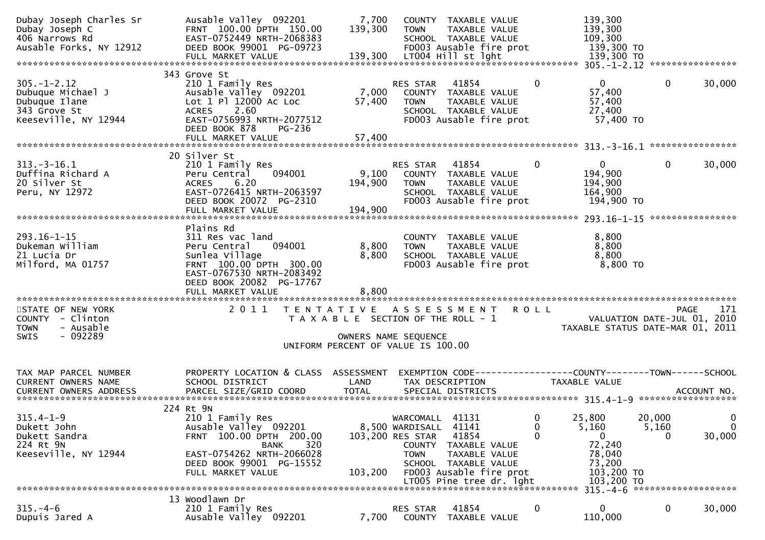```
Dubay Joseph Charles Sr        Ausable Valley  092201          7,700   COUNTY  TAXABLE VALUE             139,300
Dubay Joseph C                 FRNT 100.00 DPTH 150.00       139,300   TOWN    TAXABLE VALUE             139,300
406 Narrows Rd                 EAST-0752449 NRTH-2068383               SCHOOL  TAXABLE VALUE             109,300
Ausable Forks, NY 12912        DEED BOOK 99001  PG-09723               FD003 Ausable fire prot            139,300 TO
                               FULL MARKET VALUE             139,300   LT004 Hill st lght                 139,300 TO
******************************************************************************************************* 305.-1-2.12 ****************
                             343 Grove St
305.-1-2.12                    210 1 Family Res                        RES STAR    41854          0            0          0      30,000
Dubuque Michael J              Ausable Valley  092201          7,000   COUNTY  TAXABLE VALUE              57,400
Dubuque Ilane                  Lot 1 Pl 12000 Ac Loc          57,400   TOWN    TAXABLE VALUE              57,400
343 Grove St                   ACRES    2.60                           SCHOOL  TAXABLE VALUE              27,400
Keeseville, NY 12944           EAST-0756993 NRTH-2077512               FD003 Ausable fire prot             57,400 TO
                               DEED BOOK 878    PG-236
                               FULL MARKET VALUE              57,400
******************************************************************************************************* 313.-3-16.1 ****************
                             20 Silver St
313.-3-16.1                    210 1 Family Res                        RES STAR    41854          0            0          0      30,000
Duffina Richard A              Peru Central    094001          9,100   COUNTY  TAXABLE VALUE             194,900
20 Silver St                   ACRES    6.20                 194,900   TOWN    TAXABLE VALUE             194,900
Peru, NY 12972                 EAST-0726415 NRTH-2063597               SCHOOL  TAXABLE VALUE             164,900
                               DEED BOOK 20072  PG-2310                FD003 Ausable fire prot            194,900 TO
                               FULL MARKET VALUE             194,900
******************************************************************************************************* 293.16-1-15 ****************
                             Plains Rd
293.16-1-15                    311 Res vac land                        COUNTY  TAXABLE VALUE               8,800
Dukeman William                Peru Central    094001          8,800   TOWN    TAXABLE VALUE               8,800
21 Lucia Dr                    Sunlea Village                  8,800   SCHOOL  TAXABLE VALUE               8,800
Milford, MA 01757              FRNT 100.00 DPTH 300.00                 FD003 Ausable fire prot              8,800 TO
                               EAST-0767530 NRTH-2083492
                               DEED BOOK 20082  PG-17767
                               FULL MARKET VALUE               8,800
************************************************************************************************************************************
STATE OF NEW YORK                 2 0 1 1   T E N T A T I V E   A S S E S S M E N T   R O L L                          PAGE    171
COUNTY  - Clinton                           T A X A B L E  SECTION OF THE ROLL - 1                     VALUATION DATE-JUL 01, 2010
TOWN    - Ausable                                                                                  TAXABLE STATUS DATE-MAR 01, 2011
SWIS    - 092289                                       OWNERS NAME SEQUENCE
                                                 UNIFORM PERCENT OF VALUE IS 100.00


TAX MAP PARCEL NUMBER          PROPERTY LOCATION & CLASS  ASSESSMENT  EXEMPTION CODE------------------COUNTY--------TOWN------SCHOOL
CURRENT OWNERS NAME            SCHOOL DISTRICT               LAND      TAX DESCRIPTION            TAXABLE VALUE
CURRENT OWNERS ADDRESS         PARCEL SIZE/GRID COORD        TOTAL     SPECIAL DISTRICTS                                   ACCOUNT NO.
******************************************************************************************************* 315.4-1-9 ******************
                             224 Rt 9N
315.4-1-9                      210 1 Family Res                        WARCOMALL   41131          0       25,800     20,000           0
Dukett John                    Ausable Valley  092201          8,500   WARDISALL   41141          0        5,160      5,160           0
Dukett Sandra                  FRNT 100.00 DPTH 200.00       103,200   RES STAR    41854          0            0          0      30,000
224 Rt 9N                                   BANK     320               COUNTY  TAXABLE VALUE              72,240
Keeseville, NY 12944           EAST-0754262 NRTH-2066028               TOWN    TAXABLE VALUE              78,040
                               DEED BOOK 99001  PG-15552               SCHOOL  TAXABLE VALUE              73,200
                               FULL MARKET VALUE             103,200   FD003 Ausable fire prot            103,200 TO
                                                                       LT005 Pine tree dr. lght           103,200 TO
******************************************************************************************************* 315.-4-6 *******************
                             13 Woodlawn Dr
315.-4-6                       210 1 Family Res                        RES STAR    41854          0            0          0      30,000
Dupuis Jared A                 Ausable Valley  092201          7,700   COUNTY  TAXABLE VALUE             110,000
```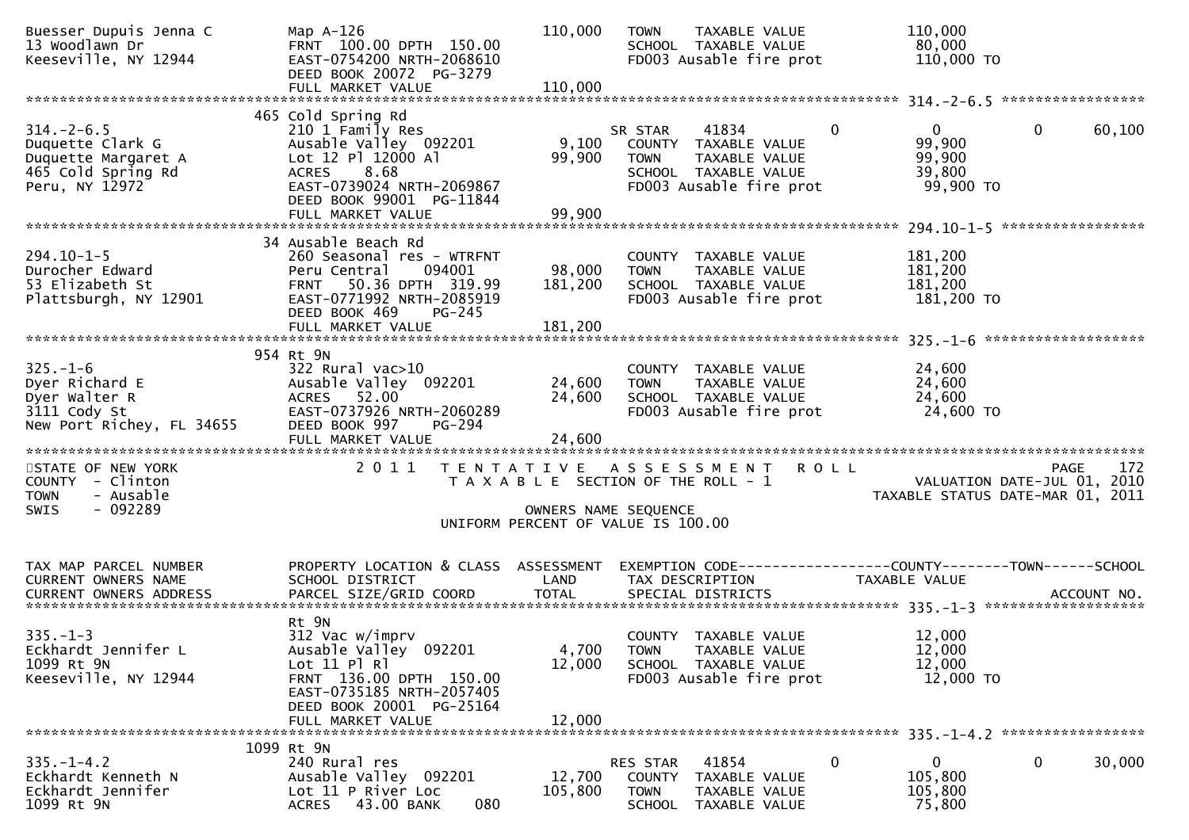```
Buesser Dupuis Jenna C        Map A-126                         110,000   TOWN    TAXABLE VALUE              110,000
13 Woodlawn Dr                FRNT 100.00 DPTH 150.00                     SCHOOL  TAXABLE VALUE               80,000
Keeseville, NY 12944          EAST-0754200 NRTH-2068610                   FD003 Ausable fire prot            110,000 TO
                              DEED BOOK 20072 PG-3279
                              FULL MARKET VALUE                 110,000
******************************************************************************************************* 314.-2-6.5 *****************
                          465 Cold Spring Rd
314.-2-6.5                    210 1 Family Res                            SR STAR    41834            0           0            0       60,100
Duquette Clark G              Ausable Valley  092201              9,100   COUNTY  TAXABLE VALUE               99,900
Duquette Margaret A           Lot 12 Pl 12000 Al                 99,900   TOWN    TAXABLE VALUE               99,900
465 Cold Spring Rd            ACRES    8.68                               SCHOOL  TAXABLE VALUE               39,800
Peru, NY 12972                EAST-0739024 NRTH-2069867                   FD003 Ausable fire prot             99,900 TO
                              DEED BOOK 99001 PG-11844
                              FULL MARKET VALUE                  99,900
******************************************************************************************************* 294.10-1-5 *****************
                           34 Ausable Beach Rd
294.10-1-5                    260 Seasonal res - WTRFNT                   COUNTY  TAXABLE VALUE              181,200
Durocher Edward               Peru Central    094001             98,000   TOWN    TAXABLE VALUE              181,200
53 Elizabeth St               FRNT   50.36 DPTH 319.99          181,200   SCHOOL  TAXABLE VALUE              181,200
Plattsburgh, NY 12901         EAST-0771992 NRTH-2085919                   FD003 Ausable fire prot            181,200 TO
                              DEED BOOK 469    PG-245
                              FULL MARKET VALUE                 181,200
******************************************************************************************************* 325.-1-6 *******************
                          954 Rt 9N
325.-1-6                      322 Rural vac>10                            COUNTY  TAXABLE VALUE               24,600
Dyer Richard E                Ausable Valley  092201             24,600   TOWN    TAXABLE VALUE               24,600
Dyer Walter R                 ACRES   52.00                      24,600   SCHOOL  TAXABLE VALUE               24,600
3111 Cody St                  EAST-0737926 NRTH-2060289                   FD003 Ausable fire prot             24,600 TO
New Port Richey, FL 34655     DEED BOOK 997    PG-294
                              FULL MARKET VALUE                  24,600
************************************************************************************************************************************
STATE OF NEW YORK                 2 0 1 1   T E N T A T I V E   A S S E S S M E N T   R O L L                          PAGE    172
COUNTY  - Clinton                           T A X A B L E  SECTION OF THE ROLL - 1                        VALUATION DATE-JUL 01, 2010
TOWN    - Ausable                                                                                    TAXABLE STATUS DATE-MAR 01, 2011
SWIS    - 092289                                           OWNERS NAME SEQUENCE
                                                   UNIFORM PERCENT OF VALUE IS 100.00

TAX MAP PARCEL NUMBER         PROPERTY LOCATION & CLASS  ASSESSMENT  EXEMPTION CODE------------------COUNTY--------TOWN------SCHOOL
CURRENT OWNERS NAME           SCHOOL DISTRICT               LAND      TAX DESCRIPTION            TAXABLE VALUE
CURRENT OWNERS ADDRESS        PARCEL SIZE/GRID COORD        TOTAL     SPECIAL DISTRICTS                                     ACCOUNT NO.
******************************************************************************************************* 335.-1-3 *******************
                              Rt 9N
335.-1-3                      312 Vac w/imprv                             COUNTY  TAXABLE VALUE               12,000
Eckhardt Jennifer L           Ausable Valley  092201              4,700   TOWN    TAXABLE VALUE               12,000
1099 Rt 9N                    Lot 11 Pl Rl                       12,000   SCHOOL  TAXABLE VALUE               12,000
Keeseville, NY 12944          FRNT 136.00 DPTH 150.00                     FD003 Ausable fire prot             12,000 TO
                              EAST-0735185 NRTH-2057405
                              DEED BOOK 20001 PG-25164
                              FULL MARKET VALUE                  12,000
******************************************************************************************************* 335.-1-4.2 *****************
                         1099 Rt 9N
335.-1-4.2                    240 Rural res                               RES STAR   41854            0           0            0       30,000
Eckhardt Kenneth N            Ausable Valley  092201             12,700   COUNTY  TAXABLE VALUE              105,800
Eckhardt Jennifer             Lot 11 P River Loc                105,800   TOWN    TAXABLE VALUE              105,800
1099 Rt 9N                    ACRES   43.00 BANK      080                 SCHOOL  TAXABLE VALUE               75,800
```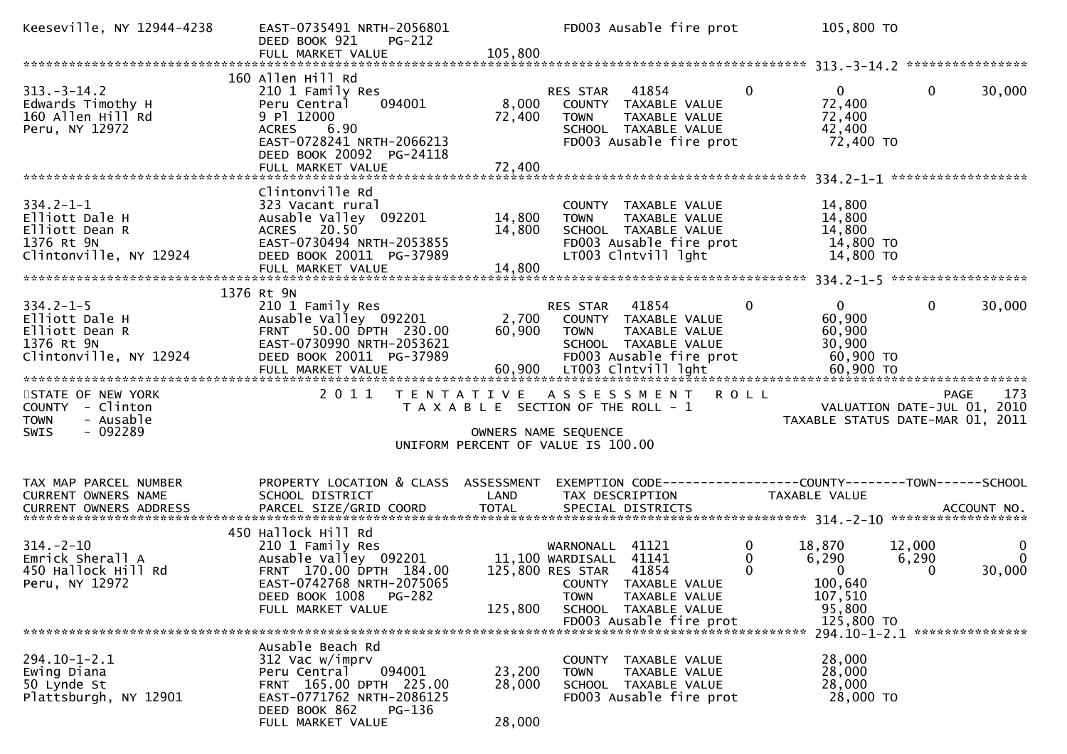| | | | | | | | |
|---|---|---|---|---|---|---|---|
| Keeseville, NY 12944-4238 | EAST-0735491 NRTH-2056801 | | FD003 Ausable fire prot | | 105,800 TO | | |
| | DEED BOOK 921 PG-212 | | | | | | |
| | FULL MARKET VALUE | 105,800 | | | | | |

******************************************************************************************************* 313.-3-14.2 ****************

| | | | | | | | |
|---|---|---|---|---|---|---|---|
| | 160 Allen Hill Rd | | | | | | |
| 313.-3-14.2 | 210 1 Family Res | | RES STAR 41854 | 0 | 0 | 0 | 30,000 |
| Edwards Timothy H | Peru Central 094001 | 8,000 | COUNTY TAXABLE VALUE | | 72,400 | | |
| 160 Allen Hill Rd | 9 Pl 12000 | 72,400 | TOWN TAXABLE VALUE | | 72,400 | | |
| Peru, NY 12972 | ACRES 6.90 | | SCHOOL TAXABLE VALUE | | 42,400 | | |
| | EAST-0728241 NRTH-2066213 | | FD003 Ausable fire prot | | 72,400 TO | | |
| | DEED BOOK 20092 PG-24118 | | | | | | |
| | FULL MARKET VALUE | 72,400 | | | | | |

******************************************************************************************************* 334.2-1-1 ******************

| | | | | | | | |
|---|---|---|---|---|---|---|---|
| | Clintonville Rd | | | | | | |
| 334.2-1-1 | 323 Vacant rural | | COUNTY TAXABLE VALUE | | 14,800 | | |
| Elliott Dale H | Ausable Valley 092201 | 14,800 | TOWN TAXABLE VALUE | | 14,800 | | |
| Elliott Dean R | ACRES 20.50 | 14,800 | SCHOOL TAXABLE VALUE | | 14,800 | | |
| 1376 Rt 9N | EAST-0730494 NRTH-2053855 | | FD003 Ausable fire prot | | 14,800 TO | | |
| Clintonville, NY 12924 | DEED BOOK 20011 PG-37989 | | LT003 Clntvill lght | | 14,800 TO | | |
| | FULL MARKET VALUE | 14,800 | | | | | |

******************************************************************************************************* 334.2-1-5 ******************

| | | | | | | | |
|---|---|---|---|---|---|---|---|
| | 1376 Rt 9N | | | | | | |
| 334.2-1-5 | 210 1 Family Res | | RES STAR 41854 | 0 | 0 | 0 | 30,000 |
| Elliott Dale H | Ausable Valley 092201 | 2,700 | COUNTY TAXABLE VALUE | | 60,900 | | |
| Elliott Dean R | FRNT 50.00 DPTH 230.00 | 60,900 | TOWN TAXABLE VALUE | | 60,900 | | |
| 1376 Rt 9N | EAST-0730990 NRTH-2053621 | | SCHOOL TAXABLE VALUE | | 30,900 | | |
| Clintonville, NY 12924 | DEED BOOK 20011 PG-37989 | | FD003 Ausable fire prot | | 60,900 TO | | |
| | FULL MARKET VALUE | 60,900 | LT003 Clntvill lght | | 60,900 TO | | |

*******************************************************************************************************************************

STATE OF NEW YORK — 2011 TENTATIVE ASSESSMENT ROLL — PAGE 173
COUNTY - Clinton — TAXABLE SECTION OF THE ROLL - 1 — VALUATION DATE-JUL 01, 2010
TOWN - Ausable — TAXABLE STATUS DATE-MAR 01, 2011
SWIS - 092289 — OWNERS NAME SEQUENCE
UNIFORM PERCENT OF VALUE IS 100.00

| TAX MAP PARCEL NUMBER / CURRENT OWNERS NAME / CURRENT OWNERS ADDRESS | PROPERTY LOCATION & CLASS / SCHOOL DISTRICT / PARCEL SIZE/GRID COORD | ASSESSMENT LAND / TOTAL | EXEMPTION CODE / TAX DESCRIPTION / SPECIAL DISTRICTS | | COUNTY TAXABLE VALUE | TOWN | SCHOOL / ACCOUNT NO. |
|---|---|---|---|---|---|---|---|

******************************************************************************************************* 314.-2-10 ******************

| | | | | | | | |
|---|---|---|---|---|---|---|---|
| | 450 Hallock Hill Rd | | | | | | |
| 314.-2-10 | 210 1 Family Res | | WARNONALL 41121 | 0 | 18,870 | 12,000 | 0 |
| Emrick Sherall A | Ausable Valley 092201 | 11,100 | WARDISALL 41141 | 0 | 6,290 | 6,290 | 0 |
| 450 Hallock Hill Rd | FRNT 170.00 DPTH 184.00 | 125,800 | RES STAR 41854 | 0 | 0 | 0 | 30,000 |
| Peru, NY 12972 | EAST-0742768 NRTH-2075065 | | COUNTY TAXABLE VALUE | | 100,640 | | |
| | DEED BOOK 1008 PG-282 | | TOWN TAXABLE VALUE | | 107,510 | | |
| | FULL MARKET VALUE | 125,800 | SCHOOL TAXABLE VALUE | | 95,800 | | |
| | | | FD003 Ausable fire prot | | 125,800 TO | | |

******************************************************************************************************* 294.10-1-2.1 ***************

| | | | | | | | |
|---|---|---|---|---|---|---|---|
| | Ausable Beach Rd | | | | | | |
| 294.10-1-2.1 | 312 Vac w/imprv | | COUNTY TAXABLE VALUE | | 28,000 | | |
| Ewing Diana | Peru Central 094001 | 23,200 | TOWN TAXABLE VALUE | | 28,000 | | |
| 50 Lynde St | FRNT 165.00 DPTH 225.00 | 28,000 | SCHOOL TAXABLE VALUE | | 28,000 | | |
| Plattsburgh, NY 12901 | EAST-0771762 NRTH-2086125 | | FD003 Ausable fire prot | | 28,000 TO | | |
| | DEED BOOK 862 PG-136 | | | | | | |
| | FULL MARKET VALUE | 28,000 | | | | | |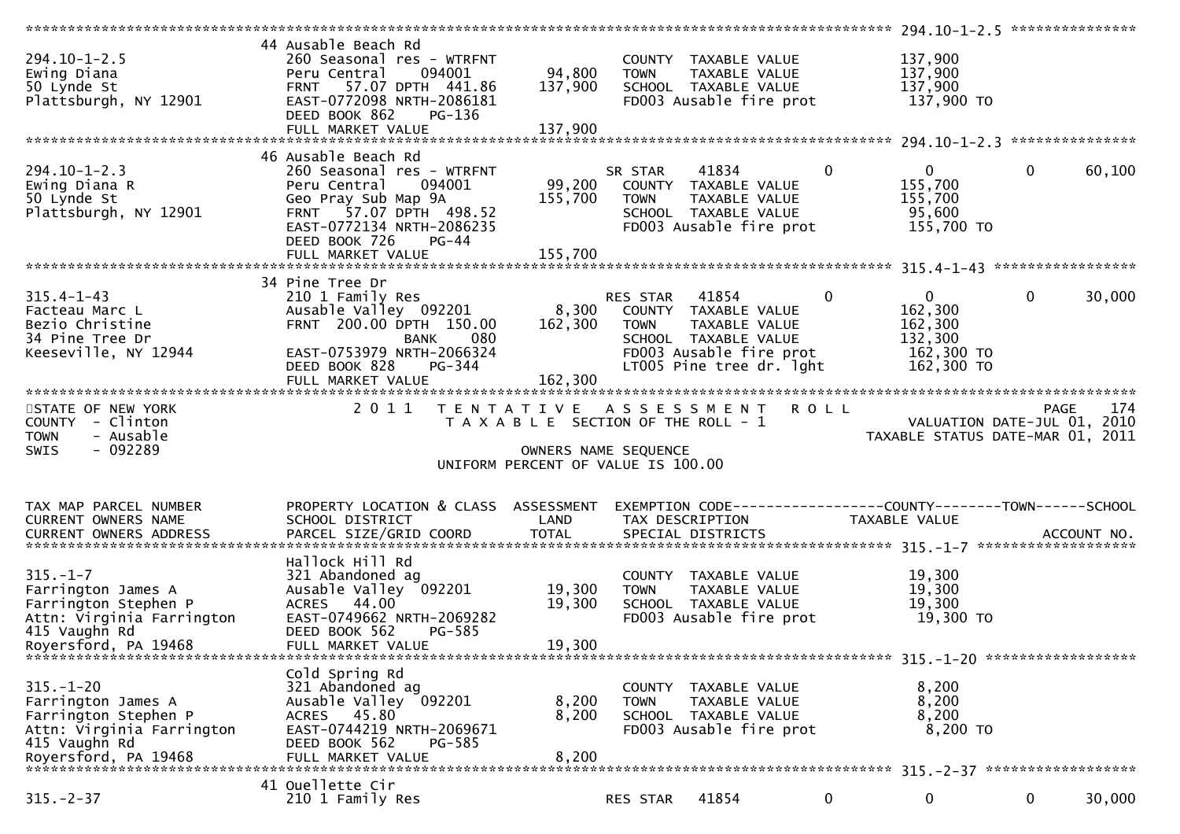```
******************************************************************************************************* 294.10-1-2.5 ***************
                    44 Ausable Beach Rd
294.10-1-2.5        260 Seasonal res - WTRFNT                COUNTY  TAXABLE VALUE          137,900
Ewing Diana         Peru Central    094001        94,800     TOWN    TAXABLE VALUE          137,900
50 Lynde St         FRNT   57.07 DPTH  441.86    137,900     SCHOOL  TAXABLE VALUE          137,900
Plattsburgh, NY 12901  EAST-0772098 NRTH-2086181             FD003 Ausable fire prot         137,900 TO
                    DEED BOOK 862     PG-136
                    FULL MARKET VALUE            137,900
******************************************************************************************************* 294.10-1-2.3 ***************
                    46 Ausable Beach Rd
294.10-1-2.3        260 Seasonal res - WTRFNT                SR STAR      41834        0          0            0       60,100
Ewing Diana R       Peru Central    094001        99,200     COUNTY  TAXABLE VALUE          155,700
50 Lynde St         Geo Pray Sub Map 9A          155,700     TOWN    TAXABLE VALUE          155,700
Plattsburgh, NY 12901  FRNT   57.07 DPTH  498.52             SCHOOL  TAXABLE VALUE           95,600
                    EAST-0772134 NRTH-2086235                FD003 Ausable fire prot         155,700 TO
                    DEED BOOK 726     PG-44
                    FULL MARKET VALUE            155,700
******************************************************************************************************* 315.4-1-43 *****************
                    34 Pine Tree Dr
315.4-1-43          210 1 Family Res                         RES STAR     41854        0          0            0       30,000
Facteau Marc L      Ausable Valley  092201         8,300     COUNTY  TAXABLE VALUE          162,300
Bezio Christine     FRNT  200.00 DPTH  150.00    162,300     TOWN    TAXABLE VALUE          162,300
34 Pine Tree Dr                     BANK     080             SCHOOL  TAXABLE VALUE          132,300
Keeseville, NY 12944  EAST-0753979 NRTH-2066324              FD003 Ausable fire prot         162,300 TO
                    DEED BOOK 828     PG-344                 LT005 Pine tree dr. lght        162,300 TO
                    FULL MARKET VALUE            162,300
************************************************************************************************************************************
STATE OF NEW YORK           2 0 1 1   T E N T A T I V E   A S S E S S M E N T   R O L L                          PAGE    174
COUNTY  - Clinton                  T A X A B L E  SECTION OF THE ROLL - 1                     VALUATION DATE-JUL 01, 2010
TOWN    - Ausable                                                                          TAXABLE STATUS DATE-MAR 01, 2011
SWIS    - 092289                              OWNERS NAME SEQUENCE
                                       UNIFORM PERCENT OF VALUE IS 100.00

TAX MAP PARCEL NUMBER       PROPERTY LOCATION & CLASS  ASSESSMENT  EXEMPTION CODE------------------COUNTY--------TOWN------SCHOOL
CURRENT OWNERS NAME         SCHOOL DISTRICT               LAND      TAX DESCRIPTION              TAXABLE VALUE
CURRENT OWNERS ADDRESS      PARCEL SIZE/GRID COORD        TOTAL     SPECIAL DISTRICTS                                 ACCOUNT NO.
******************************************************************************************************* 315.-1-7 *******************
                    Hallock Hill Rd
315.-1-7            321 Abandoned ag                         COUNTY  TAXABLE VALUE           19,300
Farrington James A  Ausable Valley  092201        19,300     TOWN    TAXABLE VALUE           19,300
Farrington Stephen P  ACRES   44.00               19,300     SCHOOL  TAXABLE VALUE           19,300
Attn: Virginia Farrington  EAST-0749662 NRTH-2069282         FD003 Ausable fire prot          19,300 TO
415 Vaughn Rd       DEED BOOK 562     PG-585
Royersford, PA 19468  FULL MARKET VALUE            19,300
******************************************************************************************************* 315.-1-20 ******************
                    Cold Spring Rd
315.-1-20           321 Abandoned ag                         COUNTY  TAXABLE VALUE            8,200
Farrington James A  Ausable Valley  092201         8,200     TOWN    TAXABLE VALUE            8,200
Farrington Stephen P  ACRES   45.80                8,200     SCHOOL  TAXABLE VALUE            8,200
Attn: Virginia Farrington  EAST-0744219 NRTH-2069671         FD003 Ausable fire prot           8,200 TO
415 Vaughn Rd       DEED BOOK 562     PG-585
Royersford, PA 19468  FULL MARKET VALUE             8,200
******************************************************************************************************* 315.-2-37 ******************
                    41 Ouellette Cir
315.-2-37           210 1 Family Res                         RES STAR     41854        0          0            0       30,000
```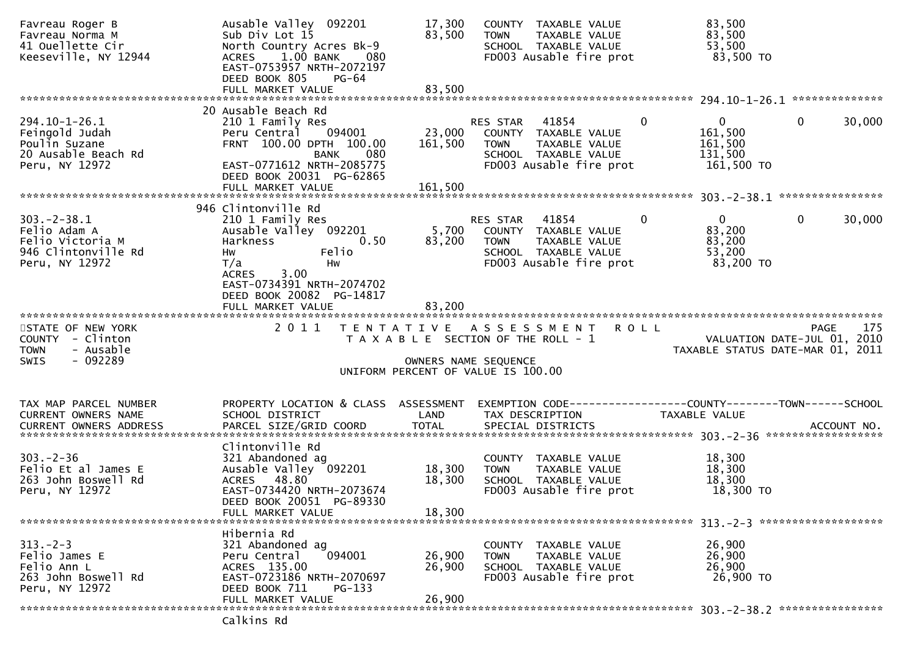```
Favreau Roger B                  Ausable Valley  092201       17,300   COUNTY  TAXABLE VALUE              83,500
Favreau Norma M                  Sub Div Lot 15               83,500   TOWN    TAXABLE VALUE              83,500
41 Ouellette Cir                 North Country Acres Bk-9              SCHOOL  TAXABLE VALUE              53,500
Keeseville, NY 12944             ACRES    1.00 BANK     080            FD003 Ausable fire prot             83,500 TO
                                 EAST-0753957 NRTH-2072197
                                 DEED BOOK 805     PG-64
                                 FULL MARKET VALUE            83,500
******************************************************************************************************* 294.10-1-26.1 **************
                                 20 Ausable Beach Rd
294.10-1-26.1                    210 1 Family Res                      RES STAR   41854          0           0           0     30,000
Feingold Judah                   Peru Central    094001       23,000   COUNTY  TAXABLE VALUE             161,500
Poulin Suzane                    FRNT 100.00 DPTH 100.00     161,500   TOWN    TAXABLE VALUE             161,500
20 Ausable Beach Rd                             BANK    080            SCHOOL  TAXABLE VALUE             131,500
Peru, NY 12972                   EAST-0771612 NRTH-2085775             FD003 Ausable fire prot            161,500 TO
                                 DEED BOOK 20031  PG-62865
                                 FULL MARKET VALUE           161,500
******************************************************************************************************* 303.-2-38.1 ****************
                                 946 Clintonville Rd
303.-2-38.1                      210 1 Family Res                      RES STAR   41854          0           0           0     30,000
Felio Adam A                     Ausable Valley  092201        5,700   COUNTY  TAXABLE VALUE              83,200
Felio Victoria M                 Harkness             0.50    83,200   TOWN    TAXABLE VALUE              83,200
946 Clintonville Rd              Hw              Felio                 SCHOOL  TAXABLE VALUE              53,200
Peru, NY 12972                   T/a             Hw                    FD003 Ausable fire prot             83,200 TO
                                 ACRES    3.00
                                 EAST-0734391 NRTH-2074702
                                 DEED BOOK 20082  PG-14817
                                 FULL MARKET VALUE            83,200
************************************************************************************************************************************
STATE OF NEW YORK                2 0 1 1   T E N T A T I V E   A S S E S S M E N T   R O L L                                PAGE    175
COUNTY  - Clinton                          T A X A B L E  SECTION OF THE ROLL - 1                          VALUATION DATE-JUL 01, 2010
TOWN    - Ausable                                                                                     TAXABLE STATUS DATE-MAR 01, 2011
SWIS    - 092289                                      OWNERS NAME SEQUENCE
                                               UNIFORM PERCENT OF VALUE IS 100.00


TAX MAP PARCEL NUMBER            PROPERTY LOCATION & CLASS  ASSESSMENT  EXEMPTION CODE------------------COUNTY--------TOWN------SCHOOL
CURRENT OWNERS NAME              SCHOOL DISTRICT               LAND      TAX DESCRIPTION            TAXABLE VALUE
CURRENT OWNERS ADDRESS           PARCEL SIZE/GRID COORD       TOTAL      SPECIAL DISTRICTS                                  ACCOUNT NO.
******************************************************************************************************* 303.-2-36 ******************
                                 Clintonville Rd
303.-2-36                        321 Abandoned ag                      COUNTY  TAXABLE VALUE              18,300
Felio Et al James E              Ausable Valley  092201       18,300   TOWN    TAXABLE VALUE              18,300
263 John Boswell Rd              ACRES   48.80                18,300   SCHOOL  TAXABLE VALUE              18,300
Peru, NY 12972                   EAST-0734420 NRTH-2073674             FD003 Ausable fire prot             18,300 TO
                                 DEED BOOK 20051  PG-89330
                                 FULL MARKET VALUE            18,300
******************************************************************************************************* 313.-2-3 *******************
                                 Hibernia Rd
313.-2-3                         321 Abandoned ag                      COUNTY  TAXABLE VALUE              26,900
Felio James E                    Peru Central    094001       26,900   TOWN    TAXABLE VALUE              26,900
Felio Ann L                      ACRES  135.00                26,900   SCHOOL  TAXABLE VALUE              26,900
263 John Boswell Rd              EAST-0723186 NRTH-2070697             FD003 Ausable fire prot             26,900 TO
Peru, NY 12972                   DEED BOOK 711     PG-133
                                 FULL MARKET VALUE            26,900
******************************************************************************************************* 303.-2-38.2 ****************
                                 Calkins Rd
```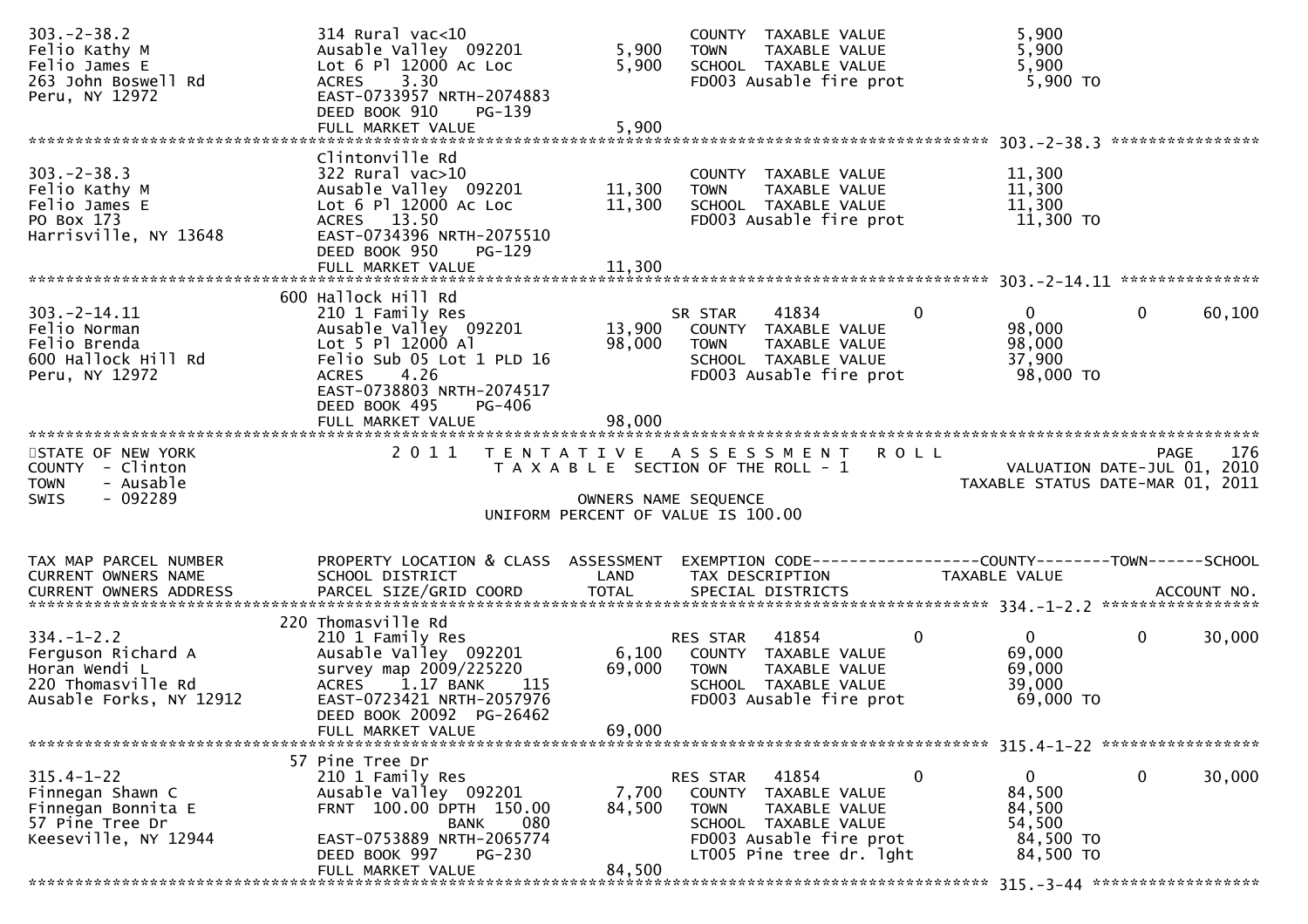```
303.-2-38.2                   314 Rural vac<10                          COUNTY  TAXABLE VALUE              5,900
Felio Kathy M                 Ausable Valley  092201        5,900       TOWN    TAXABLE VALUE              5,900
Felio James E                 Lot 6 Pl 12000 Ac Loc         5,900       SCHOOL  TAXABLE VALUE              5,900
263 John Boswell Rd           ACRES    3.30                             FD003 Ausable fire prot             5,900 TO
Peru, NY 12972                EAST-0733957 NRTH-2074883
                              DEED BOOK 910    PG-139
                              FULL MARKET VALUE             5,900
******************************************************************************************************* 303.-2-38.3 ****************
                              Clintonville Rd
303.-2-38.3                   322 Rural vac>10                          COUNTY  TAXABLE VALUE             11,300
Felio Kathy M                 Ausable Valley  092201       11,300       TOWN    TAXABLE VALUE             11,300
Felio James E                 Lot 6 Pl 12000 Ac Loc        11,300       SCHOOL  TAXABLE VALUE             11,300
PO Box 173                    ACRES   13.50                             FD003 Ausable fire prot            11,300 TO
Harrisville, NY 13648         EAST-0734396 NRTH-2075510
                              DEED BOOK 950    PG-129
                              FULL MARKET VALUE            11,300
******************************************************************************************************* 303.-2-14.11 ***************
                          600 Hallock Hill Rd
303.-2-14.11                  210 1 Family Res                    SR STAR     41834          0             0            0       60,100
Felio Norman                  Ausable Valley  092201       13,900    COUNTY  TAXABLE VALUE             98,000
Felio Brenda                  Lot 5 Pl 12000 Al            98,000    TOWN    TAXABLE VALUE             98,000
600 Hallock Hill Rd           Felio Sub 05 Lot 1 PLD 16                SCHOOL  TAXABLE VALUE             37,900
Peru, NY 12972                ACRES    4.26                             FD003 Ausable fire prot            98,000 TO
                              EAST-0738803 NRTH-2074517
                              DEED BOOK 495    PG-406
                              FULL MARKET VALUE            98,000
************************************************************************************************************************************
STATE OF NEW YORK                2 0 1 1   T E N T A T I V E   A S S E S S M E N T   R O L L                              PAGE   176
COUNTY  - Clinton                     T A X A B L E  SECTION OF THE ROLL - 1                              VALUATION DATE-JUL 01, 2010
TOWN    - Ausable                                                                                     TAXABLE STATUS DATE-MAR 01, 2011
SWIS    - 092289                                      OWNERS NAME SEQUENCE
                                             UNIFORM PERCENT OF VALUE IS 100.00


TAX MAP PARCEL NUMBER         PROPERTY LOCATION & CLASS  ASSESSMENT  EXEMPTION CODE------------------COUNTY--------TOWN------SCHOOL
CURRENT OWNERS NAME           SCHOOL DISTRICT               LAND      TAX DESCRIPTION            TAXABLE VALUE
CURRENT OWNERS ADDRESS        PARCEL SIZE/GRID COORD        TOTAL     SPECIAL DISTRICTS                                  ACCOUNT NO.
******************************************************************************************************* 334.-1-2.2 *****************
                          220 Thomasville Rd
334.-1-2.2                    210 1 Family Res                    RES STAR    41854          0             0            0       30,000
Ferguson Richard A            Ausable Valley  092201        6,100    COUNTY  TAXABLE VALUE             69,000
Horan Wendi L                 survey map 2009/225220       69,000    TOWN    TAXABLE VALUE             69,000
220 Thomasville Rd            ACRES    1.17 BANK     115             SCHOOL  TAXABLE VALUE             39,000
Ausable Forks, NY 12912       EAST-0723421 NRTH-2057976                FD003 Ausable fire prot            69,000 TO
                              DEED BOOK 20092  PG-26462
                              FULL MARKET VALUE            69,000
******************************************************************************************************* 315.4-1-22 *****************
                           57 Pine Tree Dr
315.4-1-22                    210 1 Family Res                    RES STAR    41854          0             0            0       30,000
Finnegan Shawn C              Ausable Valley  092201        7,700    COUNTY  TAXABLE VALUE             84,500
Finnegan Bonnita E            FRNT 100.00 DPTH 150.00      84,500    TOWN    TAXABLE VALUE             84,500
57 Pine Tree Dr                             BANK     080             SCHOOL  TAXABLE VALUE             54,500
Keeseville, NY 12944          EAST-0753889 NRTH-2065774                FD003 Ausable fire prot            84,500 TO
                              DEED BOOK 997    PG-230                  LT005 Pine tree dr. lght           84,500 TO
                              FULL MARKET VALUE            84,500
******************************************************************************************************* 315.-3-44 ******************
```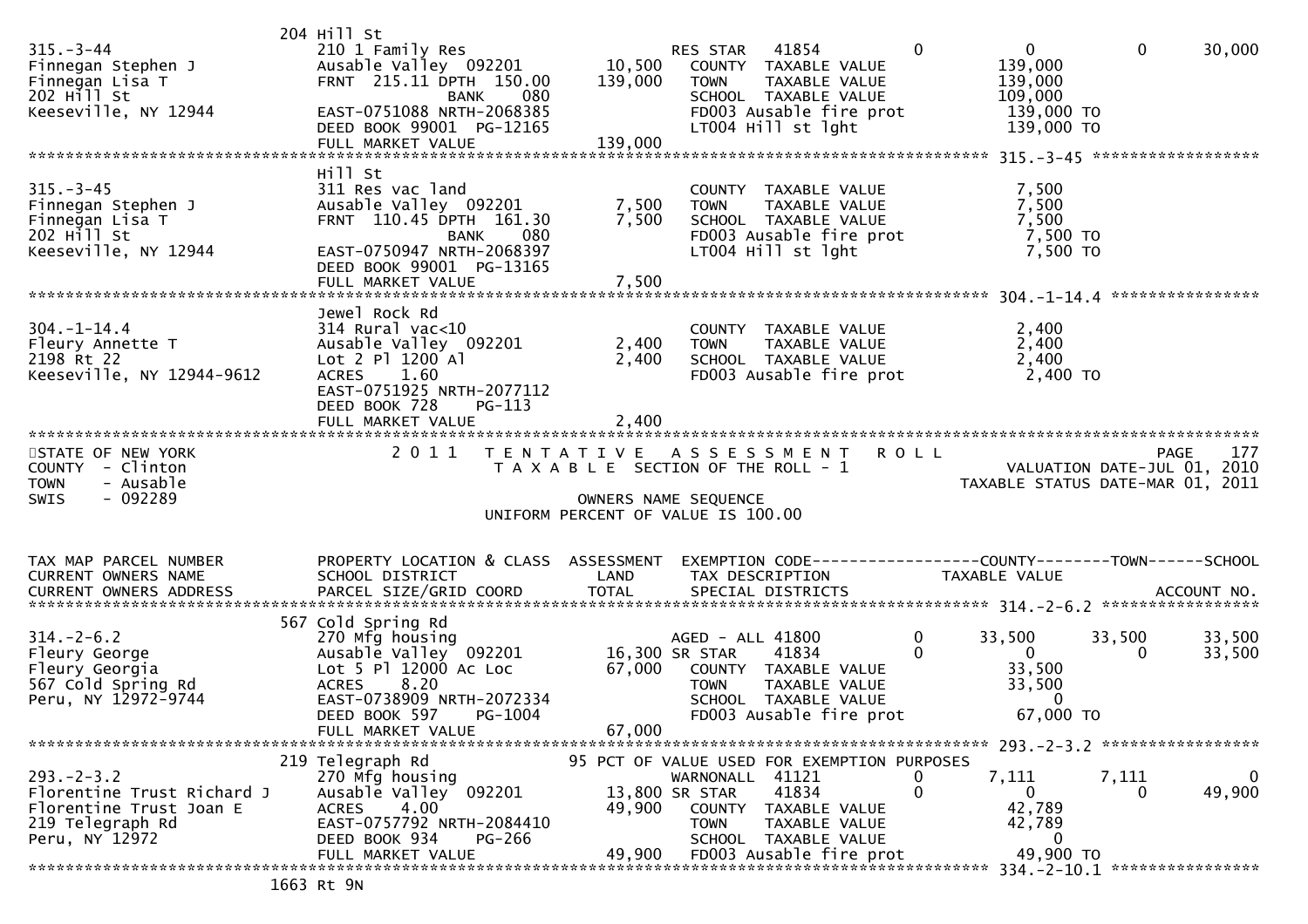```
                                 204 Hill St
315.-3-44                        210 1 Family Res                       RES STAR    41854          0            0            0        30,000
Finnegan Stephen J               Ausable Valley  092201         10,500    COUNTY  TAXABLE VALUE               139,000
Finnegan Lisa T                  FRNT  215.11 DPTH  150.00     139,000    TOWN    TAXABLE VALUE               139,000
202 Hill St                                      BANK     080             SCHOOL  TAXABLE VALUE               109,000
Keeseville, NY 12944             EAST-0751088 NRTH-2068385                FD003 Ausable fire prot              139,000 TO
                                 DEED BOOK 99001  PG-12165                LT004 Hill st lght                   139,000 TO
                                 FULL MARKET VALUE             139,000
******************************************************************************************************* 315.-3-45 ******************
                                 Hill St
315.-3-45                        311 Res vac land                         COUNTY  TAXABLE VALUE                 7,500
Finnegan Stephen J               Ausable Valley  092201          7,500    TOWN    TAXABLE VALUE                 7,500
Finnegan Lisa T                  FRNT  110.45 DPTH  161.30       7,500    SCHOOL  TAXABLE VALUE                 7,500
202 Hill St                                      BANK     080             FD003 Ausable fire prot                7,500 TO
Keeseville, NY 12944             EAST-0750947 NRTH-2068397                LT004 Hill st lght                     7,500 TO
                                 DEED BOOK 99001  PG-13165
                                 FULL MARKET VALUE               7,500
******************************************************************************************************* 304.-1-14.4 ****************
                                 Jewel Rock Rd
304.-1-14.4                      314 Rural vac<10                         COUNTY  TAXABLE VALUE                 2,400
Fleury Annette T                 Ausable Valley  092201          2,400    TOWN    TAXABLE VALUE                 2,400
2198 Rt 22                       Lot 2 Pl 1200 Al                2,400    SCHOOL  TAXABLE VALUE                 2,400
Keeseville, NY 12944-9612        ACRES     1.60                           FD003 Ausable fire prot                2,400 TO
                                 EAST-0751925 NRTH-2077112
                                 DEED BOOK 728     PG-113
                                 FULL MARKET VALUE               2,400
************************************************************************************************************************************
STATE OF NEW YORK                2 0 1 1   T E N T A T I V E   A S S E S S M E N T   R O L L                                PAGE    177
COUNTY  - Clinton                          T A X A B L E  SECTION OF THE ROLL - 1                      VALUATION DATE-JUL 01, 2010
TOWN    - Ausable                                                                                  TAXABLE STATUS DATE-MAR 01, 2011
SWIS    - 092289                                          OWNERS NAME SEQUENCE
                                                UNIFORM PERCENT OF VALUE IS 100.00


TAX MAP PARCEL NUMBER            PROPERTY LOCATION & CLASS  ASSESSMENT  EXEMPTION CODE------------------COUNTY--------TOWN------SCHOOL
CURRENT OWNERS NAME              SCHOOL DISTRICT               LAND     TAX DESCRIPTION             TAXABLE VALUE
CURRENT OWNERS ADDRESS           PARCEL SIZE/GRID COORD        TOTAL    SPECIAL DISTRICTS                                ACCOUNT NO.
******************************************************************************************************* 314.-2-6.2 *****************
                                 567 Cold Spring Rd
314.-2-6.2                       270 Mfg housing                          AGED - ALL  41800          0       33,500       33,500        33,500
Fleury George                    Ausable Valley  092201         16,300 SR STAR    41834          0            0            0        33,500
Fleury Georgia                   Lot 5 Pl 12000 Ac Loc          67,000    COUNTY  TAXABLE VALUE                33,500
567 Cold Spring Rd               ACRES     8.20                           TOWN    TAXABLE VALUE                33,500
Peru, NY 12972-9744              EAST-0738909 NRTH-2072334                SCHOOL  TAXABLE VALUE                     0
                                 DEED BOOK 597     PG-1004                FD003 Ausable fire prot               67,000 TO
                                 FULL MARKET VALUE              67,000
******************************************************************************************************* 293.-2-3.2 *****************
                                 219 Telegraph Rd                95 PCT OF VALUE USED FOR EXEMPTION PURPOSES
293.-2-3.2                       270 Mfg housing                          WARNONALL  41121          0        7,111        7,111             0
Florentine Trust Richard J       Ausable Valley  092201         13,800 SR STAR    41834          0            0            0        49,900
Florentine Trust Joan E          ACRES     4.00                 49,900    COUNTY  TAXABLE VALUE                42,789
219 Telegraph Rd                 EAST-0757792 NRTH-2084410                TOWN    TAXABLE VALUE                42,789
Peru, NY 12972                   DEED BOOK 934     PG-266                 SCHOOL  TAXABLE VALUE                     0
                                 FULL MARKET VALUE              49,900    FD003 Ausable fire prot               49,900 TO
******************************************************************************************************* 334.-2-10.1 ****************
                                 1663 Rt 9N
```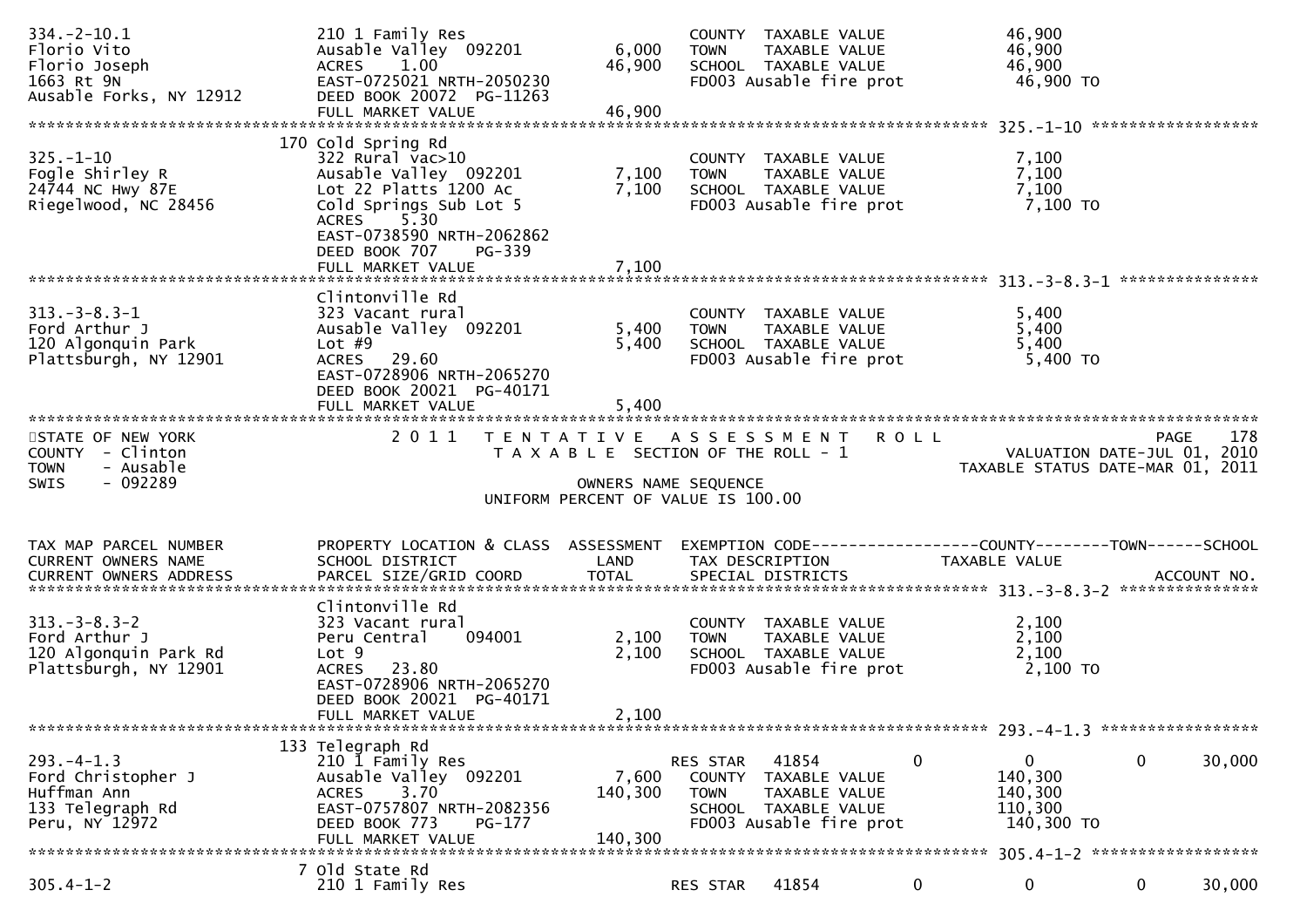```
334.-2-10.1                    210 1 Family Res                    COUNTY  TAXABLE VALUE          46,900
Florio Vito                    Ausable Valley  092201     6,000    TOWN    TAXABLE VALUE          46,900
Florio Joseph                  ACRES    1.00             46,900    SCHOOL  TAXABLE VALUE          46,900
1663 Rt 9N                     EAST-0725021 NRTH-2050230           FD003 Ausable fire prot         46,900 TO
Ausable Forks, NY 12912        DEED BOOK 20072  PG-11263
                               FULL MARKET VALUE         46,900
******************************************************************************************************* 325.-1-10 ******************
                           170 Cold Spring Rd
325.-1-10                      322 Rural vac>10                    COUNTY  TAXABLE VALUE           7,100
Fogle Shirley R                Ausable Valley  092201     7,100    TOWN    TAXABLE VALUE           7,100
24744 NC Hwy 87E               Lot 22 Platts 1200 Ac      7,100    SCHOOL  TAXABLE VALUE           7,100
Riegelwood, NC 28456           Cold Springs Sub Lot 5              FD003 Ausable fire prot          7,100 TO
                               ACRES    5.30
                               EAST-0738590 NRTH-2062862
                               DEED BOOK 707    PG-339
                               FULL MARKET VALUE          7,100
******************************************************************************************************* 313.-3-8.3-1 ***************
                               Clintonville Rd
313.-3-8.3-1                   323 Vacant rural                    COUNTY  TAXABLE VALUE           5,400
Ford Arthur J                  Ausable Valley  092201     5,400    TOWN    TAXABLE VALUE           5,400
120 Algonquin Park             Lot #9                     5,400    SCHOOL  TAXABLE VALUE           5,400
Plattsburgh, NY 12901          ACRES   29.60                       FD003 Ausable fire prot          5,400 TO
                               EAST-0728906 NRTH-2065270
                               DEED BOOK 20021  PG-40171
                               FULL MARKET VALUE          5,400
************************************************************************************************************************************
STATE OF NEW YORK                2 0 1 1   T E N T A T I V E   A S S E S S M E N T   R O L L                          PAGE    178
COUNTY  - Clinton                          T A X A B L E  SECTION OF THE ROLL - 1                     VALUATION DATE-JUL 01, 2010
TOWN    - Ausable                                                                               TAXABLE STATUS DATE-MAR 01, 2011
SWIS    - 092289                                          OWNERS NAME SEQUENCE
                                                 UNIFORM PERCENT OF VALUE IS 100.00


TAX MAP PARCEL NUMBER          PROPERTY LOCATION & CLASS  ASSESSMENT  EXEMPTION CODE------------------COUNTY--------TOWN------SCHOOL
CURRENT OWNERS NAME            SCHOOL DISTRICT               LAND      TAX DESCRIPTION            TAXABLE VALUE
CURRENT OWNERS ADDRESS         PARCEL SIZE/GRID COORD        TOTAL     SPECIAL DISTRICTS                                 ACCOUNT NO.
******************************************************************************************************* 313.-3-8.3-2 ***************
                               Clintonville Rd
313.-3-8.3-2                   323 Vacant rural                    COUNTY  TAXABLE VALUE           2,100
Ford Arthur J                  Peru Central    094001     2,100    TOWN    TAXABLE VALUE           2,100
120 Algonquin Park Rd          Lot 9                      2,100    SCHOOL  TAXABLE VALUE           2,100
Plattsburgh, NY 12901          ACRES   23.80                       FD003 Ausable fire prot          2,100 TO
                               EAST-0728906 NRTH-2065270
                               DEED BOOK 20021  PG-40171
                               FULL MARKET VALUE          2,100
******************************************************************************************************* 293.-4-1.3 *****************
                           133 Telegraph Rd
293.-4-1.3                     210 1 Family Res                    RES STAR    41854          0            0            0     30,000
Ford Christopher J             Ausable Valley  092201     7,600    COUNTY  TAXABLE VALUE         140,300
Huffman Ann                    ACRES    3.70            140,300    TOWN    TAXABLE VALUE         140,300
133 Telegraph Rd               EAST-0757807 NRTH-2082356           SCHOOL  TAXABLE VALUE         110,300
Peru, NY 12972                 DEED BOOK 773    PG-177             FD003 Ausable fire prot        140,300 TO
                               FULL MARKET VALUE        140,300
******************************************************************************************************* 305.4-1-2 ******************
                             7 Old State Rd
305.4-1-2                      210 1 Family Res                    RES STAR    41854          0            0            0     30,000
```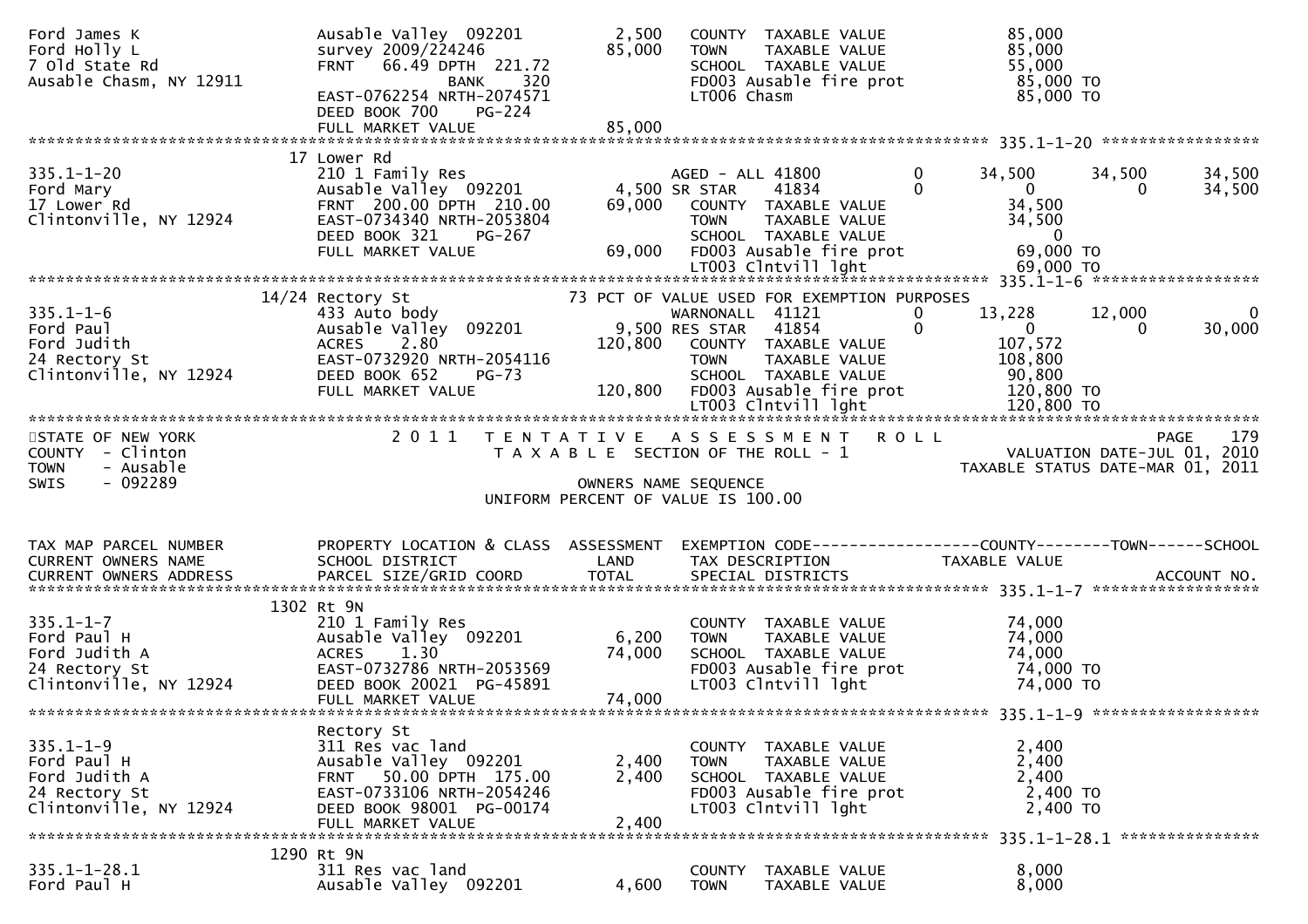```
Ford James K                      Ausable Valley  092201          2,500    COUNTY  TAXABLE VALUE              85,000
Ford Holly L                      survey 2009/224246             85,000    TOWN    TAXABLE VALUE              85,000
7 Old State Rd                    FRNT   66.49 DPTH  221.72                SCHOOL  TAXABLE VALUE              55,000
Ausable Chasm, NY 12911                         BANK     320               FD003 Ausable fire prot             85,000 TO
                                  EAST-0762254 NRTH-2074571                LT006 Chasm                         85,000 TO
                                  DEED BOOK 700     PG-224
                                  FULL MARKET VALUE              85,000
******************************************************************************************************* 335.1-1-20 *****************
                                17 Lower Rd
335.1-1-20                        210 1 Family Res                         AGED - ALL 41800        0       34,500      34,500      34,500
Ford Mary                         Ausable Valley  092201          4,500 SR STAR     41834        0            0           0      34,500
17 Lower Rd                       FRNT  200.00 DPTH  210.00      69,000    COUNTY  TAXABLE VALUE              34,500
Clintonville, NY 12924            EAST-0734340 NRTH-2053804                TOWN    TAXABLE VALUE              34,500
                                  DEED BOOK 321     PG-267                 SCHOOL  TAXABLE VALUE                   0
                                  FULL MARKET VALUE              69,000    FD003 Ausable fire prot             69,000 TO
                                                                           LT003 Clntvill lght                 69,000 TO
******************************************************************************************************* 335.1-1-6 ******************
                                14/24 Rectory St                    73 PCT OF VALUE USED FOR EXEMPTION PURPOSES
335.1-1-6                         433 Auto body                            WARNONALL  41121        0       13,228      12,000           0
Ford Paul                         Ausable Valley  092201          9,500 RES STAR    41854        0            0           0      30,000
Ford Judith                       ACRES    2.80                 120,800    COUNTY  TAXABLE VALUE             107,572
24 Rectory St                     EAST-0732920 NRTH-2054116                TOWN    TAXABLE VALUE             108,800
Clintonville, NY 12924            DEED BOOK 652     PG-73                  SCHOOL  TAXABLE VALUE              90,800
                                  FULL MARKET VALUE             120,800    FD003 Ausable fire prot            120,800 TO
                                                                           LT003 Clntvill lght                120,800 TO
************************************************************************************************************************************
STATE OF NEW YORK                 2 0 1 1   T E N T A T I V E   A S S E S S M E N T   R O L L                           PAGE    179
COUNTY  - Clinton                             T A X A B L E  SECTION OF THE ROLL - 1                     VALUATION DATE-JUL 01, 2010
TOWN    - Ausable                                                                                   TAXABLE STATUS DATE-MAR 01, 2011
SWIS    - 092289                                              OWNERS NAME SEQUENCE
                                                       UNIFORM PERCENT OF VALUE IS 100.00


TAX MAP PARCEL NUMBER             PROPERTY LOCATION & CLASS  ASSESSMENT  EXEMPTION CODE------------------COUNTY--------TOWN------SCHOOL
CURRENT OWNERS NAME               SCHOOL DISTRICT               LAND     TAX DESCRIPTION             TAXABLE VALUE
CURRENT OWNERS ADDRESS            PARCEL SIZE/GRID COORD       TOTAL     SPECIAL DISTRICTS                                 ACCOUNT NO.
******************************************************************************************************* 335.1-1-7 ******************
                                1302 Rt 9N
335.1-1-7                         210 1 Family Res                         COUNTY  TAXABLE VALUE              74,000
Ford Paul H                       Ausable Valley  092201          6,200    TOWN    TAXABLE VALUE              74,000
Ford Judith A                     ACRES    1.30                  74,000    SCHOOL  TAXABLE VALUE              74,000
24 Rectory St                     EAST-0732786 NRTH-2053569                FD003 Ausable fire prot             74,000 TO
Clintonville, NY 12924            DEED BOOK 20021  PG-45891                LT003 Clntvill lght                 74,000 TO
                                  FULL MARKET VALUE              74,000
******************************************************************************************************* 335.1-1-9 ******************
                                  Rectory St
335.1-1-9                         311 Res vac land                         COUNTY  TAXABLE VALUE               2,400
Ford Paul H                       Ausable Valley  092201          2,400    TOWN    TAXABLE VALUE               2,400
Ford Judith A                     FRNT   50.00 DPTH  175.00       2,400    SCHOOL  TAXABLE VALUE               2,400
24 Rectory St                     EAST-0733106 NRTH-2054246                FD003 Ausable fire prot              2,400 TO
Clintonville, NY 12924            DEED BOOK 98001  PG-00174                LT003 Clntvill lght                  2,400 TO
                                  FULL MARKET VALUE               2,400
******************************************************************************************************* 335.1-1-28.1 ***************
                                1290 Rt 9N
335.1-1-28.1                      311 Res vac land                         COUNTY  TAXABLE VALUE               8,000
Ford Paul H                       Ausable Valley  092201          4,600    TOWN    TAXABLE VALUE               8,000
```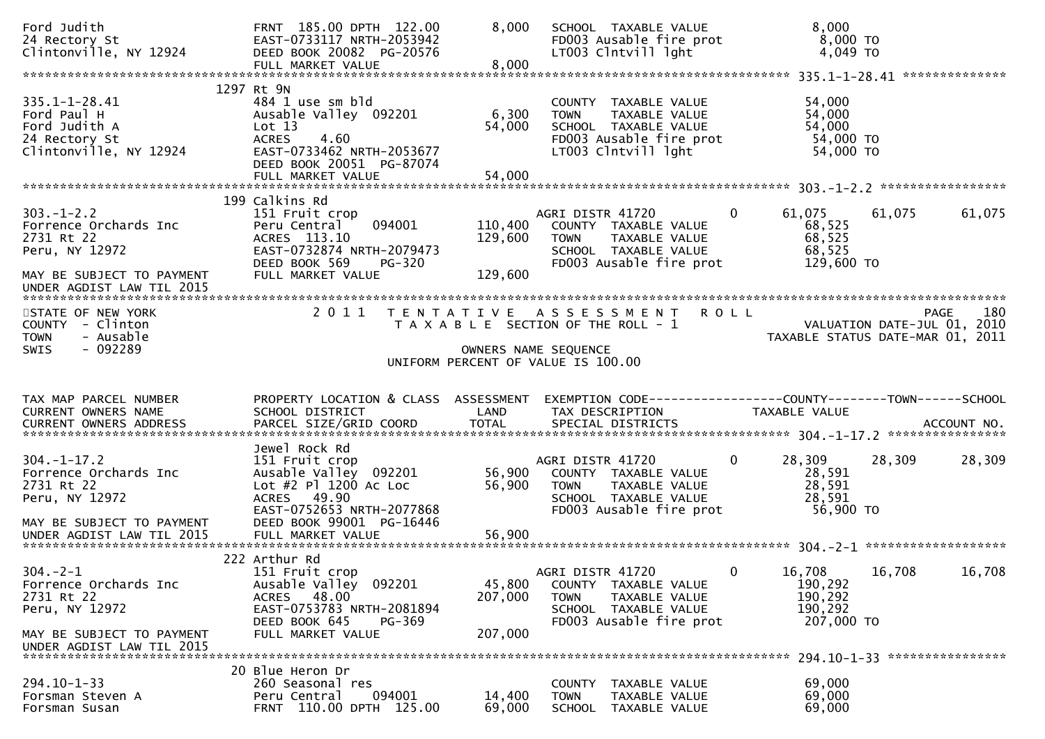```
Ford Judith                         FRNT 185.00 DPTH 122.00        8,000   SCHOOL  TAXABLE VALUE                 8,000
24 Rectory St                       EAST-0733117 NRTH-2053942               FD003 Ausable fire prot               8,000 TO
Clintonville, NY 12924              DEED BOOK 20082 PG-20576                LT003 Clntvill lght                   4,049 TO
                                    FULL MARKET VALUE               8,000
******************************************************************************************************* 335.1-1-28.41 **************
                             1297 Rt 9N
335.1-1-28.41                       484 1 use sm bld                        COUNTY  TAXABLE VALUE                54,000
Ford Paul H                         Ausable Valley  092201          6,300   TOWN    TAXABLE VALUE                54,000
Ford Judith A                       Lot 13                         54,000   SCHOOL  TAXABLE VALUE                54,000
24 Rectory St                       ACRES    4.60                           FD003 Ausable fire prot              54,000 TO
Clintonville, NY 12924              EAST-0733462 NRTH-2053677               LT003 Clntvill lght                  54,000 TO
                                    DEED BOOK 20051 PG-87074
                                    FULL MARKET VALUE              54,000
******************************************************************************************************* 303.-1-2.2 *****************
                              199 Calkins Rd
303.-1-2.2                          151 Fruit crop                          AGRI DISTR 41720          0        61,075      61,075      61,075
Forrence Orchards Inc               Peru Central     094001       110,400   COUNTY  TAXABLE VALUE                68,525
2731 Rt 22                          ACRES 113.10                  129,600   TOWN    TAXABLE VALUE                68,525
Peru, NY 12972                      EAST-0732874 NRTH-2079473               SCHOOL  TAXABLE VALUE                68,525
                                    DEED BOOK 569     PG-320                FD003 Ausable fire prot             129,600 TO
MAY BE SUBJECT TO PAYMENT           FULL MARKET VALUE             129,600
UNDER AGDIST LAW TIL 2015
************************************************************************************************************************************
STATE OF NEW YORK                   2 0 1 1   T E N T A T I V E   A S S E S S M E N T   R O L L                                PAGE   180
COUNTY  - Clinton                           T A X A B L E  SECTION OF THE ROLL - 1                         VALUATION DATE-JUL 01, 2010
TOWN    - Ausable                                                                                          TAXABLE STATUS DATE-MAR 01, 2011
SWIS    - 092289                                                OWNERS NAME SEQUENCE
                                                        UNIFORM PERCENT OF VALUE IS 100.00


TAX MAP PARCEL NUMBER               PROPERTY LOCATION & CLASS  ASSESSMENT  EXEMPTION CODE------------------COUNTY--------TOWN------SCHOOL
CURRENT OWNERS NAME                 SCHOOL DISTRICT               LAND      TAX DESCRIPTION                  TAXABLE VALUE
CURRENT OWNERS ADDRESS              PARCEL SIZE/GRID COORD        TOTAL     SPECIAL DISTRICTS                                      ACCOUNT NO.
******************************************************************************************************* 304.-1-17.2 ****************
                                    Jewel Rock Rd
304.-1-17.2                         151 Fruit crop                          AGRI DISTR 41720          0        28,309      28,309      28,309
Forrence Orchards Inc               Ausable Valley  092201         56,900   COUNTY  TAXABLE VALUE                28,591
2731 Rt 22                          Lot #2 Pl 1200 Ac Loc          56,900   TOWN    TAXABLE VALUE                28,591
Peru, NY 12972                      ACRES   49.90                           SCHOOL  TAXABLE VALUE                28,591
                                    EAST-0752653 NRTH-2077868               FD003 Ausable fire prot              56,900 TO
MAY BE SUBJECT TO PAYMENT           DEED BOOK 99001 PG-16446
UNDER AGDIST LAW TIL 2015           FULL MARKET VALUE              56,900
******************************************************************************************************* 304.-2-1 *******************
                              222 Arthur Rd
304.-2-1                            151 Fruit crop                          AGRI DISTR 41720          0        16,708      16,708      16,708
Forrence Orchards Inc               Ausable Valley  092201         45,800   COUNTY  TAXABLE VALUE               190,292
2731 Rt 22                          ACRES   48.00                 207,000   TOWN    TAXABLE VALUE               190,292
Peru, NY 12972                      EAST-0753783 NRTH-2081894               SCHOOL  TAXABLE VALUE               190,292
                                    DEED BOOK 645     PG-369                FD003 Ausable fire prot             207,000 TO
MAY BE SUBJECT TO PAYMENT           FULL MARKET VALUE             207,000
UNDER AGDIST LAW TIL 2015
******************************************************************************************************* 294.10-1-33 ****************
                               20 Blue Heron Dr
294.10-1-33                         260 Seasonal res                        COUNTY  TAXABLE VALUE                69,000
Forsman Steven A                    Peru Central     094001        14,400   TOWN    TAXABLE VALUE                69,000
Forsman Susan                       FRNT 110.00 DPTH 125.00        69,000   SCHOOL  TAXABLE VALUE                69,000
```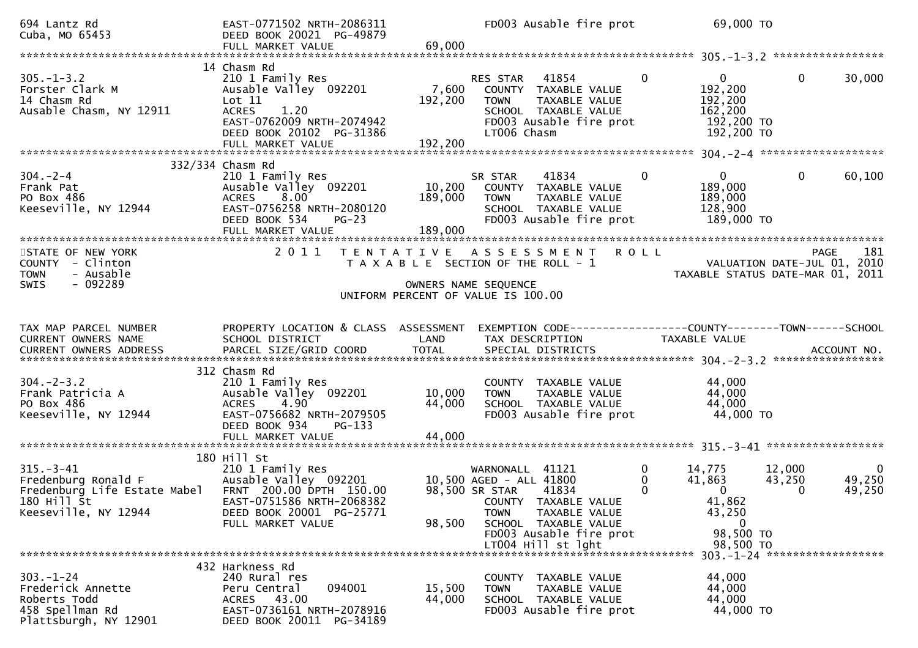```
694 Lantz Rd                     EAST-0771502 NRTH-2086311                  FD003 Ausable fire prot              69,000 TO
Cuba, MO 65453                   DEED BOOK 20021  PG-49879
                                 FULL MARKET VALUE              69,000
******************************************************************************************************* 305.-1-3.2 *****************
                             14 Chasm Rd
305.-1-3.2                       210 1 Family Res                         RES STAR   41854         0            0            0       30,000
Forster Clark M                  Ausable Valley  092201          7,600    COUNTY  TAXABLE VALUE              192,200
14 Chasm Rd                      Lot 11                        192,200    TOWN    TAXABLE VALUE              192,200
Ausable Chasm, NY 12911          ACRES    1.20                            SCHOOL  TAXABLE VALUE              162,200
                                 EAST-0762009 NRTH-2074942                FD003 Ausable fire prot             192,200 TO
                                 DEED BOOK 20102  PG-31386                LT006 Chasm                         192,200 TO
                                 FULL MARKET VALUE             192,200
******************************************************************************************************* 304.-2-4 *******************
                         332/334 Chasm Rd
304.-2-4                         210 1 Family Res                         SR STAR    41834         0            0            0       60,100
Frank Pat                        Ausable Valley  092201         10,200    COUNTY  TAXABLE VALUE              189,000
PO Box 486                       ACRES    8.00                 189,000    TOWN    TAXABLE VALUE              189,000
Keeseville, NY 12944             EAST-0756258 NRTH-2080120                SCHOOL  TAXABLE VALUE              128,900
                                 DEED BOOK 534    PG-23                   FD003 Ausable fire prot             189,000 TO
                                 FULL MARKET VALUE             189,000
************************************************************************************************************************************
STATE OF NEW YORK                 2 0 1 1   T E N T A T I V E   A S S E S S M E N T   R O L L                              PAGE    181
COUNTY  - Clinton                             T A X A B L E  SECTION OF THE ROLL - 1                        VALUATION DATE-JUL 01, 2010
TOWN    - Ausable                                                                                   TAXABLE STATUS DATE-MAR 01, 2011
SWIS    - 092289                                               OWNERS NAME SEQUENCE
                                                      UNIFORM PERCENT OF VALUE IS 100.00


TAX MAP PARCEL NUMBER            PROPERTY LOCATION & CLASS  ASSESSMENT  EXEMPTION CODE------------------COUNTY--------TOWN------SCHOOL
CURRENT OWNERS NAME              SCHOOL DISTRICT               LAND      TAX DESCRIPTION                TAXABLE VALUE
CURRENT OWNERS ADDRESS           PARCEL SIZE/GRID COORD        TOTAL     SPECIAL DISTRICTS                                  ACCOUNT NO.
******************************************************************************************************* 304.-2-3.2 *****************
                             312 Chasm Rd
304.-2-3.2                       210 1 Family Res                         COUNTY  TAXABLE VALUE               44,000
Frank Patricia A                 Ausable Valley  092201         10,000    TOWN    TAXABLE VALUE               44,000
PO Box 486                       ACRES    4.90                  44,000    SCHOOL  TAXABLE VALUE               44,000
Keeseville, NY 12944             EAST-0756682 NRTH-2079505                FD003 Ausable fire prot              44,000 TO
                                 DEED BOOK 934    PG-133
                                 FULL MARKET VALUE              44,000
******************************************************************************************************* 315.-3-41 ******************
                             180 Hill St
315.-3-41                        210 1 Family Res                         WARNONALL  41121         0       14,775       12,000            0
Fredenburg Ronald F              Ausable Valley  092201         10,500 AGED - ALL 41800            0       41,863       43,250       49,250
Fredenburg Life Estate Mabel     FRNT 200.00 DPTH 150.00        98,500 SR STAR    41834            0            0            0       49,250
180 Hill St                      EAST-0751586 NRTH-2068382                COUNTY  TAXABLE VALUE               41,862
Keeseville, NY 12944             DEED BOOK 20001  PG-25771                TOWN    TAXABLE VALUE               43,250
                                 FULL MARKET VALUE              98,500    SCHOOL  TAXABLE VALUE                    0
                                                                          FD003 Ausable fire prot              98,500 TO
                                                                          LT004 Hill st lght                   98,500 TO
******************************************************************************************************* 303.-1-24 ******************
                             432 Harkness Rd
303.-1-24                        240 Rural res                            COUNTY  TAXABLE VALUE               44,000
Frederick Annette                Peru Central    094001         15,500    TOWN    TAXABLE VALUE               44,000
Roberts Todd                     ACRES   43.00                  44,000    SCHOOL  TAXABLE VALUE               44,000
458 Spellman Rd                  EAST-0736161 NRTH-2078916                FD003 Ausable fire prot              44,000 TO
Plattsburgh, NY 12901            DEED BOOK 20011  PG-34189
```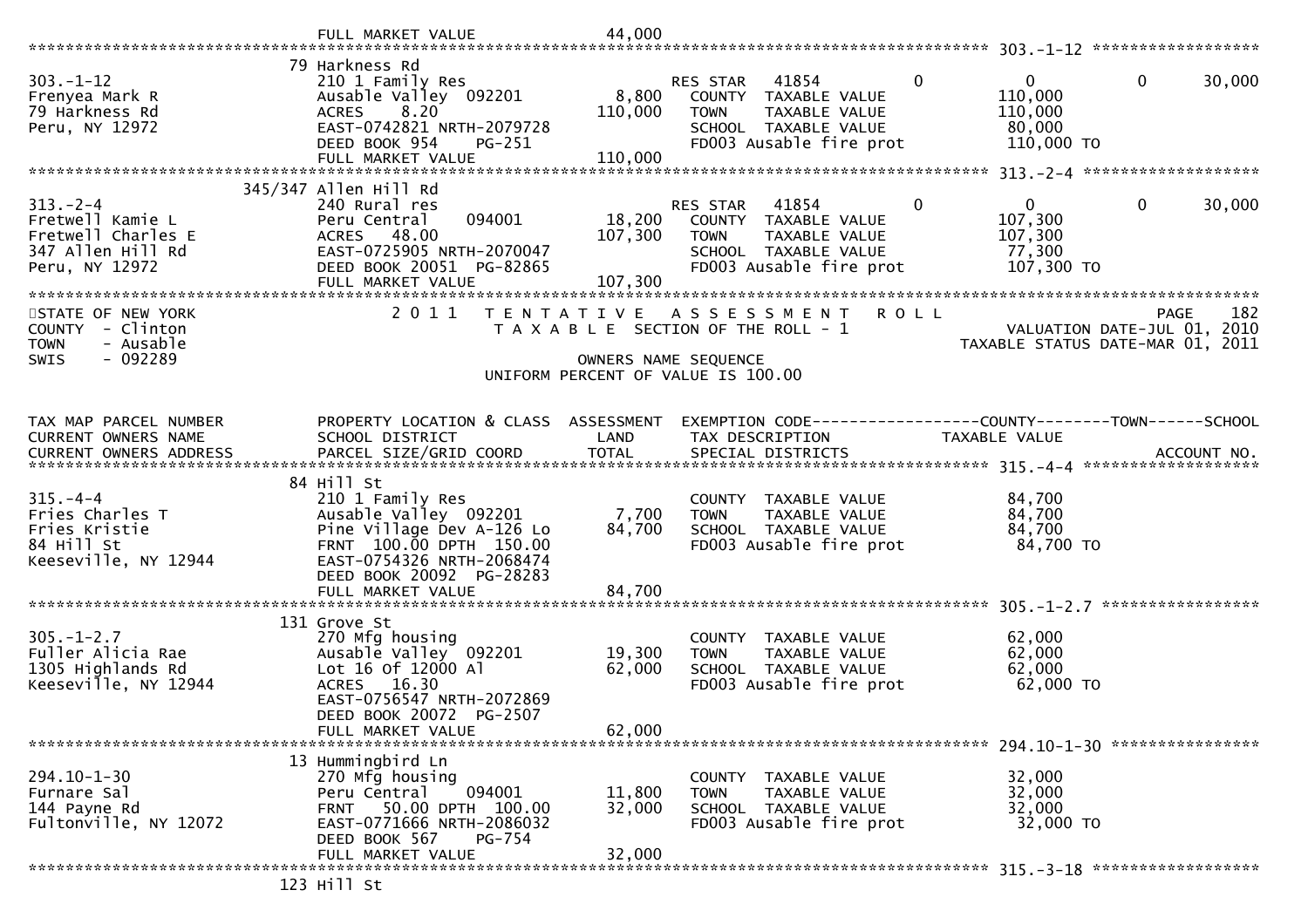```
                              FULL MARKET VALUE            44,000
******************************************************************************************************* 303.-1-12 ******************
                          79 Harkness Rd
303.-1-12                 210 1 Family Res                      RES STAR   41854         0             0           0      30,000
Frenyea Mark R            Ausable Valley  092201        8,800     COUNTY  TAXABLE VALUE              110,000
79 Harkness Rd            ACRES    8.20               110,000     TOWN    TAXABLE VALUE              110,000
Peru, NY 12972            EAST-0742821 NRTH-2079728               SCHOOL  TAXABLE VALUE               80,000
                          DEED BOOK 954    PG-251                 FD003 Ausable fire prot            110,000 TO
                          FULL MARKET VALUE           110,000
******************************************************************************************************* 313.-2-4 *******************
                      345/347 Allen Hill Rd
313.-2-4                  240 Rural res                         RES STAR   41854         0             0           0      30,000
Fretwell Kamie L          Peru Central    094001       18,200     COUNTY  TAXABLE VALUE              107,300
Fretwell Charles E        ACRES   48.00               107,300     TOWN    TAXABLE VALUE              107,300
347 Allen Hill Rd         EAST-0725905 NRTH-2070047               SCHOOL  TAXABLE VALUE               77,300
Peru, NY 12972            DEED BOOK 20051 PG-82865                FD003 Ausable fire prot            107,300 TO
                          FULL MARKET VALUE           107,300
************************************************************************************************************************************
STATE OF NEW YORK              2 0 1 1   T E N T A T I V E   A S S E S S M E N T   R O L L                          PAGE     182
COUNTY  - Clinton                        T A X A B L E SECTION OF THE ROLL - 1                       VALUATION DATE-JUL 01, 2010
TOWN    - Ausable                                                                                 TAXABLE STATUS DATE-MAR 01, 2011
SWIS    - 092289                                     OWNERS NAME SEQUENCE
                                              UNIFORM PERCENT OF VALUE IS 100.00


TAX MAP PARCEL NUMBER         PROPERTY LOCATION & CLASS  ASSESSMENT  EXEMPTION CODE------------------COUNTY--------TOWN------SCHOOL
CURRENT OWNERS NAME           SCHOOL DISTRICT               LAND      TAX DESCRIPTION             TAXABLE VALUE
CURRENT OWNERS ADDRESS        PARCEL SIZE/GRID COORD       TOTAL      SPECIAL DISTRICTS                                  ACCOUNT NO.
******************************************************************************************************* 315.-4-4 *******************
                          84 Hill St
315.-4-4                  210 1 Family Res                        COUNTY  TAXABLE VALUE               84,700
Fries Charles T           Ausable Valley  092201        7,700     TOWN    TAXABLE VALUE               84,700
Fries Kristie             Pine Village Dev A-126 Lo    84,700     SCHOOL  TAXABLE VALUE               84,700
84 Hill St                FRNT 100.00 DPTH 150.00                 FD003 Ausable fire prot             84,700 TO
Keeseville, NY 12944      EAST-0754326 NRTH-2068474
                          DEED BOOK 20092 PG-28283
                          FULL MARKET VALUE            84,700
******************************************************************************************************* 305.-1-2.7 *****************
                          131 Grove St
305.-1-2.7                270 Mfg housing                         COUNTY  TAXABLE VALUE               62,000
Fuller Alicia Rae         Ausable Valley  092201       19,300     TOWN    TAXABLE VALUE               62,000
1305 Highlands Rd         Lot 16 Of 12000 Al           62,000     SCHOOL  TAXABLE VALUE               62,000
Keeseville, NY 12944      ACRES   16.30                           FD003 Ausable fire prot             62,000 TO
                          EAST-0756547 NRTH-2072869
                          DEED BOOK 20072 PG-2507
                          FULL MARKET VALUE            62,000
******************************************************************************************************* 294.10-1-30 ****************
                          13 Hummingbird Ln
294.10-1-30               270 Mfg housing                         COUNTY  TAXABLE VALUE               32,000
Furnare Sal               Peru Central    094001       11,800     TOWN    TAXABLE VALUE               32,000
144 Payne Rd              FRNT  50.00 DPTH 100.00      32,000     SCHOOL  TAXABLE VALUE               32,000
Fultonville, NY 12072     EAST-0771666 NRTH-2086032               FD003 Ausable fire prot             32,000 TO
                          DEED BOOK 567    PG-754
                          FULL MARKET VALUE            32,000
******************************************************************************************************* 315.-3-18 ******************
                          123 Hill St
```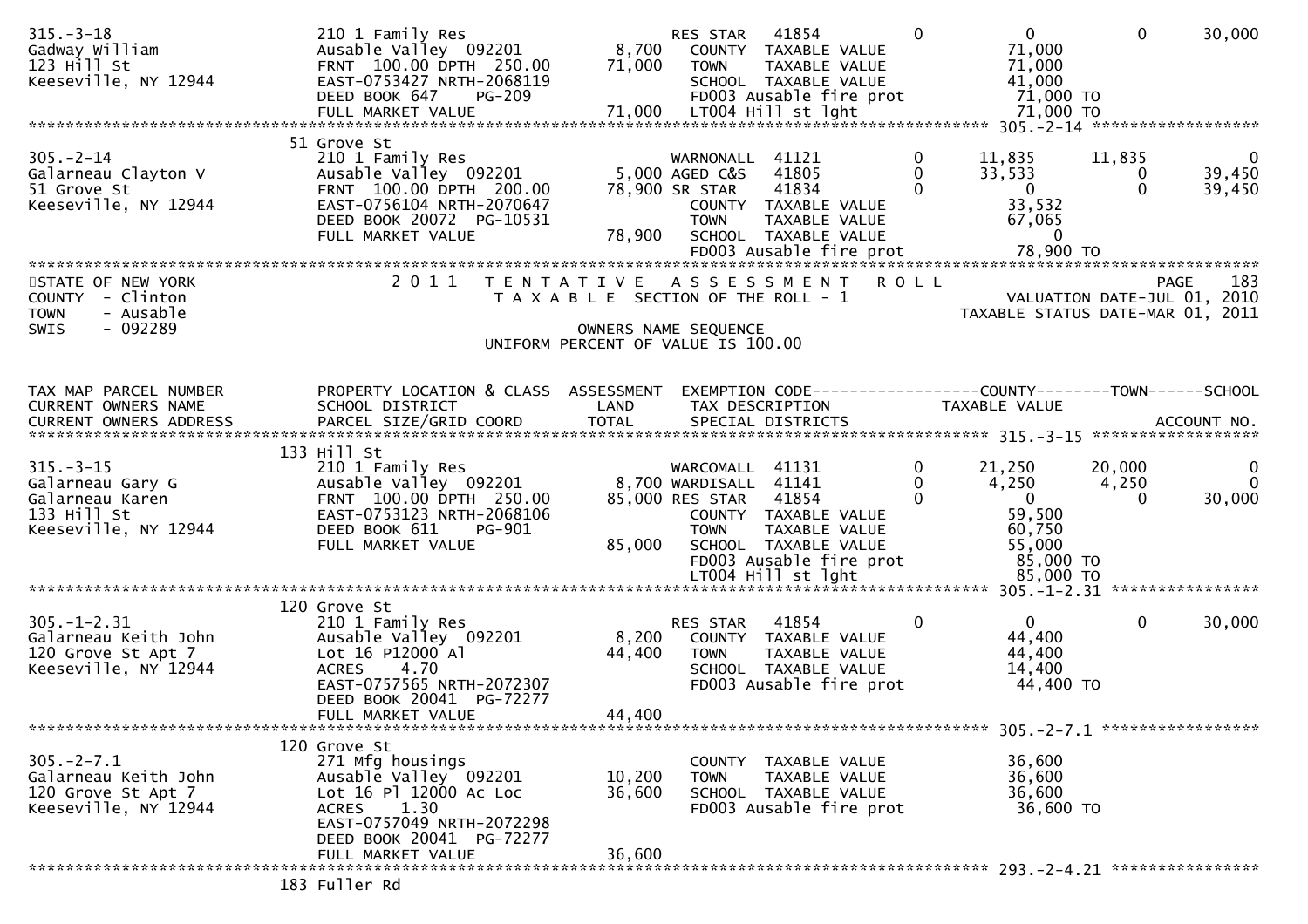```
315.-3-18                         210 1 Family Res                    RES STAR   41854        0           0          0      30,000
Gadway William                    Ausable Valley  092201        8,700   COUNTY  TAXABLE VALUE            71,000
123 Hill St                       FRNT 100.00 DPTH 250.00      71,000   TOWN    TAXABLE VALUE            71,000
Keeseville, NY 12944              EAST-0753427 NRTH-2068119             SCHOOL  TAXABLE VALUE            41,000
                                  DEED BOOK 647     PG-209              FD003 Ausable fire prot          71,000 TO
                                  FULL MARKET VALUE            71,000   LT004 Hill st lght               71,000 TO
******************************************************************************************************* 305.-2-14 ******************
                                  51 Grove St
305.-2-14                         210 1 Family Res                    WARNONALL  41121        0      11,835     11,835           0
Galarneau Clayton V               Ausable Valley  092201        5,000 AGED C&S   41805        0      33,533          0      39,450
51 Grove St                       FRNT 100.00 DPTH 200.00      78,900 SR STAR    41834        0           0          0      39,450
Keeseville, NY 12944              EAST-0756104 NRTH-2070647             COUNTY  TAXABLE VALUE            33,532
                                  DEED BOOK 20072  PG-10531             TOWN    TAXABLE VALUE            67,065
                                  FULL MARKET VALUE            78,900   SCHOOL  TAXABLE VALUE                 0
                                                                        FD003 Ausable fire prot          78,900 TO
************************************************************************************************************************************
STATE OF NEW YORK                 2 0 1 1   T E N T A T I V E   A S S E S S M E N T   R O L L                        PAGE   183
COUNTY  - Clinton                           T A X A B L E  SECTION OF THE ROLL - 1                   VALUATION DATE-JUL 01, 2010
TOWN    - Ausable                                                                             TAXABLE STATUS DATE-MAR 01, 2011
SWIS    - 092289                                          OWNERS NAME SEQUENCE
                                                    UNIFORM PERCENT OF VALUE IS 100.00


TAX MAP PARCEL NUMBER             PROPERTY LOCATION & CLASS  ASSESSMENT  EXEMPTION CODE------------------COUNTY--------TOWN------SCHOOL
CURRENT OWNERS NAME               SCHOOL DISTRICT               LAND      TAX DESCRIPTION            TAXABLE VALUE
CURRENT OWNERS ADDRESS            PARCEL SIZE/GRID COORD        TOTAL     SPECIAL DISTRICTS                                  ACCOUNT NO.
******************************************************************************************************* 315.-3-15 ******************
                                  133 Hill St
315.-3-15                         210 1 Family Res                    WARCOMALL  41131        0      21,250     20,000           0
Galarneau Gary G                  Ausable Valley  092201        8,700 WARDISALL  41141        0       4,250      4,250           0
Galarneau Karen                   FRNT 100.00 DPTH 250.00      85,000 RES STAR   41854        0           0          0      30,000
133 Hill St                       EAST-0753123 NRTH-2068106             COUNTY  TAXABLE VALUE            59,500
Keeseville, NY 12944              DEED BOOK 611     PG-901              TOWN    TAXABLE VALUE            60,750
                                  FULL MARKET VALUE            85,000   SCHOOL  TAXABLE VALUE            55,000
                                                                        FD003 Ausable fire prot          85,000 TO
                                                                        LT004 Hill st lght               85,000 TO
******************************************************************************************************* 305.-1-2.31 ****************
                                  120 Grove St
305.-1-2.31                       210 1 Family Res                    RES STAR   41854        0           0          0      30,000
Galarneau Keith John              Ausable Valley  092201        8,200   COUNTY  TAXABLE VALUE            44,400
120 Grove St Apt 7                Lot 16 P12000 Al             44,400   TOWN    TAXABLE VALUE            44,400
Keeseville, NY 12944              ACRES    4.70                         SCHOOL  TAXABLE VALUE            14,400
                                  EAST-0757565 NRTH-2072307             FD003 Ausable fire prot          44,400 TO
                                  DEED BOOK 20041  PG-72277
                                  FULL MARKET VALUE            44,400
******************************************************************************************************* 305.-2-7.1 *****************
                                  120 Grove St
305.-2-7.1                        271 Mfg housings                      COUNTY  TAXABLE VALUE            36,600
Galarneau Keith John              Ausable Valley  092201       10,200   TOWN    TAXABLE VALUE            36,600
120 Grove St Apt 7                Lot 16 Pl 12000 Ac Loc       36,600   SCHOOL  TAXABLE VALUE            36,600
Keeseville, NY 12944              ACRES    1.30                         FD003 Ausable fire prot          36,600 TO
                                  EAST-0757049 NRTH-2072298
                                  DEED BOOK 20041  PG-72277
                                  FULL MARKET VALUE            36,600
******************************************************************************************************* 293.-2-4.21 ****************
                                  183 Fuller Rd
```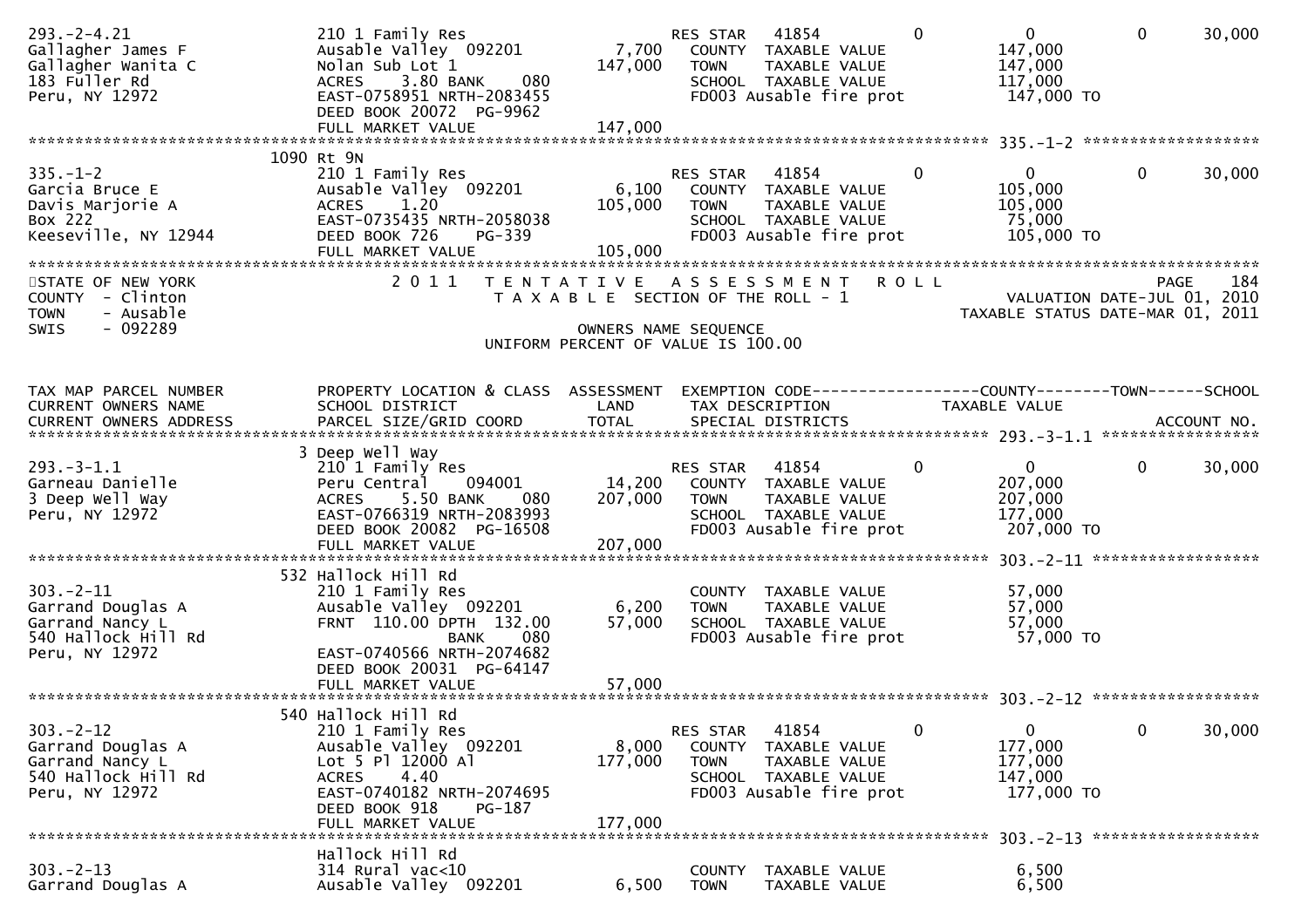```
293.-2-4.21                     210 1 Family Res                    RES STAR   41854          0           0            0        30,000
Gallagher James F               Ausable Valley  092201       7,700   COUNTY  TAXABLE VALUE              147,000
Gallagher Wanita C              Nolan Sub Lot 1            147,000   TOWN    TAXABLE VALUE              147,000
183 Fuller Rd                   ACRES    3.80 BANK     080           SCHOOL  TAXABLE VALUE              117,000
Peru, NY 12972                  EAST-0758951 NRTH-2083455            FD003 Ausable fire prot            147,000 TO
                                DEED BOOK 20072  PG-9962
                                FULL MARKET VALUE          147,000
******************************************************************************************************* 335.-1-2 ******************
                             1090 Rt 9N
335.-1-2                        210 1 Family Res                    RES STAR   41854          0           0            0        30,000
Garcia Bruce E                  Ausable Valley  092201       6,100   COUNTY  TAXABLE VALUE              105,000
Davis Marjorie A                ACRES    1.20              105,000   TOWN    TAXABLE VALUE              105,000
Box 222                         EAST-0735435 NRTH-2058038            SCHOOL  TAXABLE VALUE               75,000
Keeseville, NY 12944            DEED BOOK 726     PG-339             FD003 Ausable fire prot            105,000 TO
                                FULL MARKET VALUE          105,000
************************************************************************************************************************************
STATE OF NEW YORK                 2 0 1 1   T E N T A T I V E   A S S E S S M E N T   R O L L                              PAGE   184
COUNTY  - Clinton                           T A X A B L E  SECTION OF THE ROLL - 1                        VALUATION DATE-JUL 01, 2010
TOWN    - Ausable                                                                                    TAXABLE STATUS DATE-MAR 01, 2011
SWIS    - 092289                                        OWNERS NAME SEQUENCE
                                               UNIFORM PERCENT OF VALUE IS 100.00

TAX MAP PARCEL NUMBER           PROPERTY LOCATION & CLASS  ASSESSMENT  EXEMPTION CODE------------------COUNTY--------TOWN------SCHOOL
CURRENT OWNERS NAME             SCHOOL DISTRICT               LAND     TAX DESCRIPTION            TAXABLE VALUE
CURRENT OWNERS ADDRESS          PARCEL SIZE/GRID COORD        TOTAL    SPECIAL DISTRICTS                                   ACCOUNT NO.
******************************************************************************************************* 293.-3-1.1 ****************
                              3 Deep Well Way
293.-3-1.1                      210 1 Family Res                    RES STAR   41854          0           0            0        30,000
Garneau Danielle                Peru Central     094001     14,200   COUNTY  TAXABLE VALUE              207,000
3 Deep Well Way                 ACRES    5.50 BANK     080 207,000   TOWN    TAXABLE VALUE              207,000
Peru, NY 12972                  EAST-0766319 NRTH-2083993            SCHOOL  TAXABLE VALUE              177,000
                                DEED BOOK 20082  PG-16508            FD003 Ausable fire prot            207,000 TO
                                FULL MARKET VALUE          207,000
******************************************************************************************************* 303.-2-11 *****************
                            532 Hallock Hill Rd
303.-2-11                       210 1 Family Res                     COUNTY  TAXABLE VALUE               57,000
Garrand Douglas A               Ausable Valley  092201       6,200   TOWN    TAXABLE VALUE               57,000
Garrand Nancy L                 FRNT 110.00 DPTH 132.00     57,000   SCHOOL  TAXABLE VALUE               57,000
540 Hallock Hill Rd                         BANK     080             FD003 Ausable fire prot             57,000 TO
Peru, NY 12972                  EAST-0740566 NRTH-2074682
                                DEED BOOK 20031  PG-64147
                                FULL MARKET VALUE           57,000
******************************************************************************************************* 303.-2-12 *****************
                            540 Hallock Hill Rd
303.-2-12                       210 1 Family Res                    RES STAR   41854          0           0            0        30,000
Garrand Douglas A               Ausable Valley  092201       8,000   COUNTY  TAXABLE VALUE              177,000
Garrand Nancy L                 Lot 5 Pl 12000 Al          177,000   TOWN    TAXABLE VALUE              177,000
540 Hallock Hill Rd             ACRES    4.40                        SCHOOL  TAXABLE VALUE              147,000
Peru, NY 12972                  EAST-0740182 NRTH-2074695            FD003 Ausable fire prot            177,000 TO
                                DEED BOOK 918     PG-187
                                FULL MARKET VALUE          177,000
******************************************************************************************************* 303.-2-13 *****************
                                Hallock Hill Rd
303.-2-13                       314 Rural vac<10                     COUNTY  TAXABLE VALUE                6,500
Garrand Douglas A               Ausable Valley  092201       6,500   TOWN    TAXABLE VALUE                6,500
```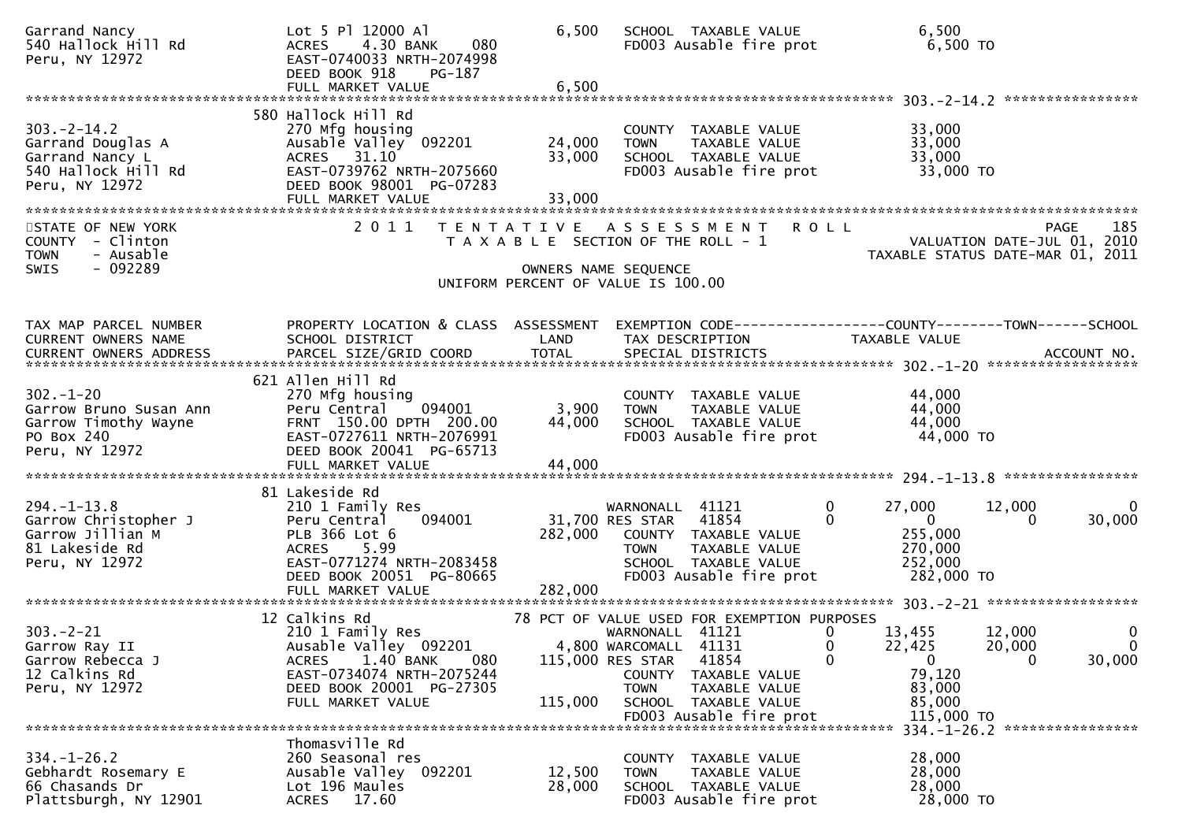```
Garrand Nancy                  Lot 5 Pl 12000 Al                 6,500   SCHOOL  TAXABLE VALUE                6,500
540 Hallock Hill Rd            ACRES    4.30 BANK     080                FD003 Ausable fire prot               6,500 TO
Peru, NY 12972                 EAST-0740033 NRTH-2074998
                               DEED BOOK 918     PG-187
                               FULL MARKET VALUE                  6,500
******************************************************************************************************* 303.-2-14.2 ****************
                               580 Hallock Hill Rd
303.-2-14.2                    270 Mfg housing                            COUNTY  TAXABLE VALUE               33,000
Garrand Douglas A              Ausable Valley  092201            24,000   TOWN    TAXABLE VALUE               33,000
Garrand Nancy L                ACRES   31.10                     33,000   SCHOOL  TAXABLE VALUE               33,000
540 Hallock Hill Rd            EAST-0739762 NRTH-2075660                  FD003 Ausable fire prot              33,000 TO
Peru, NY 12972                 DEED BOOK 98001  PG-07283
                               FULL MARKET VALUE                 33,000
************************************************************************************************************************************
STATE OF NEW YORK              2 0 1 1   T E N T A T I V E   A S S E S S M E N T   R O L L                          PAGE    185
COUNTY  - Clinton                        T A X A B L E  SECTION OF THE ROLL - 1                 VALUATION DATE-JUL 01, 2010
TOWN    - Ausable                                                                         TAXABLE STATUS DATE-MAR 01, 2011
SWIS    - 092289                                   OWNERS NAME SEQUENCE
                                             UNIFORM PERCENT OF VALUE IS 100.00


TAX MAP PARCEL NUMBER          PROPERTY LOCATION & CLASS  ASSESSMENT  EXEMPTION CODE------------------COUNTY--------TOWN------SCHOOL
CURRENT OWNERS NAME            SCHOOL DISTRICT               LAND      TAX DESCRIPTION               TAXABLE VALUE
CURRENT OWNERS ADDRESS         PARCEL SIZE/GRID COORD        TOTAL     SPECIAL DISTRICTS                                  ACCOUNT NO.
******************************************************************************************************* 302.-1-20 ******************
                               621 Allen Hill Rd
302.-1-20                      270 Mfg housing                            COUNTY  TAXABLE VALUE               44,000
Garrow Bruno Susan Ann         Peru Central    094001             3,900   TOWN    TAXABLE VALUE               44,000
Garrow Timothy Wayne           FRNT  150.00 DPTH  200.00         44,000   SCHOOL  TAXABLE VALUE               44,000
PO Box 240                     EAST-0727611 NRTH-2076991                  FD003 Ausable fire prot              44,000 TO
Peru, NY 12972                 DEED BOOK 20041  PG-65713
                               FULL MARKET VALUE                 44,000
******************************************************************************************************* 294.-1-13.8 ****************
                               81 Lakeside Rd
294.-1-13.8                    210 1 Family Res                           WARNONALL  41121        0      27,000      12,000           0
Garrow Christopher J           Peru Central    094001            31,700 RES STAR   41854        0           0           0      30,000
Garrow Jillian M               PLB 366 Lot 6                    282,000   COUNTY  TAXABLE VALUE              255,000
81 Lakeside Rd                 ACRES    5.99                              TOWN    TAXABLE VALUE              270,000
Peru, NY 12972                 EAST-0771274 NRTH-2083458                  SCHOOL  TAXABLE VALUE              252,000
                               DEED BOOK 20051  PG-80665                  FD003 Ausable fire prot             282,000 TO
                               FULL MARKET VALUE                282,000
******************************************************************************************************* 303.-2-21 ******************
                               12 Calkins Rd                   78 PCT OF VALUE USED FOR EXEMPTION PURPOSES
303.-2-21                      210 1 Family Res                           WARNONALL  41121        0      13,455      12,000           0
Garrow Ray II                  Ausable Valley  092201             4,800 WARCOMALL  41131        0      22,425      20,000           0
Garrow Rebecca J               ACRES    1.40 BANK     080       115,000 RES STAR   41854        0           0           0      30,000
12 Calkins Rd                  EAST-0734074 NRTH-2075244                  COUNTY  TAXABLE VALUE               79,120
Peru, NY 12972                 DEED BOOK 20001  PG-27305                  TOWN    TAXABLE VALUE               83,000
                               FULL MARKET VALUE                115,000   SCHOOL  TAXABLE VALUE               85,000
                                                                          FD003 Ausable fire prot             115,000 TO
******************************************************************************************************* 334.-1-26.2 ****************
                               Thomasville Rd
334.-1-26.2                    260 Seasonal res                           COUNTY  TAXABLE VALUE               28,000
Gebhardt Rosemary E            Ausable Valley  092201            12,500   TOWN    TAXABLE VALUE               28,000
66 Chasands Dr                 Lot 196 Maules                    28,000   SCHOOL  TAXABLE VALUE               28,000
Plattsburgh, NY 12901          ACRES   17.60                              FD003 Ausable fire prot              28,000 TO
```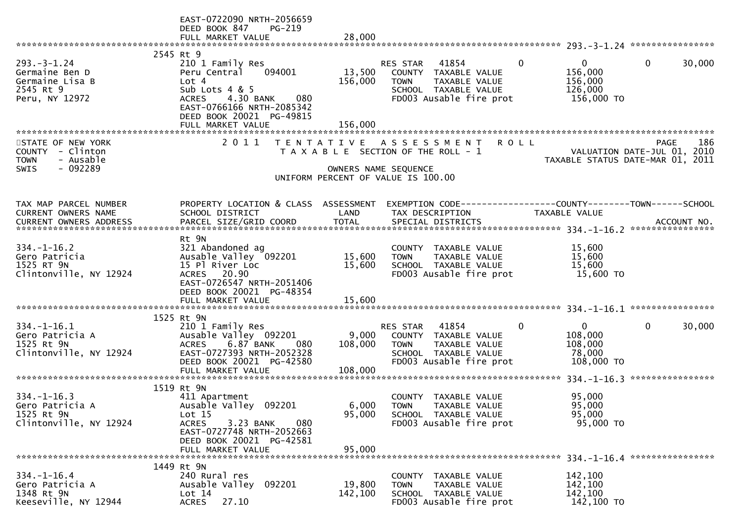EAST-0722090 NRTH-2056659
DEED BOOK 847 PG-219
FULL MARKET VALUE 28,000

******************************************************************************************************* 293.-3-1.24 *****************

| | 2545 Rt 9 | | | | | |
|---|---|---|---|---|---|---|
| 293.-3-1.24 | 210 1 Family Res | | RES STAR 41854 | 0 | 0 | 0 30,000 |
| Germaine Ben D | Peru Central 094001 | 13,500 | COUNTY TAXABLE VALUE | | 156,000 | |
| Germaine Lisa B | Lot 4 | 156,000 | TOWN TAXABLE VALUE | | 156,000 | |
| 2545 Rt 9 | Sub Lots 4 & 5 | | SCHOOL TAXABLE VALUE | | 126,000 | |
| Peru, NY 12972 | ACRES 4.30 BANK 080 | | FD003 Ausable fire prot | | 156,000 TO | |
| | EAST-0766166 NRTH-2085342 | | | | | |
| | DEED BOOK 20021 PG-49815 | | | | | |
| | FULL MARKET VALUE | 156,000 | | | | |

STATE OF NEW YORK
COUNTY - Clinton
TOWN - Ausable
SWIS - 092289

2 0 1 1 TENTATIVE ASSESSMENT ROLL
TAXABLE SECTION OF THE ROLL - 1
OWNERS NAME SEQUENCE
UNIFORM PERCENT OF VALUE IS 100.00

PAGE 186
VALUATION DATE-JUL 01, 2010
TAXABLE STATUS DATE-MAR 01, 2011

| TAX MAP PARCEL NUMBER / CURRENT OWNERS NAME / CURRENT OWNERS ADDRESS | PROPERTY LOCATION & CLASS / SCHOOL DISTRICT / PARCEL SIZE/GRID COORD | ASSESSMENT LAND / TOTAL | EXEMPTION CODE / TAX DESCRIPTION / SPECIAL DISTRICTS | COUNTY | TAXABLE VALUE | TOWN / SCHOOL / ACCOUNT NO. |
|---|---|---|---|---|---|---|
| **334.-1-16.2** | Rt 9N | | | | | |
| 334.-1-16.2 | 321 Abandoned ag | | COUNTY TAXABLE VALUE | | 15,600 | |
| Gero Patricia | Ausable Valley 092201 | 15,600 | TOWN TAXABLE VALUE | | 15,600 | |
| 1525 RT 9N | 15 Pl River Loc | 15,600 | SCHOOL TAXABLE VALUE | | 15,600 | |
| Clintonville, NY 12924 | ACRES 20.90 | | FD003 Ausable fire prot | | 15,600 TO | |
| | EAST-0726547 NRTH-2051406 | | | | | |
| | DEED BOOK 20021 PG-48354 | | | | | |
| | FULL MARKET VALUE | 15,600 | | | | |
| **334.-1-16.1** | 1525 Rt 9N | | | | | |
| 334.-1-16.1 | 210 1 Family Res | | RES STAR 41854 | 0 | 0 | 0 30,000 |
| Gero Patricia A | Ausable Valley 092201 | 9,000 | COUNTY TAXABLE VALUE | | 108,000 | |
| 1525 Rt 9N | ACRES 6.87 BANK 080 | 108,000 | TOWN TAXABLE VALUE | | 108,000 | |
| Clintonville, NY 12924 | EAST-0727393 NRTH-2052328 | | SCHOOL TAXABLE VALUE | | 78,000 | |
| | DEED BOOK 20021 PG-42580 | | FD003 Ausable fire prot | | 108,000 TO | |
| | FULL MARKET VALUE | 108,000 | | | | |
| **334.-1-16.3** | 1519 Rt 9N | | | | | |
| 334.-1-16.3 | 411 Apartment | | COUNTY TAXABLE VALUE | | 95,000 | |
| Gero Patricia A | Ausable Valley 092201 | 6,000 | TOWN TAXABLE VALUE | | 95,000 | |
| 1525 Rt 9N | Lot 15 | 95,000 | SCHOOL TAXABLE VALUE | | 95,000 | |
| Clintonville, NY 12924 | ACRES 3.23 BANK 080 | | FD003 Ausable fire prot | | 95,000 TO | |
| | EAST-0727748 NRTH-2052663 | | | | | |
| | DEED BOOK 20021 PG-42581 | | | | | |
| | FULL MARKET VALUE | 95,000 | | | | |
| **334.-1-16.4** | 1449 Rt 9N | | | | | |
| 334.-1-16.4 | 240 Rural res | | COUNTY TAXABLE VALUE | | 142,100 | |
| Gero Patricia A | Ausable Valley 092201 | 19,800 | TOWN TAXABLE VALUE | | 142,100 | |
| 1348 Rt 9N | Lot 14 | 142,100 | SCHOOL TAXABLE VALUE | | 142,100 | |
| Keeseville, NY 12944 | ACRES 27.10 | | FD003 Ausable fire prot | | 142,100 TO | |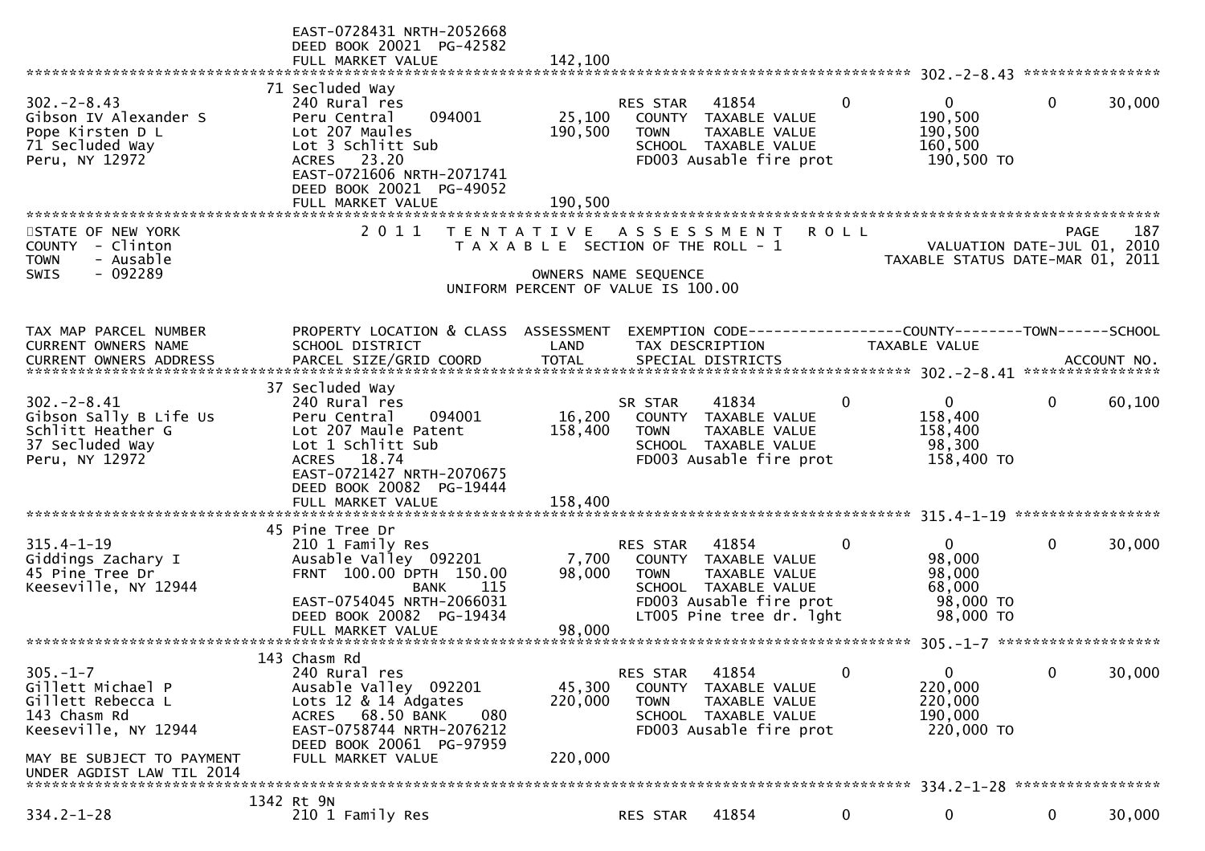EAST-0728431 NRTH-2052668
DEED BOOK 20021 PG-42582
FULL MARKET VALUE 142,100

******************************************************************************************************* 302.-2-8.43 *****************

```
                               71 Secluded Way
302.-2-8.43                    240 Rural res                        RES STAR   41854         0          0            0       30,000
Gibson IV Alexander S          Peru Central    094001      25,100     COUNTY  TAXABLE VALUE            190,500
Pope Kirsten D L               Lot 207 Maules             190,500     TOWN    TAXABLE VALUE            190,500
71 Secluded Way                Lot 3 Schlitt Sub                      SCHOOL  TAXABLE VALUE            160,500
Peru, NY 12972                 ACRES   23.20                          FD003 Ausable fire prot           190,500 TO
                               EAST-0721606 NRTH-2071741
                               DEED BOOK 20021  PG-49052
                               FULL MARKET VALUE          190,500
```

STATE OF NEW YORK — 2011 TENTATIVE ASSESSMENT ROLL — PAGE 187
COUNTY - Clinton — TAXABLE SECTION OF THE ROLL - 1 — VALUATION DATE-JUL 01, 2010
TOWN - Ausable — TAXABLE STATUS DATE-MAR 01, 2011
SWIS - 092289 — OWNERS NAME SEQUENCE
UNIFORM PERCENT OF VALUE IS 100.00

```
TAX MAP PARCEL NUMBER          PROPERTY LOCATION & CLASS  ASSESSMENT  EXEMPTION CODE------------------COUNTY--------TOWN------SCHOOL
CURRENT OWNERS NAME            SCHOOL DISTRICT               LAND      TAX DESCRIPTION            TAXABLE VALUE
CURRENT OWNERS ADDRESS         PARCEL SIZE/GRID COORD       TOTAL      SPECIAL DISTRICTS                                   ACCOUNT NO.
******************************************************************************************************* 302.-2-8.41 *****************
                               37 Secluded Way
302.-2-8.41                    240 Rural res                        SR STAR    41834         0          0            0       60,100
Gibson Sally B Life Us         Peru Central    094001      16,200     COUNTY  TAXABLE VALUE            158,400
Schlitt Heather G              Lot 207 Maule Patent       158,400     TOWN    TAXABLE VALUE            158,400
37 Secluded Way                Lot 1 Schlitt Sub                      SCHOOL  TAXABLE VALUE             98,300
Peru, NY 12972                 ACRES   18.74                          FD003 Ausable fire prot           158,400 TO
                               EAST-0721427 NRTH-2070675
                               DEED BOOK 20082  PG-19444
                               FULL MARKET VALUE          158,400
******************************************************************************************************* 315.4-1-19 ******************
                               45 Pine Tree Dr
315.4-1-19                     210 1 Family Res                     RES STAR   41854         0          0            0       30,000
Giddings Zachary I             Ausable Valley  092201       7,700     COUNTY  TAXABLE VALUE             98,000
45 Pine Tree Dr                FRNT 100.00 DPTH 150.00     98,000     TOWN    TAXABLE VALUE             98,000
Keeseville, NY 12944                       BANK    115                SCHOOL  TAXABLE VALUE             68,000
                               EAST-0754045 NRTH-2066031              FD003 Ausable fire prot            98,000 TO
                               DEED BOOK 20082  PG-19434              LT005 Pine tree dr. lght           98,000 TO
                               FULL MARKET VALUE           98,000
******************************************************************************************************* 305.-1-7 ********************
                               143 Chasm Rd
305.-1-7                       240 Rural res                        RES STAR   41854         0          0            0       30,000
Gillett Michael P              Ausable Valley  092201      45,300     COUNTY  TAXABLE VALUE            220,000
Gillett Rebecca L              Lots 12 & 14 Adgates       220,000     TOWN    TAXABLE VALUE            220,000
143 Chasm Rd                   ACRES   68.50 BANK    080              SCHOOL  TAXABLE VALUE            190,000
Keeseville, NY 12944           EAST-0758744 NRTH-2076212              FD003 Ausable fire prot           220,000 TO
                               DEED BOOK 20061  PG-97959
MAY BE SUBJECT TO PAYMENT      FULL MARKET VALUE          220,000
UNDER AGDIST LAW TIL 2014
******************************************************************************************************* 334.2-1-28 ******************
                               1342 Rt 9N
334.2-1-28                     210 1 Family Res                     RES STAR   41854         0          0            0       30,000
```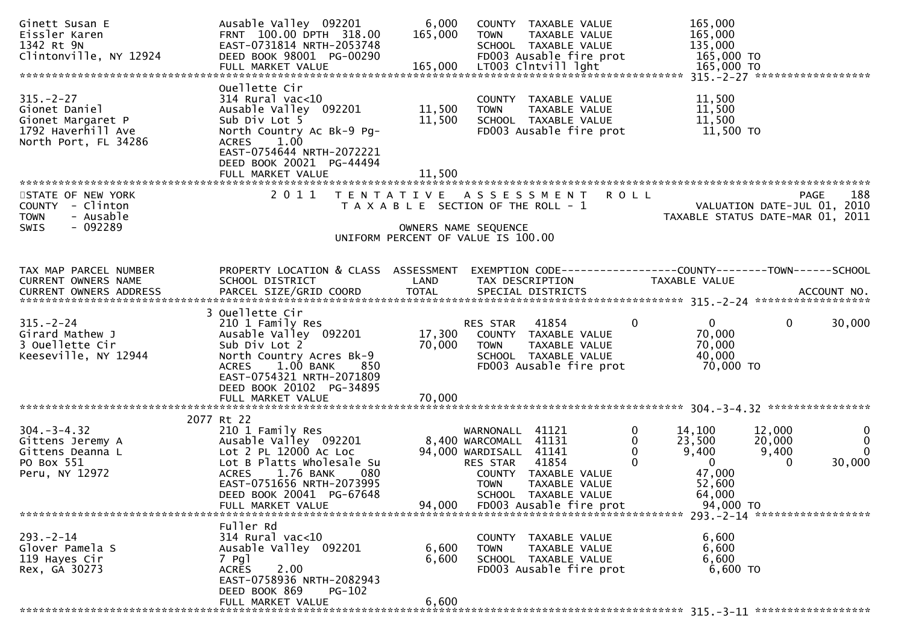```
Ginett Susan E                 Ausable Valley  092201          6,000    COUNTY  TAXABLE VALUE              165,000
Eissler Karen                  FRNT 100.00 DPTH 318.00       165,000    TOWN    TAXABLE VALUE              165,000
1342 Rt 9N                     EAST-0731814 NRTH-2053748                SCHOOL  TAXABLE VALUE              135,000
Clintonville, NY 12924         DEED BOOK 98001  PG-00290                FD003 Ausable fire prot             165,000 TO
                               FULL MARKET VALUE             165,000    LT003 Clntvill lght                 165,000 TO
******************************************************************************************************* 315.-2-27 *****************
                               Ouellette Cir
315.-2-27                      314 Rural vac<10                         COUNTY  TAXABLE VALUE               11,500
Gionet Daniel                  Ausable Valley  092201         11,500    TOWN    TAXABLE VALUE               11,500
Gionet Margaret P              Sub Div Lot 5                  11,500    SCHOOL  TAXABLE VALUE               11,500
1792 Haverhill Ave             North Country Ac Bk-9 Pg-                FD003 Ausable fire prot              11,500 TO
North Port, FL 34286           ACRES    1.00
                               EAST-0754644 NRTH-2072221
                               DEED BOOK 20021  PG-44494
                               FULL MARKET VALUE              11,500
************************************************************************************************************************************
STATE OF NEW YORK                   2 0 1 1   T E N T A T I V E   A S S E S S M E N T   R O L L                           PAGE   188
COUNTY  - Clinton                              T A X A B L E  SECTION OF THE ROLL - 1                      VALUATION DATE-JUL 01, 2010
TOWN    - Ausable                                                                                    TAXABLE STATUS DATE-MAR 01, 2011
SWIS    - 092289                                         OWNERS NAME SEQUENCE
                                                 UNIFORM PERCENT OF VALUE IS 100.00


TAX MAP PARCEL NUMBER          PROPERTY LOCATION & CLASS  ASSESSMENT  EXEMPTION CODE------------------COUNTY--------TOWN------SCHOOL
CURRENT OWNERS NAME            SCHOOL DISTRICT               LAND      TAX DESCRIPTION              TAXABLE VALUE
CURRENT OWNERS ADDRESS         PARCEL SIZE/GRID COORD        TOTAL     SPECIAL DISTRICTS                                  ACCOUNT NO.
******************************************************************************************************* 315.-2-24 ******************
                             3 Ouellette Cir
315.-2-24                      210 1 Family Res                         RES STAR   41854          0           0            0      30,000
Girard Mathew J                Ausable Valley  092201         17,300    COUNTY  TAXABLE VALUE               70,000
3 Ouellette Cir                Sub Div Lot 2                  70,000    TOWN    TAXABLE VALUE               70,000
Keeseville, NY 12944           North Country Acres Bk-9                 SCHOOL  TAXABLE VALUE               40,000
                               ACRES    1.00 BANK     850               FD003 Ausable fire prot              70,000 TO
                               EAST-0754321 NRTH-2071809
                               DEED BOOK 20102  PG-34895
                               FULL MARKET VALUE              70,000
******************************************************************************************************* 304.-3-4.32 ****************
                          2077 Rt 22
304.-3-4.32                    210 1 Family Res                         WARNONALL  41121          0       14,100       12,000          0
Gittens Jeremy A               Ausable Valley  092201          8,400 WARCOMALL  41131             0       23,500       20,000          0
Gittens Deanna L               Lot 2 PL 12000 Ac Loc          94,000 WARDISALL  41141             0        9,400        9,400          0
PO Box 551                     Lot B Platts Wholesale Su                RES STAR   41854          0            0            0      30,000
Peru, NY 12972                 ACRES    1.76 BANK     080               COUNTY  TAXABLE VALUE               47,000
                               EAST-0751656 NRTH-2073995                TOWN    TAXABLE VALUE               52,600
                               DEED BOOK 20041  PG-67648                SCHOOL  TAXABLE VALUE               64,000
                               FULL MARKET VALUE              94,000    FD003 Ausable fire prot              94,000 TO
******************************************************************************************************* 293.-2-14 ******************
                               Fuller Rd
293.-2-14                      314 Rural vac<10                         COUNTY  TAXABLE VALUE                6,600
Glover Pamela S                Ausable Valley  092201          6,600    TOWN    TAXABLE VALUE                6,600
119 Hayes Cir                  7 Pgl                           6,600    SCHOOL  TAXABLE VALUE                6,600
Rex, GA 30273                  ACRES    2.00                            FD003 Ausable fire prot               6,600 TO
                               EAST-0758936 NRTH-2082943
                               DEED BOOK 869    PG-102
                               FULL MARKET VALUE               6,600
******************************************************************************************************* 315.-3-11 ******************
```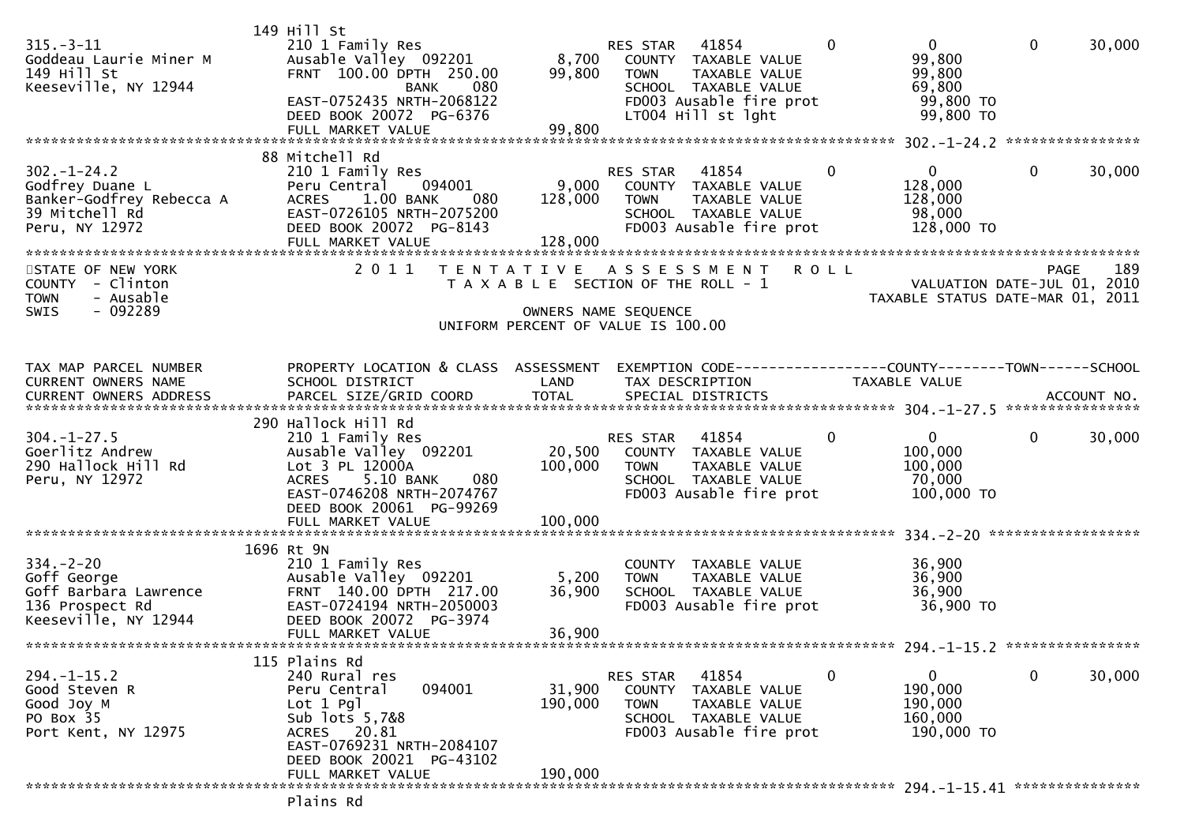149 Hill St
```
315.-3-11               210 1 Family Res                      RES STAR    41854         0          0          0     30,000
Goddeau Laurie Miner M  Ausable Valley  092201        8,700   COUNTY  TAXABLE VALUE             99,800
149 Hill St             FRNT 100.00 DPTH 250.00      99,800   TOWN    TAXABLE VALUE             99,800
Keeseville, NY 12944              BANK      080               SCHOOL  TAXABLE VALUE             69,800
                        EAST-0752435 NRTH-2068122             FD003 Ausable fire prot           99,800 TO
                        DEED BOOK 20072  PG-6376              LT004 Hill st lght                99,800 TO
                        FULL MARKET VALUE            99,800
```

88 Mitchell Rd
```
302.-1-24.2             210 1 Family Res                      RES STAR    41854         0          0          0     30,000
Godfrey Duane L         Peru Central    094001        9,000   COUNTY  TAXABLE VALUE            128,000
Banker-Godfrey Rebecca A ACRES    1.00 BANK    080  128,000   TOWN    TAXABLE VALUE            128,000
39 Mitchell Rd          EAST-0726105 NRTH-2075200             SCHOOL  TAXABLE VALUE             98,000
Peru, NY 12972          DEED BOOK 20072  PG-8143              FD003 Ausable fire prot          128,000 TO
                        FULL MARKET VALUE           128,000
```

STATE OF NEW YORK — 2011 TENTATIVE ASSESSMENT ROLL — PAGE 189
COUNTY - Clinton — TAXABLE SECTION OF THE ROLL - 1 — VALUATION DATE-JUL 01, 2010
TOWN - Ausable — TAXABLE STATUS DATE-MAR 01, 2011
SWIS - 092289 — OWNERS NAME SEQUENCE
UNIFORM PERCENT OF VALUE IS 100.00

| TAX MAP PARCEL NUMBER / CURRENT OWNERS NAME / CURRENT OWNERS ADDRESS | PROPERTY LOCATION & CLASS / SCHOOL DISTRICT / PARCEL SIZE/GRID COORD | ASSESSMENT LAND / TOTAL | EXEMPTION CODE / TAX DESCRIPTION / SPECIAL DISTRICTS | COUNTY | TOWN | SCHOOL / TAXABLE VALUE / ACCOUNT NO. |
|---|---|---|---|---|---|---|

290 Hallock Hill Rd
```
304.-1-27.5             210 1 Family Res                      RES STAR    41854         0          0          0     30,000
Goerlitz Andrew         Ausable Valley  092201       20,500   COUNTY  TAXABLE VALUE            100,000
290 Hallock Hill Rd     Lot 3 PL 12000A             100,000   TOWN    TAXABLE VALUE            100,000
Peru, NY 12972          ACRES    5.10 BANK    080             SCHOOL  TAXABLE VALUE             70,000
                        EAST-0746208 NRTH-2074767             FD003 Ausable fire prot          100,000 TO
                        DEED BOOK 20061  PG-99269
                        FULL MARKET VALUE           100,000
```

1696 Rt 9N
```
334.-2-20               210 1 Family Res                      COUNTY  TAXABLE VALUE             36,900
Goff George             Ausable Valley  092201        5,200   TOWN    TAXABLE VALUE             36,900
Goff Barbara Lawrence   FRNT 140.00 DPTH 217.00      36,900   SCHOOL  TAXABLE VALUE             36,900
136 Prospect Rd         EAST-0724194 NRTH-2050003             FD003 Ausable fire prot           36,900 TO
Keeseville, NY 12944    DEED BOOK 20072  PG-3974
                        FULL MARKET VALUE            36,900
```

115 Plains Rd
```
294.-1-15.2             240 Rural res                         RES STAR    41854         0          0          0     30,000
Good Steven R           Peru Central    094001       31,900   COUNTY  TAXABLE VALUE            190,000
Good Joy M              Lot 1 Pgl                   190,000   TOWN    TAXABLE VALUE            190,000
PO Box 35               Sub lots 5,7&8                        SCHOOL  TAXABLE VALUE            160,000
Port Kent, NY 12975     ACRES   20.81                         FD003 Ausable fire prot          190,000 TO
                        EAST-0769231 NRTH-2084107
                        DEED BOOK 20021  PG-43102
                        FULL MARKET VALUE           190,000
```

294.-1-15.41

Plains Rd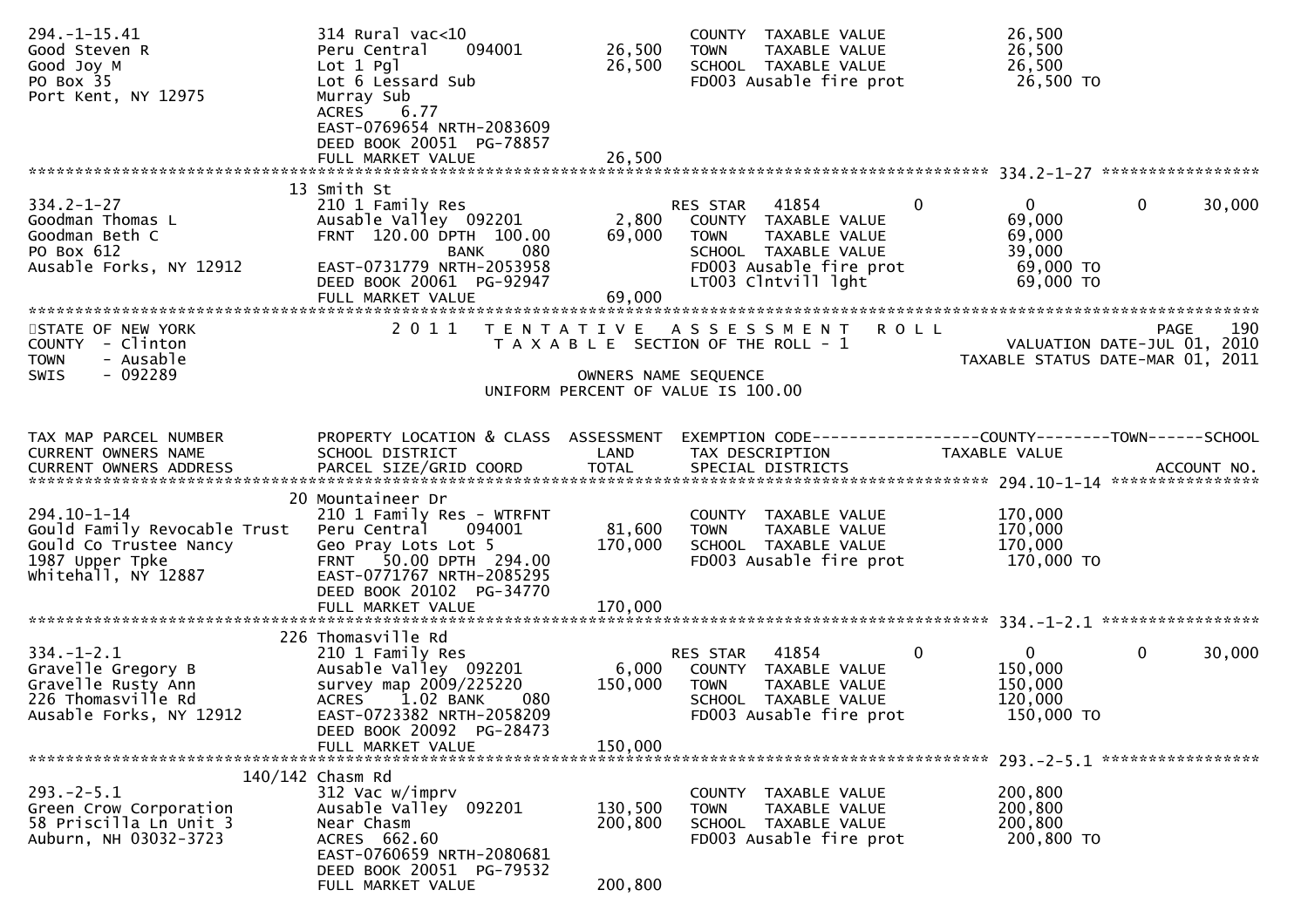```
294.-1-15.41                 314 Rural vac<10                        COUNTY  TAXABLE VALUE              26,500
Good Steven R                Peru Central     094001      26,500     TOWN    TAXABLE VALUE              26,500
Good Joy M                   Lot 1 Pgl                    26,500     SCHOOL  TAXABLE VALUE              26,500
PO Box 35                    Lot 6 Lessard Sub                       FD003 Ausable fire prot             26,500 TO
Port Kent, NY 12975          Murray Sub
                             ACRES    6.77
                             EAST-0769654 NRTH-2083609
                             DEED BOOK 20051  PG-78857
                             FULL MARKET VALUE            26,500
******************************************************************************************************* 334.2-1-27 *****************
                          13 Smith St
334.2-1-27                   210 1 Family Res                        RES STAR   41854          0            0            0       30,000
Goodman Thomas L             Ausable Valley  092201        2,800     COUNTY  TAXABLE VALUE              69,000
Goodman Beth C               FRNT  120.00 DPTH  100.00    69,000     TOWN    TAXABLE VALUE              69,000
PO Box 612                                BANK     080               SCHOOL  TAXABLE VALUE              39,000
Ausable Forks, NY 12912      EAST-0731779 NRTH-2053958               FD003 Ausable fire prot             69,000 TO
                             DEED BOOK 20061  PG-92947               LT003 Clntvill lght                 69,000 TO
                             FULL MARKET VALUE            69,000
************************************************************************************************************************************
STATE OF NEW YORK                2 0 1 1   T E N T A T I V E   A S S E S S M E N T   R O L L                         PAGE    190
COUNTY  - Clinton                          T A X A B L E  SECTION OF THE ROLL - 1                  VALUATION DATE-JUL 01, 2010
TOWN    - Ausable                                                                               TAXABLE STATUS DATE-MAR 01, 2011
SWIS    - 092289                                          OWNERS NAME SEQUENCE
                                                  UNIFORM PERCENT OF VALUE IS 100.00


TAX MAP PARCEL NUMBER        PROPERTY LOCATION & CLASS  ASSESSMENT  EXEMPTION CODE------------------COUNTY--------TOWN------SCHOOL
CURRENT OWNERS NAME          SCHOOL DISTRICT               LAND      TAX DESCRIPTION            TAXABLE VALUE
CURRENT OWNERS ADDRESS       PARCEL SIZE/GRID COORD        TOTAL     SPECIAL DISTRICTS                                   ACCOUNT NO.
******************************************************************************************************* 294.10-1-14 ****************
                          20 Mountaineer Dr
294.10-1-14                  210 1 Family Res - WTRFNT               COUNTY  TAXABLE VALUE             170,000
Gould Family Revocable Trust Peru Central     094001      81,600     TOWN    TAXABLE VALUE             170,000
Gould Co Trustee Nancy       Geo Pray Lots Lot 5         170,000     SCHOOL  TAXABLE VALUE             170,000
1987 Upper Tpke              FRNT   50.00 DPTH  294.00               FD003 Ausable fire prot            170,000 TO
Whitehall, NY 12887          EAST-0771767 NRTH-2085295
                             DEED BOOK 20102  PG-34770
                             FULL MARKET VALUE           170,000
******************************************************************************************************* 334.-1-2.1 *****************
                         226 Thomasville Rd
334.-1-2.1                   210 1 Family Res                        RES STAR   41854          0            0            0       30,000
Gravelle Gregory B           Ausable Valley  092201        6,000     COUNTY  TAXABLE VALUE             150,000
Gravelle Rusty Ann           survey map 2009/225220      150,000     TOWN    TAXABLE VALUE             150,000
226 Thomasville Rd           ACRES    1.02 BANK     080              SCHOOL  TAXABLE VALUE             120,000
Ausable Forks, NY 12912      EAST-0723382 NRTH-2058209               FD003 Ausable fire prot            150,000 TO
                             DEED BOOK 20092  PG-28473
                             FULL MARKET VALUE           150,000
******************************************************************************************************* 293.-2-5.1 *****************
                     140/142 Chasm Rd
293.-2-5.1                   312 Vac w/imprv                         COUNTY  TAXABLE VALUE             200,800
Green Crow Corporation       Ausable Valley  092201      130,500     TOWN    TAXABLE VALUE             200,800
58 Priscilla Ln Unit 3       Near Chasm                  200,800     SCHOOL  TAXABLE VALUE             200,800
Auburn, NH 03032-3723        ACRES  662.60                           FD003 Ausable fire prot            200,800 TO
                             EAST-0760659 NRTH-2080681
                             DEED BOOK 20051  PG-79532
                             FULL MARKET VALUE           200,800
```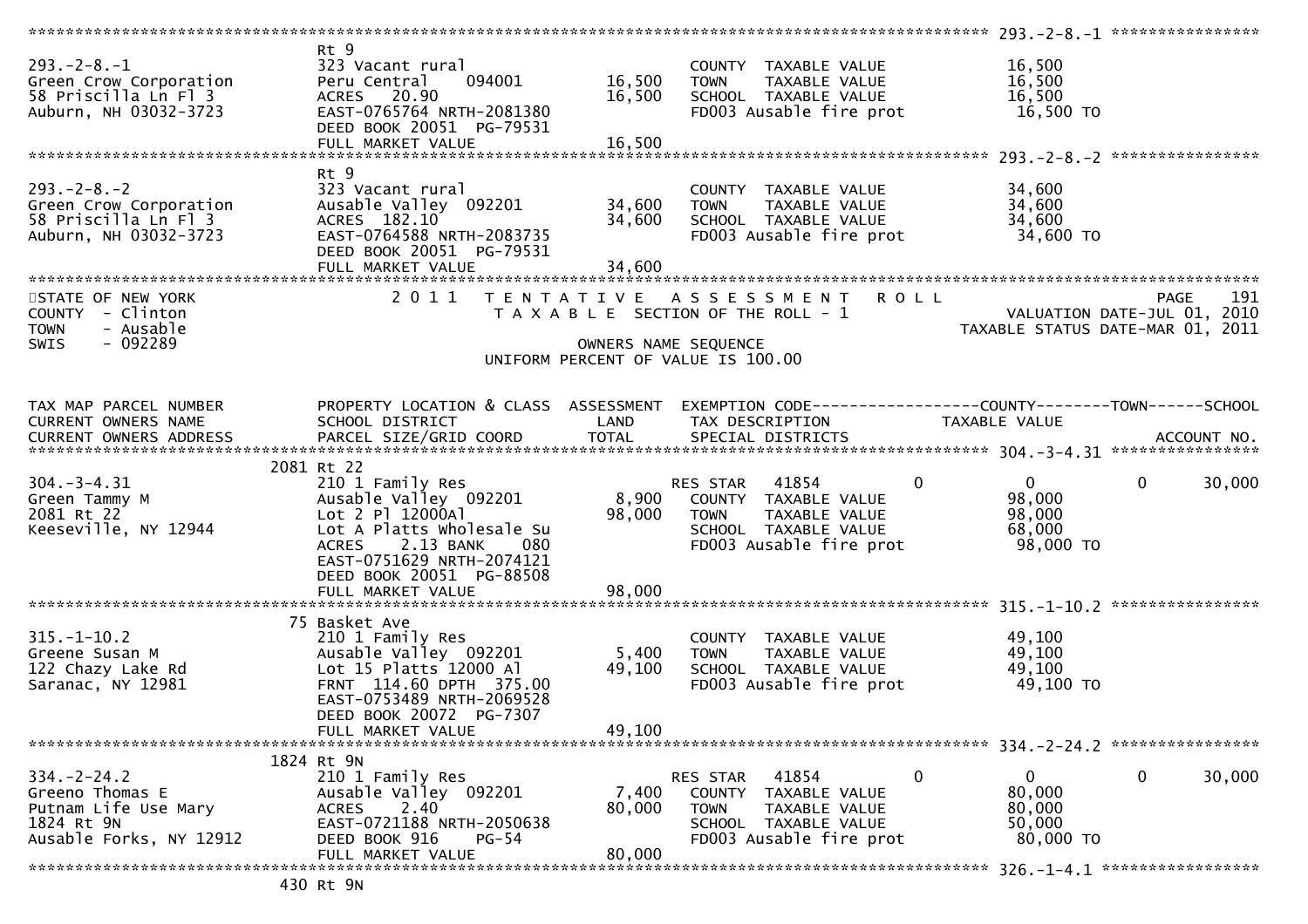```
******************************************************************************************************* 293.-2-8.-1 *****************
                               Rt 9
293.-2-8.-1                    323 Vacant rural                        COUNTY  TAXABLE VALUE            16,500
Green Crow Corporation         Peru Central     094001       16,500    TOWN    TAXABLE VALUE            16,500
58 Priscilla Ln Fl 3           ACRES   20.90                 16,500    SCHOOL  TAXABLE VALUE            16,500
Auburn, NH 03032-3723          EAST-0765764 NRTH-2081380               FD003 Ausable fire prot           16,500 TO
                               DEED BOOK 20051  PG-79531
                               FULL MARKET VALUE             16,500
******************************************************************************************************* 293.-2-8.-2 *****************
                               Rt 9
293.-2-8.-2                    323 Vacant rural                        COUNTY  TAXABLE VALUE            34,600
Green Crow Corporation         Ausable Valley  092201        34,600    TOWN    TAXABLE VALUE            34,600
58 Priscilla Ln Fl 3           ACRES  182.10                 34,600    SCHOOL  TAXABLE VALUE            34,600
Auburn, NH 03032-3723          EAST-0764588 NRTH-2083735               FD003 Ausable fire prot           34,600 TO
                               DEED BOOK 20051  PG-79531
                               FULL MARKET VALUE             34,600
**************************************************************************************************************************************
STATE OF NEW YORK                2 0 1 1   T E N T A T I V E   A S S E S S M E N T   R O L L                              PAGE    191
COUNTY  - Clinton                          T A X A B L E  SECTION OF THE ROLL - 1                        VALUATION DATE-JUL 01, 2010
TOWN    - Ausable                                                                                   TAXABLE STATUS DATE-MAR 01, 2011
SWIS    - 092289                                         OWNERS NAME SEQUENCE
                                                  UNIFORM PERCENT OF VALUE IS 100.00


TAX MAP PARCEL NUMBER          PROPERTY LOCATION & CLASS  ASSESSMENT  EXEMPTION CODE------------------COUNTY--------TOWN------SCHOOL
CURRENT OWNERS NAME            SCHOOL DISTRICT               LAND      TAX DESCRIPTION                  TAXABLE VALUE
CURRENT OWNERS ADDRESS         PARCEL SIZE/GRID COORD        TOTAL     SPECIAL DISTRICTS                                     ACCOUNT NO.
******************************************************************************************************* 304.-3-4.31 *****************
                           2081 Rt 22
304.-3-4.31                    210 1 Family Res                        RES STAR   41854          0             0           0       30,000
Green Tammy M                  Ausable Valley  092201         8,900    COUNTY  TAXABLE VALUE            98,000
2081 Rt 22                     Lot 2 Pl 12000Al              98,000    TOWN    TAXABLE VALUE            98,000
Keeseville, NY 12944           Lot A Platts Wholesale Su               SCHOOL  TAXABLE VALUE            68,000
                               ACRES    2.13 BANK     080              FD003 Ausable fire prot           98,000 TO
                               EAST-0751629 NRTH-2074121
                               DEED BOOK 20051  PG-88508
                               FULL MARKET VALUE             98,000
******************************************************************************************************* 315.-1-10.2 *****************
                             75 Basket Ave
315.-1-10.2                    210 1 Family Res                        COUNTY  TAXABLE VALUE            49,100
Greene Susan M                 Ausable Valley  092201         5,400    TOWN    TAXABLE VALUE            49,100
122 Chazy Lake Rd              Lot 15 Platts 12000 Al        49,100    SCHOOL  TAXABLE VALUE            49,100
Saranac, NY 12981              FRNT 114.60 DPTH 375.00                 FD003 Ausable fire prot           49,100 TO
                               EAST-0753489 NRTH-2069528
                               DEED BOOK 20072  PG-7307
                               FULL MARKET VALUE             49,100
******************************************************************************************************* 334.-2-24.2 *****************
                           1824 Rt 9N
334.-2-24.2                    210 1 Family Res                        RES STAR   41854          0             0           0       30,000
Greeno Thomas E                Ausable Valley  092201         7,400    COUNTY  TAXABLE VALUE            80,000
Putnam Life Use Mary           ACRES    2.40                 80,000    TOWN    TAXABLE VALUE            80,000
1824 Rt 9N                     EAST-0721188 NRTH-2050638               SCHOOL  TAXABLE VALUE            50,000
Ausable Forks, NY 12912        DEED BOOK 916    PG-54                  FD003 Ausable fire prot           80,000 TO
                               FULL MARKET VALUE             80,000
******************************************************************************************************* 326.-1-4.1 ******************
                            430 Rt 9N
```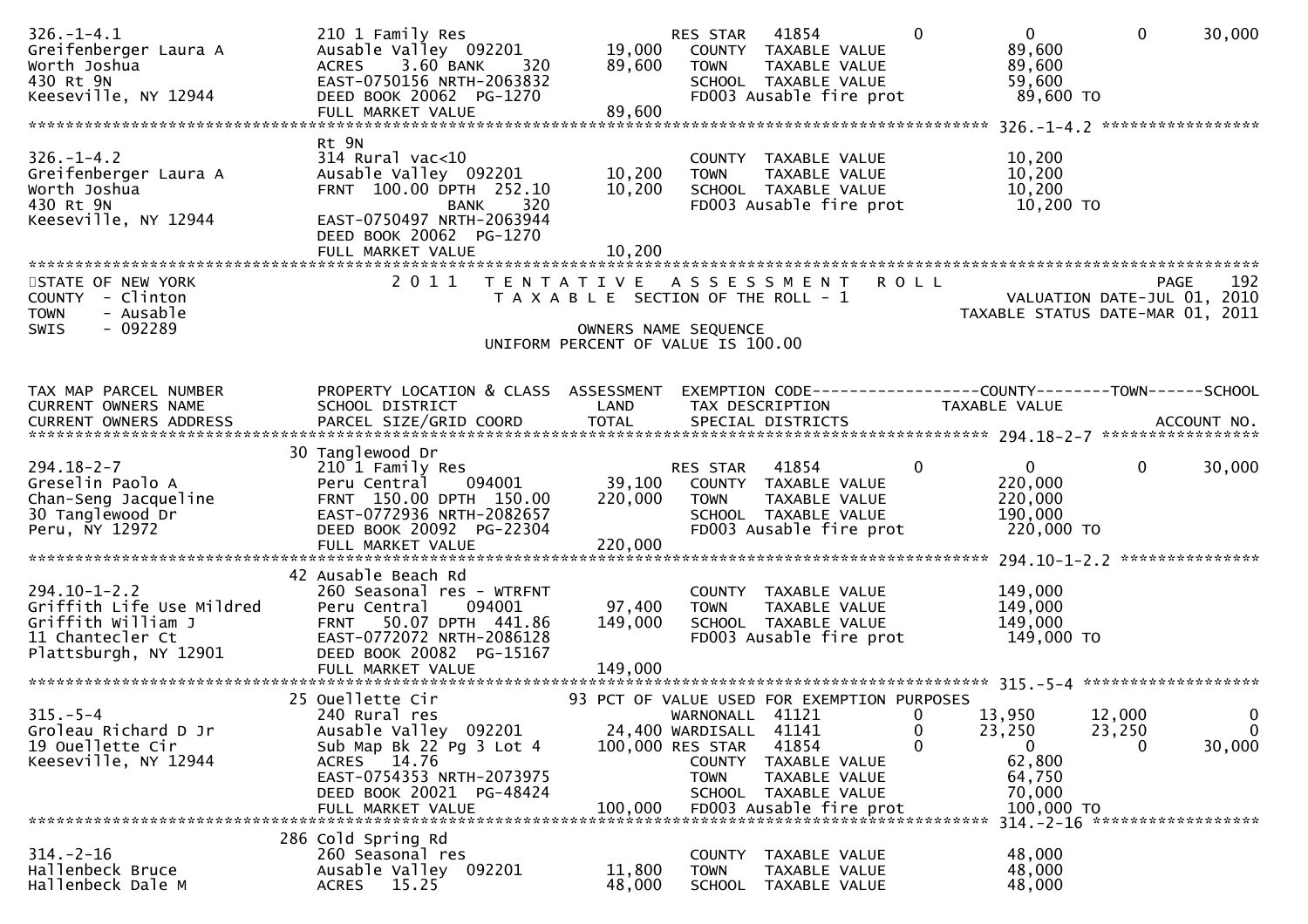```
326.-1-4.1                     210 1 Family Res                       RES STAR   41854        0            0          0       30,000
Greifenberger Laura A          Ausable Valley  092201       19,000    COUNTY  TAXABLE VALUE                89,600
Worth Joshua                   ACRES    3.60 BANK     320   89,600    TOWN    TAXABLE VALUE                89,600
430 Rt 9N                      EAST-0750156 NRTH-2063832              SCHOOL  TAXABLE VALUE                59,600
Keeseville, NY 12944           DEED BOOK 20062  PG-1270               FD003 Ausable fire prot              89,600 TO
                               FULL MARKET VALUE            89,600
******************************************************************************************************* 326.-1-4.2 *****************
                               Rt 9N
326.-1-4.2                     314 Rural vac<10                       COUNTY  TAXABLE VALUE                10,200
Greifenberger Laura A          Ausable Valley  092201       10,200    TOWN    TAXABLE VALUE                10,200
Worth Joshua                   FRNT  100.00 DPTH  252.10    10,200    SCHOOL  TAXABLE VALUE                10,200
430 Rt 9N                                     BANK    320             FD003 Ausable fire prot              10,200 TO
Keeseville, NY 12944           EAST-0750497 NRTH-2063944
                               DEED BOOK 20062  PG-1270
                               FULL MARKET VALUE            10,200
************************************************************************************************************************************
STATE OF NEW YORK              2 0 1 1   T E N T A T I V E   A S S E S S M E N T   R O L L                           PAGE    192
COUNTY  - Clinton                        T A X A B L E  SECTION OF THE ROLL - 1                       VALUATION DATE-JUL 01, 2010
TOWN    - Ausable                                                                              TAXABLE STATUS DATE-MAR 01, 2011
SWIS    - 092289                                    OWNERS NAME SEQUENCE
                                              UNIFORM PERCENT OF VALUE IS 100.00


TAX MAP PARCEL NUMBER          PROPERTY LOCATION & CLASS  ASSESSMENT  EXEMPTION CODE------------------COUNTY--------TOWN------SCHOOL
CURRENT OWNERS NAME            SCHOOL DISTRICT               LAND      TAX DESCRIPTION             TAXABLE VALUE
CURRENT OWNERS ADDRESS         PARCEL SIZE/GRID COORD        TOTAL     SPECIAL DISTRICTS                                   ACCOUNT NO.
******************************************************************************************************* 294.18-2-7 *****************
                               30 Tanglewood Dr
294.18-2-7                     210 1 Family Res                       RES STAR   41854        0            0          0       30,000
Greselin Paolo A               Peru Central    094001       39,100    COUNTY  TAXABLE VALUE               220,000
Chan-Seng Jacqueline           FRNT  150.00 DPTH  150.00   220,000    TOWN    TAXABLE VALUE               220,000
30 Tanglewood Dr               EAST-0772936 NRTH-2082657              SCHOOL  TAXABLE VALUE               190,000
Peru, NY 12972                 DEED BOOK 20092  PG-22304              FD003 Ausable fire prot             220,000 TO
                               FULL MARKET VALUE           220,000
******************************************************************************************************* 294.10-1-2.2 ***************
                               42 Ausable Beach Rd
294.10-1-2.2                   260 Seasonal res - WTRFNT              COUNTY  TAXABLE VALUE               149,000
Griffith Life Use Mildred      Peru Central    094001       97,400    TOWN    TAXABLE VALUE               149,000
Griffith William J             FRNT   50.07 DPTH  441.86   149,000    SCHOOL  TAXABLE VALUE               149,000
11 Chantecler Ct               EAST-0772072 NRTH-2086128              FD003 Ausable fire prot             149,000 TO
Plattsburgh, NY 12901          DEED BOOK 20082  PG-15167
                               FULL MARKET VALUE           149,000
******************************************************************************************************* 315.-5-4 *******************
                               25 Ouellette Cir           93 PCT OF VALUE USED FOR EXEMPTION PURPOSES
315.-5-4                       240 Rural res                          WARNONALL  41121        0       13,950     12,000            0
Groleau Richard D Jr           Ausable Valley  092201       24,400 WARDISALL  41141        0       23,250     23,250            0
19 Ouellette Cir               Sub Map Bk 22 Pg 3 Lot 4    100,000 RES STAR   41854        0            0          0       30,000
Keeseville, NY 12944           ACRES   14.76                          COUNTY  TAXABLE VALUE                62,800
                               EAST-0754353 NRTH-2073975              TOWN    TAXABLE VALUE                64,750
                               DEED BOOK 20021  PG-48424              SCHOOL  TAXABLE VALUE                70,000
                               FULL MARKET VALUE           100,000    FD003 Ausable fire prot             100,000 TO
******************************************************************************************************* 314.-2-16 ******************
                               286 Cold Spring Rd
314.-2-16                      260 Seasonal res                       COUNTY  TAXABLE VALUE                48,000
Hallenbeck Bruce               Ausable Valley  092201       11,800    TOWN    TAXABLE VALUE                48,000
Hallenbeck Dale M              ACRES   15.25                48,000    SCHOOL  TAXABLE VALUE                48,000
```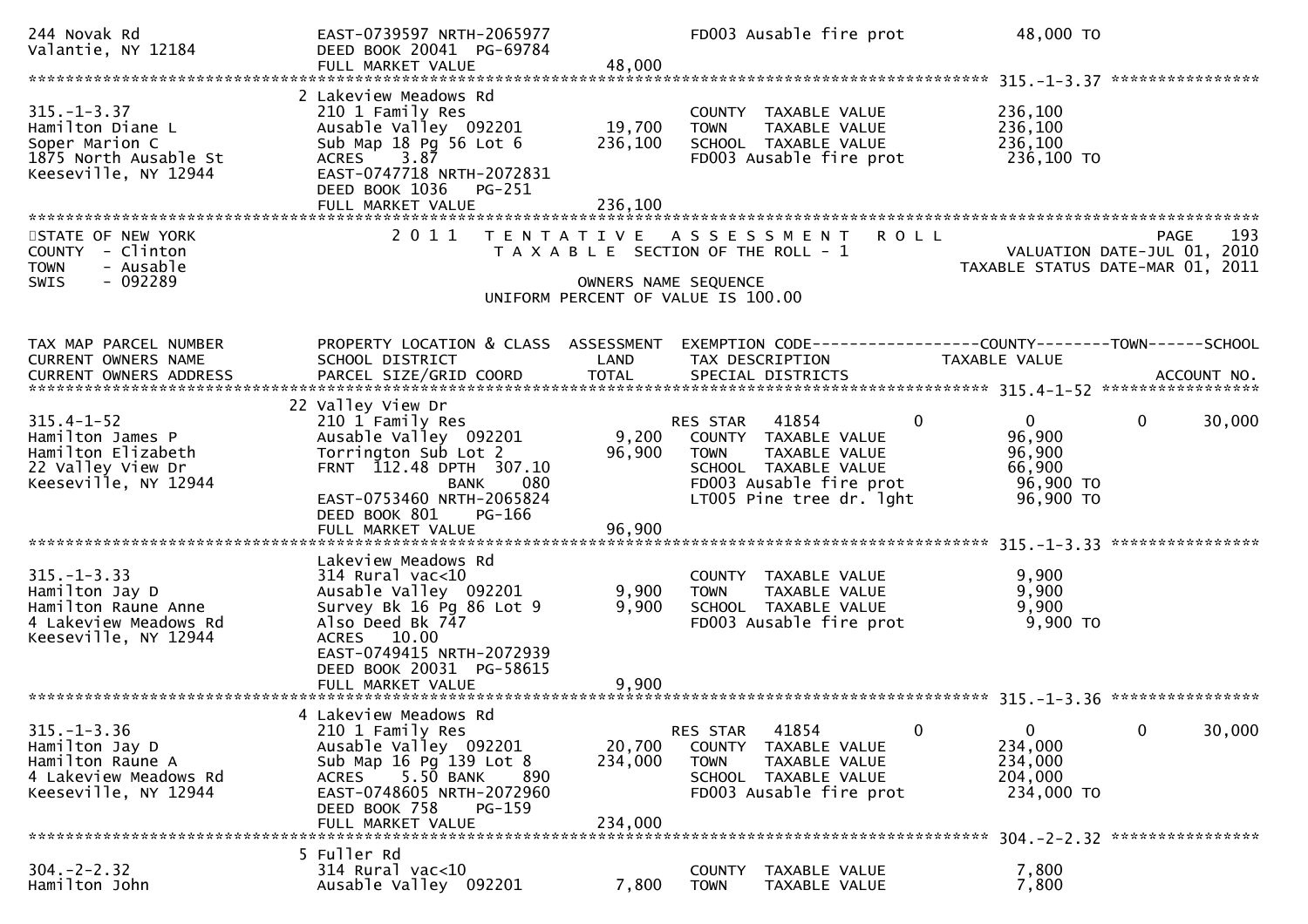```
244 Novak Rd                   EAST-0739597 NRTH-2065977              FD003 Ausable fire prot          48,000 TO
Valantie, NY 12184             DEED BOOK 20041 PG-69784
                               FULL MARKET VALUE               48,000
******************************************************************************************************* 315.-1-3.37 ****************
                               2 Lakeview Meadows Rd
315.-1-3.37                    210 1 Family Res                       COUNTY  TAXABLE VALUE            236,100
Hamilton Diane L               Ausable Valley  092201         19,700  TOWN    TAXABLE VALUE            236,100
Soper Marion C                 Sub Map 18 Pg 56 Lot 6        236,100  SCHOOL  TAXABLE VALUE            236,100
1875 North Ausable St          ACRES    3.87                          FD003 Ausable fire prot          236,100 TO
Keeseville, NY 12944           EAST-0747718 NRTH-2072831
                               DEED BOOK 1036   PG-251
                               FULL MARKET VALUE              236,100
************************************************************************************************************************************
STATE OF NEW YORK              2 0 1 1   T E N T A T I V E   A S S E S S M E N T   R O L L                          PAGE   193
COUNTY  - Clinton                         T A X A B L E SECTION OF THE ROLL - 1                    VALUATION DATE-JUL 01, 2010
TOWN    - Ausable                                                                                  TAXABLE STATUS DATE-MAR 01, 2011
SWIS    - 092289                                      OWNERS NAME SEQUENCE
                                               UNIFORM PERCENT OF VALUE IS 100.00


TAX MAP PARCEL NUMBER          PROPERTY LOCATION & CLASS  ASSESSMENT  EXEMPTION CODE------------------COUNTY--------TOWN------SCHOOL
CURRENT OWNERS NAME            SCHOOL DISTRICT               LAND     TAX DESCRIPTION              TAXABLE VALUE
CURRENT OWNERS ADDRESS         PARCEL SIZE/GRID COORD        TOTAL    SPECIAL DISTRICTS                                ACCOUNT NO.
******************************************************************************************************* 315.4-1-52 *****************
                               22 Valley View Dr
315.4-1-52                     210 1 Family Res                       RES STAR    41854          0          0           0     30,000
Hamilton James P               Ausable Valley  092201          9,200  COUNTY  TAXABLE VALUE             96,900
Hamilton Elizabeth             Torrington Sub Lot 2           96,900  TOWN    TAXABLE VALUE             96,900
22 Valley View Dr              FRNT  112.48 DPTH  307.10              SCHOOL  TAXABLE VALUE             66,900
Keeseville, NY 12944                         BANK     080             FD003 Ausable fire prot           96,900 TO
                               EAST-0753460 NRTH-2065824              LT005 Pine tree dr. lght          96,900 TO
                               DEED BOOK 801    PG-166
                               FULL MARKET VALUE               96,900
******************************************************************************************************* 315.-1-3.33 ****************
                               Lakeview Meadows Rd
315.-1-3.33                    314 Rural vac<10                       COUNTY  TAXABLE VALUE              9,900
Hamilton Jay D                 Ausable Valley  092201          9,900  TOWN    TAXABLE VALUE              9,900
Hamilton Raune Anne            Survey Bk 16 Pg 86 Lot 9        9,900  SCHOOL  TAXABLE VALUE              9,900
4 Lakeview Meadows Rd          Also Deed Bk 747                       FD003 Ausable fire prot            9,900 TO
Keeseville, NY 12944           ACRES   10.00
                               EAST-0749415 NRTH-2072939
                               DEED BOOK 20031 PG-58615
                               FULL MARKET VALUE                9,900
******************************************************************************************************* 315.-1-3.36 ****************
                               4 Lakeview Meadows Rd
315.-1-3.36                    210 1 Family Res                       RES STAR    41854          0          0           0     30,000
Hamilton Jay D                 Ausable Valley  092201         20,700  COUNTY  TAXABLE VALUE            234,000
Hamilton Raune A               Sub Map 16 Pg 139 Lot 8       234,000  TOWN    TAXABLE VALUE            234,000
4 Lakeview Meadows Rd          ACRES    5.50 BANK     890             SCHOOL  TAXABLE VALUE            204,000
Keeseville, NY 12944           EAST-0748605 NRTH-2072960              FD003 Ausable fire prot          234,000 TO
                               DEED BOOK 758    PG-159
                               FULL MARKET VALUE              234,000
******************************************************************************************************* 304.-2-2.32 ****************
                               5 Fuller Rd
304.-2-2.32                    314 Rural vac<10                       COUNTY  TAXABLE VALUE              7,800
Hamilton John                  Ausable Valley  092201          7,800  TOWN    TAXABLE VALUE              7,800
```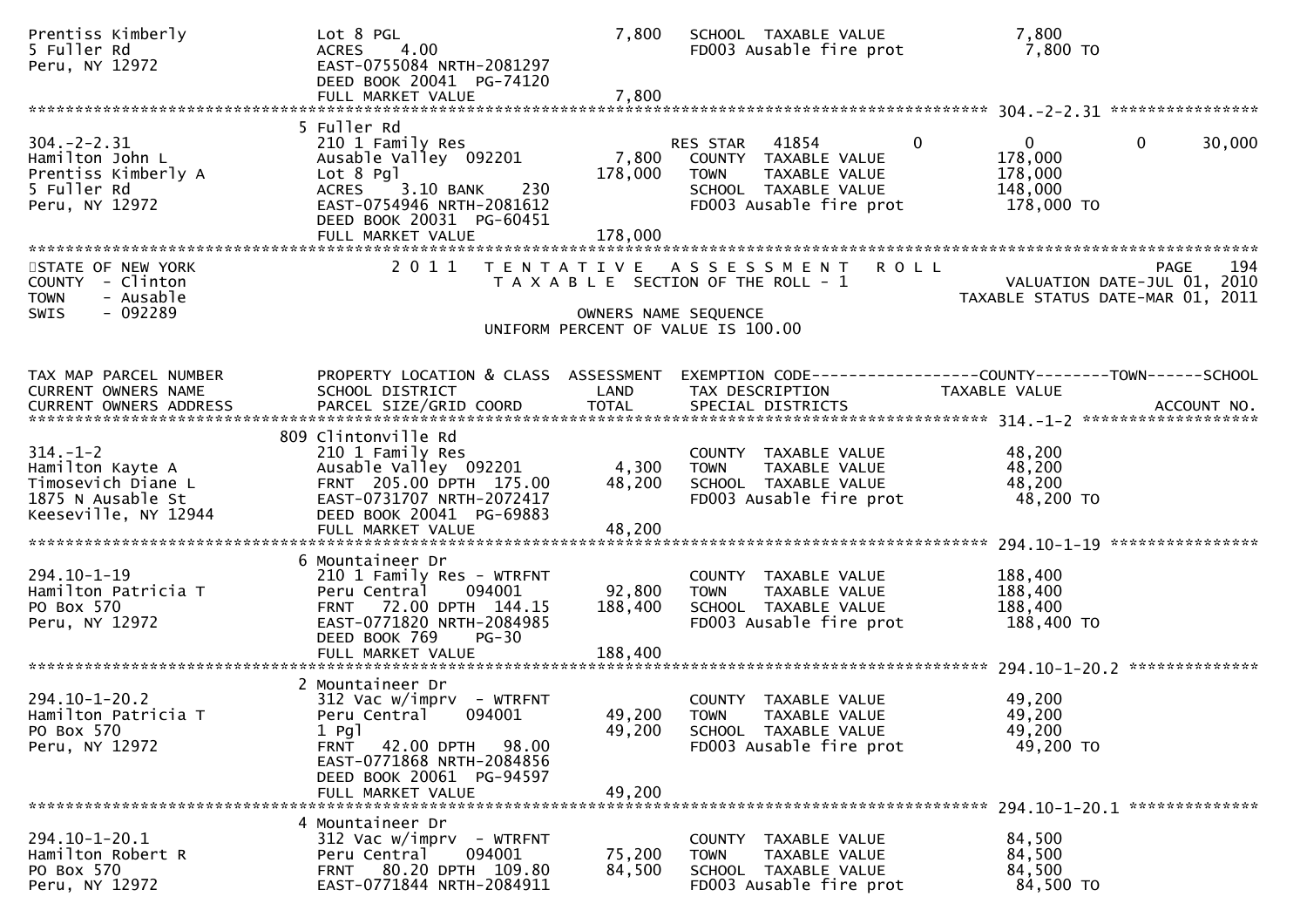```
Prentiss Kimberly              Lot 8 PGL                          7,800   SCHOOL  TAXABLE VALUE              7,800
5 Fuller Rd                    ACRES    4.00                              FD003 Ausable fire prot             7,800 TO
Peru, NY 12972                 EAST-0755084 NRTH-2081297
                               DEED BOOK 20041  PG-74120
                               FULL MARKET VALUE                  7,800
******************************************************************************************************* 304.-2-2.31 ****************
                             5 Fuller Rd
304.-2-2.31                    210 1 Family Res                        RES STAR   41854          0          0            0     30,000
Hamilton John L                Ausable Valley  092201             7,800   COUNTY  TAXABLE VALUE            178,000
Prentiss Kimberly A            Lot 8 Pgl                        178,000   TOWN    TAXABLE VALUE            178,000
5 Fuller Rd                    ACRES    3.10 BANK     230                 SCHOOL  TAXABLE VALUE            148,000
Peru, NY 12972                 EAST-0754946 NRTH-2081612                  FD003 Ausable fire prot           178,000 TO
                               DEED BOOK 20031  PG-60451
                               FULL MARKET VALUE                178,000
************************************************************************************************************************************
STATE OF NEW YORK                  2 0 1 1   T E N T A T I V E   A S S E S S M E N T   R O L L                          PAGE    194
COUNTY  - Clinton                            T A X A B L E  SECTION OF THE ROLL - 1                     VALUATION DATE-JUL 01, 2010
TOWN    - Ausable                                                                                  TAXABLE STATUS DATE-MAR 01, 2011
SWIS    - 092289                                              OWNERS NAME SEQUENCE
                                                    UNIFORM PERCENT OF VALUE IS 100.00


TAX MAP PARCEL NUMBER          PROPERTY LOCATION & CLASS  ASSESSMENT  EXEMPTION CODE------------------COUNTY--------TOWN------SCHOOL
CURRENT OWNERS NAME            SCHOOL DISTRICT               LAND      TAX DESCRIPTION            TAXABLE VALUE
CURRENT OWNERS ADDRESS         PARCEL SIZE/GRID COORD        TOTAL     SPECIAL DISTRICTS                                  ACCOUNT NO.
******************************************************************************************************* 314.-1-2 *******************
                           809 Clintonville Rd
314.-1-2                       210 1 Family Res                           COUNTY  TAXABLE VALUE             48,200
Hamilton Kayte A               Ausable Valley  092201             4,300   TOWN    TAXABLE VALUE             48,200
Timosevich Diane L             FRNT  205.00 DPTH  175.00         48,200   SCHOOL  TAXABLE VALUE             48,200
1875 N Ausable St              EAST-0731707 NRTH-2072417                  FD003 Ausable fire prot            48,200 TO
Keeseville, NY 12944           DEED BOOK 20041  PG-69883
                               FULL MARKET VALUE                 48,200
******************************************************************************************************* 294.10-1-19 ****************
                             6 Mountaineer Dr
294.10-1-19                    210 1 Family Res - WTRFNT                  COUNTY  TAXABLE VALUE            188,400
Hamilton Patricia T            Peru Central    094001            92,800   TOWN    TAXABLE VALUE            188,400
PO Box 570                     FRNT   72.00 DPTH  144.15        188,400   SCHOOL  TAXABLE VALUE            188,400
Peru, NY 12972                 EAST-0771820 NRTH-2084985                  FD003 Ausable fire prot           188,400 TO
                               DEED BOOK 769     PG-30
                               FULL MARKET VALUE                188,400
******************************************************************************************************* 294.10-1-20.2 **************
                             2 Mountaineer Dr
294.10-1-20.2                  312 Vac w/imprv  - WTRFNT                  COUNTY  TAXABLE VALUE             49,200
Hamilton Patricia T            Peru Central    094001            49,200   TOWN    TAXABLE VALUE             49,200
PO Box 570                     1 Pgl                             49,200   SCHOOL  TAXABLE VALUE             49,200
Peru, NY 12972                 FRNT   42.00 DPTH   98.00                  FD003 Ausable fire prot            49,200 TO
                               EAST-0771868 NRTH-2084856
                               DEED BOOK 20061  PG-94597
                               FULL MARKET VALUE                 49,200
******************************************************************************************************* 294.10-1-20.1 **************
                             4 Mountaineer Dr
294.10-1-20.1                  312 Vac w/imprv  - WTRFNT                  COUNTY  TAXABLE VALUE             84,500
Hamilton Robert R              Peru Central    094001            75,200   TOWN    TAXABLE VALUE             84,500
PO Box 570                     FRNT   80.20 DPTH  109.80         84,500   SCHOOL  TAXABLE VALUE             84,500
Peru, NY 12972                 EAST-0771844 NRTH-2084911                  FD003 Ausable fire prot            84,500 TO
```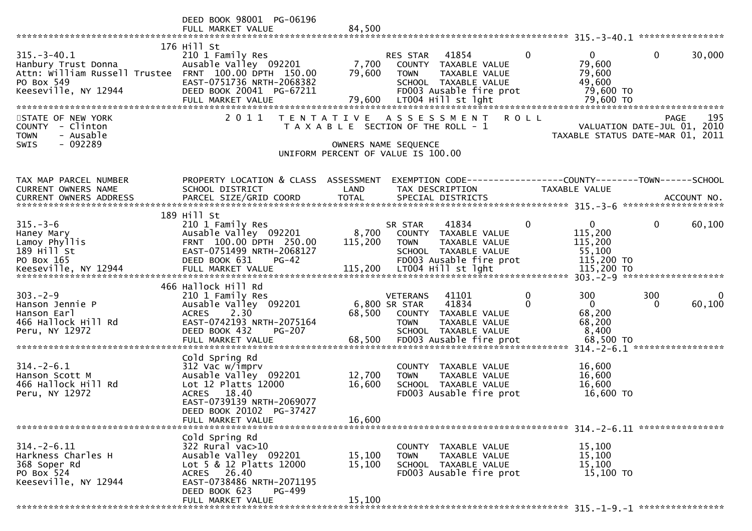```
                              DEED BOOK 98001  PG-06196
                              FULL MARKET VALUE              84,500
******************************************************************************************************* 315.-3-40.1 ****************
                              176 Hill St
315.-3-40.1                   210 1 Family Res                    RES STAR   41854          0             0            0       30,000
Hanbury Trust Donna           Ausable Valley  092201        7,700   COUNTY  TAXABLE VALUE              79,600
Attn: William Russell Trustee FRNT 100.00 DPTH 150.00      79,600   TOWN    TAXABLE VALUE              79,600
PO Box 549                    EAST-0751736 NRTH-2068382             SCHOOL  TAXABLE VALUE              49,600
Keeseville, NY 12944          DEED BOOK 20041  PG-67211             FD003 Ausable fire prot            79,600 TO
                              FULL MARKET VALUE            79,600   LT004 Hill st lght                 79,600 TO
******************************************************************************************************************************
STATE OF NEW YORK                2 0 1 1   T E N T A T I V E   A S S E S S M E N T   R O L L                           PAGE   195
COUNTY  - Clinton                          T A X A B L E  SECTION OF THE ROLL - 1                 VALUATION DATE-JUL 01, 2010
TOWN    - Ausable                                                                                 TAXABLE STATUS DATE-MAR 01, 2011
SWIS    - 092289                                    OWNERS NAME SEQUENCE
                                              UNIFORM PERCENT OF VALUE IS 100.00


TAX MAP PARCEL NUMBER         PROPERTY LOCATION & CLASS  ASSESSMENT  EXEMPTION CODE------------------COUNTY--------TOWN------SCHOOL
CURRENT OWNERS NAME           SCHOOL DISTRICT               LAND     TAX DESCRIPTION            TAXABLE VALUE
CURRENT OWNERS ADDRESS        PARCEL SIZE/GRID COORD        TOTAL    SPECIAL DISTRICTS                                  ACCOUNT NO.
******************************************************************************************************* 315.-3-6 *******************
                              189 Hill St
315.-3-6                      210 1 Family Res                    SR STAR    41834          0             0            0       60,100
Haney Mary                    Ausable Valley  092201        8,700   COUNTY  TAXABLE VALUE             115,200
Lamoy Phyllis                 FRNT 100.00 DPTH 250.00     115,200   TOWN    TAXABLE VALUE             115,200
189 Hill St                   EAST-0751499 NRTH-2068127             SCHOOL  TAXABLE VALUE              55,100
PO Box 165                    DEED BOOK 631    PG-42                FD003 Ausable fire prot           115,200 TO
Keeseville, NY 12944          FULL MARKET VALUE           115,200   LT004 Hill st lght                115,200 TO
******************************************************************************************************* 303.-2-9 *******************
                              466 Hallock Hill Rd
303.-2-9                      210 1 Family Res                    VETERANS   41101          0           300          300            0
Hanson Jennie P               Ausable Valley  092201        6,800 SR STAR    41834          0             0            0       60,100
Hanson Earl                   ACRES    2.30                68,500   COUNTY  TAXABLE VALUE              68,200
466 Hallock Hill Rd           EAST-0742193 NRTH-2075164             TOWN    TAXABLE VALUE              68,200
Peru, NY 12972                DEED BOOK 432    PG-207               SCHOOL  TAXABLE VALUE               8,400
                              FULL MARKET VALUE            68,500   FD003 Ausable fire prot            68,500 TO
******************************************************************************************************* 314.-2-6.1 *****************
                              Cold Spring Rd
314.-2-6.1                    312 Vac w/imprv                       COUNTY  TAXABLE VALUE              16,600
Hanson Scott M                Ausable Valley  092201       12,700   TOWN    TAXABLE VALUE              16,600
466 Hallock Hill Rd           Lot 12 Platts 12000          16,600   SCHOOL  TAXABLE VALUE              16,600
Peru, NY 12972                ACRES   18.40                         FD003 Ausable fire prot            16,600 TO
                              EAST-0739139 NRTH-2069077
                              DEED BOOK 20102  PG-37427
                              FULL MARKET VALUE            16,600
******************************************************************************************************* 314.-2-6.11 ****************
                              Cold Spring Rd
314.-2-6.11                   322 Rural vac>10                      COUNTY  TAXABLE VALUE              15,100
Harkness Charles H            Ausable Valley  092201       15,100   TOWN    TAXABLE VALUE              15,100
368 Soper Rd                  Lot 5 & 12 Platts 12000      15,100   SCHOOL  TAXABLE VALUE              15,100
PO Box 524                    ACRES   26.40                         FD003 Ausable fire prot            15,100 TO
Keeseville, NY 12944          EAST-0738486 NRTH-2071195
                              DEED BOOK 623    PG-499
                              FULL MARKET VALUE            15,100
******************************************************************************************************* 315.-1-9.-1 ****************
```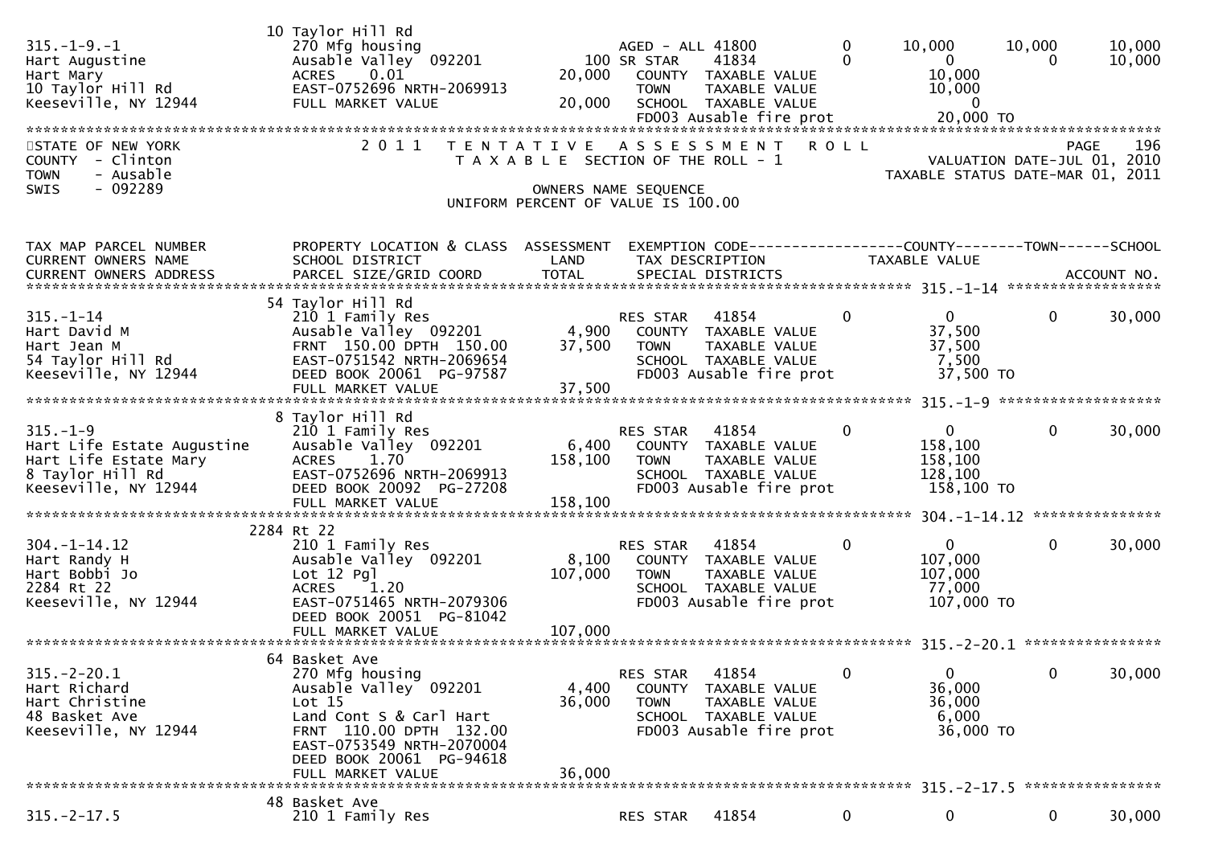| | 10 Taylor Hill Rd | | | | | | |
|---|---|---|---|---|---|---|---|
| 315.-1-9.-1 | 270 Mfg housing | | AGED - ALL 41800 | 0 | 10,000 | 10,000 | 10,000 |
| Hart Augustine | Ausable Valley 092201 | 100 | SR STAR 41834 | 0 | 0 | 0 | 10,000 |
| Hart Mary | ACRES 0.01 | 20,000 | COUNTY TAXABLE VALUE | | 10,000 | | |
| 10 Taylor Hill Rd | EAST-0752696 NRTH-2069913 | | TOWN TAXABLE VALUE | | 10,000 | | |
| Keeseville, NY 12944 | FULL MARKET VALUE | 20,000 | SCHOOL TAXABLE VALUE | | 0 | | |
| | | | FD003 Ausable fire prot | | 20,000 TO | | |

STATE OF NEW YORK — 2011 TENTATIVE ASSESSMENT ROLL — PAGE 196
COUNTY - Clinton — TAXABLE SECTION OF THE ROLL - 1 — VALUATION DATE-JUL 01, 2010
TOWN - Ausable — TAXABLE STATUS DATE-MAR 01, 2011
SWIS - 092289 — OWNERS NAME SEQUENCE
UNIFORM PERCENT OF VALUE IS 100.00

| TAX MAP PARCEL NUMBER / CURRENT OWNERS NAME / CURRENT OWNERS ADDRESS | PROPERTY LOCATION & CLASS / SCHOOL DISTRICT / PARCEL SIZE/GRID COORD | ASSESSMENT LAND / TOTAL | EXEMPTION CODE / TAX DESCRIPTION / SPECIAL DISTRICTS | | COUNTY / TAXABLE VALUE | TOWN | SCHOOL / ACCOUNT NO. |
|---|---|---|---|---|---|---|---|
| **315.-1-14** | 54 Taylor Hill Rd | | | | | | |
| 315.-1-14 | 210 1 Family Res | | RES STAR 41854 | 0 | 0 | 0 | 30,000 |
| Hart David M | Ausable Valley 092201 | 4,900 | COUNTY TAXABLE VALUE | | 37,500 | | |
| Hart Jean M | FRNT 150.00 DPTH 150.00 | 37,500 | TOWN TAXABLE VALUE | | 37,500 | | |
| 54 Taylor Hill Rd | EAST-0751542 NRTH-2069654 | | SCHOOL TAXABLE VALUE | | 7,500 | | |
| Keeseville, NY 12944 | DEED BOOK 20061 PG-97587 | | FD003 Ausable fire prot | | 37,500 TO | | |
| | FULL MARKET VALUE | 37,500 | | | | | |
| **315.-1-9** | 8 Taylor Hill Rd | | | | | | |
| 315.-1-9 | 210 1 Family Res | | RES STAR 41854 | 0 | 0 | 0 | 30,000 |
| Hart Life Estate Augustine | Ausable Valley 092201 | 6,400 | COUNTY TAXABLE VALUE | | 158,100 | | |
| Hart Life Estate Mary | ACRES 1.70 | 158,100 | TOWN TAXABLE VALUE | | 158,100 | | |
| 8 Taylor Hill Rd | EAST-0752696 NRTH-2069913 | | SCHOOL TAXABLE VALUE | | 128,100 | | |
| Keeseville, NY 12944 | DEED BOOK 20092 PG-27208 | | FD003 Ausable fire prot | | 158,100 TO | | |
| | FULL MARKET VALUE | 158,100 | | | | | |
| **304.-1-14.12** | 2284 Rt 22 | | | | | | |
| 304.-1-14.12 | 210 1 Family Res | | RES STAR 41854 | 0 | 0 | 0 | 30,000 |
| Hart Randy H | Ausable Valley 092201 | 8,100 | COUNTY TAXABLE VALUE | | 107,000 | | |
| Hart Bobbi Jo | Lot 12 Pgl | 107,000 | TOWN TAXABLE VALUE | | 107,000 | | |
| 2284 Rt 22 | ACRES 1.20 | | SCHOOL TAXABLE VALUE | | 77,000 | | |
| Keeseville, NY 12944 | EAST-0751465 NRTH-2079306 | | FD003 Ausable fire prot | | 107,000 TO | | |
| | DEED BOOK 20051 PG-81042 | | | | | | |
| | FULL MARKET VALUE | 107,000 | | | | | |
| **315.-2-20.1** | 64 Basket Ave | | | | | | |
| 315.-2-20.1 | 270 Mfg housing | | RES STAR 41854 | 0 | 0 | 0 | 30,000 |
| Hart Richard | Ausable Valley 092201 | 4,400 | COUNTY TAXABLE VALUE | | 36,000 | | |
| Hart Christine | Lot 15 | 36,000 | TOWN TAXABLE VALUE | | 36,000 | | |
| 48 Basket Ave | Land Cont S & Carl Hart | | SCHOOL TAXABLE VALUE | | 6,000 | | |
| Keeseville, NY 12944 | FRNT 110.00 DPTH 132.00 | | FD003 Ausable fire prot | | 36,000 TO | | |
| | EAST-0753549 NRTH-2070004 | | | | | | |
| | DEED BOOK 20061 PG-94618 | | | | | | |
| | FULL MARKET VALUE | 36,000 | | | | | |
| **315.-2-17.5** | 48 Basket Ave | | | | | | |
| 315.-2-17.5 | 210 1 Family Res | | RES STAR 41854 | 0 | 0 | 0 | 30,000 |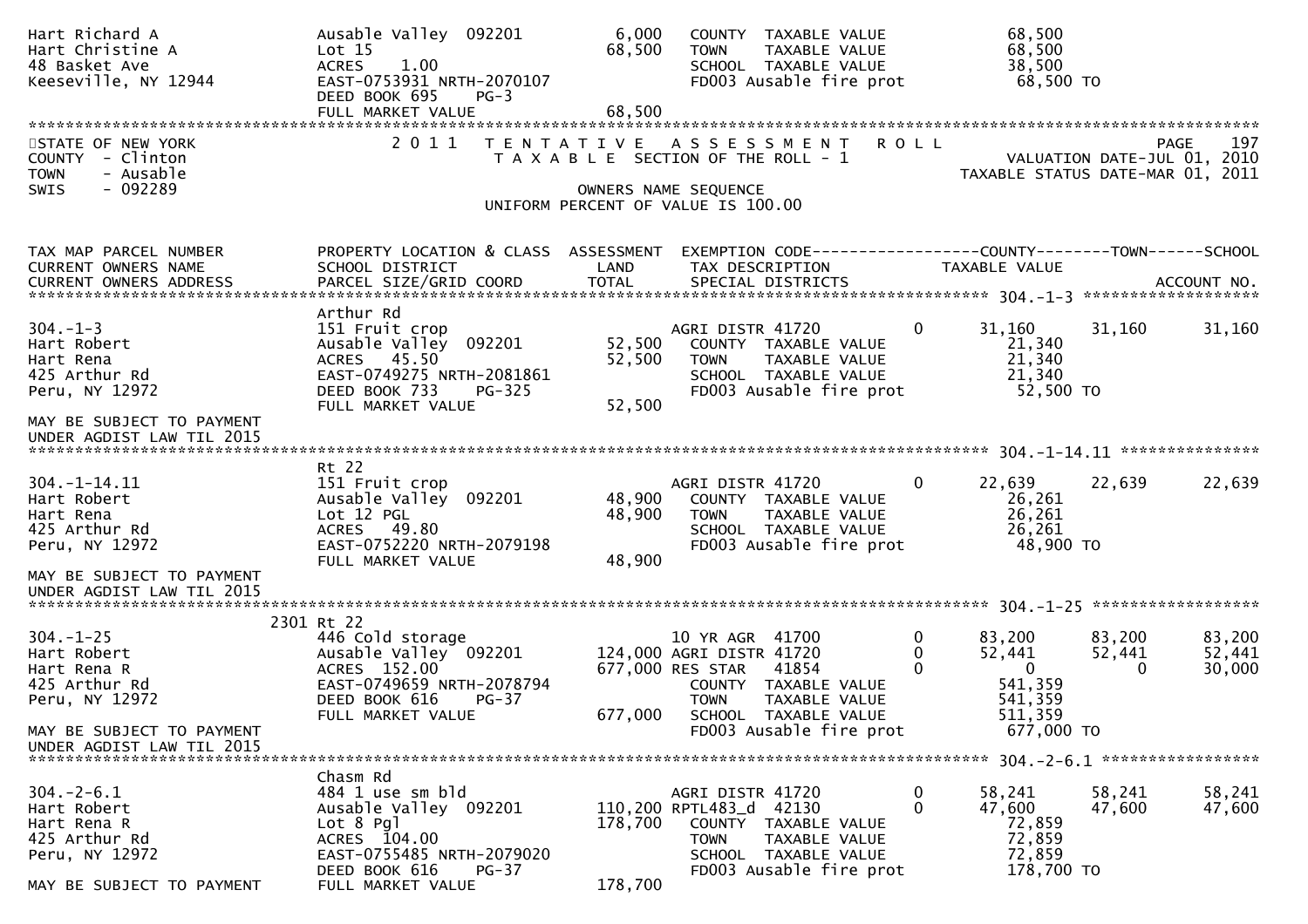```
Hart Richard A                Ausable Valley  092201          6,000   COUNTY  TAXABLE VALUE             68,500
Hart Christine A              Lot 15                         68,500   TOWN    TAXABLE VALUE             68,500
48 Basket Ave                 ACRES    1.00                           SCHOOL  TAXABLE VALUE             38,500
Keeseville, NY 12944          EAST-0753931 NRTH-2070107               FD003 Ausable fire prot            68,500 TO
                              DEED BOOK 695    PG-3
                              FULL MARKET VALUE              68,500
******************************************************************************************************************************
STATE OF NEW YORK                 2 0 1 1   T E N T A T I V E   A S S E S S M E N T   R O L L                         PAGE   197
COUNTY  - Clinton                      T A X A B L E SECTION OF THE ROLL - 1                     VALUATION DATE-JUL 01, 2010
TOWN    - Ausable                                                                               TAXABLE STATUS DATE-MAR 01, 2011
SWIS    - 092289                                    OWNERS NAME SEQUENCE
                                           UNIFORM PERCENT OF VALUE IS 100.00

TAX MAP PARCEL NUMBER         PROPERTY LOCATION & CLASS  ASSESSMENT  EXEMPTION CODE------------------COUNTY--------TOWN------SCHOOL
CURRENT OWNERS NAME           SCHOOL DISTRICT               LAND      TAX DESCRIPTION            TAXABLE VALUE
CURRENT OWNERS ADDRESS        PARCEL SIZE/GRID COORD       TOTAL      SPECIAL DISTRICTS                                  ACCOUNT NO.
******************************************************************************************************* 304.-1-3 *******************
                              Arthur Rd
304.-1-3                      151 Fruit crop                          AGRI DISTR 41720        0     31,160     31,160      31,160
Hart Robert                   Ausable Valley  092201         52,500   COUNTY  TAXABLE VALUE             21,340
Hart Rena                     ACRES   45.50                  52,500   TOWN    TAXABLE VALUE             21,340
425 Arthur Rd                 EAST-0749275 NRTH-2081861               SCHOOL  TAXABLE VALUE             21,340
Peru, NY 12972                DEED BOOK 733    PG-325                 FD003 Ausable fire prot            52,500 TO
                              FULL MARKET VALUE              52,500
MAY BE SUBJECT TO PAYMENT
UNDER AGDIST LAW TIL 2015
******************************************************************************************************* 304.-1-14.11 ***************
                              Rt 22
304.-1-14.11                  151 Fruit crop                          AGRI DISTR 41720        0     22,639     22,639      22,639
Hart Robert                   Ausable Valley  092201         48,900   COUNTY  TAXABLE VALUE             26,261
Hart Rena                     Lot 12 PGL                     48,900   TOWN    TAXABLE VALUE             26,261
425 Arthur Rd                 ACRES   49.80                           SCHOOL  TAXABLE VALUE             26,261
Peru, NY 12972                EAST-0752220 NRTH-2079198               FD003 Ausable fire prot            48,900 TO
                              FULL MARKET VALUE              48,900
MAY BE SUBJECT TO PAYMENT
UNDER AGDIST LAW TIL 2015
******************************************************************************************************* 304.-1-25 ******************
                         2301 Rt 22
304.-1-25                     446 Cold storage                        10 YR AGR  41700        0     83,200     83,200      83,200
Hart Robert                   Ausable Valley  092201        124,000 AGRI DISTR 41720        0     52,441     52,441      52,441
Hart Rena R                   ACRES  152.00                 677,000 RES STAR   41854        0          0          0      30,000
425 Arthur Rd                 EAST-0749659 NRTH-2078794               COUNTY  TAXABLE VALUE            541,359
Peru, NY 12972                DEED BOOK 616    PG-37                  TOWN    TAXABLE VALUE            541,359
                              FULL MARKET VALUE             677,000   SCHOOL  TAXABLE VALUE            511,359
MAY BE SUBJECT TO PAYMENT                                             FD003 Ausable fire prot           677,000 TO
UNDER AGDIST LAW TIL 2015
******************************************************************************************************* 304.-2-6.1 *****************
                              Chasm Rd
304.-2-6.1                    484 1 use sm bld                        AGRI DISTR 41720        0     58,241     58,241      58,241
Hart Robert                   Ausable Valley  092201        110,200 RPTL483_d  42130        0     47,600     47,600      47,600
Hart Rena R                   Lot 8 Pgl                     178,700   COUNTY  TAXABLE VALUE             72,859
425 Arthur Rd                 ACRES  104.00                           TOWN    TAXABLE VALUE             72,859
Peru, NY 12972                EAST-0755485 NRTH-2079020               SCHOOL  TAXABLE VALUE             72,859
                              DEED BOOK 616    PG-37                  FD003 Ausable fire prot           178,700 TO
MAY BE SUBJECT TO PAYMENT     FULL MARKET VALUE             178,700
```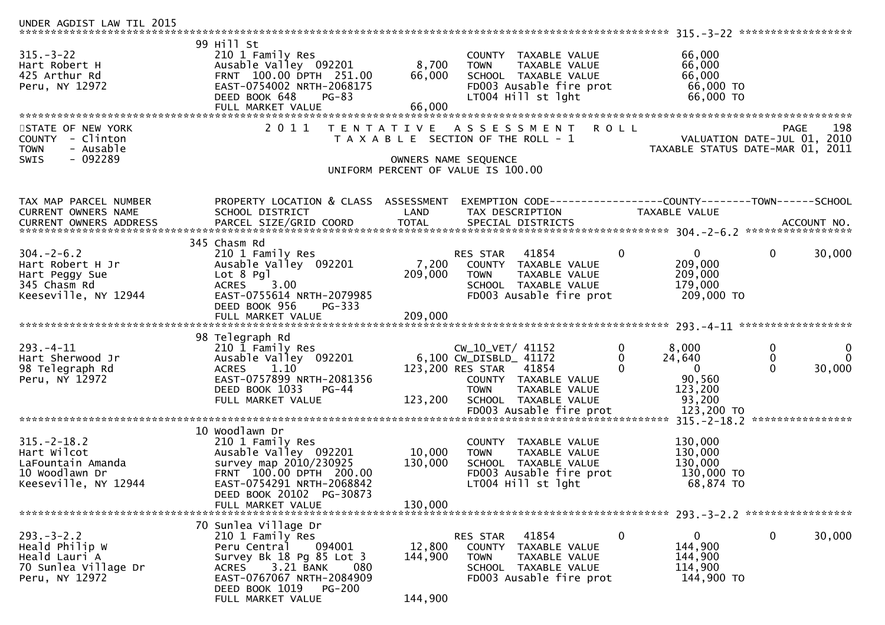UNDER AGDIST LAW TIL 2015

```
******************************************************************************************************* 315.-3-22 ******************
                          99 Hill St
315.-3-22                 210 1 Family Res                          COUNTY  TAXABLE VALUE          66,000
Hart Robert H             Ausable Valley  092201        8,700      TOWN    TAXABLE VALUE          66,000
425 Arthur Rd             FRNT 100.00 DPTH 251.00      66,000      SCHOOL  TAXABLE VALUE          66,000
Peru, NY 12972            EAST-0754002 NRTH-2068175                 FD003 Ausable fire prot         66,000 TO
                          DEED BOOK 648    PG-83                    LT004 Hill st lght              66,000 TO
                          FULL MARKET VALUE            66,000
************************************************************************************************************************************
```

STATE OF NEW YORK | 2011 TENTATIVE ASSESSMENT ROLL | PAGE 198
COUNTY - Clinton | TAXABLE SECTION OF THE ROLL - 1 | VALUATION DATE-JUL 01, 2010
TOWN - Ausable | | TAXABLE STATUS DATE-MAR 01, 2011
SWIS - 092289 | OWNERS NAME SEQUENCE |
UNIFORM PERCENT OF VALUE IS 100.00

```
TAX MAP PARCEL NUMBER     PROPERTY LOCATION & CLASS  ASSESSMENT  EXEMPTION CODE------------------COUNTY--------TOWN------SCHOOL
CURRENT OWNERS NAME       SCHOOL DISTRICT               LAND      TAX DESCRIPTION              TAXABLE VALUE
CURRENT OWNERS ADDRESS    PARCEL SIZE/GRID COORD       TOTAL      SPECIAL DISTRICTS                                  ACCOUNT NO.
******************************************************************************************************* 304.-2-6.2 *****************
                          345 Chasm Rd
304.-2-6.2                210 1 Family Res                         RES STAR   41854         0           0            0      30,000
Hart Robert H Jr          Ausable Valley  092201        7,200      COUNTY  TAXABLE VALUE         209,000
Hart Peggy Sue            Lot 8 Pgl                   209,000      TOWN    TAXABLE VALUE         209,000
345 Chasm Rd              ACRES    3.00                            SCHOOL  TAXABLE VALUE         179,000
Keeseville, NY 12944      EAST-0755614 NRTH-2079985                FD003 Ausable fire prot        209,000 TO
                          DEED BOOK 956    PG-333
                          FULL MARKET VALUE           209,000
******************************************************************************************************* 293.-4-11 ******************
                          98 Telegraph Rd
293.-4-11                 210 1 Family Res                         CW_10_VET/ 41152         0       8,000            0           0
Hart Sherwood Jr          Ausable Valley  092201        6,100 CW_DISBLD_ 41172          0      24,640            0           0
98 Telegraph Rd           ACRES    1.10               123,200 RES STAR   41854          0           0            0      30,000
Peru, NY 12972            EAST-0757899 NRTH-2081356                COUNTY  TAXABLE VALUE          90,560
                          DEED BOOK 1033   PG-44                   TOWN    TAXABLE VALUE         123,200
                          FULL MARKET VALUE           123,200      SCHOOL  TAXABLE VALUE          93,200
                                                                   FD003 Ausable fire prot        123,200 TO
******************************************************************************************************* 315.-2-18.2 ****************
                          10 Woodlawn Dr
315.-2-18.2               210 1 Family Res                         COUNTY  TAXABLE VALUE         130,000
Hart Wilcot               Ausable Valley  092201       10,000      TOWN    TAXABLE VALUE         130,000
LaFountain Amanda         survey map 2010/230925      130,000      SCHOOL  TAXABLE VALUE         130,000
10 Woodlawn Dr            FRNT 100.00 DPTH 200.00                  FD003 Ausable fire prot        130,000 TO
Keeseville, NY 12944      EAST-0754291 NRTH-2068842                LT004 Hill st lght              68,874 TO
                          DEED BOOK 20102  PG-30873
                          FULL MARKET VALUE           130,000
******************************************************************************************************* 293.-3-2.2 *****************
                          70 Sunlea Village Dr
293.-3-2.2                210 1 Family Res                         RES STAR   41854         0           0            0      30,000
Heald Philip W            Peru Central    094001       12,800      COUNTY  TAXABLE VALUE         144,900
Heald Lauri A             Survey Bk 18 Pg 85 Lot 3    144,900      TOWN    TAXABLE VALUE         144,900
70 Sunlea Village Dr      ACRES    3.21 BANK     080               SCHOOL  TAXABLE VALUE         114,900
Peru, NY 12972            EAST-0767067 NRTH-2084909                FD003 Ausable fire prot        144,900 TO
                          DEED BOOK 1019   PG-200
                          FULL MARKET VALUE           144,900
```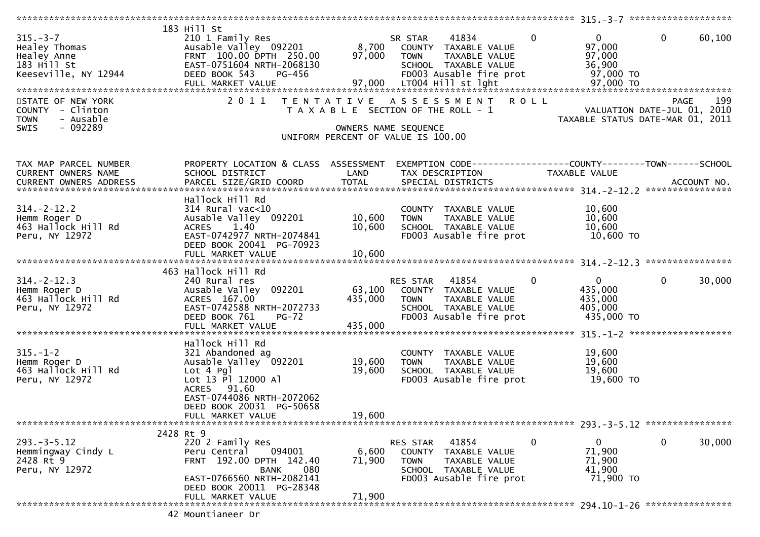```
******************************************************************************************************* 315.-3-7 ********************
                               183 Hill St
315.-3-7                        210 1 Family Res                    SR STAR      41834            0              0            0       60,100
Healey Thomas                   Ausable Valley  092201        8,700    COUNTY   TAXABLE VALUE                  97,000
Healey Anne                     FRNT 100.00 DPTH 250.00      97,000    TOWN     TAXABLE VALUE                  97,000
183 Hill St                     EAST-0751604 NRTH-2068130              SCHOOL   TAXABLE VALUE                  36,900
Keeseville, NY 12944            DEED BOOK 543     PG-456               FD003 Ausable fire prot                  97,000 TO
                                FULL MARKET VALUE            97,000    LT004 Hill st lght                       97,000 TO
********************************************************************************************************************************************
STATE OF NEW YORK               2 0 1 1   T E N T A T I V E   A S S E S S M E N T   R O L L                                    PAGE    199
COUNTY  - Clinton                         T A X A B L E SECTION OF THE ROLL - 1                        VALUATION DATE-JUL 01, 2010
TOWN    - Ausable                                                                                 TAXABLE STATUS DATE-MAR 01, 2011
SWIS    - 092289                                    OWNERS NAME SEQUENCE
                                          UNIFORM PERCENT OF VALUE IS 100.00


TAX MAP PARCEL NUMBER           PROPERTY LOCATION & CLASS  ASSESSMENT  EXEMPTION CODE------------------COUNTY--------TOWN------SCHOOL
CURRENT OWNERS NAME             SCHOOL DISTRICT               LAND      TAX DESCRIPTION               TAXABLE VALUE
CURRENT OWNERS ADDRESS          PARCEL SIZE/GRID COORD        TOTAL     SPECIAL DISTRICTS                                      ACCOUNT NO.
******************************************************************************************************* 314.-2-12.2 *****************
                                Hallock Hill Rd
314.-2-12.2                     314 Rural vac<10                       COUNTY   TAXABLE VALUE                  10,600
Hemm Roger D                    Ausable Valley  092201       10,600    TOWN     TAXABLE VALUE                  10,600
463 Hallock Hill Rd             ACRES     1.40               10,600    SCHOOL   TAXABLE VALUE                  10,600
Peru, NY 12972                  EAST-0742977 NRTH-2074841              FD003 Ausable fire prot                  10,600 TO
                                DEED BOOK 20041  PG-70923
                                FULL MARKET VALUE            10,600
******************************************************************************************************* 314.-2-12.3 *****************
                               463 Hallock Hill Rd
314.-2-12.3                     240 Rural res                       RES STAR     41854            0              0            0       30,000
Hemm Roger D                    Ausable Valley  092201       63,100    COUNTY   TAXABLE VALUE                 435,000
463 Hallock Hill Rd             ACRES   167.00              435,000    TOWN     TAXABLE VALUE                 435,000
Peru, NY 12972                  EAST-0742588 NRTH-2072733              SCHOOL   TAXABLE VALUE                 405,000
                                DEED BOOK 761     PG-72                FD003 Ausable fire prot                 435,000 TO
                                FULL MARKET VALUE           435,000
******************************************************************************************************* 315.-1-2 ********************
                                Hallock Hill Rd
315.-1-2                        321 Abandoned ag                       COUNTY   TAXABLE VALUE                  19,600
Hemm Roger D                    Ausable Valley  092201       19,600    TOWN     TAXABLE VALUE                  19,600
463 Hallock Hill Rd             Lot 4 Pgl                    19,600    SCHOOL   TAXABLE VALUE                  19,600
Peru, NY 12972                  Lot 13 Pl 12000 Al                     FD003 Ausable fire prot                  19,600 TO
                                ACRES    91.60
                                EAST-0744086 NRTH-2072062
                                DEED BOOK 20031  PG-50658
                                FULL MARKET VALUE            19,600
******************************************************************************************************* 293.-3-5.12 *****************
                              2428 Rt 9
293.-3-5.12                     220 2 Family Res                    RES STAR     41854            0              0            0       30,000
Hemmingway Cindy L              Peru Central    094001        6,600    COUNTY   TAXABLE VALUE                  71,900
2428 Rt 9                       FRNT 192.00 DPTH 142.40      71,900    TOWN     TAXABLE VALUE                  71,900
Peru, NY 12972                               BANK     080              SCHOOL   TAXABLE VALUE                  41,900
                                EAST-0766560 NRTH-2082141              FD003 Ausable fire prot                  71,900 TO
                                DEED BOOK 20011  PG-28348
                                FULL MARKET VALUE            71,900
******************************************************************************************************* 294.10-1-26 *****************
                               42 Mountianeer Dr
```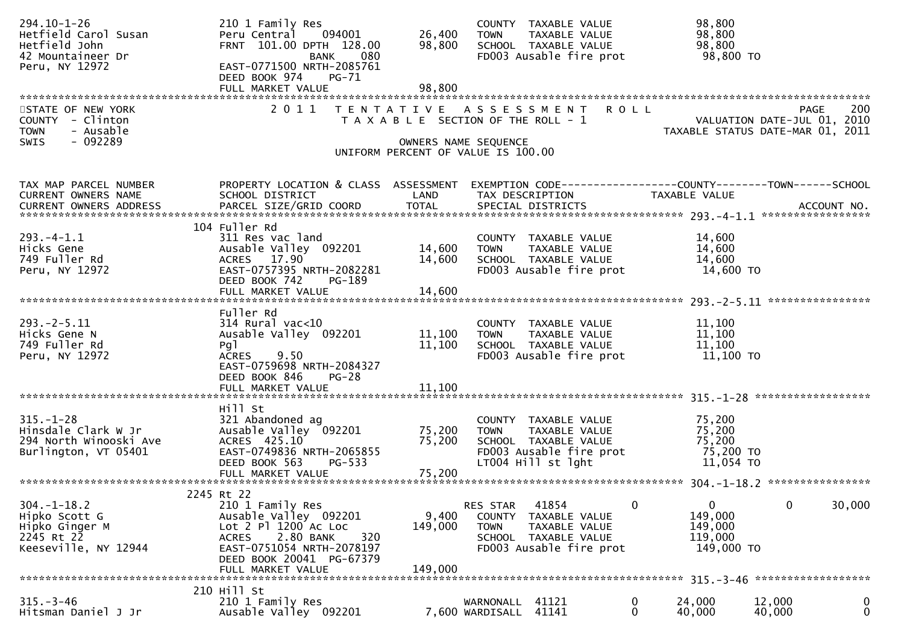```
294.10-1-26                    210 1 Family Res                         COUNTY  TAXABLE VALUE             98,800
Hetfield Carol Susan           Peru Central    094001        26,400     TOWN    TAXABLE VALUE             98,800
Hetfield John                  FRNT 101.00 DPTH 128.00       98,800     SCHOOL  TAXABLE VALUE             98,800
42 Mountaineer Dr                          BANK    080                  FD003 Ausable fire prot            98,800 TO
Peru, NY 12972                 EAST-0771500 NRTH-2085761
                               DEED BOOK 974     PG-71
                               FULL MARKET VALUE             98,800
******************************************************************************************************************************************
STATE OF NEW YORK                2 0 1 1   T E N T A T I V E   A S S E S S M E N T   R O L L                                PAGE    200
COUNTY  - Clinton                      T A X A B L E  SECTION OF THE ROLL - 1                          VALUATION DATE-JUL 01, 2010
TOWN    - Ausable                                                                                     TAXABLE STATUS DATE-MAR 01, 2011
SWIS    - 092289                                     OWNERS NAME SEQUENCE
                                                UNIFORM PERCENT OF VALUE IS 100.00


TAX MAP PARCEL NUMBER          PROPERTY LOCATION & CLASS  ASSESSMENT  EXEMPTION CODE------------------COUNTY--------TOWN------SCHOOL
CURRENT OWNERS NAME            SCHOOL DISTRICT               LAND     TAX DESCRIPTION              TAXABLE VALUE
CURRENT OWNERS ADDRESS         PARCEL SIZE/GRID COORD       TOTAL     SPECIAL DISTRICTS                                       ACCOUNT NO.
*************************************************************************************************** 293.-4-1.1 *****************
                           104 Fuller Rd
293.-4-1.1                     311 Res vac land                         COUNTY  TAXABLE VALUE             14,600
Hicks Gene                     Ausable Valley  092201        14,600     TOWN    TAXABLE VALUE             14,600
749 Fuller Rd                  ACRES   17.90                 14,600     SCHOOL  TAXABLE VALUE             14,600
Peru, NY 12972                 EAST-0757395 NRTH-2082281                FD003 Ausable fire prot            14,600 TO
                               DEED BOOK 742     PG-189
                               FULL MARKET VALUE             14,600
*************************************************************************************************** 293.-2-5.11 ****************
                               Fuller Rd
293.-2-5.11                    314 Rural vac<10                         COUNTY  TAXABLE VALUE             11,100
Hicks Gene N                   Ausable Valley  092201        11,100     TOWN    TAXABLE VALUE             11,100
749 Fuller Rd                  Pgl                           11,100     SCHOOL  TAXABLE VALUE             11,100
Peru, NY 12972                 ACRES    9.50                            FD003 Ausable fire prot            11,100 TO
                               EAST-0759698 NRTH-2084327
                               DEED BOOK 846     PG-28
                               FULL MARKET VALUE             11,100
*************************************************************************************************** 315.-1-28 ******************
                               Hill St
315.-1-28                      321 Abandoned ag                         COUNTY  TAXABLE VALUE             75,200
Hinsdale Clark W Jr            Ausable Valley  092201        75,200     TOWN    TAXABLE VALUE             75,200
294 North Winooski Ave         ACRES  425.10                 75,200     SCHOOL  TAXABLE VALUE             75,200
Burlington, VT 05401           EAST-0749836 NRTH-2065855                FD003 Ausable fire prot            75,200 TO
                               DEED BOOK 563     PG-533                 LT004 Hill st lght                 11,054 TO
                               FULL MARKET VALUE             75,200
*************************************************************************************************** 304.-1-18.2 ****************
                          2245 Rt 22
304.-1-18.2                    210 1 Family Res                         RES STAR   41854         0            0            0       30,000
Hipko Scott G                  Ausable Valley  092201         9,400     COUNTY  TAXABLE VALUE            149,000
Hipko Ginger M                 Lot 2 Pl 1200 Ac Loc         149,000     TOWN    TAXABLE VALUE            149,000
2245 Rt 22                     ACRES    2.80 BANK     320               SCHOOL  TAXABLE VALUE            119,000
Keeseville, NY 12944           EAST-0751054 NRTH-2078197                FD003 Ausable fire prot           149,000 TO
                               DEED BOOK 20041  PG-67379
                               FULL MARKET VALUE            149,000
*************************************************************************************************** 315.-3-46 ******************
                           210 Hill St
315.-3-46                      210 1 Family Res                         WARNONALL  41121         0       24,000       12,000            0
Hitsman Daniel J Jr            Ausable Valley  092201         7,600 WARDISALL  41141         0       40,000       40,000            0
```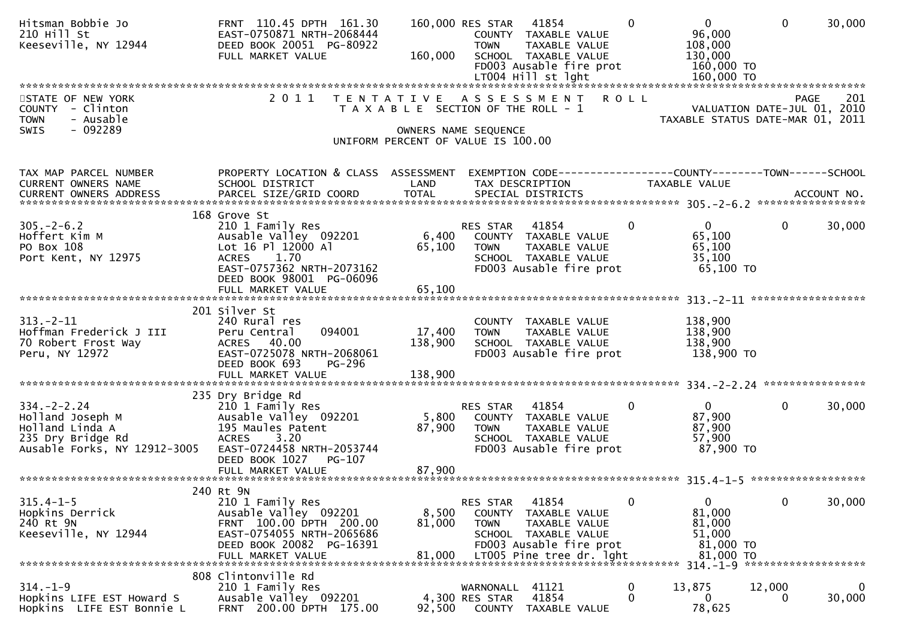```
Hitsman Bobbie Jo              FRNT 110.45 DPTH 161.30      160,000 RES STAR   41854          0          0           0        30,000
210 Hill St                    EAST-0750871 NRTH-2068444             COUNTY  TAXABLE VALUE             96,000
Keeseville, NY 12944           DEED BOOK 20051  PG-80922             TOWN    TAXABLE VALUE            108,000
                               FULL MARKET VALUE            160,000  SCHOOL  TAXABLE VALUE            130,000
                                                                     FD003 Ausable fire prot          160,000 TO
                                                                     LT004 Hill st lght               160,000 TO
```

STATE OF NEW YORK — COUNTY - Clinton — TOWN - Ausable — SWIS - 092289

2011 TENTATIVE ASSESSMENT ROLL — TAXABLE SECTION OF THE ROLL - 1 — OWNERS NAME SEQUENCE — UNIFORM PERCENT OF VALUE IS 100.00

VALUATION DATE-JUL 01, 2010 — TAXABLE STATUS DATE-MAR 01, 2011

```
TAX MAP PARCEL NUMBER          PROPERTY LOCATION & CLASS  ASSESSMENT  EXEMPTION CODE------------------COUNTY--------TOWN------SCHOOL
CURRENT OWNERS NAME            SCHOOL DISTRICT               LAND      TAX DESCRIPTION            TAXABLE VALUE
CURRENT OWNERS ADDRESS         PARCEL SIZE/GRID COORD        TOTAL     SPECIAL DISTRICTS                                    ACCOUNT NO.
*********************************************************************************************** 305.-2-6.2 *****************
                               168 Grove St
305.-2-6.2                     210 1 Family Res                      RES STAR   41854          0          0           0        30,000
Hoffert Kim M                  Ausable Valley  092201        6,400   COUNTY  TAXABLE VALUE             65,100
PO Box 108                     Lot 16 Pl 12000 Al           65,100   TOWN    TAXABLE VALUE             65,100
Port Kent, NY 12975            ACRES    1.70                         SCHOOL  TAXABLE VALUE             35,100
                               EAST-0757362 NRTH-2073162             FD003 Ausable fire prot           65,100 TO
                               DEED BOOK 98001  PG-06096
                               FULL MARKET VALUE             65,100
*********************************************************************************************** 313.-2-11 ******************
                               201 Silver St
313.-2-11                      240 Rural res                         COUNTY  TAXABLE VALUE            138,900
Hoffman Frederick J III        Peru Central     094001      17,400   TOWN    TAXABLE VALUE            138,900
70 Robert Frost Way            ACRES   40.00               138,900   SCHOOL  TAXABLE VALUE            138,900
Peru, NY 12972                 EAST-0725078 NRTH-2068061             FD003 Ausable fire prot          138,900 TO
                               DEED BOOK 693    PG-296
                               FULL MARKET VALUE            138,900
*********************************************************************************************** 334.-2-2.24 ****************
                               235 Dry Bridge Rd
334.-2-2.24                    210 1 Family Res                      RES STAR   41854          0          0           0        30,000
Holland Joseph M               Ausable Valley  092201        5,800   COUNTY  TAXABLE VALUE             87,900
Holland Linda A                195 Maules Patent            87,900   TOWN    TAXABLE VALUE             87,900
235 Dry Bridge Rd              ACRES    3.20                         SCHOOL  TAXABLE VALUE             57,900
Ausable Forks, NY 12912-3005   EAST-0724458 NRTH-2053744             FD003 Ausable fire prot           87,900 TO
                               DEED BOOK 1027   PG-107
                               FULL MARKET VALUE             87,900
*********************************************************************************************** 315.4-1-5 ******************
                               240 Rt 9N
315.4-1-5                      210 1 Family Res                      RES STAR   41854          0          0           0        30,000
Hopkins Derrick                Ausable Valley  092201        8,500   COUNTY  TAXABLE VALUE             81,000
240 Rt 9N                      FRNT 100.00 DPTH 200.00      81,000   TOWN    TAXABLE VALUE             81,000
Keeseville, NY 12944           EAST-0754055 NRTH-2065686             SCHOOL  TAXABLE VALUE             51,000
                               DEED BOOK 20082  PG-16391             FD003 Ausable fire prot           81,000 TO
                               FULL MARKET VALUE             81,000  LT005 Pine tree dr. lght          81,000 TO
*********************************************************************************************** 314.-1-9 *******************
                               808 Clintonville Rd
314.-1-9                       210 1 Family Res                      WARNONALL  41121          0     13,875      12,000             0
Hopkins LIFE EST Howard S      Ausable Valley  092201        4,300 RES STAR    41854          0          0           0        30,000
Hopkins  LIFE EST Bonnie L     FRNT 200.00 DPTH 175.00      92,500   COUNTY  TAXABLE VALUE             78,625
```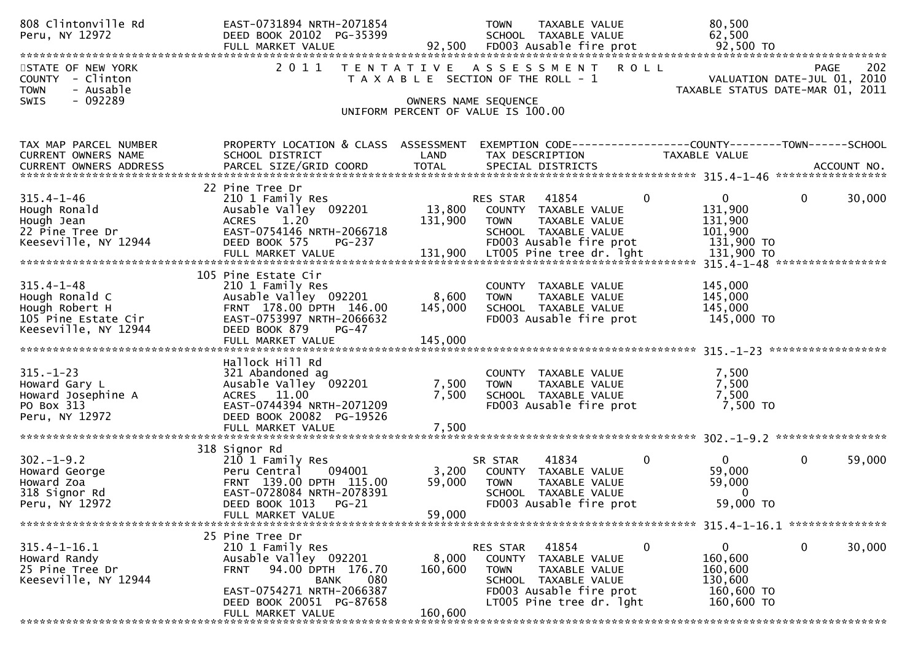808 Clintonville Rd EAST-0731894 NRTH-2071854 TOWN TAXABLE VALUE 80,500
Peru, NY 12972 DEED BOOK 20102 PG-35399 SCHOOL TAXABLE VALUE 62,500
FULL MARKET VALUE 92,500 FD003 Ausable fire prot 92,500 TO

STATE OF NEW YORK — 2011 TENTATIVE ASSESSMENT ROLL — PAGE 202
COUNTY - Clinton — TAXABLE SECTION OF THE ROLL - 1 — VALUATION DATE-JUL 01, 2010
TOWN - Ausable — TAXABLE STATUS DATE-MAR 01, 2011
SWIS - 092289 — OWNERS NAME SEQUENCE
UNIFORM PERCENT OF VALUE IS 100.00

| TAX MAP PARCEL NUMBER / CURRENT OWNERS NAME / CURRENT OWNERS ADDRESS | PROPERTY LOCATION & CLASS / SCHOOL DISTRICT / PARCEL SIZE/GRID COORD | ASSESSMENT LAND / TOTAL | EXEMPTION CODE / TAX DESCRIPTION / SPECIAL DISTRICTS | COUNTY | TOWN | SCHOOL / TAXABLE VALUE / ACCOUNT NO. |
|---|---|---|---|---|---|---|
| **315.4-1-46** | 22 Pine Tree Dr | | | | | |
| 315.4-1-46 | 210 1 Family Res | | RES STAR 41854 | 0 | 0 | 0 30,000 |
| Hough Ronald | Ausable Valley 092201 | 13,800 | COUNTY TAXABLE VALUE | 131,900 | | |
| Hough Jean | ACRES 1.20 | 131,900 | TOWN TAXABLE VALUE | 131,900 | | |
| 22 Pine Tree Dr | EAST-0754146 NRTH-2066718 | | SCHOOL TAXABLE VALUE | 101,900 | | |
| Keeseville, NY 12944 | DEED BOOK 575 PG-237 | | FD003 Ausable fire prot | 131,900 TO | | |
| | FULL MARKET VALUE | 131,900 | LT005 Pine tree dr. lght | 131,900 TO | | |
| **315.4-1-48** | 105 Pine Estate Cir | | | | | |
| 315.4-1-48 | 210 1 Family Res | | COUNTY TAXABLE VALUE | 145,000 | | |
| Hough Ronald C | Ausable Valley 092201 | 8,600 | TOWN TAXABLE VALUE | 145,000 | | |
| Hough Robert H | FRNT 178.00 DPTH 146.00 | 145,000 | SCHOOL TAXABLE VALUE | 145,000 | | |
| 105 Pine Estate Cir | EAST-0753997 NRTH-2066632 | | FD003 Ausable fire prot | 145,000 TO | | |
| Keeseville, NY 12944 | DEED BOOK 879 PG-47 | | | | | |
| | FULL MARKET VALUE | 145,000 | | | | |
| **315.-1-23** | Hallock Hill Rd | | | | | |
| 315.-1-23 | 321 Abandoned ag | | COUNTY TAXABLE VALUE | 7,500 | | |
| Howard Gary L | Ausable Valley 092201 | 7,500 | TOWN TAXABLE VALUE | 7,500 | | |
| Howard Josephine A | ACRES 11.00 | 7,500 | SCHOOL TAXABLE VALUE | 7,500 | | |
| PO Box 313 | EAST-0744394 NRTH-2071209 | | FD003 Ausable fire prot | 7,500 TO | | |
| Peru, NY 12972 | DEED BOOK 20082 PG-19526 | | | | | |
| | FULL MARKET VALUE | 7,500 | | | | |
| **302.-1-9.2** | 318 Signor Rd | | | | | |
| 302.-1-9.2 | 210 1 Family Res | | SR STAR 41834 | 0 | 0 | 0 59,000 |
| Howard George | Peru Central 094001 | 3,200 | COUNTY TAXABLE VALUE | 59,000 | | |
| Howard Zoa | FRNT 139.00 DPTH 115.00 | 59,000 | TOWN TAXABLE VALUE | 59,000 | | |
| 318 Signor Rd | EAST-0728084 NRTH-2078391 | | SCHOOL TAXABLE VALUE | 0 | | |
| Peru, NY 12972 | DEED BOOK 1013 PG-21 | | FD003 Ausable fire prot | 59,000 TO | | |
| | FULL MARKET VALUE | 59,000 | | | | |
| **315.4-1-16.1** | 25 Pine Tree Dr | | | | | |
| 315.4-1-16.1 | 210 1 Family Res | | RES STAR 41854 | 0 | 0 | 0 30,000 |
| Howard Randy | Ausable Valley 092201 | 8,000 | COUNTY TAXABLE VALUE | 160,600 | | |
| 25 Pine Tree Dr | FRNT 94.00 DPTH 176.70 | 160,600 | TOWN TAXABLE VALUE | 160,600 | | |
| Keeseville, NY 12944 | BANK 080 | | SCHOOL TAXABLE VALUE | 130,600 | | |
| | EAST-0754271 NRTH-2066387 | | FD003 Ausable fire prot | 160,600 TO | | |
| | DEED BOOK 20051 PG-87658 | | LT005 Pine tree dr. lght | 160,600 TO | | |
| | FULL MARKET VALUE | 160,600 | | | | |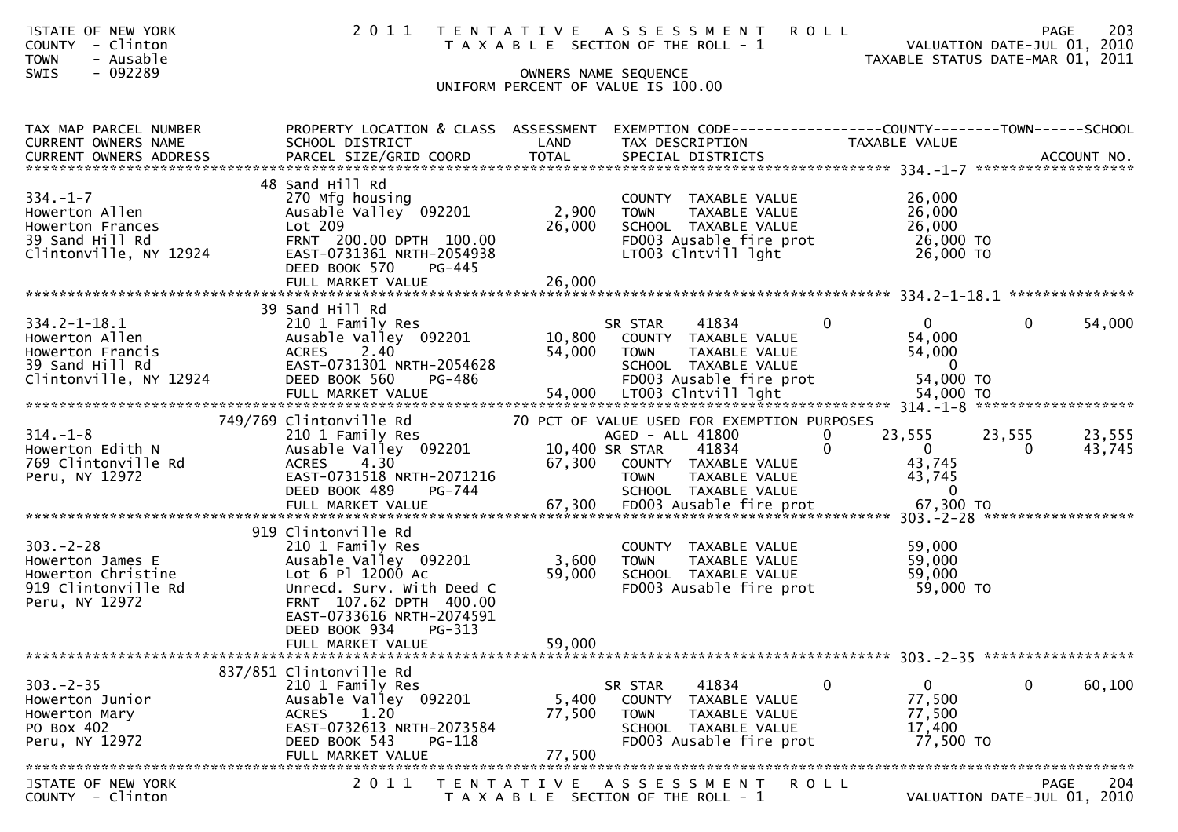STATE OF NEW YORK
COUNTY - Clinton
TOWN - Ausable
SWIS - 092289

# 2011 TENTATIVE ASSESSMENT ROLL
TAXABLE SECTION OF THE ROLL - 1

VALUATION DATE-JUL 01, 2010
TAXABLE STATUS DATE-MAR 01, 2011

OWNERS NAME SEQUENCE
UNIFORM PERCENT OF VALUE IS 100.00

| TAX MAP PARCEL NUMBER / CURRENT OWNERS NAME / CURRENT OWNERS ADDRESS | PROPERTY LOCATION & CLASS / SCHOOL DISTRICT / PARCEL SIZE/GRID COORD | ASSESSMENT LAND / TOTAL | EXEMPTION CODE / TAX DESCRIPTION / SPECIAL DISTRICTS | COUNTY TAXABLE VALUE | TOWN | SCHOOL |
|---|---|---|---|---|---|---|
| **334.-1-7** | 48 Sand Hill Rd | | | | | |
| 334.-1-7 | 270 Mfg housing | | COUNTY TAXABLE VALUE | 26,000 | | |
| Howerton Allen | Ausable Valley 092201 | 2,900 | TOWN TAXABLE VALUE | 26,000 | | |
| Howerton Frances | Lot 209 | 26,000 | SCHOOL TAXABLE VALUE | 26,000 | | |
| 39 Sand Hill Rd | FRNT 200.00 DPTH 100.00 | | FD003 Ausable fire prot | 26,000 TO | | |
| Clintonville, NY 12924 | EAST-0731361 NRTH-2054938 | | LT003 Clntvill lght | 26,000 TO | | |
| | DEED BOOK 570 PG-445 | | | | | |
| | FULL MARKET VALUE | 26,000 | | | | |
| **334.2-1-18.1** | 39 Sand Hill Rd | | | | | |
| 334.2-1-18.1 | 210 1 Family Res | | SR STAR 41834 0 | 0 | 0 | 54,000 |
| Howerton Allen | Ausable Valley 092201 | 10,800 | COUNTY TAXABLE VALUE | 54,000 | | |
| Howerton Francis | ACRES 2.40 | 54,000 | TOWN TAXABLE VALUE | 54,000 | | |
| 39 Sand Hill Rd | EAST-0731301 NRTH-2054628 | | SCHOOL TAXABLE VALUE | 0 | | |
| Clintonville, NY 12924 | DEED BOOK 560 PG-486 | | FD003 Ausable fire prot | 54,000 TO | | |
| | FULL MARKET VALUE | 54,000 | LT003 Clntvill lght | 54,000 TO | | |
| **314.-1-8** | 749/769 Clintonville Rd | | 70 PCT OF VALUE USED FOR EXEMPTION PURPOSES | | | |
| 314.-1-8 | 210 1 Family Res | | AGED - ALL 41800 0 | 23,555 | 23,555 | 23,555 |
| Howerton Edith N | Ausable Valley 092201 | 10,400 | SR STAR 41834 0 | 0 | 0 | 43,745 |
| 769 Clintonville Rd | ACRES 4.30 | 67,300 | COUNTY TAXABLE VALUE | 43,745 | | |
| Peru, NY 12972 | EAST-0731518 NRTH-2071216 | | TOWN TAXABLE VALUE | 43,745 | | |
| | DEED BOOK 489 PG-744 | | SCHOOL TAXABLE VALUE | 0 | | |
| | FULL MARKET VALUE | 67,300 | FD003 Ausable fire prot | 67,300 TO | | |
| **303.-2-28** | 919 Clintonville Rd | | | | | |
| 303.-2-28 | 210 1 Family Res | | COUNTY TAXABLE VALUE | 59,000 | | |
| Howerton James E | Ausable Valley 092201 | 3,600 | TOWN TAXABLE VALUE | 59,000 | | |
| Howerton Christine | Lot 6 Pl 12000 Ac | 59,000 | SCHOOL TAXABLE VALUE | 59,000 | | |
| 919 Clintonville Rd | Unrecd. Surv. With Deed C | | FD003 Ausable fire prot | 59,000 TO | | |
| Peru, NY 12972 | FRNT 107.62 DPTH 400.00 | | | | | |
| | EAST-0733616 NRTH-2074591 | | | | | |
| | DEED BOOK 934 PG-313 | | | | | |
| | FULL MARKET VALUE | 59,000 | | | | |
| **303.-2-35** | 837/851 Clintonville Rd | | | | | |
| 303.-2-35 | 210 1 Family Res | | SR STAR 41834 0 | 0 | 0 | 60,100 |
| Howerton Junior | Ausable Valley 092201 | 5,400 | COUNTY TAXABLE VALUE | 77,500 | | |
| Howerton Mary | ACRES 1.20 | 77,500 | TOWN TAXABLE VALUE | 77,500 | | |
| PO Box 402 | EAST-0732613 NRTH-2073584 | | SCHOOL TAXABLE VALUE | 17,400 | | |
| Peru, NY 12972 | DEED BOOK 543 PG-118 | | FD003 Ausable fire prot | 77,500 TO | | |
| | FULL MARKET VALUE | 77,500 | | | | |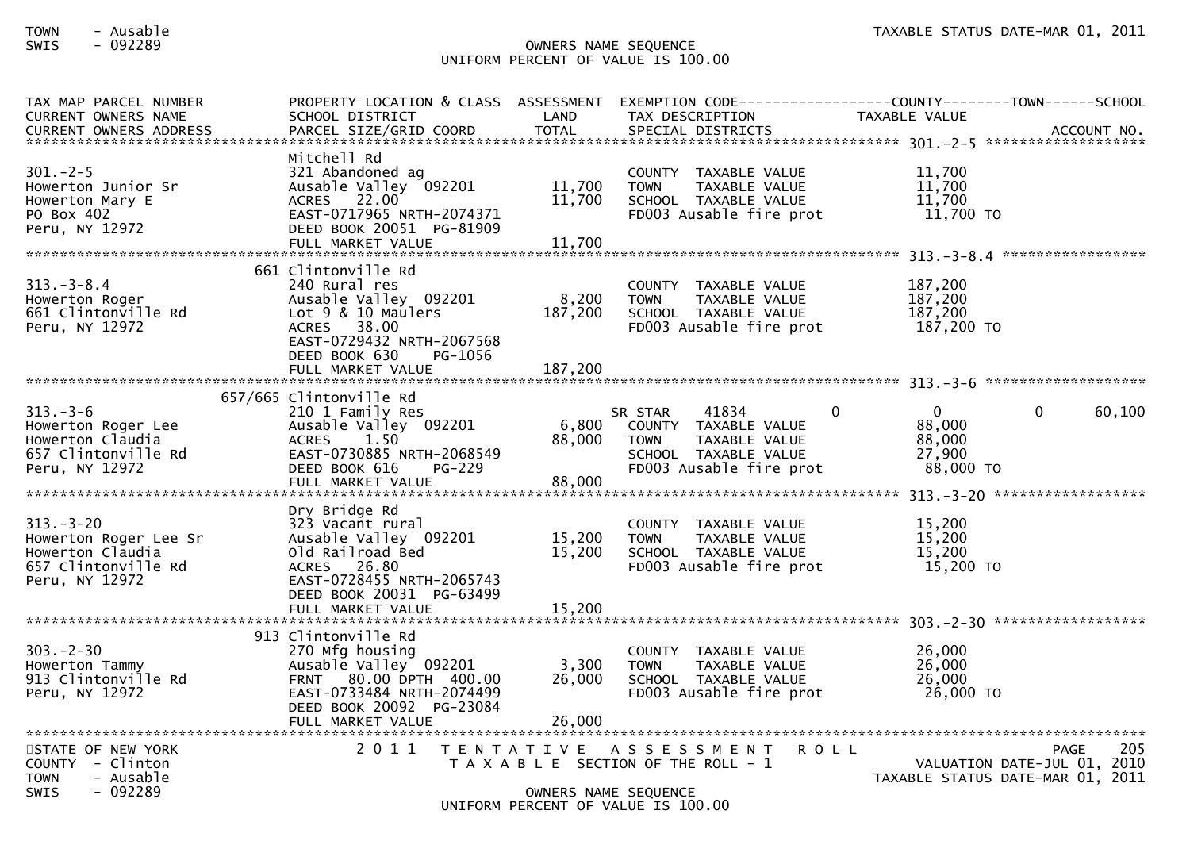OWNERS NAME SEQUENCE
UNIFORM PERCENT OF VALUE IS 100.00

| TAX MAP PARCEL NUMBER / CURRENT OWNERS NAME / CURRENT OWNERS ADDRESS | PROPERTY LOCATION & CLASS / SCHOOL DISTRICT / PARCEL SIZE/GRID COORD | ASSESSMENT LAND | TOTAL | EXEMPTION CODE / TAX DESCRIPTION / SPECIAL DISTRICTS | COUNTY | TOWN | SCHOOL TAXABLE VALUE | ACCOUNT NO. |
|---|---|---|---|---|---|---|---|---|
| **301.-2-5** | Mitchell Rd | | | | | | | |
| 301.-2-5 | 321 Abandoned ag | | | COUNTY TAXABLE VALUE | 11,700 | | | |
| Howerton Junior Sr | Ausable Valley 092201 | 11,700 | | TOWN TAXABLE VALUE | | 11,700 | | |
| Howerton Mary E | ACRES 22.00 | | 11,700 | SCHOOL TAXABLE VALUE | | | 11,700 | |
| PO Box 402 | EAST-0717965 NRTH-2074371 | | | FD003 Ausable fire prot | 11,700 TO | | | |
| Peru, NY 12972 | DEED BOOK 20051 PG-81909 | | | | | | | |
| | FULL MARKET VALUE | | 11,700 | | | | | |
| **313.-3-8.4** | 661 Clintonville Rd | | | | | | | |
| 313.-3-8.4 | 240 Rural res | | | COUNTY TAXABLE VALUE | 187,200 | | | |
| Howerton Roger | Ausable Valley 092201 | 8,200 | | TOWN TAXABLE VALUE | | 187,200 | | |
| 661 Clintonville Rd | Lot 9 & 10 Maulers | | 187,200 | SCHOOL TAXABLE VALUE | | | 187,200 | |
| Peru, NY 12972 | ACRES 38.00 | | | FD003 Ausable fire prot | 187,200 TO | | | |
| | EAST-0729432 NRTH-2067568 | | | | | | | |
| | DEED BOOK 630 PG-1056 | | | | | | | |
| | FULL MARKET VALUE | | 187,200 | | | | | |
| **313.-3-6** | 657/665 Clintonville Rd | | | | | | | |
| 313.-3-6 | 210 1 Family Res | | | SR STAR 41834 | 0 | 0 | 60,100 | |
| Howerton Roger Lee | Ausable Valley 092201 | 6,800 | | COUNTY TAXABLE VALUE | 88,000 | | | |
| Howerton Claudia | ACRES 1.50 | | 88,000 | TOWN TAXABLE VALUE | | 88,000 | | |
| 657 Clintonville Rd | EAST-0730885 NRTH-2068549 | | | SCHOOL TAXABLE VALUE | | | 27,900 | |
| Peru, NY 12972 | DEED BOOK 616 PG-229 | | | FD003 Ausable fire prot | 88,000 TO | | | |
| | FULL MARKET VALUE | | 88,000 | | | | | |
| **313.-3-20** | Dry Bridge Rd | | | | | | | |
| 313.-3-20 | 323 Vacant rural | | | COUNTY TAXABLE VALUE | 15,200 | | | |
| Howerton Roger Lee Sr | Ausable Valley 092201 | 15,200 | | TOWN TAXABLE VALUE | | 15,200 | | |
| Howerton Claudia | Old Railroad Bed | | 15,200 | SCHOOL TAXABLE VALUE | | | 15,200 | |
| 657 Clintonville Rd | ACRES 26.80 | | | FD003 Ausable fire prot | 15,200 TO | | | |
| Peru, NY 12972 | EAST-0728455 NRTH-2065743 | | | | | | | |
| | DEED BOOK 20031 PG-63499 | | | | | | | |
| | FULL MARKET VALUE | | 15,200 | | | | | |
| **303.-2-30** | 913 Clintonville Rd | | | | | | | |
| 303.-2-30 | 270 Mfg housing | | | COUNTY TAXABLE VALUE | 26,000 | | | |
| Howerton Tammy | Ausable Valley 092201 | 3,300 | | TOWN TAXABLE VALUE | | 26,000 | | |
| 913 Clintonville Rd | FRNT 80.00 DPTH 400.00 | | 26,000 | SCHOOL TAXABLE VALUE | | | 26,000 | |
| Peru, NY 12972 | EAST-0733484 NRTH-2074499 | | | FD003 Ausable fire prot | 26,000 TO | | | |
| | DEED BOOK 20092 PG-23084 | | | | | | | |
| | FULL MARKET VALUE | | 26,000 | | | | | |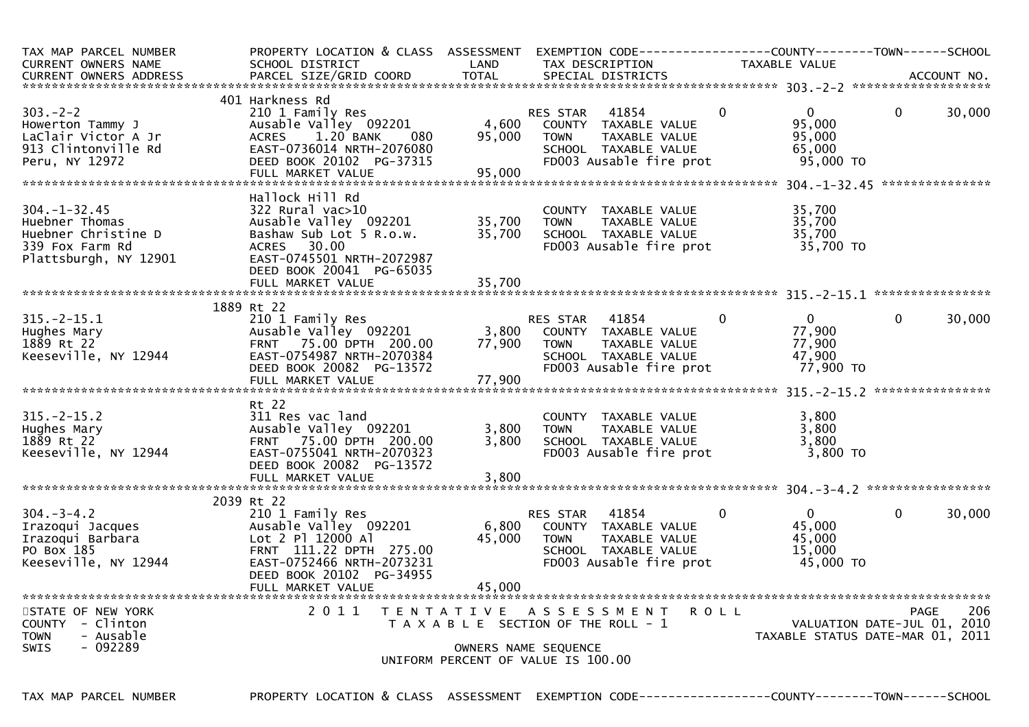| TAX MAP PARCEL NUMBER<br>CURRENT OWNERS NAME<br>CURRENT OWNERS ADDRESS | PROPERTY LOCATION & CLASS<br>SCHOOL DISTRICT<br>PARCEL SIZE/GRID COORD | ASSESSMENT<br>LAND<br>TOTAL | EXEMPTION CODE<br>TAX DESCRIPTION<br>SPECIAL DISTRICTS | COUNTY<br>TAXABLE VALUE | TOWN | SCHOOL<br><br>ACCOUNT NO. |
|---|---|---|---|---|---|---|
| **303.-2-2** | | | | | | |
| | 401 Harkness Rd | | | | | |
| 303.-2-2 | 210 1 Family Res | | RES STAR 41854 | 0 | 0 | 0 / 30,000 |
| Howerton Tammy J | Ausable Valley 092201 | 4,600 | COUNTY TAXABLE VALUE | 95,000 | | |
| LaClair Victor A Jr | ACRES 1.20 BANK 080 | 95,000 | TOWN TAXABLE VALUE | 95,000 | | |
| 913 Clintonville Rd | EAST-0736014 NRTH-2076080 | | SCHOOL TAXABLE VALUE | 65,000 | | |
| Peru, NY 12972 | DEED BOOK 20102 PG-37315 | | FD003 Ausable fire prot | 95,000 TO | | |
| | FULL MARKET VALUE | 95,000 | | | | |
| **304.-1-32.45** | | | | | | |
| | Hallock Hill Rd | | | | | |
| 304.-1-32.45 | 322 Rural vac>10 | | COUNTY TAXABLE VALUE | 35,700 | | |
| Huebner Thomas | Ausable Valley 092201 | 35,700 | TOWN TAXABLE VALUE | 35,700 | | |
| Huebner Christine D | Bashaw Sub Lot 5 R.o.w. | 35,700 | SCHOOL TAXABLE VALUE | 35,700 | | |
| 339 Fox Farm Rd | ACRES 30.00 | | FD003 Ausable fire prot | 35,700 TO | | |
| Plattsburgh, NY 12901 | EAST-0745501 NRTH-2072987 | | | | | |
| | DEED BOOK 20041 PG-65035 | | | | | |
| | FULL MARKET VALUE | 35,700 | | | | |
| **315.-2-15.1** | | | | | | |
| | 1889 Rt 22 | | | | | |
| 315.-2-15.1 | 210 1 Family Res | | RES STAR 41854 | 0 | 0 | 0 / 30,000 |
| Hughes Mary | Ausable Valley 092201 | 3,800 | COUNTY TAXABLE VALUE | 77,900 | | |
| 1889 Rt 22 | FRNT 75.00 DPTH 200.00 | 77,900 | TOWN TAXABLE VALUE | 77,900 | | |
| Keeseville, NY 12944 | EAST-0754987 NRTH-2070384 | | SCHOOL TAXABLE VALUE | 47,900 | | |
| | DEED BOOK 20082 PG-13572 | | FD003 Ausable fire prot | 77,900 TO | | |
| | FULL MARKET VALUE | 77,900 | | | | |
| **315.-2-15.2** | | | | | | |
| | Rt 22 | | | | | |
| 315.-2-15.2 | 311 Res vac land | | COUNTY TAXABLE VALUE | 3,800 | | |
| Hughes Mary | Ausable Valley 092201 | 3,800 | TOWN TAXABLE VALUE | 3,800 | | |
| 1889 Rt 22 | FRNT 75.00 DPTH 200.00 | 3,800 | SCHOOL TAXABLE VALUE | 3,800 | | |
| Keeseville, NY 12944 | EAST-0755041 NRTH-2070323 | | FD003 Ausable fire prot | 3,800 TO | | |
| | DEED BOOK 20082 PG-13572 | | | | | |
| | FULL MARKET VALUE | 3,800 | | | | |
| **304.-3-4.2** | | | | | | |
| | 2039 Rt 22 | | | | | |
| 304.-3-4.2 | 210 1 Family Res | | RES STAR 41854 | 0 | 0 | 0 / 30,000 |
| Irazoqui Jacques | Ausable Valley 092201 | 6,800 | COUNTY TAXABLE VALUE | 45,000 | | |
| Irazoqui Barbara | Lot 2 Pl 12000 Al | 45,000 | TOWN TAXABLE VALUE | 45,000 | | |
| PO Box 185 | FRNT 111.22 DPTH 275.00 | | SCHOOL TAXABLE VALUE | 15,000 | | |
| Keeseville, NY 12944 | EAST-0752466 NRTH-2073231 | | FD003 Ausable fire prot | 45,000 TO | | |
| | DEED BOOK 20102 PG-34955 | | | | | |
| | FULL MARKET VALUE | 45,000 | | | | |

STATE OF NEW YORK
COUNTY - Clinton
TOWN - Ausable
SWIS - 092289

2011 TENTATIVE ASSESSMENT ROLL
TAXABLE SECTION OF THE ROLL - 1
OWNERS NAME SEQUENCE
UNIFORM PERCENT OF VALUE IS 100.00

VALUATION DATE-JUL 01, 2010
TAXABLE STATUS DATE-MAR 01, 2011

TAX MAP PARCEL NUMBER PROPERTY LOCATION & CLASS ASSESSMENT EXEMPTION CODE------------------COUNTY--------TOWN------SCHOOL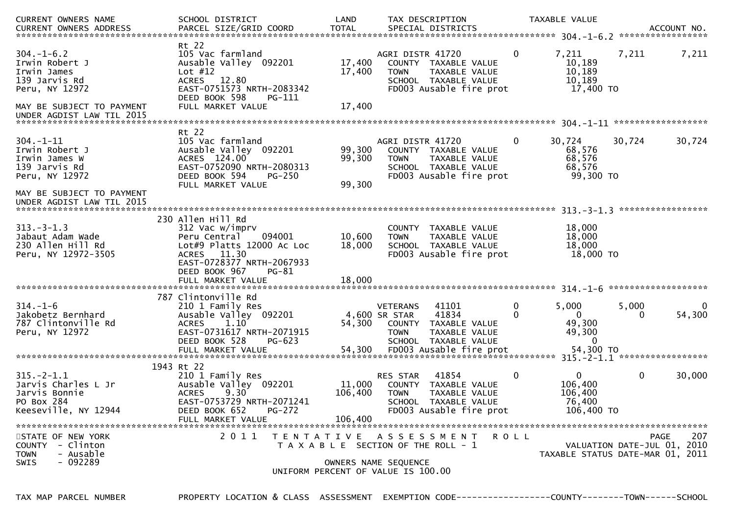| CURRENT OWNERS NAME<br>CURRENT OWNERS ADDRESS | SCHOOL DISTRICT<br>PARCEL SIZE/GRID COORD | LAND<br>TOTAL | TAX DESCRIPTION<br>SPECIAL DISTRICTS | | TAXABLE VALUE | | ACCOUNT NO. |
|---|---|---|---|---|---|---|---|
| **304.-1-6.2** | | | | | | | |
| | Rt 22 | | | | | | |
| 304.-1-6.2 | 105 Vac farmland | | AGRI DISTR 41720 | 0 | 7,211 | 7,211 | 7,211 |
| Irwin Robert J | Ausable Valley 092201 | 17,400 | COUNTY TAXABLE VALUE | | 10,189 | | |
| Irwin James | Lot #12 | 17,400 | TOWN TAXABLE VALUE | | 10,189 | | |
| 139 Jarvis Rd | ACRES 12.80 | | SCHOOL TAXABLE VALUE | | 10,189 | | |
| Peru, NY 12972 | EAST-0751573 NRTH-2083342 | | FD003 Ausable fire prot | | 17,400 TO | | |
| | DEED BOOK 598 PG-111 | | | | | | |
| MAY BE SUBJECT TO PAYMENT | FULL MARKET VALUE | 17,400 | | | | | |
| UNDER AGDIST LAW TIL 2015 | | | | | | | |
| **304.-1-11** | | | | | | | |
| | Rt 22 | | | | | | |
| 304.-1-11 | 105 Vac farmland | | AGRI DISTR 41720 | 0 | 30,724 | 30,724 | 30,724 |
| Irwin Robert J | Ausable Valley 092201 | 99,300 | COUNTY TAXABLE VALUE | | 68,576 | | |
| Irwin James W | ACRES 124.00 | 99,300 | TOWN TAXABLE VALUE | | 68,576 | | |
| 139 Jarvis Rd | EAST-0752090 NRTH-2080313 | | SCHOOL TAXABLE VALUE | | 68,576 | | |
| Peru, NY 12972 | DEED BOOK 594 PG-250 | | FD003 Ausable fire prot | | 99,300 TO | | |
| | FULL MARKET VALUE | 99,300 | | | | | |
| MAY BE SUBJECT TO PAYMENT | | | | | | | |
| UNDER AGDIST LAW TIL 2015 | | | | | | | |
| **313.-3-1.3** | | | | | | | |
| | 230 Allen Hill Rd | | | | | | |
| 313.-3-1.3 | 312 Vac w/imprv | | COUNTY TAXABLE VALUE | | 18,000 | | |
| Jabaut Adam Wade | Peru Central 094001 | 10,600 | TOWN TAXABLE VALUE | | 18,000 | | |
| 230 Allen Hill Rd | Lot#9 Platts 12000 Ac Loc | 18,000 | SCHOOL TAXABLE VALUE | | 18,000 | | |
| Peru, NY 12972-3505 | ACRES 11.30 | | FD003 Ausable fire prot | | 18,000 TO | | |
| | EAST-0728377 NRTH-2067933 | | | | | | |
| | DEED BOOK 967 PG-81 | | | | | | |
| | FULL MARKET VALUE | 18,000 | | | | | |
| **314.-1-6** | | | | | | | |
| | 787 Clintonville Rd | | | | | | |
| 314.-1-6 | 210 1 Family Res | | VETERANS 41101 | 0 | 5,000 | 5,000 | 0 |
| Jakobetz Bernhard | Ausable Valley 092201 | 4,600 | SR STAR 41834 | 0 | 0 | 0 | 54,300 |
| 787 Clintonville Rd | ACRES 1.10 | 54,300 | COUNTY TAXABLE VALUE | | 49,300 | | |
| Peru, NY 12972 | EAST-0731617 NRTH-2071915 | | TOWN TAXABLE VALUE | | 49,300 | | |
| | DEED BOOK 528 PG-623 | | SCHOOL TAXABLE VALUE | | 0 | | |
| | FULL MARKET VALUE | 54,300 | FD003 Ausable fire prot | | 54,300 TO | | |
| **315.-2-1.1** | | | | | | | |
| | 1943 Rt 22 | | | | | | |
| 315.-2-1.1 | 210 1 Family Res | | RES STAR 41854 | 0 | 0 | 0 | 30,000 |
| Jarvis Charles L Jr | Ausable Valley 092201 | 11,000 | COUNTY TAXABLE VALUE | | 106,400 | | |
| Jarvis Bonnie | ACRES 9.30 | 106,400 | TOWN TAXABLE VALUE | | 106,400 | | |
| PO Box 284 | EAST-0753729 NRTH-2071241 | | SCHOOL TAXABLE VALUE | | 76,400 | | |
| Keeseville, NY 12944 | DEED BOOK 652 PG-272 | | FD003 Ausable fire prot | | 106,400 TO | | |
| | FULL MARKET VALUE | 106,400 | | | | | |

STATE OF NEW YORK
COUNTY - Clinton
TOWN - Ausable
SWIS - 092289

2011 TENTATIVE ASSESSMENT ROLL
TAXABLE SECTION OF THE ROLL - 1
OWNERS NAME SEQUENCE
UNIFORM PERCENT OF VALUE IS 100.00

VALUATION DATE-JUL 01, 2010
TAXABLE STATUS DATE-MAR 01, 2011

TAX MAP PARCEL NUMBER | PROPERTY LOCATION & CLASS | ASSESSMENT | EXEMPTION CODE------------------COUNTY--------TOWN------SCHOOL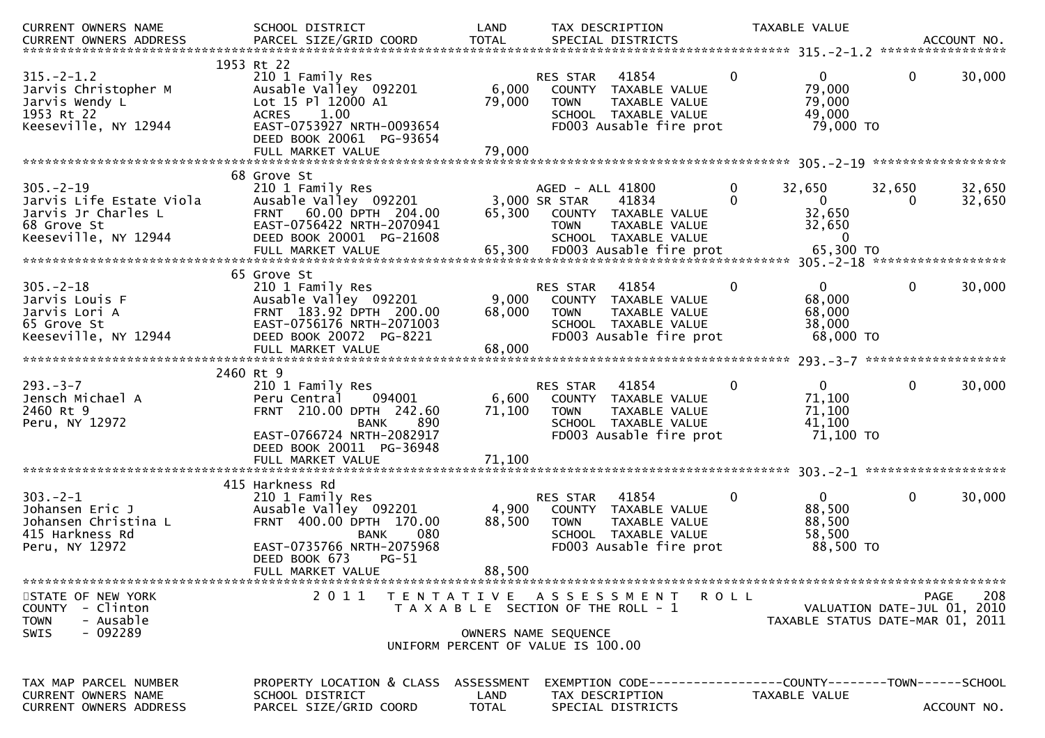```
CURRENT OWNERS NAME          SCHOOL DISTRICT              LAND      TAX DESCRIPTION              TAXABLE VALUE
CURRENT OWNERS ADDRESS       PARCEL SIZE/GRID COORD       TOTAL     SPECIAL DISTRICTS                                    ACCOUNT NO.
******************************************************************************************************* 315.-2-1.2 *****************
                         1953 Rt 22
315.-2-1.2                   210 1 Family Res                       RES STAR    41854          0            0            0       30,000
Jarvis Christopher M         Ausable Valley  092201        6,000    COUNTY  TAXABLE VALUE              79,000
Jarvis Wendy L               Lot 15 Pl 12000 A1           79,000    TOWN    TAXABLE VALUE              79,000
1953 Rt 22                   ACRES     1.00                         SCHOOL  TAXABLE VALUE              49,000
Keeseville, NY 12944         EAST-0753927 NRTH-0093654              FD003 Ausable fire prot             79,000 TO
                             DEED BOOK 20061  PG-93654
                             FULL MARKET VALUE            79,000
******************************************************************************************************* 305.-2-19 ******************
                         68 Grove St
305.-2-19                    210 1 Family Res                       AGED - ALL 41800           0       32,650       32,650       32,650
Jarvis Life Estate Viola     Ausable Valley  092201        3,000 SR STAR    41834              0            0            0       32,650
Jarvis Jr Charles L          FRNT    60.00 DPTH  204.00   65,300    COUNTY  TAXABLE VALUE              32,650
68 Grove St                  EAST-0756422 NRTH-2070941              TOWN    TAXABLE VALUE              32,650
Keeseville, NY 12944         DEED BOOK 20001  PG-21608              SCHOOL  TAXABLE VALUE                   0
                             FULL MARKET VALUE            65,300    FD003 Ausable fire prot             65,300 TO
******************************************************************************************************* 305.-2-18 ******************
                         65 Grove St
305.-2-18                    210 1 Family Res                       RES STAR    41854          0            0            0       30,000
Jarvis Louis F               Ausable Valley  092201        9,000    COUNTY  TAXABLE VALUE              68,000
Jarvis Lori A                FRNT   183.92 DPTH  200.00   68,000    TOWN    TAXABLE VALUE              68,000
65 Grove St                  EAST-0756176 NRTH-2071003              SCHOOL  TAXABLE VALUE              38,000
Keeseville, NY 12944         DEED BOOK 20072  PG-8221               FD003 Ausable fire prot             68,000 TO
                             FULL MARKET VALUE            68,000
******************************************************************************************************* 293.-3-7 *******************
                         2460 Rt 9
293.-3-7                     210 1 Family Res                       RES STAR    41854          0            0            0       30,000
Jensch Michael A             Peru Central    094001        6,600    COUNTY  TAXABLE VALUE              71,100
2460 Rt 9                    FRNT   210.00 DPTH  242.60   71,100    TOWN    TAXABLE VALUE              71,100
Peru, NY 12972                             BANK     890             SCHOOL  TAXABLE VALUE              41,100
                             EAST-0766724 NRTH-2082917              FD003 Ausable fire prot             71,100 TO
                             DEED BOOK 20011  PG-36948
                             FULL MARKET VALUE            71,100
******************************************************************************************************* 303.-2-1 *******************
                         415 Harkness Rd
303.-2-1                     210 1 Family Res                       RES STAR    41854          0            0            0       30,000
Johansen Eric J              Ausable Valley  092201        4,900    COUNTY  TAXABLE VALUE              88,500
Johansen Christina L         FRNT   400.00 DPTH  170.00   88,500    TOWN    TAXABLE VALUE              88,500
415 Harkness Rd                            BANK     080             SCHOOL  TAXABLE VALUE              58,500
Peru, NY 12972               EAST-0735766 NRTH-2075968              FD003 Ausable fire prot             88,500 TO
                             DEED BOOK 673    PG-51
                             FULL MARKET VALUE            88,500
************************************************************************************************************************************
STATE OF NEW YORK                 2 0 1 1   T E N T A T I V E   A S S E S S M E N T   R O L L                               PAGE    208
COUNTY  - Clinton                           T A X A B L E  SECTION OF THE ROLL - 1                       VALUATION DATE-JUL 01, 2010
TOWN    - Ausable                                                                                  TAXABLE STATUS DATE-MAR 01, 2011
SWIS    - 092289                                      OWNERS NAME SEQUENCE
                                              UNIFORM PERCENT OF VALUE IS 100.00

TAX MAP PARCEL NUMBER        PROPERTY LOCATION & CLASS  ASSESSMENT  EXEMPTION CODE------------------COUNTY--------TOWN------SCHOOL
CURRENT OWNERS NAME          SCHOOL DISTRICT              LAND      TAX DESCRIPTION              TAXABLE VALUE
CURRENT OWNERS ADDRESS       PARCEL SIZE/GRID COORD       TOTAL     SPECIAL DISTRICTS                                    ACCOUNT NO.
```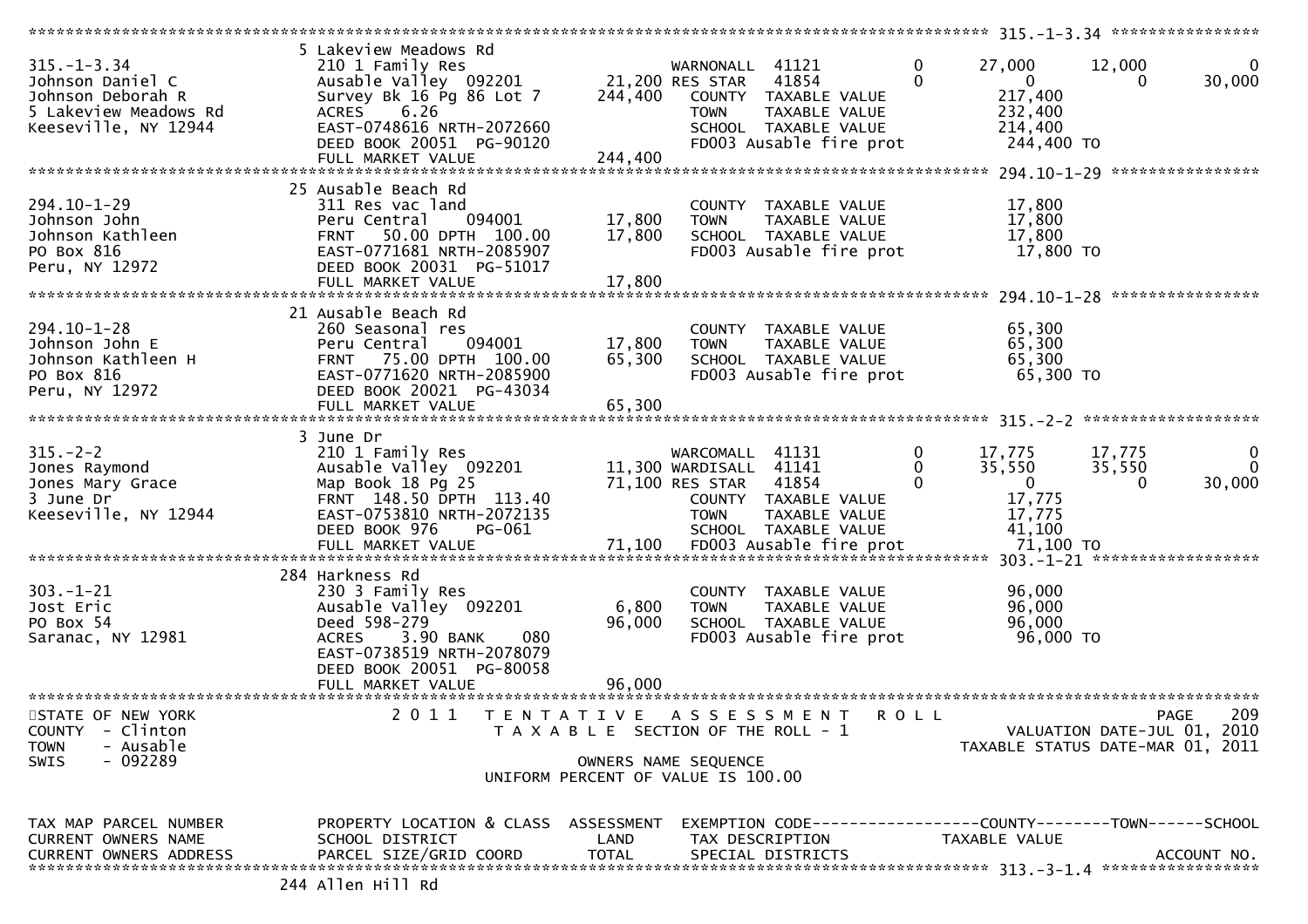```
******************************************************************************************************* 315.-1-3.34 *****************
                    5 Lakeview Meadows Rd
315.-1-3.34         210 1 Family Res                      WARNONALL  41121          0     27,000      12,000           0
Johnson Daniel C    Ausable Valley  092201      21,200 RES STAR   41854          0          0           0      30,000
Johnson Deborah R   Survey Bk 16 Pg 86 Lot 7   244,400   COUNTY  TAXABLE VALUE             217,400
5 Lakeview Meadows Rd ACRES    6.26                      TOWN    TAXABLE VALUE             232,400
Keeseville, NY 12944 EAST-0748616 NRTH-2072660           SCHOOL  TAXABLE VALUE             214,400
                    DEED BOOK 20051  PG-90120            FD003 Ausable fire prot           244,400 TO
                    FULL MARKET VALUE          244,400
******************************************************************************************************* 294.10-1-29 *****************
                    25 Ausable Beach Rd
294.10-1-29         311 Res vac land                      COUNTY  TAXABLE VALUE              17,800
Johnson John        Peru Central    094001      17,800   TOWN    TAXABLE VALUE              17,800
Johnson Kathleen    FRNT   50.00 DPTH 100.00    17,800   SCHOOL  TAXABLE VALUE              17,800
PO Box 816          EAST-0771681 NRTH-2085907            FD003 Ausable fire prot            17,800 TO
Peru, NY 12972      DEED BOOK 20031  PG-51017
                    FULL MARKET VALUE           17,800
******************************************************************************************************* 294.10-1-28 *****************
                    21 Ausable Beach Rd
294.10-1-28         260 Seasonal res                      COUNTY  TAXABLE VALUE              65,300
Johnson John E      Peru Central    094001      17,800   TOWN    TAXABLE VALUE              65,300
Johnson Kathleen H  FRNT   75.00 DPTH 100.00    65,300   SCHOOL  TAXABLE VALUE              65,300
PO Box 816          EAST-0771620 NRTH-2085900            FD003 Ausable fire prot            65,300 TO
Peru, NY 12972      DEED BOOK 20021  PG-43034
                    FULL MARKET VALUE           65,300
******************************************************************************************************* 315.-2-2 *******************
                    3 June Dr
315.-2-2            210 1 Family Res                      WARCOMALL  41131          0     17,775      17,775           0
Jones Raymond       Ausable Valley  092201      11,300 WARDISALL  41141          0     35,550      35,550           0
Jones Mary Grace    Map Book 18 Pg 25           71,100 RES STAR   41854          0          0           0      30,000
3 June Dr           FRNT  148.50 DPTH 113.40             COUNTY  TAXABLE VALUE              17,775
Keeseville, NY 12944 EAST-0753810 NRTH-2072135           TOWN    TAXABLE VALUE              17,775
                    DEED BOOK 976     PG-061             SCHOOL  TAXABLE VALUE              41,100
                    FULL MARKET VALUE           71,100   FD003 Ausable fire prot            71,100 TO
******************************************************************************************************* 303.-1-21 ******************
                    284 Harkness Rd
303.-1-21           230 3 Family Res                      COUNTY  TAXABLE VALUE              96,000
Jost Eric           Ausable Valley  092201       6,800   TOWN    TAXABLE VALUE              96,000
PO Box 54           Deed 598-279                96,000   SCHOOL  TAXABLE VALUE              96,000
Saranac, NY 12981   ACRES    3.90 BANK    080            FD003 Ausable fire prot            96,000 TO
                    EAST-0738519 NRTH-2078079
                    DEED BOOK 20051  PG-80058
                    FULL MARKET VALUE           96,000
************************************************************************************************************************************
STATE OF NEW YORK              2 0 1 1   T E N T A T I V E   A S S E S S M E N T   R O L L                          PAGE    209
COUNTY  - Clinton                    T A X A B L E  SECTION OF THE ROLL - 1                      VALUATION DATE-JUL 01, 2010
TOWN    - Ausable                                                                         TAXABLE STATUS DATE-MAR 01, 2011
SWIS    - 092289                              OWNERS NAME SEQUENCE
                                        UNIFORM PERCENT OF VALUE IS 100.00

TAX MAP PARCEL NUMBER     PROPERTY LOCATION & CLASS  ASSESSMENT  EXEMPTION CODE------------------COUNTY--------TOWN------SCHOOL
CURRENT OWNERS NAME       SCHOOL DISTRICT               LAND      TAX DESCRIPTION            TAXABLE VALUE
CURRENT OWNERS ADDRESS    PARCEL SIZE/GRID COORD       TOTAL      SPECIAL DISTRICTS                                  ACCOUNT NO.
******************************************************************************************************* 313.-3-1.4 *****************
                    244 Allen Hill Rd
```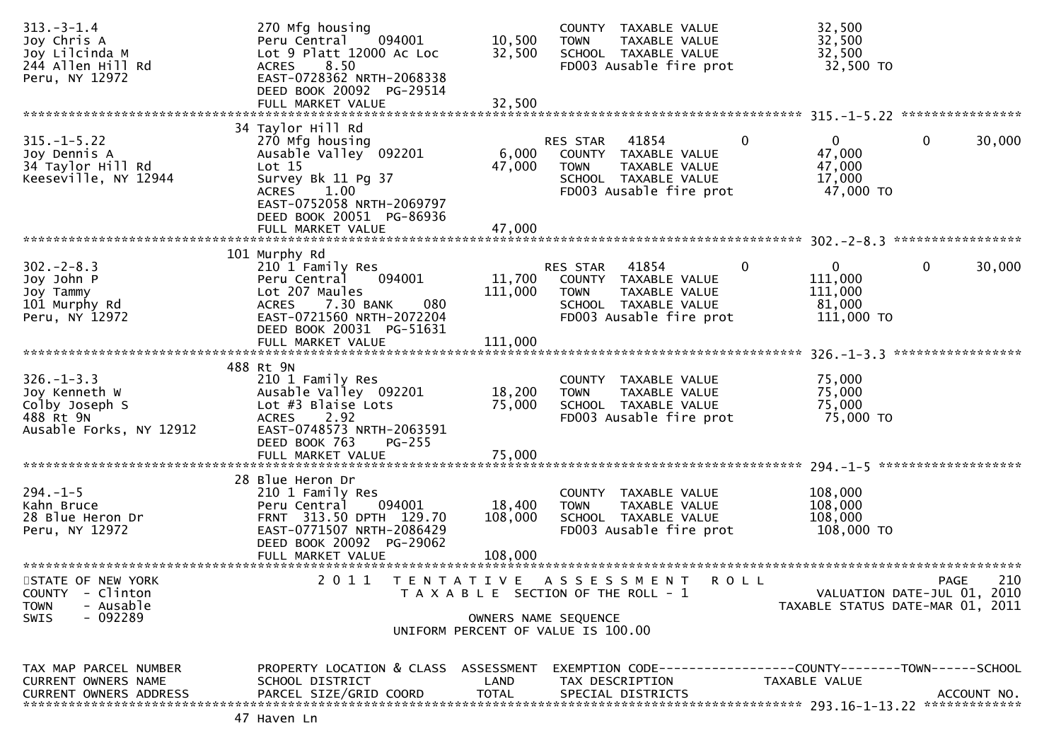| Parcel / Owner | Property Location & Class / School District / Parcel Size | Land / Total | Exemption / Tax Description | County | Town | School |
|---|---|---|---|---|---|---|
| 313.-3-1.4<br>Joy Chris A<br>Joy Lilcinda M<br>244 Allen Hill Rd<br>Peru, NY 12972 | 270 Mfg housing<br>Peru Central 094001<br>Lot 9 Platt 12000 Ac Loc<br>ACRES 8.50<br>EAST-0728362 NRTH-2068338<br>DEED BOOK 20092 PG-29514<br>FULL MARKET VALUE 32,500 | 10,500<br>32,500 | COUNTY TAXABLE VALUE 32,500<br>TOWN TAXABLE VALUE 32,500<br>SCHOOL TAXABLE VALUE 32,500<br>FD003 Ausable fire prot 32,500 TO | | | |
| 315.-1-5.22<br>Joy Dennis A<br>34 Taylor Hill Rd<br>Keeseville, NY 12944 | 34 Taylor Hill Rd<br>270 Mfg housing<br>Ausable Valley 092201<br>Lot 15<br>Survey Bk 11 Pg 37<br>ACRES 1.00<br>EAST-0752058 NRTH-2069797<br>DEED BOOK 20051 PG-86936<br>FULL MARKET VALUE 47,000 | 6,000<br>47,000 | RES STAR 41854<br>COUNTY TAXABLE VALUE 47,000<br>TOWN TAXABLE VALUE 47,000<br>SCHOOL TAXABLE VALUE 17,000<br>FD003 Ausable fire prot 47,000 TO | 0 | 0 | 30,000 |
| 302.-2-8.3<br>Joy John P<br>Joy Tammy<br>101 Murphy Rd<br>Peru, NY 12972 | 101 Murphy Rd<br>210 1 Family Res<br>Peru Central 094001<br>Lot 207 Maules<br>ACRES 7.30 BANK 080<br>EAST-0721560 NRTH-2072204<br>DEED BOOK 20031 PG-51631<br>FULL MARKET VALUE 111,000 | 11,700<br>111,000 | RES STAR 41854<br>COUNTY TAXABLE VALUE 111,000<br>TOWN TAXABLE VALUE 111,000<br>SCHOOL TAXABLE VALUE 81,000<br>FD003 Ausable fire prot 111,000 TO | 0 | 0 | 30,000 |
| 326.-1-3.3<br>Joy Kenneth W<br>Colby Joseph S<br>488 Rt 9N<br>Ausable Forks, NY 12912 | 488 Rt 9N<br>210 1 Family Res<br>Ausable Valley 092201<br>Lot #3 Blaise Lots<br>ACRES 2.92<br>EAST-0748573 NRTH-2063591<br>DEED BOOK 763 PG-255<br>FULL MARKET VALUE 75,000 | 18,200<br>75,000 | COUNTY TAXABLE VALUE 75,000<br>TOWN TAXABLE VALUE 75,000<br>SCHOOL TAXABLE VALUE 75,000<br>FD003 Ausable fire prot 75,000 TO | | | |
| 294.-1-5<br>Kahn Bruce<br>28 Blue Heron Dr<br>Peru, NY 12972 | 28 Blue Heron Dr<br>210 1 Family Res<br>Peru Central 094001<br>FRNT 313.50 DPTH 129.70<br>EAST-0771507 NRTH-2086429<br>DEED BOOK 20092 PG-29062<br>FULL MARKET VALUE 108,000 | 18,400<br>108,000 | COUNTY TAXABLE VALUE 108,000<br>TOWN TAXABLE VALUE 108,000<br>SCHOOL TAXABLE VALUE 108,000<br>FD003 Ausable fire prot 108,000 TO | | | |

STATE OF NEW YORK
COUNTY - Clinton
TOWN - Ausable
SWIS - 092289

2011 TENTATIVE ASSESSMENT ROLL
TAXABLE SECTION OF THE ROLL - 1
OWNERS NAME SEQUENCE
UNIFORM PERCENT OF VALUE IS 100.00

VALUATION DATE-JUL 01, 2010
TAXABLE STATUS DATE-MAR 01, 2011

| TAX MAP PARCEL NUMBER / CURRENT OWNERS NAME / CURRENT OWNERS ADDRESS | PROPERTY LOCATION & CLASS / SCHOOL DISTRICT / PARCEL SIZE/GRID COORD | ASSESSMENT LAND / TOTAL | EXEMPTION CODE / TAX DESCRIPTION / SPECIAL DISTRICTS | COUNTY | TOWN | SCHOOL / ACCOUNT NO. |
|---|---|---|---|---|---|---|
| 293.16-1-13.22 | 47 Haven Ln | | | | | |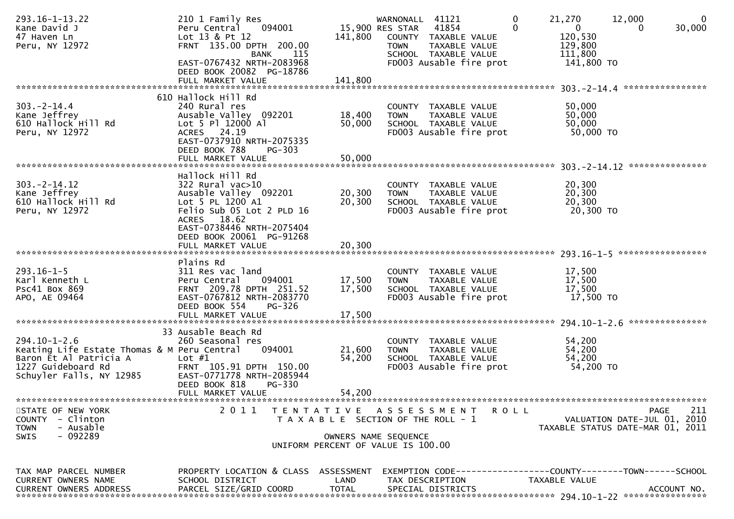```
293.16-1-13.22              210 1 Family Res                    WARNONALL  41121          0        21,270       12,000            0
Kane David J                Peru Central    094001        15,900 RES STAR   41854          0             0            0       30,000
47 Haven Ln                 Lot 13 & Pt 12               141,800   COUNTY  TAXABLE VALUE              120,530
Peru, NY 12972              FRNT  135.00 DPTH  200.00              TOWN    TAXABLE VALUE              129,800
                                           BANK    115             SCHOOL  TAXABLE VALUE              111,800
                            EAST-0767432 NRTH-2083968              FD003 Ausable fire prot            141,800 TO
                            DEED BOOK 20082  PG-18786
                            FULL MARKET VALUE            141,800
******************************************************************************************************* 303.-2-14.4 ****************
                         610 Hallock Hill Rd
303.-2-14.4                 240 Rural res                           COUNTY  TAXABLE VALUE               50,000
Kane Jeffrey                Ausable Valley  092201        18,400   TOWN    TAXABLE VALUE               50,000
610 Hallock Hill Rd         Lot 5 Pl 12000 Al             50,000   SCHOOL  TAXABLE VALUE               50,000
Peru, NY 12972              ACRES   24.19                          FD003 Ausable fire prot             50,000 TO
                            EAST-0737910 NRTH-2075335
                            DEED BOOK 788     PG-303
                            FULL MARKET VALUE             50,000
******************************************************************************************************* 303.-2-14.12 ***************
                            Hallock Hill Rd
303.-2-14.12                322 Rural vac>10                        COUNTY  TAXABLE VALUE               20,300
Kane Jeffrey                Ausable Valley  092201        20,300   TOWN    TAXABLE VALUE               20,300
610 Hallock Hill Rd         Lot 5 PL 1200 A1              20,300   SCHOOL  TAXABLE VALUE               20,300
Peru, NY 12972              Felio Sub 05 Lot 2 PLD 16              FD003 Ausable fire prot             20,300 TO
                            ACRES   18.62
                            EAST-0738446 NRTH-2075404
                            DEED BOOK 20061  PG-91268
                            FULL MARKET VALUE             20,300
******************************************************************************************************* 293.16-1-5 *****************
                            Plains Rd
293.16-1-5                  311 Res vac land                        COUNTY  TAXABLE VALUE               17,500
Karl Kenneth L              Peru Central    094001        17,500   TOWN    TAXABLE VALUE               17,500
Psc41 Box 869               FRNT  209.78 DPTH  251.52     17,500   SCHOOL  TAXABLE VALUE               17,500
APO, AE 09464               EAST-0767812 NRTH-2083770              FD003 Ausable fire prot             17,500 TO
                            DEED BOOK 554     PG-326
                            FULL MARKET VALUE             17,500
******************************************************************************************************* 294.10-1-2.6 ***************
                         33 Ausable Beach Rd
294.10-1-2.6                260 Seasonal res                        COUNTY  TAXABLE VALUE               54,200
Keating Life Estate Thomas & M Peru Central   094001      21,600   TOWN    TAXABLE VALUE               54,200
Baron Et Al Patricia A      Lot #1                        54,200   SCHOOL  TAXABLE VALUE               54,200
1227 Guideboard Rd          FRNT  105.91 DPTH  150.00              FD003 Ausable fire prot             54,200 TO
Schuyler Falls, NY 12985    EAST-0771778 NRTH-2085944
                            DEED BOOK 818     PG-330
                            FULL MARKET VALUE             54,200
************************************************************************************************************************************
STATE OF NEW YORK                2 0 1 1   T E N T A T I V E   A S S E S S M E N T   R O L L                              PAGE    211
COUNTY  - Clinton                          T A X A B L E  SECTION OF THE ROLL - 1                          VALUATION DATE-JUL 01, 2010
TOWN    - Ausable                                                                                   TAXABLE STATUS DATE-MAR 01, 2011
SWIS    - 092289                                      OWNERS NAME SEQUENCE
                                                UNIFORM PERCENT OF VALUE IS 100.00

TAX MAP PARCEL NUMBER          PROPERTY LOCATION & CLASS  ASSESSMENT  EXEMPTION CODE------------------COUNTY--------TOWN------SCHOOL
CURRENT OWNERS NAME            SCHOOL DISTRICT               LAND      TAX DESCRIPTION            TAXABLE VALUE
CURRENT OWNERS ADDRESS         PARCEL SIZE/GRID COORD        TOTAL     SPECIAL DISTRICTS                                 ACCOUNT NO.
******************************************************************************************************* 294.10-1-22 ****************
```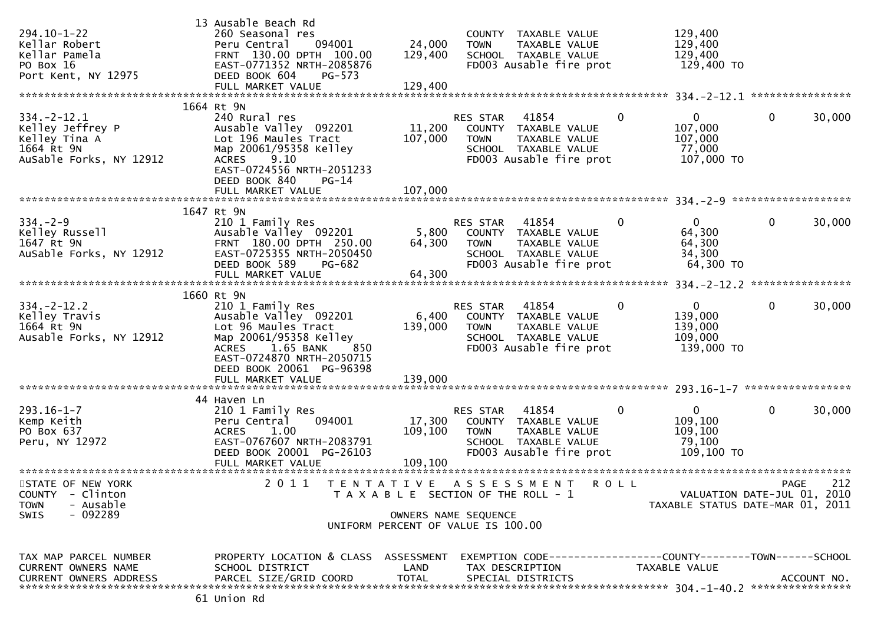```
                              13 Ausable Beach Rd
294.10-1-22                   260 Seasonal res                            COUNTY  TAXABLE VALUE          129,400
Kellar Robert                 Peru Central     094001       24,000        TOWN    TAXABLE VALUE          129,400
Kellar Pamela                 FRNT 130.00 DPTH 100.00      129,400        SCHOOL  TAXABLE VALUE          129,400
PO Box 16                     EAST-0771352 NRTH-2085876                   FD003 Ausable fire prot         129,400 TO
Port Kent, NY 12975           DEED BOOK 604    PG-573
                              FULL MARKET VALUE            129,400
******************************************************************************************************* 334.-2-12.1 ****************
                              1664 Rt 9N
334.-2-12.1                   240 Rural res                               RES STAR   41854         0          0         0      30,000
Kelley Jeffrey P              Ausable Valley  092201        11,200        COUNTY  TAXABLE VALUE          107,000
Kelley Tina A                 Lot 196 Maules Tract         107,000        TOWN    TAXABLE VALUE          107,000
1664 Rt 9N                    Map 20061/95358 Kelley                      SCHOOL  TAXABLE VALUE           77,000
AuSable Forks, NY 12912       ACRES    9.10                               FD003 Ausable fire prot         107,000 TO
                              EAST-0724556 NRTH-2051233
                              DEED BOOK 840    PG-14
                              FULL MARKET VALUE            107,000
******************************************************************************************************* 334.-2-9 *******************
                              1647 Rt 9N
334.-2-9                      210 1 Family Res                            RES STAR   41854         0          0         0      30,000
Kelley Russell                Ausable Valley  092201         5,800        COUNTY  TAXABLE VALUE           64,300
1647 Rt 9N                    FRNT 180.00 DPTH 250.00       64,300        TOWN    TAXABLE VALUE           64,300
AuSable Forks, NY 12912       EAST-0725355 NRTH-2050450                   SCHOOL  TAXABLE VALUE           34,300
                              DEED BOOK 589    PG-682                     FD003 Ausable fire prot          64,300 TO
                              FULL MARKET VALUE             64,300
******************************************************************************************************* 334.-2-12.2 ****************
                              1660 Rt 9N
334.-2-12.2                   210 1 Family Res                            RES STAR   41854         0          0         0      30,000
Kelley Travis                 Ausable Valley  092201         6,400        COUNTY  TAXABLE VALUE          139,000
1664 Rt 9N                    Lot 96 Maules Tract          139,000        TOWN    TAXABLE VALUE          139,000
Ausable Forks, NY 12912       Map 20061/95358 Kelley                      SCHOOL  TAXABLE VALUE          109,000
                              ACRES    1.65 BANK     850                  FD003 Ausable fire prot         139,000 TO
                              EAST-0724870 NRTH-2050715
                              DEED BOOK 20061 PG-96398
                              FULL MARKET VALUE            139,000
******************************************************************************************************* 293.16-1-7 *****************
                              44 Haven Ln
293.16-1-7                    210 1 Family Res                            RES STAR   41854         0          0         0      30,000
Kemp Keith                    Peru Central     094001       17,300        COUNTY  TAXABLE VALUE          109,100
PO Box 637                    ACRES    1.00                109,100        TOWN    TAXABLE VALUE          109,100
Peru, NY 12972                EAST-0767607 NRTH-2083791                   SCHOOL  TAXABLE VALUE           79,100
                              DEED BOOK 20001 PG-26103                    FD003 Ausable fire prot         109,100 TO
                              FULL MARKET VALUE            109,100
************************************************************************************************************************************
STATE OF NEW YORK                  2 0 1 1   T E N T A T I V E   A S S E S S M E N T   R O L L                        PAGE    212
COUNTY  - Clinton                            T A X A B L E  SECTION OF THE ROLL - 1                   VALUATION DATE-JUL 01, 2010
TOWN    - Ausable                                                                              TAXABLE STATUS DATE-MAR 01, 2011
SWIS    - 092289                                      OWNERS NAME SEQUENCE
                                             UNIFORM PERCENT OF VALUE IS 100.00


TAX MAP PARCEL NUMBER         PROPERTY LOCATION & CLASS  ASSESSMENT  EXEMPTION CODE------------------COUNTY--------TOWN------SCHOOL
CURRENT OWNERS NAME           SCHOOL DISTRICT               LAND      TAX DESCRIPTION            TAXABLE VALUE
CURRENT OWNERS ADDRESS        PARCEL SIZE/GRID COORD        TOTAL     SPECIAL DISTRICTS                                 ACCOUNT NO.
******************************************************************************************************* 304.-1-40.2 ****************
                              61 Union Rd
```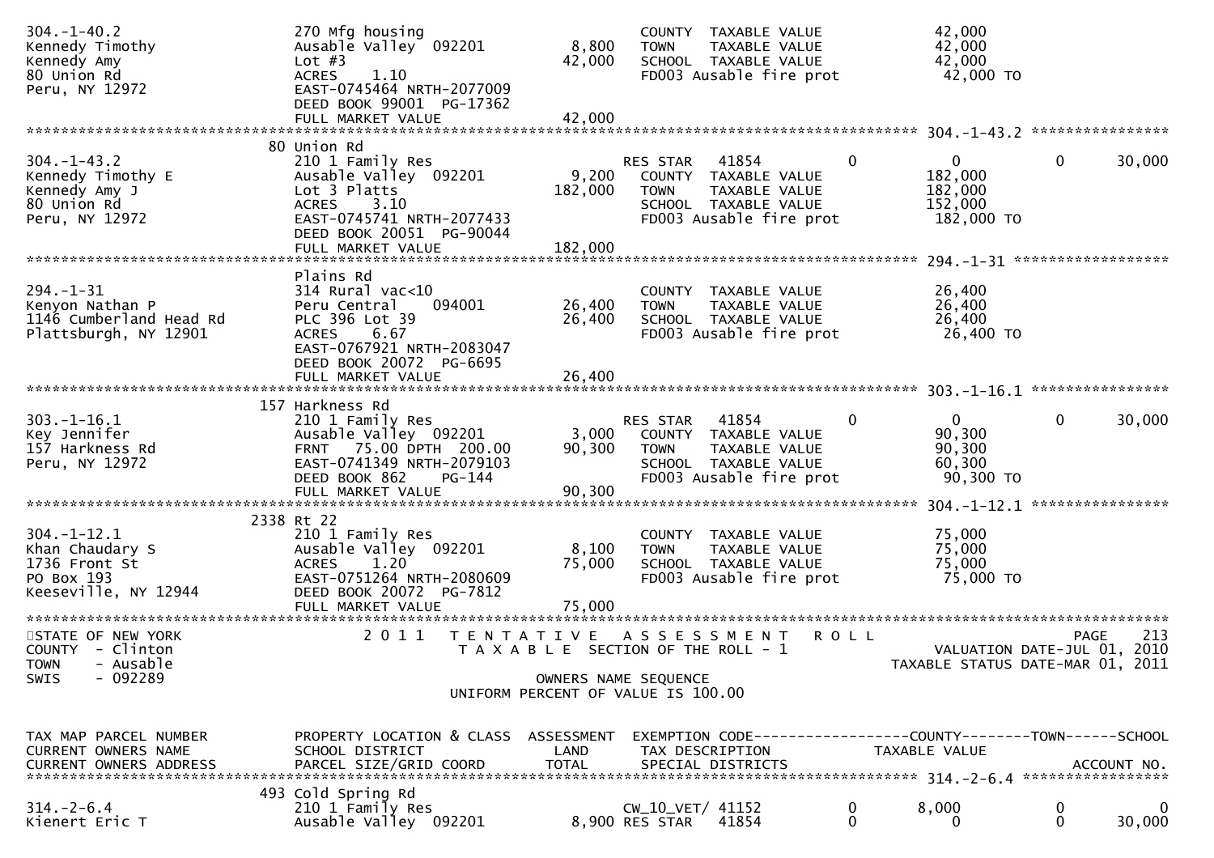```
304.-1-40.2                    270 Mfg housing                        COUNTY  TAXABLE VALUE              42,000
Kennedy Timothy                Ausable Valley  092201        8,800    TOWN    TAXABLE VALUE              42,000
Kennedy Amy                    Lot #3                       42,000    SCHOOL  TAXABLE VALUE              42,000
80 Union Rd                    ACRES    1.10                          FD003 Ausable fire prot             42,000 TO
Peru, NY 12972                 EAST-0745464 NRTH-2077009
                               DEED BOOK 99001  PG-17362
                               FULL MARKET VALUE            42,000
******************************************************************************************************* 304.-1-43.2 *****************
                               80 Union Rd
304.-1-43.2                    210 1 Family Res                       RES STAR   41854          0          0            0      30,000
Kennedy Timothy E              Ausable Valley  092201        9,200    COUNTY  TAXABLE VALUE             182,000
Kennedy Amy J                  Lot 3 Platts                182,000    TOWN    TAXABLE VALUE             182,000
80 Union Rd                    ACRES    3.10                          SCHOOL  TAXABLE VALUE             152,000
Peru, NY 12972                 EAST-0745741 NRTH-2077433              FD003 Ausable fire prot            182,000 TO
                               DEED BOOK 20051  PG-90044
                               FULL MARKET VALUE           182,000
******************************************************************************************************* 294.-1-31 ******************
                               Plains Rd
294.-1-31                      314 Rural vac<10                       COUNTY  TAXABLE VALUE              26,400
Kenyon Nathan P                Peru Central    094001       26,400    TOWN    TAXABLE VALUE              26,400
1146 Cumberland Head Rd        PLC 396 Lot 39               26,400    SCHOOL  TAXABLE VALUE              26,400
Plattsburgh, NY 12901          ACRES    6.67                          FD003 Ausable fire prot             26,400 TO
                               EAST-0767921 NRTH-2083047
                               DEED BOOK 20072  PG-6695
                               FULL MARKET VALUE            26,400
******************************************************************************************************* 303.-1-16.1 *****************
                               157 Harkness Rd
303.-1-16.1                    210 1 Family Res                       RES STAR   41854          0          0            0      30,000
Key Jennifer                   Ausable Valley  092201        3,000    COUNTY  TAXABLE VALUE              90,300
157 Harkness Rd                FRNT   75.00 DPTH 200.00     90,300    TOWN    TAXABLE VALUE              90,300
Peru, NY 12972                 EAST-0741349 NRTH-2079103              SCHOOL  TAXABLE VALUE              60,300
                               DEED BOOK 862    PG-144                FD003 Ausable fire prot             90,300 TO
                               FULL MARKET VALUE            90,300
******************************************************************************************************* 304.-1-12.1 *****************
                               2338 Rt 22
304.-1-12.1                    210 1 Family Res                       COUNTY  TAXABLE VALUE              75,000
Khan Chaudary S                Ausable Valley  092201        8,100    TOWN    TAXABLE VALUE              75,000
1736 Front St                  ACRES    1.20                75,000    SCHOOL  TAXABLE VALUE              75,000
PO Box 193                     EAST-0751264 NRTH-2080609              FD003 Ausable fire prot             75,000 TO
Keeseville, NY 12944           DEED BOOK 20072  PG-7812
                               FULL MARKET VALUE            75,000
************************************************************************************************************************************
STATE OF NEW YORK              2 0 1 1   T E N T A T I V E   A S S E S S M E N T   R O L L                          PAGE    213
COUNTY  - Clinton                    T A X A B L E  SECTION OF THE ROLL - 1                       VALUATION DATE-JUL 01, 2010
TOWN    - Ausable                                                                           TAXABLE STATUS DATE-MAR 01, 2011
SWIS    - 092289                                   OWNERS NAME SEQUENCE
                                             UNIFORM PERCENT OF VALUE IS 100.00

TAX MAP PARCEL NUMBER          PROPERTY LOCATION & CLASS  ASSESSMENT  EXEMPTION CODE------------------COUNTY--------TOWN------SCHOOL
CURRENT OWNERS NAME            SCHOOL DISTRICT               LAND     TAX DESCRIPTION            TAXABLE VALUE
CURRENT OWNERS ADDRESS         PARCEL SIZE/GRID COORD       TOTAL     SPECIAL DISTRICTS                                  ACCOUNT NO.
******************************************************************************************************* 314.-2-6.4 ******************
                               493 Cold Spring Rd
314.-2-6.4                     210 1 Family Res                       CW_10_VET/ 41152          0      8,000            0           0
Kienert Eric T                 Ausable Valley  092201        8,900 RES STAR    41854          0          0            0      30,000
```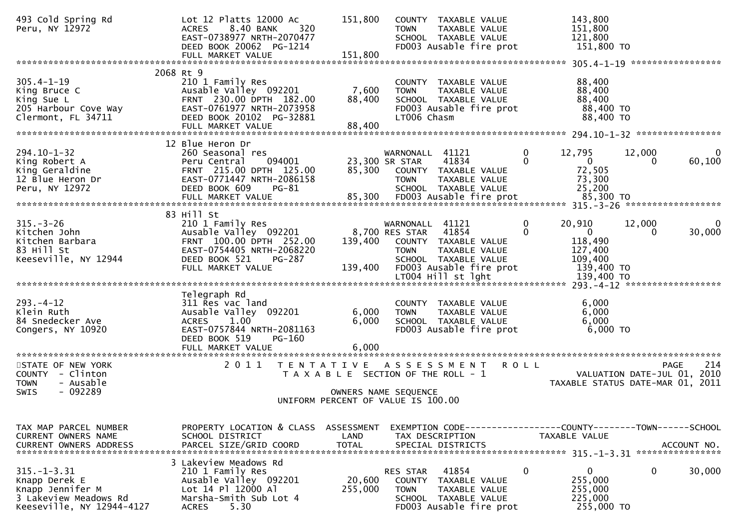```
493 Cold Spring Rd              Lot 12 Platts 12000 Ac         151,800    COUNTY  TAXABLE VALUE            143,800
Peru, NY 12972                  ACRES    8.40 BANK     320                TOWN    TAXABLE VALUE            151,800
                                EAST-0738977 NRTH-2070477                 SCHOOL  TAXABLE VALUE            121,800
                                DEED BOOK 20062  PG-1214                  FD003 Ausable fire prot           151,800 TO
                                FULL MARKET VALUE              151,800
******************************************************************************************************* 305.4-1-19 *****************
                              2068 Rt 9
305.4-1-19                      210 1 Family Res                          COUNTY  TAXABLE VALUE             88,400
King Bruce C                    Ausable Valley  092201           7,600    TOWN    TAXABLE VALUE             88,400
King Sue L                      FRNT  230.00 DPTH  182.00       88,400    SCHOOL  TAXABLE VALUE             88,400
205 Harbour Cove Way            EAST-0761977 NRTH-2073958                 FD003 Ausable fire prot            88,400 TO
Clermont, FL 34711              DEED BOOK 20102  PG-32881                 LT006 Chasm                        88,400 TO
                                FULL MARKET VALUE               88,400
******************************************************************************************************* 294.10-1-32 ****************
                               12 Blue Heron Dr
294.10-1-32                     260 Seasonal res                          WARNONALL  41121          0       12,795      12,000           0
King Robert A                   Peru Central    094001          23,300 SR STAR    41834          0            0           0      60,100
King Geraldine                  FRNT  215.00 DPTH  125.00       85,300    COUNTY  TAXABLE VALUE             72,505
12 Blue Heron Dr                EAST-0771447 NRTH-2086158                 TOWN    TAXABLE VALUE             73,300
Peru, NY 12972                  DEED BOOK 609    PG-81                    SCHOOL  TAXABLE VALUE             25,200
                                FULL MARKET VALUE               85,300    FD003 Ausable fire prot            85,300 TO
******************************************************************************************************* 315.-3-26 ******************
                               83 Hill St
315.-3-26                       210 1 Family Res                          WARNONALL  41121          0       20,910      12,000           0
Kitchen John                    Ausable Valley  092201           8,700 RES STAR   41854          0            0           0      30,000
Kitchen Barbara                 FRNT  100.00 DPTH  252.00      139,400    COUNTY  TAXABLE VALUE            118,490
83 Hill St                      EAST-0754405 NRTH-2068220                 TOWN    TAXABLE VALUE            127,400
Keeseville, NY 12944            DEED BOOK 521    PG-287                   SCHOOL  TAXABLE VALUE            109,400
                                FULL MARKET VALUE              139,400    FD003 Ausable fire prot           139,400 TO
                                                                          LT004 Hill st lght                139,400 TO
******************************************************************************************************* 293.-4-12 ******************
                                Telegraph Rd
293.-4-12                       311 Res vac land                          COUNTY  TAXABLE VALUE              6,000
Klein Ruth                      Ausable Valley  092201           6,000    TOWN    TAXABLE VALUE              6,000
84 Snedecker Ave                ACRES    1.00                    6,000    SCHOOL  TAXABLE VALUE              6,000
Congers, NY 10920               EAST-0757844 NRTH-2081163                 FD003 Ausable fire prot             6,000 TO
                                DEED BOOK 519    PG-160
                                FULL MARKET VALUE                6,000
************************************************************************************************************************************
STATE OF NEW YORK               2 0 1 1   T E N T A T I V E   A S S E S S M E N T   R O L L                              PAGE    214
COUNTY  - Clinton                          T A X A B L E  SECTION OF THE ROLL - 1                        VALUATION DATE-JUL 01, 2010
TOWN    - Ausable                                                                                    TAXABLE STATUS DATE-MAR 01, 2011
SWIS    - 092289                                           OWNERS NAME SEQUENCE
                                                  UNIFORM PERCENT OF VALUE IS 100.00


TAX MAP PARCEL NUMBER           PROPERTY LOCATION & CLASS  ASSESSMENT  EXEMPTION CODE------------------COUNTY--------TOWN------SCHOOL
CURRENT OWNERS NAME             SCHOOL DISTRICT               LAND      TAX DESCRIPTION            TAXABLE VALUE
CURRENT OWNERS ADDRESS          PARCEL SIZE/GRID COORD        TOTAL     SPECIAL DISTRICTS                                 ACCOUNT NO.
******************************************************************************************************* 315.-1-3.31 ****************
                              3 Lakeview Meadows Rd
315.-1-3.31                     210 1 Family Res                          RES STAR   41854          0            0           0      30,000
Knapp Derek E                   Ausable Valley  092201          20,600    COUNTY  TAXABLE VALUE            255,000
Knapp Jennifer M                Lot 14 Pl 12000 Al             255,000    TOWN    TAXABLE VALUE            255,000
3 Lakeview Meadows Rd           Marsha-Smith Sub Lot 4                    SCHOOL  TAXABLE VALUE            225,000
Keeseville, NY 12944-4127       ACRES    5.30                             FD003 Ausable fire prot           255,000 TO
```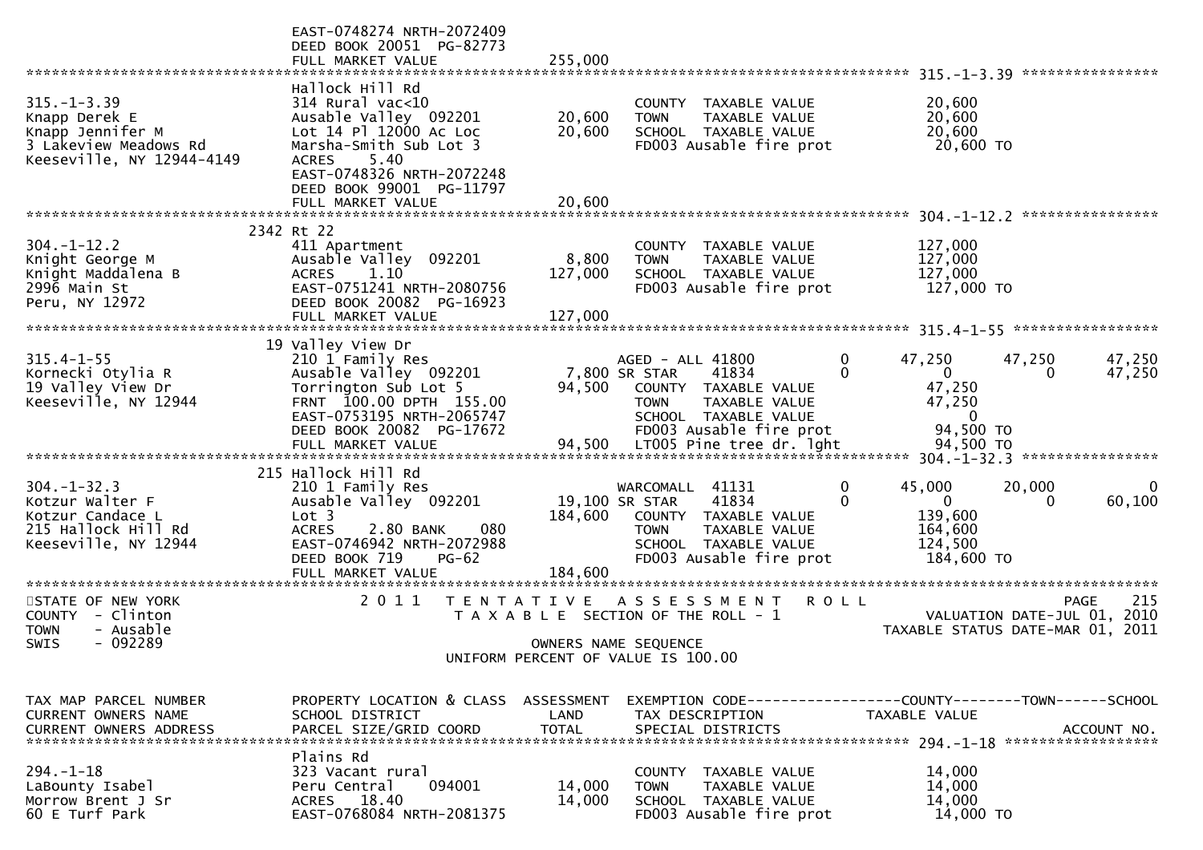```
                              EAST-0748274 NRTH-2072409
                              DEED BOOK 20051  PG-82773
                              FULL MARKET VALUE              255,000
******************************************************************************************************* 315.-1-3.39 ****************
                              Hallock Hill Rd
315.-1-3.39                   314 Rural vac<10                        COUNTY  TAXABLE VALUE            20,600
Knapp Derek E                 Ausable Valley  092201        20,600    TOWN    TAXABLE VALUE            20,600
Knapp Jennifer M              Lot 14 Pl 12000 Ac Loc        20,600    SCHOOL  TAXABLE VALUE            20,600
3 Lakeview Meadows Rd         Marsha-Smith Sub Lot 3                  FD003 Ausable fire prot           20,600 TO
Keeseville, NY 12944-4149     ACRES     5.40
                              EAST-0748326 NRTH-2072248
                              DEED BOOK 99001  PG-11797
                              FULL MARKET VALUE               20,600
******************************************************************************************************* 304.-1-12.2 ****************
                           2342 Rt 22
304.-1-12.2                   411 Apartment                           COUNTY  TAXABLE VALUE           127,000
Knight George M               Ausable Valley  092201         8,800    TOWN    TAXABLE VALUE           127,000
Knight Maddalena B            ACRES     1.10               127,000    SCHOOL  TAXABLE VALUE           127,000
2996 Main St                  EAST-0751241 NRTH-2080756               FD003 Ausable fire prot          127,000 TO
Peru, NY 12972                DEED BOOK 20082  PG-16923
                              FULL MARKET VALUE              127,000
******************************************************************************************************* 315.4-1-55 *****************
                             19 Valley View Dr
315.4-1-55                    210 1 Family Res                        AGED - ALL 41800          0      47,250       47,250       47,250
Kornecki Otylia R             Ausable Valley  092201         7,800 SR STAR     41834          0           0            0       47,250
19 Valley View Dr             Torrington Sub Lot 5          94,500    COUNTY  TAXABLE VALUE            47,250
Keeseville, NY 12944          FRNT  100.00 DPTH  155.00               TOWN    TAXABLE VALUE            47,250
                              EAST-0753195 NRTH-2065747               SCHOOL  TAXABLE VALUE                 0
                              DEED BOOK 20082  PG-17672               FD003 Ausable fire prot           94,500 TO
                              FULL MARKET VALUE               94,500  LT005 Pine tree dr. lght          94,500 TO
******************************************************************************************************* 304.-1-32.3 ****************
                            215 Hallock Hill Rd
304.-1-32.3                   210 1 Family Res                        WARCOMALL  41131          0      45,000       20,000            0
Kotzur Walter F               Ausable Valley  092201        19,100 SR STAR     41834          0           0            0       60,100
Kotzur Candace L              Lot 3                        184,600    COUNTY  TAXABLE VALUE           139,600
215 Hallock Hill Rd           ACRES     2.80 BANK     080             TOWN    TAXABLE VALUE           164,600
Keeseville, NY 12944          EAST-0746942 NRTH-2072988               SCHOOL  TAXABLE VALUE           124,500
                              DEED BOOK 719     PG-62                 FD003 Ausable fire prot          184,600 TO
                              FULL MARKET VALUE              184,600
*************************************************************************************************************************************
STATE OF NEW YORK                2 0 1 1   T E N T A T I V E   A S S E S S M E N T   R O L L                          PAGE    215
COUNTY  - Clinton                           T A X A B L E  SECTION OF THE ROLL - 1                      VALUATION DATE-JUL 01, 2010
TOWN    - Ausable                                                                                    TAXABLE STATUS DATE-MAR 01, 2011
SWIS    - 092289                                          OWNERS NAME SEQUENCE
                                                  UNIFORM PERCENT OF VALUE IS 100.00


TAX MAP PARCEL NUMBER         PROPERTY LOCATION & CLASS  ASSESSMENT  EXEMPTION CODE------------------COUNTY--------TOWN------SCHOOL
CURRENT OWNERS NAME           SCHOOL DISTRICT               LAND      TAX DESCRIPTION              TAXABLE VALUE
CURRENT OWNERS ADDRESS        PARCEL SIZE/GRID COORD        TOTAL     SPECIAL DISTRICTS                                   ACCOUNT NO.
******************************************************************************************************* 294.-1-18 ******************
                              Plains Rd
294.-1-18                     323 Vacant rural                        COUNTY  TAXABLE VALUE            14,000
LaBounty Isabel               Peru Central    094001        14,000    TOWN    TAXABLE VALUE            14,000
Morrow Brent J Sr             ACRES    18.40                14,000    SCHOOL  TAXABLE VALUE            14,000
60 E Turf Park                EAST-0768084 NRTH-2081375               FD003 Ausable fire prot           14,000 TO
```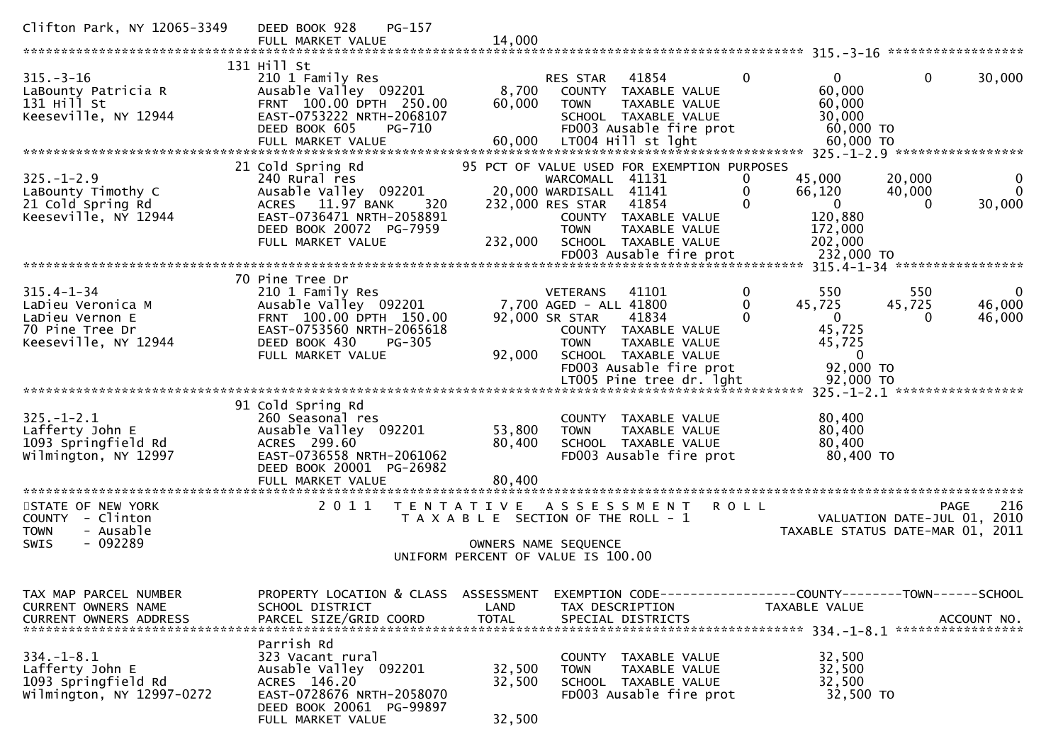```
Clifton Park, NY 12065-3349    DEED BOOK 928     PG-157
                               FULL MARKET VALUE                14,000
******************************************************************************************************* 315.-3-16 ******************
                            131 Hill St
315.-3-16                      210 1 Family Res                      RES STAR   41854          0          0          0     30,000
LaBounty Patricia R            Ausable Valley  092201        8,700    COUNTY  TAXABLE VALUE              60,000
131 Hill St                    FRNT 100.00 DPTH 250.00      60,000    TOWN    TAXABLE VALUE              60,000
Keeseville, NY 12944           EAST-0753222 NRTH-2068107              SCHOOL  TAXABLE VALUE              30,000
                               DEED BOOK 605     PG-710               FD003 Ausable fire prot             60,000 TO
                               FULL MARKET VALUE            60,000    LT004 Hill st lght                  60,000 TO
******************************************************************************************************* 325.-1-2.9 *****************
                            21 Cold Spring Rd             95 PCT OF VALUE USED FOR EXEMPTION PURPOSES
325.-1-2.9                     240 Rural res                         WARCOMALL  41131          0     45,000     20,000          0
LaBounty Timothy C             Ausable Valley  092201       20,000 WARDISALL  41141          0     66,120     40,000          0
21 Cold Spring Rd              ACRES  11.97 BANK    320    232,000 RES STAR   41854          0          0          0     30,000
Keeseville, NY 12944           EAST-0736471 NRTH-2058891              COUNTY  TAXABLE VALUE             120,880
                               DEED BOOK 20072 PG-7959                TOWN    TAXABLE VALUE             172,000
                               FULL MARKET VALUE           232,000    SCHOOL  TAXABLE VALUE             202,000
                                                                      FD003 Ausable fire prot            232,000 TO
******************************************************************************************************* 315.4-1-34 *****************
                            70 Pine Tree Dr
315.4-1-34                     210 1 Family Res                      VETERANS   41101          0        550        550          0
LaDieu Veronica M              Ausable Valley  092201        7,700 AGED - ALL 41800          0     45,725     45,725     46,000
LaDieu Vernon E                FRNT 100.00 DPTH 150.00      92,000 SR STAR    41834          0          0          0     46,000
70 Pine Tree Dr                EAST-0753560 NRTH-2065618              COUNTY  TAXABLE VALUE              45,725
Keeseville, NY 12944           DEED BOOK 430     PG-305               TOWN    TAXABLE VALUE              45,725
                               FULL MARKET VALUE            92,000    SCHOOL  TAXABLE VALUE                   0
                                                                      FD003 Ausable fire prot             92,000 TO
                                                                      LT005 Pine tree dr. lght            92,000 TO
******************************************************************************************************* 325.-1-2.1 *****************
                            91 Cold Spring Rd
325.-1-2.1                     260 Seasonal res                       COUNTY  TAXABLE VALUE              80,400
Lafferty John E                Ausable Valley  092201       53,800    TOWN    TAXABLE VALUE              80,400
1093 Springfield Rd            ACRES 299.60                 80,400    SCHOOL  TAXABLE VALUE              80,400
Wilmington, NY 12997           EAST-0736558 NRTH-2061062              FD003 Ausable fire prot             80,400 TO
                               DEED BOOK 20001 PG-26982
                               FULL MARKET VALUE            80,400
************************************************************************************************************************************
STATE OF NEW YORK                 2 0 1 1   T E N T A T I V E   A S S E S S M E N T   R O L L                          PAGE   216
COUNTY  - Clinton                       T A X A B L E  SECTION OF THE ROLL - 1                     VALUATION DATE-JUL 01, 2010
TOWN    - Ausable                                                                                TAXABLE STATUS DATE-MAR 01, 2011
SWIS    - 092289                                      OWNERS NAME SEQUENCE
                                               UNIFORM PERCENT OF VALUE IS 100.00


TAX MAP PARCEL NUMBER          PROPERTY LOCATION & CLASS  ASSESSMENT  EXEMPTION CODE------------------COUNTY--------TOWN------SCHOOL
CURRENT OWNERS NAME            SCHOOL DISTRICT               LAND      TAX DESCRIPTION            TAXABLE VALUE
CURRENT OWNERS ADDRESS         PARCEL SIZE/GRID COORD        TOTAL     SPECIAL DISTRICTS                                 ACCOUNT NO.
******************************************************************************************************* 334.-1-8.1 *****************
                               Parrish Rd
334.-1-8.1                     323 Vacant rural                       COUNTY  TAXABLE VALUE              32,500
Lafferty John E                Ausable Valley  092201       32,500    TOWN    TAXABLE VALUE              32,500
1093 Springfield Rd            ACRES 146.20                 32,500    SCHOOL  TAXABLE VALUE              32,500
Wilmington, NY 12997-0272      EAST-0728676 NRTH-2058070              FD003 Ausable fire prot             32,500 TO
                               DEED BOOK 20061 PG-99897
                               FULL MARKET VALUE            32,500
```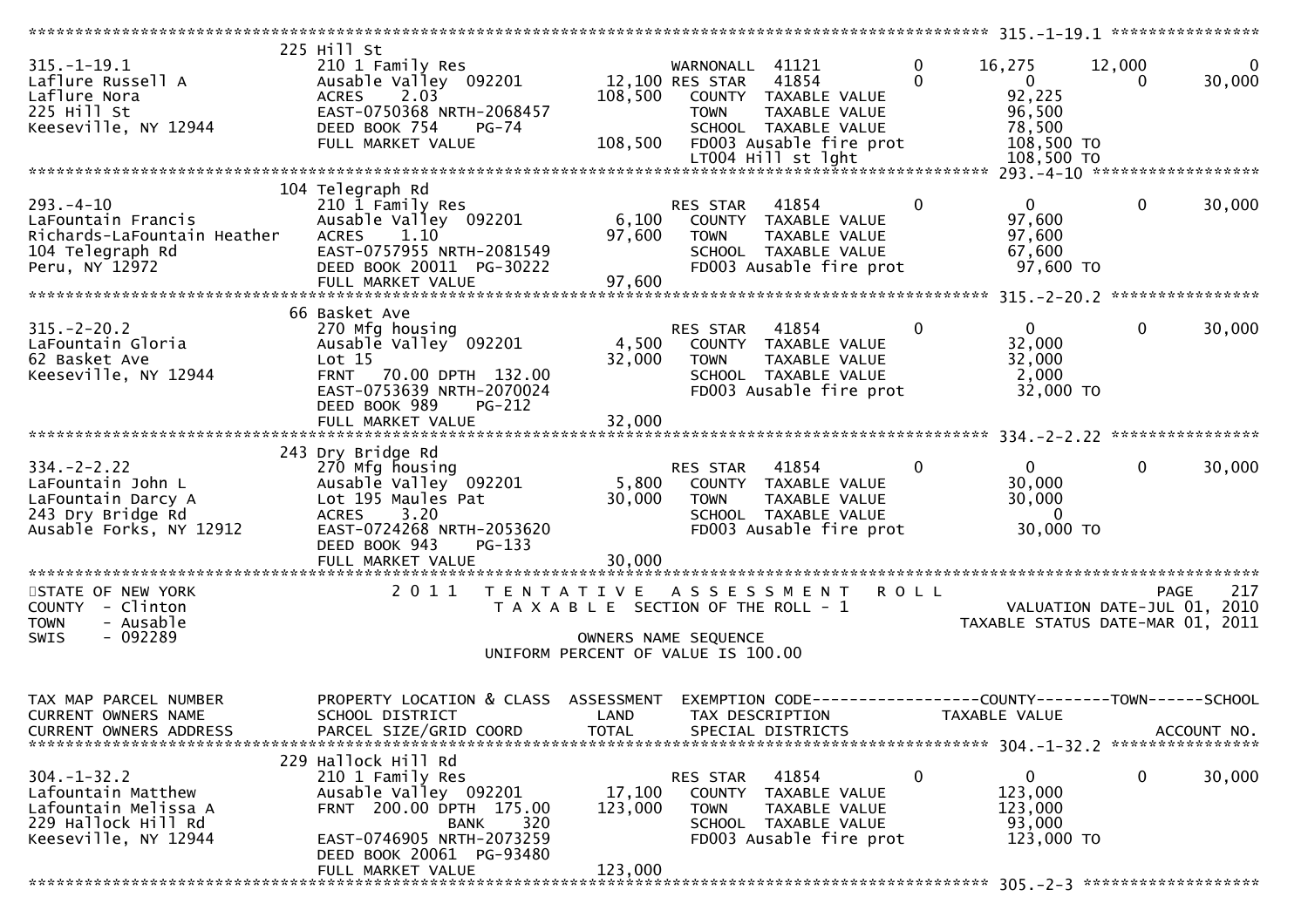```
******************************************************************************************************* 315.-1-19.1 ****************
                              225 Hill St
315.-1-19.1                   210 1 Family Res                     WARNONALL  41121            0     16,275     12,000          0
Laflure Russell A             Ausable Valley  092201         12,100 RES STAR   41854            0          0          0     30,000
Laflure Nora                  ACRES    2.03                 108,500   COUNTY  TAXABLE VALUE            92,225
225 Hill St                   EAST-0750368 NRTH-2068457               TOWN    TAXABLE VALUE            96,500
Keeseville, NY 12944          DEED BOOK 754    PG-74                  SCHOOL  TAXABLE VALUE            78,500
                              FULL MARKET VALUE             108,500   FD003 Ausable fire prot         108,500 TO
                                                                      LT004 Hill st lght              108,500 TO
******************************************************************************************************* 293.-4-10 ******************
                              104 Telegraph Rd
293.-4-10                     210 1 Family Res                     RES STAR   41854            0          0          0     30,000
LaFountain Francis            Ausable Valley  092201          6,100   COUNTY  TAXABLE VALUE            97,600
Richards-LaFountain Heather   ACRES    1.10                  97,600   TOWN    TAXABLE VALUE            97,600
104 Telegraph Rd              EAST-0757955 NRTH-2081549               SCHOOL  TAXABLE VALUE            67,600
Peru, NY 12972                DEED BOOK 20011  PG-30222               FD003 Ausable fire prot          97,600 TO
                              FULL MARKET VALUE              97,600
******************************************************************************************************* 315.-2-20.2 ****************
                              66 Basket Ave
315.-2-20.2                   270 Mfg housing                      RES STAR   41854            0          0          0     30,000
LaFountain Gloria             Ausable Valley  092201          4,500   COUNTY  TAXABLE VALUE            32,000
62 Basket Ave                 Lot 15                         32,000   TOWN    TAXABLE VALUE            32,000
Keeseville, NY 12944          FRNT   70.00 DPTH 132.00                SCHOOL  TAXABLE VALUE             2,000
                              EAST-0753639 NRTH-2070024               FD003 Ausable fire prot          32,000 TO
                              DEED BOOK 989    PG-212
                              FULL MARKET VALUE              32,000
******************************************************************************************************* 334.-2-2.22 ****************
                              243 Dry Bridge Rd
334.-2-2.22                   270 Mfg housing                      RES STAR   41854            0          0          0     30,000
LaFountain John L             Ausable Valley  092201          5,800   COUNTY  TAXABLE VALUE            30,000
LaFountain Darcy A            Lot 195 Maules Pat             30,000   TOWN    TAXABLE VALUE            30,000
243 Dry Bridge Rd             ACRES    3.20                           SCHOOL  TAXABLE VALUE                 0
Ausable Forks, NY 12912       EAST-0724268 NRTH-2053620               FD003 Ausable fire prot          30,000 TO
                              DEED BOOK 943    PG-133
                              FULL MARKET VALUE              30,000
************************************************************************************************************************************
STATE OF NEW YORK                2 0 1 1   T E N T A T I V E   A S S E S S M E N T   R O L L                                PAGE   217
COUNTY  - Clinton                          T A X A B L E  SECTION OF THE ROLL - 1                        VALUATION DATE-JUL 01, 2010
TOWN    - Ausable                                                                                  TAXABLE STATUS DATE-MAR 01, 2011
SWIS    - 092289                                      OWNERS NAME SEQUENCE
                                                UNIFORM PERCENT OF VALUE IS 100.00


TAX MAP PARCEL NUMBER         PROPERTY LOCATION & CLASS  ASSESSMENT  EXEMPTION CODE------------------COUNTY--------TOWN------SCHOOL
CURRENT OWNERS NAME           SCHOOL DISTRICT                 LAND   TAX DESCRIPTION            TAXABLE VALUE
CURRENT OWNERS ADDRESS        PARCEL SIZE/GRID COORD         TOTAL   SPECIAL DISTRICTS                                    ACCOUNT NO.
******************************************************************************************************* 304.-1-32.2 ****************
                              229 Hallock Hill Rd
304.-1-32.2                   210 1 Family Res                     RES STAR   41854            0          0          0     30,000
Lafountain Matthew            Ausable Valley  092201         17,100   COUNTY  TAXABLE VALUE           123,000
Lafountain Melissa A          FRNT  200.00 DPTH 175.00      123,000   TOWN    TAXABLE VALUE           123,000
229 Hallock Hill Rd                          BANK     320             SCHOOL  TAXABLE VALUE            93,000
Keeseville, NY 12944          EAST-0746905 NRTH-2073259               FD003 Ausable fire prot         123,000 TO
                              DEED BOOK 20061  PG-93480
                              FULL MARKET VALUE             123,000
******************************************************************************************************* 305.-2-3 *******************
```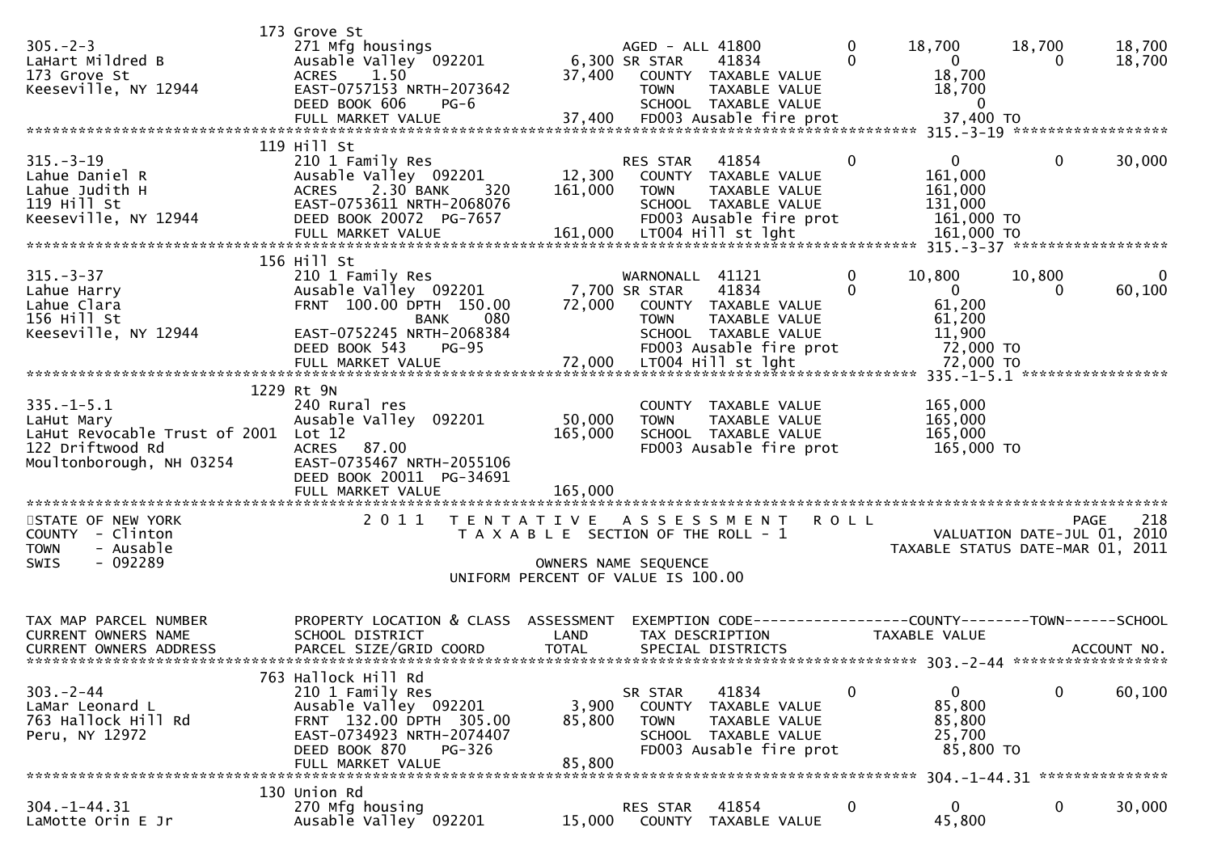```
                         173 Grove St
305.-2-3                 271 Mfg housings                       AGED - ALL 41800        0      18,700     18,700      18,700
LaHart Mildred B         Ausable Valley  092201         6,300 SR STAR     41834        0           0          0      18,700
173 Grove St             ACRES    1.50                 37,400    COUNTY  TAXABLE VALUE          18,700
Keeseville, NY 12944     EAST-0757153 NRTH-2073642               TOWN    TAXABLE VALUE          18,700
                         DEED BOOK 606     PG-6                  SCHOOL  TAXABLE VALUE               0
                         FULL MARKET VALUE             37,400    FD003 Ausable fire prot        37,400 TO
******************************************************************************************************* 315.-3-19 ******************
                         119 Hill St
315.-3-19                210 1 Family Res                        RES STAR    41854        0           0          0      30,000
Lahue Daniel R           Ausable Valley  092201        12,300    COUNTY  TAXABLE VALUE         161,000
Lahue Judith H           ACRES    2.30 BANK    320    161,000    TOWN    TAXABLE VALUE         161,000
119 Hill St              EAST-0753611 NRTH-2068076               SCHOOL  TAXABLE VALUE         131,000
Keeseville, NY 12944     DEED BOOK 20072  PG-7657                FD003 Ausable fire prot       161,000 TO
                         FULL MARKET VALUE            161,000    LT004 Hill st lght            161,000 TO
******************************************************************************************************* 315.-3-37 ******************
                         156 Hill St
315.-3-37                210 1 Family Res                       WARNONALL  41121        0      10,800     10,800           0
Lahue Harry              Ausable Valley  092201         7,700 SR STAR     41834        0           0          0      60,100
Lahue Clara              FRNT 100.00 DPTH 150.00       72,000    COUNTY  TAXABLE VALUE          61,200
156 Hill St                            BANK    080               TOWN    TAXABLE VALUE          61,200
Keeseville, NY 12944     EAST-0752245 NRTH-2068384               SCHOOL  TAXABLE VALUE          11,900
                         DEED BOOK 543     PG-95                 FD003 Ausable fire prot        72,000 TO
                         FULL MARKET VALUE             72,000    LT004 Hill st lght             72,000 TO
******************************************************************************************************* 335.-1-5.1 *****************
                         1229 Rt 9N
335.-1-5.1               240 Rural res                           COUNTY  TAXABLE VALUE         165,000
LaHut Mary               Ausable Valley  092201        50,000    TOWN    TAXABLE VALUE         165,000
LaHut Revocable Trust of 2001  Lot 12                 165,000    SCHOOL  TAXABLE VALUE         165,000
122 Driftwood Rd         ACRES   87.00                           FD003 Ausable fire prot       165,000 TO
Moultonborough, NH 03254 EAST-0735467 NRTH-2055106
                         DEED BOOK 20011  PG-34691
                         FULL MARKET VALUE            165,000
************************************************************************************************************************************
STATE OF NEW YORK              2 0 1 1   T E N T A T I V E   A S S E S S M E N T   R O L L                          PAGE    218
COUNTY  - Clinton                           T A X A B L E  SECTION OF THE ROLL - 1                  VALUATION DATE-JUL 01, 2010
TOWN    - Ausable                                                                                 TAXABLE STATUS DATE-MAR 01, 2011
SWIS    - 092289                                    OWNERS NAME SEQUENCE
                                           UNIFORM PERCENT OF VALUE IS 100.00


TAX MAP PARCEL NUMBER    PROPERTY LOCATION & CLASS  ASSESSMENT  EXEMPTION CODE------------------COUNTY--------TOWN------SCHOOL
CURRENT OWNERS NAME      SCHOOL DISTRICT               LAND      TAX DESCRIPTION              TAXABLE VALUE
CURRENT OWNERS ADDRESS   PARCEL SIZE/GRID COORD       TOTAL      SPECIAL DISTRICTS                                   ACCOUNT NO.
******************************************************************************************************* 303.-2-44 ******************
                         763 Hallock Hill Rd
303.-2-44                210 1 Family Res                        SR STAR     41834        0           0          0      60,100
LaMar Leonard L          Ausable Valley  092201         3,900    COUNTY  TAXABLE VALUE          85,800
763 Hallock Hill Rd      FRNT 132.00 DPTH 305.00       85,800    TOWN    TAXABLE VALUE          85,800
Peru, NY 12972           EAST-0734923 NRTH-2074407               SCHOOL  TAXABLE VALUE          25,700
                         DEED BOOK 870     PG-326                FD003 Ausable fire prot        85,800 TO
                         FULL MARKET VALUE             85,800
******************************************************************************************************* 304.-1-44.31 ***************
                         130 Union Rd
304.-1-44.31             270 Mfg housing                         RES STAR    41854        0           0          0      30,000
LaMotte Orin E Jr        Ausable Valley  092201        15,000    COUNTY  TAXABLE VALUE          45,800
```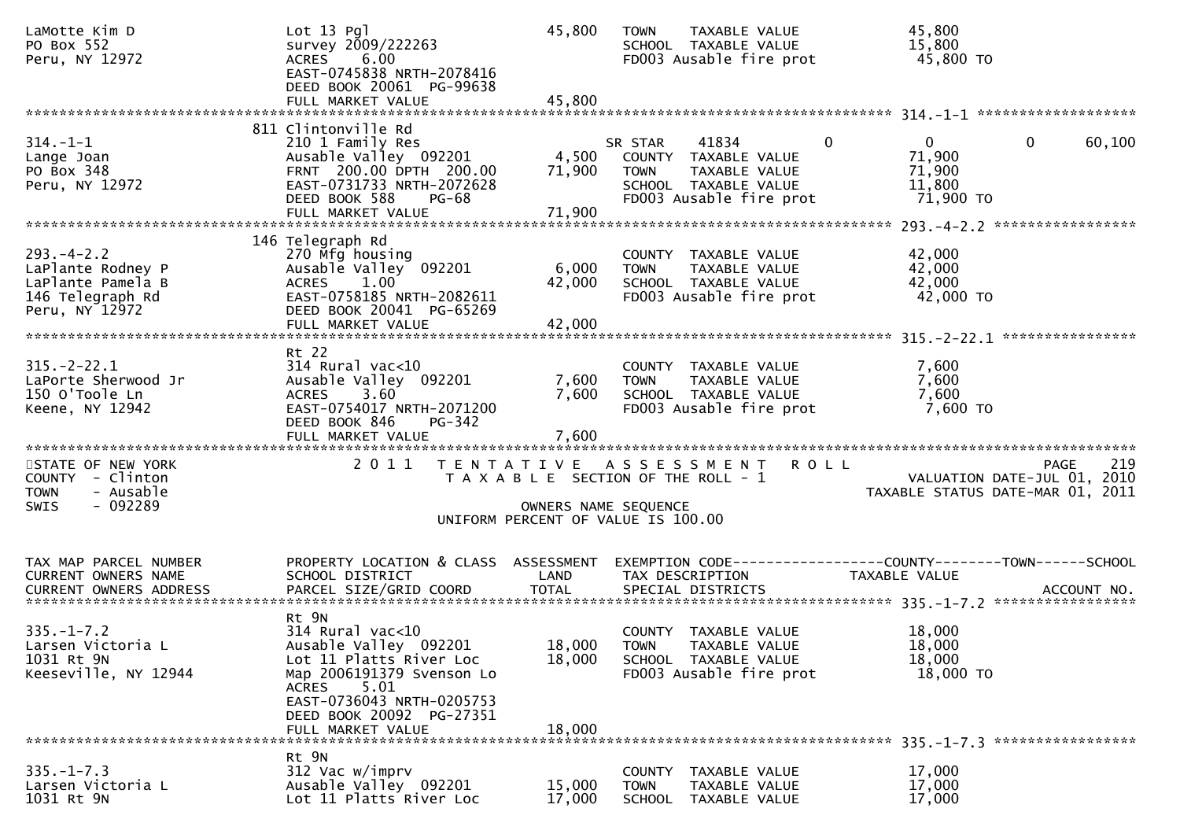```
LaMotte Kim D                  Lot 13 Pgl                       45,800   TOWN    TAXABLE VALUE               45,800
PO Box 552                     survey 2009/222263                        SCHOOL  TAXABLE VALUE               15,800
Peru, NY 12972                 ACRES     6.00                            FD003 Ausable fire prot              45,800 TO
                               EAST-0745838 NRTH-2078416
                               DEED BOOK 20061  PG-99638
                               FULL MARKET VALUE                45,800
******************************************************************************************************* 314.-1-1 ******************
                               811 Clintonville Rd
314.-1-1                       210 1 Family Res                          SR STAR    41834           0           0            0      60,100
Lange Joan                     Ausable Valley  092201            4,500   COUNTY  TAXABLE VALUE               71,900
PO Box 348                     FRNT  200.00 DPTH  200.00        71,900   TOWN    TAXABLE VALUE               71,900
Peru, NY 12972                 EAST-0731733 NRTH-2072628                 SCHOOL  TAXABLE VALUE               11,800
                               DEED BOOK 588     PG-68                   FD003 Ausable fire prot              71,900 TO
                               FULL MARKET VALUE                71,900
******************************************************************************************************* 293.-4-2.2 ****************
                               146 Telegraph Rd
293.-4-2.2                     270 Mfg housing                           COUNTY  TAXABLE VALUE               42,000
LaPlante Rodney P              Ausable Valley  092201            6,000   TOWN    TAXABLE VALUE               42,000
LaPlante Pamela B              ACRES     1.00                   42,000   SCHOOL  TAXABLE VALUE               42,000
146 Telegraph Rd               EAST-0758185 NRTH-2082611                 FD003 Ausable fire prot              42,000 TO
Peru, NY 12972                 DEED BOOK 20041  PG-65269
                               FULL MARKET VALUE                42,000
******************************************************************************************************* 315.-2-22.1 ***************
                               Rt 22
315.-2-22.1                    314 Rural vac<10                          COUNTY  TAXABLE VALUE                7,600
LaPorte Sherwood Jr            Ausable Valley  092201            7,600   TOWN    TAXABLE VALUE                7,600
150 O'Toole Ln                 ACRES     3.60                    7,600   SCHOOL  TAXABLE VALUE                7,600
Keene, NY 12942                EAST-0754017 NRTH-2071200                 FD003 Ausable fire prot               7,600 TO
                               DEED BOOK 846     PG-342
                               FULL MARKET VALUE                 7,600
************************************************************************************************************************************
STATE OF NEW YORK                  2 0 1 1   T E N T A T I V E   A S S E S S M E N T   R O L L                          PAGE    219
COUNTY  - Clinton                           T A X A B L E  SECTION OF THE ROLL - 1                        VALUATION DATE-JUL 01, 2010
TOWN    - Ausable                                                                                    TAXABLE STATUS DATE-MAR 01, 2011
SWIS    - 092289                                       OWNERS NAME SEQUENCE
                                                 UNIFORM PERCENT OF VALUE IS 100.00


TAX MAP PARCEL NUMBER          PROPERTY LOCATION & CLASS  ASSESSMENT  EXEMPTION CODE------------------COUNTY--------TOWN------SCHOOL
CURRENT OWNERS NAME            SCHOOL DISTRICT               LAND      TAX DESCRIPTION            TAXABLE VALUE
CURRENT OWNERS ADDRESS         PARCEL SIZE/GRID COORD        TOTAL     SPECIAL DISTRICTS                                    ACCOUNT NO.
******************************************************************************************************* 335.-1-7.2 ****************
                               Rt 9N
335.-1-7.2                     314 Rural vac<10                          COUNTY  TAXABLE VALUE               18,000
Larsen Victoria L              Ausable Valley  092201           18,000   TOWN    TAXABLE VALUE               18,000
1031 Rt 9N                     Lot 11 Platts River Loc          18,000   SCHOOL  TAXABLE VALUE               18,000
Keeseville, NY 12944           Map 2006191379 Svenson Lo                 FD003 Ausable fire prot              18,000 TO
                               ACRES     5.01
                               EAST-0736043 NRTH-0205753
                               DEED BOOK 20092  PG-27351
                               FULL MARKET VALUE                18,000
******************************************************************************************************* 335.-1-7.3 ****************
                               Rt 9N
335.-1-7.3                     312 Vac w/imprv                           COUNTY  TAXABLE VALUE               17,000
Larsen Victoria L              Ausable Valley  092201           15,000   TOWN    TAXABLE VALUE               17,000
1031 Rt 9N                     Lot 11 Platts River Loc          17,000   SCHOOL  TAXABLE VALUE               17,000
```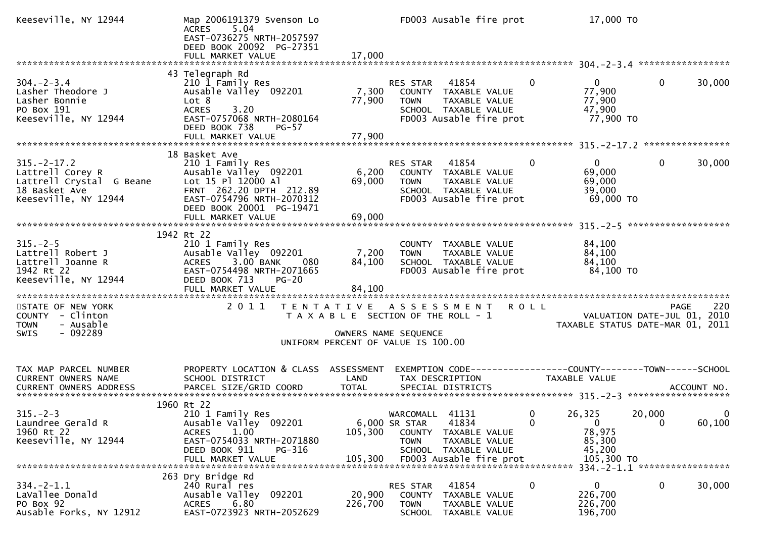```
Keeseville, NY 12944         Map 2006191379 Svenson Lo                FD003 Ausable fire prot          17,000 TO
                             ACRES     5.04
                             EAST-0736275 NRTH-2057597
                             DEED BOOK 20092  PG-27351
                             FULL MARKET VALUE              17,000
******************************************************************************************************* 304.-2-3.4 *****************
                           43 Telegraph Rd
304.-2-3.4                   210 1 Family Res                     RES STAR    41854          0          0            0       30,000
Lasher Theodore J            Ausable Valley  092201       7,300   COUNTY  TAXABLE VALUE               77,900
Lasher Bonnie                Lot 8                       77,900   TOWN    TAXABLE VALUE               77,900
PO Box 191                   ACRES     3.20                       SCHOOL  TAXABLE VALUE               47,900
Keeseville, NY 12944         EAST-0757068 NRTH-2080164            FD003 Ausable fire prot              77,900 TO
                             DEED BOOK 738    PG-57
                             FULL MARKET VALUE              77,900
******************************************************************************************************* 315.-2-17.2 ****************
                           18 Basket Ave
315.-2-17.2                  210 1 Family Res                     RES STAR    41854          0          0            0       30,000
Lattrell Corey R             Ausable Valley  092201       6,200   COUNTY  TAXABLE VALUE               69,000
Lattrell Crystal  G Beane    Lot 15 Pl 12000 Al          69,000   TOWN    TAXABLE VALUE               69,000
18 Basket Ave                FRNT  262.20 DPTH  212.89            SCHOOL  TAXABLE VALUE               39,000
Keeseville, NY 12944         EAST-0754796 NRTH-2070312            FD003 Ausable fire prot              69,000 TO
                             DEED BOOK 20001  PG-19471
                             FULL MARKET VALUE              69,000
******************************************************************************************************* 315.-2-5 *******************
                         1942 Rt 22
315.-2-5                     210 1 Family Res                     COUNTY  TAXABLE VALUE               84,100
Lattrell Robert J            Ausable Valley  092201       7,200   TOWN    TAXABLE VALUE               84,100
Lattrell Joanne R            ACRES     3.00 BANK     080 84,100   SCHOOL  TAXABLE VALUE               84,100
1942 Rt 22                   EAST-0754498 NRTH-2071665            FD003 Ausable fire prot              84,100 TO
Keeseville, NY 12944         DEED BOOK 713    PG-20
                             FULL MARKET VALUE              84,100
************************************************************************************************************************************
STATE OF NEW YORK                 2 0 1 1   T E N T A T I V E   A S S E S S M E N T   R O L L                         PAGE     220
COUNTY  - Clinton                    T A X A B L E  SECTION OF THE ROLL - 1                           VALUATION DATE-JUL 01, 2010
TOWN    - Ausable                                                                               TAXABLE STATUS DATE-MAR 01, 2011
SWIS    - 092289                                     OWNERS NAME SEQUENCE
                                              UNIFORM PERCENT OF VALUE IS 100.00


TAX MAP PARCEL NUMBER        PROPERTY LOCATION & CLASS  ASSESSMENT  EXEMPTION CODE------------------COUNTY--------TOWN------SCHOOL
CURRENT OWNERS NAME          SCHOOL DISTRICT               LAND      TAX DESCRIPTION            TAXABLE VALUE
CURRENT OWNERS ADDRESS       PARCEL SIZE/GRID COORD        TOTAL     SPECIAL DISTRICTS                                    ACCOUNT NO.
******************************************************************************************************* 315.-2-3 *******************
                         1960 Rt 22
315.-2-3                     210 1 Family Res                     WARCOMALL  41131           0       26,325       20,000            0
Laundree Gerald R            Ausable Valley  092201        6,000 SR STAR     41834           0            0            0       60,100
1960 Rt 22                   ACRES     1.00                105,300   COUNTY  TAXABLE VALUE               78,975
Keeseville, NY 12944         EAST-0754033 NRTH-2071880            TOWN    TAXABLE VALUE               85,300
                             DEED BOOK 911    PG-316              SCHOOL  TAXABLE VALUE               45,200
                             FULL MARKET VALUE             105,300   FD003 Ausable fire prot             105,300 TO
******************************************************************************************************* 334.-2-1.1 *****************
                          263 Dry Bridge Rd
334.-2-1.1                   240 Rural res                        RES STAR    41854          0          0            0       30,000
LaVallee Donald              Ausable Valley  092201      20,900   COUNTY  TAXABLE VALUE              226,700
PO Box 92                    ACRES     6.80             226,700   TOWN    TAXABLE VALUE              226,700
Ausable Forks, NY 12912      EAST-0723923 NRTH-2052629            SCHOOL  TAXABLE VALUE              196,700
```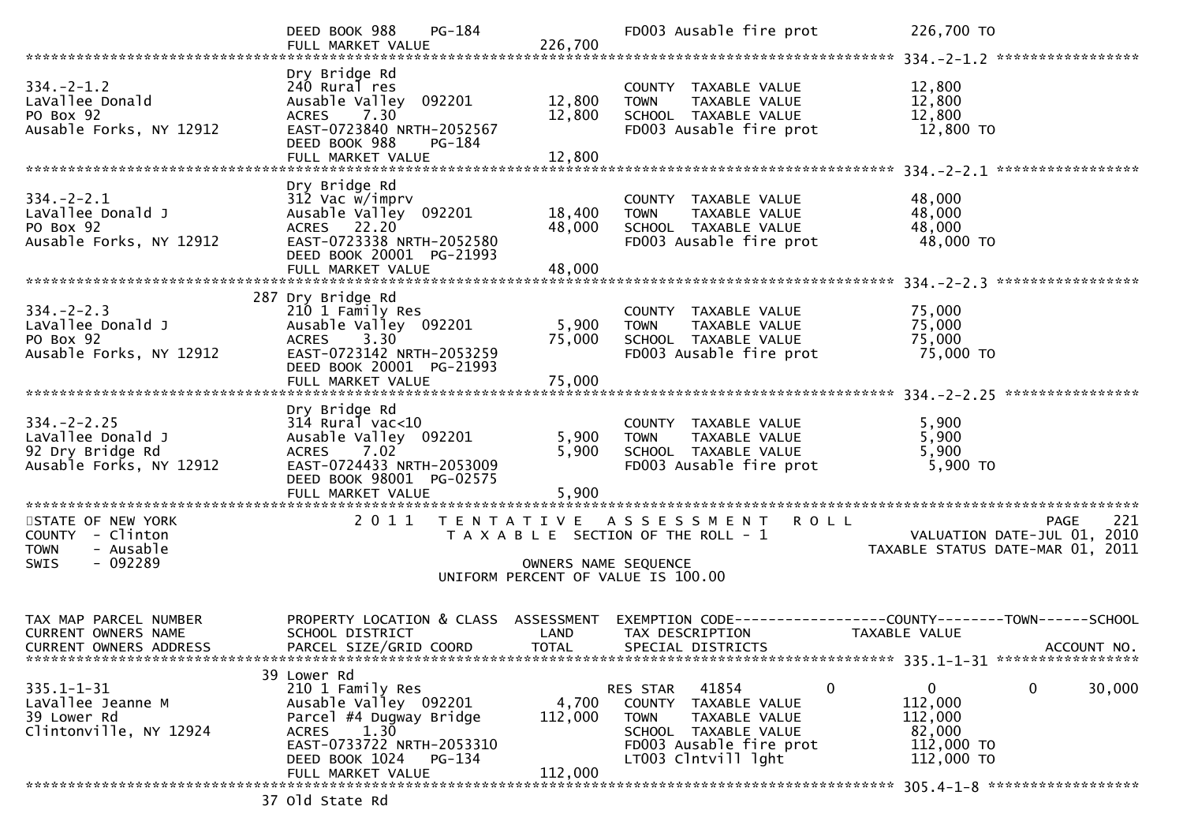```
                           DEED BOOK 988    PG-184                   FD003 Ausable fire prot          226,700 TO
                           FULL MARKET VALUE            226,700
******************************************************************************************************* 334.-2-1.2 *****************
                           Dry Bridge Rd
334.-2-1.2                 240 Rural res                              COUNTY  TAXABLE VALUE             12,800
LaVallee Donald            Ausable Valley  092201        12,800       TOWN    TAXABLE VALUE             12,800
PO Box 92                  ACRES    7.30                 12,800       SCHOOL  TAXABLE VALUE             12,800
Ausable Forks, NY 12912    EAST-0723840 NRTH-2052567                  FD003 Ausable fire prot           12,800 TO
                           DEED BOOK 988    PG-184
                           FULL MARKET VALUE             12,800
******************************************************************************************************* 334.-2-2.1 *****************
                           Dry Bridge Rd
334.-2-2.1                 312 Vac w/imprv                            COUNTY  TAXABLE VALUE             48,000
LaVallee Donald J          Ausable Valley  092201        18,400       TOWN    TAXABLE VALUE             48,000
PO Box 92                  ACRES   22.20                 48,000       SCHOOL  TAXABLE VALUE             48,000
Ausable Forks, NY 12912    EAST-0723338 NRTH-2052580                  FD003 Ausable fire prot           48,000 TO
                           DEED BOOK 20001 PG-21993
                           FULL MARKET VALUE             48,000
******************************************************************************************************* 334.-2-2.3 *****************
                       287 Dry Bridge Rd
334.-2-2.3                 210 1 Family Res                           COUNTY  TAXABLE VALUE             75,000
LaVallee Donald J          Ausable Valley  092201         5,900       TOWN    TAXABLE VALUE             75,000
PO Box 92                  ACRES    3.30                 75,000       SCHOOL  TAXABLE VALUE             75,000
Ausable Forks, NY 12912    EAST-0723142 NRTH-2053259                  FD003 Ausable fire prot           75,000 TO
                           DEED BOOK 20001 PG-21993
                           FULL MARKET VALUE             75,000
******************************************************************************************************* 334.-2-2.25 ****************
                           Dry Bridge Rd
334.-2-2.25                314 Rural vac<10                           COUNTY  TAXABLE VALUE              5,900
LaVallee Donald J          Ausable Valley  092201         5,900       TOWN    TAXABLE VALUE              5,900
92 Dry Bridge Rd           ACRES    7.02                  5,900       SCHOOL  TAXABLE VALUE              5,900
Ausable Forks, NY 12912    EAST-0724433 NRTH-2053009                  FD003 Ausable fire prot            5,900 TO
                           DEED BOOK 98001 PG-02575
                           FULL MARKET VALUE              5,900
************************************************************************************************************************************
STATE OF NEW YORK                2 0 1 1   T E N T A T I V E   A S S E S S M E N T   R O L L                          PAGE    221
COUNTY  - Clinton                      T A X A B L E  SECTION OF THE ROLL - 1                        VALUATION DATE-JUL 01, 2010
TOWN    - Ausable                                                                                TAXABLE STATUS DATE-MAR 01, 2011
SWIS    - 092289                                        OWNERS NAME SEQUENCE
                                                 UNIFORM PERCENT OF VALUE IS 100.00


TAX MAP PARCEL NUMBER      PROPERTY LOCATION & CLASS  ASSESSMENT  EXEMPTION CODE------------------COUNTY--------TOWN------SCHOOL
CURRENT OWNERS NAME        SCHOOL DISTRICT               LAND      TAX DESCRIPTION            TAXABLE VALUE
CURRENT OWNERS ADDRESS     PARCEL SIZE/GRID COORD        TOTAL     SPECIAL DISTRICTS                                   ACCOUNT NO.
******************************************************************************************************* 335.1-1-31 *****************
                        39 Lower Rd
335.1-1-31                 210 1 Family Res                          RES STAR   41854            0           0          0      30,000
LaVallee Jeanne M          Ausable Valley  092201         4,700      COUNTY  TAXABLE VALUE            112,000
39 Lower Rd                Parcel #4 Dugway Bridge      112,000      TOWN    TAXABLE VALUE            112,000
Clintonville, NY 12924     ACRES    1.30                             SCHOOL  TAXABLE VALUE             82,000
                           EAST-0733722 NRTH-2053310                 FD003 Ausable fire prot          112,000 TO
                           DEED BOOK 1024   PG-134                   LT003 Clntvill lght              112,000 TO
                           FULL MARKET VALUE            112,000
******************************************************************************************************* 305.4-1-8 ******************
                        37 Old State Rd
```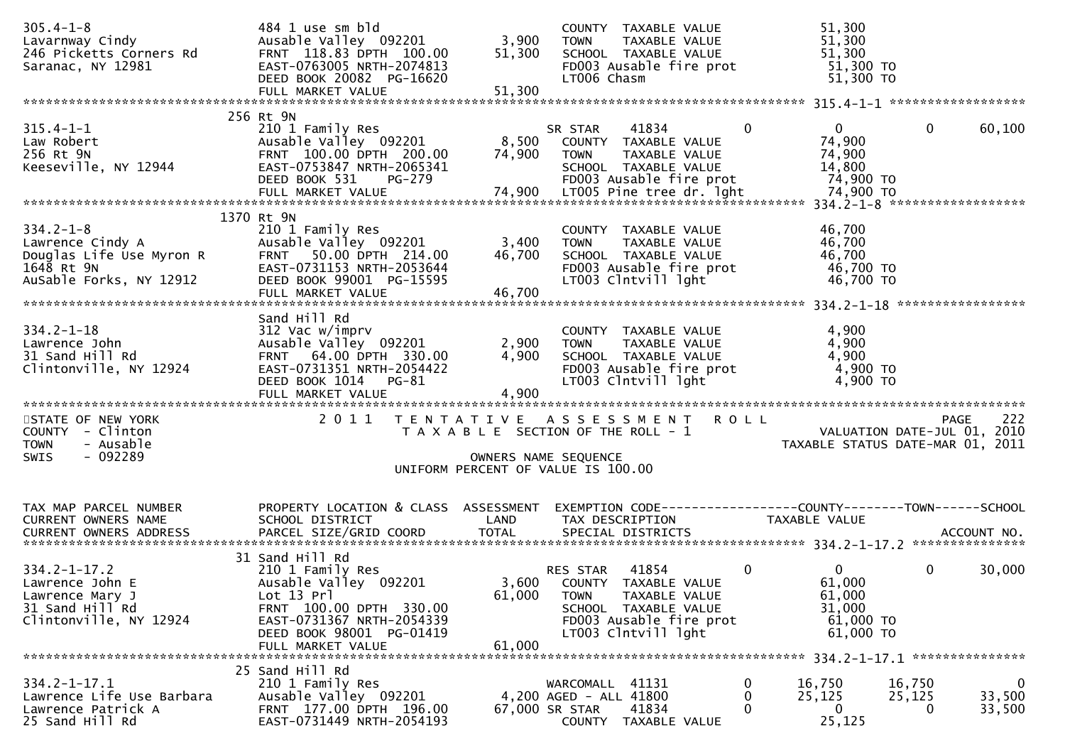```
305.4-1-8                       484 1 use sm bld                       COUNTY  TAXABLE VALUE             51,300
Lavarnway Cindy                 Ausable Valley  092201        3,900    TOWN    TAXABLE VALUE             51,300
246 Picketts Corners Rd         FRNT 118.83 DPTH 100.00      51,300    SCHOOL  TAXABLE VALUE             51,300
Saranac, NY 12981               EAST-0763005 NRTH-2074813              FD003 Ausable fire prot            51,300 TO
                                DEED BOOK 20082  PG-16620              LT006 Chasm                        51,300 TO
                                FULL MARKET VALUE            51,300
******************************************************************************************************* 315.4-1-1 ******************
                               256 Rt 9N
315.4-1-1                       210 1 Family Res                       SR STAR     41834            0          0          0     60,100
Law Robert                      Ausable Valley  092201        8,500    COUNTY  TAXABLE VALUE             74,900
256 Rt 9N                       FRNT 100.00 DPTH 200.00      74,900    TOWN    TAXABLE VALUE             74,900
Keeseville, NY 12944            EAST-0753847 NRTH-2065341              SCHOOL  TAXABLE VALUE             14,800
                                DEED BOOK 531    PG-279                FD003 Ausable fire prot            74,900 TO
                                FULL MARKET VALUE            74,900    LT005 Pine tree dr. lght           74,900 TO
******************************************************************************************************* 334.2-1-8 ******************
                               1370 Rt 9N
334.2-1-8                       210 1 Family Res                       COUNTY  TAXABLE VALUE             46,700
Lawrence Cindy A                Ausable Valley  092201        3,400    TOWN    TAXABLE VALUE             46,700
Douglas Life Use Myron R        FRNT  50.00 DPTH 214.00      46,700    SCHOOL  TAXABLE VALUE             46,700
1648 Rt 9N                      EAST-0731153 NRTH-2053644              FD003 Ausable fire prot            46,700 TO
AuSable Forks, NY 12912         DEED BOOK 99001  PG-15595              LT003 Clntvill lght                46,700 TO
                                FULL MARKET VALUE            46,700
******************************************************************************************************* 334.2-1-18 *****************
                                Sand Hill Rd
334.2-1-18                      312 Vac w/imprv                        COUNTY  TAXABLE VALUE              4,900
Lawrence John                   Ausable Valley  092201        2,900    TOWN    TAXABLE VALUE              4,900
31 Sand Hill Rd                 FRNT  64.00 DPTH 330.00       4,900    SCHOOL  TAXABLE VALUE              4,900
Clintonville, NY 12924          EAST-0731351 NRTH-2054422              FD003 Ausable fire prot             4,900 TO
                                DEED BOOK 1014   PG-81                 LT003 Clntvill lght                 4,900 TO
                                FULL MARKET VALUE             4,900
************************************************************************************************************************************
STATE OF NEW YORK                2 0 1 1   T E N T A T I V E   A S S E S S M E N T   R O L L                           PAGE    222
COUNTY  - Clinton                          T A X A B L E  SECTION OF THE ROLL - 1                   VALUATION DATE-JUL 01, 2010
TOWN    - Ausable                                                                                  TAXABLE STATUS DATE-MAR 01, 2011
SWIS    - 092289                                        OWNERS NAME SEQUENCE
                                                UNIFORM PERCENT OF VALUE IS 100.00


TAX MAP PARCEL NUMBER           PROPERTY LOCATION & CLASS  ASSESSMENT  EXEMPTION CODE------------------COUNTY--------TOWN------SCHOOL
CURRENT OWNERS NAME             SCHOOL DISTRICT               LAND     TAX DESCRIPTION             TAXABLE VALUE
CURRENT OWNERS ADDRESS          PARCEL SIZE/GRID COORD       TOTAL     SPECIAL DISTRICTS                                  ACCOUNT NO.
******************************************************************************************************* 334.2-1-17.2 ***************
                               31 Sand Hill Rd
334.2-1-17.2                    210 1 Family Res                       RES STAR    41854            0          0          0     30,000
Lawrence John E                 Ausable Valley  092201        3,600    COUNTY  TAXABLE VALUE             61,000
Lawrence Mary J                 Lot 13 Prl                   61,000    TOWN    TAXABLE VALUE             61,000
31 Sand Hill Rd                 FRNT 100.00 DPTH 330.00                SCHOOL  TAXABLE VALUE             31,000
Clintonville, NY 12924          EAST-0731367 NRTH-2054339              FD003 Ausable fire prot            61,000 TO
                                DEED BOOK 98001  PG-01419              LT003 Clntvill lght                61,000 TO
                                FULL MARKET VALUE            61,000
******************************************************************************************************* 334.2-1-17.1 ***************
                               25 Sand Hill Rd
334.2-1-17.1                    210 1 Family Res                       WARCOMALL   41131            0     16,750     16,750          0
Lawrence Life Use Barbara       Ausable Valley  092201        4,200 AGED - ALL  41800            0     25,125     25,125     33,500
Lawrence Patrick A              FRNT 177.00 DPTH 196.00      67,000 SR STAR     41834            0          0          0     33,500
25 Sand Hill Rd                 EAST-0731449 NRTH-2054193              COUNTY  TAXABLE VALUE             25,125
```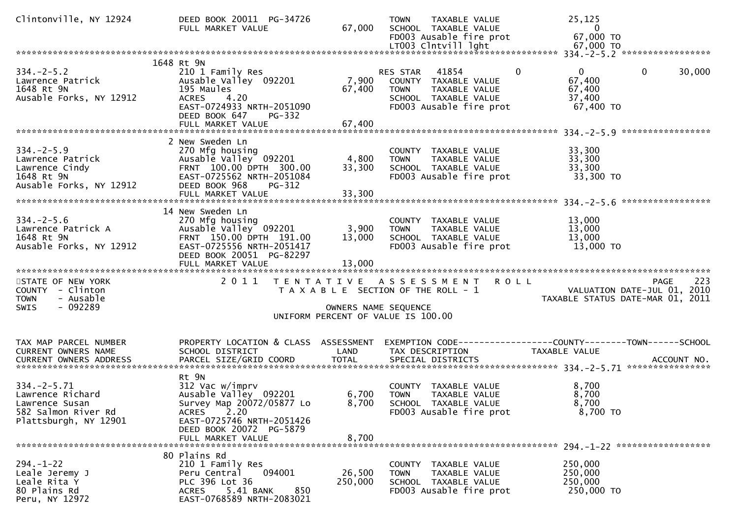```
Clintonville, NY 12924        DEED BOOK 20011  PG-34726               TOWN    TAXABLE VALUE              25,125
                              FULL MARKET VALUE              67,000   SCHOOL  TAXABLE VALUE                   0
                                                                      FD003 Ausable fire prot            67,000 TO
                                                                      LT003 Clntvill lght                67,000 TO
******************************************************************************************************* 334.-2-5.2 *****************
                              1648 Rt 9N
334.-2-5.2                    210 1 Family Res                        RES STAR   41854          0            0            0      30,000
Lawrence Patrick              Ausable Valley  092201          7,900   COUNTY  TAXABLE VALUE              67,400
1648 Rt 9N                    195 Maules                     67,400   TOWN    TAXABLE VALUE              67,400
Ausable Forks, NY 12912       ACRES    4.20                           SCHOOL  TAXABLE VALUE              37,400
                              EAST-0724933 NRTH-2051090               FD003 Ausable fire prot            67,400 TO
                              DEED BOOK 647    PG-332
                              FULL MARKET VALUE              67,400
******************************************************************************************************* 334.-2-5.9 *****************
                              2 New Sweden Ln
334.-2-5.9                    270 Mfg housing                         COUNTY  TAXABLE VALUE              33,300
Lawrence Patrick              Ausable Valley  092201          4,800   TOWN    TAXABLE VALUE              33,300
Lawrence Cindy                FRNT  100.00 DPTH  300.00      33,300   SCHOOL  TAXABLE VALUE              33,300
1648 Rt 9N                    EAST-0725562 NRTH-2051084               FD003 Ausable fire prot            33,300 TO
Ausable Forks, NY 12912       DEED BOOK 968    PG-312
                              FULL MARKET VALUE              33,300
******************************************************************************************************* 334.-2-5.6 *****************
                              14 New Sweden Ln
334.-2-5.6                    270 Mfg housing                         COUNTY  TAXABLE VALUE              13,000
Lawrence Patrick A            Ausable Valley  092201          3,900   TOWN    TAXABLE VALUE              13,000
1648 Rt 9N                    FRNT  150.00 DPTH  191.00      13,000   SCHOOL  TAXABLE VALUE              13,000
Ausable Forks, NY 12912       EAST-0725556 NRTH-2051417               FD003 Ausable fire prot            13,000 TO
                              DEED BOOK 20051  PG-82297
                              FULL MARKET VALUE              13,000
************************************************************************************************************************************
STATE OF NEW YORK                    2 0 1 1   T E N T A T I V E   A S S E S S M E N T   R O L L                          PAGE    223
COUNTY  - Clinton                          T A X A B L E  SECTION OF THE ROLL - 1                      VALUATION DATE-JUL 01, 2010
TOWN    - Ausable                                                                                TAXABLE STATUS DATE-MAR 01, 2011
SWIS    - 092289                                         OWNERS NAME SEQUENCE
                                                 UNIFORM PERCENT OF VALUE IS 100.00


TAX MAP PARCEL NUMBER         PROPERTY LOCATION & CLASS  ASSESSMENT  EXEMPTION CODE------------------COUNTY--------TOWN------SCHOOL
CURRENT OWNERS NAME           SCHOOL DISTRICT               LAND      TAX DESCRIPTION            TAXABLE VALUE
CURRENT OWNERS ADDRESS        PARCEL SIZE/GRID COORD        TOTAL     SPECIAL DISTRICTS                                ACCOUNT NO.
******************************************************************************************************* 334.-2-5.71 ****************
                              Rt 9N
334.-2-5.71                   312 Vac w/imprv                         COUNTY  TAXABLE VALUE               8,700
Lawrence Richard              Ausable Valley  092201          6,700   TOWN    TAXABLE VALUE               8,700
Lawrence Susan                Survey Map 20072/05877 Lo       8,700   SCHOOL  TAXABLE VALUE               8,700
582 Salmon River Rd           ACRES    2.20                           FD003 Ausable fire prot             8,700 TO
Plattsburgh, NY 12901         EAST-0725746 NRTH-2051426
                              DEED BOOK 20072  PG-5879
                              FULL MARKET VALUE               8,700
******************************************************************************************************* 294.-1-22 ******************
                              80 Plains Rd
294.-1-22                     210 1 Family Res                        COUNTY  TAXABLE VALUE             250,000
Leale Jeremy J                Peru Central    094001         26,500   TOWN    TAXABLE VALUE             250,000
Leale Rita Y                  PLC 396 Lot 36                250,000   SCHOOL  TAXABLE VALUE             250,000
80 Plains Rd                  ACRES    5.41 BANK     850              FD003 Ausable fire prot           250,000 TO
Peru, NY 12972                EAST-0768589 NRTH-2083021
```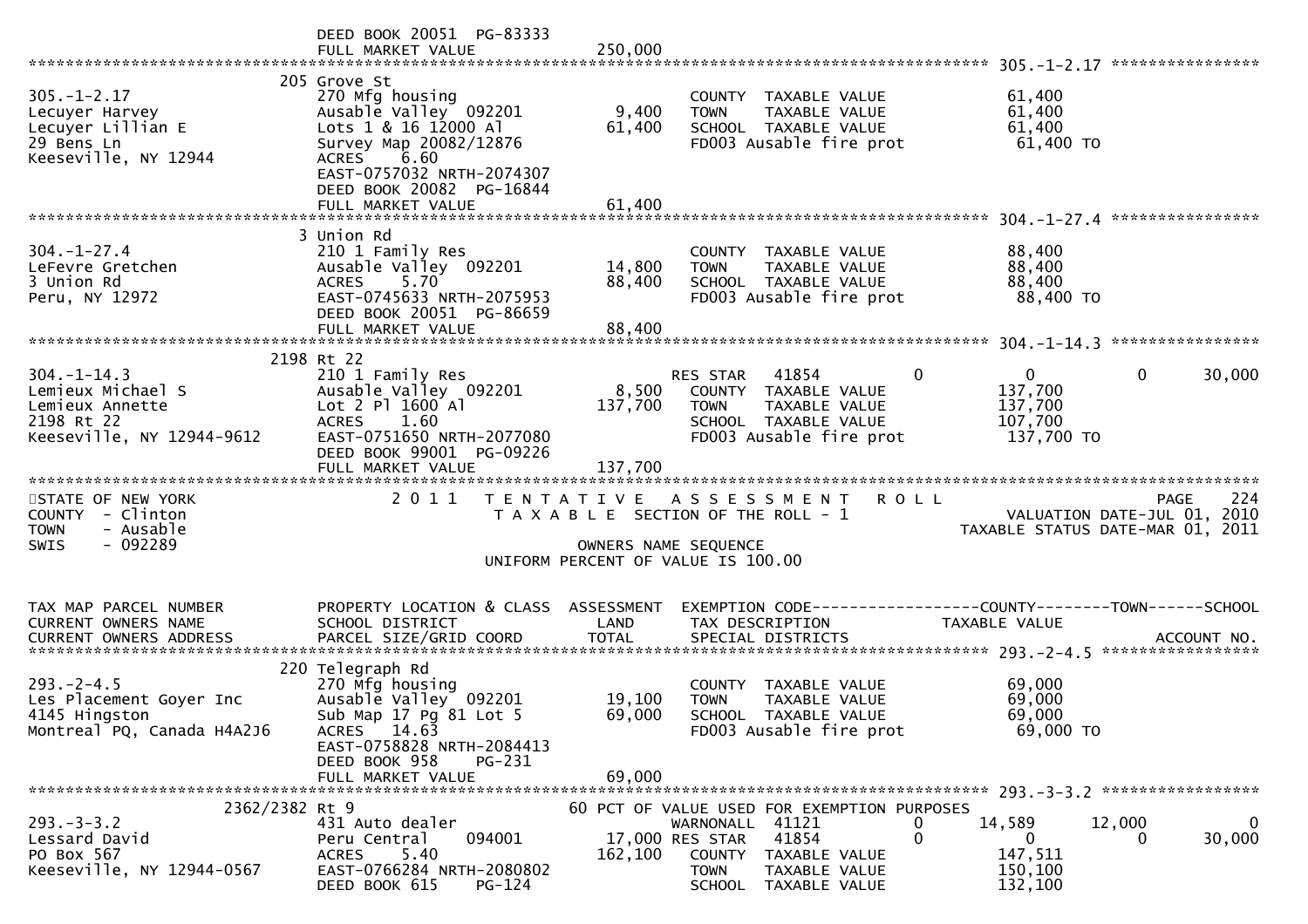```
                             DEED BOOK 20051  PG-83333
                             FULL MARKET VALUE             250,000
******************************************************************************************************* 305.-1-2.17 *****************
                           205 Grove St
305.-1-2.17                  270 Mfg housing                        COUNTY  TAXABLE VALUE             61,400
Lecuyer Harvey               Ausable Valley  092201          9,400   TOWN    TAXABLE VALUE             61,400
Lecuyer Lillian E            Lots 1 & 16 12000 Al           61,400   SCHOOL  TAXABLE VALUE             61,400
29 Bens Ln                   Survey Map 20082/12876                  FD003 Ausable fire prot            61,400 TO
Keeseville, NY 12944         ACRES    6.60
                             EAST-0757032 NRTH-2074307
                             DEED BOOK 20082  PG-16844
                             FULL MARKET VALUE              61,400
******************************************************************************************************* 304.-1-27.4 *****************
                           3 Union Rd
304.-1-27.4                  210 1 Family Res                       COUNTY  TAXABLE VALUE             88,400
LeFevre Gretchen             Ausable Valley  092201         14,800   TOWN    TAXABLE VALUE             88,400
3 Union Rd                   ACRES    5.70                  88,400   SCHOOL  TAXABLE VALUE             88,400
Peru, NY 12972               EAST-0745633 NRTH-2075953               FD003 Ausable fire prot            88,400 TO
                             DEED BOOK 20051  PG-86659
                             FULL MARKET VALUE              88,400
******************************************************************************************************* 304.-1-14.3 *****************
                           2198 Rt 22
304.-1-14.3                  210 1 Family Res                       RES STAR   41854         0            0            0       30,000
Lemieux Michael S            Ausable Valley  092201          8,500   COUNTY  TAXABLE VALUE            137,700
Lemieux Annette              Lot 2 Pl 1600 Al              137,700   TOWN    TAXABLE VALUE            137,700
2198 Rt 22                   ACRES    1.60                           SCHOOL  TAXABLE VALUE            107,700
Keeseville, NY 12944-9612    EAST-0751650 NRTH-2077080               FD003 Ausable fire prot           137,700 TO
                             DEED BOOK 99001  PG-09226
                             FULL MARKET VALUE             137,700
***************************************************************************************************************************************
STATE OF NEW YORK                2 0 1 1   T E N T A T I V E   A S S E S S M E N T   R O L L                           PAGE    224
COUNTY  - Clinton                          T A X A B L E  SECTION OF THE ROLL - 1                       VALUATION DATE-JUL 01, 2010
TOWN    - Ausable                                                                                 TAXABLE STATUS DATE-MAR 01, 2011
SWIS    - 092289                                      OWNERS NAME SEQUENCE
                                                UNIFORM PERCENT OF VALUE IS 100.00


TAX MAP PARCEL NUMBER        PROPERTY LOCATION & CLASS  ASSESSMENT  EXEMPTION CODE------------------COUNTY--------TOWN------SCHOOL
CURRENT OWNERS NAME          SCHOOL DISTRICT               LAND      TAX DESCRIPTION             TAXABLE VALUE
CURRENT OWNERS ADDRESS       PARCEL SIZE/GRID COORD        TOTAL     SPECIAL DISTRICTS                                   ACCOUNT NO.
******************************************************************************************************* 293.-2-4.5 ******************
                           220 Telegraph Rd
293.-2-4.5                   270 Mfg housing                        COUNTY  TAXABLE VALUE             69,000
Les Placement Goyer Inc      Ausable Valley  092201         19,100   TOWN    TAXABLE VALUE             69,000
4145 Hingston                Sub Map 17 Pg 81 Lot 5         69,000   SCHOOL  TAXABLE VALUE             69,000
Montreal PQ, Canada H4A2J6   ACRES   14.63                           FD003 Ausable fire prot            69,000 TO
                             EAST-0758828 NRTH-2084413
                             DEED BOOK 958    PG-231
                             FULL MARKET VALUE              69,000
******************************************************************************************************* 293.-3-3.2 ******************
                    2362/2382 Rt 9                        60 PCT OF VALUE USED FOR EXEMPTION PURPOSES
293.-3-3.2                   431 Auto dealer                        WARNONALL  41121         0        14,589       12,000            0
Lessard David                Peru Central    094001         17,000 RES STAR   41854         0            0            0       30,000
PO Box 567                   ACRES    5.40                 162,100   COUNTY  TAXABLE VALUE            147,511
Keeseville, NY 12944-0567    EAST-0766284 NRTH-2080802               TOWN    TAXABLE VALUE            150,100
                             DEED BOOK 615    PG-124                 SCHOOL  TAXABLE VALUE            132,100
```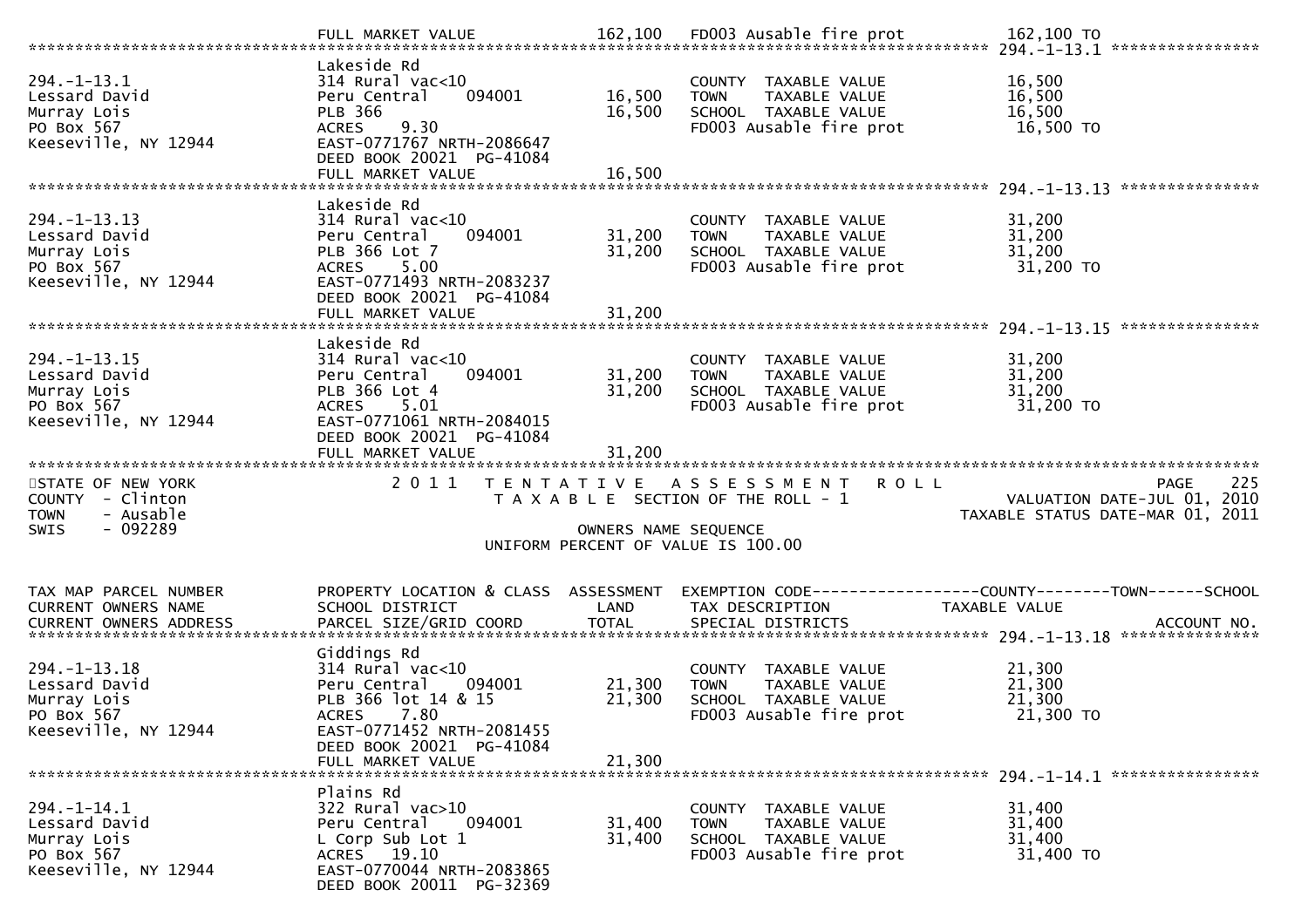| | FULL MARKET VALUE | 162,100 | FD003 Ausable fire prot | 162,100 TO |
|---|---|---|---|---|

******************************************************************************************************* 294.-1-13.1 ****************

```
                              Lakeside Rd
294.-1-13.1                   314 Rural vac<10                        COUNTY  TAXABLE VALUE           16,500
Lessard David                 Peru Central    094001      16,500     TOWN    TAXABLE VALUE           16,500
Murray Lois                   PLB 366                     16,500     SCHOOL  TAXABLE VALUE           16,500
PO Box 567                    ACRES    9.30                          FD003 Ausable fire prot          16,500 TO
Keeseville, NY 12944          EAST-0771767 NRTH-2086647
                              DEED BOOK 20021  PG-41084
                              FULL MARKET VALUE           16,500
******************************************************************************************************* 294.-1-13.13 ***************
                              Lakeside Rd
294.-1-13.13                  314 Rural vac<10                        COUNTY  TAXABLE VALUE           31,200
Lessard David                 Peru Central    094001      31,200     TOWN    TAXABLE VALUE           31,200
Murray Lois                   PLB 366 Lot 7               31,200     SCHOOL  TAXABLE VALUE           31,200
PO Box 567                    ACRES    5.00                          FD003 Ausable fire prot          31,200 TO
Keeseville, NY 12944          EAST-0771493 NRTH-2083237
                              DEED BOOK 20021  PG-41084
                              FULL MARKET VALUE           31,200
******************************************************************************************************* 294.-1-13.15 ***************
                              Lakeside Rd
294.-1-13.15                  314 Rural vac<10                        COUNTY  TAXABLE VALUE           31,200
Lessard David                 Peru Central    094001      31,200     TOWN    TAXABLE VALUE           31,200
Murray Lois                   PLB 366 Lot 4               31,200     SCHOOL  TAXABLE VALUE           31,200
PO Box 567                    ACRES    5.01                          FD003 Ausable fire prot          31,200 TO
Keeseville, NY 12944          EAST-0771061 NRTH-2084015
                              DEED BOOK 20021  PG-41084
                              FULL MARKET VALUE           31,200
************************************************************************************************************************************
```

STATE OF NEW YORK — 2011 TENTATIVE ASSESSMENT ROLL — PAGE 225
COUNTY - Clinton — TAXABLE SECTION OF THE ROLL - 1 — VALUATION DATE-JUL 01, 2010
TOWN - Ausable — TAXABLE STATUS DATE-MAR 01, 2011
SWIS - 092289 — OWNERS NAME SEQUENCE
UNIFORM PERCENT OF VALUE IS 100.00

```
TAX MAP PARCEL NUMBER         PROPERTY LOCATION & CLASS  ASSESSMENT  EXEMPTION CODE------------------COUNTY--------TOWN------SCHOOL
CURRENT OWNERS NAME           SCHOOL DISTRICT              LAND      TAX DESCRIPTION            TAXABLE VALUE
CURRENT OWNERS ADDRESS        PARCEL SIZE/GRID COORD       TOTAL     SPECIAL DISTRICTS                                    ACCOUNT NO.
******************************************************************************************************* 294.-1-13.18 ***************
                              Giddings Rd
294.-1-13.18                  314 Rural vac<10                        COUNTY  TAXABLE VALUE           21,300
Lessard David                 Peru Central    094001      21,300     TOWN    TAXABLE VALUE           21,300
Murray Lois                   PLB 366 lot 14 & 15         21,300     SCHOOL  TAXABLE VALUE           21,300
PO Box 567                    ACRES    7.80                          FD003 Ausable fire prot          21,300 TO
Keeseville, NY 12944          EAST-0771452 NRTH-2081455
                              DEED BOOK 20021  PG-41084
                              FULL MARKET VALUE           21,300
******************************************************************************************************* 294.-1-14.1 ****************
                              Plains Rd
294.-1-14.1                   322 Rural vac>10                        COUNTY  TAXABLE VALUE           31,400
Lessard David                 Peru Central    094001      31,400     TOWN    TAXABLE VALUE           31,400
Murray Lois                   L Corp Sub Lot 1            31,400     SCHOOL  TAXABLE VALUE           31,400
PO Box 567                    ACRES   19.10                          FD003 Ausable fire prot          31,400 TO
Keeseville, NY 12944          EAST-0770044 NRTH-2083865
                              DEED BOOK 20011  PG-32369
```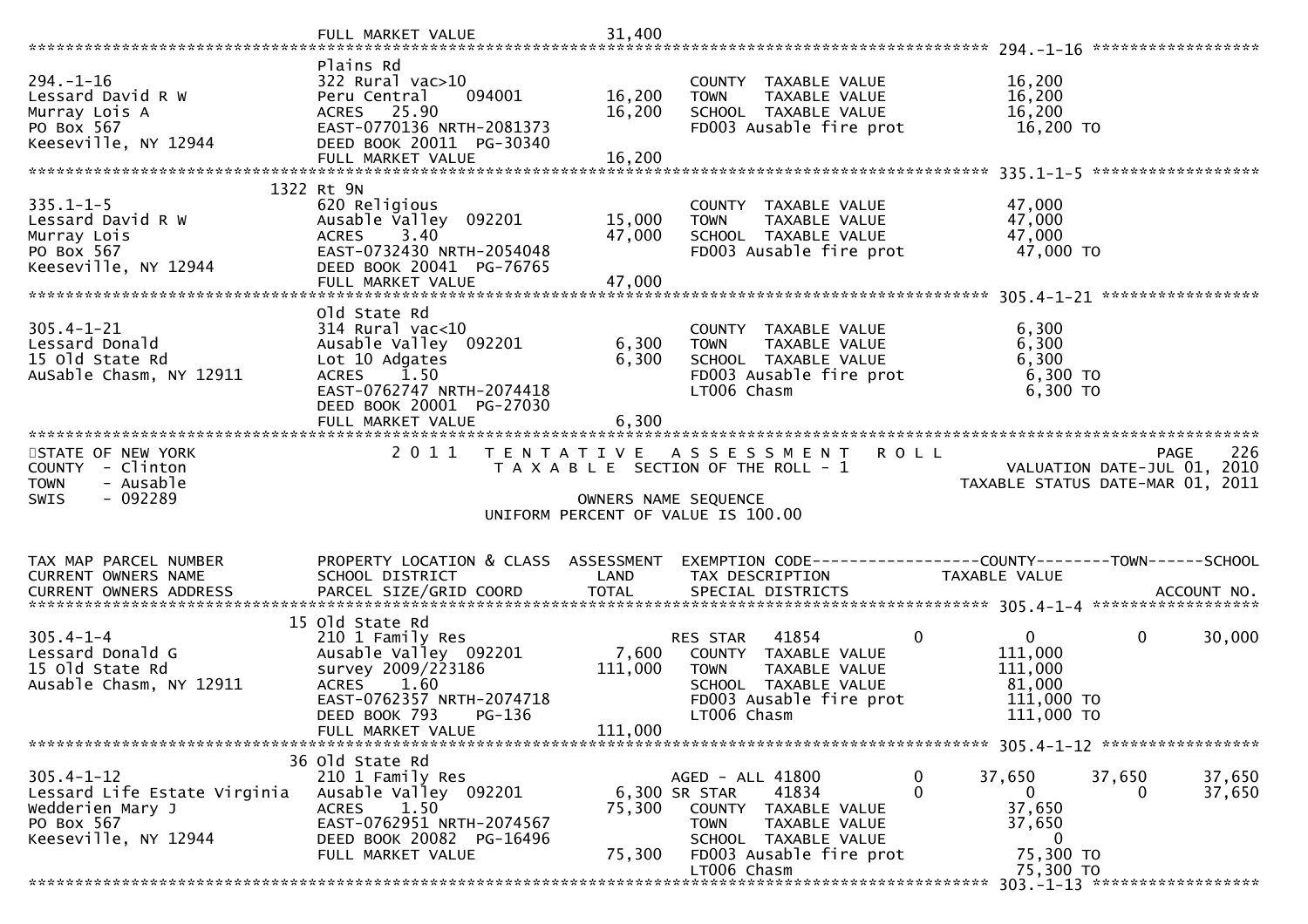```
                              FULL MARKET VALUE            31,400
******************************************************************************************************* 294.-1-16 ******************
                              Plains Rd
294.-1-16                     322 Rural vac>10                         COUNTY  TAXABLE VALUE             16,200
Lessard David R W             Peru Central    094001       16,200      TOWN    TAXABLE VALUE             16,200
Murray Lois A                 ACRES   25.90                16,200      SCHOOL  TAXABLE VALUE             16,200
PO Box 567                    EAST-0770136 NRTH-2081373                FD003 Ausable fire prot            16,200 TO
Keeseville, NY 12944          DEED BOOK 20011  PG-30340
                              FULL MARKET VALUE            16,200
******************************************************************************************************* 335.1-1-5 ******************
                     1322 Rt 9N
335.1-1-5                     620 Religious                            COUNTY  TAXABLE VALUE             47,000
Lessard David R W             Ausable Valley  092201       15,000      TOWN    TAXABLE VALUE             47,000
Murray Lois                   ACRES    3.40                47,000      SCHOOL  TAXABLE VALUE             47,000
PO Box 567                    EAST-0732430 NRTH-2054048                FD003 Ausable fire prot            47,000 TO
Keeseville, NY 12944          DEED BOOK 20041  PG-76765
                              FULL MARKET VALUE            47,000
******************************************************************************************************* 305.4-1-21 *****************
                              Old State Rd
305.4-1-21                    314 Rural vac<10                         COUNTY  TAXABLE VALUE              6,300
Lessard Donald                Ausable Valley  092201        6,300      TOWN    TAXABLE VALUE              6,300
15 Old State Rd               Lot 10 Adgates                6,300      SCHOOL  TAXABLE VALUE              6,300
AuSable Chasm, NY 12911       ACRES    1.50                            FD003 Ausable fire prot             6,300 TO
                              EAST-0762747 NRTH-2074418                LT006 Chasm                         6,300 TO
                              DEED BOOK 20001  PG-27030
                              FULL MARKET VALUE             6,300
*******************************************************************************************************************************
STATE OF NEW YORK                 2 0 1 1   T E N T A T I V E   A S S E S S M E N T   R O L L                          PAGE    226
COUNTY  - Clinton                           T A X A B L E  SECTION OF THE ROLL - 1                     VALUATION DATE-JUL 01, 2010
TOWN    - Ausable                                                                                 TAXABLE STATUS DATE-MAR 01, 2011
SWIS    - 092289                                          OWNERS NAME SEQUENCE
                                                  UNIFORM PERCENT OF VALUE IS 100.00

TAX MAP PARCEL NUMBER         PROPERTY LOCATION & CLASS  ASSESSMENT  EXEMPTION CODE------------------COUNTY--------TOWN------SCHOOL
CURRENT OWNERS NAME           SCHOOL DISTRICT               LAND      TAX DESCRIPTION            TAXABLE VALUE
CURRENT OWNERS ADDRESS        PARCEL SIZE/GRID COORD        TOTAL     SPECIAL DISTRICTS                                  ACCOUNT NO.
******************************************************************************************************* 305.4-1-4 ******************
                       15 Old State Rd
305.4-1-4                     210 1 Family Res                         RES STAR   41854            0          0           0      30,000
Lessard Donald G              Ausable Valley  092201        7,600      COUNTY  TAXABLE VALUE            111,000
15 Old State Rd               survey 2009/223186          111,000      TOWN    TAXABLE VALUE            111,000
Ausable Chasm, NY 12911       ACRES    1.60                            SCHOOL  TAXABLE VALUE             81,000
                              EAST-0762357 NRTH-2074718                FD003 Ausable fire prot           111,000 TO
                              DEED BOOK 793    PG-136                  LT006 Chasm                       111,000 TO
                              FULL MARKET VALUE           111,000
******************************************************************************************************* 305.4-1-12 *****************
                       36 Old State Rd
305.4-1-12                    210 1 Family Res                         AGED - ALL 41800            0     37,650      37,650      37,650
Lessard Life Estate Virginia  Ausable Valley  092201        6,300 SR STAR    41834            0          0           0      37,650
Wedderien Mary J              ACRES    1.50                75,300      COUNTY  TAXABLE VALUE             37,650
PO Box 567                    EAST-0762951 NRTH-2074567                TOWN    TAXABLE VALUE             37,650
Keeseville, NY 12944          DEED BOOK 20082  PG-16496                SCHOOL  TAXABLE VALUE                  0
                              FULL MARKET VALUE            75,300      FD003 Ausable fire prot            75,300 TO
                                                                       LT006 Chasm                        75,300 TO
******************************************************************************************************* 303.-1-13 ******************
```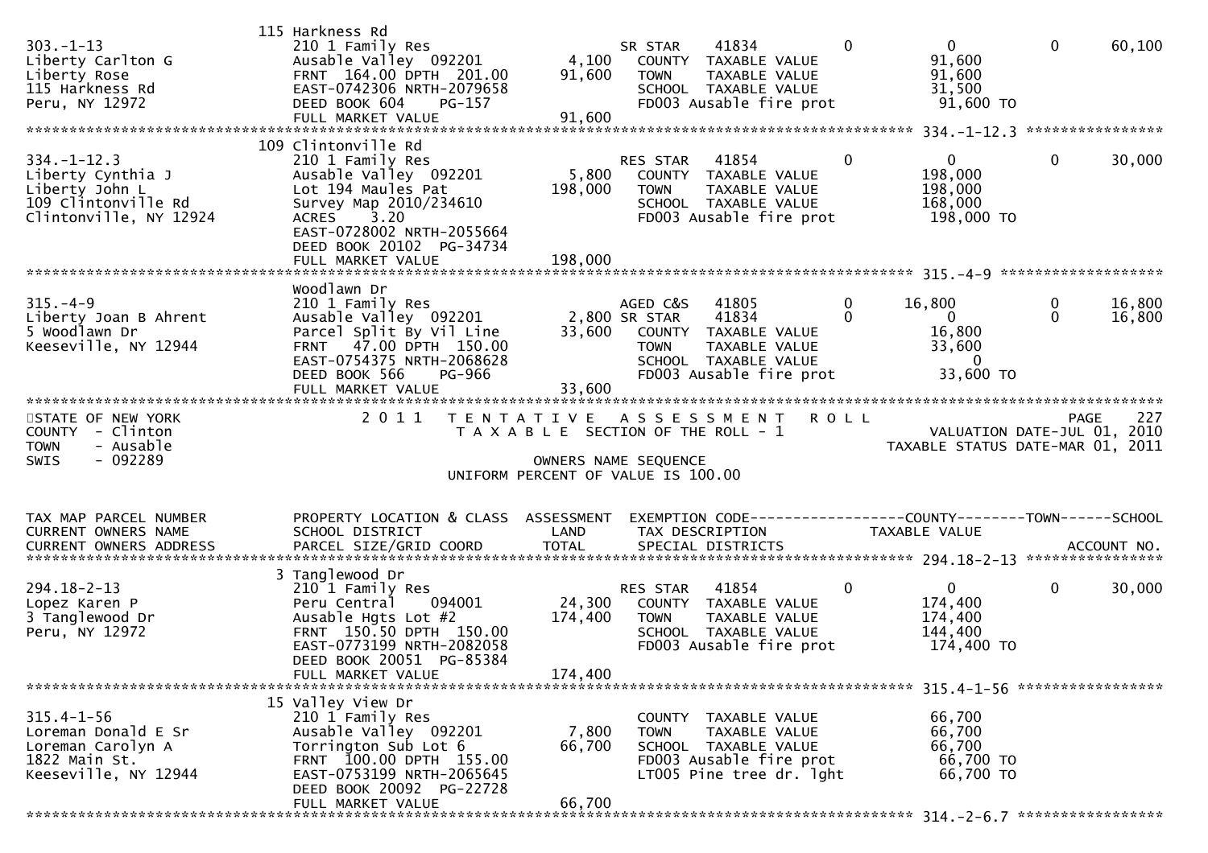```
                                 115 Harkness Rd
303.-1-13                        210 1 Family Res                          SR STAR    41834        0          0           0      60,100
Liberty Carlton G                Ausable Valley  092201         4,100     COUNTY  TAXABLE VALUE             91,600
Liberty Rose                     FRNT  164.00 DPTH  201.00     91,600     TOWN    TAXABLE VALUE             91,600
115 Harkness Rd                  EAST-0742306 NRTH-2079658                SCHOOL  TAXABLE VALUE             31,500
Peru, NY 12972                   DEED BOOK 604     PG-157                 FD003 Ausable fire prot           91,600 TO
                                 FULL MARKET VALUE             91,600
******************************************************************************************************* 334.-1-12.3 ****************
                                 109 Clintonville Rd
334.-1-12.3                      210 1 Family Res                          RES STAR   41854        0          0           0      30,000
Liberty Cynthia J                Ausable Valley  092201         5,800     COUNTY  TAXABLE VALUE            198,000
Liberty John L                   Lot 194 Maules Pat           198,000     TOWN    TAXABLE VALUE            198,000
109 Clintonville Rd              Survey Map 2010/234610                   SCHOOL  TAXABLE VALUE            168,000
Clintonville, NY 12924           ACRES     3.20                           FD003 Ausable fire prot          198,000 TO
                                 EAST-0728002 NRTH-2055664
                                 DEED BOOK 20102  PG-34734
                                 FULL MARKET VALUE            198,000
******************************************************************************************************* 315.-4-9 *******************
                                 Woodlawn Dr
315.-4-9                         210 1 Family Res                          AGED C&S   41805        0     16,800           0      16,800
Liberty Joan B Ahrent            Ausable Valley  092201         2,800 SR STAR     41834        0          0           0      16,800
5 Woodlawn Dr                    Parcel Split By Vil Line      33,600     COUNTY  TAXABLE VALUE             16,800
Keeseville, NY 12944             FRNT   47.00 DPTH  150.00                TOWN    TAXABLE VALUE             33,600
                                 EAST-0754375 NRTH-2068628                SCHOOL  TAXABLE VALUE                  0
                                 DEED BOOK 566     PG-966                 FD003 Ausable fire prot           33,600 TO
                                 FULL MARKET VALUE             33,600
************************************************************************************************************************************
STATE OF NEW YORK                2 0 1 1   T E N T A T I V E   A S S E S S M E N T   R O L L                              PAGE    227
COUNTY  - Clinton                     T A X A B L E  SECTION OF THE ROLL - 1                         VALUATION DATE-JUL 01, 2010
TOWN    - Ausable                                                                               TAXABLE STATUS DATE-MAR 01, 2011
SWIS    - 092289                                        OWNERS NAME SEQUENCE
                                              UNIFORM PERCENT OF VALUE IS 100.00


TAX MAP PARCEL NUMBER            PROPERTY LOCATION & CLASS  ASSESSMENT  EXEMPTION CODE------------------COUNTY--------TOWN------SCHOOL
CURRENT OWNERS NAME              SCHOOL DISTRICT               LAND      TAX DESCRIPTION             TAXABLE VALUE
CURRENT OWNERS ADDRESS           PARCEL SIZE/GRID COORD        TOTAL     SPECIAL DISTRICTS                                  ACCOUNT NO.
******************************************************************************************************* 294.18-2-13 ****************
                                 3 Tanglewood Dr
294.18-2-13                      210 1 Family Res                          RES STAR   41854        0          0           0      30,000
Lopez Karen P                    Peru Central     094001       24,300     COUNTY  TAXABLE VALUE            174,400
3 Tanglewood Dr                  Ausable Hgts Lot #2          174,400     TOWN    TAXABLE VALUE            174,400
Peru, NY 12972                   FRNT  150.50 DPTH  150.00                SCHOOL  TAXABLE VALUE            144,400
                                 EAST-0773199 NRTH-2082058                FD003 Ausable fire prot          174,400 TO
                                 DEED BOOK 20051  PG-85384
                                 FULL MARKET VALUE            174,400
******************************************************************************************************* 315.4-1-56 *****************
                                 15 Valley View Dr
315.4-1-56                       210 1 Family Res                         COUNTY  TAXABLE VALUE             66,700
Loreman Donald E Sr              Ausable Valley  092201         7,800     TOWN    TAXABLE VALUE             66,700
Loreman Carolyn A                Torrington Sub Lot 6          66,700     SCHOOL  TAXABLE VALUE             66,700
1822 Main St.                    FRNT  100.00 DPTH  155.00                FD003 Ausable fire prot           66,700 TO
Keeseville, NY 12944             EAST-0753199 NRTH-2065645                LT005 Pine tree dr. lght          66,700 TO
                                 DEED BOOK 20092  PG-22728
                                 FULL MARKET VALUE             66,700
******************************************************************************************************* 314.-2-6.7 *****************
```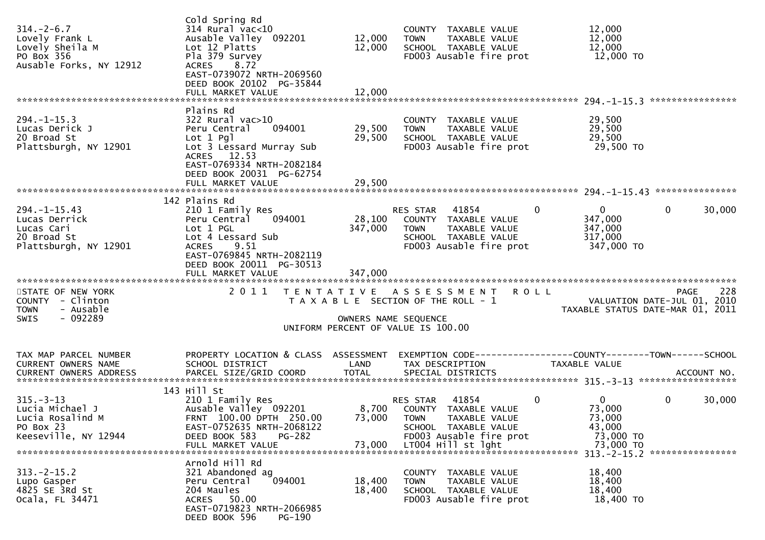| TAX MAP PARCEL NUMBER / CURRENT OWNERS NAME / CURRENT OWNERS ADDRESS | PROPERTY LOCATION & CLASS / SCHOOL DISTRICT / PARCEL SIZE/GRID COORD | ASSESSMENT LAND / TOTAL | EXEMPTION CODE / TAX DESCRIPTION / SPECIAL DISTRICTS | COUNTY TAXABLE VALUE | TOWN | SCHOOL / ACCOUNT NO. |
|---|---|---|---|---|---|---|
| 314.-2-6.7 | Cold Spring Rd | | | | | |
| Lovely Frank L | 314 Rural vac<10 | | COUNTY TAXABLE VALUE | 12,000 | | |
| Lovely Sheila M | Ausable Valley 092201 | 12,000 | TOWN TAXABLE VALUE | 12,000 | | |
| PO Box 356 | Lot 12 Platts | 12,000 | SCHOOL TAXABLE VALUE | 12,000 | | |
| Ausable Forks, NY 12912 | Pla 379 Survey | | FD003 Ausable fire prot | 12,000 TO | | |
| | ACRES 8.72 | | | | | |
| | EAST-0739072 NRTH-2069560 | | | | | |
| | DEED BOOK 20102 PG-35844 | | | | | |
| | FULL MARKET VALUE | 12,000 | | | | |
| 294.-1-15.3 | Plains Rd | | | | | |
| Lucas Derick J | 322 Rural vac>10 | | COUNTY TAXABLE VALUE | 29,500 | | |
| 20 Broad St | Peru Central 094001 | 29,500 | TOWN TAXABLE VALUE | 29,500 | | |
| Plattsburgh, NY 12901 | Lot 1 Pgl | 29,500 | SCHOOL TAXABLE VALUE | 29,500 | | |
| | Lot 3 Lessard Murray Sub | | FD003 Ausable fire prot | 29,500 TO | | |
| | ACRES 12.53 | | | | | |
| | EAST-0769334 NRTH-2082184 | | | | | |
| | DEED BOOK 20031 PG-62754 | | | | | |
| | FULL MARKET VALUE | 29,500 | | | | |
| 294.-1-15.43 | 142 Plains Rd | | | | | |
| Lucas Derrick | 210 1 Family Res | | RES STAR 41854 | 0 | 0 | 30,000 |
| Lucas Cari | Peru Central 094001 | 28,100 | COUNTY TAXABLE VALUE | 347,000 | | |
| 20 Broad St | Lot 1 PGL | 347,000 | TOWN TAXABLE VALUE | 347,000 | | |
| Plattsburgh, NY 12901 | Lot 4 Lessard Sub | | SCHOOL TAXABLE VALUE | 317,000 | | |
| | ACRES 9.51 | | FD003 Ausable fire prot | 347,000 TO | | |
| | EAST-0769845 NRTH-2082119 | | | | | |
| | DEED BOOK 20011 PG-30513 | | | | | |
| | FULL MARKET VALUE | 347,000 | | | | |

STATE OF NEW YORK
COUNTY - Clinton
TOWN - Ausable
SWIS - 092289

2011 TENTATIVE ASSESSMENT ROLL
TAXABLE SECTION OF THE ROLL - 1
OWNERS NAME SEQUENCE
UNIFORM PERCENT OF VALUE IS 100.00

PAGE 228
VALUATION DATE-JUL 01, 2010
TAXABLE STATUS DATE-MAR 01, 2011

| TAX MAP PARCEL NUMBER / CURRENT OWNERS NAME / CURRENT OWNERS ADDRESS | PROPERTY LOCATION & CLASS / SCHOOL DISTRICT / PARCEL SIZE/GRID COORD | ASSESSMENT LAND / TOTAL | EXEMPTION CODE / TAX DESCRIPTION / SPECIAL DISTRICTS | COUNTY TAXABLE VALUE | TOWN | SCHOOL / ACCOUNT NO. |
|---|---|---|---|---|---|---|
| 315.-3-13 | 143 Hill St | | | | | |
| Lucia Michael J | 210 1 Family Res | | RES STAR 41854 | 0 | 0 | 30,000 |
| Lucia Rosalind M | Ausable Valley 092201 | 8,700 | COUNTY TAXABLE VALUE | 73,000 | | |
| PO Box 23 | FRNT 100.00 DPTH 250.00 | 73,000 | TOWN TAXABLE VALUE | 73,000 | | |
| Keeseville, NY 12944 | EAST-0752635 NRTH-2068122 | | SCHOOL TAXABLE VALUE | 43,000 | | |
| | DEED BOOK 583 PG-282 | | FD003 Ausable fire prot | 73,000 TO | | |
| | FULL MARKET VALUE | 73,000 | LT004 Hill st lght | 73,000 TO | | |
| 313.-2-15.2 | Arnold Hill Rd | | | | | |
| Lupo Gasper | 321 Abandoned ag | | COUNTY TAXABLE VALUE | 18,400 | | |
| 4825 SE 3Rd St | Peru Central 094001 | 18,400 | TOWN TAXABLE VALUE | 18,400 | | |
| Ocala, FL 34471 | 204 Maules | 18,400 | SCHOOL TAXABLE VALUE | 18,400 | | |
| | ACRES 50.00 | | FD003 Ausable fire prot | 18,400 TO | | |
| | EAST-0719823 NRTH-2066985 | | | | | |
| | DEED BOOK 596 PG-190 | | | | | |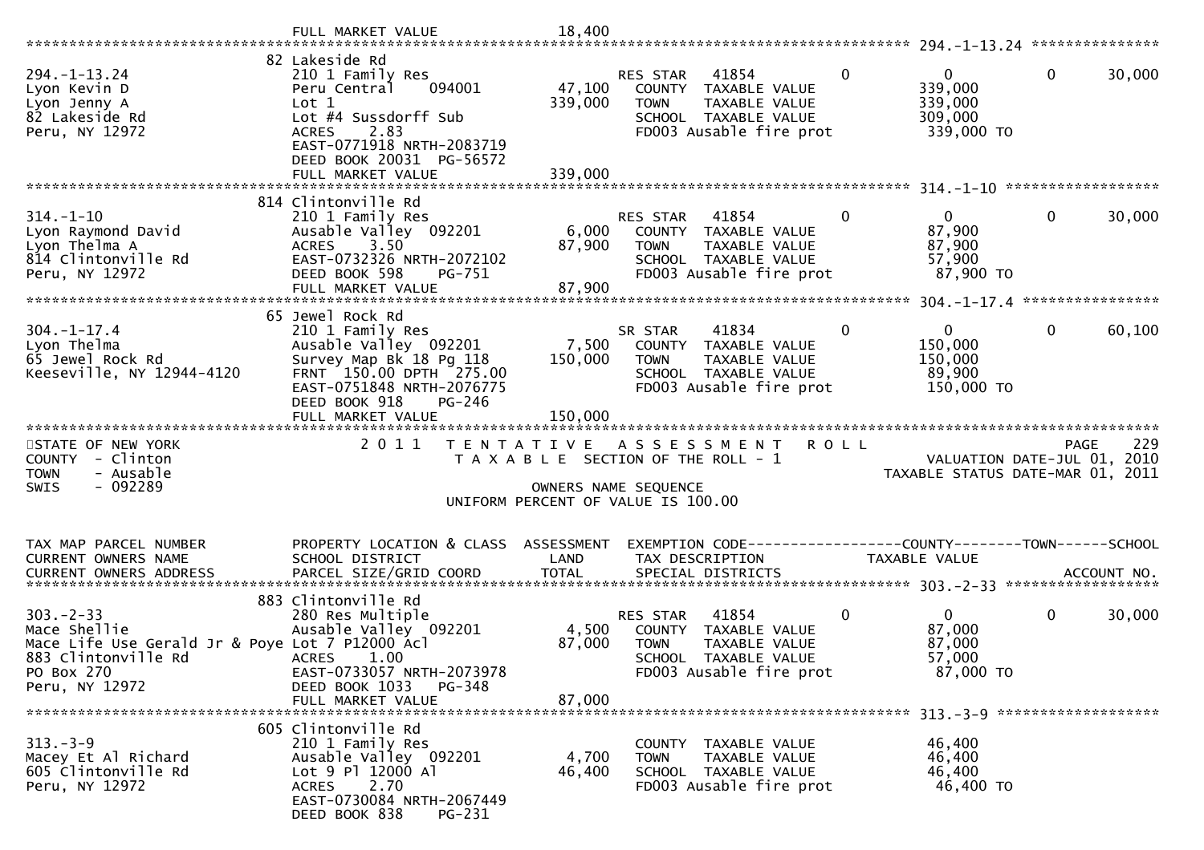```
                                 FULL MARKET VALUE              18,400
******************************************************************************************************* 294.-1-13.24 ***************
                                 82 Lakeside Rd
294.-1-13.24                     210 1 Family Res                         RES STAR   41854          0            0            0       30,000
Lyon Kevin D                     Peru Central    094001         47,100    COUNTY  TAXABLE VALUE             339,000
Lyon Jenny A                     Lot 1                         339,000    TOWN    TAXABLE VALUE             339,000
82 Lakeside Rd                   Lot #4 Sussdorff Sub                     SCHOOL  TAXABLE VALUE             309,000
Peru, NY 12972                   ACRES    2.83                            FD003 Ausable fire prot           339,000 TO
                                 EAST-0771918 NRTH-2083719
                                 DEED BOOK 20031  PG-56572
                                 FULL MARKET VALUE             339,000
******************************************************************************************************* 314.-1-10 ******************
                                 814 Clintonville Rd
314.-1-10                        210 1 Family Res                         RES STAR   41854          0            0            0       30,000
Lyon Raymond David               Ausable Valley  092201          6,000    COUNTY  TAXABLE VALUE              87,900
Lyon Thelma A                    ACRES    3.50                  87,900    TOWN    TAXABLE VALUE              87,900
814 Clintonville Rd              EAST-0732326 NRTH-2072102                SCHOOL  TAXABLE VALUE              57,900
Peru, NY 12972                   DEED BOOK 598    PG-751                  FD003 Ausable fire prot            87,900 TO
                                 FULL MARKET VALUE              87,900
******************************************************************************************************* 304.-1-17.4 ****************
                                 65 Jewel Rock Rd
304.-1-17.4                      210 1 Family Res                         SR STAR    41834          0            0            0       60,100
Lyon Thelma                      Ausable Valley  092201          7,500    COUNTY  TAXABLE VALUE             150,000
65 Jewel Rock Rd                 Survey Map Bk 18 Pg 118       150,000    TOWN    TAXABLE VALUE             150,000
Keeseville, NY 12944-4120        FRNT 150.00 DPTH 275.00                  SCHOOL  TAXABLE VALUE              89,900
                                 EAST-0751848 NRTH-2076775                FD003 Ausable fire prot           150,000 TO
                                 DEED BOOK 918    PG-246
                                 FULL MARKET VALUE             150,000
*******************************************************************************************************************************************
STATE OF NEW YORK                2 0 1 1   T E N T A T I V E   A S S E S S M E N T   R O L L                                   PAGE    229
COUNTY  - Clinton                          T A X A B L E  SECTION OF THE ROLL - 1                          VALUATION DATE-JUL 01, 2010
TOWN    - Ausable                                                                                     TAXABLE STATUS DATE-MAR 01, 2011
SWIS    - 092289                                        OWNERS NAME SEQUENCE
                                                   UNIFORM PERCENT OF VALUE IS 100.00


TAX MAP PARCEL NUMBER            PROPERTY LOCATION & CLASS  ASSESSMENT  EXEMPTION CODE------------------COUNTY--------TOWN------SCHOOL
CURRENT OWNERS NAME              SCHOOL DISTRICT               LAND      TAX DESCRIPTION             TAXABLE VALUE
CURRENT OWNERS ADDRESS           PARCEL SIZE/GRID COORD        TOTAL     SPECIAL DISTRICTS                                   ACCOUNT NO.
******************************************************************************************************* 303.-2-33 ******************
                                 883 Clintonville Rd
303.-2-33                        280 Res Multiple                         RES STAR   41854          0            0            0       30,000
Mace Shellie                     Ausable Valley  092201          4,500    COUNTY  TAXABLE VALUE              87,000
Mace Life Use Gerald Jr & Poye Lot 7 P12000 Acl                 87,000    TOWN    TAXABLE VALUE              87,000
883 Clintonville Rd              ACRES    1.00                            SCHOOL  TAXABLE VALUE              57,000
PO Box 270                       EAST-0733057 NRTH-2073978                FD003 Ausable fire prot            87,000 TO
Peru, NY 12972                   DEED BOOK 1033   PG-348
                                 FULL MARKET VALUE              87,000
******************************************************************************************************* 313.-3-9 *******************
                                 605 Clintonville Rd
313.-3-9                         210 1 Family Res                         COUNTY  TAXABLE VALUE              46,400
Macey Et Al Richard              Ausable Valley  092201          4,700    TOWN    TAXABLE VALUE              46,400
605 Clintonville Rd              Lot 9 Pl 12000 Al              46,400    SCHOOL  TAXABLE VALUE              46,400
Peru, NY 12972                   ACRES    2.70                            FD003 Ausable fire prot            46,400 TO
                                 EAST-0730084 NRTH-2067449
                                 DEED BOOK 838    PG-231
```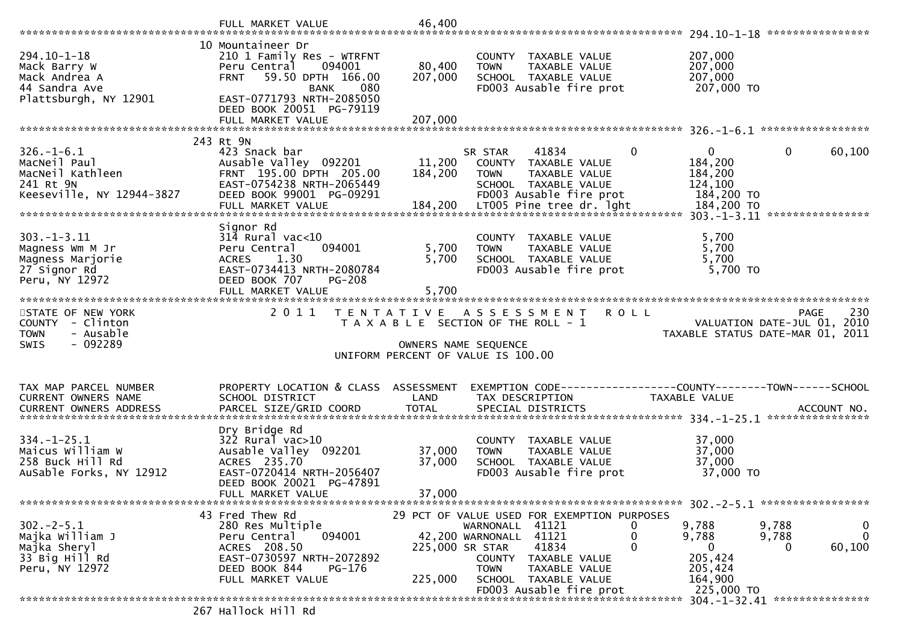```
                              FULL MARKET VALUE              46,400
******************************************************************************************************* 294.10-1-18 ****************
                              10 Mountaineer Dr
294.10-1-18                   210 1 Family Res - WTRFNT               COUNTY  TAXABLE VALUE            207,000
Mack Barry W                  Peru Central     094001        80,400   TOWN    TAXABLE VALUE            207,000
Mack Andrea A                 FRNT    59.50 DPTH 166.00     207,000   SCHOOL  TAXABLE VALUE            207,000
44 Sandra Ave                                BANK    080              FD003 Ausable fire prot           207,000 TO
Plattsburgh, NY 12901         EAST-0771793 NRTH-2085050
                              DEED BOOK 20051 PG-79119
                              FULL MARKET VALUE             207,000
******************************************************************************************************* 326.-1-6.1 *****************
                              243 Rt 9N
326.-1-6.1                    423 Snack bar                           SR STAR     41834          0           0           0      60,100
MacNeil Paul                  Ausable Valley  092201         11,200   COUNTY  TAXABLE VALUE            184,200
MacNeil Kathleen              FRNT 195.00 DPTH 205.00       184,200   TOWN    TAXABLE VALUE            184,200
241 Rt 9N                     EAST-0754238 NRTH-2065449               SCHOOL  TAXABLE VALUE            124,100
Keeseville, NY 12944-3827     DEED BOOK 99001 PG-09291                FD003 Ausable fire prot           184,200 TO
                              FULL MARKET VALUE             184,200   LT005 Pine tree dr. lght          184,200 TO
******************************************************************************************************* 303.-1-3.11 ****************
                              Signor Rd
303.-1-3.11                   314 Rural vac<10                        COUNTY  TAXABLE VALUE              5,700
Magness Wm M Jr               Peru Central     094001         5,700   TOWN    TAXABLE VALUE              5,700
Magness Marjorie              ACRES     1.30                  5,700   SCHOOL  TAXABLE VALUE              5,700
27 Signor Rd                  EAST-0734413 NRTH-2080784               FD003 Ausable fire prot             5,700 TO
Peru, NY 12972                DEED BOOK 707     PG-208
                              FULL MARKET VALUE               5,700
*******************************************************************************************************************************************
STATE OF NEW YORK                   2 0 1 1   T E N T A T I V E   A S S E S S M E N T   R O L L                             PAGE    230
COUNTY  - Clinton                             T A X A B L E  SECTION OF THE ROLL - 1                       VALUATION DATE-JUL 01, 2010
TOWN    - Ausable                                                                                     TAXABLE STATUS DATE-MAR 01, 2011
SWIS    - 092289                                          OWNERS NAME SEQUENCE
                                                UNIFORM PERCENT OF VALUE IS 100.00


TAX MAP PARCEL NUMBER         PROPERTY LOCATION & CLASS  ASSESSMENT  EXEMPTION CODE------------------COUNTY--------TOWN------SCHOOL
CURRENT OWNERS NAME           SCHOOL DISTRICT               LAND      TAX DESCRIPTION             TAXABLE VALUE
CURRENT OWNERS ADDRESS        PARCEL SIZE/GRID COORD        TOTAL     SPECIAL DISTRICTS                                    ACCOUNT NO.
******************************************************************************************************* 334.-1-25.1 ****************
                              Dry Bridge Rd
334.-1-25.1                   322 Rural vac>10                        COUNTY  TAXABLE VALUE             37,000
Maicus William W              Ausable Valley  092201         37,000   TOWN    TAXABLE VALUE             37,000
258 Buck Hill Rd              ACRES  235.70                  37,000   SCHOOL  TAXABLE VALUE             37,000
AuSable Forks, NY 12912       EAST-0720414 NRTH-2056407               FD003 Ausable fire prot            37,000 TO
                              DEED BOOK 20021 PG-47891
                              FULL MARKET VALUE              37,000
******************************************************************************************************* 302.-2-5.1 *****************
                              43 Fred Thew Rd                29 PCT OF VALUE USED FOR EXEMPTION PURPOSES
302.-2-5.1                    280 Res Multiple                        WARNONALL   41121          0       9,788       9,788           0
Majka William J               Peru Central     094001        42,200   WARNONALL   41121          0       9,788       9,788           0
Majka Sheryl                  ACRES  208.50                 225,000   SR STAR     41834          0           0           0      60,100
33 Big Hill Rd                EAST-0730597 NRTH-2072892               COUNTY  TAXABLE VALUE            205,424
Peru, NY 12972                DEED BOOK 844     PG-176                TOWN    TAXABLE VALUE            205,424
                              FULL MARKET VALUE             225,000   SCHOOL  TAXABLE VALUE            164,900
                                                                      FD003 Ausable fire prot           225,000 TO
******************************************************************************************************* 304.-1-32.41 ***************
                              267 Hallock Hill Rd
```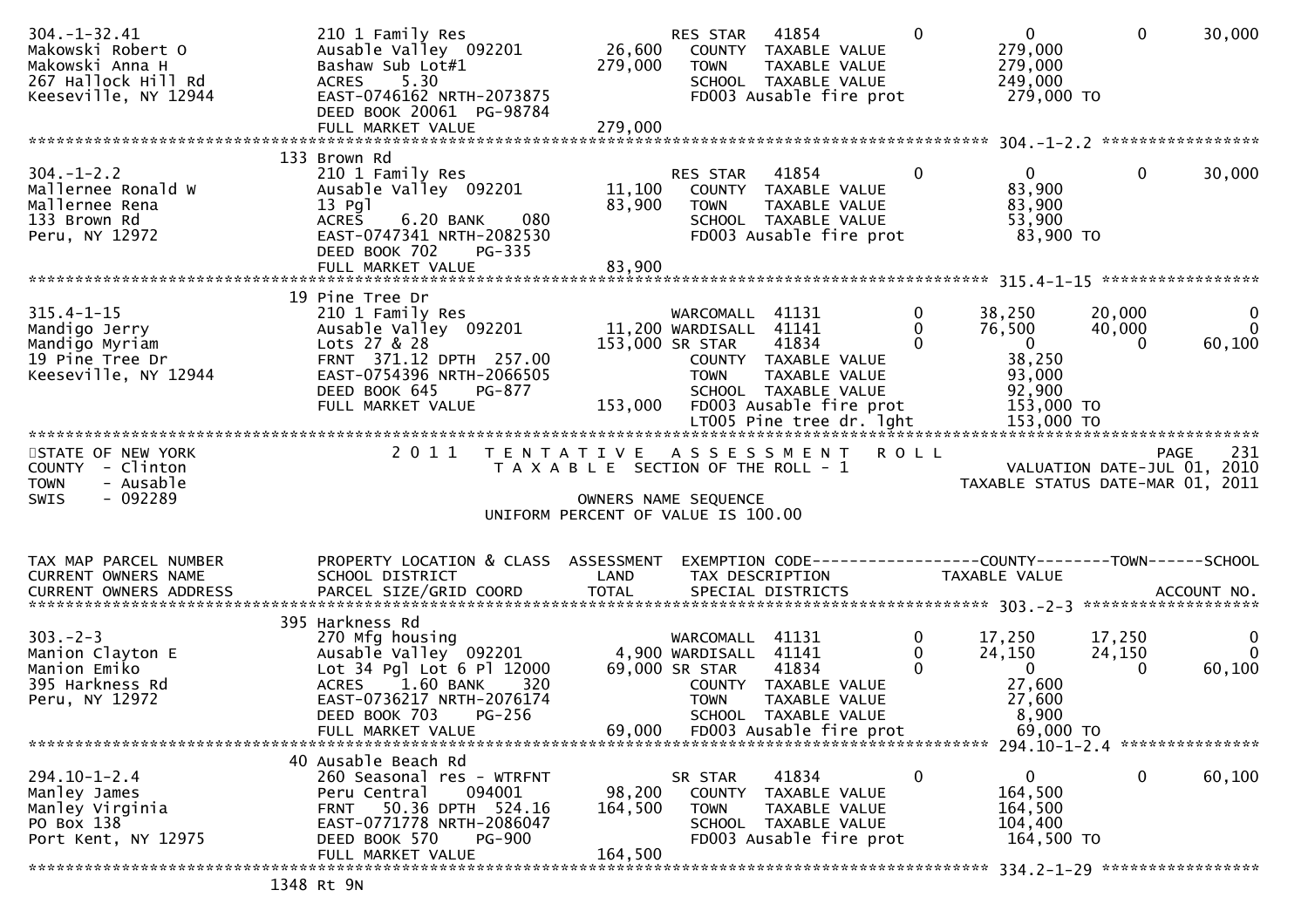```
304.-1-32.41                    210 1 Family Res                      RES STAR    41854         0            0            0       30,000
Makowski Robert O               Ausable Valley  092201        26,600   COUNTY  TAXABLE VALUE            279,000
Makowski Anna H                 Bashaw Sub Lot#1             279,000   TOWN    TAXABLE VALUE            279,000
267 Hallock Hill Rd             ACRES    5.30                          SCHOOL  TAXABLE VALUE            249,000
Keeseville, NY 12944            EAST-0746162 NRTH-2073875              FD003 Ausable fire prot           279,000 TO
                                DEED BOOK 20061  PG-98784
                                FULL MARKET VALUE            279,000
******************************************************************************************************* 304.-1-2.2 *****************
                              133 Brown Rd
304.-1-2.2                      210 1 Family Res                      RES STAR    41854         0            0            0       30,000
Mallernee Ronald W              Ausable Valley  092201        11,100   COUNTY  TAXABLE VALUE             83,900
Mallernee Rena                  13 Pgl                        83,900   TOWN    TAXABLE VALUE             83,900
133 Brown Rd                    ACRES    6.20 BANK     080             SCHOOL  TAXABLE VALUE             53,900
Peru, NY 12972                  EAST-0747341 NRTH-2082530              FD003 Ausable fire prot            83,900 TO
                                DEED BOOK 702    PG-335
                                FULL MARKET VALUE             83,900
******************************************************************************************************* 315.4-1-15 *****************
                              19 Pine Tree Dr
315.4-1-15                      210 1 Family Res                      WARCOMALL   41131         0       38,250       20,000            0
Mandigo Jerry                   Ausable Valley  092201        11,200 WARDISALL   41141         0       76,500       40,000            0
Mandigo Myriam                  Lots 27 & 28                 153,000 SR STAR     41834         0            0            0       60,100
19 Pine Tree Dr                 FRNT  371.12 DPTH 257.00               COUNTY  TAXABLE VALUE             38,250
Keeseville, NY 12944            EAST-0754396 NRTH-2066505              TOWN    TAXABLE VALUE             93,000
                                DEED BOOK 645    PG-877                SCHOOL  TAXABLE VALUE             92,900
                                FULL MARKET VALUE            153,000   FD003 Ausable fire prot           153,000 TO
                                                                       LT005 Pine tree dr. lght          153,000 TO
************************************************************************************************************************************
STATE OF NEW YORK                   2 0 1 1   T E N T A T I V E   A S S E S S M E N T   R O L L                         PAGE    231
COUNTY  - Clinton                             T A X A B L E  SECTION OF THE ROLL - 1                      VALUATION DATE-JUL 01, 2010
TOWN    - Ausable                                                                                   TAXABLE STATUS DATE-MAR 01, 2011
SWIS    - 092289                                          OWNERS NAME SEQUENCE
                                                  UNIFORM PERCENT OF VALUE IS 100.00

TAX MAP PARCEL NUMBER           PROPERTY LOCATION & CLASS  ASSESSMENT  EXEMPTION CODE------------------COUNTY--------TOWN------SCHOOL
CURRENT OWNERS NAME             SCHOOL DISTRICT               LAND     TAX DESCRIPTION              TAXABLE VALUE
CURRENT OWNERS ADDRESS          PARCEL SIZE/GRID COORD       TOTAL     SPECIAL DISTRICTS                                 ACCOUNT NO.
******************************************************************************************************* 303.-2-3 *******************
                              395 Harkness Rd
303.-2-3                        270 Mfg housing                       WARCOMALL   41131         0       17,250       17,250            0
Manion Clayton E                Ausable Valley  092201         4,900 WARDISALL   41141         0       24,150       24,150            0
Manion Emiko                    Lot 34 Pgl Lot 6 Pl 12000     69,000 SR STAR     41834         0            0            0       60,100
395 Harkness Rd                 ACRES    1.60 BANK     320             COUNTY  TAXABLE VALUE             27,600
Peru, NY 12972                  EAST-0736217 NRTH-2076174              TOWN    TAXABLE VALUE             27,600
                                DEED BOOK 703    PG-256                SCHOOL  TAXABLE VALUE              8,900
                                FULL MARKET VALUE             69,000   FD003 Ausable fire prot            69,000 TO
******************************************************************************************************* 294.10-1-2.4 ***************
                              40 Ausable Beach Rd
294.10-1-2.4                    260 Seasonal res - WTRFNT             SR STAR     41834         0            0            0       60,100
Manley James                    Peru Central    094001        98,200   COUNTY  TAXABLE VALUE            164,500
Manley Virginia                 FRNT   50.36 DPTH 524.16     164,500   TOWN    TAXABLE VALUE            164,500
PO Box 138                      EAST-0771778 NRTH-2086047              SCHOOL  TAXABLE VALUE            104,400
Port Kent, NY 12975             DEED BOOK 570    PG-900                FD003 Ausable fire prot           164,500 TO
                                FULL MARKET VALUE            164,500
******************************************************************************************************* 334.2-1-29 *****************
                             1348 Rt 9N
```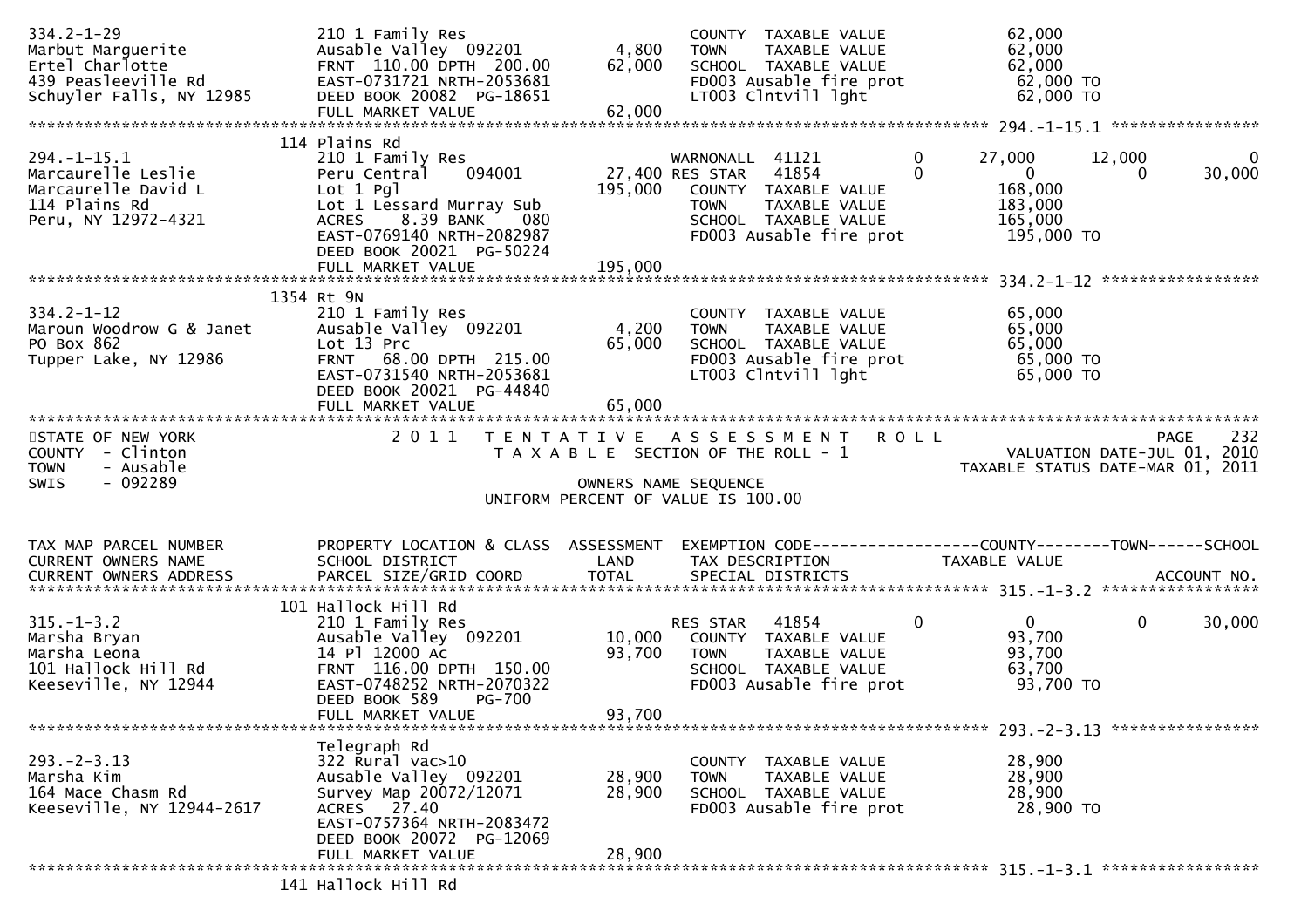```
334.2-1-29                     210 1 Family Res                    COUNTY  TAXABLE VALUE           62,000
Marbut Marguerite              Ausable Valley  092201      4,800   TOWN    TAXABLE VALUE           62,000
Ertel Charlotte                FRNT 110.00 DPTH 200.00    62,000   SCHOOL  TAXABLE VALUE           62,000
439 Peasleeville Rd            EAST-0731721 NRTH-2053681           FD003 Ausable fire prot          62,000 TO
Schuyler Falls, NY 12985       DEED BOOK 20082  PG-18651           LT003 Clntvill lght              62,000 TO
                               FULL MARKET VALUE          62,000
******************************************************************************************************* 294.-1-15.1 ****************
                            114 Plains Rd
294.-1-15.1                    210 1 Family Res                    WARNONALL  41121          0      27,000     12,000          0
Marcaurelle Leslie             Peru Central    094001     27,400 RES STAR   41854          0           0          0     30,000
Marcaurelle David L            Lot 1 Pgl                 195,000   COUNTY  TAXABLE VALUE          168,000
114 Plains Rd                  Lot 1 Lessard Murray Sub            TOWN    TAXABLE VALUE          183,000
Peru, NY 12972-4321            ACRES    8.39 BANK    080           SCHOOL  TAXABLE VALUE          165,000
                               EAST-0769140 NRTH-2082987           FD003 Ausable fire prot         195,000 TO
                               DEED BOOK 20021  PG-50224
                               FULL MARKET VALUE         195,000
******************************************************************************************************* 334.2-1-12 *****************
                            1354 Rt 9N
334.2-1-12                     210 1 Family Res                    COUNTY  TAXABLE VALUE           65,000
Maroun Woodrow G & Janet       Ausable Valley  092201      4,200   TOWN    TAXABLE VALUE           65,000
PO Box 862                     Lot 13 Prc                 65,000   SCHOOL  TAXABLE VALUE           65,000
Tupper Lake, NY 12986          FRNT  68.00 DPTH 215.00             FD003 Ausable fire prot          65,000 TO
                               EAST-0731540 NRTH-2053681           LT003 Clntvill lght              65,000 TO
                               DEED BOOK 20021  PG-44840
                               FULL MARKET VALUE          65,000
************************************************************************************************************************************
STATE OF NEW YORK                2 0 1 1   T E N T A T I V E   A S S E S S M E N T   R O L L                          PAGE    232
COUNTY  - Clinton                          T A X A B L E  SECTION OF THE ROLL - 1                    VALUATION DATE-JUL 01, 2010
TOWN    - Ausable                                                                             TAXABLE STATUS DATE-MAR 01, 2011
SWIS    - 092289                                      OWNERS NAME SEQUENCE
                                                UNIFORM PERCENT OF VALUE IS 100.00


TAX MAP PARCEL NUMBER          PROPERTY LOCATION & CLASS  ASSESSMENT  EXEMPTION CODE------------------COUNTY--------TOWN------SCHOOL
CURRENT OWNERS NAME            SCHOOL DISTRICT               LAND      TAX DESCRIPTION             TAXABLE VALUE
CURRENT OWNERS ADDRESS         PARCEL SIZE/GRID COORD        TOTAL     SPECIAL DISTRICTS                                  ACCOUNT NO.
******************************************************************************************************* 315.-1-3.2 *****************
                            101 Hallock Hill Rd
315.-1-3.2                     210 1 Family Res                    RES STAR   41854          0           0          0     30,000
Marsha Bryan                   Ausable Valley  092201     10,000   COUNTY  TAXABLE VALUE           93,700
Marsha Leona                   14 Pl 12000 Ac             93,700   TOWN    TAXABLE VALUE           93,700
101 Hallock Hill Rd            FRNT 116.00 DPTH 150.00             SCHOOL  TAXABLE VALUE           63,700
Keeseville, NY 12944           EAST-0748252 NRTH-2070322           FD003 Ausable fire prot          93,700 TO
                               DEED BOOK 589    PG-700
                               FULL MARKET VALUE          93,700
******************************************************************************************************* 293.-2-3.13 ****************
                               Telegraph Rd
293.-2-3.13                    322 Rural vac>10                    COUNTY  TAXABLE VALUE           28,900
Marsha Kim                     Ausable Valley  092201     28,900   TOWN    TAXABLE VALUE           28,900
164 Mace Chasm Rd              Survey Map 20072/12071     28,900   SCHOOL  TAXABLE VALUE           28,900
Keeseville, NY 12944-2617      ACRES   27.40                       FD003 Ausable fire prot          28,900 TO
                               EAST-0757364 NRTH-2083472
                               DEED BOOK 20072  PG-12069
                               FULL MARKET VALUE          28,900
******************************************************************************************************* 315.-1-3.1 *****************
                            141 Hallock Hill Rd
```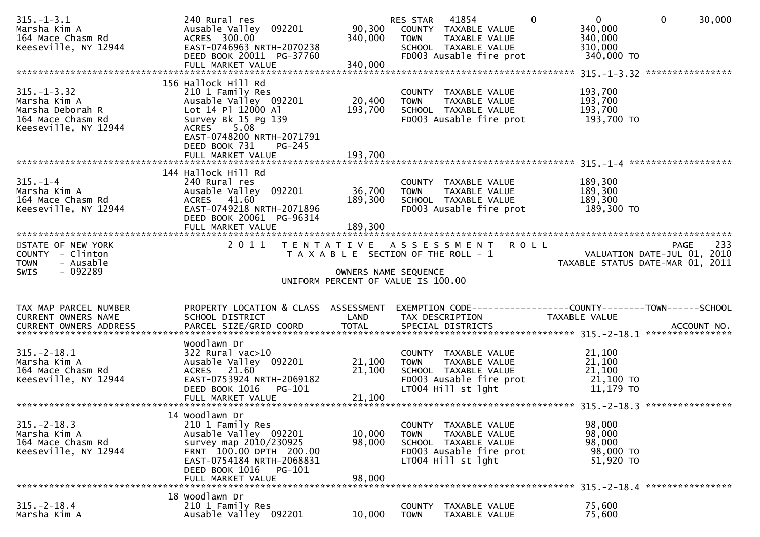| TAX MAP PARCEL NUMBER<br>CURRENT OWNERS NAME<br>CURRENT OWNERS ADDRESS | PROPERTY LOCATION & CLASS<br>SCHOOL DISTRICT<br>PARCEL SIZE/GRID COORD | ASSESSMENT LAND | TOTAL | EXEMPTION CODE<br>TAX DESCRIPTION<br>SPECIAL DISTRICTS | COUNTY TAXABLE VALUE | TOWN | SCHOOL<br>ACCOUNT NO. |
|---|---|---|---|---|---|---|---|
| 315.-1-3.1<br>Marsha Kim A<br>164 Mace Chasm Rd<br>Keeseville, NY 12944 | 240 Rural res<br>Ausable Valley 092201<br>ACRES 300.00<br>EAST-0746963 NRTH-2070238<br>DEED BOOK 20011 PG-37760<br>FULL MARKET VALUE | 90,300 | 340,000<br><br><br><br><br>340,000 | RES STAR 41854<br>COUNTY TAXABLE VALUE<br>TOWN TAXABLE VALUE<br>SCHOOL TAXABLE VALUE<br>FD003 Ausable fire prot | 0<br>340,000<br>340,000<br>310,000<br>340,000 TO | 0 | 30,000 |
| 315.-1-3.32<br>Marsha Kim A<br>Marsha Deborah R<br>164 Mace Chasm Rd<br>Keeseville, NY 12944 | 156 Hallock Hill Rd<br>210 1 Family Res<br>Ausable Valley 092201<br>Lot 14 Pl 12000 Al<br>Survey Bk 15 Pg 139<br>ACRES 5.08<br>EAST-0748200 NRTH-2071791<br>DEED BOOK 731 PG-245<br>FULL MARKET VALUE | 20,400 | 193,700<br><br><br><br><br><br><br>193,700 | COUNTY TAXABLE VALUE<br>TOWN TAXABLE VALUE<br>SCHOOL TAXABLE VALUE<br>FD003 Ausable fire prot | 193,700<br>193,700<br>193,700<br>193,700 TO | | |
| 315.-1-4<br>Marsha Kim A<br>164 Mace Chasm Rd<br>Keeseville, NY 12944 | 144 Hallock Hill Rd<br>240 Rural res<br>Ausable Valley 092201<br>ACRES 41.60<br>EAST-0749218 NRTH-2071896<br>DEED BOOK 20061 PG-96314<br>FULL MARKET VALUE | 36,700 | 189,300<br><br><br><br>189,300 | COUNTY TAXABLE VALUE<br>TOWN TAXABLE VALUE<br>SCHOOL TAXABLE VALUE<br>FD003 Ausable fire prot | 189,300<br>189,300<br>189,300<br>189,300 TO | | |

STATE OF NEW YORK
COUNTY - Clinton
TOWN - Ausable
SWIS - 092289

2011 TENTATIVE ASSESSMENT ROLL
TAXABLE SECTION OF THE ROLL - 1
OWNERS NAME SEQUENCE
UNIFORM PERCENT OF VALUE IS 100.00

VALUATION DATE-JUL 01, 2010
TAXABLE STATUS DATE-MAR 01, 2011

| TAX MAP PARCEL NUMBER<br>CURRENT OWNERS NAME<br>CURRENT OWNERS ADDRESS | PROPERTY LOCATION & CLASS<br>SCHOOL DISTRICT<br>PARCEL SIZE/GRID COORD | ASSESSMENT LAND | TOTAL | EXEMPTION CODE<br>TAX DESCRIPTION<br>SPECIAL DISTRICTS | COUNTY TAXABLE VALUE | TOWN | SCHOOL<br>ACCOUNT NO. |
|---|---|---|---|---|---|---|---|
| 315.-2-18.1<br>Marsha Kim A<br>164 Mace Chasm Rd<br>Keeseville, NY 12944 | Woodlawn Dr<br>322 Rural vac>10<br>Ausable Valley 092201<br>ACRES 21.60<br>EAST-0753924 NRTH-2069182<br>DEED BOOK 1016 PG-101<br>FULL MARKET VALUE | 21,100 | 21,100<br><br><br><br><br>21,100 | COUNTY TAXABLE VALUE<br>TOWN TAXABLE VALUE<br>SCHOOL TAXABLE VALUE<br>FD003 Ausable fire prot<br>LT004 Hill st lght | 21,100<br>21,100<br>21,100<br>21,100 TO<br>11,179 TO | | |
| 315.-2-18.3<br>Marsha Kim A<br>164 Mace Chasm Rd<br>Keeseville, NY 12944 | 14 Woodlawn Dr<br>210 1 Family Res<br>Ausable Valley 092201<br>survey map 2010/230925<br>FRNT 100.00 DPTH 200.00<br>EAST-0754184 NRTH-2068831<br>DEED BOOK 1016 PG-101<br>FULL MARKET VALUE | 10,000 | 98,000<br><br><br><br><br><br>98,000 | COUNTY TAXABLE VALUE<br>TOWN TAXABLE VALUE<br>SCHOOL TAXABLE VALUE<br>FD003 Ausable fire prot<br>LT004 Hill st lght | 98,000<br>98,000<br>98,000<br>98,000 TO<br>51,920 TO | | |
| 315.-2-18.4<br>Marsha Kim A | 18 Woodlawn Dr<br>210 1 Family Res<br>Ausable Valley 092201 | 10,000 | | COUNTY TAXABLE VALUE<br>TOWN TAXABLE VALUE | 75,600<br>75,600 | | |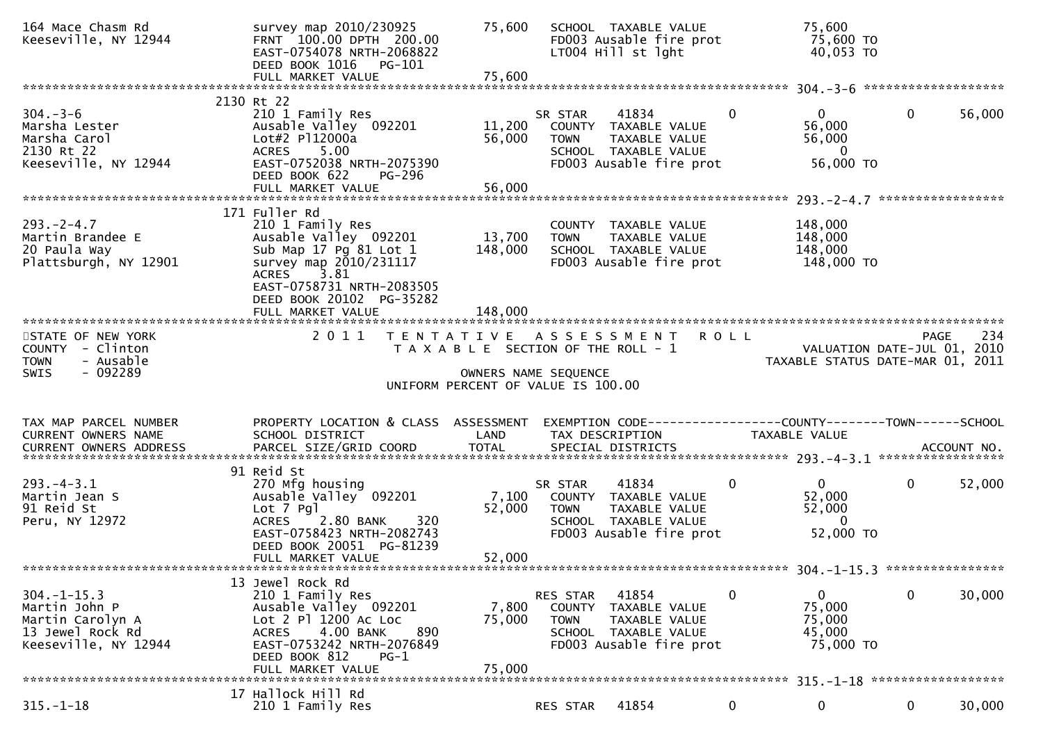```
164 Mace Chasm Rd                  survey map 2010/230925           75,600   SCHOOL  TAXABLE VALUE              75,600
Keeseville, NY 12944               FRNT 100.00 DPTH 200.00                   FD003 Ausable fire prot            75,600 TO
                                   EAST-0754078 NRTH-2068822                 LT004 Hill st lght                 40,053 TO
                                   DEED BOOK 1016   PG-101
                                   FULL MARKET VALUE                75,600
******************************************************************************************************* 304.-3-6 ******************
                              2130 Rt 22
304.-3-6                           210 1 Family Res                          SR STAR     41834         0           0           0      56,000
Marsha Lester                      Ausable Valley  092201           11,200   COUNTY  TAXABLE VALUE              56,000
Marsha Carol                       Lot#2 Pl12000a                   56,000   TOWN    TAXABLE VALUE              56,000
2130 Rt 22                         ACRES    5.00                             SCHOOL  TAXABLE VALUE                   0
Keeseville, NY 12944               EAST-0752038 NRTH-2075390                 FD003 Ausable fire prot            56,000 TO
                                   DEED BOOK 622    PG-296
                                   FULL MARKET VALUE                56,000
******************************************************************************************************* 293.-2-4.7 ****************
                              171 Fuller Rd
293.-2-4.7                         210 1 Family Res                          COUNTY  TAXABLE VALUE             148,000
Martin Brandee E                   Ausable Valley  092201           13,700   TOWN    TAXABLE VALUE             148,000
20 Paula Way                       Sub Map 17 Pg 81 Lot 1          148,000   SCHOOL  TAXABLE VALUE             148,000
Plattsburgh, NY 12901              survey map 2010/231117                    FD003 Ausable fire prot           148,000 TO
                                   ACRES    3.81
                                   EAST-0758731 NRTH-2083505
                                   DEED BOOK 20102  PG-35282
                                   FULL MARKET VALUE               148,000
***********************************************************************************************************************************
STATE OF NEW YORK                  2 0 1 1   T E N T A T I V E   A S S E S S M E N T   R O L L                            PAGE    234
COUNTY  - Clinton                            T A X A B L E  SECTION OF THE ROLL - 1                       VALUATION DATE-JUL 01, 2010
TOWN    - Ausable                                                                                    TAXABLE STATUS DATE-MAR 01, 2011
SWIS    - 092289                                         OWNERS NAME SEQUENCE
                                                  UNIFORM PERCENT OF VALUE IS 100.00


TAX MAP PARCEL NUMBER              PROPERTY LOCATION & CLASS  ASSESSMENT  EXEMPTION CODE------------------COUNTY--------TOWN------SCHOOL
CURRENT OWNERS NAME                SCHOOL DISTRICT               LAND      TAX DESCRIPTION              TAXABLE VALUE
CURRENT OWNERS ADDRESS             PARCEL SIZE/GRID COORD        TOTAL     SPECIAL DISTRICTS                                ACCOUNT NO.
******************************************************************************************************* 293.-4-3.1 ****************
                              91 Reid St
293.-4-3.1                         270 Mfg housing                           SR STAR     41834         0           0           0      52,000
Martin Jean S                      Ausable Valley  092201            7,100   COUNTY  TAXABLE VALUE              52,000
91 Reid St                         Lot 7 Pgl                        52,000   TOWN    TAXABLE VALUE              52,000
Peru, NY 12972                     ACRES    2.80 BANK     320                SCHOOL  TAXABLE VALUE                   0
                                   EAST-0758423 NRTH-2082743                 FD003 Ausable fire prot            52,000 TO
                                   DEED BOOK 20051  PG-81239
                                   FULL MARKET VALUE                52,000
******************************************************************************************************* 304.-1-15.3 ***************
                              13 Jewel Rock Rd
304.-1-15.3                        210 1 Family Res                          RES STAR    41854         0           0           0      30,000
Martin John P                      Ausable Valley  092201            7,800   COUNTY  TAXABLE VALUE              75,000
Martin Carolyn A                   Lot 2 Pl 1200 Ac Loc             75,000   TOWN    TAXABLE VALUE              75,000
13 Jewel Rock Rd                   ACRES    4.00 BANK     890                SCHOOL  TAXABLE VALUE              45,000
Keeseville, NY 12944               EAST-0753242 NRTH-2076849                 FD003 Ausable fire prot            75,000 TO
                                   DEED BOOK 812    PG-1
                                   FULL MARKET VALUE                75,000
******************************************************************************************************* 315.-1-18 *****************
                              17 Hallock Hill Rd
315.-1-18                          210 1 Family Res                          RES STAR    41854         0           0           0      30,000
```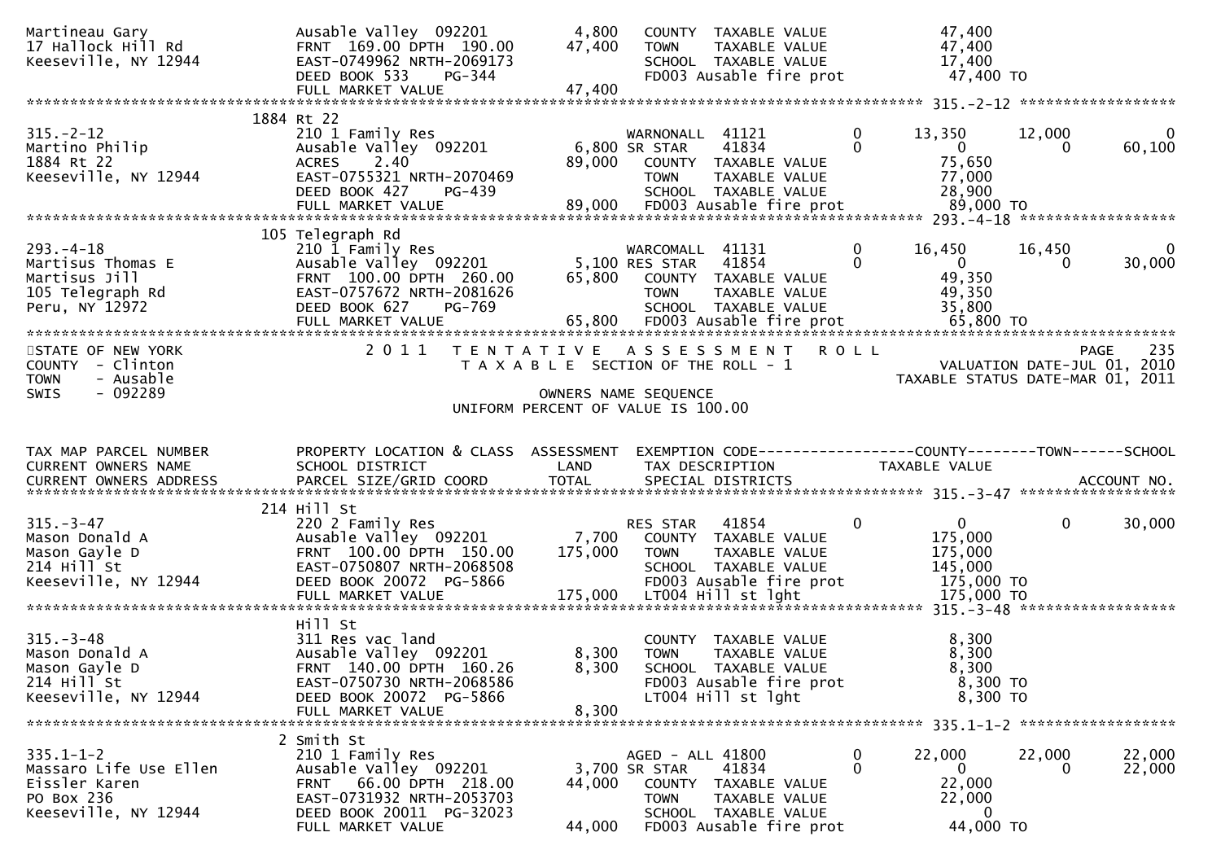```
Martineau Gary                  Ausable Valley  092201        4,800    COUNTY  TAXABLE VALUE              47,400
17 Hallock Hill Rd              FRNT  169.00 DPTH  190.00    47,400    TOWN    TAXABLE VALUE              47,400
Keeseville, NY 12944            EAST-0749962 NRTH-2069173              SCHOOL  TAXABLE VALUE              17,400
                                DEED BOOK 533    PG-344                FD003 Ausable fire prot             47,400 TO
                                FULL MARKET VALUE            47,400
******************************************************************************************************* 315.-2-12 ******************
                             1884 Rt 22
315.-2-12                       210 1 Family Res                        WARNONALL  41121          0        13,350      12,000           0
Martino Philip                  Ausable Valley  092201        6,800 SR STAR     41834          0             0           0      60,100
1884 Rt 22                      ACRES     2.40               89,000    COUNTY  TAXABLE VALUE              75,650
Keeseville, NY 12944            EAST-0755321 NRTH-2070469              TOWN    TAXABLE VALUE              77,000
                                DEED BOOK 427    PG-439                SCHOOL  TAXABLE VALUE              28,900
                                FULL MARKET VALUE            89,000    FD003 Ausable fire prot             89,000 TO
******************************************************************************************************* 293.-4-18 ******************
                             105 Telegraph Rd
293.-4-18                       210 1 Family Res                        WARCOMALL  41131          0        16,450      16,450           0
Martisus Thomas E               Ausable Valley  092201        5,100 RES STAR    41854          0             0           0      30,000
Martisus Jill                   FRNT  100.00 DPTH  260.00    65,800    COUNTY  TAXABLE VALUE              49,350
105 Telegraph Rd                EAST-0757672 NRTH-2081626              TOWN    TAXABLE VALUE              49,350
Peru, NY 12972                  DEED BOOK 627    PG-769                SCHOOL  TAXABLE VALUE              35,800
                                FULL MARKET VALUE            65,800    FD003 Ausable fire prot             65,800 TO
************************************************************************************************************************************
STATE OF NEW YORK                2 0 1 1   T E N T A T I V E   A S S E S S M E N T   R O L L                             PAGE    235
COUNTY  - Clinton                          T A X A B L E  SECTION OF THE ROLL - 1                    VALUATION DATE-JUL 01, 2010
TOWN    - Ausable                                                                                  TAXABLE STATUS DATE-MAR 01, 2011
SWIS    - 092289                                     OWNERS NAME SEQUENCE
                                             UNIFORM PERCENT OF VALUE IS 100.00


TAX MAP PARCEL NUMBER           PROPERTY LOCATION & CLASS  ASSESSMENT  EXEMPTION CODE------------------COUNTY--------TOWN------SCHOOL
CURRENT OWNERS NAME             SCHOOL DISTRICT               LAND      TAX DESCRIPTION            TAXABLE VALUE
CURRENT OWNERS ADDRESS          PARCEL SIZE/GRID COORD        TOTAL     SPECIAL DISTRICTS                                    ACCOUNT NO.
******************************************************************************************************* 315.-3-47 ******************
                             214 Hill St
315.-3-47                       220 2 Family Res                        RES STAR    41854          0             0           0      30,000
Mason Donald A                  Ausable Valley  092201        7,700    COUNTY  TAXABLE VALUE             175,000
Mason Gayle D                   FRNT  100.00 DPTH  150.00   175,000    TOWN    TAXABLE VALUE             175,000
214 Hill St                     EAST-0750807 NRTH-2068508              SCHOOL  TAXABLE VALUE             145,000
Keeseville, NY 12944            DEED BOOK 20072  PG-5866               FD003 Ausable fire prot            175,000 TO
                                FULL MARKET VALUE           175,000    LT004 Hill st lght                 175,000 TO
******************************************************************************************************* 315.-3-48 ******************
                                Hill St
315.-3-48                       311 Res vac land                        COUNTY  TAXABLE VALUE               8,300
Mason Donald A                  Ausable Valley  092201        8,300    TOWN    TAXABLE VALUE               8,300
Mason Gayle D                   FRNT  140.00 DPTH  160.26     8,300    SCHOOL  TAXABLE VALUE               8,300
214 Hill St                     EAST-0750730 NRTH-2068586              FD003 Ausable fire prot              8,300 TO
Keeseville, NY 12944            DEED BOOK 20072  PG-5866               LT004 Hill st lght                   8,300 TO
                                FULL MARKET VALUE             8,300
******************************************************************************************************* 335.1-1-2 ******************
                             2 Smith St
335.1-1-2                       210 1 Family Res                        AGED - ALL 41800          0        22,000      22,000      22,000
Massaro Life Use Ellen          Ausable Valley  092201        3,700 SR STAR     41834          0             0           0      22,000
Eissler Karen                   FRNT   66.00 DPTH  218.00    44,000    COUNTY  TAXABLE VALUE              22,000
PO Box 236                      EAST-0731932 NRTH-2053703              TOWN    TAXABLE VALUE              22,000
Keeseville, NY 12944            DEED BOOK 20011  PG-32023              SCHOOL  TAXABLE VALUE                   0
                                FULL MARKET VALUE            44,000    FD003 Ausable fire prot             44,000 TO
```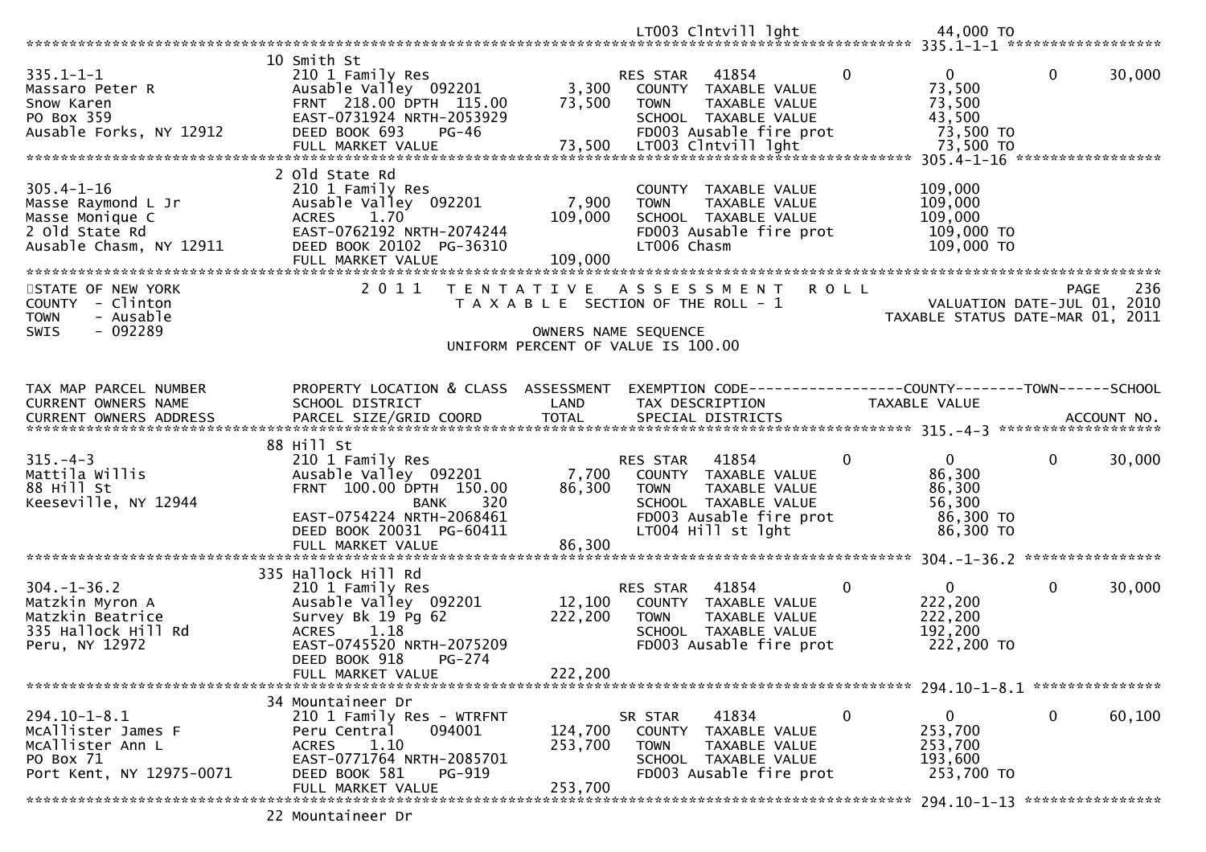```
                                                            LT003 Clntvill lght                            44,000 TO
******************************************************************************************************* 335.1-1-1 ******************
                         10 Smith St
335.1-1-1                210 1 Family Res                      RES STAR   41854          0            0              0        30,000
Massaro Peter R          Ausable Valley  092201       3,300    COUNTY  TAXABLE VALUE                 73,500
Snow Karen               FRNT 218.00 DPTH 115.00     73,500    TOWN    TAXABLE VALUE                 73,500
PO Box 359               EAST-0731924 NRTH-2053929             SCHOOL  TAXABLE VALUE                 43,500
Ausable Forks, NY 12912  DEED BOOK 693    PG-46                FD003 Ausable fire prot                73,500 TO
                         FULL MARKET VALUE           73,500    LT003 Clntvill lght                    73,500 TO
******************************************************************************************************* 305.4-1-16 *****************
                         2 Old State Rd
305.4-1-16               210 1 Family Res                      COUNTY  TAXABLE VALUE                109,000
Masse Raymond L Jr       Ausable Valley  092201       7,900    TOWN    TAXABLE VALUE                109,000
Masse Monique C          ACRES     1.70             109,000    SCHOOL  TAXABLE VALUE                109,000
2 Old State Rd           EAST-0762192 NRTH-2074244             FD003 Ausable fire prot               109,000 TO
Ausable Chasm, NY 12911  DEED BOOK 20102 PG-36310              LT006 Chasm                           109,000 TO
                         FULL MARKET VALUE          109,000
************************************************************************************************************************************
STATE OF NEW YORK              2 0 1 1   T E N T A T I V E   A S S E S S M E N T   R O L L                             PAGE    236
COUNTY  - Clinton                        T A X A B L E  SECTION OF THE ROLL - 1                        VALUATION DATE-JUL 01, 2010
TOWN    - Ausable                                                                                   TAXABLE STATUS DATE-MAR 01, 2011
SWIS    - 092289                                     OWNERS NAME SEQUENCE
                                           UNIFORM PERCENT OF VALUE IS 100.00


TAX MAP PARCEL NUMBER    PROPERTY LOCATION & CLASS  ASSESSMENT  EXEMPTION CODE------------------COUNTY--------TOWN------SCHOOL
CURRENT OWNERS NAME      SCHOOL DISTRICT              LAND      TAX DESCRIPTION                TAXABLE VALUE
CURRENT OWNERS ADDRESS   PARCEL SIZE/GRID COORD       TOTAL     SPECIAL DISTRICTS                                      ACCOUNT NO.
******************************************************************************************************* 315.-4-3 *******************
                         88 Hill St
315.-4-3                 210 1 Family Res                      RES STAR   41854          0            0              0        30,000
Mattila Willis           Ausable Valley  092201       7,700    COUNTY  TAXABLE VALUE                 86,300
88 Hill St               FRNT 100.00 DPTH 150.00     86,300    TOWN    TAXABLE VALUE                 86,300
Keeseville, NY 12944                  BANK     320             SCHOOL  TAXABLE VALUE                 56,300
                         EAST-0754224 NRTH-2068461             FD003 Ausable fire prot                86,300 TO
                         DEED BOOK 20031 PG-60411              LT004 Hill st lght                     86,300 TO
                         FULL MARKET VALUE           86,300
******************************************************************************************************* 304.-1-36.2 ****************
                         335 Hallock Hill Rd
304.-1-36.2              210 1 Family Res                      RES STAR   41854          0            0              0        30,000
Matzkin Myron A          Ausable Valley  092201      12,100    COUNTY  TAXABLE VALUE                222,200
Matzkin Beatrice         Survey Bk 19 Pg 62         222,200    TOWN    TAXABLE VALUE                222,200
335 Hallock Hill Rd      ACRES     1.18                        SCHOOL  TAXABLE VALUE                192,200
Peru, NY 12972           EAST-0745520 NRTH-2075209             FD003 Ausable fire prot               222,200 TO
                         DEED BOOK 918    PG-274
                         FULL MARKET VALUE          222,200
******************************************************************************************************* 294.10-1-8.1 ***************
                         34 Mountaineer Dr
294.10-1-8.1             210 1 Family Res - WTRFNT             SR STAR    41834          0            0              0        60,100
McAllister James F       Peru Central    094001     124,700    COUNTY  TAXABLE VALUE                253,700
McAllister Ann L         ACRES     1.10             253,700    TOWN    TAXABLE VALUE                253,700
PO Box 71                EAST-0771764 NRTH-2085701             SCHOOL  TAXABLE VALUE                193,600
Port Kent, NY 12975-0071 DEED BOOK 581    PG-919               FD003 Ausable fire prot               253,700 TO
                         FULL MARKET VALUE          253,700
******************************************************************************************************* 294.10-1-13 ****************
                         22 Mountaineer Dr
```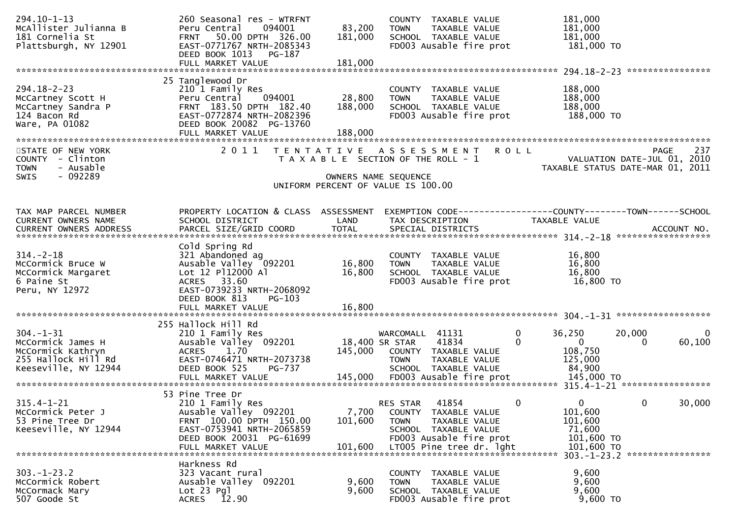```
294.10-1-13                    260 Seasonal res - WTRFNT                    COUNTY  TAXABLE VALUE             181,000
McAllister Julianna B          Peru Central     094001        83,200        TOWN    TAXABLE VALUE             181,000
181 Cornelia St                FRNT   50.00 DPTH  326.00     181,000        SCHOOL  TAXABLE VALUE             181,000
Plattsburgh, NY 12901          EAST-0771767 NRTH-2085343                    FD003 Ausable fire prot            181,000 TO
                               DEED BOOK 1013    PG-187
                               FULL MARKET VALUE             181,000
******************************************************************************************************* 294.18-2-23 ****************
                               25 Tanglewood Dr
294.18-2-23                    210 1 Family Res                             COUNTY  TAXABLE VALUE             188,000
McCartney Scott H              Peru Central     094001        28,800        TOWN    TAXABLE VALUE             188,000
McCartney Sandra P             FRNT  183.50 DPTH  182.40     188,000        SCHOOL  TAXABLE VALUE             188,000
124 Bacon Rd                   EAST-0772874 NRTH-2082396                    FD003 Ausable fire prot            188,000 TO
Ware, PA 01082                 DEED BOOK 20082   PG-13760
                               FULL MARKET VALUE             188,000
************************************************************************************************************************************
STATE OF NEW YORK                    2 0 1 1   T E N T A T I V E   A S S E S S M E N T   R O L L                          PAGE    237
COUNTY  - Clinton                          T A X A B L E  SECTION OF THE ROLL - 1                      VALUATION DATE-JUL 01, 2010
TOWN    - Ausable                                                                               TAXABLE STATUS DATE-MAR 01, 2011
SWIS    - 092289                                            OWNERS NAME SEQUENCE
                                                    UNIFORM PERCENT OF VALUE IS 100.00


TAX MAP PARCEL NUMBER          PROPERTY LOCATION & CLASS  ASSESSMENT  EXEMPTION CODE------------------COUNTY--------TOWN------SCHOOL
CURRENT OWNERS NAME            SCHOOL DISTRICT               LAND      TAX DESCRIPTION            TAXABLE VALUE
CURRENT OWNERS ADDRESS         PARCEL SIZE/GRID COORD       TOTAL      SPECIAL DISTRICTS                                   ACCOUNT NO.
******************************************************************************************************* 314.-2-18 ******************
                               Cold Spring Rd
314.-2-18                      321 Abandoned ag                             COUNTY  TAXABLE VALUE              16,800
McCormick Bruce W              Ausable Valley  092201        16,800         TOWN    TAXABLE VALUE              16,800
McCormick Margaret             Lot 12 Pl12000 Al             16,800         SCHOOL  TAXABLE VALUE              16,800
6 Paine St                     ACRES   33.60                                FD003 Ausable fire prot             16,800 TO
Peru, NY 12972                 EAST-0739233 NRTH-2068092
                               DEED BOOK 813     PG-103
                               FULL MARKET VALUE              16,800
******************************************************************************************************* 304.-1-31 ******************
                               255 Hallock Hill Rd
304.-1-31                      210 1 Family Res                        WARCOMALL  41131         0       36,250       20,000           0
McCormick James H              Ausable Valley  092201        18,400 SR STAR    41834         0            0            0      60,100
McCormick Kathryn              ACRES    1.70                145,000    COUNTY  TAXABLE VALUE             108,750
255 Hallock Hill Rd            EAST-0746471 NRTH-2073738                TOWN    TAXABLE VALUE             125,000
Keeseville, NY 12944           DEED BOOK 525     PG-737                 SCHOOL  TAXABLE VALUE              84,900
                               FULL MARKET VALUE             145,000    FD003 Ausable fire prot            145,000 TO
******************************************************************************************************* 315.4-1-21 *****************
                               53 Pine Tree Dr
315.4-1-21                     210 1 Family Res                        RES STAR   41854         0            0            0      30,000
McCormick Peter J              Ausable Valley  092201         7,700    COUNTY  TAXABLE VALUE             101,600
53 Pine Tree Dr                FRNT  100.00 DPTH  150.00     101,600    TOWN    TAXABLE VALUE             101,600
Keeseville, NY 12944           EAST-0753941 NRTH-2065859                SCHOOL  TAXABLE VALUE              71,600
                               DEED BOOK 20031   PG-61699               FD003 Ausable fire prot            101,600 TO
                               FULL MARKET VALUE             101,600    LT005 Pine tree dr. lght           101,600 TO
******************************************************************************************************* 303.-1-23.2 ****************
                               Harkness Rd
303.-1-23.2                    323 Vacant rural                             COUNTY  TAXABLE VALUE               9,600
McCormick Robert               Ausable Valley  092201         9,600         TOWN    TAXABLE VALUE               9,600
McCormack Mary                 Lot 23 Pgl                     9,600         SCHOOL  TAXABLE VALUE               9,600
507 Goode St                   ACRES   12.90                                FD003 Ausable fire prot              9,600 TO
```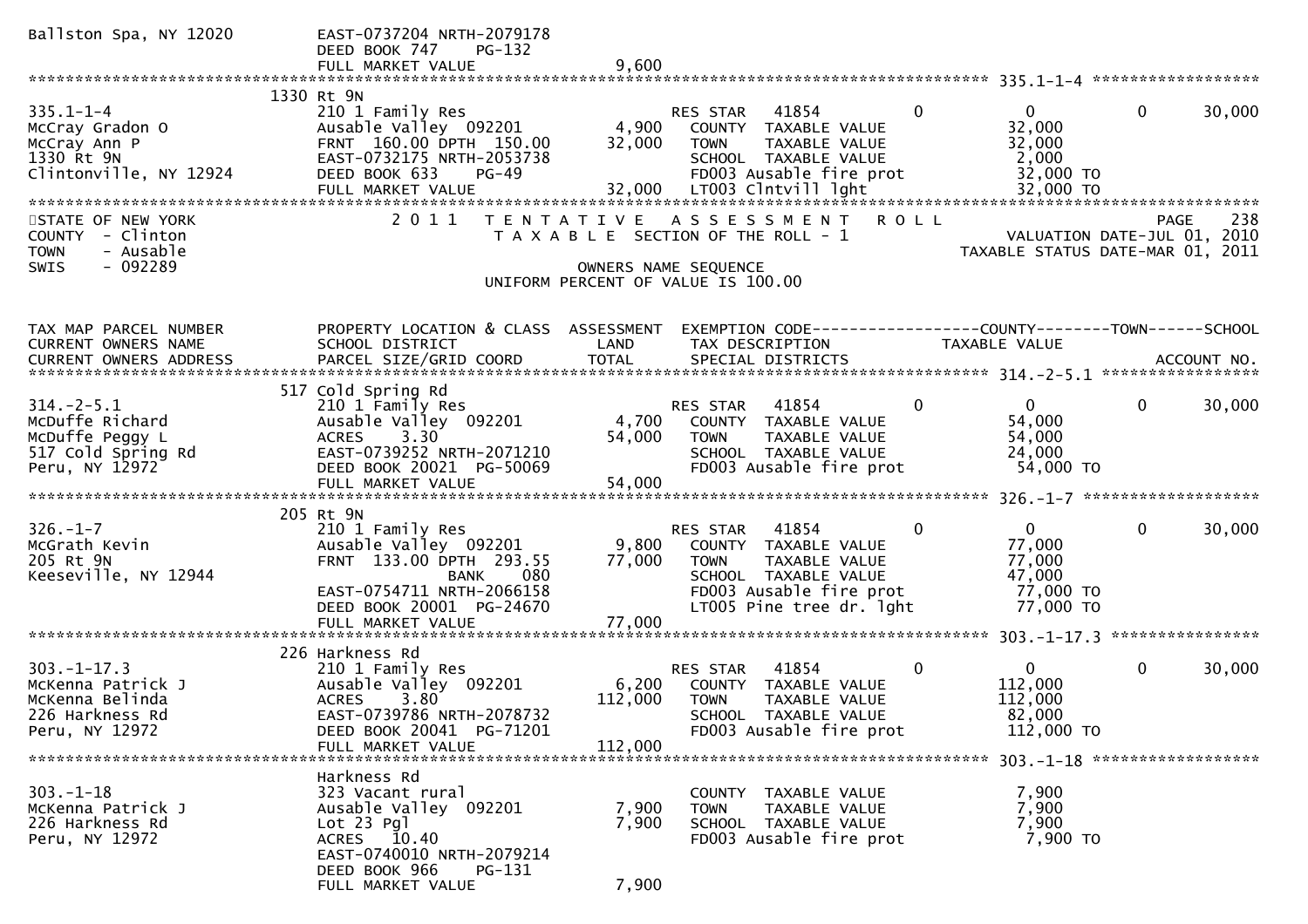```
Ballston Spa, NY 12020        EAST-0737204 NRTH-2079178
                              DEED BOOK 747    PG-132
                              FULL MARKET VALUE            9,600
******************************************************************************************************* 335.1-1-4 ******************
                         1330 Rt 9N
335.1-1-4                     210 1 Family Res                   RES STAR   41854          0          0            0       30,000
McCray Gradon O               Ausable Valley  092201      4,900    COUNTY  TAXABLE VALUE             32,000
McCray Ann P                  FRNT 160.00 DPTH 150.00    32,000    TOWN    TAXABLE VALUE             32,000
1330 Rt 9N                    EAST-0732175 NRTH-2053738            SCHOOL  TAXABLE VALUE              2,000
Clintonville, NY 12924        DEED BOOK 633    PG-49               FD003 Ausable fire prot           32,000 TO
                              FULL MARKET VALUE          32,000    LT003 Clntvill lght               32,000 TO
****************************************************************************************************************************************
```

STATE OF NEW YORK
COUNTY - Clinton
TOWN - Ausable
SWIS - 092289

2011 TENTATIVE ASSESSMENT ROLL
TAXABLE SECTION OF THE ROLL - 1
OWNERS NAME SEQUENCE
UNIFORM PERCENT OF VALUE IS 100.00

PAGE 238
VALUATION DATE-JUL 01, 2010
TAXABLE STATUS DATE-MAR 01, 2011

```
TAX MAP PARCEL NUMBER         PROPERTY LOCATION & CLASS  ASSESSMENT  EXEMPTION CODE-----------------COUNTY--------TOWN------SCHOOL
CURRENT OWNERS NAME           SCHOOL DISTRICT               LAND     TAX DESCRIPTION              TAXABLE VALUE
CURRENT OWNERS ADDRESS        PARCEL SIZE/GRID COORD       TOTAL     SPECIAL DISTRICTS                                    ACCOUNT NO.
******************************************************************************************************* 314.-2-5.1 *****************
                          517 Cold Spring Rd
314.-2-5.1                    210 1 Family Res                   RES STAR   41854          0          0            0       30,000
McDuffe Richard               Ausable Valley  092201      4,700    COUNTY  TAXABLE VALUE             54,000
McDuffe Peggy L               ACRES     3.30             54,000    TOWN    TAXABLE VALUE             54,000
517 Cold Spring Rd            EAST-0739252 NRTH-2071210            SCHOOL  TAXABLE VALUE             24,000
Peru, NY 12972                DEED BOOK 20021 PG-50069             FD003 Ausable fire prot           54,000 TO
                              FULL MARKET VALUE          54,000
******************************************************************************************************* 326.-1-7 *******************
                          205 Rt 9N
326.-1-7                      210 1 Family Res                   RES STAR   41854          0          0            0       30,000
McGrath Kevin                 Ausable Valley  092201      9,800    COUNTY  TAXABLE VALUE             77,000
205 Rt 9N                     FRNT 133.00 DPTH 293.55    77,000    TOWN    TAXABLE VALUE             77,000
Keeseville, NY 12944                      BANK     080             SCHOOL  TAXABLE VALUE             47,000
                              EAST-0754711 NRTH-2066158            FD003 Ausable fire prot           77,000 TO
                              DEED BOOK 20001 PG-24670             LT005 Pine tree dr. lght          77,000 TO
                              FULL MARKET VALUE          77,000
******************************************************************************************************* 303.-1-17.3 ****************
                          226 Harkness Rd
303.-1-17.3                   210 1 Family Res                   RES STAR   41854          0          0            0       30,000
McKenna Patrick J             Ausable Valley  092201      6,200    COUNTY  TAXABLE VALUE            112,000
McKenna Belinda               ACRES     3.80            112,000    TOWN    TAXABLE VALUE            112,000
226 Harkness Rd               EAST-0739786 NRTH-2078732            SCHOOL  TAXABLE VALUE             82,000
Peru, NY 12972                DEED BOOK 20041 PG-71201             FD003 Ausable fire prot          112,000 TO
                              FULL MARKET VALUE         112,000
******************************************************************************************************* 303.-1-18 ******************
                              Harkness Rd
303.-1-18                     323 Vacant rural                     COUNTY  TAXABLE VALUE              7,900
McKenna Patrick J             Ausable Valley  092201      7,900    TOWN    TAXABLE VALUE              7,900
226 Harkness Rd               Lot 23 Pgl                  7,900    SCHOOL  TAXABLE VALUE              7,900
Peru, NY 12972                ACRES    10.40                       FD003 Ausable fire prot            7,900 TO
                              EAST-0740010 NRTH-2079214
                              DEED BOOK 966    PG-131
                              FULL MARKET VALUE           7,900
```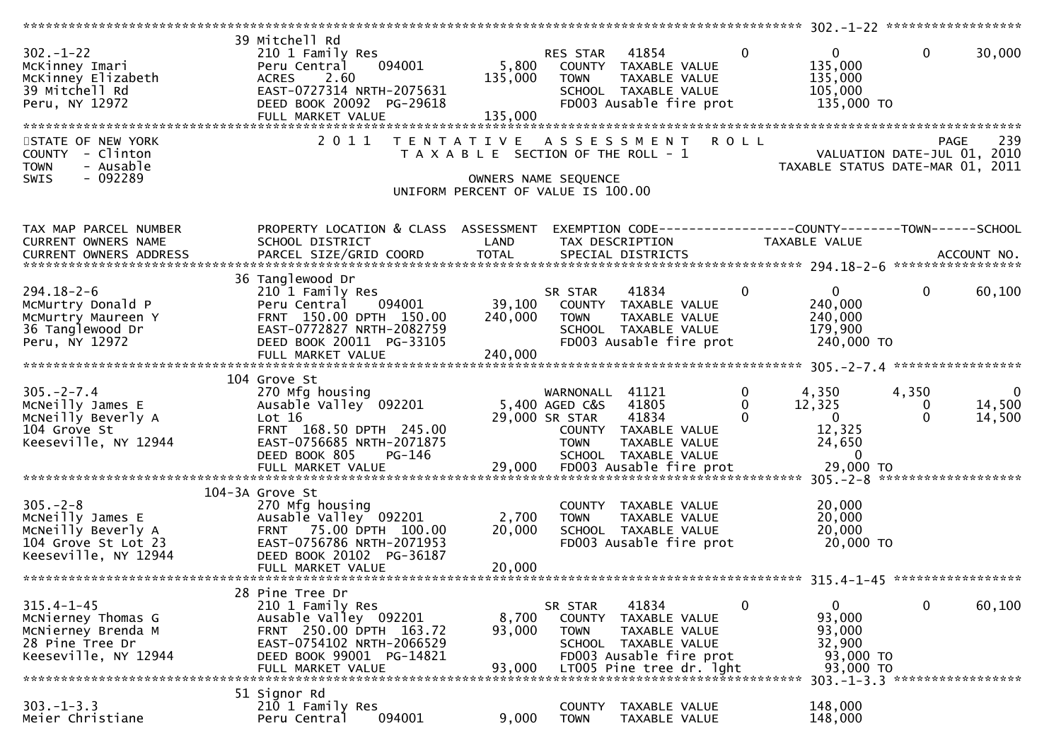```
******************************************************************************************************* 302.-1-22 ******************
                    39 Mitchell Rd
302.-1-22           210 1 Family Res                    RES STAR    41854        0            0            0         30,000
McKinney Imari      Peru Central    094001       5,800   COUNTY  TAXABLE VALUE          135,000
McKinney Elizabeth  ACRES    2.60              135,000   TOWN    TAXABLE VALUE          135,000
39 Mitchell Rd      EAST-0727314 NRTH-2075631             SCHOOL  TAXABLE VALUE          105,000
Peru, NY 12972      DEED BOOK 20092  PG-29618             FD003 Ausable fire prot         135,000 TO
                    FULL MARKET VALUE            135,000
************************************************************************************************************************************
STATE OF NEW YORK              2 0 1 1   T E N T A T I V E   A S S E S S M E N T   R O L L                          PAGE    239
COUNTY  - Clinton                    T A X A B L E  SECTION OF THE ROLL - 1                   VALUATION DATE-JUL 01, 2010
TOWN    - Ausable                                                                           TAXABLE STATUS DATE-MAR 01, 2011
SWIS    - 092289                               OWNERS NAME SEQUENCE
                                      UNIFORM PERCENT OF VALUE IS 100.00


TAX MAP PARCEL NUMBER     PROPERTY LOCATION & CLASS  ASSESSMENT  EXEMPTION CODE-----------------COUNTY--------TOWN------SCHOOL
CURRENT OWNERS NAME       SCHOOL DISTRICT               LAND      TAX DESCRIPTION            TAXABLE VALUE
CURRENT OWNERS ADDRESS    PARCEL SIZE/GRID COORD        TOTAL     SPECIAL DISTRICTS                                  ACCOUNT NO.
******************************************************************************************************* 294.18-2-6 *****************
                    36 Tanglewood Dr
294.18-2-6          210 1 Family Res                    SR STAR     41834        0            0            0         60,100
McMurtry Donald P   Peru Central    094001      39,100   COUNTY  TAXABLE VALUE          240,000
McMurtry Maureen Y  FRNT 150.00 DPTH 150.00    240,000   TOWN    TAXABLE VALUE          240,000
36 Tanglewood Dr    EAST-0772827 NRTH-2082759             SCHOOL  TAXABLE VALUE          179,900
Peru, NY 12972      DEED BOOK 20011  PG-33105             FD003 Ausable fire prot         240,000 TO
                    FULL MARKET VALUE            240,000
******************************************************************************************************* 305.-2-7.4 *****************
                    104 Grove St
305.-2-7.4          270 Mfg housing                     WARNONALL  41121         0          4,350        4,350          0
McNeilly James E    Ausable Valley  092201      5,400 AGED C&S    41805         0         12,325            0     14,500
McNeilly Beverly A  Lot 16                      29,000 SR STAR    41834         0              0            0     14,500
104 Grove St        FRNT 168.50 DPTH 245.00               COUNTY  TAXABLE VALUE           12,325
Keeseville, NY 12944 EAST-0756685 NRTH-2071875            TOWN    TAXABLE VALUE           24,650
                    DEED BOOK 805     PG-146               SCHOOL  TAXABLE VALUE                0
                    FULL MARKET VALUE             29,000  FD003 Ausable fire prot          29,000 TO
******************************************************************************************************* 305.-2-8 *******************
                    104-3A Grove St
305.-2-8            270 Mfg housing                      COUNTY  TAXABLE VALUE           20,000
McNeilly James E    Ausable Valley  092201       2,700   TOWN    TAXABLE VALUE           20,000
McNeilly Beverly A  FRNT  75.00 DPTH 100.00     20,000   SCHOOL  TAXABLE VALUE           20,000
104 Grove St Lot 23 EAST-0756786 NRTH-2071953             FD003 Ausable fire prot          20,000 TO
Keeseville, NY 12944 DEED BOOK 20102  PG-36187
                    FULL MARKET VALUE             20,000
******************************************************************************************************* 315.4-1-45 *****************
                    28 Pine Tree Dr
315.4-1-45          210 1 Family Res                    SR STAR     41834        0            0            0         60,100
McNierney Thomas G  Ausable Valley  092201       8,700   COUNTY  TAXABLE VALUE           93,000
McNierney Brenda M  FRNT 250.00 DPTH 163.72     93,000   TOWN    TAXABLE VALUE           93,000
28 Pine Tree Dr     EAST-0754102 NRTH-2066529             SCHOOL  TAXABLE VALUE           32,900
Keeseville, NY 12944 DEED BOOK 99001  PG-14821            FD003 Ausable fire prot          93,000 TO
                    FULL MARKET VALUE             93,000  LT005 Pine tree dr. lght         93,000 TO
******************************************************************************************************* 303.-1-3.3 *****************
                    51 Signor Rd
303.-1-3.3          210 1 Family Res                     COUNTY  TAXABLE VALUE          148,000
Meier Christiane    Peru Central    094001       9,000   TOWN    TAXABLE VALUE          148,000
```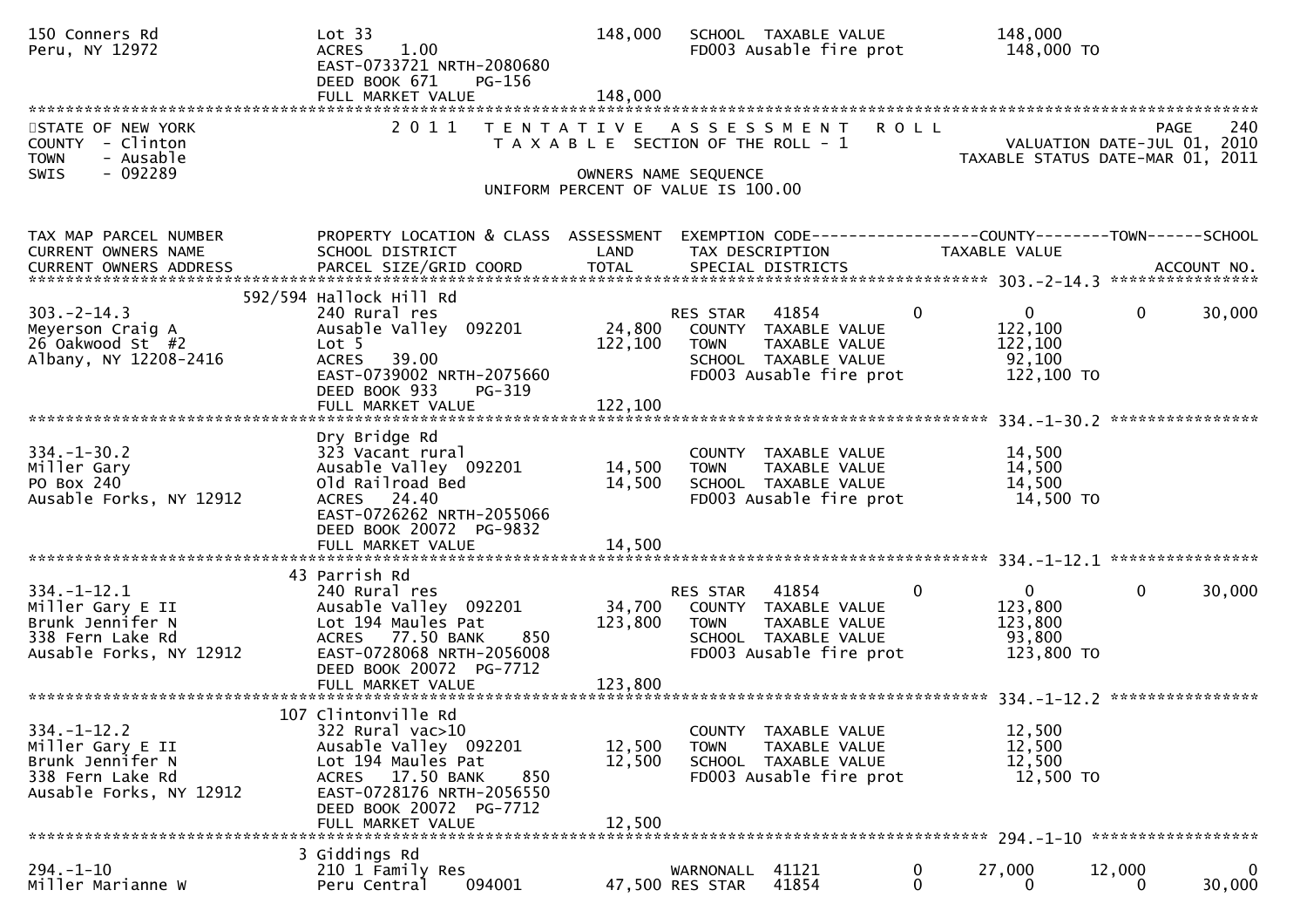```
150 Conners Rd                  Lot 33                            148,000    SCHOOL  TAXABLE VALUE            148,000
Peru, NY 12972                  ACRES    1.00                                FD003 Ausable fire prot           148,000 TO
                                EAST-0733721 NRTH-2080680
                                DEED BOOK 671     PG-156
                                FULL MARKET VALUE                 148,000
************************************************************************************************************************************
STATE OF NEW YORK                 2 0 1 1   T E N T A T I V E   A S S E S S M E N T   R O L L                           PAGE   240
COUNTY  - Clinton                           T A X A B L E  SECTION OF THE ROLL - 1                      VALUATION DATE-JUL 01, 2010
TOWN    - Ausable                                                                                 TAXABLE STATUS DATE-MAR 01, 2011
SWIS    - 092289                                        OWNERS NAME SEQUENCE
                                                UNIFORM PERCENT OF VALUE IS 100.00


TAX MAP PARCEL NUMBER          PROPERTY LOCATION & CLASS  ASSESSMENT  EXEMPTION CODE------------------COUNTY--------TOWN------SCHOOL
CURRENT OWNERS NAME            SCHOOL DISTRICT               LAND      TAX DESCRIPTION              TAXABLE VALUE
CURRENT OWNERS ADDRESS         PARCEL SIZE/GRID COORD        TOTAL     SPECIAL DISTRICTS                                   ACCOUNT NO.
****************************************************************************************************** 303.-2-14.3 *****************
                          592/594 Hallock Hill Rd
303.-2-14.3                     240 Rural res                           RES STAR   41854          0           0           0      30,000
Meyerson Craig A                Ausable Valley  092201         24,800   COUNTY  TAXABLE VALUE            122,100
26 Oakwood St  #2               Lot 5                         122,100   TOWN    TAXABLE VALUE            122,100
Albany, NY 12208-2416           ACRES   39.00                           SCHOOL  TAXABLE VALUE             92,100
                                EAST-0739002 NRTH-2075660               FD003 Ausable fire prot           122,100 TO
                                DEED BOOK 933     PG-319
                                FULL MARKET VALUE             122,100
****************************************************************************************************** 334.-1-30.2 *****************
                                Dry Bridge Rd
334.-1-30.2                     323 Vacant rural                        COUNTY  TAXABLE VALUE             14,500
Miller Gary                     Ausable Valley  092201         14,500   TOWN    TAXABLE VALUE             14,500
PO Box 240                      Old Railroad Bed               14,500   SCHOOL  TAXABLE VALUE             14,500
Ausable Forks, NY 12912         ACRES   24.40                           FD003 Ausable fire prot            14,500 TO
                                EAST-0726262 NRTH-2055066
                                DEED BOOK 20072  PG-9832
                                FULL MARKET VALUE              14,500
****************************************************************************************************** 334.-1-12.1 *****************
                                43 Parrish Rd
334.-1-12.1                     240 Rural res                           RES STAR   41854          0           0           0      30,000
Miller Gary E II                Ausable Valley  092201         34,700   COUNTY  TAXABLE VALUE            123,800
Brunk Jennifer N                Lot 194 Maules Pat            123,800   TOWN    TAXABLE VALUE            123,800
338 Fern Lake Rd                ACRES   77.50 BANK     850              SCHOOL  TAXABLE VALUE             93,800
Ausable Forks, NY 12912         EAST-0728068 NRTH-2056008               FD003 Ausable fire prot           123,800 TO
                                DEED BOOK 20072  PG-7712
                                FULL MARKET VALUE             123,800
****************************************************************************************************** 334.-1-12.2 *****************
                                107 Clintonville Rd
334.-1-12.2                     322 Rural vac>10                        COUNTY  TAXABLE VALUE             12,500
Miller Gary E II                Ausable Valley  092201         12,500   TOWN    TAXABLE VALUE             12,500
Brunk Jennifer N                Lot 194 Maules Pat             12,500   SCHOOL  TAXABLE VALUE             12,500
338 Fern Lake Rd                ACRES   17.50 BANK     850              FD003 Ausable fire prot            12,500 TO
Ausable Forks, NY 12912         EAST-0728176 NRTH-2056550
                                DEED BOOK 20072  PG-7712
                                FULL MARKET VALUE              12,500
****************************************************************************************************** 294.-1-10 *******************
                                3 Giddings Rd
294.-1-10                       210 1 Family Res                        WARNONALL  41121          0      27,000      12,000           0
Miller Marianne W               Peru Central    094001         47,500 RES STAR     41854          0           0           0      30,000
```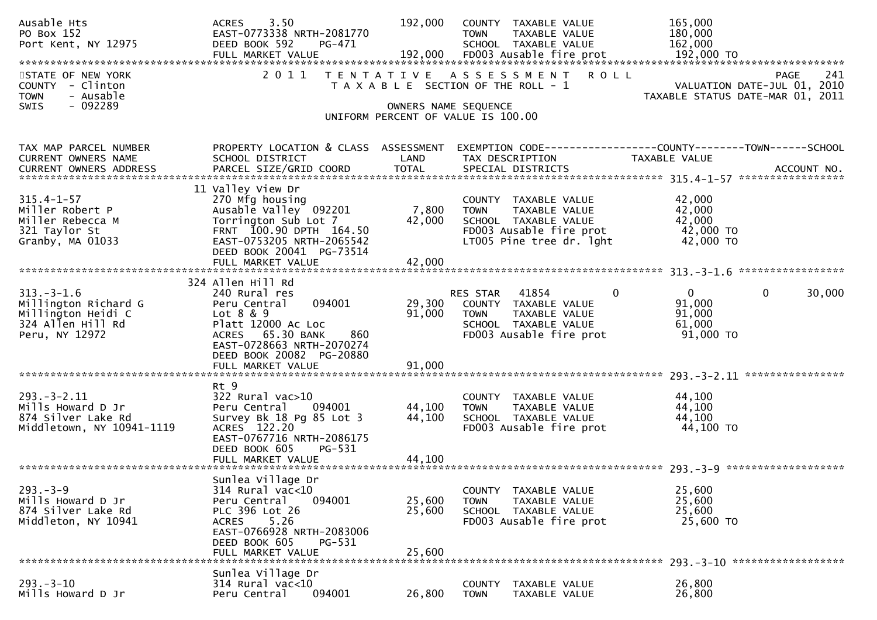```
Ausable Hts                    ACRES     3.50               192,000   COUNTY  TAXABLE VALUE            165,000
PO Box 152                     EAST-0773338 NRTH-2081770              TOWN    TAXABLE VALUE            180,000
Port Kent, NY 12975            DEED BOOK 592    PG-471                SCHOOL  TAXABLE VALUE            162,000
                               FULL MARKET VALUE            192,000   FD003 Ausable fire prot          192,000 TO
```

**STATE OF NEW YORK** — 2011 TENTATIVE ASSESSMENT ROLL — PAGE 241
COUNTY - Clinton — TAXABLE SECTION OF THE ROLL - 1 — VALUATION DATE-JUL 01, 2010
TOWN - Ausable — TAXABLE STATUS DATE-MAR 01, 2011
SWIS - 092289 — OWNERS NAME SEQUENCE
UNIFORM PERCENT OF VALUE IS 100.00

```
TAX MAP PARCEL NUMBER          PROPERTY LOCATION & CLASS  ASSESSMENT  EXEMPTION CODE------------------COUNTY--------TOWN------SCHOOL
CURRENT OWNERS NAME            SCHOOL DISTRICT               LAND     TAX DESCRIPTION              TAXABLE VALUE
CURRENT OWNERS ADDRESS         PARCEL SIZE/GRID COORD       TOTAL     SPECIAL DISTRICTS                                  ACCOUNT NO.
*********************************************************************************************** 315.4-1-57 *****************
                               11 Valley View Dr
315.4-1-57                     270 Mfg housing                        COUNTY  TAXABLE VALUE             42,000
Miller Robert P                Ausable Valley  092201         7,800   TOWN    TAXABLE VALUE             42,000
Miller Rebecca M               Torrington Sub Lot 7          42,000   SCHOOL  TAXABLE VALUE             42,000
321 Taylor St                  FRNT 100.90 DPTH 164.50                FD003 Ausable fire prot           42,000 TO
Granby, MA 01033               EAST-0753205 NRTH-2065542              LT005 Pine tree dr. lght          42,000 TO
                               DEED BOOK 20041  PG-73514
                               FULL MARKET VALUE             42,000
*********************************************************************************************** 313.-3-1.6 *****************
                               324 Allen Hill Rd
313.-3-1.6                     240 Rural res                          RES STAR   41854          0             0          0      30,000
Millington Richard G           Peru Central    094001        29,300   COUNTY  TAXABLE VALUE             91,000
Millington Heidi C             Lot 8 & 9                     91,000   TOWN    TAXABLE VALUE             91,000
324 Allen Hill Rd              Platt 12000 Ac Loc                     SCHOOL  TAXABLE VALUE             61,000
Peru, NY 12972                 ACRES   65.30 BANK     860             FD003 Ausable fire prot           91,000 TO
                               EAST-0728663 NRTH-2070274
                               DEED BOOK 20082  PG-20880
                               FULL MARKET VALUE             91,000
*********************************************************************************************** 293.-3-2.11 ****************
                               Rt 9
293.-3-2.11                    322 Rural vac>10                       COUNTY  TAXABLE VALUE             44,100
Mills Howard D Jr              Peru Central    094001        44,100   TOWN    TAXABLE VALUE             44,100
874 Silver Lake Rd             Survey Bk 18 Pg 85 Lot 3      44,100   SCHOOL  TAXABLE VALUE             44,100
Middletown, NY 10941-1119      ACRES  122.20                          FD003 Ausable fire prot           44,100 TO
                               EAST-0767716 NRTH-2086175
                               DEED BOOK 605    PG-531
                               FULL MARKET VALUE             44,100
*********************************************************************************************** 293.-3-9 *******************
                               Sunlea Village Dr
293.-3-9                       314 Rural vac<10                       COUNTY  TAXABLE VALUE             25,600
Mills Howard D Jr              Peru Central    094001        25,600   TOWN    TAXABLE VALUE             25,600
874 Silver Lake Rd             PLC 396 Lot 26                25,600   SCHOOL  TAXABLE VALUE             25,600
Middleton, NY 10941            ACRES     5.26                         FD003 Ausable fire prot           25,600 TO
                               EAST-0766928 NRTH-2083006
                               DEED BOOK 605    PG-531
                               FULL MARKET VALUE             25,600
*********************************************************************************************** 293.-3-10 ******************
                               Sunlea Village Dr
293.-3-10                      314 Rural vac<10                       COUNTY  TAXABLE VALUE             26,800
Mills Howard D Jr              Peru Central    094001        26,800   TOWN    TAXABLE VALUE             26,800
```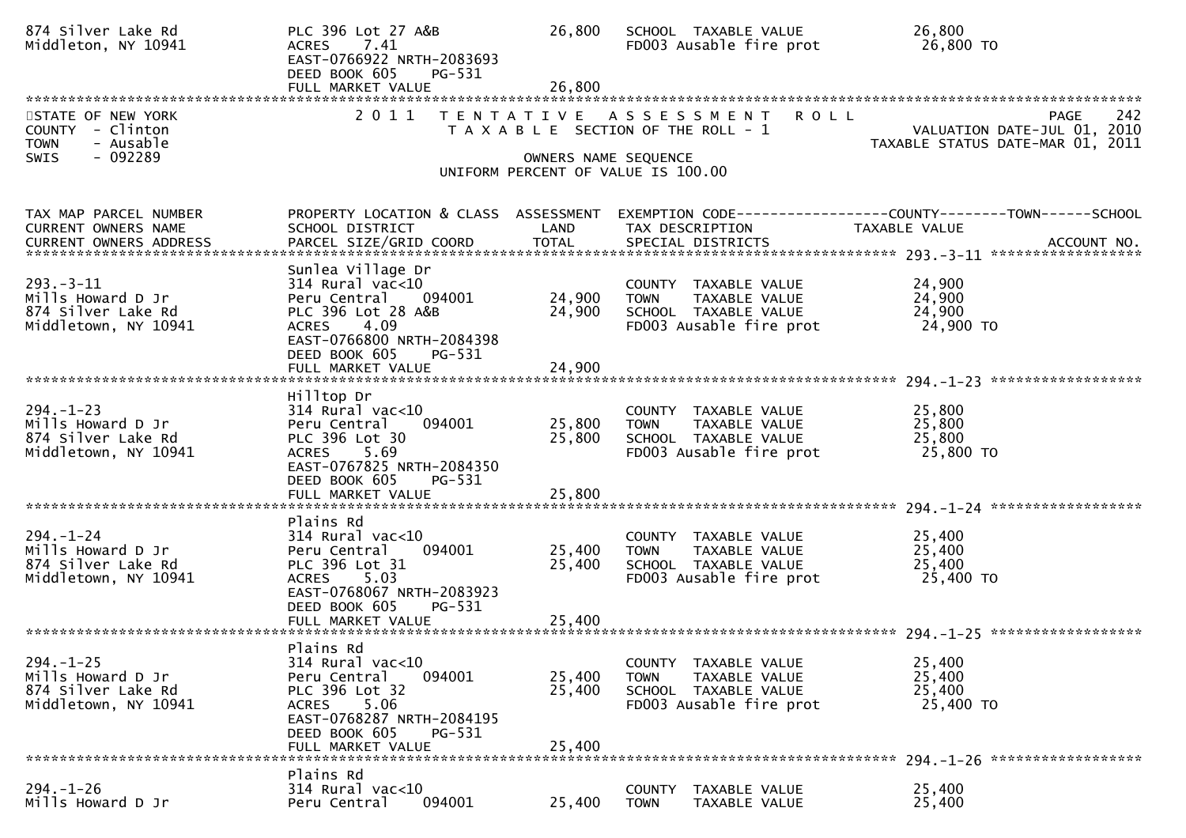```
874 Silver Lake Rd              PLC 396 Lot 27 A&B           26,800   SCHOOL  TAXABLE VALUE              26,800
Middleton, NY 10941             ACRES    7.41                         FD003 Ausable fire prot             26,800 TO
                                EAST-0766922 NRTH-2083693
                                DEED BOOK 605    PG-531
                                FULL MARKET VALUE             26,800
******************************************************************************************************************************************
STATE OF NEW YORK                    2 0 1 1   T E N T A T I V E   A S S E S S M E N T   R O L L                          PAGE    242
COUNTY  - Clinton                          T A X A B L E  SECTION OF THE ROLL - 1                      VALUATION DATE-JUL 01, 2010
TOWN    - Ausable                                                                                      TAXABLE STATUS DATE-MAR 01, 2011
SWIS    - 092289                                        OWNERS NAME SEQUENCE
                                                 UNIFORM PERCENT OF VALUE IS 100.00


TAX MAP PARCEL NUMBER           PROPERTY LOCATION & CLASS  ASSESSMENT  EXEMPTION CODE------------------COUNTY--------TOWN------SCHOOL
CURRENT OWNERS NAME             SCHOOL DISTRICT               LAND      TAX DESCRIPTION              TAXABLE VALUE
CURRENT OWNERS ADDRESS          PARCEL SIZE/GRID COORD        TOTAL     SPECIAL DISTRICTS                                  ACCOUNT NO.
****************************************************************************************************** 293.-3-11 ******************
                                Sunlea Village Dr
293.-3-11                       314 Rural vac<10                        COUNTY  TAXABLE VALUE              24,900
Mills Howard D Jr               Peru Central    094001       24,900     TOWN    TAXABLE VALUE              24,900
874 Silver Lake Rd              PLC 396 Lot 28 A&B           24,900     SCHOOL  TAXABLE VALUE              24,900
Middletown, NY 10941            ACRES    4.09                           FD003 Ausable fire prot             24,900 TO
                                EAST-0766800 NRTH-2084398
                                DEED BOOK 605    PG-531
                                FULL MARKET VALUE             24,900
****************************************************************************************************** 294.-1-23 ******************
                                Hilltop Dr
294.-1-23                       314 Rural vac<10                        COUNTY  TAXABLE VALUE              25,800
Mills Howard D Jr               Peru Central    094001       25,800     TOWN    TAXABLE VALUE              25,800
874 Silver Lake Rd              PLC 396 Lot 30               25,800     SCHOOL  TAXABLE VALUE              25,800
Middletown, NY 10941            ACRES    5.69                           FD003 Ausable fire prot             25,800 TO
                                EAST-0767825 NRTH-2084350
                                DEED BOOK 605    PG-531
                                FULL MARKET VALUE             25,800
****************************************************************************************************** 294.-1-24 ******************
                                Plains Rd
294.-1-24                       314 Rural vac<10                        COUNTY  TAXABLE VALUE              25,400
Mills Howard D Jr               Peru Central    094001       25,400     TOWN    TAXABLE VALUE              25,400
874 Silver Lake Rd              PLC 396 Lot 31               25,400     SCHOOL  TAXABLE VALUE              25,400
Middletown, NY 10941            ACRES    5.03                           FD003 Ausable fire prot             25,400 TO
                                EAST-0768067 NRTH-2083923
                                DEED BOOK 605    PG-531
                                FULL MARKET VALUE             25,400
****************************************************************************************************** 294.-1-25 ******************
                                Plains Rd
294.-1-25                       314 Rural vac<10                        COUNTY  TAXABLE VALUE              25,400
Mills Howard D Jr               Peru Central    094001       25,400     TOWN    TAXABLE VALUE              25,400
874 Silver Lake Rd              PLC 396 Lot 32               25,400     SCHOOL  TAXABLE VALUE              25,400
Middletown, NY 10941            ACRES    5.06                           FD003 Ausable fire prot             25,400 TO
                                EAST-0768287 NRTH-2084195
                                DEED BOOK 605    PG-531
                                FULL MARKET VALUE             25,400
****************************************************************************************************** 294.-1-26 ******************
                                Plains Rd
294.-1-26                       314 Rural vac<10                        COUNTY  TAXABLE VALUE              25,400
Mills Howard D Jr               Peru Central    094001       25,400     TOWN    TAXABLE VALUE              25,400
```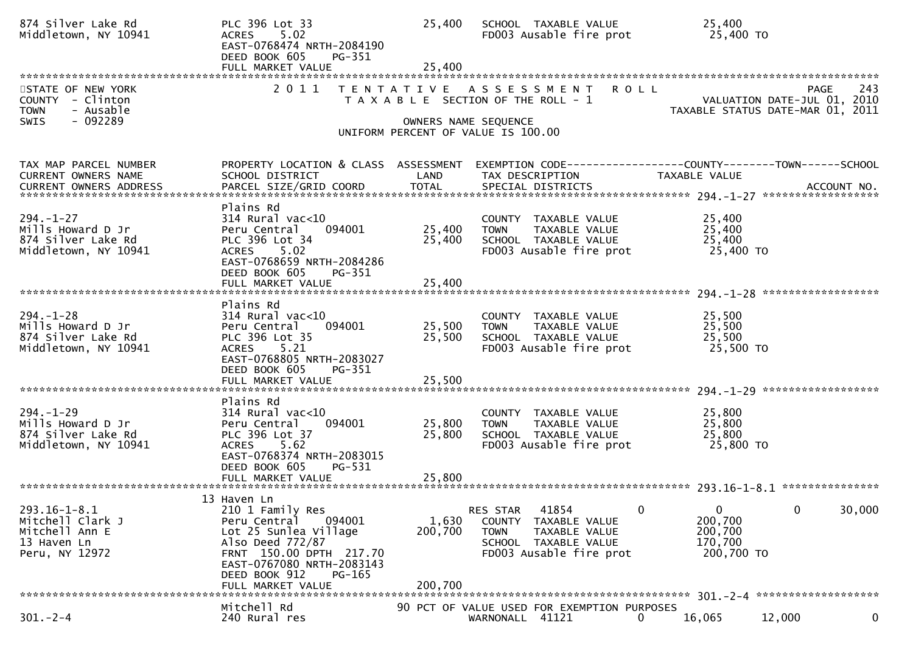```
874 Silver Lake Rd            PLC 396 Lot 33                  25,400    SCHOOL  TAXABLE VALUE              25,400
Middletown, NY 10941          ACRES    5.02                             FD003 Ausable fire prot             25,400 TO
                              EAST-0768474 NRTH-2084190
                              DEED BOOK 605    PG-351
                              FULL MARKET VALUE               25,400
******************************************************************************************************************************
STATE OF NEW YORK              2 0 1 1   T E N T A T I V E   A S S E S S M E N T   R O L L                         PAGE    243
COUNTY  - Clinton                          T A X A B L E SECTION OF THE ROLL - 1                  VALUATION DATE-JUL 01, 2010
TOWN    - Ausable                                                                               TAXABLE STATUS DATE-MAR 01, 2011
SWIS    - 092289                                   OWNERS NAME SEQUENCE
                                          UNIFORM PERCENT OF VALUE IS 100.00


TAX MAP PARCEL NUMBER         PROPERTY LOCATION & CLASS  ASSESSMENT  EXEMPTION CODE------------------COUNTY--------TOWN------SCHOOL
CURRENT OWNERS NAME           SCHOOL DISTRICT               LAND      TAX DESCRIPTION            TAXABLE VALUE
CURRENT OWNERS ADDRESS        PARCEL SIZE/GRID COORD       TOTAL      SPECIAL DISTRICTS                                ACCOUNT NO.
******************************************************************************************************** 294.-1-27 ******************
                              Plains Rd
294.-1-27                     314 Rural vac<10                         COUNTY  TAXABLE VALUE              25,400
Mills Howard D Jr             Peru Central    094001      25,400    TOWN    TAXABLE VALUE              25,400
874 Silver Lake Rd            PLC 396 Lot 34                  25,400    SCHOOL  TAXABLE VALUE              25,400
Middletown, NY 10941          ACRES    5.02                             FD003 Ausable fire prot             25,400 TO
                              EAST-0768659 NRTH-2084286
                              DEED BOOK 605    PG-351
                              FULL MARKET VALUE               25,400
******************************************************************************************************** 294.-1-28 ******************
                              Plains Rd
294.-1-28                     314 Rural vac<10                         COUNTY  TAXABLE VALUE              25,500
Mills Howard D Jr             Peru Central    094001      25,500    TOWN    TAXABLE VALUE              25,500
874 Silver Lake Rd            PLC 396 Lot 35                  25,500    SCHOOL  TAXABLE VALUE              25,500
Middletown, NY 10941          ACRES    5.21                             FD003 Ausable fire prot             25,500 TO
                              EAST-0768805 NRTH-2083027
                              DEED BOOK 605    PG-351
                              FULL MARKET VALUE               25,500
******************************************************************************************************** 294.-1-29 ******************
                              Plains Rd
294.-1-29                     314 Rural vac<10                         COUNTY  TAXABLE VALUE              25,800
Mills Howard D Jr             Peru Central    094001      25,800    TOWN    TAXABLE VALUE              25,800
874 Silver Lake Rd            PLC 396 Lot 37                  25,800    SCHOOL  TAXABLE VALUE              25,800
Middletown, NY 10941          ACRES    5.62                             FD003 Ausable fire prot             25,800 TO
                              EAST-0768374 NRTH-2083015
                              DEED BOOK 605    PG-531
                              FULL MARKET VALUE               25,800
******************************************************************************************************** 293.16-1-8.1 ***************
                           13 Haven Ln
293.16-1-8.1                  210 1 Family Res                         RES STAR    41854         0             0           0      30,000
Mitchell Clark J              Peru Central    094001       1,630    COUNTY  TAXABLE VALUE             200,700
Mitchell Ann E                Lot 25 Sunlea Village          200,700    TOWN    TAXABLE VALUE             200,700
13 Haven Ln                   Also Deed 772/87                         SCHOOL  TAXABLE VALUE             170,700
Peru, NY 12972                FRNT 150.00 DPTH 217.70                  FD003 Ausable fire prot            200,700 TO
                              EAST-0767080 NRTH-2083143
                              DEED BOOK 912    PG-165
                              FULL MARKET VALUE              200,700
******************************************************************************************************** 301.-2-4 *******************
                              Mitchell Rd                      90 PCT OF VALUE USED FOR EXEMPTION PURPOSES
301.-2-4                      240 Rural res                            WARNONALL  41121          0        16,065      12,000           0
```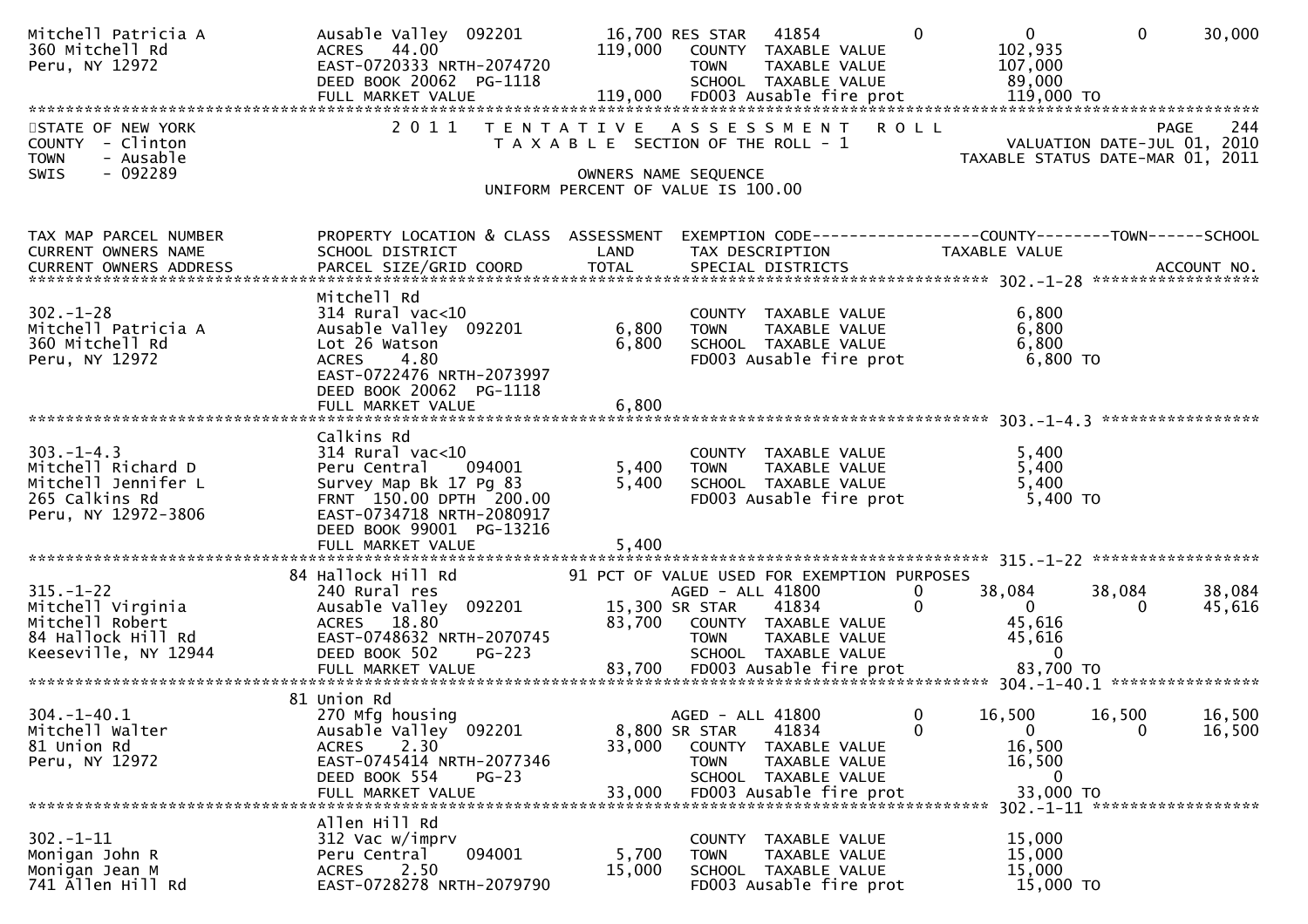```
Mitchell Patricia A          Ausable Valley  092201        16,700 RES STAR   41854        0          0           0      30,000
360 Mitchell Rd              ACRES   44.00                119,000   COUNTY  TAXABLE VALUE         102,935
Peru, NY 12972               EAST-0720333 NRTH-2074720                TOWN    TAXABLE VALUE         107,000
                             DEED BOOK 20062  PG-1118                 SCHOOL  TAXABLE VALUE          89,000
                             FULL MARKET VALUE            119,000   FD003 Ausable fire prot        119,000 TO
******************************************************************************************************************************
```

STATE OF NEW YORK — 2011 TENTATIVE ASSESSMENT ROLL — PAGE 244
COUNTY - Clinton — TAXABLE SECTION OF THE ROLL - 1 — VALUATION DATE-JUL 01, 2010
TOWN - Ausable — TAXABLE STATUS DATE-MAR 01, 2011
SWIS - 092289 — OWNERS NAME SEQUENCE
UNIFORM PERCENT OF VALUE IS 100.00

```
TAX MAP PARCEL NUMBER        PROPERTY LOCATION & CLASS  ASSESSMENT  EXEMPTION CODE------------------COUNTY--------TOWN------SCHOOL
CURRENT OWNERS NAME          SCHOOL DISTRICT               LAND      TAX DESCRIPTION            TAXABLE VALUE
CURRENT OWNERS ADDRESS       PARCEL SIZE/GRID COORD        TOTAL     SPECIAL DISTRICTS                                 ACCOUNT NO.
************************************************************************************************ 302.-1-28 ******************
                             Mitchell Rd
302.-1-28                    314 Rural vac<10                        COUNTY  TAXABLE VALUE           6,800
Mitchell Patricia A          Ausable Valley  092201         6,800    TOWN    TAXABLE VALUE           6,800
360 Mitchell Rd              Lot 26 Watson                  6,800    SCHOOL  TAXABLE VALUE           6,800
Peru, NY 12972               ACRES    4.80                           FD003 Ausable fire prot          6,800 TO
                             EAST-0722476 NRTH-2073997
                             DEED BOOK 20062  PG-1118
                             FULL MARKET VALUE              6,800
************************************************************************************************ 303.-1-4.3 *****************
                             Calkins Rd
303.-1-4.3                   314 Rural vac<10                        COUNTY  TAXABLE VALUE           5,400
Mitchell Richard D           Peru Central    094001         5,400    TOWN    TAXABLE VALUE           5,400
Mitchell Jennifer L          Survey Map Bk 17 Pg 83         5,400    SCHOOL  TAXABLE VALUE           5,400
265 Calkins Rd               FRNT 150.00 DPTH 200.00                 FD003 Ausable fire prot          5,400 TO
Peru, NY 12972-3806          EAST-0734718 NRTH-2080917
                             DEED BOOK 99001  PG-13216
                             FULL MARKET VALUE              5,400
************************************************************************************************ 315.-1-22 ******************
                             84 Hallock Hill Rd           91 PCT OF VALUE USED FOR EXEMPTION PURPOSES
315.-1-22                    240 Rural res                           AGED - ALL 41800        0      38,084      38,084      38,084
Mitchell Virginia            Ausable Valley  092201        15,300 SR STAR      41834        0           0           0      45,616
Mitchell Robert              ACRES   18.80                 83,700    COUNTY  TAXABLE VALUE          45,616
84 Hallock Hill Rd           EAST-0748632 NRTH-2070745               TOWN    TAXABLE VALUE          45,616
Keeseville, NY 12944         DEED BOOK 502     PG-223                SCHOOL  TAXABLE VALUE               0
                             FULL MARKET VALUE             83,700    FD003 Ausable fire prot         83,700 TO
************************************************************************************************ 304.-1-40.1 ****************
                             81 Union Rd
304.-1-40.1                  270 Mfg housing                         AGED - ALL 41800        0      16,500      16,500      16,500
Mitchell Walter              Ausable Valley  092201         8,800 SR STAR      41834        0           0           0      16,500
81 Union Rd                  ACRES    2.30                 33,000    COUNTY  TAXABLE VALUE          16,500
Peru, NY 12972               EAST-0745414 NRTH-2077346               TOWN    TAXABLE VALUE          16,500
                             DEED BOOK 554     PG-23                 SCHOOL  TAXABLE VALUE               0
                             FULL MARKET VALUE             33,000    FD003 Ausable fire prot         33,000 TO
************************************************************************************************ 302.-1-11 ******************
                             Allen Hill Rd
302.-1-11                    312 Vac w/imprv                         COUNTY  TAXABLE VALUE          15,000
Monigan John R               Peru Central    094001         5,700    TOWN    TAXABLE VALUE          15,000
Monigan Jean M               ACRES    2.50                 15,000    SCHOOL  TAXABLE VALUE          15,000
741 Allen Hill Rd            EAST-0728278 NRTH-2079790               FD003 Ausable fire prot         15,000 TO
```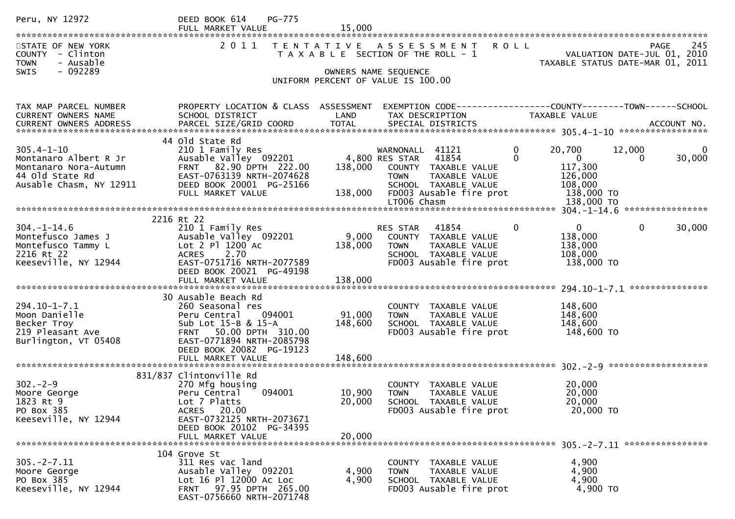Peru, NY 12972 DEED BOOK 614 PG-775
FULL MARKET VALUE 15,000

STATE OF NEW YORK
COUNTY - Clinton
TOWN - Ausable
SWIS - 092289

2011 TENTATIVE ASSESSMENT ROLL
TAXABLE SECTION OF THE ROLL - 1
OWNERS NAME SEQUENCE
UNIFORM PERCENT OF VALUE IS 100.00

VALUATION DATE-JUL 01, 2010
TAXABLE STATUS DATE-MAR 01, 2011

| TAX MAP PARCEL NUMBER / CURRENT OWNERS NAME / CURRENT OWNERS ADDRESS | PROPERTY LOCATION & CLASS / SCHOOL DISTRICT / PARCEL SIZE/GRID COORD | ASSESSMENT LAND / TOTAL | EXEMPTION CODE / TAX DESCRIPTION / SPECIAL DISTRICTS | COUNTY TAXABLE VALUE | TOWN | SCHOOL |
|---|---|---|---|---|---|---|
| **305.4-1-10** | 44 Old State Rd | | | | | |
| 305.4-1-10 | 210 1 Family Res | | WARNONALL 41121 0 | 20,700 | 12,000 | 0 |
| Montanaro Albert R Jr | Ausable Valley 092201 | 4,800 | RES STAR 41854 0 | 0 | 0 | 30,000 |
| Montanaro Nora-Autumn | FRNT 82.90 DPTH 222.00 | 138,000 | COUNTY TAXABLE VALUE | 117,300 | | |
| 44 Old State Rd | EAST-0763139 NRTH-2074628 | | TOWN TAXABLE VALUE | 126,000 | | |
| Ausable Chasm, NY 12911 | DEED BOOK 20001 PG-25166 | | SCHOOL TAXABLE VALUE | 108,000 | | |
| | FULL MARKET VALUE | 138,000 | FD003 Ausable fire prot | 138,000 TO | | |
| | | | LT006 Chasm | 138,000 TO | | |
| **304.-1-14.6** | 2216 Rt 22 | | | | | |
| 304.-1-14.6 | 210 1 Family Res | | RES STAR 41854 0 | 0 | 0 | 30,000 |
| Montefusco James J | Ausable Valley 092201 | 9,000 | COUNTY TAXABLE VALUE | 138,000 | | |
| Montefusco Tammy L | Lot 2 Pl 1200 Ac | 138,000 | TOWN TAXABLE VALUE | 138,000 | | |
| 2216 Rt 22 | ACRES 2.70 | | SCHOOL TAXABLE VALUE | 108,000 | | |
| Keeseville, NY 12944 | EAST-0751716 NRTH-2077589 | | FD003 Ausable fire prot | 138,000 TO | | |
| | DEED BOOK 20021 PG-49198 | | | | | |
| | FULL MARKET VALUE | 138,000 | | | | |
| **294.10-1-7.1** | 30 Ausable Beach Rd | | | | | |
| 294.10-1-7.1 | 260 Seasonal res | | COUNTY TAXABLE VALUE | 148,600 | | |
| Moon Danielle | Peru Central 094001 | 91,000 | TOWN TAXABLE VALUE | 148,600 | | |
| Becker Troy | Sub Lot 15-B & 15-A | 148,600 | SCHOOL TAXABLE VALUE | 148,600 | | |
| 219 Pleasant Ave | FRNT 50.00 DPTH 310.00 | | FD003 Ausable fire prot | 148,600 TO | | |
| Burlington, VT 05408 | EAST-0771894 NRTH-2085798 | | | | | |
| | DEED BOOK 20082 PG-19123 | | | | | |
| | FULL MARKET VALUE | 148,600 | | | | |
| **302.-2-9** | 831/837 Clintonville Rd | | | | | |
| 302.-2-9 | 270 Mfg housing | | COUNTY TAXABLE VALUE | 20,000 | | |
| Moore George | Peru Central 094001 | 10,900 | TOWN TAXABLE VALUE | 20,000 | | |
| 1823 Rt 9 | Lot 7 Platts | 20,000 | SCHOOL TAXABLE VALUE | 20,000 | | |
| PO Box 385 | ACRES 20.00 | | FD003 Ausable fire prot | 20,000 TO | | |
| Keeseville, NY 12944 | EAST-0732125 NRTH-2073671 | | | | | |
| | DEED BOOK 20102 PG-34395 | | | | | |
| | FULL MARKET VALUE | 20,000 | | | | |
| **305.-2-7.11** | 104 Grove St | | | | | |
| 305.-2-7.11 | 311 Res vac land | | COUNTY TAXABLE VALUE | 4,900 | | |
| Moore George | Ausable Valley 092201 | 4,900 | TOWN TAXABLE VALUE | 4,900 | | |
| PO Box 385 | Lot 16 Pl 12000 Ac Loc | 4,900 | SCHOOL TAXABLE VALUE | 4,900 | | |
| Keeseville, NY 12944 | FRNT 97.95 DPTH 265.00 | | FD003 Ausable fire prot | 4,900 TO | | |
| | EAST-0756660 NRTH-2071748 | | | | | |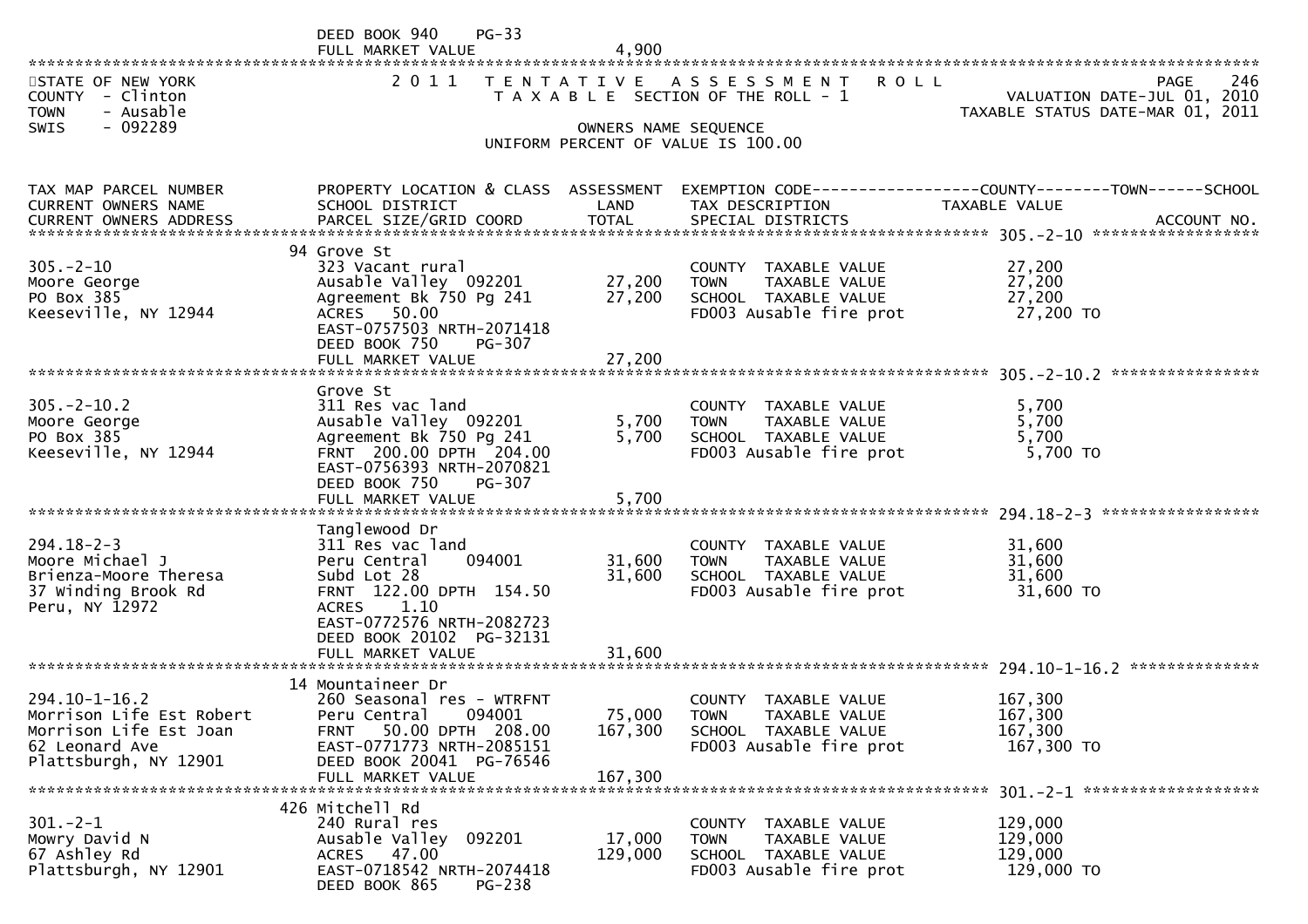DEED BOOK 940 PG-33
FULL MARKET VALUE 4,900

STATE OF NEW YORK
COUNTY - Clinton
TOWN - Ausable
SWIS - 092289

# 2011 TENTATIVE ASSESSMENT ROLL

TAXABLE SECTION OF THE ROLL - 1

OWNERS NAME SEQUENCE

UNIFORM PERCENT OF VALUE IS 100.00

VALUATION DATE-JUL 01, 2010
TAXABLE STATUS DATE-MAR 01, 2011

| TAX MAP PARCEL NUMBER / CURRENT OWNERS NAME / CURRENT OWNERS ADDRESS | PROPERTY LOCATION & CLASS / SCHOOL DISTRICT / PARCEL SIZE/GRID COORD | ASSESSMENT LAND | TOTAL | EXEMPTION CODE / TAX DESCRIPTION / SPECIAL DISTRICTS | TAXABLE VALUE (COUNTY / TOWN / SCHOOL) | ACCOUNT NO. |
|---|---|---|---|---|---|---|
| **305.-2-10** | 94 Grove St | | | | | |
| 305.-2-10 | 323 Vacant rural | | | COUNTY TAXABLE VALUE | 27,200 | |
| Moore George | Ausable Valley 092201 | 27,200 | | TOWN TAXABLE VALUE | 27,200 | |
| PO Box 385 | Agreement Bk 750 Pg 241 | | 27,200 | SCHOOL TAXABLE VALUE | 27,200 | |
| Keeseville, NY 12944 | ACRES 50.00 | | | FD003 Ausable fire prot | 27,200 TO | |
| | EAST-0757503 NRTH-2071418 | | | | | |
| | DEED BOOK 750 PG-307 | | | | | |
| | FULL MARKET VALUE | | 27,200 | | | |
| **305.-2-10.2** | Grove St | | | | | |
| 305.-2-10.2 | 311 Res vac land | | | COUNTY TAXABLE VALUE | 5,700 | |
| Moore George | Ausable Valley 092201 | 5,700 | | TOWN TAXABLE VALUE | 5,700 | |
| PO Box 385 | Agreement Bk 750 Pg 241 | | 5,700 | SCHOOL TAXABLE VALUE | 5,700 | |
| Keeseville, NY 12944 | FRNT 200.00 DPTH 204.00 | | | FD003 Ausable fire prot | 5,700 TO | |
| | EAST-0756393 NRTH-2070821 | | | | | |
| | DEED BOOK 750 PG-307 | | | | | |
| | FULL MARKET VALUE | | 5,700 | | | |
| **294.18-2-3** | Tanglewood Dr | | | | | |
| 294.18-2-3 | 311 Res vac land | | | COUNTY TAXABLE VALUE | 31,600 | |
| Moore Michael J | Peru Central 094001 | 31,600 | | TOWN TAXABLE VALUE | 31,600 | |
| Brienza-Moore Theresa | Subd Lot 28 | | 31,600 | SCHOOL TAXABLE VALUE | 31,600 | |
| 37 Winding Brook Rd | FRNT 122.00 DPTH 154.50 | | | FD003 Ausable fire prot | 31,600 TO | |
| Peru, NY 12972 | ACRES 1.10 | | | | | |
| | EAST-0772576 NRTH-2082723 | | | | | |
| | DEED BOOK 20102 PG-32131 | | | | | |
| | FULL MARKET VALUE | | 31,600 | | | |
| **294.10-1-16.2** | 14 Mountaineer Dr | | | | | |
| 294.10-1-16.2 | 260 Seasonal res - WTRFNT | | | COUNTY TAXABLE VALUE | 167,300 | |
| Morrison Life Est Robert | Peru Central 094001 | 75,000 | | TOWN TAXABLE VALUE | 167,300 | |
| Morrison Life Est Joan | FRNT 50.00 DPTH 208.00 | | 167,300 | SCHOOL TAXABLE VALUE | 167,300 | |
| 62 Leonard Ave | EAST-0771773 NRTH-2085151 | | | FD003 Ausable fire prot | 167,300 TO | |
| Plattsburgh, NY 12901 | DEED BOOK 20041 PG-76546 | | | | | |
| | FULL MARKET VALUE | | 167,300 | | | |
| **301.-2-1** | 426 Mitchell Rd | | | | | |
| 301.-2-1 | 240 Rural res | | | COUNTY TAXABLE VALUE | 129,000 | |
| Mowry David N | Ausable Valley 092201 | 17,000 | | TOWN TAXABLE VALUE | 129,000 | |
| 67 Ashley Rd | ACRES 47.00 | | 129,000 | SCHOOL TAXABLE VALUE | 129,000 | |
| Plattsburgh, NY 12901 | EAST-0718542 NRTH-2074418 | | | FD003 Ausable fire prot | 129,000 TO | |
| | DEED BOOK 865 PG-238 | | | | | |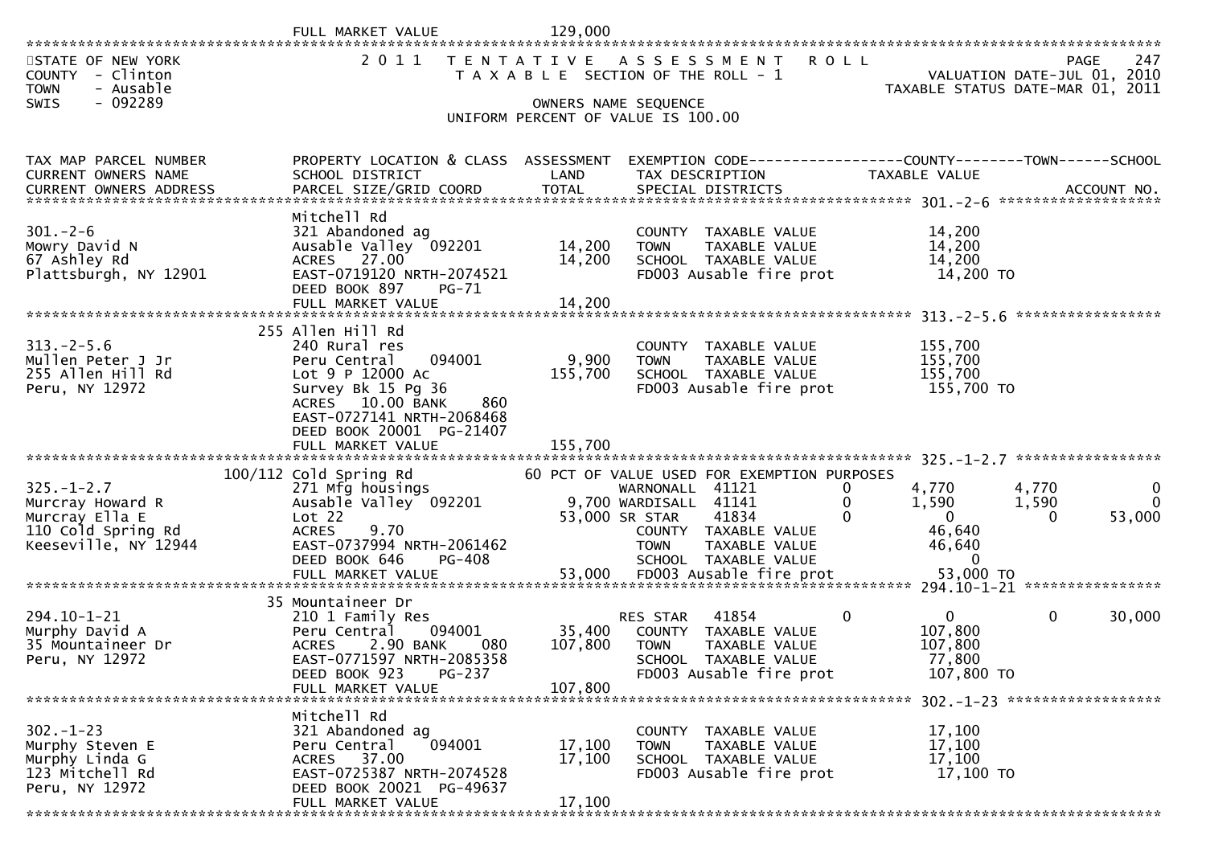FULL MARKET VALUE 129,000

STATE OF NEW YORK — 2011 TENTATIVE ASSESSMENT ROLL — PAGE 247
COUNTY - Clinton — TAXABLE SECTION OF THE ROLL - 1 — VALUATION DATE-JUL 01, 2010
TOWN - Ausable — TAXABLE STATUS DATE-MAR 01, 2011
SWIS - 092289 — OWNERS NAME SEQUENCE
UNIFORM PERCENT OF VALUE IS 100.00

| TAX MAP PARCEL NUMBER / CURRENT OWNERS NAME / CURRENT OWNERS ADDRESS | PROPERTY LOCATION & CLASS / SCHOOL DISTRICT / PARCEL SIZE/GRID COORD | ASSESSMENT LAND / TOTAL | EXEMPTION CODE / TAX DESCRIPTION / SPECIAL DISTRICTS | COUNTY | TOWN | SCHOOL |
|---|---|---|---|---|---|---|
| 301.-2-6 | Mitchell Rd | | | | | |
| Mowry David N | 321 Abandoned ag | | COUNTY TAXABLE VALUE | 14,200 | | |
| 67 Ashley Rd | Ausable Valley 092201 | 14,200 | TOWN TAXABLE VALUE | | 14,200 | |
| Plattsburgh, NY 12901 | ACRES 27.00 | 14,200 | SCHOOL TAXABLE VALUE | | | 14,200 |
| | EAST-0719120 NRTH-2074521 | | FD003 Ausable fire prot | 14,200 TO | | |
| | DEED BOOK 897 PG-71 | | | | | |
| | FULL MARKET VALUE | 14,200 | | | | |
| 313.-2-5.6 | 255 Allen Hill Rd | | | | | |
| Mullen Peter J Jr | 240 Rural res | | COUNTY TAXABLE VALUE | 155,700 | | |
| 255 Allen Hill Rd | Peru Central 094001 | 9,900 | TOWN TAXABLE VALUE | | 155,700 | |
| Peru, NY 12972 | Lot 9 P 12000 Ac | 155,700 | SCHOOL TAXABLE VALUE | | | 155,700 |
| | Survey Bk 15 Pg 36 | | FD003 Ausable fire prot | 155,700 TO | | |
| | ACRES 10.00 BANK 860 | | | | | |
| | EAST-0727141 NRTH-2068468 | | | | | |
| | DEED BOOK 20001 PG-21407 | | | | | |
| | FULL MARKET VALUE | 155,700 | | | | |
| 325.-1-2.7 | 100/112 Cold Spring Rd | | 60 PCT OF VALUE USED FOR EXEMPTION PURPOSES | | | |
| Murcray Howard R | 271 Mfg housings | | WARNONALL 41121 0 | 4,770 | 4,770 | 0 |
| Murcray Ella E | Ausable Valley 092201 | 9,700 | WARDISALL 41141 0 | 1,590 | 1,590 | 0 |
| 110 Cold Spring Rd | Lot 22 | 53,000 | SR STAR 41834 0 | 0 | 0 | 53,000 |
| Keeseville, NY 12944 | ACRES 9.70 | | COUNTY TAXABLE VALUE | 46,640 | | |
| | EAST-0737994 NRTH-2061462 | | TOWN TAXABLE VALUE | | 46,640 | |
| | DEED BOOK 646 PG-408 | | SCHOOL TAXABLE VALUE | | | 0 |
| | FULL MARKET VALUE | 53,000 | FD003 Ausable fire prot | 53,000 TO | | |
| 294.10-1-21 | 35 Mountaineer Dr | | | | | |
| Murphy David A | 210 1 Family Res | | RES STAR 41854 0 | 0 | 0 | 30,000 |
| 35 Mountaineer Dr | Peru Central 094001 | 35,400 | COUNTY TAXABLE VALUE | 107,800 | | |
| Peru, NY 12972 | ACRES 2.90 BANK 080 | 107,800 | TOWN TAXABLE VALUE | | 107,800 | |
| | EAST-0771597 NRTH-2085358 | | SCHOOL TAXABLE VALUE | | | 77,800 |
| | DEED BOOK 923 PG-237 | | FD003 Ausable fire prot | 107,800 TO | | |
| | FULL MARKET VALUE | 107,800 | | | | |
| 302.-1-23 | Mitchell Rd | | | | | |
| Murphy Steven E | 321 Abandoned ag | | COUNTY TAXABLE VALUE | 17,100 | | |
| Murphy Linda G | Peru Central 094001 | 17,100 | TOWN TAXABLE VALUE | | 17,100 | |
| 123 Mitchell Rd | ACRES 37.00 | 17,100 | SCHOOL TAXABLE VALUE | | | 17,100 |
| Peru, NY 12972 | EAST-0725387 NRTH-2074528 | | FD003 Ausable fire prot | 17,100 TO | | |
| | DEED BOOK 20021 PG-49637 | | | | | |
| | FULL MARKET VALUE | 17,100 | | | | |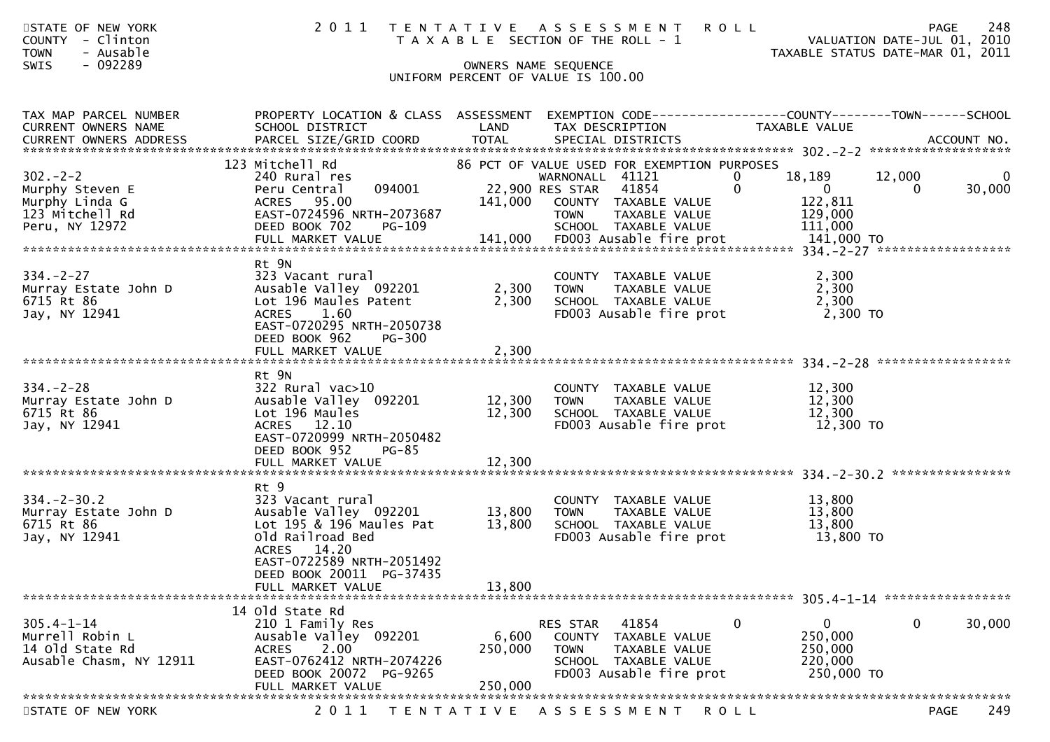STATE OF NEW YORK
COUNTY - Clinton
TOWN - Ausable
SWIS - 092289

# 2011 TENTATIVE ASSESSMENT ROLL

TAXABLE SECTION OF THE ROLL - 1

OWNERS NAME SEQUENCE

UNIFORM PERCENT OF VALUE IS 100.00

VALUATION DATE-JUL 01, 2010
TAXABLE STATUS DATE-MAR 01, 2011

| TAX MAP PARCEL NUMBER / CURRENT OWNERS NAME / CURRENT OWNERS ADDRESS | PROPERTY LOCATION & CLASS / SCHOOL DISTRICT / PARCEL SIZE/GRID COORD | ASSESSMENT LAND / TOTAL | EXEMPTION CODE / TAX DESCRIPTION / SPECIAL DISTRICTS | COUNTY TAXABLE VALUE | TOWN | SCHOOL |
|---|---|---|---|---|---|---|
| 302.-2-2 | 123 Mitchell Rd | | 86 PCT OF VALUE USED FOR EXEMPTION PURPOSES | | | |
| | 240 Rural res | | WARNONALL 41121 0 | 18,189 | 12,000 | 0 |
| Murphy Steven E | Peru Central 094001 | 22,900 | RES STAR 41854 0 | 0 | 0 | 30,000 |
| Murphy Linda G | ACRES 95.00 | 141,000 | COUNTY TAXABLE VALUE | 122,811 | | |
| 123 Mitchell Rd | EAST-0724596 NRTH-2073687 | | TOWN TAXABLE VALUE | 129,000 | | |
| Peru, NY 12972 | DEED BOOK 702 PG-109 | | SCHOOL TAXABLE VALUE | 111,000 | | |
| | FULL MARKET VALUE | 141,000 | FD003 Ausable fire prot | 141,000 TO | | |
| 334.-2-27 | Rt 9N | | | | | |
| | 323 Vacant rural | | COUNTY TAXABLE VALUE | 2,300 | | |
| Murray Estate John D | Ausable Valley 092201 | 2,300 | TOWN TAXABLE VALUE | 2,300 | | |
| 6715 Rt 86 | Lot 196 Maules Patent | 2,300 | SCHOOL TAXABLE VALUE | 2,300 | | |
| Jay, NY 12941 | ACRES 1.60 | | FD003 Ausable fire prot | 2,300 TO | | |
| | EAST-0720295 NRTH-2050738 | | | | | |
| | DEED BOOK 962 PG-300 | | | | | |
| | FULL MARKET VALUE | 2,300 | | | | |
| 334.-2-28 | Rt 9N | | | | | |
| | 322 Rural vac>10 | | COUNTY TAXABLE VALUE | 12,300 | | |
| Murray Estate John D | Ausable Valley 092201 | 12,300 | TOWN TAXABLE VALUE | 12,300 | | |
| 6715 Rt 86 | Lot 196 Maules | 12,300 | SCHOOL TAXABLE VALUE | 12,300 | | |
| Jay, NY 12941 | ACRES 12.10 | | FD003 Ausable fire prot | 12,300 TO | | |
| | EAST-0720999 NRTH-2050482 | | | | | |
| | DEED BOOK 952 PG-85 | | | | | |
| | FULL MARKET VALUE | 12,300 | | | | |
| 334.-2-30.2 | Rt 9 | | | | | |
| | 323 Vacant rural | | COUNTY TAXABLE VALUE | 13,800 | | |
| Murray Estate John D | Ausable Valley 092201 | 13,800 | TOWN TAXABLE VALUE | 13,800 | | |
| 6715 Rt 86 | Lot 195 & 196 Maules Pat | 13,800 | SCHOOL TAXABLE VALUE | 13,800 | | |
| Jay, NY 12941 | Old Railroad Bed | | FD003 Ausable fire prot | 13,800 TO | | |
| | ACRES 14.20 | | | | | |
| | EAST-0722589 NRTH-2051492 | | | | | |
| | DEED BOOK 20011 PG-37435 | | | | | |
| | FULL MARKET VALUE | 13,800 | | | | |
| 305.4-1-14 | 14 Old State Rd | | | | | |
| | 210 1 Family Res | | RES STAR 41854 0 | 0 | 0 | 30,000 |
| Murrell Robin L | Ausable Valley 092201 | 6,600 | COUNTY TAXABLE VALUE | 250,000 | | |
| 14 Old State Rd | ACRES 2.00 | 250,000 | TOWN TAXABLE VALUE | 250,000 | | |
| Ausable Chasm, NY 12911 | EAST-0762412 NRTH-2074226 | | SCHOOL TAXABLE VALUE | 220,000 | | |
| | DEED BOOK 20072 PG-9265 | | FD003 Ausable fire prot | 250,000 TO | | |
| | FULL MARKET VALUE | 250,000 | | | | |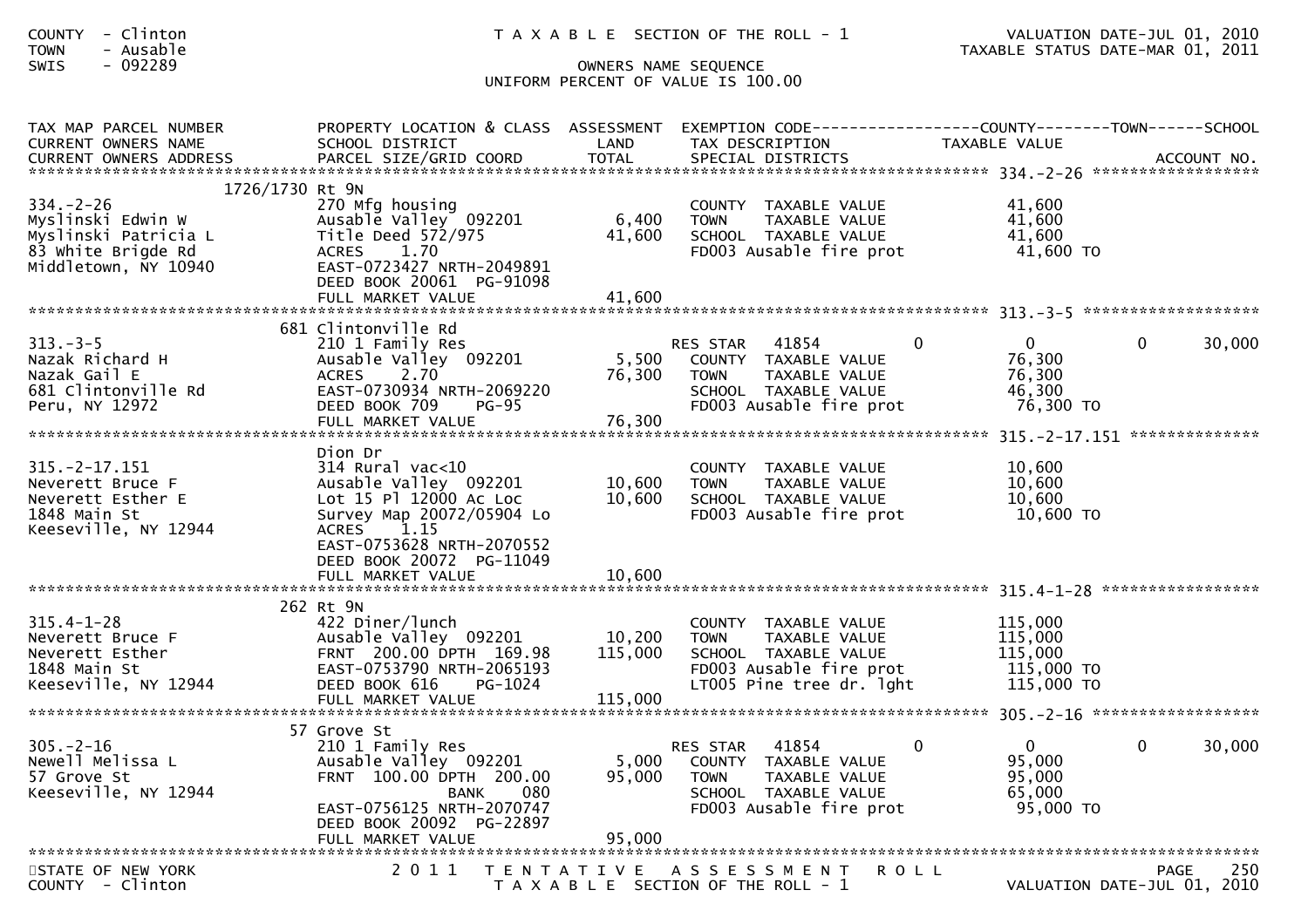COUNTY - Clinton
TOWN - Ausable
SWIS - 092289

T A X A B L E SECTION OF THE ROLL - 1

OWNERS NAME SEQUENCE
UNIFORM PERCENT OF VALUE IS 100.00

VALUATION DATE-JUL 01, 2010
TAXABLE STATUS DATE-MAR 01, 2011

| TAX MAP PARCEL NUMBER / CURRENT OWNERS NAME / CURRENT OWNERS ADDRESS | PROPERTY LOCATION & CLASS / SCHOOL DISTRICT / PARCEL SIZE/GRID COORD | ASSESSMENT LAND / TOTAL | EXEMPTION CODE / TAX DESCRIPTION / SPECIAL DISTRICTS | COUNTY TAXABLE VALUE | TOWN | SCHOOL / ACCOUNT NO. |
|---|---|---|---|---|---|---|
| **334.-2-26** | 1726/1730 Rt 9N | | | | | |
| 334.-2-26 | 270 Mfg housing | | COUNTY TAXABLE VALUE | 41,600 | | |
| Myslinski Edwin W | Ausable Valley 092201 | 6,400 | TOWN TAXABLE VALUE | 41,600 | | |
| Myslinski Patricia L | Title Deed 572/975 | 41,600 | SCHOOL TAXABLE VALUE | 41,600 | | |
| 83 White Brigde Rd | ACRES 1.70 | | FD003 Ausable fire prot | 41,600 TO | | |
| Middletown, NY 10940 | EAST-0723427 NRTH-2049891 | | | | | |
| | DEED BOOK 20061 PG-91098 | | | | | |
| | FULL MARKET VALUE | 41,600 | | | | |
| **313.-3-5** | 681 Clintonville Rd | | | | | |
| 313.-3-5 | 210 1 Family Res | | RES STAR 41854 | 0 | 0 | 30,000 |
| Nazak Richard H | Ausable Valley 092201 | 5,500 | COUNTY TAXABLE VALUE | 76,300 | | |
| Nazak Gail E | ACRES 2.70 | 76,300 | TOWN TAXABLE VALUE | 76,300 | | |
| 681 Clintonville Rd | EAST-0730934 NRTH-2069220 | | SCHOOL TAXABLE VALUE | 46,300 | | |
| Peru, NY 12972 | DEED BOOK 709 PG-95 | | FD003 Ausable fire prot | 76,300 TO | | |
| | FULL MARKET VALUE | 76,300 | | | | |
| **315.-2-17.151** | Dion Dr | | | | | |
| 315.-2-17.151 | 314 Rural vac<10 | | COUNTY TAXABLE VALUE | 10,600 | | |
| Neverett Bruce F | Ausable Valley 092201 | 10,600 | TOWN TAXABLE VALUE | 10,600 | | |
| Neverett Esther E | Lot 15 Pl 12000 Ac Loc | 10,600 | SCHOOL TAXABLE VALUE | 10,600 | | |
| 1848 Main St | Survey Map 20072/05904 Lo | | FD003 Ausable fire prot | 10,600 TO | | |
| Keeseville, NY 12944 | ACRES 1.15 | | | | | |
| | EAST-0753628 NRTH-2070552 | | | | | |
| | DEED BOOK 20072 PG-11049 | | | | | |
| | FULL MARKET VALUE | 10,600 | | | | |
| **315.4-1-28** | 262 Rt 9N | | | | | |
| 315.4-1-28 | 422 Diner/lunch | | COUNTY TAXABLE VALUE | 115,000 | | |
| Neverett Bruce F | Ausable Valley 092201 | 10,200 | TOWN TAXABLE VALUE | 115,000 | | |
| Neverett Esther | FRNT 200.00 DPTH 169.98 | 115,000 | SCHOOL TAXABLE VALUE | 115,000 | | |
| 1848 Main St | EAST-0753790 NRTH-2065193 | | FD003 Ausable fire prot | 115,000 TO | | |
| Keeseville, NY 12944 | DEED BOOK 616 PG-1024 | | LT005 Pine tree dr. lght | 115,000 TO | | |
| | FULL MARKET VALUE | 115,000 | | | | |
| **305.-2-16** | 57 Grove St | | | | | |
| 305.-2-16 | 210 1 Family Res | | RES STAR 41854 | 0 | 0 | 30,000 |
| Newell Melissa L | Ausable Valley 092201 | 5,000 | COUNTY TAXABLE VALUE | 95,000 | | |
| 57 Grove St | FRNT 100.00 DPTH 200.00 | 95,000 | TOWN TAXABLE VALUE | 95,000 | | |
| Keeseville, NY 12944 | BANK 080 | | SCHOOL TAXABLE VALUE | 65,000 | | |
| | EAST-0756125 NRTH-2070747 | | FD003 Ausable fire prot | 95,000 TO | | |
| | DEED BOOK 20092 PG-22897 | | | | | |
| | FULL MARKET VALUE | 95,000 | | | | |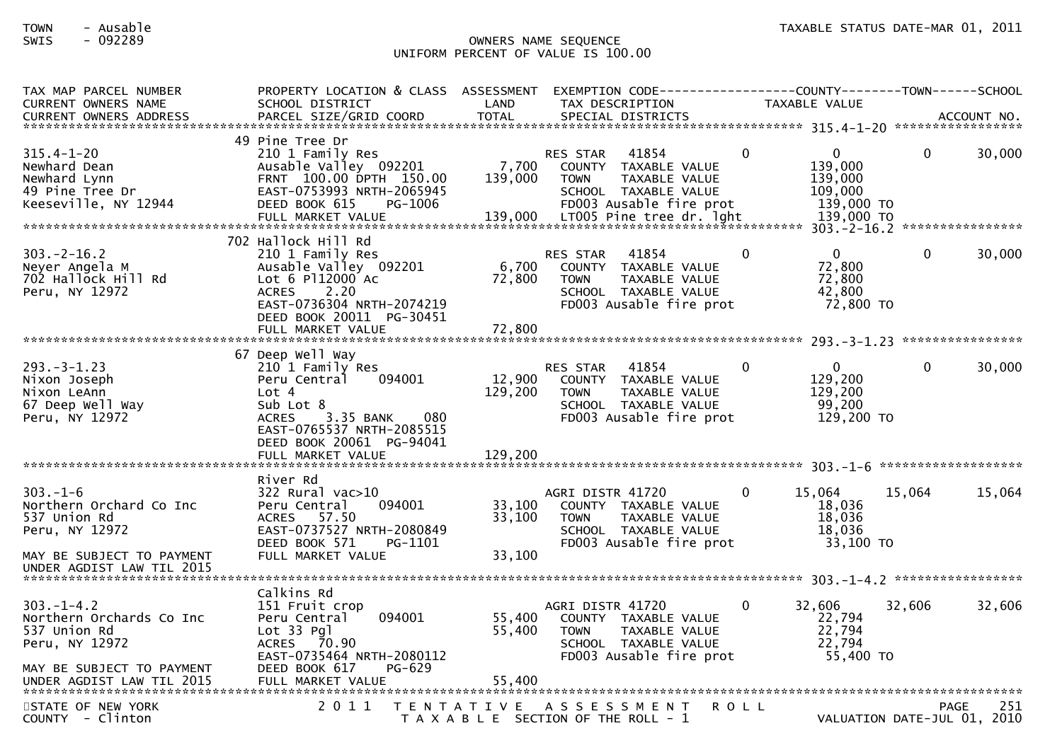TOWN - Ausable
SWIS - 092289

OWNERS NAME SEQUENCE
UNIFORM PERCENT OF VALUE IS 100.00

TAXABLE STATUS DATE-MAR 01, 2011

| TAX MAP PARCEL NUMBER / CURRENT OWNERS NAME / CURRENT OWNERS ADDRESS | PROPERTY LOCATION & CLASS / SCHOOL DISTRICT / PARCEL SIZE/GRID COORD | ASSESSMENT LAND / TOTAL | EXEMPTION CODE / TAX DESCRIPTION / SPECIAL DISTRICTS | COUNTY TAXABLE VALUE | TOWN | SCHOOL / ACCOUNT NO. |
|---|---|---|---|---|---|---|
| **315.4-1-20** | 49 Pine Tree Dr | | | | | |
| 315.4-1-20 | 210 1 Family Res | | RES STAR 41854 0 | 0 | 0 | 30,000 |
| Newhard Dean | Ausable Valley 092201 | 7,700 | COUNTY TAXABLE VALUE | 139,000 | | |
| Newhard Lynn | FRNT 100.00 DPTH 150.00 | 139,000 | TOWN TAXABLE VALUE | 139,000 | | |
| 49 Pine Tree Dr | EAST-0753993 NRTH-2065945 | | SCHOOL TAXABLE VALUE | 109,000 | | |
| Keeseville, NY 12944 | DEED BOOK 615 PG-1006 | | FD003 Ausable fire prot | 139,000 TO | | |
| | FULL MARKET VALUE | 139,000 | LT005 Pine tree dr. lght | 139,000 TO | | |
| **303.-2-16.2** | 702 Hallock Hill Rd | | | | | |
| 303.-2-16.2 | 210 1 Family Res | | RES STAR 41854 0 | 0 | 0 | 30,000 |
| Neyer Angela M | Ausable Valley 092201 | 6,700 | COUNTY TAXABLE VALUE | 72,800 | | |
| 702 Hallock Hill Rd | Lot 6 Pl12000 Ac | 72,800 | TOWN TAXABLE VALUE | 72,800 | | |
| Peru, NY 12972 | ACRES 2.20 | | SCHOOL TAXABLE VALUE | 42,800 | | |
| | EAST-0736304 NRTH-2074219 | | FD003 Ausable fire prot | 72,800 TO | | |
| | DEED BOOK 20011 PG-30451 | | | | | |
| | FULL MARKET VALUE | 72,800 | | | | |
| **293.-3-1.23** | 67 Deep Well Way | | | | | |
| 293.-3-1.23 | 210 1 Family Res | | RES STAR 41854 0 | 0 | 0 | 30,000 |
| Nixon Joseph | Peru Central 094001 | 12,900 | COUNTY TAXABLE VALUE | 129,200 | | |
| Nixon LeAnn | Lot 4 | 129,200 | TOWN TAXABLE VALUE | 129,200 | | |
| 67 Deep Well Way | Sub Lot 8 | | SCHOOL TAXABLE VALUE | 99,200 | | |
| Peru, NY 12972 | ACRES 3.35 BANK 080 | | FD003 Ausable fire prot | 129,200 TO | | |
| | EAST-0765537 NRTH-2085515 | | | | | |
| | DEED BOOK 20061 PG-94041 | | | | | |
| | FULL MARKET VALUE | 129,200 | | | | |
| **303.-1-6** | River Rd | | | | | |
| 303.-1-6 | 322 Rural vac>10 | | AGRI DISTR 41720 0 | 15,064 | 15,064 | 15,064 |
| Northern Orchard Co Inc | Peru Central 094001 | 33,100 | COUNTY TAXABLE VALUE | 18,036 | | |
| 537 Union Rd | ACRES 57.50 | 33,100 | TOWN TAXABLE VALUE | 18,036 | | |
| Peru, NY 12972 | EAST-0737527 NRTH-2080849 | | SCHOOL TAXABLE VALUE | 18,036 | | |
| | DEED BOOK 571 PG-1101 | | FD003 Ausable fire prot | 33,100 TO | | |
| MAY BE SUBJECT TO PAYMENT | FULL MARKET VALUE | 33,100 | | | | |
| UNDER AGDIST LAW TIL 2015 | | | | | | |
| **303.-1-4.2** | Calkins Rd | | | | | |
| 303.-1-4.2 | 151 Fruit crop | | AGRI DISTR 41720 0 | 32,606 | 32,606 | 32,606 |
| Northern Orchards Co Inc | Peru Central 094001 | 55,400 | COUNTY TAXABLE VALUE | 22,794 | | |
| 537 Union Rd | Lot 33 Pgl | 55,400 | TOWN TAXABLE VALUE | 22,794 | | |
| Peru, NY 12972 | ACRES 70.90 | | SCHOOL TAXABLE VALUE | 22,794 | | |
| | EAST-0735464 NRTH-2080112 | | FD003 Ausable fire prot | 55,400 TO | | |
| MAY BE SUBJECT TO PAYMENT | DEED BOOK 617 PG-629 | | | | | |
| UNDER AGDIST LAW TIL 2015 | FULL MARKET VALUE | 55,400 | | | | |

STATE OF NEW YORK
COUNTY - Clinton

2011 TENTATIVE ASSESSMENT ROLL
TAXABLE SECTION OF THE ROLL - 1

VALUATION DATE-JUL 01, 2010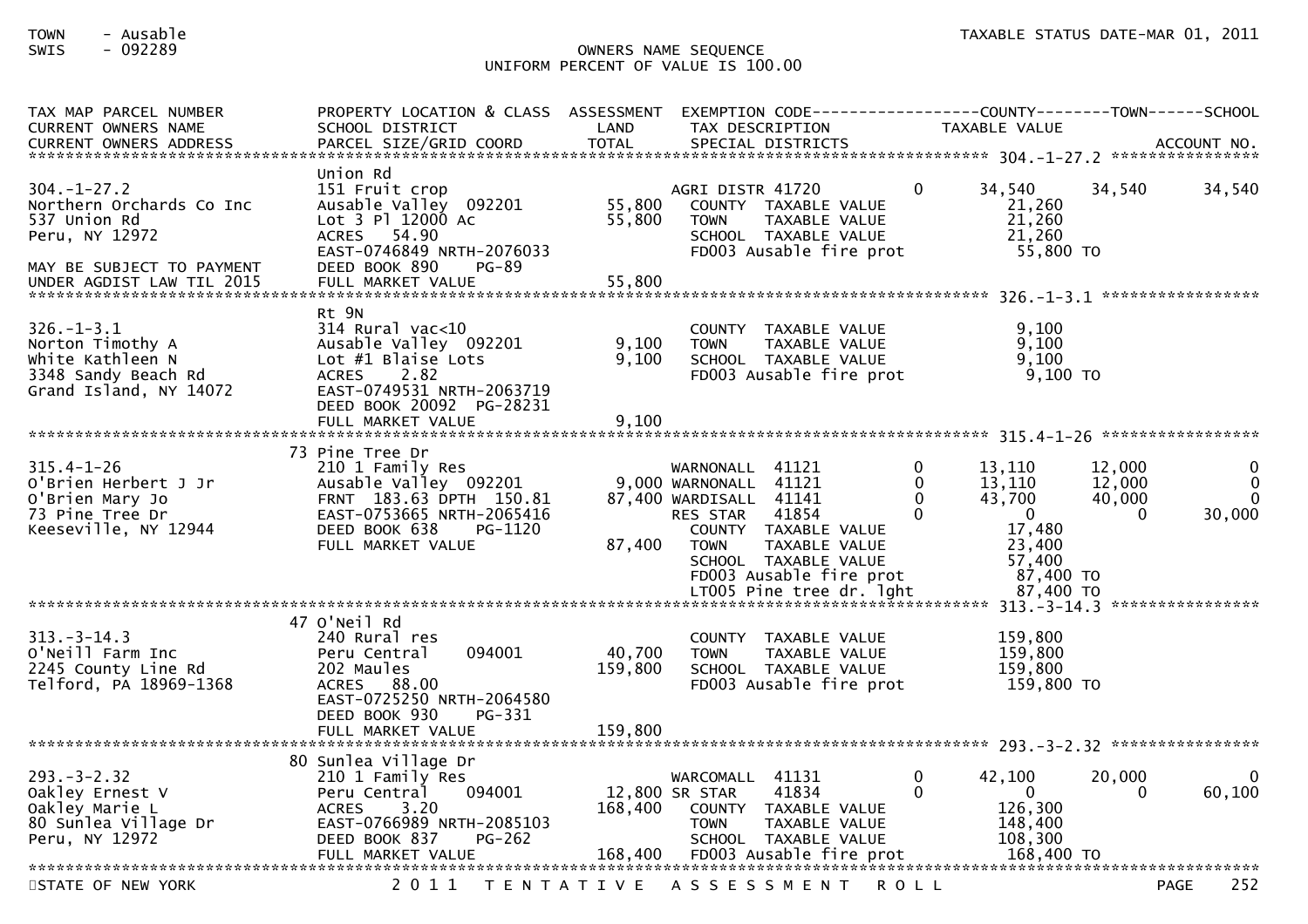TOWN - Ausable
SWIS - 092289

OWNERS NAME SEQUENCE
UNIFORM PERCENT OF VALUE IS 100.00

TAXABLE STATUS DATE-MAR 01, 2011

| TAX MAP PARCEL NUMBER / CURRENT OWNERS NAME / CURRENT OWNERS ADDRESS | PROPERTY LOCATION & CLASS / SCHOOL DISTRICT / PARCEL SIZE/GRID COORD | ASSESSMENT LAND / TOTAL | EXEMPTION CODE / TAX DESCRIPTION / SPECIAL DISTRICTS | | COUNTY TAXABLE VALUE | TOWN | SCHOOL ACCOUNT NO. |
|---|---|---|---|---|---|---|---|
| **304.-1-27.2** | | | | | | | |
| | Union Rd | | | | | | |
| 304.-1-27.2 | 151 Fruit crop | | AGRI DISTR 41720 | 0 | 34,540 | 34,540 | 34,540 |
| Northern Orchards Co Inc | Ausable Valley 092201 | 55,800 | COUNTY TAXABLE VALUE | | 21,260 | | |
| 537 Union Rd | Lot 3 Pl 12000 Ac | 55,800 | TOWN TAXABLE VALUE | | 21,260 | | |
| Peru, NY 12972 | ACRES 54.90 | | SCHOOL TAXABLE VALUE | | 21,260 | | |
| | EAST-0746849 NRTH-2076033 | | FD003 Ausable fire prot | | 55,800 TO | | |
| MAY BE SUBJECT TO PAYMENT | DEED BOOK 890 PG-89 | | | | | | |
| UNDER AGDIST LAW TIL 2015 | FULL MARKET VALUE | 55,800 | | | | | |
| **326.-1-3.1** | | | | | | | |
| | Rt 9N | | | | | | |
| 326.-1-3.1 | 314 Rural vac<10 | | COUNTY TAXABLE VALUE | | 9,100 | | |
| Norton Timothy A | Ausable Valley 092201 | 9,100 | TOWN TAXABLE VALUE | | 9,100 | | |
| White Kathleen N | Lot #1 Blaise Lots | 9,100 | SCHOOL TAXABLE VALUE | | 9,100 | | |
| 3348 Sandy Beach Rd | ACRES 2.82 | | FD003 Ausable fire prot | | 9,100 TO | | |
| Grand Island, NY 14072 | EAST-0749531 NRTH-2063719 | | | | | | |
| | DEED BOOK 20092 PG-28231 | | | | | | |
| | FULL MARKET VALUE | 9,100 | | | | | |
| **315.4-1-26** | | | | | | | |
| | 73 Pine Tree Dr | | | | | | |
| 315.4-1-26 | 210 1 Family Res | | WARNONALL 41121 | 0 | 13,110 | 12,000 | 0 |
| O'Brien Herbert J Jr | Ausable Valley 092201 | 9,000 | WARNONALL 41121 | 0 | 13,110 | 12,000 | 0 |
| O'Brien Mary Jo | FRNT 183.63 DPTH 150.81 | 87,400 | WARDISALL 41141 | 0 | 43,700 | 40,000 | 0 |
| 73 Pine Tree Dr | EAST-0753665 NRTH-2065416 | | RES STAR 41854 | 0 | 0 | 0 | 30,000 |
| Keeseville, NY 12944 | DEED BOOK 638 PG-1120 | | COUNTY TAXABLE VALUE | | 17,480 | | |
| | FULL MARKET VALUE | 87,400 | TOWN TAXABLE VALUE | | 23,400 | | |
| | | | SCHOOL TAXABLE VALUE | | 57,400 | | |
| | | | FD003 Ausable fire prot | | 87,400 TO | | |
| | | | LT005 Pine tree dr. lght | | 87,400 TO | | |
| **313.-3-14.3** | | | | | | | |
| | 47 O'Neil Rd | | | | | | |
| 313.-3-14.3 | 240 Rural res | | COUNTY TAXABLE VALUE | | 159,800 | | |
| O'Neill Farm Inc | Peru Central 094001 | 40,700 | TOWN TAXABLE VALUE | | 159,800 | | |
| 2245 County Line Rd | 202 Maules | 159,800 | SCHOOL TAXABLE VALUE | | 159,800 | | |
| Telford, PA 18969-1368 | ACRES 88.00 | | FD003 Ausable fire prot | | 159,800 TO | | |
| | EAST-0725250 NRTH-2064580 | | | | | | |
| | DEED BOOK 930 PG-331 | | | | | | |
| | FULL MARKET VALUE | 159,800 | | | | | |
| **293.-3-2.32** | | | | | | | |
| | 80 Sunlea Village Dr | | | | | | |
| 293.-3-2.32 | 210 1 Family Res | | WARCOMALL 41131 | 0 | 42,100 | 20,000 | 0 |
| Oakley Ernest V | Peru Central 094001 | 12,800 | SR STAR 41834 | 0 | 0 | 0 | 60,100 |
| Oakley Marie L | ACRES 3.20 | 168,400 | COUNTY TAXABLE VALUE | | 126,300 | | |
| 80 Sunlea Village Dr | EAST-0766989 NRTH-2085103 | | TOWN TAXABLE VALUE | | 148,400 | | |
| Peru, NY 12972 | DEED BOOK 837 PG-262 | | SCHOOL TAXABLE VALUE | | 108,300 | | |
| | FULL MARKET VALUE | 168,400 | FD003 Ausable fire prot | | 168,400 TO | | |

STATE OF NEW YORK — 2011 TENTATIVE ASSESSMENT ROLL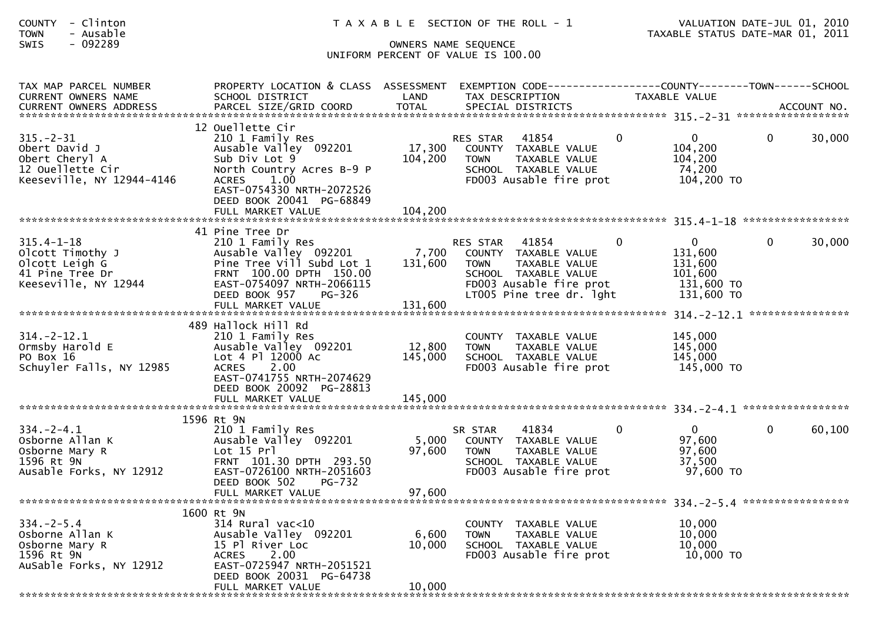COUNTY - Clinton
TOWN - Ausable
SWIS - 092289

T A X A B L E SECTION OF THE ROLL - 1

OWNERS NAME SEQUENCE
UNIFORM PERCENT OF VALUE IS 100.00

VALUATION DATE-JUL 01, 2010
TAXABLE STATUS DATE-MAR 01, 2011

| TAX MAP PARCEL NUMBER / CURRENT OWNERS NAME / CURRENT OWNERS ADDRESS | PROPERTY LOCATION & CLASS / SCHOOL DISTRICT / PARCEL SIZE/GRID COORD | ASSESSMENT LAND / TOTAL | EXEMPTION CODE / TAX DESCRIPTION / SPECIAL DISTRICTS | COUNTY TAXABLE VALUE | TOWN | SCHOOL / ACCOUNT NO. |
|---|---|---|---|---|---|---|
| **315.-2-31** | 12 Ouellette Cir | | | | | |
| 315.-2-31 | 210 1 Family Res | | RES STAR 41854 | 0 | 0 | 0 30,000 |
| Obert David J | Ausable Valley 092201 | 17,300 | COUNTY TAXABLE VALUE | 104,200 | | |
| Obert Cheryl A | Sub Div Lot 9 | 104,200 | TOWN TAXABLE VALUE | 104,200 | | |
| 12 Ouellette Cir | North Country Acres B-9 P | | SCHOOL TAXABLE VALUE | 74,200 | | |
| Keeseville, NY 12944-4146 | ACRES 1.00 | | FD003 Ausable fire prot | 104,200 TO | | |
| | EAST-0754330 NRTH-2072526 | | | | | |
| | DEED BOOK 20041 PG-68849 | | | | | |
| | FULL MARKET VALUE | 104,200 | | | | |
| **315.4-1-18** | 41 Pine Tree Dr | | | | | |
| 315.4-1-18 | 210 1 Family Res | | RES STAR 41854 | 0 | 0 | 0 30,000 |
| Olcott Timothy J | Ausable Valley 092201 | 7,700 | COUNTY TAXABLE VALUE | 131,600 | | |
| Olcott Leigh G | Pine Tree Vill Subd Lot 1 | 131,600 | TOWN TAXABLE VALUE | 131,600 | | |
| 41 Pine Tree Dr | FRNT 100.00 DPTH 150.00 | | SCHOOL TAXABLE VALUE | 101,600 | | |
| Keeseville, NY 12944 | EAST-0754097 NRTH-2066115 | | FD003 Ausable fire prot | 131,600 TO | | |
| | DEED BOOK 957 PG-326 | | LT005 Pine tree dr. lght | 131,600 TO | | |
| | FULL MARKET VALUE | 131,600 | | | | |
| **314.-2-12.1** | 489 Hallock Hill Rd | | | | | |
| 314.-2-12.1 | 210 1 Family Res | | COUNTY TAXABLE VALUE | 145,000 | | |
| Ormsby Harold E | Ausable Valley 092201 | 12,800 | TOWN TAXABLE VALUE | 145,000 | | |
| PO Box 16 | Lot 4 Pl 12000 Ac | 145,000 | SCHOOL TAXABLE VALUE | 145,000 | | |
| Schuyler Falls, NY 12985 | ACRES 2.00 | | FD003 Ausable fire prot | 145,000 TO | | |
| | EAST-0741755 NRTH-2074629 | | | | | |
| | DEED BOOK 20092 PG-28813 | | | | | |
| | FULL MARKET VALUE | 145,000 | | | | |
| **334.-2-4.1** | 1596 Rt 9N | | | | | |
| 334.-2-4.1 | 210 1 Family Res | | SR STAR 41834 | 0 | 0 | 0 60,100 |
| Osborne Allan K | Ausable Valley 092201 | 5,000 | COUNTY TAXABLE VALUE | 97,600 | | |
| Osborne Mary R | Lot 15 Prl | 97,600 | TOWN TAXABLE VALUE | 97,600 | | |
| 1596 Rt 9N | FRNT 101.30 DPTH 293.50 | | SCHOOL TAXABLE VALUE | 37,500 | | |
| Ausable Forks, NY 12912 | EAST-0726100 NRTH-2051603 | | FD003 Ausable fire prot | 97,600 TO | | |
| | DEED BOOK 502 PG-732 | | | | | |
| | FULL MARKET VALUE | 97,600 | | | | |
| **334.-2-5.4** | 1600 Rt 9N | | | | | |
| 334.-2-5.4 | 314 Rural vac<10 | | COUNTY TAXABLE VALUE | 10,000 | | |
| Osborne Allan K | Ausable Valley 092201 | 6,600 | TOWN TAXABLE VALUE | 10,000 | | |
| Osborne Mary R | 15 Pl River Loc | 10,000 | SCHOOL TAXABLE VALUE | 10,000 | | |
| 1596 Rt 9N | ACRES 2.00 | | FD003 Ausable fire prot | 10,000 TO | | |
| AuSable Forks, NY 12912 | EAST-0725947 NRTH-2051521 | | | | | |
| | DEED BOOK 20031 PG-64738 | | | | | |
| | FULL MARKET VALUE | 10,000 | | | | |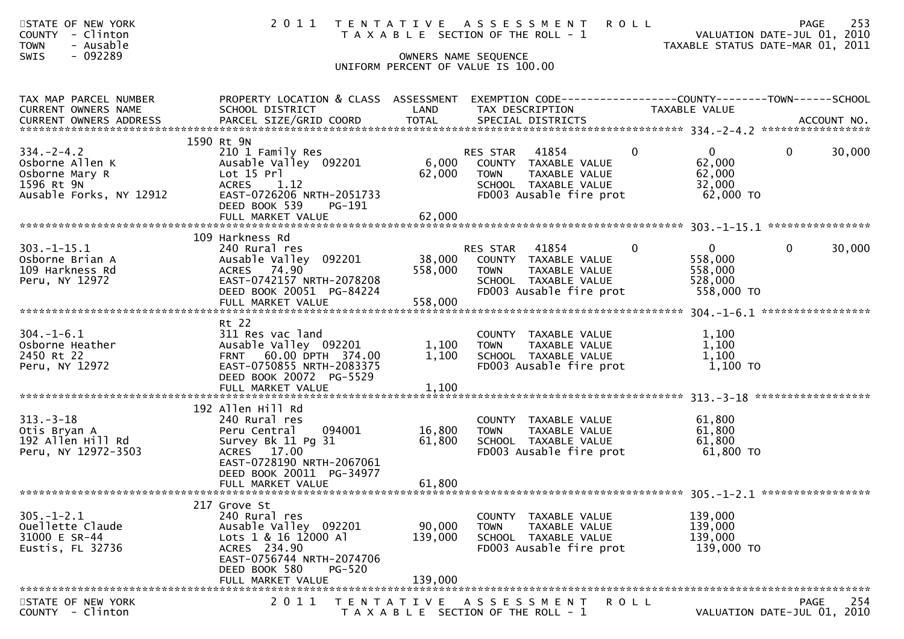STATE OF NEW YORK
COUNTY - Clinton
TOWN - Ausable
SWIS - 092289

# 2011 TENTATIVE ASSESSMENT ROLL

TAXABLE SECTION OF THE ROLL - 1

VALUATION DATE-JUL 01, 2010
TAXABLE STATUS DATE-MAR 01, 2011

OWNERS NAME SEQUENCE
UNIFORM PERCENT OF VALUE IS 100.00

| TAX MAP PARCEL NUMBER / CURRENT OWNERS NAME / CURRENT OWNERS ADDRESS | PROPERTY LOCATION & CLASS / SCHOOL DISTRICT / PARCEL SIZE/GRID COORD | ASSESSMENT LAND | TOTAL | EXEMPTION CODE / TAX DESCRIPTION / SPECIAL DISTRICTS | COUNTY | TOWN | SCHOOL / TAXABLE VALUE | ACCOUNT NO. |
|---|---|---|---|---|---|---|---|---|
| **334.-2-4.2** | 1590 Rt 9N | | | | | | | |
| 334.-2-4.2 | 210 1 Family Res | | | RES STAR 41854 | 0 | 0 | 0 30,000 | |
| Osborne Allen K | Ausable Valley 092201 | 6,000 | | COUNTY TAXABLE VALUE | 62,000 | | | |
| Osborne Mary R | Lot 15 Prl | | 62,000 | TOWN TAXABLE VALUE | 62,000 | | | |
| 1596 Rt 9N | ACRES 1.12 | | | SCHOOL TAXABLE VALUE | 32,000 | | | |
| Ausable Forks, NY 12912 | EAST-0726206 NRTH-2051733 | | | FD003 Ausable fire prot | 62,000 TO | | | |
| | DEED BOOK 539 PG-191 | | | | | | | |
| | FULL MARKET VALUE | | 62,000 | | | | | |
| **303.-1-15.1** | 109 Harkness Rd | | | | | | | |
| 303.-1-15.1 | 240 Rural res | | | RES STAR 41854 | 0 | 0 | 0 30,000 | |
| Osborne Brian A | Ausable Valley 092201 | 38,000 | | COUNTY TAXABLE VALUE | 558,000 | | | |
| 109 Harkness Rd | ACRES 74.90 | | 558,000 | TOWN TAXABLE VALUE | 558,000 | | | |
| Peru, NY 12972 | EAST-0742157 NRTH-2078208 | | | SCHOOL TAXABLE VALUE | 528,000 | | | |
| | DEED BOOK 20051 PG-84224 | | | FD003 Ausable fire prot | 558,000 TO | | | |
| | FULL MARKET VALUE | | 558,000 | | | | | |
| **304.-1-6.1** | Rt 22 | | | | | | | |
| 304.-1-6.1 | 311 Res vac land | | | COUNTY TAXABLE VALUE | 1,100 | | | |
| Osborne Heather | Ausable Valley 092201 | 1,100 | | TOWN TAXABLE VALUE | 1,100 | | | |
| 2450 Rt 22 | FRNT 60.00 DPTH 374.00 | | 1,100 | SCHOOL TAXABLE VALUE | 1,100 | | | |
| Peru, NY 12972 | EAST-0750855 NRTH-2083375 | | | FD003 Ausable fire prot | 1,100 TO | | | |
| | DEED BOOK 20072 PG-5529 | | | | | | | |
| | FULL MARKET VALUE | | 1,100 | | | | | |
| **313.-3-18** | 192 Allen Hill Rd | | | | | | | |
| 313.-3-18 | 240 Rural res | | | COUNTY TAXABLE VALUE | 61,800 | | | |
| Otis Bryan A | Peru Central 094001 | 16,800 | | TOWN TAXABLE VALUE | 61,800 | | | |
| 192 Allen Hill Rd | Survey Bk 11 Pg 31 | | 61,800 | SCHOOL TAXABLE VALUE | 61,800 | | | |
| Peru, NY 12972-3503 | ACRES 17.00 | | | FD003 Ausable fire prot | 61,800 TO | | | |
| | EAST-0728190 NRTH-2067061 | | | | | | | |
| | DEED BOOK 20011 PG-34977 | | | | | | | |
| | FULL MARKET VALUE | | 61,800 | | | | | |
| **305.-1-2.1** | 217 Grove St | | | | | | | |
| 305.-1-2.1 | 240 Rural res | | | COUNTY TAXABLE VALUE | 139,000 | | | |
| Ouellette Claude | Ausable Valley 092201 | 90,000 | | TOWN TAXABLE VALUE | 139,000 | | | |
| 31000 E SR-44 | Lots 1 & 16 12000 Al | | 139,000 | SCHOOL TAXABLE VALUE | 139,000 | | | |
| Eustis, FL 32736 | ACRES 234.90 | | | FD003 Ausable fire prot | 139,000 TO | | | |
| | EAST-0756744 NRTH-2074706 | | | | | | | |
| | DEED BOOK 580 PG-520 | | | | | | | |
| | FULL MARKET VALUE | | 139,000 | | | | | |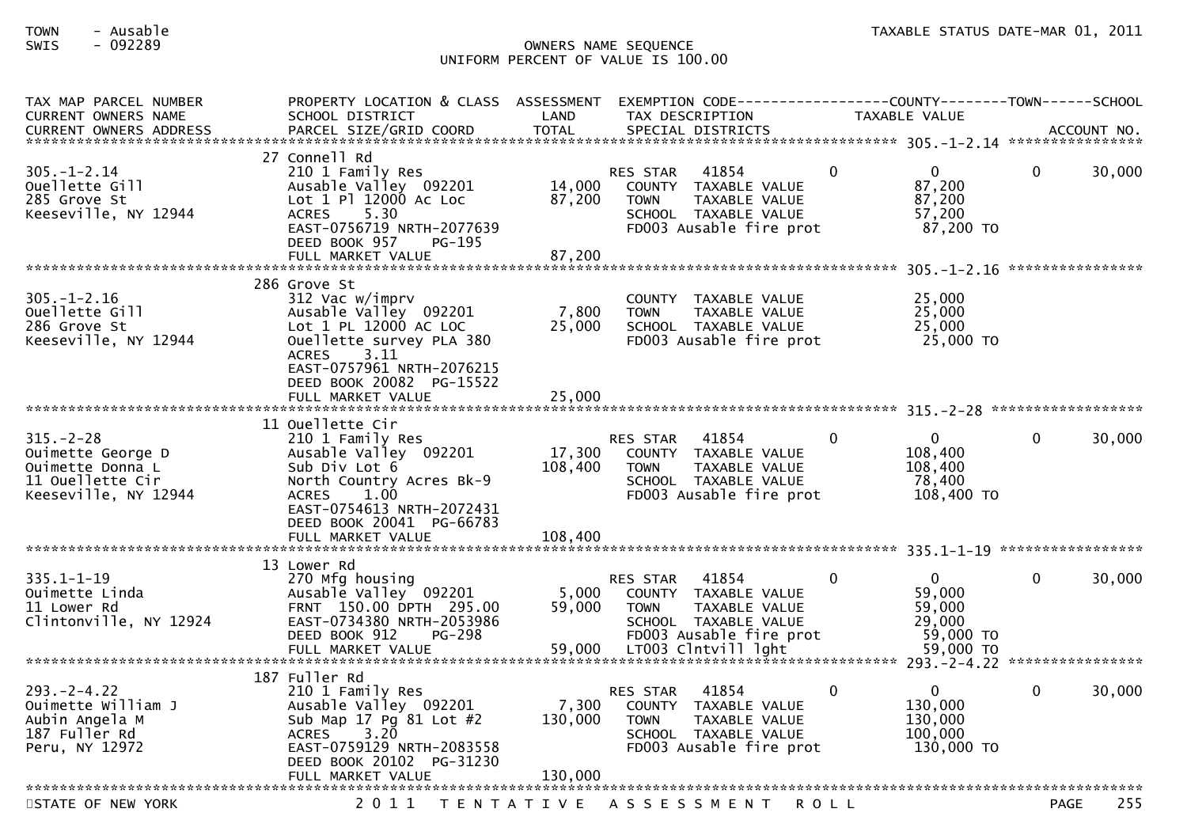TOWN - Ausable
SWIS - 092289

OWNERS NAME SEQUENCE
UNIFORM PERCENT OF VALUE IS 100.00

TAXABLE STATUS DATE-MAR 01, 2011

| TAX MAP PARCEL NUMBER / CURRENT OWNERS NAME / CURRENT OWNERS ADDRESS | PROPERTY LOCATION & CLASS / SCHOOL DISTRICT / PARCEL SIZE/GRID COORD | ASSESSMENT LAND / TOTAL | EXEMPTION CODE / TAX DESCRIPTION / SPECIAL DISTRICTS | COUNTY | TAXABLE VALUE | TOWN | SCHOOL / ACCOUNT NO. |
|---|---|---|---|---|---|---|---|
| **305.-1-2.14** | 27 Connell Rd | | | | | | |
| 305.-1-2.14 | 210 1 Family Res | | RES STAR 41854 | 0 | 0 | 0 | 30,000 |
| Ouellette Gill | Ausable Valley 092201 | 14,000 | COUNTY TAXABLE VALUE | | 87,200 | | |
| 285 Grove St | Lot 1 Pl 12000 Ac Loc | 87,200 | TOWN TAXABLE VALUE | | 87,200 | | |
| Keeseville, NY 12944 | ACRES 5.30 | | SCHOOL TAXABLE VALUE | | 57,200 | | |
| | EAST-0756719 NRTH-2077639 | | FD003 Ausable fire prot | | 87,200 TO | | |
| | DEED BOOK 957 PG-195 | | | | | | |
| | FULL MARKET VALUE | 87,200 | | | | | |
| **305.-1-2.16** | 286 Grove St | | | | | | |
| 305.-1-2.16 | 312 Vac w/imprv | | COUNTY TAXABLE VALUE | | 25,000 | | |
| Ouellette Gill | Ausable Valley 092201 | 7,800 | TOWN TAXABLE VALUE | | 25,000 | | |
| 286 Grove St | Lot 1 PL 12000 AC LOC | 25,000 | SCHOOL TAXABLE VALUE | | 25,000 | | |
| Keeseville, NY 12944 | Ouellette survey PLA 380 | | FD003 Ausable fire prot | | 25,000 TO | | |
| | ACRES 3.11 | | | | | | |
| | EAST-0757961 NRTH-2076215 | | | | | | |
| | DEED BOOK 20082 PG-15522 | | | | | | |
| | FULL MARKET VALUE | 25,000 | | | | | |
| **315.-2-28** | 11 Ouellette Cir | | | | | | |
| 315.-2-28 | 210 1 Family Res | | RES STAR 41854 | 0 | 0 | 0 | 30,000 |
| Ouimette George D | Ausable Valley 092201 | 17,300 | COUNTY TAXABLE VALUE | | 108,400 | | |
| Ouimette Donna L | Sub Div Lot 6 | 108,400 | TOWN TAXABLE VALUE | | 108,400 | | |
| 11 Ouellette Cir | North Country Acres Bk-9 | | SCHOOL TAXABLE VALUE | | 78,400 | | |
| Keeseville, NY 12944 | ACRES 1.00 | | FD003 Ausable fire prot | | 108,400 TO | | |
| | EAST-0754613 NRTH-2072431 | | | | | | |
| | DEED BOOK 20041 PG-66783 | | | | | | |
| | FULL MARKET VALUE | 108,400 | | | | | |
| **335.1-1-19** | 13 Lower Rd | | | | | | |
| 335.1-1-19 | 270 Mfg housing | | RES STAR 41854 | 0 | 0 | 0 | 30,000 |
| Ouimette Linda | Ausable Valley 092201 | 5,000 | COUNTY TAXABLE VALUE | | 59,000 | | |
| 11 Lower Rd | FRNT 150.00 DPTH 295.00 | 59,000 | TOWN TAXABLE VALUE | | 59,000 | | |
| Clintonville, NY 12924 | EAST-0734380 NRTH-2053986 | | SCHOOL TAXABLE VALUE | | 29,000 | | |
| | DEED BOOK 912 PG-298 | | FD003 Ausable fire prot | | 59,000 TO | | |
| | FULL MARKET VALUE | 59,000 | LT003 Clntvill lght | | 59,000 TO | | |
| **293.-2-4.22** | 187 Fuller Rd | | | | | | |
| 293.-2-4.22 | 210 1 Family Res | | RES STAR 41854 | 0 | 0 | 0 | 30,000 |
| Ouimette William J | Ausable Valley 092201 | 7,300 | COUNTY TAXABLE VALUE | | 130,000 | | |
| Aubin Angela M | Sub Map 17 Pg 81 Lot #2 | 130,000 | TOWN TAXABLE VALUE | | 130,000 | | |
| 187 Fuller Rd | ACRES 3.20 | | SCHOOL TAXABLE VALUE | | 100,000 | | |
| Peru, NY 12972 | EAST-0759129 NRTH-2083558 | | FD003 Ausable fire prot | | 130,000 TO | | |
| | DEED BOOK 20102 PG-31230 | | | | | | |
| | FULL MARKET VALUE | 130,000 | | | | | |

STATE OF NEW YORK 2011 TENTATIVE ASSESSMENT ROLL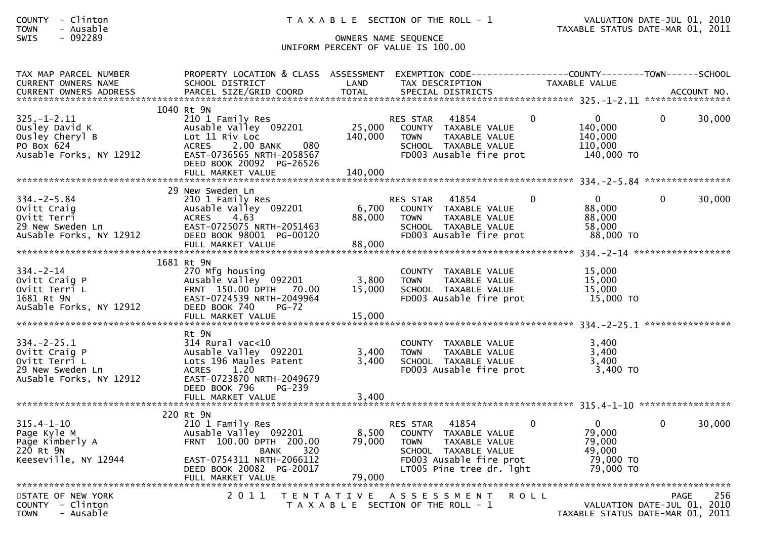COUNTY - Clinton
TOWN - Ausable
SWIS - 092289

T A X A B L E SECTION OF THE ROLL - 1

OWNERS NAME SEQUENCE
UNIFORM PERCENT OF VALUE IS 100.00

VALUATION DATE-JUL 01, 2010
TAXABLE STATUS DATE-MAR 01, 2011

| TAX MAP PARCEL NUMBER / CURRENT OWNERS NAME / CURRENT OWNERS ADDRESS | PROPERTY LOCATION & CLASS / SCHOOL DISTRICT / PARCEL SIZE/GRID COORD | ASSESSMENT LAND / TOTAL | EXEMPTION CODE / TAX DESCRIPTION / SPECIAL DISTRICTS | COUNTY | TAXABLE VALUE | TOWN | SCHOOL / ACCOUNT NO. |
|---|---|---|---|---|---|---|---|
| **325.-1-2.11** | 1040 Rt 9N | | | | | | |
| 325.-1-2.11 | 210 1 Family Res | | RES STAR 41854 | 0 | 0 | 0 | 30,000 |
| Ousley David K | Ausable Valley 092201 | 25,000 | COUNTY TAXABLE VALUE | | 140,000 | | |
| Ousley Cheryl B | Lot 11 Riv Loc | 140,000 | TOWN TAXABLE VALUE | | 140,000 | | |
| PO Box 624 | ACRES 2.00 BANK 080 | | SCHOOL TAXABLE VALUE | | 110,000 | | |
| Ausable Forks, NY 12912 | EAST-0736565 NRTH-2058567 | | FD003 Ausable fire prot | | 140,000 TO | | |
| | DEED BOOK 20092 PG-26526 | | | | | | |
| | FULL MARKET VALUE | 140,000 | | | | | |
| **334.-2-5.84** | 29 New Sweden Ln | | | | | | |
| 334.-2-5.84 | 210 1 Family Res | | RES STAR 41854 | 0 | 0 | 0 | 30,000 |
| Ovitt Craig | Ausable Valley 092201 | 6,700 | COUNTY TAXABLE VALUE | | 88,000 | | |
| Ovitt Terri | ACRES 4.63 | 88,000 | TOWN TAXABLE VALUE | | 88,000 | | |
| 29 New Sweden Ln | EAST-0725075 NRTH-2051463 | | SCHOOL TAXABLE VALUE | | 58,000 | | |
| AuSable Forks, NY 12912 | DEED BOOK 98001 PG-00120 | | FD003 Ausable fire prot | | 88,000 TO | | |
| | FULL MARKET VALUE | 88,000 | | | | | |
| **334.-2-14** | 1681 Rt 9N | | | | | | |
| 334.-2-14 | 270 Mfg housing | | COUNTY TAXABLE VALUE | | 15,000 | | |
| Ovitt Craig P | Ausable Valley 092201 | 3,800 | TOWN TAXABLE VALUE | | 15,000 | | |
| Ovitt Terri L | FRNT 150.00 DPTH 70.00 | 15,000 | SCHOOL TAXABLE VALUE | | 15,000 | | |
| 1681 Rt 9N | EAST-0724539 NRTH-2049964 | | FD003 Ausable fire prot | | 15,000 TO | | |
| AuSable Forks, NY 12912 | DEED BOOK 740 PG-72 | | | | | | |
| | FULL MARKET VALUE | 15,000 | | | | | |
| **334.-2-25.1** | Rt 9N | | | | | | |
| 334.-2-25.1 | 314 Rural vac<10 | | COUNTY TAXABLE VALUE | | 3,400 | | |
| Ovitt Craig P | Ausable Valley 092201 | 3,400 | TOWN TAXABLE VALUE | | 3,400 | | |
| Ovitt Terri L | Lots 196 Maules Patent | 3,400 | SCHOOL TAXABLE VALUE | | 3,400 | | |
| 29 New Sweden Ln | ACRES 1.20 | | FD003 Ausable fire prot | | 3,400 TO | | |
| AuSable Forks, NY 12912 | EAST-0723870 NRTH-2049679 | | | | | | |
| | DEED BOOK 796 PG-239 | | | | | | |
| | FULL MARKET VALUE | 3,400 | | | | | |
| **315.4-1-10** | 220 Rt 9N | | | | | | |
| 315.4-1-10 | 210 1 Family Res | | RES STAR 41854 | 0 | 0 | 0 | 30,000 |
| Page Kyle M | Ausable Valley 092201 | 8,500 | COUNTY TAXABLE VALUE | | 79,000 | | |
| Page Kimberly A | FRNT 100.00 DPTH 200.00 | 79,000 | TOWN TAXABLE VALUE | | 79,000 | | |
| 220 Rt 9N | BANK 320 | | SCHOOL TAXABLE VALUE | | 49,000 | | |
| Keeseville, NY 12944 | EAST-0754311 NRTH-2066112 | | FD003 Ausable fire prot | | 79,000 TO | | |
| | DEED BOOK 20082 PG-20017 | | LT005 Pine tree dr. lght | | 79,000 TO | | |
| | FULL MARKET VALUE | 79,000 | | | | | |

STATE OF NEW YORK
COUNTY - Clinton
TOWN - Ausable

2 0 1 1 T E N T A T I V E A S S E S S M E N T R O L L
T A X A B L E SECTION OF THE ROLL - 1

VALUATION DATE-JUL 01, 2010
TAXABLE STATUS DATE-MAR 01, 2011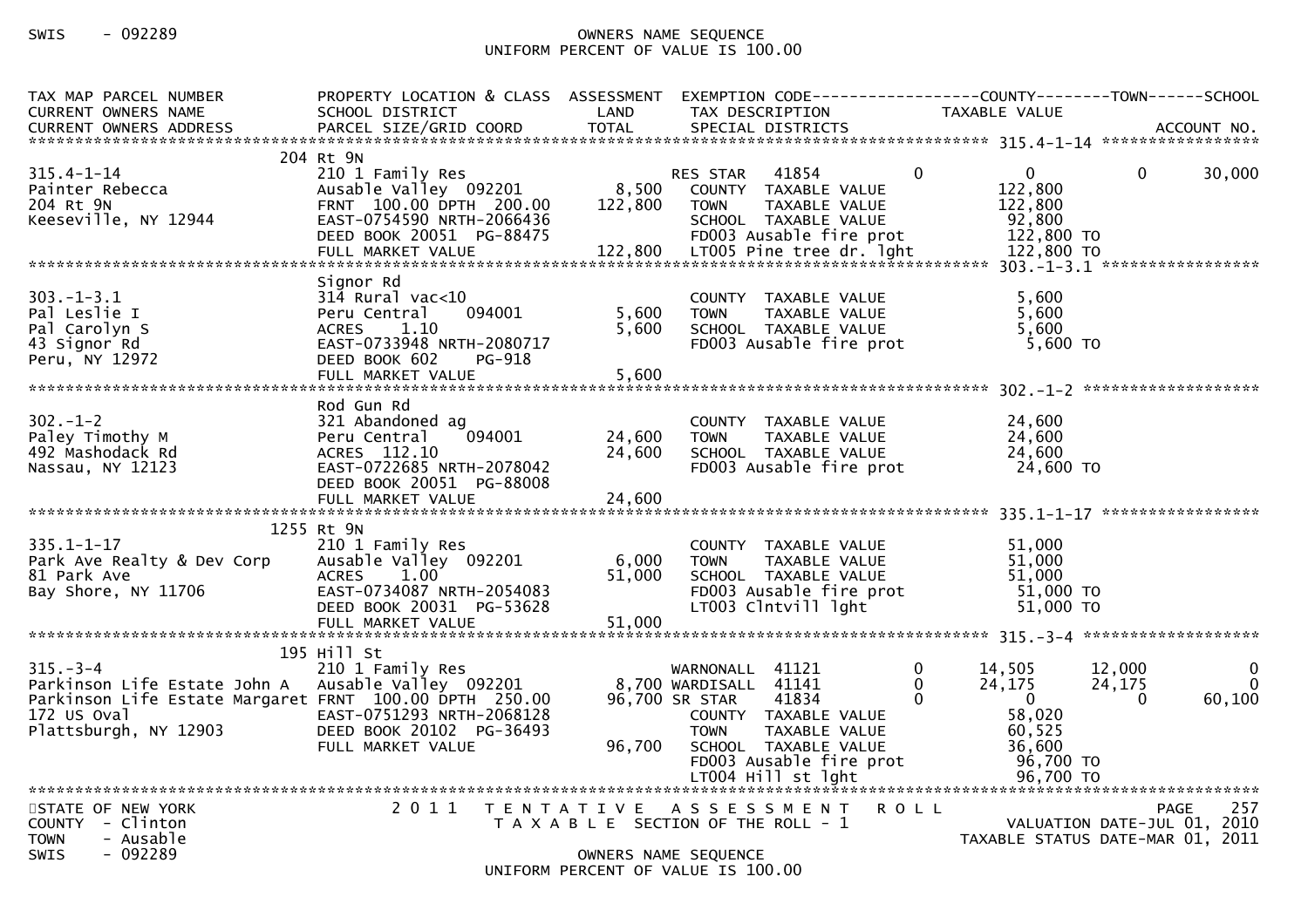| TAX MAP PARCEL NUMBER<br>CURRENT OWNERS NAME<br>CURRENT OWNERS ADDRESS | PROPERTY LOCATION & CLASS<br>SCHOOL DISTRICT<br>PARCEL SIZE/GRID COORD | ASSESSMENT<br>LAND<br>TOTAL | EXEMPTION CODE<br>TAX DESCRIPTION<br>SPECIAL DISTRICTS | | COUNTY<br>TAXABLE VALUE | TOWN | SCHOOL<br>ACCOUNT NO. |
|---|---|---|---|---|---|---|---|
| **315.4-1-14** | 204 Rt 9N | | | | | | |
| 315.4-1-14 | 210 1 Family Res | | RES STAR 41854 | 0 | 0 | 0 | 30,000 |
| Painter Rebecca | Ausable Valley 092201 | 8,500 | COUNTY TAXABLE VALUE | | 122,800 | | |
| 204 Rt 9N | FRNT 100.00 DPTH 200.00 | 122,800 | TOWN TAXABLE VALUE | | 122,800 | | |
| Keeseville, NY 12944 | EAST-0754590 NRTH-2066436 | | SCHOOL TAXABLE VALUE | | 92,800 | | |
| | DEED BOOK 20051 PG-88475 | | FD003 Ausable fire prot | | 122,800 TO | | |
| | FULL MARKET VALUE | 122,800 | LT005 Pine tree dr. lght | | 122,800 TO | | |
| **303.-1-3.1** | Signor Rd | | | | | | |
| 303.-1-3.1 | 314 Rural vac<10 | | COUNTY TAXABLE VALUE | | 5,600 | | |
| Pal Leslie I | Peru Central 094001 | 5,600 | TOWN TAXABLE VALUE | | 5,600 | | |
| Pal Carolyn S | ACRES 1.10 | 5,600 | SCHOOL TAXABLE VALUE | | 5,600 | | |
| 43 Signor Rd | EAST-0733948 NRTH-2080717 | | FD003 Ausable fire prot | | 5,600 TO | | |
| Peru, NY 12972 | DEED BOOK 602 PG-918 | | | | | | |
| | FULL MARKET VALUE | 5,600 | | | | | |
| **302.-1-2** | Rod Gun Rd | | | | | | |
| 302.-1-2 | 321 Abandoned ag | | COUNTY TAXABLE VALUE | | 24,600 | | |
| Paley Timothy M | Peru Central 094001 | 24,600 | TOWN TAXABLE VALUE | | 24,600 | | |
| 492 Mashodack Rd | ACRES 112.10 | 24,600 | SCHOOL TAXABLE VALUE | | 24,600 | | |
| Nassau, NY 12123 | EAST-0722685 NRTH-2078042 | | FD003 Ausable fire prot | | 24,600 TO | | |
| | DEED BOOK 20051 PG-88008 | | | | | | |
| | FULL MARKET VALUE | 24,600 | | | | | |
| **335.1-1-17** | 1255 Rt 9N | | | | | | |
| 335.1-1-17 | 210 1 Family Res | | COUNTY TAXABLE VALUE | | 51,000 | | |
| Park Ave Realty & Dev Corp | Ausable Valley 092201 | 6,000 | TOWN TAXABLE VALUE | | 51,000 | | |
| 81 Park Ave | ACRES 1.00 | 51,000 | SCHOOL TAXABLE VALUE | | 51,000 | | |
| Bay Shore, NY 11706 | EAST-0734087 NRTH-2054083 | | FD003 Ausable fire prot | | 51,000 TO | | |
| | DEED BOOK 20031 PG-53628 | | LT003 Clntvill lght | | 51,000 TO | | |
| | FULL MARKET VALUE | 51,000 | | | | | |
| **315.-3-4** | 195 Hill St | | | | | | |
| 315.-3-4 | 210 1 Family Res | | WARNONALL 41121 | 0 | 14,505 | 12,000 | 0 |
| Parkinson Life Estate John A | Ausable Valley 092201 | 8,700 | WARDISALL 41141 | 0 | 24,175 | 24,175 | 0 |
| Parkinson Life Estate Margaret | FRNT 100.00 DPTH 250.00 | 96,700 | SR STAR 41834 | 0 | 0 | 0 | 60,100 |
| 172 US Oval | EAST-0751293 NRTH-2068128 | | COUNTY TAXABLE VALUE | | 58,020 | | |
| Plattsburgh, NY 12903 | DEED BOOK 20102 PG-36493 | | TOWN TAXABLE VALUE | | 60,525 | | |
| | FULL MARKET VALUE | 96,700 | SCHOOL TAXABLE VALUE | | 36,600 | | |
| | | | FD003 Ausable fire prot | | 96,700 TO | | |
| | | | LT004 Hill st lght | | 96,700 TO | | |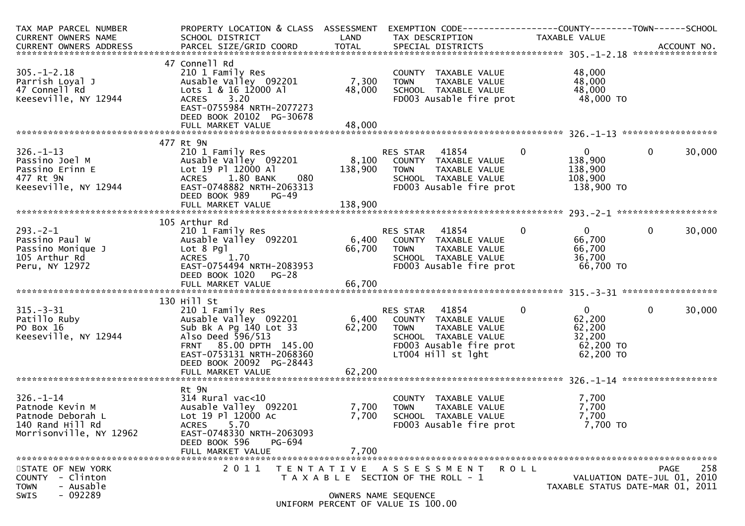| TAX MAP PARCEL NUMBER<br>CURRENT OWNERS NAME<br>CURRENT OWNERS ADDRESS | PROPERTY LOCATION & CLASS<br>SCHOOL DISTRICT<br>PARCEL SIZE/GRID COORD | ASSESSMENT<br>LAND<br>TOTAL | EXEMPTION CODE<br>TAX DESCRIPTION<br>SPECIAL DISTRICTS | COUNTY<br>TAXABLE VALUE | TOWN | SCHOOL<br>ACCOUNT NO. |
|---|---|---|---|---|---|---|
| **305.-1-2.18** | 47 Connell Rd | | | | | |
| 305.-1-2.18 | 210 1 Family Res | | COUNTY TAXABLE VALUE | 48,000 | | |
| Parrish Loyal J | Ausable Valley 092201 | 7,300 | TOWN TAXABLE VALUE | 48,000 | | |
| 47 Connell Rd | Lots 1 & 16 12000 Al | 48,000 | SCHOOL TAXABLE VALUE | 48,000 | | |
| Keeseville, NY 12944 | ACRES 3.20 | | FD003 Ausable fire prot | 48,000 TO | | |
| | EAST-0755984 NRTH-2077273 | | | | | |
| | DEED BOOK 20102 PG-30678 | | | | | |
| | FULL MARKET VALUE | 48,000 | | | | |
| **326.-1-13** | 477 Rt 9N | | | | | |
| 326.-1-13 | 210 1 Family Res | | RES STAR 41854 | 0 | 0 | 0 30,000 |
| Passino Joel M | Ausable Valley 092201 | 8,100 | COUNTY TAXABLE VALUE | 138,900 | | |
| Passino Erinn E | Lot 19 Pl 12000 Al | 138,900 | TOWN TAXABLE VALUE | 138,900 | | |
| 477 Rt 9N | ACRES 1.80 BANK 080 | | SCHOOL TAXABLE VALUE | 108,900 | | |
| Keeseville, NY 12944 | EAST-0748882 NRTH-2063313 | | FD003 Ausable fire prot | 138,900 TO | | |
| | DEED BOOK 989 PG-49 | | | | | |
| | FULL MARKET VALUE | 138,900 | | | | |
| **293.-2-1** | 105 Arthur Rd | | | | | |
| 293.-2-1 | 210 1 Family Res | | RES STAR 41854 | 0 | 0 | 0 30,000 |
| Passino Paul W | Ausable Valley 092201 | 6,400 | COUNTY TAXABLE VALUE | 66,700 | | |
| Passino Monique J | Lot 8 Pgl | 66,700 | TOWN TAXABLE VALUE | 66,700 | | |
| 105 Arthur Rd | ACRES 1.70 | | SCHOOL TAXABLE VALUE | 36,700 | | |
| Peru, NY 12972 | EAST-0754494 NRTH-2083953 | | FD003 Ausable fire prot | 66,700 TO | | |
| | DEED BOOK 1020 PG-28 | | | | | |
| | FULL MARKET VALUE | 66,700 | | | | |
| **315.-3-31** | 130 Hill St | | | | | |
| 315.-3-31 | 210 1 Family Res | | RES STAR 41854 | 0 | 0 | 0 30,000 |
| Patillo Ruby | Ausable Valley 092201 | 6,400 | COUNTY TAXABLE VALUE | 62,200 | | |
| PO Box 16 | Sub Bk A Pg 140 Lot 33 | 62,200 | TOWN TAXABLE VALUE | 62,200 | | |
| Keeseville, NY 12944 | Also Deed 596/513 | | SCHOOL TAXABLE VALUE | 32,200 | | |
| | FRNT 85.00 DPTH 145.00 | | FD003 Ausable fire prot | 62,200 TO | | |
| | EAST-0753131 NRTH-2068360 | | LT004 Hill st lght | 62,200 TO | | |
| | DEED BOOK 20092 PG-28443 | | | | | |
| | FULL MARKET VALUE | 62,200 | | | | |
| **326.-1-14** | Rt 9N | | | | | |
| 326.-1-14 | 314 Rural vac<10 | | COUNTY TAXABLE VALUE | 7,700 | | |
| Patnode Kevin M | Ausable Valley 092201 | 7,700 | TOWN TAXABLE VALUE | 7,700 | | |
| Patnode Deborah L | Lot 19 Pl 12000 Ac | 7,700 | SCHOOL TAXABLE VALUE | 7,700 | | |
| 140 Rand Hill Rd | ACRES 5.70 | | FD003 Ausable fire prot | 7,700 TO | | |
| Morrisonville, NY 12962 | EAST-0748330 NRTH-2063093 | | | | | |
| | DEED BOOK 596 PG-694 | | | | | |
| | FULL MARKET VALUE | 7,700 | | | | |

STATE OF NEW YORK — 2011 TENTATIVE ASSESSMENT ROLL
COUNTY - Clinton — TAXABLE SECTION OF THE ROLL - 1 — VALUATION DATE-JUL 01, 2010
TOWN - Ausable — TAXABLE STATUS DATE-MAR 01, 2011
SWIS - 092289 — OWNERS NAME SEQUENCE
UNIFORM PERCENT OF VALUE IS 100.00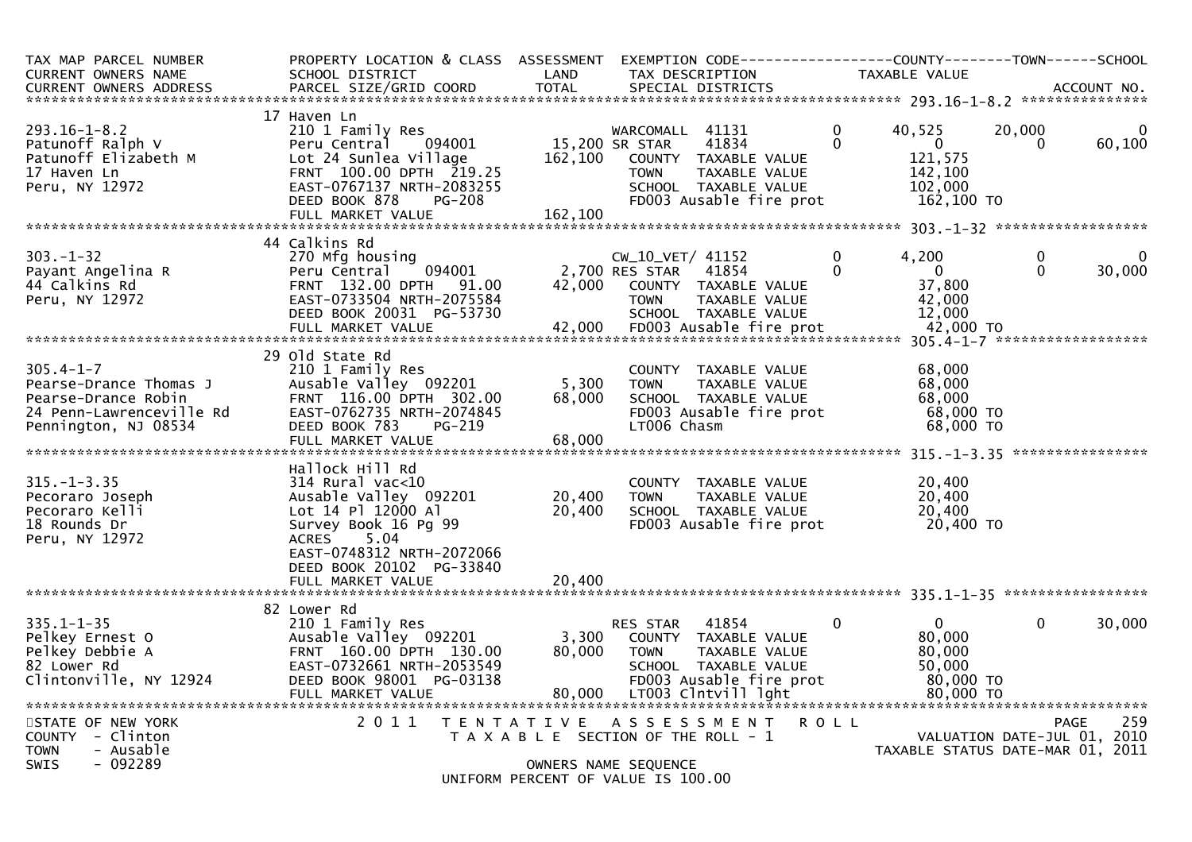| TAX MAP PARCEL NUMBER<br>CURRENT OWNERS NAME<br>CURRENT OWNERS ADDRESS | PROPERTY LOCATION & CLASS<br>SCHOOL DISTRICT<br>PARCEL SIZE/GRID COORD | ASSESSMENT<br>LAND<br>TOTAL | EXEMPTION CODE<br>TAX DESCRIPTION<br>SPECIAL DISTRICTS | | COUNTY<br>TAXABLE VALUE | TOWN | SCHOOL<br><br>ACCOUNT NO. |
|---|---|---|---|---|---|---|---|
| **293.16-1-8.2** | 17 Haven Ln | | | | | | |
| 293.16-1-8.2 | 210 1 Family Res | | WARCOMALL 41131 | 0 | 40,525 | 20,000 | 0 |
| Patunoff Ralph V | Peru Central 094001 | 15,200 | SR STAR 41834 | 0 | 0 | 0 | 60,100 |
| Patunoff Elizabeth M | Lot 24 Sunlea Village | 162,100 | COUNTY TAXABLE VALUE | | 121,575 | | |
| 17 Haven Ln | FRNT 100.00 DPTH 219.25 | | TOWN TAXABLE VALUE | | 142,100 | | |
| Peru, NY 12972 | EAST-0767137 NRTH-2083255 | | SCHOOL TAXABLE VALUE | | 102,000 | | |
| | DEED BOOK 878 PG-208 | | FD003 Ausable fire prot | | 162,100 TO | | |
| | FULL MARKET VALUE | 162,100 | | | | | |
| **303.-1-32** | 44 Calkins Rd | | | | | | |
| 303.-1-32 | 270 Mfg housing | | CW_10_VET/ 41152 | 0 | 4,200 | 0 | 0 |
| Payant Angelina R | Peru Central 094001 | 2,700 | RES STAR 41854 | 0 | 0 | 0 | 30,000 |
| 44 Calkins Rd | FRNT 132.00 DPTH 91.00 | 42,000 | COUNTY TAXABLE VALUE | | 37,800 | | |
| Peru, NY 12972 | EAST-0733504 NRTH-2075584 | | TOWN TAXABLE VALUE | | 42,000 | | |
| | DEED BOOK 20031 PG-53730 | | SCHOOL TAXABLE VALUE | | 12,000 | | |
| | FULL MARKET VALUE | 42,000 | FD003 Ausable fire prot | | 42,000 TO | | |
| **305.4-1-7** | 29 Old State Rd | | | | | | |
| 305.4-1-7 | 210 1 Family Res | | COUNTY TAXABLE VALUE | | 68,000 | | |
| Pearse-Drance Thomas J | Ausable Valley 092201 | 5,300 | TOWN TAXABLE VALUE | | 68,000 | | |
| Pearse-Drance Robin | FRNT 116.00 DPTH 302.00 | 68,000 | SCHOOL TAXABLE VALUE | | 68,000 | | |
| 24 Penn-Lawrenceville Rd | EAST-0762735 NRTH-2074845 | | FD003 Ausable fire prot | | 68,000 TO | | |
| Pennington, NJ 08534 | DEED BOOK 783 PG-219 | | LT006 Chasm | | 68,000 TO | | |
| | FULL MARKET VALUE | 68,000 | | | | | |
| **315.-1-3.35** | Hallock Hill Rd | | | | | | |
| 315.-1-3.35 | 314 Rural vac<10 | | COUNTY TAXABLE VALUE | | 20,400 | | |
| Pecoraro Joseph | Ausable Valley 092201 | 20,400 | TOWN TAXABLE VALUE | | 20,400 | | |
| Pecoraro Kelli | Lot 14 Pl 12000 Al | 20,400 | SCHOOL TAXABLE VALUE | | 20,400 | | |
| 18 Rounds Dr | Survey Book 16 Pg 99 | | FD003 Ausable fire prot | | 20,400 TO | | |
| Peru, NY 12972 | ACRES 5.04 | | | | | | |
| | EAST-0748312 NRTH-2072066 | | | | | | |
| | DEED BOOK 20102 PG-33840 | | | | | | |
| | FULL MARKET VALUE | 20,400 | | | | | |
| **335.1-1-35** | 82 Lower Rd | | | | | | |
| 335.1-1-35 | 210 1 Family Res | | RES STAR 41854 | 0 | 0 | 0 | 30,000 |
| Pelkey Ernest O | Ausable Valley 092201 | 3,300 | COUNTY TAXABLE VALUE | | 80,000 | | |
| Pelkey Debbie A | FRNT 160.00 DPTH 130.00 | 80,000 | TOWN TAXABLE VALUE | | 80,000 | | |
| 82 Lower Rd | EAST-0732661 NRTH-2053549 | | SCHOOL TAXABLE VALUE | | 50,000 | | |
| Clintonville, NY 12924 | DEED BOOK 98001 PG-03138 | | FD003 Ausable fire prot | | 80,000 TO | | |
| | FULL MARKET VALUE | 80,000 | LT003 Clntvill lght | | 80,000 TO | | |

STATE OF NEW YORK
COUNTY - Clinton
TOWN - Ausable
SWIS - 092289

2011 TENTATIVE ASSESSMENT ROLL
TAXABLE SECTION OF THE ROLL - 1
OWNERS NAME SEQUENCE
UNIFORM PERCENT OF VALUE IS 100.00

VALUATION DATE-JUL 01, 2010
TAXABLE STATUS DATE-MAR 01, 2011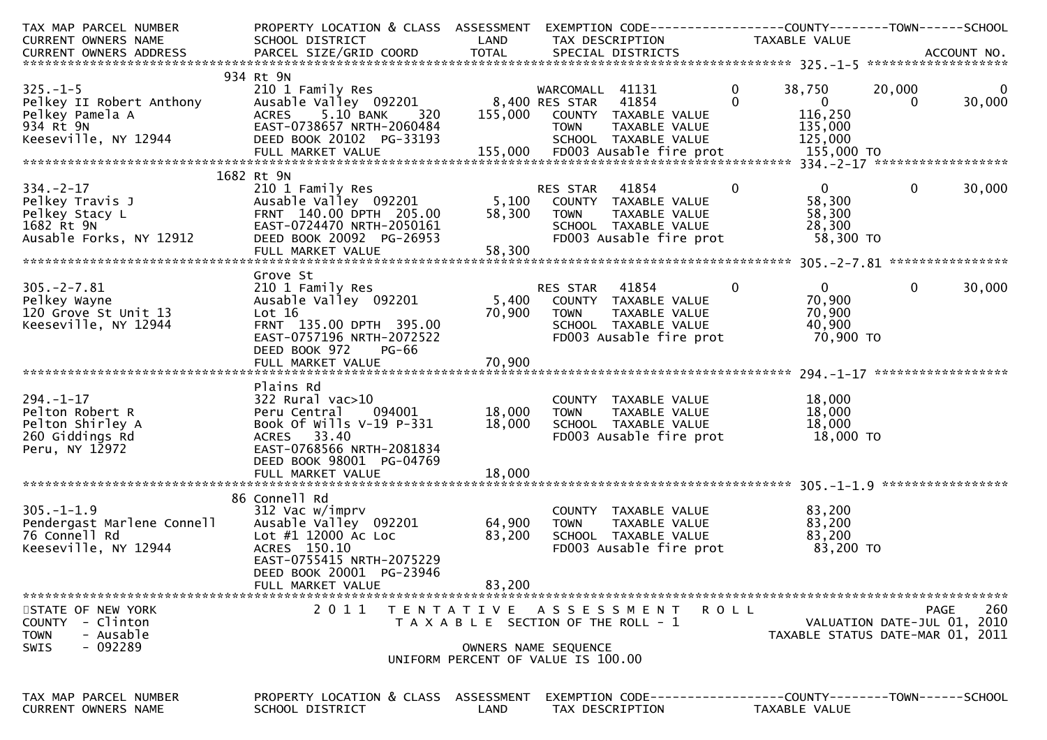| TAX MAP PARCEL NUMBER<br>CURRENT OWNERS NAME<br>CURRENT OWNERS ADDRESS | PROPERTY LOCATION & CLASS<br>SCHOOL DISTRICT<br>PARCEL SIZE/GRID COORD | ASSESSMENT<br>LAND<br>TOTAL | EXEMPTION CODE<br>TAX DESCRIPTION<br>SPECIAL DISTRICTS | | COUNTY<br>TAXABLE VALUE | TOWN | SCHOOL<br>ACCOUNT NO. |
|---|---|---|---|---|---|---|---|
| **325.-1-5** | 934 Rt 9N | | | | | | |
| 325.-1-5 | 210 1 Family Res | | WARCOMALL 41131 | 0 | 38,750 | 20,000 | 0 |
| Pelkey II Robert Anthony | Ausable Valley 092201 | 8,400 | RES STAR 41854 | 0 | 0 | 0 | 30,000 |
| Pelkey Pamela A | ACRES 5.10 BANK 320 | 155,000 | COUNTY TAXABLE VALUE | | 116,250 | | |
| 934 Rt 9N | EAST-0738657 NRTH-2060484 | | TOWN TAXABLE VALUE | | 135,000 | | |
| Keeseville, NY 12944 | DEED BOOK 20102 PG-33193 | | SCHOOL TAXABLE VALUE | | 125,000 | | |
| | FULL MARKET VALUE | 155,000 | FD003 Ausable fire prot | | 155,000 TO | | |
| **334.-2-17** | 1682 Rt 9N | | | | | | |
| 334.-2-17 | 210 1 Family Res | | RES STAR 41854 | 0 | 0 | 0 | 30,000 |
| Pelkey Travis J | Ausable Valley 092201 | 5,100 | COUNTY TAXABLE VALUE | | 58,300 | | |
| Pelkey Stacy L | FRNT 140.00 DPTH 205.00 | 58,300 | TOWN TAXABLE VALUE | | 58,300 | | |
| 1682 Rt 9N | EAST-0724470 NRTH-2050161 | | SCHOOL TAXABLE VALUE | | 28,300 | | |
| Ausable Forks, NY 12912 | DEED BOOK 20092 PG-26953 | | FD003 Ausable fire prot | | 58,300 TO | | |
| | FULL MARKET VALUE | 58,300 | | | | | |
| **305.-2-7.81** | Grove St | | | | | | |
| 305.-2-7.81 | 210 1 Family Res | | RES STAR 41854 | 0 | 0 | 0 | 30,000 |
| Pelkey Wayne | Ausable Valley 092201 | 5,400 | COUNTY TAXABLE VALUE | | 70,900 | | |
| 120 Grove St Unit 13 | Lot 16 | 70,900 | TOWN TAXABLE VALUE | | 70,900 | | |
| Keeseville, NY 12944 | FRNT 135.00 DPTH 395.00 | | SCHOOL TAXABLE VALUE | | 40,900 | | |
| | EAST-0757196 NRTH-2072522 | | FD003 Ausable fire prot | | 70,900 TO | | |
| | DEED BOOK 972 PG-66 | | | | | | |
| | FULL MARKET VALUE | 70,900 | | | | | |
| **294.-1-17** | Plains Rd | | | | | | |
| 294.-1-17 | 322 Rural vac>10 | | COUNTY TAXABLE VALUE | | 18,000 | | |
| Pelton Robert R | Peru Central 094001 | 18,000 | TOWN TAXABLE VALUE | | 18,000 | | |
| Pelton Shirley A | Book Of Wills V-19 P-331 | 18,000 | SCHOOL TAXABLE VALUE | | 18,000 | | |
| 260 Giddings Rd | ACRES 33.40 | | FD003 Ausable fire prot | | 18,000 TO | | |
| Peru, NY 12972 | EAST-0768566 NRTH-2081834 | | | | | | |
| | DEED BOOK 98001 PG-04769 | | | | | | |
| | FULL MARKET VALUE | 18,000 | | | | | |
| **305.-1-1.9** | 86 Connell Rd | | | | | | |
| 305.-1-1.9 | 312 Vac w/imprv | | COUNTY TAXABLE VALUE | | 83,200 | | |
| Pendergast Marlene Connell | Ausable Valley 092201 | 64,900 | TOWN TAXABLE VALUE | | 83,200 | | |
| 76 Connell Rd | Lot #1 12000 Ac Loc | 83,200 | SCHOOL TAXABLE VALUE | | 83,200 | | |
| Keeseville, NY 12944 | ACRES 150.10 | | FD003 Ausable fire prot | | 83,200 TO | | |
| | EAST-0755415 NRTH-2075229 | | | | | | |
| | DEED BOOK 20001 PG-23946 | | | | | | |
| | FULL MARKET VALUE | 83,200 | | | | | |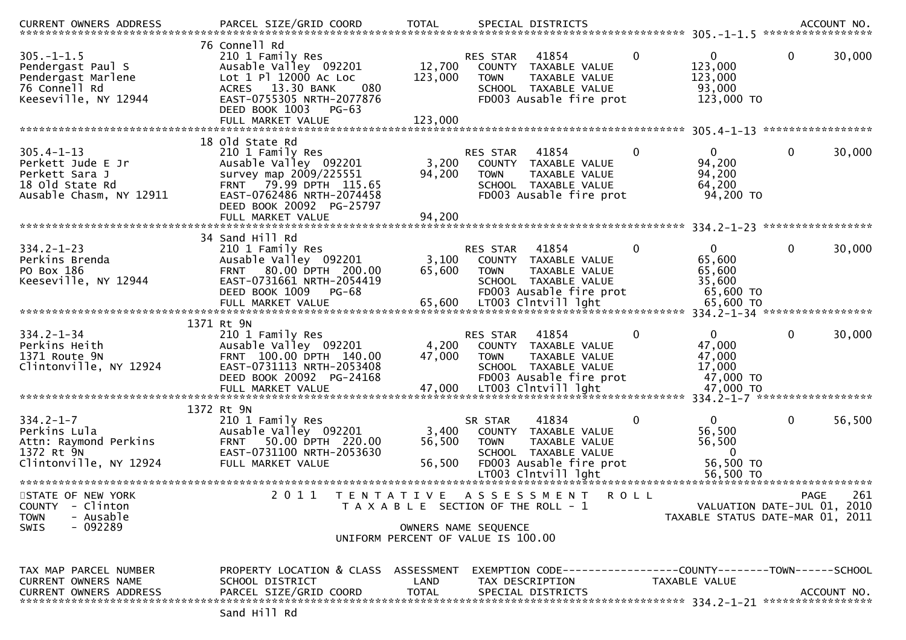```
CURRENT OWNERS ADDRESS          PARCEL SIZE/GRID COORD          TOTAL       SPECIAL DISTRICTS                                           ACCOUNT NO.
******************************************************************************************************* 305.-1-1.5 *****************
                                76 Connell Rd
305.-1-1.5                      210 1 Family Res                     RES STAR   41854          0             0            0        30,000
Pendergast Paul S               Ausable Valley  092201       12,700    COUNTY  TAXABLE VALUE              123,000
Pendergast Marlene              Lot 1 Pl 12000 Ac Loc       123,000    TOWN    TAXABLE VALUE              123,000
76 Connell Rd                   ACRES   13.30 BANK    080              SCHOOL  TAXABLE VALUE               93,000
Keeseville, NY 12944            EAST-0755305 NRTH-2077876              FD003 Ausable fire prot            123,000 TO
                                DEED BOOK 1003   PG-63
                                FULL MARKET VALUE            123,000
******************************************************************************************************* 305.4-1-13 *****************
                                18 Old State Rd
305.4-1-13                      210 1 Family Res                     RES STAR   41854          0             0            0        30,000
Perkett Jude E Jr               Ausable Valley  092201        3,200    COUNTY  TAXABLE VALUE               94,200
Perkett Sara J                  survey map 2009/225551       94,200    TOWN    TAXABLE VALUE               94,200
18 Old State Rd                 FRNT   79.99 DPTH 115.65               SCHOOL  TAXABLE VALUE               64,200
Ausable Chasm, NY 12911         EAST-0762486 NRTH-2074458              FD003 Ausable fire prot             94,200 TO
                                DEED BOOK 20092  PG-25797
                                FULL MARKET VALUE             94,200
******************************************************************************************************* 334.2-1-23 *****************
                                34 Sand Hill Rd
334.2-1-23                      210 1 Family Res                     RES STAR   41854          0             0            0        30,000
Perkins Brenda                  Ausable Valley  092201        3,100    COUNTY  TAXABLE VALUE               65,600
PO Box 186                      FRNT   80.00 DPTH 200.00     65,600    TOWN    TAXABLE VALUE               65,600
Keeseville, NY 12944            EAST-0731661 NRTH-2054419              SCHOOL  TAXABLE VALUE               35,600
                                DEED BOOK 1009   PG-68                 FD003 Ausable fire prot             65,600 TO
                                FULL MARKET VALUE             65,600   LT003 Clntvill lght                 65,600 TO
******************************************************************************************************* 334.2-1-34 *****************
                                1371 Rt 9N
334.2-1-34                      210 1 Family Res                     RES STAR   41854          0             0            0        30,000
Perkins Heith                   Ausable Valley  092201        4,200    COUNTY  TAXABLE VALUE               47,000
1371 Route 9N                   FRNT  100.00 DPTH 140.00     47,000    TOWN    TAXABLE VALUE               47,000
Clintonville, NY 12924          EAST-0731113 NRTH-2053408              SCHOOL  TAXABLE VALUE               17,000
                                DEED BOOK 20092  PG-24168              FD003 Ausable fire prot             47,000 TO
                                FULL MARKET VALUE             47,000   LT003 Clntvill lght                 47,000 TO
******************************************************************************************************* 334.2-1-7 ******************
                                1372 Rt 9N
334.2-1-7                       210 1 Family Res                     SR STAR    41834          0             0            0        56,500
Perkins Lula                    Ausable Valley  092201        3,400    COUNTY  TAXABLE VALUE               56,500
Attn: Raymond Perkins           FRNT   50.00 DPTH 220.00     56,500    TOWN    TAXABLE VALUE               56,500
1372 Rt 9N                      EAST-0731100 NRTH-2053630              SCHOOL  TAXABLE VALUE                    0
Clintonville, NY 12924          FULL MARKET VALUE             56,500   FD003 Ausable fire prot             56,500 TO
                                                                       LT003 Clntvill lght                 56,500 TO
************************************************************************************************************************************
STATE OF NEW YORK                   2 0 1 1   T E N T A T I V E   A S S E S S M E N T   R O L L                             PAGE    261
COUNTY  - Clinton                              T A X A B L E  SECTION OF THE ROLL - 1                      VALUATION DATE-JUL 01, 2010
TOWN    - Ausable                                                                                  TAXABLE STATUS DATE-MAR 01, 2011
SWIS    - 092289                                        OWNERS NAME SEQUENCE
                                                 UNIFORM PERCENT OF VALUE IS 100.00


TAX MAP PARCEL NUMBER           PROPERTY LOCATION & CLASS  ASSESSMENT  EXEMPTION CODE------------------COUNTY--------TOWN------SCHOOL
CURRENT OWNERS NAME             SCHOOL DISTRICT              LAND      TAX DESCRIPTION             TAXABLE VALUE
CURRENT OWNERS ADDRESS          PARCEL SIZE/GRID COORD       TOTAL     SPECIAL DISTRICTS                                   ACCOUNT NO.
******************************************************************************************************* 334.2-1-21 *****************
                                Sand Hill Rd
```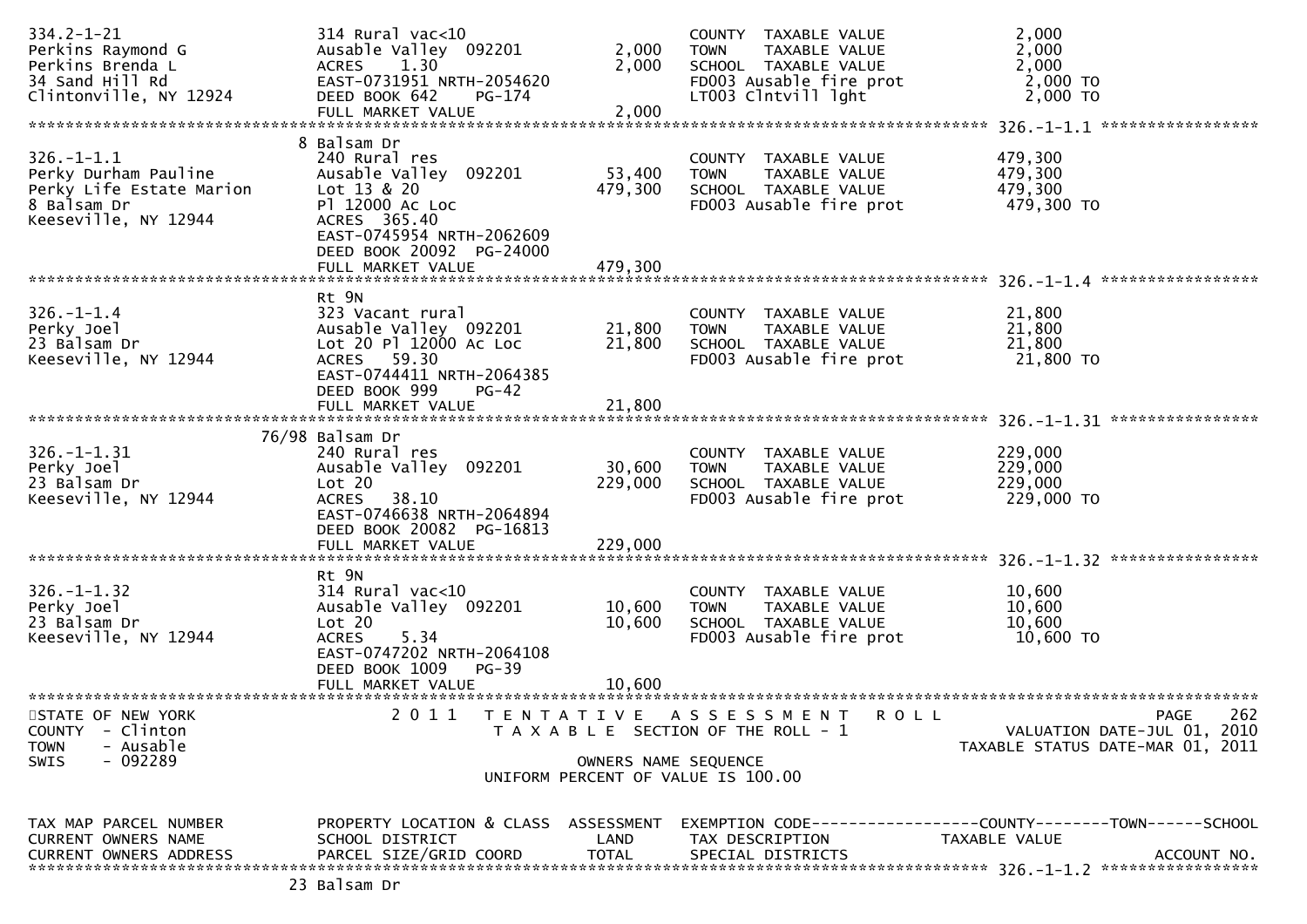```
334.2-1-21                     314 Rural vac<10                        COUNTY  TAXABLE VALUE            2,000
Perkins Raymond G              Ausable Valley  092201        2,000     TOWN    TAXABLE VALUE            2,000
Perkins Brenda L               ACRES    1.30                 2,000     SCHOOL  TAXABLE VALUE            2,000
34 Sand Hill Rd                EAST-0731951 NRTH-2054620               FD003 Ausable fire prot           2,000 TO
Clintonville, NY 12924         DEED BOOK 642    PG-174                 LT003 Clntvill lght               2,000 TO
                               FULL MARKET VALUE             2,000
******************************************************************************************************* 326.-1-1.1 *****************
                             8 Balsam Dr
326.-1-1.1                     240 Rural res                           COUNTY  TAXABLE VALUE          479,300
Perky Durham Pauline           Ausable Valley  092201       53,400     TOWN    TAXABLE VALUE          479,300
Perky Life Estate Marion       Lot 13 & 20                 479,300     SCHOOL  TAXABLE VALUE          479,300
8 Balsam Dr                    Pl 12000 Ac Loc                         FD003 Ausable fire prot         479,300 TO
Keeseville, NY 12944           ACRES  365.40
                               EAST-0745954 NRTH-2062609
                               DEED BOOK 20092  PG-24000
                               FULL MARKET VALUE           479,300
******************************************************************************************************* 326.-1-1.4 *****************
                               Rt 9N
326.-1-1.4                     323 Vacant rural                        COUNTY  TAXABLE VALUE           21,800
Perky Joel                     Ausable Valley  092201       21,800     TOWN    TAXABLE VALUE           21,800
23 Balsam Dr                   Lot 20 Pl 12000 Ac Loc       21,800     SCHOOL  TAXABLE VALUE           21,800
Keeseville, NY 12944           ACRES   59.30                           FD003 Ausable fire prot          21,800 TO
                               EAST-0744411 NRTH-2064385
                               DEED BOOK 999    PG-42
                               FULL MARKET VALUE            21,800
******************************************************************************************************* 326.-1-1.31 ****************
                         76/98 Balsam Dr
326.-1-1.31                    240 Rural res                           COUNTY  TAXABLE VALUE          229,000
Perky Joel                     Ausable Valley  092201       30,600     TOWN    TAXABLE VALUE          229,000
23 Balsam Dr                   Lot 20                      229,000     SCHOOL  TAXABLE VALUE          229,000
Keeseville, NY 12944           ACRES   38.10                           FD003 Ausable fire prot         229,000 TO
                               EAST-0746638 NRTH-2064894
                               DEED BOOK 20082  PG-16813
                               FULL MARKET VALUE           229,000
******************************************************************************************************* 326.-1-1.32 ****************
                               Rt 9N
326.-1-1.32                    314 Rural vac<10                        COUNTY  TAXABLE VALUE           10,600
Perky Joel                     Ausable Valley  092201       10,600     TOWN    TAXABLE VALUE           10,600
23 Balsam Dr                   Lot 20                       10,600     SCHOOL  TAXABLE VALUE           10,600
Keeseville, NY 12944           ACRES    5.34                           FD003 Ausable fire prot          10,600 TO
                               EAST-0747202 NRTH-2064108
                               DEED BOOK 1009   PG-39
                               FULL MARKET VALUE            10,600
************************************************************************************************************************************
STATE OF NEW YORK                   2 0 1 1   T E N T A T I V E   A S S E S S M E N T   R O L L                          PAGE    262
COUNTY  - Clinton                             T A X A B L E  SECTION OF THE ROLL - 1                   VALUATION DATE-JUL 01, 2010
TOWN    - Ausable                                                                                  TAXABLE STATUS DATE-MAR 01, 2011
SWIS    - 092289                                        OWNERS NAME SEQUENCE
                                                 UNIFORM PERCENT OF VALUE IS 100.00


TAX MAP PARCEL NUMBER          PROPERTY LOCATION & CLASS  ASSESSMENT  EXEMPTION CODE------------------COUNTY--------TOWN------SCHOOL
CURRENT OWNERS NAME            SCHOOL DISTRICT               LAND      TAX DESCRIPTION            TAXABLE VALUE
CURRENT OWNERS ADDRESS         PARCEL SIZE/GRID COORD        TOTAL     SPECIAL DISTRICTS                                 ACCOUNT NO.
******************************************************************************************************* 326.-1-1.2 *****************
                            23 Balsam Dr
```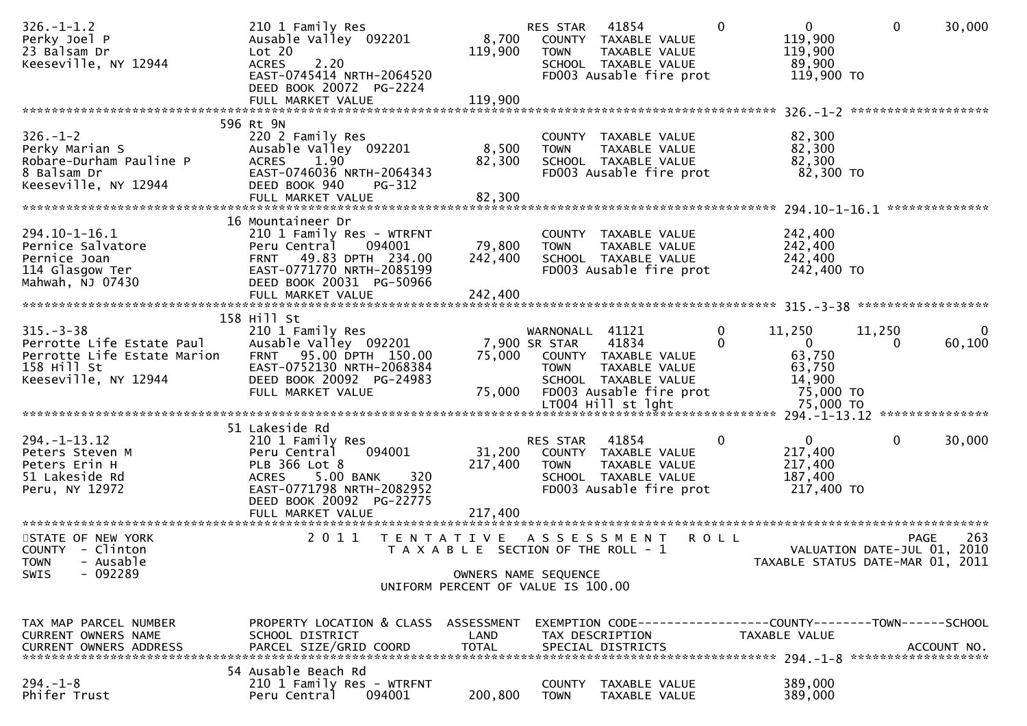```
326.-1-1.2                     210 1 Family Res                         RES STAR   41854           0           0           0     30,000
Perky Joel P                   Ausable Valley  092201          8,700    COUNTY  TAXABLE VALUE               119,900
23 Balsam Dr                   Lot 20                        119,900    TOWN    TAXABLE VALUE               119,900
Keeseville, NY 12944           ACRES     2.20                           SCHOOL  TAXABLE VALUE                89,900
                               EAST-0745414 NRTH-2064520                FD003 Ausable fire prot             119,900 TO
                               DEED BOOK 20072  PG-2224
                               FULL MARKET VALUE             119,900
******************************************************************************************************* 326.-1-2 ******************
                             596 Rt 9N
326.-1-2                       220 2 Family Res                         COUNTY  TAXABLE VALUE                82,300
Perky Marian S                 Ausable Valley  092201          8,500    TOWN    TAXABLE VALUE                82,300
Robare-Durham Pauline P        ACRES     1.90                 82,300    SCHOOL  TAXABLE VALUE                82,300
8 Balsam Dr                    EAST-0746036 NRTH-2064343                FD003 Ausable fire prot              82,300 TO
Keeseville, NY 12944           DEED BOOK 940    PG-312
                               FULL MARKET VALUE              82,300
******************************************************************************************************* 294.10-1-16.1 *************
                             16 Mountaineer Dr
294.10-1-16.1                  210 1 Family Res - WTRFNT                COUNTY  TAXABLE VALUE               242,400
Pernice Salvatore              Peru Central    094001         79,800    TOWN    TAXABLE VALUE               242,400
Pernice Joan                   FRNT   49.83 DPTH  234.00     242,400    SCHOOL  TAXABLE VALUE               242,400
114 Glasgow Ter                EAST-0771770 NRTH-2085199                FD003 Ausable fire prot             242,400 TO
Mahwah, NJ 07430               DEED BOOK 20031  PG-50966
                               FULL MARKET VALUE             242,400
******************************************************************************************************* 315.-3-38 *****************
                             158 Hill St
315.-3-38                      210 1 Family Res                         WARNONALL  41121           0      11,250      11,250          0
Perrotte Life Estate Paul      Ausable Valley  092201          7,900 SR STAR    41834              0           0           0     60,100
Perrotte Life Estate Marion    FRNT   95.00 DPTH  150.00      75,000    COUNTY  TAXABLE VALUE                63,750
158 Hill St                    EAST-0752130 NRTH-2068384                TOWN    TAXABLE VALUE                63,750
Keeseville, NY 12944           DEED BOOK 20092  PG-24983                SCHOOL  TAXABLE VALUE                14,900
                               FULL MARKET VALUE              75,000    FD003 Ausable fire prot              75,000 TO
                                                                        LT004 Hill st lght                   75,000 TO
******************************************************************************************************* 294.-1-13.12 **************
                             51 Lakeside Rd
294.-1-13.12                   210 1 Family Res                         RES STAR   41854           0           0           0     30,000
Peters Steven M                Peru Central    094001         31,200    COUNTY  TAXABLE VALUE               217,400
Peters Erin H                  PLB 366 Lot 8                 217,400    TOWN    TAXABLE VALUE               217,400
51 Lakeside Rd                 ACRES     5.00 BANK     320              SCHOOL  TAXABLE VALUE               187,400
Peru, NY 12972                 EAST-0771798 NRTH-2082952                FD003 Ausable fire prot             217,400 TO
                               DEED BOOK 20092  PG-22775
                               FULL MARKET VALUE             217,400
***********************************************************************************************************************************
STATE OF NEW YORK              2 0 1 1   T E N T A T I V E   A S S E S S M E N T   R O L L                             PAGE    263
COUNTY  - Clinton                        T A X A B L E  SECTION OF THE ROLL - 1                    VALUATION DATE-JUL 01, 2010
TOWN    - Ausable                                                                                TAXABLE STATUS DATE-MAR 01, 2011
SWIS    - 092289                                     OWNERS NAME SEQUENCE
                                              UNIFORM PERCENT OF VALUE IS 100.00


TAX MAP PARCEL NUMBER          PROPERTY LOCATION & CLASS  ASSESSMENT  EXEMPTION CODE------------------COUNTY--------TOWN------SCHOOL
CURRENT OWNERS NAME            SCHOOL DISTRICT               LAND       TAX DESCRIPTION             TAXABLE VALUE
CURRENT OWNERS ADDRESS         PARCEL SIZE/GRID COORD        TOTAL      SPECIAL DISTRICTS                                  ACCOUNT NO.
******************************************************************************************************* 294.-1-8 ******************
                             54 Ausable Beach Rd
294.-1-8                       210 1 Family Res - WTRFNT                COUNTY  TAXABLE VALUE               389,000
Phifer Trust                   Peru Central    094001        200,800    TOWN    TAXABLE VALUE               389,000
```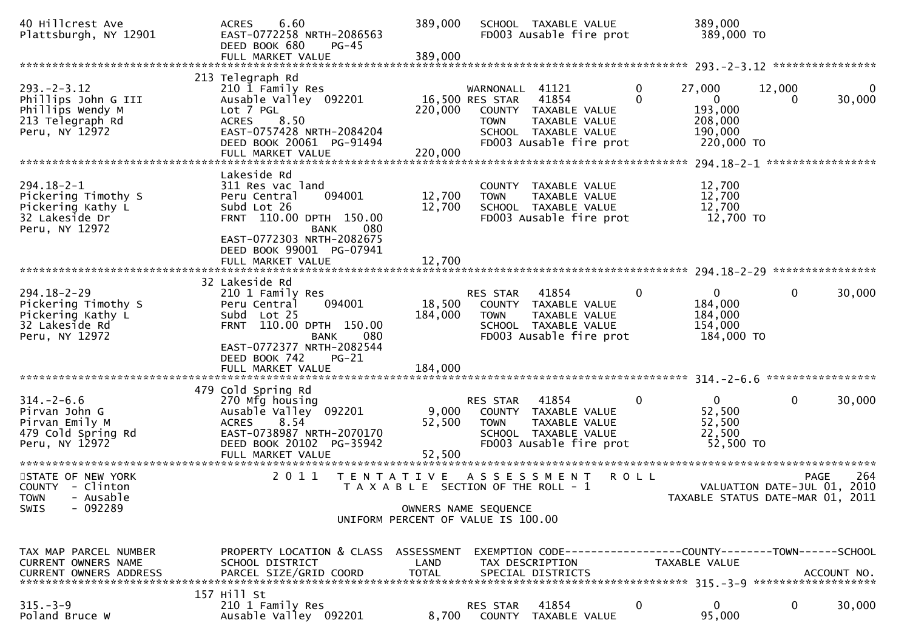```
40 Hillcrest Ave                ACRES    6.60                 389,000   SCHOOL  TAXABLE VALUE            389,000
Plattsburgh, NY 12901           EAST-0772258 NRTH-2086563               FD003 Ausable fire prot           389,000 TO
                                DEED BOOK 680     PG-45
                                FULL MARKET VALUE             389,000
******************************************************************************************************* 293.-2-3.12 ****************
                              213 Telegraph Rd
293.-2-3.12                     210 1 Family Res                        WARNONALL  41121          0      27,000     12,000          0
Phillips John G III             Ausable Valley  092201         16,500 RES STAR   41854          0           0          0     30,000
Phillips Wendy M                Lot 7 PGL                     220,000   COUNTY  TAXABLE VALUE            193,000
213 Telegraph Rd                ACRES    8.50                           TOWN    TAXABLE VALUE            208,000
Peru, NY 12972                  EAST-0757428 NRTH-2084204               SCHOOL  TAXABLE VALUE            190,000
                                DEED BOOK 20061  PG-91494               FD003 Ausable fire prot           220,000 TO
                                FULL MARKET VALUE             220,000
******************************************************************************************************* 294.18-2-1 *****************
                                Lakeside Rd
294.18-2-1                      311 Res vac land                        COUNTY  TAXABLE VALUE             12,700
Pickering Timothy S             Peru Central    094001         12,700   TOWN    TAXABLE VALUE             12,700
Pickering Kathy L               Subd Lot 26                    12,700   SCHOOL  TAXABLE VALUE             12,700
32 Lakeside Dr                  FRNT  110.00 DPTH  150.00               FD003 Ausable fire prot            12,700 TO
Peru, NY 12972                                BANK     080
                                EAST-0772303 NRTH-2082675
                                DEED BOOK 99001  PG-07941
                                FULL MARKET VALUE              12,700
******************************************************************************************************* 294.18-2-29 ****************
                              32 Lakeside Rd
294.18-2-29                     210 1 Family Res                        RES STAR   41854          0           0          0     30,000
Pickering Timothy S             Peru Central    094001         18,500   COUNTY  TAXABLE VALUE            184,000
Pickering Kathy L               Subd  Lot 25                  184,000   TOWN    TAXABLE VALUE            184,000
32 Lakeside Rd                  FRNT  110.00 DPTH  150.00               SCHOOL  TAXABLE VALUE            154,000
Peru, NY 12972                                BANK     080              FD003 Ausable fire prot           184,000 TO
                                EAST-0772377 NRTH-2082544
                                DEED BOOK 742     PG-21
                                FULL MARKET VALUE             184,000
******************************************************************************************************* 314.-2-6.6 *****************
                              479 Cold Spring Rd
314.-2-6.6                      270 Mfg housing                         RES STAR   41854          0           0          0     30,000
Pirvan John G                   Ausable Valley  092201          9,000   COUNTY  TAXABLE VALUE             52,500
Pirvan Emily M                  ACRES    8.54                  52,500   TOWN    TAXABLE VALUE             52,500
479 Cold Spring Rd              EAST-0738987 NRTH-2070170               SCHOOL  TAXABLE VALUE             22,500
Peru, NY 12972                  DEED BOOK 20102  PG-35942               FD003 Ausable fire prot            52,500 TO
                                FULL MARKET VALUE              52,500
************************************************************************************************************************************
STATE OF NEW YORK                2 0 1 1   T E N T A T I V E   A S S E S S M E N T   R O L L                              PAGE    264
COUNTY  - Clinton                          T A X A B L E  SECTION OF THE ROLL - 1                        VALUATION DATE-JUL 01, 2010
TOWN    - Ausable                                                                                   TAXABLE STATUS DATE-MAR 01, 2011
SWIS    - 092289                                          OWNERS NAME SEQUENCE
                                                 UNIFORM PERCENT OF VALUE IS 100.00

TAX MAP PARCEL NUMBER           PROPERTY LOCATION & CLASS  ASSESSMENT  EXEMPTION CODE------------------COUNTY--------TOWN------SCHOOL
CURRENT OWNERS NAME             SCHOOL DISTRICT               LAND      TAX DESCRIPTION                 TAXABLE VALUE
CURRENT OWNERS ADDRESS          PARCEL SIZE/GRID COORD        TOTAL     SPECIAL DISTRICTS                                  ACCOUNT NO.
******************************************************************************************************* 315.-3-9 *******************
                              157 Hill St
315.-3-9                        210 1 Family Res                        RES STAR   41854          0           0          0     30,000
Poland Bruce W                  Ausable Valley  092201          8,700   COUNTY  TAXABLE VALUE             95,000
```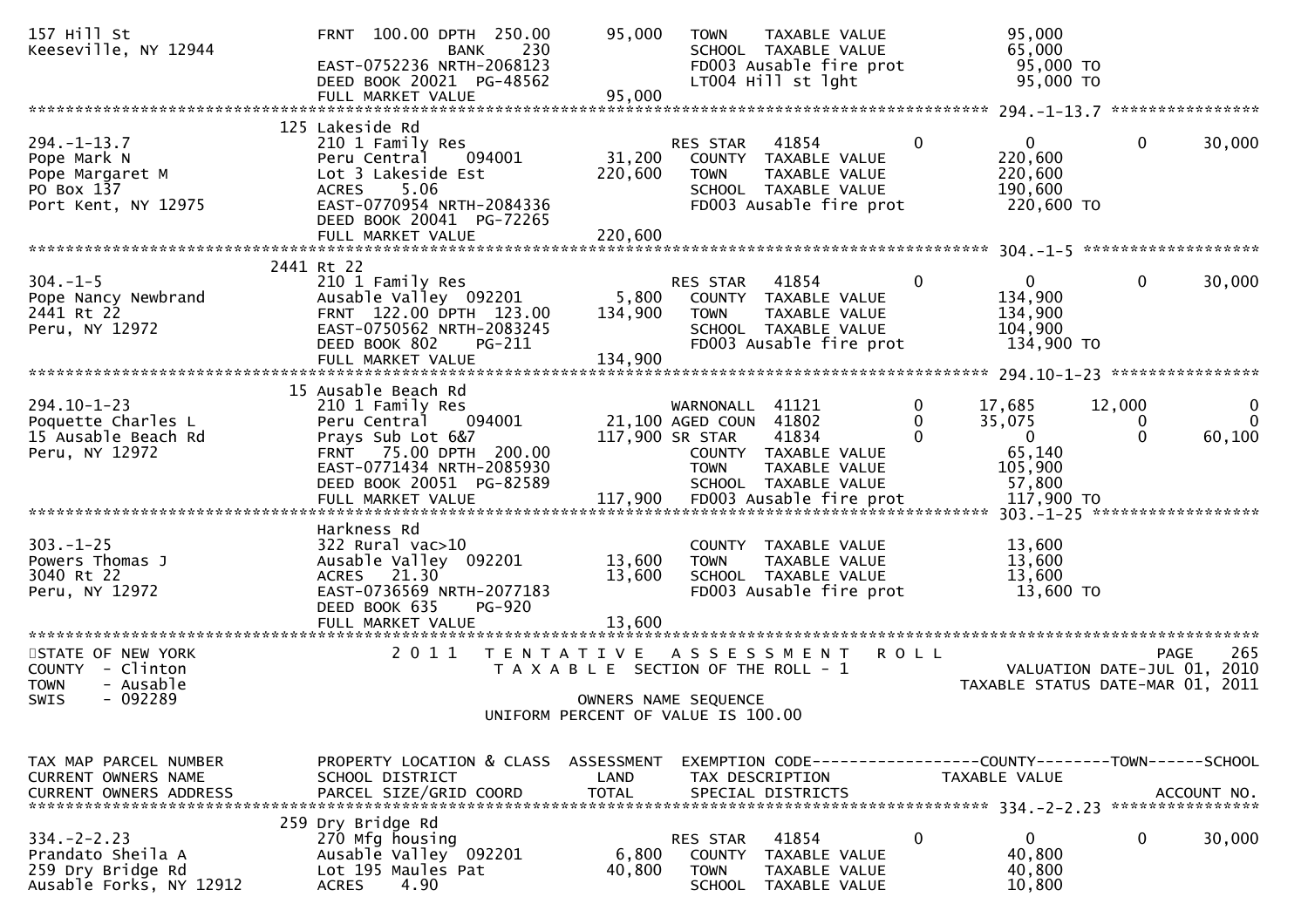```
157 Hill St                        FRNT 100.00 DPTH 250.00     95,000   TOWN    TAXABLE VALUE            95,000
Keeseville, NY 12944                     BANK      230                  SCHOOL  TAXABLE VALUE            65,000
                                   EAST-0752236 NRTH-2068123            FD003 Ausable fire prot          95,000 TO
                                   DEED BOOK 20021 PG-48562             LT004 Hill st lght               95,000 TO
                                   FULL MARKET VALUE           95,000
******************************************************************************************************* 294.-1-13.7 ****************
                               125 Lakeside Rd
294.-1-13.7                        210 1 Family Res                     RES STAR   41854          0           0          0     30,000
Pope Mark N                        Peru Central     094001     31,200   COUNTY  TAXABLE VALUE           220,600
Pope Margaret M                    Lot 3 Lakeside Est         220,600   TOWN    TAXABLE VALUE           220,600
PO Box 137                         ACRES    5.06                        SCHOOL  TAXABLE VALUE           190,600
Port Kent, NY 12975                EAST-0770954 NRTH-2084336            FD003 Ausable fire prot         220,600 TO
                                   DEED BOOK 20041 PG-72265
                                   FULL MARKET VALUE          220,600
******************************************************************************************************* 304.-1-5 *******************
                               2441 Rt 22
304.-1-5                           210 1 Family Res                     RES STAR   41854          0           0          0     30,000
Pope Nancy Newbrand                Ausable Valley  092201       5,800   COUNTY  TAXABLE VALUE           134,900
2441 Rt 22                         FRNT 122.00 DPTH 123.00    134,900   TOWN    TAXABLE VALUE           134,900
Peru, NY 12972                     EAST-0750562 NRTH-2083245            SCHOOL  TAXABLE VALUE           104,900
                                   DEED BOOK 802    PG-211              FD003 Ausable fire prot         134,900 TO
                                   FULL MARKET VALUE          134,900
******************************************************************************************************* 294.10-1-23 ****************
                               15 Ausable Beach Rd
294.10-1-23                        210 1 Family Res                     WARNONALL  41121          0      17,685     12,000          0
Poquette Charles L                 Peru Central     094001     21,100 AGED COUN  41802          0      35,075          0          0
15 Ausable Beach Rd                Prays Sub Lot 6&7          117,900 SR STAR    41834          0           0          0     60,100
Peru, NY 12972                     FRNT  75.00 DPTH 200.00              COUNTY  TAXABLE VALUE            65,140
                                   EAST-0771434 NRTH-2085930            TOWN    TAXABLE VALUE           105,900
                                   DEED BOOK 20051 PG-82589             SCHOOL  TAXABLE VALUE            57,800
                                   FULL MARKET VALUE          117,900   FD003 Ausable fire prot         117,900 TO
******************************************************************************************************* 303.-1-25 ******************
                                   Harkness Rd
303.-1-25                          322 Rural vac>10                     COUNTY  TAXABLE VALUE            13,600
Powers Thomas J                    Ausable Valley  092201      13,600   TOWN    TAXABLE VALUE            13,600
3040 Rt 22                         ACRES   21.30               13,600   SCHOOL  TAXABLE VALUE            13,600
Peru, NY 12972                     EAST-0736569 NRTH-2077183            FD003 Ausable fire prot          13,600 TO
                                   DEED BOOK 635    PG-920
                                   FULL MARKET VALUE           13,600
************************************************************************************************************************************
STATE OF NEW YORK                  2 0 1 1   T E N T A T I V E   A S S E S S M E N T   R O L L                           PAGE    265
COUNTY  - Clinton                            T A X A B L E  SECTION OF THE ROLL - 1                    VALUATION DATE-JUL 01, 2010
TOWN    - Ausable                                                                                TAXABLE STATUS DATE-MAR 01, 2011
SWIS    - 092289                                         OWNERS NAME SEQUENCE
                                                  UNIFORM PERCENT OF VALUE IS 100.00


TAX MAP PARCEL NUMBER              PROPERTY LOCATION & CLASS  ASSESSMENT  EXEMPTION CODE------------------COUNTY--------TOWN------SCHOOL
CURRENT OWNERS NAME                SCHOOL DISTRICT               LAND      TAX DESCRIPTION             TAXABLE VALUE
CURRENT OWNERS ADDRESS             PARCEL SIZE/GRID COORD       TOTAL      SPECIAL DISTRICTS                                 ACCOUNT NO.
******************************************************************************************************* 334.-2-2.23 ****************
                               259 Dry Bridge Rd
334.-2-2.23                        270 Mfg housing                      RES STAR   41854          0           0          0     30,000
Prandato Sheila A                  Ausable Valley  092201       6,800   COUNTY  TAXABLE VALUE            40,800
259 Dry Bridge Rd                  Lot 195 Maules Pat          40,800   TOWN    TAXABLE VALUE            40,800
Ausable Forks, NY 12912            ACRES    4.90                        SCHOOL  TAXABLE VALUE            10,800
```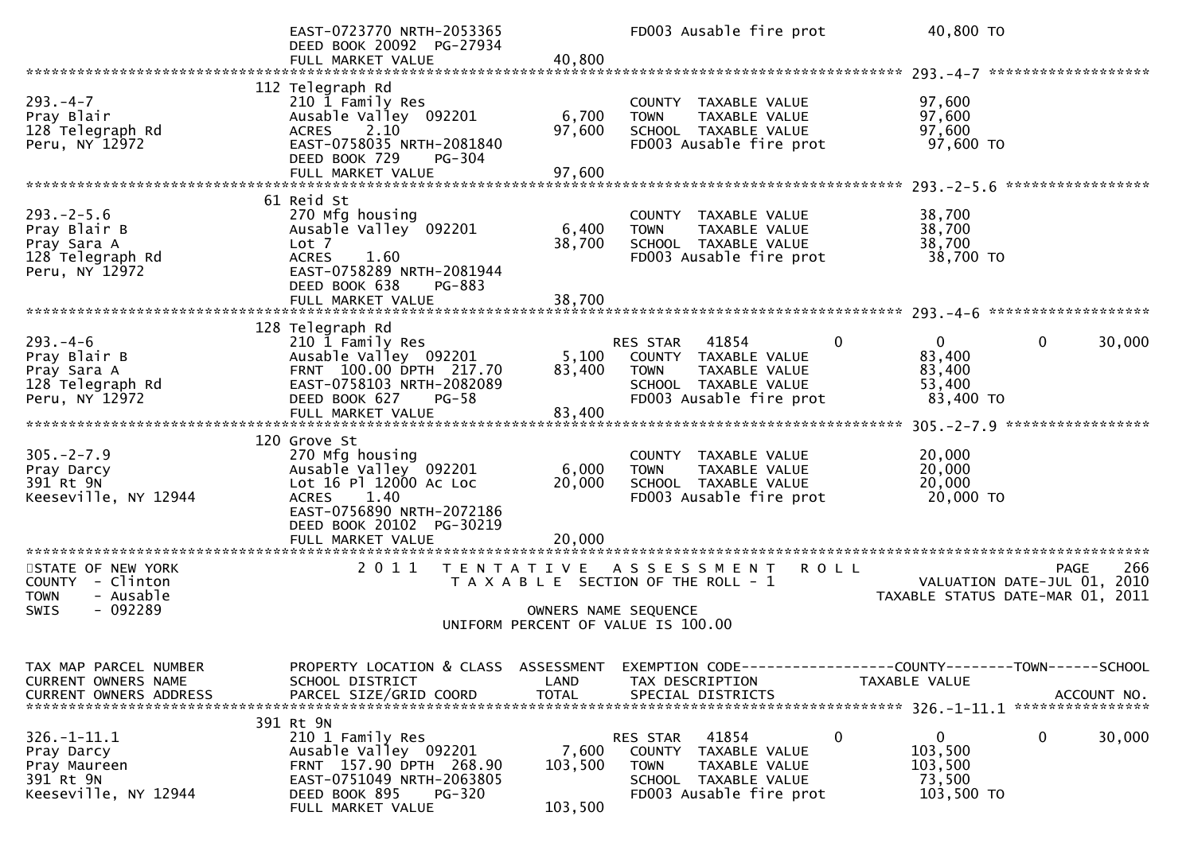```
                                EAST-0723770 NRTH-2053365                FD003 Ausable fire prot              40,800 TO
                                DEED BOOK 20092  PG-27934
                                FULL MARKET VALUE              40,800
******************************************************************************************************* 293.-4-7 ********************
                                112 Telegraph Rd
293.-4-7                        210 1 Family Res                         COUNTY  TAXABLE VALUE                97,600
Pray Blair                      Ausable Valley  092201         6,700     TOWN    TAXABLE VALUE                97,600
128 Telegraph Rd                ACRES     2.10                97,600     SCHOOL  TAXABLE VALUE                97,600
Peru, NY 12972                  EAST-0758035 NRTH-2081840                FD003 Ausable fire prot              97,600 TO
                                DEED BOOK 729     PG-304
                                FULL MARKET VALUE              97,600
******************************************************************************************************* 293.-2-5.6 ******************
                                61 Reid St
293.-2-5.6                      270 Mfg housing                          COUNTY  TAXABLE VALUE                38,700
Pray Blair B                    Ausable Valley  092201         6,400     TOWN    TAXABLE VALUE                38,700
Pray Sara A                     Lot 7                         38,700     SCHOOL  TAXABLE VALUE                38,700
128 Telegraph Rd                ACRES     1.60                           FD003 Ausable fire prot              38,700 TO
Peru, NY 12972                  EAST-0758289 NRTH-2081944
                                DEED BOOK 638     PG-883
                                FULL MARKET VALUE              38,700
******************************************************************************************************* 293.-4-6 ********************
                                128 Telegraph Rd
293.-4-6                        210 1 Family Res                         RES STAR    41854           0             0            0       30,000
Pray Blair B                    Ausable Valley  092201         5,100     COUNTY  TAXABLE VALUE                83,400
Pray Sara A                     FRNT 100.00 DPTH 217.70       83,400     TOWN    TAXABLE VALUE                83,400
128 Telegraph Rd                EAST-0758103 NRTH-2082089                SCHOOL  TAXABLE VALUE                53,400
Peru, NY 12972                  DEED BOOK 627     PG-58                  FD003 Ausable fire prot              83,400 TO
                                FULL MARKET VALUE              83,400
******************************************************************************************************* 305.-2-7.9 ******************
                                120 Grove St
305.-2-7.9                      270 Mfg housing                          COUNTY  TAXABLE VALUE                20,000
Pray Darcy                      Ausable Valley  092201         6,000     TOWN    TAXABLE VALUE                20,000
391 Rt 9N                       Lot 16 Pl 12000 Ac Loc        20,000     SCHOOL  TAXABLE VALUE                20,000
Keeseville, NY 12944            ACRES     1.40                           FD003 Ausable fire prot              20,000 TO
                                EAST-0756890 NRTH-2072186
                                DEED BOOK 20102  PG-30219
                                FULL MARKET VALUE              20,000
*************************************************************************************************************************************
STATE OF NEW YORK               2 0 1 1   T E N T A T I V E   A S S E S S M E N T   R O L L                               PAGE    266
COUNTY  - Clinton                         T A X A B L E  SECTION OF THE ROLL - 1                         VALUATION DATE-JUL 01, 2010
TOWN    - Ausable                                                                                    TAXABLE STATUS DATE-MAR 01, 2011
SWIS    - 092289                                     OWNERS NAME SEQUENCE
                                              UNIFORM PERCENT OF VALUE IS 100.00

TAX MAP PARCEL NUMBER           PROPERTY LOCATION & CLASS  ASSESSMENT  EXEMPTION CODE------------------COUNTY--------TOWN------SCHOOL
CURRENT OWNERS NAME             SCHOOL DISTRICT               LAND     TAX DESCRIPTION              TAXABLE VALUE
CURRENT OWNERS ADDRESS          PARCEL SIZE/GRID COORD        TOTAL    SPECIAL DISTRICTS                                   ACCOUNT NO.
******************************************************************************************************* 326.-1-11.1 *****************
                                391 Rt 9N
326.-1-11.1                     210 1 Family Res                         RES STAR    41854           0             0            0       30,000
Pray Darcy                      Ausable Valley  092201         7,600     COUNTY  TAXABLE VALUE               103,500
Pray Maureen                    FRNT 157.90 DPTH 268.90      103,500     TOWN    TAXABLE VALUE               103,500
391 Rt 9N                       EAST-0751049 NRTH-2063805                SCHOOL  TAXABLE VALUE                73,500
Keeseville, NY 12944            DEED BOOK 895     PG-320                 FD003 Ausable fire prot             103,500 TO
                                FULL MARKET VALUE             103,500
```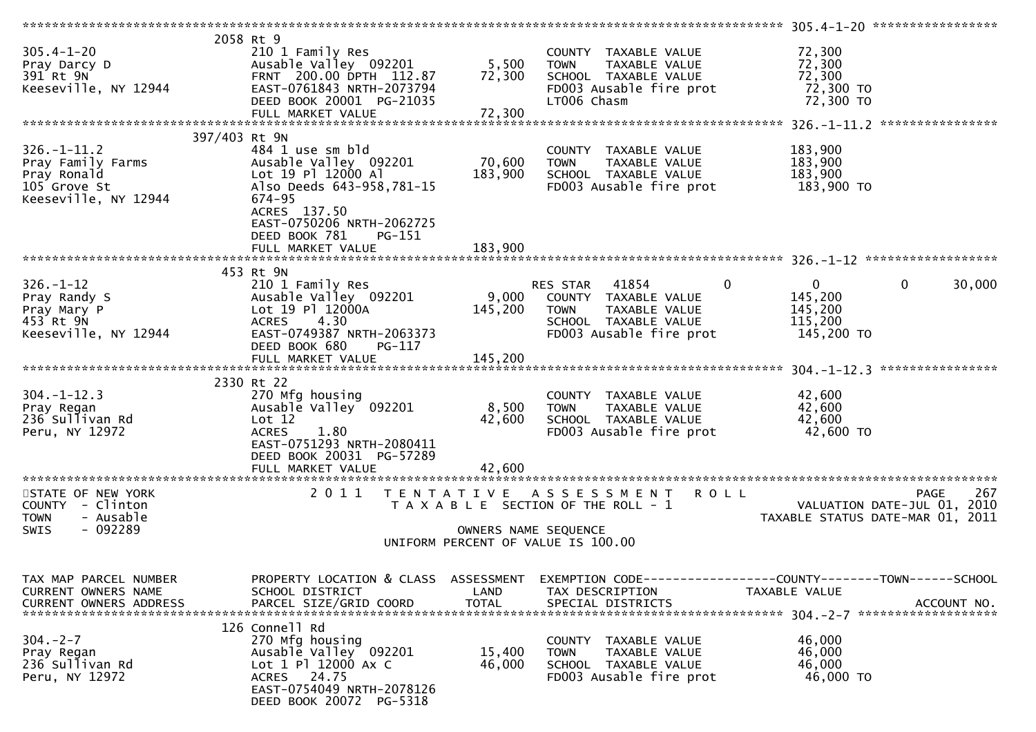```
******************************************************************************************************* 305.4-1-20 *****************
                    2058 Rt 9
305.4-1-20           210 1 Family Res                       COUNTY  TAXABLE VALUE            72,300
Pray Darcy D         Ausable Valley  092201       5,500     TOWN    TAXABLE VALUE            72,300
391 Rt 9N            FRNT  200.00 DPTH  112.87   72,300     SCHOOL  TAXABLE VALUE            72,300
Keeseville, NY 12944 EAST-0761843 NRTH-2073794              FD003 Ausable fire prot           72,300 TO
                     DEED BOOK 20001  PG-21035              LT006 Chasm                       72,300 TO
                     FULL MARKET VALUE           72,300
******************************************************************************************************* 326.-1-11.2 ****************
                397/403 Rt 9N
326.-1-11.2          484 1 use sm bld                       COUNTY  TAXABLE VALUE           183,900
Pray Family Farms    Ausable Valley  092201      70,600     TOWN    TAXABLE VALUE           183,900
Pray Ronald          Lot 19 Pl 12000 Al         183,900     SCHOOL  TAXABLE VALUE           183,900
105 Grove St         Also Deeds 643-958,781-15              FD003 Ausable fire prot          183,900 TO
Keeseville, NY 12944 674-95
                     ACRES  137.50
                     EAST-0750206 NRTH-2062725
                     DEED BOOK 781    PG-151
                     FULL MARKET VALUE          183,900
******************************************************************************************************* 326.-1-12 ******************
                    453 Rt 9N
326.-1-12            210 1 Family Res                       RES STAR   41854         0          0          0       30,000
Pray Randy S         Ausable Valley  092201       9,000     COUNTY  TAXABLE VALUE           145,200
Pray Mary P          Lot 19 Pl 12000A           145,200     TOWN    TAXABLE VALUE           145,200
453 Rt 9N            ACRES    4.30                          SCHOOL  TAXABLE VALUE           115,200
Keeseville, NY 12944 EAST-0749387 NRTH-2063373              FD003 Ausable fire prot          145,200 TO
                     DEED BOOK 680    PG-117
                     FULL MARKET VALUE          145,200
******************************************************************************************************* 304.-1-12.3 ****************
                    2330 Rt 22
304.-1-12.3          270 Mfg housing                        COUNTY  TAXABLE VALUE            42,600
Pray Regan           Ausable Valley  092201       8,500     TOWN    TAXABLE VALUE            42,600
236 Sullivan Rd      Lot 12                      42,600     SCHOOL  TAXABLE VALUE            42,600
Peru, NY 12972       ACRES    1.80                          FD003 Ausable fire prot           42,600 TO
                     EAST-0751293 NRTH-2080411
                     DEED BOOK 20031  PG-57289
                     FULL MARKET VALUE           42,600
************************************************************************************************************************************
STATE OF NEW YORK               2 0 1 1   T E N T A T I V E   A S S E S S M E N T   R O L L                        PAGE    267
COUNTY  - Clinton                   T A X A B L E  SECTION OF THE ROLL - 1                     VALUATION DATE-JUL 01, 2010
TOWN    - Ausable                                                                           TAXABLE STATUS DATE-MAR 01, 2011
SWIS    - 092289                                 OWNERS NAME SEQUENCE
                                         UNIFORM PERCENT OF VALUE IS 100.00


TAX MAP PARCEL NUMBER        PROPERTY LOCATION & CLASS  ASSESSMENT  EXEMPTION CODE------------------COUNTY--------TOWN------SCHOOL
CURRENT OWNERS NAME          SCHOOL DISTRICT               LAND      TAX DESCRIPTION              TAXABLE VALUE
CURRENT OWNERS ADDRESS       PARCEL SIZE/GRID COORD        TOTAL     SPECIAL DISTRICTS                                  ACCOUNT NO.
******************************************************************************************************* 304.-2-7 *******************
                    126 Connell Rd
304.-2-7             270 Mfg housing                        COUNTY  TAXABLE VALUE            46,000
Pray Regan           Ausable Valley  092201      15,400     TOWN    TAXABLE VALUE            46,000
236 Sullivan Rd      Lot 1 Pl 12000 Ax C         46,000     SCHOOL  TAXABLE VALUE            46,000
Peru, NY 12972       ACRES   24.75                          FD003 Ausable fire prot           46,000 TO
                     EAST-0754049 NRTH-2078126
                     DEED BOOK 20072  PG-5318
```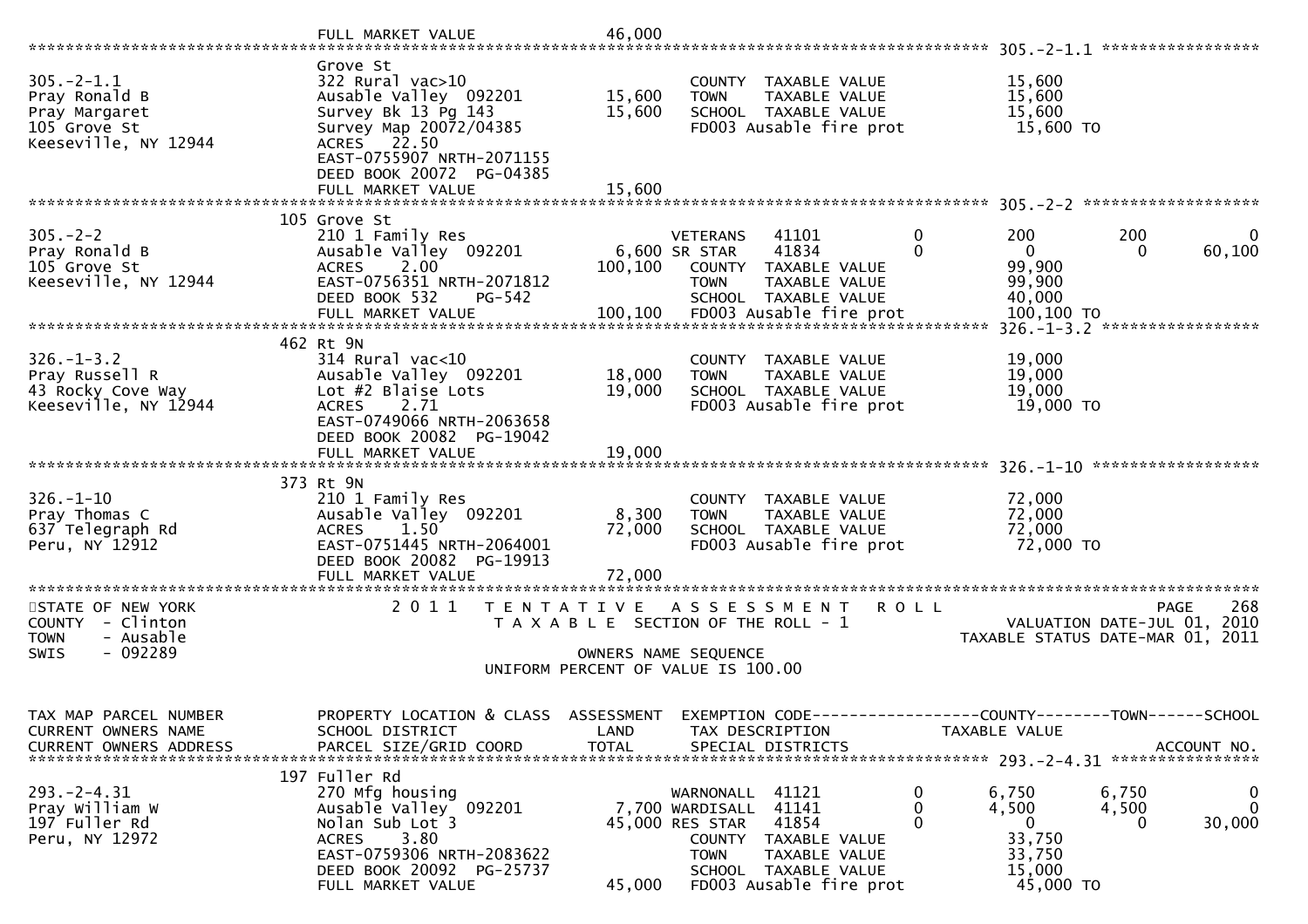```
                              FULL MARKET VALUE              46,000
******************************************************************************************************* 305.-2-1.1 *****************
                              Grove St
305.-2-1.1                    322 Rural vac>10                          COUNTY  TAXABLE VALUE               15,600
Pray Ronald B                 Ausable Valley  092201        15,600      TOWN    TAXABLE VALUE               15,600
Pray Margaret                 Survey Bk 13 Pg 143           15,600      SCHOOL  TAXABLE VALUE               15,600
105 Grove St                  Survey Map 20072/04385                    FD003 Ausable fire prot              15,600 TO
Keeseville, NY 12944          ACRES    22.50
                              EAST-0755907 NRTH-2071155
                              DEED BOOK 20072  PG-04385
                              FULL MARKET VALUE              15,600
******************************************************************************************************* 305.-2-2 *******************
                              105 Grove St
305.-2-2                      210 1 Family Res                          VETERANS    41101           0            200          200            0
Pray Ronald B                 Ausable Valley  092201         6,600 SR STAR     41834           0              0            0       60,100
105 Grove St                  ACRES     2.00               100,100      COUNTY  TAXABLE VALUE               99,900
Keeseville, NY 12944          EAST-0756351 NRTH-2071812                 TOWN    TAXABLE VALUE               99,900
                              DEED BOOK 532     PG-542                  SCHOOL  TAXABLE VALUE               40,000
                              FULL MARKET VALUE             100,100     FD003 Ausable fire prot              100,100 TO
******************************************************************************************************* 326.-1-3.2 *****************
                              462 Rt 9N
326.-1-3.2                    314 Rural vac<10                          COUNTY  TAXABLE VALUE               19,000
Pray Russell R                Ausable Valley  092201        18,000      TOWN    TAXABLE VALUE               19,000
43 Rocky Cove Way             Lot #2 Blaise Lots            19,000      SCHOOL  TAXABLE VALUE               19,000
Keeseville, NY 12944          ACRES     2.71                            FD003 Ausable fire prot              19,000 TO
                              EAST-0749066 NRTH-2063658
                              DEED BOOK 20082  PG-19042
                              FULL MARKET VALUE              19,000
******************************************************************************************************* 326.-1-10 ******************
                              373 Rt 9N
326.-1-10                     210 1 Family Res                          COUNTY  TAXABLE VALUE               72,000
Pray Thomas C                 Ausable Valley  092201         8,300      TOWN    TAXABLE VALUE               72,000
637 Telegraph Rd              ACRES     1.50                72,000      SCHOOL  TAXABLE VALUE               72,000
Peru, NY 12912                EAST-0751445 NRTH-2064001                 FD003 Ausable fire prot              72,000 TO
                              DEED BOOK 20082  PG-19913
                              FULL MARKET VALUE              72,000
*************************************************************************************************************************************
STATE OF NEW YORK                 2 0 1 1   T E N T A T I V E   A S S E S S M E N T   R O L L                              PAGE   268
COUNTY  - Clinton                           T A X A B L E  SECTION OF THE ROLL - 1                          VALUATION DATE-JUL 01, 2010
TOWN    - Ausable                                                                                       TAXABLE STATUS DATE-MAR 01, 2011
SWIS    - 092289                                          OWNERS NAME SEQUENCE
                                                 UNIFORM PERCENT OF VALUE IS 100.00


TAX MAP PARCEL NUMBER         PROPERTY LOCATION & CLASS  ASSESSMENT  EXEMPTION CODE-----------------COUNTY--------TOWN------SCHOOL
CURRENT OWNERS NAME           SCHOOL DISTRICT               LAND      TAX DESCRIPTION                TAXABLE VALUE
CURRENT OWNERS ADDRESS        PARCEL SIZE/GRID COORD        TOTAL     SPECIAL DISTRICTS                                    ACCOUNT NO.
******************************************************************************************************* 293.-2-4.31 ****************
                              197 Fuller Rd
293.-2-4.31                   270 Mfg housing                           WARNONALL  41121            0          6,750        6,750            0
Pray William W                Ausable Valley  092201         7,700 WARDISALL  41141            0          4,500        4,500            0
197 Fuller Rd                 Nolan Sub Lot 3               45,000 RES STAR   41854            0              0            0       30,000
Peru, NY 12972                ACRES     3.80                            COUNTY  TAXABLE VALUE               33,750
                              EAST-0759306 NRTH-2083622                 TOWN    TAXABLE VALUE               33,750
                              DEED BOOK 20092  PG-25737                 SCHOOL  TAXABLE VALUE               15,000
                              FULL MARKET VALUE              45,000     FD003 Ausable fire prot              45,000 TO
```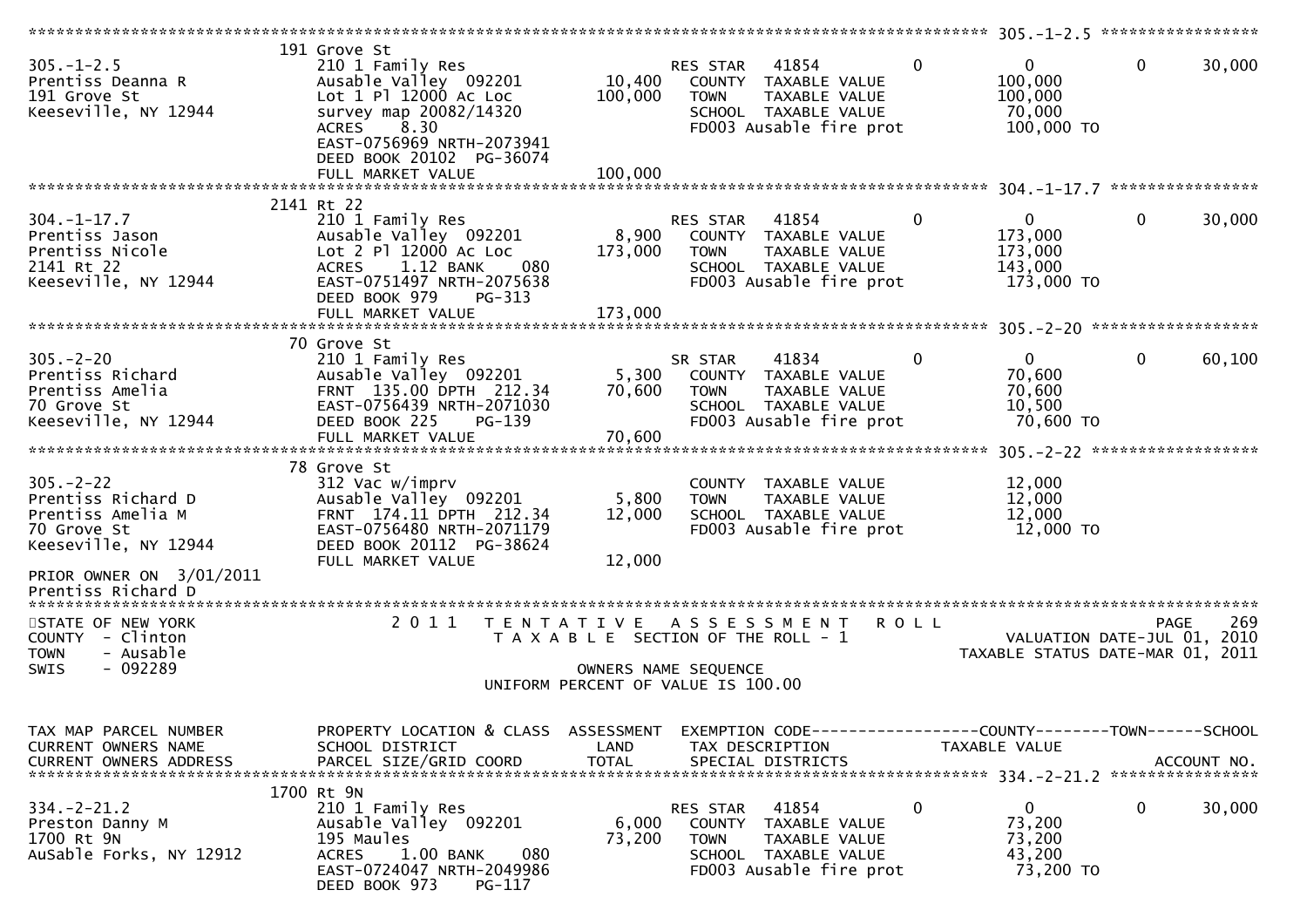```
******************************************************************************************************* 305.-1-2.5 *****************
                    191 Grove St
305.-1-2.5          210 1 Family Res                        RES STAR    41854          0             0           0       30,000
Prentiss Deanna R   Ausable Valley  092201       10,400     COUNTY  TAXABLE VALUE                100,000
191 Grove St        Lot 1 Pl 12000 Ac Loc       100,000     TOWN    TAXABLE VALUE                100,000
Keeseville, NY 12944 survey map 20082/14320                 SCHOOL  TAXABLE VALUE                 70,000
                    ACRES    8.30                           FD003 Ausable fire prot              100,000 TO
                    EAST-0756969 NRTH-2073941
                    DEED BOOK 20102 PG-36074
                    FULL MARKET VALUE           100,000
******************************************************************************************************* 304.-1-17.7 ****************
                    2141 Rt 22
304.-1-17.7         210 1 Family Res                        RES STAR    41854          0             0           0       30,000
Prentiss Jason      Ausable Valley  092201        8,900     COUNTY  TAXABLE VALUE                173,000
Prentiss Nicole     Lot 2 Pl 12000 Ac Loc       173,000     TOWN    TAXABLE VALUE                173,000
2141 Rt 22          ACRES    1.12 BANK    080               SCHOOL  TAXABLE VALUE                143,000
Keeseville, NY 12944 EAST-0751497 NRTH-2075638              FD003 Ausable fire prot              173,000 TO
                    DEED BOOK 979    PG-313
                    FULL MARKET VALUE           173,000
******************************************************************************************************* 305.-2-20 ******************
                    70 Grove St
305.-2-20           210 1 Family Res                        SR STAR     41834          0             0           0       60,100
Prentiss Richard    Ausable Valley  092201        5,300     COUNTY  TAXABLE VALUE                 70,600
Prentiss Amelia     FRNT 135.00 DPTH 212.34      70,600     TOWN    TAXABLE VALUE                 70,600
70 Grove St         EAST-0756439 NRTH-2071030               SCHOOL  TAXABLE VALUE                 10,500
Keeseville, NY 12944 DEED BOOK 225    PG-139                FD003 Ausable fire prot               70,600 TO
                    FULL MARKET VALUE            70,600
******************************************************************************************************* 305.-2-22 ******************
                    78 Grove St
305.-2-22           312 Vac w/imprv                         COUNTY  TAXABLE VALUE                 12,000
Prentiss Richard D  Ausable Valley  092201        5,800     TOWN    TAXABLE VALUE                 12,000
Prentiss Amelia M   FRNT 174.11 DPTH 212.34      12,000     SCHOOL  TAXABLE VALUE                 12,000
70 Grove St         EAST-0756480 NRTH-2071179               FD003 Ausable fire prot               12,000 TO
Keeseville, NY 12944 DEED BOOK 20112 PG-38624
                    FULL MARKET VALUE            12,000
PRIOR OWNER ON 3/01/2011
Prentiss Richard D
************************************************************************************************************************************
STATE OF NEW YORK              2 0 1 1   T E N T A T I V E   A S S E S S M E N T   R O L L                          PAGE   269
COUNTY  - Clinton                    T A X A B L E  SECTION OF THE ROLL - 1                     VALUATION DATE-JUL 01, 2010
TOWN    - Ausable                                                                          TAXABLE STATUS DATE-MAR 01, 2011
SWIS    - 092289                              OWNERS NAME SEQUENCE
                                      UNIFORM PERCENT OF VALUE IS 100.00

TAX MAP PARCEL NUMBER     PROPERTY LOCATION & CLASS  ASSESSMENT  EXEMPTION CODE------------------COUNTY--------TOWN------SCHOOL
CURRENT OWNERS NAME       SCHOOL DISTRICT               LAND      TAX DESCRIPTION            TAXABLE VALUE
CURRENT OWNERS ADDRESS    PARCEL SIZE/GRID COORD       TOTAL      SPECIAL DISTRICTS                                  ACCOUNT NO.
******************************************************************************************************* 334.-2-21.2 ****************
                    1700 Rt 9N
334.-2-21.2         210 1 Family Res                        RES STAR    41854          0             0           0       30,000
Preston Danny M     Ausable Valley  092201        6,000     COUNTY  TAXABLE VALUE                 73,200
1700 Rt 9N          195 Maules                   73,200     TOWN    TAXABLE VALUE                 73,200
AuSable Forks, NY 12912 ACRES    1.00 BANK    080           SCHOOL  TAXABLE VALUE                 43,200
                    EAST-0724047 NRTH-2049986               FD003 Ausable fire prot               73,200 TO
                    DEED BOOK 973    PG-117
```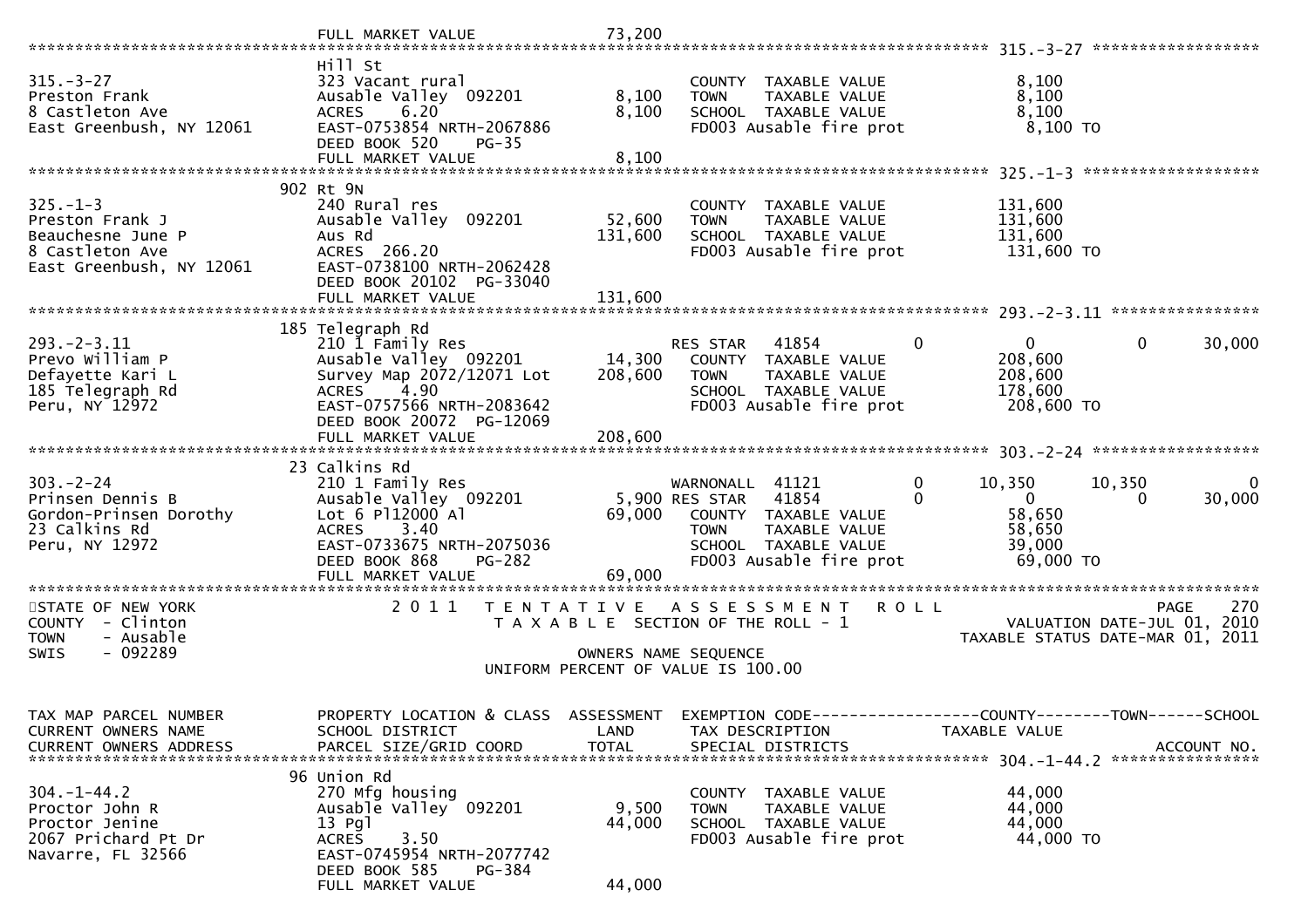```
                                  FULL MARKET VALUE              73,200
******************************************************************************************************* 315.-3-27 ******************
                                  Hill St
315.-3-27                         323 Vacant rural                         COUNTY  TAXABLE VALUE              8,100
Preston Frank                     Ausable Valley  092201          8,100    TOWN    TAXABLE VALUE              8,100
8 Castleton Ave                   ACRES    6.20                   8,100    SCHOOL  TAXABLE VALUE              8,100
East Greenbush, NY 12061          EAST-0753854 NRTH-2067886                FD003 Ausable fire prot             8,100 TO
                                  DEED BOOK 520    PG-35
                                  FULL MARKET VALUE               8,100
******************************************************************************************************* 325.-1-3 *******************
                                  902 Rt 9N
325.-1-3                          240 Rural res                            COUNTY  TAXABLE VALUE            131,600
Preston Frank J                   Ausable Valley  092201         52,600    TOWN    TAXABLE VALUE            131,600
Beauchesne June P                 Aus Rd                        131,600    SCHOOL  TAXABLE VALUE            131,600
8 Castleton Ave                   ACRES  266.20                            FD003 Ausable fire prot           131,600 TO
East Greenbush, NY 12061          EAST-0738100 NRTH-2062428
                                  DEED BOOK 20102  PG-33040
                                  FULL MARKET VALUE             131,600
******************************************************************************************************* 293.-2-3.11 ****************
                                  185 Telegraph Rd
293.-2-3.11                       210 1 Family Res                         RES STAR   41854          0            0            0        30,000
Prevo William P                   Ausable Valley  092201         14,300    COUNTY  TAXABLE VALUE            208,600
Defayette Kari L                  Survey Map 2072/12071 Lot     208,600    TOWN    TAXABLE VALUE            208,600
185 Telegraph Rd                  ACRES    4.90                            SCHOOL  TAXABLE VALUE            178,600
Peru, NY 12972                    EAST-0757566 NRTH-2083642                FD003 Ausable fire prot           208,600 TO
                                  DEED BOOK 20072  PG-12069
                                  FULL MARKET VALUE             208,600
******************************************************************************************************* 303.-2-24 ******************
                                  23 Calkins Rd
303.-2-24                         210 1 Family Res                         WARNONALL  41121          0       10,350       10,350            0
Prinsen Dennis B                  Ausable Valley  092201          5,900 RES STAR   41854          0            0            0        30,000
Gordon-Prinsen Dorothy            Lot 6 Pl12000 Al               69,000    COUNTY  TAXABLE VALUE             58,650
23 Calkins Rd                     ACRES    3.40                            TOWN    TAXABLE VALUE             58,650
Peru, NY 12972                    EAST-0733675 NRTH-2075036                SCHOOL  TAXABLE VALUE             39,000
                                  DEED BOOK 868    PG-282                  FD003 Ausable fire prot            69,000 TO
                                  FULL MARKET VALUE              69,000
************************************************************************************************************************************
STATE OF NEW YORK                 2 0 1 1   T E N T A T I V E   A S S E S S M E N T   R O L L                              PAGE    270
COUNTY  - Clinton                          T A X A B L E  SECTION OF THE ROLL - 1                         VALUATION DATE-JUL 01, 2010
TOWN    - Ausable                                                                                     TAXABLE STATUS DATE-MAR 01, 2011
SWIS    - 092289                                          OWNERS NAME SEQUENCE
                                                   UNIFORM PERCENT OF VALUE IS 100.00


TAX MAP PARCEL NUMBER             PROPERTY LOCATION & CLASS  ASSESSMENT  EXEMPTION CODE------------------COUNTY--------TOWN------SCHOOL
CURRENT OWNERS NAME               SCHOOL DISTRICT               LAND      TAX DESCRIPTION              TAXABLE VALUE
CURRENT OWNERS ADDRESS            PARCEL SIZE/GRID COORD        TOTAL     SPECIAL DISTRICTS                                  ACCOUNT NO.
******************************************************************************************************* 304.-1-44.2 ****************
                                  96 Union Rd
304.-1-44.2                       270 Mfg housing                          COUNTY  TAXABLE VALUE             44,000
Proctor John R                    Ausable Valley  092201          9,500    TOWN    TAXABLE VALUE             44,000
Proctor Jenine                    13 Pgl                         44,000    SCHOOL  TAXABLE VALUE             44,000
2067 Prichard Pt Dr               ACRES    3.50                            FD003 Ausable fire prot            44,000 TO
Navarre, FL 32566                 EAST-0745954 NRTH-2077742
                                  DEED BOOK 585    PG-384
                                  FULL MARKET VALUE              44,000
```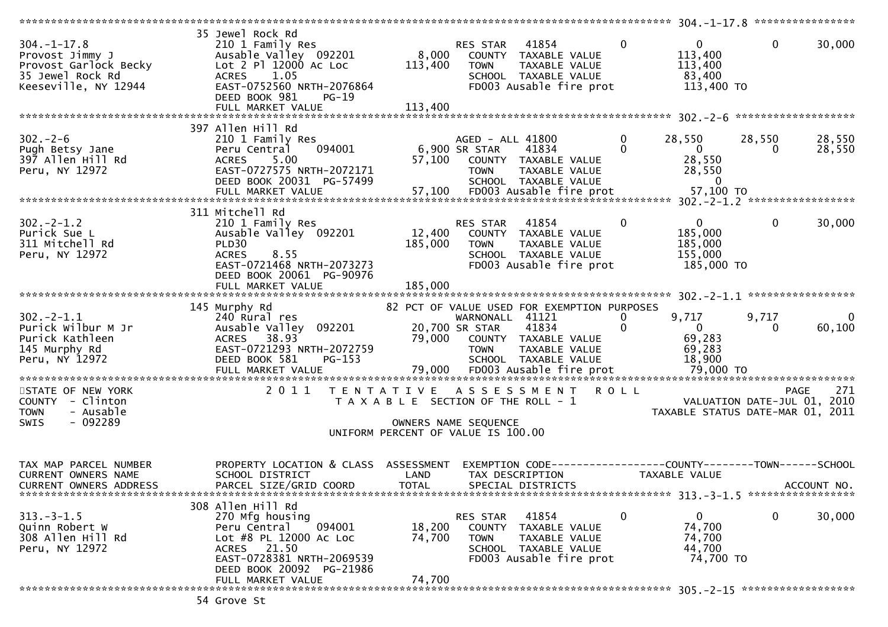```
******************************************************************************************************* 304.-1-17.8 *****************
                       35 Jewel Rock Rd
304.-1-17.8            210 1 Family Res                         RES STAR    41854       0          0          0     30,000
Provost Jimmy J        Ausable Valley  092201       8,000   COUNTY  TAXABLE VALUE          113,400
Provost Garlock Becky  Lot 2 Pl 12000 Ac Loc      113,400   TOWN    TAXABLE VALUE          113,400
35 Jewel Rock Rd       ACRES    1.05                        SCHOOL  TAXABLE VALUE           83,400
Keeseville, NY 12944   EAST-0752560 NRTH-2076864            FD003 Ausable fire prot        113,400 TO
                       DEED BOOK 981    PG-19
                       FULL MARKET VALUE          113,400
******************************************************************************************************* 302.-2-6 *******************
                       397 Allen Hill Rd
302.-2-6               210 1 Family Res                         AGED - ALL 41800        0     28,550     28,550     28,550
Pugh Betsy Jane        Peru Central    094001       6,900 SR STAR    41834          0          0          0     28,550
397 Allen Hill Rd      ACRES    5.00               57,100   COUNTY  TAXABLE VALUE           28,550
Peru, NY 12972         EAST-0727575 NRTH-2072171            TOWN    TAXABLE VALUE           28,550
                       DEED BOOK 20031 PG-57499             SCHOOL  TAXABLE VALUE                0
                       FULL MARKET VALUE           57,100   FD003 Ausable fire prot         57,100 TO
******************************************************************************************************* 302.-2-1.2 *****************
                       311 Mitchell Rd
302.-2-1.2             210 1 Family Res                         RES STAR    41854       0          0          0     30,000
Purick Sue L           Ausable Valley  092201      12,400   COUNTY  TAXABLE VALUE          185,000
311 Mitchell Rd        PLD30                      185,000   TOWN    TAXABLE VALUE          185,000
Peru, NY 12972         ACRES    8.55                        SCHOOL  TAXABLE VALUE          155,000
                       EAST-0721468 NRTH-2073273            FD003 Ausable fire prot        185,000 TO
                       DEED BOOK 20061 PG-90976
                       FULL MARKET VALUE          185,000
******************************************************************************************************* 302.-2-1.1 *****************
                       145 Murphy Rd                   82 PCT OF VALUE USED FOR EXEMPTION PURPOSES
302.-2-1.1             240 Rural res                            WARNONALL  41121        0      9,717      9,717          0
Purick Wilbur M Jr     Ausable Valley  092201      20,700 SR STAR    41834          0          0          0     60,100
Purick Kathleen        ACRES   38.93               79,000   COUNTY  TAXABLE VALUE           69,283
145 Murphy Rd          EAST-0721293 NRTH-2072759            TOWN    TAXABLE VALUE           69,283
Peru, NY 12972         DEED BOOK 581    PG-153              SCHOOL  TAXABLE VALUE           18,900
                       FULL MARKET VALUE           79,000   FD003 Ausable fire prot         79,000 TO
************************************************************************************************************************************
STATE OF NEW YORK              2 0 1 1   T E N T A T I V E   A S S E S S M E N T   R O L L                        PAGE   271
COUNTY  - Clinton                    T A X A B L E  SECTION OF THE ROLL - 1                 VALUATION DATE-JUL 01, 2010
TOWN    - Ausable                                                                      TAXABLE STATUS DATE-MAR 01, 2011
SWIS    - 092289                               OWNERS NAME SEQUENCE
                                        UNIFORM PERCENT OF VALUE IS 100.00


TAX MAP PARCEL NUMBER   PROPERTY LOCATION & CLASS  ASSESSMENT  EXEMPTION CODE------------------COUNTY--------TOWN------SCHOOL
CURRENT OWNERS NAME     SCHOOL DISTRICT               LAND      TAX DESCRIPTION            TAXABLE VALUE
CURRENT OWNERS ADDRESS  PARCEL SIZE/GRID COORD        TOTAL     SPECIAL DISTRICTS                                    ACCOUNT NO.
******************************************************************************************************* 313.-3-1.5 *****************
                       308 Allen Hill Rd
313.-3-1.5             270 Mfg housing                          RES STAR    41854       0          0          0     30,000
Quinn Robert W         Peru Central    094001      18,200   COUNTY  TAXABLE VALUE           74,700
308 Allen Hill Rd      Lot #8 PL 12000 Ac Loc      74,700   TOWN    TAXABLE VALUE           74,700
Peru, NY 12972         ACRES   21.50                        SCHOOL  TAXABLE VALUE           44,700
                       EAST-0728381 NRTH-2069539            FD003 Ausable fire prot         74,700 TO
                       DEED BOOK 20092 PG-21986
                       FULL MARKET VALUE           74,700
******************************************************************************************************* 305.-2-15 ******************
                       54 Grove St
```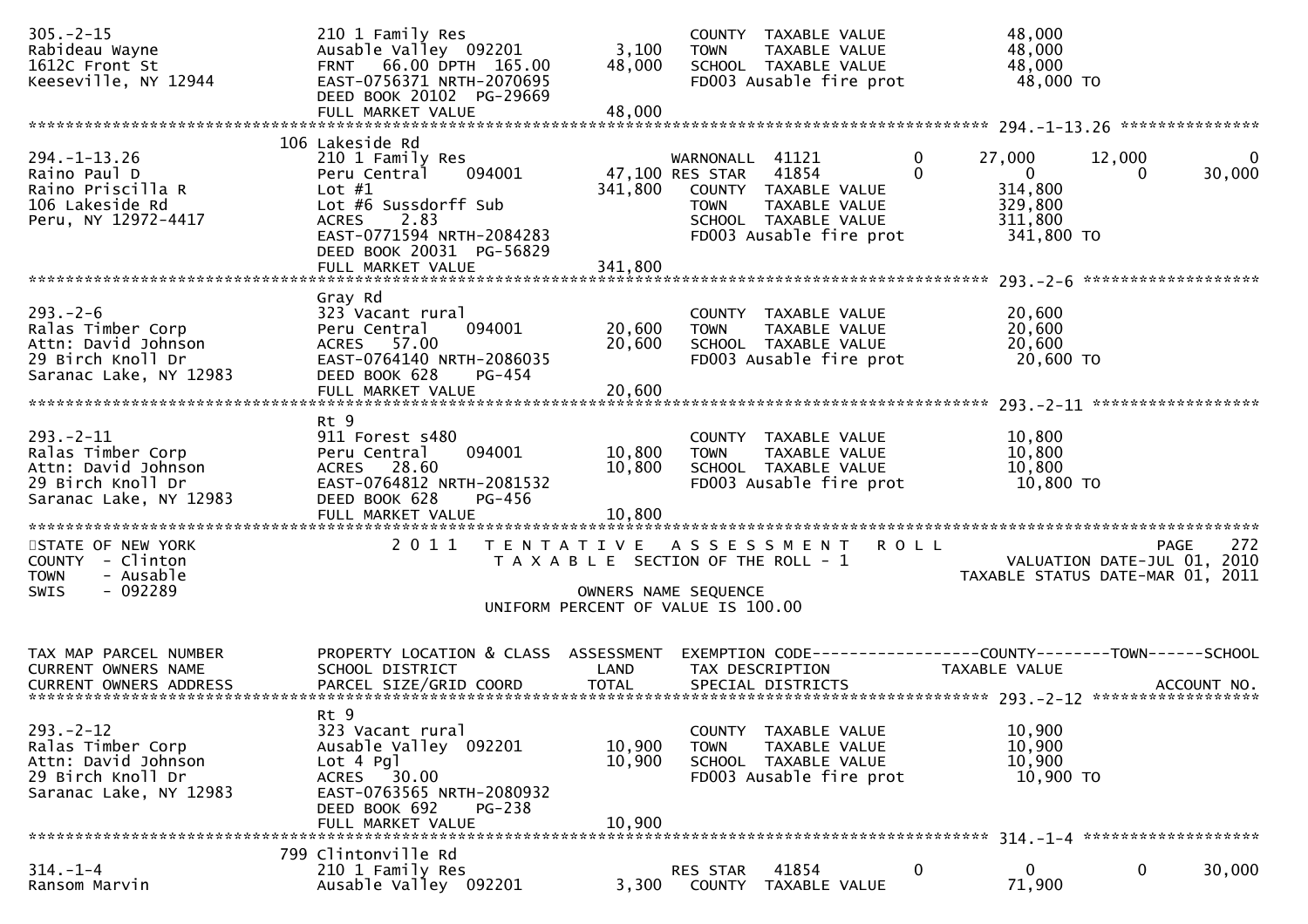```
305.-2-15                     210 1 Family Res                           COUNTY  TAXABLE VALUE             48,000
Rabideau Wayne                Ausable Valley  092201        3,100       TOWN    TAXABLE VALUE             48,000
1612C Front St                FRNT   66.00 DPTH  165.00    48,000       SCHOOL  TAXABLE VALUE             48,000
Keeseville, NY 12944          EAST-0756371 NRTH-2070695                  FD003 Ausable fire prot            48,000 TO
                              DEED BOOK 20102  PG-29669
                              FULL MARKET VALUE            48,000
******************************************************************************************************* 294.-1-13.26 ***************
                              106 Lakeside Rd
294.-1-13.26                  210 1 Family Res                       WARNONALL  41121          0        27,000       12,000            0
Raino Paul D                  Peru Central    094001        47,100 RES STAR   41854          0             0            0       30,000
Raino Priscilla R             Lot #1                       341,800      COUNTY  TAXABLE VALUE            314,800
106 Lakeside Rd               Lot #6 Sussdorff Sub                      TOWN    TAXABLE VALUE            329,800
Peru, NY 12972-4417           ACRES     2.83                            SCHOOL  TAXABLE VALUE            311,800
                              EAST-0771594 NRTH-2084283                  FD003 Ausable fire prot           341,800 TO
                              DEED BOOK 20031  PG-56829
                              FULL MARKET VALUE           341,800
******************************************************************************************************* 293.-2-6 *******************
                              Gray Rd
293.-2-6                      323 Vacant rural                          COUNTY  TAXABLE VALUE             20,600
Ralas Timber Corp             Peru Central    094001       20,600       TOWN    TAXABLE VALUE             20,600
Attn: David Johnson           ACRES    57.00               20,600       SCHOOL  TAXABLE VALUE             20,600
29 Birch Knoll Dr             EAST-0764140 NRTH-2086035                  FD003 Ausable fire prot            20,600 TO
Saranac Lake, NY 12983        DEED BOOK 628    PG-454
                              FULL MARKET VALUE            20,600
******************************************************************************************************* 293.-2-11 ******************
                              Rt 9
293.-2-11                     911 Forest s480                           COUNTY  TAXABLE VALUE             10,800
Ralas Timber Corp             Peru Central    094001       10,800       TOWN    TAXABLE VALUE             10,800
Attn: David Johnson           ACRES    28.60               10,800       SCHOOL  TAXABLE VALUE             10,800
29 Birch Knoll Dr             EAST-0764812 NRTH-2081532                  FD003 Ausable fire prot            10,800 TO
Saranac Lake, NY 12983        DEED BOOK 628    PG-456
                              FULL MARKET VALUE            10,800
************************************************************************************************************************************
STATE OF NEW YORK                 2 0 1 1   T E N T A T I V E   A S S E S S M E N T   R O L L                              PAGE   272
COUNTY  - Clinton                       T A X A B L E  SECTION OF THE ROLL - 1                      VALUATION DATE-JUL 01, 2010
TOWN    - Ausable                                                                                 TAXABLE STATUS DATE-MAR 01, 2011
SWIS    - 092289                                      OWNERS NAME SEQUENCE
                                                UNIFORM PERCENT OF VALUE IS 100.00


TAX MAP PARCEL NUMBER         PROPERTY LOCATION & CLASS  ASSESSMENT  EXEMPTION CODE------------------COUNTY--------TOWN------SCHOOL
CURRENT OWNERS NAME           SCHOOL DISTRICT               LAND      TAX DESCRIPTION            TAXABLE VALUE
CURRENT OWNERS ADDRESS        PARCEL SIZE/GRID COORD        TOTAL     SPECIAL DISTRICTS                                  ACCOUNT NO.
******************************************************************************************************* 293.-2-12 ******************
                              Rt 9
293.-2-12                     323 Vacant rural                          COUNTY  TAXABLE VALUE             10,900
Ralas Timber Corp             Ausable Valley  092201       10,900       TOWN    TAXABLE VALUE             10,900
Attn: David Johnson           Lot 4 Pgl                    10,900       SCHOOL  TAXABLE VALUE             10,900
29 Birch Knoll Dr             ACRES    30.00                            FD003 Ausable fire prot            10,900 TO
Saranac Lake, NY 12983        EAST-0763565 NRTH-2080932
                              DEED BOOK 692    PG-238
                              FULL MARKET VALUE            10,900
******************************************************************************************************* 314.-1-4 *******************
                              799 Clintonville Rd
314.-1-4                      210 1 Family Res                       RES STAR   41854          0             0            0       30,000
Ransom Marvin                 Ausable Valley  092201        3,300      COUNTY  TAXABLE VALUE             71,900
```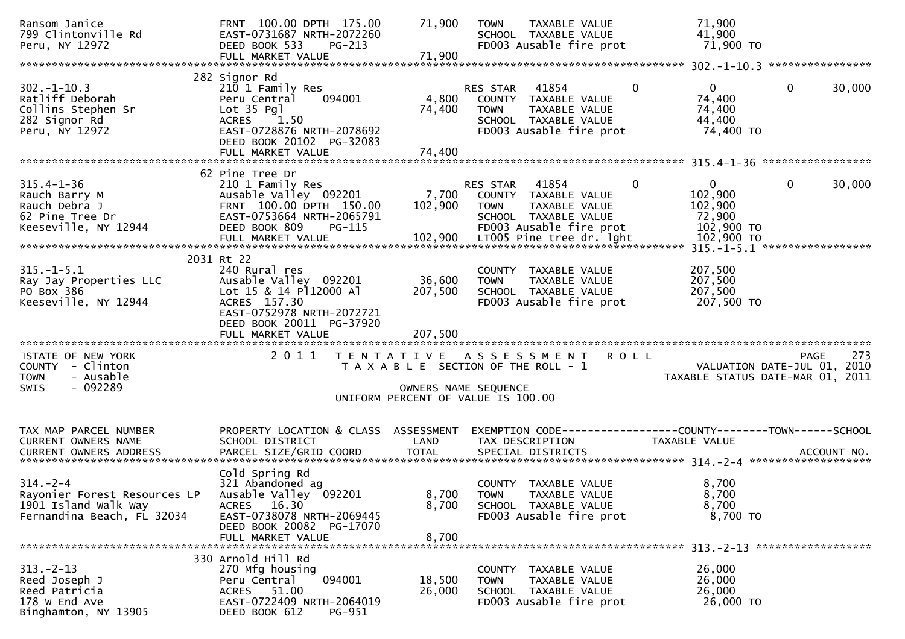```
Ransom Janice                  FRNT 100.00 DPTH 175.00     71,900   TOWN    TAXABLE VALUE              71,900
799 Clintonville Rd            EAST-0731687 NRTH-2072260            SCHOOL  TAXABLE VALUE              41,900
Peru, NY 12972                 DEED BOOK 533    PG-213              FD003 Ausable fire prot             71,900 TO
                               FULL MARKET VALUE            71,900
******************************************************************************************************* 302.-1-10.3 ****************
                             282 Signor Rd
302.-1-10.3                    210 1 Family Res                     RES STAR   41854            0            0            0     30,000
Ratliff Deborah                Peru Central     094001       4,800   COUNTY  TAXABLE VALUE              74,400
Collins Stephen Sr             Lot 35 Pgl                   74,400   TOWN    TAXABLE VALUE              74,400
282 Signor Rd                  ACRES    1.50                         SCHOOL  TAXABLE VALUE              44,400
Peru, NY 12972                 EAST-0728876 NRTH-2078692            FD003 Ausable fire prot             74,400 TO
                               DEED BOOK 20102 PG-32083
                               FULL MARKET VALUE            74,400
******************************************************************************************************* 315.4-1-36 *****************
                             62 Pine Tree Dr
315.4-1-36                     210 1 Family Res                     RES STAR   41854            0            0            0     30,000
Rauch Barry M                  Ausable Valley  092201        7,700   COUNTY  TAXABLE VALUE             102,900
Rauch Debra J                  FRNT 100.00 DPTH 150.00     102,900   TOWN    TAXABLE VALUE             102,900
62 Pine Tree Dr                EAST-0753664 NRTH-2065791            SCHOOL  TAXABLE VALUE              72,900
Keeseville, NY 12944           DEED BOOK 809    PG-115              FD003 Ausable fire prot            102,900 TO
                               FULL MARKET VALUE           102,900   LT005 Pine tree dr. lght           102,900 TO
******************************************************************************************************* 315.-1-5.1 *****************
                            2031 Rt 22
315.-1-5.1                     240 Rural res                        COUNTY  TAXABLE VALUE             207,500
Ray Jay Properties LLC         Ausable Valley  092201       36,600   TOWN    TAXABLE VALUE             207,500
PO Box 386                     Lot 15 & 14 Pl12000 Al      207,500   SCHOOL  TAXABLE VALUE             207,500
Keeseville, NY 12944           ACRES  157.30                        FD003 Ausable fire prot            207,500 TO
                               EAST-0752978 NRTH-2072721
                               DEED BOOK 20011 PG-37920
                               FULL MARKET VALUE           207,500
************************************************************************************************************************************
STATE OF NEW YORK                 2 0 1 1   T E N T A T I V E   A S S E S S M E N T   R O L L                          PAGE    273
COUNTY  - Clinton                           T A X A B L E  SECTION OF THE ROLL - 1                        VALUATION DATE-JUL 01, 2010
TOWN    - Ausable                                                                               TAXABLE STATUS DATE-MAR 01, 2011
SWIS    - 092289                                       OWNERS NAME SEQUENCE
                                               UNIFORM PERCENT OF VALUE IS 100.00

TAX MAP PARCEL NUMBER          PROPERTY LOCATION & CLASS  ASSESSMENT  EXEMPTION CODE------------------COUNTY--------TOWN------SCHOOL
CURRENT OWNERS NAME            SCHOOL DISTRICT               LAND      TAX DESCRIPTION              TAXABLE VALUE
CURRENT OWNERS ADDRESS         PARCEL SIZE/GRID COORD        TOTAL     SPECIAL DISTRICTS                                    ACCOUNT NO.
******************************************************************************************************* 314.-2-4 *******************
                               Cold Spring Rd
314.-2-4                       321 Abandoned ag                     COUNTY  TAXABLE VALUE               8,700
Rayonier Forest Resources LP   Ausable Valley  092201        8,700   TOWN    TAXABLE VALUE               8,700
1901 Island Walk Way           ACRES   16.30                 8,700   SCHOOL  TAXABLE VALUE               8,700
Fernandina Beach, FL 32034     EAST-0738078 NRTH-2069445            FD003 Ausable fire prot              8,700 TO
                               DEED BOOK 20082 PG-17070
                               FULL MARKET VALUE             8,700
******************************************************************************************************* 313.-2-13 ******************
                             330 Arnold Hill Rd
313.-2-13                      270 Mfg housing                      COUNTY  TAXABLE VALUE              26,000
Reed Joseph J                  Peru Central     094001      18,500   TOWN    TAXABLE VALUE              26,000
Reed Patricia                  ACRES   51.00                26,000   SCHOOL  TAXABLE VALUE              26,000
178 W End Ave                  EAST-0722409 NRTH-2064019            FD003 Ausable fire prot             26,000 TO
Binghamton, NY 13905           DEED BOOK 612    PG-951
```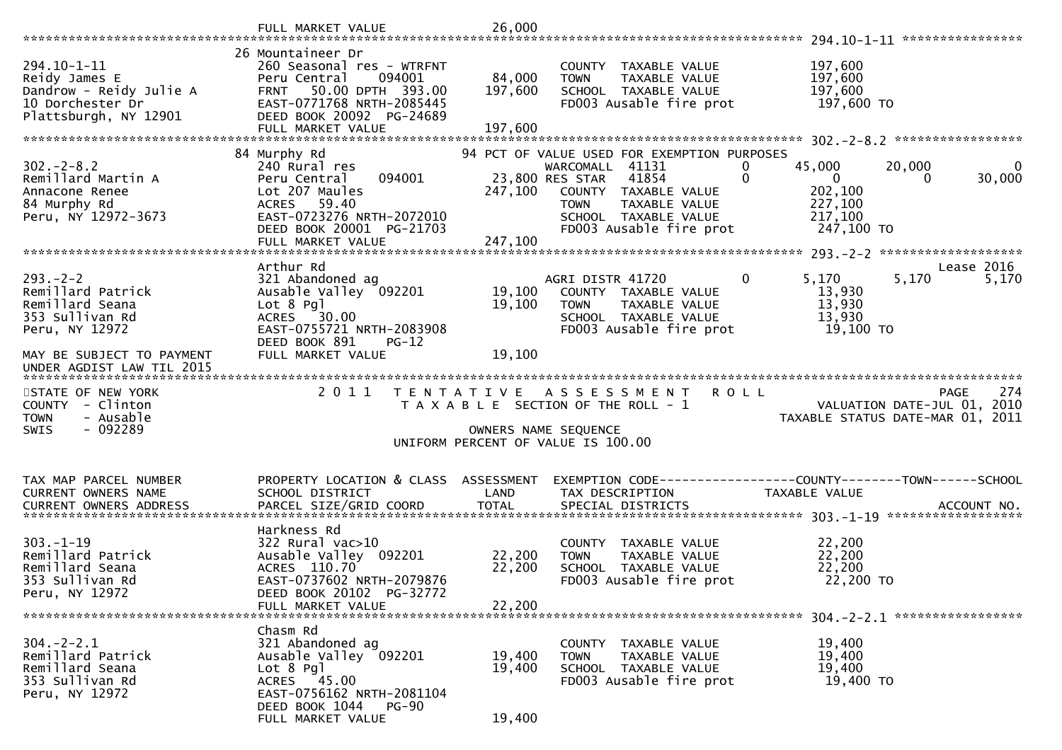```
                             FULL MARKET VALUE             26,000
******************************************************************************************************* 294.10-1-11 ****************
                             26 Mountaineer Dr
294.10-1-11                  260 Seasonal res - WTRFNT              COUNTY  TAXABLE VALUE           197,600
Reidy James E                Peru Central     094001       84,000   TOWN    TAXABLE VALUE           197,600
Dandrow - Reidy Julie A      FRNT   50.00 DPTH 393.00     197,600   SCHOOL  TAXABLE VALUE           197,600
10 Dorchester Dr             EAST-0771768 NRTH-2085445              FD003 Ausable fire prot          197,600 TO
Plattsburgh, NY 12901        DEED BOOK 20092  PG-24689
                             FULL MARKET VALUE            197,600
******************************************************************************************************* 302.-2-8.2 *****************
                             84 Murphy Rd                      94 PCT OF VALUE USED FOR EXEMPTION PURPOSES
302.-2-8.2                   240 Rural res                          WARCOMALL  41131         0      45,000       20,000            0
Remillard Martin A           Peru Central     094001       23,800 RES STAR   41854         0           0            0       30,000
Annacone Renee               Lot 207 Maules               247,100   COUNTY  TAXABLE VALUE           202,100
84 Murphy Rd                 ACRES   59.40                          TOWN    TAXABLE VALUE           227,100
Peru, NY 12972-3673          EAST-0723276 NRTH-2072010              SCHOOL  TAXABLE VALUE           217,100
                             DEED BOOK 20001  PG-21703              FD003 Ausable fire prot          247,100 TO
                             FULL MARKET VALUE            247,100
******************************************************************************************************* 293.-2-2 *******************
                             Arthur Rd                                                                                 Lease 2016
293.-2-2                     321 Abandoned ag                       AGRI DISTR 41720         0       5,170        5,170        5,170
Remillard Patrick            Ausable Valley  092201        19,100   COUNTY  TAXABLE VALUE            13,930
Remillard Seana              Lot 8 Pgl                     19,100   TOWN    TAXABLE VALUE            13,930
353 Sullivan Rd              ACRES   30.00                          SCHOOL  TAXABLE VALUE            13,930
Peru, NY 12972               EAST-0755721 NRTH-2083908              FD003 Ausable fire prot           19,100 TO
                             DEED BOOK 891    PG-12
MAY BE SUBJECT TO PAYMENT    FULL MARKET VALUE             19,100
UNDER AGDIST LAW TIL 2015
*************************************************************************************************************************************
STATE OF NEW YORK                2 0 1 1   T E N T A T I V E   A S S E S S M E N T   R O L L                            PAGE    274
COUNTY  - Clinton                          T A X A B L E  SECTION OF THE ROLL - 1                          VALUATION DATE-JUL 01, 2010
TOWN    - Ausable                                                                                   TAXABLE STATUS DATE-MAR 01, 2011
SWIS    - 092289                                      OWNERS NAME SEQUENCE
                                               UNIFORM PERCENT OF VALUE IS 100.00


TAX MAP PARCEL NUMBER        PROPERTY LOCATION & CLASS  ASSESSMENT  EXEMPTION CODE------------------COUNTY--------TOWN------SCHOOL
CURRENT OWNERS NAME          SCHOOL DISTRICT               LAND     TAX DESCRIPTION             TAXABLE VALUE
CURRENT OWNERS ADDRESS       PARCEL SIZE/GRID COORD        TOTAL    SPECIAL DISTRICTS                                    ACCOUNT NO.
******************************************************************************************************* 303.-1-19 ******************
                             Harkness Rd
303.-1-19                    322 Rural vac>10                       COUNTY  TAXABLE VALUE            22,200
Remillard Patrick            Ausable Valley  092201        22,200   TOWN    TAXABLE VALUE            22,200
Remillard Seana              ACRES  110.70                 22,200   SCHOOL  TAXABLE VALUE            22,200
353 Sullivan Rd              EAST-0737602 NRTH-2079876              FD003 Ausable fire prot           22,200 TO
Peru, NY 12972               DEED BOOK 20102  PG-32772
                             FULL MARKET VALUE             22,200
******************************************************************************************************* 304.-2-2.1 *****************
                             Chasm Rd
304.-2-2.1                   321 Abandoned ag                       COUNTY  TAXABLE VALUE            19,400
Remillard Patrick            Ausable Valley  092201        19,400   TOWN    TAXABLE VALUE            19,400
Remillard Seana              Lot 8 Pgl                     19,400   SCHOOL  TAXABLE VALUE            19,400
353 Sullivan Rd              ACRES   45.00                          FD003 Ausable fire prot           19,400 TO
Peru, NY 12972               EAST-0756162 NRTH-2081104
                             DEED BOOK 1044   PG-90
                             FULL MARKET VALUE             19,400
```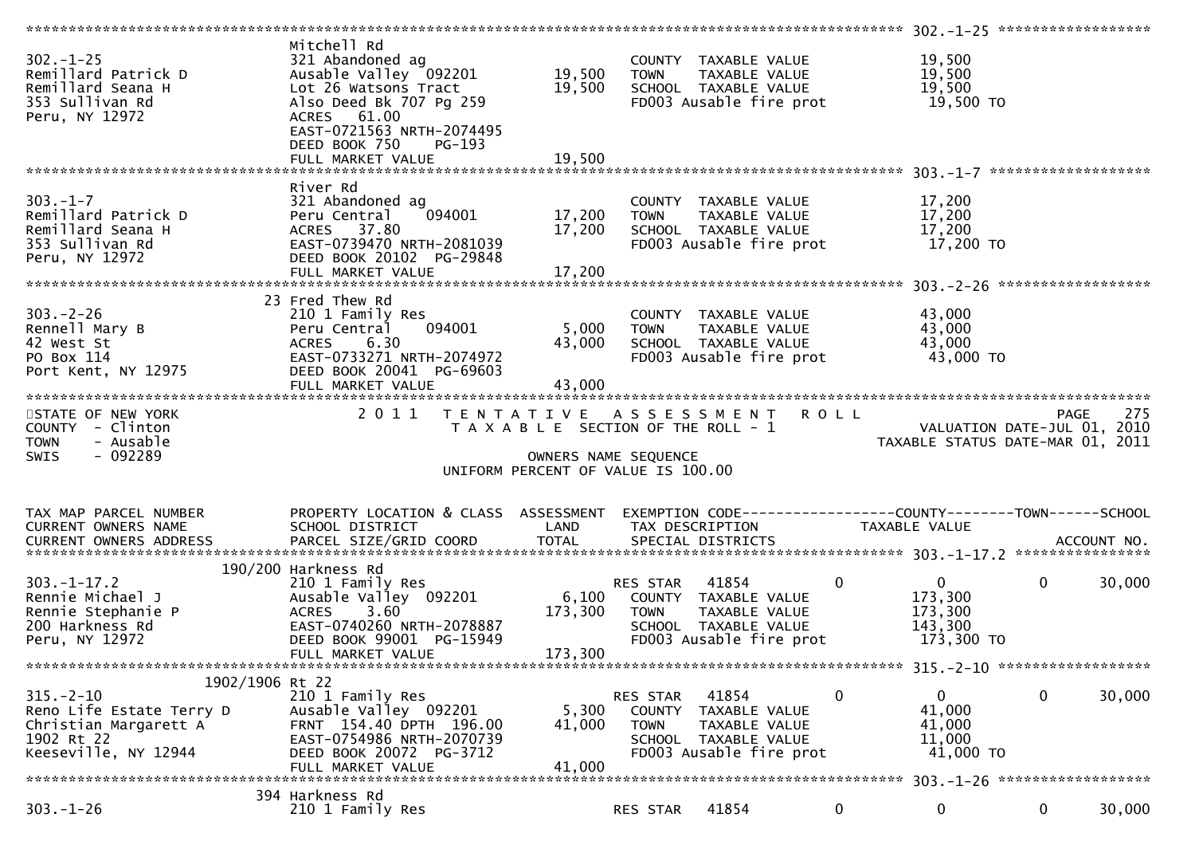```
******************************************************************************************************* 302.-1-25 ******************
                                 Mitchell Rd
302.-1-25                        321 Abandoned ag                         COUNTY  TAXABLE VALUE             19,500
Remillard Patrick D              Ausable Valley  092201      19,500       TOWN    TAXABLE VALUE             19,500
Remillard Seana H                Lot 26 Watsons Tract        19,500       SCHOOL  TAXABLE VALUE             19,500
353 Sullivan Rd                  Also Deed Bk 707 Pg 259                  FD003 Ausable fire prot            19,500 TO
Peru, NY 12972                   ACRES   61.00
                                 EAST-0721563 NRTH-2074495
                                 DEED BOOK 750    PG-193
                                 FULL MARKET VALUE           19,500
******************************************************************************************************* 303.-1-7 *******************
                                 River Rd
303.-1-7                         321 Abandoned ag                         COUNTY  TAXABLE VALUE             17,200
Remillard Patrick D              Peru Central    094001      17,200       TOWN    TAXABLE VALUE             17,200
Remillard Seana H                ACRES   37.80               17,200       SCHOOL  TAXABLE VALUE             17,200
353 Sullivan Rd                  EAST-0739470 NRTH-2081039                FD003 Ausable fire prot            17,200 TO
Peru, NY 12972                   DEED BOOK 20102  PG-29848
                                 FULL MARKET VALUE           17,200
******************************************************************************************************* 303.-2-26 ******************
                               23 Fred Thew Rd
303.-2-26                        210 1 Family Res                         COUNTY  TAXABLE VALUE             43,000
Rennell Mary B                   Peru Central    094001       5,000       TOWN    TAXABLE VALUE             43,000
42 West St                       ACRES    6.30               43,000       SCHOOL  TAXABLE VALUE             43,000
PO Box 114                       EAST-0733271 NRTH-2074972                FD003 Ausable fire prot            43,000 TO
Port Kent, NY 12975              DEED BOOK 20041  PG-69603
                                 FULL MARKET VALUE           43,000
************************************************************************************************************************************
STATE OF NEW YORK                2 0 1 1   T E N T A T I V E   A S S E S S M E N T   R O L L                          PAGE    275
COUNTY  - Clinton                          T A X A B L E  SECTION OF THE ROLL - 1                  VALUATION DATE-JUL 01, 2010
TOWN    - Ausable                                                                              TAXABLE STATUS DATE-MAR 01, 2011
SWIS    - 092289                                      OWNERS NAME SEQUENCE
                                                 UNIFORM PERCENT OF VALUE IS 100.00

TAX MAP PARCEL NUMBER            PROPERTY LOCATION & CLASS  ASSESSMENT  EXEMPTION CODE------------------COUNTY--------TOWN------SCHOOL
CURRENT OWNERS NAME              SCHOOL DISTRICT               LAND      TAX DESCRIPTION            TAXABLE VALUE
CURRENT OWNERS ADDRESS           PARCEL SIZE/GRID COORD       TOTAL      SPECIAL DISTRICTS                                 ACCOUNT NO.
******************************************************************************************************* 303.-1-17.2 ****************
                         190/200 Harkness Rd
303.-1-17.2                      210 1 Family Res                         RES STAR    41854         0             0            0     30,000
Rennie Michael J                 Ausable Valley  092201       6,100       COUNTY  TAXABLE VALUE            173,300
Rennie Stephanie P               ACRES    3.60              173,300       TOWN    TAXABLE VALUE            173,300
200 Harkness Rd                  EAST-0740260 NRTH-2078887                SCHOOL  TAXABLE VALUE            143,300
Peru, NY 12972                   DEED BOOK 99001  PG-15949                FD003 Ausable fire prot           173,300 TO
                                 FULL MARKET VALUE          173,300
******************************************************************************************************* 315.-2-10 ******************
                       1902/1906 Rt 22
315.-2-10                        210 1 Family Res                         RES STAR    41854         0             0            0     30,000
Reno Life Estate Terry D         Ausable Valley  092201       5,300       COUNTY  TAXABLE VALUE             41,000
Christian Margarett A            FRNT  154.40 DPTH  196.00   41,000       TOWN    TAXABLE VALUE             41,000
1902 Rt 22                       EAST-0754986 NRTH-2070739                SCHOOL  TAXABLE VALUE             11,000
Keeseville, NY 12944             DEED BOOK 20072  PG-3712                 FD003 Ausable fire prot            41,000 TO
                                 FULL MARKET VALUE           41,000
******************************************************************************************************* 303.-1-26 ******************
                              394 Harkness Rd
303.-1-26                        210 1 Family Res                         RES STAR    41854         0             0            0     30,000
```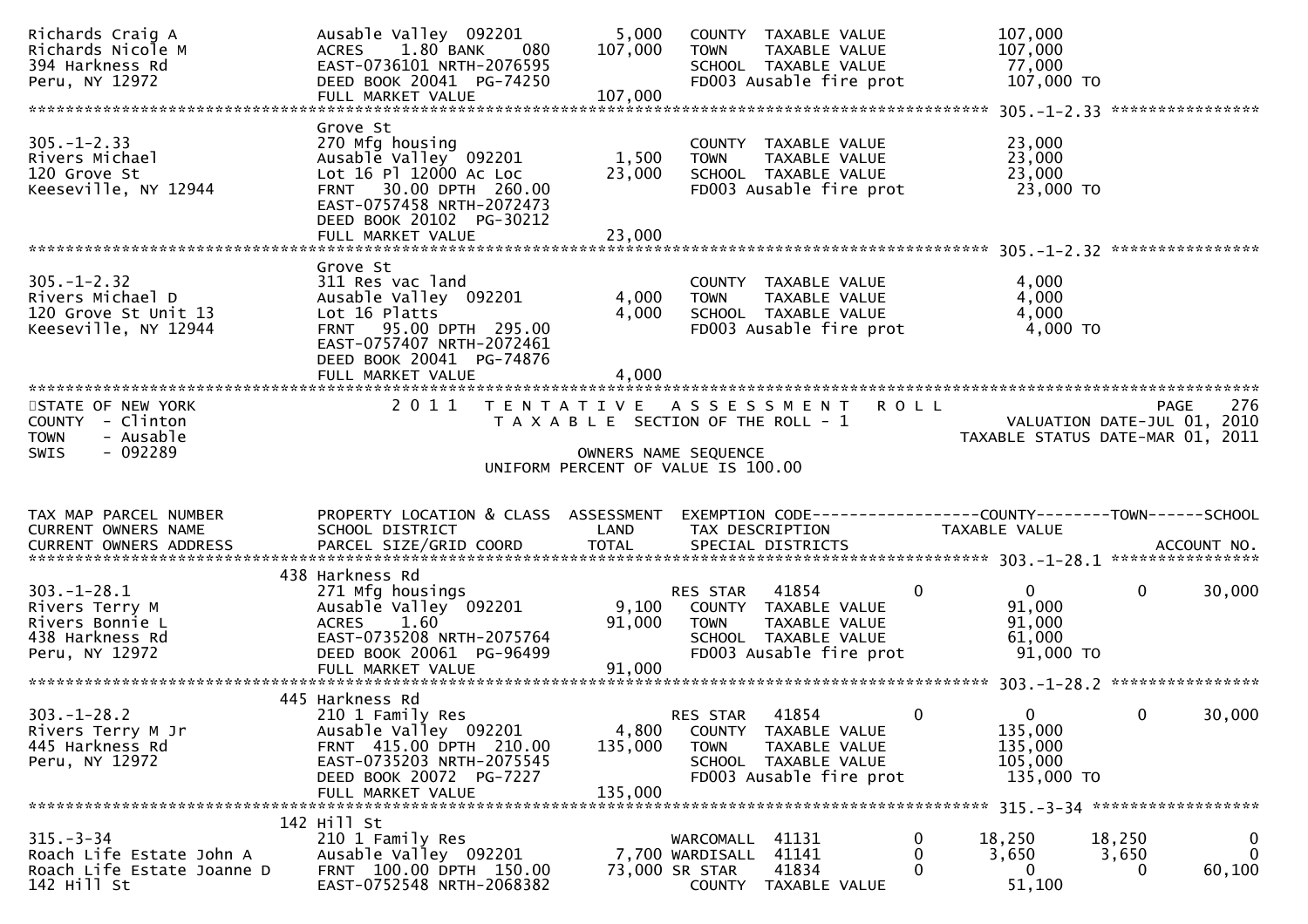```
Richards Craig A              Ausable Valley  092201          5,000   COUNTY  TAXABLE VALUE            107,000
Richards Nicole M             ACRES    1.80 BANK    080     107,000   TOWN    TAXABLE VALUE            107,000
394 Harkness Rd               EAST-0736101 NRTH-2076595                SCHOOL  TAXABLE VALUE             77,000
Peru, NY 12972                DEED BOOK 20041  PG-74250                FD003 Ausable fire prot          107,000 TO
                              FULL MARKET VALUE             107,000
******************************************************************************************************* 305.-1-2.33 ****************
                              Grove St
305.-1-2.33                   270 Mfg housing                          COUNTY  TAXABLE VALUE             23,000
Rivers Michael                Ausable Valley  092201          1,500   TOWN    TAXABLE VALUE             23,000
120 Grove St                  Lot 16 Pl 12000 Ac Loc         23,000   SCHOOL  TAXABLE VALUE             23,000
Keeseville, NY 12944          FRNT   30.00 DPTH  260.00                FD003 Ausable fire prot           23,000 TO
                              EAST-0757458 NRTH-2072473
                              DEED BOOK 20102  PG-30212
                              FULL MARKET VALUE              23,000
******************************************************************************************************* 305.-1-2.32 ****************
                              Grove St
305.-1-2.32                   311 Res vac land                         COUNTY  TAXABLE VALUE              4,000
Rivers Michael D              Ausable Valley  092201          4,000   TOWN    TAXABLE VALUE              4,000
120 Grove St Unit 13          Lot 16 Platts                   4,000   SCHOOL  TAXABLE VALUE              4,000
Keeseville, NY 12944          FRNT   95.00 DPTH  295.00                FD003 Ausable fire prot            4,000 TO
                              EAST-0757407 NRTH-2072461
                              DEED BOOK 20041  PG-74876
                              FULL MARKET VALUE               4,000
************************************************************************************************************************************
STATE OF NEW YORK                 2 0 1 1   T E N T A T I V E   A S S E S S M E N T   R O L L                              PAGE    276
COUNTY  - Clinton                           T A X A B L E  SECTION OF THE ROLL - 1                          VALUATION DATE-JUL 01, 2010
TOWN    - Ausable                                                                                      TAXABLE STATUS DATE-MAR 01, 2011
SWIS    - 092289                                       OWNERS NAME SEQUENCE
                                               UNIFORM PERCENT OF VALUE IS 100.00


TAX MAP PARCEL NUMBER         PROPERTY LOCATION & CLASS  ASSESSMENT  EXEMPTION CODE------------------COUNTY--------TOWN------SCHOOL
CURRENT OWNERS NAME           SCHOOL DISTRICT               LAND      TAX DESCRIPTION             TAXABLE VALUE
CURRENT OWNERS ADDRESS        PARCEL SIZE/GRID COORD       TOTAL      SPECIAL DISTRICTS                                  ACCOUNT NO.
******************************************************************************************************* 303.-1-28.1 ****************
                            438 Harkness Rd
303.-1-28.1                   271 Mfg housings                         RES STAR   41854          0           0            0      30,000
Rivers Terry M                Ausable Valley  092201          9,100   COUNTY  TAXABLE VALUE             91,000
Rivers Bonnie L               ACRES    1.60                  91,000   TOWN    TAXABLE VALUE             91,000
438 Harkness Rd               EAST-0735208 NRTH-2075764                SCHOOL  TAXABLE VALUE             61,000
Peru, NY 12972                DEED BOOK 20061  PG-96499                FD003 Ausable fire prot           91,000 TO
                              FULL MARKET VALUE              91,000
******************************************************************************************************* 303.-1-28.2 ****************
                            445 Harkness Rd
303.-1-28.2                   210 1 Family Res                         RES STAR   41854          0           0            0      30,000
Rivers Terry M Jr             Ausable Valley  092201          4,800   COUNTY  TAXABLE VALUE            135,000
445 Harkness Rd               FRNT  415.00 DPTH  210.00     135,000   TOWN    TAXABLE VALUE            135,000
Peru, NY 12972                EAST-0735203 NRTH-2075545                SCHOOL  TAXABLE VALUE            105,000
                              DEED BOOK 20072  PG-7227                 FD003 Ausable fire prot          135,000 TO
                              FULL MARKET VALUE             135,000
******************************************************************************************************* 315.-3-34 ******************
                            142 Hill St
315.-3-34                     210 1 Family Res                         WARCOMALL  41131          0      18,250       18,250           0
Roach Life Estate John A      Ausable Valley  092201          7,700   WARDISALL  41141          0       3,650        3,650           0
Roach Life Estate Joanne D    FRNT  100.00 DPTH  150.00      73,000   SR STAR    41834          0           0            0      60,100
142 Hill St                   EAST-0752548 NRTH-2068382                COUNTY  TAXABLE VALUE             51,100
```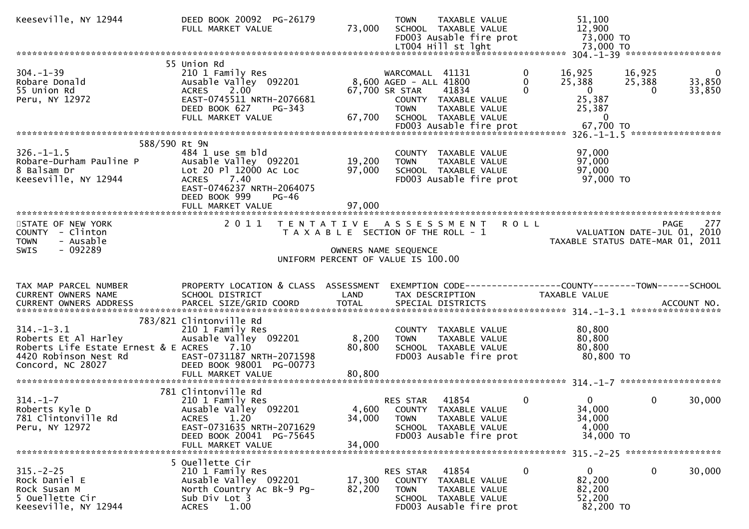```
Keeseville, NY 12944          DEED BOOK 20092  PG-26179                  TOWN    TAXABLE VALUE              51,100
                              FULL MARKET VALUE            73,000         SCHOOL  TAXABLE VALUE              12,900
                                                                          FD003 Ausable fire prot            73,000 TO
                                                                          LT004 Hill st lght                 73,000 TO
******************************************************************************************************* 304.-1-39 ******************
                          55 Union Rd
304.-1-39                     210 1 Family Res                    WARCOMALL  41131          0        16,925        16,925             0
Robare Donald                 Ausable Valley  092201       8,600 AGED - ALL 41800           0        25,388        25,388        33,850
55 Union Rd                   ACRES    2.00               67,700 SR STAR     41834          0             0             0        33,850
Peru, NY 12972                EAST-0745511 NRTH-2076681           COUNTY  TAXABLE VALUE              25,387
                              DEED BOOK 627     PG-343            TOWN    TAXABLE VALUE              25,387
                              FULL MARKET VALUE            67,700 SCHOOL  TAXABLE VALUE                   0
                                                                  FD003 Ausable fire prot            67,700 TO
******************************************************************************************************* 326.-1-1.5 *****************
                      588/590 Rt 9N
326.-1-1.5                    484 1 use sm bld                    COUNTY  TAXABLE VALUE              97,000
Robare-Durham Pauline P       Ausable Valley  092201      19,200 TOWN    TAXABLE VALUE              97,000
8 Balsam Dr                   Lot 20 Pl 12000 Ac Loc      97,000 SCHOOL  TAXABLE VALUE              97,000
Keeseville, NY 12944          ACRES    7.40                       FD003 Ausable fire prot            97,000 TO
                              EAST-0746237 NRTH-2064075
                              DEED BOOK 999     PG-46
                              FULL MARKET VALUE            97,000
************************************************************************************************************************************
STATE OF NEW YORK                2 0 1 1   T E N T A T I V E   A S S E S S M E N T   R O L L                          PAGE    277
COUNTY  - Clinton                      T A X A B L E  SECTION OF THE ROLL - 1                        VALUATION DATE-JUL 01, 2010
TOWN    - Ausable                                                                              TAXABLE STATUS DATE-MAR 01, 2011
SWIS    - 092289                                     OWNERS NAME SEQUENCE
                                            UNIFORM PERCENT OF VALUE IS 100.00

TAX MAP PARCEL NUMBER         PROPERTY LOCATION & CLASS  ASSESSMENT  EXEMPTION CODE------------------COUNTY--------TOWN------SCHOOL
CURRENT OWNERS NAME           SCHOOL DISTRICT               LAND      TAX DESCRIPTION            TAXABLE VALUE
CURRENT OWNERS ADDRESS        PARCEL SIZE/GRID COORD        TOTAL     SPECIAL DISTRICTS                                  ACCOUNT NO.
******************************************************************************************************* 314.-1-3.1 *****************
                      783/821 Clintonville Rd
314.-1-3.1                    210 1 Family Res                    COUNTY  TAXABLE VALUE              80,800
Roberts Et Al Harley          Ausable Valley  092201       8,200 TOWN    TAXABLE VALUE              80,800
Roberts Life Estate Ernest & E ACRES   7.10               80,800 SCHOOL  TAXABLE VALUE              80,800
4420 Robinson Nest Rd         EAST-0731187 NRTH-2071598           FD003 Ausable fire prot            80,800 TO
Concord, NC 28027             DEED BOOK 98001  PG-00773
                              FULL MARKET VALUE            80,800
******************************************************************************************************* 314.-1-7 *******************
                          781 Clintonville Rd
314.-1-7                      210 1 Family Res                    RES STAR   41854          0             0             0        30,000
Roberts Kyle D                Ausable Valley  092201       4,600 COUNTY  TAXABLE VALUE              34,000
781 Clintonville Rd           ACRES    1.20               34,000 TOWN    TAXABLE VALUE              34,000
Peru, NY 12972                EAST-0731635 NRTH-2071629           SCHOOL  TAXABLE VALUE               4,000
                              DEED BOOK 20041  PG-75645           FD003 Ausable fire prot            34,000 TO
                              FULL MARKET VALUE            34,000
******************************************************************************************************* 315.-2-25 ******************
                            5 Ouellette Cir
315.-2-25                     210 1 Family Res                    RES STAR   41854          0             0             0        30,000
Rock Daniel E                 Ausable Valley  092201      17,300 COUNTY  TAXABLE VALUE              82,200
Rock Susan M                  North Country Ac Bk-9 Pg-   82,200 TOWN    TAXABLE VALUE              82,200
5 Ouellette Cir               Sub Div Lot 3                       SCHOOL  TAXABLE VALUE              52,200
Keeseville, NY 12944          ACRES    1.00                       FD003 Ausable fire prot            82,200 TO
```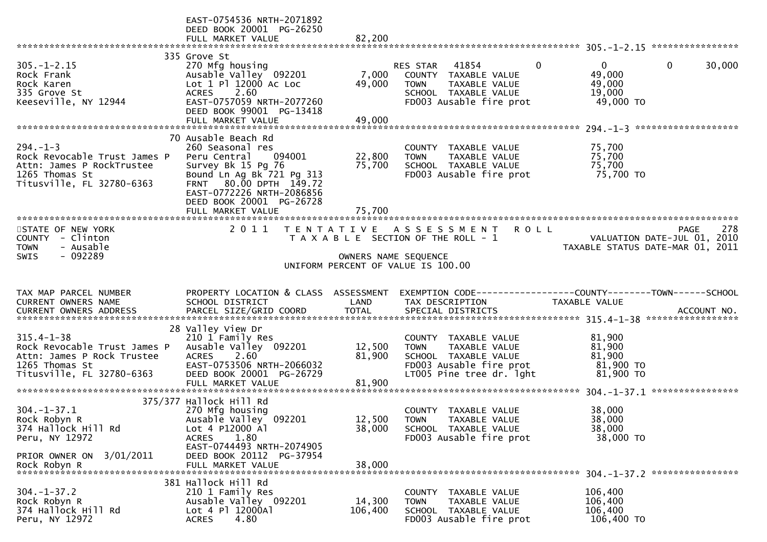EAST-0754536 NRTH-2071892
DEED BOOK 20001 PG-26250
FULL MARKET VALUE 82,200

**305.-1-2.15**

| | | | | |
|---|---|---|---|---|
| 305.-1-2.15 | 335 Grove St | | | |
| Rock Frank | 270 Mfg housing | | RES STAR 41854 0 | 0 0 30,000 |
| Rock Karen | Ausable Valley 092201 | 7,000 | COUNTY TAXABLE VALUE | 49,000 |
| 335 Grove St | Lot 1 Pl 12000 Ac Loc | 49,000 | TOWN TAXABLE VALUE | 49,000 |
| Keeseville, NY 12944 | ACRES 2.60 | | SCHOOL TAXABLE VALUE | 19,000 |
| | EAST-0757059 NRTH-2077260 | | FD003 Ausable fire prot | 49,000 TO |
| | DEED BOOK 99001 PG-13418 | | | |
| | FULL MARKET VALUE | 49,000 | | |

**294.-1-3**

| | | | | |
|---|---|---|---|---|
| 294.-1-3 | 70 Ausable Beach Rd | | | |
| Rock Revocable Trust James P | 260 Seasonal res | | COUNTY TAXABLE VALUE | 75,700 |
| Attn: James P RockTrustee | Peru Central 094001 | 22,800 | TOWN TAXABLE VALUE | 75,700 |
| 1265 Thomas St | Survey Bk 15 Pg 76 | 75,700 | SCHOOL TAXABLE VALUE | 75,700 |
| Titusville, FL 32780-6363 | Bound Ln Ag Bk 721 Pg 313 | | FD003 Ausable fire prot | 75,700 TO |
| | FRNT 80.00 DPTH 149.72 | | | |
| | EAST-0772226 NRTH-2086856 | | | |
| | DEED BOOK 20001 PG-26728 | | | |
| | FULL MARKET VALUE | 75,700 | | |

STATE OF NEW YORK
COUNTY - Clinton
TOWN - Ausable
SWIS - 092289

2011 TENTATIVE ASSESSMENT ROLL
TAXABLE SECTION OF THE ROLL - 1
OWNERS NAME SEQUENCE
UNIFORM PERCENT OF VALUE IS 100.00

PAGE 278
VALUATION DATE-JUL 01, 2010
TAXABLE STATUS DATE-MAR 01, 2011

| TAX MAP PARCEL NUMBER / CURRENT OWNERS NAME / CURRENT OWNERS ADDRESS | PROPERTY LOCATION & CLASS / SCHOOL DISTRICT / PARCEL SIZE/GRID COORD | ASSESSMENT LAND / TOTAL | EXEMPTION CODE / TAX DESCRIPTION / SPECIAL DISTRICTS | COUNTY--------TOWN------SCHOOL TAXABLE VALUE / ACCOUNT NO. |
|---|---|---|---|---|
| **315.4-1-38** | 28 Valley View Dr | | | |
| 315.4-1-38 | 210 1 Family Res | | COUNTY TAXABLE VALUE | 81,900 |
| Rock Revocable Trust James P | Ausable Valley 092201 | 12,500 | TOWN TAXABLE VALUE | 81,900 |
| Attn: James P Rock Trustee | ACRES 2.60 | 81,900 | SCHOOL TAXABLE VALUE | 81,900 |
| 1265 Thomas St | EAST-0753506 NRTH-2066032 | | FD003 Ausable fire prot | 81,900 TO |
| Titusville, FL 32780-6363 | DEED BOOK 20001 PG-26729 | | LT005 Pine tree dr. lght | 81,900 TO |
| | FULL MARKET VALUE | 81,900 | | |
| **304.-1-37.1** | 375/377 Hallock Hill Rd | | | |
| 304.-1-37.1 | 270 Mfg housing | | COUNTY TAXABLE VALUE | 38,000 |
| Rock Robyn R | Ausable Valley 092201 | 12,500 | TOWN TAXABLE VALUE | 38,000 |
| 374 Hallock Hill Rd | Lot 4 P12000 Al | 38,000 | SCHOOL TAXABLE VALUE | 38,000 |
| Peru, NY 12972 | ACRES 1.80 | | FD003 Ausable fire prot | 38,000 TO |
| | EAST-0744493 NRTH-2074905 | | | |
| PRIOR OWNER ON 3/01/2011 | DEED BOOK 20112 PG-37954 | | | |
| Rock Robyn R | FULL MARKET VALUE | 38,000 | | |
| **304.-1-37.2** | 381 Hallock Hill Rd | | | |
| 304.-1-37.2 | 210 1 Family Res | | COUNTY TAXABLE VALUE | 106,400 |
| Rock Robyn R | Ausable Valley 092201 | 14,300 | TOWN TAXABLE VALUE | 106,400 |
| 374 Hallock Hill Rd | Lot 4 Pl 12000Al | 106,400 | SCHOOL TAXABLE VALUE | 106,400 |
| Peru, NY 12972 | ACRES 4.80 | | FD003 Ausable fire prot | 106,400 TO |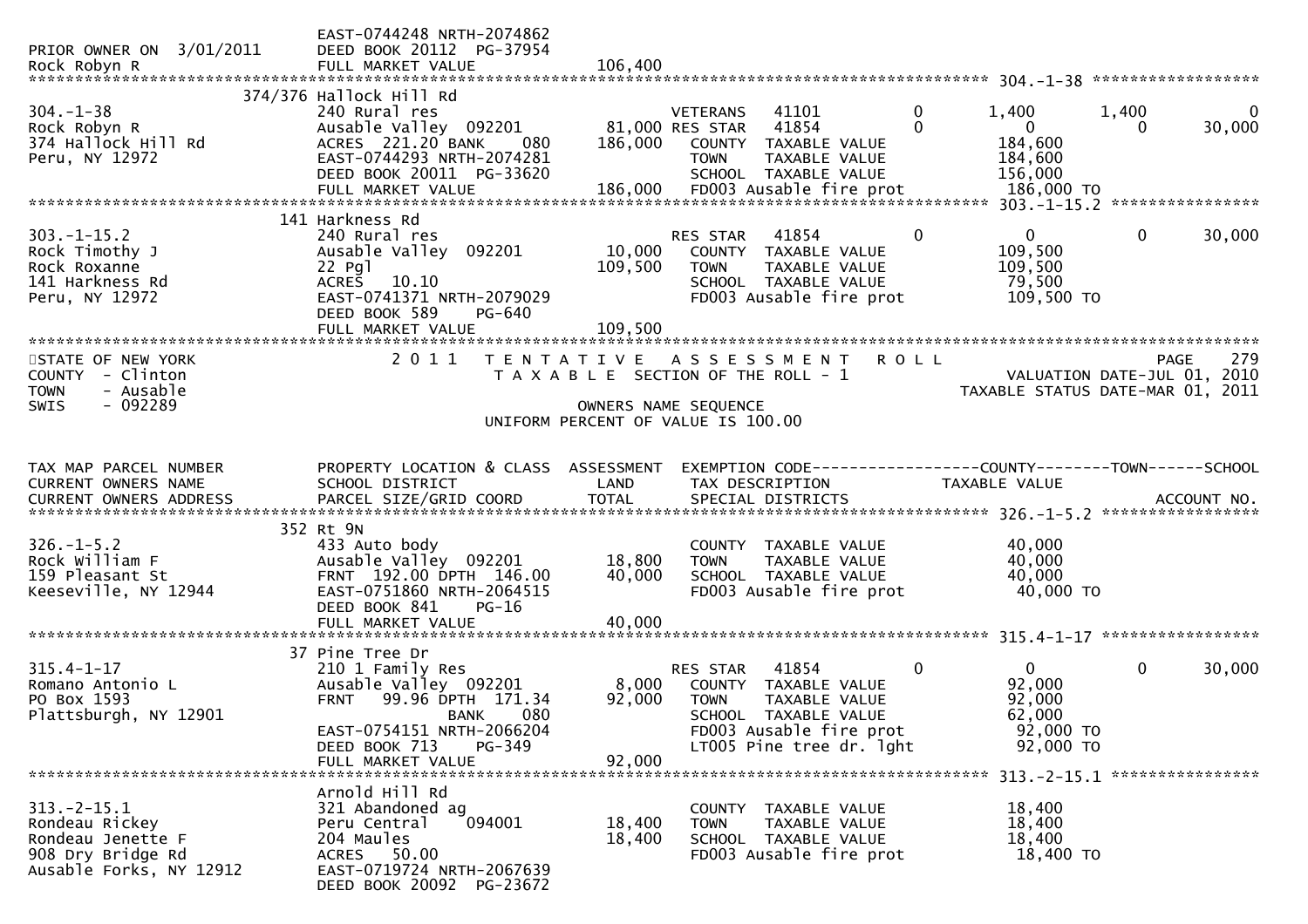```
                              EAST-0744248 NRTH-2074862
PRIOR OWNER ON  3/01/2011     DEED BOOK 20112  PG-37954
Rock Robyn R                  FULL MARKET VALUE             106,400
******************************************************************************************************* 304.-1-38 ******************
                        374/376 Hallock Hill Rd
304.-1-38                     240 Rural res                        VETERANS   41101            0        1,400       1,400            0
Rock Robyn R                  Ausable Valley  092201         81,000 RES STAR   41854            0            0           0       30,000
374 Hallock Hill Rd           ACRES  221.20 BANK     080    186,000   COUNTY  TAXABLE VALUE               184,600
Peru, NY 12972                EAST-0744293 NRTH-2074281               TOWN    TAXABLE VALUE               184,600
                              DEED BOOK 20011  PG-33620               SCHOOL  TAXABLE VALUE               156,000
                              FULL MARKET VALUE             186,000   FD003 Ausable fire prot              186,000 TO
******************************************************************************************************* 303.-1-15.2 ****************
                          141 Harkness Rd
303.-1-15.2                   240 Rural res                        RES STAR   41854            0            0           0       30,000
Rock Timothy J                Ausable Valley  092201         10,000   COUNTY  TAXABLE VALUE               109,500
Rock Roxanne                  22 Pgl                        109,500   TOWN    TAXABLE VALUE               109,500
141 Harkness Rd               ACRES   10.10                           SCHOOL  TAXABLE VALUE                79,500
Peru, NY 12972                EAST-0741371 NRTH-2079029               FD003 Ausable fire prot              109,500 TO
                              DEED BOOK 589    PG-640
                              FULL MARKET VALUE             109,500
*************************************************************************************************************************************
STATE OF NEW YORK                2 0 1 1   T E N T A T I V E   A S S E S S M E N T   R O L L                              PAGE    279
COUNTY  - Clinton                           T A X A B L E  SECTION OF THE ROLL - 1                         VALUATION DATE-JUL 01, 2010
TOWN    - Ausable                                                                                  TAXABLE STATUS DATE-MAR 01, 2011
SWIS    - 092289                                        OWNERS NAME SEQUENCE
                                                   UNIFORM PERCENT OF VALUE IS 100.00


TAX MAP PARCEL NUMBER         PROPERTY LOCATION & CLASS  ASSESSMENT  EXEMPTION CODE------------------COUNTY--------TOWN------SCHOOL
CURRENT OWNERS NAME           SCHOOL DISTRICT               LAND      TAX DESCRIPTION             TAXABLE VALUE
CURRENT OWNERS ADDRESS        PARCEL SIZE/GRID COORD        TOTAL     SPECIAL DISTRICTS                                   ACCOUNT NO.
******************************************************************************************************* 326.-1-5.2 *****************
                          352 Rt 9N
326.-1-5.2                    433 Auto body                           COUNTY  TAXABLE VALUE                40,000
Rock William F                Ausable Valley  092201         18,800   TOWN    TAXABLE VALUE                40,000
159 Pleasant St               FRNT  192.00 DPTH  146.00      40,000   SCHOOL  TAXABLE VALUE                40,000
Keeseville, NY 12944          EAST-0751860 NRTH-2064515               FD003 Ausable fire prot               40,000 TO
                              DEED BOOK 841    PG-16
                              FULL MARKET VALUE              40,000
******************************************************************************************************* 315.4-1-17 *****************
                           37 Pine Tree Dr
315.4-1-17                    210 1 Family Res                     RES STAR   41854            0            0           0       30,000
Romano Antonio L              Ausable Valley  092201          8,000   COUNTY  TAXABLE VALUE                92,000
PO Box 1593                   FRNT   99.96 DPTH  171.34      92,000   TOWN    TAXABLE VALUE                92,000
Plattsburgh, NY 12901                       BANK     080              SCHOOL  TAXABLE VALUE                62,000
                              EAST-0754151 NRTH-2066204               FD003 Ausable fire prot               92,000 TO
                              DEED BOOK 713    PG-349                 LT005 Pine tree dr. lght              92,000 TO
                              FULL MARKET VALUE              92,000
******************************************************************************************************* 313.-2-15.1 ****************
                              Arnold Hill Rd
313.-2-15.1                   321 Abandoned ag                        COUNTY  TAXABLE VALUE                18,400
Rondeau Rickey                Peru Central    094001         18,400   TOWN    TAXABLE VALUE                18,400
Rondeau Jenette F             204 Maules                     18,400   SCHOOL  TAXABLE VALUE                18,400
908 Dry Bridge Rd             ACRES   50.00                           FD003 Ausable fire prot               18,400 TO
Ausable Forks, NY 12912       EAST-0719724 NRTH-2067639
                              DEED BOOK 20092  PG-23672
```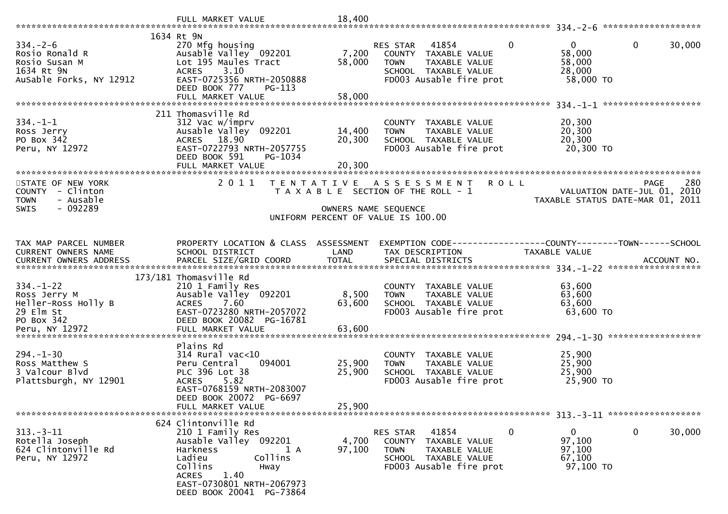FULL MARKET VALUE 18,400

******************************************************************************************************* 334.-2-6 ******************

```
                          1634 Rt 9N
334.-2-6                  270 Mfg housing                   RES STAR   41854        0          0          0      30,000
Rosio Ronald R            Ausable Valley  092201     7,200   COUNTY  TAXABLE VALUE            58,000
Rosio Susan M             Lot 195 Maules Tract      58,000   TOWN    TAXABLE VALUE            58,000
1634 Rt 9N                ACRES    3.10                      SCHOOL  TAXABLE VALUE            28,000
AuSable Forks, NY 12912   EAST-0725356 NRTH-2050888          FD003 Ausable fire prot          58,000 TO
                          DEED BOOK 777    PG-113
                          FULL MARKET VALUE         58,000
******************************************************************************************************* 334.-1-1 ******************
                          211 Thomasville Rd
334.-1-1                  312 Vac w/imprv                    COUNTY  TAXABLE VALUE            20,300
Ross Jerry                Ausable Valley  092201    14,400   TOWN    TAXABLE VALUE            20,300
PO Box 342                ACRES   18.90             20,300   SCHOOL  TAXABLE VALUE            20,300
Peru, NY 12972            EAST-0722793 NRTH-2057755          FD003 Ausable fire prot          20,300 TO
                          DEED BOOK 591    PG-1034
                          FULL MARKET VALUE         20,300
************************************************************************************************************************************
```

STATE OF NEW YORK — 2011 TENTATIVE ASSESSMENT ROLL — PAGE 280
COUNTY - Clinton — TAXABLE SECTION OF THE ROLL - 1 — VALUATION DATE-JUL 01, 2010
TOWN - Ausable — TAXABLE STATUS DATE-MAR 01, 2011
SWIS - 092289 — OWNERS NAME SEQUENCE
UNIFORM PERCENT OF VALUE IS 100.00

```
TAX MAP PARCEL NUMBER     PROPERTY LOCATION & CLASS  ASSESSMENT  EXEMPTION CODE------------------COUNTY--------TOWN------SCHOOL
CURRENT OWNERS NAME       SCHOOL DISTRICT               LAND      TAX DESCRIPTION             TAXABLE VALUE
CURRENT OWNERS ADDRESS    PARCEL SIZE/GRID COORD        TOTAL     SPECIAL DISTRICTS                                      ACCOUNT NO.
******************************************************************************************************* 334.-1-22 *****************
                          173/181 Thomasville Rd
334.-1-22                 210 1 Family Res                   COUNTY  TAXABLE VALUE            63,600
Ross Jerry M              Ausable Valley  092201     8,500   TOWN    TAXABLE VALUE            63,600
Heller-Ross Holly B       ACRES    7.60             63,600   SCHOOL  TAXABLE VALUE            63,600
29 Elm St                 EAST-0723280 NRTH-2057072          FD003 Ausable fire prot          63,600 TO
PO Box 342                DEED BOOK 20082 PG-16781
Peru, NY 12972            FULL MARKET VALUE         63,600
******************************************************************************************************* 294.-1-30 *****************
                          Plains Rd
294.-1-30                 314 Rural vac<10                   COUNTY  TAXABLE VALUE            25,900
Ross Matthew S            Peru Central    094001    25,900   TOWN    TAXABLE VALUE            25,900
3 Valcour Blvd            PLC 396 Lot 38            25,900   SCHOOL  TAXABLE VALUE            25,900
Plattsburgh, NY 12901     ACRES    5.82                      FD003 Ausable fire prot          25,900 TO
                          EAST-0768159 NRTH-2083007
                          DEED BOOK 20072 PG-6697
                          FULL MARKET VALUE         25,900
******************************************************************************************************* 313.-3-11 *****************
                          624 Clintonville Rd
313.-3-11                 210 1 Family Res                  RES STAR   41854        0          0          0      30,000
Rotella Joseph            Ausable Valley  092201     4,700   COUNTY  TAXABLE VALUE            97,100
624 Clintonville Rd       Harkness            1 A   97,100   TOWN    TAXABLE VALUE            97,100
Peru, NY 12972            Ladieu         Collins             SCHOOL  TAXABLE VALUE            67,100
                          Collins           Hway             FD003 Ausable fire prot          97,100 TO
                          ACRES    1.40
                          EAST-0730801 NRTH-2067973
                          DEED BOOK 20041 PG-73864
```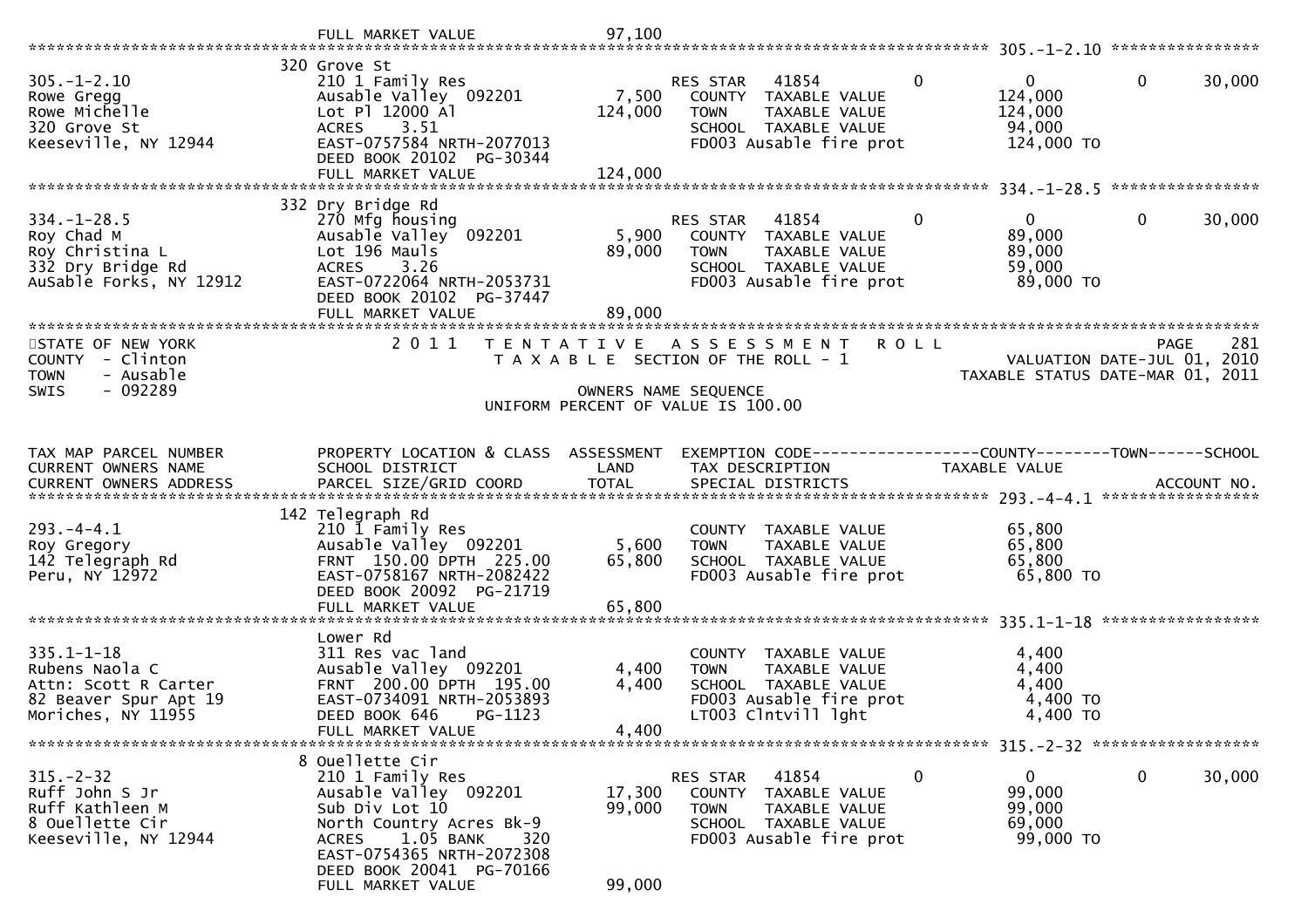```
                                   FULL MARKET VALUE             97,100
******************************************************************************************************* 305.-1-2.10 ****************
                                  320 Grove St
305.-1-2.10                       210 1 Family Res                    RES STAR   41854          0             0            0      30,000
Rowe Gregg                        Ausable Valley  092201       7,500   COUNTY  TAXABLE VALUE                124,000
Rowe Michelle                     Lot Pl 12000 Al            124,000   TOWN    TAXABLE VALUE                124,000
320 Grove St                      ACRES    3.51                        SCHOOL  TAXABLE VALUE                 94,000
Keeseville, NY 12944              EAST-0757584 NRTH-2077013            FD003 Ausable fire prot              124,000 TO
                                  DEED BOOK 20102  PG-30344
                                  FULL MARKET VALUE            124,000
******************************************************************************************************* 334.-1-28.5 ****************
                                  332 Dry Bridge Rd
334.-1-28.5                       270 Mfg housing                     RES STAR   41854          0             0            0      30,000
Roy Chad M                        Ausable Valley  092201       5,900   COUNTY  TAXABLE VALUE                 89,000
Roy Christina L                   Lot 196 Mauls               89,000   TOWN    TAXABLE VALUE                 89,000
332 Dry Bridge Rd                 ACRES    3.26                        SCHOOL  TAXABLE VALUE                 59,000
AuSable Forks, NY 12912           EAST-0722064 NRTH-2053731            FD003 Ausable fire prot               89,000 TO
                                  DEED BOOK 20102  PG-37447
                                  FULL MARKET VALUE             89,000
************************************************************************************************************************************
STATE OF NEW YORK                 2 0 1 1   T E N T A T I V E   A S S E S S M E N T   R O L L                          PAGE    281
COUNTY  - Clinton                           T A X A B L E  SECTION OF THE ROLL - 1                       VALUATION DATE-JUL 01, 2010
TOWN    - Ausable                                                                                   TAXABLE STATUS DATE-MAR 01, 2011
SWIS    - 092289                                          OWNERS NAME SEQUENCE
                                                   UNIFORM PERCENT OF VALUE IS 100.00


TAX MAP PARCEL NUMBER             PROPERTY LOCATION & CLASS  ASSESSMENT  EXEMPTION CODE------------------COUNTY--------TOWN------SCHOOL
CURRENT OWNERS NAME               SCHOOL DISTRICT               LAND      TAX DESCRIPTION              TAXABLE VALUE
CURRENT OWNERS ADDRESS            PARCEL SIZE/GRID COORD       TOTAL      SPECIAL DISTRICTS                                 ACCOUNT NO.
******************************************************************************************************* 293.-4-4.1 *****************
                                  142 Telegraph Rd
293.-4-4.1                        210 1 Family Res                     COUNTY  TAXABLE VALUE                 65,800
Roy Gregory                       Ausable Valley  092201       5,600   TOWN    TAXABLE VALUE                 65,800
142 Telegraph Rd                  FRNT  150.00 DPTH  225.00   65,800   SCHOOL  TAXABLE VALUE                 65,800
Peru, NY 12972                    EAST-0758167 NRTH-2082422            FD003 Ausable fire prot               65,800 TO
                                  DEED BOOK 20092  PG-21719
                                  FULL MARKET VALUE             65,800
******************************************************************************************************* 335.1-1-18 *****************
                                  Lower Rd
335.1-1-18                        311 Res vac land                     COUNTY  TAXABLE VALUE                  4,400
Rubens Naola C                    Ausable Valley  092201       4,400   TOWN    TAXABLE VALUE                  4,400
Attn: Scott R Carter              FRNT  200.00 DPTH  195.00    4,400   SCHOOL  TAXABLE VALUE                  4,400
82 Beaver Spur Apt 19             EAST-0734091 NRTH-2053893            FD003 Ausable fire prot                4,400 TO
Moriches, NY 11955                DEED BOOK 646    PG-1123             LT003 Clntvill lght                    4,400 TO
                                  FULL MARKET VALUE              4,400
******************************************************************************************************* 315.-2-32 ******************
                                  8 Ouellette Cir
315.-2-32                         210 1 Family Res                    RES STAR   41854          0             0            0      30,000
Ruff John S Jr                    Ausable Valley  092201      17,300   COUNTY  TAXABLE VALUE                 99,000
Ruff Kathleen M                   Sub Div Lot 10              99,000   TOWN    TAXABLE VALUE                 99,000
8 Ouellette Cir                   North Country Acres Bk-9             SCHOOL  TAXABLE VALUE                 69,000
Keeseville, NY 12944              ACRES    1.05 BANK    320            FD003 Ausable fire prot               99,000 TO
                                  EAST-0754365 NRTH-2072308
                                  DEED BOOK 20041  PG-70166
                                  FULL MARKET VALUE             99,000
```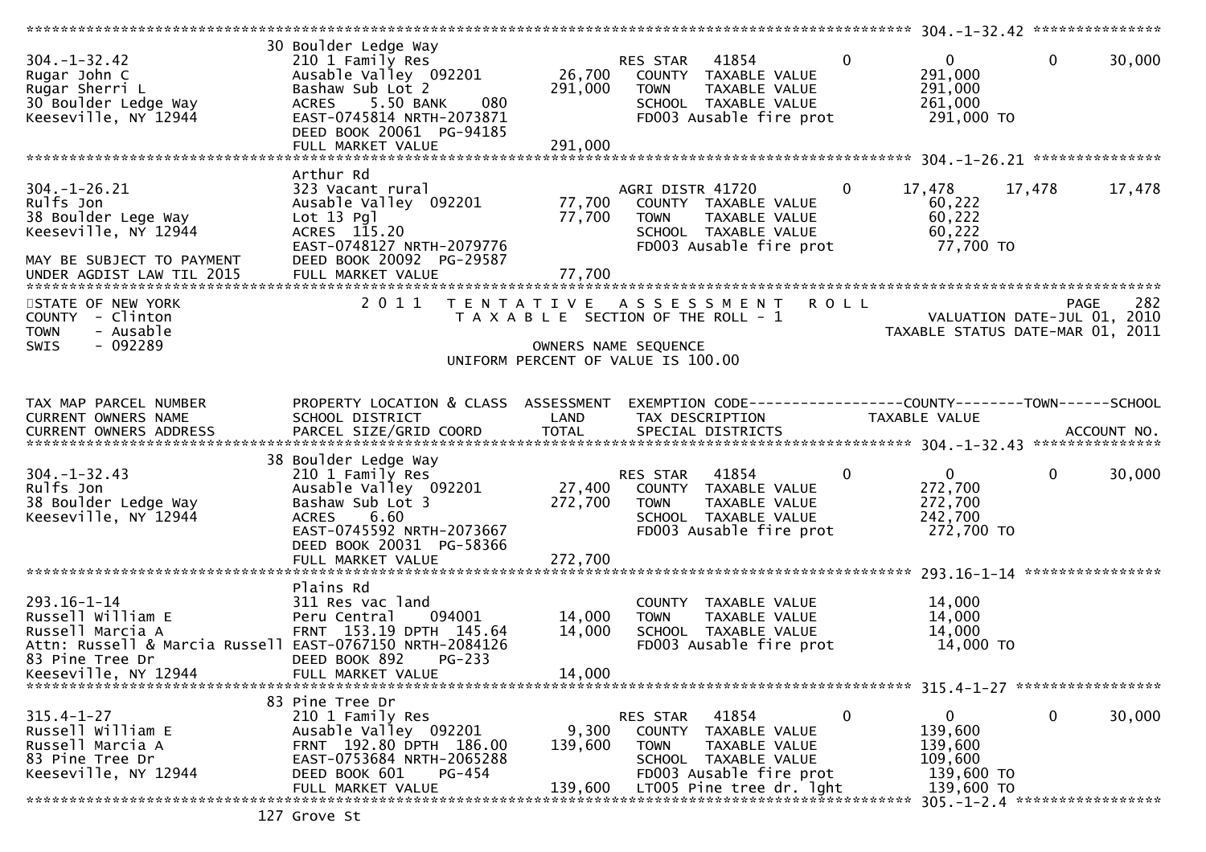```
******************************************************************************************************* 304.-1-32.42 ***************
                              30 Boulder Ledge Way
304.-1-32.42                  210 1 Family Res                         RES STAR   41854          0           0           0      30,000
Rugar John C                  Ausable Valley  092201          26,700    COUNTY  TAXABLE VALUE              291,000
Rugar Sherri L                Bashaw Sub Lot 2               291,000    TOWN    TAXABLE VALUE              291,000
30 Boulder Ledge Way          ACRES     5.50 BANK     080              SCHOOL  TAXABLE VALUE              261,000
Keeseville, NY 12944          EAST-0745814 NRTH-2073871                FD003 Ausable fire prot             291,000 TO
                              DEED BOOK 20061  PG-94185
                              FULL MARKET VALUE              291,000
******************************************************************************************************* 304.-1-26.21 ***************
                              Arthur Rd
304.-1-26.21                  323 Vacant rural                         AGRI DISTR 41720          0      17,478      17,478      17,478
Rulfs Jon                     Ausable Valley  092201          77,700    COUNTY  TAXABLE VALUE               60,222
38 Boulder Lege Way           Lot 13 Pgl                      77,700    TOWN    TAXABLE VALUE               60,222
Keeseville, NY 12944          ACRES  115.20                            SCHOOL  TAXABLE VALUE               60,222
                              EAST-0748127 NRTH-2079776                FD003 Ausable fire prot              77,700 TO
MAY BE SUBJECT TO PAYMENT     DEED BOOK 20092  PG-29587
UNDER AGDIST LAW TIL 2015     FULL MARKET VALUE               77,700
************************************************************************************************************************************
STATE OF NEW YORK                    2 0 1 1   T E N T A T I V E   A S S E S S M E N T   R O L L                          PAGE    282
COUNTY  - Clinton                               T A X A B L E  SECTION OF THE ROLL - 1                     VALUATION DATE-JUL 01, 2010
TOWN    - Ausable                                                                                   TAXABLE STATUS DATE-MAR 01, 2011
SWIS    - 092289                                             OWNERS NAME SEQUENCE
                                                    UNIFORM PERCENT OF VALUE IS 100.00

TAX MAP PARCEL NUMBER         PROPERTY LOCATION & CLASS  ASSESSMENT  EXEMPTION CODE------------------COUNTY--------TOWN------SCHOOL
CURRENT OWNERS NAME           SCHOOL DISTRICT               LAND      TAX DESCRIPTION            TAXABLE VALUE
CURRENT OWNERS ADDRESS        PARCEL SIZE/GRID COORD        TOTAL     SPECIAL DISTRICTS                                   ACCOUNT NO.
******************************************************************************************************* 304.-1-32.43 ***************
                              38 Boulder Ledge Way
304.-1-32.43                  210 1 Family Res                         RES STAR   41854          0           0           0      30,000
Rulfs Jon                     Ausable Valley  092201          27,400    COUNTY  TAXABLE VALUE              272,700
38 Boulder Ledge Way          Bashaw Sub Lot 3               272,700    TOWN    TAXABLE VALUE              272,700
Keeseville, NY 12944          ACRES     6.60                           SCHOOL  TAXABLE VALUE              242,700
                              EAST-0745592 NRTH-2073667                FD003 Ausable fire prot             272,700 TO
                              DEED BOOK 20031  PG-58366
                              FULL MARKET VALUE              272,700
******************************************************************************************************* 293.16-1-14 ****************
                              Plains Rd
293.16-1-14                   311 Res vac land                          COUNTY  TAXABLE VALUE               14,000
Russell William E             Peru Central     094001         14,000    TOWN    TAXABLE VALUE               14,000
Russell Marcia A              FRNT  153.19 DPTH  145.64       14,000    SCHOOL  TAXABLE VALUE               14,000
Attn: Russell & Marcia Russell EAST-0767150 NRTH-2084126               FD003 Ausable fire prot              14,000 TO
83 Pine Tree Dr               DEED BOOK 892    PG-233
Keeseville, NY 12944          FULL MARKET VALUE               14,000
******************************************************************************************************* 315.4-1-27 *****************
                              83 Pine Tree Dr
315.4-1-27                    210 1 Family Res                         RES STAR   41854          0           0           0      30,000
Russell William E             Ausable Valley  092201           9,300    COUNTY  TAXABLE VALUE              139,600
Russell Marcia A              FRNT  192.80 DPTH  186.00      139,600    TOWN    TAXABLE VALUE              139,600
83 Pine Tree Dr               EAST-0753684 NRTH-2065288                SCHOOL  TAXABLE VALUE              109,600
Keeseville, NY 12944          DEED BOOK 601    PG-454                  FD003 Ausable fire prot             139,600 TO
                              FULL MARKET VALUE              139,600    LT005 Pine tree dr. lght            139,600 TO
******************************************************************************************************* 305.-1-2.4 *****************
                              127 Grove St
```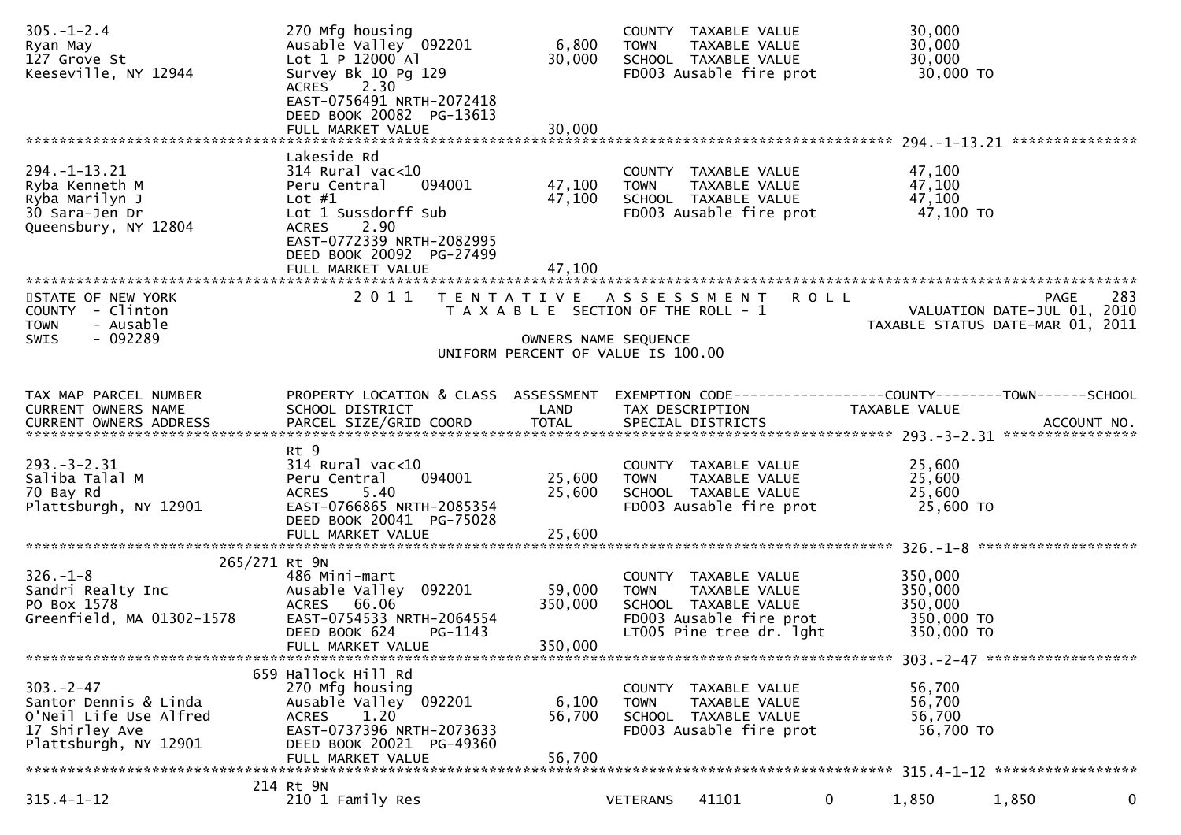```
305.-1-2.4                     270 Mfg housing                         COUNTY  TAXABLE VALUE            30,000
Ryan May                       Ausable Valley  092201        6,800     TOWN    TAXABLE VALUE            30,000
127 Grove St                   Lot 1 P 12000 Al             30,000     SCHOOL  TAXABLE VALUE            30,000
Keeseville, NY 12944           Survey Bk 10 Pg 129                     FD003 Ausable fire prot           30,000 TO
                               ACRES     2.30
                               EAST-0756491 NRTH-2072418
                               DEED BOOK 20082  PG-13613
                               FULL MARKET VALUE            30,000
******************************************************************************************************* 294.-1-13.21 ***************
                               Lakeside Rd
294.-1-13.21                   314 Rural vac<10                        COUNTY  TAXABLE VALUE            47,100
Ryba Kenneth M                 Peru Central    094001       47,100     TOWN    TAXABLE VALUE            47,100
Ryba Marilyn J                 Lot #1                       47,100     SCHOOL  TAXABLE VALUE            47,100
30 Sara-Jen Dr                 Lot 1 Sussdorff Sub                     FD003 Ausable fire prot           47,100 TO
Queensbury, NY 12804           ACRES     2.90
                               EAST-0772339 NRTH-2082995
                               DEED BOOK 20092  PG-27499
                               FULL MARKET VALUE            47,100
************************************************************************************************************************************
STATE OF NEW YORK              2 0 1 1   T E N T A T I V E   A S S E S S M E N T   R O L L                                  PAGE   283
COUNTY  - Clinton                          T A X A B L E  SECTION OF THE ROLL - 1                        VALUATION DATE-JUL 01, 2010
TOWN    - Ausable                                                                                    TAXABLE STATUS DATE-MAR 01, 2011
SWIS    - 092289                                               OWNERS NAME SEQUENCE
                                                     UNIFORM PERCENT OF VALUE IS 100.00


TAX MAP PARCEL NUMBER          PROPERTY LOCATION & CLASS  ASSESSMENT  EXEMPTION CODE------------------COUNTY--------TOWN------SCHOOL
CURRENT OWNERS NAME            SCHOOL DISTRICT               LAND      TAX DESCRIPTION             TAXABLE VALUE
CURRENT OWNERS ADDRESS         PARCEL SIZE/GRID COORD       TOTAL      SPECIAL DISTRICTS                                  ACCOUNT NO.
******************************************************************************************************* 293.-3-2.31 ****************
                               Rt 9
293.-3-2.31                    314 Rural vac<10                        COUNTY  TAXABLE VALUE            25,600
Saliba Talal M                 Peru Central    094001       25,600     TOWN    TAXABLE VALUE            25,600
70 Bay Rd                      ACRES     5.40               25,600     SCHOOL  TAXABLE VALUE            25,600
Plattsburgh, NY 12901          EAST-0766865 NRTH-2085354               FD003 Ausable fire prot           25,600 TO
                               DEED BOOK 20041  PG-75028
                               FULL MARKET VALUE            25,600
******************************************************************************************************* 326.-1-8 *******************
                  265/271 Rt 9N
326.-1-8                       486 Mini-mart                           COUNTY  TAXABLE VALUE           350,000
Sandri Realty Inc              Ausable Valley  092201       59,000     TOWN    TAXABLE VALUE           350,000
PO Box 1578                    ACRES    66.06              350,000     SCHOOL  TAXABLE VALUE           350,000
Greenfield, MA 01302-1578      EAST-0754533 NRTH-2064554               FD003 Ausable fire prot          350,000 TO
                               DEED BOOK 624    PG-1143                LT005 Pine tree dr. lght         350,000 TO
                               FULL MARKET VALUE           350,000
******************************************************************************************************* 303.-2-47 ******************
                  659 Hallock Hill Rd
303.-2-47                      270 Mfg housing                         COUNTY  TAXABLE VALUE            56,700
Santor Dennis & Linda          Ausable Valley  092201        6,100     TOWN    TAXABLE VALUE            56,700
O'Neil Life Use Alfred         ACRES     1.20               56,700     SCHOOL  TAXABLE VALUE            56,700
17 Shirley Ave                 EAST-0737396 NRTH-2073633               FD003 Ausable fire prot           56,700 TO
Plattsburgh, NY 12901          DEED BOOK 20021  PG-49360
                               FULL MARKET VALUE            56,700
******************************************************************************************************* 315.4-1-12 *****************
                  214 Rt 9N
315.4-1-12                     210 1 Family Res                        VETERANS   41101          0       1,850       1,850           0
```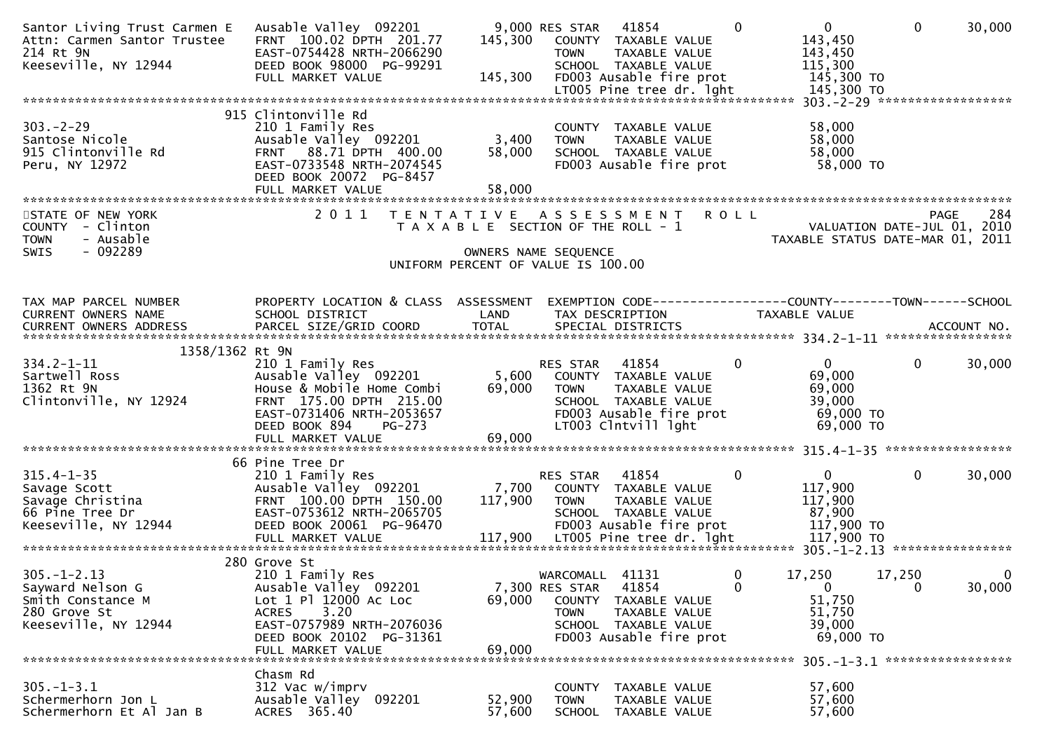```
Santor Living Trust Carmen E   Ausable Valley  092201          9,000 RES STAR   41854             0              0            0       30,000
Attn: Carmen Santor Trustee    FRNT 100.02 DPTH 201.77       145,300   COUNTY  TAXABLE VALUE               143,450
214 Rt 9N                      EAST-0754428 NRTH-2066290                TOWN    TAXABLE VALUE               143,450
Keeseville, NY 12944           DEED BOOK 98000 PG-99291                 SCHOOL  TAXABLE VALUE               115,300
                               FULL MARKET VALUE             145,300   FD003 Ausable fire prot              145,300 TO
                                                                        LT005 Pine tree dr. lght             145,300 TO
******************************************************************************************************* 303.-2-29 ******************
                          915 Clintonville Rd
303.-2-29                      210 1 Family Res                         COUNTY  TAXABLE VALUE                58,000
Santose Nicole                 Ausable Valley  092201          3,400    TOWN    TAXABLE VALUE                58,000
915 Clintonville Rd            FRNT  88.71 DPTH 400.00        58,000    SCHOOL  TAXABLE VALUE                58,000
Peru, NY 12972                 EAST-0733548 NRTH-2074545                FD003 Ausable fire prot               58,000 TO
                               DEED BOOK 20072  PG-8457
                               FULL MARKET VALUE              58,000
************************************************************************************************************************************
STATE OF NEW YORK                  2 0 1 1   T E N T A T I V E   A S S E S S M E N T   R O L L                            PAGE    284
COUNTY  - Clinton                            T A X A B L E  SECTION OF THE ROLL - 1                       VALUATION DATE-JUL 01, 2010
TOWN    - Ausable                                                                                    TAXABLE STATUS DATE-MAR 01, 2011
SWIS    - 092289                                              OWNERS NAME SEQUENCE
                                                    UNIFORM PERCENT OF VALUE IS 100.00


TAX MAP PARCEL NUMBER          PROPERTY LOCATION & CLASS  ASSESSMENT  EXEMPTION CODE------------------COUNTY--------TOWN------SCHOOL
CURRENT OWNERS NAME            SCHOOL DISTRICT               LAND      TAX DESCRIPTION            TAXABLE VALUE
CURRENT OWNERS ADDRESS         PARCEL SIZE/GRID COORD        TOTAL     SPECIAL DISTRICTS                                 ACCOUNT NO.
******************************************************************************************************* 334.2-1-11 *****************
                     1358/1362 Rt 9N
334.2-1-11                     210 1 Family Res                         RES STAR   41854             0              0            0       30,000
Sartwell Ross                  Ausable Valley  092201          5,600    COUNTY  TAXABLE VALUE                69,000
1362 Rt 9N                     House & Mobile Home Combi      69,000    TOWN    TAXABLE VALUE                69,000
Clintonville, NY 12924         FRNT 175.00 DPTH 215.00                  SCHOOL  TAXABLE VALUE                39,000
                               EAST-0731406 NRTH-2053657                FD003 Ausable fire prot               69,000 TO
                               DEED BOOK 894    PG-273                  LT003 Clntvill lght                   69,000 TO
                               FULL MARKET VALUE              69,000
******************************************************************************************************* 315.4-1-35 *****************
                          66 Pine Tree Dr
315.4-1-35                     210 1 Family Res                         RES STAR   41854             0              0            0       30,000
Savage Scott                   Ausable Valley  092201          7,700    COUNTY  TAXABLE VALUE               117,900
Savage Christina               FRNT 100.00 DPTH 150.00       117,900    TOWN    TAXABLE VALUE               117,900
66 Pine Tree Dr                EAST-0753612 NRTH-2065705                SCHOOL  TAXABLE VALUE                87,900
Keeseville, NY 12944           DEED BOOK 20061 PG-96470                 FD003 Ausable fire prot              117,900 TO
                               FULL MARKET VALUE             117,900    LT005 Pine tree dr. lght             117,900 TO
******************************************************************************************************* 305.-1-2.13 ****************
                          280 Grove St
305.-1-2.13                    210 1 Family Res                         WARCOMALL  41131             0         17,250       17,250            0
Sayward Nelson G               Ausable Valley  092201          7,300 RES STAR   41854             0              0            0       30,000
Smith Constance M              Lot 1 Pl 12000 Ac Loc          69,000    COUNTY  TAXABLE VALUE                51,750
280 Grove St                   ACRES    3.20                            TOWN    TAXABLE VALUE                51,750
Keeseville, NY 12944           EAST-0757989 NRTH-2076036                SCHOOL  TAXABLE VALUE                39,000
                               DEED BOOK 20102  PG-31361                FD003 Ausable fire prot               69,000 TO
                               FULL MARKET VALUE              69,000
******************************************************************************************************* 305.-1-3.1 *****************
                               Chasm Rd
305.-1-3.1                     312 Vac w/imprv                          COUNTY  TAXABLE VALUE                57,600
Schermerhorn Jon L             Ausable Valley  092201         52,900    TOWN    TAXABLE VALUE                57,600
Schermerhorn Et Al Jan B       ACRES  365.40                  57,600    SCHOOL  TAXABLE VALUE                57,600
```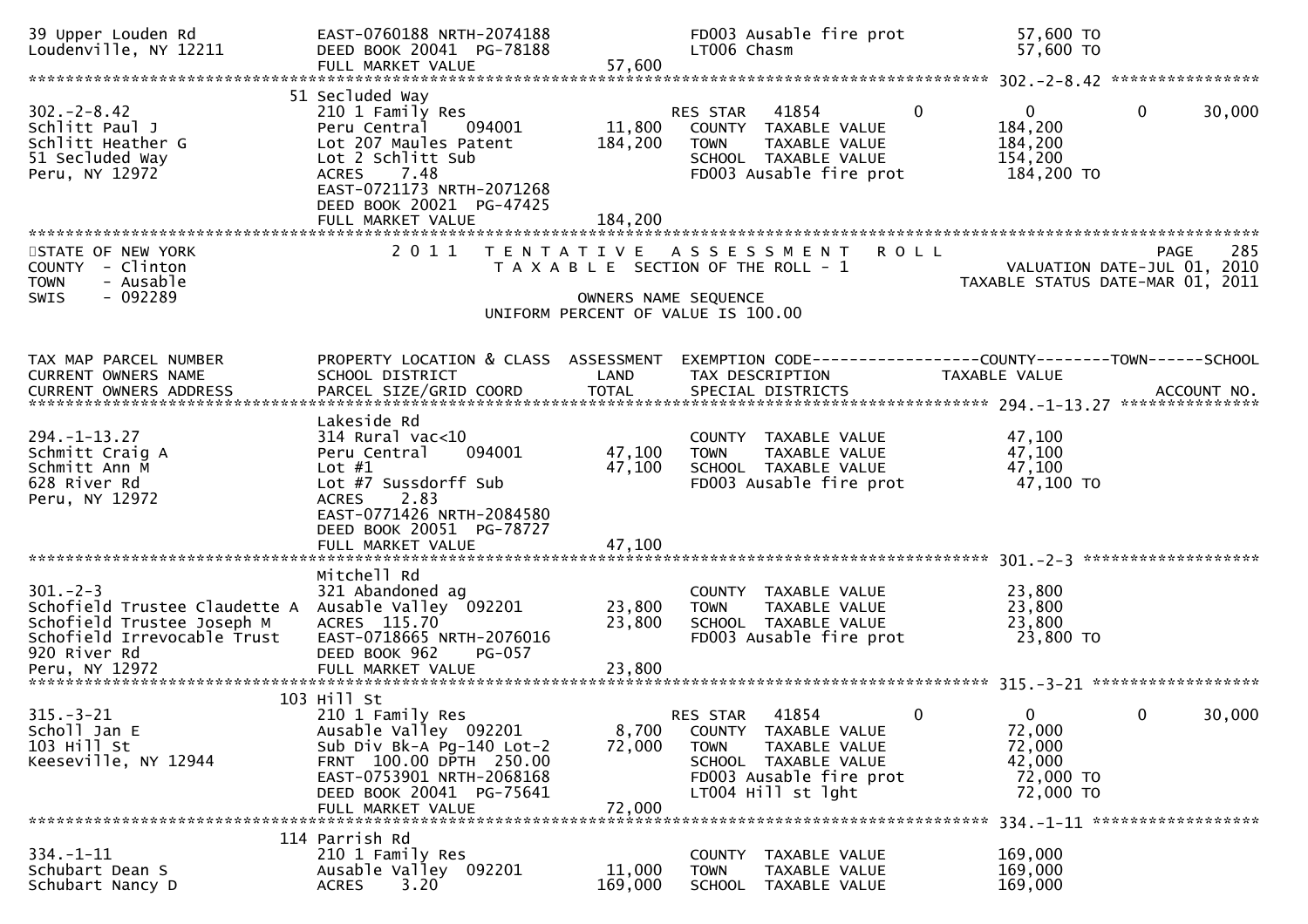```
39 Upper Louden Rd            EAST-0760188 NRTH-2074188              FD003 Ausable fire prot          57,600 TO
Loudenville, NY 12211         DEED BOOK 20041  PG-78188              LT006 Chasm                      57,600 TO
                              FULL MARKET VALUE               57,600
******************************************************************************************************* 302.-2-8.42 ****************
                          51 Secluded Way
302.-2-8.42                   210 1 Family Res                        RES STAR    41854          0           0           0      30,000
Schlitt Paul J                Peru Central     094001        11,800    COUNTY  TAXABLE VALUE                184,200
Schlitt Heather G             Lot 207 Maules Patent         184,200    TOWN    TAXABLE VALUE                184,200
51 Secluded Way               Lot 2 Schlitt Sub                        SCHOOL  TAXABLE VALUE                154,200
Peru, NY 12972                ACRES     7.48                           FD003 Ausable fire prot            184,200 TO
                              EAST-0721173 NRTH-2071268
                              DEED BOOK 20021  PG-47425
                              FULL MARKET VALUE              184,200
************************************************************************************************************************************
STATE OF NEW YORK                2 0 1 1   T E N T A T I V E   A S S E S S M E N T   R O L L                            PAGE    285
COUNTY  - Clinton                      T A X A B L E  SECTION OF THE ROLL - 1                       VALUATION DATE-JUL 01, 2010
TOWN    - Ausable                                                                                  TAXABLE STATUS DATE-MAR 01, 2011
SWIS    - 092289                                      OWNERS NAME SEQUENCE
                                              UNIFORM PERCENT OF VALUE IS 100.00


TAX MAP PARCEL NUMBER         PROPERTY LOCATION & CLASS  ASSESSMENT  EXEMPTION CODE------------------COUNTY--------TOWN------SCHOOL
CURRENT OWNERS NAME           SCHOOL DISTRICT               LAND      TAX DESCRIPTION             TAXABLE VALUE
CURRENT OWNERS ADDRESS        PARCEL SIZE/GRID COORD        TOTAL     SPECIAL DISTRICTS                                     ACCOUNT NO.
******************************************************************************************************* 294.-1-13.27 ***************
                              Lakeside Rd
294.-1-13.27                  314 Rural vac<10                         COUNTY  TAXABLE VALUE                 47,100
Schmitt Craig A               Peru Central     094001        47,100    TOWN    TAXABLE VALUE                 47,100
Schmitt Ann M                 Lot #1                         47,100    SCHOOL  TAXABLE VALUE                 47,100
628 River Rd                  Lot #7 Sussdorff Sub                     FD003 Ausable fire prot             47,100 TO
Peru, NY 12972                ACRES     2.83
                              EAST-0771426 NRTH-2084580
                              DEED BOOK 20051  PG-78727
                              FULL MARKET VALUE               47,100
******************************************************************************************************* 301.-2-3 *******************
                              Mitchell Rd
301.-2-3                      321 Abandoned ag                         COUNTY  TAXABLE VALUE                 23,800
Schofield Trustee Claudette A Ausable Valley  092201         23,800    TOWN    TAXABLE VALUE                 23,800
Schofield Trustee Joseph M    ACRES  115.70                  23,800    SCHOOL  TAXABLE VALUE                 23,800
Schofield Irrevocable Trust   EAST-0718665 NRTH-2076016                FD003 Ausable fire prot             23,800 TO
920 River Rd                  DEED BOOK 962     PG-057
Peru, NY 12972                FULL MARKET VALUE               23,800
******************************************************************************************************* 315.-3-21 ******************
                          103 Hill St
315.-3-21                     210 1 Family Res                        RES STAR    41854          0           0           0      30,000
Scholl Jan E                  Ausable Valley  092201          8,700    COUNTY  TAXABLE VALUE                 72,000
103 Hill St                   Sub Div Bk-A Pg-140 Lot-2      72,000    TOWN    TAXABLE VALUE                 72,000
Keeseville, NY 12944          FRNT 100.00 DPTH 250.00                  SCHOOL  TAXABLE VALUE                 42,000
                              EAST-0753901 NRTH-2068168                FD003 Ausable fire prot             72,000 TO
                              DEED BOOK 20041  PG-75641                LT004 Hill st lght                  72,000 TO
                              FULL MARKET VALUE               72,000
******************************************************************************************************* 334.-1-11 ******************
                          114 Parrish Rd
334.-1-11                     210 1 Family Res                         COUNTY  TAXABLE VALUE                169,000
Schubart Dean S               Ausable Valley  092201         11,000    TOWN    TAXABLE VALUE                169,000
Schubart Nancy D              ACRES     3.20                169,000    SCHOOL  TAXABLE VALUE                169,000
```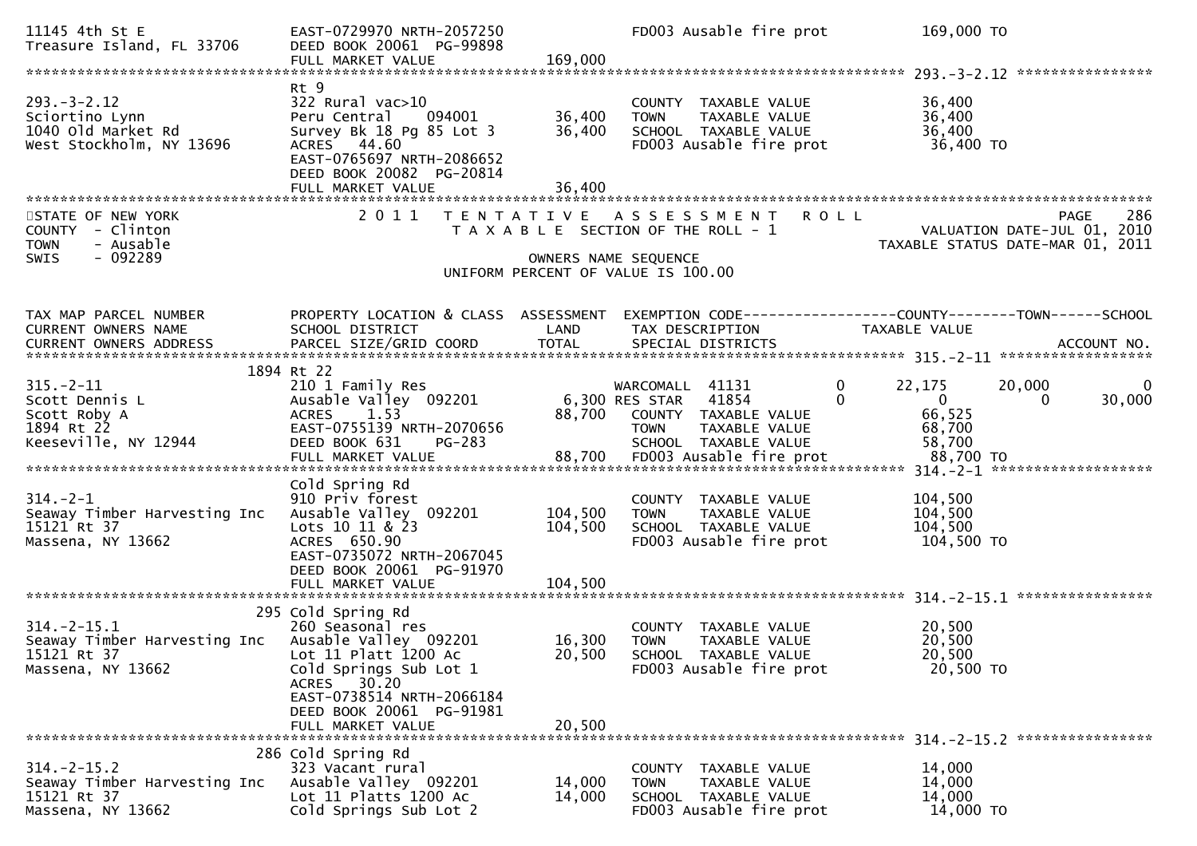```
11145 4th St E                EAST-0729970 NRTH-2057250           FD003 Ausable fire prot          169,000 TO
Treasure Island, FL 33706     DEED BOOK 20061  PG-99898
                              FULL MARKET VALUE            169,000
******************************************************************************************************* 293.-3-2.12 ****************
                              Rt 9
293.-3-2.12                   322 Rural vac>10                     COUNTY  TAXABLE VALUE            36,400
Sciortino Lynn                Peru Central     094001      36,400  TOWN    TAXABLE VALUE            36,400
1040 Old Market Rd            Survey Bk 18 Pg 85 Lot 3     36,400  SCHOOL  TAXABLE VALUE            36,400
West Stockholm, NY 13696      ACRES   44.60                        FD003 Ausable fire prot           36,400 TO
                              EAST-0765697 NRTH-2086652
                              DEED BOOK 20082  PG-20814
                              FULL MARKET VALUE             36,400
************************************************************************************************************************************
STATE OF NEW YORK                2 0 1 1   T E N T A T I V E   A S S E S S M E N T   R O L L                          PAGE    286
COUNTY  - Clinton                    T A X A B L E  SECTION OF THE ROLL - 1                       VALUATION DATE-JUL 01, 2010
TOWN    - Ausable                                                                              TAXABLE STATUS DATE-MAR 01, 2011
SWIS    - 092289                                       OWNERS NAME SEQUENCE
                                                 UNIFORM PERCENT OF VALUE IS 100.00


TAX MAP PARCEL NUMBER          PROPERTY LOCATION & CLASS  ASSESSMENT  EXEMPTION CODE------------------COUNTY--------TOWN------SCHOOL
CURRENT OWNERS NAME            SCHOOL DISTRICT               LAND      TAX DESCRIPTION              TAXABLE VALUE
CURRENT OWNERS ADDRESS         PARCEL SIZE/GRID COORD        TOTAL     SPECIAL DISTRICTS                                  ACCOUNT NO.
******************************************************************************************************* 315.-2-11 ******************
                    1894 Rt 22
315.-2-11                      210 1 Family Res                     WARCOMALL  41131           0      22,175      20,000           0
Scott Dennis L                 Ausable Valley  092201       6,300 RES STAR   41854           0           0           0      30,000
Scott Roby A                   ACRES    1.53                88,700   COUNTY  TAXABLE VALUE             66,525
1894 Rt 22                     EAST-0755139 NRTH-2070656             TOWN    TAXABLE VALUE             68,700
Keeseville, NY 12944           DEED BOOK 631     PG-283              SCHOOL  TAXABLE VALUE             58,700
                               FULL MARKET VALUE            88,700   FD003 Ausable fire prot            88,700 TO
******************************************************************************************************* 314.-2-1 *******************
                               Cold Spring Rd
314.-2-1                       910 Priv forest                      COUNTY  TAXABLE VALUE            104,500
Seaway Timber Harvesting Inc   Ausable Valley  092201      104,500  TOWN    TAXABLE VALUE            104,500
15121 Rt 37                    Lots 10 11 & 23             104,500  SCHOOL  TAXABLE VALUE            104,500
Massena, NY 13662              ACRES  650.90                        FD003 Ausable fire prot           104,500 TO
                               EAST-0735072 NRTH-2067045
                               DEED BOOK 20061  PG-91970
                               FULL MARKET VALUE           104,500
******************************************************************************************************* 314.-2-15.1 ****************
                     295 Cold Spring Rd
314.-2-15.1                    260 Seasonal res                     COUNTY  TAXABLE VALUE             20,500
Seaway Timber Harvesting Inc   Ausable Valley  092201       16,300  TOWN    TAXABLE VALUE             20,500
15121 Rt 37                    Lot 11 Platt 1200 Ac         20,500  SCHOOL  TAXABLE VALUE             20,500
Massena, NY 13662              Cold Springs Sub Lot 1               FD003 Ausable fire prot            20,500 TO
                               ACRES   30.20
                               EAST-0738514 NRTH-2066184
                               DEED BOOK 20061  PG-91981
                               FULL MARKET VALUE            20,500
******************************************************************************************************* 314.-2-15.2 ****************
                     286 Cold Spring Rd
314.-2-15.2                    323 Vacant rural                     COUNTY  TAXABLE VALUE             14,000
Seaway Timber Harvesting Inc   Ausable Valley  092201       14,000  TOWN    TAXABLE VALUE             14,000
15121 Rt 37                    Lot 11 Platts 1200 Ac        14,000  SCHOOL  TAXABLE VALUE             14,000
Massena, NY 13662              Cold Springs Sub Lot 2               FD003 Ausable fire prot            14,000 TO
```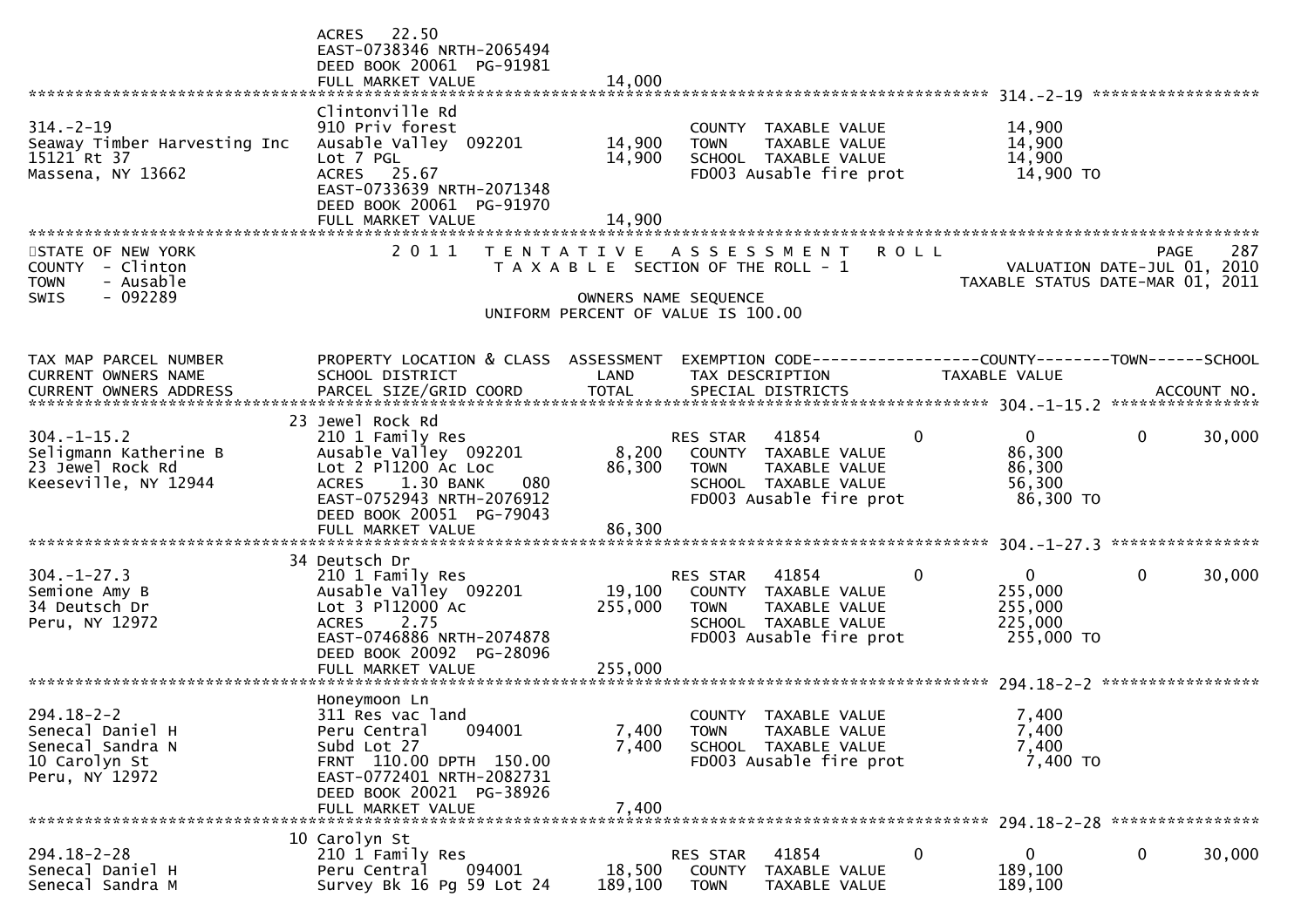```
                                   ACRES    22.50
                                   EAST-0738346 NRTH-2065494
                                   DEED BOOK 20061  PG-91981
                                   FULL MARKET VALUE              14,000
******************************************************************************************************* 314.-2-19 ******************
                                   Clintonville Rd
314.-2-19                          910 Priv forest                            COUNTY  TAXABLE VALUE              14,900
Seaway Timber Harvesting Inc       Ausable Valley  092201       14,900        TOWN    TAXABLE VALUE              14,900
15121 Rt 37                        Lot 7 PGL                    14,900        SCHOOL  TAXABLE VALUE              14,900
Massena, NY 13662                  ACRES    25.67                             FD003 Ausable fire prot             14,900 TO
                                   EAST-0733639 NRTH-2071348
                                   DEED BOOK 20061  PG-91970
                                   FULL MARKET VALUE              14,900
************************************************************************************************************************************
STATE OF NEW YORK                  2 0 1 1   T E N T A T I V E   A S S E S S M E N T   R O L L                              PAGE    287
COUNTY  - Clinton                            T A X A B L E  SECTION OF THE ROLL - 1                     VALUATION DATE-JUL 01, 2010
TOWN    - Ausable                                                                                 TAXABLE STATUS DATE-MAR 01, 2011
SWIS    - 092289                                          OWNERS NAME SEQUENCE
                                                  UNIFORM PERCENT OF VALUE IS 100.00


TAX MAP PARCEL NUMBER              PROPERTY LOCATION & CLASS  ASSESSMENT  EXEMPTION CODE------------------COUNTY--------TOWN------SCHOOL
CURRENT OWNERS NAME                SCHOOL DISTRICT               LAND      TAX DESCRIPTION            TAXABLE VALUE
CURRENT OWNERS ADDRESS             PARCEL SIZE/GRID COORD        TOTAL     SPECIAL DISTRICTS                                   ACCOUNT NO.
******************************************************************************************************* 304.-1-15.2 ****************
                                23 Jewel Rock Rd
304.-1-15.2                        210 1 Family Res                        RES STAR   41854        0           0            0      30,000
Seligmann Katherine B              Ausable Valley  092201        8,200     COUNTY  TAXABLE VALUE              86,300
23 Jewel Rock Rd                   Lot 2 Pl1200 Ac Loc          86,300     TOWN    TAXABLE VALUE              86,300
Keeseville, NY 12944               ACRES     1.30 BANK     080             SCHOOL  TAXABLE VALUE              56,300
                                   EAST-0752943 NRTH-2076912               FD003 Ausable fire prot             86,300 TO
                                   DEED BOOK 20051  PG-79043
                                   FULL MARKET VALUE              86,300
******************************************************************************************************* 304.-1-27.3 ****************
                                34 Deutsch Dr
304.-1-27.3                        210 1 Family Res                        RES STAR   41854        0           0            0      30,000
Semione Amy B                      Ausable Valley  092201       19,100     COUNTY  TAXABLE VALUE             255,000
34 Deutsch Dr                      Lot 3 Pl12000 Ac            255,000     TOWN    TAXABLE VALUE             255,000
Peru, NY 12972                     ACRES     2.75                          SCHOOL  TAXABLE VALUE             225,000
                                   EAST-0746886 NRTH-2074878               FD003 Ausable fire prot            255,000 TO
                                   DEED BOOK 20092  PG-28096
                                   FULL MARKET VALUE             255,000
******************************************************************************************************* 294.18-2-2 *****************
                                   Honeymoon Ln
294.18-2-2                         311 Res vac land                        COUNTY  TAXABLE VALUE               7,400
Senecal Daniel H                   Peru Central     094001       7,400     TOWN    TAXABLE VALUE               7,400
Senecal Sandra N                   Subd Lot 27                   7,400     SCHOOL  TAXABLE VALUE               7,400
10 Carolyn St                      FRNT 110.00 DPTH 150.00                 FD003 Ausable fire prot              7,400 TO
Peru, NY 12972                     EAST-0772401 NRTH-2082731
                                   DEED BOOK 20021  PG-38926
                                   FULL MARKET VALUE               7,400
******************************************************************************************************* 294.18-2-28 ****************
                                10 Carolyn St
294.18-2-28                        210 1 Family Res                        RES STAR   41854        0           0            0      30,000
Senecal Daniel H                   Peru Central     094001      18,500     COUNTY  TAXABLE VALUE             189,100
Senecal Sandra M                   Survey Bk 16 Pg 59 Lot 24   189,100     TOWN    TAXABLE VALUE             189,100
```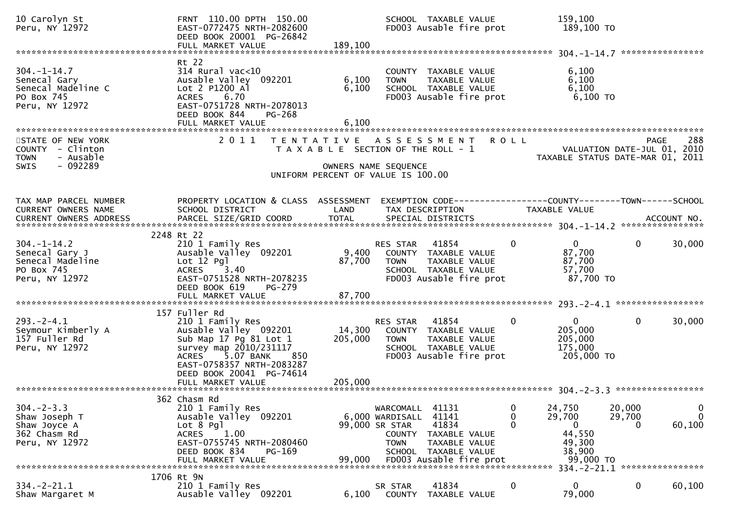```
10 Carolyn St                  FRNT 110.00 DPTH 150.00              SCHOOL  TAXABLE VALUE            159,100
Peru, NY 12972                 EAST-0772475 NRTH-2082600            FD003 Ausable fire prot           189,100 TO
                               DEED BOOK 20001 PG-26842
                               FULL MARKET VALUE             189,100
******************************************************************************************************* 304.-1-14.7 ****************
                               Rt 22
304.-1-14.7                    314 Rural vac<10                     COUNTY  TAXABLE VALUE              6,100
Senecal Gary                   Ausable Valley  092201        6,100  TOWN    TAXABLE VALUE              6,100
Senecal Madeline C             Lot 2 P1200 Al                6,100  SCHOOL  TAXABLE VALUE              6,100
PO Box 745                     ACRES    6.70                        FD003 Ausable fire prot             6,100 TO
Peru, NY 12972                 EAST-0751728 NRTH-2078013
                               DEED BOOK 844    PG-268
                               FULL MARKET VALUE               6,100
************************************************************************************************************************************
STATE OF NEW YORK                2 0 1 1   T E N T A T I V E   A S S E S S M E N T   R O L L                          PAGE    288
COUNTY  - Clinton                          T A X A B L E  SECTION OF THE ROLL - 1                     VALUATION DATE-JUL 01, 2010
TOWN    - Ausable                                                                                  TAXABLE STATUS DATE-MAR 01, 2011
SWIS    - 092289                                         OWNERS NAME SEQUENCE
                                                UNIFORM PERCENT OF VALUE IS 100.00


TAX MAP PARCEL NUMBER          PROPERTY LOCATION & CLASS  ASSESSMENT  EXEMPTION CODE------------------COUNTY--------TOWN------SCHOOL
CURRENT OWNERS NAME            SCHOOL DISTRICT               LAND     TAX DESCRIPTION              TAXABLE VALUE
CURRENT OWNERS ADDRESS         PARCEL SIZE/GRID COORD        TOTAL    SPECIAL DISTRICTS                                  ACCOUNT NO.
******************************************************************************************************* 304.-1-14.2 ****************
                          2248 Rt 22
304.-1-14.2                    210 1 Family Res                     RES STAR    41854         0            0            0       30,000
Senecal Gary J                 Ausable Valley  092201        9,400    COUNTY  TAXABLE VALUE             87,700
Senecal Madeline               Lot 12 Pgl                   87,700    TOWN    TAXABLE VALUE             87,700
PO Box 745                     ACRES    3.40                          SCHOOL  TAXABLE VALUE             57,700
Peru, NY 12972                 EAST-0751528 NRTH-2078235              FD003 Ausable fire prot            87,700 TO
                               DEED BOOK 619    PG-279
                               FULL MARKET VALUE              87,700
******************************************************************************************************* 293.-2-4.1 *****************
                           157 Fuller Rd
293.-2-4.1                     210 1 Family Res                     RES STAR    41854         0            0            0       30,000
Seymour Kimberly A             Ausable Valley  092201       14,300    COUNTY  TAXABLE VALUE            205,000
157 Fuller Rd                  Sub Map 17 Pg 81 Lot 1      205,000    TOWN    TAXABLE VALUE            205,000
Peru, NY 12972                 survey map 2010/231117                 SCHOOL  TAXABLE VALUE            175,000
                               ACRES    5.07 BANK     850             FD003 Ausable fire prot           205,000 TO
                               EAST-0758357 NRTH-2083287
                               DEED BOOK 20041 PG-74614
                               FULL MARKET VALUE             205,000
******************************************************************************************************* 304.-2-3.3 *****************
                           362 Chasm Rd
304.-2-3.3                     210 1 Family Res                     WARCOMALL   41131         0       24,750       20,000            0
Shaw Joseph T                  Ausable Valley  092201        6,000 WARDISALL   41141         0       29,700       29,700            0
Shaw Joyce A                   Lot 8 Pgl                    99,000 SR STAR     41834         0            0            0       60,100
362 Chasm Rd                   ACRES    1.00                        COUNTY  TAXABLE VALUE             44,550
Peru, NY 12972                 EAST-0755745 NRTH-2080460            TOWN    TAXABLE VALUE             49,300
                               DEED BOOK 834    PG-169              SCHOOL  TAXABLE VALUE             38,900
                               FULL MARKET VALUE              99,000  FD003 Ausable fire prot            99,000 TO
******************************************************************************************************* 334.-2-21.1 ****************
                          1706 Rt 9N
334.-2-21.1                    210 1 Family Res                     SR STAR     41834         0            0            0       60,100
Shaw Margaret M                Ausable Valley  092201        6,100    COUNTY  TAXABLE VALUE             79,000
```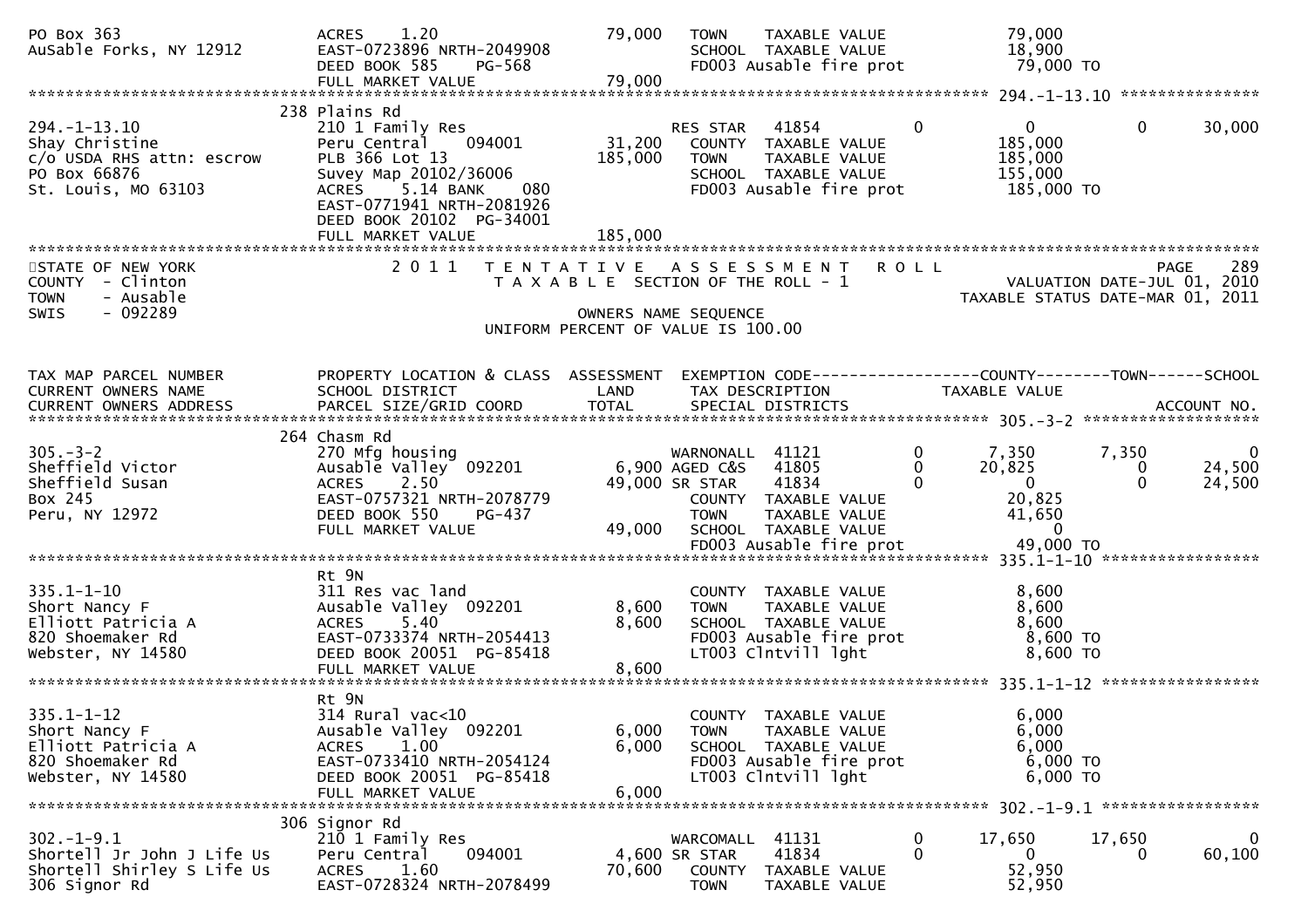| | | | | | |
|---|---|---|---|---|---|
| PO Box 363 | ACRES 1.20 | 79,000 | TOWN TAXABLE VALUE | 79,000 | |
| AuSable Forks, NY 12912 | EAST-0723896 NRTH-2049908 | | SCHOOL TAXABLE VALUE | 18,900 | |
| | DEED BOOK 585 PG-568 | | FD003 Ausable fire prot | 79,000 TO | |
| | FULL MARKET VALUE | 79,000 | | | |

******************************************************************************************************* 294.-1-13.10 ***************

| | | | | | | | |
|---|---|---|---|---|---|---|---|
| | 238 Plains Rd | | | | | | |
| 294.-1-13.10 | 210 1 Family Res | | RES STAR 41854 | 0 | 0 | 0 | 30,000 |
| Shay Christine | Peru Central 094001 | 31,200 | COUNTY TAXABLE VALUE | | 185,000 | | |
| c/o USDA RHS attn: escrow | PLB 366 Lot 13 | 185,000 | TOWN TAXABLE VALUE | | 185,000 | | |
| PO Box 66876 | Suvey Map 20102/36006 | | SCHOOL TAXABLE VALUE | | 155,000 | | |
| St. Louis, MO 63103 | ACRES 5.14 BANK 080 | | FD003 Ausable fire prot | | 185,000 TO | | |
| | EAST-0771941 NRTH-2081926 | | | | | | |
| | DEED BOOK 20102 PG-34001 | | | | | | |
| | FULL MARKET VALUE | 185,000 | | | | | |

****************************************************************************************************************************************

STATE OF NEW YORK — 2011 TENTATIVE ASSESSMENT ROLL — PAGE 289
COUNTY - Clinton — TAXABLE SECTION OF THE ROLL - 1 — VALUATION DATE-JUL 01, 2010
TOWN - Ausable — TAXABLE STATUS DATE-MAR 01, 2011
SWIS - 092289 — OWNERS NAME SEQUENCE
UNIFORM PERCENT OF VALUE IS 100.00

| TAX MAP PARCEL NUMBER / CURRENT OWNERS NAME / CURRENT OWNERS ADDRESS | PROPERTY LOCATION & CLASS / SCHOOL DISTRICT / PARCEL SIZE/GRID COORD | ASSESSMENT LAND / TOTAL | EXEMPTION CODE / TAX DESCRIPTION / SPECIAL DISTRICTS | | COUNTY TAXABLE VALUE | TOWN | SCHOOL / ACCOUNT NO. |
|---|---|---|---|---|---|---|---|

******************************************************************************************************* 305.-3-2 *******************

| | | | | | | | |
|---|---|---|---|---|---|---|---|
| | 264 Chasm Rd | | | | | | |
| 305.-3-2 | 270 Mfg housing | | WARNONALL 41121 | 0 | 7,350 | 7,350 | 0 |
| Sheffield Victor | Ausable Valley 092201 | 6,900 | AGED C&S 41805 | 0 | 20,825 | 0 | 24,500 |
| Sheffield Susan | ACRES 2.50 | 49,000 | SR STAR 41834 | 0 | 0 | 0 | 24,500 |
| Box 245 | EAST-0757321 NRTH-2078779 | | COUNTY TAXABLE VALUE | | 20,825 | | |
| Peru, NY 12972 | DEED BOOK 550 PG-437 | | TOWN TAXABLE VALUE | | 41,650 | | |
| | FULL MARKET VALUE | 49,000 | SCHOOL TAXABLE VALUE | | 0 | | |
| | | | FD003 Ausable fire prot | | 49,000 TO | | |

******************************************************************************************************* 335.1-1-10 *****************

| | | | | |
|---|---|---|---|---|
| | Rt 9N | | | |
| 335.1-1-10 | 311 Res vac land | | COUNTY TAXABLE VALUE | 8,600 |
| Short Nancy F | Ausable Valley 092201 | 8,600 | TOWN TAXABLE VALUE | 8,600 |
| Elliott Patricia A | ACRES 5.40 | 8,600 | SCHOOL TAXABLE VALUE | 8,600 |
| 820 Shoemaker Rd | EAST-0733374 NRTH-2054413 | | FD003 Ausable fire prot | 8,600 TO |
| Webster, NY 14580 | DEED BOOK 20051 PG-85418 | | LT003 Clntvill lght | 8,600 TO |
| | FULL MARKET VALUE | 8,600 | | |

******************************************************************************************************* 335.1-1-12 *****************

| | | | | |
|---|---|---|---|---|
| | Rt 9N | | | |
| 335.1-1-12 | 314 Rural vac<10 | | COUNTY TAXABLE VALUE | 6,000 |
| Short Nancy F | Ausable Valley 092201 | 6,000 | TOWN TAXABLE VALUE | 6,000 |
| Elliott Patricia A | ACRES 1.00 | 6,000 | SCHOOL TAXABLE VALUE | 6,000 |
| 820 Shoemaker Rd | EAST-0733410 NRTH-2054124 | | FD003 Ausable fire prot | 6,000 TO |
| Webster, NY 14580 | DEED BOOK 20051 PG-85418 | | LT003 Clntvill lght | 6,000 TO |
| | FULL MARKET VALUE | 6,000 | | |

******************************************************************************************************* 302.-1-9.1 *****************

| | | | | | | | |
|---|---|---|---|---|---|---|---|
| | 306 Signor Rd | | | | | | |
| 302.-1-9.1 | 210 1 Family Res | | WARCOMALL 41131 | 0 | 17,650 | 17,650 | 0 |
| Shortell Jr John J Life Us | Peru Central 094001 | 4,600 | SR STAR 41834 | 0 | 0 | 0 | 60,100 |
| Shortell Shirley S Life Us | ACRES 1.60 | 70,600 | COUNTY TAXABLE VALUE | | 52,950 | | |
| 306 Signor Rd | EAST-0728324 NRTH-2078499 | | TOWN TAXABLE VALUE | | 52,950 | | |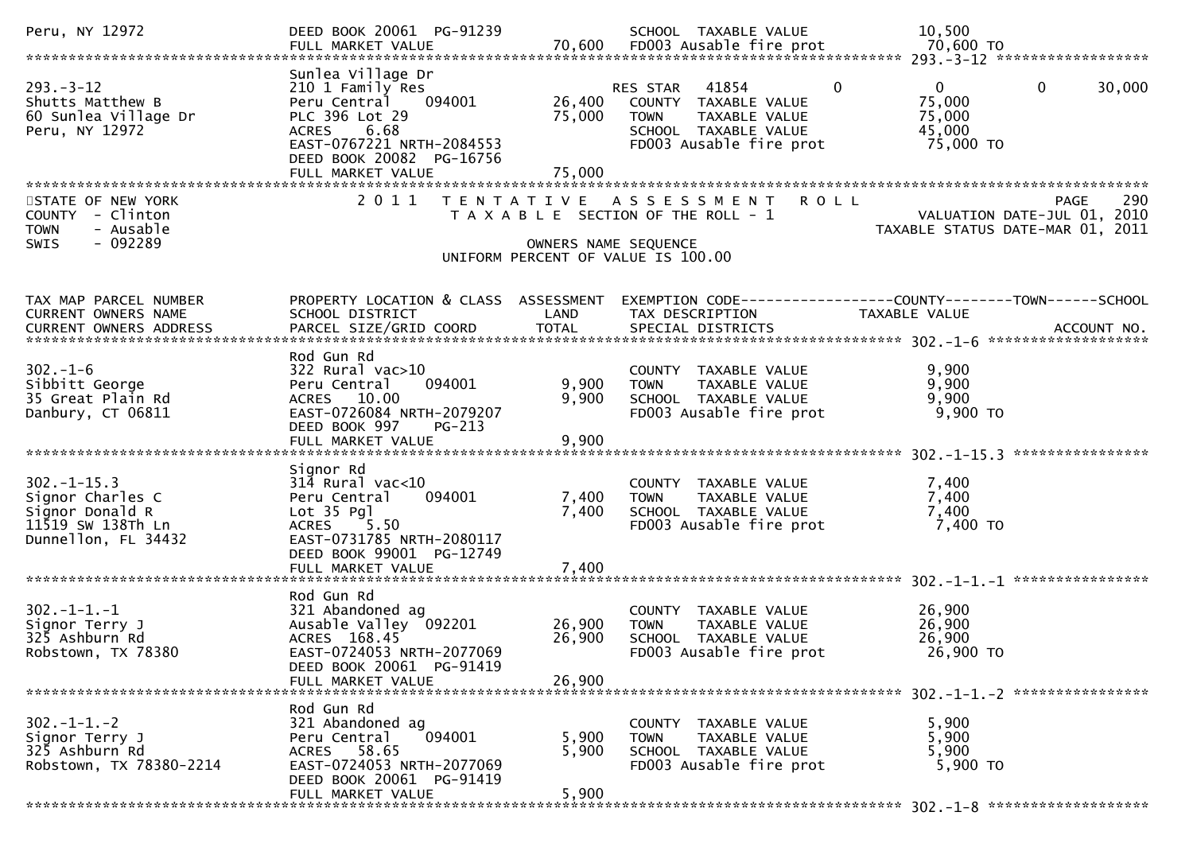```
Peru, NY 12972                 DEED BOOK 20061  PG-91239             SCHOOL  TAXABLE VALUE             10,500
                               FULL MARKET VALUE            70,600   FD003 Ausable fire prot            70,600 TO
******************************************************************************************************* 293.-3-12 ******************
                               Sunlea Village Dr
293.-3-12                      210 1 Family Res                      RES STAR   41854          0            0            0       30,000
Shutts Matthew B               Peru Central     094001      26,400   COUNTY  TAXABLE VALUE             75,000
60 Sunlea Village Dr           PLC 396 Lot 29               75,000   TOWN    TAXABLE VALUE             75,000
Peru, NY 12972                 ACRES    6.68                         SCHOOL  TAXABLE VALUE             45,000
                               EAST-0767221 NRTH-2084553             FD003 Ausable fire prot            75,000 TO
                               DEED BOOK 20082  PG-16756
                               FULL MARKET VALUE            75,000
************************************************************************************************************************************
STATE OF NEW YORK              2 0 1 1   T E N T A T I V E   A S S E S S M E N T   R O L L                          PAGE     290
COUNTY  - Clinton                          T A X A B L E  SECTION OF THE ROLL - 1                    VALUATION DATE-JUL 01, 2010
TOWN    - Ausable                                                                                   TAXABLE STATUS DATE-MAR 01, 2011
SWIS    - 092289                                       OWNERS NAME SEQUENCE
                                                  UNIFORM PERCENT OF VALUE IS 100.00


TAX MAP PARCEL NUMBER          PROPERTY LOCATION & CLASS  ASSESSMENT  EXEMPTION CODE------------------COUNTY--------TOWN------SCHOOL
CURRENT OWNERS NAME            SCHOOL DISTRICT               LAND      TAX DESCRIPTION             TAXABLE VALUE
CURRENT OWNERS ADDRESS         PARCEL SIZE/GRID COORD        TOTAL     SPECIAL DISTRICTS                                    ACCOUNT NO.
******************************************************************************************************* 302.-1-6 *******************
                               Rod Gun Rd
302.-1-6                       322 Rural vac>10                      COUNTY  TAXABLE VALUE              9,900
Sibbitt George                 Peru Central     094001       9,900   TOWN    TAXABLE VALUE              9,900
35 Great Plain Rd              ACRES   10.00                 9,900   SCHOOL  TAXABLE VALUE              9,900
Danbury, CT 06811              EAST-0726084 NRTH-2079207             FD003 Ausable fire prot             9,900 TO
                               DEED BOOK 997    PG-213
                               FULL MARKET VALUE             9,900
******************************************************************************************************* 302.-1-15.3 ****************
                               Signor Rd
302.-1-15.3                    314 Rural vac<10                      COUNTY  TAXABLE VALUE              7,400
Signor Charles C               Peru Central     094001       7,400   TOWN    TAXABLE VALUE              7,400
Signor Donald R                Lot 35 Pgl                    7,400   SCHOOL  TAXABLE VALUE              7,400
11519 SW 138Th Ln              ACRES    5.50                         FD003 Ausable fire prot             7,400 TO
Dunnellon, FL 34432            EAST-0731785 NRTH-2080117
                               DEED BOOK 99001  PG-12749
                               FULL MARKET VALUE             7,400
******************************************************************************************************* 302.-1-1.-1 ****************
                               Rod Gun Rd
302.-1-1.-1                    321 Abandoned ag                      COUNTY  TAXABLE VALUE             26,900
Signor Terry J                 Ausable Valley  092201       26,900   TOWN    TAXABLE VALUE             26,900
325 Ashburn Rd                 ACRES  168.45                26,900   SCHOOL  TAXABLE VALUE             26,900
Robstown, TX 78380             EAST-0724053 NRTH-2077069             FD003 Ausable fire prot            26,900 TO
                               DEED BOOK 20061  PG-91419
                               FULL MARKET VALUE            26,900
******************************************************************************************************* 302.-1-1.-2 ****************
                               Rod Gun Rd
302.-1-1.-2                    321 Abandoned ag                      COUNTY  TAXABLE VALUE              5,900
Signor Terry J                 Peru Central     094001       5,900   TOWN    TAXABLE VALUE              5,900
325 Ashburn Rd                 ACRES   58.65                 5,900   SCHOOL  TAXABLE VALUE              5,900
Robstown, TX 78380-2214        EAST-0724053 NRTH-2077069             FD003 Ausable fire prot             5,900 TO
                               DEED BOOK 20061  PG-91419
                               FULL MARKET VALUE             5,900
******************************************************************************************************* 302.-1-8 *******************
```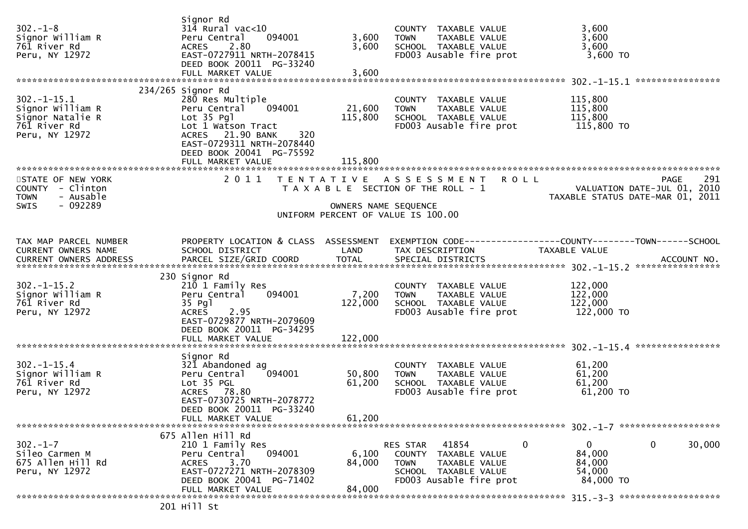| | | | | |
|---|---|---|---|---|
| 302.-1-8<br>Signor William R<br>761 River Rd<br>Peru, NY 12972 | Signor Rd<br>314 Rural vac<10<br>Peru Central 094001<br>ACRES 2.80<br>EAST-0727911 NRTH-2078415<br>DEED BOOK 20011 PG-33240<br>FULL MARKET VALUE | 3,600<br>3,600<br><br><br><br>3,600 | COUNTY TAXABLE VALUE<br>TOWN TAXABLE VALUE<br>SCHOOL TAXABLE VALUE<br>FD003 Ausable fire prot | 3,600<br>3,600<br>3,600<br>3,600 TO |
| 302.-1-15.1<br>Signor William R<br>Signor Natalie R<br>761 River Rd<br>Peru, NY 12972 | 234/265 Signor Rd<br>280 Res Multiple<br>Peru Central 094001<br>Lot 35 Pgl<br>Lot 1 Watson Tract<br>ACRES 21.90 BANK 320<br>EAST-0729311 NRTH-2078440<br>DEED BOOK 20041 PG-75592<br>FULL MARKET VALUE | 21,600<br>115,800<br><br><br><br><br><br>115,800 | COUNTY TAXABLE VALUE<br>TOWN TAXABLE VALUE<br>SCHOOL TAXABLE VALUE<br>FD003 Ausable fire prot | 115,800<br>115,800<br>115,800<br>115,800 TO |

STATE OF NEW YORK
COUNTY - Clinton
TOWN - Ausable
SWIS - 092289

2011 TENTATIVE ASSESSMENT ROLL
TAXABLE SECTION OF THE ROLL - 1
OWNERS NAME SEQUENCE
UNIFORM PERCENT OF VALUE IS 100.00

VALUATION DATE-JUL 01, 2010
TAXABLE STATUS DATE-MAR 01, 2011

| TAX MAP PARCEL NUMBER<br>CURRENT OWNERS NAME<br>CURRENT OWNERS ADDRESS | PROPERTY LOCATION & CLASS<br>SCHOOL DISTRICT<br>PARCEL SIZE/GRID COORD | ASSESSMENT<br>LAND<br>TOTAL | EXEMPTION CODE-----COUNTY-----TOWN-----SCHOOL<br>TAX DESCRIPTION<br>SPECIAL DISTRICTS | TAXABLE VALUE<br><br>ACCOUNT NO. |
|---|---|---|---|---|
| 302.-1-15.2<br>Signor William R<br>761 River Rd<br>Peru, NY 12972 | 230 Signor Rd<br>210 1 Family Res<br>Peru Central 094001<br>35 Pgl<br>ACRES 2.95<br>EAST-0729877 NRTH-2079609<br>DEED BOOK 20011 PG-34295<br>FULL MARKET VALUE | 7,200<br>122,000<br><br><br><br><br>122,000 | COUNTY TAXABLE VALUE<br>TOWN TAXABLE VALUE<br>SCHOOL TAXABLE VALUE<br>FD003 Ausable fire prot | 122,000<br>122,000<br>122,000<br>122,000 TO |
| 302.-1-15.4<br>Signor William R<br>761 River Rd<br>Peru, NY 12972 | Signor Rd<br>321 Abandoned ag<br>Peru Central 094001<br>Lot 35 PGL<br>ACRES 78.80<br>EAST-0730725 NRTH-2078772<br>DEED BOOK 20011 PG-33240<br>FULL MARKET VALUE | 50,800<br>61,200<br><br><br><br><br>61,200 | COUNTY TAXABLE VALUE<br>TOWN TAXABLE VALUE<br>SCHOOL TAXABLE VALUE<br>FD003 Ausable fire prot | 61,200<br>61,200<br>61,200<br>61,200 TO |
| 302.-1-7<br>Sileo Carmen M<br>675 Allen Hill Rd<br>Peru, NY 12972 | 675 Allen Hill Rd<br>210 1 Family Res<br>Peru Central 094001<br>ACRES 3.70<br>EAST-0727271 NRTH-2078309<br>DEED BOOK 20041 PG-71402<br>FULL MARKET VALUE | 6,100<br>84,000<br><br><br>84,000 | RES STAR 41854 0 0 0 30,000<br>COUNTY TAXABLE VALUE<br>TOWN TAXABLE VALUE<br>SCHOOL TAXABLE VALUE<br>FD003 Ausable fire prot | <br>84,000<br>84,000<br>54,000<br>84,000 TO |
| 315.-3-3 | 201 Hill St | | | |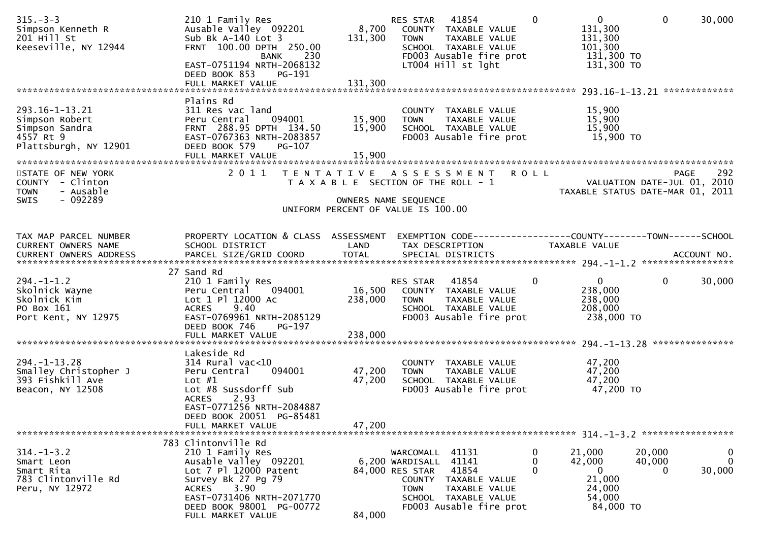```
315.-3-3                          210 1 Family Res                       RES STAR   41854           0            0            0       30,000
Simpson Kenneth R                 Ausable Valley  092201        8,700    COUNTY  TAXABLE VALUE              131,300
201 Hill St                       Sub Bk A-140 Lot 3          131,300    TOWN    TAXABLE VALUE              131,300
Keeseville, NY 12944              FRNT 100.00 DPTH 250.00                SCHOOL  TAXABLE VALUE              101,300
                                              BANK     230               FD003 Ausable fire prot            131,300 TO
                                  EAST-0751194 NRTH-2068132              LT004 Hill st lght                 131,300 TO
                                  DEED BOOK 853    PG-191
                                  FULL MARKET VALUE           131,300
******************************************************************************************************* 293.16-1-13.21 *************
                                  Plains Rd
293.16-1-13.21                    311 Res vac land                       COUNTY  TAXABLE VALUE               15,900
Simpson Robert                    Peru Central    094001       15,900    TOWN    TAXABLE VALUE               15,900
Simpson Sandra                    FRNT 288.95 DPTH 134.50      15,900    SCHOOL  TAXABLE VALUE               15,900
4557 Rt 9                         EAST-0767363 NRTH-2083857              FD003 Ausable fire prot             15,900 TO
Plattsburgh, NY 12901             DEED BOOK 579    PG-107
                                  FULL MARKET VALUE            15,900
************************************************************************************************************************************
STATE OF NEW YORK                    2 0 1 1   T E N T A T I V E   A S S E S S M E N T   R O L L                        PAGE    292
COUNTY  - Clinton                               T A X A B L E  SECTION OF THE ROLL - 1                    VALUATION DATE-JUL 01, 2010
TOWN    - Ausable                                                                                   TAXABLE STATUS DATE-MAR 01, 2011
SWIS    - 092289                                           OWNERS NAME SEQUENCE
                                                  UNIFORM PERCENT OF VALUE IS 100.00


TAX MAP PARCEL NUMBER             PROPERTY LOCATION & CLASS  ASSESSMENT  EXEMPTION CODE------------------COUNTY--------TOWN------SCHOOL
CURRENT OWNERS NAME               SCHOOL DISTRICT               LAND     TAX DESCRIPTION            TAXABLE VALUE
CURRENT OWNERS ADDRESS            PARCEL SIZE/GRID COORD        TOTAL    SPECIAL DISTRICTS                                   ACCOUNT NO.
******************************************************************************************************* 294.-1-1.2 *****************
                               27 Sand Rd
294.-1-1.2                        210 1 Family Res                       RES STAR   41854           0            0            0       30,000
Skolnick Wayne                    Peru Central    094001       16,500    COUNTY  TAXABLE VALUE              238,000
Skolnick Kim                      Lot 1 Pl 12000 Ac           238,000    TOWN    TAXABLE VALUE              238,000
PO Box 161                        ACRES     9.40                         SCHOOL  TAXABLE VALUE              208,000
Port Kent, NY 12975               EAST-0769961 NRTH-2085129              FD003 Ausable fire prot            238,000 TO
                                  DEED BOOK 746    PG-197
                                  FULL MARKET VALUE           238,000
******************************************************************************************************* 294.-1-13.28 ***************
                                  Lakeside Rd
294.-1-13.28                      314 Rural vac<10                       COUNTY  TAXABLE VALUE               47,200
Smalley Christopher J             Peru Central    094001       47,200    TOWN    TAXABLE VALUE               47,200
393 Fishkill Ave                  Lot #1                       47,200    SCHOOL  TAXABLE VALUE               47,200
Beacon, NY 12508                  Lot #8 Sussdorff Sub                   FD003 Ausable fire prot             47,200 TO
                                  ACRES     2.93
                                  EAST-0771256 NRTH-2084887
                                  DEED BOOK 20051  PG-85481
                                  FULL MARKET VALUE            47,200
******************************************************************************************************* 314.-1-3.2 *****************
                              783 Clintonville Rd
314.-1-3.2                        210 1 Family Res                       WARCOMALL  41131           0       21,000       20,000            0
Smart Leon                        Ausable Valley  092201        6,200    WARDISALL  41141           0       42,000       40,000            0
Smart Rita                        Lot 7 Pl 12000 Patent        84,000    RES STAR   41854           0            0            0       30,000
783 Clintonville Rd               Survey Bk 27 Pg 79                     COUNTY  TAXABLE VALUE               21,000
Peru, NY 12972                    ACRES     3.90                         TOWN    TAXABLE VALUE               24,000
                                  EAST-0731406 NRTH-2071770              SCHOOL  TAXABLE VALUE               54,000
                                  DEED BOOK 98001  PG-00772              FD003 Ausable fire prot             84,000 TO
                                  FULL MARKET VALUE            84,000
```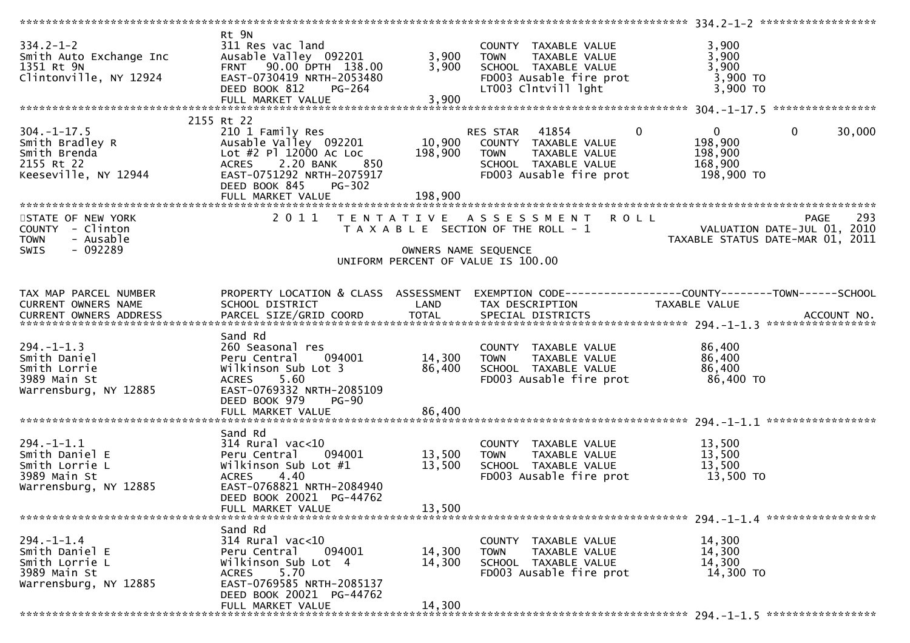| Tax Map Parcel Number / Current Owners Name / Current Owners Address | Property Location & Class / School District / Parcel Size/Grid Coord | Land | Total | Exemption Code / Tax Description / Special Districts | Taxable Value |
|---|---|---|---|---|---|
| 334.2-1-2 | Rt 9N | | | | |
| Smith Auto Exchange Inc | 311 Res vac land | | | COUNTY TAXABLE VALUE | 3,900 |
| 1351 Rt 9N | Ausable Valley 092201 | 3,900 | | TOWN TAXABLE VALUE | 3,900 |
| Clintonville, NY 12924 | FRNT 90.00 DPTH 138.00 | | 3,900 | SCHOOL TAXABLE VALUE | 3,900 |
| | EAST-0730419 NRTH-2053480 | | | FD003 Ausable fire prot | 3,900 TO |
| | DEED BOOK 812 PG-264 | | | LT003 Clntvill lght | 3,900 TO |
| | FULL MARKET VALUE | | 3,900 | | |
| 304.-1-17.5 | 2155 Rt 22 | | | | |
| Smith Bradley R | 210 1 Family Res | | | RES STAR 41854 0 | 0 0 30,000 |
| Smith Brenda | Ausable Valley 092201 | 10,900 | | COUNTY TAXABLE VALUE | 198,900 |
| 2155 Rt 22 | Lot #2 Pl 12000 Ac Loc | | 198,900 | TOWN TAXABLE VALUE | 198,900 |
| Keeseville, NY 12944 | ACRES 2.20 BANK 850 | | | SCHOOL TAXABLE VALUE | 168,900 |
| | EAST-0751292 NRTH-2075917 | | | FD003 Ausable fire prot | 198,900 TO |
| | DEED BOOK 845 PG-302 | | | | |
| | FULL MARKET VALUE | | 198,900 | | |

STATE OF NEW YORK
COUNTY - Clinton
TOWN - Ausable
SWIS - 092289

2011 TENTATIVE ASSESSMENT ROLL
TAXABLE SECTION OF THE ROLL - 1
OWNERS NAME SEQUENCE
UNIFORM PERCENT OF VALUE IS 100.00

VALUATION DATE-JUL 01, 2010
TAXABLE STATUS DATE-MAR 01, 2011

| TAX MAP PARCEL NUMBER / CURRENT OWNERS NAME / CURRENT OWNERS ADDRESS | PROPERTY LOCATION & CLASS / SCHOOL DISTRICT / PARCEL SIZE/GRID COORD | ASSESSMENT LAND | TOTAL | EXEMPTION CODE / TAX DESCRIPTION / SPECIAL DISTRICTS | COUNTY--------TOWN------SCHOOL TAXABLE VALUE / ACCOUNT NO. |
|---|---|---|---|---|---|
| 294.-1-1.3 | Sand Rd | | | | |
| Smith Daniel | 260 Seasonal res | | | COUNTY TAXABLE VALUE | 86,400 |
| Smith Lorrie | Peru Central 094001 | 14,300 | | TOWN TAXABLE VALUE | 86,400 |
| 3989 Main St | Wilkinson Sub Lot 3 | | 86,400 | SCHOOL TAXABLE VALUE | 86,400 |
| Warrensburg, NY 12885 | ACRES 5.60 | | | FD003 Ausable fire prot | 86,400 TO |
| | EAST-0769332 NRTH-2085109 | | | | |
| | DEED BOOK 979 PG-90 | | | | |
| | FULL MARKET VALUE | | 86,400 | | |
| 294.-1-1.1 | Sand Rd | | | | |
| Smith Daniel E | 314 Rural vac<10 | | | COUNTY TAXABLE VALUE | 13,500 |
| Smith Lorrie L | Peru Central 094001 | 13,500 | | TOWN TAXABLE VALUE | 13,500 |
| 3989 Main St | Wilkinson Sub Lot #1 | | 13,500 | SCHOOL TAXABLE VALUE | 13,500 |
| Warrensburg, NY 12885 | ACRES 4.40 | | | FD003 Ausable fire prot | 13,500 TO |
| | EAST-0768821 NRTH-2084940 | | | | |
| | DEED BOOK 20021 PG-44762 | | | | |
| | FULL MARKET VALUE | | 13,500 | | |
| 294.-1-1.4 | Sand Rd | | | | |
| Smith Daniel E | 314 Rural vac<10 | | | COUNTY TAXABLE VALUE | 14,300 |
| Smith Lorrie L | Peru Central 094001 | 14,300 | | TOWN TAXABLE VALUE | 14,300 |
| 3989 Main St | Wilkinson Sub Lot 4 | | 14,300 | SCHOOL TAXABLE VALUE | 14,300 |
| Warrensburg, NY 12885 | ACRES 5.70 | | | FD003 Ausable fire prot | 14,300 TO |
| | EAST-0769585 NRTH-2085137 | | | | |
| | DEED BOOK 20021 PG-44762 | | | | |
| | FULL MARKET VALUE | | 14,300 | | |
| 294.-1-1.5 | | | | | |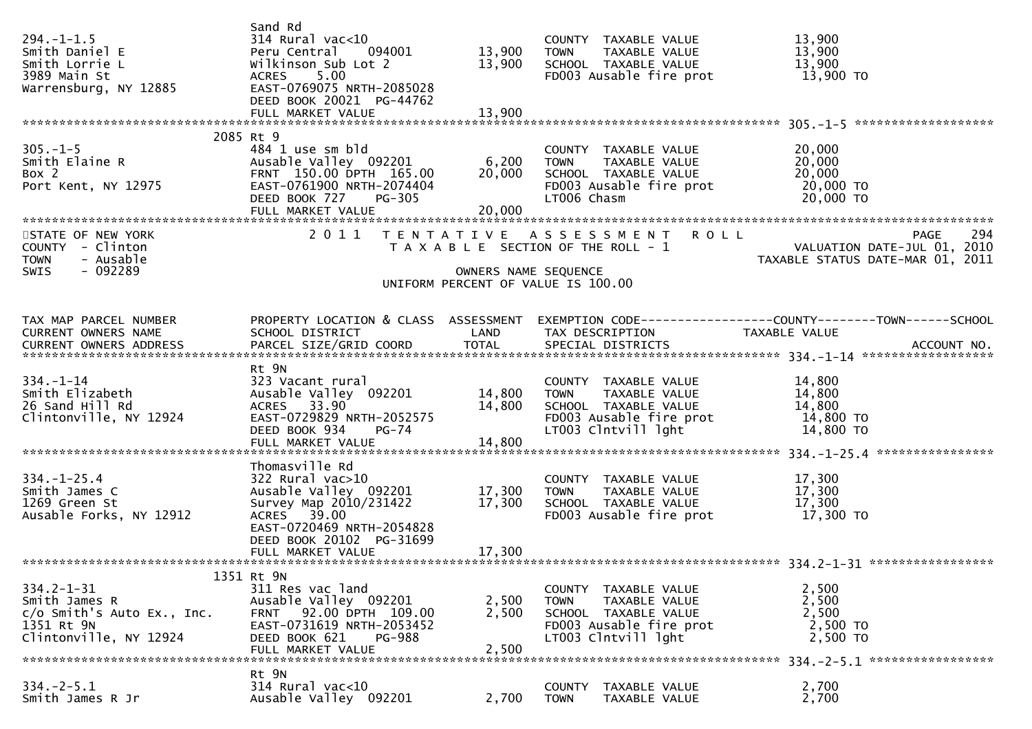```
294.-1-1.5                    Sand Rd
Smith Daniel E                314 Rural vac<10                       COUNTY  TAXABLE VALUE          13,900
Smith Lorrie L                Peru Central    094001        13,900   TOWN    TAXABLE VALUE          13,900
3989 Main St                  Wilkinson Sub Lot 2           13,900   SCHOOL  TAXABLE VALUE          13,900
Warrensburg, NY 12885         ACRES    5.00                          FD003 Ausable fire prot        13,900 TO
                              EAST-0769075 NRTH-2085028
                              DEED BOOK 20021  PG-44762
                              FULL MARKET VALUE             13,900
******************************************************************************************************* 305.-1-5 ******************
                          2085 Rt 9
305.-1-5                      484 1 use sm bld                       COUNTY  TAXABLE VALUE          20,000
Smith Elaine R                Ausable Valley  092201         6,200   TOWN    TAXABLE VALUE          20,000
Box 2                         FRNT 150.00 DPTH 165.00       20,000   SCHOOL  TAXABLE VALUE          20,000
Port Kent, NY 12975           EAST-0761900 NRTH-2074404              FD003 Ausable fire prot        20,000 TO
                              DEED BOOK 727    PG-305                LT006 Chasm                    20,000 TO
                              FULL MARKET VALUE             20,000
************************************************************************************************************************************
STATE OF NEW YORK              2 0 1 1   T E N T A T I V E   A S S E S S M E N T   R O L L                    PAGE   294
COUNTY  - Clinton                        T A X A B L E  SECTION OF THE ROLL - 1                  VALUATION DATE-JUL 01, 2010
TOWN    - Ausable                                                                             TAXABLE STATUS DATE-MAR 01, 2011
SWIS    - 092289                                   OWNERS NAME SEQUENCE
                                          UNIFORM PERCENT OF VALUE IS 100.00

TAX MAP PARCEL NUMBER         PROPERTY LOCATION & CLASS  ASSESSMENT  EXEMPTION CODE------------------COUNTY--------TOWN------SCHOOL
CURRENT OWNERS NAME           SCHOOL DISTRICT               LAND     TAX DESCRIPTION              TAXABLE VALUE
CURRENT OWNERS ADDRESS        PARCEL SIZE/GRID COORD        TOTAL    SPECIAL DISTRICTS                                  ACCOUNT NO.
******************************************************************************************************* 334.-1-14 ******************
                              Rt 9N
334.-1-14                     323 Vacant rural                       COUNTY  TAXABLE VALUE          14,800
Smith Elizabeth               Ausable Valley  092201        14,800   TOWN    TAXABLE VALUE          14,800
26 Sand Hill Rd               ACRES   33.90                 14,800   SCHOOL  TAXABLE VALUE          14,800
Clintonville, NY 12924        EAST-0729829 NRTH-2052575              FD003 Ausable fire prot        14,800 TO
                              DEED BOOK 934    PG-74                 LT003 Clntvill lght            14,800 TO
                              FULL MARKET VALUE             14,800
******************************************************************************************************* 334.-1-25.4 ****************
                              Thomasville Rd
334.-1-25.4                   322 Rural vac>10                       COUNTY  TAXABLE VALUE          17,300
Smith James C                 Ausable Valley  092201        17,300   TOWN    TAXABLE VALUE          17,300
1269 Green St                 Survey Map 2010/231422        17,300   SCHOOL  TAXABLE VALUE          17,300
Ausable Forks, NY 12912       ACRES   39.00                          FD003 Ausable fire prot        17,300 TO
                              EAST-0720469 NRTH-2054828
                              DEED BOOK 20102  PG-31699
                              FULL MARKET VALUE             17,300
******************************************************************************************************* 334.2-1-31 *****************
                          1351 Rt 9N
334.2-1-31                    311 Res vac land                       COUNTY  TAXABLE VALUE           2,500
Smith James R                 Ausable Valley  092201         2,500   TOWN    TAXABLE VALUE           2,500
c/o Smith's Auto Ex., Inc.    FRNT  92.00 DPTH 109.00        2,500   SCHOOL  TAXABLE VALUE           2,500
1351 Rt 9N                    EAST-0731619 NRTH-2053452              FD003 Ausable fire prot         2,500 TO
Clintonville, NY 12924        DEED BOOK 621    PG-988                LT003 Clntvill lght             2,500 TO
                              FULL MARKET VALUE              2,500
******************************************************************************************************* 334.-2-5.1 *****************
                              Rt 9N
334.-2-5.1                    314 Rural vac<10                       COUNTY  TAXABLE VALUE           2,700
Smith James R Jr              Ausable Valley  092201         2,700   TOWN    TAXABLE VALUE           2,700
```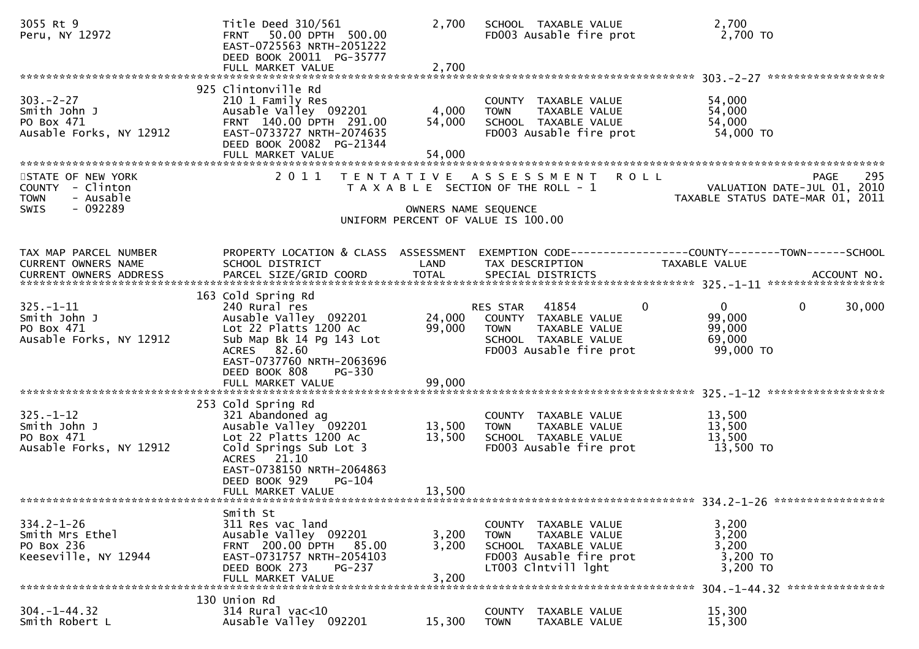| | | | | |
|---|---|---|---|---|
| 3055 Rt 9 | Title Deed 310/561 | 2,700 | SCHOOL TAXABLE VALUE | 2,700 |
| Peru, NY 12972 | FRNT 50.00 DPTH 500.00 | | FD003 Ausable fire prot | 2,700 TO |
| | EAST-0725563 NRTH-2051222 | | | |
| | DEED BOOK 20011 PG-35777 | | | |
| | FULL MARKET VALUE | 2,700 | | |

************************************************************************************************ 303.-2-27 ******************

| | | | | |
|---|---|---|---|---|
| | 925 Clintonville Rd | | | |
| 303.-2-27 | 210 1 Family Res | | COUNTY TAXABLE VALUE | 54,000 |
| Smith John J | Ausable Valley 092201 | 4,000 | TOWN TAXABLE VALUE | 54,000 |
| PO Box 471 | FRNT 140.00 DPTH 291.00 | 54,000 | SCHOOL TAXABLE VALUE | 54,000 |
| Ausable Forks, NY 12912 | EAST-0733727 NRTH-2074635 | | FD003 Ausable fire prot | 54,000 TO |
| | DEED BOOK 20082 PG-21344 | | | |
| | FULL MARKET VALUE | 54,000 | | |

STATE OF NEW YORK — 2011 TENTATIVE ASSESSMENT ROLL — PAGE 295
COUNTY - Clinton — TAXABLE SECTION OF THE ROLL - 1 — VALUATION DATE-JUL 01, 2010
TOWN - Ausable — TAXABLE STATUS DATE-MAR 01, 2011
SWIS - 092289 — OWNERS NAME SEQUENCE
UNIFORM PERCENT OF VALUE IS 100.00

| TAX MAP PARCEL NUMBER / CURRENT OWNERS NAME / CURRENT OWNERS ADDRESS | PROPERTY LOCATION & CLASS / SCHOOL DISTRICT / PARCEL SIZE/GRID COORD | ASSESSMENT LAND / TOTAL | EXEMPTION CODE / TAX DESCRIPTION / SPECIAL DISTRICTS | COUNTY TAXABLE VALUE | TOWN | SCHOOL / ACCOUNT NO. |
|---|---|---|---|---|---|---|
| **325.-1-11** | 163 Cold Spring Rd | | | | | |
| 325.-1-11 | 240 Rural res | | RES STAR 41854 0 | 0 | 0 | 30,000 |
| Smith John J | Ausable Valley 092201 | 24,000 | COUNTY TAXABLE VALUE | 99,000 | | |
| PO Box 471 | Lot 22 Platts 1200 Ac | 99,000 | TOWN TAXABLE VALUE | 99,000 | | |
| Ausable Forks, NY 12912 | Sub Map Bk 14 Pg 143 Lot | | SCHOOL TAXABLE VALUE | 69,000 | | |
| | ACRES 82.60 | | FD003 Ausable fire prot | 99,000 TO | | |
| | EAST-0737760 NRTH-2063696 | | | | | |
| | DEED BOOK 808 PG-330 | | | | | |
| | FULL MARKET VALUE | 99,000 | | | | |
| **325.-1-12** | 253 Cold Spring Rd | | | | | |
| 325.-1-12 | 321 Abandoned ag | | COUNTY TAXABLE VALUE | 13,500 | | |
| Smith John J | Ausable Valley 092201 | 13,500 | TOWN TAXABLE VALUE | 13,500 | | |
| PO Box 471 | Lot 22 Platts 1200 Ac | 13,500 | SCHOOL TAXABLE VALUE | 13,500 | | |
| Ausable Forks, NY 12912 | Cold Springs Sub Lot 3 | | FD003 Ausable fire prot | 13,500 TO | | |
| | ACRES 21.10 | | | | | |
| | EAST-0738150 NRTH-2064863 | | | | | |
| | DEED BOOK 929 PG-104 | | | | | |
| | FULL MARKET VALUE | 13,500 | | | | |
| **334.2-1-26** | Smith St | | | | | |
| 334.2-1-26 | 311 Res vac land | | COUNTY TAXABLE VALUE | 3,200 | | |
| Smith Mrs Ethel | Ausable Valley 092201 | 3,200 | TOWN TAXABLE VALUE | 3,200 | | |
| PO Box 236 | FRNT 200.00 DPTH 85.00 | 3,200 | SCHOOL TAXABLE VALUE | 3,200 | | |
| Keeseville, NY 12944 | EAST-0731757 NRTH-2054103 | | FD003 Ausable fire prot | 3,200 TO | | |
| | DEED BOOK 273 PG-237 | | LT003 Clntvill lght | 3,200 TO | | |
| | FULL MARKET VALUE | 3,200 | | | | |
| **304.-1-44.32** | 130 Union Rd | | | | | |
| 304.-1-44.32 | 314 Rural vac<10 | | COUNTY TAXABLE VALUE | 15,300 | | |
| Smith Robert L | Ausable Valley 092201 | 15,300 | TOWN TAXABLE VALUE | 15,300 | | |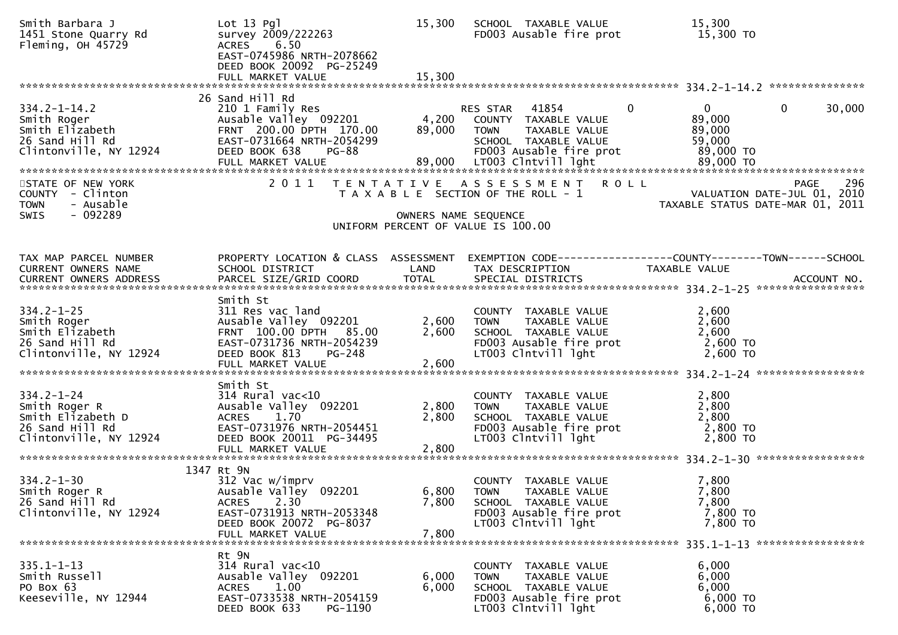```
Smith Barbara J                 Lot 13 Pgl                     15,300   SCHOOL  TAXABLE VALUE              15,300
1451 Stone Quarry Rd            survey 2009/222263                      FD003 Ausable fire prot             15,300 TO
Fleming, OH 45729               ACRES     6.50
                                EAST-0745986 NRTH-2078662
                                DEED BOOK 20092  PG-25249
                                FULL MARKET VALUE              15,300
******************************************************************************************************* 334.2-1-14.2 ***************
                            26 Sand Hill Rd
334.2-1-14.2                    210 1 Family Res                        RES STAR   41854          0          0          0      30,000
Smith Roger                     Ausable Valley  092201          4,200   COUNTY  TAXABLE VALUE              89,000
Smith Elizabeth                 FRNT  200.00 DPTH  170.00      89,000   TOWN    TAXABLE VALUE              89,000
26 Sand Hill Rd                 EAST-0731664 NRTH-2054299               SCHOOL  TAXABLE VALUE              59,000
Clintonville, NY 12924          DEED BOOK 638     PG-88                 FD003 Ausable fire prot             89,000 TO
                                FULL MARKET VALUE              89,000   LT003 Clntvill lght                 89,000 TO
************************************************************************************************************************************
STATE OF NEW YORK               2 0 1 1   T E N T A T I V E   A S S E S S M E N T   R O L L                          PAGE    296
COUNTY  - Clinton                           T A X A B L E  SECTION OF THE ROLL - 1                VALUATION DATE-JUL 01, 2010
TOWN    - Ausable                                                                            TAXABLE STATUS DATE-MAR 01, 2011
SWIS    - 092289                                       OWNERS NAME SEQUENCE
                                                 UNIFORM PERCENT OF VALUE IS 100.00


TAX MAP PARCEL NUMBER           PROPERTY LOCATION & CLASS  ASSESSMENT  EXEMPTION CODE------------------COUNTY--------TOWN------SCHOOL
CURRENT OWNERS NAME             SCHOOL DISTRICT               LAND      TAX DESCRIPTION            TAXABLE VALUE
CURRENT OWNERS ADDRESS          PARCEL SIZE/GRID COORD        TOTAL     SPECIAL DISTRICTS                                ACCOUNT NO.
******************************************************************************************************* 334.2-1-25 *****************
                                Smith St
334.2-1-25                      311 Res vac land                        COUNTY  TAXABLE VALUE               2,600
Smith Roger                     Ausable Valley  092201          2,600   TOWN    TAXABLE VALUE               2,600
Smith Elizabeth                 FRNT  100.00 DPTH   85.00       2,600   SCHOOL  TAXABLE VALUE               2,600
26 Sand Hill Rd                 EAST-0731736 NRTH-2054239               FD003 Ausable fire prot              2,600 TO
Clintonville, NY 12924          DEED BOOK 813     PG-248                LT003 Clntvill lght                  2,600 TO
                                FULL MARKET VALUE               2,600
******************************************************************************************************* 334.2-1-24 *****************
                                Smith St
334.2-1-24                      314 Rural vac<10                        COUNTY  TAXABLE VALUE               2,800
Smith Roger R                   Ausable Valley  092201          2,800   TOWN    TAXABLE VALUE               2,800
Smith Elizabeth D               ACRES     1.70                  2,800   SCHOOL  TAXABLE VALUE               2,800
26 Sand Hill Rd                 EAST-0731976 NRTH-2054451               FD003 Ausable fire prot              2,800 TO
Clintonville, NY 12924          DEED BOOK 20011  PG-34495               LT003 Clntvill lght                  2,800 TO
                                FULL MARKET VALUE               2,800
******************************************************************************************************* 334.2-1-30 *****************
                           1347 Rt 9N
334.2-1-30                      312 Vac w/imprv                         COUNTY  TAXABLE VALUE               7,800
Smith Roger R                   Ausable Valley  092201          6,800   TOWN    TAXABLE VALUE               7,800
26 Sand Hill Rd                 ACRES     2.30                  7,800   SCHOOL  TAXABLE VALUE               7,800
Clintonville, NY 12924          EAST-0731913 NRTH-2053348               FD003 Ausable fire prot              7,800 TO
                                DEED BOOK 20072  PG-8037                LT003 Clntvill lght                  7,800 TO
                                FULL MARKET VALUE               7,800
******************************************************************************************************* 335.1-1-13 *****************
                                Rt 9N
335.1-1-13                      314 Rural vac<10                        COUNTY  TAXABLE VALUE               6,000
Smith Russell                   Ausable Valley  092201          6,000   TOWN    TAXABLE VALUE               6,000
PO Box 63                       ACRES     1.00                  6,000   SCHOOL  TAXABLE VALUE               6,000
Keeseville, NY 12944            EAST-0733538 NRTH-2054159               FD003 Ausable fire prot              6,000 TO
                                DEED BOOK 633     PG-1190               LT003 Clntvill lght                  6,000 TO
```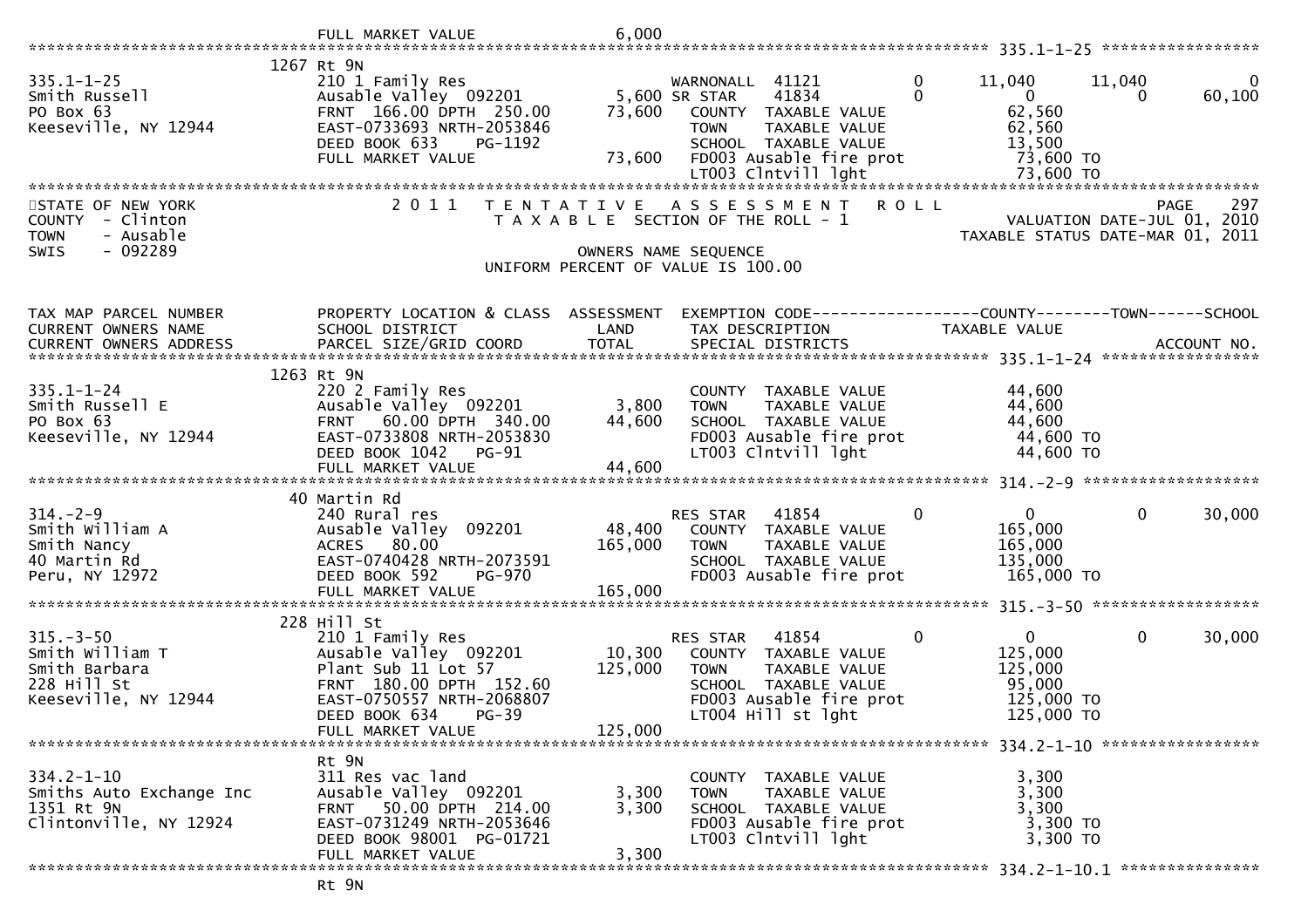FULL MARKET VALUE 6,000

********************************************************************************************* 335.1-1-25 *****************

| | 1267 Rt 9N | | | | | | |
|---|---|---|---|---|---|---|---|
| 335.1-1-25 | 210 1 Family Res | | WARNONALL 41121 | 0 | 11,040 | 11,040 | 0 |
| Smith Russell | Ausable Valley 092201 | 5,600 | SR STAR 41834 | 0 | 0 | 0 | 60,100 |
| PO Box 63 | FRNT 166.00 DPTH 250.00 | 73,600 | COUNTY TAXABLE VALUE | | 62,560 | | |
| Keeseville, NY 12944 | EAST-0733693 NRTH-2053846 | | TOWN TAXABLE VALUE | | 62,560 | | |
| | DEED BOOK 633 PG-1192 | | SCHOOL TAXABLE VALUE | | 13,500 | | |
| | FULL MARKET VALUE | 73,600 | FD003 Ausable fire prot | | 73,600 TO | | |
| | | | LT003 Clntvill lght | | 73,600 TO | | |

STATE OF NEW YORK
COUNTY - Clinton
TOWN - Ausable
SWIS - 092289

2011 TENTATIVE ASSESSMENT ROLL
TAXABLE SECTION OF THE ROLL - 1
OWNERS NAME SEQUENCE
UNIFORM PERCENT OF VALUE IS 100.00

PAGE 297
VALUATION DATE-JUL 01, 2010
TAXABLE STATUS DATE-MAR 01, 2011

| TAX MAP PARCEL NUMBER<br>CURRENT OWNERS NAME<br>CURRENT OWNERS ADDRESS | PROPERTY LOCATION & CLASS<br>SCHOOL DISTRICT<br>PARCEL SIZE/GRID COORD | ASSESSMENT<br>LAND<br>TOTAL | EXEMPTION CODE<br>TAX DESCRIPTION<br>SPECIAL DISTRICTS | | COUNTY<br>TAXABLE VALUE | TOWN | SCHOOL<br>ACCOUNT NO. |
|---|---|---|---|---|---|---|---|
| **335.1-1-24** | 1263 Rt 9N | | | | | | |
| 335.1-1-24 | 220 2 Family Res | | COUNTY TAXABLE VALUE | | 44,600 | | |
| Smith Russell E | Ausable Valley 092201 | 3,800 | TOWN TAXABLE VALUE | | 44,600 | | |
| PO Box 63 | FRNT 60.00 DPTH 340.00 | 44,600 | SCHOOL TAXABLE VALUE | | 44,600 | | |
| Keeseville, NY 12944 | EAST-0733808 NRTH-2053830 | | FD003 Ausable fire prot | | 44,600 TO | | |
| | DEED BOOK 1042 PG-91 | | LT003 Clntvill lght | | 44,600 TO | | |
| | FULL MARKET VALUE | 44,600 | | | | | |
| **314.-2-9** | 40 Martin Rd | | | | | | |
| 314.-2-9 | 240 Rural res | | RES STAR 41854 | 0 | 0 | 0 | 30,000 |
| Smith William A | Ausable Valley 092201 | 48,400 | COUNTY TAXABLE VALUE | | 165,000 | | |
| Smith Nancy | ACRES 80.00 | 165,000 | TOWN TAXABLE VALUE | | 165,000 | | |
| 40 Martin Rd | EAST-0740428 NRTH-2073591 | | SCHOOL TAXABLE VALUE | | 135,000 | | |
| Peru, NY 12972 | DEED BOOK 592 PG-970 | | FD003 Ausable fire prot | | 165,000 TO | | |
| | FULL MARKET VALUE | 165,000 | | | | | |
| **315.-3-50** | 228 Hill St | | | | | | |
| 315.-3-50 | 210 1 Family Res | | RES STAR 41854 | 0 | 0 | 0 | 30,000 |
| Smith William T | Ausable Valley 092201 | 10,300 | COUNTY TAXABLE VALUE | | 125,000 | | |
| Smith Barbara | Plant Sub 11 Lot 57 | 125,000 | TOWN TAXABLE VALUE | | 125,000 | | |
| 228 Hill St | FRNT 180.00 DPTH 152.60 | | SCHOOL TAXABLE VALUE | | 95,000 | | |
| Keeseville, NY 12944 | EAST-0750557 NRTH-2068807 | | FD003 Ausable fire prot | | 125,000 TO | | |
| | DEED BOOK 634 PG-39 | | LT004 Hill st lght | | 125,000 TO | | |
| | FULL MARKET VALUE | 125,000 | | | | | |
| **334.2-1-10** | Rt 9N | | | | | | |
| 334.2-1-10 | 311 Res vac land | | COUNTY TAXABLE VALUE | | 3,300 | | |
| Smiths Auto Exchange Inc | Ausable Valley 092201 | 3,300 | TOWN TAXABLE VALUE | | 3,300 | | |
| 1351 Rt 9N | FRNT 50.00 DPTH 214.00 | 3,300 | SCHOOL TAXABLE VALUE | | 3,300 | | |
| Clintonville, NY 12924 | EAST-0731249 NRTH-2053646 | | FD003 Ausable fire prot | | 3,300 TO | | |
| | DEED BOOK 98001 PG-01721 | | LT003 Clntvill lght | | 3,300 TO | | |
| | FULL MARKET VALUE | 3,300 | | | | | |
| **334.2-1-10.1** | Rt 9N | | | | | | |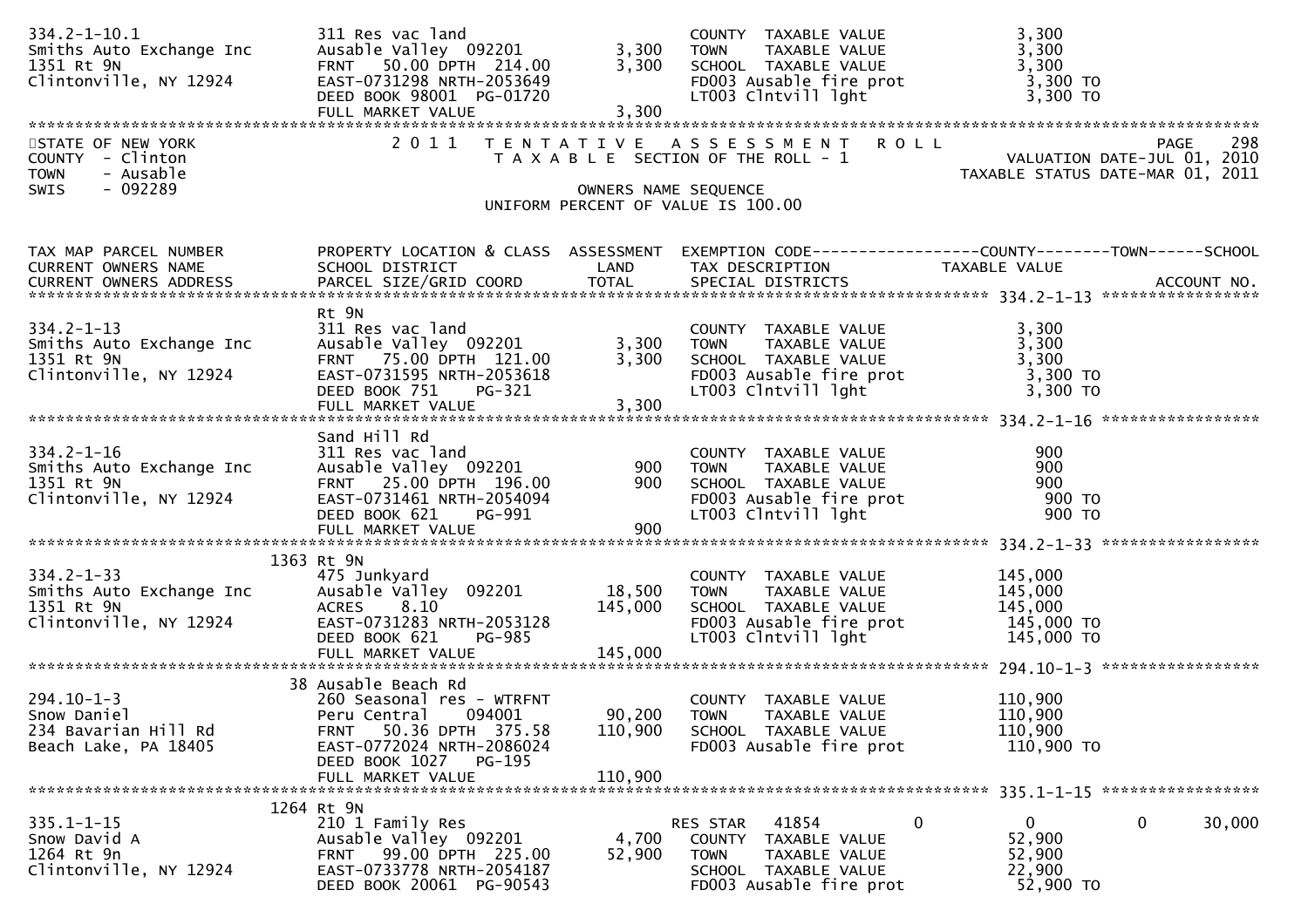```
334.2-1-10.1                 311 Res vac land                    COUNTY  TAXABLE VALUE            3,300
Smiths Auto Exchange Inc     Ausable Valley  092201       3,300  TOWN    TAXABLE VALUE            3,300
1351 Rt 9N                   FRNT   50.00 DPTH 214.00     3,300  SCHOOL  TAXABLE VALUE            3,300
Clintonville, NY 12924       EAST-0731298 NRTH-2053649           FD003 Ausable fire prot          3,300 TO
                             DEED BOOK 98001  PG-01720           LT003 Clntvill lght              3,300 TO
                             FULL MARKET VALUE            3,300
************************************************************************************************************************************
```

STATE OF NEW YORK — 2011 TENTATIVE ASSESSMENT ROLL — PAGE 298
COUNTY - Clinton — TAXABLE SECTION OF THE ROLL - 1 — VALUATION DATE-JUL 01, 2010
TOWN - Ausable — TAXABLE STATUS DATE-MAR 01, 2011
SWIS - 092289 — OWNERS NAME SEQUENCE
UNIFORM PERCENT OF VALUE IS 100.00

```
TAX MAP PARCEL NUMBER        PROPERTY LOCATION & CLASS  ASSESSMENT  EXEMPTION CODE------------------COUNTY--------TOWN------SCHOOL
CURRENT OWNERS NAME          SCHOOL DISTRICT             LAND       TAX DESCRIPTION              TAXABLE VALUE
CURRENT OWNERS ADDRESS       PARCEL SIZE/GRID COORD      TOTAL      SPECIAL DISTRICTS                                    ACCOUNT NO.
******************************************************************************************************* 334.2-1-13 *****************
                             Rt 9N
334.2-1-13                   311 Res vac land                    COUNTY  TAXABLE VALUE            3,300
Smiths Auto Exchange Inc     Ausable Valley  092201       3,300  TOWN    TAXABLE VALUE            3,300
1351 Rt 9N                   FRNT   75.00 DPTH 121.00     3,300  SCHOOL  TAXABLE VALUE            3,300
Clintonville, NY 12924       EAST-0731595 NRTH-2053618           FD003 Ausable fire prot          3,300 TO
                             DEED BOOK 751    PG-321             LT003 Clntvill lght              3,300 TO
                             FULL MARKET VALUE            3,300
******************************************************************************************************* 334.2-1-16 *****************
                             Sand Hill Rd
334.2-1-16                   311 Res vac land                    COUNTY  TAXABLE VALUE              900
Smiths Auto Exchange Inc     Ausable Valley  092201         900  TOWN    TAXABLE VALUE              900
1351 Rt 9N                   FRNT   25.00 DPTH 196.00       900  SCHOOL  TAXABLE VALUE              900
Clintonville, NY 12924       EAST-0731461 NRTH-2054094           FD003 Ausable fire prot            900 TO
                             DEED BOOK 621    PG-991             LT003 Clntvill lght                900 TO
                             FULL MARKET VALUE              900
******************************************************************************************************* 334.2-1-33 *****************
                        1363 Rt 9N
334.2-1-33                   475 Junkyard                        COUNTY  TAXABLE VALUE          145,000
Smiths Auto Exchange Inc     Ausable Valley  092201      18,500  TOWN    TAXABLE VALUE          145,000
1351 Rt 9N                   ACRES    8.10              145,000  SCHOOL  TAXABLE VALUE          145,000
Clintonville, NY 12924       EAST-0731283 NRTH-2053128           FD003 Ausable fire prot        145,000 TO
                             DEED BOOK 621    PG-985             LT003 Clntvill lght            145,000 TO
                             FULL MARKET VALUE          145,000
******************************************************************************************************* 294.10-1-3 *****************
                          38 Ausable Beach Rd
294.10-1-3                   260 Seasonal res - WTRFNT           COUNTY  TAXABLE VALUE          110,900
Snow Daniel                  Peru Central    094001      90,200  TOWN    TAXABLE VALUE          110,900
234 Bavarian Hill Rd         FRNT   50.36 DPTH 375.58   110,900  SCHOOL  TAXABLE VALUE          110,900
Beach Lake, PA 18405         EAST-0772024 NRTH-2086024           FD003 Ausable fire prot        110,900 TO
                             DEED BOOK 1027   PG-195
                             FULL MARKET VALUE          110,900
******************************************************************************************************* 335.1-1-15 *****************
                        1264 Rt 9N
335.1-1-15                   210 1 Family Res                    RES STAR   41854          0              0          0      30,000
Snow David A                 Ausable Valley  092201       4,700  COUNTY  TAXABLE VALUE           52,900
1264 Rt 9n                   FRNT   99.00 DPTH 225.00    52,900  TOWN    TAXABLE VALUE           52,900
Clintonville, NY 12924       EAST-0733778 NRTH-2054187           SCHOOL  TAXABLE VALUE           22,900
                             DEED BOOK 20061  PG-90543           FD003 Ausable fire prot         52,900 TO
```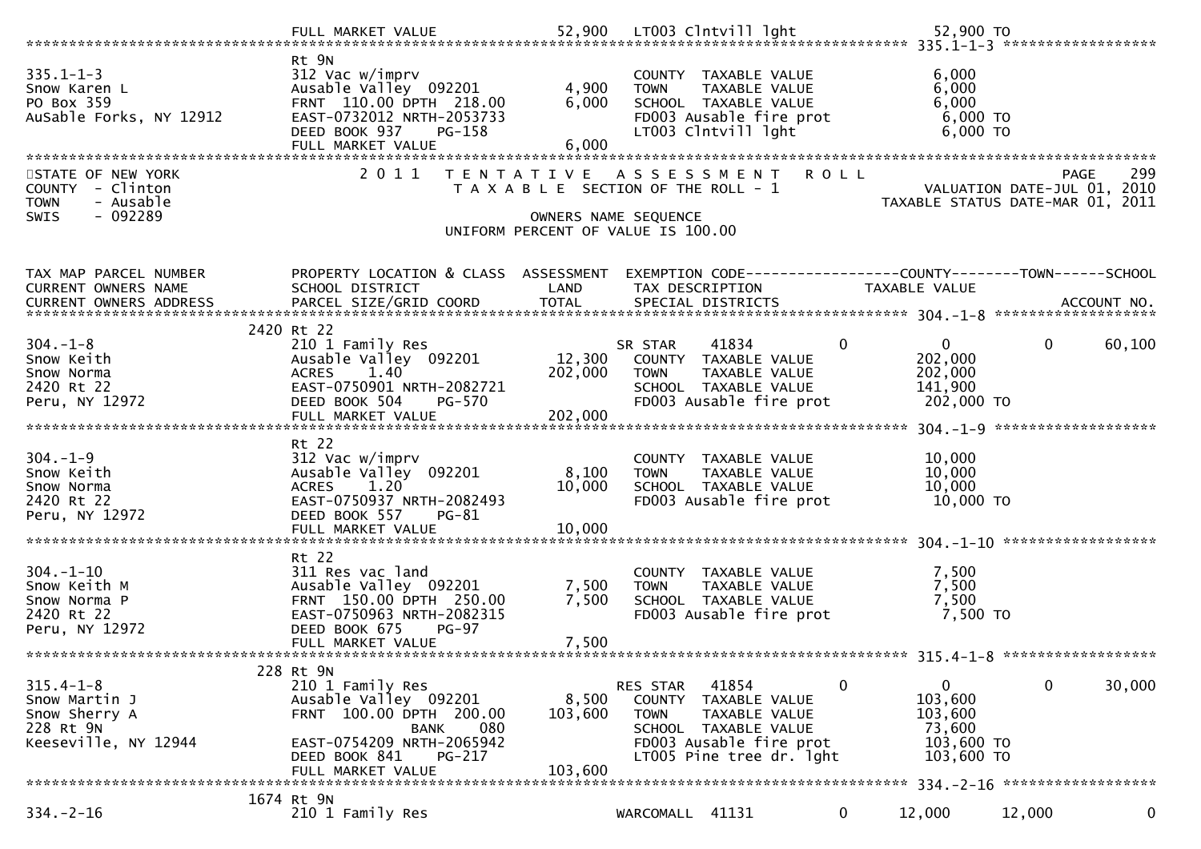```
                               FULL MARKET VALUE              52,900   LT003 Clntvill lght                        52,900 TO
******************************************************************************************************* 335.1-1-3 *****************
                               Rt 9N
335.1-1-3                      312 Vac w/imprv                         COUNTY  TAXABLE VALUE                 6,000
Snow Karen L                   Ausable Valley  092201          4,900   TOWN    TAXABLE VALUE                 6,000
PO Box 359                     FRNT  110.00 DPTH  218.00       6,000   SCHOOL  TAXABLE VALUE                 6,000
AuSable Forks, NY 12912        EAST-0732012 NRTH-2053733               FD003 Ausable fire prot               6,000 TO
                               DEED BOOK 937     PG-158                LT003 Clntvill lght                   6,000 TO
                               FULL MARKET VALUE               6,000
*************************************************************************************************************************************
STATE OF NEW YORK              2 0 1 1   T E N T A T I V E   A S S E S S M E N T   R O L L                               PAGE    299
COUNTY  - Clinton                        T A X A B L E  SECTION OF THE ROLL - 1                        VALUATION DATE-JUL 01, 2010
TOWN    - Ausable                                                                                  TAXABLE STATUS DATE-MAR 01, 2011
SWIS    - 092289                                        OWNERS NAME SEQUENCE
                                                 UNIFORM PERCENT OF VALUE IS 100.00


TAX MAP PARCEL NUMBER          PROPERTY LOCATION & CLASS  ASSESSMENT  EXEMPTION CODE------------------COUNTY--------TOWN------SCHOOL
CURRENT OWNERS NAME            SCHOOL DISTRICT               LAND      TAX DESCRIPTION              TAXABLE VALUE
CURRENT OWNERS ADDRESS         PARCEL SIZE/GRID COORD        TOTAL     SPECIAL DISTRICTS                                    ACCOUNT NO.
******************************************************************************************************* 304.-1-8 ******************
                            2420 Rt 22
304.-1-8                       210 1 Family Res                        SR STAR     41834          0          0            0     60,100
Snow Keith                     Ausable Valley  092201         12,300   COUNTY  TAXABLE VALUE               202,000
Snow Norma                     ACRES     1.40                202,000   TOWN    TAXABLE VALUE               202,000
2420 Rt 22                     EAST-0750901 NRTH-2082721               SCHOOL  TAXABLE VALUE               141,900
Peru, NY 12972                 DEED BOOK 504     PG-570                FD003 Ausable fire prot             202,000 TO
                               FULL MARKET VALUE             202,000
******************************************************************************************************* 304.-1-9 ******************
                               Rt 22
304.-1-9                       312 Vac w/imprv                         COUNTY  TAXABLE VALUE                10,000
Snow Keith                     Ausable Valley  092201          8,100   TOWN    TAXABLE VALUE                10,000
Snow Norma                     ACRES     1.20                 10,000   SCHOOL  TAXABLE VALUE                10,000
2420 Rt 22                     EAST-0750937 NRTH-2082493               FD003 Ausable fire prot              10,000 TO
Peru, NY 12972                 DEED BOOK 557     PG-81
                               FULL MARKET VALUE              10,000
******************************************************************************************************* 304.-1-10 *****************
                               Rt 22
304.-1-10                      311 Res vac land                        COUNTY  TAXABLE VALUE                 7,500
Snow Keith M                   Ausable Valley  092201          7,500   TOWN    TAXABLE VALUE                 7,500
Snow Norma P                   FRNT  150.00 DPTH  250.00       7,500   SCHOOL  TAXABLE VALUE                 7,500
2420 Rt 22                     EAST-0750963 NRTH-2082315               FD003 Ausable fire prot               7,500 TO
Peru, NY 12972                 DEED BOOK 675     PG-97
                               FULL MARKET VALUE               7,500
******************************************************************************************************* 315.4-1-8 *****************
                            228 Rt 9N
315.4-1-8                      210 1 Family Res                        RES STAR    41854          0          0            0     30,000
Snow Martin J                  Ausable Valley  092201          8,500   COUNTY  TAXABLE VALUE               103,600
Snow Sherry A                  FRNT  100.00 DPTH  200.00     103,600   TOWN    TAXABLE VALUE               103,600
228 Rt 9N                                    BANK     080              SCHOOL  TAXABLE VALUE                73,600
Keeseville, NY 12944           EAST-0754209 NRTH-2065942               FD003 Ausable fire prot             103,600 TO
                               DEED BOOK 841     PG-217                LT005 Pine tree dr. lght            103,600 TO
                               FULL MARKET VALUE             103,600
******************************************************************************************************* 334.-2-16 *****************
                            1674 Rt 9N
334.-2-16                      210 1 Family Res                        WARCOMALL   41131          0     12,000       12,000          0
```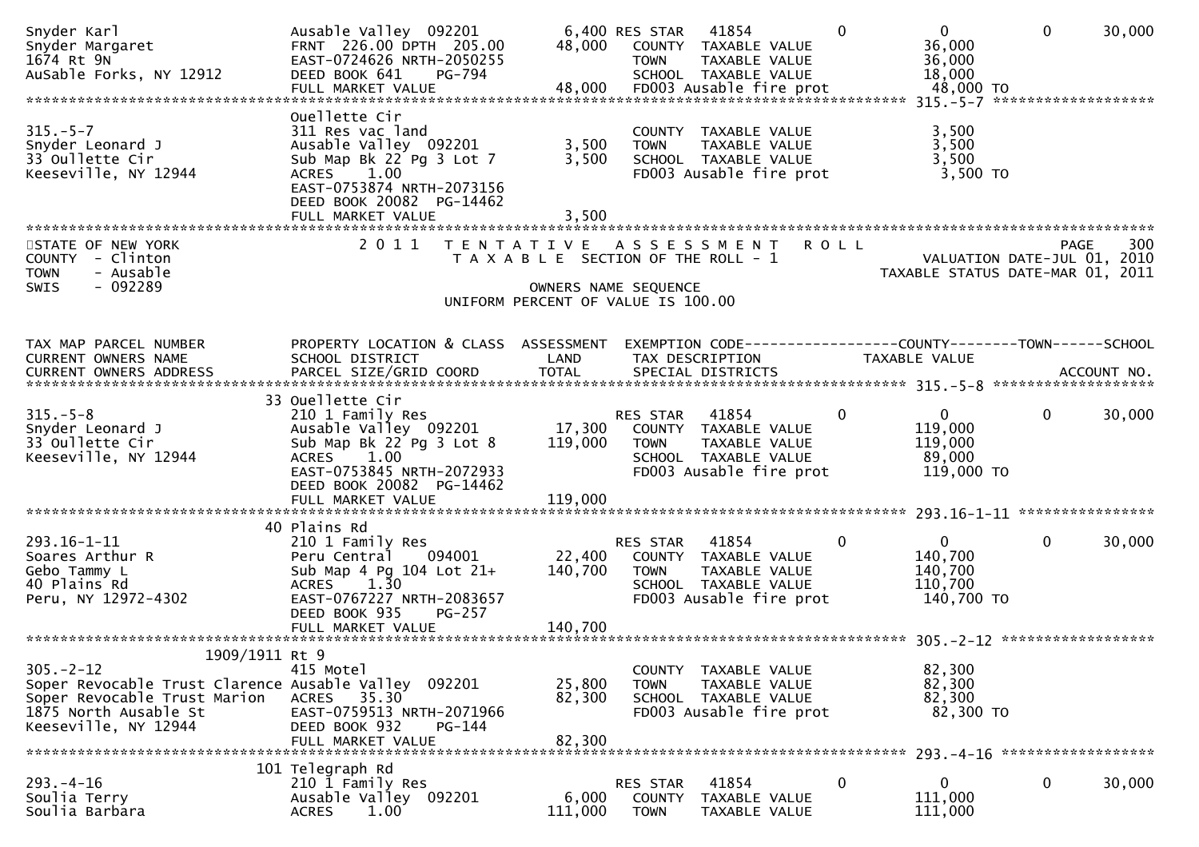```
Snyder Karl                    Ausable Valley  092201        6,400 RES STAR   41854          0              0            0       30,000
Snyder Margaret                FRNT  226.00 DPTH  205.00    48,000   COUNTY  TAXABLE VALUE              36,000
1674 Rt 9N                     EAST-0724626 NRTH-2050255             TOWN    TAXABLE VALUE              36,000
AuSable Forks, NY 12912        DEED BOOK 641    PG-794               SCHOOL  TAXABLE VALUE              18,000
                               FULL MARKET VALUE            48,000   FD003 Ausable fire prot            48,000 TO
******************************************************************************************************* 315.-5-7 ******************
                               Ouellette Cir
315.-5-7                       311 Res vac land                      COUNTY  TAXABLE VALUE               3,500
Snyder Leonard J               Ausable Valley  092201        3,500   TOWN    TAXABLE VALUE               3,500
33 Oullette Cir                Sub Map Bk 22 Pg 3 Lot 7      3,500   SCHOOL  TAXABLE VALUE               3,500
Keeseville, NY 12944           ACRES     1.00                        FD003 Ausable fire prot             3,500 TO
                               EAST-0753874 NRTH-2073156
                               DEED BOOK 20082  PG-14462
                               FULL MARKET VALUE             3,500
************************************************************************************************************************************
STATE OF NEW YORK              2 0 1 1   T E N T A T I V E   A S S E S S M E N T   R O L L                          PAGE    300
COUNTY  - Clinton                          T A X A B L E  SECTION OF THE ROLL - 1                  VALUATION DATE-JUL 01, 2010
TOWN    - Ausable                                                                                   TAXABLE STATUS DATE-MAR 01, 2011
SWIS    - 092289                                        OWNERS NAME SEQUENCE
                                                UNIFORM PERCENT OF VALUE IS 100.00


TAX MAP PARCEL NUMBER          PROPERTY LOCATION & CLASS  ASSESSMENT  EXEMPTION CODE------------------COUNTY--------TOWN------SCHOOL
CURRENT OWNERS NAME            SCHOOL DISTRICT               LAND      TAX DESCRIPTION            TAXABLE VALUE
CURRENT OWNERS ADDRESS         PARCEL SIZE/GRID COORD       TOTAL      SPECIAL DISTRICTS                                 ACCOUNT NO.
******************************************************************************************************* 315.-5-8 ******************
                               33 Ouellette Cir
315.-5-8                       210 1 Family Res                      RES STAR   41854          0              0            0       30,000
Snyder Leonard J               Ausable Valley  092201       17,300   COUNTY  TAXABLE VALUE             119,000
33 Oullette Cir                Sub Map Bk 22 Pg 3 Lot 8    119,000   TOWN    TAXABLE VALUE             119,000
Keeseville, NY 12944           ACRES     1.00                        SCHOOL  TAXABLE VALUE              89,000
                               EAST-0753845 NRTH-2072933             FD003 Ausable fire prot           119,000 TO
                               DEED BOOK 20082  PG-14462
                               FULL MARKET VALUE           119,000
******************************************************************************************************* 293.16-1-11 ***************
                               40 Plains Rd
293.16-1-11                    210 1 Family Res                      RES STAR   41854          0              0            0       30,000
Soares Arthur R                Peru Central     094001      22,400   COUNTY  TAXABLE VALUE             140,700
Gebo Tammy L                   Sub Map 4 Pg 104 Lot 21+    140,700   TOWN    TAXABLE VALUE             140,700
40 Plains Rd                   ACRES     1.30                        SCHOOL  TAXABLE VALUE             110,700
Peru, NY 12972-4302            EAST-0767227 NRTH-2083657             FD003 Ausable fire prot           140,700 TO
                               DEED BOOK 935    PG-257
                               FULL MARKET VALUE           140,700
******************************************************************************************************* 305.-2-12 *****************
                    1909/1911 Rt 9
305.-2-12                      415 Motel                             COUNTY  TAXABLE VALUE              82,300
Soper Revocable Trust Clarence Ausable Valley  092201       25,800   TOWN    TAXABLE VALUE              82,300
Soper Revocable Trust Marion   ACRES    35.30               82,300   SCHOOL  TAXABLE VALUE              82,300
1875 North Ausable St          EAST-0759513 NRTH-2071966             FD003 Ausable fire prot            82,300 TO
Keeseville, NY 12944           DEED BOOK 932    PG-144
                               FULL MARKET VALUE            82,300
******************************************************************************************************* 293.-4-16 *****************
                               101 Telegraph Rd
293.-4-16                      210 1 Family Res                      RES STAR   41854          0              0            0       30,000
Soulia Terry                   Ausable Valley  092201        6,000   COUNTY  TAXABLE VALUE             111,000
Soulia Barbara                 ACRES     1.00              111,000   TOWN    TAXABLE VALUE             111,000
```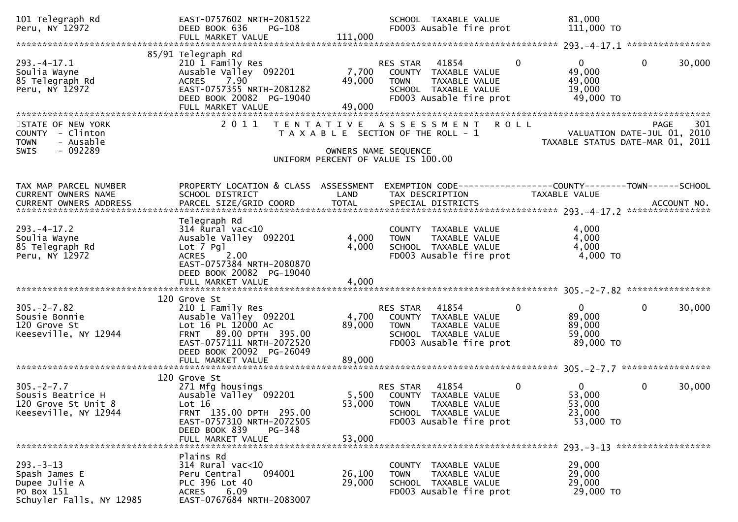```
101 Telegraph Rd                  EAST-0757602 NRTH-2081522              SCHOOL  TAXABLE VALUE              81,000
Peru, NY 12972                    DEED BOOK 636     PG-108               FD003 Ausable fire prot           111,000 TO
                                  FULL MARKET VALUE           111,000
******************************************************************************************************* 293.-4-17.1 ****************
                              85/91 Telegraph Rd
293.-4-17.1                       210 1 Family Res                       RES STAR   41854          0            0            0      30,000
Soulia Wayne                      Ausable Valley  092201         7,700   COUNTY  TAXABLE VALUE              49,000
85 Telegraph Rd                   ACRES    7.90                 49,000   TOWN    TAXABLE VALUE              49,000
Peru, NY 12972                    EAST-0757355 NRTH-2081282              SCHOOL  TAXABLE VALUE              19,000
                                  DEED BOOK 20082  PG-19040              FD003 Ausable fire prot            49,000 TO
                                  FULL MARKET VALUE            49,000
************************************************************************************************************************************
STATE OF NEW YORK                 2 0 1 1   T E N T A T I V E   A S S E S S M E N T   R O L L                              PAGE    301
COUNTY  - Clinton                          T A X A B L E  SECTION OF THE ROLL - 1                         VALUATION DATE-JUL 01, 2010
TOWN    - Ausable                                                                                     TAXABLE STATUS DATE-MAR 01, 2011
SWIS    - 092289                                             OWNERS NAME SEQUENCE
                                                      UNIFORM PERCENT OF VALUE IS 100.00


TAX MAP PARCEL NUMBER             PROPERTY LOCATION & CLASS  ASSESSMENT  EXEMPTION CODE------------------COUNTY--------TOWN------SCHOOL
CURRENT OWNERS NAME               SCHOOL DISTRICT               LAND     TAX DESCRIPTION              TAXABLE VALUE
CURRENT OWNERS ADDRESS            PARCEL SIZE/GRID COORD        TOTAL    SPECIAL DISTRICTS                                  ACCOUNT NO.
******************************************************************************************************* 293.-4-17.2 ****************
                                  Telegraph Rd
293.-4-17.2                       314 Rural vac<10                       COUNTY  TAXABLE VALUE               4,000
Soulia Wayne                      Ausable Valley  092201         4,000   TOWN    TAXABLE VALUE               4,000
85 Telegraph Rd                   Lot 7 Pgl                      4,000   SCHOOL  TAXABLE VALUE               4,000
Peru, NY 12972                    ACRES    2.00                          FD003 Ausable fire prot             4,000 TO
                                  EAST-0757384 NRTH-2080870
                                  DEED BOOK 20082  PG-19040
                                  FULL MARKET VALUE             4,000
******************************************************************************************************* 305.-2-7.82 ****************
                              120 Grove St
305.-2-7.82                       210 1 Family Res                       RES STAR   41854          0            0            0      30,000
Sousie Bonnie                     Ausable Valley  092201         4,700   COUNTY  TAXABLE VALUE              89,000
120 Grove St                      Lot 16 PL 12000 Ac            89,000   TOWN    TAXABLE VALUE              89,000
Keeseville, NY 12944              FRNT   89.00 DPTH  395.00              SCHOOL  TAXABLE VALUE              59,000
                                  EAST-0757111 NRTH-2072520              FD003 Ausable fire prot            89,000 TO
                                  DEED BOOK 20092  PG-26049
                                  FULL MARKET VALUE            89,000
******************************************************************************************************* 305.-2-7.7 *****************
                              120 Grove St
305.-2-7.7                        271 Mfg housings                       RES STAR   41854          0            0            0      30,000
Sousis Beatrice H                 Ausable Valley  092201         5,500   COUNTY  TAXABLE VALUE              53,000
120 Grove St Unit 8               Lot 16                        53,000   TOWN    TAXABLE VALUE              53,000
Keeseville, NY 12944              FRNT  135.00 DPTH  295.00              SCHOOL  TAXABLE VALUE              23,000
                                  EAST-0757310 NRTH-2072505              FD003 Ausable fire prot            53,000 TO
                                  DEED BOOK 839     PG-348
                                  FULL MARKET VALUE            53,000
******************************************************************************************************* 293.-3-13 ******************
                                  Plains Rd
293.-3-13                         314 Rural vac<10                       COUNTY  TAXABLE VALUE              29,000
Spash James E                     Peru Central     094001       26,100   TOWN    TAXABLE VALUE              29,000
Dupee Julie A                     PLC 396 Lot 40                29,000   SCHOOL  TAXABLE VALUE              29,000
PO Box 151                        ACRES    6.09                          FD003 Ausable fire prot            29,000 TO
Schuyler Falls, NY 12985          EAST-0767684 NRTH-2083007
```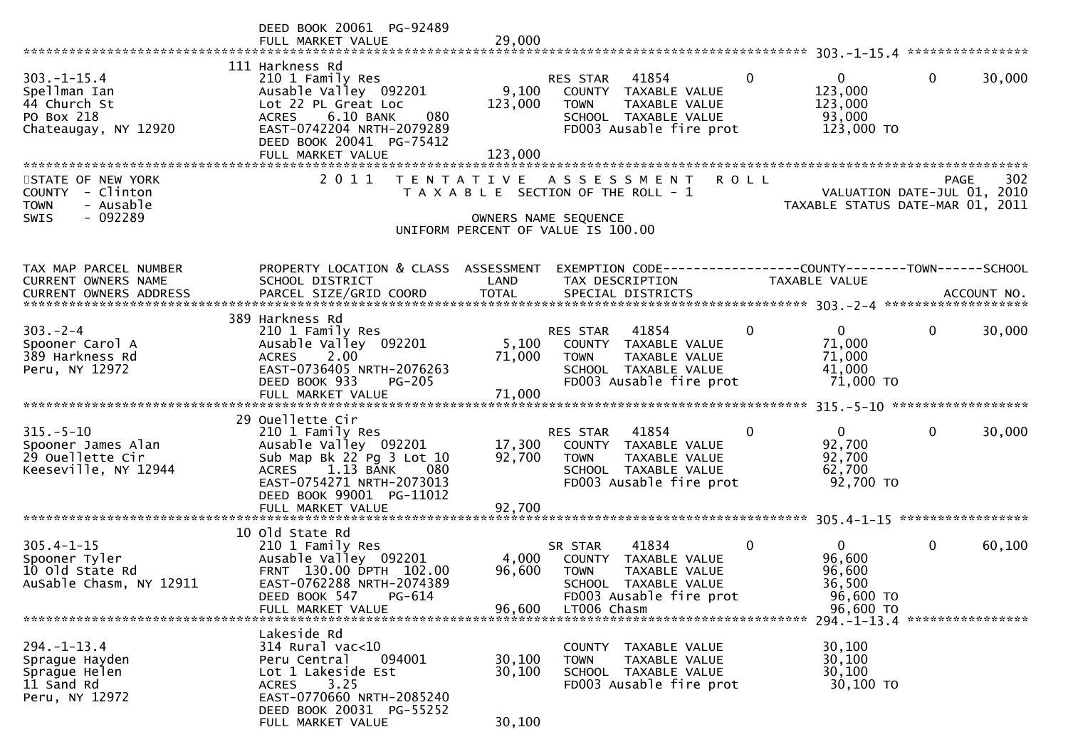DEED BOOK 20061 PG-92489
FULL MARKET VALUE 29,000

| TAX MAP PARCEL NUMBER / CURRENT OWNERS NAME / CURRENT OWNERS ADDRESS | PROPERTY LOCATION & CLASS / SCHOOL DISTRICT / PARCEL SIZE/GRID COORD | ASSESSMENT LAND / TOTAL | EXEMPTION CODE / TAX DESCRIPTION / SPECIAL DISTRICTS | COUNTY | TOWN | SCHOOL |
|---|---|---|---|---|---|---|
| **303.-1-15.4** | 111 Harkness Rd | | | | | |
| 303.-1-15.4 | 210 1 Family Res | | RES STAR 41854 | 0 | 0 | 30,000 |
| Spellman Ian | Ausable Valley 092201 | 9,100 | COUNTY TAXABLE VALUE | 123,000 | | |
| 44 Church St | Lot 22 PL Great Loc | 123,000 | TOWN TAXABLE VALUE | 123,000 | | |
| PO Box 218 | ACRES 6.10 BANK 080 | | SCHOOL TAXABLE VALUE | 93,000 | | |
| Chateaugay, NY 12920 | EAST-0742204 NRTH-2079289 | | FD003 Ausable fire prot | 123,000 TO | | |
| | DEED BOOK 20041 PG-75412 | | | | | |
| | FULL MARKET VALUE | 123,000 | | | | |

STATE OF NEW YORK
COUNTY - Clinton
TOWN - Ausable
SWIS - 092289

2011 TENTATIVE ASSESSMENT ROLL
TAXABLE SECTION OF THE ROLL - 1
OWNERS NAME SEQUENCE
UNIFORM PERCENT OF VALUE IS 100.00

PAGE 302
VALUATION DATE-JUL 01, 2010
TAXABLE STATUS DATE-MAR 01, 2011

| TAX MAP PARCEL NUMBER / CURRENT OWNERS NAME / CURRENT OWNERS ADDRESS | PROPERTY LOCATION & CLASS / SCHOOL DISTRICT / PARCEL SIZE/GRID COORD | ASSESSMENT LAND / TOTAL | EXEMPTION CODE / TAX DESCRIPTION / SPECIAL DISTRICTS | COUNTY TAXABLE VALUE | TOWN | SCHOOL / ACCOUNT NO. |
|---|---|---|---|---|---|---|
| **303.-2-4** | 389 Harkness Rd | | | | | |
| 303.-2-4 | 210 1 Family Res | | RES STAR 41854 | 0 | 0 | 30,000 |
| Spooner Carol A | Ausable Valley 092201 | 5,100 | COUNTY TAXABLE VALUE | 71,000 | | |
| 389 Harkness Rd | ACRES 2.00 | 71,000 | TOWN TAXABLE VALUE | 71,000 | | |
| Peru, NY 12972 | EAST-0736405 NRTH-2076263 | | SCHOOL TAXABLE VALUE | 41,000 | | |
| | DEED BOOK 933 PG-205 | | FD003 Ausable fire prot | 71,000 TO | | |
| | FULL MARKET VALUE | 71,000 | | | | |
| **315.-5-10** | 29 Ouellette Cir | | | | | |
| 315.-5-10 | 210 1 Family Res | | RES STAR 41854 | 0 | 0 | 30,000 |
| Spooner James Alan | Ausable Valley 092201 | 17,300 | COUNTY TAXABLE VALUE | 92,700 | | |
| 29 Ouellette Cir | Sub Map Bk 22 Pg 3 Lot 10 | 92,700 | TOWN TAXABLE VALUE | 92,700 | | |
| Keeseville, NY 12944 | ACRES 1.13 BANK 080 | | SCHOOL TAXABLE VALUE | 62,700 | | |
| | EAST-0754271 NRTH-2073013 | | FD003 Ausable fire prot | 92,700 TO | | |
| | DEED BOOK 99001 PG-11012 | | | | | |
| | FULL MARKET VALUE | 92,700 | | | | |
| **305.4-1-15** | 10 Old State Rd | | | | | |
| 305.4-1-15 | 210 1 Family Res | | SR STAR 41834 | 0 | 0 | 60,100 |
| Spooner Tyler | Ausable Valley 092201 | 4,000 | COUNTY TAXABLE VALUE | 96,600 | | |
| 10 Old State Rd | FRNT 130.00 DPTH 102.00 | 96,600 | TOWN TAXABLE VALUE | 96,600 | | |
| AuSable Chasm, NY 12911 | EAST-0762288 NRTH-2074389 | | SCHOOL TAXABLE VALUE | 36,500 | | |
| | DEED BOOK 547 PG-614 | | FD003 Ausable fire prot | 96,600 TO | | |
| | FULL MARKET VALUE | 96,600 | LT006 Chasm | 96,600 TO | | |
| **294.-1-13.4** | Lakeside Rd | | | | | |
| 294.-1-13.4 | 314 Rural vac<10 | | COUNTY TAXABLE VALUE | 30,100 | | |
| Sprague Hayden | Peru Central 094001 | 30,100 | TOWN TAXABLE VALUE | 30,100 | | |
| Sprague Helen | Lot 1 Lakeside Est | 30,100 | SCHOOL TAXABLE VALUE | 30,100 | | |
| 11 Sand Rd | ACRES 3.25 | | FD003 Ausable fire prot | 30,100 TO | | |
| Peru, NY 12972 | EAST-0770660 NRTH-2085240 | | | | | |
| | DEED BOOK 20031 PG-55252 | | | | | |
| | FULL MARKET VALUE | 30,100 | | | | |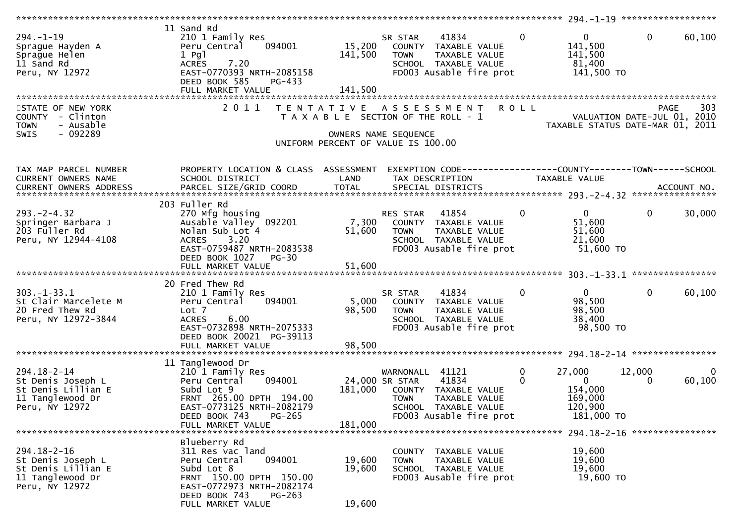```
******************************************************************************************************* 294.-1-19 ******************
                    11 Sand Rd
294.-1-19           210 1 Family Res                    SR STAR     41834          0           0            0       60,100
Sprague Hayden A    Peru Central     094001     15,200    COUNTY  TAXABLE VALUE             141,500
Sprague Helen       1 Pgl                      141,500    TOWN    TAXABLE VALUE             141,500
11 Sand Rd          ACRES    7.20                         SCHOOL  TAXABLE VALUE              81,400
Peru, NY 12972      EAST-0770393 NRTH-2085158             FD003 Ausable fire prot           141,500 TO
                    DEED BOOK 585    PG-433
                    FULL MARKET VALUE          141,500
************************************************************************************************************************************
STATE OF NEW YORK             2 0 1 1   T E N T A T I V E   A S S E S S M E N T   R O L L                          PAGE    303
COUNTY  - Clinton                  T A X A B L E  SECTION OF THE ROLL - 1                    VALUATION DATE-JUL 01, 2010
TOWN    - Ausable                                                                        TAXABLE STATUS DATE-MAR 01, 2011
SWIS    - 092289                               OWNERS NAME SEQUENCE
                                        UNIFORM PERCENT OF VALUE IS 100.00


TAX MAP PARCEL NUMBER     PROPERTY LOCATION & CLASS  ASSESSMENT  EXEMPTION CODE------------------COUNTY--------TOWN------SCHOOL
CURRENT OWNERS NAME       SCHOOL DISTRICT               LAND      TAX DESCRIPTION             TAXABLE VALUE
CURRENT OWNERS ADDRESS    PARCEL SIZE/GRID COORD        TOTAL     SPECIAL DISTRICTS                                  ACCOUNT NO.
******************************************************************************************************* 293.-2-4.32 ****************
                    203 Fuller Rd
293.-2-4.32         270 Mfg housing                     RES STAR    41854          0           0            0       30,000
Springer Barbara J  Ausable Valley  092201       7,300    COUNTY  TAXABLE VALUE              51,600
203 Fuller Rd       Nolan Sub Lot 4             51,600    TOWN    TAXABLE VALUE              51,600
Peru, NY 12944-4108 ACRES    3.20                         SCHOOL  TAXABLE VALUE              21,600
                    EAST-0759487 NRTH-2083538             FD003 Ausable fire prot            51,600 TO
                    DEED BOOK 1027   PG-30
                    FULL MARKET VALUE           51,600
******************************************************************************************************* 303.-1-33.1 ****************
                    20 Fred Thew Rd
303.-1-33.1         210 1 Family Res                    SR STAR     41834          0           0            0       60,100
St Clair Marcelete M Peru Central    094001      5,000    COUNTY  TAXABLE VALUE              98,500
20 Fred Thew Rd     Lot 7                       98,500    TOWN    TAXABLE VALUE              98,500
Peru, NY 12972-3844 ACRES    6.00                         SCHOOL  TAXABLE VALUE              38,400
                    EAST-0732898 NRTH-2075333             FD003 Ausable fire prot            98,500 TO
                    DEED BOOK 20021 PG-39113
                    FULL MARKET VALUE           98,500
******************************************************************************************************* 294.18-2-14 ****************
                    11 Tanglewood Dr
294.18-2-14         210 1 Family Res                    WARNONALL   41121          0       27,000       12,000           0
St Denis Joseph L   Peru Central     094001     24,000 SR STAR     41834          0           0            0       60,100
St Denis Lillian E  Subd Lot 9                 181,000    COUNTY  TAXABLE VALUE             154,000
11 Tanglewood Dr    FRNT 265.00 DPTH 194.00               TOWN    TAXABLE VALUE             169,000
Peru, NY 12972      EAST-0773125 NRTH-2082179             SCHOOL  TAXABLE VALUE             120,900
                    DEED BOOK 743    PG-265               FD003 Ausable fire prot           181,000 TO
                    FULL MARKET VALUE          181,000
******************************************************************************************************* 294.18-2-16 ****************
                    Blueberry Rd
294.18-2-16         311 Res vac land                      COUNTY  TAXABLE VALUE              19,600
St Denis Joseph L   Peru Central     094001     19,600    TOWN    TAXABLE VALUE              19,600
St Denis Lillian E  Subd Lot 8                  19,600    SCHOOL  TAXABLE VALUE              19,600
11 Tanglewood Dr    FRNT 150.00 DPTH 150.00               FD003 Ausable fire prot            19,600 TO
Peru, NY 12972      EAST-0772973 NRTH-2082174
                    DEED BOOK 743    PG-263
                    FULL MARKET VALUE           19,600
```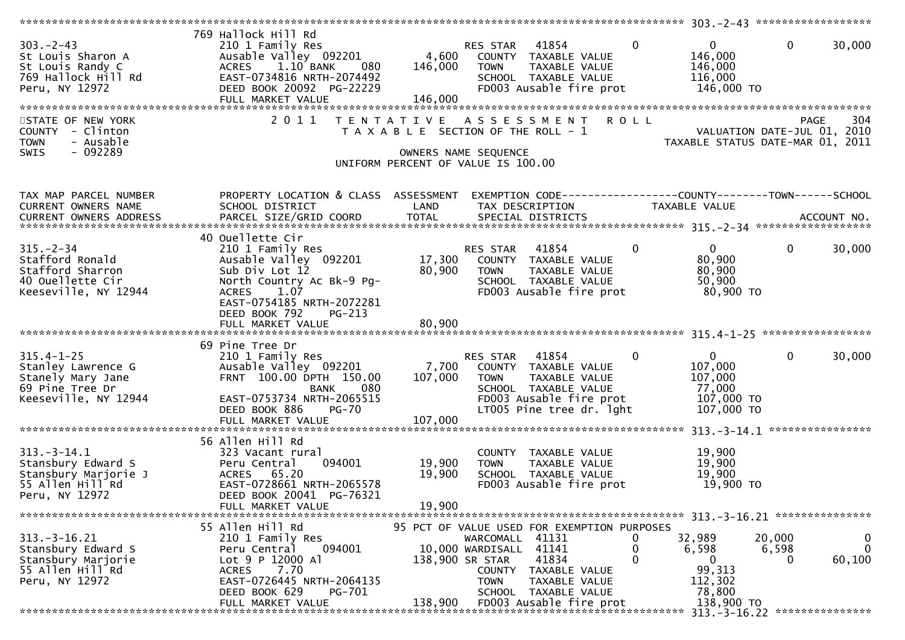| TAX MAP PARCEL NUMBER / CURRENT OWNERS NAME / CURRENT OWNERS ADDRESS | PROPERTY LOCATION & CLASS / SCHOOL DISTRICT / PARCEL SIZE/GRID COORD | LAND | ASSESSMENT TOTAL | EXEMPTION CODE / TAX DESCRIPTION / SPECIAL DISTRICTS | COUNTY TAXABLE VALUE | TOWN | SCHOOL |
|---|---|---|---|---|---|---|---|
| **303.-2-43** | 769 Hallock Hill Rd | | | | | | |
| St Louis Sharon A | 210 1 Family Res | | | RES STAR 41854 0 | 0 | 0 | 30,000 |
| St Louis Randy C | Ausable Valley 092201 | 4,600 | | COUNTY TAXABLE VALUE | 146,000 | | |
| 769 Hallock Hill Rd | ACRES 1.10 BANK 080 | | 146,000 | TOWN TAXABLE VALUE | 146,000 | | |
| Peru, NY 12972 | EAST-0734816 NRTH-2074492 | | | SCHOOL TAXABLE VALUE | 116,000 | | |
| | DEED BOOK 20092 PG-22229 | | | FD003 Ausable fire prot | 146,000 TO | | |
| | FULL MARKET VALUE | | 146,000 | | | | |

STATE OF NEW YORK — 2011 TENTATIVE ASSESSMENT ROLL — PAGE 304
COUNTY - Clinton — TAXABLE SECTION OF THE ROLL - 1 — VALUATION DATE-JUL 01, 2010
TOWN - Ausable — TAXABLE STATUS DATE-MAR 01, 2011
SWIS - 092289 — OWNERS NAME SEQUENCE
UNIFORM PERCENT OF VALUE IS 100.00

| TAX MAP PARCEL NUMBER / CURRENT OWNERS NAME / CURRENT OWNERS ADDRESS | PROPERTY LOCATION & CLASS / SCHOOL DISTRICT / PARCEL SIZE/GRID COORD | LAND | ASSESSMENT TOTAL | EXEMPTION CODE / TAX DESCRIPTION / SPECIAL DISTRICTS | COUNTY TAXABLE VALUE | TOWN | SCHOOL |
|---|---|---|---|---|---|---|---|
| **315.-2-34** | 40 Ouellette Cir | | | | | | |
| Stafford Ronald | 210 1 Family Res | | | RES STAR 41854 0 | 0 | 0 | 30,000 |
| Stafford Sharron | Ausable Valley 092201 | 17,300 | | COUNTY TAXABLE VALUE | 80,900 | | |
| 40 Ouellette Cir | Sub Div Lot 12 | | 80,900 | TOWN TAXABLE VALUE | 80,900 | | |
| Keeseville, NY 12944 | North Country Ac Bk-9 Pg- | | | SCHOOL TAXABLE VALUE | 50,900 | | |
| | ACRES 1.07 | | | FD003 Ausable fire prot | 80,900 TO | | |
| | EAST-0754185 NRTH-2072281 | | | | | | |
| | DEED BOOK 792 PG-213 | | | | | | |
| | FULL MARKET VALUE | | 80,900 | | | | |
| **315.4-1-25** | 69 Pine Tree Dr | | | | | | |
| Stanley Lawrence G | 210 1 Family Res | | | RES STAR 41854 0 | 0 | 0 | 30,000 |
| Stanely Mary Jane | Ausable Valley 092201 | 7,700 | | COUNTY TAXABLE VALUE | 107,000 | | |
| 69 Pine Tree Dr | FRNT 100.00 DPTH 150.00 | | 107,000 | TOWN TAXABLE VALUE | 107,000 | | |
| Keeseville, NY 12944 | BANK 080 | | | SCHOOL TAXABLE VALUE | 77,000 | | |
| | EAST-0753734 NRTH-2065515 | | | FD003 Ausable fire prot | 107,000 TO | | |
| | DEED BOOK 886 PG-70 | | | LT005 Pine tree dr. lght | 107,000 TO | | |
| | FULL MARKET VALUE | | 107,000 | | | | |
| **313.-3-14.1** | 56 Allen Hill Rd | | | | | | |
| Stansbury Edward S | 323 Vacant rural | | | COUNTY TAXABLE VALUE | 19,900 | | |
| Stansbury Marjorie J | Peru Central 094001 | 19,900 | | TOWN TAXABLE VALUE | 19,900 | | |
| 55 Allen Hill Rd | ACRES 65.20 | | 19,900 | SCHOOL TAXABLE VALUE | 19,900 | | |
| Peru, NY 12972 | EAST-0728661 NRTH-2065578 | | | FD003 Ausable fire prot | 19,900 TO | | |
| | DEED BOOK 20041 PG-76321 | | | | | | |
| | FULL MARKET VALUE | | 19,900 | | | | |
| **313.-3-16.21** | 55 Allen Hill Rd | | | 95 PCT OF VALUE USED FOR EXEMPTION PURPOSES | | | |
| Stansbury Edward S | 210 1 Family Res | | | WARCOMALL 41131 0 | 32,989 | 20,000 | 0 |
| Stansbury Marjorie | Peru Central 094001 | 10,000 | | WARDISALL 41141 0 | 6,598 | 6,598 | 0 |
| 55 Allen Hill Rd | Lot 9 P 12000 Al | | 138,900 | SR STAR 41834 0 | 0 | 0 | 60,100 |
| Peru, NY 12972 | ACRES 7.70 | | | COUNTY TAXABLE VALUE | 99,313 | | |
| | EAST-0726445 NRTH-2064135 | | | TOWN TAXABLE VALUE | 112,302 | | |
| | DEED BOOK 629 PG-701 | | | SCHOOL TAXABLE VALUE | 78,800 | | |
| | FULL MARKET VALUE | | 138,900 | FD003 Ausable fire prot | 138,900 TO | | |

313.-3-16.22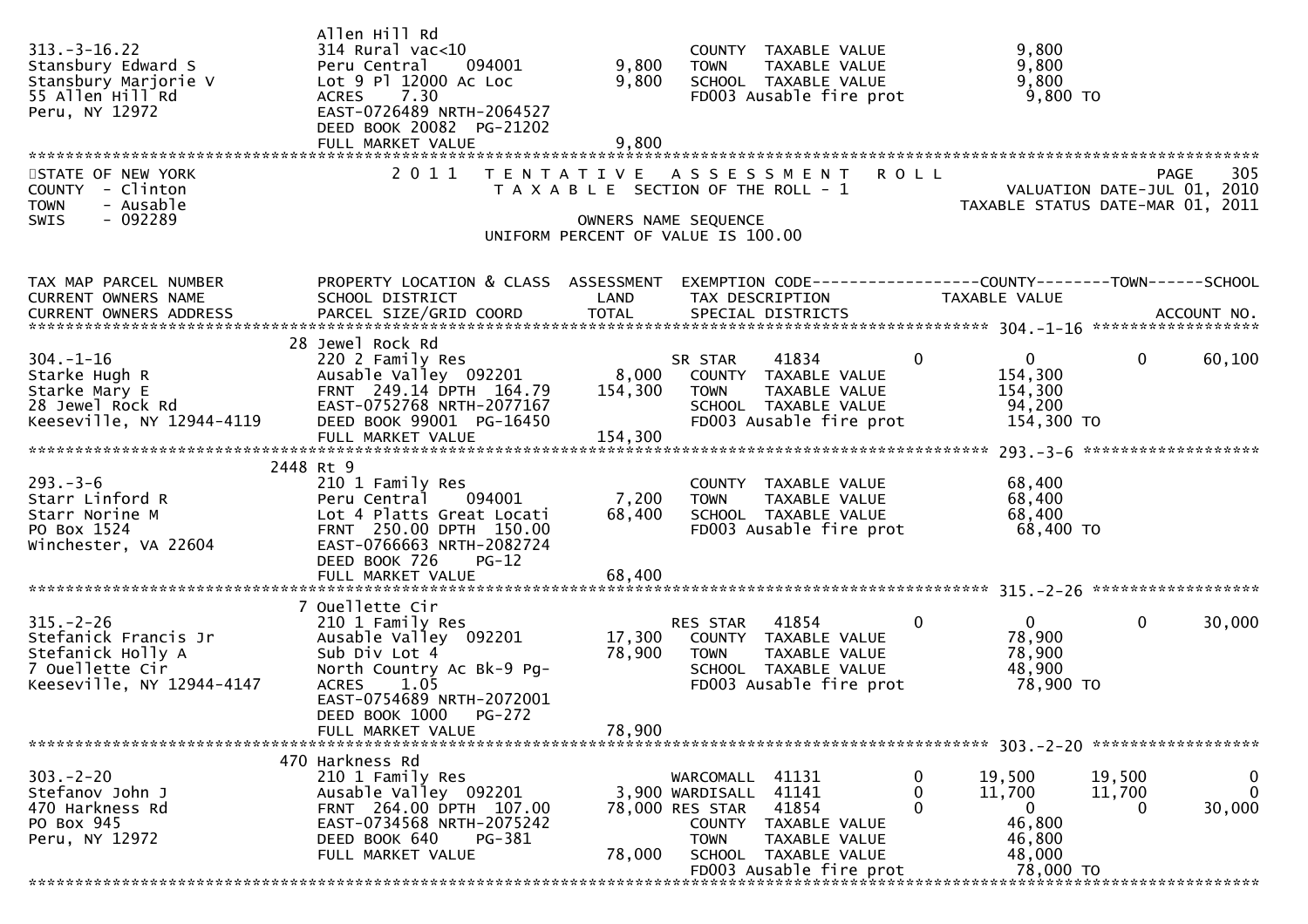```
                               Allen Hill Rd
313.-3-16.22                   314 Rural vac<10                        COUNTY  TAXABLE VALUE              9,800
Stansbury Edward S             Peru Central    094001       9,800      TOWN    TAXABLE VALUE              9,800
Stansbury Marjorie V           Lot 9 Pl 12000 Ac Loc        9,800      SCHOOL  TAXABLE VALUE              9,800
55 Allen Hill Rd               ACRES    7.30                           FD003 Ausable fire prot            9,800 TO
Peru, NY 12972                 EAST-0726489 NRTH-2064527
                               DEED BOOK 20082  PG-21202
                               FULL MARKET VALUE            9,800
******************************************************************************************************************************************
STATE OF NEW YORK              2 0 1 1   T E N T A T I V E   A S S E S S M E N T   R O L L                                  PAGE    305
COUNTY  - Clinton                        T A X A B L E  SECTION OF THE ROLL - 1                          VALUATION DATE-JUL 01, 2010
TOWN    - Ausable                                                                                     TAXABLE STATUS DATE-MAR 01, 2011
SWIS    - 092289                                      OWNERS NAME SEQUENCE
                                              UNIFORM PERCENT OF VALUE IS 100.00


TAX MAP PARCEL NUMBER          PROPERTY LOCATION & CLASS  ASSESSMENT  EXEMPTION CODE------------------COUNTY--------TOWN------SCHOOL
CURRENT OWNERS NAME            SCHOOL DISTRICT              LAND      TAX DESCRIPTION               TAXABLE VALUE
CURRENT OWNERS ADDRESS         PARCEL SIZE/GRID COORD       TOTAL     SPECIAL DISTRICTS                                   ACCOUNT NO.
****************************************************************************************************** 304.-1-16 ******************
                            28 Jewel Rock Rd
304.-1-16                      220 2 Family Res                        SR STAR     41834          0           0            0     60,100
Starke Hugh R                  Ausable Valley  092201       8,000      COUNTY  TAXABLE VALUE            154,300
Starke Mary E                  FRNT 249.14 DPTH 164.79    154,300      TOWN    TAXABLE VALUE            154,300
28 Jewel Rock Rd               EAST-0752768 NRTH-2077167               SCHOOL  TAXABLE VALUE             94,200
Keeseville, NY 12944-4119      DEED BOOK 99001  PG-16450               FD003 Ausable fire prot          154,300 TO
                               FULL MARKET VALUE          154,300
****************************************************************************************************** 293.-3-6 *******************
                            2448 Rt 9
293.-3-6                       210 1 Family Res                        COUNTY  TAXABLE VALUE             68,400
Starr Linford R                Peru Central    094001       7,200      TOWN    TAXABLE VALUE             68,400
Starr Norine M                 Lot 4 Platts Great Locati   68,400      SCHOOL  TAXABLE VALUE             68,400
PO Box 1524                    FRNT 250.00 DPTH 150.00                 FD003 Ausable fire prot           68,400 TO
Winchester, VA 22604           EAST-0766663 NRTH-2082724
                               DEED BOOK 726    PG-12
                               FULL MARKET VALUE           68,400
****************************************************************************************************** 315.-2-26 ******************
                             7 Ouellette Cir
315.-2-26                      210 1 Family Res                        RES STAR    41854          0           0            0     30,000
Stefanick Francis Jr           Ausable Valley  092201      17,300      COUNTY  TAXABLE VALUE             78,900
Stefanick Holly A              Sub Div Lot 4               78,900      TOWN    TAXABLE VALUE             78,900
7 Ouellette Cir                North Country Ac Bk-9 Pg-               SCHOOL  TAXABLE VALUE             48,900
Keeseville, NY 12944-4147      ACRES    1.05                           FD003 Ausable fire prot           78,900 TO
                               EAST-0754689 NRTH-2072001
                               DEED BOOK 1000   PG-272
                               FULL MARKET VALUE           78,900
****************************************************************************************************** 303.-2-20 ******************
                           470 Harkness Rd
303.-2-20                      210 1 Family Res                        WARCOMALL   41131          0      19,500       19,500          0
Stefanov John J                Ausable Valley  092201       3,900      WARDISALL   41141          0      11,700       11,700          0
470 Harkness Rd                FRNT 264.00 DPTH 107.00     78,000      RES STAR    41854          0           0            0     30,000
PO Box 945                     EAST-0734568 NRTH-2075242               COUNTY  TAXABLE VALUE             46,800
Peru, NY 12972                 DEED BOOK 640    PG-381                 TOWN    TAXABLE VALUE             46,800
                               FULL MARKET VALUE           78,000      SCHOOL  TAXABLE VALUE             48,000
                                                                       FD003 Ausable fire prot           78,000 TO
******************************************************************************************************************************************
```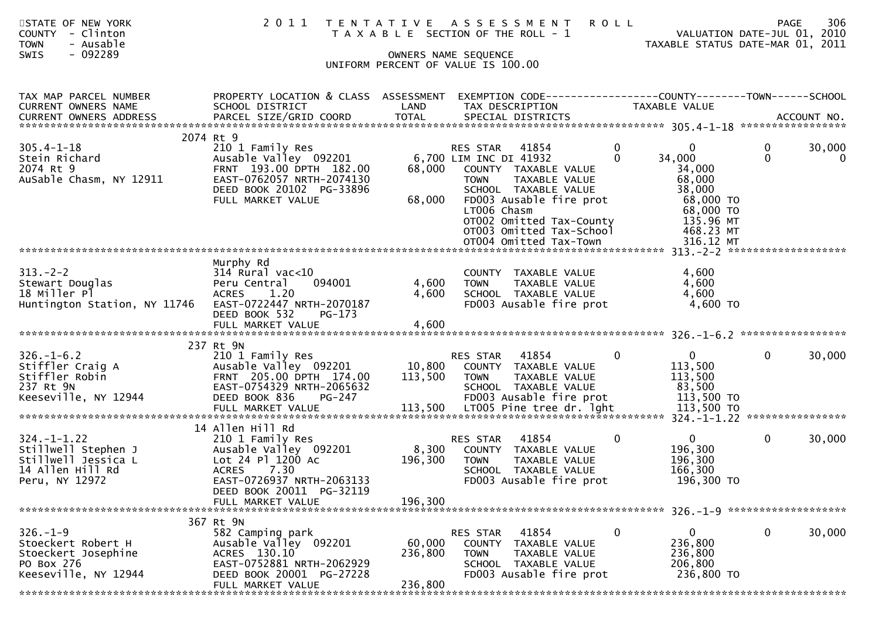STATE OF NEW YORK
COUNTY - Clinton
TOWN - Ausable
SWIS - 092289

# 2011 TENTATIVE ASSESSMENT ROLL

TAXABLE SECTION OF THE ROLL - 1

OWNERS NAME SEQUENCE

UNIFORM PERCENT OF VALUE IS 100.00

VALUATION DATE-JUL 01, 2010
TAXABLE STATUS DATE-MAR 01, 2011

| TAX MAP PARCEL NUMBER / CURRENT OWNERS NAME / CURRENT OWNERS ADDRESS | PROPERTY LOCATION & CLASS / SCHOOL DISTRICT / PARCEL SIZE/GRID COORD | ASSESSMENT LAND / TOTAL | EXEMPTION CODE / TAX DESCRIPTION / SPECIAL DISTRICTS | COUNTY | TOWN | SCHOOL |
|---|---|---|---|---|---|---|
| **305.4-1-18** | 2074 Rt 9 | | | | | |
| 305.4-1-18 | 210 1 Family Res | | RES STAR 41854 | 0 | 0 | 30,000 |
| Stein Richard | Ausable Valley 092201 | 6,700 | LIM INC DI 41932 | 34,000 | 0 | 0 |
| 2074 Rt 9 | FRNT 193.00 DPTH 182.00 | 68,000 | COUNTY TAXABLE VALUE | 34,000 | | |
| AuSable Chasm, NY 12911 | EAST-0762057 NRTH-2074130 | | TOWN TAXABLE VALUE | | 68,000 | |
| | DEED BOOK 20102 PG-33896 | | SCHOOL TAXABLE VALUE | | | 38,000 |
| | FULL MARKET VALUE | 68,000 | FD003 Ausable fire prot | 68,000 TO | | |
| | | | LT006 Chasm | 68,000 TO | | |
| | | | OT002 Omitted Tax-County | 135.96 MT | | |
| | | | OT003 Omitted Tax-School | 468.23 MT | | |
| | | | OT004 Omitted Tax-Town | 316.12 MT | | |
| **313.-2-2** | Murphy Rd | | | | | |
| 313.-2-2 | 314 Rural vac<10 | | COUNTY TAXABLE VALUE | 4,600 | | |
| Stewart Douglas | Peru Central 094001 | 4,600 | TOWN TAXABLE VALUE | | 4,600 | |
| 18 Miller Pl | ACRES 1.20 | 4,600 | SCHOOL TAXABLE VALUE | | | 4,600 |
| Huntington Station, NY 11746 | EAST-0722447 NRTH-2070187 | | FD003 Ausable fire prot | 4,600 TO | | |
| | DEED BOOK 532 PG-173 | | | | | |
| | FULL MARKET VALUE | 4,600 | | | | |
| **326.-1-6.2** | 237 Rt 9N | | | | | |
| 326.-1-6.2 | 210 1 Family Res | | RES STAR 41854 | 0 | 0 | 30,000 |
| Stiffler Craig A | Ausable Valley 092201 | 10,800 | COUNTY TAXABLE VALUE | 113,500 | | |
| Stiffler Robin | FRNT 205.00 DPTH 174.00 | 113,500 | TOWN TAXABLE VALUE | | 113,500 | |
| 237 Rt 9N | EAST-0754329 NRTH-2065632 | | SCHOOL TAXABLE VALUE | | | 83,500 |
| Keeseville, NY 12944 | DEED BOOK 836 PG-247 | | FD003 Ausable fire prot | 113,500 TO | | |
| | FULL MARKET VALUE | 113,500 | LT005 Pine tree dr. lght | 113,500 TO | | |
| **324.-1-1.22** | 14 Allen Hill Rd | | | | | |
| 324.-1-1.22 | 210 1 Family Res | | RES STAR 41854 | 0 | 0 | 30,000 |
| Stillwell Stephen J | Ausable Valley 092201 | 8,300 | COUNTY TAXABLE VALUE | 196,300 | | |
| Stillwell Jessica L | Lot 24 Pl 1200 Ac | 196,300 | TOWN TAXABLE VALUE | | 196,300 | |
| 14 Allen Hill Rd | ACRES 7.30 | | SCHOOL TAXABLE VALUE | | | 166,300 |
| Peru, NY 12972 | EAST-0726937 NRTH-2063133 | | FD003 Ausable fire prot | 196,300 TO | | |
| | DEED BOOK 20011 PG-32119 | | | | | |
| | FULL MARKET VALUE | 196,300 | | | | |
| **326.-1-9** | 367 Rt 9N | | | | | |
| 326.-1-9 | 582 Camping park | | RES STAR 41854 | 0 | 0 | 30,000 |
| Stoeckert Robert H | Ausable Valley 092201 | 60,000 | COUNTY TAXABLE VALUE | 236,800 | | |
| Stoeckert Josephine | ACRES 130.10 | 236,800 | TOWN TAXABLE VALUE | | 236,800 | |
| PO Box 276 | EAST-0752881 NRTH-2062929 | | SCHOOL TAXABLE VALUE | | | 206,800 |
| Keeseville, NY 12944 | DEED BOOK 20001 PG-27228 | | FD003 Ausable fire prot | 236,800 TO | | |
| | FULL MARKET VALUE | 236,800 | | | | |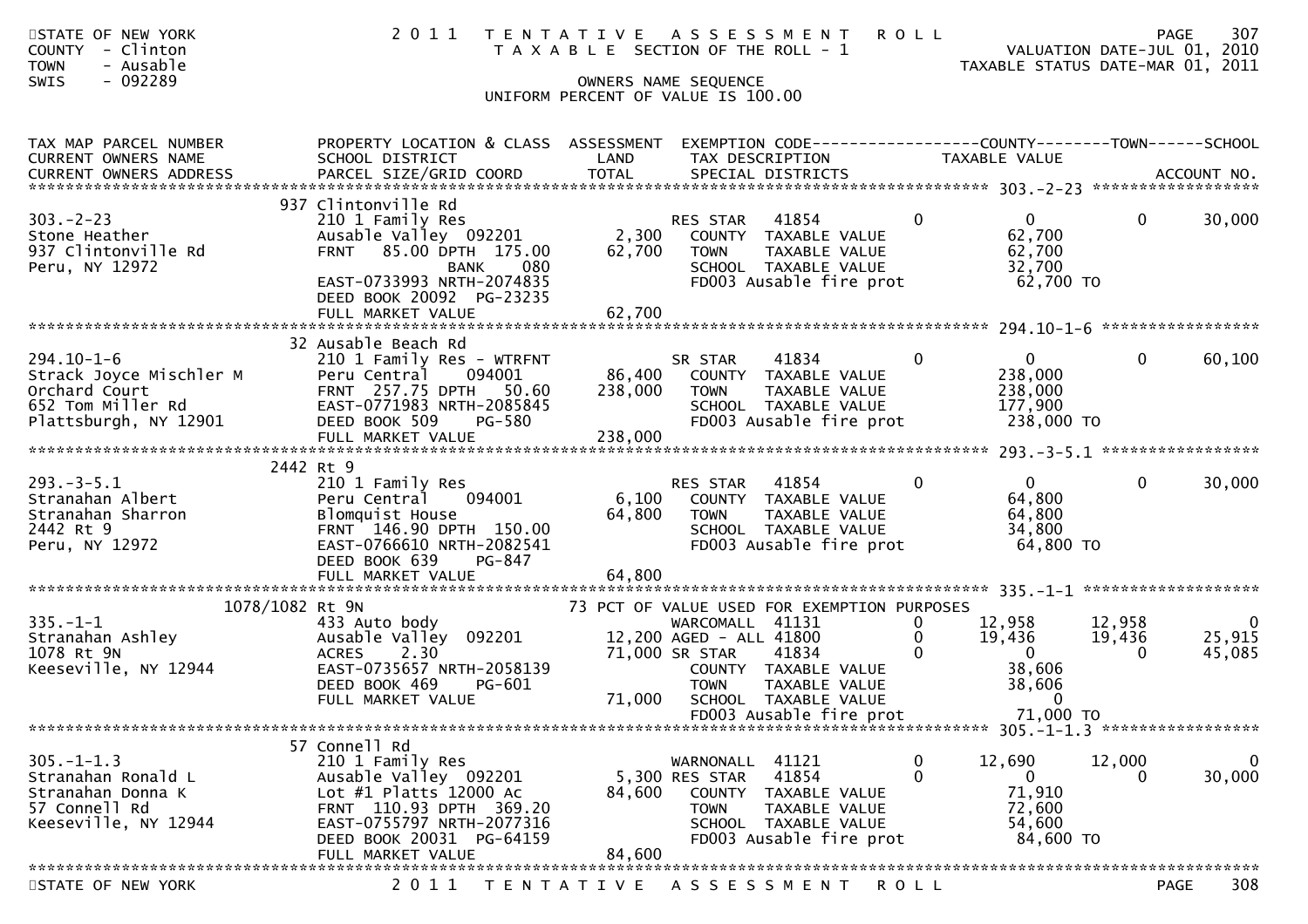STATE OF NEW YORK
COUNTY - Clinton
TOWN - Ausable
SWIS - 092289

# 2011 TENTATIVE ASSESSMENT ROLL
TAXABLE SECTION OF THE ROLL - 1

OWNERS NAME SEQUENCE
UNIFORM PERCENT OF VALUE IS 100.00

VALUATION DATE-JUL 01, 2010
TAXABLE STATUS DATE-MAR 01, 2011

| TAX MAP PARCEL NUMBER / CURRENT OWNERS NAME / CURRENT OWNERS ADDRESS | PROPERTY LOCATION & CLASS / SCHOOL DISTRICT / PARCEL SIZE/GRID COORD | ASSESSMENT LAND / TOTAL | EXEMPTION CODE / TAX DESCRIPTION / SPECIAL DISTRICTS | | COUNTY TAXABLE VALUE | TOWN | SCHOOL / ACCOUNT NO. |
|---|---|---|---|---|---|---|---|
| **303.-2-23** | 937 Clintonville Rd | | | | | | |
| 303.-2-23 | 210 1 Family Res | | RES STAR 41854 | 0 | 0 | 0 | 30,000 |
| Stone Heather | Ausable Valley 092201 | 2,300 | COUNTY TAXABLE VALUE | | 62,700 | | |
| 937 Clintonville Rd | FRNT 85.00 DPTH 175.00 | 62,700 | TOWN TAXABLE VALUE | | 62,700 | | |
| Peru, NY 12972 | BANK 080 | | SCHOOL TAXABLE VALUE | | 32,700 | | |
| | EAST-0733993 NRTH-2074835 | | FD003 Ausable fire prot | | 62,700 TO | | |
| | DEED BOOK 20092 PG-23235 | | | | | | |
| | FULL MARKET VALUE | 62,700 | | | | | |
| **294.10-1-6** | 32 Ausable Beach Rd | | | | | | |
| 294.10-1-6 | 210 1 Family Res - WTRFNT | | SR STAR 41834 | 0 | 0 | 0 | 60,100 |
| Strack Joyce Mischler M | Peru Central 094001 | 86,400 | COUNTY TAXABLE VALUE | | 238,000 | | |
| Orchard Court | FRNT 257.75 DPTH 50.60 | 238,000 | TOWN TAXABLE VALUE | | 238,000 | | |
| 652 Tom Miller Rd | EAST-0771983 NRTH-2085845 | | SCHOOL TAXABLE VALUE | | 177,900 | | |
| Plattsburgh, NY 12901 | DEED BOOK 509 PG-580 | | FD003 Ausable fire prot | | 238,000 TO | | |
| | FULL MARKET VALUE | 238,000 | | | | | |
| **293.-3-5.1** | 2442 Rt 9 | | | | | | |
| 293.-3-5.1 | 210 1 Family Res | | RES STAR 41854 | 0 | 0 | 0 | 30,000 |
| Stranahan Albert | Peru Central 094001 | 6,100 | COUNTY TAXABLE VALUE | | 64,800 | | |
| Stranahan Sharron | Blomquist House | 64,800 | TOWN TAXABLE VALUE | | 64,800 | | |
| 2442 Rt 9 | FRNT 146.90 DPTH 150.00 | | SCHOOL TAXABLE VALUE | | 34,800 | | |
| Peru, NY 12972 | EAST-0766610 NRTH-2082541 | | FD003 Ausable fire prot | | 64,800 TO | | |
| | DEED BOOK 639 PG-847 | | | | | | |
| | FULL MARKET VALUE | 64,800 | | | | | |
| **335.-1-1** | 1078/1082 Rt 9N | | 73 PCT OF VALUE USED FOR EXEMPTION PURPOSES | | | | |
| 335.-1-1 | 433 Auto body | | WARCOMALL 41131 | 0 | 12,958 | 12,958 | 0 |
| Stranahan Ashley | Ausable Valley 092201 | 12,200 | AGED - ALL 41800 | 0 | 19,436 | 19,436 | 25,915 |
| 1078 Rt 9N | ACRES 2.30 | 71,000 | SR STAR 41834 | 0 | 0 | 0 | 45,085 |
| Keeseville, NY 12944 | EAST-0735657 NRTH-2058139 | | COUNTY TAXABLE VALUE | | 38,606 | | |
| | DEED BOOK 469 PG-601 | | TOWN TAXABLE VALUE | | 38,606 | | |
| | FULL MARKET VALUE | 71,000 | SCHOOL TAXABLE VALUE | | 0 | | |
| | | | FD003 Ausable fire prot | | 71,000 TO | | |
| **305.-1-1.3** | 57 Connell Rd | | | | | | |
| 305.-1-1.3 | 210 1 Family Res | | WARNONALL 41121 | 0 | 12,690 | 12,000 | 0 |
| Stranahan Ronald L | Ausable Valley 092201 | 5,300 | RES STAR 41854 | 0 | 0 | 0 | 30,000 |
| Stranahan Donna K | Lot #1 Platts 12000 Ac | 84,600 | COUNTY TAXABLE VALUE | | 71,910 | | |
| 57 Connell Rd | FRNT 110.93 DPTH 369.20 | | TOWN TAXABLE VALUE | | 72,600 | | |
| Keeseville, NY 12944 | EAST-0755797 NRTH-2077316 | | SCHOOL TAXABLE VALUE | | 54,600 | | |
| | DEED BOOK 20031 PG-64159 | | FD003 Ausable fire prot | | 84,600 TO | | |
| | FULL MARKET VALUE | 84,600 | | | | | |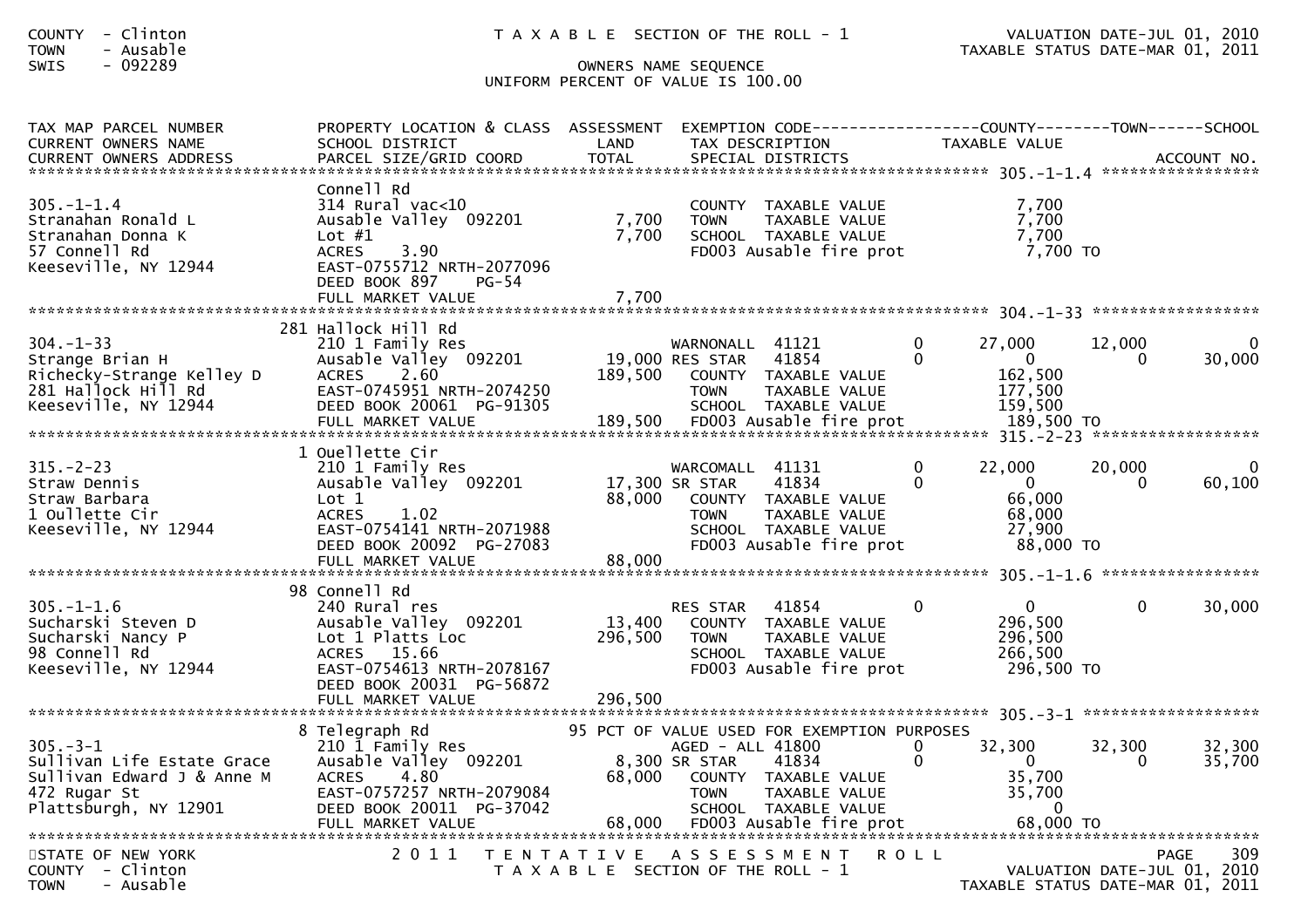COUNTY - Clinton
TOWN - Ausable
SWIS - 092289

T A X A B L E SECTION OF THE ROLL - 1

OWNERS NAME SEQUENCE
UNIFORM PERCENT OF VALUE IS 100.00

VALUATION DATE-JUL 01, 2010
TAXABLE STATUS DATE-MAR 01, 2011

| TAX MAP PARCEL NUMBER / CURRENT OWNERS NAME / CURRENT OWNERS ADDRESS | PROPERTY LOCATION & CLASS / SCHOOL DISTRICT / PARCEL SIZE/GRID COORD | ASSESSMENT LAND / TOTAL | EXEMPTION CODE / TAX DESCRIPTION / SPECIAL DISTRICTS | | COUNTY TAXABLE VALUE | TOWN | SCHOOL | ACCOUNT NO. |
|---|---|---|---|---|---|---|---|---|
| **305.-1-1.4** | Connell Rd | | | | | | | |
| 305.-1-1.4 | 314 Rural vac<10 | | COUNTY TAXABLE VALUE | | 7,700 | | | |
| Stranahan Ronald L | Ausable Valley 092201 | 7,700 | TOWN TAXABLE VALUE | | 7,700 | | | |
| Stranahan Donna K | Lot #1 | 7,700 | SCHOOL TAXABLE VALUE | | 7,700 | | | |
| 57 Connell Rd | ACRES 3.90 | | FD003 Ausable fire prot | | 7,700 TO | | | |
| Keeseville, NY 12944 | EAST-0755712 NRTH-2077096 | | | | | | | |
| | DEED BOOK 897 PG-54 | | | | | | | |
| | FULL MARKET VALUE | 7,700 | | | | | | |
| **304.-1-33** | 281 Hallock Hill Rd | | | | | | | |
| 304.-1-33 | 210 1 Family Res | | WARNONALL 41121 | 0 | 27,000 | 12,000 | 0 | |
| Strange Brian H | Ausable Valley 092201 | 19,000 | RES STAR 41854 | 0 | 0 | 0 | 30,000 | |
| Richecky-Strange Kelley D | ACRES 2.60 | 189,500 | COUNTY TAXABLE VALUE | | 162,500 | | | |
| 281 Hallock Hill Rd | EAST-0745951 NRTH-2074250 | | TOWN TAXABLE VALUE | | 177,500 | | | |
| Keeseville, NY 12944 | DEED BOOK 20061 PG-91305 | | SCHOOL TAXABLE VALUE | | 159,500 | | | |
| | FULL MARKET VALUE | 189,500 | FD003 Ausable fire prot | | 189,500 TO | | | |
| **315.-2-23** | 1 Ouellette Cir | | | | | | | |
| 315.-2-23 | 210 1 Family Res | | WARCOMALL 41131 | 0 | 22,000 | 20,000 | 0 | |
| Straw Dennis | Ausable Valley 092201 | 17,300 | SR STAR 41834 | 0 | 0 | 0 | 60,100 | |
| Straw Barbara | Lot 1 | 88,000 | COUNTY TAXABLE VALUE | | 66,000 | | | |
| 1 Oullette Cir | ACRES 1.02 | | TOWN TAXABLE VALUE | | 68,000 | | | |
| Keeseville, NY 12944 | EAST-0754141 NRTH-2071988 | | SCHOOL TAXABLE VALUE | | 27,900 | | | |
| | DEED BOOK 20092 PG-27083 | | FD003 Ausable fire prot | | 88,000 TO | | | |
| | FULL MARKET VALUE | 88,000 | | | | | | |
| **305.-1-1.6** | 98 Connell Rd | | | | | | | |
| 305.-1-1.6 | 240 Rural res | | RES STAR 41854 | 0 | 0 | 0 | 30,000 | |
| Sucharski Steven D | Ausable Valley 092201 | 13,400 | COUNTY TAXABLE VALUE | | 296,500 | | | |
| Sucharski Nancy P | Lot 1 Platts Loc | 296,500 | TOWN TAXABLE VALUE | | 296,500 | | | |
| 98 Connell Rd | ACRES 15.66 | | SCHOOL TAXABLE VALUE | | 266,500 | | | |
| Keeseville, NY 12944 | EAST-0754613 NRTH-2078167 | | FD003 Ausable fire prot | | 296,500 TO | | | |
| | DEED BOOK 20031 PG-56872 | | | | | | | |
| | FULL MARKET VALUE | 296,500 | | | | | | |
| **305.-3-1** | 8 Telegraph Rd | | 95 PCT OF VALUE USED FOR EXEMPTION PURPOSES | | | | | |
| 305.-3-1 | 210 1 Family Res | | AGED - ALL 41800 | 0 | 32,300 | 32,300 | 32,300 | |
| Sullivan Life Estate Grace | Ausable Valley 092201 | 8,300 | SR STAR 41834 | 0 | 0 | 0 | 35,700 | |
| Sullivan Edward J & Anne M | ACRES 4.80 | 68,000 | COUNTY TAXABLE VALUE | | 35,700 | | | |
| 472 Rugar St | EAST-0757257 NRTH-2079084 | | TOWN TAXABLE VALUE | | 35,700 | | | |
| Plattsburgh, NY 12901 | DEED BOOK 20011 PG-37042 | | SCHOOL TAXABLE VALUE | | 0 | | | |
| | FULL MARKET VALUE | 68,000 | FD003 Ausable fire prot | | 68,000 TO | | | |

STATE OF NEW YORK
COUNTY - Clinton
TOWN - Ausable

2 0 1 1 T E N T A T I V E A S S E S S M E N T R O L L
T A X A B L E SECTION OF THE ROLL - 1

VALUATION DATE-JUL 01, 2010
TAXABLE STATUS DATE-MAR 01, 2011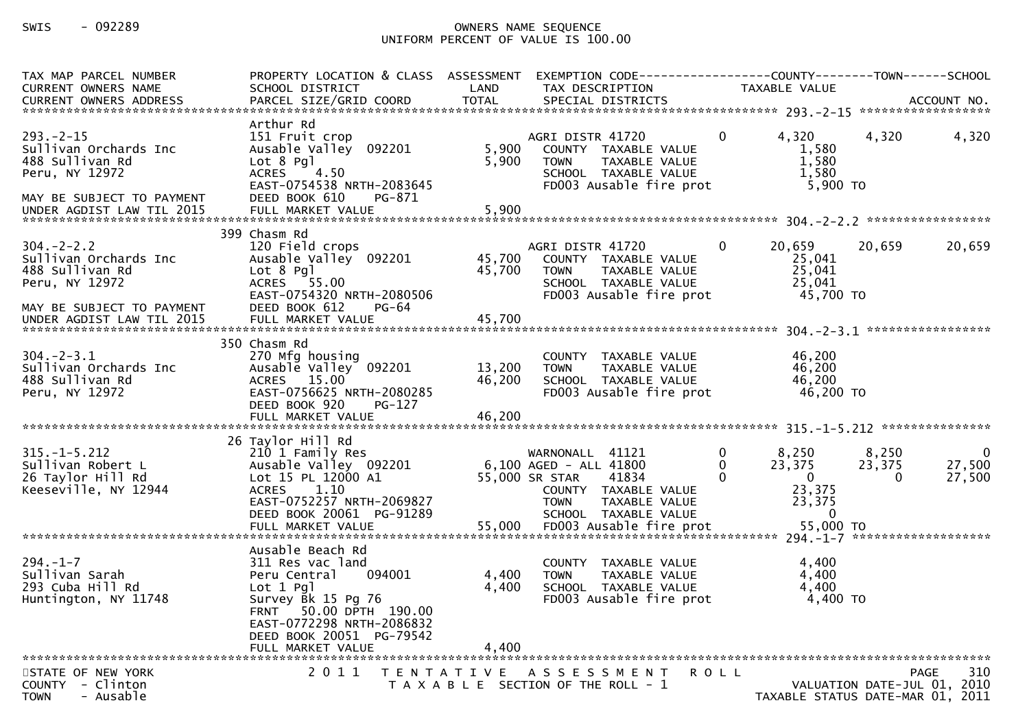SWIS - 092289

OWNERS NAME SEQUENCE
UNIFORM PERCENT OF VALUE IS 100.00

| TAX MAP PARCEL NUMBER / CURRENT OWNERS NAME / CURRENT OWNERS ADDRESS | PROPERTY LOCATION & CLASS / SCHOOL DISTRICT / PARCEL SIZE/GRID COORD | ASSESSMENT LAND / TOTAL | EXEMPTION CODE / TAX DESCRIPTION / SPECIAL DISTRICTS | | COUNTY / TAXABLE VALUE | TOWN | SCHOOL / ACCOUNT NO. |
|---|---|---|---|---|---|---|---|
| **293.-2-15** | Arthur Rd | | | | | | |
| 293.-2-15 | 151 Fruit crop | | AGRI DISTR 41720 | 0 | 4,320 | 4,320 | 4,320 |
| Sullivan Orchards Inc | Ausable Valley 092201 | 5,900 | COUNTY TAXABLE VALUE | | 1,580 | | |
| 488 Sullivan Rd | Lot 8 Pgl | 5,900 | TOWN TAXABLE VALUE | | 1,580 | | |
| Peru, NY 12972 | ACRES 4.50 | | SCHOOL TAXABLE VALUE | | 1,580 | | |
| | EAST-0754538 NRTH-2083645 | | FD003 Ausable fire prot | | 5,900 TO | | |
| MAY BE SUBJECT TO PAYMENT | DEED BOOK 610 PG-871 | | | | | | |
| UNDER AGDIST LAW TIL 2015 | FULL MARKET VALUE | 5,900 | | | | | |
| **304.-2-2.2** | 399 Chasm Rd | | | | | | |
| 304.-2-2.2 | 120 Field crops | | AGRI DISTR 41720 | 0 | 20,659 | 20,659 | 20,659 |
| Sullivan Orchards Inc | Ausable Valley 092201 | 45,700 | COUNTY TAXABLE VALUE | | 25,041 | | |
| 488 Sullivan Rd | Lot 8 Pgl | 45,700 | TOWN TAXABLE VALUE | | 25,041 | | |
| Peru, NY 12972 | ACRES 55.00 | | SCHOOL TAXABLE VALUE | | 25,041 | | |
| | EAST-0754320 NRTH-2080506 | | FD003 Ausable fire prot | | 45,700 TO | | |
| MAY BE SUBJECT TO PAYMENT | DEED BOOK 612 PG-64 | | | | | | |
| UNDER AGDIST LAW TIL 2015 | FULL MARKET VALUE | 45,700 | | | | | |
| **304.-2-3.1** | 350 Chasm Rd | | | | | | |
| 304.-2-3.1 | 270 Mfg housing | | COUNTY TAXABLE VALUE | | 46,200 | | |
| Sullivan Orchards Inc | Ausable Valley 092201 | 13,200 | TOWN TAXABLE VALUE | | 46,200 | | |
| 488 Sullivan Rd | ACRES 15.00 | 46,200 | SCHOOL TAXABLE VALUE | | 46,200 | | |
| Peru, NY 12972 | EAST-0756625 NRTH-2080285 | | FD003 Ausable fire prot | | 46,200 TO | | |
| | DEED BOOK 920 PG-127 | | | | | | |
| | FULL MARKET VALUE | 46,200 | | | | | |
| **315.-1-5.212** | 26 Taylor Hill Rd | | | | | | |
| 315.-1-5.212 | 210 1 Family Res | | WARNONALL 41121 | 0 | 8,250 | 8,250 | 0 |
| Sullivan Robert L | Ausable Valley 092201 | 6,100 | AGED - ALL 41800 | 0 | 23,375 | 23,375 | 27,500 |
| 26 Taylor Hill Rd | Lot 15 PL 12000 A1 | 55,000 | SR STAR 41834 | 0 | 0 | 0 | 27,500 |
| Keeseville, NY 12944 | ACRES 1.10 | | COUNTY TAXABLE VALUE | | 23,375 | | |
| | EAST-0752257 NRTH-2069827 | | TOWN TAXABLE VALUE | | 23,375 | | |
| | DEED BOOK 20061 PG-91289 | | SCHOOL TAXABLE VALUE | | 0 | | |
| | FULL MARKET VALUE | 55,000 | FD003 Ausable fire prot | | 55,000 TO | | |
| **294.-1-7** | Ausable Beach Rd | | | | | | |
| 294.-1-7 | 311 Res vac land | | COUNTY TAXABLE VALUE | | 4,400 | | |
| Sullivan Sarah | Peru Central 094001 | 4,400 | TOWN TAXABLE VALUE | | 4,400 | | |
| 293 Cuba Hill Rd | Lot 1 Pgl | 4,400 | SCHOOL TAXABLE VALUE | | 4,400 | | |
| Huntington, NY 11748 | Survey Bk 15 Pg 76 | | FD003 Ausable fire prot | | 4,400 TO | | |
| | FRNT 50.00 DPTH 190.00 | | | | | | |
| | EAST-0772298 NRTH-2086832 | | | | | | |
| | DEED BOOK 20051 PG-79542 | | | | | | |
| | FULL MARKET VALUE | 4,400 | | | | | |

STATE OF NEW YORK
COUNTY - Clinton
TOWN - Ausable

2011 TENTATIVE ASSESSMENT ROLL
TAXABLE SECTION OF THE ROLL - 1

VALUATION DATE-JUL 01, 2010
TAXABLE STATUS DATE-MAR 01, 2011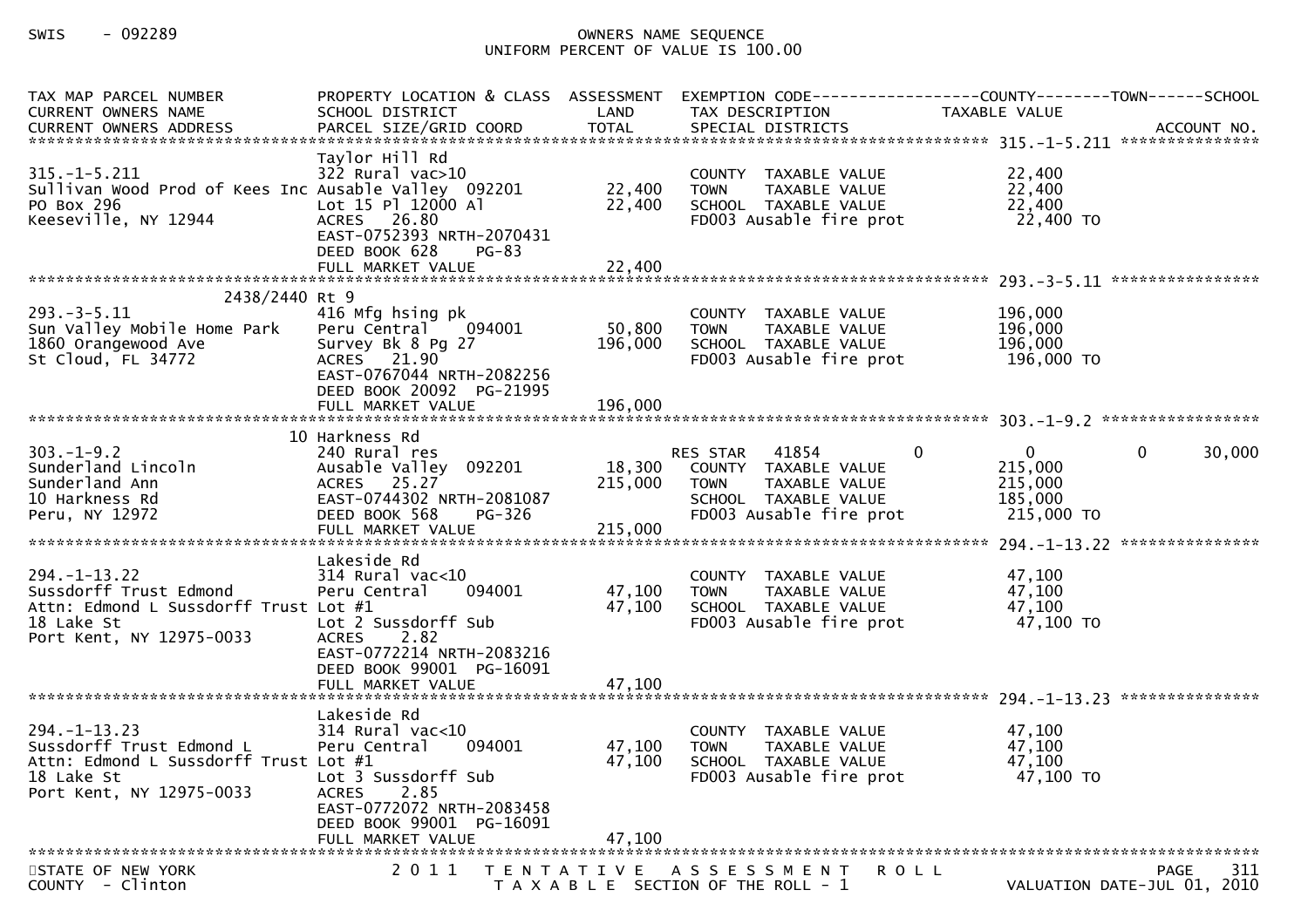SWIS - 092289

OWNERS NAME SEQUENCE
UNIFORM PERCENT OF VALUE IS 100.00

| TAX MAP PARCEL NUMBER / CURRENT OWNERS NAME / CURRENT OWNERS ADDRESS | PROPERTY LOCATION & CLASS / SCHOOL DISTRICT / PARCEL SIZE/GRID COORD | ASSESSMENT LAND / TOTAL | EXEMPTION CODE / TAX DESCRIPTION / SPECIAL DISTRICTS | COUNTY | TOWN | SCHOOL | TAXABLE VALUE / ACCOUNT NO. |
|---|---|---|---|---|---|---|---|
| **315.-1-5.211** | Taylor Hill Rd | | | | | | |
| 315.-1-5.211 | 322 Rural vac>10 | | COUNTY TAXABLE VALUE | | | | 22,400 |
| Sullivan Wood Prod of Kees Inc | Ausable Valley 092201 | 22,400 | TOWN TAXABLE VALUE | | | | 22,400 |
| PO Box 296 | Lot 15 Pl 12000 Al | 22,400 | SCHOOL TAXABLE VALUE | | | | 22,400 |
| Keeseville, NY 12944 | ACRES 26.80 | | FD003 Ausable fire prot | | | | 22,400 TO |
| | EAST-0752393 NRTH-2070431 | | | | | | |
| | DEED BOOK 628 PG-83 | | | | | | |
| | FULL MARKET VALUE | 22,400 | | | | | |
| **293.-3-5.11** | 2438/2440 Rt 9 | | | | | | |
| 293.-3-5.11 | 416 Mfg hsing pk | | COUNTY TAXABLE VALUE | | | | 196,000 |
| Sun Valley Mobile Home Park | Peru Central 094001 | 50,800 | TOWN TAXABLE VALUE | | | | 196,000 |
| 1860 Orangewood Ave | Survey Bk 8 Pg 27 | 196,000 | SCHOOL TAXABLE VALUE | | | | 196,000 |
| St Cloud, FL 34772 | ACRES 21.90 | | FD003 Ausable fire prot | | | | 196,000 TO |
| | EAST-0767044 NRTH-2082256 | | | | | | |
| | DEED BOOK 20092 PG-21995 | | | | | | |
| | FULL MARKET VALUE | 196,000 | | | | | |
| **303.-1-9.2** | 10 Harkness Rd | | | | | | |
| 303.-1-9.2 | 240 Rural res | | RES STAR 41854 | 0 | 0 | 0 | 30,000 |
| Sunderland Lincoln | Ausable Valley 092201 | 18,300 | COUNTY TAXABLE VALUE | | | | 215,000 |
| Sunderland Ann | ACRES 25.27 | 215,000 | TOWN TAXABLE VALUE | | | | 215,000 |
| 10 Harkness Rd | EAST-0744302 NRTH-2081087 | | SCHOOL TAXABLE VALUE | | | | 185,000 |
| Peru, NY 12972 | DEED BOOK 568 PG-326 | | FD003 Ausable fire prot | | | | 215,000 TO |
| | FULL MARKET VALUE | 215,000 | | | | | |
| **294.-1-13.22** | Lakeside Rd | | | | | | |
| 294.-1-13.22 | 314 Rural vac<10 | | COUNTY TAXABLE VALUE | | | | 47,100 |
| Sussdorff Trust Edmond | Peru Central 094001 | 47,100 | TOWN TAXABLE VALUE | | | | 47,100 |
| Attn: Edmond L Sussdorff Trust | Lot #1 | 47,100 | SCHOOL TAXABLE VALUE | | | | 47,100 |
| 18 Lake St | Lot 2 Sussdorff Sub | | FD003 Ausable fire prot | | | | 47,100 TO |
| Port Kent, NY 12975-0033 | ACRES 2.82 | | | | | | |
| | EAST-0772214 NRTH-2083216 | | | | | | |
| | DEED BOOK 99001 PG-16091 | | | | | | |
| | FULL MARKET VALUE | 47,100 | | | | | |
| **294.-1-13.23** | Lakeside Rd | | | | | | |
| 294.-1-13.23 | 314 Rural vac<10 | | COUNTY TAXABLE VALUE | | | | 47,100 |
| Sussdorff Trust Edmond L | Peru Central 094001 | 47,100 | TOWN TAXABLE VALUE | | | | 47,100 |
| Attn: Edmond L Sussdorff Trust | Lot #1 | 47,100 | SCHOOL TAXABLE VALUE | | | | 47,100 |
| 18 Lake St | Lot 3 Sussdorff Sub | | FD003 Ausable fire prot | | | | 47,100 TO |
| Port Kent, NY 12975-0033 | ACRES 2.85 | | | | | | |
| | EAST-0772072 NRTH-2083458 | | | | | | |
| | DEED BOOK 99001 PG-16091 | | | | | | |
| | FULL MARKET VALUE | 47,100 | | | | | |

STATE OF NEW YORK
COUNTY - Clinton

2011 TENTATIVE ASSESSMENT ROLL
TAXABLE SECTION OF THE ROLL - 1

VALUATION DATE-JUL 01, 2010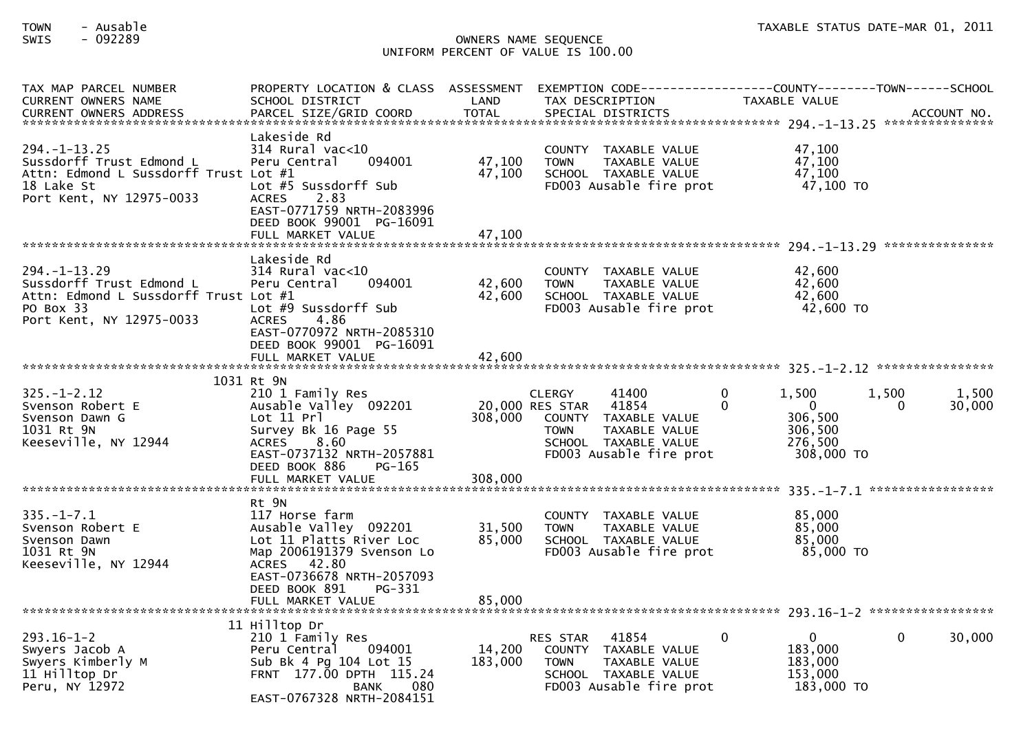TOWN - Ausable
SWIS - 092289

TAXABLE STATUS DATE-MAR 01, 2011

OWNERS NAME SEQUENCE
UNIFORM PERCENT OF VALUE IS 100.00

```
TAX MAP PARCEL NUMBER          PROPERTY LOCATION & CLASS  ASSESSMENT  EXEMPTION CODE------------------COUNTY--------TOWN------SCHOOL
CURRENT OWNERS NAME            SCHOOL DISTRICT               LAND      TAX DESCRIPTION            TAXABLE VALUE
CURRENT OWNERS ADDRESS         PARCEL SIZE/GRID COORD        TOTAL     SPECIAL DISTRICTS                                  ACCOUNT NO.
******************************************************************************************************* 294.-1-13.25 ***************
                               Lakeside Rd
294.-1-13.25                   314 Rural vac<10                       COUNTY  TAXABLE VALUE            47,100
Sussdorff Trust Edmond L       Peru Central    094001       47,100    TOWN    TAXABLE VALUE            47,100
Attn: Edmond L Sussdorff Trust Lot #1                       47,100    SCHOOL  TAXABLE VALUE            47,100
18 Lake St                     Lot #5 Sussdorff Sub                   FD003 Ausable fire prot           47,100 TO
Port Kent, NY 12975-0033       ACRES    2.83
                               EAST-0771759 NRTH-2083996
                               DEED BOOK 99001  PG-16091
                               FULL MARKET VALUE            47,100
******************************************************************************************************* 294.-1-13.29 ***************
                               Lakeside Rd
294.-1-13.29                   314 Rural vac<10                       COUNTY  TAXABLE VALUE            42,600
Sussdorff Trust Edmond L       Peru Central    094001       42,600    TOWN    TAXABLE VALUE            42,600
Attn: Edmond L Sussdorff Trust Lot #1                       42,600    SCHOOL  TAXABLE VALUE            42,600
PO Box 33                      Lot #9 Sussdorff Sub                   FD003 Ausable fire prot           42,600 TO
Port Kent, NY 12975-0033       ACRES    4.86
                               EAST-0770972 NRTH-2085310
                               DEED BOOK 99001  PG-16091
                               FULL MARKET VALUE            42,600
******************************************************************************************************* 325.-1-2.12 ****************
                          1031 Rt 9N
325.-1-2.12                    210 1 Family Res                       CLERGY       41400         0       1,500      1,500      1,500
Svenson Robert E               Ausable Valley  092201       20,000 RES STAR    41854         0           0          0     30,000
Svenson Dawn G                 Lot 11 Prl                  308,000    COUNTY  TAXABLE VALUE           306,500
1031 Rt 9N                     Survey Bk 16 Page 55                   TOWN    TAXABLE VALUE           306,500
Keeseville, NY 12944           ACRES    8.60                          SCHOOL  TAXABLE VALUE           276,500
                               EAST-0737132 NRTH-2057881              FD003 Ausable fire prot          308,000 TO
                               DEED BOOK 886    PG-165
                               FULL MARKET VALUE           308,000
******************************************************************************************************* 335.-1-7.1 *****************
                               Rt 9N
335.-1-7.1                     117 Horse farm                         COUNTY  TAXABLE VALUE            85,000
Svenson Robert E               Ausable Valley  092201       31,500    TOWN    TAXABLE VALUE            85,000
Svenson Dawn                   Lot 11 Platts River Loc      85,000    SCHOOL  TAXABLE VALUE            85,000
1031 Rt 9N                     Map 2006191379 Svenson Lo              FD003 Ausable fire prot           85,000 TO
Keeseville, NY 12944           ACRES   42.80
                               EAST-0736678 NRTH-2057093
                               DEED BOOK 891    PG-331
                               FULL MARKET VALUE            85,000
******************************************************************************************************* 293.16-1-2 *****************
                            11 Hilltop Dr
293.16-1-2                     210 1 Family Res                       RES STAR     41854         0           0          0     30,000
Swyers Jacob A                 Peru Central    094001       14,200    COUNTY  TAXABLE VALUE           183,000
Swyers Kimberly M              Sub Bk 4 Pg 104 Lot 15      183,000    TOWN    TAXABLE VALUE           183,000
11 Hilltop Dr                  FRNT 177.00 DPTH 115.24                SCHOOL  TAXABLE VALUE           153,000
Peru, NY 12972                               BANK     080             FD003 Ausable fire prot          183,000 TO
                               EAST-0767328 NRTH-2084151
```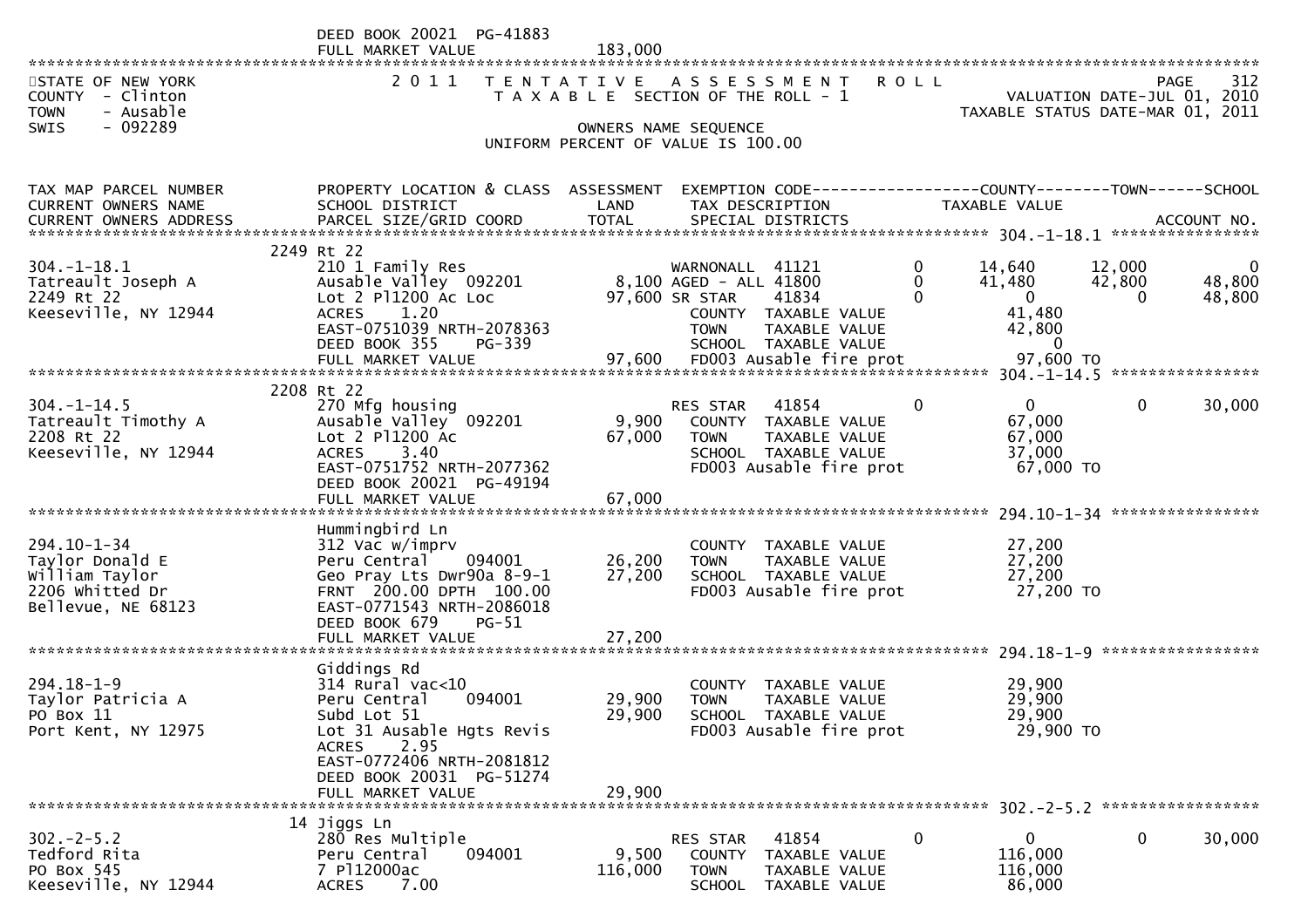DEED BOOK 20021 PG-41883
FULL MARKET VALUE 183,000

STATE OF NEW YORK
COUNTY - Clinton
TOWN - Ausable
SWIS - 092289

# 2011 TENTATIVE ASSESSMENT ROLL
## TAXABLE SECTION OF THE ROLL - 1

VALUATION DATE-JUL 01, 2010
TAXABLE STATUS DATE-MAR 01, 2011

OWNERS NAME SEQUENCE
UNIFORM PERCENT OF VALUE IS 100.00

| TAX MAP PARCEL NUMBER / CURRENT OWNERS NAME / CURRENT OWNERS ADDRESS | PROPERTY LOCATION & CLASS / SCHOOL DISTRICT / PARCEL SIZE/GRID COORD | ASSESSMENT LAND / TOTAL | EXEMPTION CODE / TAX DESCRIPTION / SPECIAL DISTRICTS | COUNTY TAXABLE VALUE | TOWN | SCHOOL |
|---|---|---|---|---|---|---|
| **304.-1-18.1** | 2249 Rt 22 | | | | | |
| 304.-1-18.1 | 210 1 Family Res | | WARNONALL 41121 0 | 14,640 | 12,000 | 0 |
| Tatreault Joseph A | Ausable Valley 092201 | 8,100 | AGED - ALL 41800 0 | 41,480 | 42,800 | 48,800 |
| 2249 Rt 22 | Lot 2 Pl1200 Ac Loc | 97,600 | SR STAR 41834 0 | 0 | 0 | 48,800 |
| Keeseville, NY 12944 | ACRES 1.20 | | COUNTY TAXABLE VALUE | 41,480 | | |
| | EAST-0751039 NRTH-2078363 | | TOWN TAXABLE VALUE | 42,800 | | |
| | DEED BOOK 355 PG-339 | | SCHOOL TAXABLE VALUE | 0 | | |
| | FULL MARKET VALUE | 97,600 | FD003 Ausable fire prot | 97,600 TO | | |
| **304.-1-14.5** | 2208 Rt 22 | | | | | |
| 304.-1-14.5 | 270 Mfg housing | | RES STAR 41854 0 | 0 | 0 | 30,000 |
| Tatreault Timothy A | Ausable Valley 092201 | 9,900 | COUNTY TAXABLE VALUE | 67,000 | | |
| 2208 Rt 22 | Lot 2 Pl1200 Ac | 67,000 | TOWN TAXABLE VALUE | 67,000 | | |
| Keeseville, NY 12944 | ACRES 3.40 | | SCHOOL TAXABLE VALUE | 37,000 | | |
| | EAST-0751752 NRTH-2077362 | | FD003 Ausable fire prot | 67,000 TO | | |
| | DEED BOOK 20021 PG-49194 | | | | | |
| | FULL MARKET VALUE | 67,000 | | | | |
| **294.10-1-34** | Hummingbird Ln | | | | | |
| 294.10-1-34 | 312 Vac w/imprv | | COUNTY TAXABLE VALUE | 27,200 | | |
| Taylor Donald E | Peru Central 094001 | 26,200 | TOWN TAXABLE VALUE | 27,200 | | |
| William Taylor | Geo Pray Lts Dwr90a 8-9-1 | 27,200 | SCHOOL TAXABLE VALUE | 27,200 | | |
| 2206 Whitted Dr | FRNT 200.00 DPTH 100.00 | | FD003 Ausable fire prot | 27,200 TO | | |
| Bellevue, NE 68123 | EAST-0771543 NRTH-2086018 | | | | | |
| | DEED BOOK 679 PG-51 | | | | | |
| | FULL MARKET VALUE | 27,200 | | | | |
| **294.18-1-9** | Giddings Rd | | | | | |
| 294.18-1-9 | 314 Rural vac<10 | | COUNTY TAXABLE VALUE | 29,900 | | |
| Taylor Patricia A | Peru Central 094001 | 29,900 | TOWN TAXABLE VALUE | 29,900 | | |
| PO Box 11 | Subd Lot 51 | 29,900 | SCHOOL TAXABLE VALUE | 29,900 | | |
| Port Kent, NY 12975 | Lot 31 Ausable Hgts Revis | | FD003 Ausable fire prot | 29,900 TO | | |
| | ACRES 2.95 | | | | | |
| | EAST-0772406 NRTH-2081812 | | | | | |
| | DEED BOOK 20031 PG-51274 | | | | | |
| | FULL MARKET VALUE | 29,900 | | | | |
| **302.-2-5.2** | 14 Jiggs Ln | | | | | |
| 302.-2-5.2 | 280 Res Multiple | | RES STAR 41854 0 | 0 | 0 | 30,000 |
| Tedford Rita | Peru Central 094001 | 9,500 | COUNTY TAXABLE VALUE | 116,000 | | |
| PO Box 545 | 7 Pl12000ac | 116,000 | TOWN TAXABLE VALUE | 116,000 | | |
| Keeseville, NY 12944 | ACRES 7.00 | | SCHOOL TAXABLE VALUE | 86,000 | | |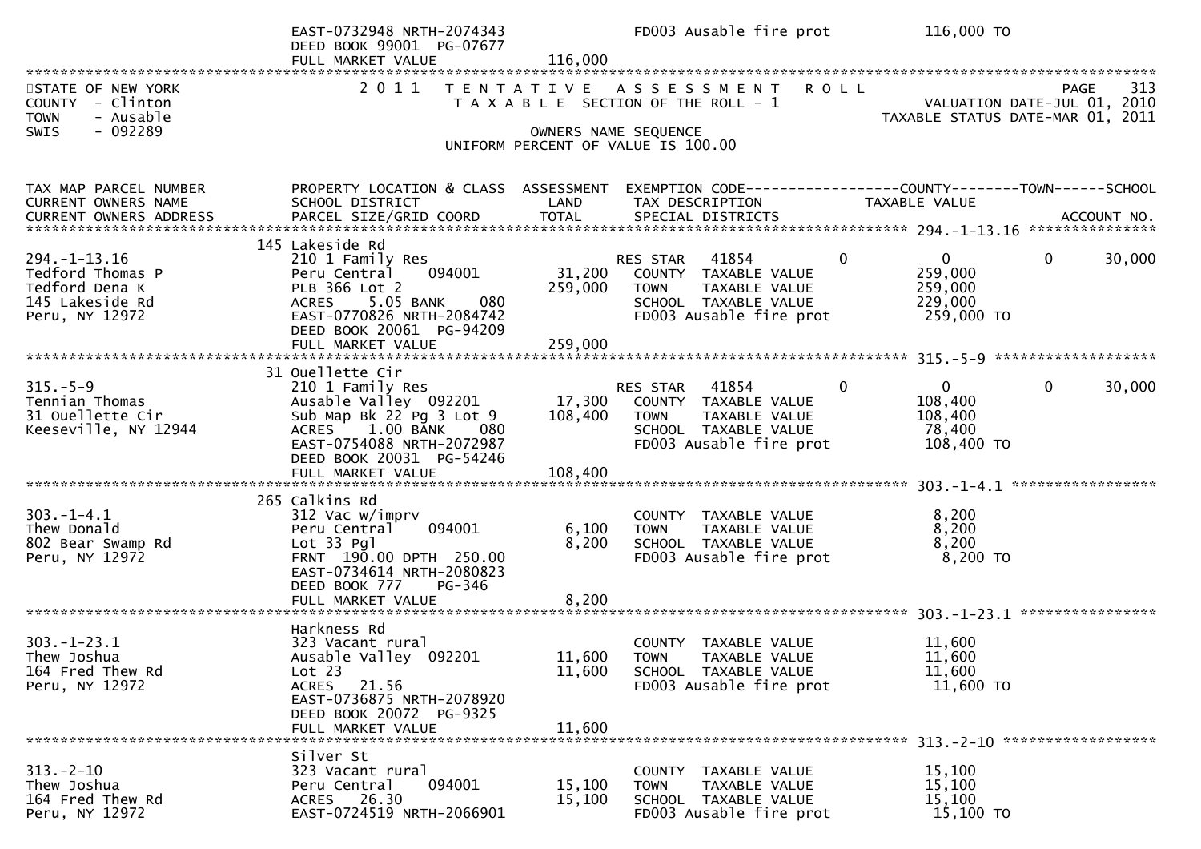EAST-0732948 NRTH-2074343 | DEED BOOK 99001 PG-07677 | FULL MARKET VALUE 116,000 | FD003 Ausable fire prot 116,000 TO

STATE OF NEW YORK
COUNTY - Clinton
TOWN - Ausable
SWIS - 092289

2011 TENTATIVE ASSESSMENT ROLL
TAXABLE SECTION OF THE ROLL - 1
OWNERS NAME SEQUENCE
UNIFORM PERCENT OF VALUE IS 100.00

VALUATION DATE-JUL 01, 2010
TAXABLE STATUS DATE-MAR 01, 2011

| TAX MAP PARCEL NUMBER / CURRENT OWNERS NAME / CURRENT OWNERS ADDRESS | PROPERTY LOCATION & CLASS / SCHOOL DISTRICT / PARCEL SIZE/GRID COORD | ASSESSMENT LAND / TOTAL | EXEMPTION CODE / TAX DESCRIPTION / SPECIAL DISTRICTS | COUNTY | TOWN | SCHOOL / TAXABLE VALUE |
|---|---|---|---|---|---|---|
| 294.-1-13.16 | 145 Lakeside Rd | | | | | |
| 294.-1-13.16 | 210 1 Family Res | | RES STAR 41854 | 0 | 0 | 0 30,000 |
| Tedford Thomas P | Peru Central 094001 | 31,200 | COUNTY TAXABLE VALUE | 259,000 | | |
| Tedford Dena K | PLB 366 Lot 2 | 259,000 | TOWN TAXABLE VALUE | | 259,000 | |
| 145 Lakeside Rd | ACRES 5.05 BANK 080 | | SCHOOL TAXABLE VALUE | | | 229,000 |
| Peru, NY 12972 | EAST-0770826 NRTH-2084742 | | FD003 Ausable fire prot | | | 259,000 TO |
| | DEED BOOK 20061 PG-94209 | | | | | |
| | FULL MARKET VALUE | 259,000 | | | | |
| 315.-5-9 | 31 Ouellette Cir | | | | | |
| 315.-5-9 | 210 1 Family Res | | RES STAR 41854 | 0 | 0 | 0 30,000 |
| Tennian Thomas | Ausable Valley 092201 | 17,300 | COUNTY TAXABLE VALUE | 108,400 | | |
| 31 Ouellette Cir | Sub Map Bk 22 Pg 3 Lot 9 | 108,400 | TOWN TAXABLE VALUE | | 108,400 | |
| Keeseville, NY 12944 | ACRES 1.00 BANK 080 | | SCHOOL TAXABLE VALUE | | | 78,400 |
| | EAST-0754088 NRTH-2072987 | | FD003 Ausable fire prot | | | 108,400 TO |
| | DEED BOOK 20031 PG-54246 | | | | | |
| | FULL MARKET VALUE | 108,400 | | | | |
| 303.-1-4.1 | 265 Calkins Rd | | | | | |
| 303.-1-4.1 | 312 Vac w/imprv | | COUNTY TAXABLE VALUE | 8,200 | | |
| Thew Donald | Peru Central 094001 | 6,100 | TOWN TAXABLE VALUE | | 8,200 | |
| 802 Bear Swamp Rd | Lot 33 Pgl | 8,200 | SCHOOL TAXABLE VALUE | | | 8,200 |
| Peru, NY 12972 | FRNT 190.00 DPTH 250.00 | | FD003 Ausable fire prot | | | 8,200 TO |
| | EAST-0734614 NRTH-2080823 | | | | | |
| | DEED BOOK 777 PG-346 | | | | | |
| | FULL MARKET VALUE | 8,200 | | | | |
| 303.-1-23.1 | Harkness Rd | | | | | |
| 303.-1-23.1 | 323 Vacant rural | | COUNTY TAXABLE VALUE | 11,600 | | |
| Thew Joshua | Ausable Valley 092201 | 11,600 | TOWN TAXABLE VALUE | | 11,600 | |
| 164 Fred Thew Rd | Lot 23 | 11,600 | SCHOOL TAXABLE VALUE | | | 11,600 |
| Peru, NY 12972 | ACRES 21.56 | | FD003 Ausable fire prot | | | 11,600 TO |
| | EAST-0736875 NRTH-2078920 | | | | | |
| | DEED BOOK 20072 PG-9325 | | | | | |
| | FULL MARKET VALUE | 11,600 | | | | |
| 313.-2-10 | Silver St | | | | | |
| 313.-2-10 | 323 Vacant rural | | COUNTY TAXABLE VALUE | 15,100 | | |
| Thew Joshua | Peru Central 094001 | 15,100 | TOWN TAXABLE VALUE | | 15,100 | |
| 164 Fred Thew Rd | ACRES 26.30 | 15,100 | SCHOOL TAXABLE VALUE | | | 15,100 |
| Peru, NY 12972 | EAST-0724519 NRTH-2066901 | | FD003 Ausable fire prot | | | 15,100 TO |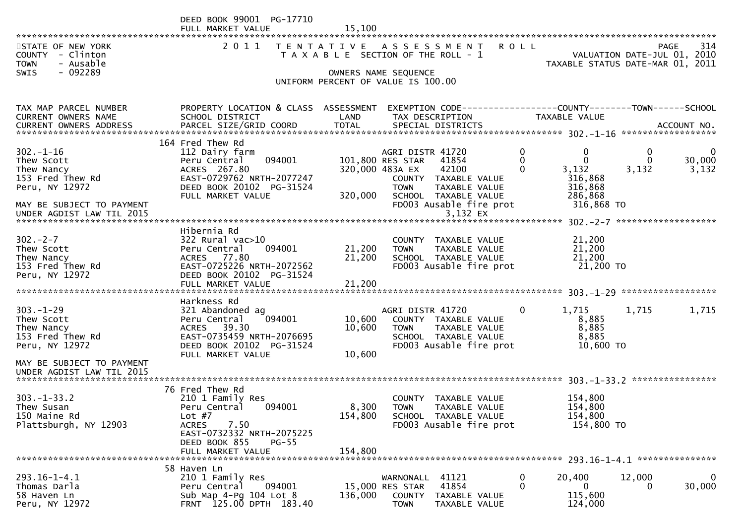DEED BOOK 99001 PG-17710
FULL MARKET VALUE 15,100

STATE OF NEW YORK
COUNTY - Clinton
TOWN - Ausable
SWIS - 092289

2011 TENTATIVE ASSESSMENT ROLL
TAXABLE SECTION OF THE ROLL - 1
OWNERS NAME SEQUENCE
UNIFORM PERCENT OF VALUE IS 100.00

VALUATION DATE-JUL 01, 2010
TAXABLE STATUS DATE-MAR 01, 2011

| TAX MAP PARCEL NUMBER / CURRENT OWNERS NAME / CURRENT OWNERS ADDRESS | PROPERTY LOCATION & CLASS / SCHOOL DISTRICT / PARCEL SIZE/GRID COORD | ASSESSMENT LAND | ASSESSMENT TOTAL | EXEMPTION CODE / TAX DESCRIPTION / SPECIAL DISTRICTS | COUNTY TAXABLE VALUE | TOWN | SCHOOL | ACCOUNT NO. |
|---|---|---|---|---|---|---|---|---|
| **302.-1-16** | 164 Fred Thew Rd | | | | | | | |
| 302.-1-16 | 112 Dairy farm | | | AGRI DISTR 41720 0 | 0 | 0 | 0 | |
| Thew Scott | Peru Central 094001 | 101,800 | | RES STAR 41854 0 | 0 | 0 | 30,000 | |
| Thew Nancy | ACRES 267.80 | | 320,000 | 483A EX 42100 0 | 3,132 | 3,132 | 3,132 | |
| 153 Fred Thew Rd | EAST-0729762 NRTH-2077247 | | | COUNTY TAXABLE VALUE | 316,868 | | | |
| Peru, NY 12972 | DEED BOOK 20102 PG-31524 | | | TOWN TAXABLE VALUE | 316,868 | | | |
| | FULL MARKET VALUE | | 320,000 | SCHOOL TAXABLE VALUE | 286,868 | | | |
| MAY BE SUBJECT TO PAYMENT | | | | FD003 Ausable fire prot | 316,868 TO | | | |
| UNDER AGDIST LAW TIL 2015 | | | | 3,132 EX | | | | |
| **302.-2-7** | Hibernia Rd | | | | | | | |
| 302.-2-7 | 322 Rural vac>10 | | | COUNTY TAXABLE VALUE | 21,200 | | | |
| Thew Scott | Peru Central 094001 | 21,200 | | TOWN TAXABLE VALUE | 21,200 | | | |
| Thew Nancy | ACRES 77.80 | | 21,200 | SCHOOL TAXABLE VALUE | 21,200 | | | |
| 153 Fred Thew Rd | EAST-0725226 NRTH-2072562 | | | FD003 Ausable fire prot | 21,200 TO | | | |
| Peru, NY 12972 | DEED BOOK 20102 PG-31524 | | | | | | | |
| | FULL MARKET VALUE | | 21,200 | | | | | |
| **303.-1-29** | Harkness Rd | | | | | | | |
| 303.-1-29 | 321 Abandoned ag | | | AGRI DISTR 41720 0 | 1,715 | 1,715 | 1,715 | |
| Thew Scott | Peru Central 094001 | 10,600 | | COUNTY TAXABLE VALUE | 8,885 | | | |
| Thew Nancy | ACRES 39.30 | | 10,600 | TOWN TAXABLE VALUE | 8,885 | | | |
| 153 Fred Thew Rd | EAST-0735459 NRTH-2076695 | | | SCHOOL TAXABLE VALUE | 8,885 | | | |
| Peru, NY 12972 | DEED BOOK 20102 PG-31524 | | | FD003 Ausable fire prot | 10,600 TO | | | |
| | FULL MARKET VALUE | | 10,600 | | | | | |
| MAY BE SUBJECT TO PAYMENT | | | | | | | | |
| UNDER AGDIST LAW TIL 2015 | | | | | | | | |
| **303.-1-33.2** | 76 Fred Thew Rd | | | | | | | |
| 303.-1-33.2 | 210 1 Family Res | | | COUNTY TAXABLE VALUE | 154,800 | | | |
| Thew Susan | Peru Central 094001 | 8,300 | | TOWN TAXABLE VALUE | 154,800 | | | |
| 150 Maine Rd | Lot #7 | | 154,800 | SCHOOL TAXABLE VALUE | 154,800 | | | |
| Plattsburgh, NY 12903 | ACRES 7.50 | | | FD003 Ausable fire prot | 154,800 TO | | | |
| | EAST-0732332 NRTH-2075225 | | | | | | | |
| | DEED BOOK 855 PG-55 | | | | | | | |
| | FULL MARKET VALUE | | 154,800 | | | | | |
| **293.16-1-4.1** | 58 Haven Ln | | | | | | | |
| 293.16-1-4.1 | 210 1 Family Res | | | WARNONALL 41121 0 | 20,400 | 12,000 | 0 | |
| Thomas Darla | Peru Central 094001 | 15,000 | | RES STAR 41854 0 | 0 | 0 | 30,000 | |
| 58 Haven Ln | Sub Map 4-Pg 104 Lot 8 | | 136,000 | COUNTY TAXABLE VALUE | 115,600 | | | |
| Peru, NY 12972 | FRNT 125.00 DPTH 183.40 | | | TOWN TAXABLE VALUE | 124,000 | | | |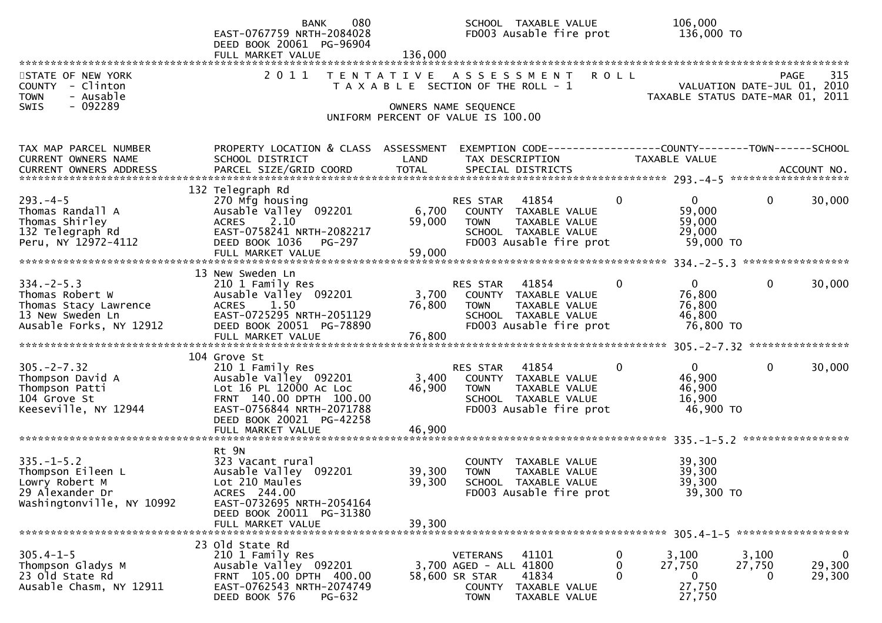```
                                    BANK     080                        SCHOOL  TAXABLE VALUE              106,000
                                 EAST-0767759 NRTH-2084028              FD003 Ausable fire prot            136,000 TO
                                 DEED BOOK 20061  PG-96904
                                 FULL MARKET VALUE               136,000
******************************************************************************************************************************************
STATE OF NEW YORK                2 0 1 1   T E N T A T I V E   A S S E S S M E N T   R O L L                         PAGE    315
COUNTY  - Clinton                   T A X A B L E  SECTION OF THE ROLL - 1                          VALUATION DATE-JUL 01, 2010
TOWN    - Ausable                                                                                  TAXABLE STATUS DATE-MAR 01, 2011
SWIS    - 092289                                       OWNERS NAME SEQUENCE
                                                 UNIFORM PERCENT OF VALUE IS 100.00


TAX MAP PARCEL NUMBER            PROPERTY LOCATION & CLASS  ASSESSMENT  EXEMPTION CODE------------------COUNTY--------TOWN------SCHOOL
CURRENT OWNERS NAME              SCHOOL DISTRICT               LAND      TAX DESCRIPTION              TAXABLE VALUE
CURRENT OWNERS ADDRESS           PARCEL SIZE/GRID COORD       TOTAL      SPECIAL DISTRICTS                                    ACCOUNT NO.
******************************************************************************************************** 293.-4-5 ********************
                            132 Telegraph Rd
293.-4-5                         270 Mfg housing                        RES STAR   41854          0          0          0     30,000
Thomas Randall A                 Ausable Valley  092201        6,700    COUNTY  TAXABLE VALUE             59,000
Thomas Shirley                   ACRES     2.10               59,000    TOWN    TAXABLE VALUE             59,000
132 Telegraph Rd                 EAST-0758241 NRTH-2082217              SCHOOL  TAXABLE VALUE             29,000
Peru, NY 12972-4112              DEED BOOK 1036   PG-297                FD003 Ausable fire prot            59,000 TO
                                 FULL MARKET VALUE                59,000
******************************************************************************************************** 334.-2-5.3 *****************
                            13 New Sweden Ln
334.-2-5.3                       210 1 Family Res                       RES STAR   41854          0          0          0     30,000
Thomas Robert W                  Ausable Valley  092201        3,700    COUNTY  TAXABLE VALUE             76,800
Thomas Stacy Lawrence            ACRES     1.50               76,800    TOWN    TAXABLE VALUE             76,800
13 New Sweden Ln                 EAST-0725295 NRTH-2051129              SCHOOL  TAXABLE VALUE             46,800
Ausable Forks, NY 12912          DEED BOOK 20051  PG-78890              FD003 Ausable fire prot            76,800 TO
                                 FULL MARKET VALUE                76,800
******************************************************************************************************** 305.-2-7.32 ****************
                            104 Grove St
305.-2-7.32                      210 1 Family Res                       RES STAR   41854          0          0          0     30,000
Thompson David A                 Ausable Valley  092201        3,400    COUNTY  TAXABLE VALUE             46,900
Thompson Patti                   Lot 16 PL 12000 Ac Loc       46,900    TOWN    TAXABLE VALUE             46,900
104 Grove St                     FRNT  140.00 DPTH  100.00              SCHOOL  TAXABLE VALUE             16,900
Keeseville, NY 12944             EAST-0756844 NRTH-2071788              FD003 Ausable fire prot            46,900 TO
                                 DEED BOOK 20021  PG-42258
                                 FULL MARKET VALUE                46,900
******************************************************************************************************** 335.-1-5.2 *****************
                            Rt 9N
335.-1-5.2                       323 Vacant rural                       COUNTY  TAXABLE VALUE             39,300
Thompson Eileen L                Ausable Valley  092201       39,300    TOWN    TAXABLE VALUE             39,300
Lowry Robert M                   Lot 210 Maules               39,300    SCHOOL  TAXABLE VALUE             39,300
29 Alexander Dr                  ACRES  244.00                          FD003 Ausable fire prot            39,300 TO
Washingtonville, NY 10992        EAST-0732695 NRTH-2054164
                                 DEED BOOK 20011  PG-31380
                                 FULL MARKET VALUE                39,300
******************************************************************************************************** 305.4-1-5 ******************
                            23 Old State Rd
305.4-1-5                        210 1 Family Res                       VETERANS   41101          0      3,100      3,100          0
Thompson Gladys M                Ausable Valley  092201        3,700 AGED - ALL 41800             0     27,750     27,750     29,300
23 Old State Rd                  FRNT  105.00 DPTH  400.00    58,600 SR STAR    41834             0          0          0     29,300
Ausable Chasm, NY 12911          EAST-0762543 NRTH-2074749              COUNTY  TAXABLE VALUE             27,750
                                 DEED BOOK 576    PG-632                TOWN    TAXABLE VALUE             27,750
```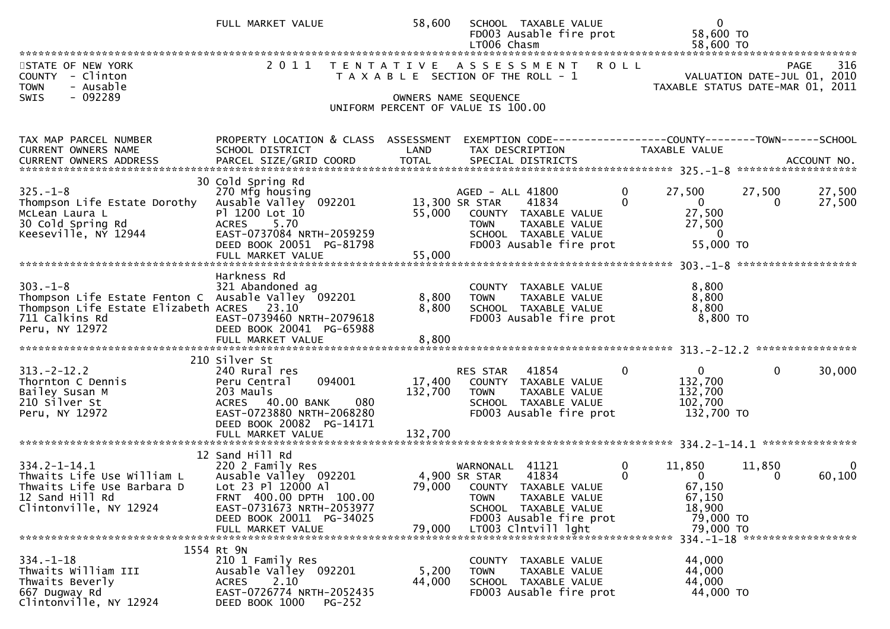```
                              FULL MARKET VALUE            58,600   SCHOOL  TAXABLE VALUE                    0
                                                                    FD003 Ausable fire prot            58,600 TO
                                                                    LT006 Chasm                        58,600 TO
******************************************************************************************************************************
STATE OF NEW YORK             2 0 1 1   T E N T A T I V E   A S S E S S M E N T   R O L L                          PAGE   316
COUNTY  - Clinton                 T A X A B L E  SECTION OF THE ROLL - 1                       VALUATION DATE-JUL 01, 2010
TOWN    - Ausable                                                                            TAXABLE STATUS DATE-MAR 01, 2011
SWIS    - 092289                                OWNERS NAME SEQUENCE
                                          UNIFORM PERCENT OF VALUE IS 100.00

TAX MAP PARCEL NUMBER          PROPERTY LOCATION & CLASS  ASSESSMENT  EXEMPTION CODE------------------COUNTY--------TOWN------SCHOOL
CURRENT OWNERS NAME            SCHOOL DISTRICT               LAND      TAX DESCRIPTION              TAXABLE VALUE
CURRENT OWNERS ADDRESS         PARCEL SIZE/GRID COORD        TOTAL     SPECIAL DISTRICTS                                 ACCOUNT NO.
******************************************************************************************************* 325.-1-8 *******************
                            30 Cold Spring Rd
325.-1-8                       270 Mfg housing                     AGED - ALL 41800         0      27,500      27,500      27,500
Thompson Life Estate Dorothy   Ausable Valley  092201       13,300 SR STAR     41834        0           0           0      27,500
McLean Laura L                 Pl 1200 Lot 10               55,000   COUNTY  TAXABLE VALUE            27,500
30 Cold Spring Rd              ACRES     5.70                        TOWN    TAXABLE VALUE            27,500
Keeseville, NY 12944           EAST-0737084 NRTH-2059259             SCHOOL  TAXABLE VALUE                 0
                               DEED BOOK 20051 PG-81798              FD003 Ausable fire prot          55,000 TO
                               FULL MARKET VALUE            55,000
******************************************************************************************************* 303.-1-8 *******************
                               Harkness Rd
303.-1-8                       321 Abandoned ag                      COUNTY  TAXABLE VALUE             8,800
Thompson Life Estate Fenton C  Ausable Valley  092201        8,800   TOWN    TAXABLE VALUE             8,800
Thompson Life Estate Elizabeth ACRES    23.10                8,800   SCHOOL  TAXABLE VALUE             8,800
711 Calkins Rd                 EAST-0739460 NRTH-2079618             FD003 Ausable fire prot           8,800 TO
Peru, NY 12972                 DEED BOOK 20041 PG-65988
                               FULL MARKET VALUE             8,800
******************************************************************************************************* 313.-2-12.2 ****************
                           210 Silver St
313.-2-12.2                    240 Rural res                       RES STAR    41854        0           0           0      30,000
Thornton C Dennis              Peru Central      094001     17,400   COUNTY  TAXABLE VALUE           132,700
Bailey Susan M                 203 Mauls                   132,700   TOWN    TAXABLE VALUE           132,700
210 Silver St                  ACRES    40.00 BANK     080           SCHOOL  TAXABLE VALUE           102,700
Peru, NY 12972                 EAST-0723880 NRTH-2068280             FD003 Ausable fire prot         132,700 TO
                               DEED BOOK 20082 PG-14171
                               FULL MARKET VALUE           132,700
******************************************************************************************************* 334.2-1-14.1 ***************
                            12 Sand Hill Rd
334.2-1-14.1                   220 2 Family Res                    WARNONALL  41121         0      11,850      11,850           0
Thwaits Life Use William L     Ausable Valley  092201        4,900 SR STAR     41834        0           0           0      60,100
Thwaits Life Use Barbara D     Lot 23 Pl 12000 Al           79,000   COUNTY  TAXABLE VALUE            67,150
12 Sand Hill Rd                FRNT  400.00 DPTH 100.00              TOWN    TAXABLE VALUE            67,150
Clintonville, NY 12924         EAST-0731673 NRTH-2053977             SCHOOL  TAXABLE VALUE            18,900
                               DEED BOOK 20011 PG-34025              FD003 Ausable fire prot          79,000 TO
                               FULL MARKET VALUE            79,000   LT003 Clntvill lght              79,000 TO
******************************************************************************************************* 334.-1-18 ******************
                          1554 Rt 9N
334.-1-18                      210 1 Family Res                      COUNTY  TAXABLE VALUE            44,000
Thwaits William III            Ausable Valley  092201        5,200   TOWN    TAXABLE VALUE            44,000
Thwaits Beverly                ACRES     2.10               44,000   SCHOOL  TAXABLE VALUE            44,000
667 Dugway Rd                  EAST-0726774 NRTH-2052435             FD003 Ausable fire prot          44,000 TO
Clintonville, NY 12924         DEED BOOK 1000    PG-252
```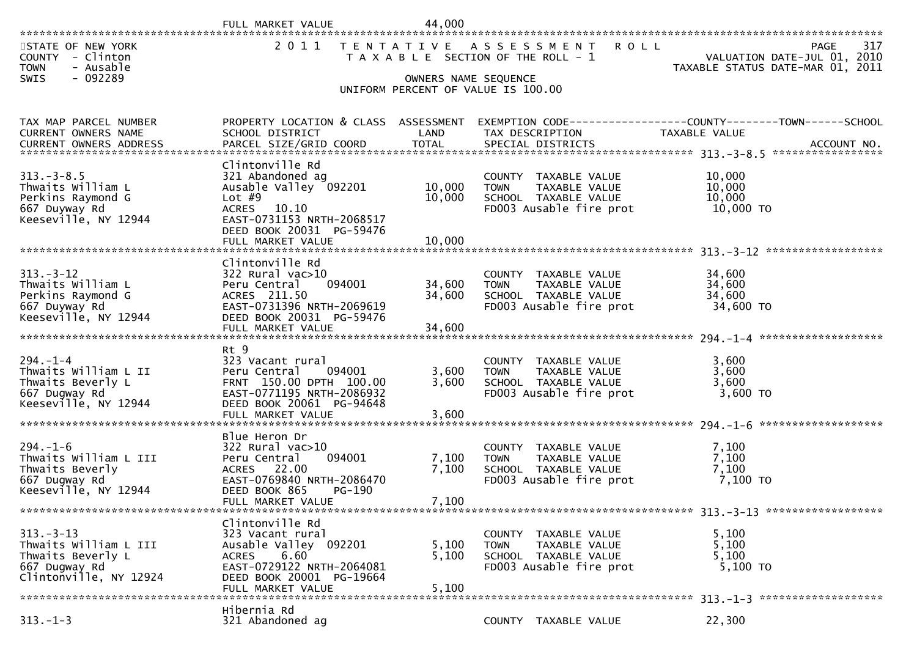FULL MARKET VALUE 44,000

STATE OF NEW YORK — 2011 TENTATIVE ASSESSMENT ROLL — PAGE 317
COUNTY - Clinton — TAXABLE SECTION OF THE ROLL - 1 — VALUATION DATE-JUL 01, 2010
TOWN - Ausable — TAXABLE STATUS DATE-MAR 01, 2011
SWIS - 092289 — OWNERS NAME SEQUENCE
UNIFORM PERCENT OF VALUE IS 100.00

| TAX MAP PARCEL NUMBER / CURRENT OWNERS NAME / CURRENT OWNERS ADDRESS | PROPERTY LOCATION & CLASS / SCHOOL DISTRICT / PARCEL SIZE/GRID COORD | ASSESSMENT LAND | ASSESSMENT TOTAL | EXEMPTION CODE / TAX DESCRIPTION / SPECIAL DISTRICTS | TAXABLE VALUE (COUNTY--TOWN--SCHOOL) | ACCOUNT NO. |
|---|---|---|---|---|---|---|
| 313.-3-8.5 | Clintonville Rd | | | | | |
| | 321 Abandoned ag | | | COUNTY TAXABLE VALUE | 10,000 | |
| Thwaits William L | Ausable Valley 092201 | 10,000 | | TOWN TAXABLE VALUE | 10,000 | |
| Perkins Raymond G | Lot #9 | | 10,000 | SCHOOL TAXABLE VALUE | 10,000 | |
| 667 Duyway Rd | ACRES 10.10 | | | FD003 Ausable fire prot | 10,000 TO | |
| Keeseville, NY 12944 | EAST-0731153 NRTH-2068517 | | | | | |
| | DEED BOOK 20031 PG-59476 | | | | | |
| | FULL MARKET VALUE | | 10,000 | | | |
| 313.-3-12 | Clintonville Rd | | | | | |
| | 322 Rural vac>10 | | | COUNTY TAXABLE VALUE | 34,600 | |
| Thwaits William L | Peru Central 094001 | 34,600 | | TOWN TAXABLE VALUE | 34,600 | |
| Perkins Raymond G | ACRES 211.50 | | 34,600 | SCHOOL TAXABLE VALUE | 34,600 | |
| 667 Duyway Rd | EAST-0731396 NRTH-2069619 | | | FD003 Ausable fire prot | 34,600 TO | |
| Keeseville, NY 12944 | DEED BOOK 20031 PG-59476 | | | | | |
| | FULL MARKET VALUE | | 34,600 | | | |
| 294.-1-4 | Rt 9 | | | | | |
| | 323 Vacant rural | | | COUNTY TAXABLE VALUE | 3,600 | |
| Thwaits William L II | Peru Central 094001 | 3,600 | | TOWN TAXABLE VALUE | 3,600 | |
| Thwaits Beverly L | FRNT 150.00 DPTH 100.00 | | 3,600 | SCHOOL TAXABLE VALUE | 3,600 | |
| 667 Dugway Rd | EAST-0771195 NRTH-2086932 | | | FD003 Ausable fire prot | 3,600 TO | |
| Keeseville, NY 12944 | DEED BOOK 20061 PG-94648 | | | | | |
| | FULL MARKET VALUE | | 3,600 | | | |
| 294.-1-6 | Blue Heron Dr | | | | | |
| | 322 Rural vac>10 | | | COUNTY TAXABLE VALUE | 7,100 | |
| Thwaits William L III | Peru Central 094001 | 7,100 | | TOWN TAXABLE VALUE | 7,100 | |
| Thwaits Beverly | ACRES 22.00 | | 7,100 | SCHOOL TAXABLE VALUE | 7,100 | |
| 667 Dugway Rd | EAST-0769840 NRTH-2086470 | | | FD003 Ausable fire prot | 7,100 TO | |
| Keeseville, NY 12944 | DEED BOOK 865 PG-190 | | | | | |
| | FULL MARKET VALUE | | 7,100 | | | |
| 313.-3-13 | Clintonville Rd | | | | | |
| | 323 Vacant rural | | | COUNTY TAXABLE VALUE | 5,100 | |
| Thwaits William L III | Ausable Valley 092201 | 5,100 | | TOWN TAXABLE VALUE | 5,100 | |
| Thwaits Beverly L | ACRES 6.60 | | 5,100 | SCHOOL TAXABLE VALUE | 5,100 | |
| 667 Dugway Rd | EAST-0729122 NRTH-2064081 | | | FD003 Ausable fire prot | 5,100 TO | |
| Clintonville, NY 12924 | DEED BOOK 20001 PG-19664 | | | | | |
| | FULL MARKET VALUE | | 5,100 | | | |
| 313.-1-3 | Hibernia Rd | | | | | |
| | 321 Abandoned ag | | | COUNTY TAXABLE VALUE | 22,300 | |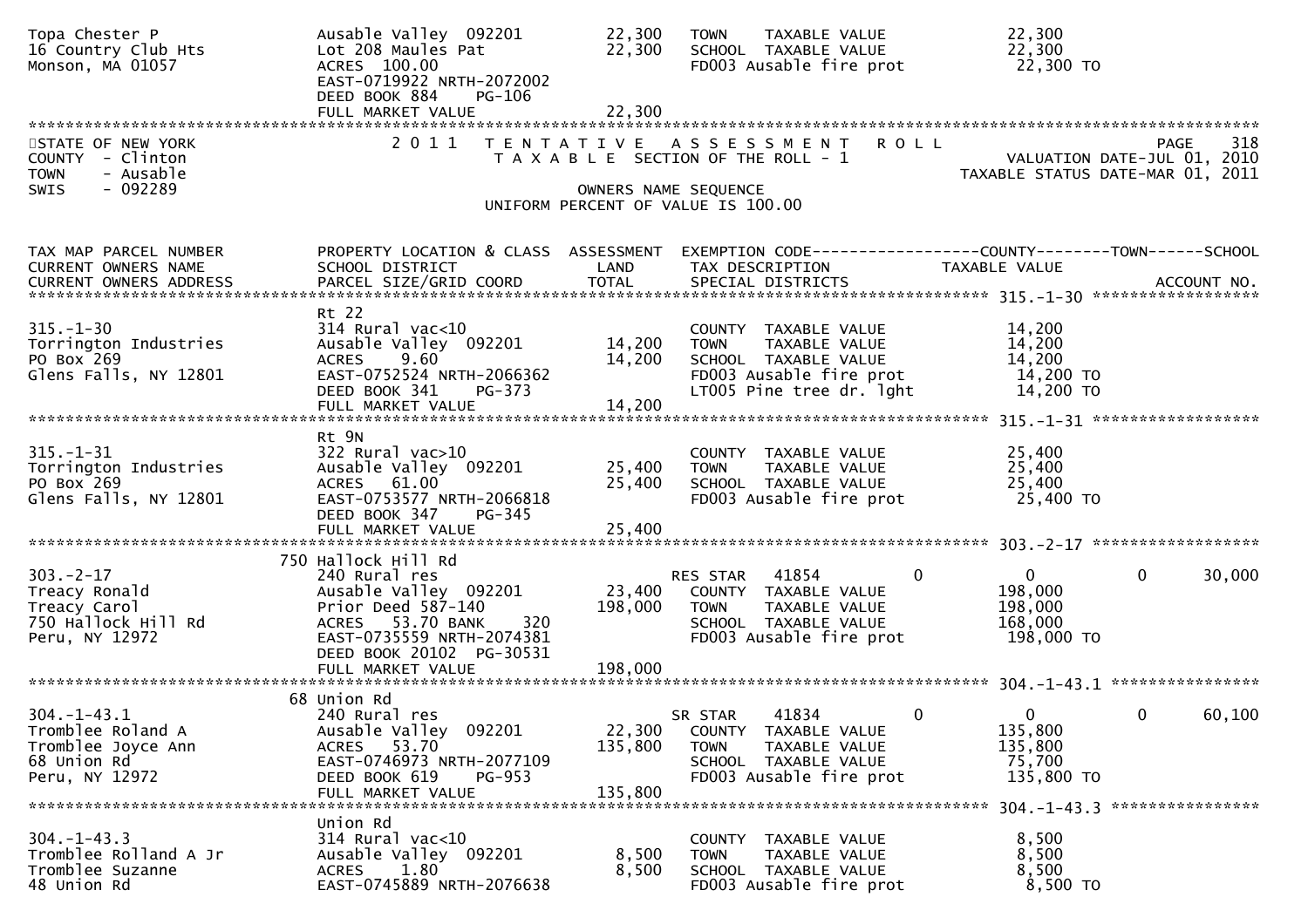```
Topa Chester P                  Ausable Valley  092201        22,300   TOWN    TAXABLE VALUE              22,300
16 Country Club Hts             Lot 208 Maules Pat            22,300   SCHOOL  TAXABLE VALUE              22,300
Monson, MA 01057                ACRES  100.00                          FD003 Ausable fire prot             22,300 TO
                                EAST-0719922 NRTH-2072002
                                DEED BOOK 884    PG-106
                                FULL MARKET VALUE             22,300
******************************************************************************************************************************
STATE OF NEW YORK               2 0 1 1   T E N T A T I V E   A S S E S S M E N T   R O L L                          PAGE    318
COUNTY  - Clinton                         T A X A B L E  SECTION OF THE ROLL - 1                     VALUATION DATE-JUL 01, 2010
TOWN    - Ausable                                                                                TAXABLE STATUS DATE-MAR 01, 2011
SWIS    - 092289                                       OWNERS NAME SEQUENCE
                                              UNIFORM PERCENT OF VALUE IS 100.00

TAX MAP PARCEL NUMBER           PROPERTY LOCATION & CLASS  ASSESSMENT  EXEMPTION CODE------------------COUNTY--------TOWN------SCHOOL
CURRENT OWNERS NAME             SCHOOL DISTRICT               LAND     TAX DESCRIPTION              TAXABLE VALUE
CURRENT OWNERS ADDRESS          PARCEL SIZE/GRID COORD        TOTAL    SPECIAL DISTRICTS                                ACCOUNT NO.
************************************************************************************************** 315.-1-30 *******************
                                Rt 22
315.-1-30                       314 Rural vac<10                       COUNTY  TAXABLE VALUE              14,200
Torrington Industries           Ausable Valley  092201        14,200   TOWN    TAXABLE VALUE              14,200
PO Box 269                      ACRES    9.60                 14,200   SCHOOL  TAXABLE VALUE              14,200
Glens Falls, NY 12801           EAST-0752524 NRTH-2066362              FD003 Ausable fire prot             14,200 TO
                                DEED BOOK 341    PG-373                LT005 Pine tree dr. lght            14,200 TO
                                FULL MARKET VALUE             14,200
************************************************************************************************** 315.-1-31 *******************
                                Rt 9N
315.-1-31                       322 Rural vac>10                       COUNTY  TAXABLE VALUE              25,400
Torrington Industries           Ausable Valley  092201        25,400   TOWN    TAXABLE VALUE              25,400
PO Box 269                      ACRES   61.00                 25,400   SCHOOL  TAXABLE VALUE              25,400
Glens Falls, NY 12801           EAST-0753577 NRTH-2066818              FD003 Ausable fire prot             25,400 TO
                                DEED BOOK 347    PG-345
                                FULL MARKET VALUE             25,400
************************************************************************************************** 303.-2-17 *******************
                          750 Hallock Hill Rd
303.-2-17                       240 Rural res                          RES STAR   41854        0           0            0      30,000
Treacy Ronald                   Ausable Valley  092201        23,400   COUNTY  TAXABLE VALUE             198,000
Treacy Carol                    Prior Deed 587-140           198,000   TOWN    TAXABLE VALUE             198,000
750 Hallock Hill Rd             ACRES   53.70 BANK     320             SCHOOL  TAXABLE VALUE             168,000
Peru, NY 12972                  EAST-0735559 NRTH-2074381              FD003 Ausable fire prot            198,000 TO
                                DEED BOOK 20102 PG-30531
                                FULL MARKET VALUE            198,000
************************************************************************************************** 304.-1-43.1 *****************
                          68 Union Rd
304.-1-43.1                     240 Rural res                          SR STAR    41834        0           0            0      60,100
Tromblee Roland A               Ausable Valley  092201        22,300   COUNTY  TAXABLE VALUE             135,800
Tromblee Joyce Ann              ACRES   53.70                135,800   TOWN    TAXABLE VALUE             135,800
68 Union Rd                     EAST-0746973 NRTH-2077109              SCHOOL  TAXABLE VALUE              75,700
Peru, NY 12972                  DEED BOOK 619    PG-953                FD003 Ausable fire prot            135,800 TO
                                FULL MARKET VALUE            135,800
************************************************************************************************** 304.-1-43.3 *****************
                                Union Rd
304.-1-43.3                     314 Rural vac<10                       COUNTY  TAXABLE VALUE               8,500
Tromblee Rolland A Jr           Ausable Valley  092201         8,500   TOWN    TAXABLE VALUE               8,500
Tromblee Suzanne                ACRES    1.80                  8,500   SCHOOL  TAXABLE VALUE               8,500
48 Union Rd                     EAST-0745889 NRTH-2076638              FD003 Ausable fire prot              8,500 TO
```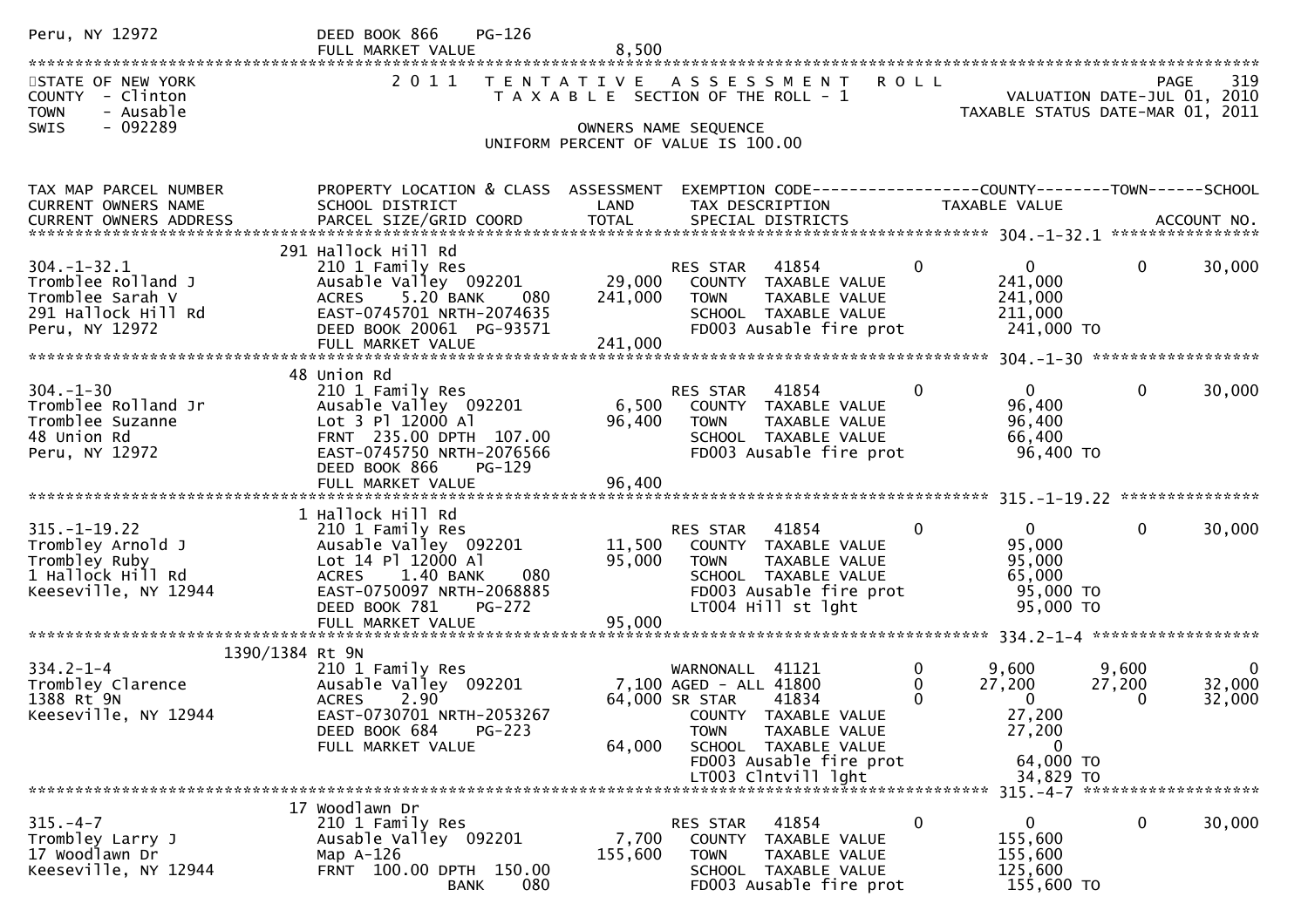```
Peru, NY 12972                 DEED BOOK 866    PG-126
                               FULL MARKET VALUE              8,500
********************************************************************************************************************************************
STATE OF NEW YORK                2 0 1 1   T E N T A T I V E   A S S E S S M E N T   R O L L                                    PAGE    319
COUNTY  - Clinton                          T A X A B L E  SECTION OF THE ROLL - 1                           VALUATION DATE-JUL 01, 2010
TOWN    - Ausable                                                                                          TAXABLE STATUS DATE-MAR 01, 2011
SWIS    - 092289                                      OWNERS NAME SEQUENCE
                                              UNIFORM PERCENT OF VALUE IS 100.00


TAX MAP PARCEL NUMBER          PROPERTY LOCATION & CLASS  ASSESSMENT  EXEMPTION CODE------------------COUNTY--------TOWN------SCHOOL
CURRENT OWNERS NAME            SCHOOL DISTRICT               LAND      TAX DESCRIPTION              TAXABLE VALUE
CURRENT OWNERS ADDRESS         PARCEL SIZE/GRID COORD        TOTAL     SPECIAL DISTRICTS                                     ACCOUNT NO.
******************************************************************************************************* 304.-1-32.1 *****************
                          291 Hallock Hill Rd
304.-1-32.1                    210 1 Family Res                        RES STAR   41854           0           0            0      30,000
Tromblee Rolland J             Ausable Valley  092201      29,000     COUNTY  TAXABLE VALUE            241,000
Tromblee Sarah V               ACRES     5.20 BANK     080   241,000    TOWN    TAXABLE VALUE            241,000
291 Hallock Hill Rd            EAST-0745701 NRTH-2074635               SCHOOL  TAXABLE VALUE            211,000
Peru, NY 12972                 DEED BOOK 20061  PG-93571               FD003 Ausable fire prot          241,000 TO
                               FULL MARKET VALUE            241,000
******************************************************************************************************* 304.-1-30 *******************
                          48 Union Rd
304.-1-30                      210 1 Family Res                        RES STAR   41854           0           0            0      30,000
Tromblee Rolland Jr            Ausable Valley  092201       6,500     COUNTY  TAXABLE VALUE             96,400
Tromblee Suzanne               Lot 3 Pl 12000 Al             96,400    TOWN    TAXABLE VALUE             96,400
48 Union Rd                    FRNT  235.00 DPTH  107.00               SCHOOL  TAXABLE VALUE             66,400
Peru, NY 12972                 EAST-0745750 NRTH-2076566               FD003 Ausable fire prot           96,400 TO
                               DEED BOOK 866    PG-129
                               FULL MARKET VALUE             96,400
******************************************************************************************************* 315.-1-19.22 ****************
                          1 Hallock Hill Rd
315.-1-19.22                   210 1 Family Res                        RES STAR   41854           0           0            0      30,000
Trombley Arnold J              Ausable Valley  092201      11,500     COUNTY  TAXABLE VALUE             95,000
Trombley Ruby                  Lot 14 Pl 12000 Al            95,000    TOWN    TAXABLE VALUE             95,000
1 Hallock Hill Rd              ACRES     1.40 BANK     080             SCHOOL  TAXABLE VALUE             65,000
Keeseville, NY 12944           EAST-0750097 NRTH-2068885               FD003 Ausable fire prot           95,000 TO
                               DEED BOOK 781    PG-272                 LT004 Hill st lght                95,000 TO
                               FULL MARKET VALUE             95,000
******************************************************************************************************* 334.2-1-4 *******************
                   1390/1384 Rt 9N
334.2-1-4                      210 1 Family Res                        WARNONALL  41121           0       9,600        9,600          0
Trombley Clarence              Ausable Valley  092201       7,100 AGED - ALL  41800           0      27,200       27,200     32,000
1388 Rt 9N                     ACRES     2.90                64,000 SR STAR    41834           0           0            0      32,000
Keeseville, NY 12944           EAST-0730701 NRTH-2053267               COUNTY  TAXABLE VALUE             27,200
                               DEED BOOK 684    PG-223                 TOWN    TAXABLE VALUE             27,200
                               FULL MARKET VALUE             64,000    SCHOOL  TAXABLE VALUE                  0
                                                                       FD003 Ausable fire prot           64,000 TO
                                                                       LT003 Clntvill lght               34,829 TO
******************************************************************************************************* 315.-4-7 ********************
                          17 Woodlawn Dr
315.-4-7                       210 1 Family Res                        RES STAR   41854           0           0            0      30,000
Trombley Larry J               Ausable Valley  092201       7,700     COUNTY  TAXABLE VALUE            155,600
17 Woodlawn Dr                 Map A-126                    155,600    TOWN    TAXABLE VALUE            155,600
Keeseville, NY 12944           FRNT  100.00 DPTH  150.00               SCHOOL  TAXABLE VALUE            125,600
                                             BANK     080              FD003 Ausable fire prot          155,600 TO
```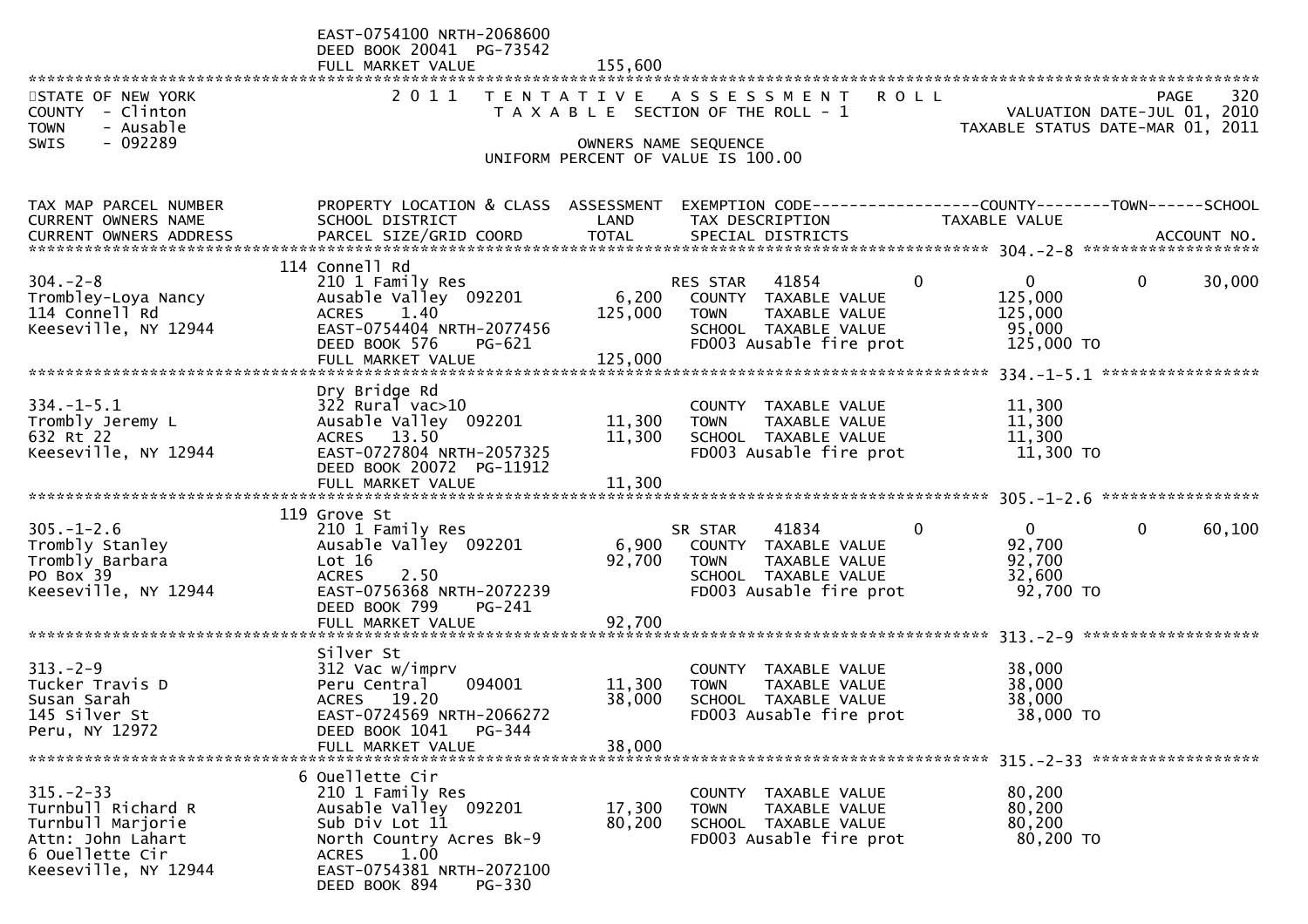```
                               EAST-0754100 NRTH-2068600
                               DEED BOOK 20041  PG-73542
                               FULL MARKET VALUE               155,600
************************************************************************************************************************************
STATE OF NEW YORK              2 0 1 1   T E N T A T I V E   A S S E S S M E N T   R O L L                            PAGE    320
COUNTY  - Clinton                   T A X A B L E  SECTION OF THE ROLL - 1                      VALUATION DATE-JUL 01, 2010
TOWN    - Ausable                                                                             TAXABLE STATUS DATE-MAR 01, 2011
SWIS    - 092289                                OWNERS NAME SEQUENCE
                                        UNIFORM PERCENT OF VALUE IS 100.00

TAX MAP PARCEL NUMBER          PROPERTY LOCATION & CLASS  ASSESSMENT  EXEMPTION CODE------------------COUNTY--------TOWN------SCHOOL
CURRENT OWNERS NAME            SCHOOL DISTRICT               LAND     TAX DESCRIPTION             TAXABLE VALUE
CURRENT OWNERS ADDRESS         PARCEL SIZE/GRID COORD        TOTAL    SPECIAL DISTRICTS                                  ACCOUNT NO.
************************************************************************************************ 304.-2-8 *******************
                          114 Connell Rd
304.-2-8                       210 1 Family Res                       RES STAR   41854           0          0           0      30,000
Trombley-Loya Nancy            Ausable Valley  092201         6,200   COUNTY  TAXABLE VALUE            125,000
114 Connell Rd                 ACRES     1.40               125,000   TOWN    TAXABLE VALUE            125,000
Keeseville, NY 12944           EAST-0754404 NRTH-2077456              SCHOOL  TAXABLE VALUE             95,000
                               DEED BOOK 576    PG-621                FD003 Ausable fire prot          125,000 TO
                               FULL MARKET VALUE             125,000
************************************************************************************************ 334.-1-5.1 *****************
                               Dry Bridge Rd
334.-1-5.1                     322 Rural vac>10                       COUNTY  TAXABLE VALUE             11,300
Trombly Jeremy L               Ausable Valley  092201        11,300   TOWN    TAXABLE VALUE             11,300
632 Rt 22                      ACRES    13.50                11,300   SCHOOL  TAXABLE VALUE             11,300
Keeseville, NY 12944           EAST-0727804 NRTH-2057325              FD003 Ausable fire prot           11,300 TO
                               DEED BOOK 20072  PG-11912
                               FULL MARKET VALUE              11,300
************************************************************************************************ 305.-1-2.6 *****************
                          119 Grove St
305.-1-2.6                     210 1 Family Res                       SR STAR    41834           0          0           0      60,100
Trombly Stanley                Ausable Valley  092201         6,900   COUNTY  TAXABLE VALUE             92,700
Trombly Barbara                Lot 16                        92,700   TOWN    TAXABLE VALUE             92,700
PO Box 39                      ACRES     2.50                         SCHOOL  TAXABLE VALUE             32,600
Keeseville, NY 12944           EAST-0756368 NRTH-2072239              FD003 Ausable fire prot           92,700 TO
                               DEED BOOK 799    PG-241
                               FULL MARKET VALUE              92,700
************************************************************************************************ 313.-2-9 *******************
                               Silver St
313.-2-9                       312 Vac w/imprv                        COUNTY  TAXABLE VALUE             38,000
Tucker Travis D                Peru Central    094001        11,300   TOWN    TAXABLE VALUE             38,000
Susan Sarah                    ACRES    19.20                38,000   SCHOOL  TAXABLE VALUE             38,000
145 Silver St                  EAST-0724569 NRTH-2066272              FD003 Ausable fire prot           38,000 TO
Peru, NY 12972                 DEED BOOK 1041   PG-344
                               FULL MARKET VALUE              38,000
************************************************************************************************ 315.-2-33 ******************
                            6 Ouellette Cir
315.-2-33                      210 1 Family Res                       COUNTY  TAXABLE VALUE             80,200
Turnbull Richard R             Ausable Valley  092201        17,300   TOWN    TAXABLE VALUE             80,200
Turnbull Marjorie              Sub Div Lot 11                80,200   SCHOOL  TAXABLE VALUE             80,200
Attn: John Lahart              North Country Acres Bk-9               FD003 Ausable fire prot           80,200 TO
6 Ouellette Cir                ACRES     1.00
Keeseville, NY 12944           EAST-0754381 NRTH-2072100
                               DEED BOOK 894    PG-330
```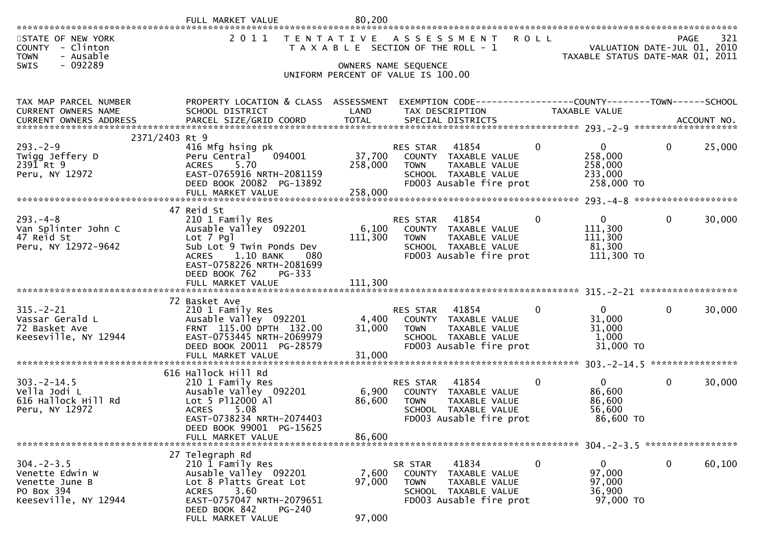FULL MARKET VALUE 80,200

STATE OF NEW YORK
COUNTY - Clinton
TOWN - Ausable
SWIS - 092289

2011 TENTATIVE ASSESSMENT ROLL
TAXABLE SECTION OF THE ROLL - 1
OWNERS NAME SEQUENCE
UNIFORM PERCENT OF VALUE IS 100.00

PAGE 321
VALUATION DATE-JUL 01, 2010
TAXABLE STATUS DATE-MAR 01, 2011

| TAX MAP PARCEL NUMBER / CURRENT OWNERS NAME / CURRENT OWNERS ADDRESS | PROPERTY LOCATION & CLASS / SCHOOL DISTRICT / PARCEL SIZE/GRID COORD | ASSESSMENT LAND / TOTAL | EXEMPTION CODE / TAX DESCRIPTION / SPECIAL DISTRICTS | COUNTY TAXABLE VALUE | TOWN | SCHOOL / ACCOUNT NO. |
|---|---|---|---|---|---|---|
| **293.-2-9** | 2371/2403 Rt 9 | | | | | |
| 293.-2-9 | 416 Mfg hsing pk | | RES STAR 41854 | 0 | 0 | 0 | 25,000 |
| Twigg Jeffery D | Peru Central 094001 | 37,700 | COUNTY TAXABLE VALUE | 258,000 | | |
| 2391 Rt 9 | ACRES 5.70 | 258,000 | TOWN TAXABLE VALUE | 258,000 | | |
| Peru, NY 12972 | EAST-0765916 NRTH-2081159 | | SCHOOL TAXABLE VALUE | 233,000 | | |
| | DEED BOOK 20082 PG-13892 | | FD003 Ausable fire prot | 258,000 TO | | |
| | FULL MARKET VALUE | 258,000 | | | | |
| **293.-4-8** | 47 Reid St | | | | | |
| 293.-4-8 | 210 1 Family Res | | RES STAR 41854 | 0 | 0 | 0 | 30,000 |
| Van Splinter John C | Ausable Valley 092201 | 6,100 | COUNTY TAXABLE VALUE | 111,300 | | |
| 47 Reid St | Lot 7 Pgl | 111,300 | TOWN TAXABLE VALUE | 111,300 | | |
| Peru, NY 12972-9642 | Sub Lot 9 Twin Ponds Dev | | SCHOOL TAXABLE VALUE | 81,300 | | |
| | ACRES 1.10 BANK 080 | | FD003 Ausable fire prot | 111,300 TO | | |
| | EAST-0758226 NRTH-2081699 | | | | | |
| | DEED BOOK 762 PG-333 | | | | | |
| | FULL MARKET VALUE | 111,300 | | | | |
| **315.-2-21** | 72 Basket Ave | | | | | |
| 315.-2-21 | 210 1 Family Res | | RES STAR 41854 | 0 | 0 | 0 | 30,000 |
| Vassar Gerald L | Ausable Valley 092201 | 4,400 | COUNTY TAXABLE VALUE | 31,000 | | |
| 72 Basket Ave | FRNT 115.00 DPTH 132.00 | 31,000 | TOWN TAXABLE VALUE | 31,000 | | |
| Keeseville, NY 12944 | EAST-0753445 NRTH-2069979 | | SCHOOL TAXABLE VALUE | 1,000 | | |
| | DEED BOOK 20011 PG-28579 | | FD003 Ausable fire prot | 31,000 TO | | |
| | FULL MARKET VALUE | 31,000 | | | | |
| **303.-2-14.5** | 616 Hallock Hill Rd | | | | | |
| 303.-2-14.5 | 210 1 Family Res | | RES STAR 41854 | 0 | 0 | 0 | 30,000 |
| Vella Jodi L | Ausable Valley 092201 | 6,900 | COUNTY TAXABLE VALUE | 86,600 | | |
| 616 Hallock Hill Rd | Lot 5 Pl12000 Al | 86,600 | TOWN TAXABLE VALUE | 86,600 | | |
| Peru, NY 12972 | ACRES 5.08 | | SCHOOL TAXABLE VALUE | 56,600 | | |
| | EAST-0738234 NRTH-2074403 | | FD003 Ausable fire prot | 86,600 TO | | |
| | DEED BOOK 99001 PG-15625 | | | | | |
| | FULL MARKET VALUE | 86,600 | | | | |
| **304.-2-3.5** | 27 Telegraph Rd | | | | | |
| 304.-2-3.5 | 210 1 Family Res | | SR STAR 41834 | 0 | 0 | 0 | 60,100 |
| Venette Edwin W | Ausable Valley 092201 | 7,600 | COUNTY TAXABLE VALUE | 97,000 | | |
| Venette June B | Lot 8 Platts Great Lot | 97,000 | TOWN TAXABLE VALUE | 97,000 | | |
| PO Box 394 | ACRES 3.60 | | SCHOOL TAXABLE VALUE | 36,900 | | |
| Keeseville, NY 12944 | EAST-0757047 NRTH-2079651 | | FD003 Ausable fire prot | 97,000 TO | | |
| | DEED BOOK 842 PG-240 | | | | | |
| | FULL MARKET VALUE | 97,000 | | | | |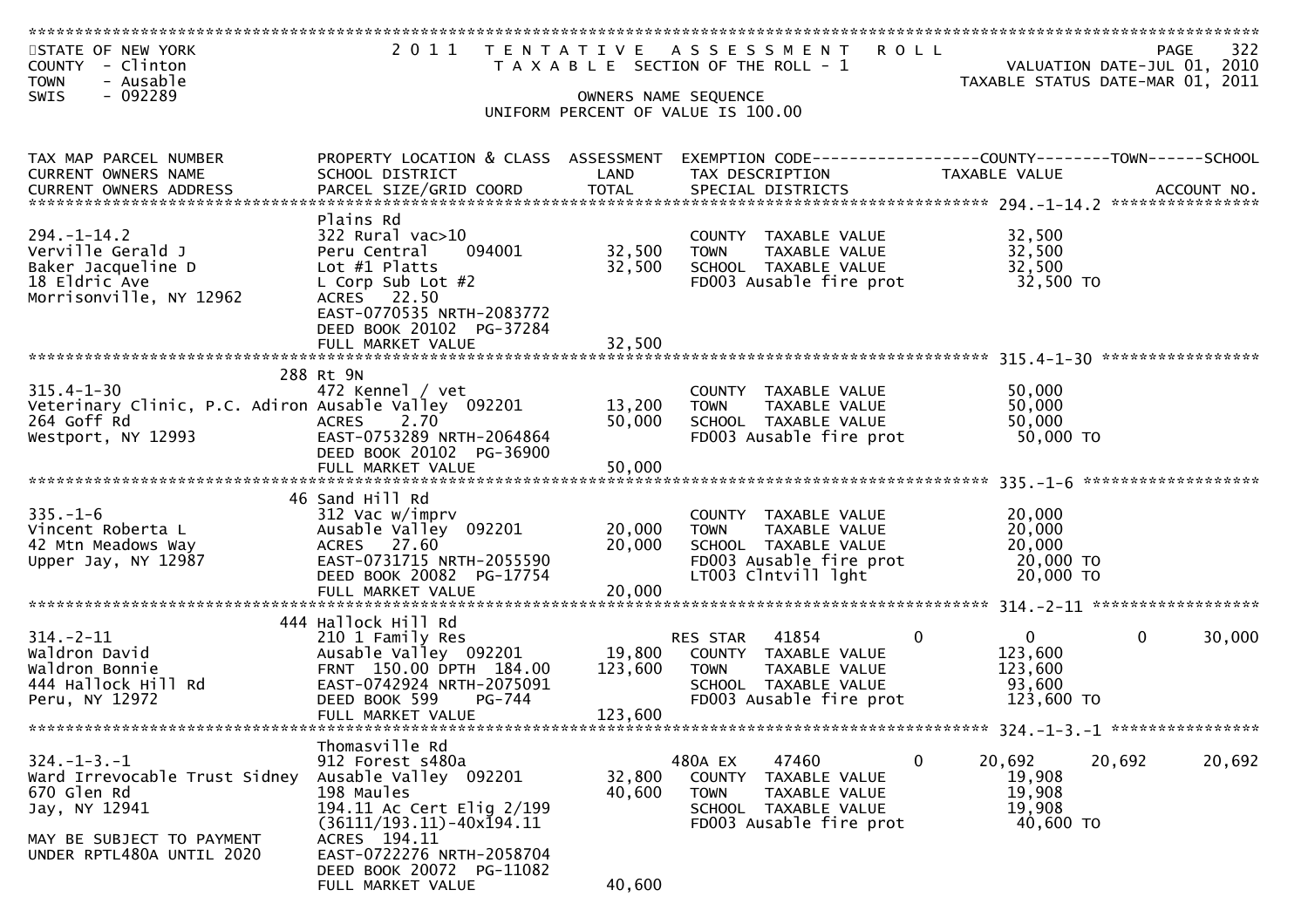STATE OF NEW YORK
COUNTY - Clinton
TOWN - Ausable
SWIS - 092289

# 2011 TENTATIVE ASSESSMENT ROLL

TAXABLE SECTION OF THE ROLL - 1

OWNERS NAME SEQUENCE

UNIFORM PERCENT OF VALUE IS 100.00

VALUATION DATE-JUL 01, 2010
TAXABLE STATUS DATE-MAR 01, 2011

| TAX MAP PARCEL NUMBER / CURRENT OWNERS NAME / CURRENT OWNERS ADDRESS | PROPERTY LOCATION & CLASS / SCHOOL DISTRICT / PARCEL SIZE/GRID COORD | ASSESSMENT LAND | ASSESSMENT TOTAL | EXEMPTION CODE / TAX DESCRIPTION / SPECIAL DISTRICTS | COUNTY TAXABLE VALUE | TOWN | SCHOOL | ACCOUNT NO. |
|---|---|---|---|---|---|---|---|---|
| **294.-1-14.2** | Plains Rd | | | | | | | |
| 294.-1-14.2 | 322 Rural vac>10 | | | COUNTY TAXABLE VALUE | 32,500 | | | |
| Verville Gerald J | Peru Central 094001 | 32,500 | | TOWN TAXABLE VALUE | 32,500 | | | |
| Baker Jacqueline D | Lot #1 Platts | | 32,500 | SCHOOL TAXABLE VALUE | 32,500 | | | |
| 18 Eldric Ave | L Corp Sub Lot #2 | | | FD003 Ausable fire prot | 32,500 TO | | | |
| Morrisonville, NY 12962 | ACRES 22.50 | | | | | | | |
| | EAST-0770535 NRTH-2083772 | | | | | | | |
| | DEED BOOK 20102 PG-37284 | | | | | | | |
| | FULL MARKET VALUE | | 32,500 | | | | | |
| **315.4-1-30** | 288 Rt 9N | | | | | | | |
| 315.4-1-30 | 472 Kennel / vet | | | COUNTY TAXABLE VALUE | 50,000 | | | |
| Veterinary Clinic, P.C. Adiron | Ausable Valley 092201 | 13,200 | | TOWN TAXABLE VALUE | 50,000 | | | |
| 264 Goff Rd | ACRES 2.70 | | 50,000 | SCHOOL TAXABLE VALUE | 50,000 | | | |
| Westport, NY 12993 | EAST-0753289 NRTH-2064864 | | | FD003 Ausable fire prot | 50,000 TO | | | |
| | DEED BOOK 20102 PG-36900 | | | | | | | |
| | FULL MARKET VALUE | | 50,000 | | | | | |
| **335.-1-6** | 46 Sand Hill Rd | | | | | | | |
| 335.-1-6 | 312 Vac w/imprv | | | COUNTY TAXABLE VALUE | 20,000 | | | |
| Vincent Roberta L | Ausable Valley 092201 | 20,000 | | TOWN TAXABLE VALUE | 20,000 | | | |
| 42 Mtn Meadows Way | ACRES 27.60 | | 20,000 | SCHOOL TAXABLE VALUE | 20,000 | | | |
| Upper Jay, NY 12987 | EAST-0731715 NRTH-2055590 | | | FD003 Ausable fire prot | 20,000 TO | | | |
| | DEED BOOK 20082 PG-17754 | | | LT003 Clntvill lght | 20,000 TO | | | |
| | FULL MARKET VALUE | | 20,000 | | | | | |
| **314.-2-11** | 444 Hallock Hill Rd | | | | | | | |
| 314.-2-11 | 210 1 Family Res | | | RES STAR 41854 0 | 0 | 0 | 30,000 | |
| Waldron David | Ausable Valley 092201 | 19,800 | | COUNTY TAXABLE VALUE | 123,600 | | | |
| Waldron Bonnie | FRNT 150.00 DPTH 184.00 | | 123,600 | TOWN TAXABLE VALUE | 123,600 | | | |
| 444 Hallock Hill Rd | EAST-0742924 NRTH-2075091 | | | SCHOOL TAXABLE VALUE | 93,600 | | | |
| Peru, NY 12972 | DEED BOOK 599 PG-744 | | | FD003 Ausable fire prot | 123,600 TO | | | |
| | FULL MARKET VALUE | | 123,600 | | | | | |
| **324.-1-3.-1** | Thomasville Rd | | | | | | | |
| 324.-1-3.-1 | 912 Forest s480a | | | 480A EX 47460 0 | 20,692 | 20,692 | 20,692 | |
| Ward Irrevocable Trust Sidney | Ausable Valley 092201 | 32,800 | | COUNTY TAXABLE VALUE | 19,908 | | | |
| 670 Glen Rd | 198 Maules | | 40,600 | TOWN TAXABLE VALUE | 19,908 | | | |
| Jay, NY 12941 | 194.11 Ac Cert Elig 2/199 | | | SCHOOL TAXABLE VALUE | 19,908 | | | |
| | (36111/193.11)-40x194.11 | | | FD003 Ausable fire prot | 40,600 TO | | | |
| MAY BE SUBJECT TO PAYMENT | ACRES 194.11 | | | | | | | |
| UNDER RPTL480A UNTIL 2020 | EAST-0722276 NRTH-2058704 | | | | | | | |
| | DEED BOOK 20072 PG-11082 | | | | | | | |
| | FULL MARKET VALUE | | 40,600 | | | | | |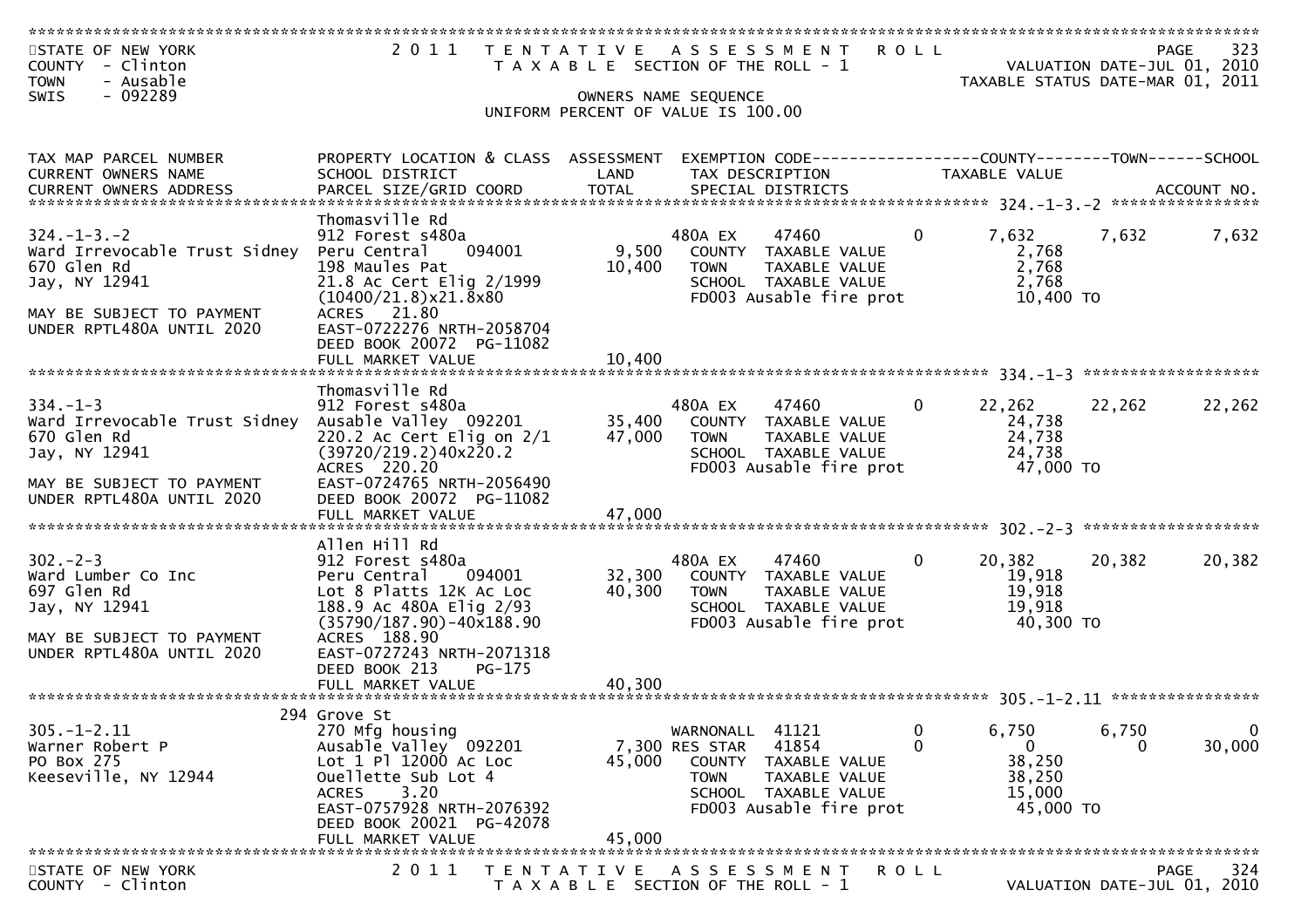STATE OF NEW YORK
COUNTY - Clinton
TOWN - Ausable
SWIS - 092289

2011 TENTATIVE ASSESSMENT ROLL
TAXABLE SECTION OF THE ROLL - 1
OWNERS NAME SEQUENCE
UNIFORM PERCENT OF VALUE IS 100.00

VALUATION DATE-JUL 01, 2010
TAXABLE STATUS DATE-MAR 01, 2011

| TAX MAP PARCEL NUMBER / CURRENT OWNERS NAME / CURRENT OWNERS ADDRESS | PROPERTY LOCATION & CLASS / SCHOOL DISTRICT / PARCEL SIZE/GRID COORD | ASSESSMENT LAND | ASSESSMENT TOTAL | EXEMPTION CODE / TAX DESCRIPTION / SPECIAL DISTRICTS | | COUNTY TAXABLE VALUE | TOWN | SCHOOL | ACCOUNT NO. |
|---|---|---|---|---|---|---|---|---|---|
| **324.-1-3.-2** | Thomasville Rd | | | | | | | | |
| 324.-1-3.-2 | 912 Forest s480a | | | 480A EX 47460 | 0 | 7,632 | 7,632 | 7,632 | |
| Ward Irrevocable Trust Sidney | Peru Central 094001 | 9,500 | | COUNTY TAXABLE VALUE | | 2,768 | | | |
| 670 Glen Rd | 198 Maules Pat | | 10,400 | TOWN TAXABLE VALUE | | 2,768 | | | |
| Jay, NY 12941 | 21.8 Ac Cert Elig 2/1999 | | | SCHOOL TAXABLE VALUE | | 2,768 | | | |
| | (10400/21.8)x21.8x80 | | | FD003 Ausable fire prot | | 10,400 TO | | | |
| MAY BE SUBJECT TO PAYMENT | ACRES 21.80 | | | | | | | | |
| UNDER RPTL480A UNTIL 2020 | EAST-0722276 NRTH-2058704 | | | | | | | | |
| | DEED BOOK 20072 PG-11082 | | | | | | | | |
| | FULL MARKET VALUE | | 10,400 | | | | | | |
| **334.-1-3** | Thomasville Rd | | | | | | | | |
| 334.-1-3 | 912 Forest s480a | | | 480A EX 47460 | 0 | 22,262 | 22,262 | 22,262 | |
| Ward Irrevocable Trust Sidney | Ausable Valley 092201 | 35,400 | | COUNTY TAXABLE VALUE | | 24,738 | | | |
| 670 Glen Rd | 220.2 Ac Cert Elig on 2/1 | | 47,000 | TOWN TAXABLE VALUE | | 24,738 | | | |
| Jay, NY 12941 | (39720/219.2)40x220.2 | | | SCHOOL TAXABLE VALUE | | 24,738 | | | |
| | ACRES 220.20 | | | FD003 Ausable fire prot | | 47,000 TO | | | |
| MAY BE SUBJECT TO PAYMENT | EAST-0724765 NRTH-2056490 | | | | | | | | |
| UNDER RPTL480A UNTIL 2020 | DEED BOOK 20072 PG-11082 | | | | | | | | |
| | FULL MARKET VALUE | | 47,000 | | | | | | |
| **302.-2-3** | Allen Hill Rd | | | | | | | | |
| 302.-2-3 | 912 Forest s480a | | | 480A EX 47460 | 0 | 20,382 | 20,382 | 20,382 | |
| Ward Lumber Co Inc | Peru Central 094001 | 32,300 | | COUNTY TAXABLE VALUE | | 19,918 | | | |
| 697 Glen Rd | Lot 8 Platts 12K Ac Loc | | 40,300 | TOWN TAXABLE VALUE | | 19,918 | | | |
| Jay, NY 12941 | 188.9 Ac 480A Elig 2/93 | | | SCHOOL TAXABLE VALUE | | 19,918 | | | |
| | (35790/187.90)-40x188.90 | | | FD003 Ausable fire prot | | 40,300 TO | | | |
| MAY BE SUBJECT TO PAYMENT | ACRES 188.90 | | | | | | | | |
| UNDER RPTL480A UNTIL 2020 | EAST-0727243 NRTH-2071318 | | | | | | | | |
| | DEED BOOK 213 PG-175 | | | | | | | | |
| | FULL MARKET VALUE | | 40,300 | | | | | | |
| **305.-1-2.11** | 294 Grove St | | | | | | | | |
| 305.-1-2.11 | 270 Mfg housing | | | WARNONALL 41121 | 0 | 6,750 | 6,750 | 0 | |
| Warner Robert P | Ausable Valley 092201 | 7,300 | | RES STAR 41854 | 0 | 0 | 0 | 30,000 | |
| PO Box 275 | Lot 1 Pl 12000 Ac Loc | | 45,000 | COUNTY TAXABLE VALUE | | 38,250 | | | |
| Keeseville, NY 12944 | Ouellette Sub Lot 4 | | | TOWN TAXABLE VALUE | | 38,250 | | | |
| | ACRES 3.20 | | | SCHOOL TAXABLE VALUE | | 15,000 | | | |
| | EAST-0757928 NRTH-2076392 | | | FD003 Ausable fire prot | | 45,000 TO | | | |
| | DEED BOOK 20021 PG-42078 | | | | | | | | |
| | FULL MARKET VALUE | | 45,000 | | | | | | |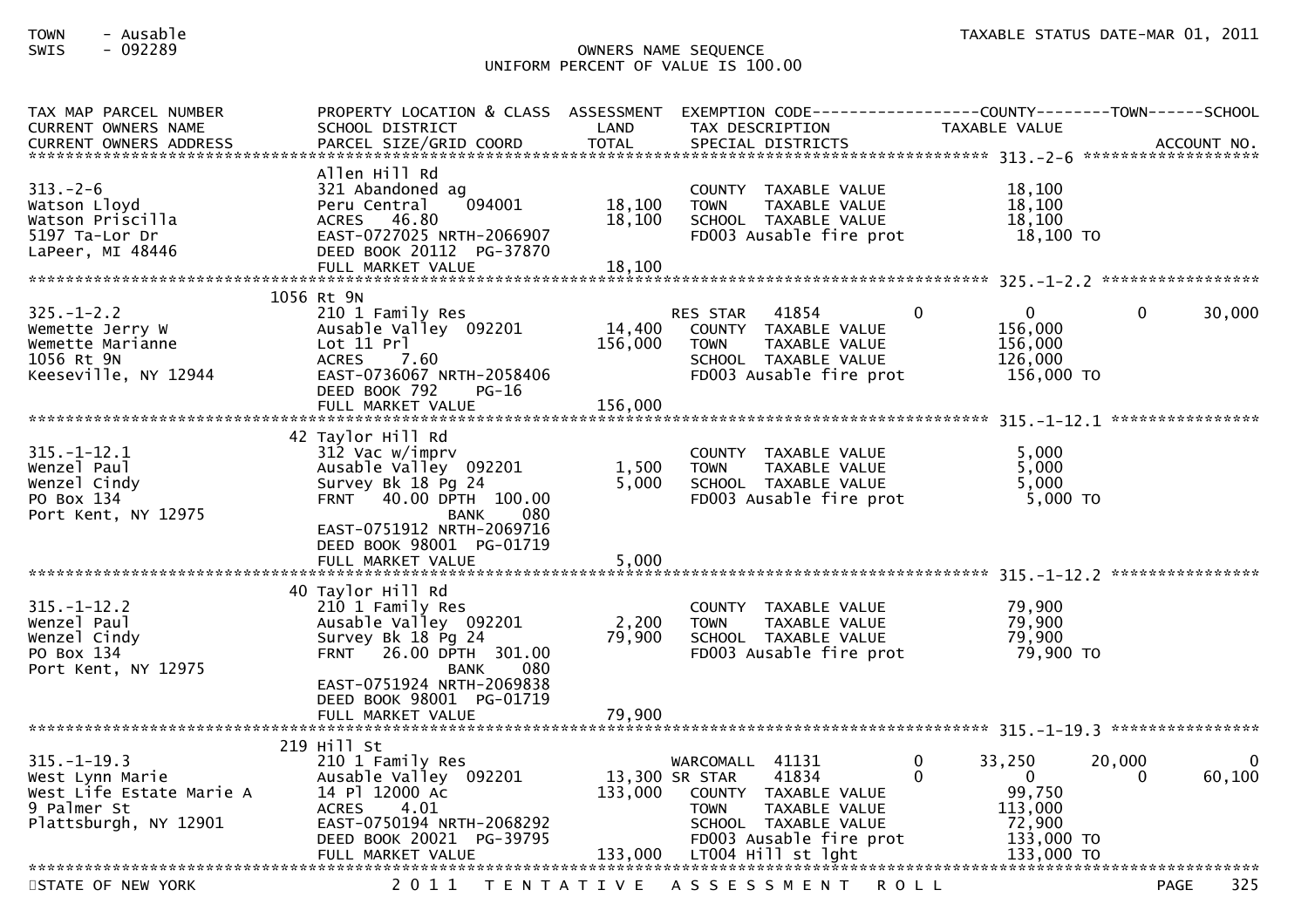TOWN - Ausable
SWIS - 092289

OWNERS NAME SEQUENCE
UNIFORM PERCENT OF VALUE IS 100.00

TAXABLE STATUS DATE-MAR 01, 2011

| TAX MAP PARCEL NUMBER / CURRENT OWNERS NAME / CURRENT OWNERS ADDRESS | PROPERTY LOCATION & CLASS / SCHOOL DISTRICT / PARCEL SIZE/GRID COORD | ASSESSMENT LAND / TOTAL | EXEMPTION CODE / TAX DESCRIPTION / SPECIAL DISTRICTS | COUNTY TAXABLE VALUE | TOWN | SCHOOL / ACCOUNT NO. |
|---|---|---|---|---|---|---|
| **313.-2-6** | Allen Hill Rd | | | | | |
| 313.-2-6 | 321 Abandoned ag | | COUNTY TAXABLE VALUE | 18,100 | | |
| Watson Lloyd | Peru Central 094001 | 18,100 | TOWN TAXABLE VALUE | 18,100 | | |
| Watson Priscilla | ACRES 46.80 | 18,100 | SCHOOL TAXABLE VALUE | 18,100 | | |
| 5197 Ta-Lor Dr | EAST-0727025 NRTH-2066907 | | FD003 Ausable fire prot | 18,100 TO | | |
| LaPeer, MI 48446 | DEED BOOK 20112 PG-37870 | | | | | |
| | FULL MARKET VALUE | 18,100 | | | | |
| **325.-1-2.2** | 1056 Rt 9N | | | | | |
| 325.-1-2.2 | 210 1 Family Res | | RES STAR 41854 | 0 | 0 | 30,000 |
| Wemette Jerry W | Ausable Valley 092201 | 14,400 | COUNTY TAXABLE VALUE | 156,000 | | |
| Wemette Marianne | Lot 11 Prl | 156,000 | TOWN TAXABLE VALUE | 156,000 | | |
| 1056 Rt 9N | ACRES 7.60 | | SCHOOL TAXABLE VALUE | 126,000 | | |
| Keeseville, NY 12944 | EAST-0736067 NRTH-2058406 | | FD003 Ausable fire prot | 156,000 TO | | |
| | DEED BOOK 792 PG-16 | | | | | |
| | FULL MARKET VALUE | 156,000 | | | | |
| **315.-1-12.1** | 42 Taylor Hill Rd | | | | | |
| 315.-1-12.1 | 312 Vac w/imprv | | COUNTY TAXABLE VALUE | 5,000 | | |
| Wenzel Paul | Ausable Valley 092201 | 1,500 | TOWN TAXABLE VALUE | 5,000 | | |
| Wenzel Cindy | Survey Bk 18 Pg 24 | 5,000 | SCHOOL TAXABLE VALUE | 5,000 | | |
| PO Box 134 | FRNT 40.00 DPTH 100.00 | | FD003 Ausable fire prot | 5,000 TO | | |
| Port Kent, NY 12975 | BANK 080 | | | | | |
| | EAST-0751912 NRTH-2069716 | | | | | |
| | DEED BOOK 98001 PG-01719 | | | | | |
| | FULL MARKET VALUE | 5,000 | | | | |
| **315.-1-12.2** | 40 Taylor Hill Rd | | | | | |
| 315.-1-12.2 | 210 1 Family Res | | COUNTY TAXABLE VALUE | 79,900 | | |
| Wenzel Paul | Ausable Valley 092201 | 2,200 | TOWN TAXABLE VALUE | 79,900 | | |
| Wenzel Cindy | Survey Bk 18 Pg 24 | 79,900 | SCHOOL TAXABLE VALUE | 79,900 | | |
| PO Box 134 | FRNT 26.00 DPTH 301.00 | | FD003 Ausable fire prot | 79,900 TO | | |
| Port Kent, NY 12975 | BANK 080 | | | | | |
| | EAST-0751924 NRTH-2069838 | | | | | |
| | DEED BOOK 98001 PG-01719 | | | | | |
| | FULL MARKET VALUE | 79,900 | | | | |
| **315.-1-19.3** | 219 Hill St | | | | | |
| 315.-1-19.3 | 210 1 Family Res | | WARCOMALL 41131 | 0 33,250 | 20,000 | 0 |
| West Lynn Marie | Ausable Valley 092201 | 13,300 | SR STAR 41834 | 0 0 | 0 | 60,100 |
| West Life Estate Marie A | 14 Pl 12000 Ac | 133,000 | COUNTY TAXABLE VALUE | 99,750 | | |
| 9 Palmer St | ACRES 4.01 | | TOWN TAXABLE VALUE | 113,000 | | |
| Plattsburgh, NY 12901 | EAST-0750194 NRTH-2068292 | | SCHOOL TAXABLE VALUE | 72,900 | | |
| | DEED BOOK 20021 PG-39795 | | FD003 Ausable fire prot | 133,000 TO | | |
| | FULL MARKET VALUE | 133,000 | LT004 Hill st lght | 133,000 TO | | |

STATE OF NEW YORK — 2011 TENTATIVE ASSESSMENT ROLL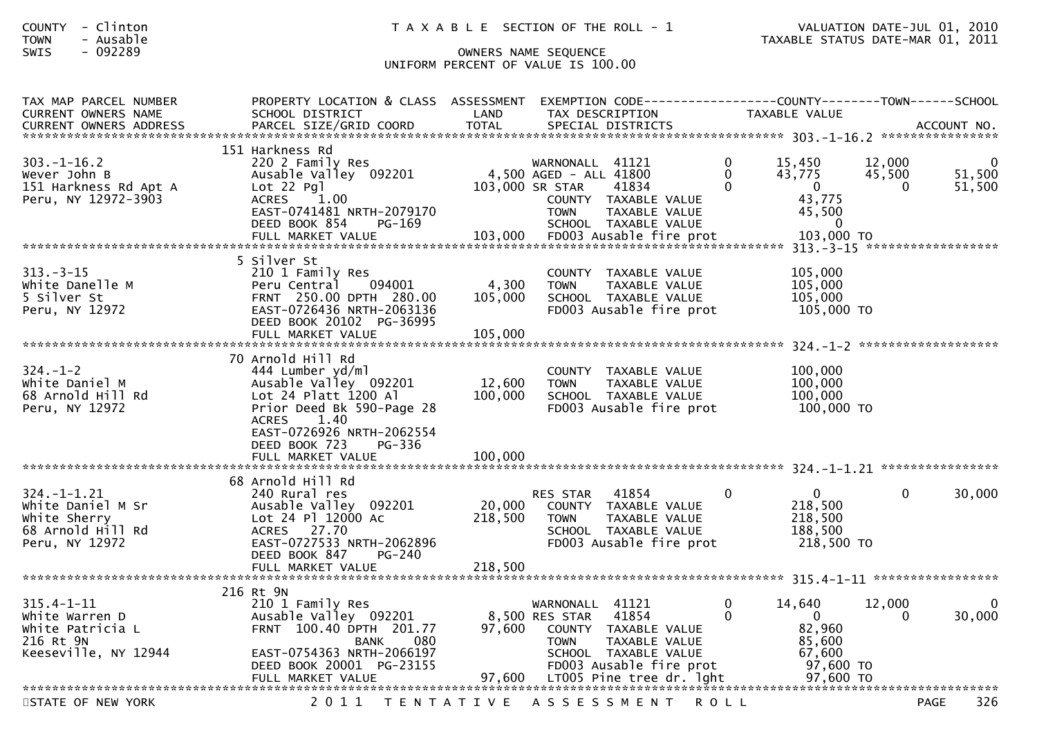COUNTY - Clinton
TOWN - Ausable
SWIS - 092289

TAXABLE SECTION OF THE ROLL - 1

OWNERS NAME SEQUENCE
UNIFORM PERCENT OF VALUE IS 100.00

VALUATION DATE-JUL 01, 2010
TAXABLE STATUS DATE-MAR 01, 2011

| TAX MAP PARCEL NUMBER / CURRENT OWNERS NAME / CURRENT OWNERS ADDRESS | PROPERTY LOCATION & CLASS / SCHOOL DISTRICT / PARCEL SIZE/GRID COORD | ASSESSMENT LAND / TOTAL | EXEMPTION CODE / TAX DESCRIPTION / SPECIAL DISTRICTS | COUNTY TAXABLE VALUE | TOWN | SCHOOL |
|---|---|---|---|---|---|---|
| **303.-1-16.2** | 151 Harkness Rd | | | | | |
| 303.-1-16.2 | 220 2 Family Res | | WARNONALL 41121 0 | 15,450 | 12,000 | 0 |
| Wever John B | Ausable Valley 092201 | 4,500 | AGED - ALL 41800 0 | 43,775 | 45,500 | 51,500 |
| 151 Harkness Rd Apt A | Lot 22 Pgl | 103,000 | SR STAR 41834 0 | 0 | 0 | 51,500 |
| Peru, NY 12972-3903 | ACRES 1.00 | | COUNTY TAXABLE VALUE | 43,775 | | |
| | EAST-0741481 NRTH-2079170 | | TOWN TAXABLE VALUE | 45,500 | | |
| | DEED BOOK 854 PG-169 | | SCHOOL TAXABLE VALUE | 0 | | |
| | FULL MARKET VALUE | 103,000 | FD003 Ausable fire prot | 103,000 TO | | |
| **313.-3-15** | 5 Silver St | | | | | |
| 313.-3-15 | 210 1 Family Res | | COUNTY TAXABLE VALUE | 105,000 | | |
| White Danelle M | Peru Central 094001 | 4,300 | TOWN TAXABLE VALUE | 105,000 | | |
| 5 Silver St | FRNT 250.00 DPTH 280.00 | 105,000 | SCHOOL TAXABLE VALUE | 105,000 | | |
| Peru, NY 12972 | EAST-0726436 NRTH-2063136 | | FD003 Ausable fire prot | 105,000 TO | | |
| | DEED BOOK 20102 PG-36995 | | | | | |
| | FULL MARKET VALUE | 105,000 | | | | |
| **324.-1-2** | 70 Arnold Hill Rd | | | | | |
| 324.-1-2 | 444 Lumber yd/ml | | COUNTY TAXABLE VALUE | 100,000 | | |
| White Daniel M | Ausable Valley 092201 | 12,600 | TOWN TAXABLE VALUE | 100,000 | | |
| 68 Arnold Hill Rd | Lot 24 Platt 1200 Al | 100,000 | SCHOOL TAXABLE VALUE | 100,000 | | |
| Peru, NY 12972 | Prior Deed Bk 590-Page 28 | | FD003 Ausable fire prot | 100,000 TO | | |
| | ACRES 1.40 | | | | | |
| | EAST-0726926 NRTH-2062554 | | | | | |
| | DEED BOOK 723 PG-336 | | | | | |
| | FULL MARKET VALUE | 100,000 | | | | |
| **324.-1-1.21** | 68 Arnold Hill Rd | | | | | |
| 324.-1-1.21 | 240 Rural res | | RES STAR 41854 0 | 0 | 0 | 30,000 |
| White Daniel M Sr | Ausable Valley 092201 | 20,000 | COUNTY TAXABLE VALUE | 218,500 | | |
| White Sherry | Lot 24 Pl 12000 Ac | 218,500 | TOWN TAXABLE VALUE | 218,500 | | |
| 68 Arnold Hill Rd | ACRES 27.70 | | SCHOOL TAXABLE VALUE | 188,500 | | |
| Peru, NY 12972 | EAST-0727533 NRTH-2062896 | | FD003 Ausable fire prot | 218,500 TO | | |
| | DEED BOOK 847 PG-240 | | | | | |
| | FULL MARKET VALUE | 218,500 | | | | |
| **315.4-1-11** | 216 Rt 9N | | | | | |
| 315.4-1-11 | 210 1 Family Res | | WARNONALL 41121 0 | 14,640 | 12,000 | 0 |
| White Warren D | Ausable Valley 092201 | 8,500 | RES STAR 41854 0 | 0 | 0 | 30,000 |
| White Patricia L | FRNT 100.40 DPTH 201.77 | 97,600 | COUNTY TAXABLE VALUE | 82,960 | | |
| 216 Rt 9N | BANK 080 | | TOWN TAXABLE VALUE | 85,600 | | |
| Keeseville, NY 12944 | EAST-0754363 NRTH-2066197 | | SCHOOL TAXABLE VALUE | 67,600 | | |
| | DEED BOOK 20001 PG-23155 | | FD003 Ausable fire prot | 97,600 TO | | |
| | FULL MARKET VALUE | 97,600 | LT005 Pine tree dr. lght | 97,600 TO | | |

STATE OF NEW YORK — 2011 TENTATIVE ASSESSMENT ROLL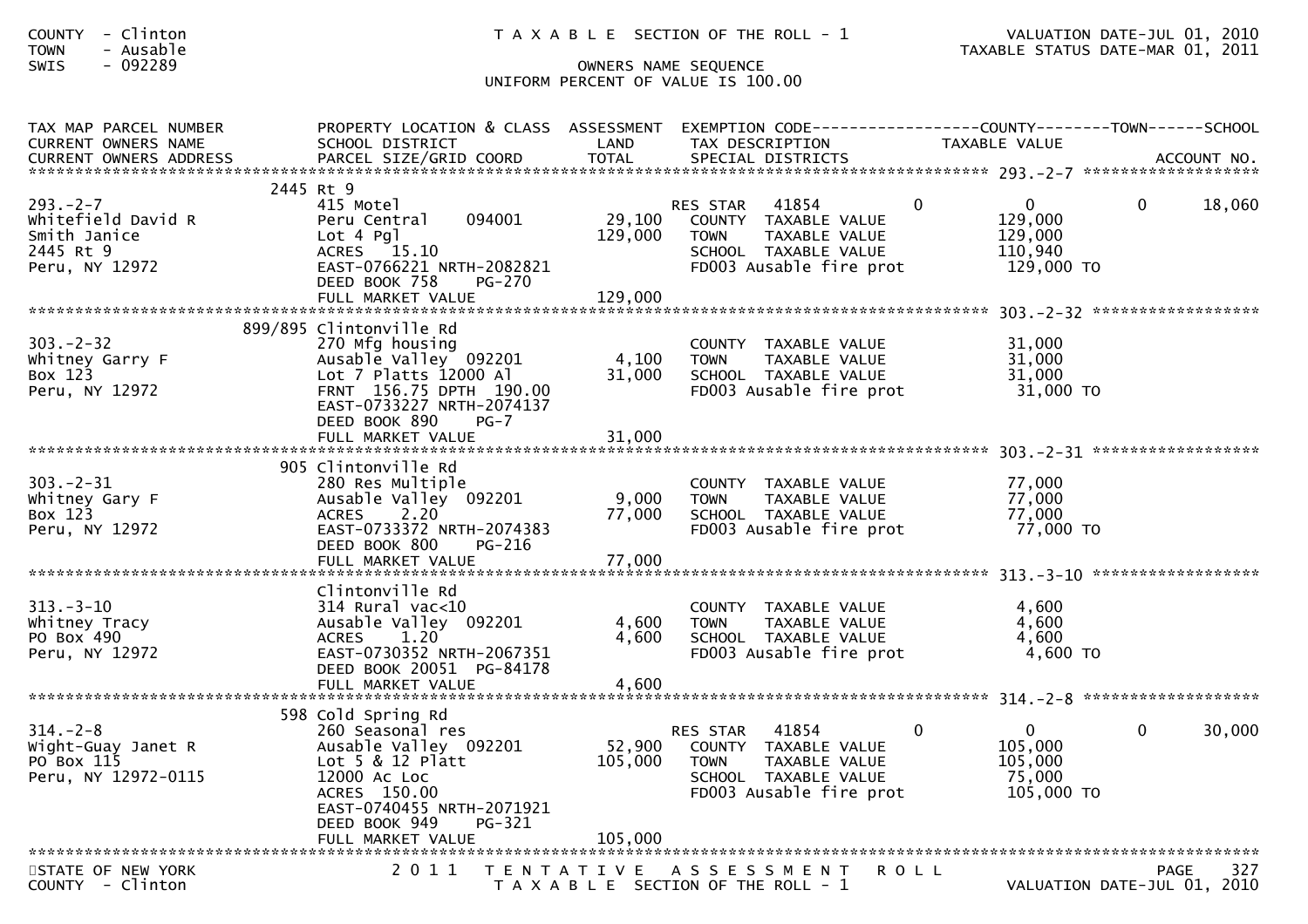COUNTY - Clinton
TOWN - Ausable
SWIS - 092289

T A X A B L E SECTION OF THE ROLL - 1

OWNERS NAME SEQUENCE
UNIFORM PERCENT OF VALUE IS 100.00

VALUATION DATE-JUL 01, 2010
TAXABLE STATUS DATE-MAR 01, 2011

| TAX MAP PARCEL NUMBER / CURRENT OWNERS NAME / CURRENT OWNERS ADDRESS | PROPERTY LOCATION & CLASS / SCHOOL DISTRICT / PARCEL SIZE/GRID COORD | ASSESSMENT LAND / TOTAL | EXEMPTION CODE / TAX DESCRIPTION / SPECIAL DISTRICTS | COUNTY | TOWN | SCHOOL |
|---|---|---|---|---|---|---|
| **293.-2-7** | 2445 Rt 9 | | | | | |
| 293.-2-7 | 415 Motel | | RES STAR 41854 | 0 | 0 | 18,060 |
| Whitefield David R | Peru Central 094001 | 29,100 | COUNTY TAXABLE VALUE | 129,000 | | |
| Smith Janice | Lot 4 Pgl | 129,000 | TOWN TAXABLE VALUE | | 129,000 | |
| 2445 Rt 9 | ACRES 15.10 | | SCHOOL TAXABLE VALUE | | | 110,940 |
| Peru, NY 12972 | EAST-0766221 NRTH-2082821 | | FD003 Ausable fire prot | 129,000 TO | | |
| | DEED BOOK 758 PG-270 | | | | | |
| | FULL MARKET VALUE | 129,000 | | | | |
| **303.-2-32** | 899/895 Clintonville Rd | | | | | |
| 303.-2-32 | 270 Mfg housing | | COUNTY TAXABLE VALUE | 31,000 | | |
| Whitney Garry F | Ausable Valley 092201 | 4,100 | TOWN TAXABLE VALUE | | 31,000 | |
| Box 123 | Lot 7 Platts 12000 Al | 31,000 | SCHOOL TAXABLE VALUE | | | 31,000 |
| Peru, NY 12972 | FRNT 156.75 DPTH 190.00 | | FD003 Ausable fire prot | 31,000 TO | | |
| | EAST-0733227 NRTH-2074137 | | | | | |
| | DEED BOOK 890 PG-7 | | | | | |
| | FULL MARKET VALUE | 31,000 | | | | |
| **303.-2-31** | 905 Clintonville Rd | | | | | |
| 303.-2-31 | 280 Res Multiple | | COUNTY TAXABLE VALUE | 77,000 | | |
| Whitney Gary F | Ausable Valley 092201 | 9,000 | TOWN TAXABLE VALUE | | 77,000 | |
| Box 123 | ACRES 2.20 | 77,000 | SCHOOL TAXABLE VALUE | | | 77,000 |
| Peru, NY 12972 | EAST-0733372 NRTH-2074383 | | FD003 Ausable fire prot | 77,000 TO | | |
| | DEED BOOK 800 PG-216 | | | | | |
| | FULL MARKET VALUE | 77,000 | | | | |
| **313.-3-10** | Clintonville Rd | | | | | |
| 313.-3-10 | 314 Rural vac<10 | | COUNTY TAXABLE VALUE | 4,600 | | |
| Whitney Tracy | Ausable Valley 092201 | 4,600 | TOWN TAXABLE VALUE | | 4,600 | |
| PO Box 490 | ACRES 1.20 | 4,600 | SCHOOL TAXABLE VALUE | | | 4,600 |
| Peru, NY 12972 | EAST-0730352 NRTH-2067351 | | FD003 Ausable fire prot | 4,600 TO | | |
| | DEED BOOK 20051 PG-84178 | | | | | |
| | FULL MARKET VALUE | 4,600 | | | | |
| **314.-2-8** | 598 Cold Spring Rd | | | | | |
| 314.-2-8 | 260 Seasonal res | | RES STAR 41854 | 0 | 0 | 30,000 |
| Wight-Guay Janet R | Ausable Valley 092201 | 52,900 | COUNTY TAXABLE VALUE | 105,000 | | |
| PO Box 115 | Lot 5 & 12 Platt | 105,000 | TOWN TAXABLE VALUE | | 105,000 | |
| Peru, NY 12972-0115 | 12000 Ac Loc | | SCHOOL TAXABLE VALUE | | | 75,000 |
| | ACRES 150.00 | | FD003 Ausable fire prot | 105,000 TO | | |
| | EAST-0740455 NRTH-2071921 | | | | | |
| | DEED BOOK 949 PG-321 | | | | | |
| | FULL MARKET VALUE | 105,000 | | | | |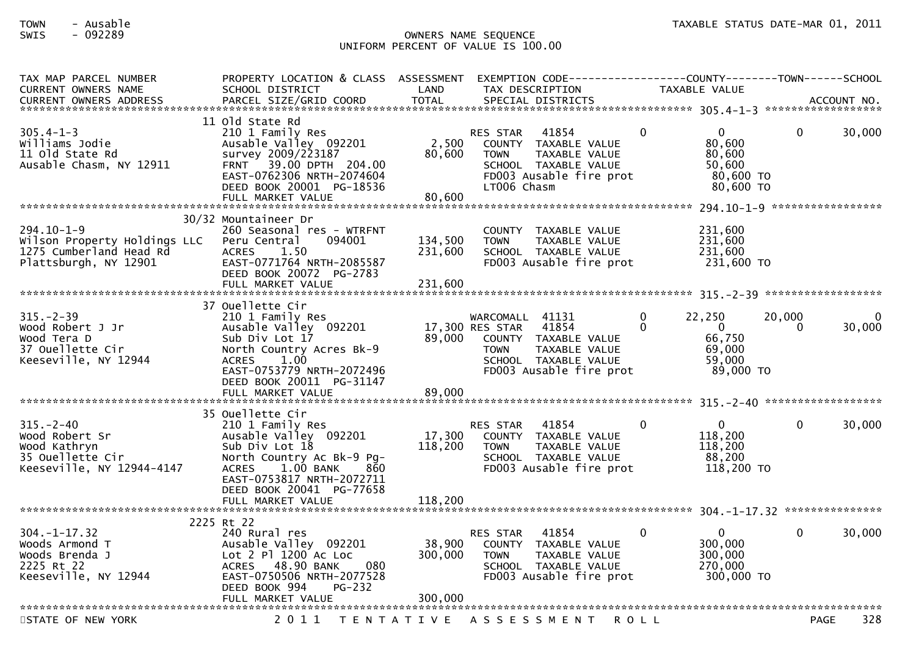TOWN - Ausable
SWIS - 092289

OWNERS NAME SEQUENCE
UNIFORM PERCENT OF VALUE IS 100.00

TAXABLE STATUS DATE-MAR 01, 2011

| TAX MAP PARCEL NUMBER / CURRENT OWNERS NAME / CURRENT OWNERS ADDRESS | PROPERTY LOCATION & CLASS / SCHOOL DISTRICT / PARCEL SIZE/GRID COORD | ASSESSMENT LAND / TOTAL | EXEMPTION CODE / TAX DESCRIPTION / SPECIAL DISTRICTS | COUNTY TAXABLE VALUE | TOWN | SCHOOL / ACCOUNT NO. |
|---|---|---|---|---|---|---|
| **305.4-1-3** | 11 Old State Rd | | | | | |
| 305.4-1-3 | 210 1 Family Res | | RES STAR 41854 0 | 0 | 0 | 30,000 |
| Williams Jodie | Ausable Valley 092201 | 2,500 | COUNTY TAXABLE VALUE | 80,600 | | |
| 11 Old State Rd | survey 2009/223187 | 80,600 | TOWN TAXABLE VALUE | 80,600 | | |
| Ausable Chasm, NY 12911 | FRNT 39.00 DPTH 204.00 | | SCHOOL TAXABLE VALUE | 50,600 | | |
| | EAST-0762306 NRTH-2074604 | | FD003 Ausable fire prot | 80,600 TO | | |
| | DEED BOOK 20001 PG-18536 | | LT006 Chasm | 80,600 TO | | |
| | FULL MARKET VALUE | 80,600 | | | | |
| **294.10-1-9** | 30/32 Mountaineer Dr | | | | | |
| 294.10-1-9 | 260 Seasonal res - WTRFNT | | COUNTY TAXABLE VALUE | 231,600 | | |
| Wilson Property Holdings LLC | Peru Central 094001 | 134,500 | TOWN TAXABLE VALUE | 231,600 | | |
| 1275 Cumberland Head Rd | ACRES 1.50 | 231,600 | SCHOOL TAXABLE VALUE | 231,600 | | |
| Plattsburgh, NY 12901 | EAST-0771764 NRTH-2085587 | | FD003 Ausable fire prot | 231,600 TO | | |
| | DEED BOOK 20072 PG-2783 | | | | | |
| | FULL MARKET VALUE | 231,600 | | | | |
| **315.-2-39** | 37 Ouellette Cir | | | | | |
| 315.-2-39 | 210 1 Family Res | | WARCOMALL 41131 0 | 22,250 | 20,000 | 0 |
| Wood Robert J Jr | Ausable Valley 092201 | 17,300 | RES STAR 41854 0 | 0 | 0 | 30,000 |
| Wood Tera D | Sub Div Lot 17 | 89,000 | COUNTY TAXABLE VALUE | 66,750 | | |
| 37 Ouellette Cir | North Country Acres Bk-9 | | TOWN TAXABLE VALUE | 69,000 | | |
| Keeseville, NY 12944 | ACRES 1.00 | | SCHOOL TAXABLE VALUE | 59,000 | | |
| | EAST-0753779 NRTH-2072496 | | FD003 Ausable fire prot | 89,000 TO | | |
| | DEED BOOK 20011 PG-31147 | | | | | |
| | FULL MARKET VALUE | 89,000 | | | | |
| **315.-2-40** | 35 Ouellette Cir | | | | | |
| 315.-2-40 | 210 1 Family Res | | RES STAR 41854 0 | 0 | 0 | 30,000 |
| Wood Robert Sr | Ausable Valley 092201 | 17,300 | COUNTY TAXABLE VALUE | 118,200 | | |
| Wood Kathryn | Sub Div Lot 18 | 118,200 | TOWN TAXABLE VALUE | 118,200 | | |
| 35 Ouellette Cir | North Country Ac Bk-9 Pg- | | SCHOOL TAXABLE VALUE | 88,200 | | |
| Keeseville, NY 12944-4147 | ACRES 1.00 BANK 860 | | FD003 Ausable fire prot | 118,200 TO | | |
| | EAST-0753817 NRTH-2072711 | | | | | |
| | DEED BOOK 20041 PG-77658 | | | | | |
| | FULL MARKET VALUE | 118,200 | | | | |
| **304.-1-17.32** | 2225 Rt 22 | | | | | |
| 304.-1-17.32 | 240 Rural res | | RES STAR 41854 0 | 0 | 0 | 30,000 |
| Woods Armond T | Ausable Valley 092201 | 38,900 | COUNTY TAXABLE VALUE | 300,000 | | |
| Woods Brenda J | Lot 2 Pl 1200 Ac Loc | 300,000 | TOWN TAXABLE VALUE | 300,000 | | |
| 2225 Rt 22 | ACRES 48.90 BANK 080 | | SCHOOL TAXABLE VALUE | 270,000 | | |
| Keeseville, NY 12944 | EAST-0750506 NRTH-2077528 | | FD003 Ausable fire prot | 300,000 TO | | |
| | DEED BOOK 994 PG-232 | | | | | |
| | FULL MARKET VALUE | 300,000 | | | | |

STATE OF NEW YORK — 2011 TENTATIVE ASSESSMENT ROLL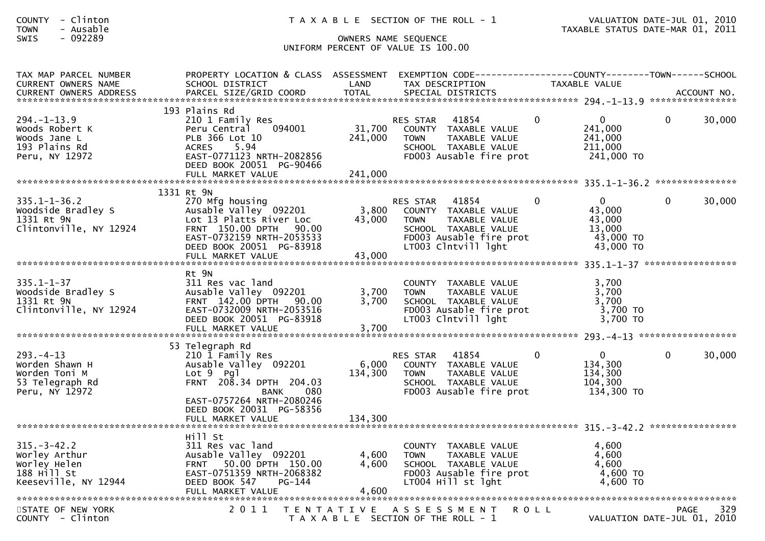COUNTY - Clinton
TOWN - Ausable
SWIS - 092289

T A X A B L E SECTION OF THE ROLL - 1

OWNERS NAME SEQUENCE
UNIFORM PERCENT OF VALUE IS 100.00

VALUATION DATE-JUL 01, 2010
TAXABLE STATUS DATE-MAR 01, 2011

| TAX MAP PARCEL NUMBER / CURRENT OWNERS NAME / CURRENT OWNERS ADDRESS | PROPERTY LOCATION & CLASS / SCHOOL DISTRICT / PARCEL SIZE/GRID COORD | ASSESSMENT LAND / TOTAL | EXEMPTION CODE / TAX DESCRIPTION / SPECIAL DISTRICTS | COUNTY | TOWN | SCHOOL / TAXABLE VALUE |
|---|---|---|---|---|---|---|
| 294.-1-13.9 | 193 Plains Rd | | | | | |
| | 210 1 Family Res | | RES STAR 41854 | 0 | 0 | 0 30,000 |
| Woods Robert K | Peru Central 094001 | 31,700 | COUNTY TAXABLE VALUE | 241,000 | | |
| Woods Jane L | PLB 366 Lot 10 | 241,000 | TOWN TAXABLE VALUE | | 241,000 | |
| 193 Plains Rd | ACRES 5.94 | | SCHOOL TAXABLE VALUE | | | 211,000 |
| Peru, NY 12972 | EAST-0771123 NRTH-2082856 | | FD003 Ausable fire prot | | | 241,000 TO |
| | DEED BOOK 20051 PG-90466 | | | | | |
| | FULL MARKET VALUE | 241,000 | | | | |
| 335.1-1-36.2 | 1331 Rt 9N | | | | | |
| | 270 Mfg housing | | RES STAR 41854 | 0 | 0 | 0 30,000 |
| Woodside Bradley S | Ausable Valley 092201 | 3,800 | COUNTY TAXABLE VALUE | 43,000 | | |
| 1331 Rt 9N | Lot 13 Platts River Loc | 43,000 | TOWN TAXABLE VALUE | | 43,000 | |
| Clintonville, NY 12924 | FRNT 150.00 DPTH 90.00 | | SCHOOL TAXABLE VALUE | | | 13,000 |
| | EAST-0732159 NRTH-2053533 | | FD003 Ausable fire prot | | | 43,000 TO |
| | DEED BOOK 20051 PG-83918 | | LT003 Clntvill lght | | | 43,000 TO |
| | FULL MARKET VALUE | 43,000 | | | | |
| 335.1-1-37 | Rt 9N | | | | | |
| | 311 Res vac land | | COUNTY TAXABLE VALUE | 3,700 | | |
| Woodside Bradley S | Ausable Valley 092201 | 3,700 | TOWN TAXABLE VALUE | | 3,700 | |
| 1331 Rt 9N | FRNT 142.00 DPTH 90.00 | 3,700 | SCHOOL TAXABLE VALUE | | | 3,700 |
| Clintonville, NY 12924 | EAST-0732009 NRTH-2053516 | | FD003 Ausable fire prot | | | 3,700 TO |
| | DEED BOOK 20051 PG-83918 | | LT003 Clntvill lght | | | 3,700 TO |
| | FULL MARKET VALUE | 3,700 | | | | |
| 293.-4-13 | 53 Telegraph Rd | | | | | |
| | 210 1 Family Res | | RES STAR 41854 | 0 | 0 | 0 30,000 |
| Worden Shawn H | Ausable Valley 092201 | 6,000 | COUNTY TAXABLE VALUE | 134,300 | | |
| Worden Toni M | Lot 9 Pgl | 134,300 | TOWN TAXABLE VALUE | | 134,300 | |
| 53 Telegraph Rd | FRNT 208.34 DPTH 204.03 | | SCHOOL TAXABLE VALUE | | | 104,300 |
| Peru, NY 12972 | BANK 080 | | FD003 Ausable fire prot | | | 134,300 TO |
| | EAST-0757264 NRTH-2080246 | | | | | |
| | DEED BOOK 20031 PG-58356 | | | | | |
| | FULL MARKET VALUE | 134,300 | | | | |
| 315.-3-42.2 | Hill St | | | | | |
| | 311 Res vac land | | COUNTY TAXABLE VALUE | 4,600 | | |
| Worley Arthur | Ausable Valley 092201 | 4,600 | TOWN TAXABLE VALUE | | 4,600 | |
| Worley Helen | FRNT 50.00 DPTH 150.00 | 4,600 | SCHOOL TAXABLE VALUE | | | 4,600 |
| 188 Hill St | EAST-0751359 NRTH-2068382 | | FD003 Ausable fire prot | | | 4,600 TO |
| Keeseville, NY 12944 | DEED BOOK 547 PG-144 | | LT004 Hill st lght | | | 4,600 TO |
| | FULL MARKET VALUE | 4,600 | | | | |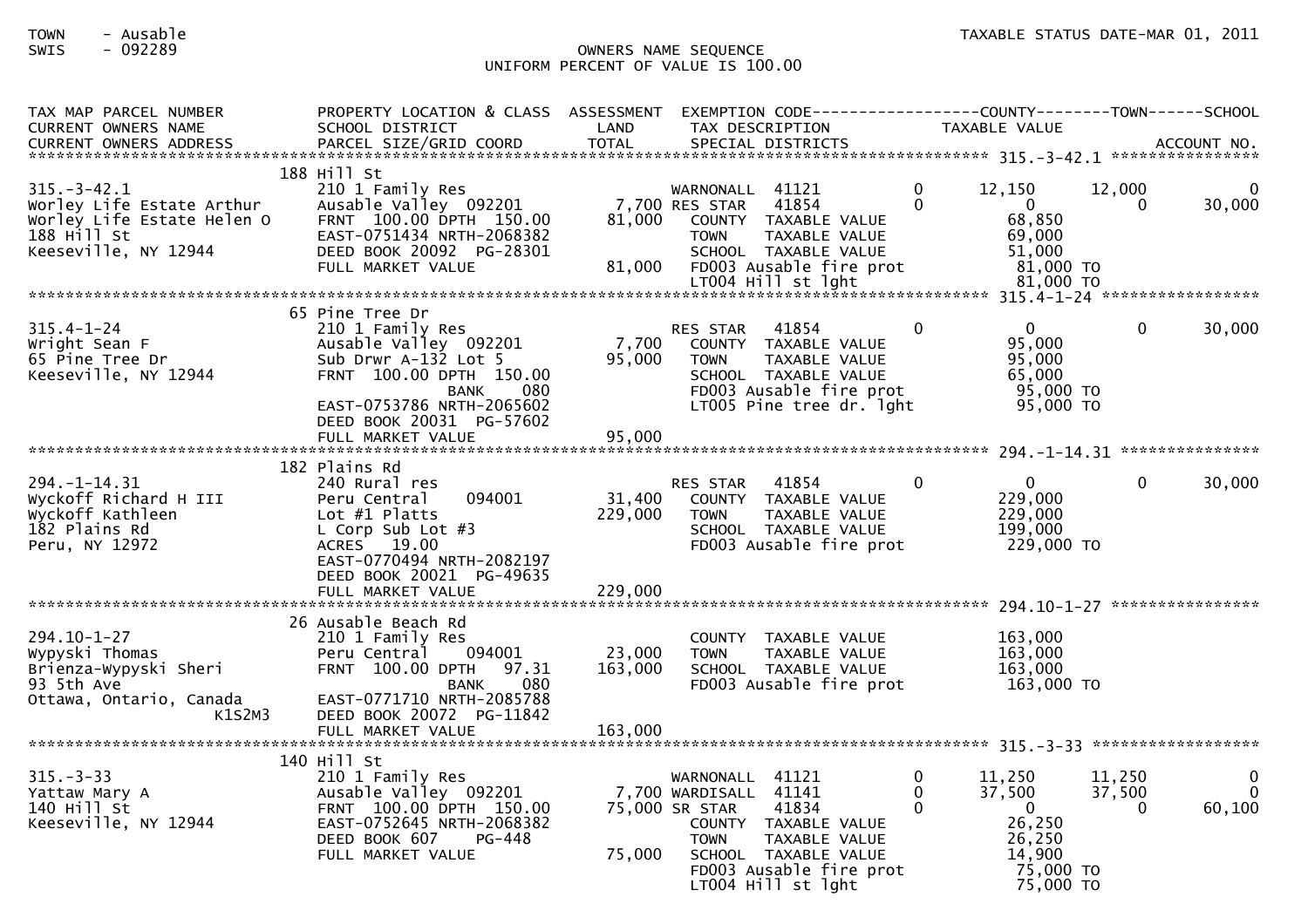TOWN - Ausable
SWIS - 092289

TAXABLE STATUS DATE-MAR 01, 2011

OWNERS NAME SEQUENCE
UNIFORM PERCENT OF VALUE IS 100.00

```
TAX MAP PARCEL NUMBER          PROPERTY LOCATION & CLASS  ASSESSMENT  EXEMPTION CODE------------------COUNTY--------TOWN------SCHOOL
CURRENT OWNERS NAME            SCHOOL DISTRICT               LAND      TAX DESCRIPTION            TAXABLE VALUE
CURRENT OWNERS ADDRESS         PARCEL SIZE/GRID COORD       TOTAL      SPECIAL DISTRICTS                                      ACCOUNT NO.
******************************************************************************************************* 315.-3-42.1 *****************
                               188 Hill St
315.-3-42.1                    210 1 Family Res                  WARNONALL  41121         0      12,150      12,000            0
Worley Life Estate Arthur      Ausable Valley  092201      7,700 RES STAR   41854         0           0           0       30,000
Worley Life Estate Helen O     FRNT 100.00 DPTH 150.00    81,000   COUNTY  TAXABLE VALUE             68,850
188 Hill St                    EAST-0751434 NRTH-2068382           TOWN    TAXABLE VALUE             69,000
Keeseville, NY 12944           DEED BOOK 20092  PG-28301           SCHOOL  TAXABLE VALUE             51,000
                               FULL MARKET VALUE          81,000   FD003 Ausable fire prot          81,000 TO
                                                                   LT004 Hill st lght               81,000 TO
******************************************************************************************************* 315.4-1-24 ******************
                               65 Pine Tree Dr
315.4-1-24                     210 1 Family Res                  RES STAR   41854         0           0           0       30,000
Wright Sean F                  Ausable Valley  092201      7,700   COUNTY  TAXABLE VALUE             95,000
65 Pine Tree Dr                Sub Drwr A-132 Lot 5       95,000   TOWN    TAXABLE VALUE             95,000
Keeseville, NY 12944           FRNT 100.00 DPTH 150.00             SCHOOL  TAXABLE VALUE             65,000
                                          BANK     080             FD003 Ausable fire prot          95,000 TO
                               EAST-0753786 NRTH-2065602           LT005 Pine tree dr. lght         95,000 TO
                               DEED BOOK 20031  PG-57602
                               FULL MARKET VALUE          95,000
******************************************************************************************************* 294.-1-14.31 ***************
                               182 Plains Rd
294.-1-14.31                   240 Rural res                     RES STAR   41854         0           0           0       30,000
Wyckoff Richard H III          Peru Central    094001     31,400   COUNTY  TAXABLE VALUE            229,000
Wyckoff Kathleen               Lot #1 Platts             229,000   TOWN    TAXABLE VALUE            229,000
182 Plains Rd                  L Corp Sub Lot #3                   SCHOOL  TAXABLE VALUE            199,000
Peru, NY 12972                 ACRES  19.00                        FD003 Ausable fire prot         229,000 TO
                               EAST-0770494 NRTH-2082197
                               DEED BOOK 20021  PG-49635
                               FULL MARKET VALUE         229,000
******************************************************************************************************* 294.10-1-27 ****************
                               26 Ausable Beach Rd
294.10-1-27                    210 1 Family Res                    COUNTY  TAXABLE VALUE            163,000
Wypyski Thomas                 Peru Central    094001     23,000   TOWN    TAXABLE VALUE            163,000
Brienza-Wypyski Sheri          FRNT 100.00 DPTH  97.31   163,000   SCHOOL  TAXABLE VALUE            163,000
93 5th Ave                                BANK     080             FD003 Ausable fire prot         163,000 TO
Ottawa, Ontario, Canada        EAST-0771710 NRTH-2085788
                  K1S2M3       DEED BOOK 20072  PG-11842
                               FULL MARKET VALUE         163,000
******************************************************************************************************* 315.-3-33 ******************
                               140 Hill St
315.-3-33                      210 1 Family Res                  WARNONALL  41121         0      11,250      11,250            0
Yattaw Mary A                  Ausable Valley  092201      7,700 WARDISALL  41141         0      37,500      37,500            0
140 Hill St                    FRNT 100.00 DPTH 150.00    75,000 SR STAR    41834         0           0           0       60,100
Keeseville, NY 12944           EAST-0752645 NRTH-2068382           COUNTY  TAXABLE VALUE             26,250
                               DEED BOOK 607    PG-448             TOWN    TAXABLE VALUE             26,250
                               FULL MARKET VALUE          75,000   SCHOOL  TAXABLE VALUE             14,900
                                                                   FD003 Ausable fire prot          75,000 TO
                                                                   LT004 Hill st lght               75,000 TO
```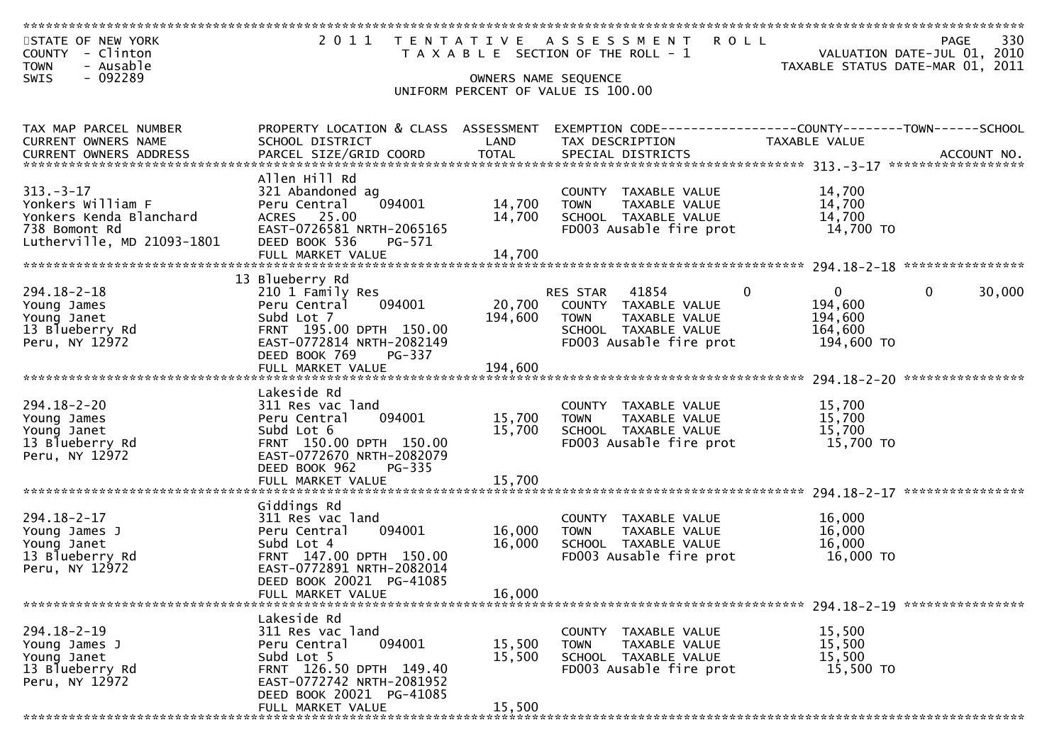STATE OF NEW YORK
COUNTY - Clinton
TOWN - Ausable
SWIS - 092289

# 2011 TENTATIVE ASSESSMENT ROLL

TAXABLE SECTION OF THE ROLL - 1

OWNERS NAME SEQUENCE

UNIFORM PERCENT OF VALUE IS 100.00

VALUATION DATE-JUL 01, 2010
TAXABLE STATUS DATE-MAR 01, 2011

| TAX MAP PARCEL NUMBER / CURRENT OWNERS NAME / CURRENT OWNERS ADDRESS | PROPERTY LOCATION & CLASS / SCHOOL DISTRICT / PARCEL SIZE/GRID COORD | ASSESSMENT LAND | ASSESSMENT TOTAL | EXEMPTION CODE / TAX DESCRIPTION / SPECIAL DISTRICTS | COUNTY | TOWN | SCHOOL TAXABLE VALUE / ACCOUNT NO. |
|---|---|---|---|---|---|---|---|
| 313.-3-17 | Allen Hill Rd | | | | | | |
| Yonkers William F | 321 Abandoned ag | | | COUNTY TAXABLE VALUE | 14,700 | | |
| Yonkers Kenda Blanchard | Peru Central 094001 | 14,700 | | TOWN TAXABLE VALUE | | 14,700 | |
| 738 Bomont Rd | ACRES 25.00 | | 14,700 | SCHOOL TAXABLE VALUE | | | 14,700 |
| Lutherville, MD 21093-1801 | EAST-0726581 NRTH-2065165 | | | FD003 Ausable fire prot | | | 14,700 TO |
| | DEED BOOK 536 PG-571 | | | | | | |
| | FULL MARKET VALUE | | 14,700 | | | | |
| 294.18-2-18 | 13 Blueberry Rd | | | | | | |
| Young James | 210 1 Family Res | | | RES STAR 41854 | 0 | 0 | 30,000 |
| Young Janet | Peru Central 094001 | 20,700 | | COUNTY TAXABLE VALUE | 194,600 | | |
| 13 Blueberry Rd | Subd Lot 7 | | 194,600 | TOWN TAXABLE VALUE | | 194,600 | |
| Peru, NY 12972 | FRNT 195.00 DPTH 150.00 | | | SCHOOL TAXABLE VALUE | | | 164,600 |
| | EAST-0772814 NRTH-2082149 | | | FD003 Ausable fire prot | | | 194,600 TO |
| | DEED BOOK 769 PG-337 | | | | | | |
| | FULL MARKET VALUE | | 194,600 | | | | |
| 294.18-2-20 | Lakeside Rd | | | | | | |
| Young James | 311 Res vac land | | | COUNTY TAXABLE VALUE | 15,700 | | |
| Young Janet | Peru Central 094001 | 15,700 | | TOWN TAXABLE VALUE | | 15,700 | |
| 13 Blueberry Rd | Subd Lot 6 | | 15,700 | SCHOOL TAXABLE VALUE | | | 15,700 |
| Peru, NY 12972 | FRNT 150.00 DPTH 150.00 | | | FD003 Ausable fire prot | | | 15,700 TO |
| | EAST-0772670 NRTH-2082079 | | | | | | |
| | DEED BOOK 962 PG-335 | | | | | | |
| | FULL MARKET VALUE | | 15,700 | | | | |
| 294.18-2-17 | Giddings Rd | | | | | | |
| Young James J | 311 Res vac land | | | COUNTY TAXABLE VALUE | 16,000 | | |
| Young Janet | Peru Central 094001 | 16,000 | | TOWN TAXABLE VALUE | | 16,000 | |
| 13 Blueberry Rd | Subd Lot 4 | | 16,000 | SCHOOL TAXABLE VALUE | | | 16,000 |
| Peru, NY 12972 | FRNT 147.00 DPTH 150.00 | | | FD003 Ausable fire prot | | | 16,000 TO |
| | EAST-0772891 NRTH-2082014 | | | | | | |
| | DEED BOOK 20021 PG-41085 | | | | | | |
| | FULL MARKET VALUE | | 16,000 | | | | |
| 294.18-2-19 | Lakeside Rd | | | | | | |
| Young James J | 311 Res vac land | | | COUNTY TAXABLE VALUE | 15,500 | | |
| Young Janet | Peru Central 094001 | 15,500 | | TOWN TAXABLE VALUE | | 15,500 | |
| 13 Blueberry Rd | Subd Lot 5 | | 15,500 | SCHOOL TAXABLE VALUE | | | 15,500 |
| Peru, NY 12972 | FRNT 126.50 DPTH 149.40 | | | FD003 Ausable fire prot | | | 15,500 TO |
| | EAST-0772742 NRTH-2081952 | | | | | | |
| | DEED BOOK 20021 PG-41085 | | | | | | |
| | FULL MARKET VALUE | | 15,500 | | | | |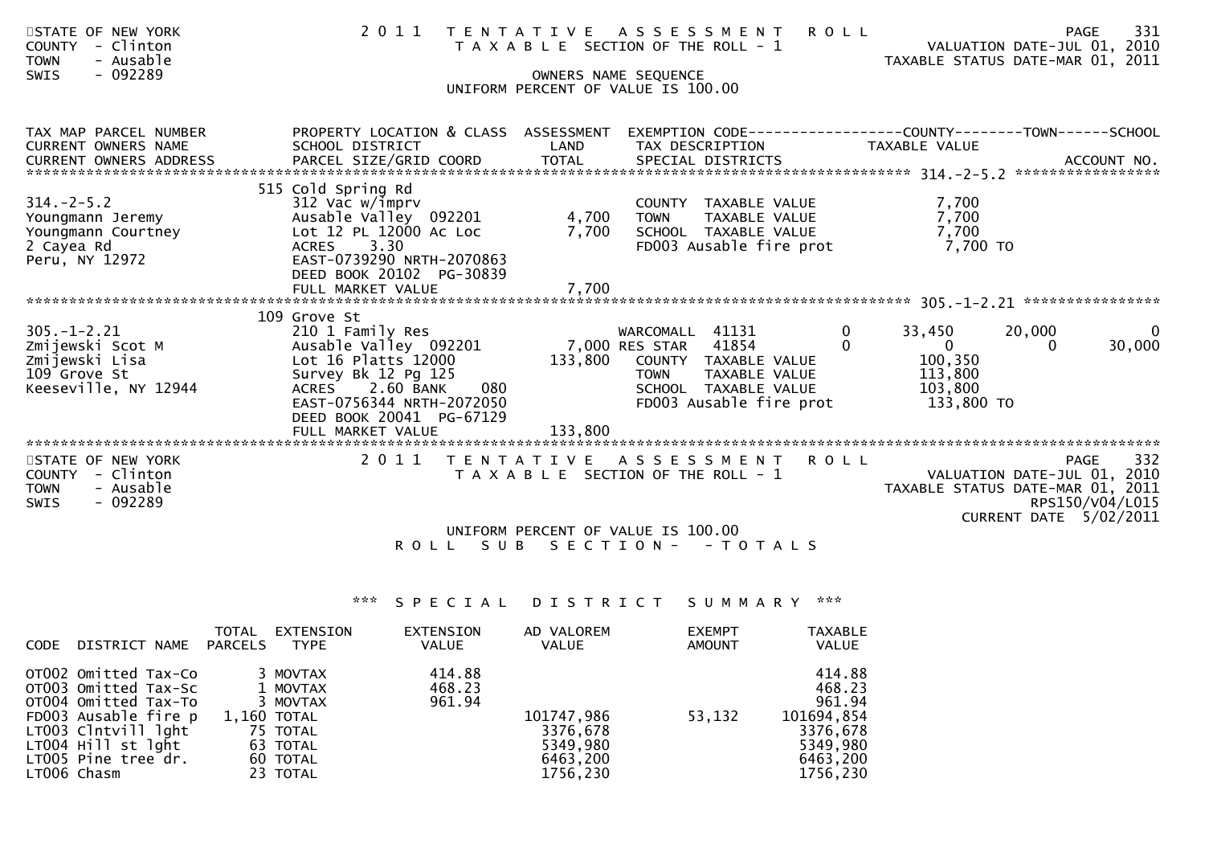STATE OF NEW YORK
COUNTY - Clinton
TOWN - Ausable
SWIS - 092289

2011 TENTATIVE ASSESSMENT ROLL
TAXABLE SECTION OF THE ROLL - 1
OWNERS NAME SEQUENCE
UNIFORM PERCENT OF VALUE IS 100.00

VALUATION DATE-JUL 01, 2010
TAXABLE STATUS DATE-MAR 01, 2011

```
TAX MAP PARCEL NUMBER        PROPERTY LOCATION & CLASS  ASSESSMENT  EXEMPTION CODE------------------COUNTY--------TOWN------SCHOOL
CURRENT OWNERS NAME          SCHOOL DISTRICT               LAND      TAX DESCRIPTION            TAXABLE VALUE
CURRENT OWNERS ADDRESS       PARCEL SIZE/GRID COORD        TOTAL     SPECIAL DISTRICTS                                    ACCOUNT NO.
******************************************************************************************************* 314.-2-5.2 *****************
                             515 Cold Spring Rd
314.-2-5.2                   312 Vac w/imprv                         COUNTY  TAXABLE VALUE            7,700
Youngmann Jeremy             Ausable Valley  092201         4,700    TOWN    TAXABLE VALUE            7,700
Youngmann Courtney           Lot 12 PL 12000 Ac Loc         7,700    SCHOOL  TAXABLE VALUE            7,700
2 Cayea Rd                   ACRES    3.30                           FD003 Ausable fire prot          7,700 TO
Peru, NY 12972               EAST-0739290 NRTH-2070863
                             DEED BOOK 20102  PG-30839
                             FULL MARKET VALUE              7,700
******************************************************************************************************* 305.-1-2.21 ****************
                             109 Grove St
305.-1-2.21                  210 1 Family Res                        WARCOMALL  41131        0     33,450      20,000           0
Zmijewski Scot M             Ausable Valley  092201         7,000 RES STAR  41854        0          0           0       30,000
Zmijewski Lisa               Lot 16 Platts 12000          133,800    COUNTY  TAXABLE VALUE          100,350
109 Grove St                 Survey Bk 12 Pg 125                     TOWN    TAXABLE VALUE          113,800
Keeseville, NY 12944         ACRES    2.60 BANK     080              SCHOOL  TAXABLE VALUE          103,800
                             EAST-0756344 NRTH-2072050               FD003 Ausable fire prot          133,800 TO
                             DEED BOOK 20041  PG-67129
                             FULL MARKET VALUE            133,800
************************************************************************************************************************************
```

STATE OF NEW YORK
COUNTY - Clinton
TOWN - Ausable
SWIS - 092289

2011 TENTATIVE ASSESSMENT ROLL
TAXABLE SECTION OF THE ROLL - 1

VALUATION DATE-JUL 01, 2010
TAXABLE STATUS DATE-MAR 01, 2011
RPS150/V04/L015
CURRENT DATE 5/02/2011

UNIFORM PERCENT OF VALUE IS 100.00
ROLL SUB SECTION- - TOTALS

*** SPECIAL DISTRICT SUMMARY ***

| CODE | DISTRICT NAME | TOTAL PARCELS | EXTENSION TYPE | EXTENSION VALUE | AD VALOREM VALUE | EXEMPT AMOUNT | TAXABLE VALUE |
|---|---|---|---|---|---|---|---|
| OT002 | Omitted Tax-Co | 3 | MOVTAX | 414.88 | | | 414.88 |
| OT003 | Omitted Tax-Sc | 1 | MOVTAX | 468.23 | | | 468.23 |
| OT004 | Omitted Tax-To | 3 | MOVTAX | 961.94 | | | 961.94 |
| FD003 | Ausable fire p | 1,160 | TOTAL | | 101747,986 | 53,132 | 101694,854 |
| LT003 | Clntvill lght | 75 | TOTAL | | 3376,678 | | 3376,678 |
| LT004 | Hill st lght | 63 | TOTAL | | 5349,980 | | 5349,980 |
| LT005 | Pine tree dr. | 60 | TOTAL | | 6463,200 | | 6463,200 |
| LT006 | Chasm | 23 | TOTAL | | 1756,230 | | 1756,230 |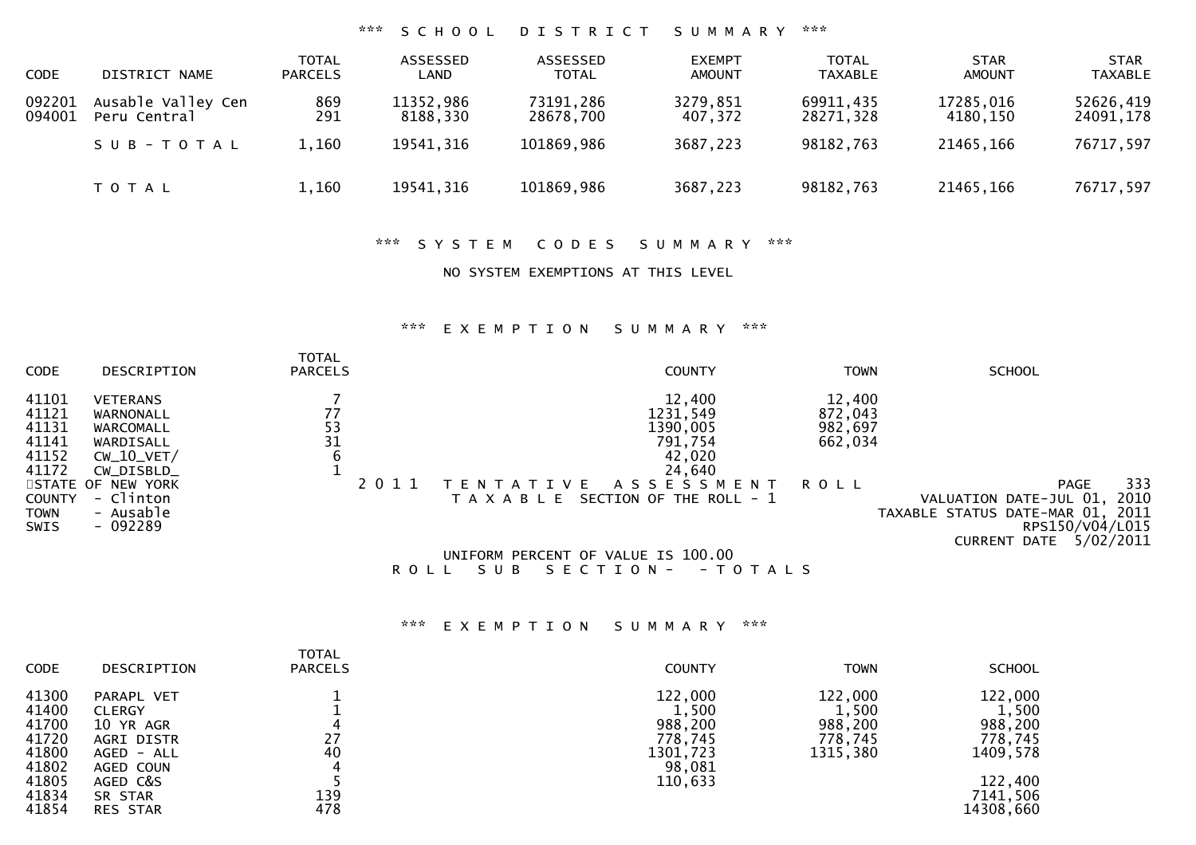### *** SCHOOL DISTRICT SUMMARY ***

| CODE | DISTRICT NAME | TOTAL PARCELS | ASSESSED LAND | ASSESSED TOTAL | EXEMPT AMOUNT | TOTAL TAXABLE | STAR AMOUNT | STAR TAXABLE |
|---|---|---|---|---|---|---|---|---|
| 092201 | Ausable Valley Cen | 869 | 11352,986 | 73191,286 | 3279,851 | 69911,435 | 17285,016 | 52626,419 |
| 094001 | Peru Central | 291 | 8188,330 | 28678,700 | 407,372 | 28271,328 | 4180,150 | 24091,178 |
| | SUB-TOTAL | 1,160 | 19541,316 | 101869,986 | 3687,223 | 98182,763 | 21465,166 | 76717,597 |
| | TOTAL | 1,160 | 19541,316 | 101869,986 | 3687,223 | 98182,763 | 21465,166 | 76717,597 |

### *** SYSTEM CODES SUMMARY ***

NO SYSTEM EXEMPTIONS AT THIS LEVEL

### *** EXEMPTION SUMMARY ***

| CODE | DESCRIPTION | TOTAL PARCELS | COUNTY | TOWN | SCHOOL |
|---|---|---|---|---|---|
| 41101 | VETERANS | 7 | 12,400 | 12,400 | |
| 41121 | WARNONALL | 77 | 1231,549 | 872,043 | |
| 41131 | WARCOMALL | 53 | 1390,005 | 982,697 | |
| 41141 | WARDISALL | 31 | 791,754 | 662,034 | |
| 41152 | CW_10_VET/ | 6 | 42,020 | | |
| 41172 | CW_DISBLD_ | 1 | 24,640 | | |

STATE OF NEW YORK
COUNTY - Clinton
TOWN - Ausable
SWIS - 092289

2011 TENTATIVE ASSESSMENT ROLL
TAXABLE SECTION OF THE ROLL - 1

PAGE 333
VALUATION DATE-JUL 01, 2010
TAXABLE STATUS DATE-MAR 01, 2011
RPS150/V04/L015
CURRENT DATE 5/02/2011

UNIFORM PERCENT OF VALUE IS 100.00
ROLL SUB SECTION- -TOTALS

### *** EXEMPTION SUMMARY ***

| CODE | DESCRIPTION | TOTAL PARCELS | COUNTY | TOWN | SCHOOL |
|---|---|---|---|---|---|
| 41300 | PARAPL VET | 1 | 122,000 | 122,000 | 122,000 |
| 41400 | CLERGY | 1 | 1,500 | 1,500 | 1,500 |
| 41700 | 10 YR AGR | 4 | 988,200 | 988,200 | 988,200 |
| 41720 | AGRI DISTR | 27 | 778,745 | 778,745 | 778,745 |
| 41800 | AGED - ALL | 40 | 1301,723 | 1315,380 | 1409,578 |
| 41802 | AGED COUN | 4 | 98,081 | | |
| 41805 | AGED C&S | 5 | 110,633 | | 122,400 |
| 41834 | SR STAR | 139 | | | 7141,506 |
| 41854 | RES STAR | 478 | | | 14308,660 |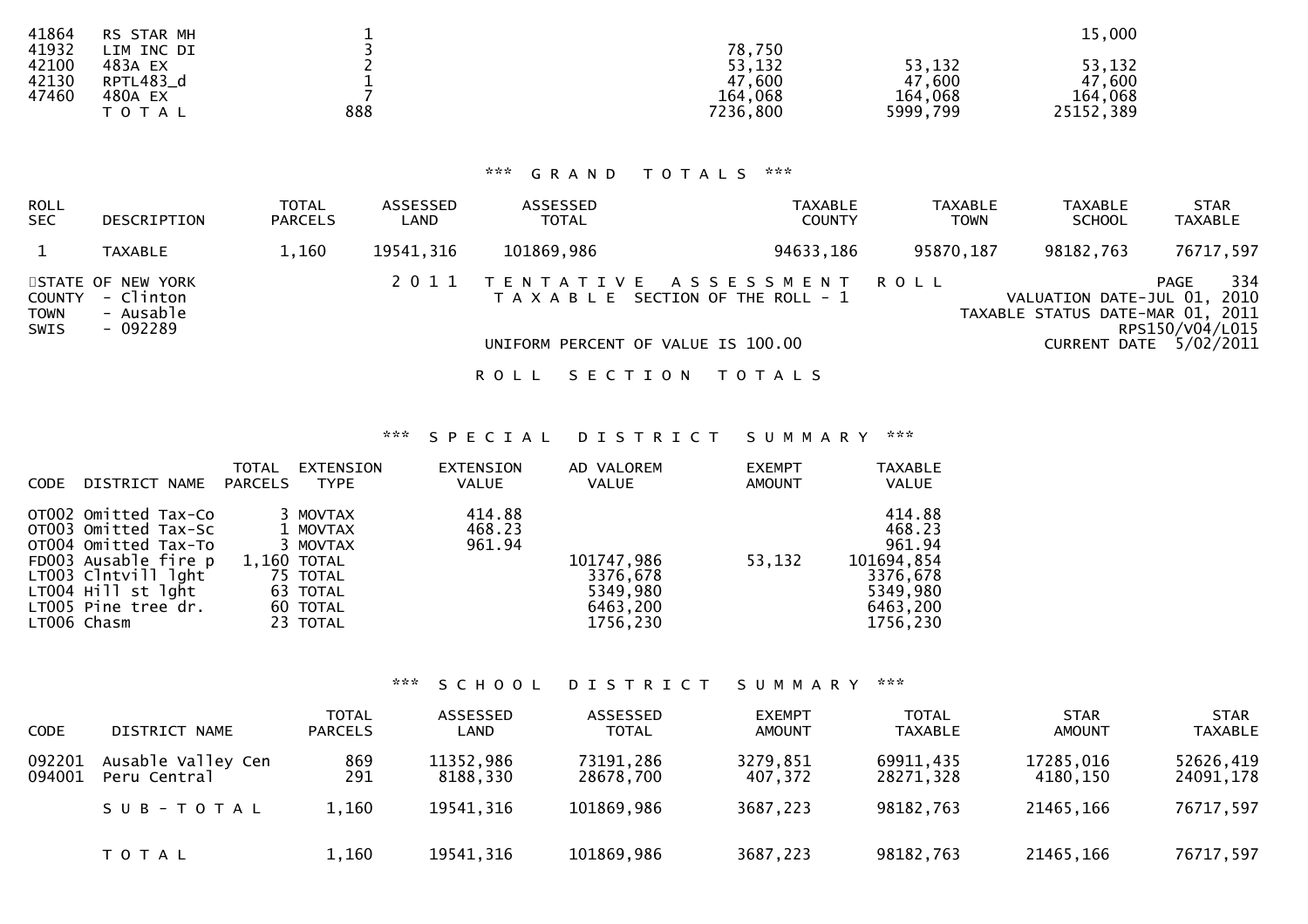| CODE | DESCRIPTION | TOTAL PARCELS | COUNTY | TOWN | SCHOOL |
|---|---|---|---|---|---|
| 41864 | RS STAR MH | 1 | | | 15,000 |
| 41932 | LIM INC DI | 3 | 78,750 | | |
| 42100 | 483A EX | 2 | 53,132 | 53,132 | 53,132 |
| 42130 | RPTL483_d | 1 | 47,600 | 47,600 | 47,600 |
| 47460 | 480A EX | 7 | 164,068 | 164,068 | 164,068 |
| | T O T A L | 888 | 7236,800 | 5999,799 | 25152,389 |

### *** G R A N D T O T A L S ***

| ROLL SEC | DESCRIPTION | TOTAL PARCELS | ASSESSED LAND | ASSESSED TOTAL | TAXABLE COUNTY | TAXABLE TOWN | TAXABLE SCHOOL | STAR TAXABLE |
|---|---|---|---|---|---|---|---|---|
| 1 | TAXABLE | 1,160 | 19541,316 | 101869,986 | 94633,186 | 95870,187 | 98182,763 | 76717,597 |

STATE OF NEW YORK
COUNTY - Clinton
TOWN - Ausable
SWIS - 092289

2 0 1 1 T E N T A T I V E A S S E S S M E N T R O L L
T A X A B L E SECTION OF THE ROLL - 1

UNIFORM PERCENT OF VALUE IS 100.00

VALUATION DATE-JUL 01, 2010
TAXABLE STATUS DATE-MAR 01, 2011
RPS150/V04/L015
CURRENT DATE 5/02/2011

## R O L L S E C T I O N T O T A L S

### *** S P E C I A L D I S T R I C T S U M M A R Y ***

| CODE | DISTRICT NAME | TOTAL PARCELS | EXTENSION TYPE | EXTENSION VALUE | AD VALOREM VALUE | EXEMPT AMOUNT | TAXABLE VALUE |
|---|---|---|---|---|---|---|---|
| OT002 | Omitted Tax-Co | 3 | MOVTAX | 414.88 | | | 414.88 |
| OT003 | Omitted Tax-Sc | 1 | MOVTAX | 468.23 | | | 468.23 |
| OT004 | Omitted Tax-To | 3 | MOVTAX | 961.94 | | | 961.94 |
| FD003 | Ausable fire p | 1,160 | TOTAL | | 101747,986 | 53,132 | 101694,854 |
| LT003 | Clntvill lght | 75 | TOTAL | | 3376,678 | | 3376,678 |
| LT004 | Hill st lght | 63 | TOTAL | | 5349,980 | | 5349,980 |
| LT005 | Pine tree dr. | 60 | TOTAL | | 6463,200 | | 6463,200 |
| LT006 | Chasm | 23 | TOTAL | | 1756,230 | | 1756,230 |

### *** S C H O O L D I S T R I C T S U M M A R Y ***

| CODE | DISTRICT NAME | TOTAL PARCELS | ASSESSED LAND | ASSESSED TOTAL | EXEMPT AMOUNT | TOTAL TAXABLE | STAR AMOUNT | STAR TAXABLE |
|---|---|---|---|---|---|---|---|---|
| 092201 | Ausable Valley Cen | 869 | 11352,986 | 73191,286 | 3279,851 | 69911,435 | 17285,016 | 52626,419 |
| 094001 | Peru Central | 291 | 8188,330 | 28678,700 | 407,372 | 28271,328 | 4180,150 | 24091,178 |
| | S U B - T O T A L | 1,160 | 19541,316 | 101869,986 | 3687,223 | 98182,763 | 21465,166 | 76717,597 |
| | T O T A L | 1,160 | 19541,316 | 101869,986 | 3687,223 | 98182,763 | 21465,166 | 76717,597 |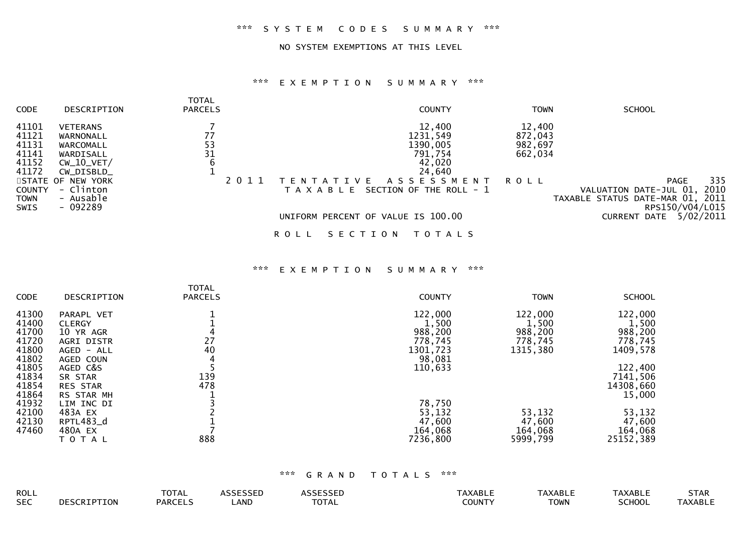*** SYSTEM CODES SUMMARY ***

NO SYSTEM EXEMPTIONS AT THIS LEVEL

*** EXEMPTION SUMMARY ***

| CODE | DESCRIPTION | TOTAL PARCELS | COUNTY | TOWN | SCHOOL |
|---|---|---|---|---|---|
| 41101 | VETERANS | 7 | 12,400 | 12,400 | |
| 41121 | WARNONALL | 77 | 1231,549 | 872,043 | |
| 41131 | WARCOMALL | 53 | 1390,005 | 982,697 | |
| 41141 | WARDISALL | 31 | 791,754 | 662,034 | |
| 41152 | CW_10_VET/ | 6 | 42,020 | | |
| 41172 | CW_DISBLD_ | 1 | 24,640 | | |

STATE OF NEW YORK
COUNTY - Clinton
TOWN - Ausable
SWIS - 092289

2011 TENTATIVE ASSESSMENT ROLL
TAXABLE SECTION OF THE ROLL - 1

UNIFORM PERCENT OF VALUE IS 100.00

VALUATION DATE-JUL 01, 2010
TAXABLE STATUS DATE-MAR 01, 2011
RPS150/V04/L015
CURRENT DATE 5/02/2011

ROLL SECTION TOTALS

*** EXEMPTION SUMMARY ***

| CODE | DESCRIPTION | TOTAL PARCELS | COUNTY | TOWN | SCHOOL |
|---|---|---|---|---|---|
| 41300 | PARAPL VET | 1 | 122,000 | 122,000 | 122,000 |
| 41400 | CLERGY | 1 | 1,500 | 1,500 | 1,500 |
| 41700 | 10 YR AGR | 4 | 988,200 | 988,200 | 988,200 |
| 41720 | AGRI DISTR | 27 | 778,745 | 778,745 | 778,745 |
| 41800 | AGED - ALL | 40 | 1301,723 | 1315,380 | 1409,578 |
| 41802 | AGED COUN | 4 | 98,081 | | |
| 41805 | AGED C&S | 5 | 110,633 | | 122,400 |
| 41834 | SR STAR | 139 | | | 7141,506 |
| 41854 | RES STAR | 478 | | | 14308,660 |
| 41864 | RS STAR MH | 1 | | | 15,000 |
| 41932 | LIM INC DI | 3 | 78,750 | | |
| 42100 | 483A EX | 2 | 53,132 | 53,132 | 53,132 |
| 42130 | RPTL483_d | 1 | 47,600 | 47,600 | 47,600 |
| 47460 | 480A EX | 7 | 164,068 | 164,068 | 164,068 |
| | TOTAL | 888 | 7236,800 | 5999,799 | 25152,389 |

*** GRAND TOTALS ***

| ROLL SEC | DESCRIPTION | TOTAL PARCELS | ASSESSED LAND | ASSESSED TOTAL | TAXABLE COUNTY | TAXABLE TOWN | TAXABLE SCHOOL | STAR TAXABLE |
|---|---|---|---|---|---|---|---|---|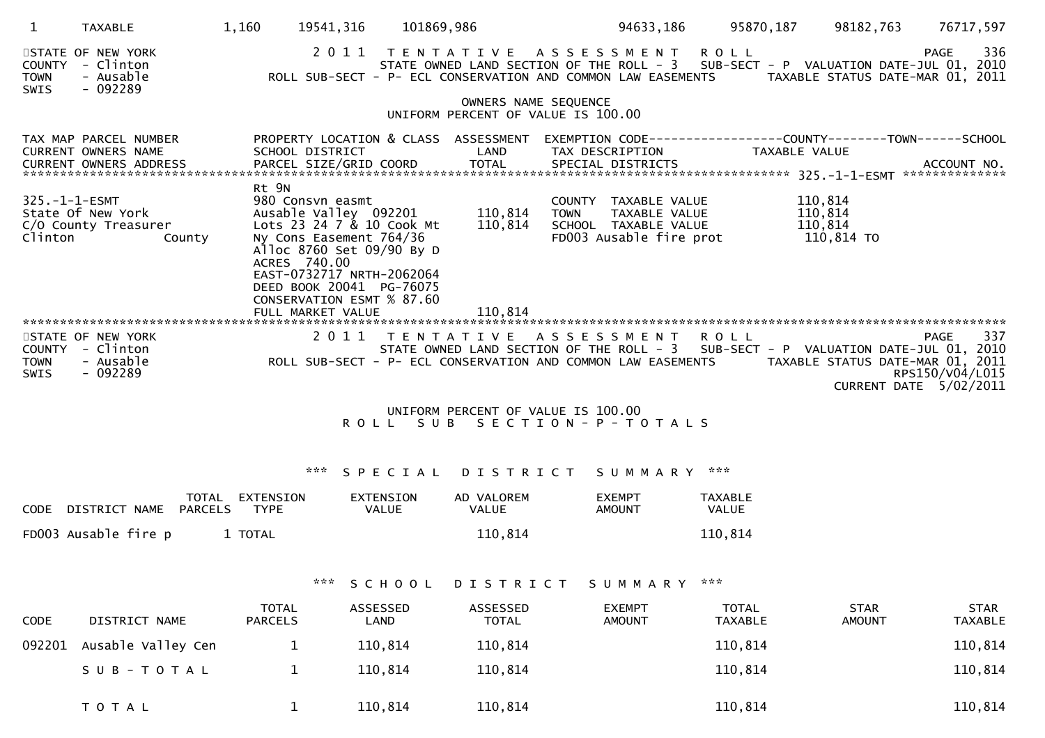| 1 | TAXABLE | 1,160 | 19541,316 | 101869,986 | 94633,186 | 95870,187 | 98182,763 | 76717,597 |
|---|---|---|---|---|---|---|---|---|

STATE OF NEW YORK
COUNTY - Clinton
TOWN - Ausable
SWIS - 092289

2011 TENTATIVE ASSESSMENT ROLL
STATE OWNED LAND SECTION OF THE ROLL - 3 SUB-SECT - P VALUATION DATE-JUL 01, 2010
ROLL SUB-SECT - P- ECL CONSERVATION AND COMMON LAW EASEMENTS TAXABLE STATUS DATE-MAR 01, 2011

PAGE 336

OWNERS NAME SEQUENCE
UNIFORM PERCENT OF VALUE IS 100.00

```
TAX MAP PARCEL NUMBER          PROPERTY LOCATION & CLASS  ASSESSMENT  EXEMPTION CODE------------------COUNTY--------TOWN------SCHOOL
CURRENT OWNERS NAME            SCHOOL DISTRICT               LAND      TAX DESCRIPTION            TAXABLE VALUE
CURRENT OWNERS ADDRESS         PARCEL SIZE/GRID COORD        TOTAL     SPECIAL DISTRICTS                                   ACCOUNT NO.
*********************************************************************************************** 325.-1-1-ESMT **************
                               Rt 9N
325.-1-1-ESMT                  980 Consvn easmt                        COUNTY  TAXABLE VALUE           110,814
State Of New York              Ausable Valley  092201       110,814    TOWN    TAXABLE VALUE           110,814
C/O County Treasurer           Lots 23 24 7 & 10 Cook Mt    110,814    SCHOOL  TAXABLE VALUE           110,814
Clinton              County    Ny Cons Easement 764/36                 FD003 Ausable fire prot          110,814 TO
                               Alloc 8760 Set 09/90 By D
                               ACRES  740.00
                               EAST-0732717 NRTH-2062064
                               DEED BOOK 20041  PG-76075
                               CONSERVATION ESMT % 87.60
                               FULL MARKET VALUE            110,814
******************************************************************************************************************************
```

STATE OF NEW YORK
COUNTY - Clinton
TOWN - Ausable
SWIS - 092289

2011 TENTATIVE ASSESSMENT ROLL
STATE OWNED LAND SECTION OF THE ROLL - 3 SUB-SECT - P VALUATION DATE-JUL 01, 2010
ROLL SUB-SECT - P- ECL CONSERVATION AND COMMON LAW EASEMENTS TAXABLE STATUS DATE-MAR 01, 2011

PAGE 337
RPS150/V04/L015
CURRENT DATE 5/02/2011

UNIFORM PERCENT OF VALUE IS 100.00
ROLL SUB SECTION - P - TOTALS

*** SPECIAL DISTRICT SUMMARY ***

| CODE | DISTRICT NAME | TOTAL PARCELS | EXTENSION TYPE | EXTENSION VALUE | AD VALOREM VALUE | EXEMPT AMOUNT | TAXABLE VALUE |
|---|---|---|---|---|---|---|---|
| FD003 | Ausable fire p | 1 | TOTAL | | 110,814 | | 110,814 |

*** SCHOOL DISTRICT SUMMARY ***

| CODE | DISTRICT NAME | TOTAL PARCELS | ASSESSED LAND | ASSESSED TOTAL | EXEMPT AMOUNT | TOTAL TAXABLE | STAR AMOUNT | STAR TAXABLE |
|---|---|---|---|---|---|---|---|---|
| 092201 | Ausable Valley Cen | 1 | 110,814 | 110,814 | | 110,814 | | 110,814 |
| | S U B - T O T A L | 1 | 110,814 | 110,814 | | 110,814 | | 110,814 |
| | T O T A L | 1 | 110,814 | 110,814 | | 110,814 | | 110,814 |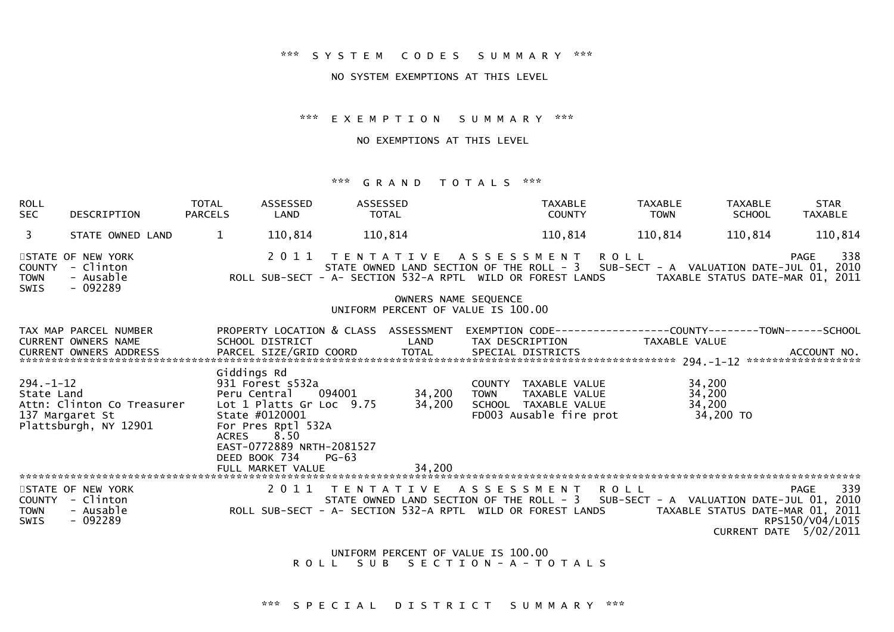*** S Y S T E M   C O D E S   S U M M A R Y ***

NO SYSTEM EXEMPTIONS AT THIS LEVEL

*** E X E M P T I O N   S U M M A R Y ***

NO EXEMPTIONS AT THIS LEVEL

*** G R A N D   T O T A L S ***

| ROLL SEC | DESCRIPTION | TOTAL PARCELS | ASSESSED LAND | ASSESSED TOTAL | TAXABLE COUNTY | TAXABLE TOWN | TAXABLE SCHOOL | STAR TAXABLE |
|---|---|---|---|---|---|---|---|---|
| 3 | STATE OWNED LAND | 1 | 110,814 | 110,814 | 110,814 | 110,814 | 110,814 | 110,814 |

STATE OF NEW YORK
COUNTY - Clinton
TOWN - Ausable
SWIS - 092289

2 0 1 1   T E N T A T I V E   A S S E S S M E N T   R O L L
STATE OWNED LAND SECTION OF THE ROLL - 3   SUB-SECT - A   VALUATION DATE-JUL 01, 2010
ROLL SUB-SECT - A- SECTION 532-A RPTL WILD OR FOREST LANDS   TAXABLE STATUS DATE-MAR 01, 2011

OWNERS NAME SEQUENCE
UNIFORM PERCENT OF VALUE IS 100.00

| TAX MAP PARCEL NUMBER / CURRENT OWNERS NAME / CURRENT OWNERS ADDRESS | PROPERTY LOCATION & CLASS / SCHOOL DISTRICT / PARCEL SIZE/GRID COORD | ASSESSMENT LAND / TOTAL | EXEMPTION CODE / TAX DESCRIPTION / SPECIAL DISTRICTS | COUNTY--TOWN--SCHOOL TAXABLE VALUE / ACCOUNT NO. |
|---|---|---|---|---|
| ******** 294.-1-12 ******** | | | | |
| 294.-1-12 | Giddings Rd | | | |
| State Land | 931 Forest s532a | | COUNTY TAXABLE VALUE | 34,200 |
| Attn: Clinton Co Treasurer | Peru Central 094001 | 34,200 | TOWN TAXABLE VALUE | 34,200 |
| 137 Margaret St | Lot 1 Platts Gr Loc 9.75 | 34,200 | SCHOOL TAXABLE VALUE | 34,200 |
| Plattsburgh, NY 12901 | State #0120001 | | FD003 Ausable fire prot | 34,200 TO |
| | For Pres Rptl 532A | | | |
| | ACRES 8.50 | | | |
| | EAST-0772889 NRTH-2081527 | | | |
| | DEED BOOK 734 PG-63 | | | |
| | FULL MARKET VALUE | 34,200 | | |

STATE OF NEW YORK
COUNTY - Clinton
TOWN - Ausable
SWIS - 092289

2 0 1 1   T E N T A T I V E   A S S E S S M E N T   R O L L
STATE OWNED LAND SECTION OF THE ROLL - 3   SUB-SECT - A   VALUATION DATE-JUL 01, 2010
ROLL SUB-SECT - A- SECTION 532-A RPTL WILD OR FOREST LANDS   TAXABLE STATUS DATE-MAR 01, 2011
RPS150/V04/L015
CURRENT DATE 5/02/2011

UNIFORM PERCENT OF VALUE IS 100.00
R O L L   S U B   S E C T I O N - A - T O T A L S

*** S P E C I A L   D I S T R I C T   S U M M A R Y ***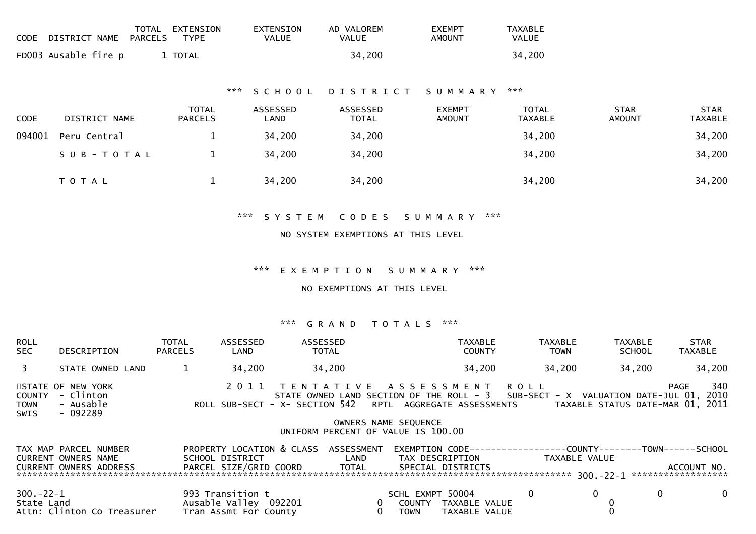| CODE | DISTRICT NAME | TOTAL PARCELS | EXTENSION TYPE | EXTENSION VALUE | AD VALOREM VALUE | EXEMPT AMOUNT | TAXABLE VALUE |
|---|---|---|---|---|---|---|---|
| FD003 | Ausable fire p | 1 | TOTAL | | 34,200 | | 34,200 |

### *** S C H O O L D I S T R I C T S U M M A R Y ***

| CODE | DISTRICT NAME | TOTAL PARCELS | ASSESSED LAND | ASSESSED TOTAL | EXEMPT AMOUNT | TOTAL TAXABLE | STAR AMOUNT | STAR TAXABLE |
|---|---|---|---|---|---|---|---|---|
| 094001 | Peru Central | 1 | 34,200 | 34,200 | | 34,200 | | 34,200 |
| | S U B - T O T A L | 1 | 34,200 | 34,200 | | 34,200 | | 34,200 |
| | T O T A L | 1 | 34,200 | 34,200 | | 34,200 | | 34,200 |

### *** S Y S T E M C O D E S S U M M A R Y ***

NO SYSTEM EXEMPTIONS AT THIS LEVEL

### *** E X E M P T I O N S U M M A R Y ***

NO EXEMPTIONS AT THIS LEVEL

### *** G R A N D T O T A L S ***

| ROLL SEC | DESCRIPTION | TOTAL PARCELS | ASSESSED LAND | ASSESSED TOTAL | TAXABLE COUNTY | TAXABLE TOWN | TAXABLE SCHOOL | STAR TAXABLE |
|---|---|---|---|---|---|---|---|---|
| 3 | STATE OWNED LAND | 1 | 34,200 | 34,200 | 34,200 | 34,200 | 34,200 | 34,200 |

STATE OF NEW YORK — 2 0 1 1 T E N T A T I V E A S S E S S M E N T R O L L — PAGE 340
COUNTY - Clinton — STATE OWNED LAND SECTION OF THE ROLL - 3 SUB-SECT - X VALUATION DATE-JUL 01, 2010
TOWN - Ausable — ROLL SUB-SECT - X- SECTION 542 RPTL AGGREGATE ASSESSMENTS — TAXABLE STATUS DATE-MAR 01, 2011
SWIS - 092289

OWNERS NAME SEQUENCE
UNIFORM PERCENT OF VALUE IS 100.00

| TAX MAP PARCEL NUMBER / CURRENT OWNERS NAME / CURRENT OWNERS ADDRESS | PROPERTY LOCATION & CLASS / SCHOOL DISTRICT / PARCEL SIZE/GRID COORD | ASSESSMENT LAND / TOTAL | EXEMPTION CODE / TAX DESCRIPTION / SPECIAL DISTRICTS | COUNTY | TOWN | SCHOOL |
|---|---|---|---|---|---|---|
| ****** 300.-22-1 ****** | | | | | | ACCOUNT NO. |
| 300.-22-1 | 993 Transition t | | SCHL EXMPT 50004 | 0 0 | 0 | 0 |
| State Land | Ausable Valley 092201 | 0 | COUNTY TAXABLE VALUE | 0 | | |
| Attn: Clinton Co Treasurer | Tran Assmt For County | 0 | TOWN TAXABLE VALUE | 0 | | |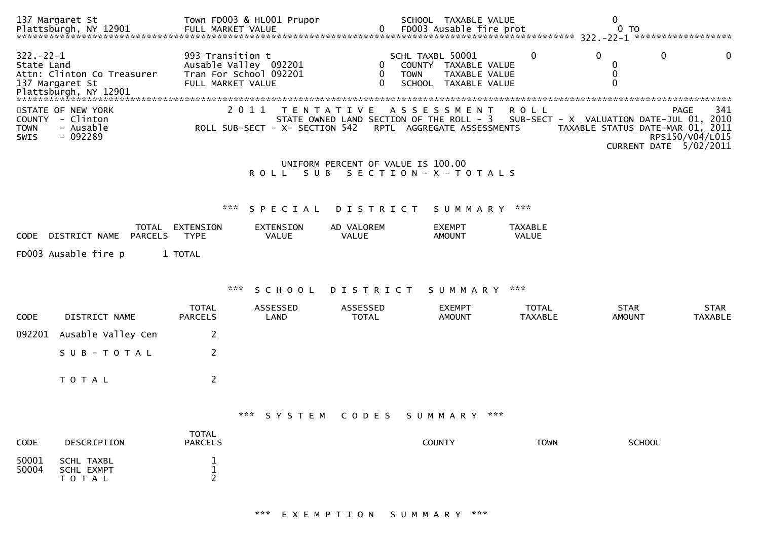```
137 Margaret St               Town FD003 & HL001 Prupor                SCHOOL  TAXABLE VALUE                    0
Plattsburgh, NY 12901         FULL MARKET VALUE                  0   FD003 Ausable fire prot                    0 TO
******************************************************************************************************* 322.-22-1 ******************

322.-22-1                     993 Transition t                       SCHL TAXBL 50001          0            0             0            0
State Land                    Ausable Valley  092201             0    COUNTY  TAXABLE VALUE                  0
Attn: Clinton Co Treasurer    Tran For School 092201             0    TOWN    TAXABLE VALUE                  0
137 Margaret St               FULL MARKET VALUE                  0    SCHOOL  TAXABLE VALUE                  0
Plattsburgh, NY 12901
************************************************************************************************************************************
```

STATE OF NEW YORK
COUNTY - Clinton
TOWN - Ausable
SWIS - 092289

2011 TENTATIVE ASSESSMENT ROLL
STATE OWNED LAND SECTION OF THE ROLL - 3 SUB-SECT - X VALUATION DATE-JUL 01, 2010
ROLL SUB-SECT - X- SECTION 542 RPTL AGGREGATE ASSESSMENTS TAXABLE STATUS DATE-MAR 01, 2011
RPS150/V04/L015
CURRENT DATE 5/02/2011

UNIFORM PERCENT OF VALUE IS 100.00

ROLL SUB SECTION - X - TOTALS

*** SPECIAL DISTRICT SUMMARY ***

| CODE | DISTRICT NAME | TOTAL PARCELS | EXTENSION TYPE | EXTENSION VALUE | AD VALOREM VALUE | EXEMPT AMOUNT | TAXABLE VALUE |
|---|---|---|---|---|---|---|---|
| FD003 | Ausable fire p | 1 | TOTAL | | | | |

*** SCHOOL DISTRICT SUMMARY ***

| CODE | DISTRICT NAME | TOTAL PARCELS | ASSESSED LAND | ASSESSED TOTAL | EXEMPT AMOUNT | TOTAL TAXABLE | STAR AMOUNT | STAR TAXABLE |
|---|---|---|---|---|---|---|---|---|
| 092201 | Ausable Valley Cen | 2 | | | | | | |
| | SUB-TOTAL | 2 | | | | | | |
| | TOTAL | 2 | | | | | | |

*** SYSTEM CODES SUMMARY ***

| CODE | DESCRIPTION | TOTAL PARCELS | COUNTY | TOWN | SCHOOL |
|---|---|---|---|---|---|
| 50001 | SCHL TAXBL | 1 | | | |
| 50004 | SCHL EXMPT | 1 | | | |
| | TOTAL | 2 | | | |

*** EXEMPTION SUMMARY ***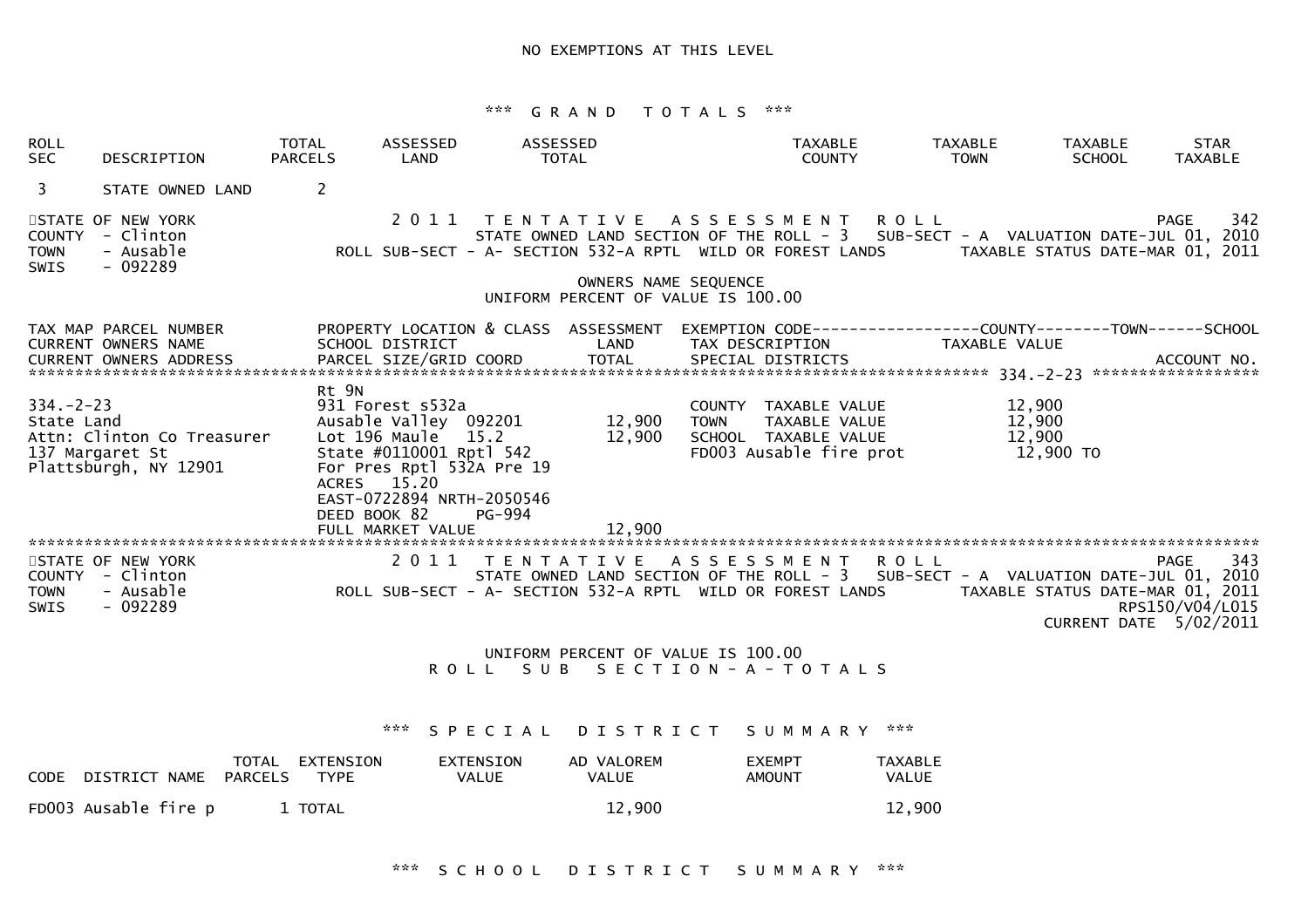NO EXEMPTIONS AT THIS LEVEL

*** G R A N D   T O T A L S ***

| ROLL SEC | DESCRIPTION | TOTAL PARCELS | ASSESSED LAND | ASSESSED TOTAL | TAXABLE COUNTY | TAXABLE TOWN | TAXABLE SCHOOL | STAR TAXABLE |
|---|---|---|---|---|---|---|---|---|
| 3 | STATE OWNED LAND | 2 | | | | | | |

STATE OF NEW YORK — 2011 TENTATIVE ASSESSMENT ROLL
COUNTY - Clinton — STATE OWNED LAND SECTION OF THE ROLL - 3 SUB-SECT - A VALUATION DATE-JUL 01, 2010
TOWN - Ausable — ROLL SUB-SECT - A- SECTION 532-A RPTL WILD OR FOREST LANDS — TAXABLE STATUS DATE-MAR 01, 2011
SWIS - 092289

OWNERS NAME SEQUENCE
UNIFORM PERCENT OF VALUE IS 100.00

| TAX MAP PARCEL NUMBER / CURRENT OWNERS NAME / CURRENT OWNERS ADDRESS | PROPERTY LOCATION & CLASS / SCHOOL DISTRICT / PARCEL SIZE/GRID COORD | ASSESSMENT LAND / TOTAL | EXEMPTION CODE / TAX DESCRIPTION / SPECIAL DISTRICTS | COUNTY / TOWN / SCHOOL TAXABLE VALUE |
|---|---|---|---|---|
| 334.-2-23 | Rt 9N | | | |
| 334.-2-23 | 931 Forest s532a | | COUNTY TAXABLE VALUE | 12,900 |
| State Land | Ausable Valley 092201 | 12,900 | TOWN TAXABLE VALUE | 12,900 |
| Attn: Clinton Co Treasurer | Lot 196 Maule 15.2 | 12,900 | SCHOOL TAXABLE VALUE | 12,900 |
| 137 Margaret St | State #0110001 Rptl 542 | | FD003 Ausable fire prot | 12,900 TO |
| Plattsburgh, NY 12901 | For Pres Rptl 532A Pre 19 | | | |
| | ACRES 15.20 | | | |
| | EAST-0722894 NRTH-2050546 | | | |
| | DEED BOOK 82 PG-994 | | | |
| | FULL MARKET VALUE | 12,900 | | |

STATE OF NEW YORK — 2011 TENTATIVE ASSESSMENT ROLL
COUNTY - Clinton — STATE OWNED LAND SECTION OF THE ROLL - 3 SUB-SECT - A VALUATION DATE-JUL 01, 2010
TOWN - Ausable — ROLL SUB-SECT - A- SECTION 532-A RPTL WILD OR FOREST LANDS — TAXABLE STATUS DATE-MAR 01, 2011
SWIS - 092289 — RPS150/V04/L015 — CURRENT DATE 5/02/2011

UNIFORM PERCENT OF VALUE IS 100.00
R O L L   S U B   S E C T I O N - A - T O T A L S

*** S P E C I A L   D I S T R I C T   S U M M A R Y ***

| CODE | DISTRICT NAME | TOTAL PARCELS | EXTENSION TYPE | EXTENSION VALUE | AD VALOREM VALUE | EXEMPT AMOUNT | TAXABLE VALUE |
|---|---|---|---|---|---|---|---|
| FD003 | Ausable fire p | 1 | TOTAL | | 12,900 | | 12,900 |

*** S C H O O L   D I S T R I C T   S U M M A R Y ***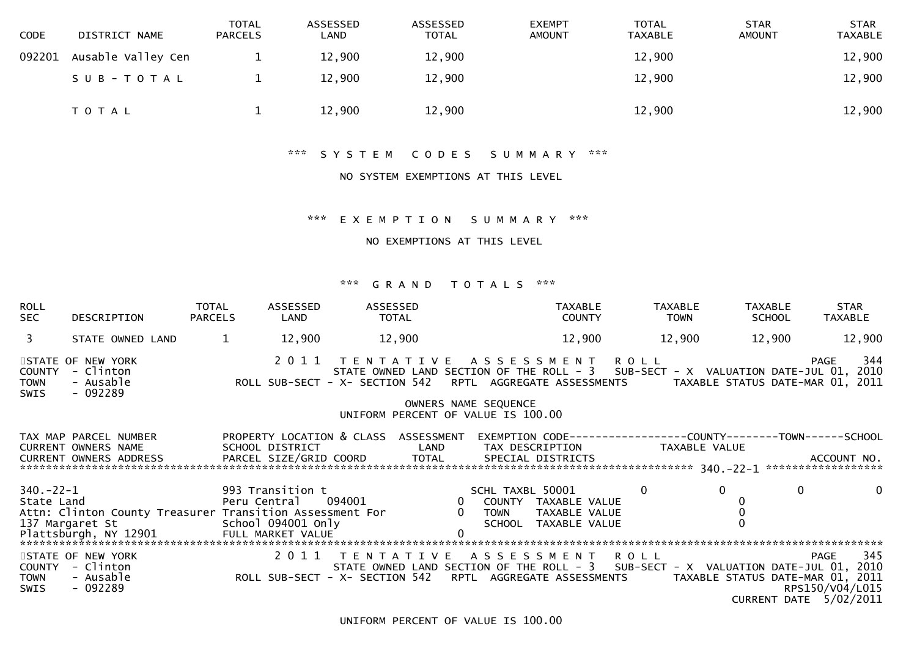| CODE | DISTRICT NAME | TOTAL PARCELS | ASSESSED LAND | ASSESSED TOTAL | EXEMPT AMOUNT | TOTAL TAXABLE | STAR AMOUNT | STAR TAXABLE |
|---|---|---|---|---|---|---|---|---|
| 092201 | Ausable Valley Cen | 1 | 12,900 | 12,900 | | 12,900 | | 12,900 |
| | S U B - T O T A L | 1 | 12,900 | 12,900 | | 12,900 | | 12,900 |
| | T O T A L | 1 | 12,900 | 12,900 | | 12,900 | | 12,900 |

*** S Y S T E M   C O D E S   S U M M A R Y ***

NO SYSTEM EXEMPTIONS AT THIS LEVEL

*** E X E M P T I O N   S U M M A R Y ***

NO EXEMPTIONS AT THIS LEVEL

*** G R A N D   T O T A L S ***

| ROLL SEC | DESCRIPTION | TOTAL PARCELS | ASSESSED LAND | ASSESSED TOTAL | TAXABLE COUNTY | TAXABLE TOWN | TAXABLE SCHOOL | STAR TAXABLE |
|---|---|---|---|---|---|---|---|---|
| 3 | STATE OWNED LAND | 1 | 12,900 | 12,900 | 12,900 | 12,900 | 12,900 | 12,900 |

STATE OF NEW YORK — 2 0 1 1   T E N T A T I V E   A S S E S S M E N T   R O L L — PAGE 344
COUNTY - Clinton — STATE OWNED LAND SECTION OF THE ROLL - 3 — SUB-SECT - X — VALUATION DATE-JUL 01, 2010
TOWN - Ausable — ROLL SUB-SECT - X- SECTION 542 RPTL AGGREGATE ASSESSMENTS — TAXABLE STATUS DATE-MAR 01, 2011
SWIS - 092289

OWNERS NAME SEQUENCE
UNIFORM PERCENT OF VALUE IS 100.00

| TAX MAP PARCEL NUMBER / CURRENT OWNERS NAME / CURRENT OWNERS ADDRESS | PROPERTY LOCATION & CLASS / SCHOOL DISTRICT / PARCEL SIZE/GRID COORD | ASSESSMENT LAND / TOTAL | EXEMPTION CODE / TAX DESCRIPTION / SPECIAL DISTRICTS | COUNTY | TOWN | SCHOOL / ACCOUNT NO. |
|---|---|---|---|---|---|---|
| 340.-22-1 | 993 Transition t | | SCHL TAXBL 50001 | 0 | 0 | 0 0 |
| State Land | Peru Central 094001 | 0 | COUNTY TAXABLE VALUE | 0 | | |
| Attn: Clinton County Treasurer | Transition Assessment For | 0 | TOWN TAXABLE VALUE | | 0 | |
| 137 Margaret St | School 094001 Only | | SCHOOL TAXABLE VALUE | | | 0 |
| Plattsburgh, NY 12901 | FULL MARKET VALUE | 0 | | | | |

STATE OF NEW YORK — 2 0 1 1   T E N T A T I V E   A S S E S S M E N T   R O L L — PAGE 345
COUNTY - Clinton — STATE OWNED LAND SECTION OF THE ROLL - 3 — SUB-SECT - X — VALUATION DATE-JUL 01, 2010
TOWN - Ausable — ROLL SUB-SECT - X- SECTION 542 RPTL AGGREGATE ASSESSMENTS — TAXABLE STATUS DATE-MAR 01, 2011
SWIS - 092289 — RPS150/V04/L015
CURRENT DATE 5/02/2011

UNIFORM PERCENT OF VALUE IS 100.00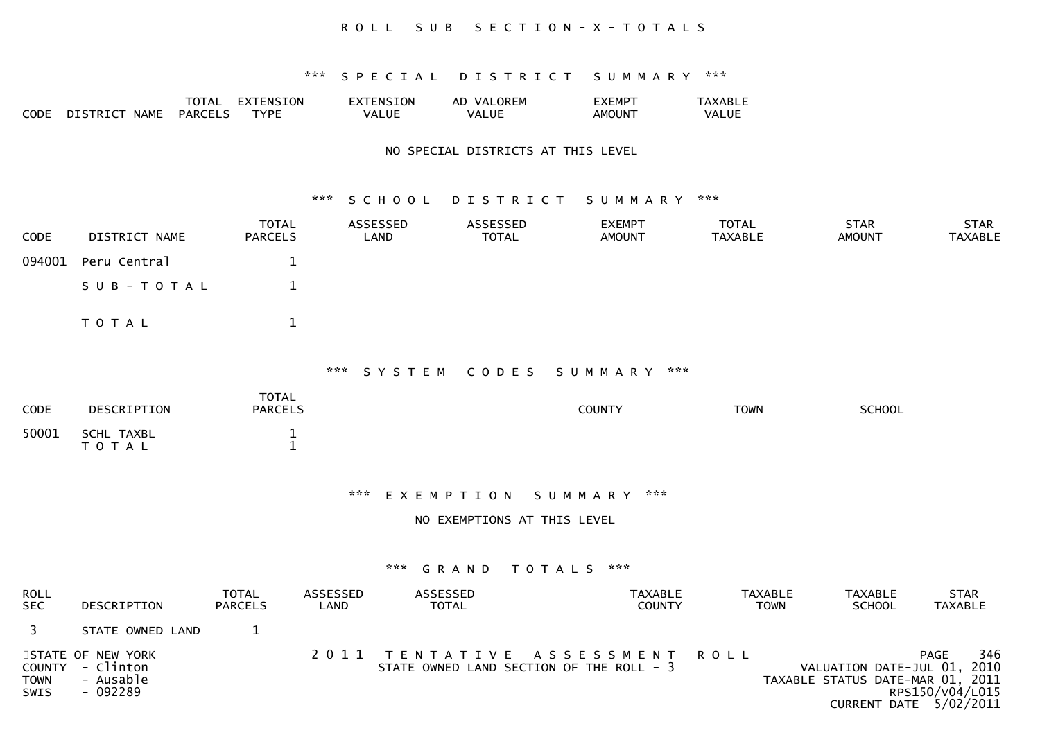# R O L L   S U B   S E C T I O N - X - T O T A L S

## *** S P E C I A L   D I S T R I C T   S U M M A R Y ***

| CODE | DISTRICT NAME | TOTAL PARCELS | EXTENSION TYPE | EXTENSION VALUE | AD VALOREM VALUE | EXEMPT AMOUNT | TAXABLE VALUE |
|---|---|---|---|---|---|---|---|

NO SPECIAL DISTRICTS AT THIS LEVEL

## *** S C H O O L   D I S T R I C T   S U M M A R Y ***

| CODE | DISTRICT NAME | TOTAL PARCELS | ASSESSED LAND | ASSESSED TOTAL | EXEMPT AMOUNT | TOTAL TAXABLE | STAR AMOUNT | STAR TAXABLE |
|---|---|---|---|---|---|---|---|---|
| 094001 | Peru Central | 1 | | | | | | |
| | S U B - T O T A L | 1 | | | | | | |
| | T O T A L | 1 | | | | | | |

## *** S Y S T E M   C O D E S   S U M M A R Y ***

| CODE | DESCRIPTION | TOTAL PARCELS | COUNTY | TOWN | SCHOOL |
|---|---|---|---|---|---|
| 50001 | SCHL TAXBL | 1 | | | |
| | T O T A L | 1 | | | |

## *** E X E M P T I O N   S U M M A R Y ***

NO EXEMPTIONS AT THIS LEVEL

## *** G R A N D   T O T A L S ***

| ROLL SEC | DESCRIPTION | TOTAL PARCELS | ASSESSED LAND | ASSESSED TOTAL | TAXABLE COUNTY | TAXABLE TOWN | TAXABLE SCHOOL | STAR TAXABLE |
|---|---|---|---|---|---|---|---|---|
| 3 | STATE OWNED LAND | 1 | | | | | | |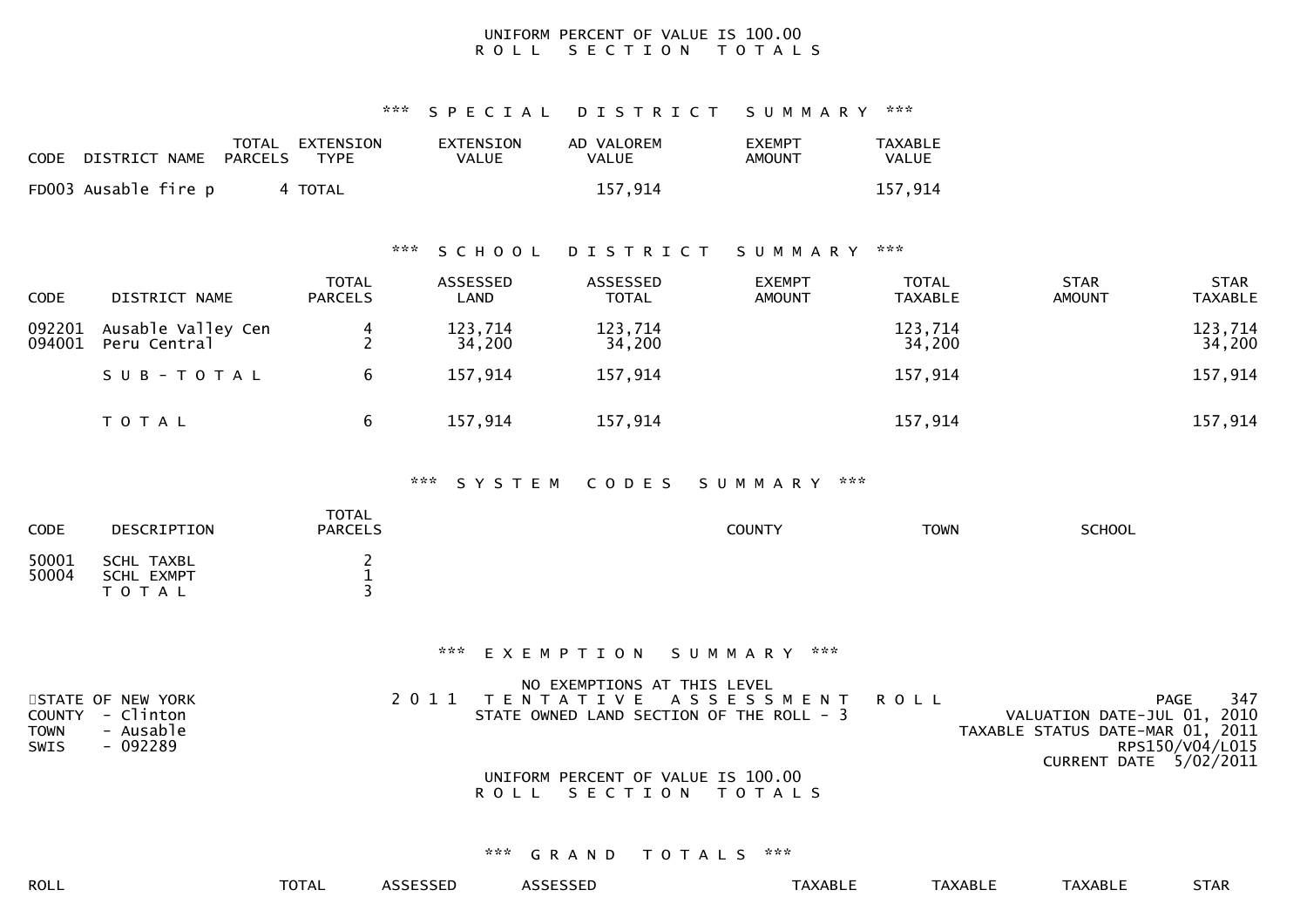UNIFORM PERCENT OF VALUE IS 100.00
R O L L   S E C T I O N   T O T A L S

### *** S P E C I A L   D I S T R I C T   S U M M A R Y ***

| CODE | DISTRICT NAME | TOTAL PARCELS | EXTENSION TYPE | EXTENSION VALUE | AD VALOREM VALUE | EXEMPT AMOUNT | TAXABLE VALUE |
|---|---|---|---|---|---|---|---|
| FD003 | Ausable fire p | 4 | TOTAL | | 157,914 | | 157,914 |

### *** S C H O O L   D I S T R I C T   S U M M A R Y ***

| CODE | DISTRICT NAME | TOTAL PARCELS | ASSESSED LAND | ASSESSED TOTAL | EXEMPT AMOUNT | TOTAL TAXABLE | STAR AMOUNT | STAR TAXABLE |
|---|---|---|---|---|---|---|---|---|
| 092201 | Ausable Valley Cen | 4 | 123,714 | 123,714 | | 123,714 | | 123,714 |
| 094001 | Peru Central | 2 | 34,200 | 34,200 | | 34,200 | | 34,200 |
| | S U B - T O T A L | 6 | 157,914 | 157,914 | | 157,914 | | 157,914 |
| | T O T A L | 6 | 157,914 | 157,914 | | 157,914 | | 157,914 |

### *** S Y S T E M   C O D E S   S U M M A R Y ***

| CODE | DESCRIPTION | TOTAL PARCELS | COUNTY | TOWN | SCHOOL |
|---|---|---|---|---|---|
| 50001 | SCHL TAXBL | 2 | | | |
| 50004 | SCHL EXMPT | 1 | | | |
| | T O T A L | 3 | | | |

### *** E X E M P T I O N   S U M M A R Y ***

NO EXEMPTIONS AT THIS LEVEL

STATE OF NEW YORK
COUNTY - Clinton
TOWN - Ausable
SWIS - 092289

2 0 1 1   T E N T A T I V E   A S S E S S M E N T   R O L L
STATE OWNED LAND SECTION OF THE ROLL - 3

PAGE 347
VALUATION DATE-JUL 01, 2010
TAXABLE STATUS DATE-MAR 01, 2011
RPS150/V04/L015
CURRENT DATE 5/02/2011

UNIFORM PERCENT OF VALUE IS 100.00
R O L L   S E C T I O N   T O T A L S

### *** G R A N D   T O T A L S ***

| ROLL | TOTAL | ASSESSED | ASSESSED | TAXABLE | TAXABLE | TAXABLE | STAR |
|---|---|---|---|---|---|---|---|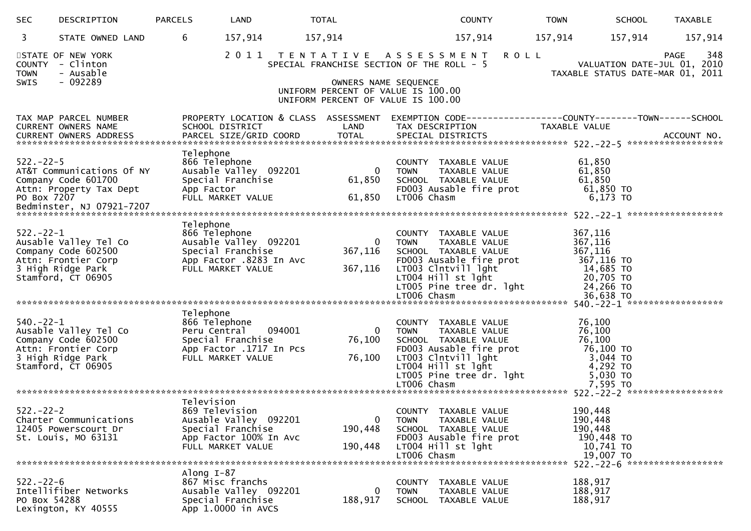| SEC | DESCRIPTION | PARCELS | LAND | TOTAL | COUNTY | TOWN | SCHOOL | TAXABLE |
|---|---|---|---|---|---|---|---|---|
| 3 | STATE OWNED LAND | 6 | 157,914 | 157,914 | 157,914 | 157,914 | 157,914 | 157,914 |

STATE OF NEW YORK
COUNTY - Clinton
TOWN - Ausable
SWIS - 092289

2011 TENTATIVE ASSESSMENT ROLL
SPECIAL FRANCHISE SECTION OF THE ROLL - 5
OWNERS NAME SEQUENCE
UNIFORM PERCENT OF VALUE IS 100.00
UNIFORM PERCENT OF VALUE IS 100.00

PAGE 348
VALUATION DATE-JUL 01, 2010
TAXABLE STATUS DATE-MAR 01, 2011

```
TAX MAP PARCEL NUMBER          PROPERTY LOCATION & CLASS  ASSESSMENT  EXEMPTION CODE------------------COUNTY--------TOWN------SCHOOL
CURRENT OWNERS NAME            SCHOOL DISTRICT               LAND      TAX DESCRIPTION              TAXABLE VALUE
CURRENT OWNERS ADDRESS         PARCEL SIZE/GRID COORD        TOTAL     SPECIAL DISTRICTS                                    ACCOUNT NO.
******************************************************************************************************* 522.-22-5 ******************
                               Telephone
522.-22-5                      866 Telephone                           COUNTY  TAXABLE VALUE             61,850
AT&T Communications Of NY      Ausable Valley  092201            0     TOWN    TAXABLE VALUE             61,850
Company Code 601700            Special Franchise            61,850     SCHOOL  TAXABLE VALUE             61,850
Attn: Property Tax Dept        App Factor                              FD003 Ausable fire prot            61,850 TO
PO Box 7207                    FULL MARKET VALUE            61,850     LT006 Chasm                         6,173 TO
Bedminster, NJ 07921-7207
******************************************************************************************************* 522.-22-1 ******************
                               Telephone
522.-22-1                      866 Telephone                           COUNTY  TAXABLE VALUE            367,116
Ausable Valley Tel Co          Ausable Valley  092201            0     TOWN    TAXABLE VALUE            367,116
Company Code 602500            Special Franchise           367,116     SCHOOL  TAXABLE VALUE            367,116
Attn: Frontier Corp            App Factor .8283 In Avc                 FD003 Ausable fire prot           367,116 TO
3 High Ridge Park              FULL MARKET VALUE           367,116     LT003 Clntvill lght                14,685 TO
Stamford, CT 06905                                                     LT004 Hill st lght                 20,705 TO
                                                                       LT005 Pine tree dr. lght           24,266 TO
                                                                       LT006 Chasm                        36,638 TO
******************************************************************************************************* 540.-22-1 ******************
                               Telephone
540.-22-1                      866 Telephone                           COUNTY  TAXABLE VALUE             76,100
Ausable Valley Tel Co          Peru Central    094001            0     TOWN    TAXABLE VALUE             76,100
Company Code 602500            Special Franchise            76,100     SCHOOL  TAXABLE VALUE             76,100
Attn: Frontier Corp            App Factor .1717 In Pcs                 FD003 Ausable fire prot            76,100 TO
3 High Ridge Park              FULL MARKET VALUE            76,100     LT003 Clntvill lght                 3,044 TO
Stamford, CT 06905                                                     LT004 Hill st lght                  4,292 TO
                                                                       LT005 Pine tree dr. lght            5,030 TO
                                                                       LT006 Chasm                         7,595 TO
******************************************************************************************************* 522.-22-2 ******************
                               Television
522.-22-2                      869 Television                          COUNTY  TAXABLE VALUE            190,448
Charter Communications         Ausable Valley  092201            0     TOWN    TAXABLE VALUE            190,448
12405 Powerscourt Dr           Special Franchise           190,448     SCHOOL  TAXABLE VALUE            190,448
St. Louis, MO 63131            App Factor 100% In Avc                  FD003 Ausable fire prot           190,448 TO
                               FULL MARKET VALUE           190,448     LT004 Hill st lght                 10,741 TO
                                                                       LT006 Chasm                        19,007 TO
******************************************************************************************************* 522.-22-6 ******************
                               Along I-87
522.-22-6                      867 Misc franchs                        COUNTY  TAXABLE VALUE            188,917
Intellifiber Networks          Ausable Valley  092201            0     TOWN    TAXABLE VALUE            188,917
PO Box 54288                   Special Franchise           188,917     SCHOOL  TAXABLE VALUE            188,917
Lexington, KY 40555            App 1.0000 in AVCS
```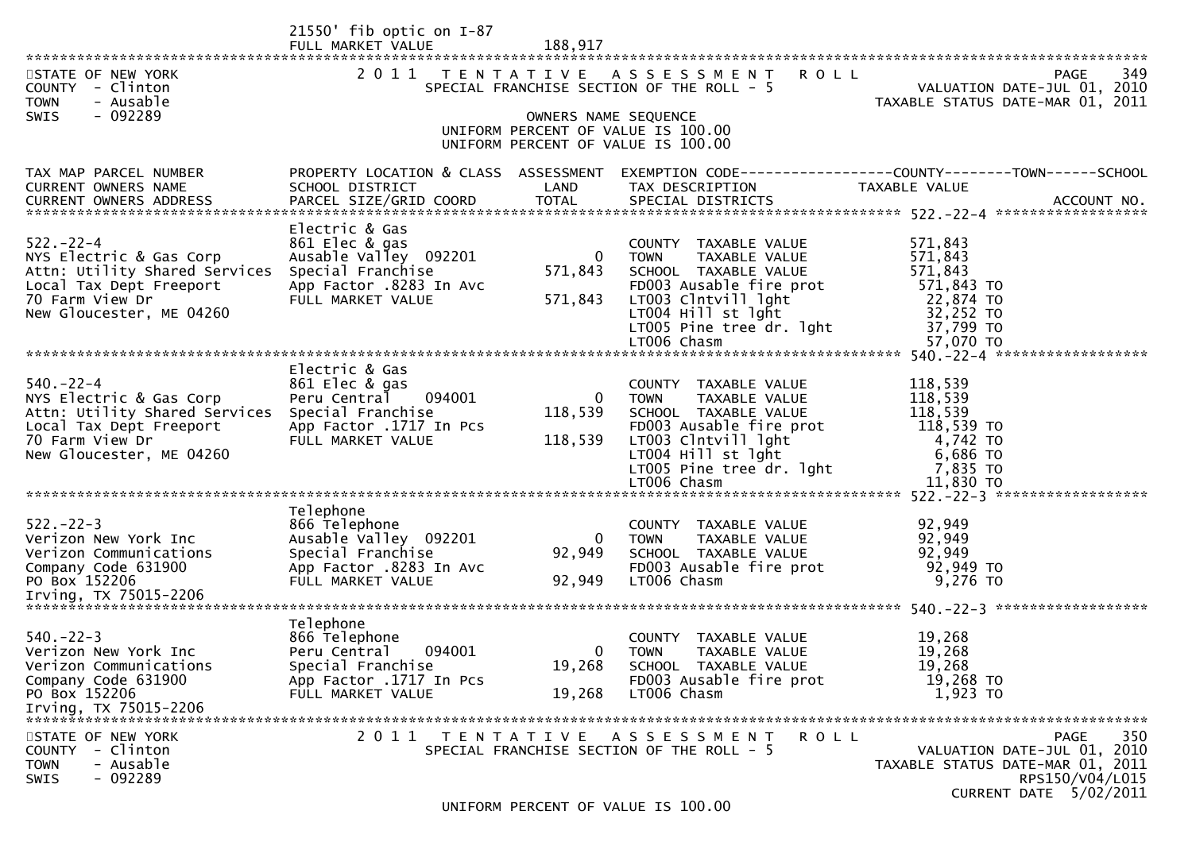21550' fib optic on I-87
FULL MARKET VALUE 188,917

STATE OF NEW YORK
COUNTY - Clinton
TOWN - Ausable
SWIS - 092289

2011 TENTATIVE ASSESSMENT ROLL
SPECIAL FRANCHISE SECTION OF THE ROLL - 5

VALUATION DATE-JUL 01, 2010
TAXABLE STATUS DATE-MAR 01, 2011

OWNERS NAME SEQUENCE
UNIFORM PERCENT OF VALUE IS 100.00
UNIFORM PERCENT OF VALUE IS 100.00

| TAX MAP PARCEL NUMBER / CURRENT OWNERS NAME / CURRENT OWNERS ADDRESS | PROPERTY LOCATION & CLASS / SCHOOL DISTRICT / PARCEL SIZE/GRID COORD | ASSESSMENT LAND / TOTAL | EXEMPTION CODE / TAX DESCRIPTION / SPECIAL DISTRICTS | TAXABLE VALUE (COUNTY / TOWN / SCHOOL) | ACCOUNT NO. |
|---|---|---|---|---|---|
| 522.-22-4 | Electric & Gas | | | | |
| 522.-22-4 | 861 Elec & gas | | COUNTY TAXABLE VALUE | 571,843 | |
| NYS Electric & Gas Corp | Ausable Valley 092201 | 0 | TOWN TAXABLE VALUE | 571,843 | |
| Attn: Utility Shared Services | Special Franchise | 571,843 | SCHOOL TAXABLE VALUE | 571,843 | |
| Local Tax Dept Freeport | App Factor .8283 In Avc | | FD003 Ausable fire prot | 571,843 TO | |
| 70 Farm View Dr | FULL MARKET VALUE | 571,843 | LT003 Clntvill lght | 22,874 TO | |
| New Gloucester, ME 04260 | | | LT004 Hill st lght | 32,252 TO | |
| | | | LT005 Pine tree dr. lght | 37,799 TO | |
| | | | LT006 Chasm | 57,070 TO | |
| 540.-22-4 | Electric & Gas | | | | |
| 540.-22-4 | 861 Elec & gas | | COUNTY TAXABLE VALUE | 118,539 | |
| NYS Electric & Gas Corp | Peru Central 094001 | 0 | TOWN TAXABLE VALUE | 118,539 | |
| Attn: Utility Shared Services | Special Franchise | 118,539 | SCHOOL TAXABLE VALUE | 118,539 | |
| Local Tax Dept Freeport | App Factor .1717 In Pcs | | FD003 Ausable fire prot | 118,539 TO | |
| 70 Farm View Dr | FULL MARKET VALUE | 118,539 | LT003 Clntvill lght | 4,742 TO | |
| New Gloucester, ME 04260 | | | LT004 Hill st lght | 6,686 TO | |
| | | | LT005 Pine tree dr. lght | 7,835 TO | |
| | | | LT006 Chasm | 11,830 TO | |
| 522.-22-3 | Telephone | | | | |
| 522.-22-3 | 866 Telephone | | COUNTY TAXABLE VALUE | 92,949 | |
| Verizon New York Inc | Ausable Valley 092201 | 0 | TOWN TAXABLE VALUE | 92,949 | |
| Verizon Communications | Special Franchise | 92,949 | SCHOOL TAXABLE VALUE | 92,949 | |
| Company Code 631900 | App Factor .8283 In Avc | | FD003 Ausable fire prot | 92,949 TO | |
| PO Box 152206 | FULL MARKET VALUE | 92,949 | LT006 Chasm | 9,276 TO | |
| Irving, TX 75015-2206 | | | | | |
| 540.-22-3 | Telephone | | | | |
| 540.-22-3 | 866 Telephone | | COUNTY TAXABLE VALUE | 19,268 | |
| Verizon New York Inc | Peru Central 094001 | 0 | TOWN TAXABLE VALUE | 19,268 | |
| Verizon Communications | Special Franchise | 19,268 | SCHOOL TAXABLE VALUE | 19,268 | |
| Company Code 631900 | App Factor .1717 In Pcs | | FD003 Ausable fire prot | 19,268 TO | |
| PO Box 152206 | FULL MARKET VALUE | 19,268 | LT006 Chasm | 1,923 TO | |
| Irving, TX 75015-2206 | | | | | |

STATE OF NEW YORK
COUNTY - Clinton
TOWN - Ausable
SWIS - 092289

2011 TENTATIVE ASSESSMENT ROLL
SPECIAL FRANCHISE SECTION OF THE ROLL - 5

VALUATION DATE-JUL 01, 2010
TAXABLE STATUS DATE-MAR 01, 2011
RPS150/V04/L015
CURRENT DATE 5/02/2011

UNIFORM PERCENT OF VALUE IS 100.00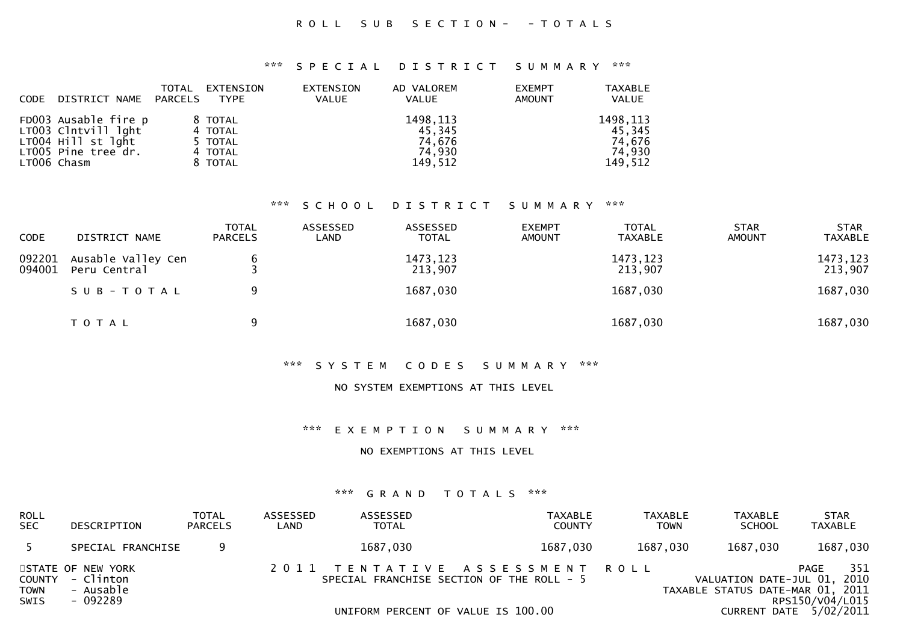ROLL SUB SECTION- -TOTALS

### *** SPECIAL DISTRICT SUMMARY ***

| CODE | DISTRICT NAME | TOTAL PARCELS | EXTENSION TYPE | EXTENSION VALUE | AD VALOREM VALUE | EXEMPT AMOUNT | TAXABLE VALUE |
|---|---|---|---|---|---|---|---|
| FD003 | Ausable fire p | 8 | TOTAL | | 1498,113 | | 1498,113 |
| LT003 | Clntvill lght | 4 | TOTAL | | 45,345 | | 45,345 |
| LT004 | Hill st lght | 5 | TOTAL | | 74,676 | | 74,676 |
| LT005 | Pine tree dr. | 4 | TOTAL | | 74,930 | | 74,930 |
| LT006 | Chasm | 8 | TOTAL | | 149,512 | | 149,512 |

### *** SCHOOL DISTRICT SUMMARY ***

| CODE | DISTRICT NAME | TOTAL PARCELS | ASSESSED LAND | ASSESSED TOTAL | EXEMPT AMOUNT | TOTAL TAXABLE | STAR AMOUNT | STAR TAXABLE |
|---|---|---|---|---|---|---|---|---|
| 092201 | Ausable Valley Cen | 6 | | 1473,123 | | 1473,123 | | 1473,123 |
| 094001 | Peru Central | 3 | | 213,907 | | 213,907 | | 213,907 |
| | SUB-TOTAL | 9 | | 1687,030 | | 1687,030 | | 1687,030 |
| | TOTAL | 9 | | 1687,030 | | 1687,030 | | 1687,030 |

### *** SYSTEM CODES SUMMARY ***

NO SYSTEM EXEMPTIONS AT THIS LEVEL

### *** EXEMPTION SUMMARY ***

NO EXEMPTIONS AT THIS LEVEL

### *** GRAND TOTALS ***

| ROLL SEC | DESCRIPTION | TOTAL PARCELS | ASSESSED LAND | ASSESSED TOTAL | TAXABLE COUNTY | TAXABLE TOWN | TAXABLE SCHOOL | STAR TAXABLE |
|---|---|---|---|---|---|---|---|---|
| 5 | SPECIAL FRANCHISE | 9 | | 1687,030 | 1687,030 | 1687,030 | 1687,030 | 1687,030 |

STATE OF NEW YORK
COUNTY - Clinton
TOWN - Ausable
SWIS - 092289

2011 TENTATIVE ASSESSMENT ROLL
SPECIAL FRANCHISE SECTION OF THE ROLL - 5

UNIFORM PERCENT OF VALUE IS 100.00

PAGE 351
VALUATION DATE-JUL 01, 2010
TAXABLE STATUS DATE-MAR 01, 2011
RPS150/V04/L015
CURRENT DATE 5/02/2011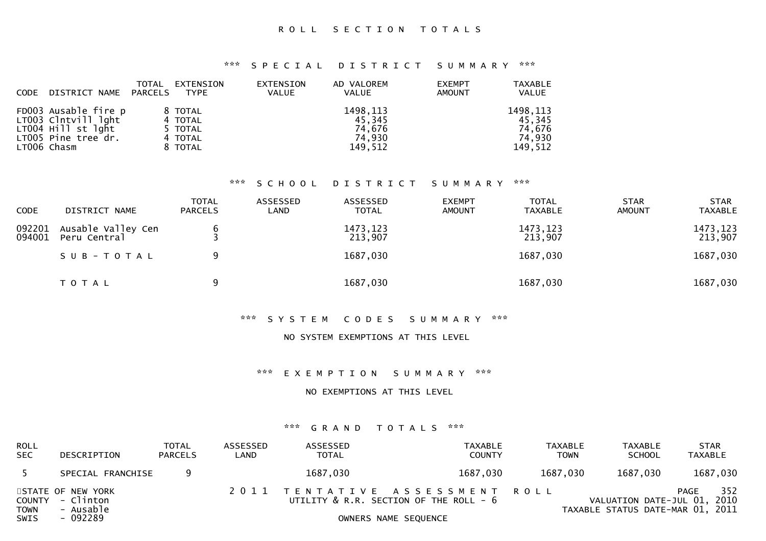# ROLL SECTION TOTALS

## *** SPECIAL DISTRICT SUMMARY ***

| CODE | DISTRICT NAME | TOTAL PARCELS | EXTENSION TYPE | EXTENSION VALUE | AD VALOREM VALUE | EXEMPT AMOUNT | TAXABLE VALUE |
|---|---|---|---|---|---|---|---|
| FD003 | Ausable fire p | 8 | TOTAL | | 1498,113 | | 1498,113 |
| LT003 | Clntvill lght | 4 | TOTAL | | 45,345 | | 45,345 |
| LT004 | Hill st lght | 5 | TOTAL | | 74,676 | | 74,676 |
| LT005 | Pine tree dr. | 4 | TOTAL | | 74,930 | | 74,930 |
| LT006 | Chasm | 8 | TOTAL | | 149,512 | | 149,512 |

## *** SCHOOL DISTRICT SUMMARY ***

| CODE | DISTRICT NAME | TOTAL PARCELS | ASSESSED LAND | ASSESSED TOTAL | EXEMPT AMOUNT | TOTAL TAXABLE | STAR AMOUNT | STAR TAXABLE |
|---|---|---|---|---|---|---|---|---|
| 092201 | Ausable Valley Cen | 6 | | 1473,123 | | 1473,123 | | 1473,123 |
| 094001 | Peru Central | 3 | | 213,907 | | 213,907 | | 213,907 |
| | SUB-TOTAL | 9 | | 1687,030 | | 1687,030 | | 1687,030 |
| | TOTAL | 9 | | 1687,030 | | 1687,030 | | 1687,030 |

## *** SYSTEM CODES SUMMARY ***

NO SYSTEM EXEMPTIONS AT THIS LEVEL

## *** EXEMPTION SUMMARY ***

NO EXEMPTIONS AT THIS LEVEL

## *** GRAND TOTALS ***

| ROLL SEC | DESCRIPTION | TOTAL PARCELS | ASSESSED LAND | ASSESSED TOTAL | TAXABLE COUNTY | TAXABLE TOWN | TAXABLE SCHOOL | STAR TAXABLE |
|---|---|---|---|---|---|---|---|---|
| 5 | SPECIAL FRANCHISE | 9 | | 1687,030 | 1687,030 | 1687,030 | 1687,030 | 1687,030 |

STATE OF NEW YORK
COUNTY - Clinton
TOWN - Ausable
SWIS - 092289

2011 TENTATIVE ASSESSMENT ROLL
UTILITY & R.R. SECTION OF THE ROLL - 6
OWNERS NAME SEQUENCE

PAGE 352
VALUATION DATE-JUL 01, 2010
TAXABLE STATUS DATE-MAR 01, 2011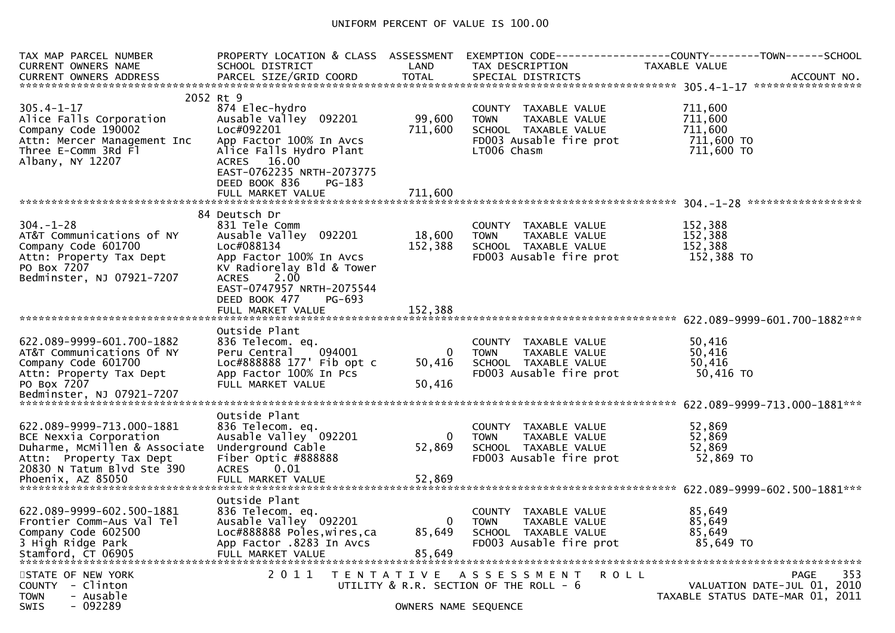UNIFORM PERCENT OF VALUE IS 100.00

| TAX MAP PARCEL NUMBER<br>CURRENT OWNERS NAME<br>CURRENT OWNERS ADDRESS | PROPERTY LOCATION & CLASS<br>SCHOOL DISTRICT<br>PARCEL SIZE/GRID COORD | ASSESSMENT<br>LAND<br>TOTAL | EXEMPTION CODE<br>TAX DESCRIPTION<br>SPECIAL DISTRICTS | COUNTY--------TOWN------SCHOOL<br>TAXABLE VALUE<br>ACCOUNT NO. |
|---|---|---|---|---|
| **305.4-1-17** | 2052 Rt 9 | | | |
| 305.4-1-17 | 874 Elec-hydro | | COUNTY TAXABLE VALUE | 711,600 |
| Alice Falls Corporation | Ausable Valley 092201 | 99,600 | TOWN TAXABLE VALUE | 711,600 |
| Company Code 190002 | Loc#092201 | 711,600 | SCHOOL TAXABLE VALUE | 711,600 |
| Attn: Mercer Management Inc | App Factor 100% In Avcs | | FD003 Ausable fire prot | 711,600 TO |
| Three E-Comm 3Rd Fl | Alice Falls Hydro Plant | | LT006 Chasm | 711,600 TO |
| Albany, NY 12207 | ACRES 16.00 | | | |
| | EAST-0762235 NRTH-2073775 | | | |
| | DEED BOOK 836 PG-183 | | | |
| | FULL MARKET VALUE | 711,600 | | |
| **304.-1-28** | 84 Deutsch Dr | | | |
| 304.-1-28 | 831 Tele Comm | | COUNTY TAXABLE VALUE | 152,388 |
| AT&T Communications of NY | Ausable Valley 092201 | 18,600 | TOWN TAXABLE VALUE | 152,388 |
| Company Code 601700 | Loc#088134 | 152,388 | SCHOOL TAXABLE VALUE | 152,388 |
| Attn: Property Tax Dept | App Factor 100% In Avcs | | FD003 Ausable fire prot | 152,388 TO |
| PO Box 7207 | KV Radiorelay Bld & Tower | | | |
| Bedminster, NJ 07921-7207 | ACRES 2.00 | | | |
| | EAST-0747957 NRTH-2075544 | | | |
| | DEED BOOK 477 PG-693 | | | |
| | FULL MARKET VALUE | 152,388 | | |
| **622.089-9999-601.700-1882** | Outside Plant | | | |
| 622.089-9999-601.700-1882 | 836 Telecom. eq. | | COUNTY TAXABLE VALUE | 50,416 |
| AT&T Communications Of NY | Peru Central 094001 | 0 | TOWN TAXABLE VALUE | 50,416 |
| Company Code 601700 | Loc#888888 177' Fib opt c | 50,416 | SCHOOL TAXABLE VALUE | 50,416 |
| Attn: Property Tax Dept | App Factor 100% In Pcs | | FD003 Ausable fire prot | 50,416 TO |
| PO Box 7207 | FULL MARKET VALUE | 50,416 | | |
| Bedminster, NJ 07921-7207 | | | | |
| **622.089-9999-713.000-1881** | Outside Plant | | | |
| 622.089-9999-713.000-1881 | 836 Telecom. eq. | | COUNTY TAXABLE VALUE | 52,869 |
| BCE Nexxia Corporation | Ausable Valley 092201 | 0 | TOWN TAXABLE VALUE | 52,869 |
| Duharme, McMillen & Associate | Underground Cable | 52,869 | SCHOOL TAXABLE VALUE | 52,869 |
| Attn: Property Tax Dept | Fiber Optic #888888 | | FD003 Ausable fire prot | 52,869 TO |
| 20830 N Tatum Blvd Ste 390 | ACRES 0.01 | | | |
| Phoenix, AZ 85050 | FULL MARKET VALUE | 52,869 | | |
| **622.089-9999-602.500-1881** | Outside Plant | | | |
| 622.089-9999-602.500-1881 | 836 Telecom. eq. | | COUNTY TAXABLE VALUE | 85,649 |
| Frontier Comm-Aus Val Tel | Ausable Valley 092201 | 0 | TOWN TAXABLE VALUE | 85,649 |
| Company Code 602500 | Loc#888888 Poles,wires,ca | 85,649 | SCHOOL TAXABLE VALUE | 85,649 |
| 3 High Ridge Park | App Factor .8283 In Avcs | | FD003 Ausable fire prot | 85,649 TO |
| Stamford, CT 06905 | FULL MARKET VALUE | 85,649 | | |

STATE OF NEW YORK
COUNTY - Clinton
TOWN - Ausable
SWIS - 092289

2011 TENTATIVE ASSESSMENT ROLL
UTILITY & R.R. SECTION OF THE ROLL - 6
OWNERS NAME SEQUENCE

VALUATION DATE-JUL 01, 2010
TAXABLE STATUS DATE-MAR 01, 2011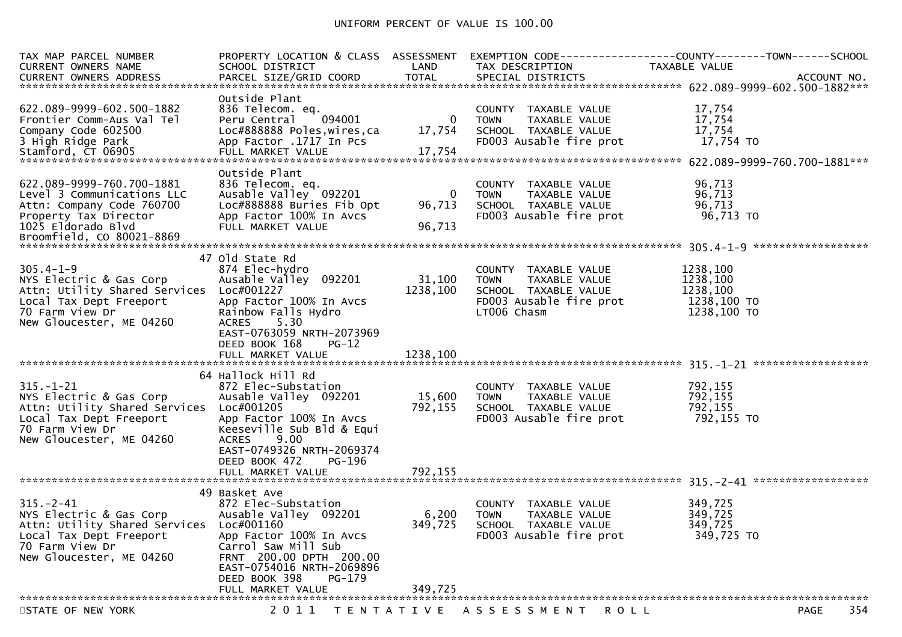UNIFORM PERCENT OF VALUE IS 100.00

| TAX MAP PARCEL NUMBER<br>CURRENT OWNERS NAME<br>CURRENT OWNERS ADDRESS | PROPERTY LOCATION & CLASS<br>SCHOOL DISTRICT<br>PARCEL SIZE/GRID COORD | ASSESSMENT<br>LAND<br>TOTAL | EXEMPTION CODE------COUNTY--------TOWN------SCHOOL<br>TAX DESCRIPTION<br>SPECIAL DISTRICTS | TAXABLE VALUE<br>ACCOUNT NO. |
|---|---|---|---|---|
| **622.089-9999-602.500-1882** | | | | |
| | Outside Plant | | | |
| 622.089-9999-602.500-1882 | 836 Telecom. eq. | | COUNTY TAXABLE VALUE | 17,754 |
| Frontier Comm-Aus Val Tel | Peru Central 094001 | 0 | TOWN TAXABLE VALUE | 17,754 |
| Company Code 602500 | Loc#888888 Poles,wires,ca | 17,754 | SCHOOL TAXABLE VALUE | 17,754 |
| 3 High Ridge Park | App Factor .1717 In Pcs | | FD003 Ausable fire prot | 17,754 TO |
| Stamford, CT 06905 | FULL MARKET VALUE | 17,754 | | |
| **622.089-9999-760.700-1881** | | | | |
| | Outside Plant | | | |
| 622.089-9999-760.700-1881 | 836 Telecom. eq. | | COUNTY TAXABLE VALUE | 96,713 |
| Level 3 Communications LLC | Ausable Valley 092201 | 0 | TOWN TAXABLE VALUE | 96,713 |
| Attn: Company Code 760700 | Loc#888888 Buries Fib Opt | 96,713 | SCHOOL TAXABLE VALUE | 96,713 |
| Property Tax Director | App Factor 100% In Avcs | | FD003 Ausable fire prot | 96,713 TO |
| 1025 Eldorado Blvd | FULL MARKET VALUE | 96,713 | | |
| Broomfield, CO 80021-8869 | | | | |
| **305.4-1-9** | | | | |
| | 47 Old State Rd | | | |
| 305.4-1-9 | 874 Elec-hydro | | COUNTY TAXABLE VALUE | 1238,100 |
| NYS Electric & Gas Corp | Ausable Valley 092201 | 31,100 | TOWN TAXABLE VALUE | 1238,100 |
| Attn: Utility Shared Services | Loc#001227 | 1238,100 | SCHOOL TAXABLE VALUE | 1238,100 |
| Local Tax Dept Freeport | App Factor 100% In Avcs | | FD003 Ausable fire prot | 1238,100 TO |
| 70 Farm View Dr | Rainbow Falls Hydro | | LT006 Chasm | 1238,100 TO |
| New Gloucester, ME 04260 | ACRES 5.30 | | | |
| | EAST-0763059 NRTH-2073969 | | | |
| | DEED BOOK 168 PG-12 | | | |
| | FULL MARKET VALUE | 1238,100 | | |
| **315.-1-21** | | | | |
| | 64 Hallock Hill Rd | | | |
| 315.-1-21 | 872 Elec-Substation | | COUNTY TAXABLE VALUE | 792,155 |
| NYS Electric & Gas Corp | Ausable Valley 092201 | 15,600 | TOWN TAXABLE VALUE | 792,155 |
| Attn: Utility Shared Services | Loc#001205 | 792,155 | SCHOOL TAXABLE VALUE | 792,155 |
| Local Tax Dept Freeport | App Factor 100% In Avcs | | FD003 Ausable fire prot | 792,155 TO |
| 70 Farm View Dr | Keeseville Sub Bld & Equi | | | |
| New Gloucester, ME 04260 | ACRES 9.00 | | | |
| | EAST-0749326 NRTH-2069374 | | | |
| | DEED BOOK 472 PG-196 | | | |
| | FULL MARKET VALUE | 792,155 | | |
| **315.-2-41** | | | | |
| | 49 Basket Ave | | | |
| 315.-2-41 | 872 Elec-Substation | | COUNTY TAXABLE VALUE | 349,725 |
| NYS Electric & Gas Corp | Ausable Valley 092201 | 6,200 | TOWN TAXABLE VALUE | 349,725 |
| Attn: Utility Shared Services | Loc#001160 | 349,725 | SCHOOL TAXABLE VALUE | 349,725 |
| Local Tax Dept Freeport | App Factor 100% In Avcs | | FD003 Ausable fire prot | 349,725 TO |
| 70 Farm View Dr | Carrol Saw Mill Sub | | | |
| New Gloucester, ME 04260 | FRNT 200.00 DPTH 200.00 | | | |
| | EAST-0754016 NRTH-2069896 | | | |
| | DEED BOOK 398 PG-179 | | | |
| | FULL MARKET VALUE | 349,725 | | |

STATE OF NEW YORK — 2011 TENTATIVE ASSESSMENT ROLL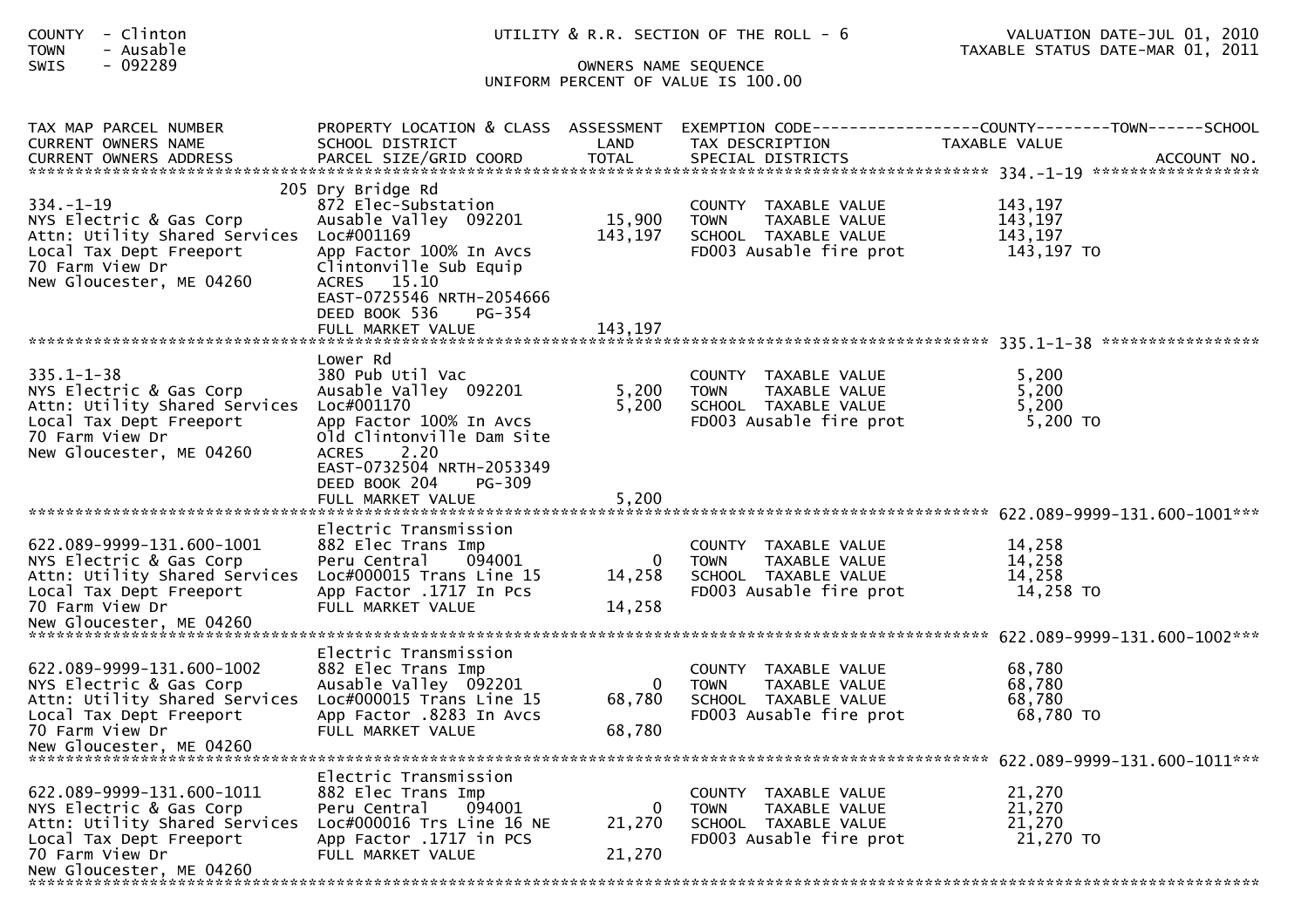COUNTY - Clinton
TOWN - Ausable
SWIS - 092289

UTILITY & R.R. SECTION OF THE ROLL - 6

OWNERS NAME SEQUENCE
UNIFORM PERCENT OF VALUE IS 100.00

VALUATION DATE-JUL 01, 2010
TAXABLE STATUS DATE-MAR 01, 2011

| TAX MAP PARCEL NUMBER / CURRENT OWNERS NAME / CURRENT OWNERS ADDRESS | PROPERTY LOCATION & CLASS / SCHOOL DISTRICT / PARCEL SIZE/GRID COORD | ASSESSMENT LAND / TOTAL | EXEMPTION CODE / TAX DESCRIPTION / SPECIAL DISTRICTS | COUNTY--------TOWN------SCHOOL TAXABLE VALUE / ACCOUNT NO. |
|---|---|---|---|---|
| **334.-1-19** | 205 Dry Bridge Rd | | | |
| 334.-1-19 | 872 Elec-Substation | | COUNTY TAXABLE VALUE | 143,197 |
| NYS Electric & Gas Corp | Ausable Valley 092201 | 15,900 | TOWN TAXABLE VALUE | 143,197 |
| Attn: Utility Shared Services | Loc#001169 | 143,197 | SCHOOL TAXABLE VALUE | 143,197 |
| Local Tax Dept Freeport | App Factor 100% In Avcs | | FD003 Ausable fire prot | 143,197 TO |
| 70 Farm View Dr | Clintonville Sub Equip | | | |
| New Gloucester, ME 04260 | ACRES 15.10 | | | |
| | EAST-0725546 NRTH-2054666 | | | |
| | DEED BOOK 536 PG-354 | | | |
| | FULL MARKET VALUE | 143,197 | | |
| **335.1-1-38** | Lower Rd | | | |
| 335.1-1-38 | 380 Pub Util Vac | | COUNTY TAXABLE VALUE | 5,200 |
| NYS Electric & Gas Corp | Ausable Valley 092201 | 5,200 | TOWN TAXABLE VALUE | 5,200 |
| Attn: Utility Shared Services | Loc#001170 | 5,200 | SCHOOL TAXABLE VALUE | 5,200 |
| Local Tax Dept Freeport | App Factor 100% In Avcs | | FD003 Ausable fire prot | 5,200 TO |
| 70 Farm View Dr | Old Clintonville Dam Site | | | |
| New Gloucester, ME 04260 | ACRES 2.20 | | | |
| | EAST-0732504 NRTH-2053349 | | | |
| | DEED BOOK 204 PG-309 | | | |
| | FULL MARKET VALUE | 5,200 | | |
| **622.089-9999-131.600-1001** | Electric Transmission | | | |
| 622.089-9999-131.600-1001 | 882 Elec Trans Imp | | COUNTY TAXABLE VALUE | 14,258 |
| NYS Electric & Gas Corp | Peru Central 094001 | 0 | TOWN TAXABLE VALUE | 14,258 |
| Attn: Utility Shared Services | Loc#000015 Trans Line 15 | 14,258 | SCHOOL TAXABLE VALUE | 14,258 |
| Local Tax Dept Freeport | App Factor .1717 In Pcs | | FD003 Ausable fire prot | 14,258 TO |
| 70 Farm View Dr | FULL MARKET VALUE | 14,258 | | |
| New Gloucester, ME 04260 | | | | |
| **622.089-9999-131.600-1002** | Electric Transmission | | | |
| 622.089-9999-131.600-1002 | 882 Elec Trans Imp | | COUNTY TAXABLE VALUE | 68,780 |
| NYS Electric & Gas Corp | Ausable Valley 092201 | 0 | TOWN TAXABLE VALUE | 68,780 |
| Attn: Utility Shared Services | Loc#000015 Trans Line 15 | 68,780 | SCHOOL TAXABLE VALUE | 68,780 |
| Local Tax Dept Freeport | App Factor .8283 In Avcs | | FD003 Ausable fire prot | 68,780 TO |
| 70 Farm View Dr | FULL MARKET VALUE | 68,780 | | |
| New Gloucester, ME 04260 | | | | |
| **622.089-9999-131.600-1011** | Electric Transmission | | | |
| 622.089-9999-131.600-1011 | 882 Elec Trans Imp | | COUNTY TAXABLE VALUE | 21,270 |
| NYS Electric & Gas Corp | Peru Central 094001 | 0 | TOWN TAXABLE VALUE | 21,270 |
| Attn: Utility Shared Services | Loc#000016 Trs Line 16 NE | 21,270 | SCHOOL TAXABLE VALUE | 21,270 |
| Local Tax Dept Freeport | App Factor .1717 in PCS | | FD003 Ausable fire prot | 21,270 TO |
| 70 Farm View Dr | FULL MARKET VALUE | 21,270 | | |
| New Gloucester, ME 04260 | | | | |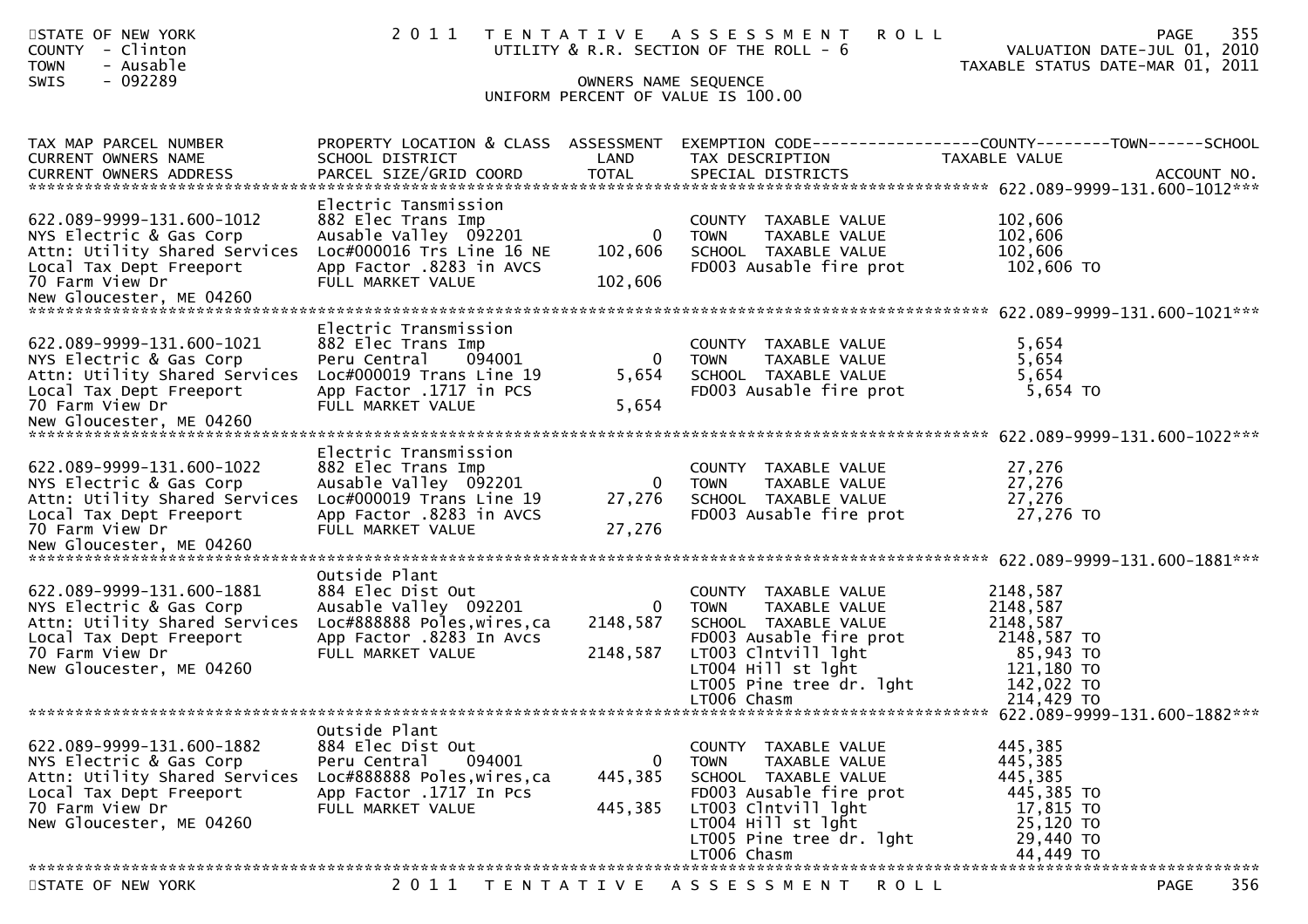STATE OF NEW YORK
COUNTY - Clinton
TOWN - Ausable
SWIS - 092289

2011 TENTATIVE ASSESSMENT ROLL
UTILITY & R.R. SECTION OF THE ROLL - 6

VALUATION DATE-JUL 01, 2010
TAXABLE STATUS DATE-MAR 01, 2011

OWNERS NAME SEQUENCE
UNIFORM PERCENT OF VALUE IS 100.00

| TAX MAP PARCEL NUMBER / CURRENT OWNERS NAME / CURRENT OWNERS ADDRESS | PROPERTY LOCATION & CLASS / SCHOOL DISTRICT / PARCEL SIZE/GRID COORD | ASSESSMENT LAND / TOTAL | EXEMPTION CODE / TAX DESCRIPTION / SPECIAL DISTRICTS | TAXABLE VALUE (COUNTY / TOWN / SCHOOL) | ACCOUNT NO. |
|---|---|---|---|---|---|
| 622.089-9999-131.600-1012 | Electric Tansmission | | | | |
| 622.089-9999-131.600-1012 | 882 Elec Trans Imp | | COUNTY TAXABLE VALUE | 102,606 | |
| NYS Electric & Gas Corp | Ausable Valley 092201 | 0 | TOWN TAXABLE VALUE | 102,606 | |
| Attn: Utility Shared Services | Loc#000016 Trs Line 16 NE | 102,606 | SCHOOL TAXABLE VALUE | 102,606 | |
| Local Tax Dept Freeport | App Factor .8283 in AVCS | | FD003 Ausable fire prot | 102,606 TO | |
| 70 Farm View Dr | FULL MARKET VALUE | 102,606 | | | |
| New Gloucester, ME 04260 | | | | | |
| 622.089-9999-131.600-1021 | Electric Transmission | | | | |
| 622.089-9999-131.600-1021 | 882 Elec Trans Imp | | COUNTY TAXABLE VALUE | 5,654 | |
| NYS Electric & Gas Corp | Peru Central 094001 | 0 | TOWN TAXABLE VALUE | 5,654 | |
| Attn: Utility Shared Services | Loc#000019 Trans Line 19 | 5,654 | SCHOOL TAXABLE VALUE | 5,654 | |
| Local Tax Dept Freeport | App Factor .1717 in PCS | | FD003 Ausable fire prot | 5,654 TO | |
| 70 Farm View Dr | FULL MARKET VALUE | 5,654 | | | |
| New Gloucester, ME 04260 | | | | | |
| 622.089-9999-131.600-1022 | Electric Transmission | | | | |
| 622.089-9999-131.600-1022 | 882 Elec Trans Imp | | COUNTY TAXABLE VALUE | 27,276 | |
| NYS Electric & Gas Corp | Ausable Valley 092201 | 0 | TOWN TAXABLE VALUE | 27,276 | |
| Attn: Utility Shared Services | Loc#000019 Trans Line 19 | 27,276 | SCHOOL TAXABLE VALUE | 27,276 | |
| Local Tax Dept Freeport | App Factor .8283 in AVCS | | FD003 Ausable fire prot | 27,276 TO | |
| 70 Farm View Dr | FULL MARKET VALUE | 27,276 | | | |
| New Gloucester, ME 04260 | | | | | |
| 622.089-9999-131.600-1881 | Outside Plant | | | | |
| 622.089-9999-131.600-1881 | 884 Elec Dist Out | | COUNTY TAXABLE VALUE | 2148,587 | |
| NYS Electric & Gas Corp | Ausable Valley 092201 | 0 | TOWN TAXABLE VALUE | 2148,587 | |
| Attn: Utility Shared Services | Loc#888888 Poles,wires,ca | 2148,587 | SCHOOL TAXABLE VALUE | 2148,587 | |
| Local Tax Dept Freeport | App Factor .8283 In Avcs | | FD003 Ausable fire prot | 2148,587 TO | |
| 70 Farm View Dr | FULL MARKET VALUE | 2148,587 | LT003 Clntvill lght | 85,943 TO | |
| New Gloucester, ME 04260 | | | LT004 Hill st lght | 121,180 TO | |
| | | | LT005 Pine tree dr. lght | 142,022 TO | |
| | | | LT006 Chasm | 214,429 TO | |
| 622.089-9999-131.600-1882 | Outside Plant | | | | |
| 622.089-9999-131.600-1882 | 884 Elec Dist Out | | COUNTY TAXABLE VALUE | 445,385 | |
| NYS Electric & Gas Corp | Peru Central 094001 | 0 | TOWN TAXABLE VALUE | 445,385 | |
| Attn: Utility Shared Services | Loc#888888 Poles,wires,ca | 445,385 | SCHOOL TAXABLE VALUE | 445,385 | |
| Local Tax Dept Freeport | App Factor .1717 In Pcs | | FD003 Ausable fire prot | 445,385 TO | |
| 70 Farm View Dr | FULL MARKET VALUE | 445,385 | LT003 Clntvill lght | 17,815 TO | |
| New Gloucester, ME 04260 | | | LT004 Hill st lght | 25,120 TO | |
| | | | LT005 Pine tree dr. lght | 29,440 TO | |
| | | | LT006 Chasm | 44,449 TO | |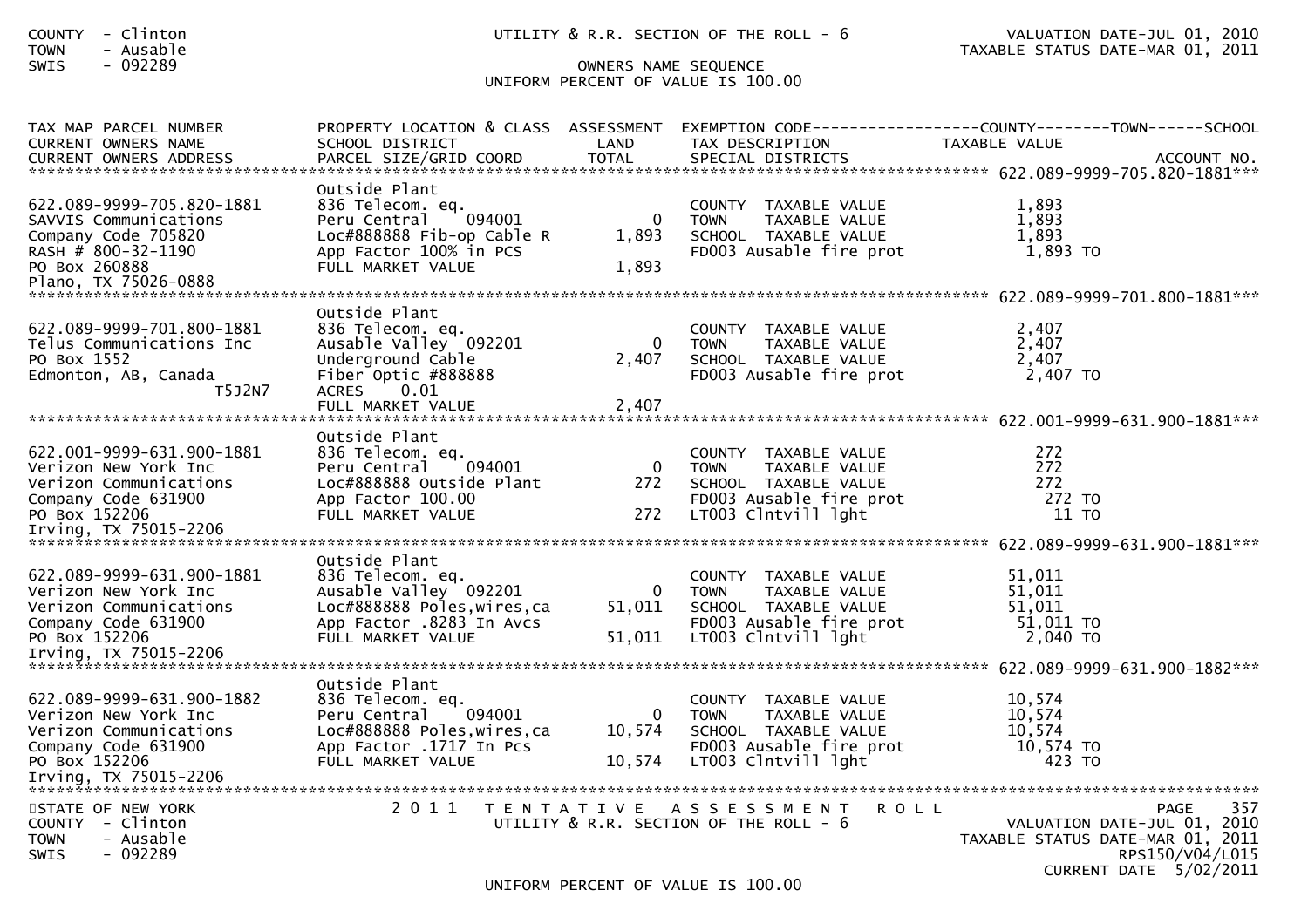COUNTY - Clinton
TOWN - Ausable
SWIS - 092289

UTILITY & R.R. SECTION OF THE ROLL - 6

OWNERS NAME SEQUENCE

UNIFORM PERCENT OF VALUE IS 100.00

VALUATION DATE-JUL 01, 2010
TAXABLE STATUS DATE-MAR 01, 2011

| TAX MAP PARCEL NUMBER / CURRENT OWNERS NAME / CURRENT OWNERS ADDRESS | PROPERTY LOCATION & CLASS / SCHOOL DISTRICT / PARCEL SIZE/GRID COORD | ASSESSMENT LAND / TOTAL | EXEMPTION CODE / TAX DESCRIPTION / SPECIAL DISTRICTS | COUNTY / TOWN / SCHOOL TAXABLE VALUE | ACCOUNT NO. |
|---|---|---|---|---|---|
| **622.089-9999-705.820-1881** | | | | | |
| 622.089-9999-705.820-1881 | Outside Plant | | | | |
| SAVVIS Communications | 836 Telecom. eq. | | COUNTY TAXABLE VALUE | 1,893 | |
| Company Code 705820 | Peru Central 094001 | 0 | TOWN TAXABLE VALUE | 1,893 | |
| RASH # 800-32-1190 | Loc#888888 Fib-op Cable R | 1,893 | SCHOOL TAXABLE VALUE | 1,893 | |
| PO Box 260888 | App Factor 100% in PCS | | FD003 Ausable fire prot | 1,893 TO | |
| Plano, TX 75026-0888 | FULL MARKET VALUE | 1,893 | | | |
| **622.089-9999-701.800-1881** | | | | | |
| 622.089-9999-701.800-1881 | Outside Plant | | | | |
| Telus Communications Inc | 836 Telecom. eq. | | COUNTY TAXABLE VALUE | 2,407 | |
| PO Box 1552 | Ausable Valley 092201 | 0 | TOWN TAXABLE VALUE | 2,407 | |
| Edmonton, AB, Canada | Underground Cable | 2,407 | SCHOOL TAXABLE VALUE | 2,407 | |
| T5J2N7 | Fiber Optic #888888 | | FD003 Ausable fire prot | 2,407 TO | |
| | ACRES 0.01 | | | | |
| | FULL MARKET VALUE | 2,407 | | | |
| **622.001-9999-631.900-1881** | | | | | |
| 622.001-9999-631.900-1881 | Outside Plant | | | | |
| Verizon New York Inc | 836 Telecom. eq. | | COUNTY TAXABLE VALUE | 272 | |
| Verizon Communications | Peru Central 094001 | 0 | TOWN TAXABLE VALUE | 272 | |
| Company Code 631900 | Loc#888888 Outside Plant | 272 | SCHOOL TAXABLE VALUE | 272 | |
| PO Box 152206 | App Factor 100.00 | | FD003 Ausable fire prot | 272 TO | |
| Irving, TX 75015-2206 | FULL MARKET VALUE | 272 | LT003 Clntvill lght | 11 TO | |
| **622.089-9999-631.900-1881** | | | | | |
| 622.089-9999-631.900-1881 | Outside Plant | | | | |
| Verizon New York Inc | 836 Telecom. eq. | | COUNTY TAXABLE VALUE | 51,011 | |
| Verizon Communications | Ausable Valley 092201 | 0 | TOWN TAXABLE VALUE | 51,011 | |
| Company Code 631900 | Loc#888888 Poles,wires,ca | 51,011 | SCHOOL TAXABLE VALUE | 51,011 | |
| PO Box 152206 | App Factor .8283 In Avcs | | FD003 Ausable fire prot | 51,011 TO | |
| Irving, TX 75015-2206 | FULL MARKET VALUE | 51,011 | LT003 Clntvill lght | 2,040 TO | |
| **622.089-9999-631.900-1882** | | | | | |
| 622.089-9999-631.900-1882 | Outside Plant | | | | |
| Verizon New York Inc | 836 Telecom. eq. | | COUNTY TAXABLE VALUE | 10,574 | |
| Verizon Communications | Peru Central 094001 | 0 | TOWN TAXABLE VALUE | 10,574 | |
| Company Code 631900 | Loc#888888 Poles,wires,ca | 10,574 | SCHOOL TAXABLE VALUE | 10,574 | |
| PO Box 152206 | App Factor .1717 In Pcs | | FD003 Ausable fire prot | 10,574 TO | |
| Irving, TX 75015-2206 | FULL MARKET VALUE | 10,574 | LT003 Clntvill lght | 423 TO | |

STATE OF NEW YORK
COUNTY - Clinton
TOWN - Ausable
SWIS - 092289

2011 TENTATIVE ASSESSMENT ROLL

UTILITY & R.R. SECTION OF THE ROLL - 6

UNIFORM PERCENT OF VALUE IS 100.00

PAGE 357
VALUATION DATE-JUL 01, 2010
TAXABLE STATUS DATE-MAR 01, 2011
RPS150/V04/L015
CURRENT DATE 5/02/2011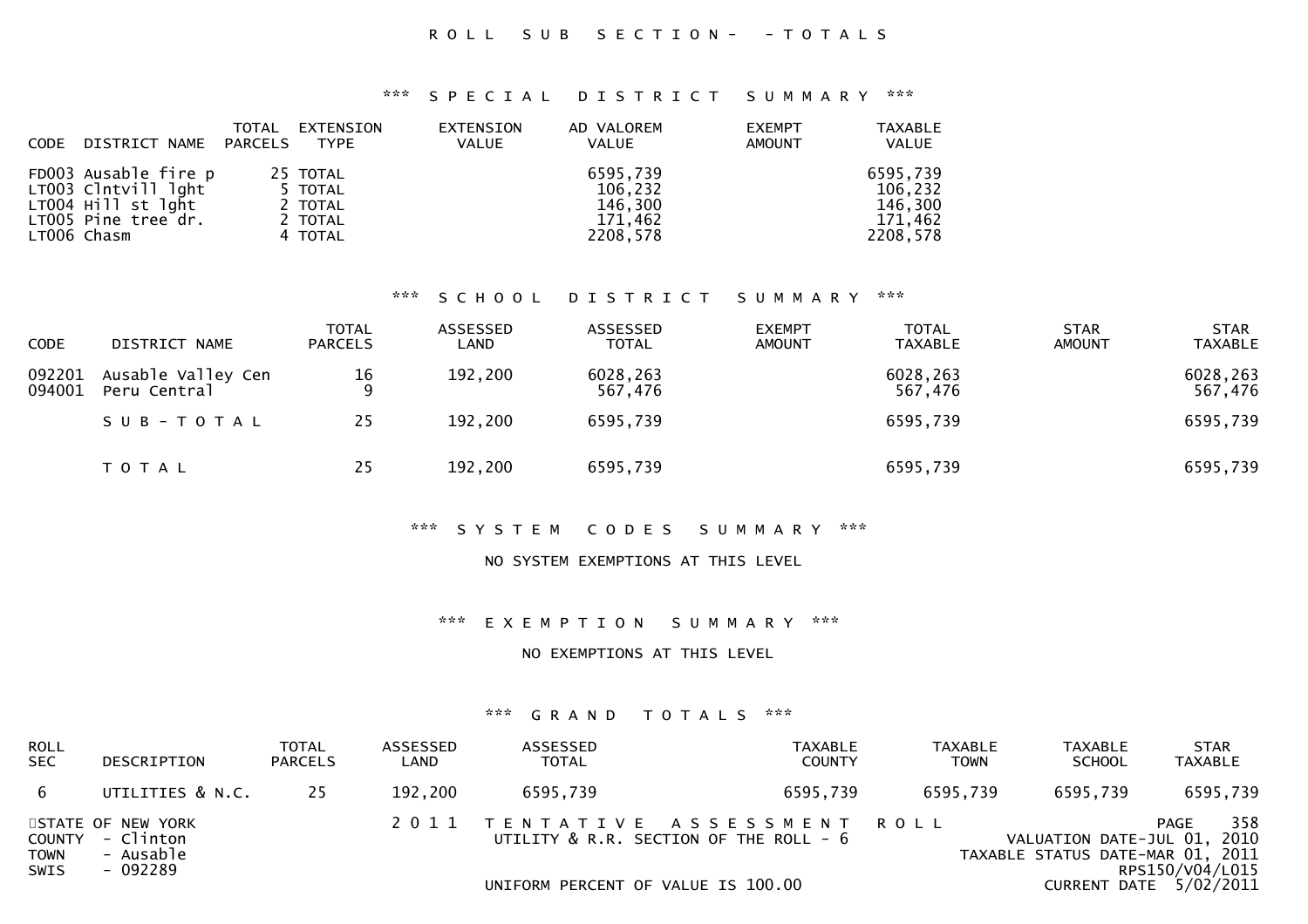ROLL SUB SECTION- -TOTALS

### *** SPECIAL DISTRICT SUMMARY ***

| CODE | DISTRICT NAME | TOTAL PARCELS | EXTENSION TYPE | EXTENSION VALUE | AD VALOREM VALUE | EXEMPT AMOUNT | TAXABLE VALUE |
|---|---|---|---|---|---|---|---|
| FD003 | Ausable fire p | 25 | TOTAL | | 6595,739 | | 6595,739 |
| LT003 | Clntvill lght | 5 | TOTAL | | 106,232 | | 106,232 |
| LT004 | Hill st lght | 2 | TOTAL | | 146,300 | | 146,300 |
| LT005 | Pine tree dr. | 2 | TOTAL | | 171,462 | | 171,462 |
| LT006 | Chasm | 4 | TOTAL | | 2208,578 | | 2208,578 |

### *** SCHOOL DISTRICT SUMMARY ***

| CODE | DISTRICT NAME | TOTAL PARCELS | ASSESSED LAND | ASSESSED TOTAL | EXEMPT AMOUNT | TOTAL TAXABLE | STAR AMOUNT | STAR TAXABLE |
|---|---|---|---|---|---|---|---|---|
| 092201 | Ausable Valley Cen | 16 | 192,200 | 6028,263 | | 6028,263 | | 6028,263 |
| 094001 | Peru Central | 9 | | 567,476 | | 567,476 | | 567,476 |
| | SUB-TOTAL | 25 | 192,200 | 6595,739 | | 6595,739 | | 6595,739 |
| | TOTAL | 25 | 192,200 | 6595,739 | | 6595,739 | | 6595,739 |

### *** SYSTEM CODES SUMMARY ***

NO SYSTEM EXEMPTIONS AT THIS LEVEL

### *** EXEMPTION SUMMARY ***

NO EXEMPTIONS AT THIS LEVEL

### *** GRAND TOTALS ***

| ROLL SEC | DESCRIPTION | TOTAL PARCELS | ASSESSED LAND | ASSESSED TOTAL | TAXABLE COUNTY | TAXABLE TOWN | TAXABLE SCHOOL | STAR TAXABLE |
|---|---|---|---|---|---|---|---|---|
| 6 | UTILITIES & N.C. | 25 | 192,200 | 6595,739 | 6595,739 | 6595,739 | 6595,739 | 6595,739 |

STATE OF NEW YORK
COUNTY - Clinton
TOWN - Ausable
SWIS - 092289

2011 TENTATIVE ASSESSMENT ROLL
UTILITY & R.R. SECTION OF THE ROLL - 6

UNIFORM PERCENT OF VALUE IS 100.00

PAGE 358
VALUATION DATE-JUL 01, 2010
TAXABLE STATUS DATE-MAR 01, 2011
RPS150/V04/L015
CURRENT DATE 5/02/2011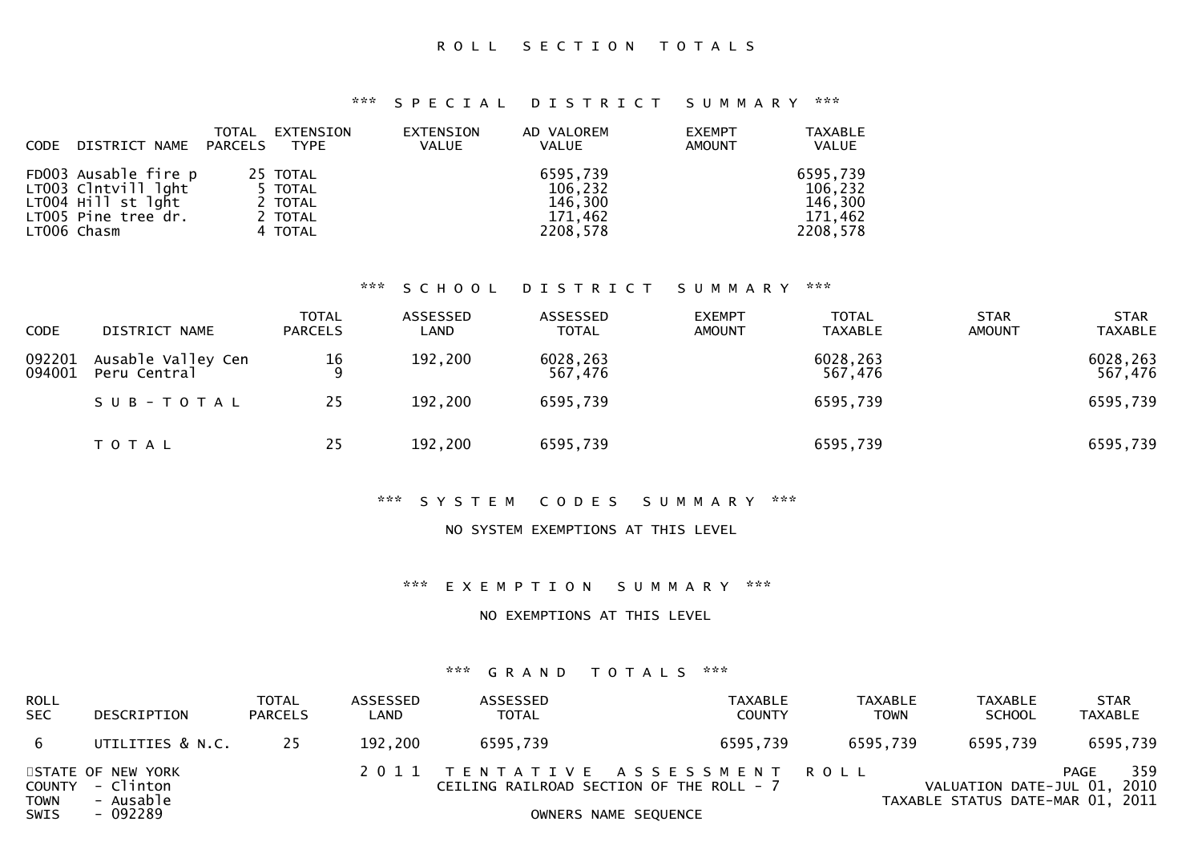# ROLL SECTION TOTALS

## *** SPECIAL DISTRICT SUMMARY ***

| CODE | DISTRICT NAME | TOTAL PARCELS | EXTENSION TYPE | EXTENSION VALUE | AD VALOREM VALUE | EXEMPT AMOUNT | TAXABLE VALUE |
|---|---|---|---|---|---|---|---|
| FD003 | Ausable fire p | 25 | TOTAL | | 6595,739 | | 6595,739 |
| LT003 | Clntvill lght | 5 | TOTAL | | 106,232 | | 106,232 |
| LT004 | Hill st lght | 2 | TOTAL | | 146,300 | | 146,300 |
| LT005 | Pine tree dr. | 2 | TOTAL | | 171,462 | | 171,462 |
| LT006 | Chasm | 4 | TOTAL | | 2208,578 | | 2208,578 |

## *** SCHOOL DISTRICT SUMMARY ***

| CODE | DISTRICT NAME | TOTAL PARCELS | ASSESSED LAND | ASSESSED TOTAL | EXEMPT AMOUNT | TOTAL TAXABLE | STAR AMOUNT | STAR TAXABLE |
|---|---|---|---|---|---|---|---|---|
| 092201 | Ausable Valley Cen | 16 | 192,200 | 6028,263 | | 6028,263 | | 6028,263 |
| 094001 | Peru Central | 9 | | 567,476 | | 567,476 | | 567,476 |
| | S U B - T O T A L | 25 | 192,200 | 6595,739 | | 6595,739 | | 6595,739 |
| | T O T A L | 25 | 192,200 | 6595,739 | | 6595,739 | | 6595,739 |

## *** SYSTEM CODES SUMMARY ***

NO SYSTEM EXEMPTIONS AT THIS LEVEL

## *** EXEMPTION SUMMARY ***

NO EXEMPTIONS AT THIS LEVEL

## *** GRAND TOTALS ***

| ROLL SEC | DESCRIPTION | TOTAL PARCELS | ASSESSED LAND | ASSESSED TOTAL | TAXABLE COUNTY | TAXABLE TOWN | TAXABLE SCHOOL | STAR TAXABLE |
|---|---|---|---|---|---|---|---|---|
| 6 | UTILITIES & N.C. | 25 | 192,200 | 6595,739 | 6595,739 | 6595,739 | 6595,739 | 6595,739 |

STATE OF NEW YORK
COUNTY - Clinton
TOWN - Ausable
SWIS - 092289

2011 TENTATIVE ASSESSMENT ROLL
CEILING RAILROAD SECTION OF THE ROLL - 7
OWNERS NAME SEQUENCE

VALUATION DATE-JUL 01, 2010
TAXABLE STATUS DATE-MAR 01, 2011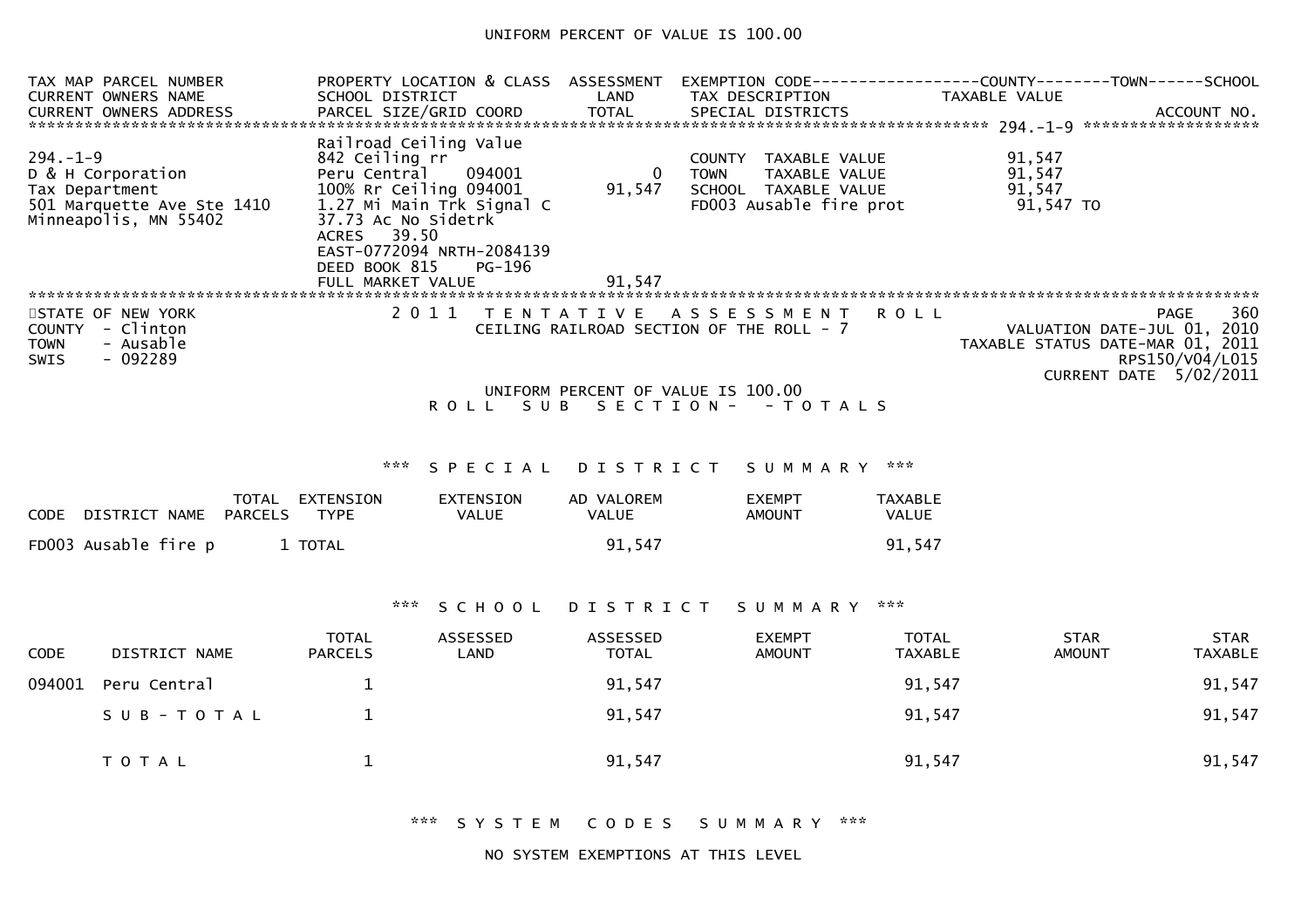UNIFORM PERCENT OF VALUE IS 100.00

| TAX MAP PARCEL NUMBER<br>CURRENT OWNERS NAME<br>CURRENT OWNERS ADDRESS | PROPERTY LOCATION & CLASS<br>SCHOOL DISTRICT<br>PARCEL SIZE/GRID COORD | ASSESSMENT<br>LAND<br>TOTAL | EXEMPTION CODE<br>TAX DESCRIPTION<br>SPECIAL DISTRICTS | COUNTY--------TOWN------SCHOOL<br>TAXABLE VALUE<br>ACCOUNT NO. |
|---|---|---|---|---|
| ******************** 294.-1-9 ******************** | | | | |
| 294.-1-9<br>D & H Corporation<br>Tax Department<br>501 Marquette Ave Ste 1410<br>Minneapolis, MN 55402 | Railroad Ceiling Value<br>842 Ceiling rr<br>Peru Central 094001<br>100% Rr Ceiling 094001<br>1.27 Mi Main Trk Signal C<br>37.73 Ac No Sidetrk<br>ACRES 39.50<br>EAST-0772094 NRTH-2084139<br>DEED BOOK 815 PG-196<br>FULL MARKET VALUE | 0<br>91,547<br><br><br><br><br><br><br><br>91,547 | COUNTY TAXABLE VALUE<br>TOWN TAXABLE VALUE<br>SCHOOL TAXABLE VALUE<br>FD003 Ausable fire prot | 91,547<br>91,547<br>91,547<br>91,547 TO |

STATE OF NEW YORK
COUNTY - Clinton
TOWN - Ausable
SWIS - 092289

2011 TENTATIVE ASSESSMENT ROLL
CEILING RAILROAD SECTION OF THE ROLL - 7

PAGE 360
VALUATION DATE-JUL 01, 2010
TAXABLE STATUS DATE-MAR 01, 2011
RPS150/V04/L015
CURRENT DATE 5/02/2011

UNIFORM PERCENT OF VALUE IS 100.00

ROLL SUB SECTION- - TOTALS

## *** SPECIAL DISTRICT SUMMARY ***

| CODE | DISTRICT NAME | TOTAL PARCELS | EXTENSION TYPE | EXTENSION VALUE | AD VALOREM VALUE | EXEMPT AMOUNT | TAXABLE VALUE |
|---|---|---|---|---|---|---|---|
| FD003 | Ausable fire p | 1 | TOTAL | | 91,547 | | 91,547 |

## *** SCHOOL DISTRICT SUMMARY ***

| CODE | DISTRICT NAME | TOTAL PARCELS | ASSESSED LAND | ASSESSED TOTAL | EXEMPT AMOUNT | TOTAL TAXABLE | STAR AMOUNT | STAR TAXABLE |
|---|---|---|---|---|---|---|---|---|
| 094001 | Peru Central | 1 | | 91,547 | | 91,547 | | 91,547 |
| | SUB-TOTAL | 1 | | 91,547 | | 91,547 | | 91,547 |
| | TOTAL | 1 | | 91,547 | | 91,547 | | 91,547 |

## *** SYSTEM CODES SUMMARY ***

NO SYSTEM EXEMPTIONS AT THIS LEVEL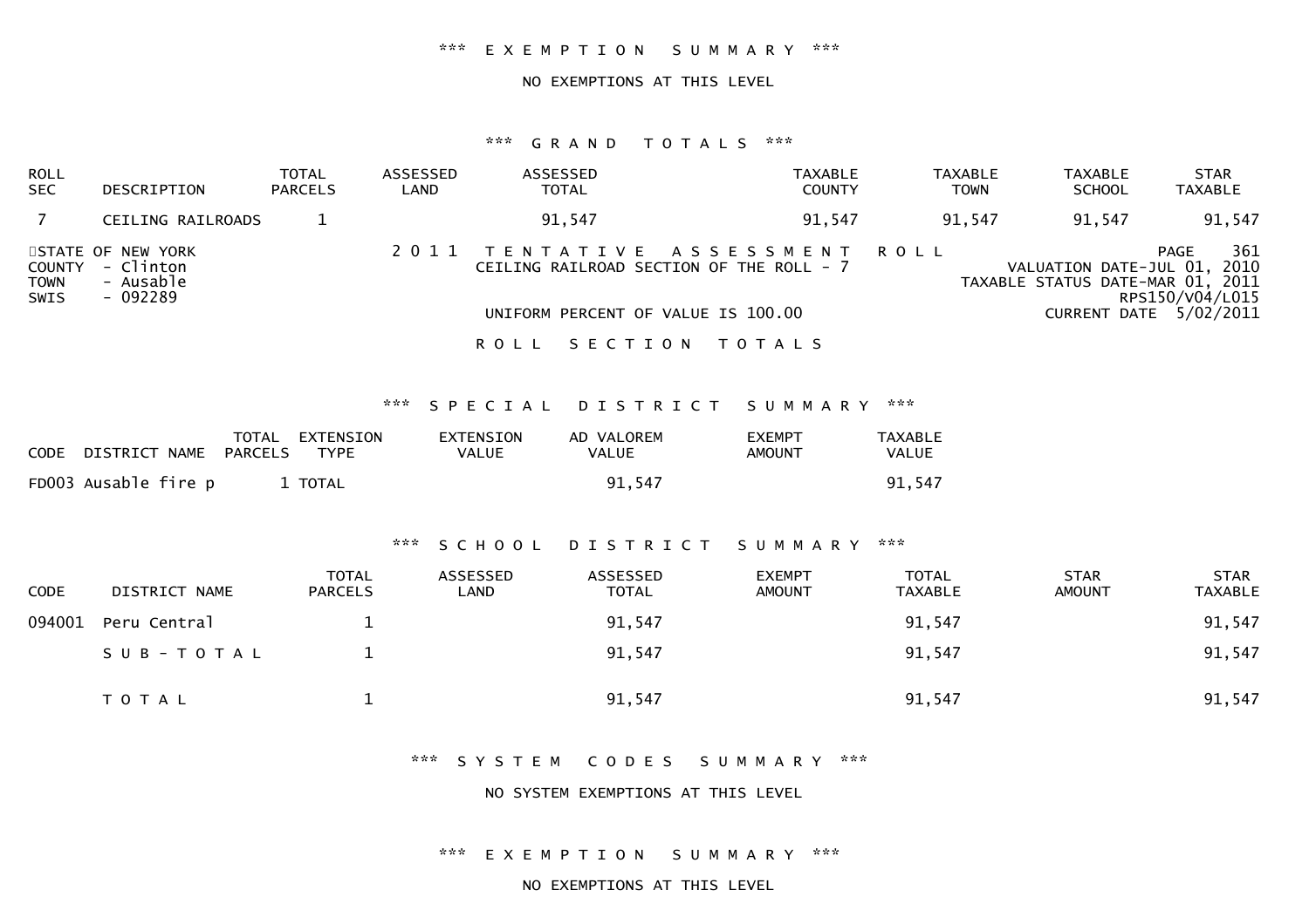*** EXEMPTION SUMMARY ***

NO EXEMPTIONS AT THIS LEVEL

*** GRAND TOTALS ***

| ROLL SEC | DESCRIPTION | TOTAL PARCELS | ASSESSED LAND | ASSESSED TOTAL | TAXABLE COUNTY | TAXABLE TOWN | TAXABLE SCHOOL | STAR TAXABLE |
|---|---|---|---|---|---|---|---|---|
| 7 | CEILING RAILROADS | 1 | | 91,547 | 91,547 | 91,547 | 91,547 | 91,547 |

STATE OF NEW YORK
COUNTY - Clinton
TOWN - Ausable
SWIS - 092289

2011 TENTATIVE ASSESSMENT ROLL
CEILING RAILROAD SECTION OF THE ROLL - 7

UNIFORM PERCENT OF VALUE IS 100.00

PAGE 361
VALUATION DATE-JUL 01, 2010
TAXABLE STATUS DATE-MAR 01, 2011
RPS150/V04/L015
CURRENT DATE 5/02/2011

ROLL SECTION TOTALS

*** SPECIAL DISTRICT SUMMARY ***

| CODE | DISTRICT NAME | TOTAL PARCELS | EXTENSION TYPE | EXTENSION VALUE | AD VALOREM VALUE | EXEMPT AMOUNT | TAXABLE VALUE |
|---|---|---|---|---|---|---|---|
| FD003 | Ausable fire p | 1 | TOTAL | | 91,547 | | 91,547 |

*** SCHOOL DISTRICT SUMMARY ***

| CODE | DISTRICT NAME | TOTAL PARCELS | ASSESSED LAND | ASSESSED TOTAL | EXEMPT AMOUNT | TOTAL TAXABLE | STAR AMOUNT | STAR TAXABLE |
|---|---|---|---|---|---|---|---|---|
| 094001 | Peru Central | 1 | | 91,547 | | 91,547 | | 91,547 |
| | SUB-TOTAL | 1 | | 91,547 | | 91,547 | | 91,547 |
| | TOTAL | 1 | | 91,547 | | 91,547 | | 91,547 |

*** SYSTEM CODES SUMMARY ***

NO SYSTEM EXEMPTIONS AT THIS LEVEL

*** EXEMPTION SUMMARY ***

NO EXEMPTIONS AT THIS LEVEL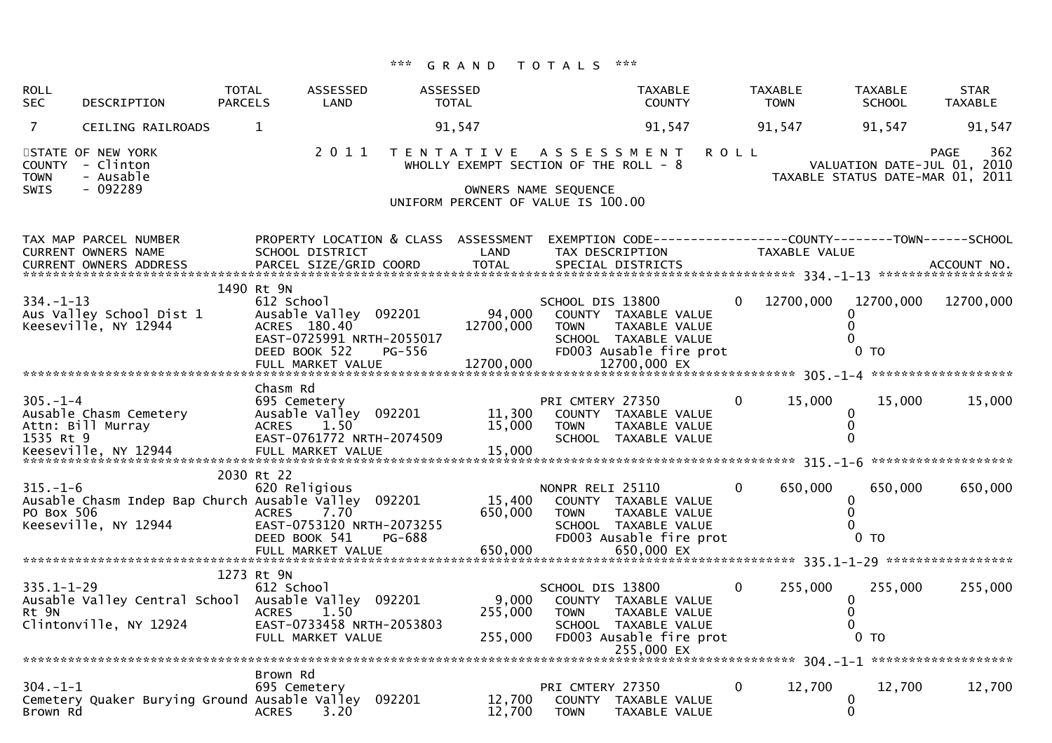*** G R A N D  T O T A L S ***

| ROLL SEC | DESCRIPTION | TOTAL PARCELS | ASSESSED LAND | ASSESSED TOTAL | TAXABLE COUNTY | TAXABLE TOWN | TAXABLE SCHOOL | STAR TAXABLE |
|---|---|---|---|---|---|---|---|---|
| 7 | CEILING RAILROADS | 1 | | 91,547 | 91,547 | 91,547 | 91,547 | 91,547 |

STATE OF NEW YORK  
COUNTY - Clinton  
TOWN - Ausable  
SWIS - 092289

2 0 1 1  T E N T A T I V E  A S S E S S M E N T  R O L L  
WHOLLY EXEMPT SECTION OF THE ROLL - 8  
OWNERS NAME SEQUENCE  
UNIFORM PERCENT OF VALUE IS 100.00

PAGE 362  
VALUATION DATE-JUL 01, 2010  
TAXABLE STATUS DATE-MAR 01, 2011

```
TAX MAP PARCEL NUMBER          PROPERTY LOCATION & CLASS  ASSESSMENT  EXEMPTION CODE------------------COUNTY--------TOWN------SCHOOL
CURRENT OWNERS NAME            SCHOOL DISTRICT               LAND      TAX DESCRIPTION            TAXABLE VALUE
CURRENT OWNERS ADDRESS         PARCEL SIZE/GRID COORD       TOTAL      SPECIAL DISTRICTS                                        ACCOUNT NO.
******************************************************************************************************* 334.-1-13 *******************
                             1490 Rt 9N
334.-1-13                      612 School                              SCHOOL DIS 13800        0   12700,000   12700,000   12700,000
Aus Valley School Dist 1       Ausable Valley  092201       94,000       COUNTY  TAXABLE VALUE                0
Keeseville, NY 12944           ACRES  180.40            12700,000       TOWN    TAXABLE VALUE                0
                               EAST-0725991 NRTH-2055017                SCHOOL  TAXABLE VALUE                0
                               DEED BOOK 522    PG-556                  FD003 Ausable fire prot              0 TO
                               FULL MARKET VALUE        12700,000         12700,000 EX
******************************************************************************************************* 305.-1-4 ********************
                               Chasm Rd
305.-1-4                       695 Cemetery                             PRI CMTERY 27350        0      15,000      15,000      15,000
Ausable Chasm Cemetery         Ausable Valley  092201       11,300       COUNTY  TAXABLE VALUE                0
Attn: Bill Murray              ACRES    1.50                15,000       TOWN    TAXABLE VALUE                0
1535 Rt 9                      EAST-0761772 NRTH-2074509                SCHOOL  TAXABLE VALUE                0
Keeseville, NY 12944           FULL MARKET VALUE            15,000
******************************************************************************************************* 315.-1-6 ********************
                             2030 Rt 22
315.-1-6                       620 Religious                            NONPR RELI 25110        0     650,000     650,000     650,000
Ausable Chasm Indep Bap Church Ausable Valley  092201       15,400       COUNTY  TAXABLE VALUE                0
PO Box 506                     ACRES    7.70               650,000       TOWN    TAXABLE VALUE                0
Keeseville, NY 12944           EAST-0753120 NRTH-2073255                SCHOOL  TAXABLE VALUE                0
                               DEED BOOK 541    PG-688                  FD003 Ausable fire prot              0 TO
                               FULL MARKET VALUE           650,000          650,000 EX
******************************************************************************************************* 335.1-1-29 ******************
                             1273 Rt 9N
335.1-1-29                     612 School                               SCHOOL DIS 13800        0     255,000     255,000     255,000
Ausable Valley Central School  Ausable Valley  092201        9,000       COUNTY  TAXABLE VALUE                0
Rt 9N                          ACRES    1.50               255,000       TOWN    TAXABLE VALUE                0
Clintonville, NY 12924         EAST-0733458 NRTH-2053803                SCHOOL  TAXABLE VALUE                0
                               FULL MARKET VALUE           255,000       FD003 Ausable fire prot              0 TO
                                                                           255,000 EX
******************************************************************************************************* 304.-1-1 ********************
                               Brown Rd
304.-1-1                       695 Cemetery                             PRI CMTERY 27350        0      12,700      12,700      12,700
Cemetery Quaker Burying Ground Ausable Valley  092201       12,700       COUNTY  TAXABLE VALUE                0
Brown Rd                       ACRES    3.20                12,700       TOWN    TAXABLE VALUE                0
```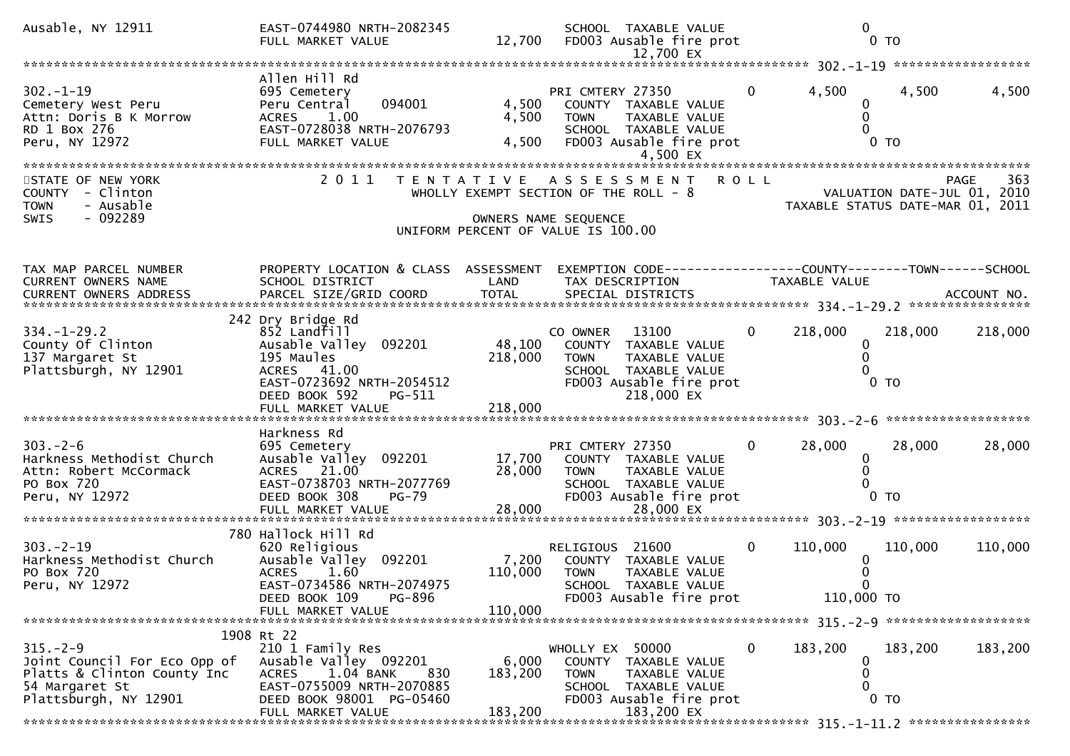| | | | | | |
|---|---|---|---|---|---|
| Ausable, NY 12911 | EAST-0744980 NRTH-2082345<br>FULL MARKET VALUE | 12,700 | SCHOOL TAXABLE VALUE<br>FD003 Ausable fire prot<br>12,700 EX | 0<br>0 TO | |

******************************************************************************************************* 302.-1-19 *****************

| | | | | | | | |
|---|---|---|---|---|---|---|---|
| 302.-1-19<br>Cemetery West Peru<br>Attn: Doris B K Morrow<br>RD 1 Box 276<br>Peru, NY 12972 | Allen Hill Rd<br>695 Cemetery<br>Peru Central 094001<br>ACRES 1.00<br>EAST-0728038 NRTH-2076793<br>FULL MARKET VALUE | <br><br>4,500<br>4,500<br><br>4,500 | PRI CMTERY 27350 0<br>COUNTY TAXABLE VALUE<br>TOWN TAXABLE VALUE<br>SCHOOL TAXABLE VALUE<br>FD003 Ausable fire prot<br>4,500 EX | 4,500<br>0<br>0<br>0<br>0 TO | 4,500 | 4,500 |

*******************************************************************************************************

STATE OF NEW YORK
COUNTY - Clinton
TOWN - Ausable
SWIS - 092289

2011 TENTATIVE ASSESSMENT ROLL
WHOLLY EXEMPT SECTION OF THE ROLL - 8
OWNERS NAME SEQUENCE
UNIFORM PERCENT OF VALUE IS 100.00

PAGE 363
VALUATION DATE-JUL 01, 2010
TAXABLE STATUS DATE-MAR 01, 2011

| TAX MAP PARCEL NUMBER<br>CURRENT OWNERS NAME<br>CURRENT OWNERS ADDRESS | PROPERTY LOCATION & CLASS<br>SCHOOL DISTRICT<br>PARCEL SIZE/GRID COORD | ASSESSMENT<br>LAND<br>TOTAL | EXEMPTION CODE<br>TAX DESCRIPTION<br>SPECIAL DISTRICTS | COUNTY<br>TAXABLE VALUE | TOWN | SCHOOL<br><br>ACCOUNT NO. |
|---|---|---|---|---|---|---|
| **334.-1-29.2** | | | | | | |
| 334.-1-29.2<br>County Of Clinton<br>137 Margaret St<br>Plattsburgh, NY 12901 | 242 Dry Bridge Rd<br>852 Landfill<br>Ausable Valley 092201<br>195 Maules<br>ACRES 41.00<br>EAST-0723692 NRTH-2054512<br>DEED BOOK 592 PG-511<br>FULL MARKET VALUE | <br><br>48,100<br>218,000<br><br><br><br>218,000 | CO OWNER 13100 0<br>COUNTY TAXABLE VALUE<br>TOWN TAXABLE VALUE<br>SCHOOL TAXABLE VALUE<br>FD003 Ausable fire prot<br>218,000 EX | 218,000<br>0<br>0<br>0<br>0 TO | 218,000 | 218,000 |
| **303.-2-6** | | | | | | |
| 303.-2-6<br>Harkness Methodist Church<br>Attn: Robert McCormack<br>PO Box 720<br>Peru, NY 12972 | Harkness Rd<br>695 Cemetery<br>Ausable Valley 092201<br>ACRES 21.00<br>EAST-0738703 NRTH-2077769<br>DEED BOOK 308 PG-79<br>FULL MARKET VALUE | <br><br>17,700<br>28,000<br><br><br>28,000 | PRI CMTERY 27350 0<br>COUNTY TAXABLE VALUE<br>TOWN TAXABLE VALUE<br>SCHOOL TAXABLE VALUE<br>FD003 Ausable fire prot<br>28,000 EX | 28,000<br>0<br>0<br>0<br>0 TO | 28,000 | 28,000 |
| **303.-2-19** | | | | | | |
| 303.-2-19<br>Harkness Methodist Church<br>PO Box 720<br>Peru, NY 12972 | 780 Hallock Hill Rd<br>620 Religious<br>Ausable Valley 092201<br>ACRES 1.60<br>EAST-0734586 NRTH-2074975<br>DEED BOOK 109 PG-896<br>FULL MARKET VALUE | <br><br>7,200<br>110,000<br><br><br>110,000 | RELIGIOUS 21600 0<br>COUNTY TAXABLE VALUE<br>TOWN TAXABLE VALUE<br>SCHOOL TAXABLE VALUE<br>FD003 Ausable fire prot | 110,000<br>0<br>0<br>0<br>110,000 TO | 110,000 | 110,000 |
| **315.-2-9** | | | | | | |
| 315.-2-9<br>Joint Council For Eco Opp of<br>Platts & Clinton County Inc<br>54 Margaret St<br>Plattsburgh, NY 12901 | 1908 Rt 22<br>210 1 Family Res<br>Ausable Valley 092201<br>ACRES 1.04 BANK 830<br>EAST-0755009 NRTH-2070885<br>DEED BOOK 98001 PG-05460<br>FULL MARKET VALUE | <br><br>6,000<br>183,200<br><br><br>183,200 | WHOLLY EX 50000 0<br>COUNTY TAXABLE VALUE<br>TOWN TAXABLE VALUE<br>SCHOOL TAXABLE VALUE<br>FD003 Ausable fire prot<br>183,200 EX | 183,200<br>0<br>0<br>0<br>0 TO | 183,200 | 183,200 |

******************************************************************************************************* 315.-1-11.2 ****************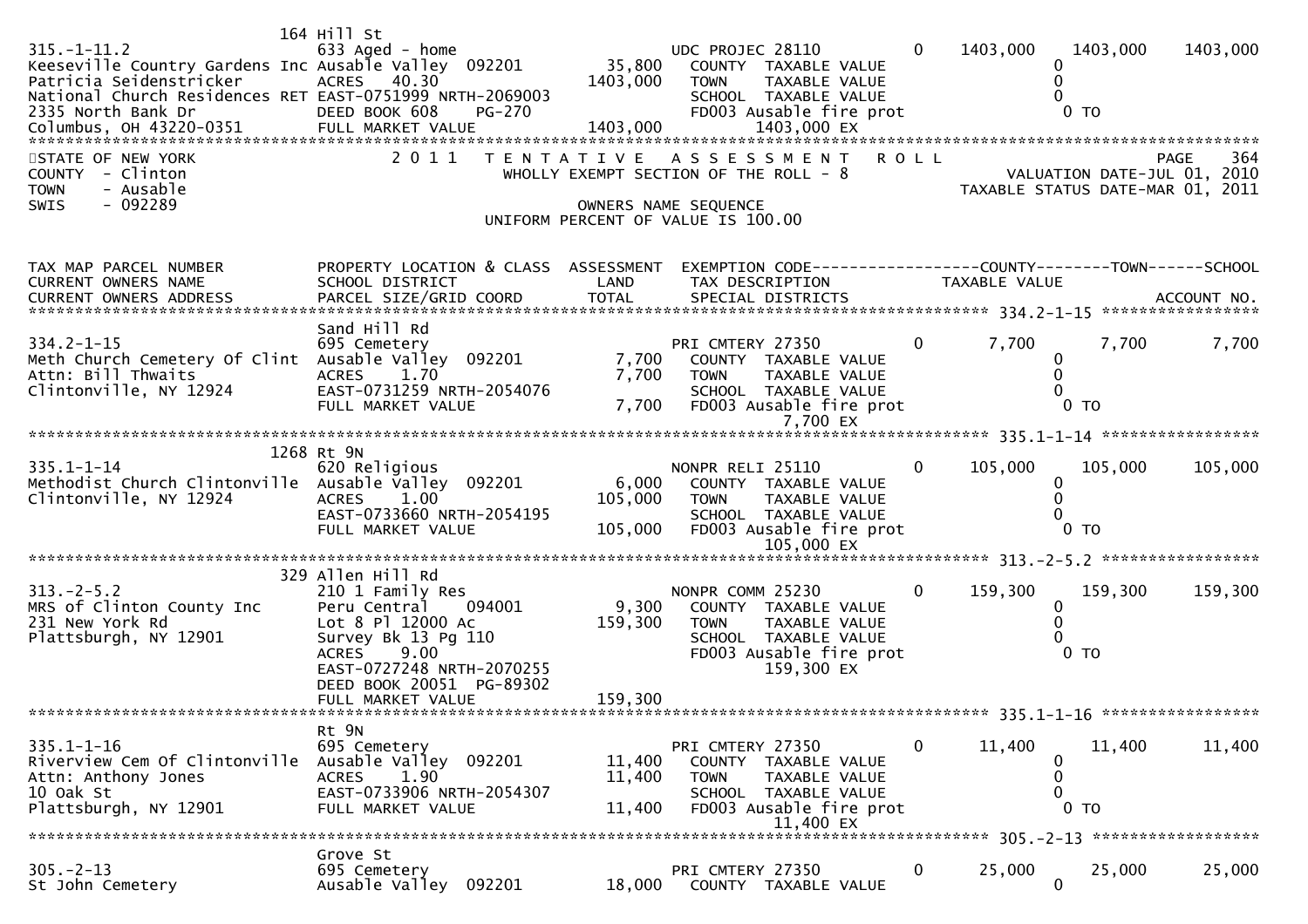```
                              164 Hill St
315.-1-11.2                   633 Aged - home                        UDC PROJEC 28110          0    1403,000    1403,000    1403,000
Keeseville Country Gardens Inc Ausable Valley  092201         35,800    COUNTY  TAXABLE VALUE                  0
Patricia Seidenstricker       ACRES   40.30                  1403,000    TOWN    TAXABLE VALUE                  0
National Church Residences RET EAST-0751999 NRTH-2069003                SCHOOL  TAXABLE VALUE                  0
2335 North Bank Dr            DEED BOOK 608      PG-270                 FD003 Ausable fire prot                0 TO
Columbus, OH 43220-0351       FULL MARKET VALUE              1403,000              1403,000 EX
******************************************************************************************************************************************
STATE OF NEW YORK                 2 0 1 1   T E N T A T I V E   A S S E S S M E N T   R O L L                                PAGE    364
COUNTY  - Clinton                          WHOLLY EXEMPT SECTION OF THE ROLL - 8                           VALUATION DATE-JUL 01, 2010
TOWN    - Ausable                                                                                    TAXABLE STATUS DATE-MAR 01, 2011
SWIS    - 092289                                          OWNERS NAME SEQUENCE
                                                    UNIFORM PERCENT OF VALUE IS 100.00


TAX MAP PARCEL NUMBER          PROPERTY LOCATION & CLASS  ASSESSMENT  EXEMPTION CODE------------------COUNTY--------TOWN------SCHOOL
CURRENT OWNERS NAME            SCHOOL DISTRICT               LAND      TAX DESCRIPTION                TAXABLE VALUE
CURRENT OWNERS ADDRESS         PARCEL SIZE/GRID COORD        TOTAL     SPECIAL DISTRICTS                                  ACCOUNT NO.
******************************************************************************************************* 334.2-1-15 *****************
                               Sand Hill Rd
334.2-1-15                     695 Cemetery                          PRI CMTERY 27350           0       7,700       7,700       7,700
Meth Church Cemetery Of Clint  Ausable Valley  092201         7,700    COUNTY  TAXABLE VALUE                  0
Attn: Bill Thwaits             ACRES    1.70                  7,700    TOWN    TAXABLE VALUE                  0
Clintonville, NY 12924         EAST-0731259 NRTH-2054076              SCHOOL  TAXABLE VALUE                  0
                               FULL MARKET VALUE              7,700    FD003 Ausable fire prot                0 TO
                                                                                   7,700 EX
******************************************************************************************************* 335.1-1-14 *****************
                          1268 Rt 9N
335.1-1-14                     620 Religious                         NONPR RELI 25110           0     105,000     105,000     105,000
Methodist Church Clintonville  Ausable Valley  092201         6,000    COUNTY  TAXABLE VALUE                  0
Clintonville, NY 12924         ACRES    1.00                105,000    TOWN    TAXABLE VALUE                  0
                               EAST-0733660 NRTH-2054195              SCHOOL  TAXABLE VALUE                  0
                               FULL MARKET VALUE            105,000    FD003 Ausable fire prot                0 TO
                                                                                 105,000 EX
******************************************************************************************************* 313.-2-5.2 *****************
                           329 Allen Hill Rd
313.-2-5.2                     210 1 Family Res                      NONPR COMM 25230           0     159,300     159,300     159,300
MRS of Clinton County Inc      Peru Central    094001         9,300    COUNTY  TAXABLE VALUE                  0
231 New York Rd                Lot 8 Pl 12000 Ac            159,300    TOWN    TAXABLE VALUE                  0
Plattsburgh, NY 12901          Survey Bk 13 Pg 110                     SCHOOL  TAXABLE VALUE                  0
                               ACRES    9.00                           FD003 Ausable fire prot                0 TO
                               EAST-0727248 NRTH-2070255                         159,300 EX
                               DEED BOOK 20051  PG-89302
                               FULL MARKET VALUE            159,300
******************************************************************************************************* 335.1-1-16 *****************
                               Rt 9N
335.1-1-16                     695 Cemetery                          PRI CMTERY 27350           0      11,400      11,400      11,400
Riverview Cem Of Clintonville  Ausable Valley  092201        11,400    COUNTY  TAXABLE VALUE                  0
Attn: Anthony Jones            ACRES    1.90                 11,400    TOWN    TAXABLE VALUE                  0
10 Oak St                      EAST-0733906 NRTH-2054307              SCHOOL  TAXABLE VALUE                  0
Plattsburgh, NY 12901          FULL MARKET VALUE             11,400    FD003 Ausable fire prot                0 TO
                                                                                  11,400 EX
******************************************************************************************************* 305.-2-13 ******************
                               Grove St
305.-2-13                      695 Cemetery                          PRI CMTERY 27350           0      25,000      25,000      25,000
St John Cemetery               Ausable Valley  092201        18,000    COUNTY  TAXABLE VALUE                  0
```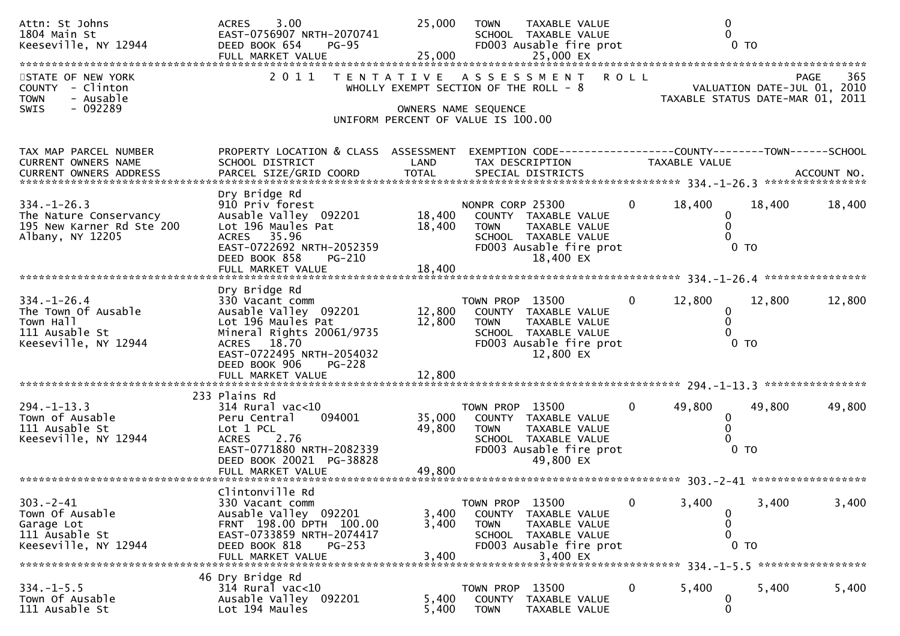```
Attn: St Johns                ACRES    3.00                 25,000   TOWN    TAXABLE VALUE                    0
1804 Main St                  EAST-0756907 NRTH-2070741              SCHOOL  TAXABLE VALUE                    0
Keeseville, NY 12944          DEED BOOK 654    PG-95                 FD003 Ausable fire prot                  0 TO
                              FULL MARKET VALUE             25,000             25,000 EX
******************************************************************************************************************************
STATE OF NEW YORK              2 0 1 1   T E N T A T I V E   A S S E S S M E N T   R O L L                    PAGE    365
COUNTY  - Clinton                   WHOLLY EXEMPT SECTION OF THE ROLL - 8                  VALUATION DATE-JUL 01, 2010
TOWN    - Ausable                                                                       TAXABLE STATUS DATE-MAR 01, 2011
SWIS    - 092289                                 OWNERS NAME SEQUENCE
                                         UNIFORM PERCENT OF VALUE IS 100.00

TAX MAP PARCEL NUMBER         PROPERTY LOCATION & CLASS  ASSESSMENT  EXEMPTION CODE------------------COUNTY--------TOWN------SCHOOL
CURRENT OWNERS NAME           SCHOOL DISTRICT               LAND      TAX DESCRIPTION            TAXABLE VALUE
CURRENT OWNERS ADDRESS        PARCEL SIZE/GRID COORD        TOTAL     SPECIAL DISTRICTS                                ACCOUNT NO.
*************************************************************************************************** 334.-1-26.3 *****************
                              Dry Bridge Rd
334.-1-26.3                   910 Priv forest                        NONPR CORP 25300         0      18,400      18,400      18,400
The Nature Conservancy        Ausable Valley  092201        18,400     COUNTY  TAXABLE VALUE                  0
195 New Karner Rd Ste 200     Lot 196 Maules Pat            18,400     TOWN    TAXABLE VALUE                  0
Albany, NY 12205              ACRES   35.96                            SCHOOL  TAXABLE VALUE                  0
                              EAST-0722692 NRTH-2052359                FD003 Ausable fire prot                0 TO
                              DEED BOOK 858    PG-210                            18,400 EX
                              FULL MARKET VALUE             18,400
*************************************************************************************************** 334.-1-26.4 *****************
                              Dry Bridge Rd
334.-1-26.4                   330 Vacant comm                        TOWN PROP  13500         0      12,800      12,800      12,800
The Town Of Ausable           Ausable Valley  092201        12,800     COUNTY  TAXABLE VALUE                  0
Town Hall                     Lot 196 Maules Pat            12,800     TOWN    TAXABLE VALUE                  0
111 Ausable St                Mineral Rights 20061/9735                SCHOOL  TAXABLE VALUE                  0
Keeseville, NY 12944          ACRES   18.70                            FD003 Ausable fire prot                0 TO
                              EAST-0722495 NRTH-2054032                          12,800 EX
                              DEED BOOK 906    PG-228
                              FULL MARKET VALUE             12,800
*************************************************************************************************** 294.-1-13.3 *****************
                          233 Plains Rd
294.-1-13.3                   314 Rural vac<10                       TOWN PROP  13500         0      49,800      49,800      49,800
Town of Ausable               Peru Central    094001        35,000     COUNTY  TAXABLE VALUE                  0
111 Ausable St                Lot 1 PCL                     49,800     TOWN    TAXABLE VALUE                  0
Keeseville, NY 12944          ACRES    2.76                            SCHOOL  TAXABLE VALUE                  0
                              EAST-0771880 NRTH-2082339                FD003 Ausable fire prot                0 TO
                              DEED BOOK 20021  PG-38828                          49,800 EX
                              FULL MARKET VALUE             49,800
*************************************************************************************************** 303.-2-41 *******************
                              Clintonville Rd
303.-2-41                     330 Vacant comm                        TOWN PROP  13500         0       3,400       3,400       3,400
Town Of Ausable               Ausable Valley  092201         3,400     COUNTY  TAXABLE VALUE                  0
Garage Lot                    FRNT 198.00 DPTH 100.00        3,400     TOWN    TAXABLE VALUE                  0
111 Ausable St                EAST-0733859 NRTH-2074417                SCHOOL  TAXABLE VALUE                  0
Keeseville, NY 12944          DEED BOOK 818    PG-253                  FD003 Ausable fire prot                0 TO
                              FULL MARKET VALUE              3,400                3,400 EX
*************************************************************************************************** 334.-1-5.5 ******************
                           46 Dry Bridge Rd
334.-1-5.5                    314 Rural vac<10                       TOWN PROP  13500         0       5,400       5,400       5,400
Town Of Ausable               Ausable Valley  092201         5,400     COUNTY  TAXABLE VALUE                  0
111 Ausable St                Lot 194 Maules                 5,400     TOWN    TAXABLE VALUE                  0
```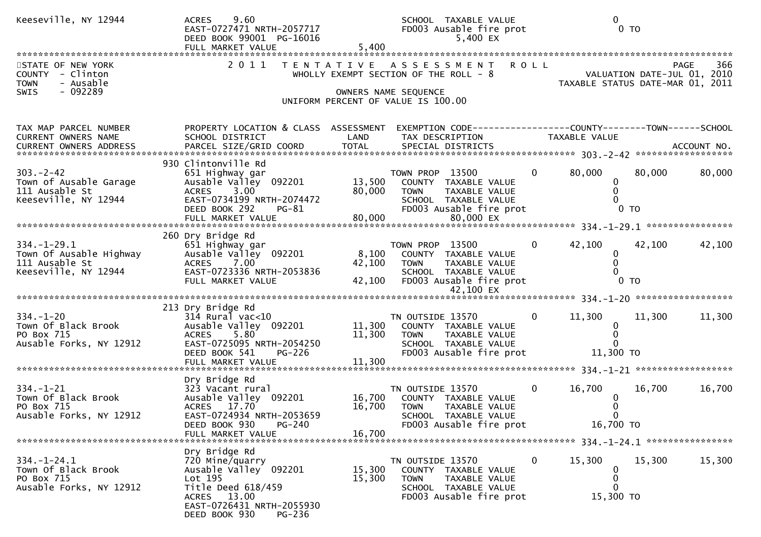```
Keeseville, NY 12944          ACRES    9.60                              SCHOOL  TAXABLE VALUE                    0
                              EAST-0727471 NRTH-2057717                  FD003 Ausable fire prot                   0 TO
                              DEED BOOK 99001  PG-16016                          5,400 EX
                              FULL MARKET VALUE                  5,400
*******************************************************************************************************************************
STATE OF NEW YORK              2 0 1 1   T E N T A T I V E   A S S E S S M E N T   R O L L                          PAGE    366
COUNTY  - Clinton                          WHOLLY EXEMPT SECTION OF THE ROLL - 8                  VALUATION DATE-JUL 01, 2010
TOWN    - Ausable                                                                         TAXABLE STATUS DATE-MAR 01, 2011
SWIS    - 092289                                        OWNERS NAME SEQUENCE
                                                 UNIFORM PERCENT OF VALUE IS 100.00


TAX MAP PARCEL NUMBER          PROPERTY LOCATION & CLASS  ASSESSMENT  EXEMPTION CODE------------------COUNTY--------TOWN------SCHOOL
CURRENT OWNERS NAME            SCHOOL DISTRICT               LAND      TAX DESCRIPTION             TAXABLE VALUE
CURRENT OWNERS ADDRESS         PARCEL SIZE/GRID COORD        TOTAL     SPECIAL DISTRICTS                                   ACCOUNT NO.
************************************************************************************************ 303.-2-42 ******************
                               930 Clintonville Rd
303.-2-42                      651 Highway gar                         TOWN PROP  13500          0       80,000      80,000      80,000
Town of Ausable Garage         Ausable Valley  092201        13,500    COUNTY  TAXABLE VALUE                  0
111 Ausable St                 ACRES    3.00                 80,000    TOWN    TAXABLE VALUE                  0
Keeseville, NY 12944           EAST-0734199 NRTH-2074472               SCHOOL  TAXABLE VALUE                  0
                               DEED BOOK 292    PG-81                  FD003 Ausable fire prot                  0 TO
                               FULL MARKET VALUE             80,000           80,000 EX
************************************************************************************************ 334.-1-29.1 ****************
                               260 Dry Bridge Rd
334.-1-29.1                    651 Highway gar                         TOWN PROP  13500          0       42,100      42,100      42,100
Town Of Ausable Highway        Ausable Valley  092201         8,100    COUNTY  TAXABLE VALUE                  0
111 Ausable St                 ACRES    7.00                 42,100    TOWN    TAXABLE VALUE                  0
Keeseville, NY 12944           EAST-0723336 NRTH-2053836               SCHOOL  TAXABLE VALUE                  0
                               FULL MARKET VALUE             42,100    FD003 Ausable fire prot                  0 TO
                                                                              42,100 EX
************************************************************************************************ 334.-1-20 ******************
                               213 Dry Bridge Rd
334.-1-20                      314 Rural vac<10                        TN OUTSIDE 13570          0       11,300      11,300      11,300
Town Of Black Brook            Ausable Valley  092201        11,300    COUNTY  TAXABLE VALUE                  0
PO Box 715                     ACRES    5.80                 11,300    TOWN    TAXABLE VALUE                  0
Ausable Forks, NY 12912        EAST-0725095 NRTH-2054250               SCHOOL  TAXABLE VALUE                  0
                               DEED BOOK 541    PG-226                 FD003 Ausable fire prot             11,300 TO
                               FULL MARKET VALUE             11,300
************************************************************************************************ 334.-1-21 ******************
                               Dry Bridge Rd
334.-1-21                      323 Vacant rural                        TN OUTSIDE 13570          0       16,700      16,700      16,700
Town Of Black Brook            Ausable Valley  092201        16,700    COUNTY  TAXABLE VALUE                  0
PO Box 715                     ACRES   17.70                 16,700    TOWN    TAXABLE VALUE                  0
Ausable Forks, NY 12912        EAST-0724934 NRTH-2053659               SCHOOL  TAXABLE VALUE                  0
                               DEED BOOK 930    PG-240                 FD003 Ausable fire prot             16,700 TO
                               FULL MARKET VALUE             16,700
************************************************************************************************ 334.-1-24.1 ****************
                               Dry Bridge Rd
334.-1-24.1                    720 Mine/quarry                         TN OUTSIDE 13570          0       15,300      15,300      15,300
Town Of Black Brook            Ausable Valley  092201        15,300    COUNTY  TAXABLE VALUE                  0
PO Box 715                     Lot 195                       15,300    TOWN    TAXABLE VALUE                  0
Ausable Forks, NY 12912        Title Deed 618/459                      SCHOOL  TAXABLE VALUE                  0
                               ACRES   13.00                           FD003 Ausable fire prot             15,300 TO
                               EAST-0726431 NRTH-2055930
                               DEED BOOK 930    PG-236
```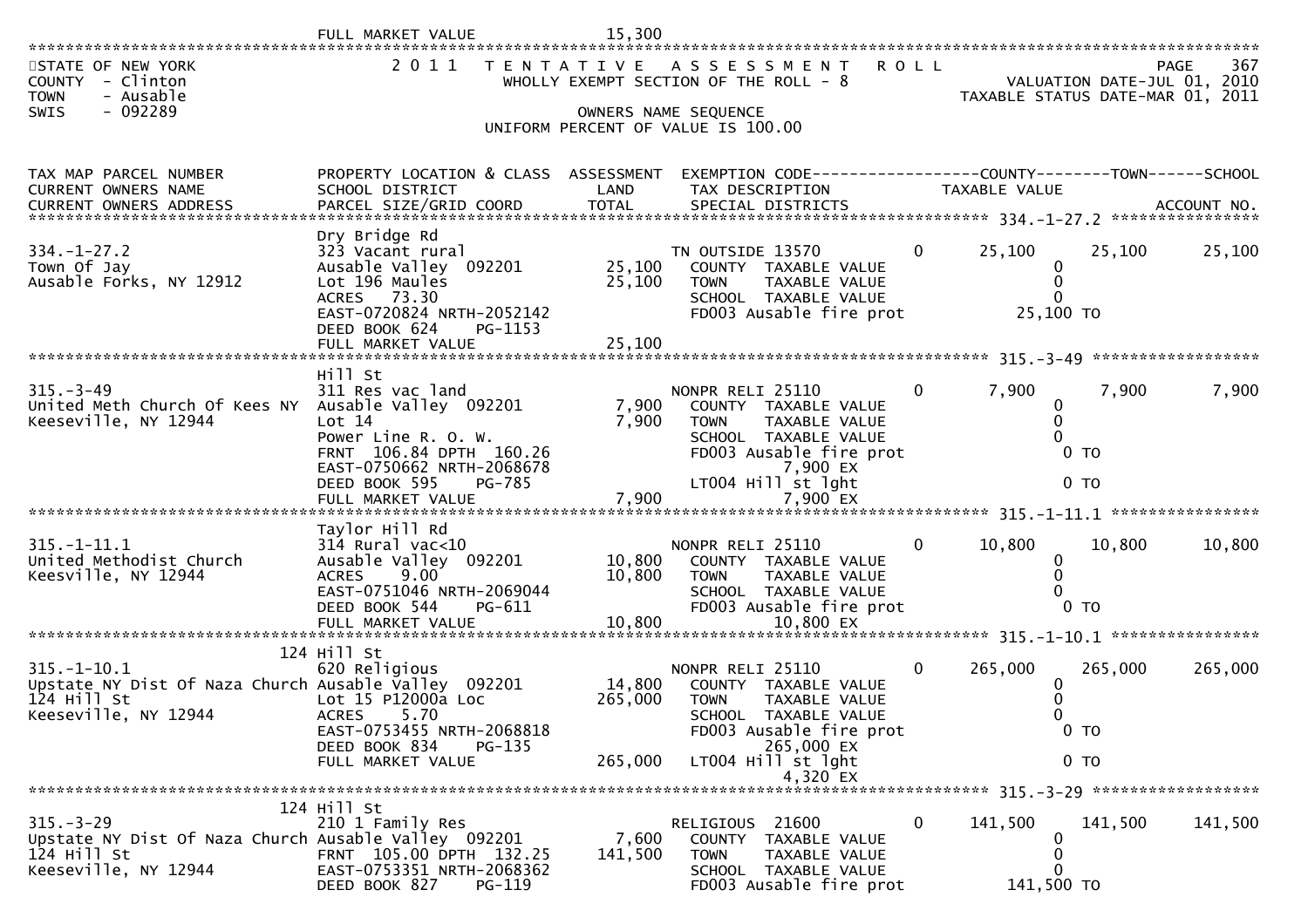FULL MARKET VALUE 15,300

STATE OF NEW YORK
COUNTY - Clinton
TOWN - Ausable
SWIS - 092289

2011 TENTATIVE ASSESSMENT ROLL
WHOLLY EXEMPT SECTION OF THE ROLL - 8
OWNERS NAME SEQUENCE
UNIFORM PERCENT OF VALUE IS 100.00

VALUATION DATE-JUL 01, 2010
TAXABLE STATUS DATE-MAR 01, 2011

| TAX MAP PARCEL NUMBER / CURRENT OWNERS NAME / CURRENT OWNERS ADDRESS | PROPERTY LOCATION & CLASS / SCHOOL DISTRICT / PARCEL SIZE/GRID COORD | ASSESSMENT LAND | ASSESSMENT TOTAL | EXEMPTION CODE / TAX DESCRIPTION / SPECIAL DISTRICTS | | COUNTY TAXABLE VALUE | TOWN | SCHOOL |
|---|---|---|---|---|---|---|---|---|
| **334.-1-27.2** | Dry Bridge Rd | | | | | | | |
| 334.-1-27.2 | 323 Vacant rural | | | TN OUTSIDE 13570 | 0 | 25,100 | 25,100 | 25,100 |
| Town Of Jay | Ausable Valley 092201 | 25,100 | | COUNTY TAXABLE VALUE | | 0 | | |
| Ausable Forks, NY 12912 | Lot 196 Maules | | 25,100 | TOWN TAXABLE VALUE | | 0 | | |
| | ACRES 73.30 | | | SCHOOL TAXABLE VALUE | | 0 | | |
| | EAST-0720824 NRTH-2052142 | | | FD003 Ausable fire prot | | 25,100 TO | | |
| | DEED BOOK 624 PG-1153 | | | | | | | |
| | FULL MARKET VALUE | | 25,100 | | | | | |
| **315.-3-49** | Hill St | | | | | | | |
| 315.-3-49 | 311 Res vac land | | | NONPR RELI 25110 | 0 | 7,900 | 7,900 | 7,900 |
| United Meth Church Of Kees NY | Ausable Valley 092201 | 7,900 | | COUNTY TAXABLE VALUE | | 0 | | |
| Keeseville, NY 12944 | Lot 14 | | 7,900 | TOWN TAXABLE VALUE | | 0 | | |
| | Power Line R. O. W. | | | SCHOOL TAXABLE VALUE | | 0 | | |
| | FRNT 106.84 DPTH 160.26 | | | FD003 Ausable fire prot | | 0 TO | | |
| | EAST-0750662 NRTH-2068678 | | | 7,900 EX | | | | |
| | DEED BOOK 595 PG-785 | | | LT004 Hill st lght | | 0 TO | | |
| | FULL MARKET VALUE | | 7,900 | 7,900 EX | | | | |
| **315.-1-11.1** | Taylor Hill Rd | | | | | | | |
| 315.-1-11.1 | 314 Rural vac<10 | | | NONPR RELI 25110 | 0 | 10,800 | 10,800 | 10,800 |
| United Methodist Church | Ausable Valley 092201 | 10,800 | | COUNTY TAXABLE VALUE | | 0 | | |
| Keesville, NY 12944 | ACRES 9.00 | | 10,800 | TOWN TAXABLE VALUE | | 0 | | |
| | EAST-0751046 NRTH-2069044 | | | SCHOOL TAXABLE VALUE | | 0 | | |
| | DEED BOOK 544 PG-611 | | | FD003 Ausable fire prot | | 0 TO | | |
| | FULL MARKET VALUE | | 10,800 | 10,800 EX | | | | |
| **315.-1-10.1** | 124 Hill St | | | | | | | |
| 315.-1-10.1 | 620 Religious | | | NONPR RELI 25110 | 0 | 265,000 | 265,000 | 265,000 |
| Upstate NY Dist Of Naza Church | Ausable Valley 092201 | 14,800 | | COUNTY TAXABLE VALUE | | 0 | | |
| 124 Hill St | Lot 15 P12000a Loc | | 265,000 | TOWN TAXABLE VALUE | | 0 | | |
| Keeseville, NY 12944 | ACRES 5.70 | | | SCHOOL TAXABLE VALUE | | 0 | | |
| | EAST-0753455 NRTH-2068818 | | | FD003 Ausable fire prot | | 0 TO | | |
| | DEED BOOK 834 PG-135 | | | 265,000 EX | | | | |
| | FULL MARKET VALUE | | 265,000 | LT004 Hill st lght | | 0 TO | | |
| | | | | 4,320 EX | | | | |
| **315.-3-29** | 124 Hill St | | | | | | | |
| 315.-3-29 | 210 1 Family Res | | | RELIGIOUS 21600 | 0 | 141,500 | 141,500 | 141,500 |
| Upstate NY Dist Of Naza Church | Ausable Valley 092201 | 7,600 | | COUNTY TAXABLE VALUE | | 0 | | |
| 124 Hill St | FRNT 105.00 DPTH 132.25 | | 141,500 | TOWN TAXABLE VALUE | | 0 | | |
| Keeseville, NY 12944 | EAST-0753351 NRTH-2068362 | | | SCHOOL TAXABLE VALUE | | 0 | | |
| | DEED BOOK 827 PG-119 | | | FD003 Ausable fire prot | | 141,500 TO | | |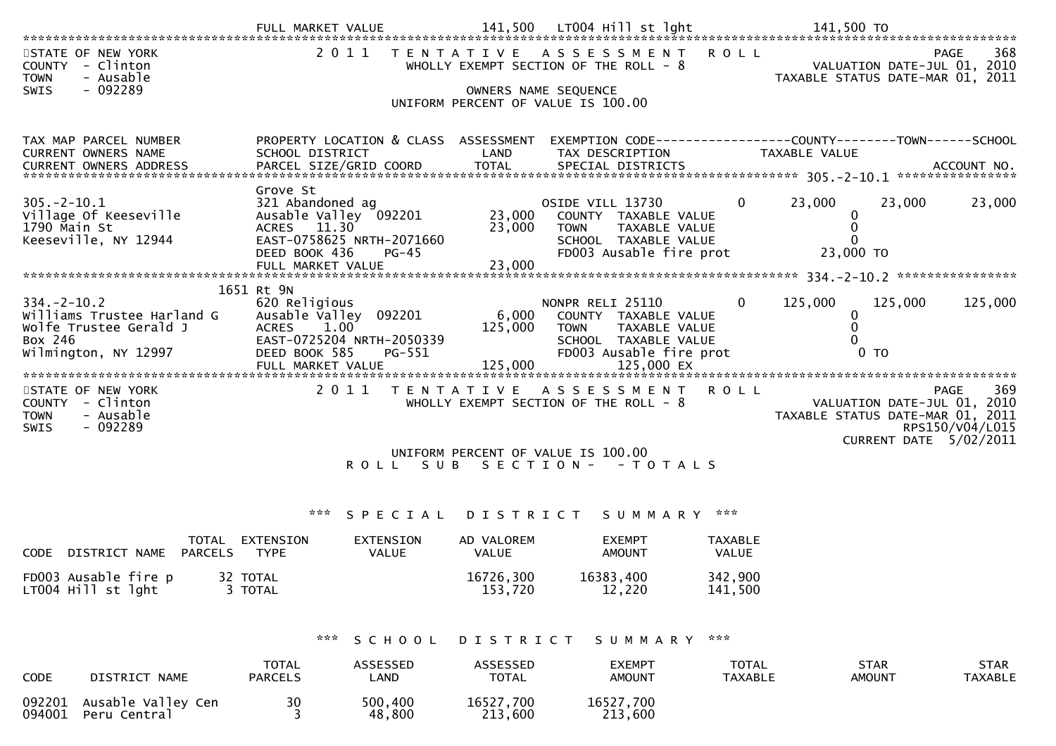| | FULL MARKET VALUE | 141,500 | LT004 Hill st lght | | 141,500 TO | | |
|---|---|---|---|---|---|---|---|

STATE OF NEW YORK
COUNTY - Clinton
TOWN - Ausable
SWIS - 092289

2011 TENTATIVE ASSESSMENT ROLL
WHOLLY EXEMPT SECTION OF THE ROLL - 8
OWNERS NAME SEQUENCE
UNIFORM PERCENT OF VALUE IS 100.00

PAGE 368
VALUATION DATE-JUL 01, 2010
TAXABLE STATUS DATE-MAR 01, 2011

| TAX MAP PARCEL NUMBER / CURRENT OWNERS NAME / CURRENT OWNERS ADDRESS | PROPERTY LOCATION & CLASS / SCHOOL DISTRICT / PARCEL SIZE/GRID COORD | ASSESSMENT LAND / TOTAL | EXEMPTION CODE / TAX DESCRIPTION / SPECIAL DISTRICTS | | COUNTY TAXABLE VALUE | TOWN | SCHOOL | ACCOUNT NO. |
|---|---|---|---|---|---|---|---|---|
| 305.-2-10.1 | Grove St | | | | | | | |
| 305.-2-10.1 | 321 Abandoned ag | | OSIDE VILL 13730 | 0 | 23,000 | 23,000 | 23,000 | |
| Village Of Keeseville | Ausable Valley 092201 | 23,000 | COUNTY TAXABLE VALUE | | 0 | | | |
| 1790 Main St | ACRES 11.30 | 23,000 | TOWN TAXABLE VALUE | | 0 | | | |
| Keeseville, NY 12944 | EAST-0758625 NRTH-2071660 | | SCHOOL TAXABLE VALUE | | 0 | | | |
| | DEED BOOK 436 PG-45 | | FD003 Ausable fire prot | | 23,000 TO | | | |
| | FULL MARKET VALUE | 23,000 | | | | | | |
| 334.-2-10.2 | 1651 Rt 9N | | | | | | | |
| 334.-2-10.2 | 620 Religious | | NONPR RELI 25110 | 0 | 125,000 | 125,000 | 125,000 | |
| Williams Trustee Harland G | Ausable Valley 092201 | 6,000 | COUNTY TAXABLE VALUE | | 0 | | | |
| Wolfe Trustee Gerald J | ACRES 1.00 | 125,000 | TOWN TAXABLE VALUE | | 0 | | | |
| Box 246 | EAST-0725204 NRTH-2050339 | | SCHOOL TAXABLE VALUE | | 0 | | | |
| Wilmington, NY 12997 | DEED BOOK 585 PG-551 | | FD003 Ausable fire prot | | 0 TO | | | |
| | FULL MARKET VALUE | 125,000 | 125,000 EX | | | | | |

STATE OF NEW YORK
COUNTY - Clinton
TOWN - Ausable
SWIS - 092289

2011 TENTATIVE ASSESSMENT ROLL
WHOLLY EXEMPT SECTION OF THE ROLL - 8

PAGE 369
VALUATION DATE-JUL 01, 2010
TAXABLE STATUS DATE-MAR 01, 2011
RPS150/V04/L015
CURRENT DATE 5/02/2011

UNIFORM PERCENT OF VALUE IS 100.00
ROLL SUB SECTION- - TOTALS

*** SPECIAL DISTRICT SUMMARY ***

| CODE | DISTRICT NAME | TOTAL PARCELS | EXTENSION TYPE | EXTENSION VALUE | AD VALOREM VALUE | EXEMPT AMOUNT | TAXABLE VALUE |
|---|---|---|---|---|---|---|---|
| FD003 | Ausable fire p | 32 | TOTAL | | 16726,300 | 16383,400 | 342,900 |
| LT004 | Hill st lght | 3 | TOTAL | | 153,720 | 12,220 | 141,500 |

*** SCHOOL DISTRICT SUMMARY ***

| CODE | DISTRICT NAME | TOTAL PARCELS | ASSESSED LAND | ASSESSED TOTAL | EXEMPT AMOUNT | TOTAL TAXABLE | STAR AMOUNT | STAR TAXABLE |
|---|---|---|---|---|---|---|---|---|
| 092201 | Ausable Valley Cen | 30 | 500,400 | 16527,700 | 16527,700 | | | |
| 094001 | Peru Central | 3 | 48,800 | 213,600 | 213,600 | | | |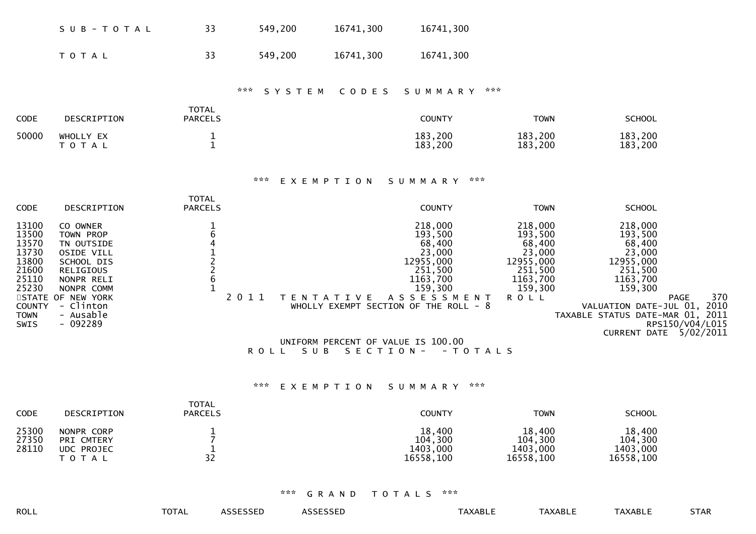| | | | | |
|---|---|---|---|---|
| S U B - T O T A L | 33 | 549,200 | 16741,300 | 16741,300 |
| T O T A L | 33 | 549,200 | 16741,300 | 16741,300 |

### \*\*\* S Y S T E M C O D E S S U M M A R Y \*\*\*

| CODE | DESCRIPTION | TOTAL PARCELS | COUNTY | TOWN | SCHOOL |
|---|---|---|---|---|---|
| 50000 | WHOLLY EX | 1 | 183,200 | 183,200 | 183,200 |
| | T O T A L | 1 | 183,200 | 183,200 | 183,200 |

### \*\*\* E X E M P T I O N S U M M A R Y \*\*\*

| CODE | DESCRIPTION | TOTAL PARCELS | COUNTY | TOWN | SCHOOL |
|---|---|---|---|---|---|
| 13100 | CO OWNER | 1 | 218,000 | 218,000 | 218,000 |
| 13500 | TOWN PROP | 6 | 193,500 | 193,500 | 193,500 |
| 13570 | TN OUTSIDE | 4 | 68,400 | 68,400 | 68,400 |
| 13730 | OSIDE VILL | 1 | 23,000 | 23,000 | 23,000 |
| 13800 | SCHOOL DIS | 2 | 12955,000 | 12955,000 | 12955,000 |
| 21600 | RELIGIOUS | 2 | 251,500 | 251,500 | 251,500 |
| 25110 | NONPR RELI | 6 | 1163,700 | 1163,700 | 1163,700 |
| 25230 | NONPR COMM | 1 | 159,300 | 159,300 | 159,300 |

STATE OF NEW YORK
COUNTY - Clinton
TOWN - Ausable
SWIS - 092289

2 0 1 1 T E N T A T I V E A S S E S S M E N T R O L L
WHOLLY EXEMPT SECTION OF THE ROLL - 8

PAGE 370
VALUATION DATE-JUL 01, 2010
TAXABLE STATUS DATE-MAR 01, 2011
RPS150/V04/L015
CURRENT DATE 5/02/2011

UNIFORM PERCENT OF VALUE IS 100.00
R O L L S U B S E C T I O N - - T O T A L S

### \*\*\* E X E M P T I O N S U M M A R Y \*\*\*

| CODE | DESCRIPTION | TOTAL PARCELS | COUNTY | TOWN | SCHOOL |
|---|---|---|---|---|---|
| 25300 | NONPR CORP | 1 | 18,400 | 18,400 | 18,400 |
| 27350 | PRI CMTERY | 7 | 104,300 | 104,300 | 104,300 |
| 28110 | UDC PROJEC | 1 | 1403,000 | 1403,000 | 1403,000 |
| | T O T A L | 32 | 16558,100 | 16558,100 | 16558,100 |

### \*\*\* G R A N D T O T A L S \*\*\*

| ROLL | TOTAL | ASSESSED | ASSESSED | TAXABLE | TAXABLE | TAXABLE | STAR |
|---|---|---|---|---|---|---|---|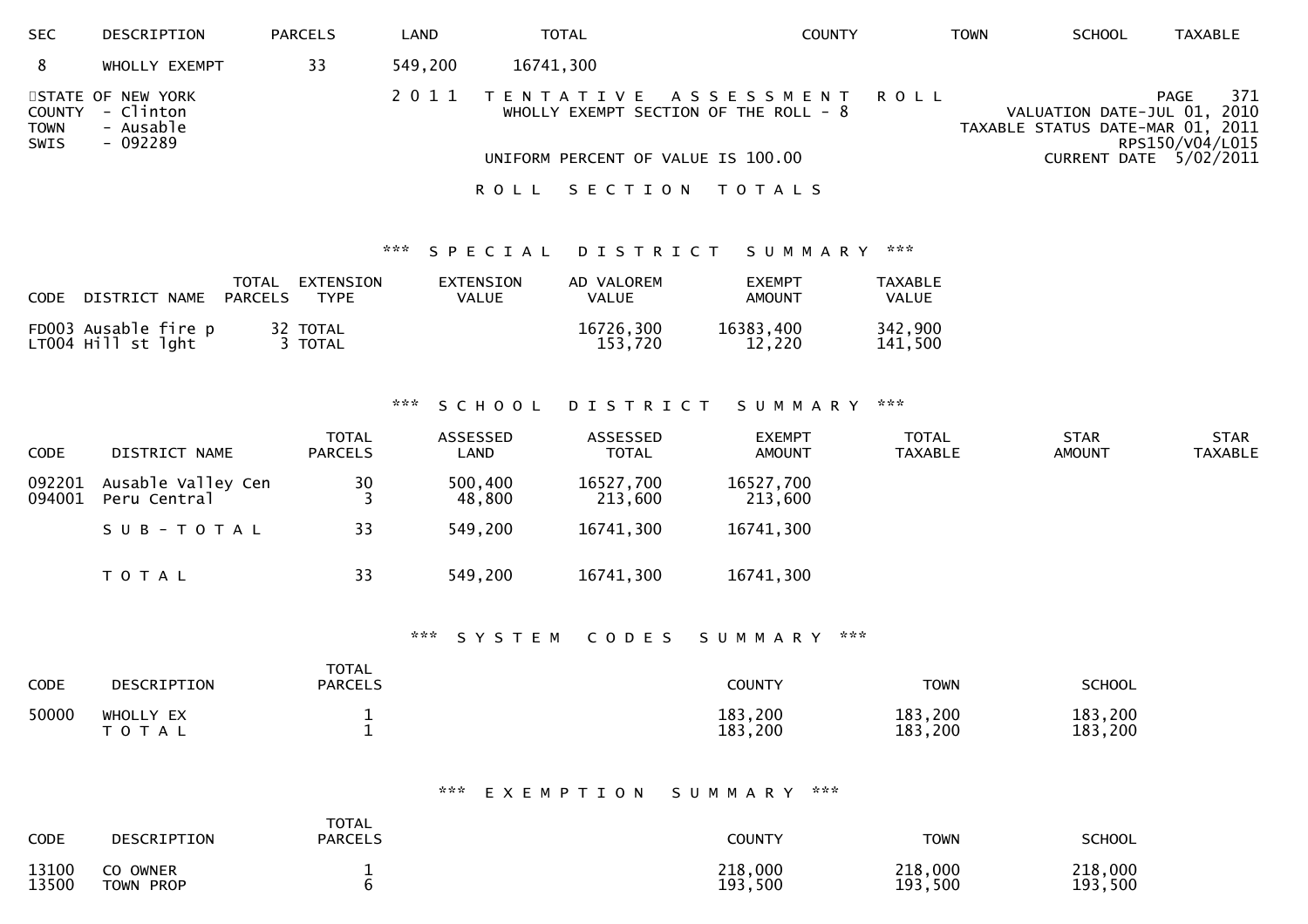| SEC | DESCRIPTION | PARCELS | LAND | TOTAL | COUNTY | TOWN | SCHOOL | TAXABLE |
|---|---|---|---|---|---|---|---|---|
| 8 | WHOLLY EXEMPT | 33 | 549,200 | 16741,300 | | | | |

STATE OF NEW YORK
COUNTY - Clinton
TOWN - Ausable
SWIS - 092289

2011 TENTATIVE ASSESSMENT ROLL
WHOLLY EXEMPT SECTION OF THE ROLL - 8

UNIFORM PERCENT OF VALUE IS 100.00

PAGE 371
VALUATION DATE-JUL 01, 2010
TAXABLE STATUS DATE-MAR 01, 2011
RPS150/V04/L015
CURRENT DATE 5/02/2011

## ROLL SECTION TOTALS

### *** SPECIAL DISTRICT SUMMARY ***

| CODE | DISTRICT NAME | TOTAL PARCELS | EXTENSION TYPE | EXTENSION VALUE | AD VALOREM VALUE | EXEMPT AMOUNT | TAXABLE VALUE |
|---|---|---|---|---|---|---|---|
| FD003 | Ausable fire p | 32 | TOTAL | | 16726,300 | 16383,400 | 342,900 |
| LT004 | Hill st lght | 3 | TOTAL | | 153,720 | 12,220 | 141,500 |

### *** SCHOOL DISTRICT SUMMARY ***

| CODE | DISTRICT NAME | TOTAL PARCELS | ASSESSED LAND | ASSESSED TOTAL | EXEMPT AMOUNT | TOTAL TAXABLE | STAR AMOUNT | STAR TAXABLE |
|---|---|---|---|---|---|---|---|---|
| 092201 | Ausable Valley Cen | 30 | 500,400 | 16527,700 | 16527,700 | | | |
| 094001 | Peru Central | 3 | 48,800 | 213,600 | 213,600 | | | |
| | SUB-TOTAL | 33 | 549,200 | 16741,300 | 16741,300 | | | |
| | TOTAL | 33 | 549,200 | 16741,300 | 16741,300 | | | |

### *** SYSTEM CODES SUMMARY ***

| CODE | DESCRIPTION | TOTAL PARCELS | COUNTY | TOWN | SCHOOL |
|---|---|---|---|---|---|
| 50000 | WHOLLY EX | 1 | 183,200 | 183,200 | 183,200 |
| | TOTAL | 1 | 183,200 | 183,200 | 183,200 |

### *** EXEMPTION SUMMARY ***

| CODE | DESCRIPTION | TOTAL PARCELS | COUNTY | TOWN | SCHOOL |
|---|---|---|---|---|---|
| 13100 | CO OWNER | 1 | 218,000 | 218,000 | 218,000 |
| 13500 | TOWN PROP | 6 | 193,500 | 193,500 | 193,500 |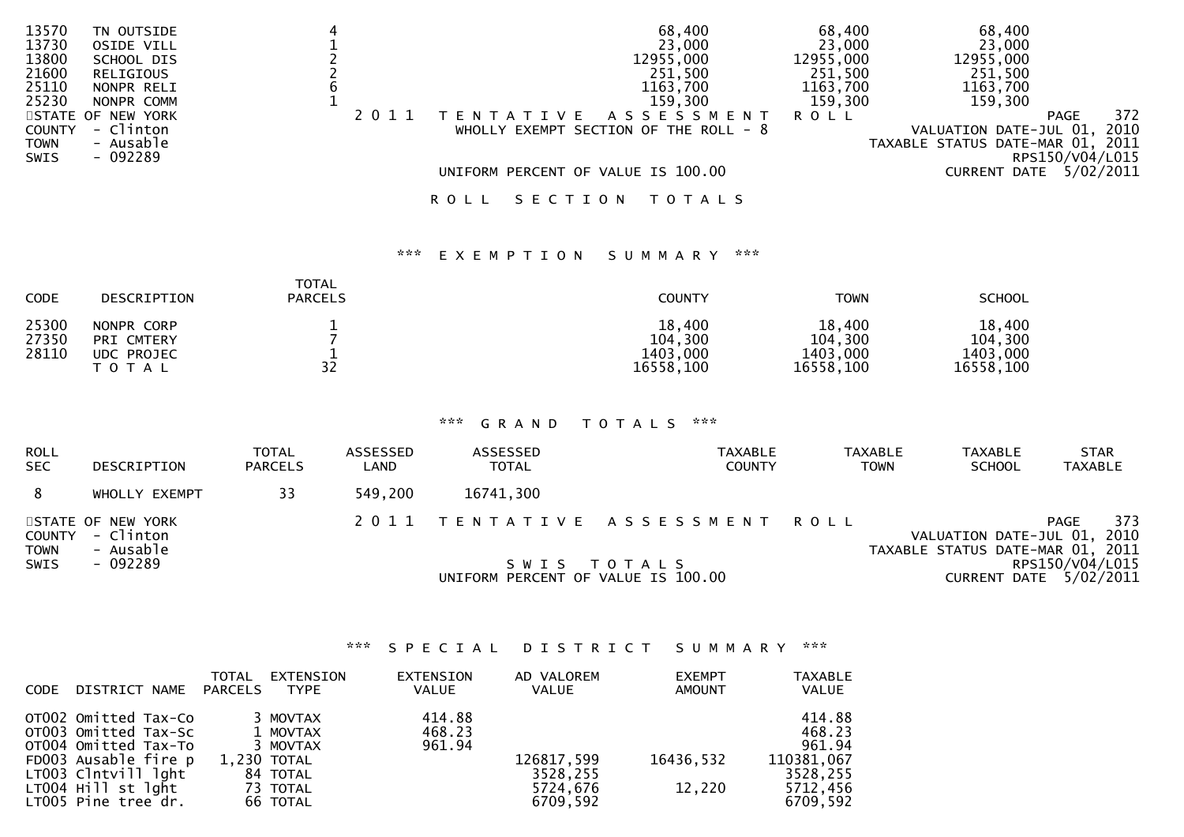| CODE | DESCRIPTION | TOTAL PARCELS | COUNTY | TOWN | SCHOOL |
|---|---|---|---|---|---|
| 13570 | TN OUTSIDE | 4 | 68,400 | 68,400 | 68,400 |
| 13730 | OSIDE VILL | 1 | 23,000 | 23,000 | 23,000 |
| 13800 | SCHOOL DIS | 2 | 12955,000 | 12955,000 | 12955,000 |
| 21600 | RELIGIOUS | 2 | 251,500 | 251,500 | 251,500 |
| 25110 | NONPR RELI | 6 | 1163,700 | 1163,700 | 1163,700 |
| 25230 | NONPR COMM | 1 | 159,300 | 159,300 | 159,300 |

STATE OF NEW YORK
COUNTY - Clinton
TOWN - Ausable
SWIS - 092289

2 0 1 1 T E N T A T I V E A S S E S S M E N T R O L L
WHOLLY EXEMPT SECTION OF THE ROLL - 8
UNIFORM PERCENT OF VALUE IS 100.00

PAGE 372
VALUATION DATE-JUL 01, 2010
TAXABLE STATUS DATE-MAR 01, 2011
RPS150/V04/L015
CURRENT DATE 5/02/2011

## R O L L S E C T I O N T O T A L S

### *** E X E M P T I O N S U M M A R Y ***

| CODE | DESCRIPTION | TOTAL PARCELS | COUNTY | TOWN | SCHOOL |
|---|---|---|---|---|---|
| 25300 | NONPR CORP | 1 | 18,400 | 18,400 | 18,400 |
| 27350 | PRI CMTERY | 7 | 104,300 | 104,300 | 104,300 |
| 28110 | UDC PROJEC | 1 | 1403,000 | 1403,000 | 1403,000 |
| | T O T A L | 32 | 16558,100 | 16558,100 | 16558,100 |

### *** G R A N D T O T A L S ***

| ROLL SEC | DESCRIPTION | TOTAL PARCELS | ASSESSED LAND | ASSESSED TOTAL | TAXABLE COUNTY | TAXABLE TOWN | TAXABLE SCHOOL | STAR TAXABLE |
|---|---|---|---|---|---|---|---|---|
| 8 | WHOLLY EXEMPT | 33 | 549,200 | 16741,300 | | | | |

STATE OF NEW YORK
COUNTY - Clinton
TOWN - Ausable
SWIS - 092289

2 0 1 1 T E N T A T I V E A S S E S S M E N T R O L L
S W I S T O T A L S
UNIFORM PERCENT OF VALUE IS 100.00

PAGE 373
VALUATION DATE-JUL 01, 2010
TAXABLE STATUS DATE-MAR 01, 2011
RPS150/V04/L015
CURRENT DATE 5/02/2011

### *** S P E C I A L D I S T R I C T S U M M A R Y ***

| CODE | DISTRICT NAME | TOTAL PARCELS | EXTENSION TYPE | EXTENSION VALUE | AD VALOREM VALUE | EXEMPT AMOUNT | TAXABLE VALUE |
|---|---|---|---|---|---|---|---|
| OT002 | Omitted Tax-Co | 3 | MOVTAX | 414.88 | | | 414.88 |
| OT003 | Omitted Tax-Sc | 1 | MOVTAX | 468.23 | | | 468.23 |
| OT004 | Omitted Tax-To | 3 | MOVTAX | 961.94 | | | 961.94 |
| FD003 | Ausable fire p | 1,230 | TOTAL | | 126817,599 | 16436,532 | 110381,067 |
| LT003 | Clntvill lght | 84 | TOTAL | | 3528,255 | | 3528,255 |
| LT004 | Hill st lght | 73 | TOTAL | | 5724,676 | 12,220 | 5712,456 |
| LT005 | Pine tree dr. | 66 | TOTAL | | 6709,592 | | 6709,592 |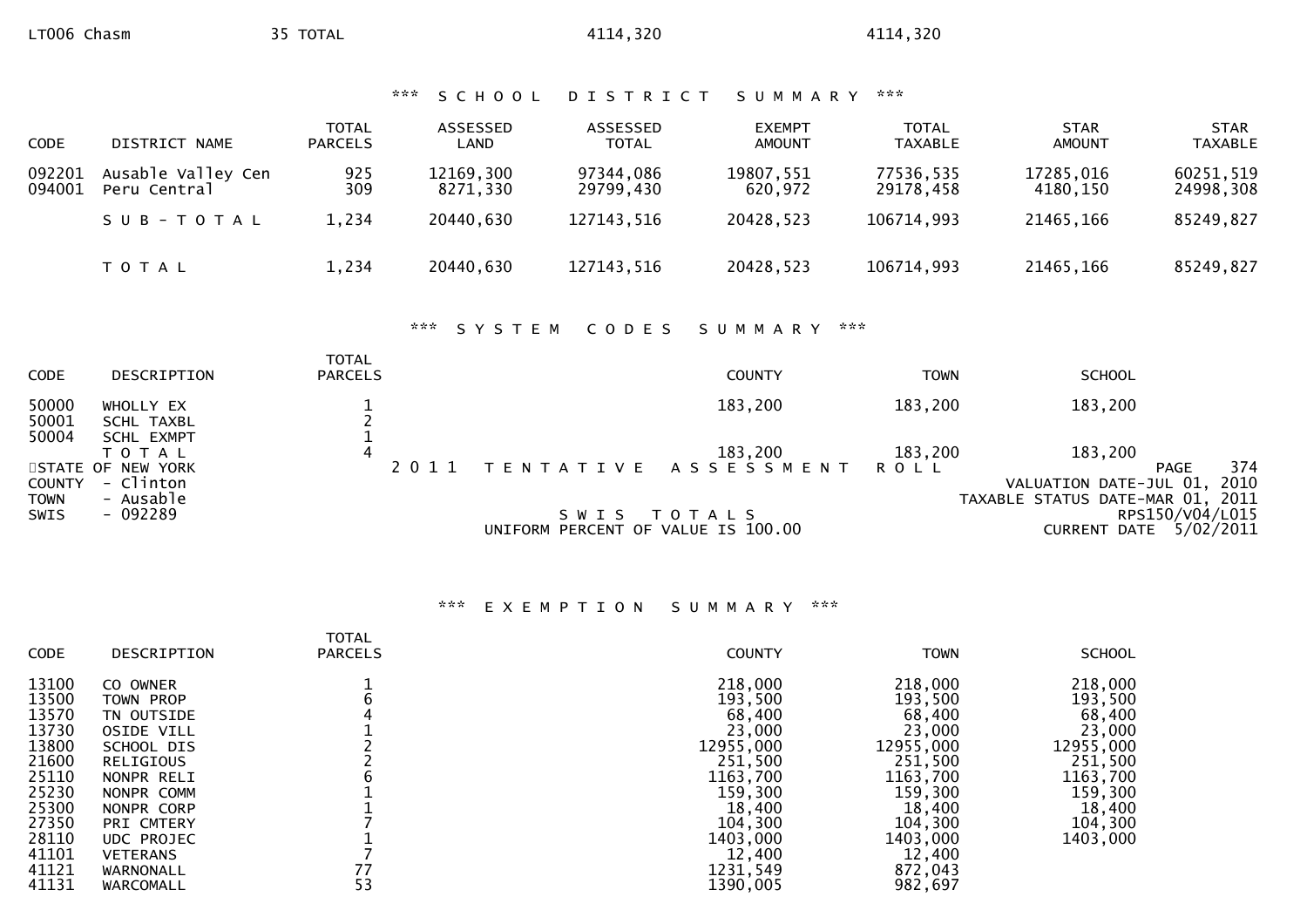| | | | |
|---|---|---|---|
| LT006 Chasm | 35 TOTAL | 4114,320 | 4114,320 |

*** SCHOOL DISTRICT SUMMARY ***

| CODE | DISTRICT NAME | TOTAL PARCELS | ASSESSED LAND | ASSESSED TOTAL | EXEMPT AMOUNT | TOTAL TAXABLE | STAR AMOUNT | STAR TAXABLE |
|---|---|---|---|---|---|---|---|---|
| 092201 | Ausable Valley Cen | 925 | 12169,300 | 97344,086 | 19807,551 | 77536,535 | 17285,016 | 60251,519 |
| 094001 | Peru Central | 309 | 8271,330 | 29799,430 | 620,972 | 29178,458 | 4180,150 | 24998,308 |
| | S U B - T O T A L | 1,234 | 20440,630 | 127143,516 | 20428,523 | 106714,993 | 21465,166 | 85249,827 |
| | T O T A L | 1,234 | 20440,630 | 127143,516 | 20428,523 | 106714,993 | 21465,166 | 85249,827 |

*** SYSTEM CODES SUMMARY ***

| CODE | DESCRIPTION | TOTAL PARCELS | COUNTY | TOWN | SCHOOL |
|---|---|---|---|---|---|
| 50000 | WHOLLY EX | 1 | 183,200 | 183,200 | 183,200 |
| 50001 | SCHL TAXBL | 2 | | | |
| 50004 | SCHL EXMPT | 1 | | | |
| | T O T A L | 4 | 183,200 | 183,200 | 183,200 |

STATE OF NEW YORK — 2011 TENTATIVE ASSESSMENT ROLL — PAGE 374
COUNTY - Clinton — VALUATION DATE-JUL 01, 2010
TOWN - Ausable — TAXABLE STATUS DATE-MAR 01, 2011
SWIS - 092289 — SWIS TOTALS — RPS150/V04/L015
UNIFORM PERCENT OF VALUE IS 100.00 — CURRENT DATE 5/02/2011

*** EXEMPTION SUMMARY ***

| CODE | DESCRIPTION | TOTAL PARCELS | COUNTY | TOWN | SCHOOL |
|---|---|---|---|---|---|
| 13100 | CO OWNER | 1 | 218,000 | 218,000 | 218,000 |
| 13500 | TOWN PROP | 6 | 193,500 | 193,500 | 193,500 |
| 13570 | TN OUTSIDE | 4 | 68,400 | 68,400 | 68,400 |
| 13730 | OSIDE VILL | 1 | 23,000 | 23,000 | 23,000 |
| 13800 | SCHOOL DIS | 2 | 12955,000 | 12955,000 | 12955,000 |
| 21600 | RELIGIOUS | 2 | 251,500 | 251,500 | 251,500 |
| 25110 | NONPR RELI | 6 | 1163,700 | 1163,700 | 1163,700 |
| 25230 | NONPR COMM | 1 | 159,300 | 159,300 | 159,300 |
| 25300 | NONPR CORP | 1 | 18,400 | 18,400 | 18,400 |
| 27350 | PRI CMTERY | 7 | 104,300 | 104,300 | 104,300 |
| 28110 | UDC PROJEC | 1 | 1403,000 | 1403,000 | 1403,000 |
| 41101 | VETERANS | 7 | 12,400 | 12,400 | |
| 41121 | WARNONALL | 77 | 1231,549 | 872,043 | |
| 41131 | WARCOMALL | 53 | 1390,005 | 982,697 | |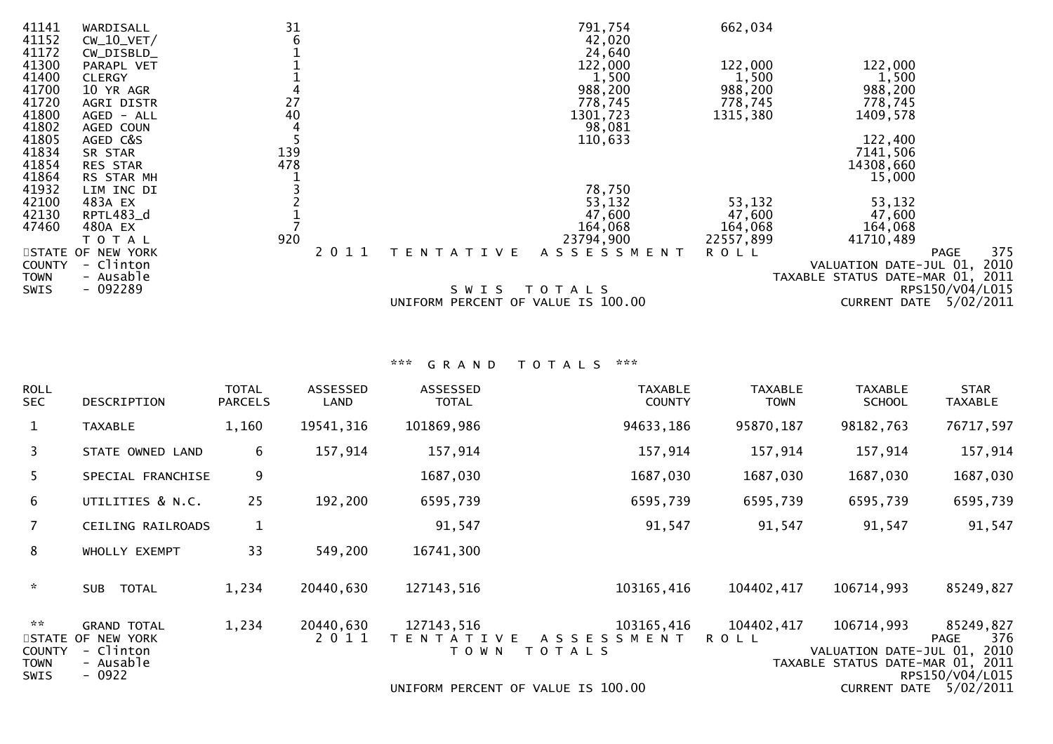| Code | Description | Total Parcels | County Amount | Town Amount | School Amount |
|---|---|---|---|---|---|
| 41141 | WARDISALL | 31 | 791,754 | 662,034 | |
| 41152 | CW_10_VET/ | 6 | 42,020 | | |
| 41172 | CW_DISBLD_ | 1 | 24,640 | | |
| 41300 | PARAPL VET | 1 | 122,000 | 122,000 | 122,000 |
| 41400 | CLERGY | 1 | 1,500 | 1,500 | 1,500 |
| 41700 | 10 YR AGR | 4 | 988,200 | 988,200 | 988,200 |
| 41720 | AGRI DISTR | 27 | 778,745 | 778,745 | 778,745 |
| 41800 | AGED - ALL | 40 | 1301,723 | 1315,380 | 1409,578 |
| 41802 | AGED COUN | 4 | 98,081 | | |
| 41805 | AGED C&S | 5 | 110,633 | | 122,400 |
| 41834 | SR STAR | 139 | | | 7141,506 |
| 41854 | RES STAR | 478 | | | 14308,660 |
| 41864 | RS STAR MH | 1 | | | 15,000 |
| 41932 | LIM INC DI | 3 | 78,750 | | |
| 42100 | 483A EX | 2 | 53,132 | 53,132 | 53,132 |
| 42130 | RPTL483_d | 1 | 47,600 | 47,600 | 47,600 |
| 47460 | 480A EX | 7 | 164,068 | 164,068 | 164,068 |
| | T O T A L | 920 | 23794,900 | 22557,899 | 41710,489 |

STATE OF NEW YORK — 2011 TENTATIVE ASSESSMENT ROLL
COUNTY - Clinton
TOWN - Ausable
SWIS - 092289

SWIS TOTALS
UNIFORM PERCENT OF VALUE IS 100.00

VALUATION DATE-JUL 01, 2010
TAXABLE STATUS DATE-MAR 01, 2011
RPS150/V04/L015
CURRENT DATE 5/02/2011

### *** G R A N D T O T A L S ***

| ROLL SEC | DESCRIPTION | TOTAL PARCELS | ASSESSED LAND | ASSESSED TOTAL | TAXABLE COUNTY | TAXABLE TOWN | TAXABLE SCHOOL | STAR TAXABLE |
|---|---|---|---|---|---|---|---|---|
| 1 | TAXABLE | 1,160 | 19541,316 | 101869,986 | 94633,186 | 95870,187 | 98182,763 | 76717,597 |
| 3 | STATE OWNED LAND | 6 | 157,914 | 157,914 | 157,914 | 157,914 | 157,914 | 157,914 |
| 5 | SPECIAL FRANCHISE | 9 | | 1687,030 | 1687,030 | 1687,030 | 1687,030 | 1687,030 |
| 6 | UTILITIES & N.C. | 25 | 192,200 | 6595,739 | 6595,739 | 6595,739 | 6595,739 | 6595,739 |
| 7 | CEILING RAILROADS | 1 | | 91,547 | 91,547 | 91,547 | 91,547 | 91,547 |
| 8 | WHOLLY EXEMPT | 33 | 549,200 | 16741,300 | | | | |
| * | SUB TOTAL | 1,234 | 20440,630 | 127143,516 | 103165,416 | 104402,417 | 106714,993 | 85249,827 |
| ** | GRAND TOTAL | 1,234 | 20440,630 | 127143,516 | 103165,416 | 104402,417 | 106714,993 | 85249,827 |

STATE OF NEW YORK — 2011 TENTATIVE ASSESSMENT ROLL
COUNTY - Clinton
TOWN - Ausable
SWIS - 0922

TOWN TOTALS
UNIFORM PERCENT OF VALUE IS 100.00

VALUATION DATE-JUL 01, 2010
TAXABLE STATUS DATE-MAR 01, 2011
RPS150/V04/L015
CURRENT DATE 5/02/2011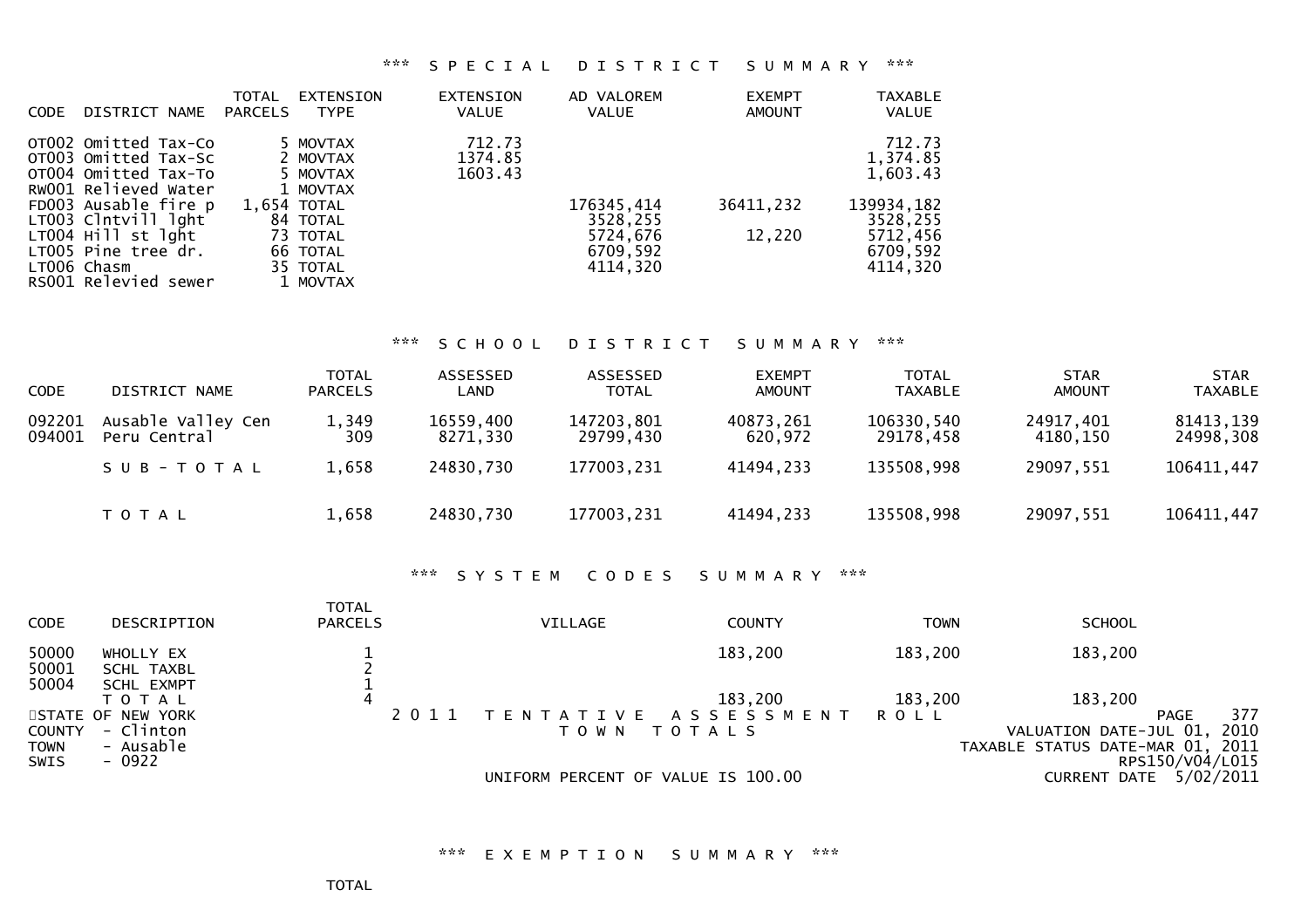## *** S P E C I A L   D I S T R I C T   S U M M A R Y ***

| CODE | DISTRICT NAME | TOTAL PARCELS | EXTENSION TYPE | EXTENSION VALUE | AD VALOREM VALUE | EXEMPT AMOUNT | TAXABLE VALUE |
|---|---|---|---|---|---|---|---|
| OT002 | Omitted Tax-Co | 5 | MOVTAX | 712.73 | | | 712.73 |
| OT003 | Omitted Tax-Sc | 2 | MOVTAX | 1374.85 | | | 1,374.85 |
| OT004 | Omitted Tax-To | 5 | MOVTAX | 1603.43 | | | 1,603.43 |
| RW001 | Relieved Water | 1 | MOVTAX | | | | |
| FD003 | Ausable fire p | 1,654 | TOTAL | | 176345,414 | 36411,232 | 139934,182 |
| LT003 | Clntvill lght | 84 | TOTAL | | 3528,255 | | 3528,255 |
| LT004 | Hill st lght | 73 | TOTAL | | 5724,676 | 12,220 | 5712,456 |
| LT005 | Pine tree dr. | 66 | TOTAL | | 6709,592 | | 6709,592 |
| LT006 | Chasm | 35 | TOTAL | | 4114,320 | | 4114,320 |
| RS001 | Relevied sewer | 1 | MOVTAX | | | | |

## *** S C H O O L   D I S T R I C T   S U M M A R Y ***

| CODE | DISTRICT NAME | TOTAL PARCELS | ASSESSED LAND | ASSESSED TOTAL | EXEMPT AMOUNT | TOTAL TAXABLE | STAR AMOUNT | STAR TAXABLE |
|---|---|---|---|---|---|---|---|---|
| 092201 | Ausable Valley Cen | 1,349 | 16559,400 | 147203,801 | 40873,261 | 106330,540 | 24917,401 | 81413,139 |
| 094001 | Peru Central | 309 | 8271,330 | 29799,430 | 620,972 | 29178,458 | 4180,150 | 24998,308 |
| | S U B - T O T A L | 1,658 | 24830,730 | 177003,231 | 41494,233 | 135508,998 | 29097,551 | 106411,447 |
| | T O T A L | 1,658 | 24830,730 | 177003,231 | 41494,233 | 135508,998 | 29097,551 | 106411,447 |

## *** S Y S T E M   C O D E S   S U M M A R Y ***

| CODE | DESCRIPTION | TOTAL PARCELS | VILLAGE | COUNTY | TOWN | SCHOOL |
|---|---|---|---|---|---|---|
| 50000 | WHOLLY EX | 1 | | 183,200 | 183,200 | 183,200 |
| 50001 | SCHL TAXBL | 2 | | | | |
| 50004 | SCHL EXMPT | 1 | | | | |
| | T O T A L | 4 | | 183,200 | 183,200 | 183,200 |

STATE OF NEW YORK
COUNTY - Clinton
TOWN - Ausable
SWIS - 0922

2 0 1 1   T E N T A T I V E   A S S E S S M E N T   R O L L
T O W N   T O T A L S

UNIFORM PERCENT OF VALUE IS 100.00

VALUATION DATE-JUL 01, 2010
TAXABLE STATUS DATE-MAR 01, 2011
RPS150/V04/L015
CURRENT DATE 5/02/2011

## *** E X E M P T I O N   S U M M A R Y ***

TOTAL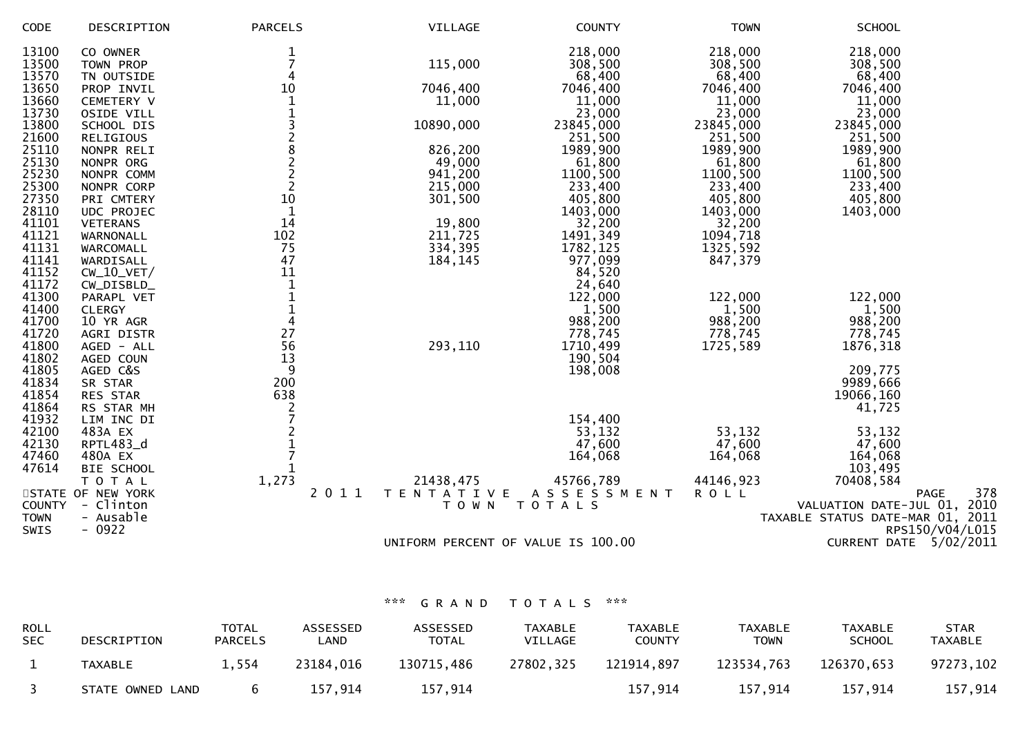| CODE | DESCRIPTION | PARCELS | VILLAGE | COUNTY | TOWN | SCHOOL |
|---|---|---|---|---|---|---|
| 13100 | CO OWNER | 1 | | 218,000 | 218,000 | 218,000 |
| 13500 | TOWN PROP | 7 | 115,000 | 308,500 | 308,500 | 308,500 |
| 13570 | TN OUTSIDE | 4 | | 68,400 | 68,400 | 68,400 |
| 13650 | PROP INVIL | 10 | 7046,400 | 7046,400 | 7046,400 | 7046,400 |
| 13660 | CEMETERY V | 1 | 11,000 | 11,000 | 11,000 | 11,000 |
| 13730 | OSIDE VILL | 1 | | 23,000 | 23,000 | 23,000 |
| 13800 | SCHOOL DIS | 3 | 10890,000 | 23845,000 | 23845,000 | 23845,000 |
| 21600 | RELIGIOUS | 2 | | 251,500 | 251,500 | 251,500 |
| 25110 | NONPR RELI | 8 | 826,200 | 1989,900 | 1989,900 | 1989,900 |
| 25130 | NONPR ORG | 2 | 49,000 | 61,800 | 61,800 | 61,800 |
| 25230 | NONPR COMM | 2 | 941,200 | 1100,500 | 1100,500 | 1100,500 |
| 25300 | NONPR CORP | 2 | 215,000 | 233,400 | 233,400 | 233,400 |
| 27350 | PRI CMTERY | 10 | 301,500 | 405,800 | 405,800 | 405,800 |
| 28110 | UDC PROJEC | 1 | | 1403,000 | 1403,000 | 1403,000 |
| 41101 | VETERANS | 14 | 19,800 | 32,200 | 32,200 | |
| 41121 | WARNONALL | 102 | 211,725 | 1491,349 | 1094,718 | |
| 41131 | WARCOMALL | 75 | 334,395 | 1782,125 | 1325,592 | |
| 41141 | WARDISALL | 47 | 184,145 | 977,099 | 847,379 | |
| 41152 | CW_10_VET/ | 11 | | 84,520 | | |
| 41172 | CW_DISBLD_ | 1 | | 24,640 | | |
| 41300 | PARAPL VET | 1 | | 122,000 | 122,000 | 122,000 |
| 41400 | CLERGY | 1 | | 1,500 | 1,500 | 1,500 |
| 41700 | 10 YR AGR | 4 | | 988,200 | 988,200 | 988,200 |
| 41720 | AGRI DISTR | 27 | | 778,745 | 778,745 | 778,745 |
| 41800 | AGED - ALL | 56 | 293,110 | 1710,499 | 1725,589 | 1876,318 |
| 41802 | AGED COUN | 13 | | 190,504 | | |
| 41805 | AGED C&S | 9 | | 198,008 | | 209,775 |
| 41834 | SR STAR | 200 | | | | 9989,666 |
| 41854 | RES STAR | 638 | | | | 19066,160 |
| 41864 | RS STAR MH | 2 | | | | 41,725 |
| 41932 | LIM INC DI | 7 | | 154,400 | | |
| 42100 | 483A EX | 2 | | 53,132 | 53,132 | 53,132 |
| 42130 | RPTL483_d | 1 | | 47,600 | 47,600 | 47,600 |
| 47460 | 480A EX | 7 | | 164,068 | 164,068 | 164,068 |
| 47614 | BIE SCHOOL | 1 | | | | 103,495 |
| | T O T A L | 1,273 | 21438,475 | 45766,789 | 44146,923 | 70408,584 |

STATE OF NEW YORK — 2 0 1 1 T E N T A T I V E A S S E S S M E N T R O L L

COUNTY - Clinton — T O W N T O T A L S — VALUATION DATE-JUL 01, 2010

TOWN - Ausable — TAXABLE STATUS DATE-MAR 01, 2011

SWIS - 0922 — RPS150/V04/L015

UNIFORM PERCENT OF VALUE IS 100.00 — CURRENT DATE 5/02/2011

*** G R A N D T O T A L S ***

| ROLL SEC | DESCRIPTION | TOTAL PARCELS | ASSESSED LAND | ASSESSED TOTAL | TAXABLE VILLAGE | TAXABLE COUNTY | TAXABLE TOWN | TAXABLE SCHOOL | STAR TAXABLE |
|---|---|---|---|---|---|---|---|---|---|
| 1 | TAXABLE | 1,554 | 23184,016 | 130715,486 | 27802,325 | 121914,897 | 123534,763 | 126370,653 | 97273,102 |
| 3 | STATE OWNED LAND | 6 | 157,914 | 157,914 | | 157,914 | 157,914 | 157,914 | 157,914 |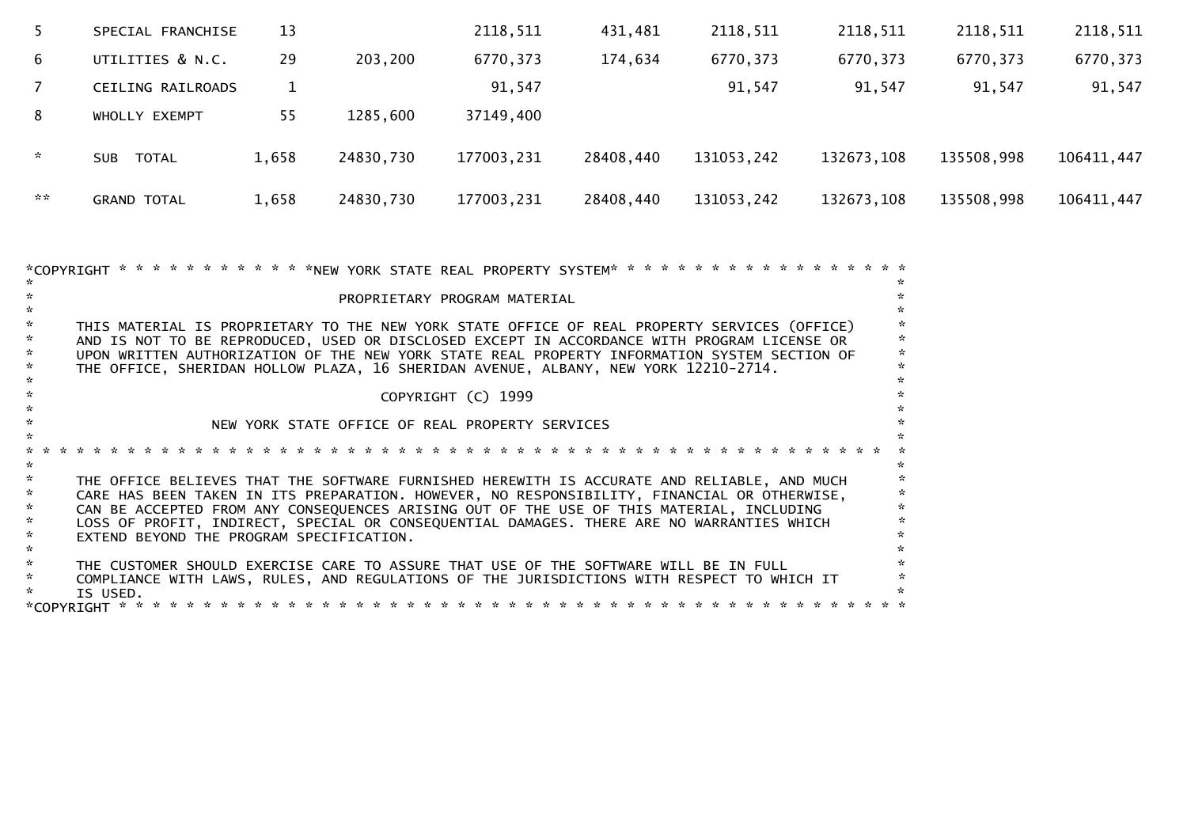| | | | | | | | | | | |
|---|---|---|---|---|---|---|---|---|---|---|
| 5 | SPECIAL FRANCHISE | 13 | | 2118,511 | 431,481 | 2118,511 | 2118,511 | 2118,511 | 2118,511 |
| 6 | UTILITIES & N.C. | 29 | 203,200 | 6770,373 | 174,634 | 6770,373 | 6770,373 | 6770,373 | 6770,373 |
| 7 | CEILING RAILROADS | 1 | | 91,547 | | 91,547 | 91,547 | 91,547 | 91,547 |
| 8 | WHOLLY EXEMPT | 55 | 1285,600 | 37149,400 | | | | | |
| * | SUB TOTAL | 1,658 | 24830,730 | 177003,231 | 28408,440 | 131053,242 | 132673,108 | 135508,998 | 106411,447 |
| ** | GRAND TOTAL | 1,658 | 24830,730 | 177003,231 | 28408,440 | 131053,242 | 132673,108 | 135508,998 | 106411,447 |

```
*COPYRIGHT * * * * * * * * * * * *NEW YORK STATE REAL PROPERTY SYSTEM* * * * * * * * * * * * * * * * * *
*                                                                                                        *
*                                  PROPRIETARY PROGRAM MATERIAL                                          *
*                                                                                                        *
*     THIS MATERIAL IS PROPRIETARY TO THE NEW YORK STATE OFFICE OF REAL PROPERTY SERVICES (OFFICE)      *
*     AND IS NOT TO BE REPRODUCED, USED OR DISCLOSED EXCEPT IN ACCORDANCE WITH PROGRAM LICENSE OR        *
*     UPON WRITTEN AUTHORIZATION OF THE NEW YORK STATE REAL PROPERTY INFORMATION SYSTEM SECTION OF       *
*     THE OFFICE, SHERIDAN HOLLOW PLAZA, 16 SHERIDAN AVENUE, ALBANY, NEW YORK 12210-2714.                *
*                                                                                                        *
*                                       COPYRIGHT (C) 1999                                               *
*                                                                                                        *
*                     NEW YORK STATE OFFICE OF REAL PROPERTY SERVICES                                    *
*                                                                                                        *
* * * * * * * * * * * * * * * * * * * * * * * * * * * * * * * * * * * * * * * * * * * * * * * * * * * *
*                                                                                                        *
*     THE OFFICE BELIEVES THAT THE SOFTWARE FURNISHED HEREWITH IS ACCURATE AND RELIABLE, AND MUCH        *
*     CARE HAS BEEN TAKEN IN ITS PREPARATION. HOWEVER, NO RESPONSIBILITY, FINANCIAL OR OTHERWISE,        *
*     CAN BE ACCEPTED FROM ANY CONSEQUENCES ARISING OUT OF THE USE OF THIS MATERIAL, INCLUDING           *
*     LOSS OF PROFIT, INDIRECT, SPECIAL OR CONSEQUENTIAL DAMAGES. THERE ARE NO WARRANTIES WHICH          *
*     EXTEND BEYOND THE PROGRAM SPECIFICATION.                                                           *
*                                                                                                        *
*     THE CUSTOMER SHOULD EXERCISE CARE TO ASSURE THAT USE OF THE SOFTWARE WILL BE IN FULL               *
*     COMPLIANCE WITH LAWS, RULES, AND REGULATIONS OF THE JURISDICTIONS WITH RESPECT TO WHICH IT         *
*     IS USED.                                                                                           *
*COPYRIGHT * * * * * * * * * * * * * * * * * * * * * * * * * * * * * * * * * * * * * * * * * * * * * *
```